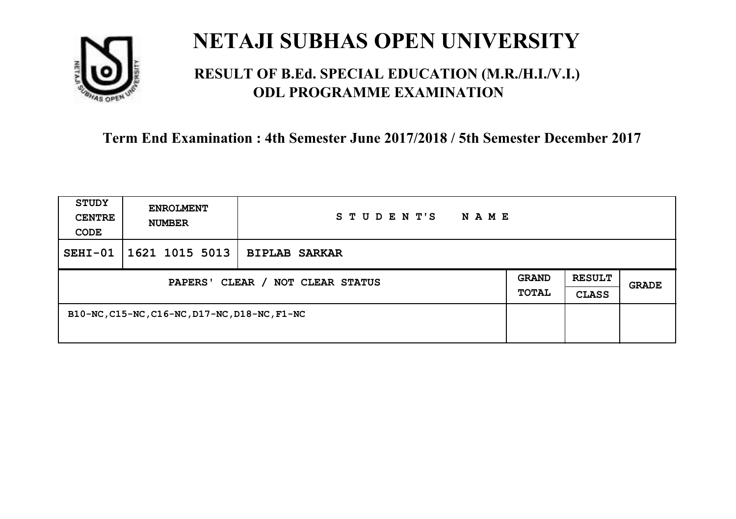# NETAJI SUBHAS OPEN UNIVERSITY

## RESULT OF B.Ed. SPECIAL EDUCATION (M.R./H.I./V.I.) ODL PROGRAMME EXAMINATION

### Term End Examination : 4th Semester June 2017/2018 / 5th Semester December 2017

| STUDY CENTRE CODE | ENROLMENT NUMBER | STUDENT'S NAME | | | |
|---|---|---|---|---|---|
| SEHI-01 | 1621 1015 5013 | BIPLAB SARKAR | | | |
| PAPERS' CLEAR / NOT CLEAR STATUS | | | GRAND TOTAL | RESULT CLASS | GRADE |
| B10-NC,C15-NC,C16-NC,D17-NC,D18-NC,F1-NC | | | | | |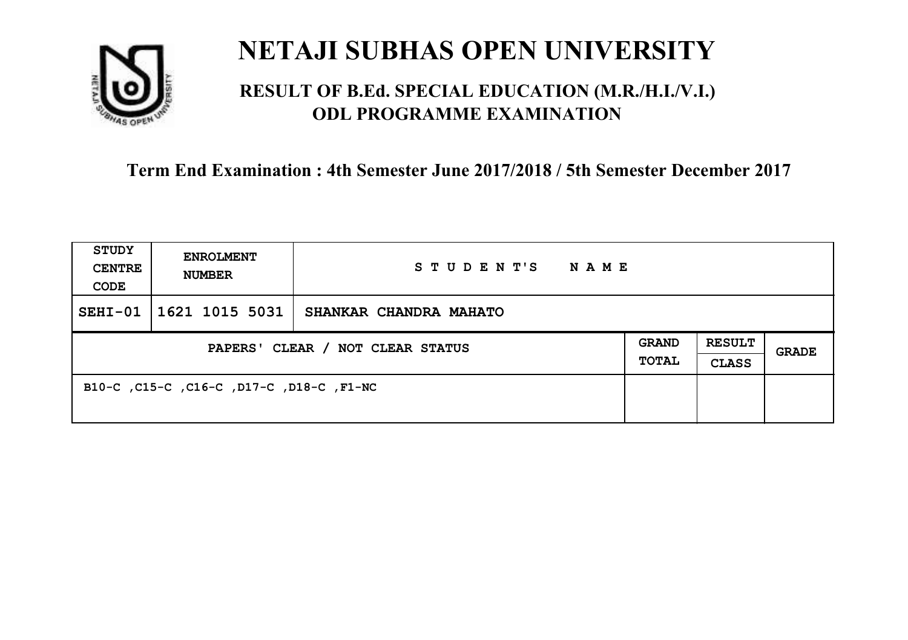# NETAJI SUBHAS OPEN UNIVERSITY

## RESULT OF B.Ed. SPECIAL EDUCATION (M.R./H.I./V.I.) ODL PROGRAMME EXAMINATION

### Term End Examination : 4th Semester June 2017/2018 / 5th Semester December 2017

| STUDY CENTRE CODE | ENROLMENT NUMBER | STUDENT'S NAME | | | |
|---|---|---|---|---|---|
| SEHI-01 | 1621 1015 5031 | SHANKAR CHANDRA MAHATO | | | |
| PAPERS' CLEAR / NOT CLEAR STATUS | | | GRAND TOTAL | RESULT CLASS | GRADE |
| B10-C ,C15-C ,C16-C ,D17-C ,D18-C ,F1-NC | | | | | |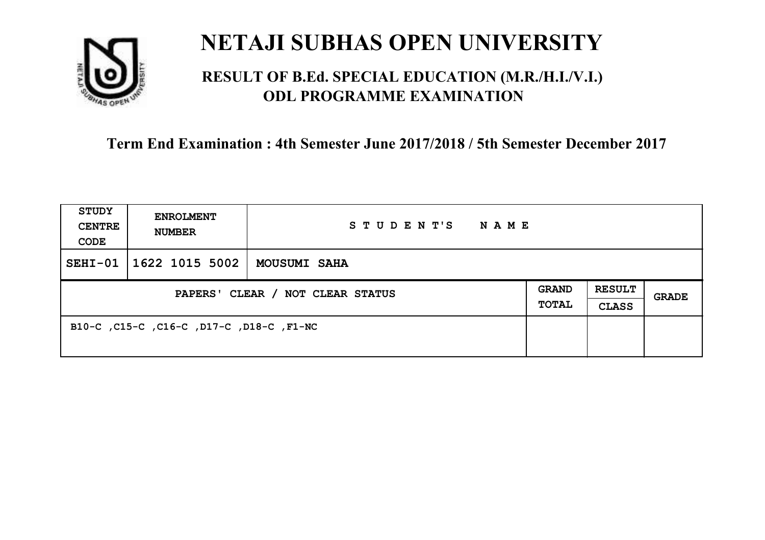# NETAJI SUBHAS OPEN UNIVERSITY

## RESULT OF B.Ed. SPECIAL EDUCATION (M.R./H.I./V.I.) ODL PROGRAMME EXAMINATION

### Term End Examination : 4th Semester June 2017/2018 / 5th Semester December 2017

| STUDY CENTRE CODE | ENROLMENT NUMBER | STUDENT'S NAME | | | |
|---|---|---|---|---|---|
| SEHI-01 | 1622 1015 5002 | MOUSUMI SAHA | | | |
| PAPERS' CLEAR / NOT CLEAR STATUS | | | GRAND TOTAL | RESULT CLASS | GRADE |
| B10-C ,C15-C ,C16-C ,D17-C ,D18-C ,F1-NC | | | | | |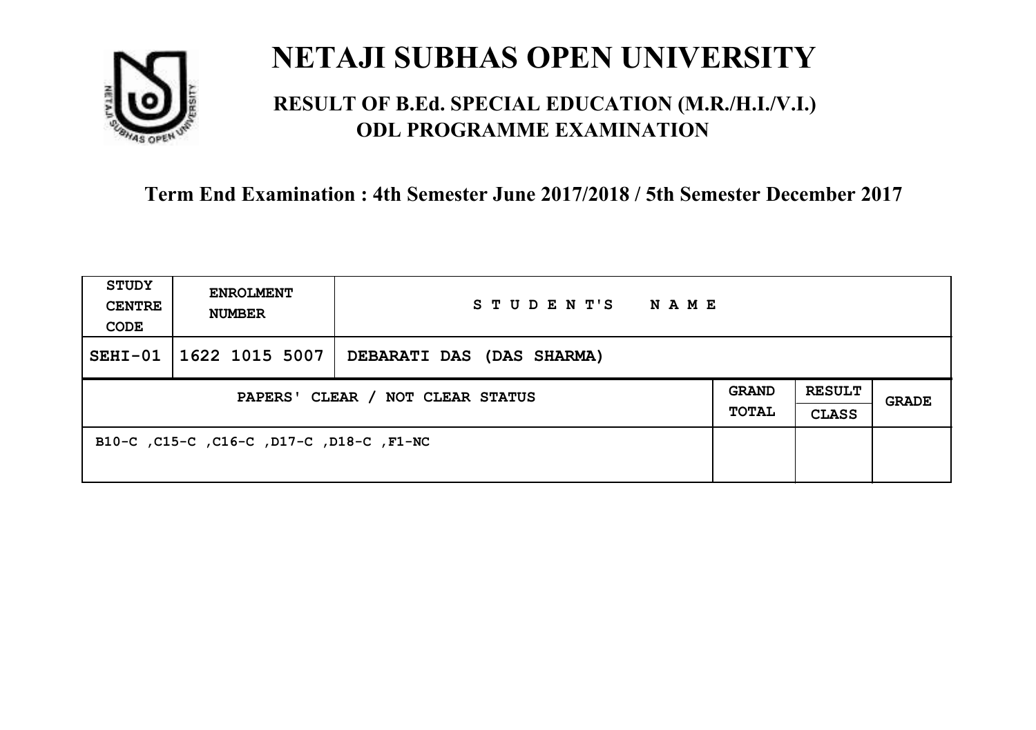# NETAJI SUBHAS OPEN UNIVERSITY

## RESULT OF B.Ed. SPECIAL EDUCATION (M.R./H.I./V.I.) ODL PROGRAMME EXAMINATION

**Term End Examination : 4th Semester June 2017/2018 / 5th Semester December 2017**

| STUDY CENTRE CODE | ENROLMENT NUMBER | STUDENT'S NAME | | | |
|---|---|---|---|---|---|
| SEHI-01 | 1622 1015 5007 | DEBARATI DAS (DAS SHARMA) | | | |
| PAPERS' CLEAR / NOT CLEAR STATUS | | | GRAND TOTAL | RESULT CLASS | GRADE |
| B10-C ,C15-C ,C16-C ,D17-C ,D18-C ,F1-NC | | | | | |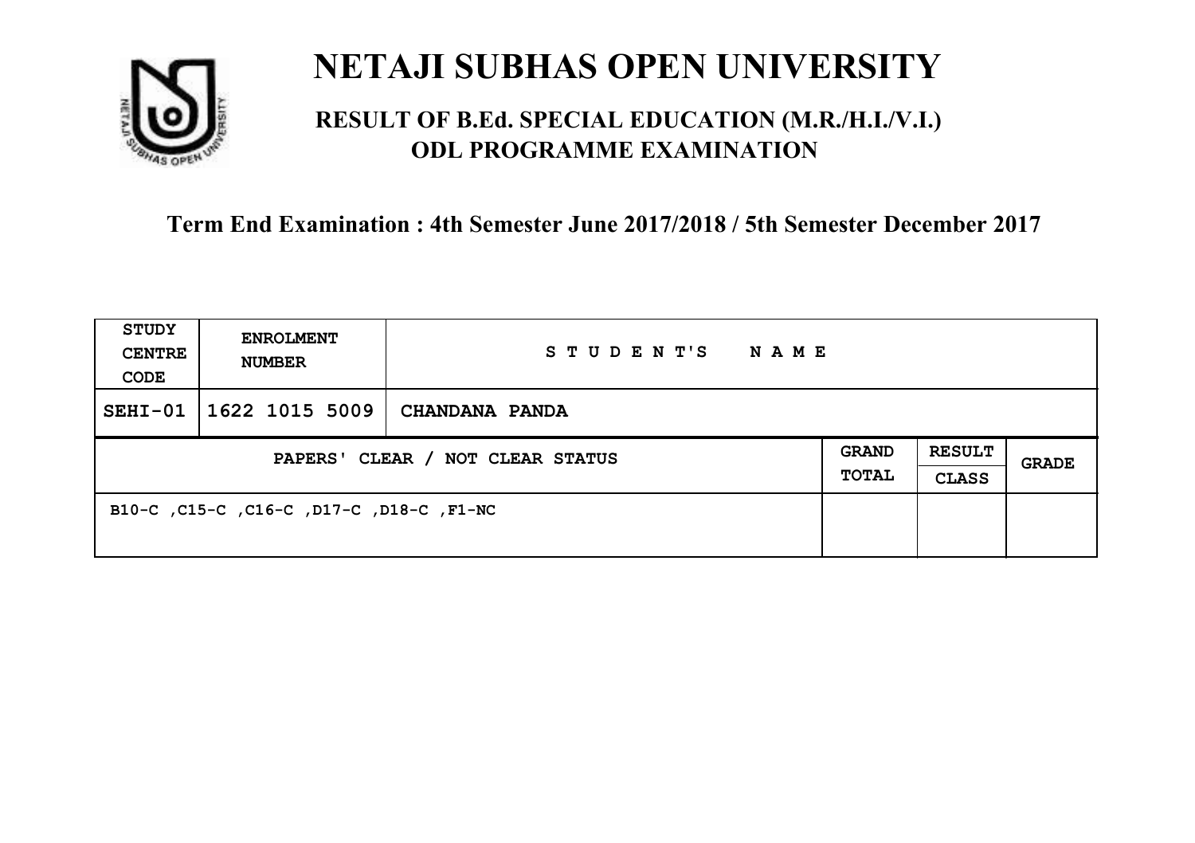# NETAJI SUBHAS OPEN UNIVERSITY

## RESULT OF B.Ed. SPECIAL EDUCATION (M.R./H.I./V.I.) ODL PROGRAMME EXAMINATION

**Term End Examination : 4th Semester June 2017/2018 / 5th Semester December 2017**

| STUDY CENTRE CODE | ENROLMENT NUMBER | STUDENT'S NAME | | | |
|---|---|---|---|---|---|
| SEHI-01 | 1622 1015 5009 | CHANDANA PANDA | | | |
| PAPERS' CLEAR / NOT CLEAR STATUS | | | GRAND TOTAL | RESULT CLASS | GRADE |
| B10-C ,C15-C ,C16-C ,D17-C ,D18-C ,F1-NC | | | | | |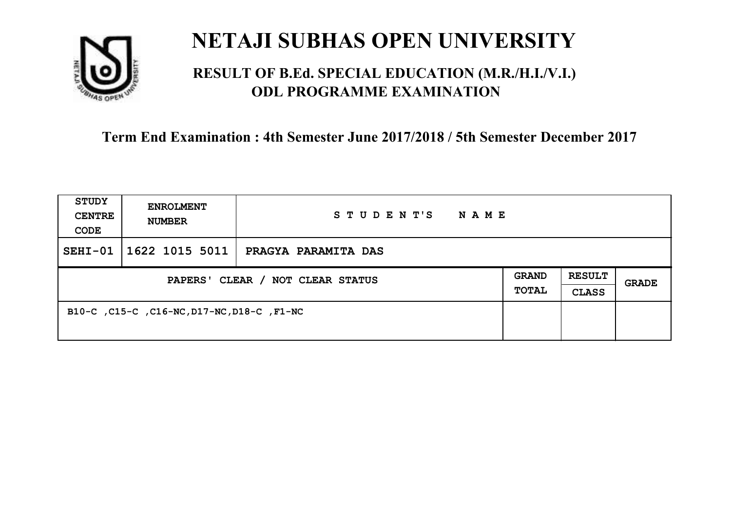# NETAJI SUBHAS OPEN UNIVERSITY

## RESULT OF B.Ed. SPECIAL EDUCATION (M.R./H.I./V.I.) ODL PROGRAMME EXAMINATION

### Term End Examination : 4th Semester June 2017/2018 / 5th Semester December 2017

| STUDY CENTRE CODE | ENROLMENT NUMBER | STUDENT'S NAME | | | |
|---|---|---|---|---|---|
| SEHI-01 | 1622 1015 5011 | PRAGYA PARAMITA DAS | | | |
| PAPERS' CLEAR / NOT CLEAR STATUS | | | GRAND TOTAL | RESULT CLASS | GRADE |
| B10-C ,C15-C ,C16-NC,D17-NC,D18-C ,F1-NC | | | | | |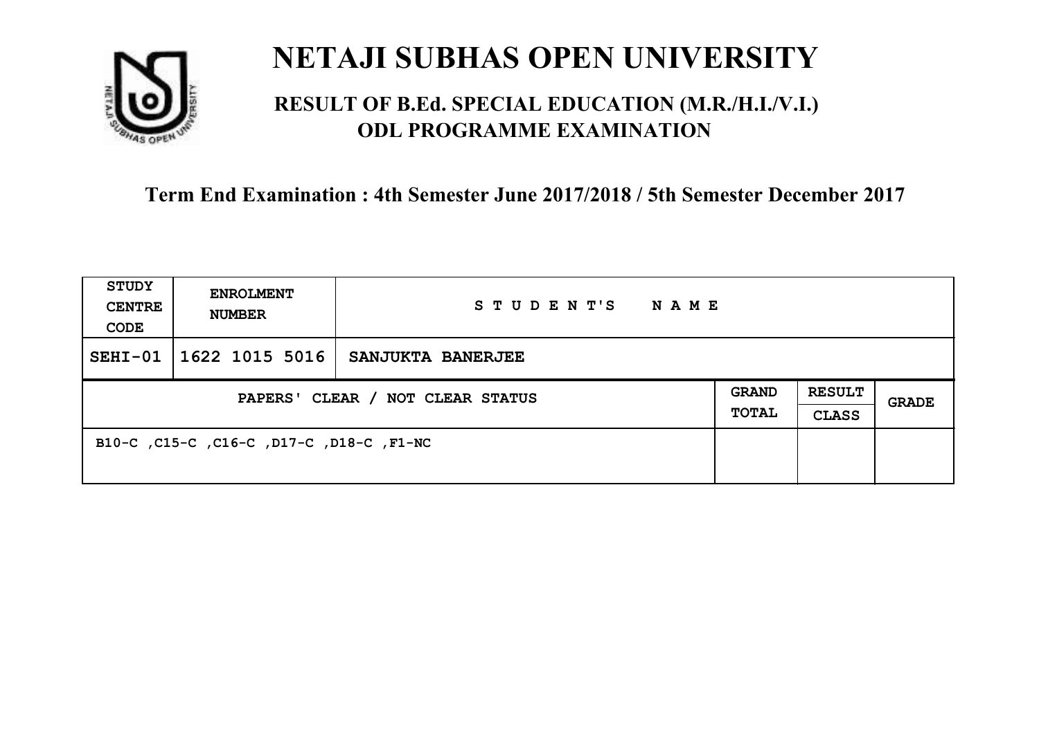# NETAJI SUBHAS OPEN UNIVERSITY

## RESULT OF B.Ed. SPECIAL EDUCATION (M.R./H.I./V.I.) ODL PROGRAMME EXAMINATION

### Term End Examination : 4th Semester June 2017/2018 / 5th Semester December 2017

| STUDY CENTRE CODE | ENROLMENT NUMBER | STUDENT'S NAME | | | |
|---|---|---|---|---|---|
| SEHI-01 | 1622 1015 5016 | SANJUKTA BANERJEE | | | |
| PAPERS' CLEAR / NOT CLEAR STATUS | | | GRAND TOTAL | RESULT CLASS | GRADE |
| B10-C ,C15-C ,C16-C ,D17-C ,D18-C ,F1-NC | | | | | |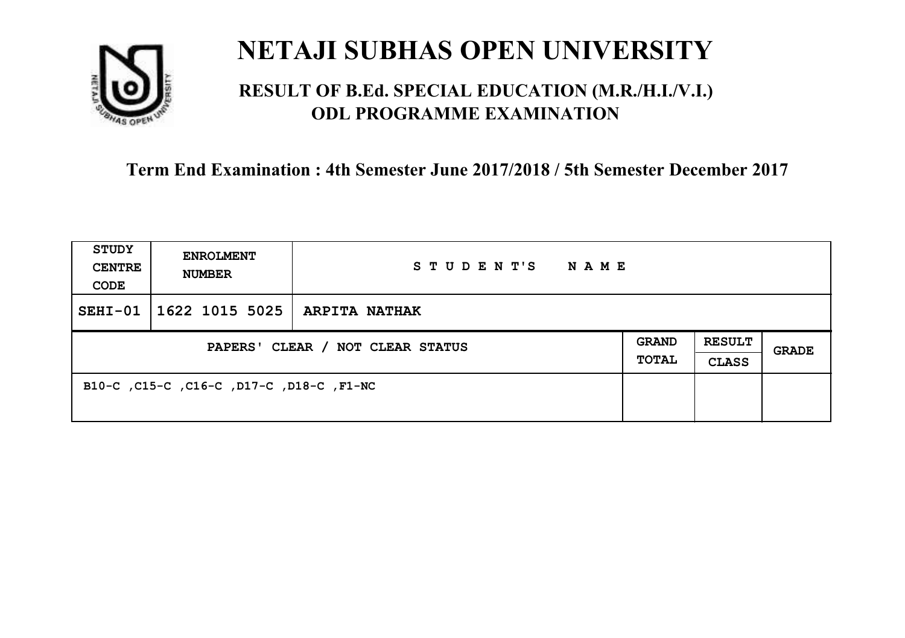# NETAJI SUBHAS OPEN UNIVERSITY

## RESULT OF B.Ed. SPECIAL EDUCATION (M.R./H.I./V.I.) ODL PROGRAMME EXAMINATION

### Term End Examination : 4th Semester June 2017/2018 / 5th Semester December 2017

| STUDY CENTRE CODE | ENROLMENT NUMBER | STUDENT'S NAME | | | |
|---|---|---|---|---|---|
| SEHI-01 | 1622 1015 5025 | ARPITA NATHAK | | | |
| PAPERS' CLEAR / NOT CLEAR STATUS | | | GRAND TOTAL | RESULT CLASS | GRADE |
| B10-C ,C15-C ,C16-C ,D17-C ,D18-C ,F1-NC | | | | | |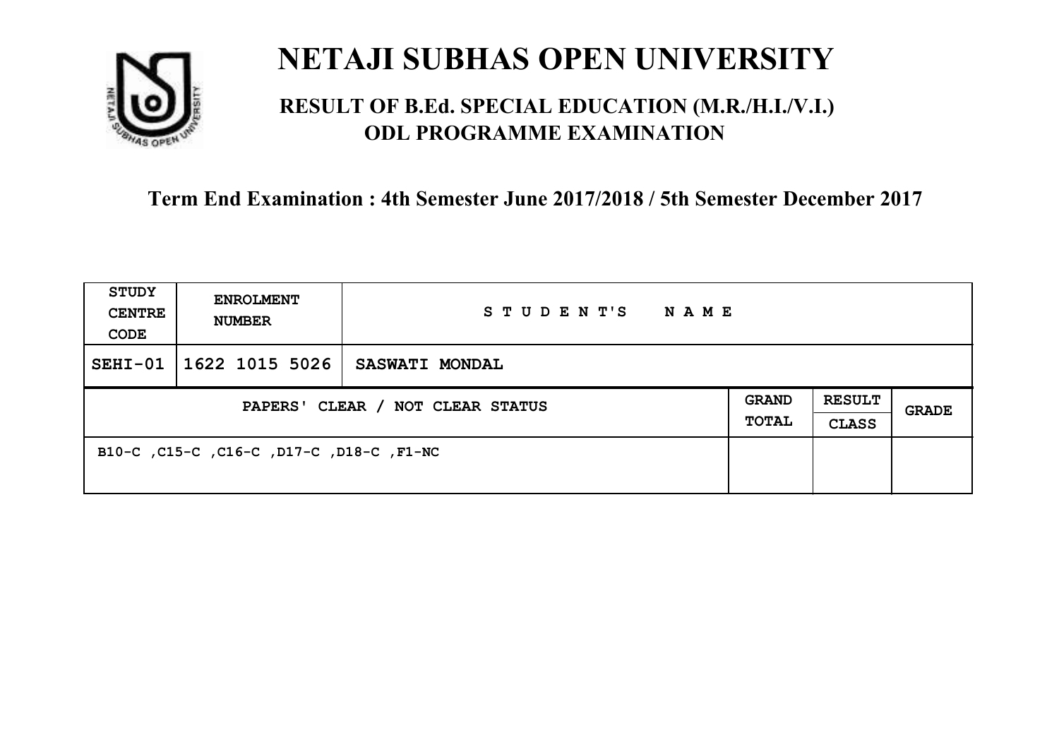# NETAJI SUBHAS OPEN UNIVERSITY

## RESULT OF B.Ed. SPECIAL EDUCATION (M.R./H.I./V.I.) ODL PROGRAMME EXAMINATION

**Term End Examination : 4th Semester June 2017/2018 / 5th Semester December 2017**

| STUDY CENTRE CODE | ENROLMENT NUMBER | STUDENT'S NAME | | | |
|---|---|---|---|---|---|
| SEHI-01 | 1622 1015 5026 | SASWATI MONDAL | | | |
| PAPERS' CLEAR / NOT CLEAR STATUS | | | GRAND TOTAL | RESULT CLASS | GRADE |
| B10-C ,C15-C ,C16-C ,D17-C ,D18-C ,F1-NC | | | | | |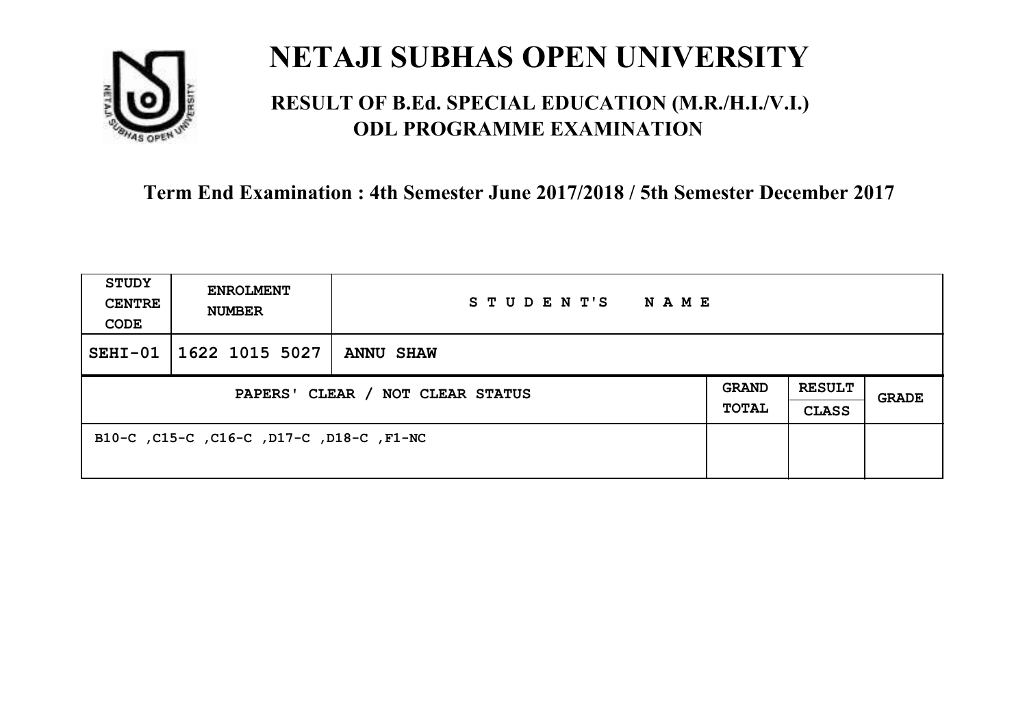# NETAJI SUBHAS OPEN UNIVERSITY

## RESULT OF B.Ed. SPECIAL EDUCATION (M.R./H.I./V.I.) ODL PROGRAMME EXAMINATION

### Term End Examination : 4th Semester June 2017/2018 / 5th Semester December 2017

| STUDY CENTRE CODE | ENROLMENT NUMBER | STUDENT'S NAME | | | |
|---|---|---|---|---|---|
| SEHI-01 | 1622 1015 5027 | ANNU SHAW | | | |
| PAPERS' CLEAR / NOT CLEAR STATUS | | | GRAND TOTAL | RESULT CLASS | GRADE |
| B10-C ,C15-C ,C16-C ,D17-C ,D18-C ,F1-NC | | | | | |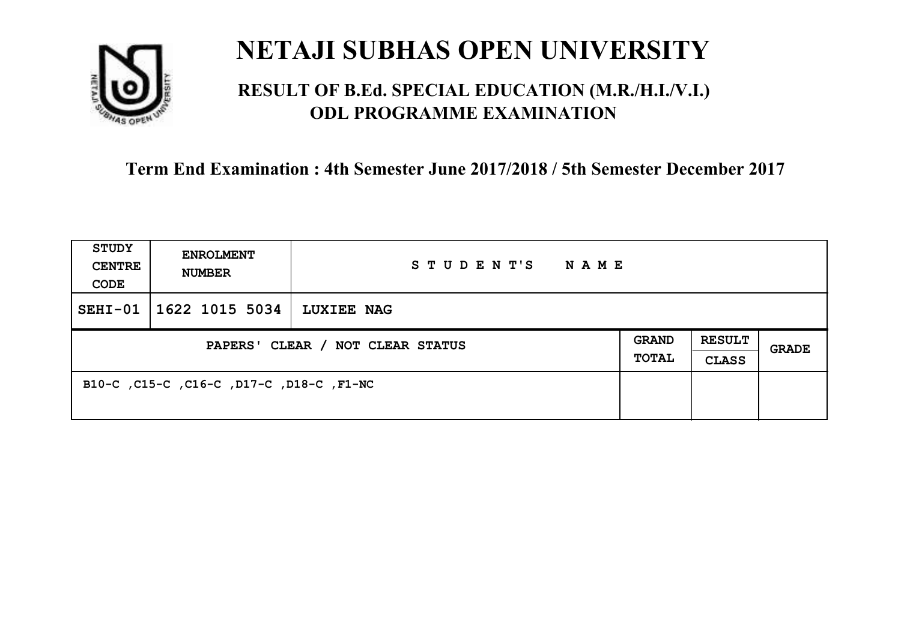# NETAJI SUBHAS OPEN UNIVERSITY

## RESULT OF B.Ed. SPECIAL EDUCATION (M.R./H.I./V.I.) ODL PROGRAMME EXAMINATION

### Term End Examination : 4th Semester June 2017/2018 / 5th Semester December 2017

| STUDY CENTRE CODE | ENROLMENT NUMBER | STUDENT'S NAME | | | |
|---|---|---|---|---|---|
| SEHI-01 | 1622 1015 5034 | LUXIEE NAG | | | |
| PAPERS' CLEAR / NOT CLEAR STATUS | | | GRAND TOTAL | RESULT CLASS | GRADE |
| B10-C ,C15-C ,C16-C ,D17-C ,D18-C ,F1-NC | | | | | |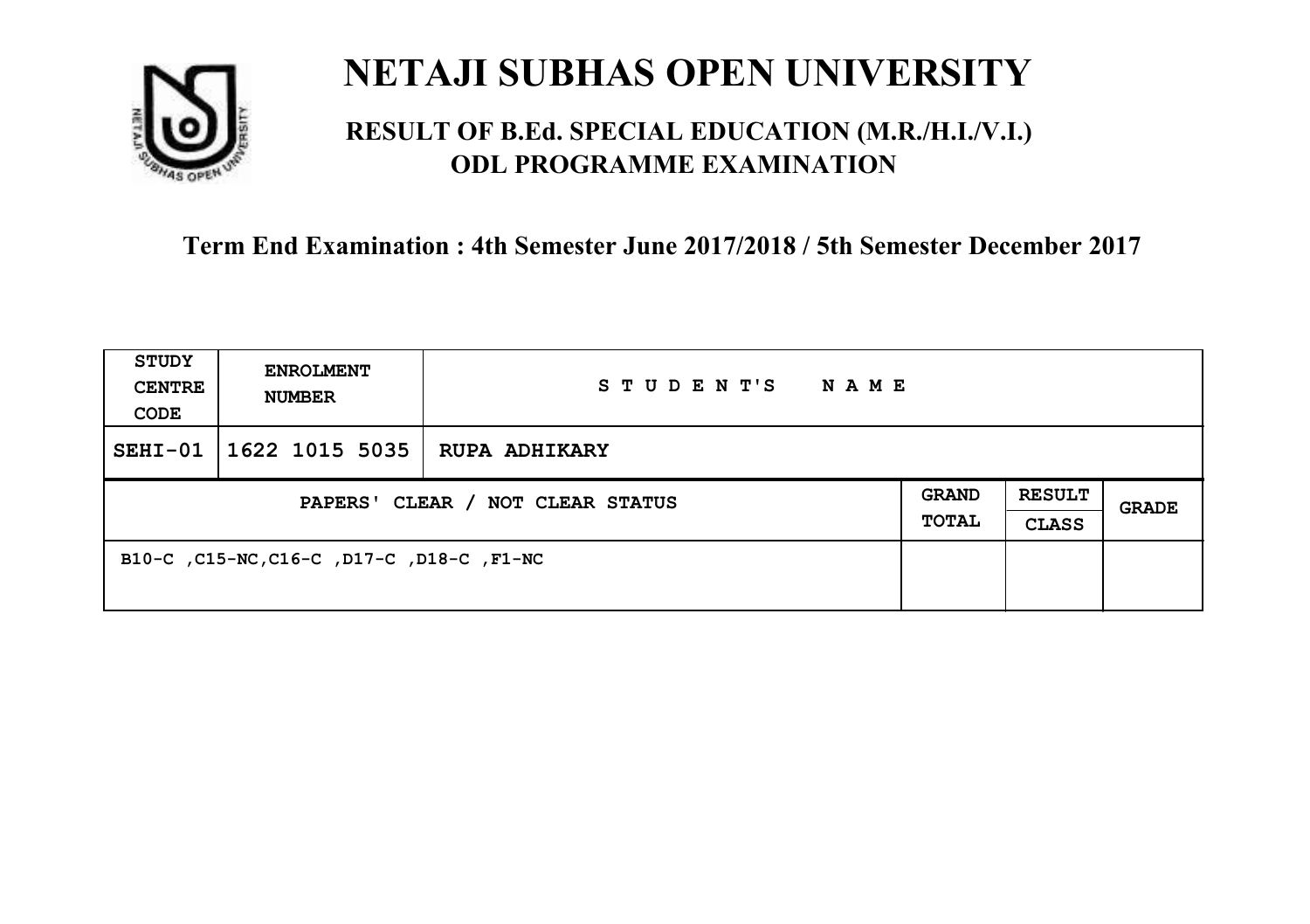# NETAJI SUBHAS OPEN UNIVERSITY

## RESULT OF B.Ed. SPECIAL EDUCATION (M.R./H.I./V.I.) ODL PROGRAMME EXAMINATION

### Term End Examination : 4th Semester June 2017/2018 / 5th Semester December 2017

| STUDY CENTRE CODE | ENROLMENT NUMBER | STUDENT'S NAME | | | |
|---|---|---|---|---|---|
| SEHI-01 | 1622 1015 5035 | RUPA ADHIKARY | | | |
| PAPERS' CLEAR / NOT CLEAR STATUS | | | GRAND TOTAL | RESULT CLASS | GRADE |
| B10-C ,C15-NC,C16-C ,D17-C ,D18-C ,F1-NC | | | | | |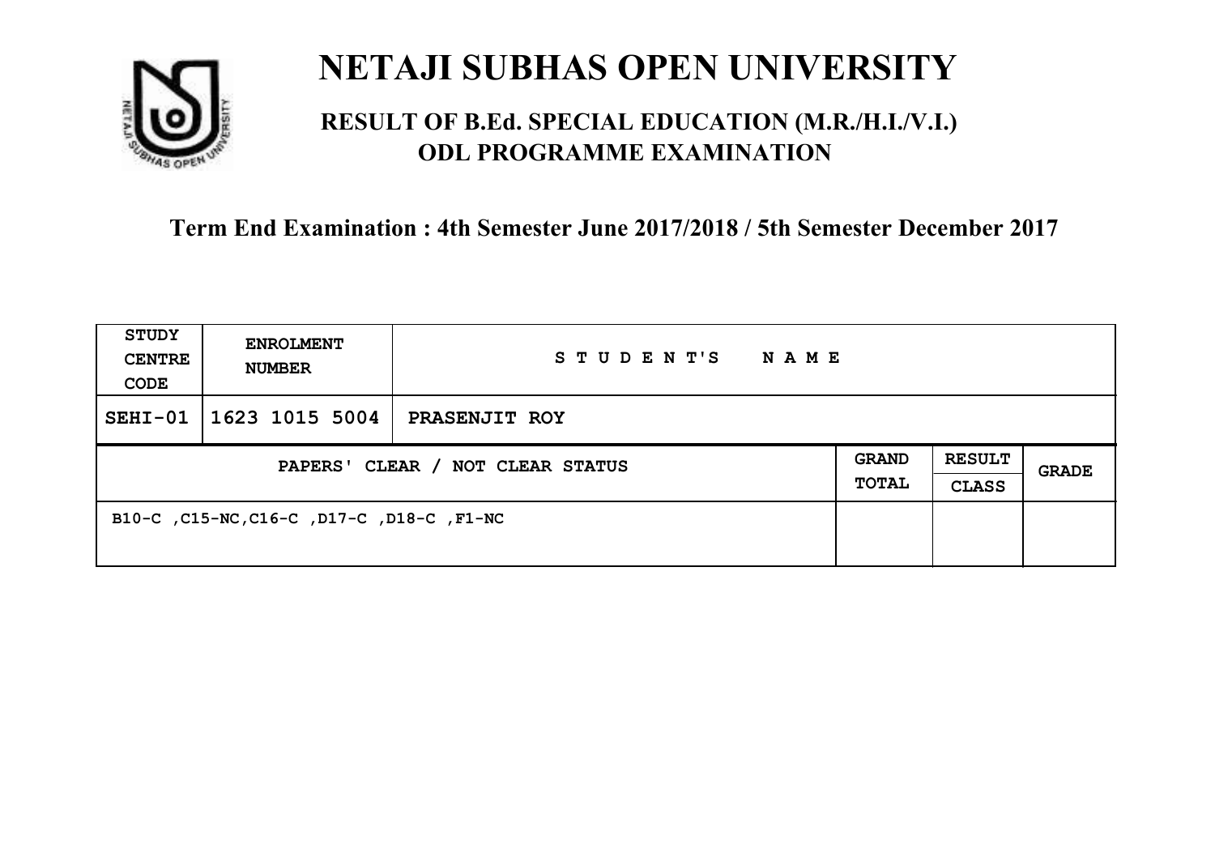# NETAJI SUBHAS OPEN UNIVERSITY

## RESULT OF B.Ed. SPECIAL EDUCATION (M.R./H.I./V.I.) ODL PROGRAMME EXAMINATION

### Term End Examination : 4th Semester June 2017/2018 / 5th Semester December 2017

| STUDY CENTRE CODE | ENROLMENT NUMBER | STUDENT'S NAME | | | |
|---|---|---|---|---|---|
| SEHI-01 | 1623 1015 5004 | PRASENJIT ROY | | | |
| PAPERS' CLEAR / NOT CLEAR STATUS | | | GRAND TOTAL | RESULT CLASS | GRADE |
| B10-C ,C15-NC,C16-C ,D17-C ,D18-C ,F1-NC | | | | | |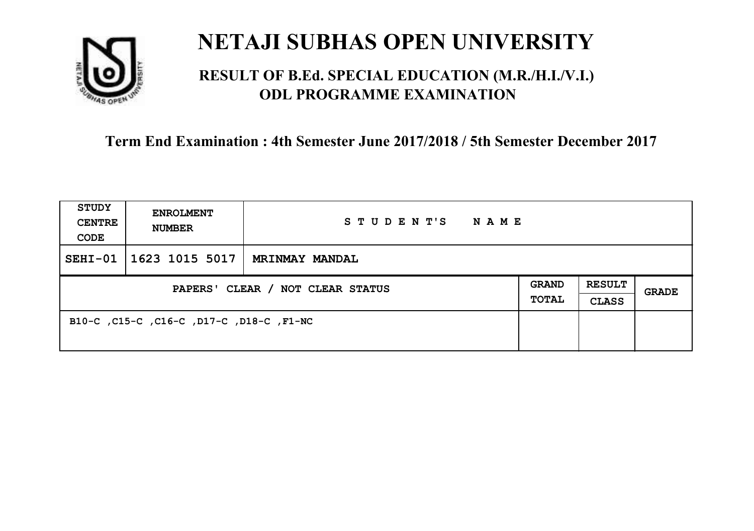# NETAJI SUBHAS OPEN UNIVERSITY

## RESULT OF B.Ed. SPECIAL EDUCATION (M.R./H.I./V.I.) ODL PROGRAMME EXAMINATION

**Term End Examination : 4th Semester June 2017/2018 / 5th Semester December 2017**

| STUDY CENTRE CODE | ENROLMENT NUMBER | STUDENT'S NAME | | | |
|---|---|---|---|---|---|
| SEHI-01 | 1623 1015 5017 | MRINMAY MANDAL | | | |
| PAPERS' CLEAR / NOT CLEAR STATUS | | | GRAND TOTAL | RESULT CLASS | GRADE |
| B10-C ,C15-C ,C16-C ,D17-C ,D18-C ,F1-NC | | | | | |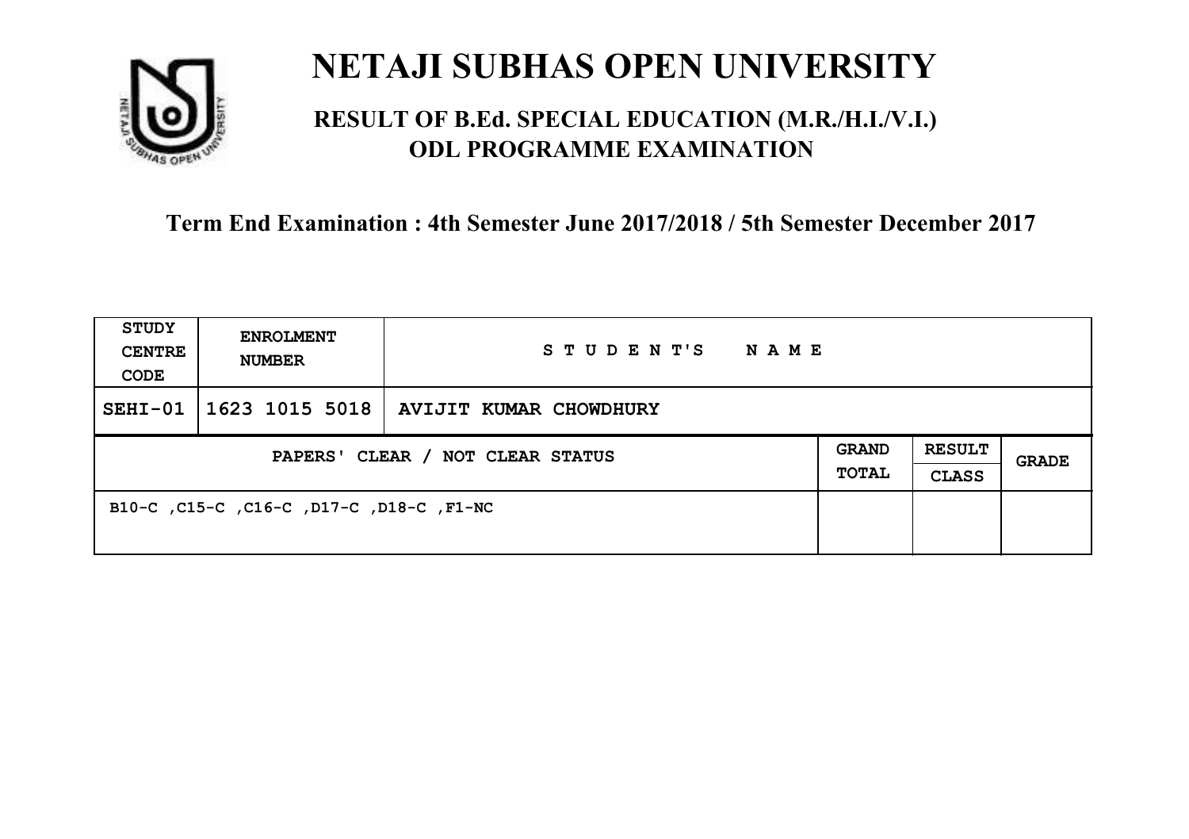# NETAJI SUBHAS OPEN UNIVERSITY

## RESULT OF B.Ed. SPECIAL EDUCATION (M.R./H.I./V.I.) ODL PROGRAMME EXAMINATION

### Term End Examination : 4th Semester June 2017/2018 / 5th Semester December 2017

| STUDY CENTRE CODE | ENROLMENT NUMBER | STUDENT'S NAME | | | |
|---|---|---|---|---|---|
| SEHI-01 | 1623 1015 5018 | AVIJIT KUMAR CHOWDHURY | | | |
| PAPERS' CLEAR / NOT CLEAR STATUS | | | GRAND TOTAL | RESULT CLASS | GRADE |
| B10-C ,C15-C ,C16-C ,D17-C ,D18-C ,F1-NC | | | | | |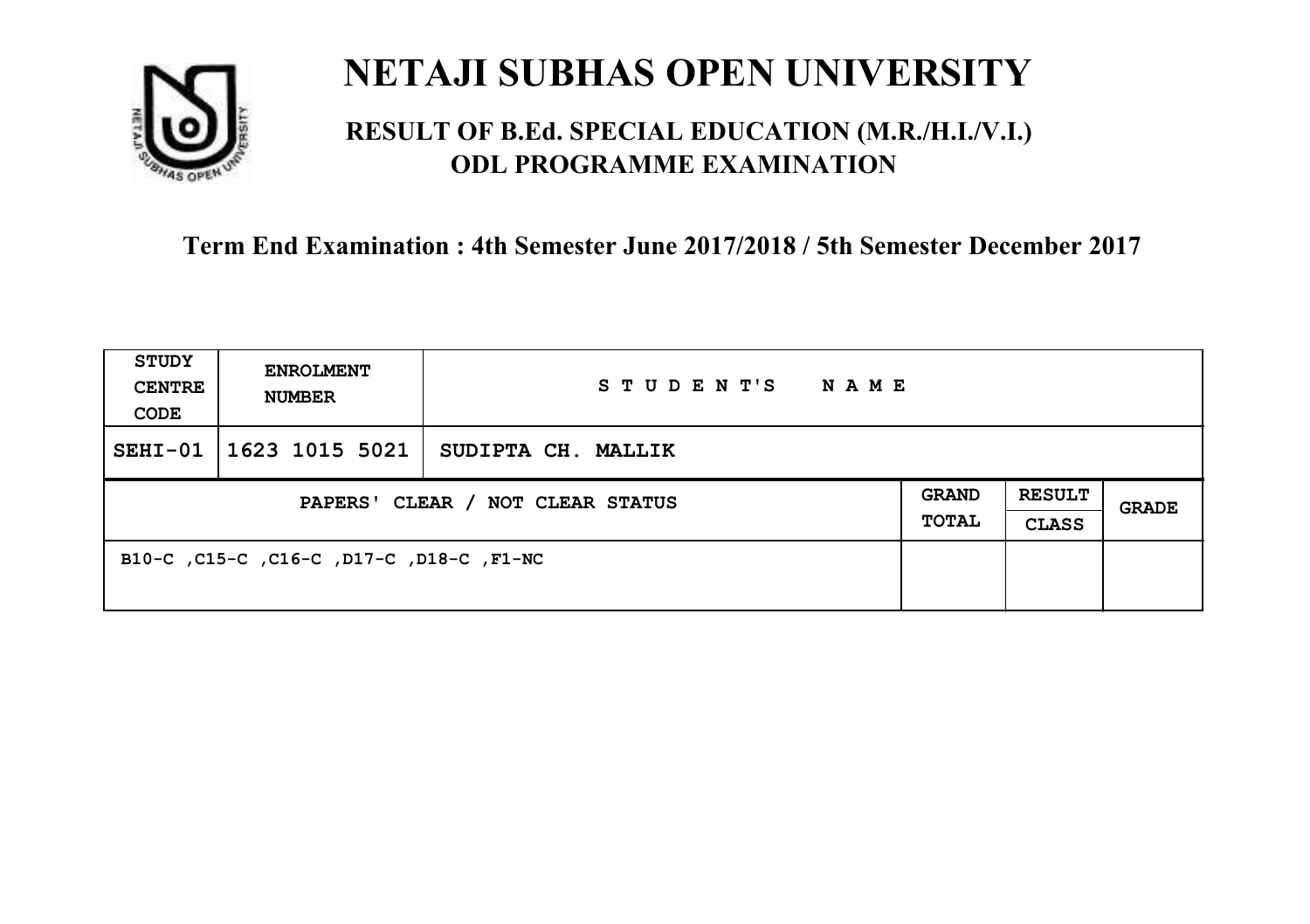# NETAJI SUBHAS OPEN UNIVERSITY

## RESULT OF B.Ed. SPECIAL EDUCATION (M.R./H.I./V.I.) ODL PROGRAMME EXAMINATION

### Term End Examination : 4th Semester June 2017/2018 / 5th Semester December 2017

| STUDY CENTRE CODE | ENROLMENT NUMBER | STUDENT'S NAME | | | |
|---|---|---|---|---|---|
| SEHI-01 | 1623 1015 5021 | SUDIPTA CH. MALLIK | | | |
| PAPERS' CLEAR / NOT CLEAR STATUS | | | GRAND TOTAL | RESULT CLASS | GRADE |
| B10-C ,C15-C ,C16-C ,D17-C ,D18-C ,F1-NC | | | | | |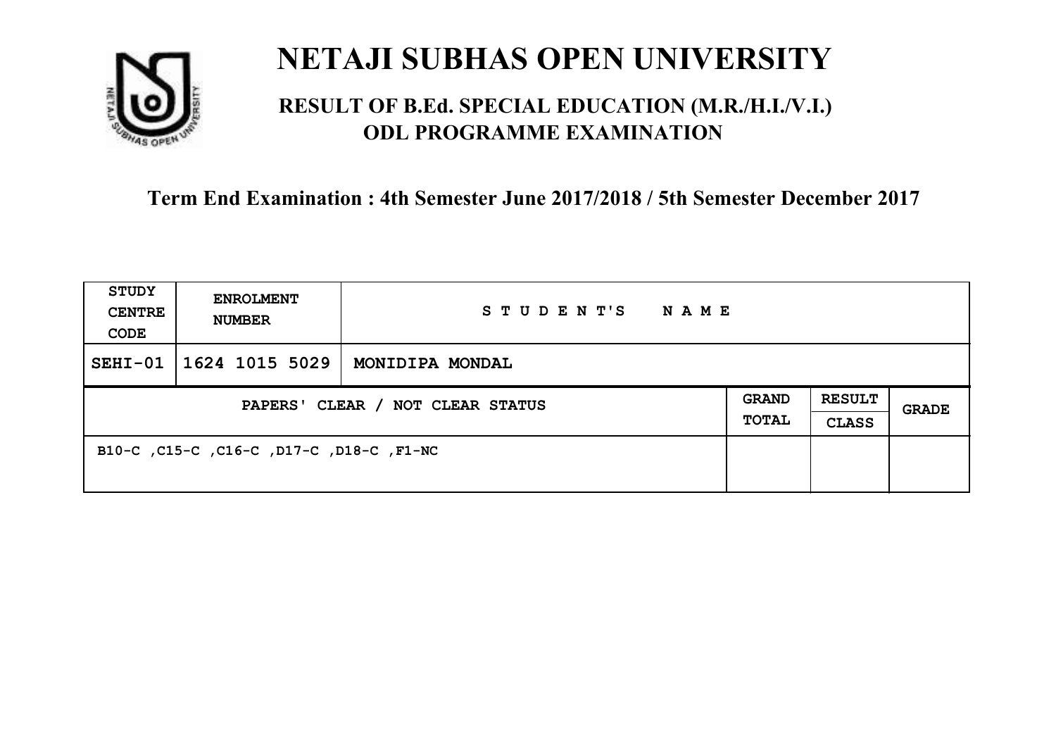# NETAJI SUBHAS OPEN UNIVERSITY

## RESULT OF B.Ed. SPECIAL EDUCATION (M.R./H.I./V.I.) ODL PROGRAMME EXAMINATION

### Term End Examination : 4th Semester June 2017/2018 / 5th Semester December 2017

| STUDY CENTRE CODE | ENROLMENT NUMBER | STUDENT'S NAME | | | |
|---|---|---|---|---|---|
| SEHI-01 | 1624 1015 5029 | MONIDIPA MONDAL | | | |
| PAPERS' CLEAR / NOT CLEAR STATUS | | | GRAND TOTAL | RESULT CLASS | GRADE |
| B10-C ,C15-C ,C16-C ,D17-C ,D18-C ,F1-NC | | | | | |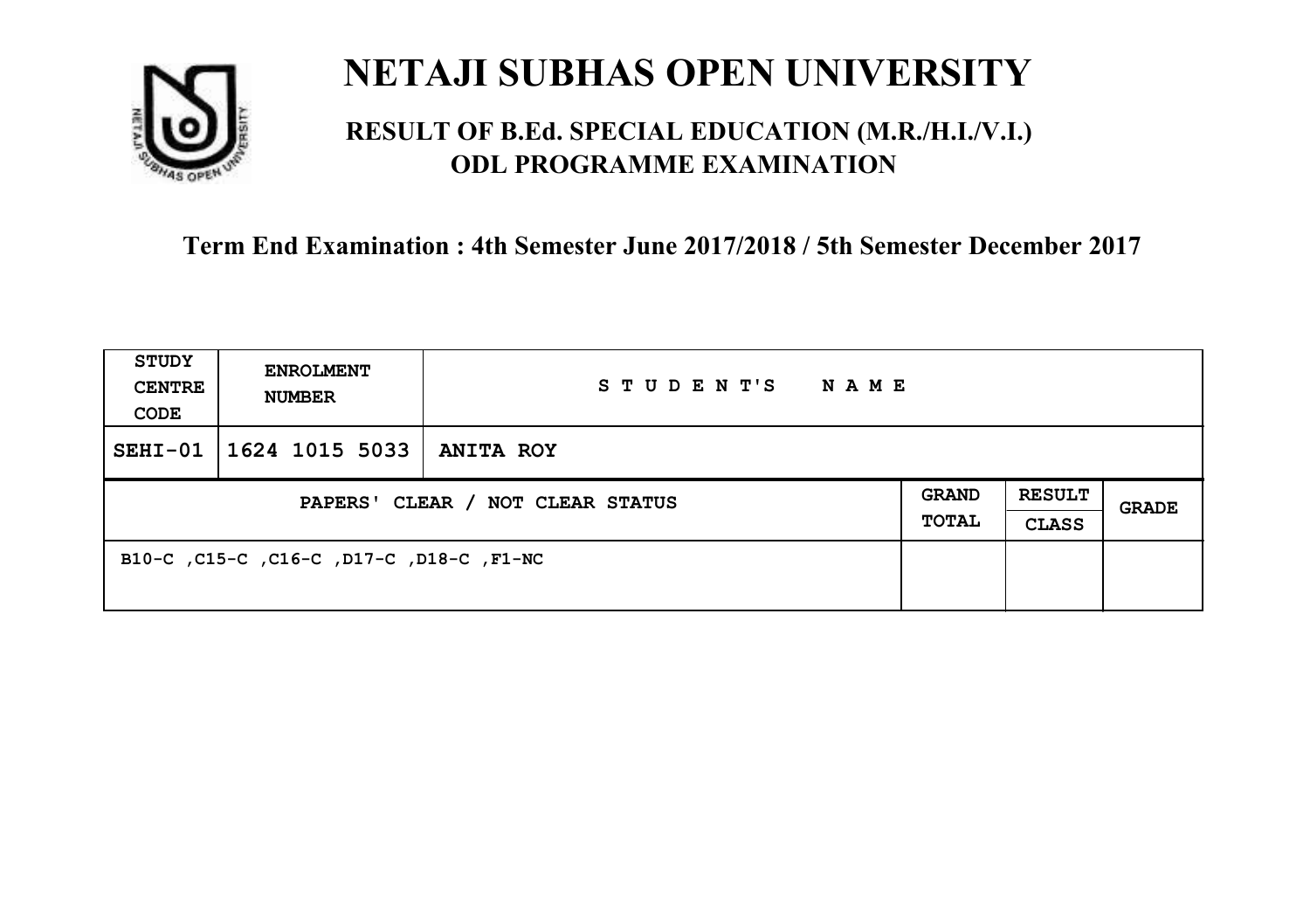# NETAJI SUBHAS OPEN UNIVERSITY

## RESULT OF B.Ed. SPECIAL EDUCATION (M.R./H.I./V.I.) ODL PROGRAMME EXAMINATION

### Term End Examination : 4th Semester June 2017/2018 / 5th Semester December 2017

| STUDY CENTRE CODE | ENROLMENT NUMBER | STUDENT'S NAME | | | |
|---|---|---|---|---|---|
| SEHI-01 | 1624 1015 5033 | ANITA ROY | | | |
| PAPERS' CLEAR / NOT CLEAR STATUS | | | GRAND TOTAL | RESULT CLASS | GRADE |
| B10-C ,C15-C ,C16-C ,D17-C ,D18-C ,F1-NC | | | | | |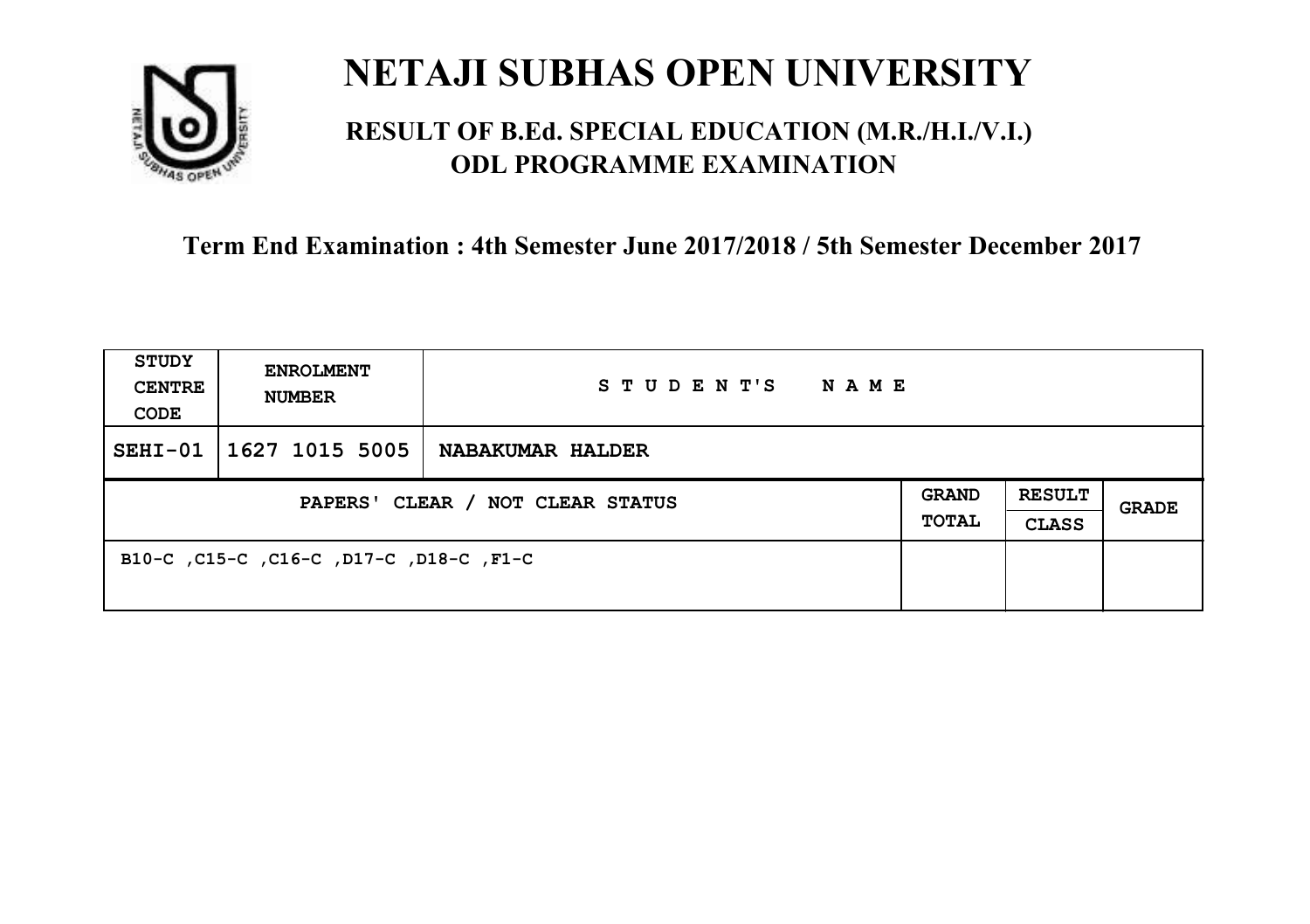# NETAJI SUBHAS OPEN UNIVERSITY

## RESULT OF B.Ed. SPECIAL EDUCATION (M.R./H.I./V.I.) ODL PROGRAMME EXAMINATION

**Term End Examination : 4th Semester June 2017/2018 / 5th Semester December 2017**

| STUDY CENTRE CODE | ENROLMENT NUMBER | STUDENT'S NAME | | | |
|---|---|---|---|---|---|
| SEHI-01 | 1627 1015 5005 | NABAKUMAR HALDER | | | |
| PAPERS' CLEAR / NOT CLEAR STATUS | | | GRAND TOTAL | RESULT CLASS | GRADE |
| B10-C ,C15-C ,C16-C ,D17-C ,D18-C ,F1-C | | | | | |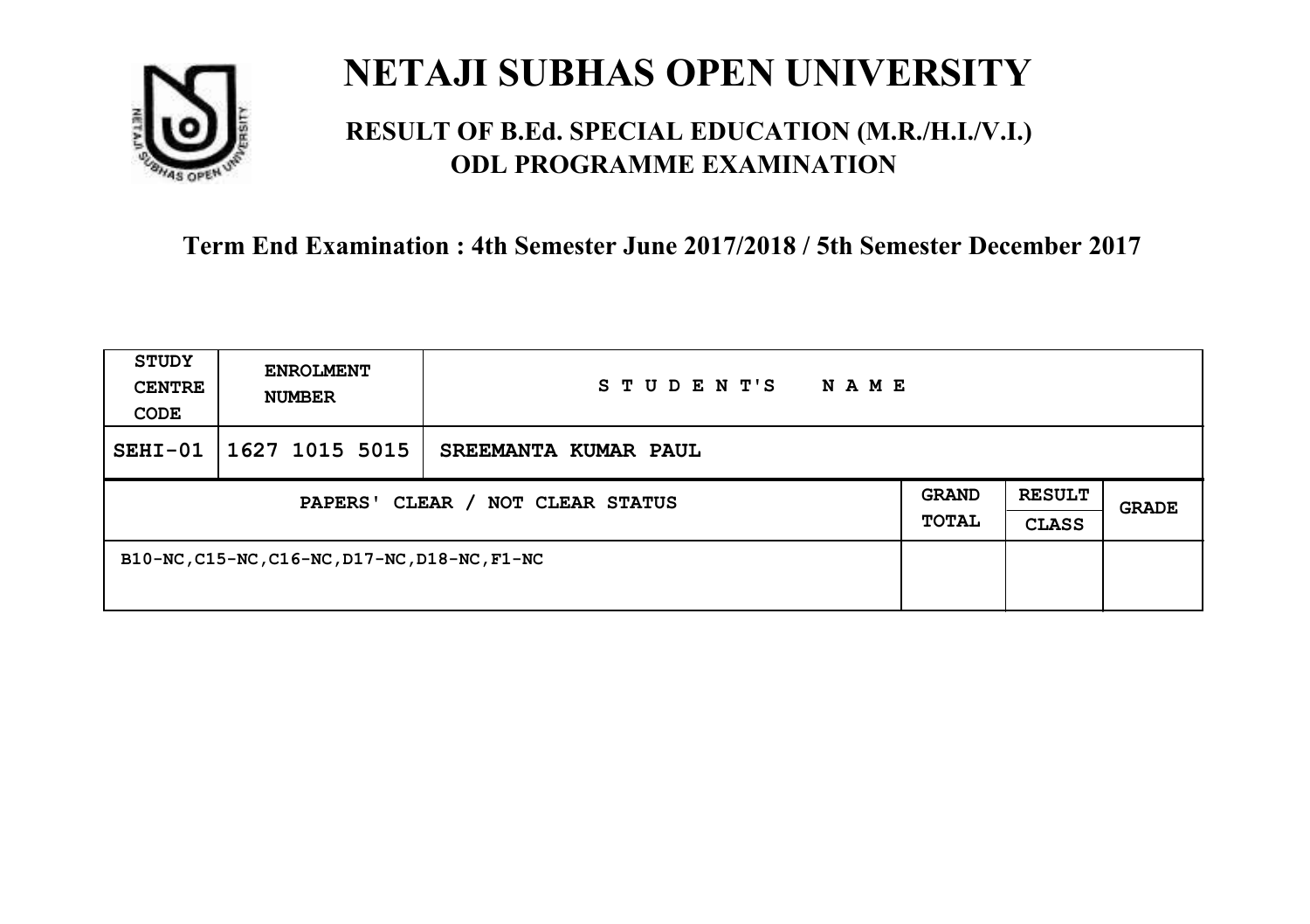# NETAJI SUBHAS OPEN UNIVERSITY

## RESULT OF B.Ed. SPECIAL EDUCATION (M.R./H.I./V.I.) ODL PROGRAMME EXAMINATION

**Term End Examination : 4th Semester June 2017/2018 / 5th Semester December 2017**

| STUDY CENTRE CODE | ENROLMENT NUMBER | STUDENT'S NAME | | | |
|---|---|---|---|---|---|
| SEHI-01 | 1627 1015 5015 | SREEMANTA KUMAR PAUL | | | |
| PAPERS' CLEAR / NOT CLEAR STATUS | | | GRAND TOTAL | RESULT CLASS | GRADE |
| B10-NC,C15-NC,C16-NC,D17-NC,D18-NC,F1-NC | | | | | |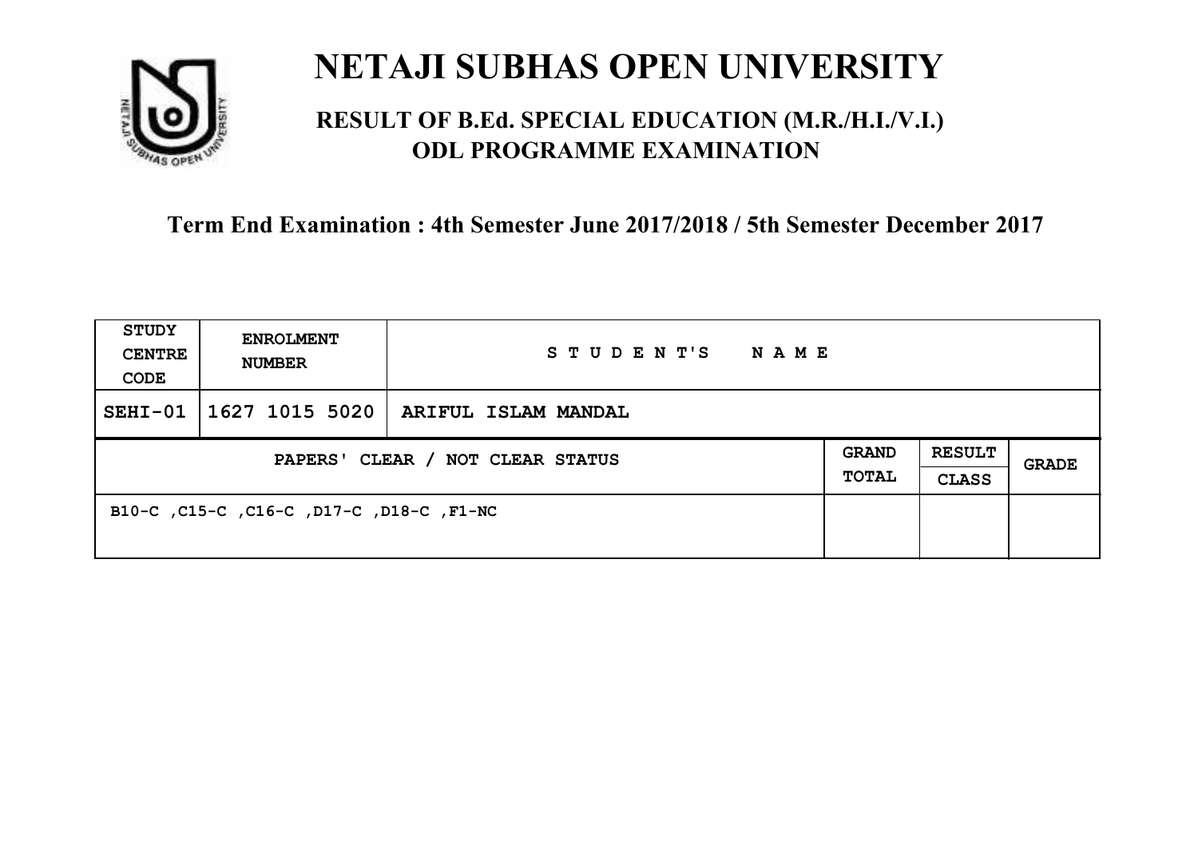# NETAJI SUBHAS OPEN UNIVERSITY

## RESULT OF B.Ed. SPECIAL EDUCATION (M.R./H.I./V.I.) ODL PROGRAMME EXAMINATION

### Term End Examination : 4th Semester June 2017/2018 / 5th Semester December 2017

| STUDY CENTRE CODE | ENROLMENT NUMBER | STUDENT'S NAME | | | |
|---|---|---|---|---|---|
| SEHI-01 | 1627 1015 5020 | ARIFUL ISLAM MANDAL | | | |
| PAPERS' CLEAR / NOT CLEAR STATUS | | | GRAND TOTAL | RESULT CLASS | GRADE |
| B10-C ,C15-C ,C16-C ,D17-C ,D18-C ,F1-NC | | | | | |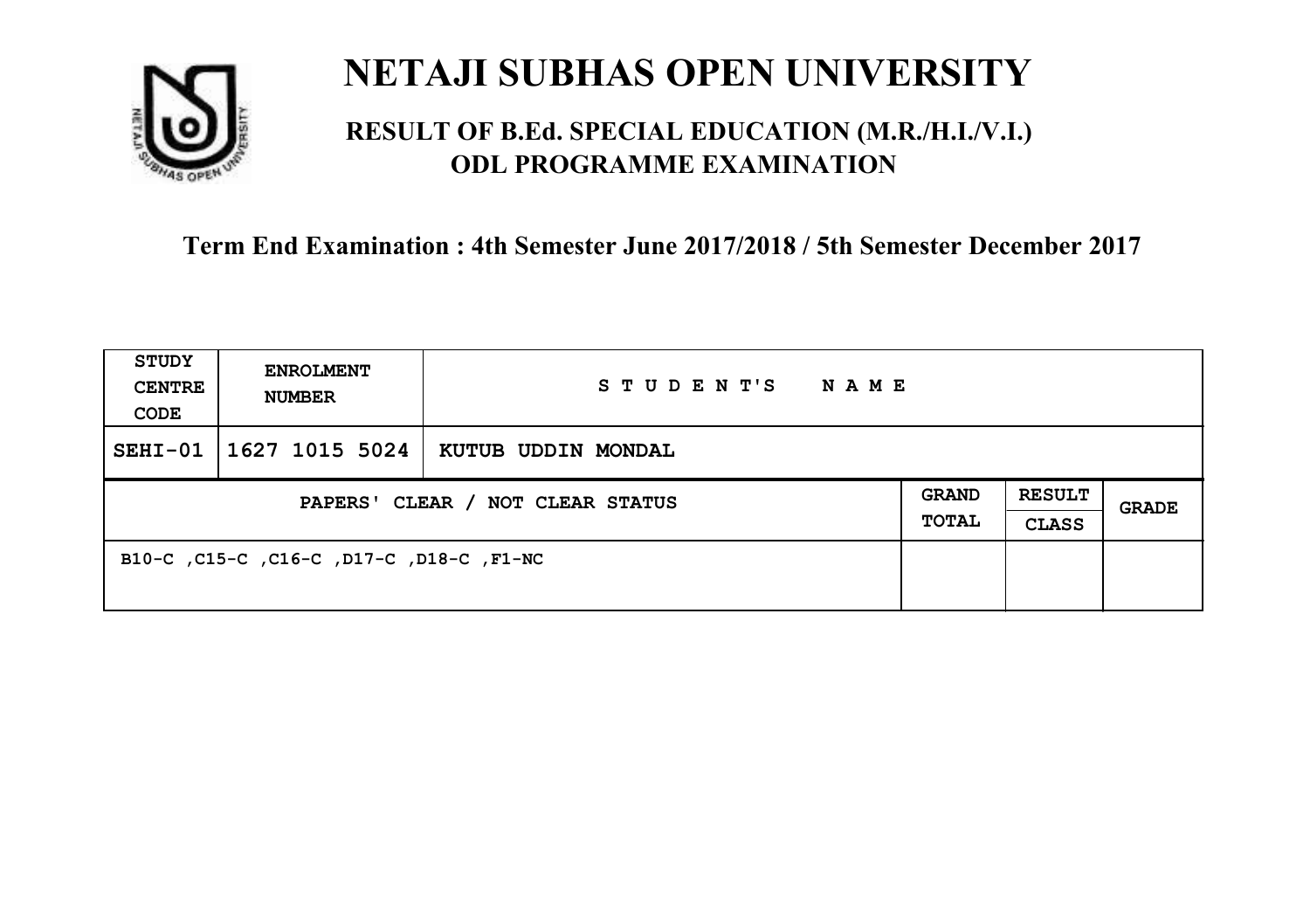# NETAJI SUBHAS OPEN UNIVERSITY

## RESULT OF B.Ed. SPECIAL EDUCATION (M.R./H.I./V.I.) ODL PROGRAMME EXAMINATION

**Term End Examination : 4th Semester June 2017/2018 / 5th Semester December 2017**

| STUDY CENTRE CODE | ENROLMENT NUMBER | STUDENT'S NAME | | | |
|---|---|---|---|---|---|
| SEHI-01 | 1627 1015 5024 | KUTUB UDDIN MONDAL | | | |
| PAPERS' CLEAR / NOT CLEAR STATUS | | | GRAND TOTAL | RESULT CLASS | GRADE |
| B10-C ,C15-C ,C16-C ,D17-C ,D18-C ,F1-NC | | | | | |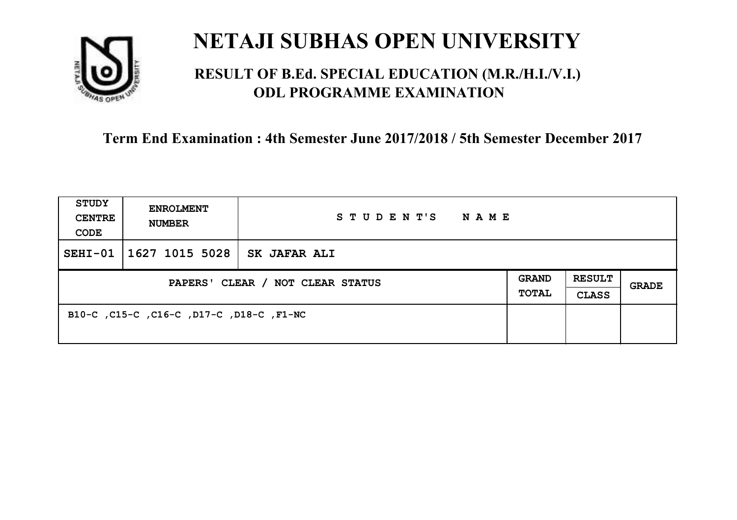# NETAJI SUBHAS OPEN UNIVERSITY

## RESULT OF B.Ed. SPECIAL EDUCATION (M.R./H.I./V.I.) ODL PROGRAMME EXAMINATION

### Term End Examination : 4th Semester June 2017/2018 / 5th Semester December 2017

| STUDY CENTRE CODE | ENROLMENT NUMBER | STUDENT'S NAME | | | |
|---|---|---|---|---|---|
| SEHI-01 | 1627 1015 5028 | SK JAFAR ALI | | | |
| PAPERS' CLEAR / NOT CLEAR STATUS | | | GRAND TOTAL | RESULT CLASS | GRADE |
| B10-C ,C15-C ,C16-C ,D17-C ,D18-C ,F1-NC | | | | | |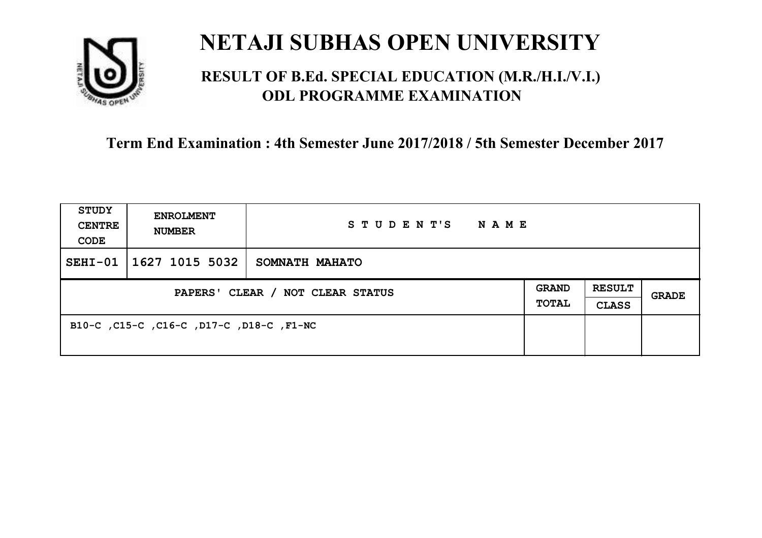# NETAJI SUBHAS OPEN UNIVERSITY

## RESULT OF B.Ed. SPECIAL EDUCATION (M.R./H.I./V.I.) ODL PROGRAMME EXAMINATION

### Term End Examination : 4th Semester June 2017/2018 / 5th Semester December 2017

| STUDY CENTRE CODE | ENROLMENT NUMBER | STUDENT'S NAME | | | |
|---|---|---|---|---|---|
| SEHI-01 | 1627 1015 5032 | SOMNATH MAHATO | | | |
| PAPERS' CLEAR / NOT CLEAR STATUS | | | GRAND TOTAL | RESULT CLASS | GRADE |
| B10-C ,C15-C ,C16-C ,D17-C ,D18-C ,F1-NC | | | | | |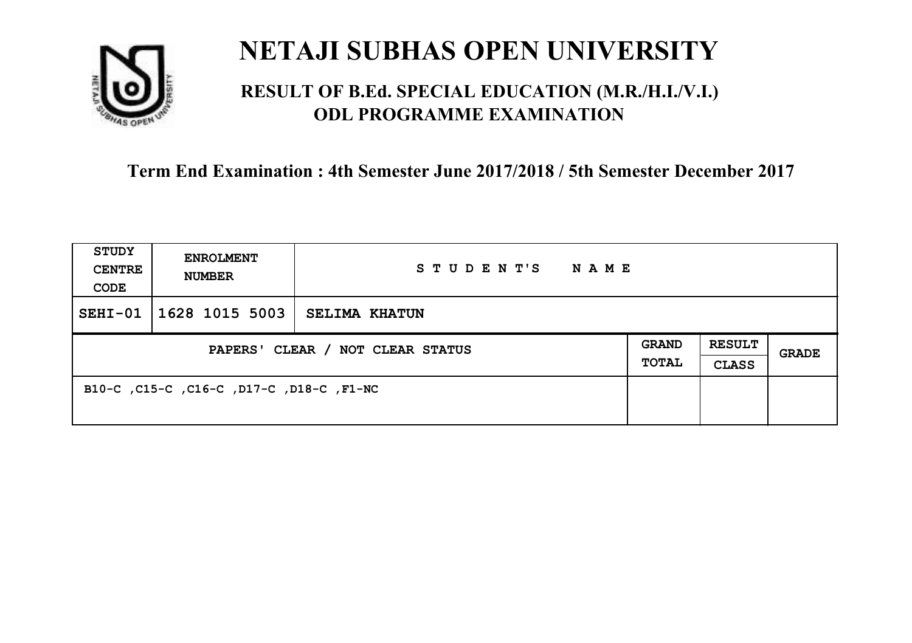# NETAJI SUBHAS OPEN UNIVERSITY

## RESULT OF B.Ed. SPECIAL EDUCATION (M.R./H.I./V.I.) ODL PROGRAMME EXAMINATION

### Term End Examination : 4th Semester June 2017/2018 / 5th Semester December 2017

| STUDY CENTRE CODE | ENROLMENT NUMBER | STUDENT'S NAME | | | |
|---|---|---|---|---|---|
| SEHI-01 | 1628 1015 5003 | SELIMA KHATUN | | | |
| PAPERS' CLEAR / NOT CLEAR STATUS | | | GRAND TOTAL | RESULT CLASS | GRADE |
| B10-C ,C15-C ,C16-C ,D17-C ,D18-C ,F1-NC | | | | | |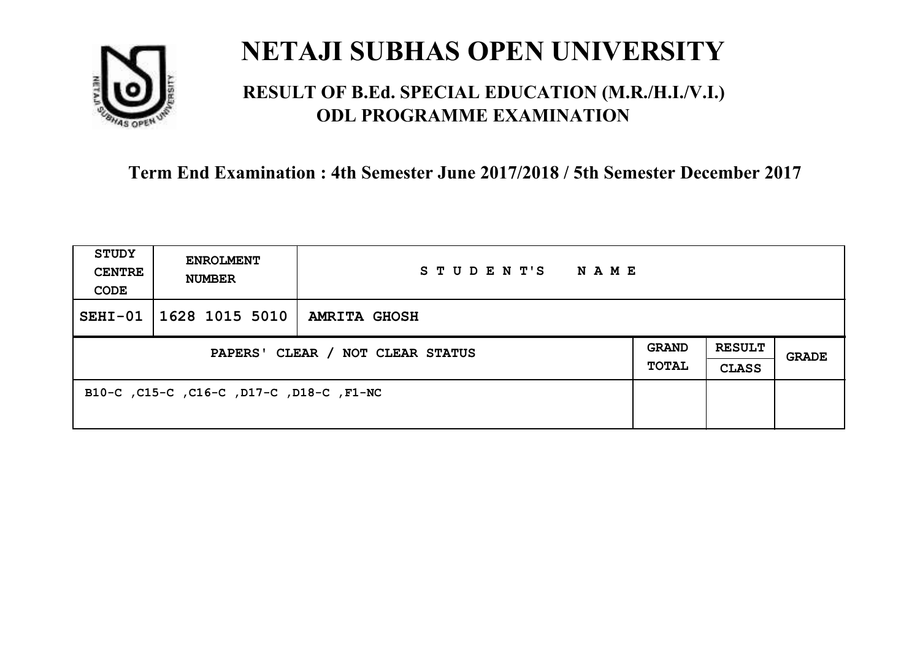# NETAJI SUBHAS OPEN UNIVERSITY

## RESULT OF B.Ed. SPECIAL EDUCATION (M.R./H.I./V.I.) ODL PROGRAMME EXAMINATION

**Term End Examination : 4th Semester June 2017/2018 / 5th Semester December 2017**

| STUDY CENTRE CODE | ENROLMENT NUMBER | STUDENT'S NAME | | | |
|---|---|---|---|---|---|
| SEHI-01 | 1628 1015 5010 | AMRITA GHOSH | | | |
| PAPERS' CLEAR / NOT CLEAR STATUS | | | GRAND TOTAL | RESULT CLASS | GRADE |
| B10-C ,C15-C ,C16-C ,D17-C ,D18-C ,F1-NC | | | | | |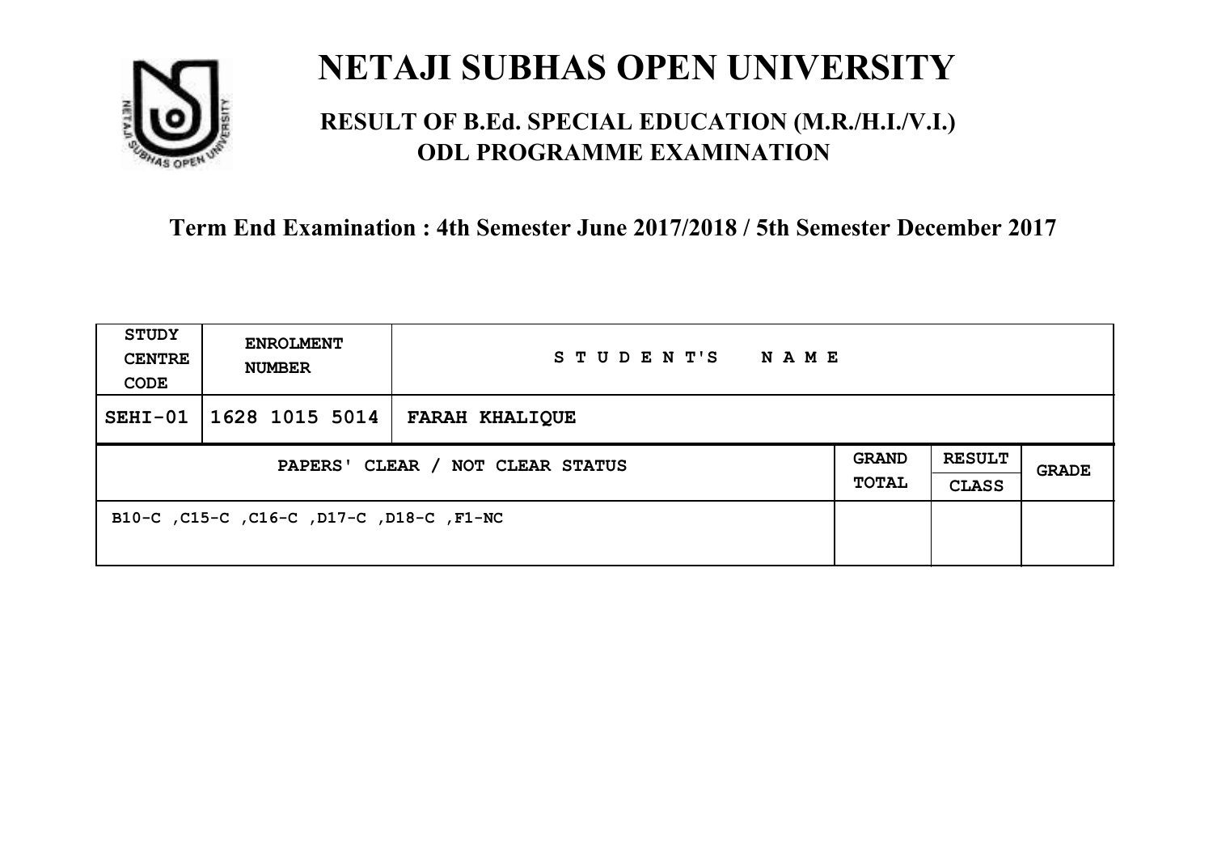# NETAJI SUBHAS OPEN UNIVERSITY

## RESULT OF B.Ed. SPECIAL EDUCATION (M.R./H.I./V.I.) ODL PROGRAMME EXAMINATION

### Term End Examination : 4th Semester June 2017/2018 / 5th Semester December 2017

| STUDY CENTRE CODE | ENROLMENT NUMBER | STUDENT'S NAME | | | |
|---|---|---|---|---|---|
| SEHI-01 | 1628 1015 5014 | FARAH KHALIQUE | | | |
| PAPERS' CLEAR / NOT CLEAR STATUS | | | GRAND TOTAL | RESULT CLASS | GRADE |
| B10-C ,C15-C ,C16-C ,D17-C ,D18-C ,F1-NC | | | | | |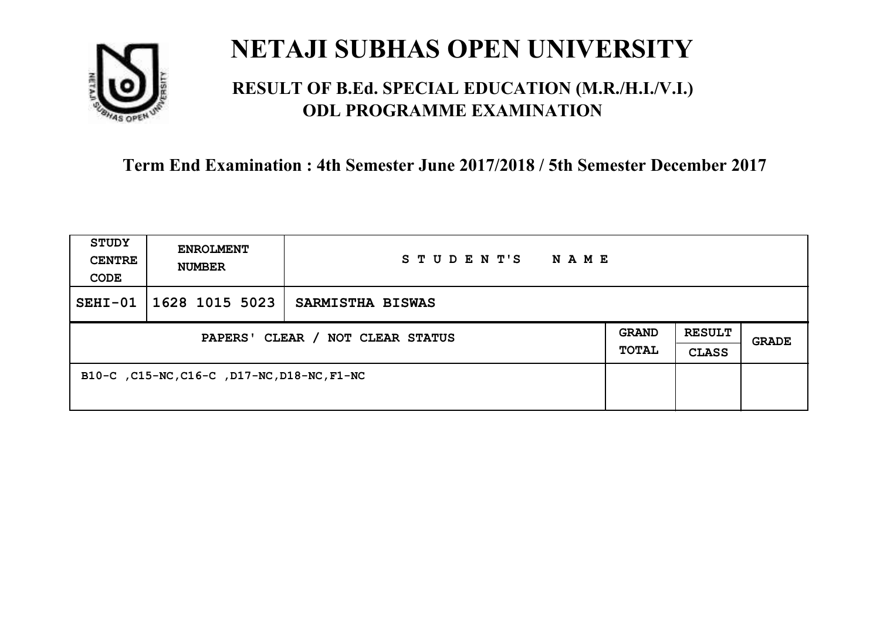# NETAJI SUBHAS OPEN UNIVERSITY

## RESULT OF B.Ed. SPECIAL EDUCATION (M.R./H.I./V.I.) ODL PROGRAMME EXAMINATION

**Term End Examination : 4th Semester June 2017/2018 / 5th Semester December 2017**

| STUDY CENTRE CODE | ENROLMENT NUMBER | STUDENT'S NAME | | | |
|---|---|---|---|---|---|
| SEHI-01 | 1628 1015 5023 | SARMISTHA BISWAS | | | |
| PAPERS' CLEAR / NOT CLEAR STATUS | | | GRAND TOTAL | RESULT CLASS | GRADE |
| B10-C ,C15-NC,C16-C ,D17-NC,D18-NC,F1-NC | | | | | |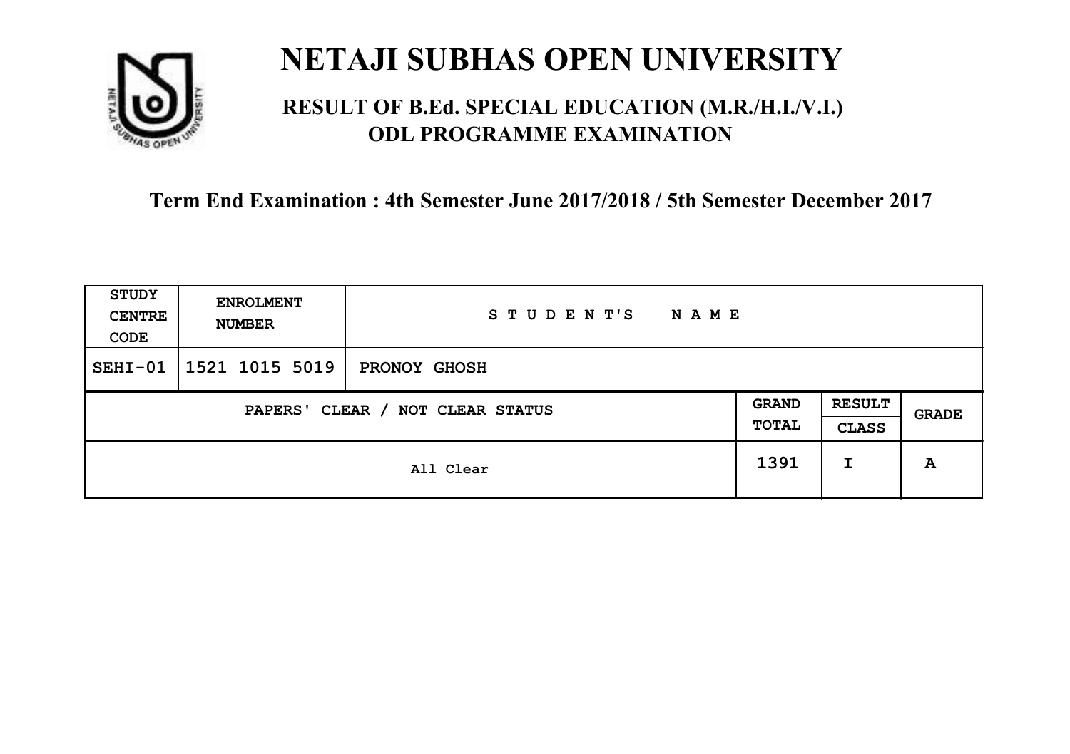# NETAJI SUBHAS OPEN UNIVERSITY

## RESULT OF B.Ed. SPECIAL EDUCATION (M.R./H.I./V.I.) ODL PROGRAMME EXAMINATION

### Term End Examination : 4th Semester June 2017/2018 / 5th Semester December 2017

| STUDY CENTRE CODE | ENROLMENT NUMBER | STUDENT'S NAME | | | |
|---|---|---|---|---|---|
| SEHI-01 | 1521 1015 5019 | PRONOY GHOSH | | | |
| PAPERS' CLEAR / NOT CLEAR STATUS | | | GRAND TOTAL | RESULT CLASS | GRADE |
| All Clear | | | 1391 | I | A |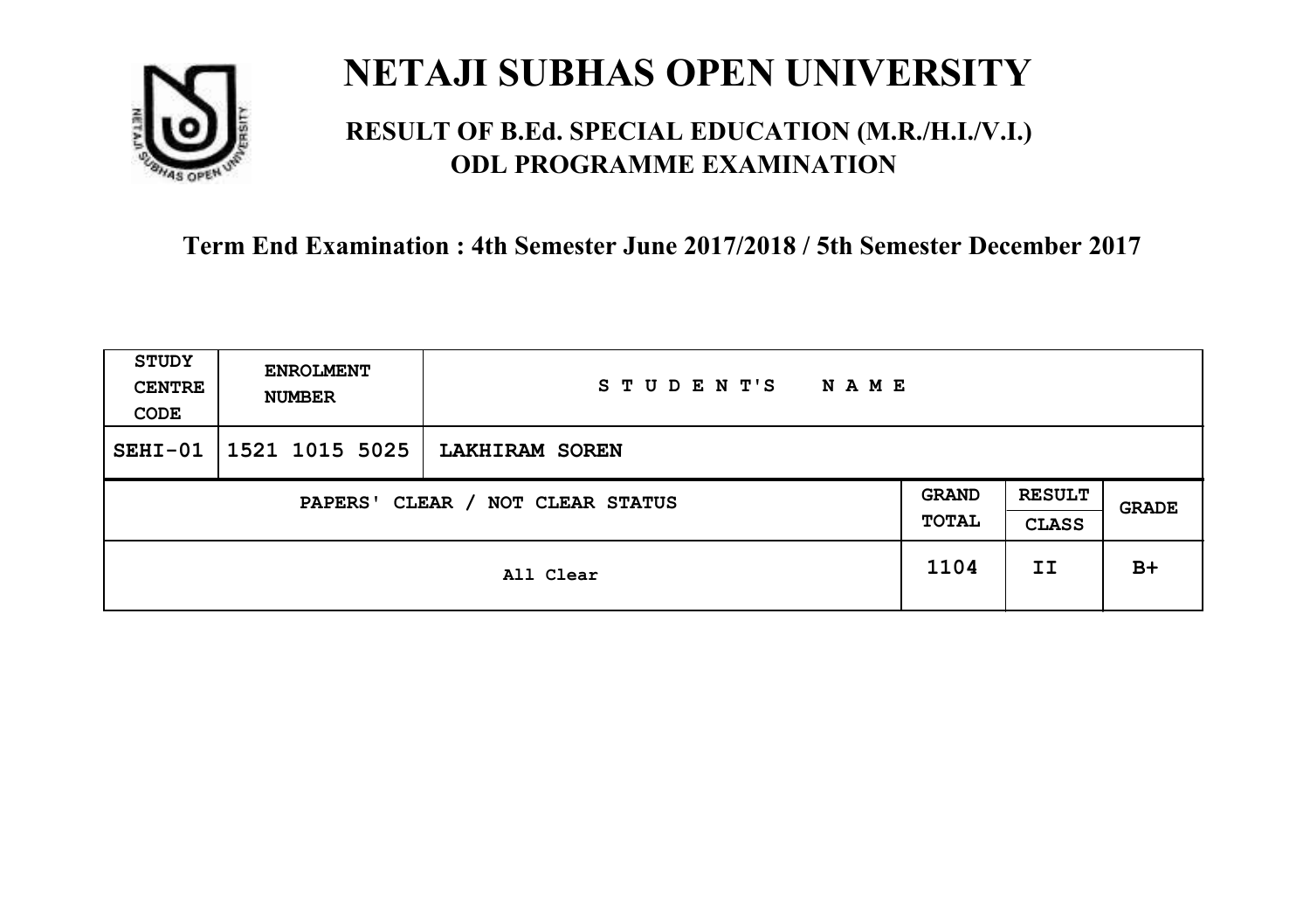# NETAJI SUBHAS OPEN UNIVERSITY

## RESULT OF B.Ed. SPECIAL EDUCATION (M.R./H.I./V.I.) ODL PROGRAMME EXAMINATION

### Term End Examination : 4th Semester June 2017/2018 / 5th Semester December 2017

| STUDY CENTRE CODE | ENROLMENT NUMBER | STUDENT'S NAME | | | |
|---|---|---|---|---|---|
| SEHI-01 | 1521 1015 5025 | LAKHIRAM SOREN | | | |
| PAPERS' CLEAR / NOT CLEAR STATUS | | | GRAND TOTAL | RESULT CLASS | GRADE |
| All Clear | | | 1104 | II | B+ |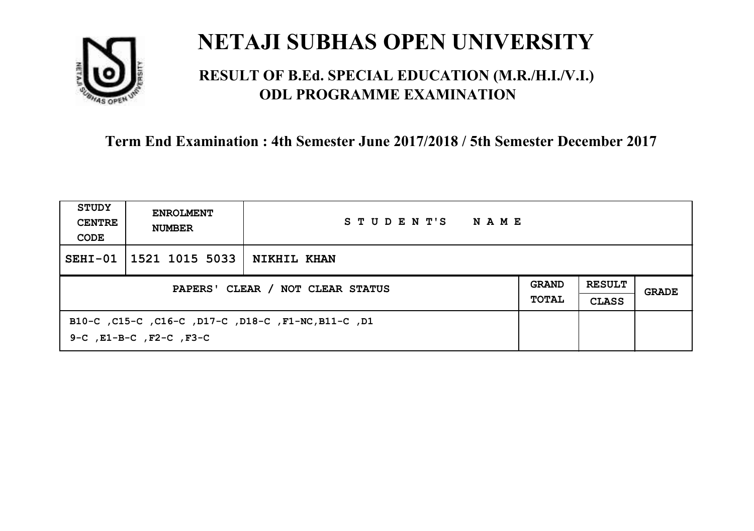# NETAJI SUBHAS OPEN UNIVERSITY

## RESULT OF B.Ed. SPECIAL EDUCATION (M.R./H.I./V.I.) ODL PROGRAMME EXAMINATION

### Term End Examination : 4th Semester June 2017/2018 / 5th Semester December 2017

| STUDY CENTRE CODE | ENROLMENT NUMBER | STUDENT'S NAME | | | |
|---|---|---|---|---|---|
| SEHI-01 | 1521 1015 5033 | NIKHIL KHAN | | | |
| PAPERS' CLEAR / NOT CLEAR STATUS | | | GRAND TOTAL | RESULT CLASS | GRADE |
| B10-C ,C15-C ,C16-C ,D17-C ,D18-C ,F1-NC,B11-C ,D19-C ,E1-B-C ,F2-C ,F3-C | | | | | |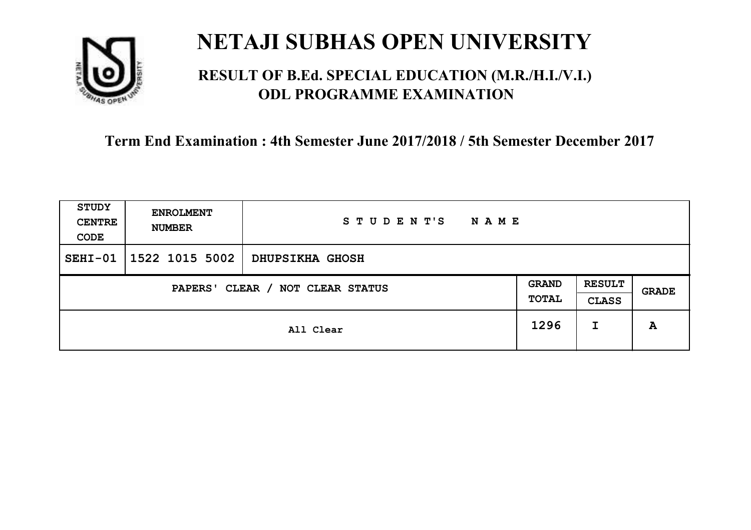# NETAJI SUBHAS OPEN UNIVERSITY

## RESULT OF B.Ed. SPECIAL EDUCATION (M.R./H.I./V.I.) ODL PROGRAMME EXAMINATION

### Term End Examination : 4th Semester June 2017/2018 / 5th Semester December 2017

| STUDY CENTRE CODE | ENROLMENT NUMBER | STUDENT'S NAME | | | |
|---|---|---|---|---|---|
| SEHI-01 | 1522 1015 5002 | DHUPSIKHA GHOSH | | | |
| PAPERS' CLEAR / NOT CLEAR STATUS | | | GRAND TOTAL | RESULT CLASS | GRADE |
| All Clear | | | 1296 | I | A |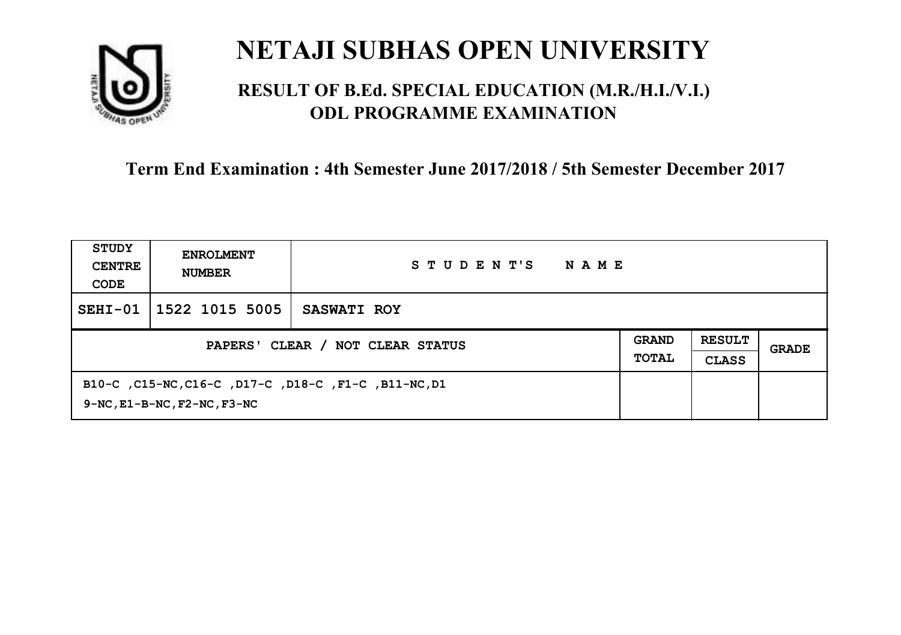# NETAJI SUBHAS OPEN UNIVERSITY

## RESULT OF B.Ed. SPECIAL EDUCATION (M.R./H.I./V.I.) ODL PROGRAMME EXAMINATION

### Term End Examination : 4th Semester June 2017/2018 / 5th Semester December 2017

| STUDY CENTRE CODE | ENROLMENT NUMBER | STUDENT'S NAME | | | |
|---|---|---|---|---|---|
| SEHI-01 | 1522 1015 5005 | SASWATI ROY | | | |
| PAPERS' CLEAR / NOT CLEAR STATUS | | | GRAND TOTAL | RESULT CLASS | GRADE |
| B10-C ,C15-NC,C16-C ,D17-C ,D18-C ,F1-C ,B11-NC,D19-NC,E1-B-NC,F2-NC,F3-NC | | | | | |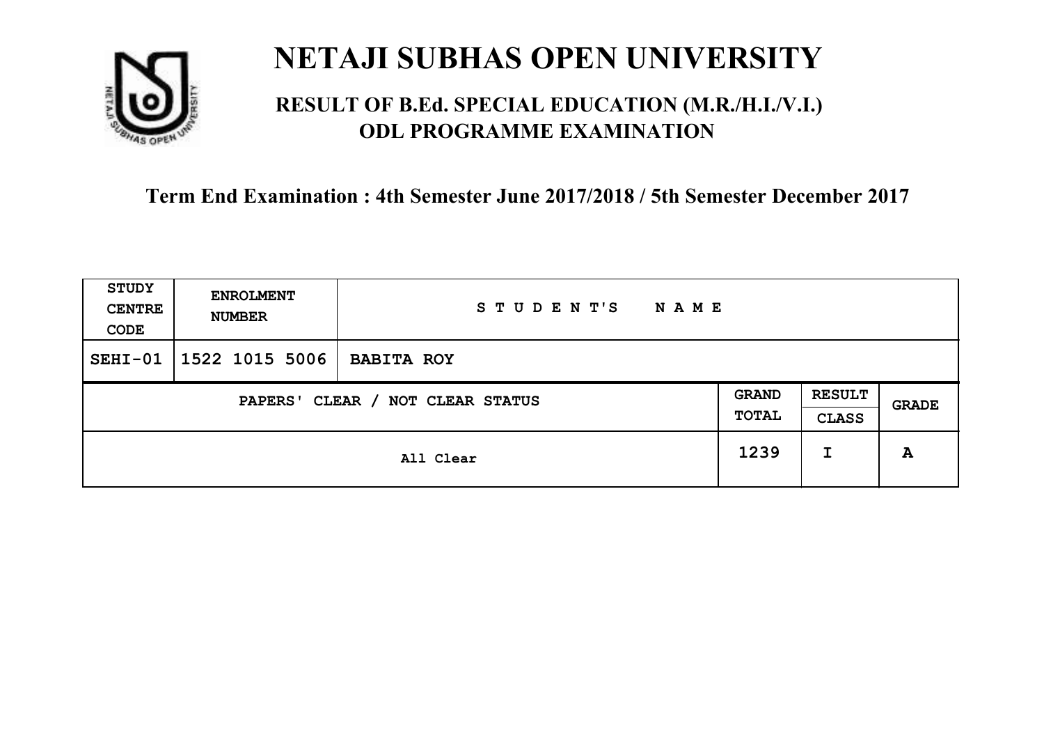# NETAJI SUBHAS OPEN UNIVERSITY

## RESULT OF B.Ed. SPECIAL EDUCATION (M.R./H.I./V.I.) ODL PROGRAMME EXAMINATION

### Term End Examination : 4th Semester June 2017/2018 / 5th Semester December 2017

| STUDY CENTRE CODE | ENROLMENT NUMBER | STUDENT'S NAME |
|---|---|---|
| SEHI-01 | 1522 1015 5006 | BABITA ROY |

| PAPERS' CLEAR / NOT CLEAR STATUS | GRAND TOTAL | RESULT CLASS | GRADE |
|---|---|---|---|
| All Clear | 1239 | I | A |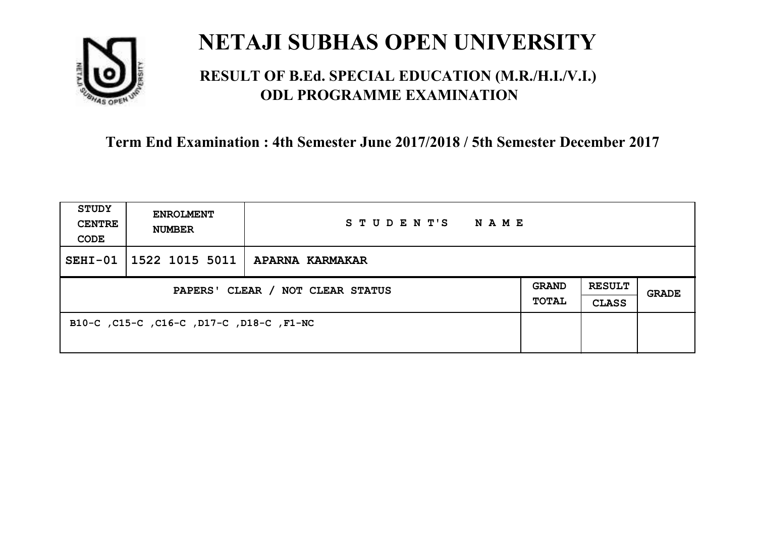# NETAJI SUBHAS OPEN UNIVERSITY

## RESULT OF B.Ed. SPECIAL EDUCATION (M.R./H.I./V.I.) ODL PROGRAMME EXAMINATION

**Term End Examination : 4th Semester June 2017/2018 / 5th Semester December 2017**

| STUDY CENTRE CODE | ENROLMENT NUMBER | STUDENT'S NAME | | | |
|---|---|---|---|---|---|
| SEHI-01 | 1522 1015 5011 | APARNA KARMAKAR | | | |
| PAPERS' CLEAR / NOT CLEAR STATUS | | | GRAND TOTAL | RESULT CLASS | GRADE |
| B10-C ,C15-C ,C16-C ,D17-C ,D18-C ,F1-NC | | | | | |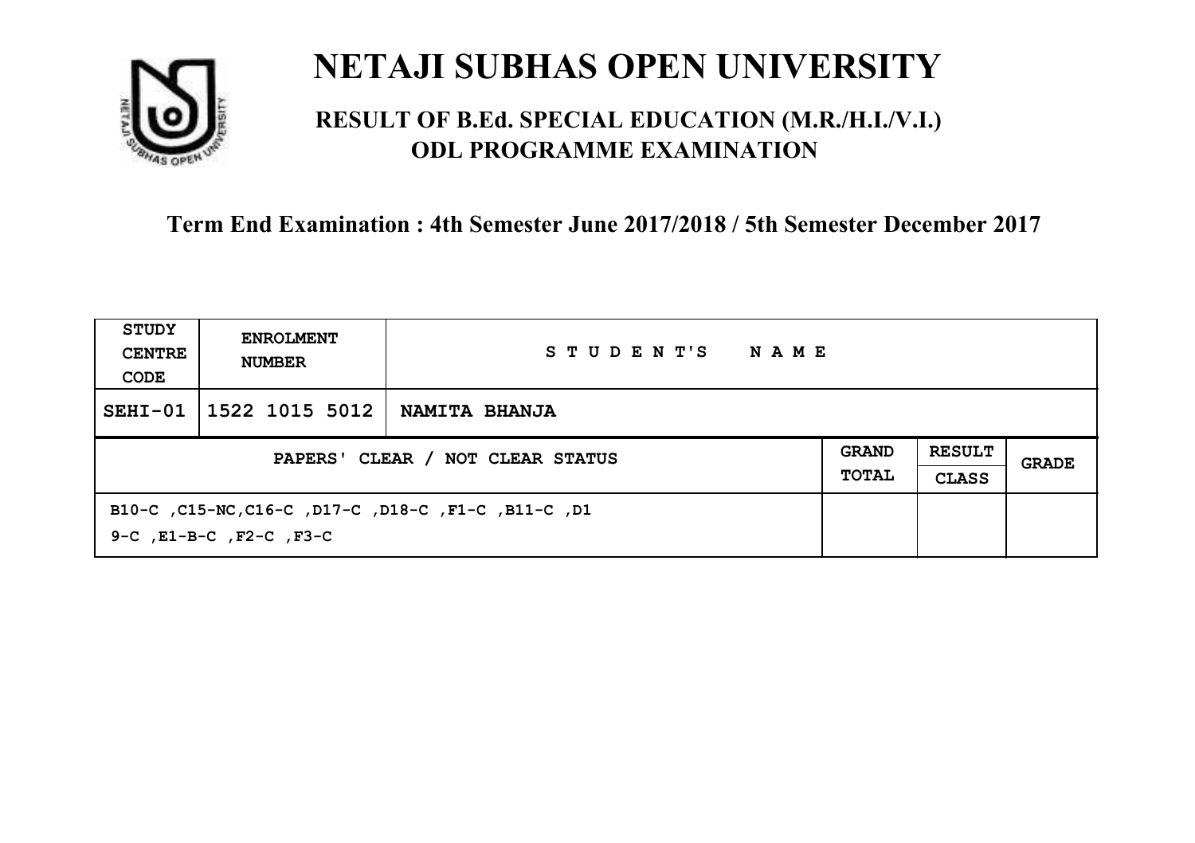# NETAJI SUBHAS OPEN UNIVERSITY

## RESULT OF B.Ed. SPECIAL EDUCATION (M.R./H.I./V.I.) ODL PROGRAMME EXAMINATION

### Term End Examination : 4th Semester June 2017/2018 / 5th Semester December 2017

| STUDY CENTRE CODE | ENROLMENT NUMBER | STUDENT'S NAME | | | |
|---|---|---|---|---|---|
| SEHI-01 | 1522 1015 5012 | NAMITA BHANJA | | | |
| PAPERS' CLEAR / NOT CLEAR STATUS | | | GRAND TOTAL | RESULT CLASS | GRADE |
| B10-C ,C15-NC,C16-C ,D17-C ,D18-C ,F1-C ,B11-C ,D19-C ,E1-B-C ,F2-C ,F3-C | | | | | |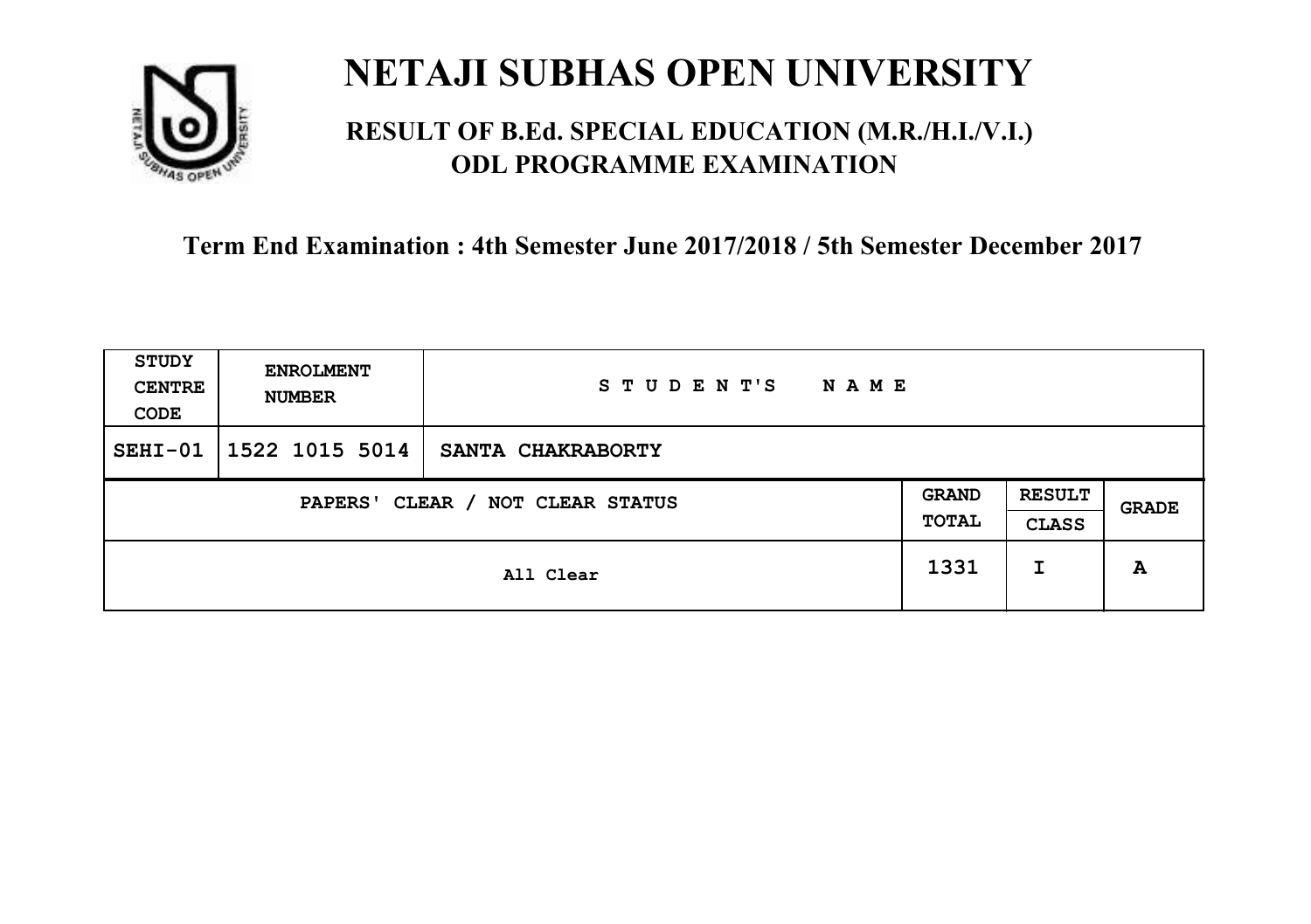# NETAJI SUBHAS OPEN UNIVERSITY

## RESULT OF B.Ed. SPECIAL EDUCATION (M.R./H.I./V.I.) ODL PROGRAMME EXAMINATION

### Term End Examination : 4th Semester June 2017/2018 / 5th Semester December 2017

| STUDY CENTRE CODE | ENROLMENT NUMBER | STUDENT'S NAME | | | |
|---|---|---|---|---|---|
| SEHI-01 | 1522 1015 5014 | SANTA CHAKRABORTY | | | |
| PAPERS' CLEAR / NOT CLEAR STATUS | | | GRAND TOTAL | RESULT CLASS | GRADE |
| All Clear | | | 1331 | I | A |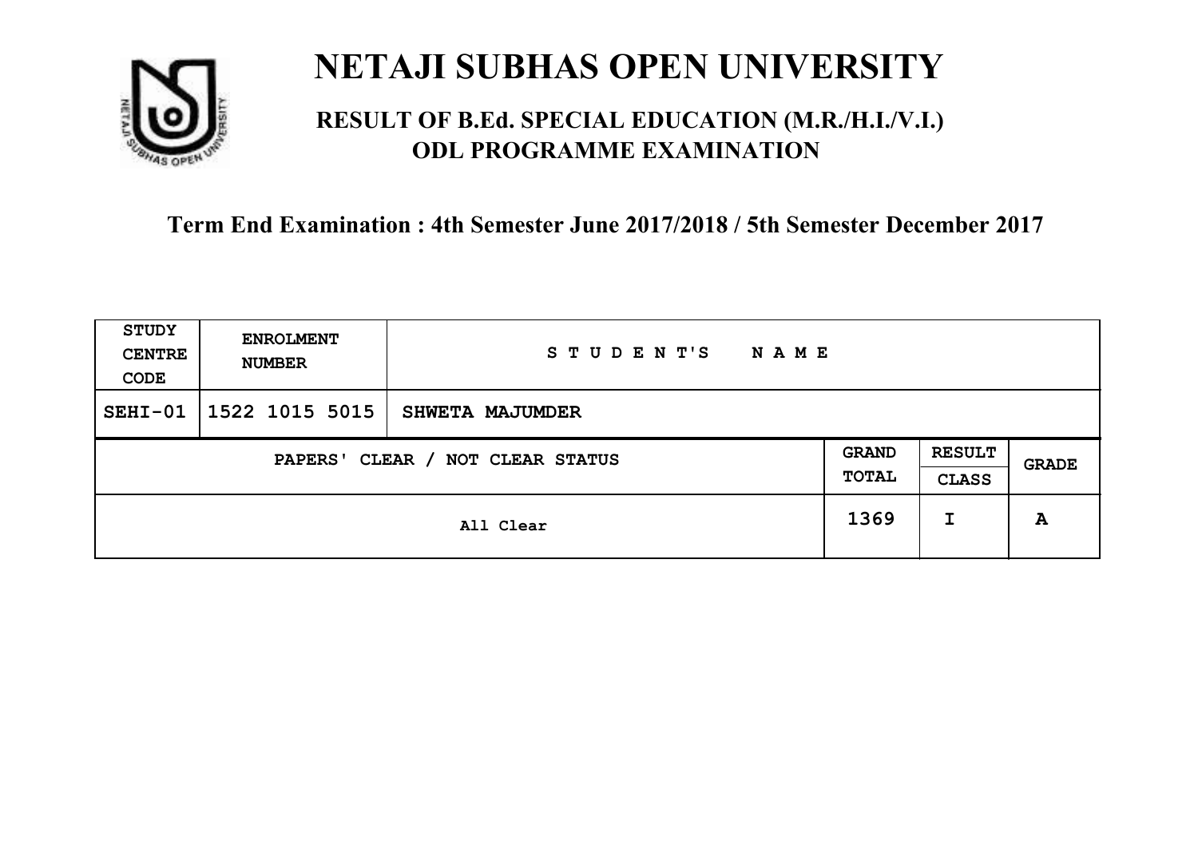# NETAJI SUBHAS OPEN UNIVERSITY

## RESULT OF B.Ed. SPECIAL EDUCATION (M.R./H.I./V.I.) ODL PROGRAMME EXAMINATION

### Term End Examination : 4th Semester June 2017/2018 / 5th Semester December 2017

| STUDY CENTRE CODE | ENROLMENT NUMBER | STUDENT'S NAME | | | |
|---|---|---|---|---|---|
| SEHI-01 | 1522 1015 5015 | SHWETA MAJUMDER | | | |
| PAPERS' CLEAR / NOT CLEAR STATUS | | | GRAND TOTAL | RESULT CLASS | GRADE |
| All Clear | | | 1369 | I | A |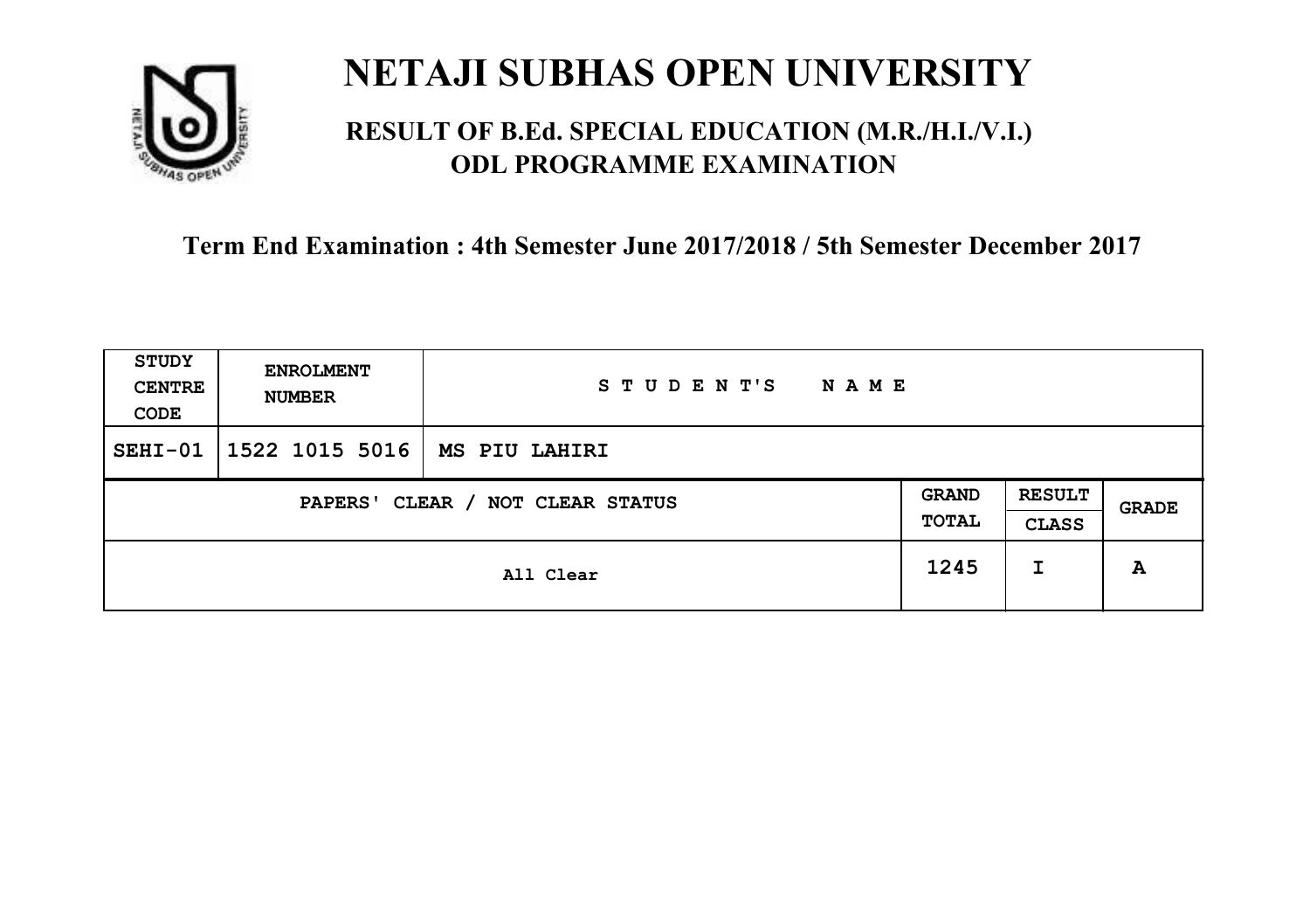# NETAJI SUBHAS OPEN UNIVERSITY

## RESULT OF B.Ed. SPECIAL EDUCATION (M.R./H.I./V.I.) ODL PROGRAMME EXAMINATION

### Term End Examination : 4th Semester June 2017/2018 / 5th Semester December 2017

| STUDY CENTRE CODE | ENROLMENT NUMBER | STUDENT'S NAME | | |
|---|---|---|---|---|
| SEHI-01 | 1522 1015 5016 | MS PIU LAHIRI | | |
| PAPERS' CLEAR / NOT CLEAR STATUS | | GRAND TOTAL | RESULT CLASS | GRADE |
| All Clear | | 1245 | I | A |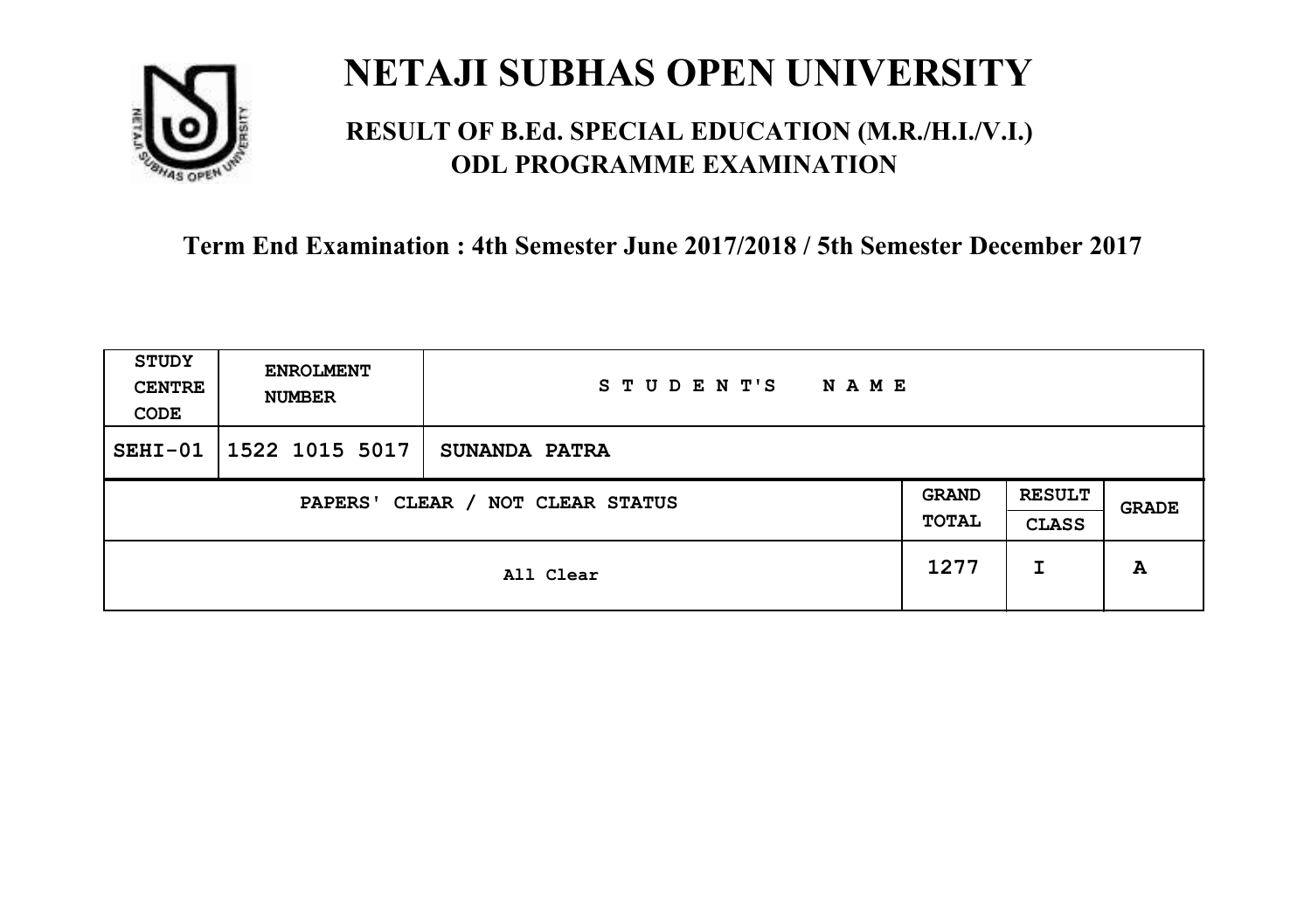# NETAJI SUBHAS OPEN UNIVERSITY

## RESULT OF B.Ed. SPECIAL EDUCATION (M.R./H.I./V.I.) ODL PROGRAMME EXAMINATION

### Term End Examination : 4th Semester June 2017/2018 / 5th Semester December 2017

| STUDY CENTRE CODE | ENROLMENT NUMBER | STUDENT'S NAME | | | |
|---|---|---|---|---|---|
| SEHI-01 | 1522 1015 5017 | SUNANDA PATRA | | | |
| PAPERS' CLEAR / NOT CLEAR STATUS | | | GRAND TOTAL | RESULT CLASS | GRADE |
| All Clear | | | 1277 | I | A |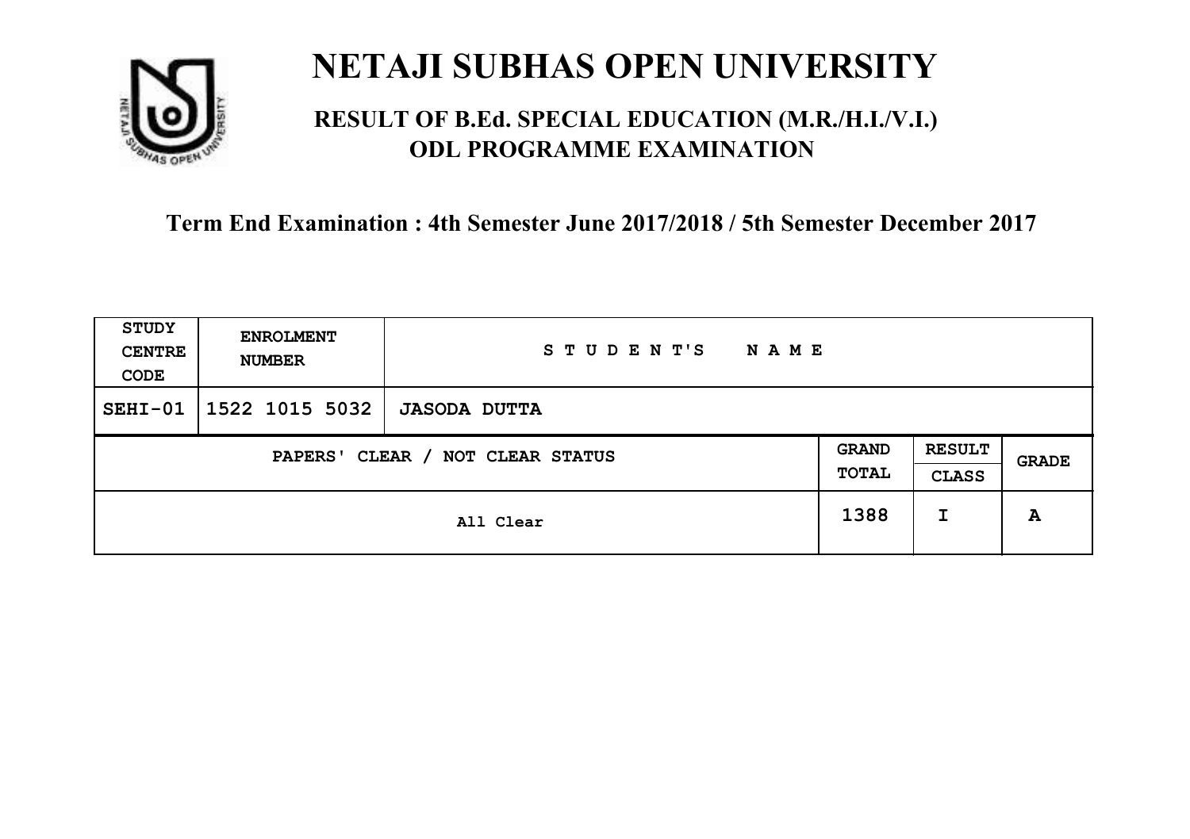# NETAJI SUBHAS OPEN UNIVERSITY

## RESULT OF B.Ed. SPECIAL EDUCATION (M.R./H.I./V.I.) ODL PROGRAMME EXAMINATION

### Term End Examination : 4th Semester June 2017/2018 / 5th Semester December 2017

| STUDY CENTRE CODE | ENROLMENT NUMBER | STUDENT'S NAME | | | |
|---|---|---|---|---|---|
| SEHI-01 | 1522 1015 5032 | JASODA DUTTA | | | |
| PAPERS' CLEAR / NOT CLEAR STATUS | | | GRAND TOTAL | RESULT CLASS | GRADE |
| All Clear | | | 1388 | I | A |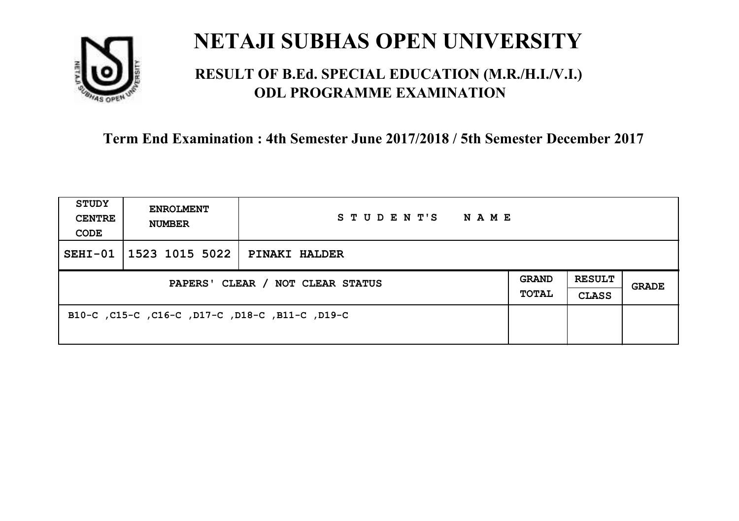# NETAJI SUBHAS OPEN UNIVERSITY

## RESULT OF B.Ed. SPECIAL EDUCATION (M.R./H.I./V.I.) ODL PROGRAMME EXAMINATION

### Term End Examination : 4th Semester June 2017/2018 / 5th Semester December 2017

| STUDY CENTRE CODE | ENROLMENT NUMBER | S T U D E N T ' S &nbsp; N A M E | | | |
|---|---|---|---|---|---|
| SEHI-01 | 1523 1015 5022 | PINAKI HALDER | | | |
| PAPERS' CLEAR / NOT CLEAR STATUS | | | GRAND TOTAL | RESULT CLASS | GRADE |
| B10-C ,C15-C ,C16-C ,D17-C ,D18-C ,B11-C ,D19-C | | | | | |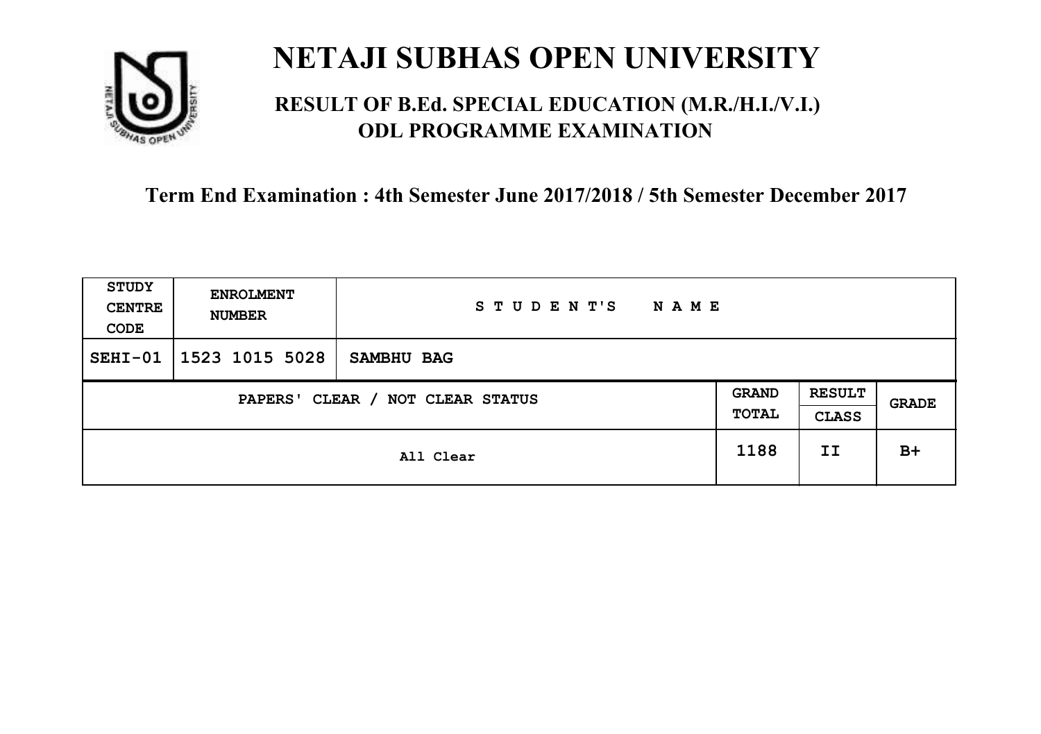# NETAJI SUBHAS OPEN UNIVERSITY

## RESULT OF B.Ed. SPECIAL EDUCATION (M.R./H.I./V.I.) ODL PROGRAMME EXAMINATION

### Term End Examination : 4th Semester June 2017/2018 / 5th Semester December 2017

| STUDY CENTRE CODE | ENROLMENT NUMBER | STUDENT'S NAME | | |
|---|---|---|---|---|
| SEHI-01 | 1523 1015 5028 | SAMBHU BAG | | |
| PAPERS' CLEAR / NOT CLEAR STATUS | | GRAND TOTAL | RESULT CLASS | GRADE |
| All Clear | | 1188 | II | B+ |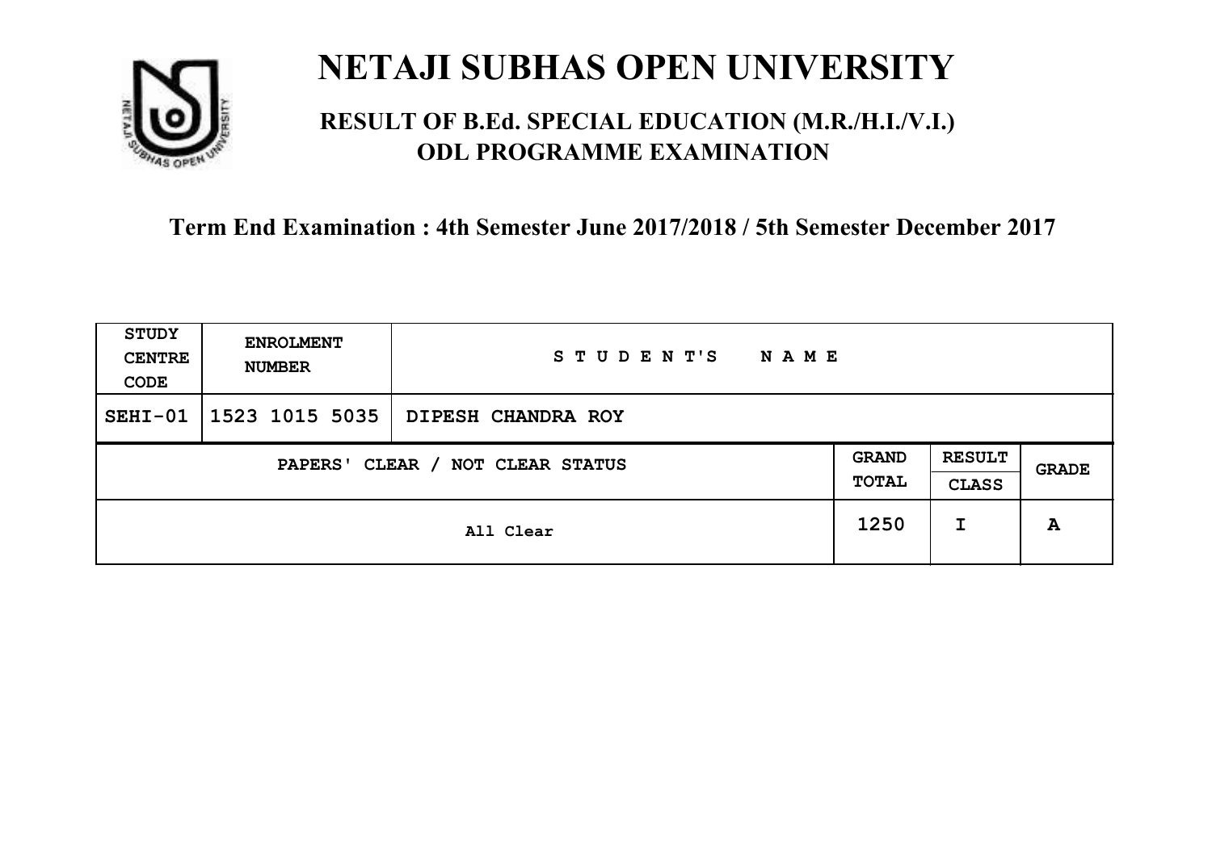# NETAJI SUBHAS OPEN UNIVERSITY

## RESULT OF B.Ed. SPECIAL EDUCATION (M.R./H.I./V.I.) ODL PROGRAMME EXAMINATION

**Term End Examination : 4th Semester June 2017/2018 / 5th Semester December 2017**

| STUDY CENTRE CODE | ENROLMENT NUMBER | STUDENT'S NAME | | | |
|---|---|---|---|---|---|
| SEHI-01 | 1523 1015 5035 | DIPESH CHANDRA ROY | | | |
| PAPERS' CLEAR / NOT CLEAR STATUS | | | GRAND TOTAL | RESULT CLASS | GRADE |
| All Clear | | | 1250 | I | A |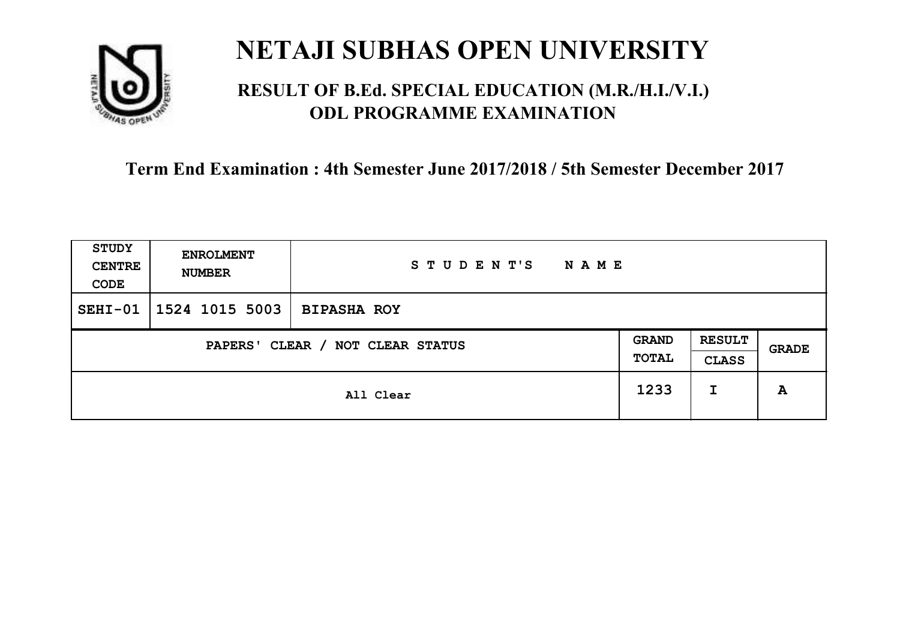# NETAJI SUBHAS OPEN UNIVERSITY

## RESULT OF B.Ed. SPECIAL EDUCATION (M.R./H.I./V.I.) ODL PROGRAMME EXAMINATION

### Term End Examination : 4th Semester June 2017/2018 / 5th Semester December 2017

| STUDY CENTRE CODE | ENROLMENT NUMBER | STUDENT'S NAME | | | |
|---|---|---|---|---|---|
| SEHI-01 | 1524 1015 5003 | BIPASHA ROY | | | |
| PAPERS' CLEAR / NOT CLEAR STATUS | | | GRAND TOTAL | RESULT CLASS | GRADE |
| All Clear | | | 1233 | I | A |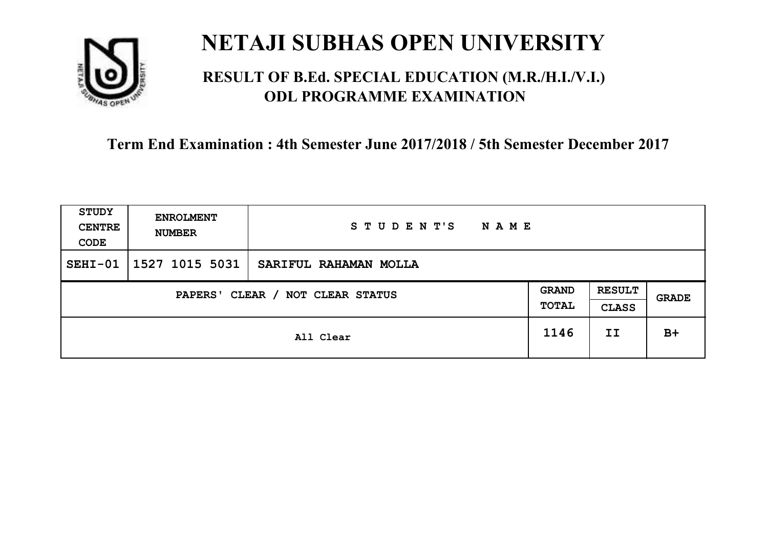# NETAJI SUBHAS OPEN UNIVERSITY

## RESULT OF B.Ed. SPECIAL EDUCATION (M.R./H.I./V.I.) ODL PROGRAMME EXAMINATION

### Term End Examination : 4th Semester June 2017/2018 / 5th Semester December 2017

| STUDY CENTRE CODE | ENROLMENT NUMBER | STUDENT'S NAME | | | |
|---|---|---|---|---|---|
| SEHI-01 | 1527 1015 5031 | SARIFUL RAHAMAN MOLLA | | | |
| PAPERS' CLEAR / NOT CLEAR STATUS | | | GRAND TOTAL | RESULT CLASS | GRADE |
| All Clear | | | 1146 | II | B+ |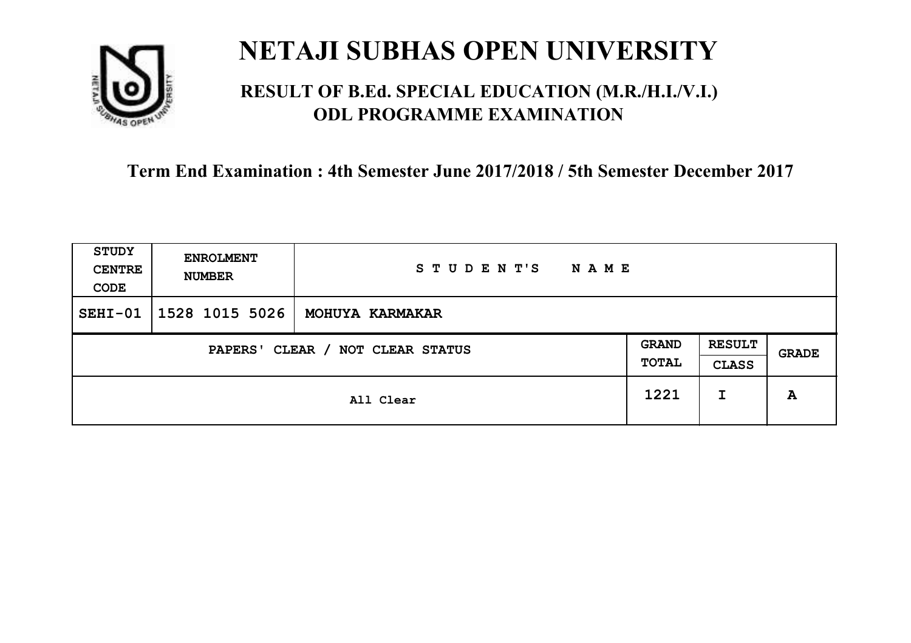# NETAJI SUBHAS OPEN UNIVERSITY

## RESULT OF B.Ed. SPECIAL EDUCATION (M.R./H.I./V.I.) ODL PROGRAMME EXAMINATION

### Term End Examination : 4th Semester June 2017/2018 / 5th Semester December 2017

| STUDY CENTRE CODE | ENROLMENT NUMBER | STUDENT'S NAME | | | |
|---|---|---|---|---|---|
| SEHI-01 | 1528 1015 5026 | MOHUYA KARMAKAR | | | |
| PAPERS' CLEAR / NOT CLEAR STATUS | | | GRAND TOTAL | RESULT CLASS | GRADE |
| All Clear | | | 1221 | I | A |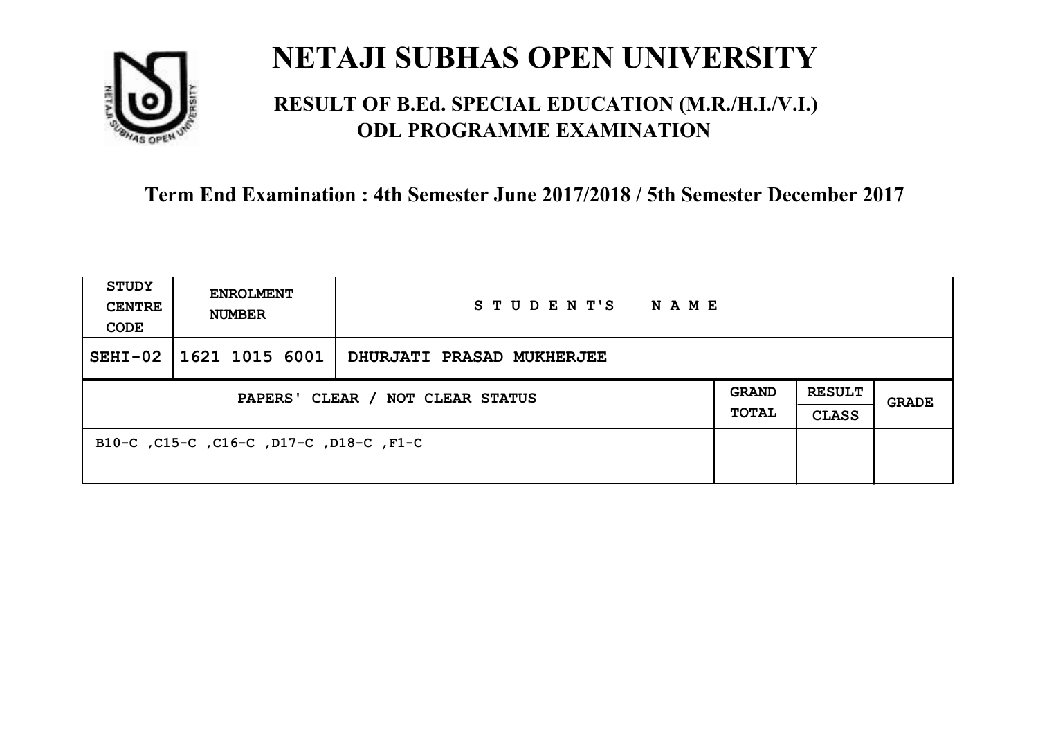# NETAJI SUBHAS OPEN UNIVERSITY

## RESULT OF B.Ed. SPECIAL EDUCATION (M.R./H.I./V.I.) ODL PROGRAMME EXAMINATION

**Term End Examination : 4th Semester June 2017/2018 / 5th Semester December 2017**

| STUDY CENTRE CODE | ENROLMENT NUMBER | STUDENT'S NAME | | | |
|---|---|---|---|---|---|
| SEHI-02 | 1621 1015 6001 | DHURJATI PRASAD MUKHERJEE | | | |
| PAPERS' CLEAR / NOT CLEAR STATUS | | | GRAND TOTAL | RESULT CLASS | GRADE |
| B10-C ,C15-C ,C16-C ,D17-C ,D18-C ,F1-C | | | | | |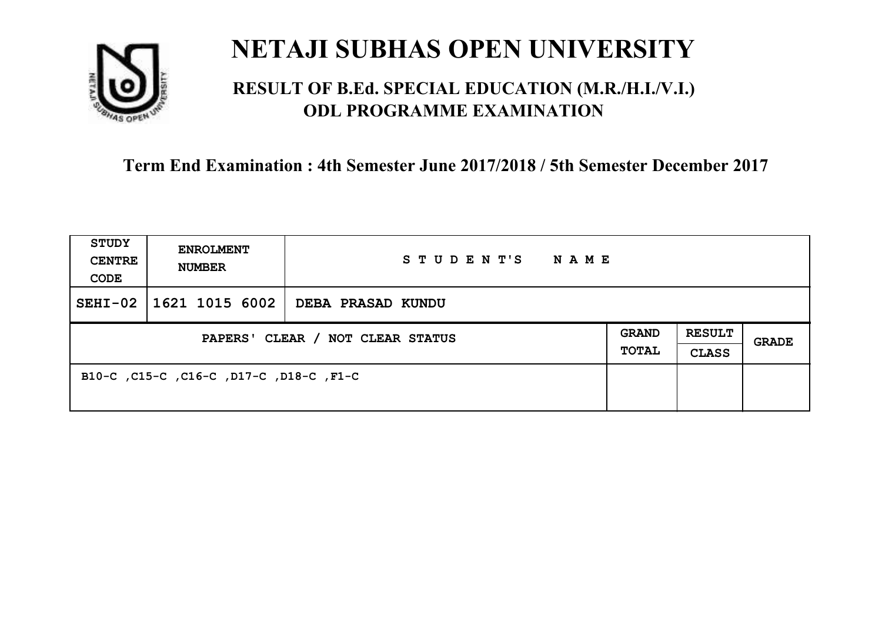# NETAJI SUBHAS OPEN UNIVERSITY

## RESULT OF B.Ed. SPECIAL EDUCATION (M.R./H.I./V.I.) ODL PROGRAMME EXAMINATION

### Term End Examination : 4th Semester June 2017/2018 / 5th Semester December 2017

| STUDY CENTRE CODE | ENROLMENT NUMBER | STUDENT'S NAME | | | |
|---|---|---|---|---|---|
| SEHI-02 | 1621 1015 6002 | DEBA PRASAD KUNDU | | | |
| PAPERS' CLEAR / NOT CLEAR STATUS | | | GRAND TOTAL | RESULT CLASS | GRADE |
| B10-C ,C15-C ,C16-C ,D17-C ,D18-C ,F1-C | | | | | |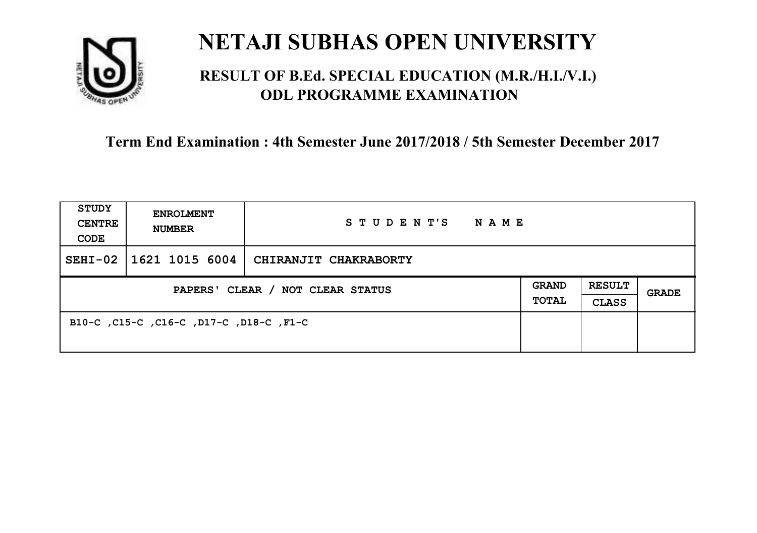# NETAJI SUBHAS OPEN UNIVERSITY

## RESULT OF B.Ed. SPECIAL EDUCATION (M.R./H.I./V.I.) ODL PROGRAMME EXAMINATION

**Term End Examination : 4th Semester June 2017/2018 / 5th Semester December 2017**

| STUDY CENTRE CODE | ENROLMENT NUMBER | STUDENT'S NAME | | | |
|---|---|---|---|---|---|
| SEHI-02 | 1621 1015 6004 | CHIRANJIT CHAKRABORTY | | | |
| PAPERS' CLEAR / NOT CLEAR STATUS | | | GRAND TOTAL | RESULT CLASS | GRADE |
| B10-C ,C15-C ,C16-C ,D17-C ,D18-C ,F1-C | | | | | |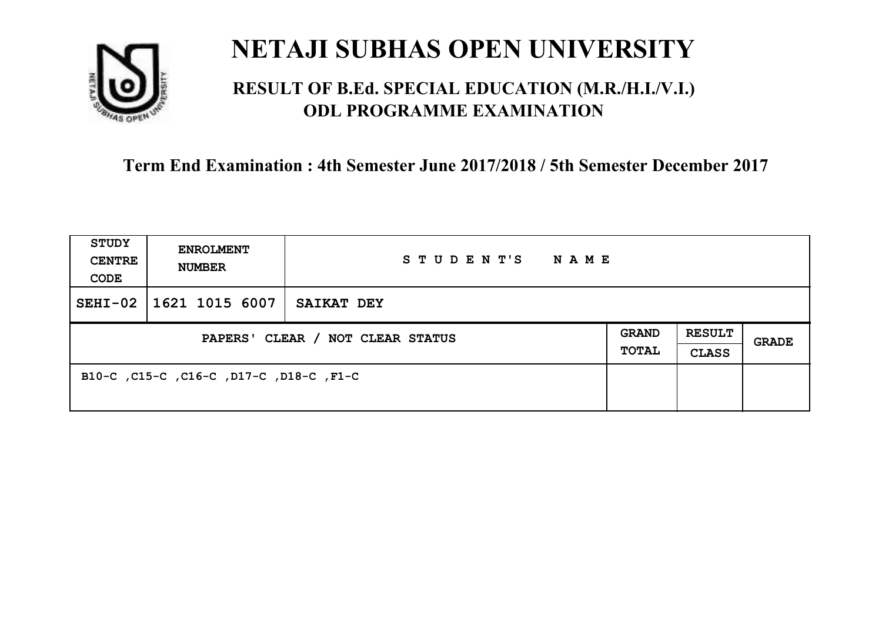# NETAJI SUBHAS OPEN UNIVERSITY

## RESULT OF B.Ed. SPECIAL EDUCATION (M.R./H.I./V.I.) ODL PROGRAMME EXAMINATION

### Term End Examination : 4th Semester June 2017/2018 / 5th Semester December 2017

| STUDY CENTRE CODE | ENROLMENT NUMBER | STUDENT'S NAME | | | |
|---|---|---|---|---|---|
| SEHI-02 | 1621 1015 6007 | SAIKAT DEY | | | |
| PAPERS' CLEAR / NOT CLEAR STATUS | | | GRAND TOTAL | RESULT CLASS | GRADE |
| B10-C ,C15-C ,C16-C ,D17-C ,D18-C ,F1-C | | | | | |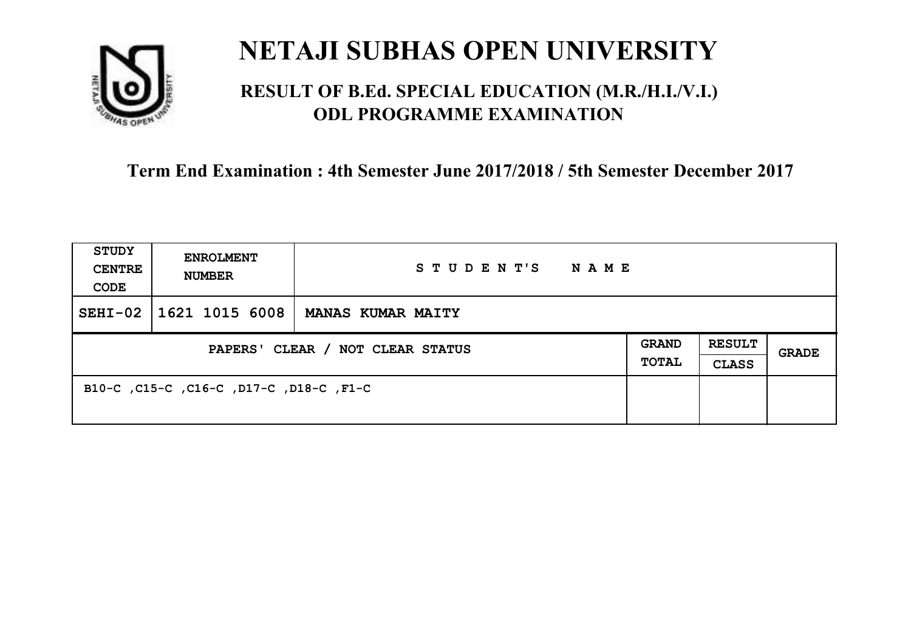# NETAJI SUBHAS OPEN UNIVERSITY

## RESULT OF B.Ed. SPECIAL EDUCATION (M.R./H.I./V.I.) ODL PROGRAMME EXAMINATION

### Term End Examination : 4th Semester June 2017/2018 / 5th Semester December 2017

| STUDY CENTRE CODE | ENROLMENT NUMBER | STUDENT'S NAME | | | |
|---|---|---|---|---|---|
| SEHI-02 | 1621 1015 6008 | MANAS KUMAR MAITY | | | |
| PAPERS' CLEAR / NOT CLEAR STATUS | | | GRAND TOTAL | RESULT CLASS | GRADE |
| B10-C ,C15-C ,C16-C ,D17-C ,D18-C ,F1-C | | | | | |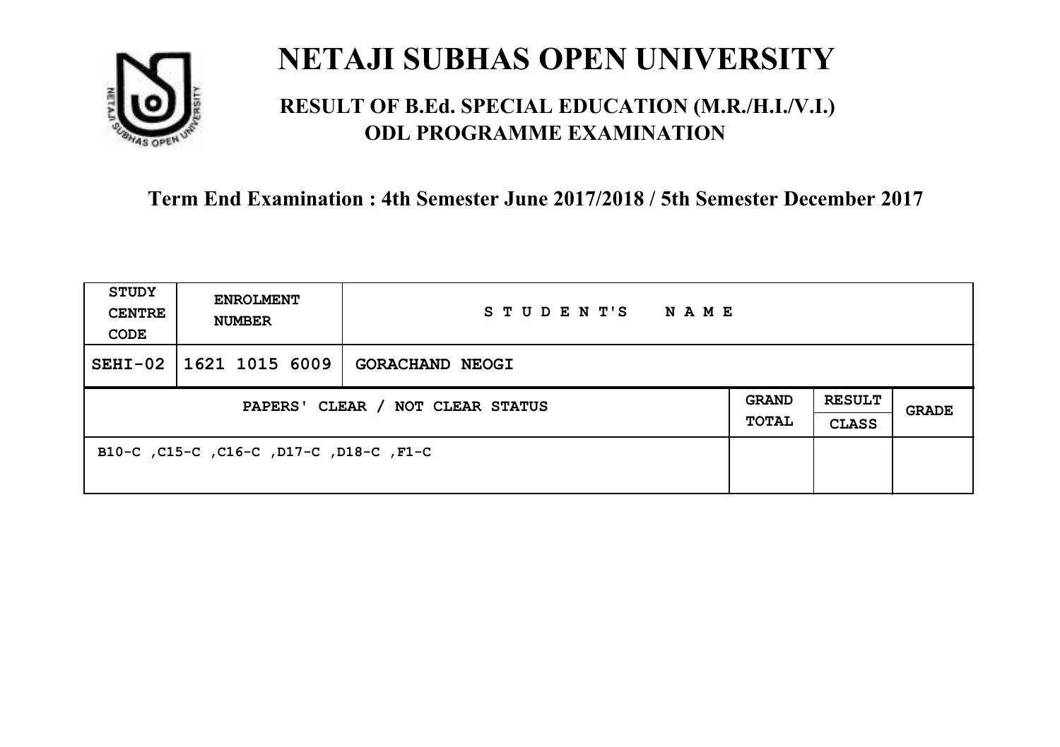# NETAJI SUBHAS OPEN UNIVERSITY

## RESULT OF B.Ed. SPECIAL EDUCATION (M.R./H.I./V.I.) ODL PROGRAMME EXAMINATION

### Term End Examination : 4th Semester June 2017/2018 / 5th Semester December 2017

| STUDY CENTRE CODE | ENROLMENT NUMBER | STUDENT'S NAME | | | |
|---|---|---|---|---|---|
| SEHI-02 | 1621 1015 6009 | GORACHAND NEOGI | | | |
| PAPERS' CLEAR / NOT CLEAR STATUS | | | GRAND TOTAL | RESULT CLASS | GRADE |
| B10-C ,C15-C ,C16-C ,D17-C ,D18-C ,F1-C | | | | | |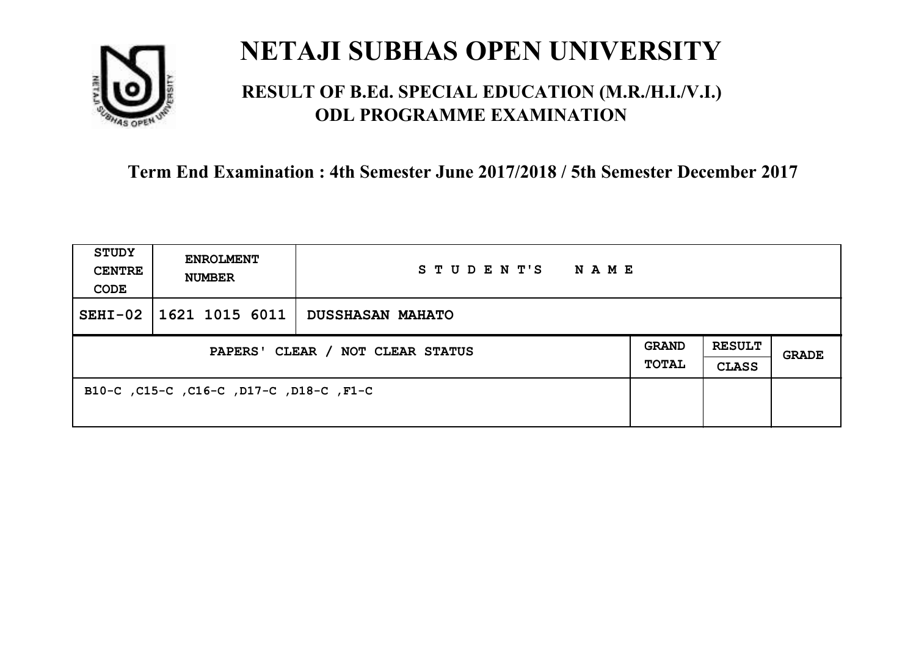# NETAJI SUBHAS OPEN UNIVERSITY

## RESULT OF B.Ed. SPECIAL EDUCATION (M.R./H.I./V.I.) ODL PROGRAMME EXAMINATION

**Term End Examination : 4th Semester June 2017/2018 / 5th Semester December 2017**

| STUDY CENTRE CODE | ENROLMENT NUMBER | STUDENT'S NAME | | | |
|---|---|---|---|---|---|
| SEHI-02 | 1621 1015 6011 | DUSSHASAN MAHATO | | | |
| PAPERS' CLEAR / NOT CLEAR STATUS | | | GRAND TOTAL | RESULT CLASS | GRADE |
| B10-C ,C15-C ,C16-C ,D17-C ,D18-C ,F1-C | | | | | |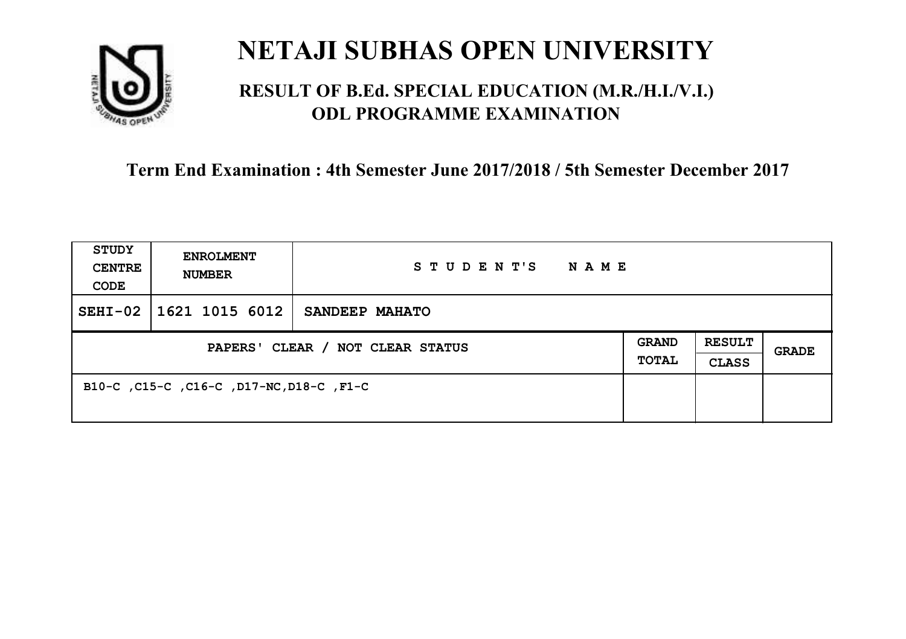# NETAJI SUBHAS OPEN UNIVERSITY

## RESULT OF B.Ed. SPECIAL EDUCATION (M.R./H.I./V.I.) ODL PROGRAMME EXAMINATION

### Term End Examination : 4th Semester June 2017/2018 / 5th Semester December 2017

| STUDY CENTRE CODE | ENROLMENT NUMBER | STUDENT'S NAME | | | |
|---|---|---|---|---|---|
| SEHI-02 | 1621 1015 6012 | SANDEEP MAHATO | | | |
| PAPERS' CLEAR / NOT CLEAR STATUS | | | GRAND TOTAL | RESULT CLASS | GRADE |
| B10-C ,C15-C ,C16-C ,D17-NC,D18-C ,F1-C | | | | | |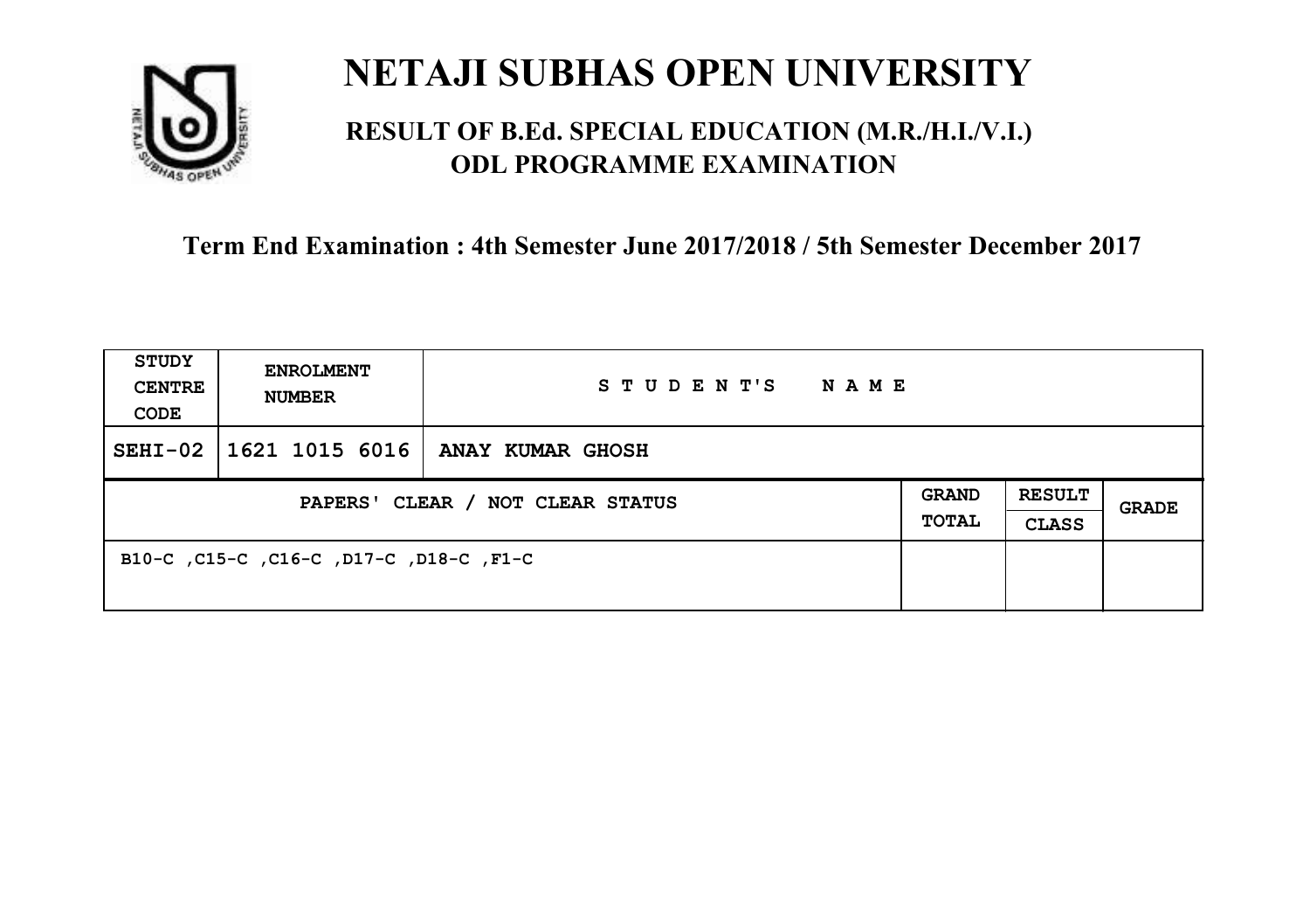# NETAJI SUBHAS OPEN UNIVERSITY

## RESULT OF B.Ed. SPECIAL EDUCATION (M.R./H.I./V.I.) ODL PROGRAMME EXAMINATION

### Term End Examination : 4th Semester June 2017/2018 / 5th Semester December 2017

| STUDY CENTRE CODE | ENROLMENT NUMBER | STUDENT'S NAME | | | |
|---|---|---|---|---|---|
| SEHI-02 | 1621 1015 6016 | ANAY KUMAR GHOSH | | | |
| PAPERS' CLEAR / NOT CLEAR STATUS | | | GRAND TOTAL | RESULT CLASS | GRADE |
| B10-C ,C15-C ,C16-C ,D17-C ,D18-C ,F1-C | | | | | |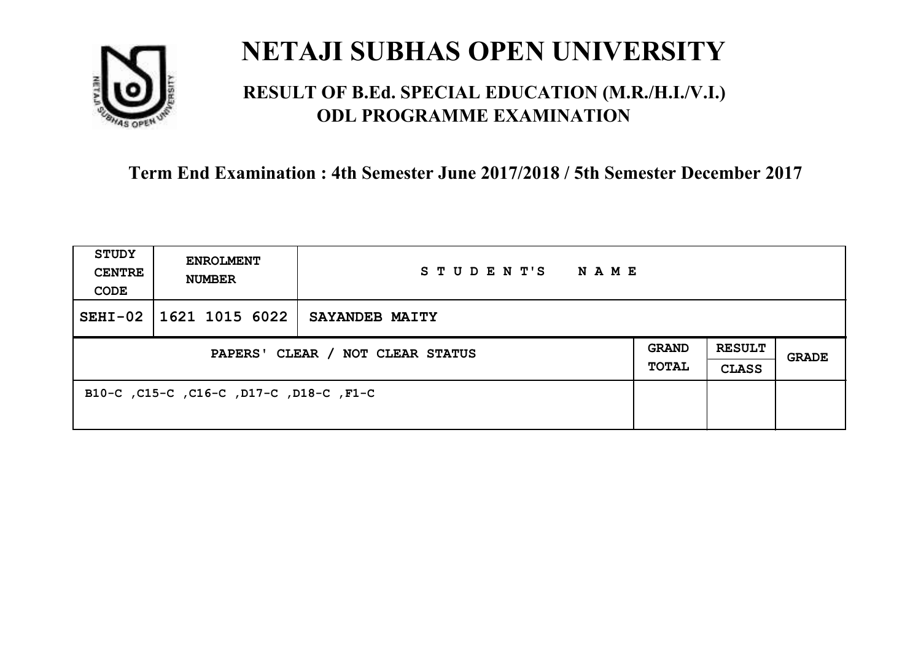# NETAJI SUBHAS OPEN UNIVERSITY

## RESULT OF B.Ed. SPECIAL EDUCATION (M.R./H.I./V.I.) ODL PROGRAMME EXAMINATION

**Term End Examination : 4th Semester June 2017/2018 / 5th Semester December 2017**

| STUDY CENTRE CODE | ENROLMENT NUMBER | STUDENT'S NAME | | | |
|---|---|---|---|---|---|
| SEHI-02 | 1621 1015 6022 | SAYANDEB MAITY | | | |
| PAPERS' CLEAR / NOT CLEAR STATUS | | | GRAND TOTAL | RESULT CLASS | GRADE |
| B10-C ,C15-C ,C16-C ,D17-C ,D18-C ,F1-C | | | | | |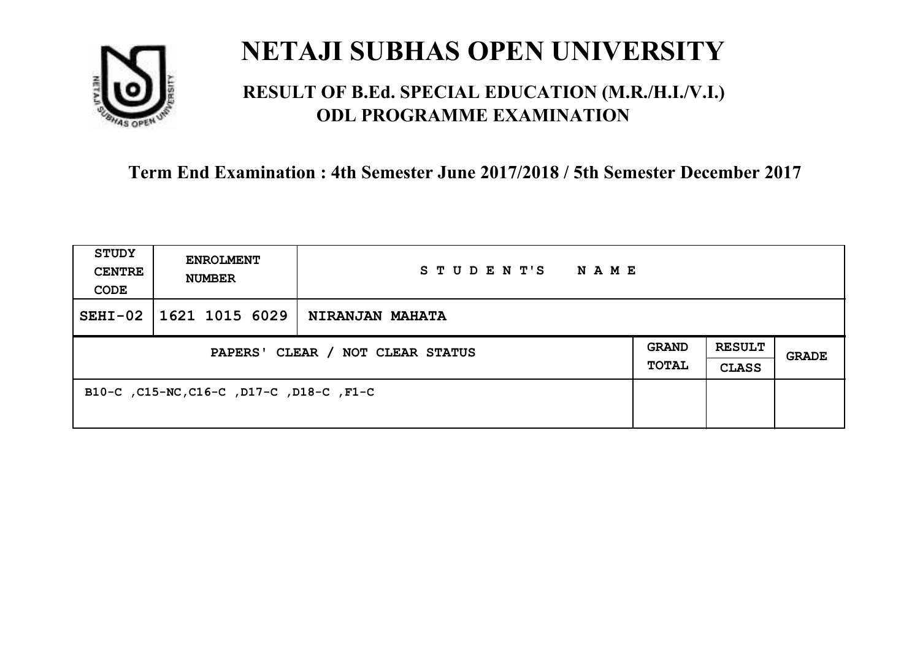# NETAJI SUBHAS OPEN UNIVERSITY

## RESULT OF B.Ed. SPECIAL EDUCATION (M.R./H.I./V.I.) ODL PROGRAMME EXAMINATION

**Term End Examination : 4th Semester June 2017/2018 / 5th Semester December 2017**

| STUDY CENTRE CODE | ENROLMENT NUMBER | STUDENT'S NAME | | | |
|---|---|---|---|---|---|
| SEHI-02 | 1621 1015 6029 | NIRANJAN MAHATA | | | |
| PAPERS' CLEAR / NOT CLEAR STATUS | | | GRAND TOTAL | RESULT CLASS | GRADE |
| B10-C ,C15-NC,C16-C ,D17-C ,D18-C ,F1-C | | | | | |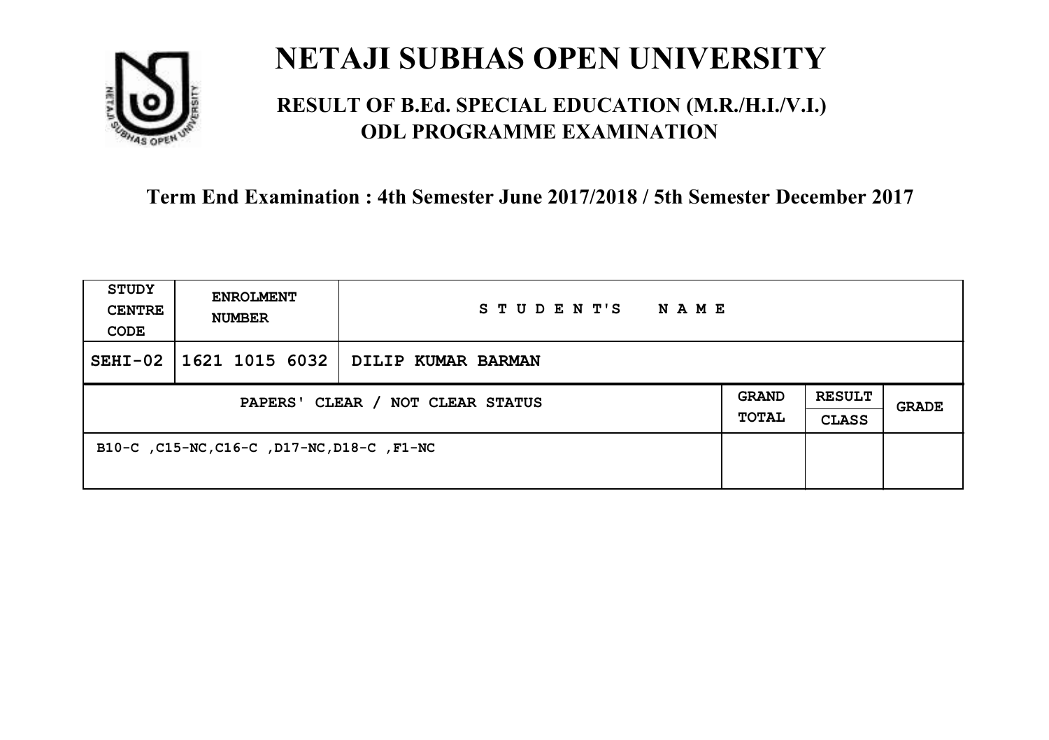# NETAJI SUBHAS OPEN UNIVERSITY

## RESULT OF B.Ed. SPECIAL EDUCATION (M.R./H.I./V.I.) ODL PROGRAMME EXAMINATION

**Term End Examination : 4th Semester June 2017/2018 / 5th Semester December 2017**

| STUDY CENTRE CODE | ENROLMENT NUMBER | STUDENT'S NAME | | | |
|---|---|---|---|---|---|
| SEHI-02 | 1621 1015 6032 | DILIP KUMAR BARMAN | | | |
| PAPERS' CLEAR / NOT CLEAR STATUS | | | GRAND TOTAL | RESULT CLASS | GRADE |
| B10-C ,C15-NC,C16-C ,D17-NC,D18-C ,F1-NC | | | | | |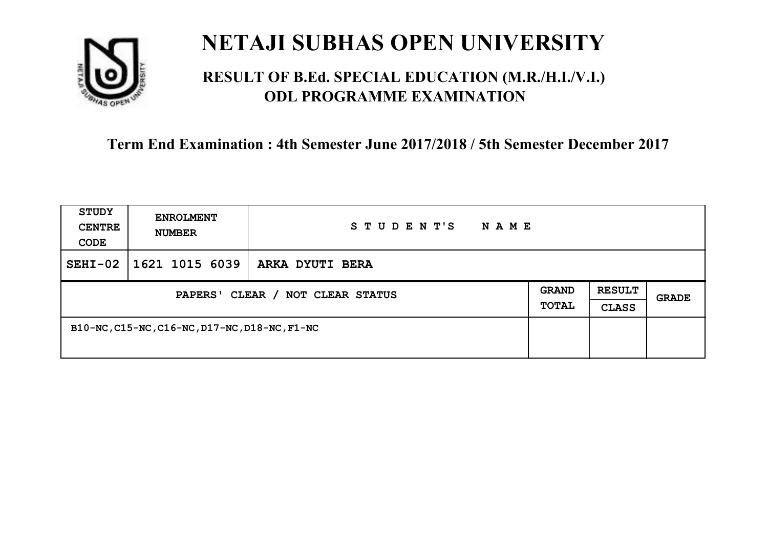# NETAJI SUBHAS OPEN UNIVERSITY

## RESULT OF B.Ed. SPECIAL EDUCATION (M.R./H.I./V.I.) ODL PROGRAMME EXAMINATION

**Term End Examination : 4th Semester June 2017/2018 / 5th Semester December 2017**

| STUDY CENTRE CODE | ENROLMENT NUMBER | STUDENT'S NAME | | | |
|---|---|---|---|---|---|
| SEHI-02 | 1621 1015 6039 | ARKA DYUTI BERA | | | |
| PAPERS' CLEAR / NOT CLEAR STATUS | | | GRAND TOTAL | RESULT CLASS | GRADE |
| B10-NC,C15-NC,C16-NC,D17-NC,D18-NC,F1-NC | | | | | |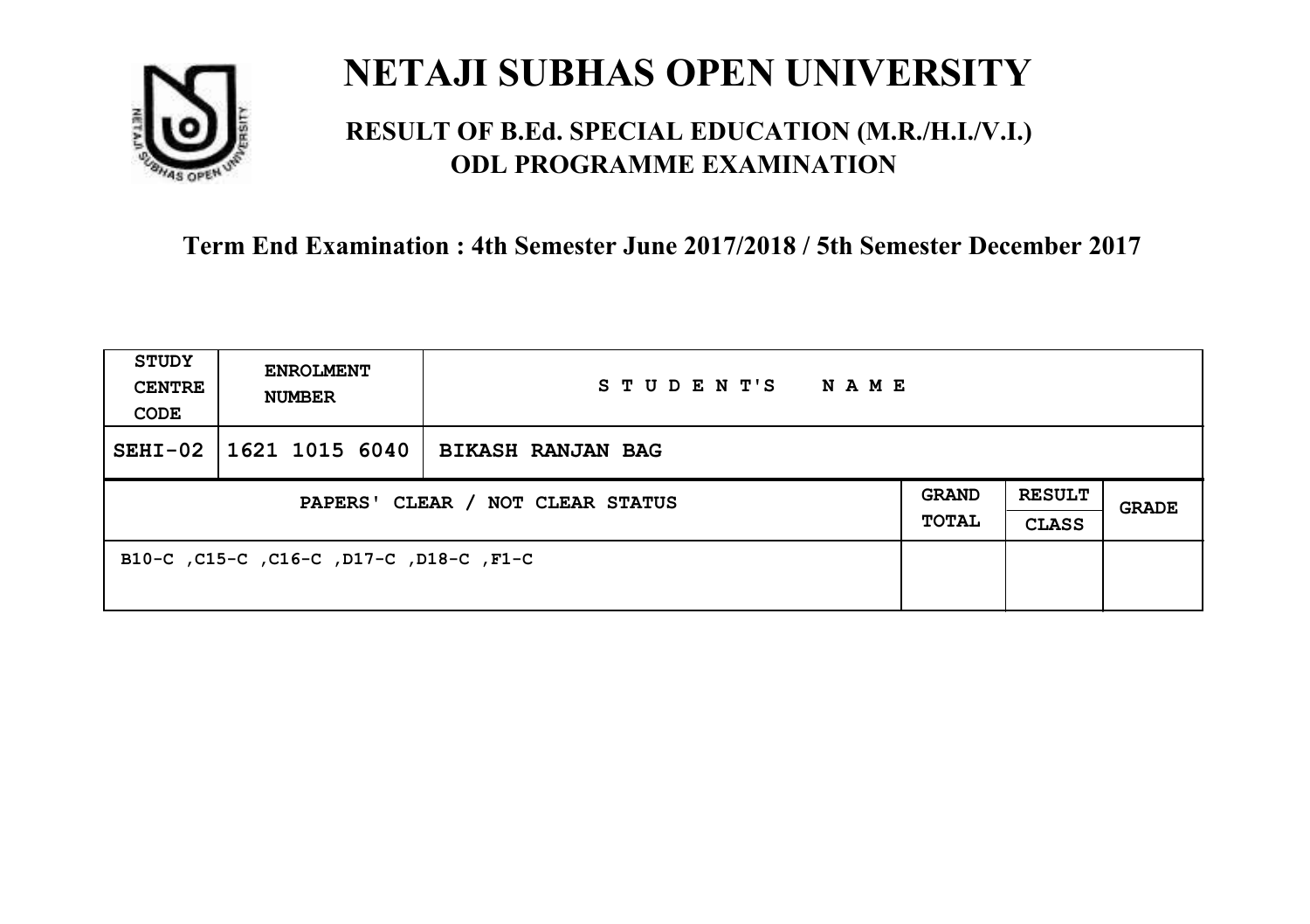# NETAJI SUBHAS OPEN UNIVERSITY

## RESULT OF B.Ed. SPECIAL EDUCATION (M.R./H.I./V.I.) ODL PROGRAMME EXAMINATION

**Term End Examination : 4th Semester June 2017/2018 / 5th Semester December 2017**

| STUDY CENTRE CODE | ENROLMENT NUMBER | STUDENT'S NAME | | | |
|---|---|---|---|---|---|
| SEHI-02 | 1621 1015 6040 | BIKASH RANJAN BAG | | | |
| PAPERS' CLEAR / NOT CLEAR STATUS | | | GRAND TOTAL | RESULT CLASS | GRADE |
| B10-C ,C15-C ,C16-C ,D17-C ,D18-C ,F1-C | | | | | |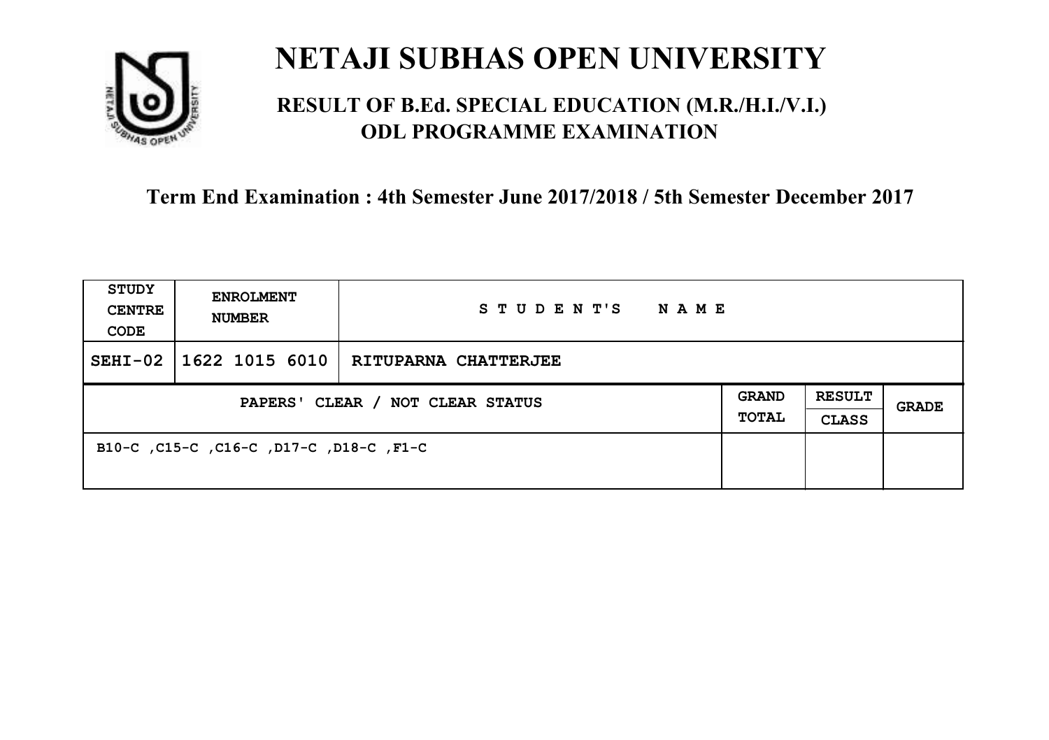# NETAJI SUBHAS OPEN UNIVERSITY

## RESULT OF B.Ed. SPECIAL EDUCATION (M.R./H.I./V.I.) ODL PROGRAMME EXAMINATION

### Term End Examination : 4th Semester June 2017/2018 / 5th Semester December 2017

| STUDY CENTRE CODE | ENROLMENT NUMBER | STUDENT'S NAME | | | |
|---|---|---|---|---|---|
| SEHI-02 | 1622 1015 6010 | RITUPARNA CHATTERJEE | | | |
| PAPERS' CLEAR / NOT CLEAR STATUS | | | GRAND TOTAL | RESULT CLASS | GRADE |
| B10-C ,C15-C ,C16-C ,D17-C ,D18-C ,F1-C | | | | | |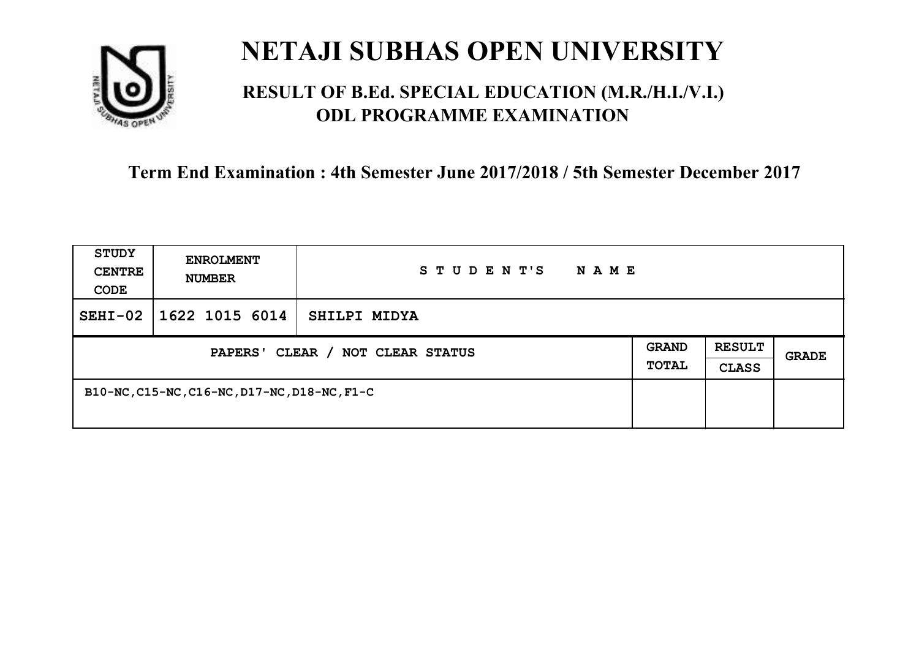# NETAJI SUBHAS OPEN UNIVERSITY

## RESULT OF B.Ed. SPECIAL EDUCATION (M.R./H.I./V.I.) ODL PROGRAMME EXAMINATION

**Term End Examination : 4th Semester June 2017/2018 / 5th Semester December 2017**

| STUDY CENTRE CODE | ENROLMENT NUMBER | STUDENT'S NAME | | | |
|---|---|---|---|---|---|
| SEHI-02 | 1622 1015 6014 | SHILPI MIDYA | | | |
| PAPERS' CLEAR / NOT CLEAR STATUS | | | GRAND TOTAL | RESULT CLASS | GRADE |
| B10-NC,C15-NC,C16-NC,D17-NC,D18-NC,F1-C | | | | | |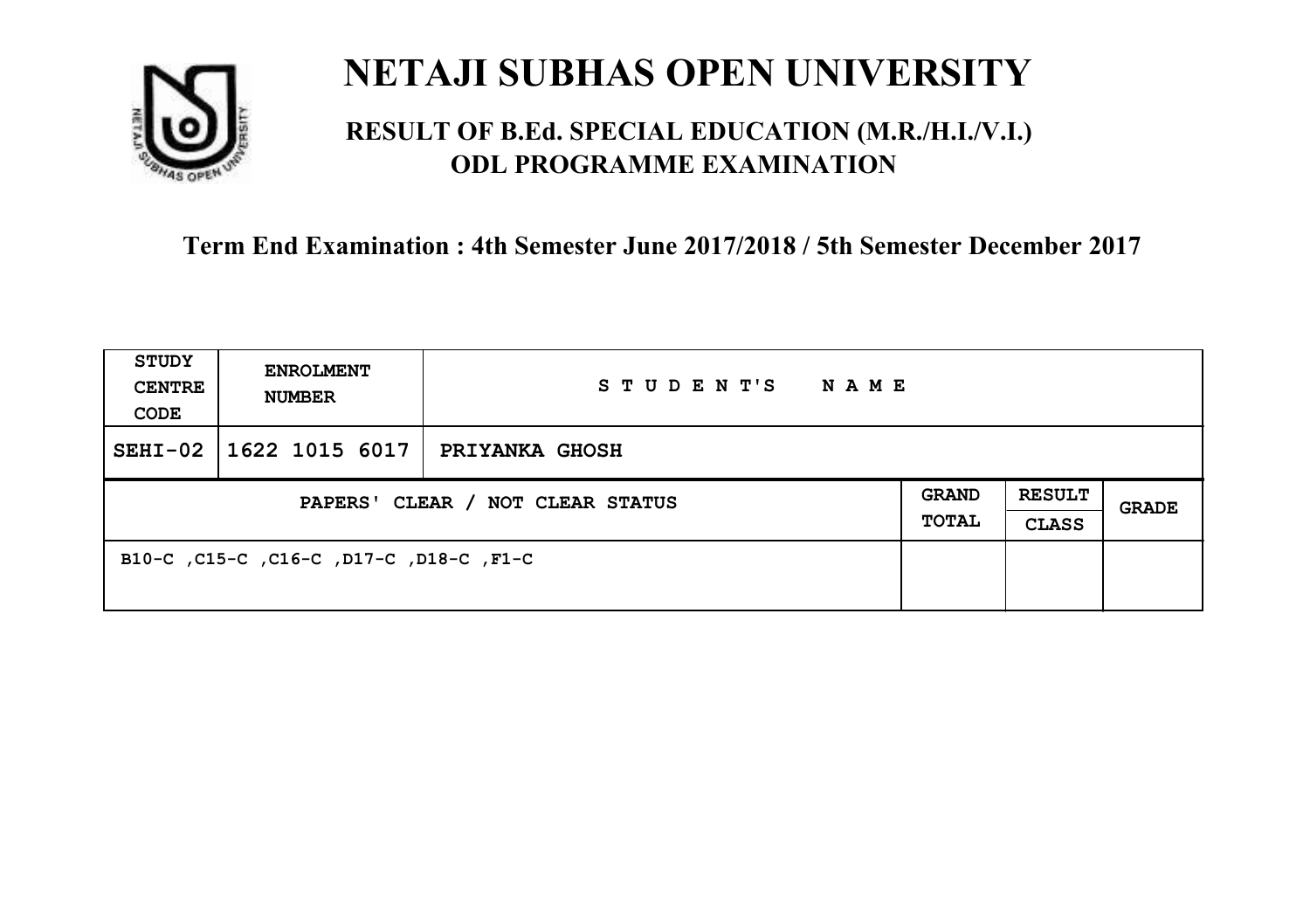# NETAJI SUBHAS OPEN UNIVERSITY

## RESULT OF B.Ed. SPECIAL EDUCATION (M.R./H.I./V.I.) ODL PROGRAMME EXAMINATION

### Term End Examination : 4th Semester June 2017/2018 / 5th Semester December 2017

| STUDY CENTRE CODE | ENROLMENT NUMBER | STUDENT'S NAME | | | |
|---|---|---|---|---|---|
| SEHI-02 | 1622 1015 6017 | PRIYANKA GHOSH | | | |
| PAPERS' CLEAR / NOT CLEAR STATUS | | | GRAND TOTAL | RESULT CLASS | GRADE |
| B10-C ,C15-C ,C16-C ,D17-C ,D18-C ,F1-C | | | | | |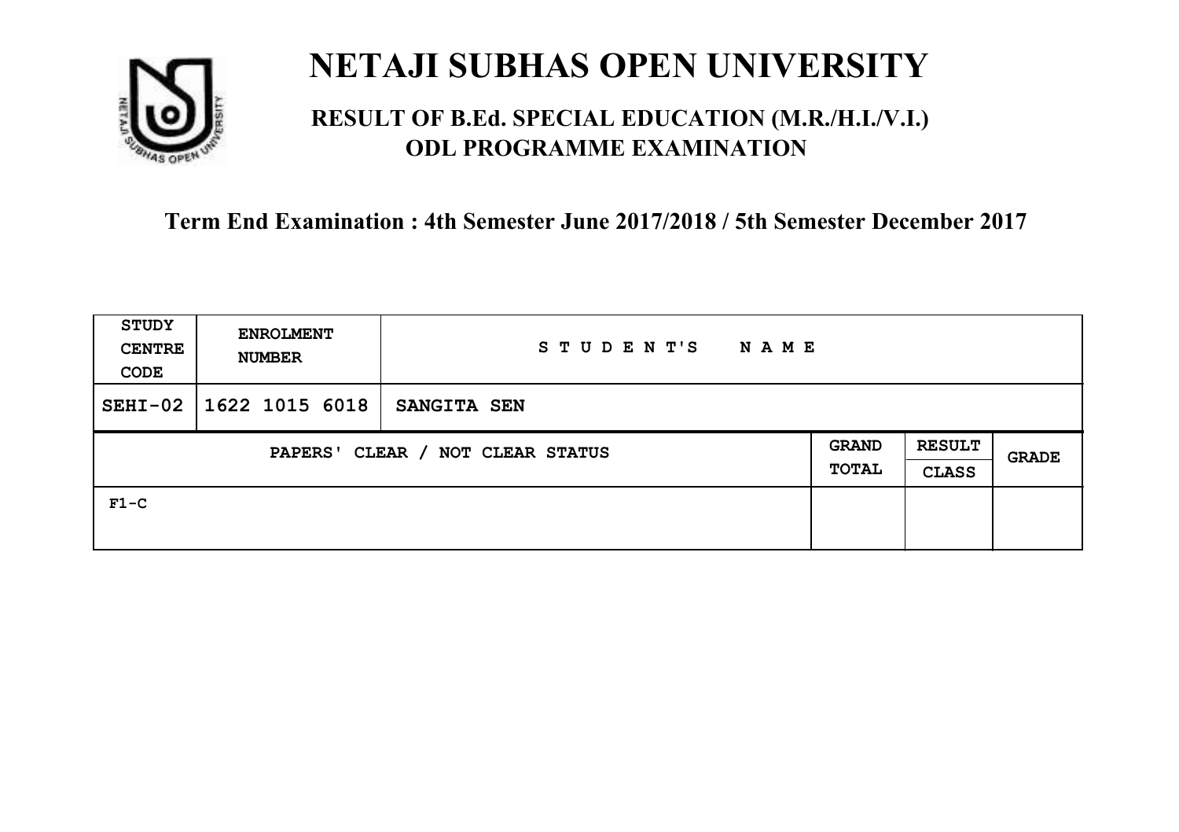# NETAJI SUBHAS OPEN UNIVERSITY

## RESULT OF B.Ed. SPECIAL EDUCATION (M.R./H.I./V.I.) ODL PROGRAMME EXAMINATION

### Term End Examination : 4th Semester June 2017/2018 / 5th Semester December 2017

| STUDY CENTRE CODE | ENROLMENT NUMBER | STUDENT'S NAME | | | |
|---|---|---|---|---|---|
| SEHI-02 | 1622 1015 6018 | SANGITA SEN | | | |
| PAPERS' CLEAR / NOT CLEAR STATUS | | | GRAND TOTAL | RESULT CLASS | GRADE |
| F1-C | | | | | |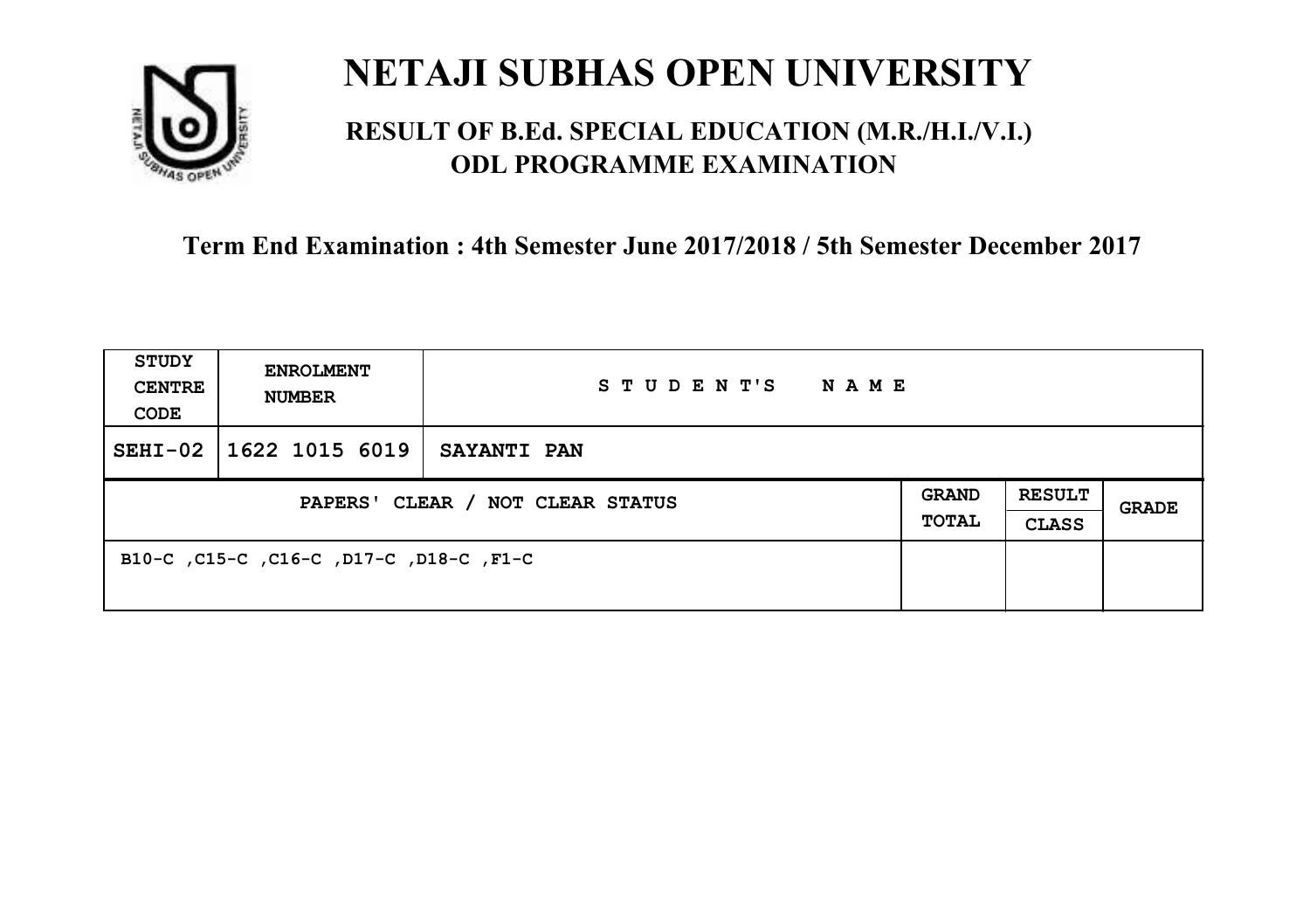# NETAJI SUBHAS OPEN UNIVERSITY

## RESULT OF B.Ed. SPECIAL EDUCATION (M.R./H.I./V.I.) ODL PROGRAMME EXAMINATION

**Term End Examination : 4th Semester June 2017/2018 / 5th Semester December 2017**

| STUDY CENTRE CODE | ENROLMENT NUMBER | STUDENT'S NAME | | | |
|---|---|---|---|---|---|
| SEHI-02 | 1622 1015 6019 | SAYANTI PAN | | | |
| PAPERS' CLEAR / NOT CLEAR STATUS | | | GRAND TOTAL | RESULT CLASS | GRADE |
| B10-C ,C15-C ,C16-C ,D17-C ,D18-C ,F1-C | | | | | |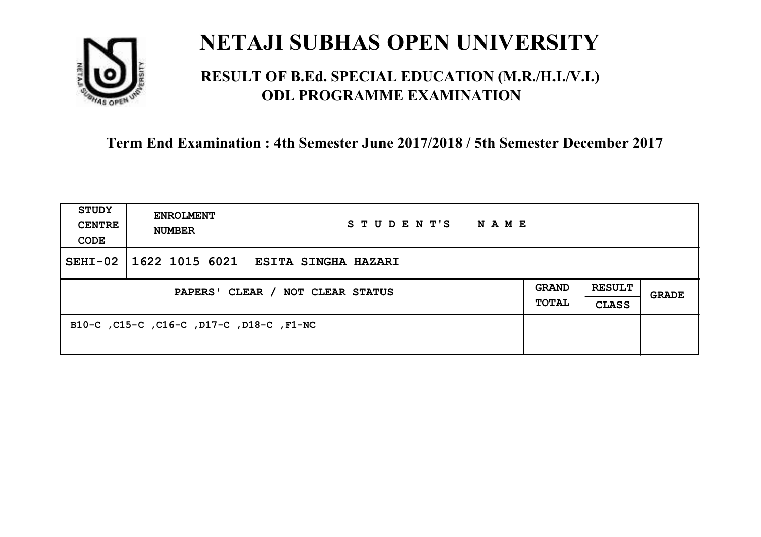# NETAJI SUBHAS OPEN UNIVERSITY

## RESULT OF B.Ed. SPECIAL EDUCATION (M.R./H.I./V.I.) ODL PROGRAMME EXAMINATION

### Term End Examination : 4th Semester June 2017/2018 / 5th Semester December 2017

| STUDY CENTRE CODE | ENROLMENT NUMBER | STUDENT'S NAME | | | |
|---|---|---|---|---|---|
| SEHI-02 | 1622 1015 6021 | ESITA SINGHA HAZARI | | | |
| PAPERS' CLEAR / NOT CLEAR STATUS | | | GRAND TOTAL | RESULT CLASS | GRADE |
| B10-C ,C15-C ,C16-C ,D17-C ,D18-C ,F1-NC | | | | | |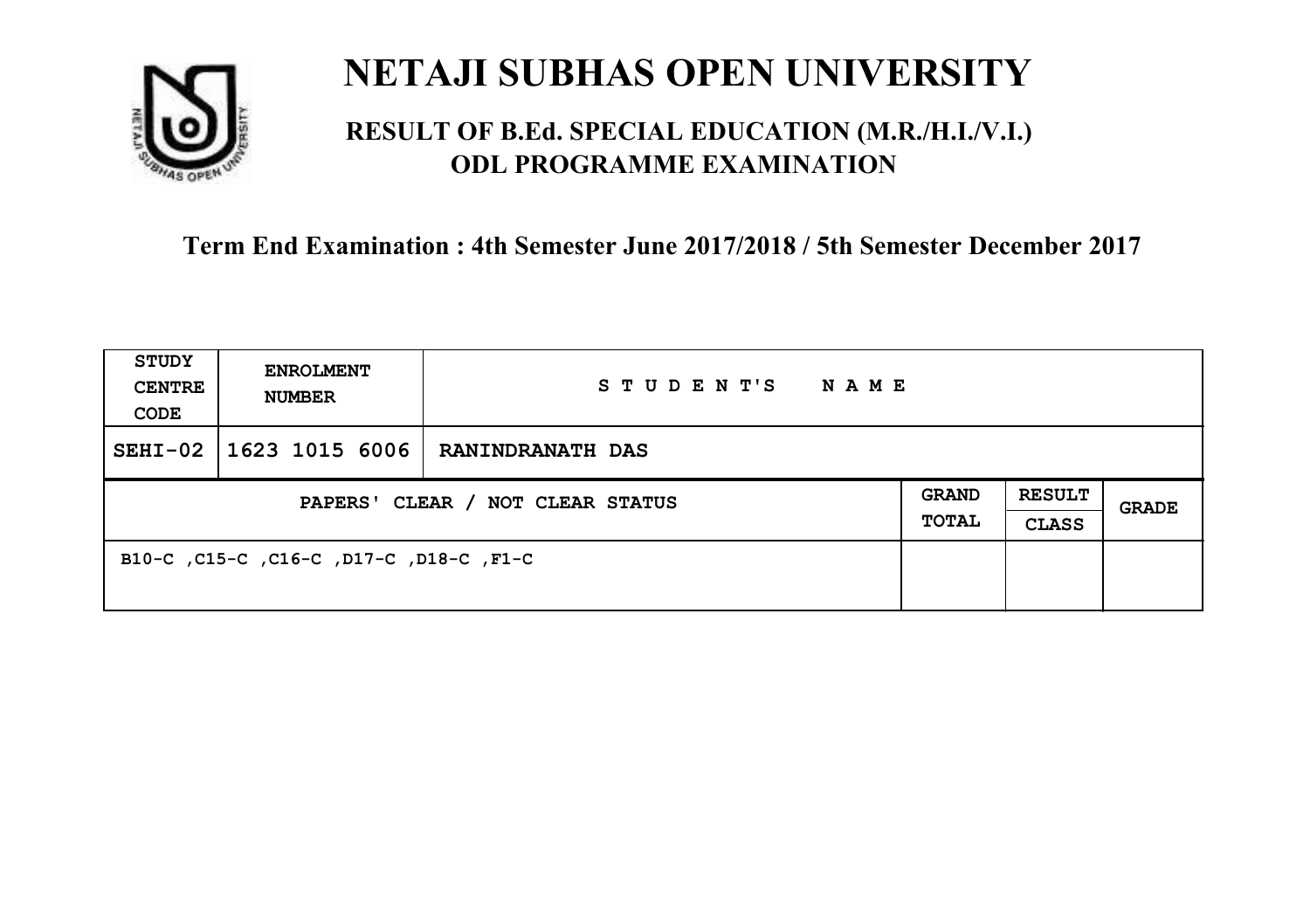# NETAJI SUBHAS OPEN UNIVERSITY

## RESULT OF B.Ed. SPECIAL EDUCATION (M.R./H.I./V.I.) ODL PROGRAMME EXAMINATION

### Term End Examination : 4th Semester June 2017/2018 / 5th Semester December 2017

| STUDY CENTRE CODE | ENROLMENT NUMBER | STUDENT'S NAME | | | |
|---|---|---|---|---|---|
| SEHI-02 | 1623 1015 6006 | RANINDRANATH DAS | | | |
| PAPERS' CLEAR / NOT CLEAR STATUS | | | GRAND TOTAL | RESULT CLASS | GRADE |
| B10-C ,C15-C ,C16-C ,D17-C ,D18-C ,F1-C | | | | | |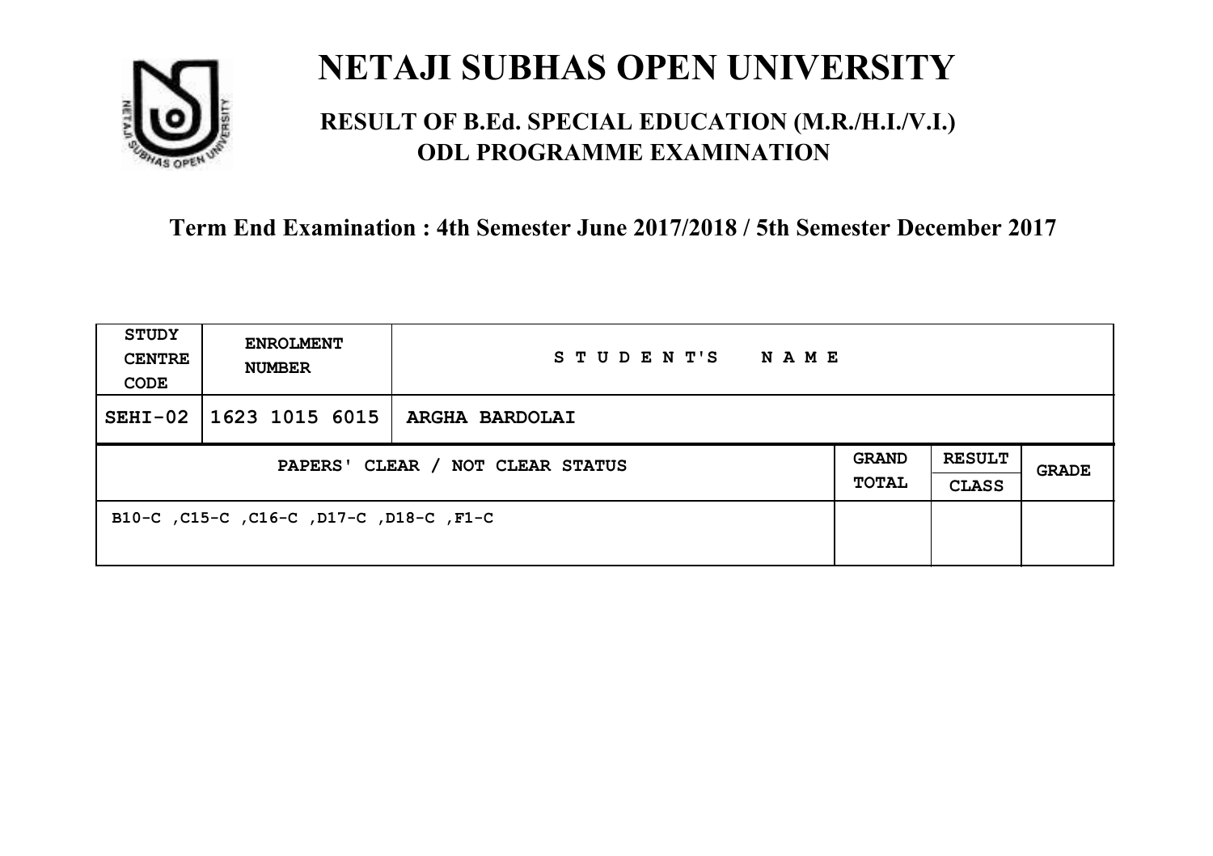# NETAJI SUBHAS OPEN UNIVERSITY

## RESULT OF B.Ed. SPECIAL EDUCATION (M.R./H.I./V.I.) ODL PROGRAMME EXAMINATION

**Term End Examination : 4th Semester June 2017/2018 / 5th Semester December 2017**

| STUDY CENTRE CODE | ENROLMENT NUMBER | STUDENT'S NAME | | | |
|---|---|---|---|---|---|
| SEHI-02 | 1623 1015 6015 | ARGHA BARDOLAI | | | |
| PAPERS' CLEAR / NOT CLEAR STATUS | | | GRAND TOTAL | RESULT CLASS | GRADE |
| B10-C ,C15-C ,C16-C ,D17-C ,D18-C ,F1-C | | | | | |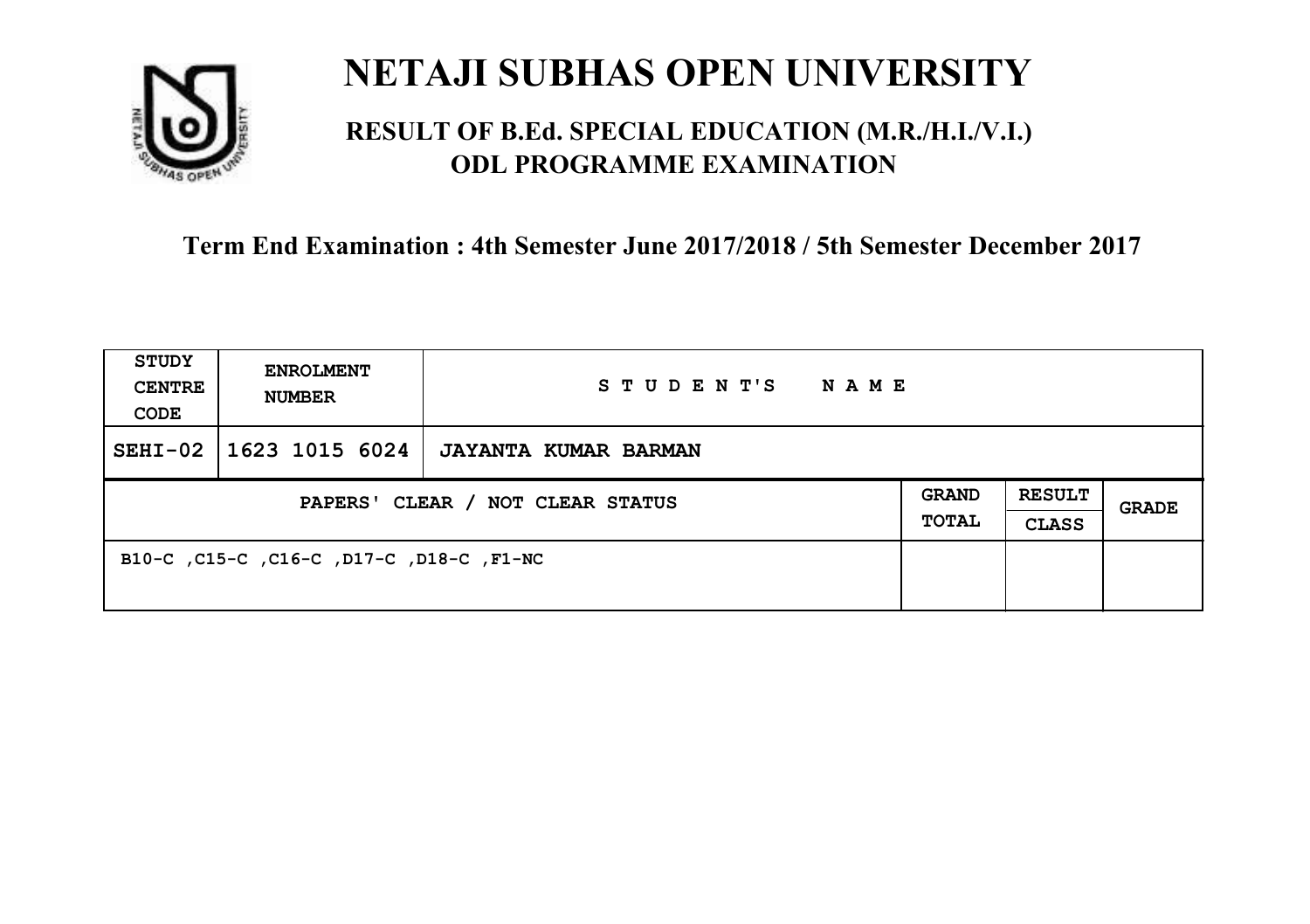# NETAJI SUBHAS OPEN UNIVERSITY

## RESULT OF B.Ed. SPECIAL EDUCATION (M.R./H.I./V.I.) ODL PROGRAMME EXAMINATION

### Term End Examination : 4th Semester June 2017/2018 / 5th Semester December 2017

| STUDY CENTRE CODE | ENROLMENT NUMBER | STUDENT'S NAME | | | |
|---|---|---|---|---|---|
| SEHI-02 | 1623 1015 6024 | JAYANTA KUMAR BARMAN | | | |
| PAPERS' CLEAR / NOT CLEAR STATUS | | | GRAND TOTAL | RESULT CLASS | GRADE |
| B10-C ,C15-C ,C16-C ,D17-C ,D18-C ,F1-NC | | | | | |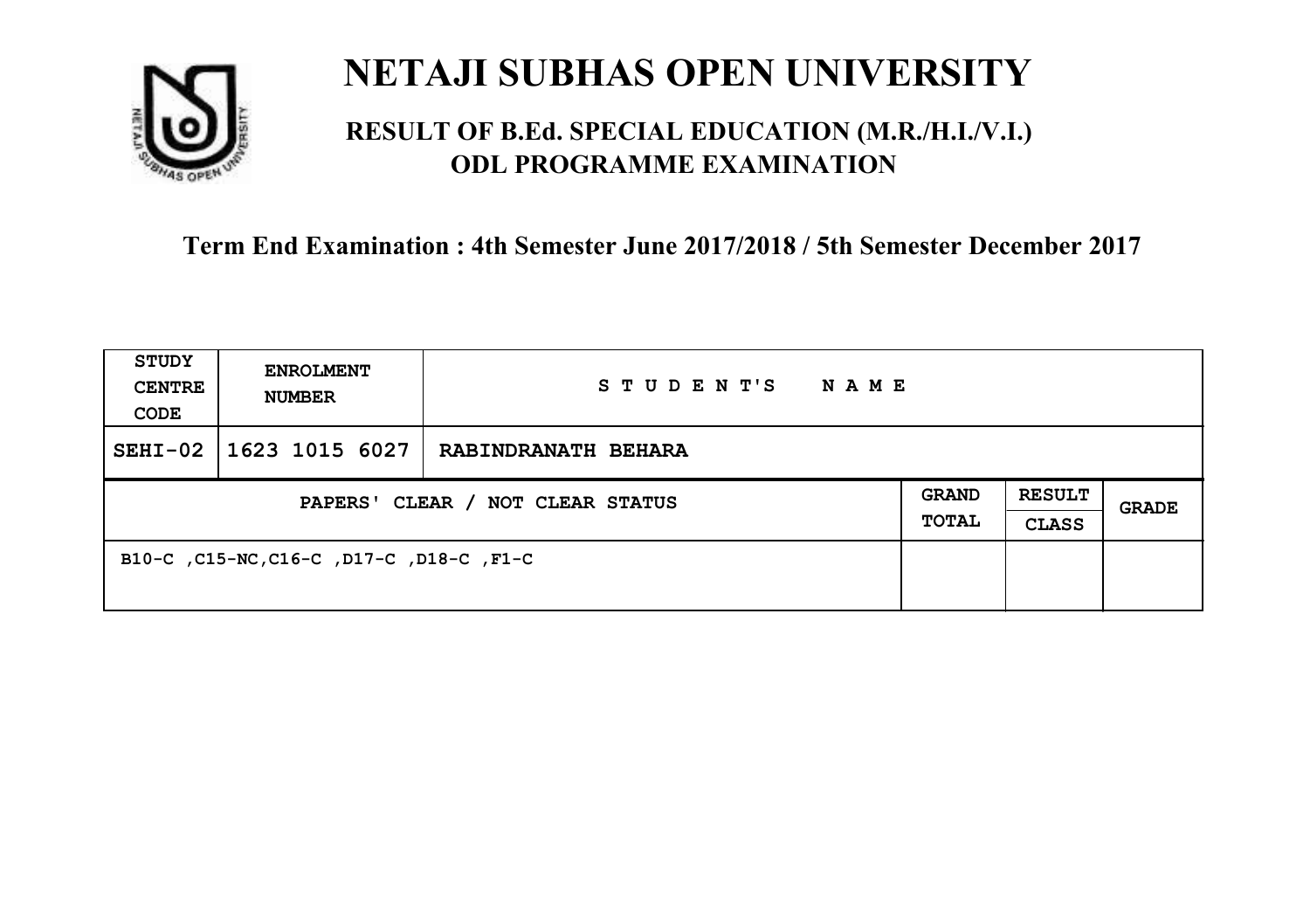# NETAJI SUBHAS OPEN UNIVERSITY

## RESULT OF B.Ed. SPECIAL EDUCATION (M.R./H.I./V.I.) ODL PROGRAMME EXAMINATION

### Term End Examination : 4th Semester June 2017/2018 / 5th Semester December 2017

| STUDY CENTRE CODE | ENROLMENT NUMBER | STUDENT'S NAME | | | |
|---|---|---|---|---|---|
| SEHI-02 | 1623 1015 6027 | RABINDRANATH BEHARA | | | |
| PAPERS' CLEAR / NOT CLEAR STATUS | | | GRAND TOTAL | RESULT CLASS | GRADE |
| B10-C ,C15-NC,C16-C ,D17-C ,D18-C ,F1-C | | | | | |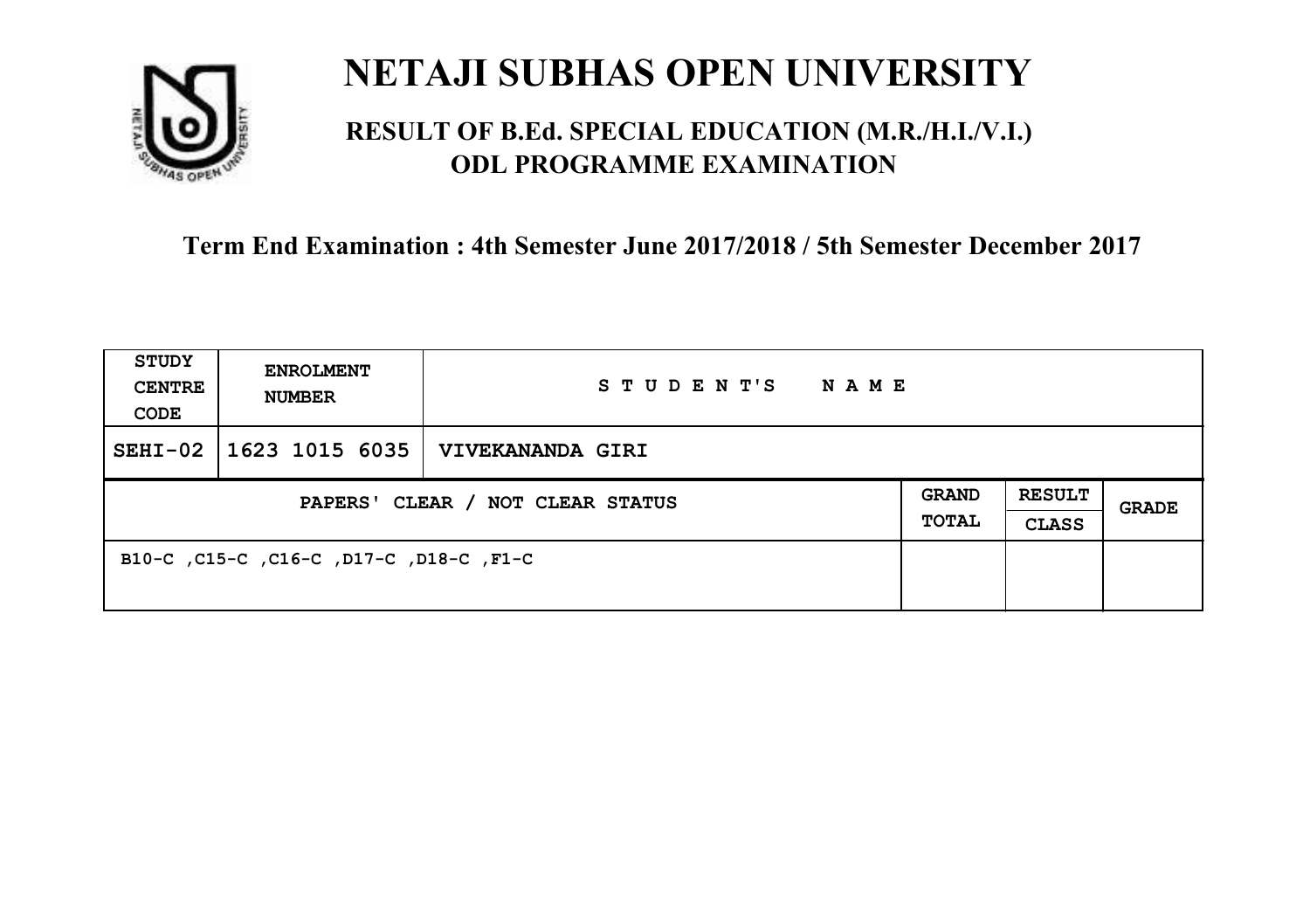# NETAJI SUBHAS OPEN UNIVERSITY

## RESULT OF B.Ed. SPECIAL EDUCATION (M.R./H.I./V.I.) ODL PROGRAMME EXAMINATION

**Term End Examination : 4th Semester June 2017/2018 / 5th Semester December 2017**

| STUDY CENTRE CODE | ENROLMENT NUMBER | STUDENT'S NAME | | | |
|---|---|---|---|---|---|
| SEHI-02 | 1623 1015 6035 | VIVEKANANDA GIRI | | | |
| PAPERS' CLEAR / NOT CLEAR STATUS | | | GRAND TOTAL | RESULT CLASS | GRADE |
| B10-C ,C15-C ,C16-C ,D17-C ,D18-C ,F1-C | | | | | |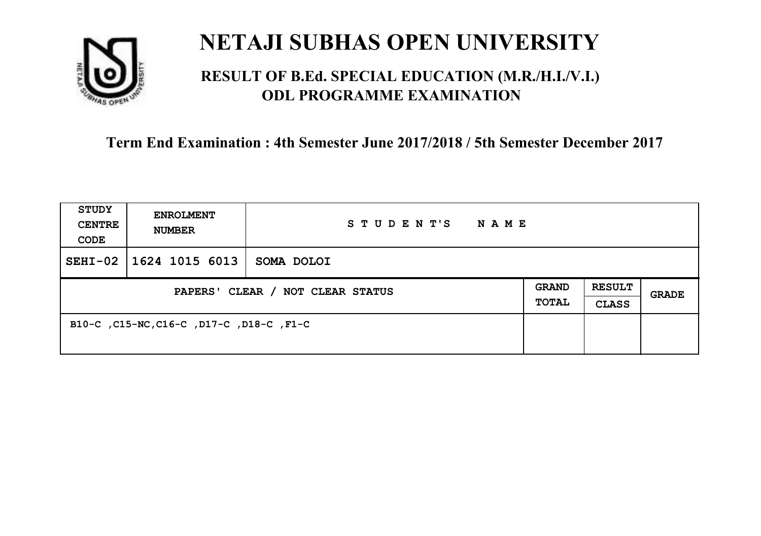# NETAJI SUBHAS OPEN UNIVERSITY

## RESULT OF B.Ed. SPECIAL EDUCATION (M.R./H.I./V.I.) ODL PROGRAMME EXAMINATION

**Term End Examination : 4th Semester June 2017/2018 / 5th Semester December 2017**

| STUDY CENTRE CODE | ENROLMENT NUMBER | STUDENT'S NAME | | | |
|---|---|---|---|---|---|
| SEHI-02 | 1624 1015 6013 | SOMA DOLOI | | | |
| PAPERS' CLEAR / NOT CLEAR STATUS | | | GRAND TOTAL | RESULT CLASS | GRADE |
| B10-C ,C15-NC,C16-C ,D17-C ,D18-C ,F1-C | | | | | |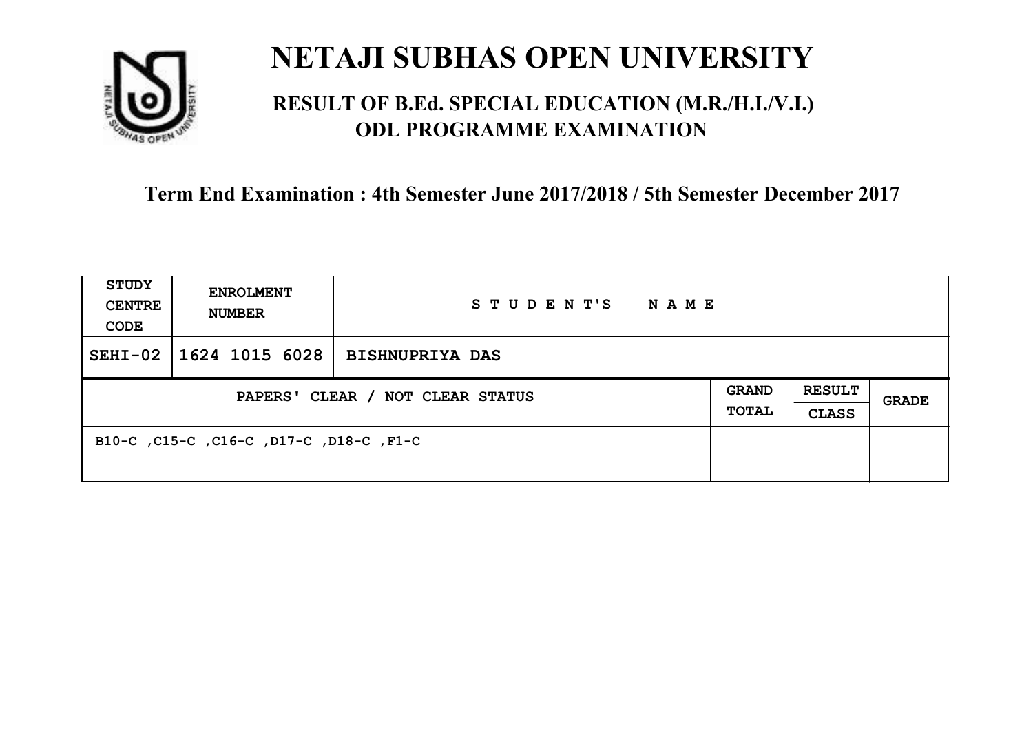# NETAJI SUBHAS OPEN UNIVERSITY

## RESULT OF B.Ed. SPECIAL EDUCATION (M.R./H.I./V.I.) ODL PROGRAMME EXAMINATION

**Term End Examination : 4th Semester June 2017/2018 / 5th Semester December 2017**

| STUDY CENTRE CODE | ENROLMENT NUMBER | STUDENT'S NAME | | | |
|---|---|---|---|---|---|
| SEHI-02 | 1624 1015 6028 | BISHNUPRIYA DAS | | | |
| PAPERS' CLEAR / NOT CLEAR STATUS | | | GRAND TOTAL | RESULT CLASS | GRADE |
| B10-C ,C15-C ,C16-C ,D17-C ,D18-C ,F1-C | | | | | |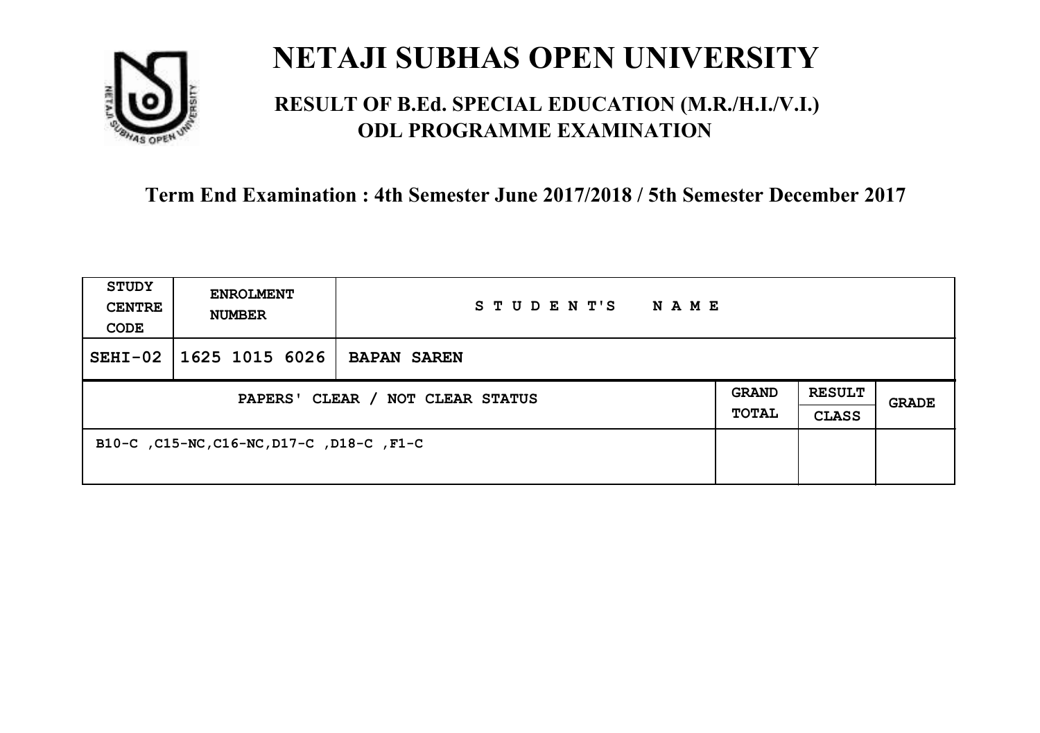# NETAJI SUBHAS OPEN UNIVERSITY

## RESULT OF B.Ed. SPECIAL EDUCATION (M.R./H.I./V.I.) ODL PROGRAMME EXAMINATION

**Term End Examination : 4th Semester June 2017/2018 / 5th Semester December 2017**

| STUDY CENTRE CODE | ENROLMENT NUMBER | STUDENT'S NAME | | | |
|---|---|---|---|---|---|
| SEHI-02 | 1625 1015 6026 | BAPAN SAREN | | | |
| PAPERS' CLEAR / NOT CLEAR STATUS | | | GRAND TOTAL | RESULT CLASS | GRADE |
| B10-C ,C15-NC,C16-NC,D17-C ,D18-C ,F1-C | | | | | |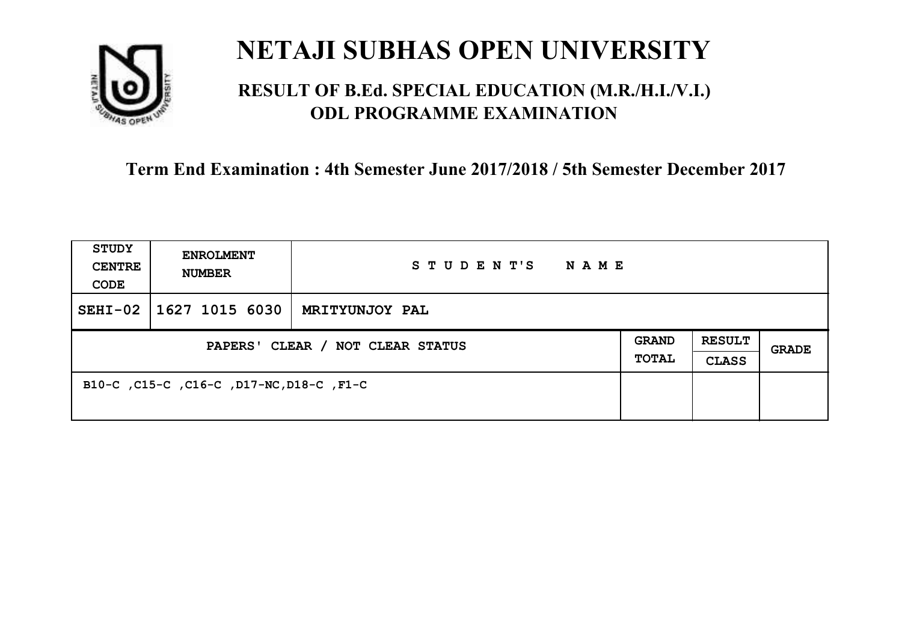# NETAJI SUBHAS OPEN UNIVERSITY

## RESULT OF B.Ed. SPECIAL EDUCATION (M.R./H.I./V.I.) ODL PROGRAMME EXAMINATION

### Term End Examination : 4th Semester June 2017/2018 / 5th Semester December 2017

| STUDY CENTRE CODE | ENROLMENT NUMBER | STUDENT'S NAME | | | |
|---|---|---|---|---|---|
| SEHI-02 | 1627 1015 6030 | MRITYUNJOY PAL | | | |
| PAPERS' CLEAR / NOT CLEAR STATUS | | | GRAND TOTAL | RESULT CLASS | GRADE |
| B10-C ,C15-C ,C16-C ,D17-NC,D18-C ,F1-C | | | | | |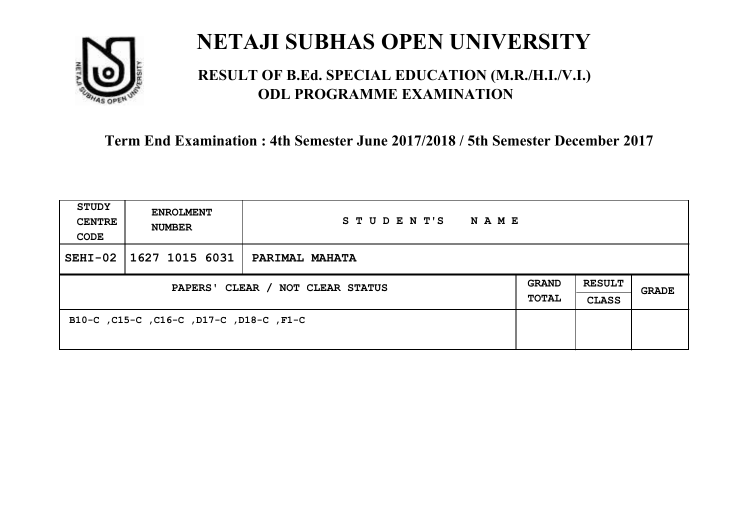# NETAJI SUBHAS OPEN UNIVERSITY

## RESULT OF B.Ed. SPECIAL EDUCATION (M.R./H.I./V.I.) ODL PROGRAMME EXAMINATION

### Term End Examination : 4th Semester June 2017/2018 / 5th Semester December 2017

| STUDY CENTRE CODE | ENROLMENT NUMBER | STUDENT'S NAME | | | |
|---|---|---|---|---|---|
| SEHI-02 | 1627 1015 6031 | PARIMAL MAHATA | | | |
| PAPERS' CLEAR / NOT CLEAR STATUS | | | GRAND TOTAL | RESULT CLASS | GRADE |
| B10-C ,C15-C ,C16-C ,D17-C ,D18-C ,F1-C | | | | | |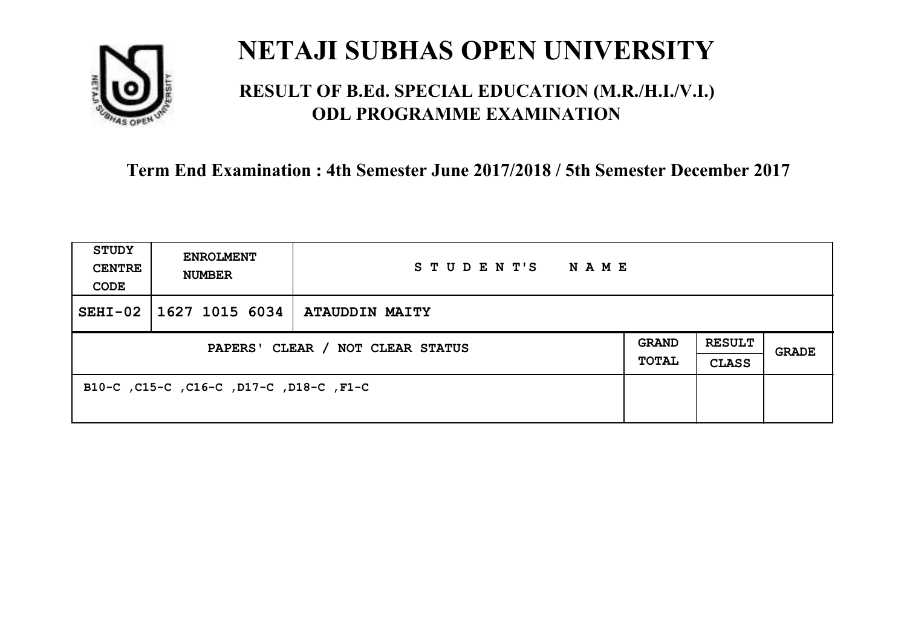# NETAJI SUBHAS OPEN UNIVERSITY

## RESULT OF B.Ed. SPECIAL EDUCATION (M.R./H.I./V.I.) ODL PROGRAMME EXAMINATION

**Term End Examination : 4th Semester June 2017/2018 / 5th Semester December 2017**

| STUDY CENTRE CODE | ENROLMENT NUMBER | STUDENT'S NAME | | | |
|---|---|---|---|---|---|
| SEHI-02 | 1627 1015 6034 | ATAUDDIN MAITY | | | |
| PAPERS' CLEAR / NOT CLEAR STATUS | | | GRAND TOTAL | RESULT CLASS | GRADE |
| B10-C ,C15-C ,C16-C ,D17-C ,D18-C ,F1-C | | | | | |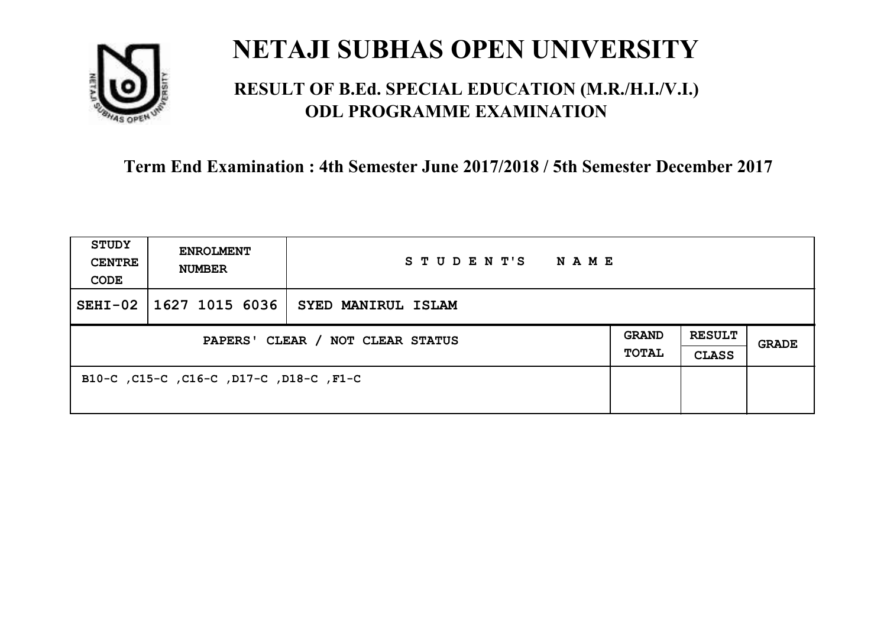# NETAJI SUBHAS OPEN UNIVERSITY

## RESULT OF B.Ed. SPECIAL EDUCATION (M.R./H.I./V.I.) ODL PROGRAMME EXAMINATION

**Term End Examination : 4th Semester June 2017/2018 / 5th Semester December 2017**

| STUDY CENTRE CODE | ENROLMENT NUMBER | STUDENT'S NAME | | | |
|---|---|---|---|---|---|
| SEHI-02 | 1627 1015 6036 | SYED MANIRUL ISLAM | | | |
| PAPERS' CLEAR / NOT CLEAR STATUS | | | GRAND TOTAL | RESULT CLASS | GRADE |
| B10-C ,C15-C ,C16-C ,D17-C ,D18-C ,F1-C | | | | | |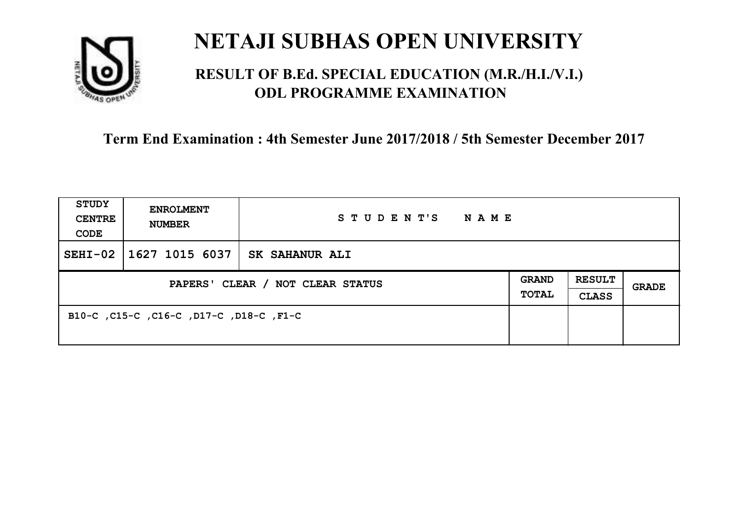# NETAJI SUBHAS OPEN UNIVERSITY

## RESULT OF B.Ed. SPECIAL EDUCATION (M.R./H.I./V.I.) ODL PROGRAMME EXAMINATION

**Term End Examination : 4th Semester June 2017/2018 / 5th Semester December 2017**

| STUDY CENTRE CODE | ENROLMENT NUMBER | STUDENT'S NAME | | | |
|---|---|---|---|---|---|
| SEHI-02 | 1627 1015 6037 | SK SAHANUR ALI | | | |
| PAPERS' CLEAR / NOT CLEAR STATUS | | | GRAND TOTAL | RESULT CLASS | GRADE |
| B10-C ,C15-C ,C16-C ,D17-C ,D18-C ,F1-C | | | | | |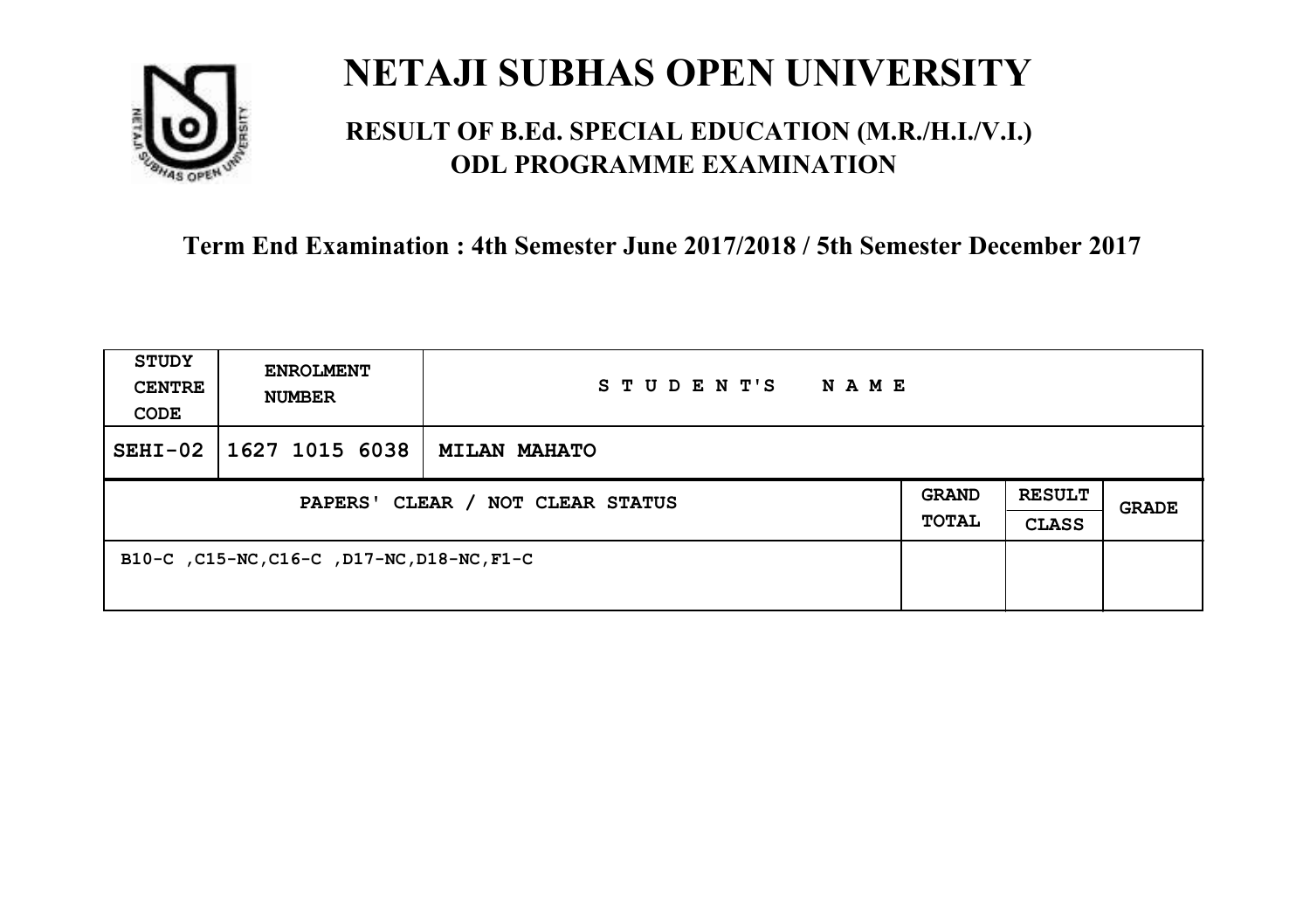# NETAJI SUBHAS OPEN UNIVERSITY

## RESULT OF B.Ed. SPECIAL EDUCATION (M.R./H.I./V.I.) ODL PROGRAMME EXAMINATION

### Term End Examination : 4th Semester June 2017/2018 / 5th Semester December 2017

| STUDY CENTRE CODE | ENROLMENT NUMBER | STUDENT'S NAME | | | |
|---|---|---|---|---|---|
| SEHI-02 | 1627 1015 6038 | MILAN MAHATO | | | |
| PAPERS' CLEAR / NOT CLEAR STATUS | | | GRAND TOTAL | RESULT CLASS | GRADE |
| B10-C ,C15-NC,C16-C ,D17-NC,D18-NC,F1-C | | | | | |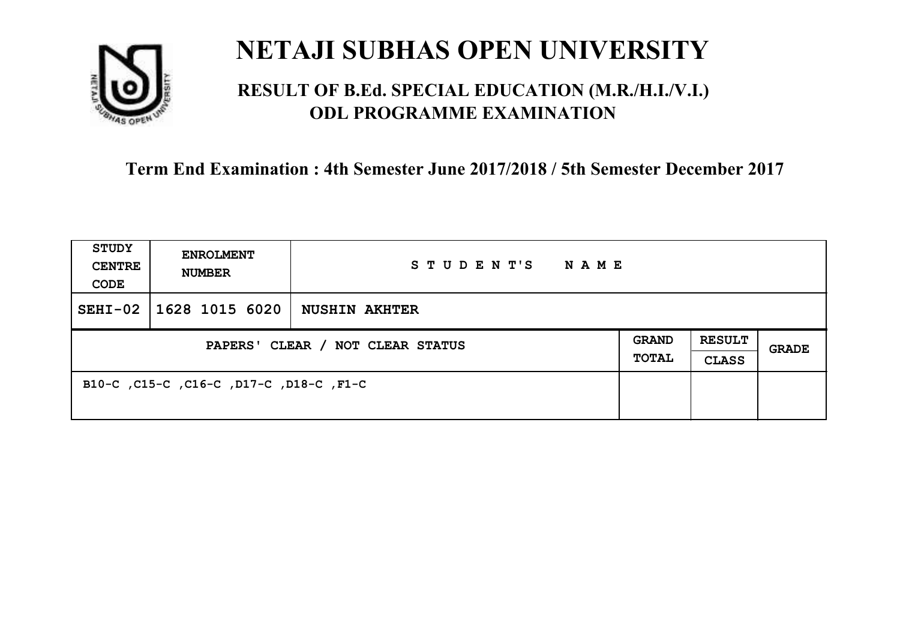# NETAJI SUBHAS OPEN UNIVERSITY

## RESULT OF B.Ed. SPECIAL EDUCATION (M.R./H.I./V.I.) ODL PROGRAMME EXAMINATION

### Term End Examination : 4th Semester June 2017/2018 / 5th Semester December 2017

| STUDY CENTRE CODE | ENROLMENT NUMBER | STUDENT'S NAME | | | |
|---|---|---|---|---|---|
| SEHI-02 | 1628 1015 6020 | NUSHIN AKHTER | | | |
| PAPERS' CLEAR / NOT CLEAR STATUS | | | GRAND TOTAL | RESULT CLASS | GRADE |
| B10-C ,C15-C ,C16-C ,D17-C ,D18-C ,F1-C | | | | | |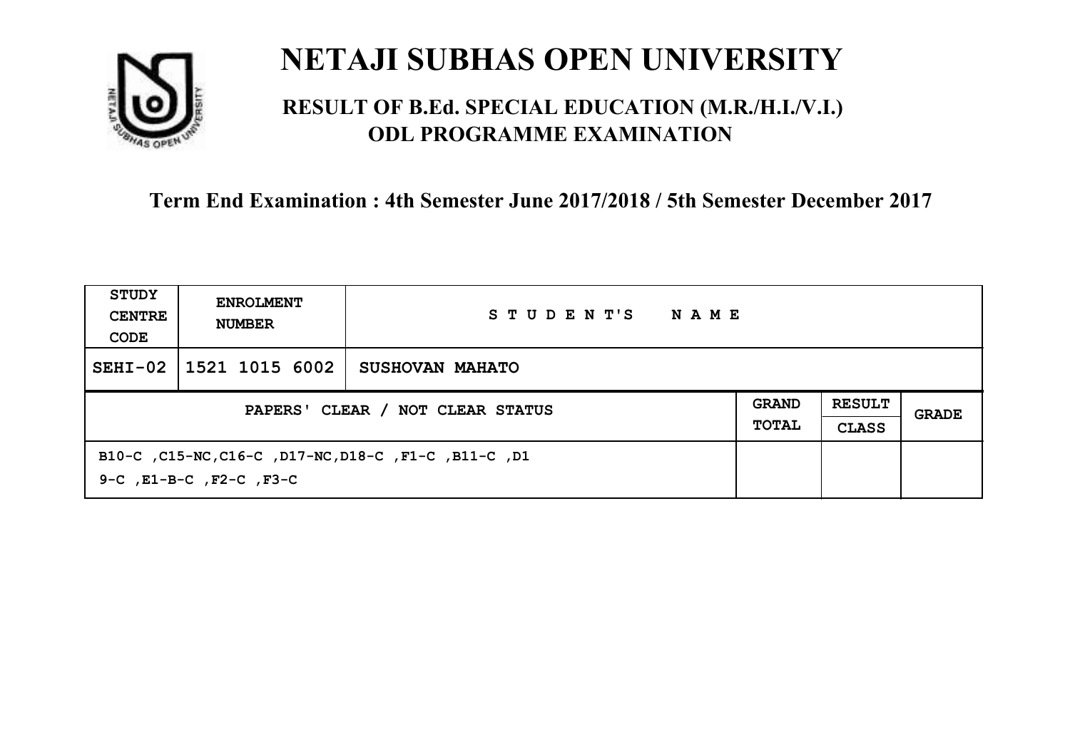# NETAJI SUBHAS OPEN UNIVERSITY

## RESULT OF B.Ed. SPECIAL EDUCATION (M.R./H.I./V.I.) ODL PROGRAMME EXAMINATION

### Term End Examination : 4th Semester June 2017/2018 / 5th Semester December 2017

| STUDY CENTRE CODE | ENROLMENT NUMBER | STUDENT'S NAME | | | |
|---|---|---|---|---|---|
| SEHI-02 | 1521 1015 6002 | SUSHOVAN MAHATO | | | |
| PAPERS' CLEAR / NOT CLEAR STATUS | | | GRAND TOTAL | RESULT CLASS | GRADE |
| B10-C ,C15-NC,C16-C ,D17-NC,D18-C ,F1-C ,B11-C ,D19-C ,E1-B-C ,F2-C ,F3-C | | | | | |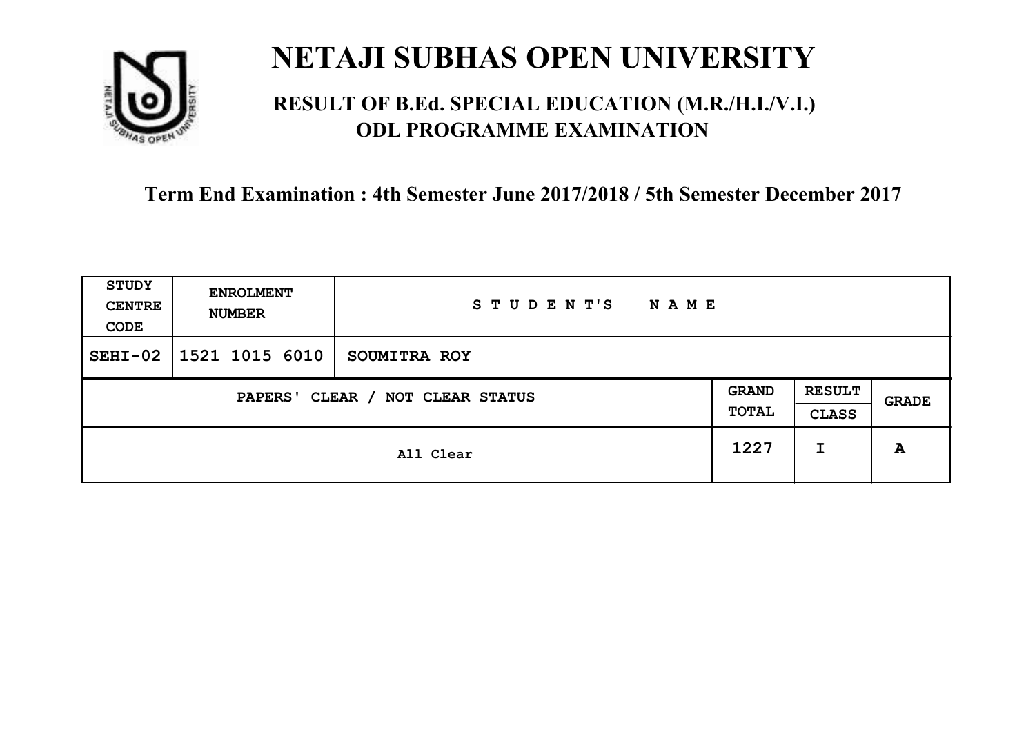# NETAJI SUBHAS OPEN UNIVERSITY

## RESULT OF B.Ed. SPECIAL EDUCATION (M.R./H.I./V.I.) ODL PROGRAMME EXAMINATION

### Term End Examination : 4th Semester June 2017/2018 / 5th Semester December 2017

| STUDY CENTRE CODE | ENROLMENT NUMBER | STUDENT'S NAME | | | |
|---|---|---|---|---|---|
| SEHI-02 | 1521 1015 6010 | SOUMITRA ROY | | | |
| PAPERS' CLEAR / NOT CLEAR STATUS | | | GRAND TOTAL | RESULT CLASS | GRADE |
| All Clear | | | 1227 | I | A |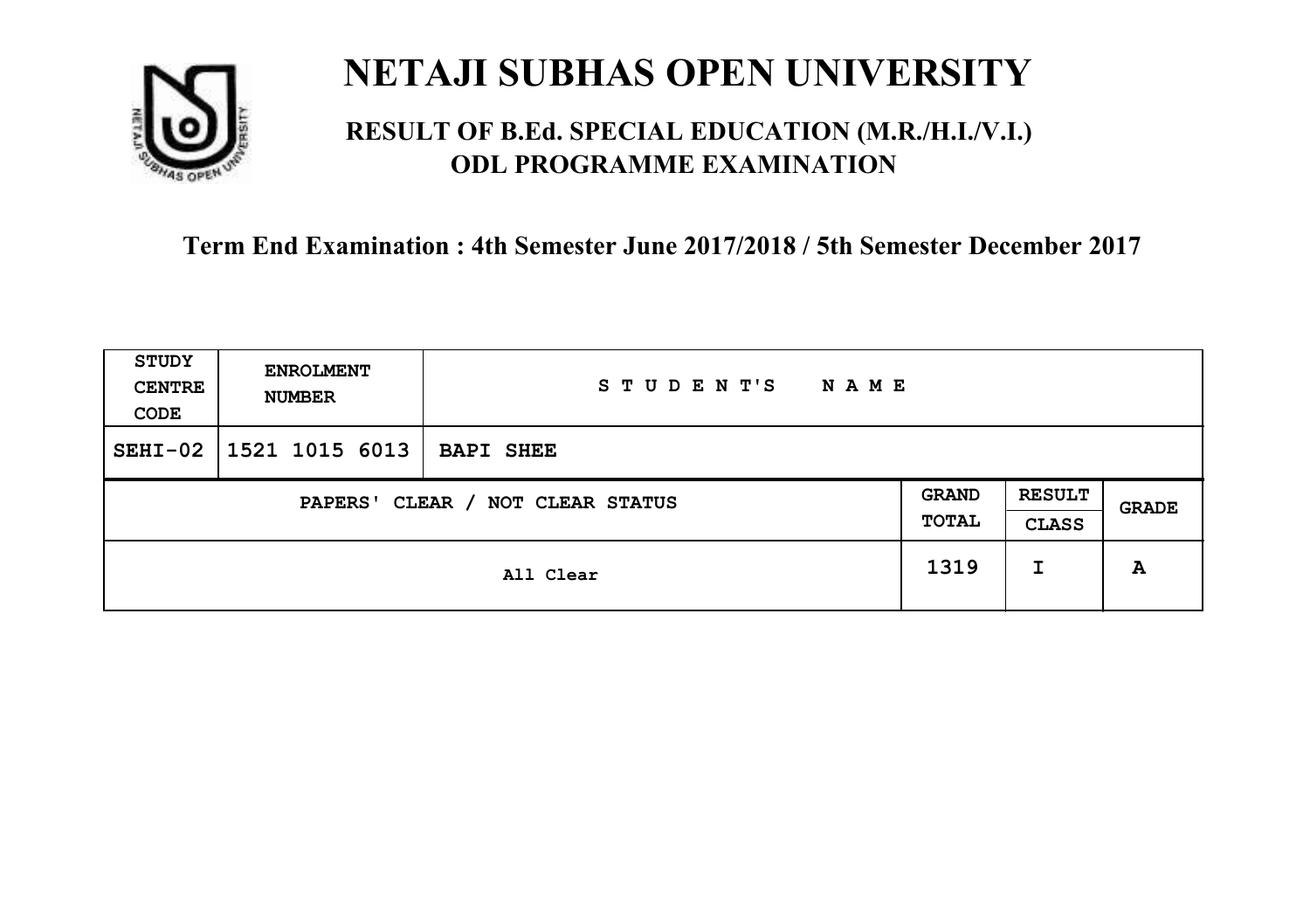# NETAJI SUBHAS OPEN UNIVERSITY

## RESULT OF B.Ed. SPECIAL EDUCATION (M.R./H.I./V.I.) ODL PROGRAMME EXAMINATION

**Term End Examination : 4th Semester June 2017/2018 / 5th Semester December 2017**

| STUDY CENTRE CODE | ENROLMENT NUMBER | STUDENT'S NAME | | | |
|---|---|---|---|---|---|
| SEHI-02 | 1521 1015 6013 | **BAPI SHEE** | | | |
| PAPERS' CLEAR / NOT CLEAR STATUS | | | GRAND TOTAL | RESULT CLASS | GRADE |
| All Clear | | | 1319 | I | A |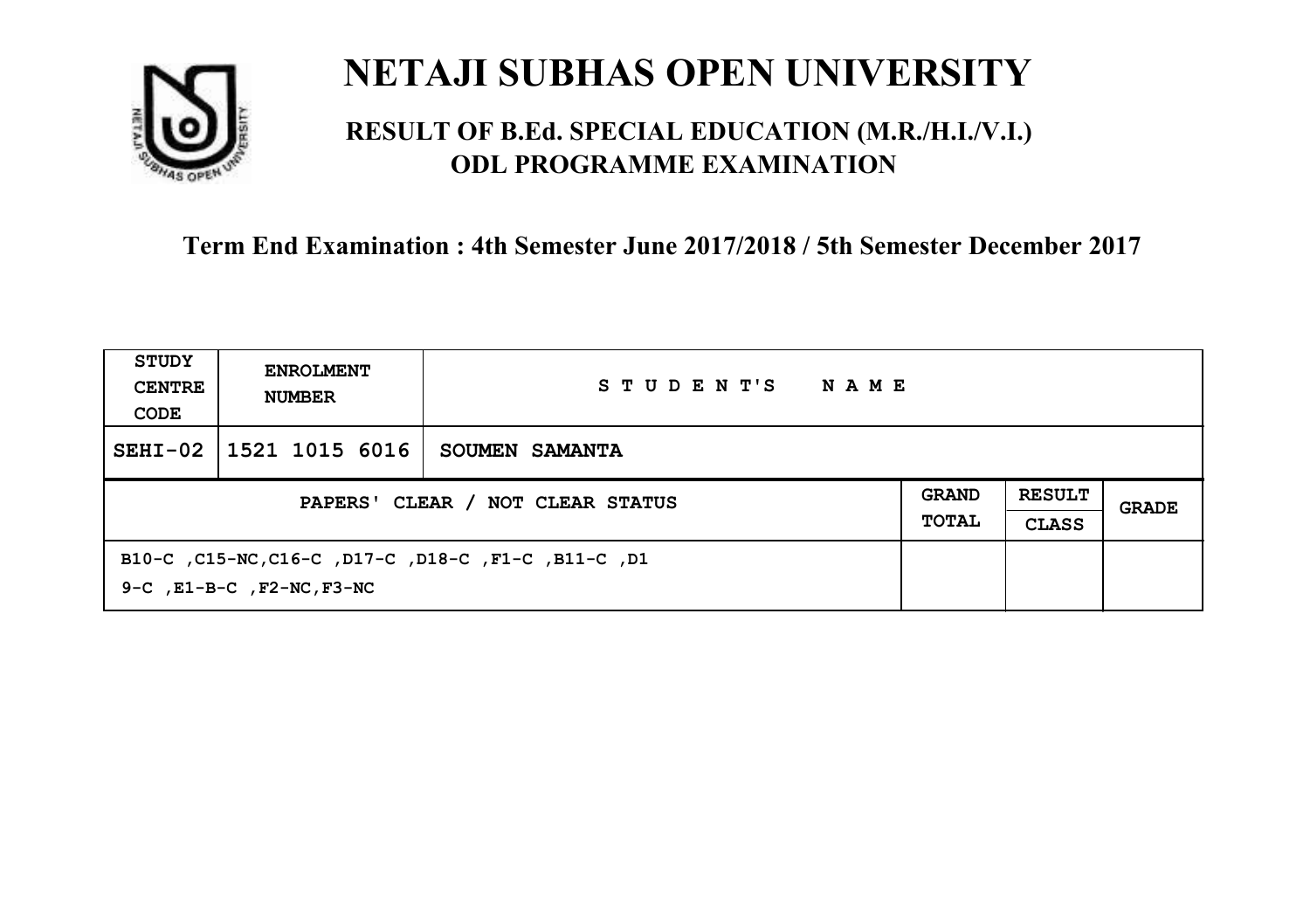# NETAJI SUBHAS OPEN UNIVERSITY

## RESULT OF B.Ed. SPECIAL EDUCATION (M.R./H.I./V.I.) ODL PROGRAMME EXAMINATION

### Term End Examination : 4th Semester June 2017/2018 / 5th Semester December 2017

| STUDY CENTRE CODE | ENROLMENT NUMBER | STUDENT'S NAME | | | |
|---|---|---|---|---|---|
| SEHI-02 | 1521 1015 6016 | SOUMEN SAMANTA | | | |
| PAPERS' CLEAR / NOT CLEAR STATUS | | | GRAND TOTAL | RESULT CLASS | GRADE |
| B10-C ,C15-NC,C16-C ,D17-C ,D18-C ,F1-C ,B11-C ,D19-C ,E1-B-C ,F2-NC,F3-NC | | | | | |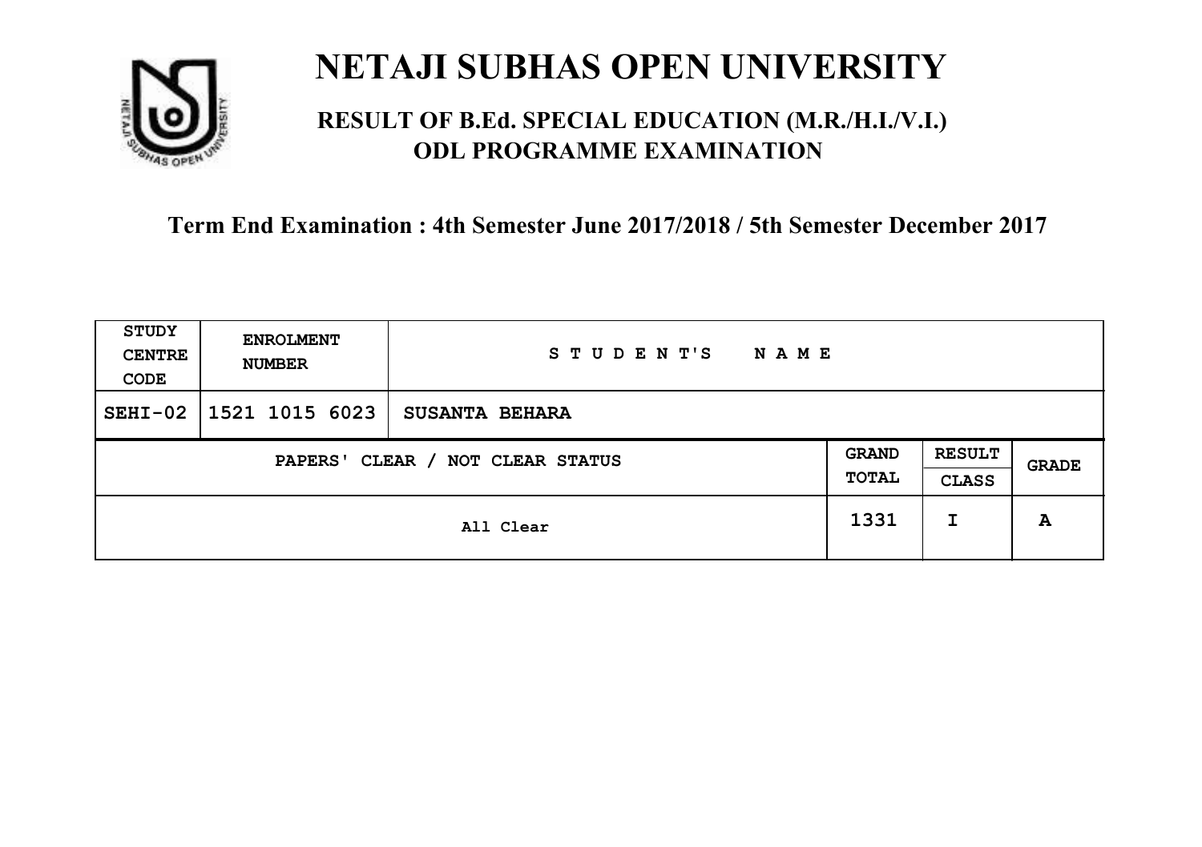# NETAJI SUBHAS OPEN UNIVERSITY

## RESULT OF B.Ed. SPECIAL EDUCATION (M.R./H.I./V.I.) ODL PROGRAMME EXAMINATION

### Term End Examination : 4th Semester June 2017/2018 / 5th Semester December 2017

| STUDY CENTRE CODE | ENROLMENT NUMBER | STUDENT'S NAME | | | |
|---|---|---|---|---|---|
| SEHI-02 | 1521 1015 6023 | SUSANTA BEHARA | | | |
| PAPERS' CLEAR / NOT CLEAR STATUS | | | GRAND TOTAL | RESULT CLASS | GRADE |
| All Clear | | | 1331 | I | A |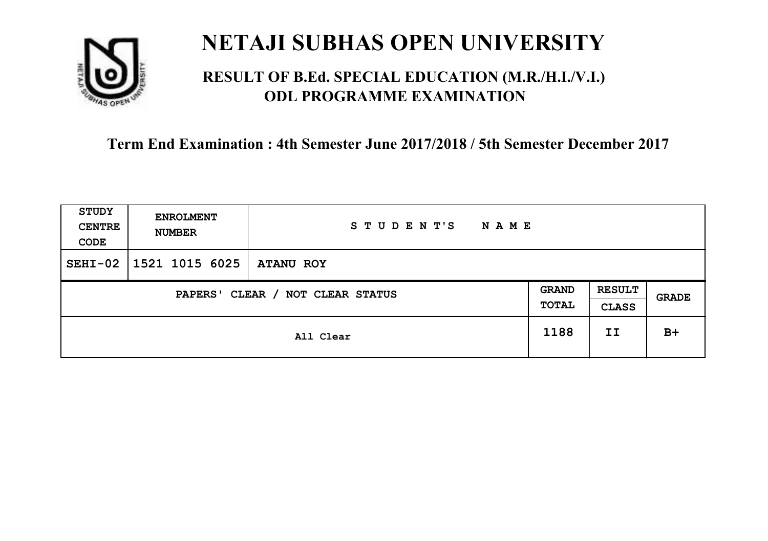# NETAJI SUBHAS OPEN UNIVERSITY

## RESULT OF B.Ed. SPECIAL EDUCATION (M.R./H.I./V.I.) ODL PROGRAMME EXAMINATION

### Term End Examination : 4th Semester June 2017/2018 / 5th Semester December 2017

| STUDY CENTRE CODE | ENROLMENT NUMBER | STUDENT'S NAME | | | |
|---|---|---|---|---|---|
| SEHI-02 | 1521 1015 6025 | ATANU ROY | | | |
| PAPERS' CLEAR / NOT CLEAR STATUS | | | GRAND TOTAL | RESULT CLASS | GRADE |
| All Clear | | | 1188 | II | B+ |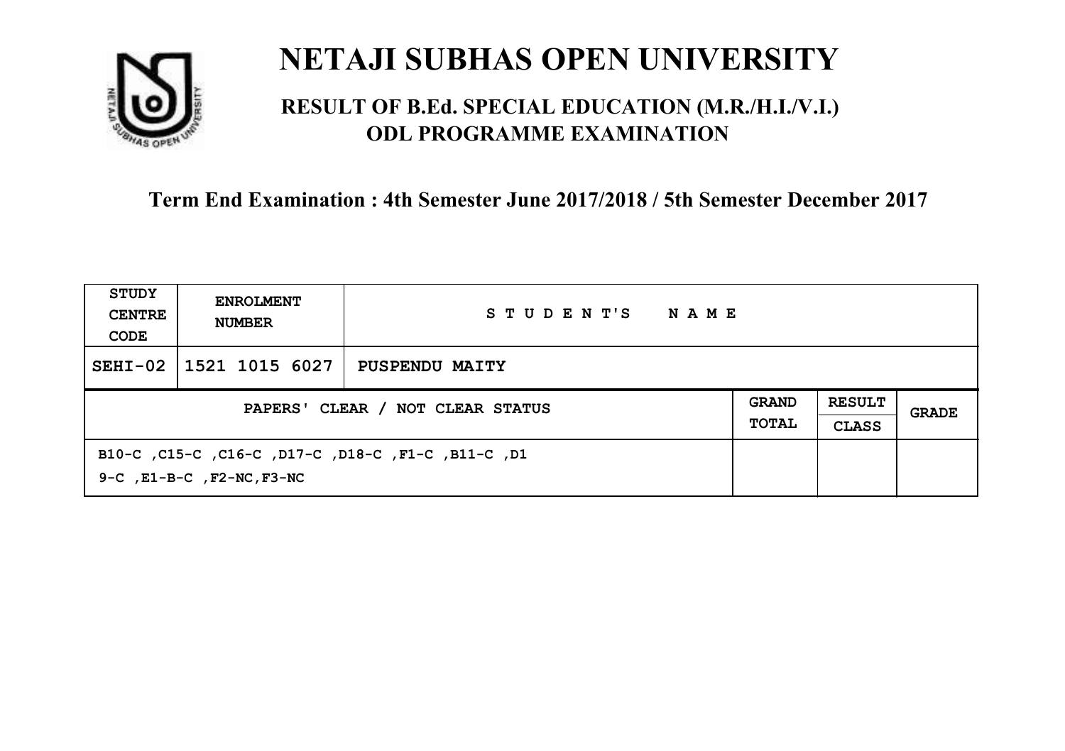# NETAJI SUBHAS OPEN UNIVERSITY

## RESULT OF B.Ed. SPECIAL EDUCATION (M.R./H.I./V.I.) ODL PROGRAMME EXAMINATION

**Term End Examination : 4th Semester June 2017/2018 / 5th Semester December 2017**

| STUDY CENTRE CODE | ENROLMENT NUMBER | STUDENT'S NAME | | | |
|---|---|---|---|---|---|
| SEHI-02 | 1521 1015 6027 | PUSPENDU MAITY | | | |
| PAPERS' CLEAR / NOT CLEAR STATUS | | | GRAND TOTAL | RESULT CLASS | GRADE |
| B10-C ,C15-C ,C16-C ,D17-C ,D18-C ,F1-C ,B11-C ,D19-C ,E1-B-C ,F2-NC,F3-NC | | | | | |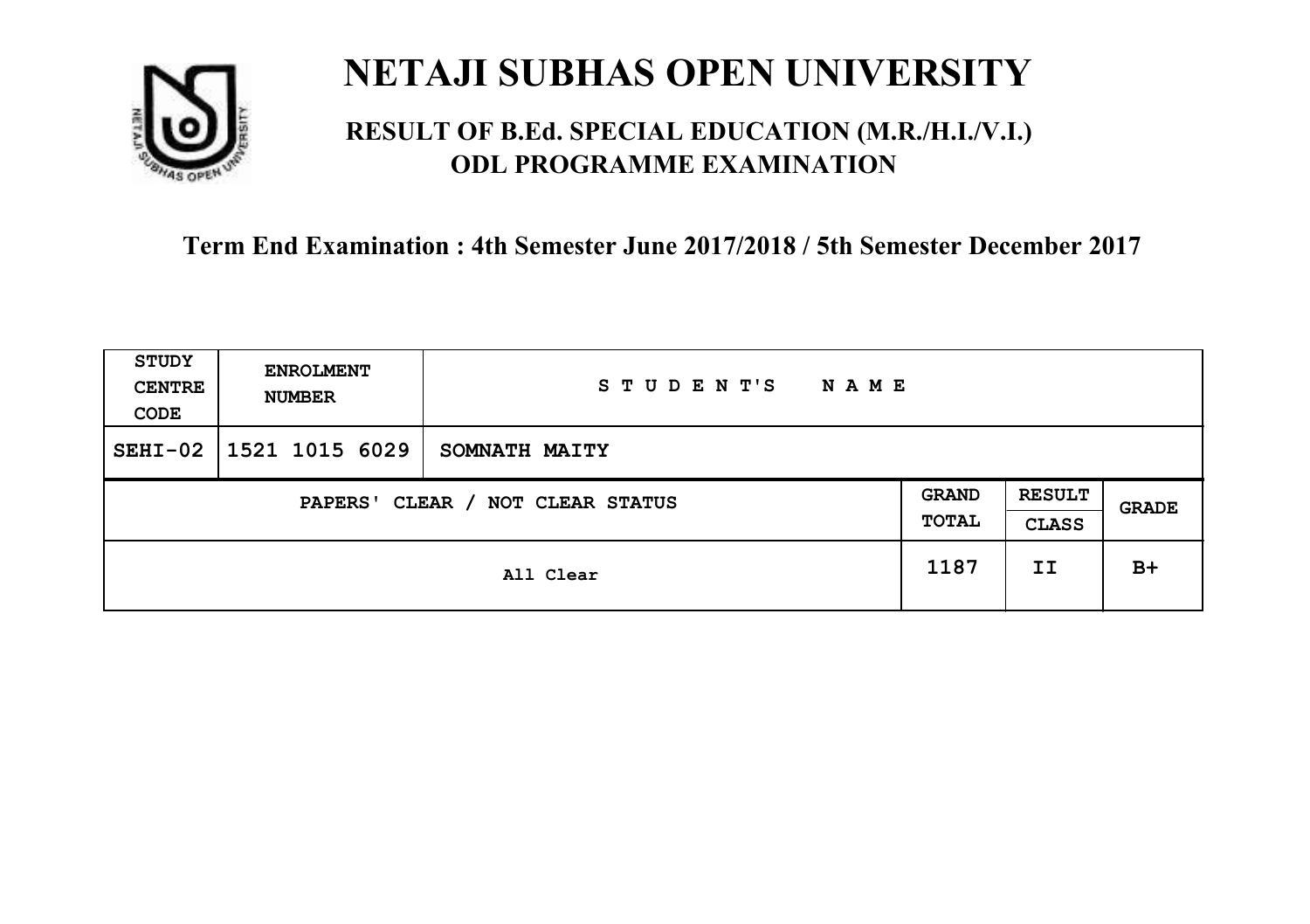# NETAJI SUBHAS OPEN UNIVERSITY

## RESULT OF B.Ed. SPECIAL EDUCATION (M.R./H.I./V.I.) ODL PROGRAMME EXAMINATION

### Term End Examination : 4th Semester June 2017/2018 / 5th Semester December 2017

| STUDY CENTRE CODE | ENROLMENT NUMBER | STUDENT'S NAME | | | |
|---|---|---|---|---|---|
| SEHI-02 | 1521 1015 6029 | SOMNATH MAITY | | | |
| PAPERS' CLEAR / NOT CLEAR STATUS | | | GRAND TOTAL | RESULT CLASS | GRADE |
| All Clear | | | 1187 | II | B+ |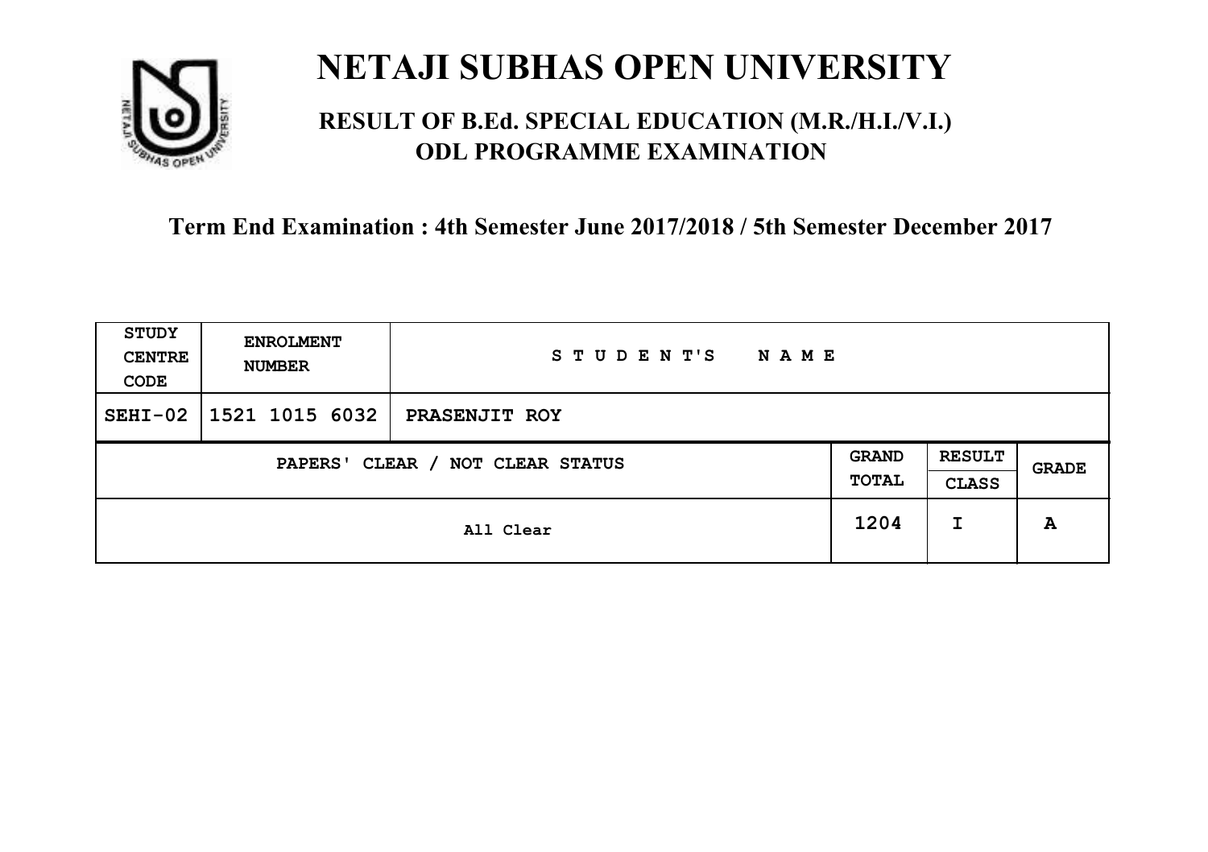# NETAJI SUBHAS OPEN UNIVERSITY

## RESULT OF B.Ed. SPECIAL EDUCATION (M.R./H.I./V.I.) ODL PROGRAMME EXAMINATION

**Term End Examination : 4th Semester June 2017/2018 / 5th Semester December 2017**

| STUDY CENTRE CODE | ENROLMENT NUMBER | STUDENT'S NAME | | | |
|---|---|---|---|---|---|
| SEHI-02 | 1521 1015 6032 | PRASENJIT ROY | | | |
| PAPERS' CLEAR / NOT CLEAR STATUS | | | GRAND TOTAL | RESULT CLASS | GRADE |
| All Clear | | | 1204 | I | A |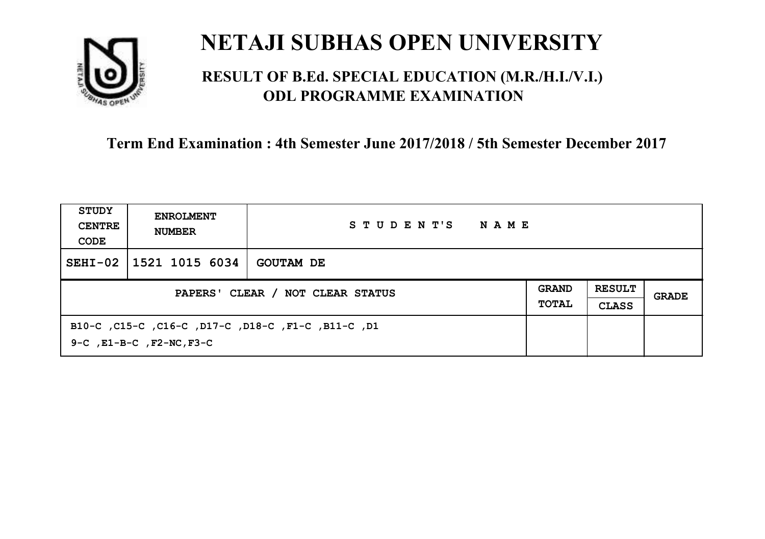# NETAJI SUBHAS OPEN UNIVERSITY

## RESULT OF B.Ed. SPECIAL EDUCATION (M.R./H.I./V.I.) ODL PROGRAMME EXAMINATION

### Term End Examination : 4th Semester June 2017/2018 / 5th Semester December 2017

| STUDY CENTRE CODE | ENROLMENT NUMBER | STUDENT'S NAME | | | |
|---|---|---|---|---|---|
| SEHI-02 | 1521 1015 6034 | GOUTAM DE | | | |
| PAPERS' CLEAR / NOT CLEAR STATUS | | | GRAND TOTAL | RESULT CLASS | GRADE |
| B10-C ,C15-C ,C16-C ,D17-C ,D18-C ,F1-C ,B11-C ,D19-C ,E1-B-C ,F2-NC,F3-C | | | | | |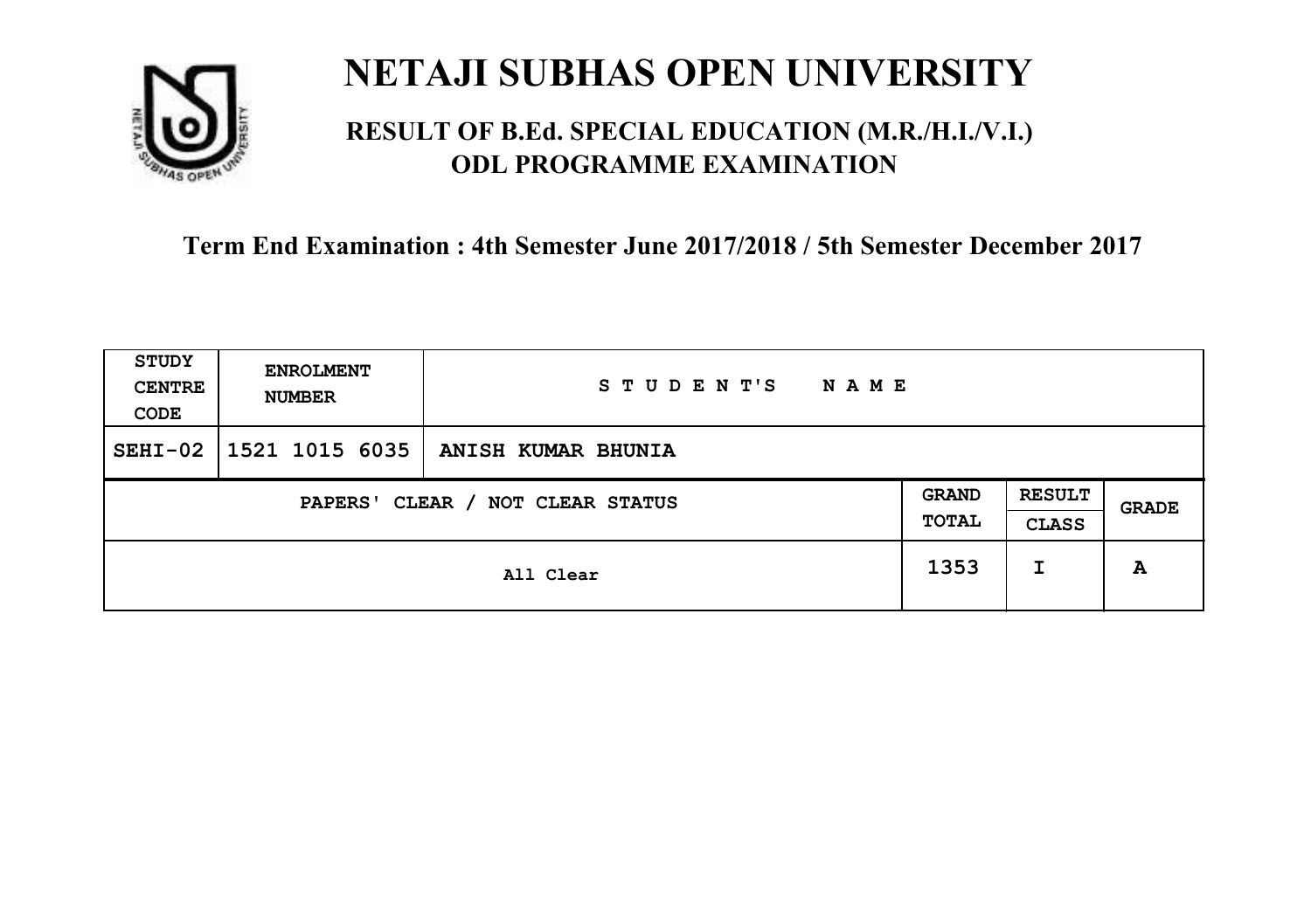# NETAJI SUBHAS OPEN UNIVERSITY

## RESULT OF B.Ed. SPECIAL EDUCATION (M.R./H.I./V.I.) ODL PROGRAMME EXAMINATION

**Term End Examination : 4th Semester June 2017/2018 / 5th Semester December 2017**

| STUDY CENTRE CODE | ENROLMENT NUMBER | STUDENT'S NAME | | | |
|---|---|---|---|---|---|
| SEHI-02 | 1521 1015 6035 | ANISH KUMAR BHUNIA | | | |
| PAPERS' CLEAR / NOT CLEAR STATUS | | | GRAND TOTAL | RESULT CLASS | GRADE |
| All Clear | | | 1353 | I | A |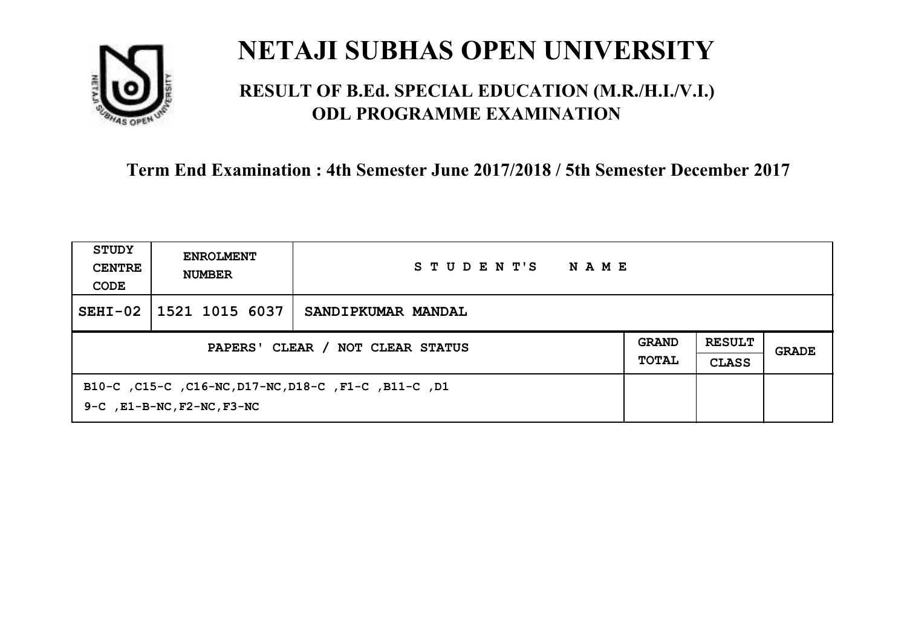# NETAJI SUBHAS OPEN UNIVERSITY

## RESULT OF B.Ed. SPECIAL EDUCATION (M.R./H.I./V.I.) ODL PROGRAMME EXAMINATION

### Term End Examination : 4th Semester June 2017/2018 / 5th Semester December 2017

| STUDY CENTRE CODE | ENROLMENT NUMBER | STUDENT'S NAME | | | |
|---|---|---|---|---|---|
| SEHI-02 | 1521 1015 6037 | SANDIPKUMAR MANDAL | | | |
| PAPERS' CLEAR / NOT CLEAR STATUS | | | GRAND TOTAL | RESULT CLASS | GRADE |
| B10-C ,C15-C ,C16-NC,D17-NC,D18-C ,F1-C ,B11-C ,D19-C ,E1-B-NC,F2-NC,F3-NC | | | | | |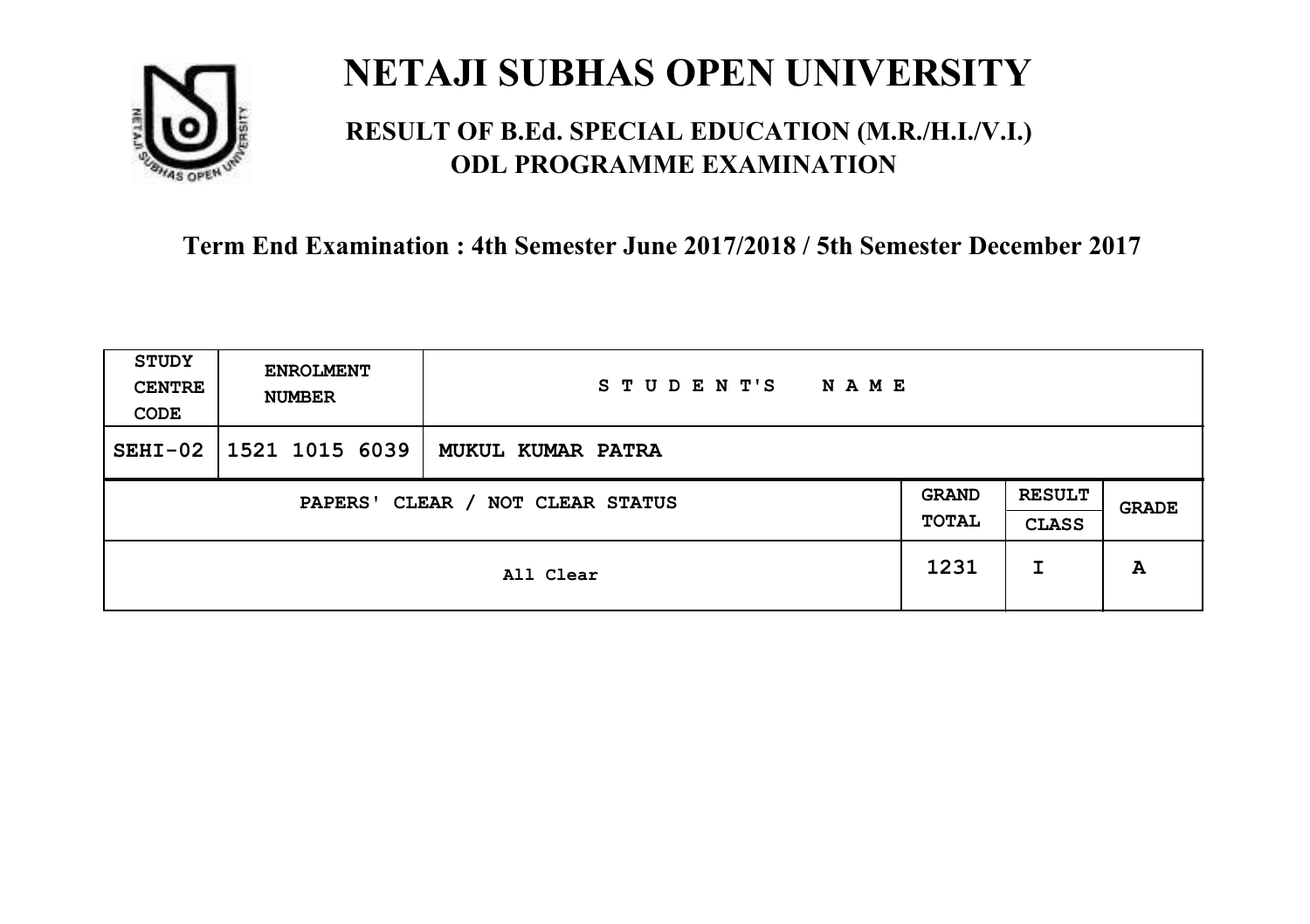# NETAJI SUBHAS OPEN UNIVERSITY

## RESULT OF B.Ed. SPECIAL EDUCATION (M.R./H.I./V.I.) ODL PROGRAMME EXAMINATION

### Term End Examination : 4th Semester June 2017/2018 / 5th Semester December 2017

| STUDY CENTRE CODE | ENROLMENT NUMBER | STUDENT'S NAME | | | |
|---|---|---|---|---|---|
| SEHI-02 | 1521 1015 6039 | MUKUL KUMAR PATRA | | | |
| PAPERS' CLEAR / NOT CLEAR STATUS | | | GRAND TOTAL | RESULT CLASS | GRADE |
| All Clear | | | 1231 | I | A |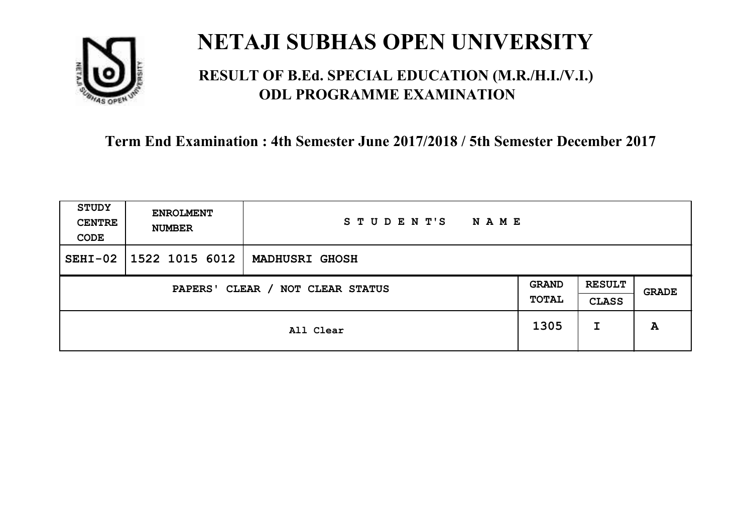# NETAJI SUBHAS OPEN UNIVERSITY

## RESULT OF B.Ed. SPECIAL EDUCATION (M.R./H.I./V.I.) ODL PROGRAMME EXAMINATION

### Term End Examination : 4th Semester June 2017/2018 / 5th Semester December 2017

| STUDY CENTRE CODE | ENROLMENT NUMBER | STUDENT'S NAME | | | |
|---|---|---|---|---|---|
| SEHI-02 | 1522 1015 6012 | MADHUSRI GHOSH | | | |
| PAPERS' CLEAR / NOT CLEAR STATUS | | | GRAND TOTAL | RESULT CLASS | GRADE |
| All Clear | | | 1305 | I | A |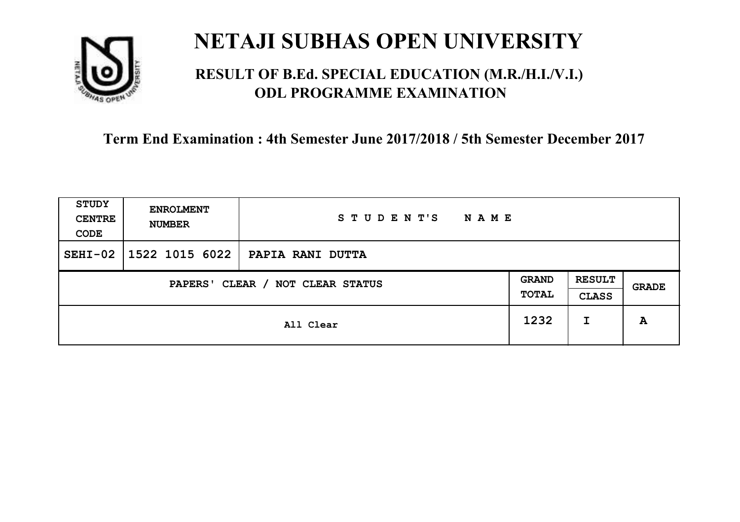# NETAJI SUBHAS OPEN UNIVERSITY

## RESULT OF B.Ed. SPECIAL EDUCATION (M.R./H.I./V.I.) ODL PROGRAMME EXAMINATION

### Term End Examination : 4th Semester June 2017/2018 / 5th Semester December 2017

| STUDY CENTRE CODE | ENROLMENT NUMBER | STUDENT'S NAME | | | |
|---|---|---|---|---|---|
| SEHI-02 | 1522 1015 6022 | PAPIA RANI DUTTA | | | |
| PAPERS' CLEAR / NOT CLEAR STATUS | | | GRAND TOTAL | RESULT CLASS | GRADE |
| All Clear | | | 1232 | I | A |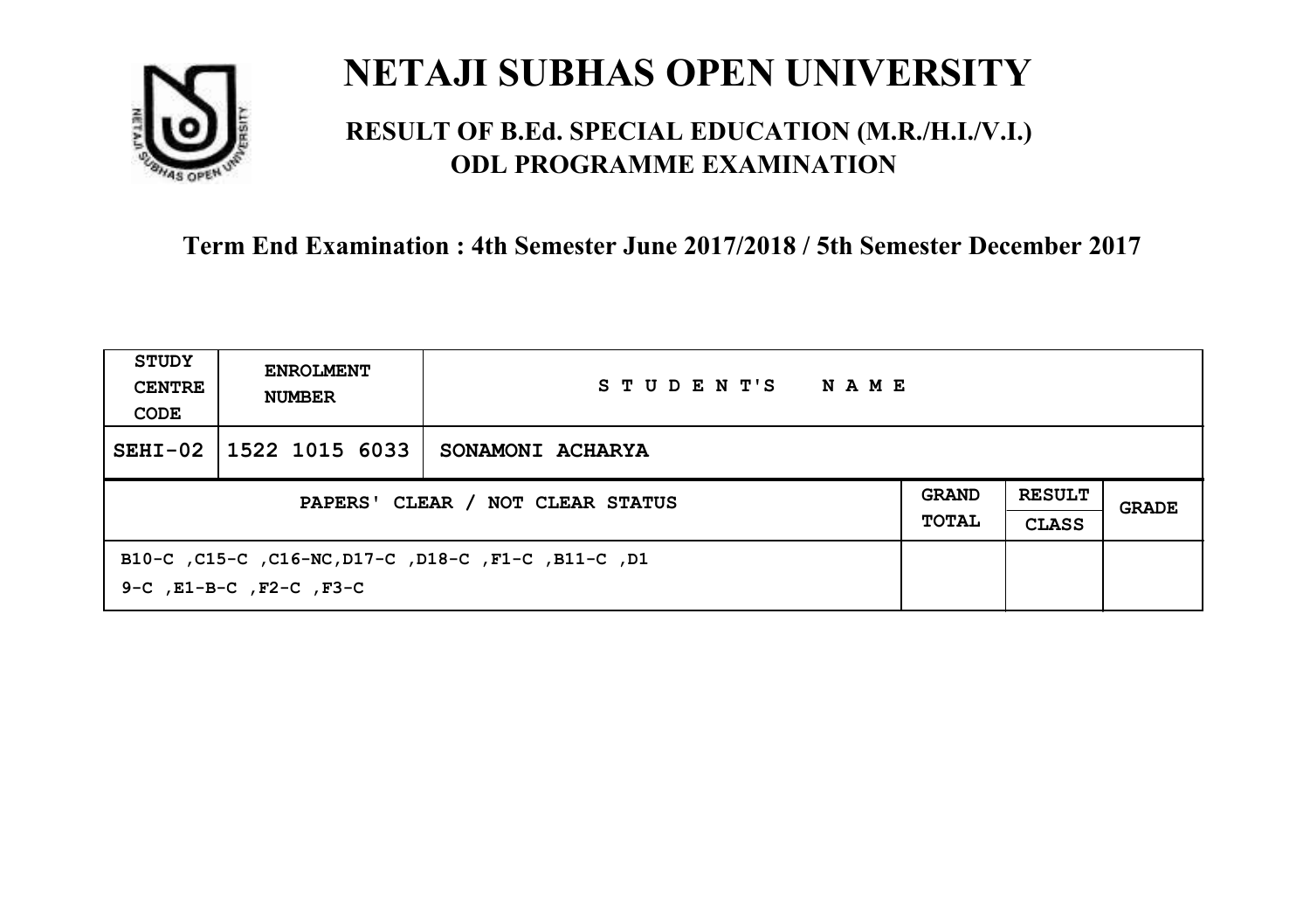# NETAJI SUBHAS OPEN UNIVERSITY

## RESULT OF B.Ed. SPECIAL EDUCATION (M.R./H.I./V.I.) ODL PROGRAMME EXAMINATION

**Term End Examination : 4th Semester June 2017/2018 / 5th Semester December 2017**

| STUDY CENTRE CODE | ENROLMENT NUMBER | STUDENT'S NAME | | | |
|---|---|---|---|---|---|
| SEHI-02 | 1522 1015 6033 | SONAMONI ACHARYA | | | |
| PAPERS' CLEAR / NOT CLEAR STATUS | | | GRAND TOTAL | RESULT CLASS | GRADE |
| B10-C ,C15-C ,C16-NC,D17-C ,D18-C ,F1-C ,B11-C ,D19-C ,E1-B-C ,F2-C ,F3-C | | | | | |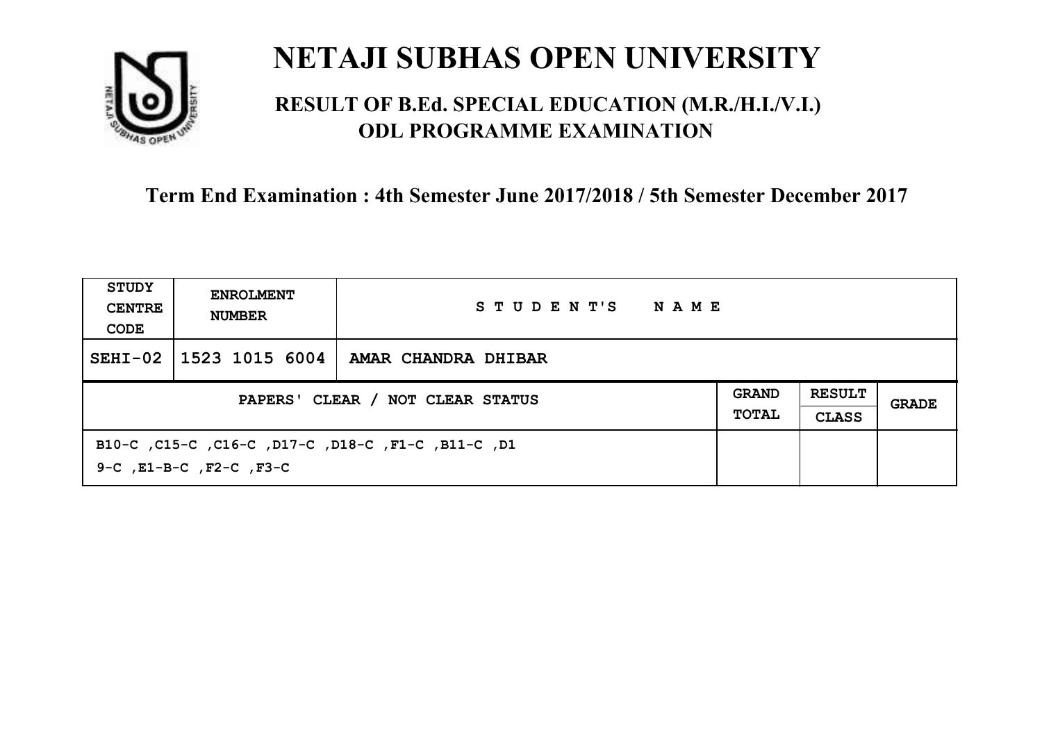# NETAJI SUBHAS OPEN UNIVERSITY

## RESULT OF B.Ed. SPECIAL EDUCATION (M.R./H.I./V.I.) ODL PROGRAMME EXAMINATION

### Term End Examination : 4th Semester June 2017/2018 / 5th Semester December 2017

| STUDY CENTRE CODE | ENROLMENT NUMBER | STUDENT'S NAME | | | |
|---|---|---|---|---|---|
| SEHI-02 | 1523 1015 6004 | AMAR CHANDRA DHIBAR | | | |
| PAPERS' CLEAR / NOT CLEAR STATUS | | | GRAND TOTAL | RESULT CLASS | GRADE |
| B10-C ,C15-C ,C16-C ,D17-C ,D18-C ,F1-C ,B11-C ,D19-C ,E1-B-C ,F2-C ,F3-C | | | | | |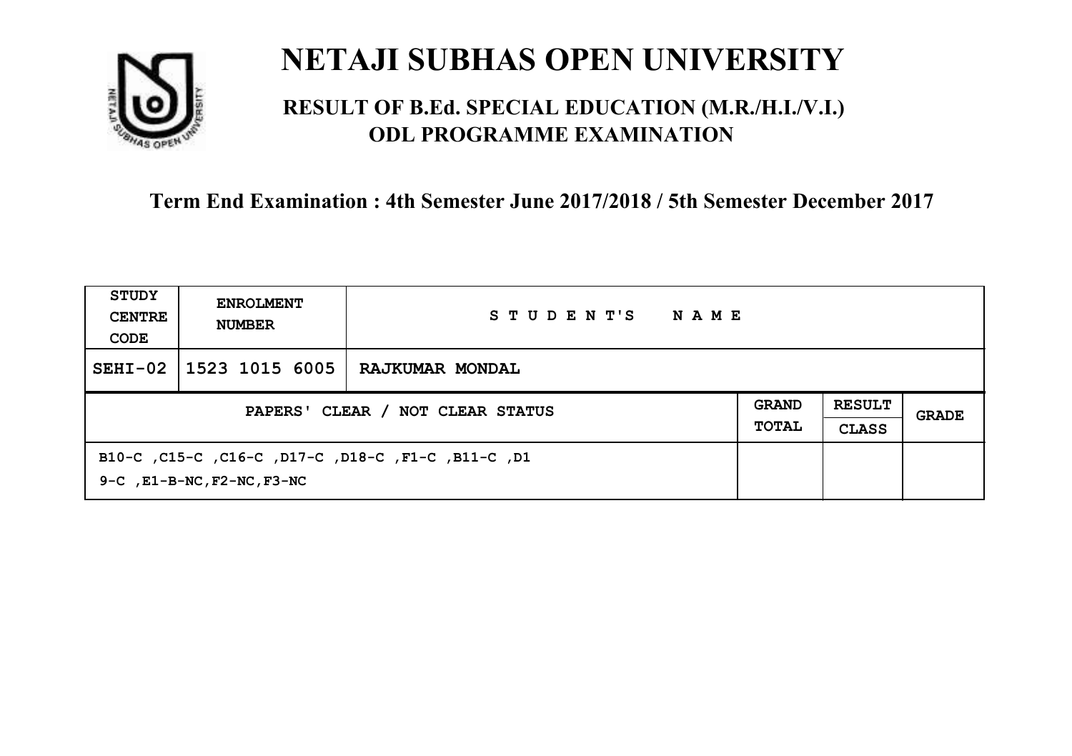# NETAJI SUBHAS OPEN UNIVERSITY

## RESULT OF B.Ed. SPECIAL EDUCATION (M.R./H.I./V.I.) ODL PROGRAMME EXAMINATION

### Term End Examination : 4th Semester June 2017/2018 / 5th Semester December 2017

| STUDY CENTRE CODE | ENROLMENT NUMBER | STUDENT'S NAME | | | |
|---|---|---|---|---|---|
| SEHI-02 | 1523 1015 6005 | RAJKUMAR MONDAL | | | |
| PAPERS' CLEAR / NOT CLEAR STATUS | | | GRAND TOTAL | RESULT CLASS | GRADE |
| B10-C ,C15-C ,C16-C ,D17-C ,D18-C ,F1-C ,B11-C ,D19-C ,E1-B-NC,F2-NC,F3-NC | | | | | |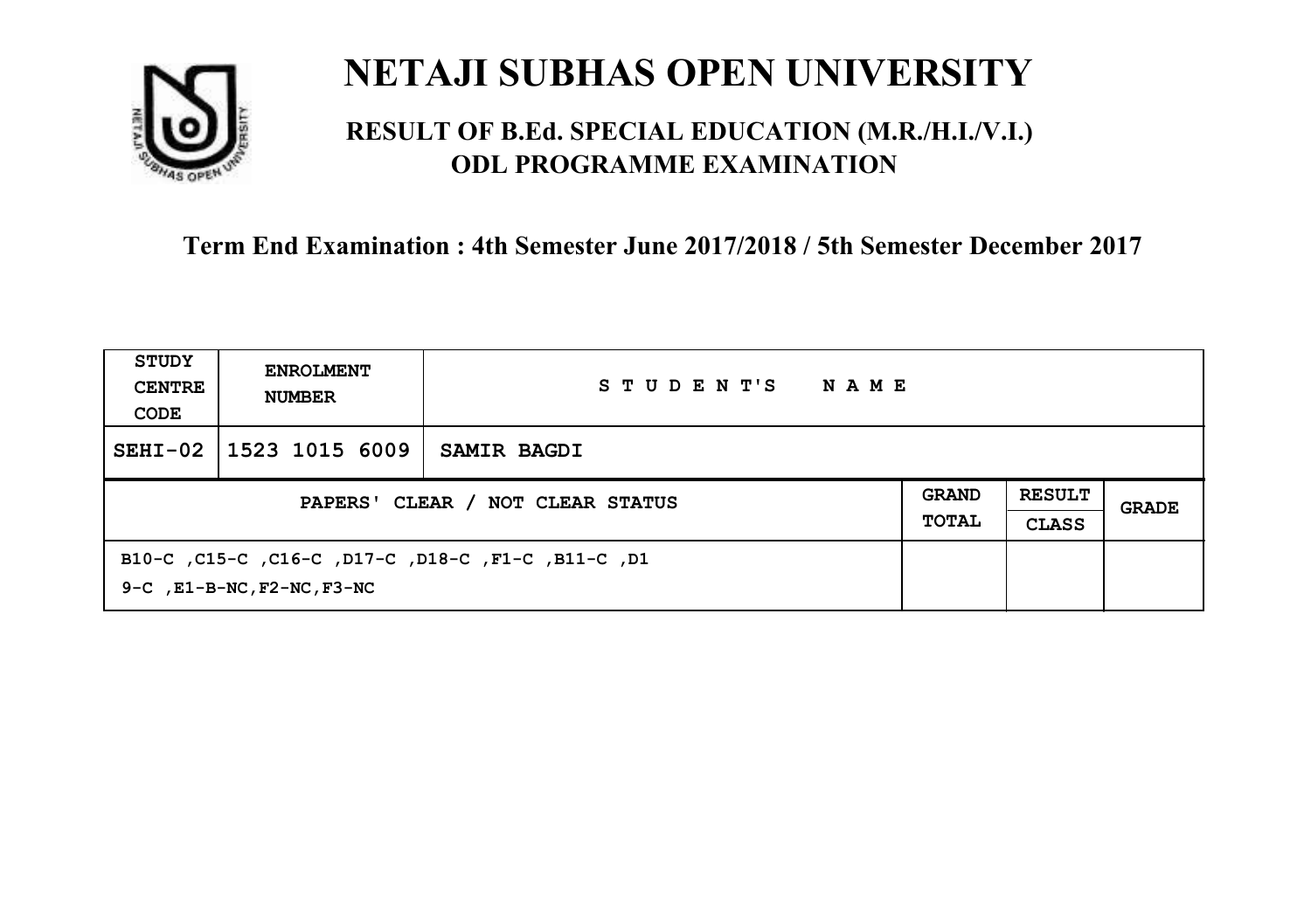# NETAJI SUBHAS OPEN UNIVERSITY

## RESULT OF B.Ed. SPECIAL EDUCATION (M.R./H.I./V.I.) ODL PROGRAMME EXAMINATION

### Term End Examination : 4th Semester June 2017/2018 / 5th Semester December 2017

| STUDY CENTRE CODE | ENROLMENT NUMBER | STUDENT'S NAME | | | |
|---|---|---|---|---|---|
| SEHI-02 | 1523 1015 6009 | SAMIR BAGDI | | | |
| PAPERS' CLEAR / NOT CLEAR STATUS | | | GRAND TOTAL | RESULT CLASS | GRADE |
| B10-C ,C15-C ,C16-C ,D17-C ,D18-C ,F1-C ,B11-C ,D19-C ,E1-B-NC,F2-NC,F3-NC | | | | | |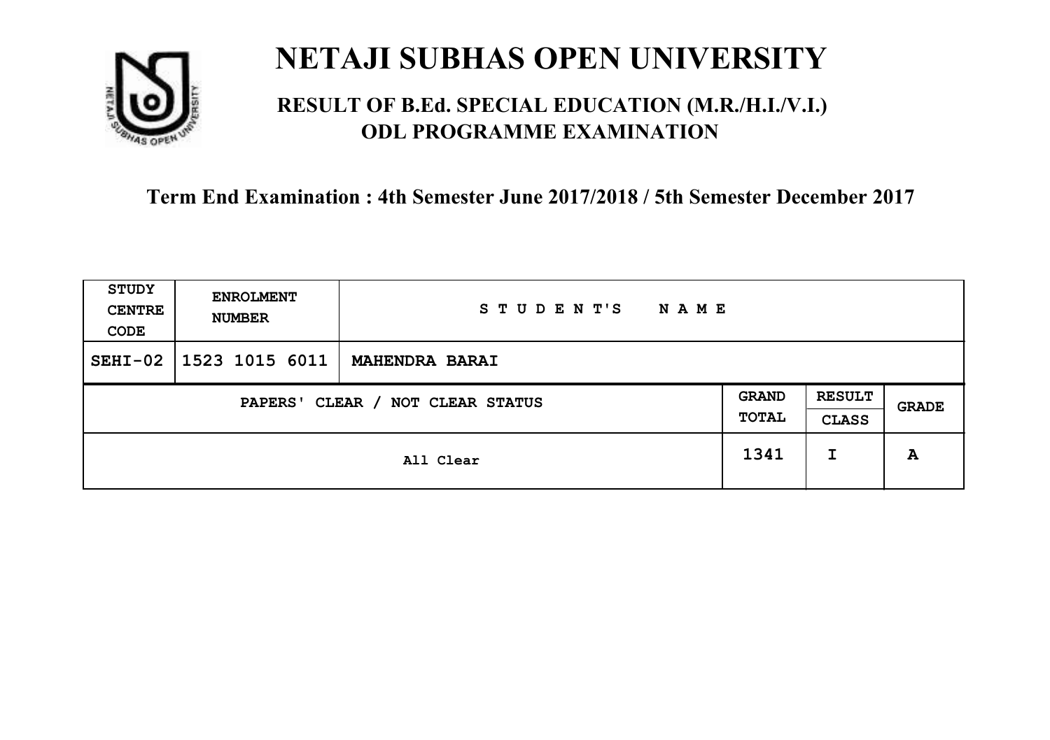# NETAJI SUBHAS OPEN UNIVERSITY

## RESULT OF B.Ed. SPECIAL EDUCATION (M.R./H.I./V.I.) ODL PROGRAMME EXAMINATION

### Term End Examination : 4th Semester June 2017/2018 / 5th Semester December 2017

| STUDY CENTRE CODE | ENROLMENT NUMBER | STUDENT'S NAME | | | |
|---|---|---|---|---|---|
| SEHI-02 | 1523 1015 6011 | MAHENDRA BARAI | | | |
| PAPERS' CLEAR / NOT CLEAR STATUS | | | GRAND TOTAL | RESULT CLASS | GRADE |
| All Clear | | | 1341 | I | A |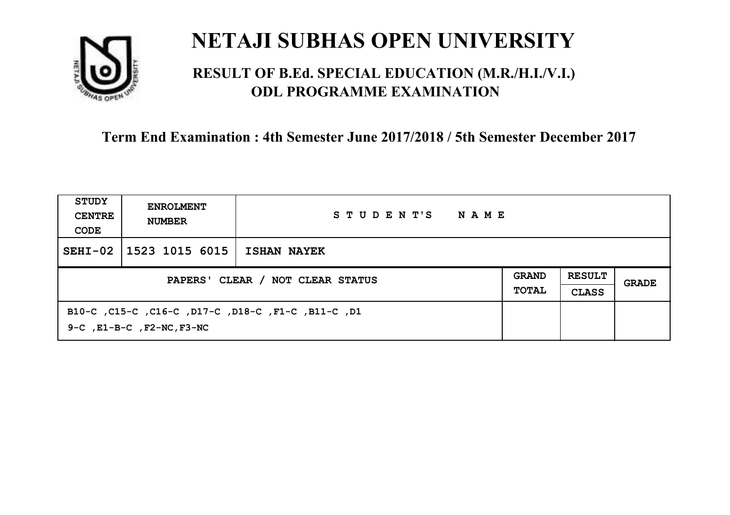# NETAJI SUBHAS OPEN UNIVERSITY

## RESULT OF B.Ed. SPECIAL EDUCATION (M.R./H.I./V.I.) ODL PROGRAMME EXAMINATION

### Term End Examination : 4th Semester June 2017/2018 / 5th Semester December 2017

| STUDY CENTRE CODE | ENROLMENT NUMBER | STUDENT'S NAME | | | |
|---|---|---|---|---|---|
| SEHI-02 | 1523 1015 6015 | ISHAN NAYEK | | | |
| PAPERS' CLEAR / NOT CLEAR STATUS | | | GRAND TOTAL | RESULT CLASS | GRADE |
| B10-C ,C15-C ,C16-C ,D17-C ,D18-C ,F1-C ,B11-C ,D19-C ,E1-B-C ,F2-NC,F3-NC | | | | | |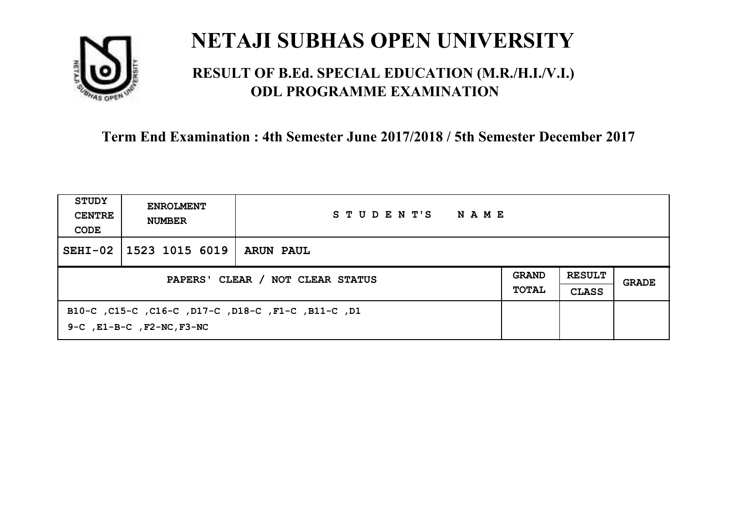# NETAJI SUBHAS OPEN UNIVERSITY

## RESULT OF B.Ed. SPECIAL EDUCATION (M.R./H.I./V.I.) ODL PROGRAMME EXAMINATION

### Term End Examination : 4th Semester June 2017/2018 / 5th Semester December 2017

| STUDY CENTRE CODE | ENROLMENT NUMBER | STUDENT'S NAME | | | |
|---|---|---|---|---|---|
| SEHI-02 | 1523 1015 6019 | ARUN PAUL | | | |
| PAPERS' CLEAR / NOT CLEAR STATUS | | | GRAND TOTAL | RESULT CLASS | GRADE |
| B10-C ,C15-C ,C16-C ,D17-C ,D18-C ,F1-C ,B11-C ,D19-C ,E1-B-C ,F2-NC,F3-NC | | | | | |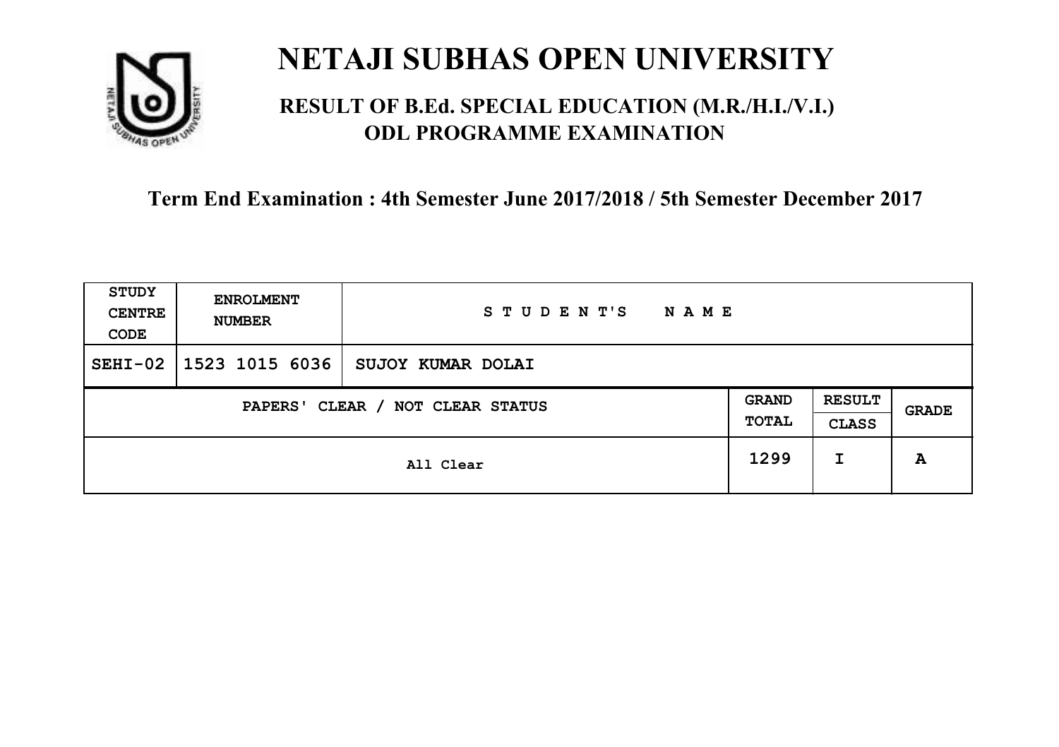# NETAJI SUBHAS OPEN UNIVERSITY

## RESULT OF B.Ed. SPECIAL EDUCATION (M.R./H.I./V.I.) ODL PROGRAMME EXAMINATION

### Term End Examination : 4th Semester June 2017/2018 / 5th Semester December 2017

| STUDY CENTRE CODE | ENROLMENT NUMBER | STUDENT'S NAME | | | |
|---|---|---|---|---|---|
| SEHI-02 | 1523 1015 6036 | SUJOY KUMAR DOLAI | | | |
| PAPERS' CLEAR / NOT CLEAR STATUS | | | GRAND TOTAL | RESULT CLASS | GRADE |
| All Clear | | | 1299 | I | A |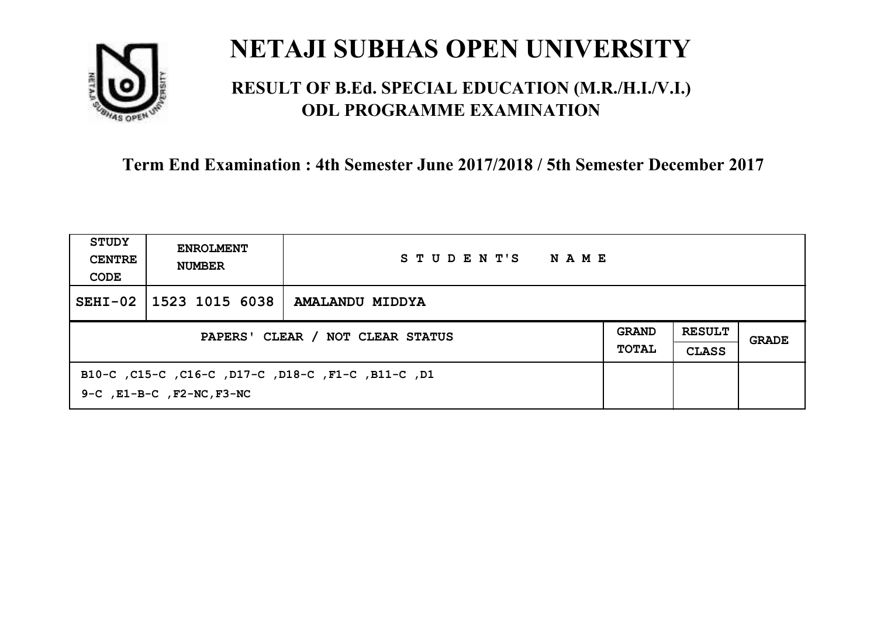# NETAJI SUBHAS OPEN UNIVERSITY

## RESULT OF B.Ed. SPECIAL EDUCATION (M.R./H.I./V.I.) ODL PROGRAMME EXAMINATION

### Term End Examination : 4th Semester June 2017/2018 / 5th Semester December 2017

| STUDY CENTRE CODE | ENROLMENT NUMBER | STUDENT'S NAME | | | |
|---|---|---|---|---|---|
| SEHI-02 | 1523 1015 6038 | AMALANDU MIDDYA | | | |
| PAPERS' CLEAR / NOT CLEAR STATUS | | | GRAND TOTAL | RESULT CLASS | GRADE |
| B10-C ,C15-C ,C16-C ,D17-C ,D18-C ,F1-C ,B11-C ,D19-C ,E1-B-C ,F2-NC,F3-NC | | | | | |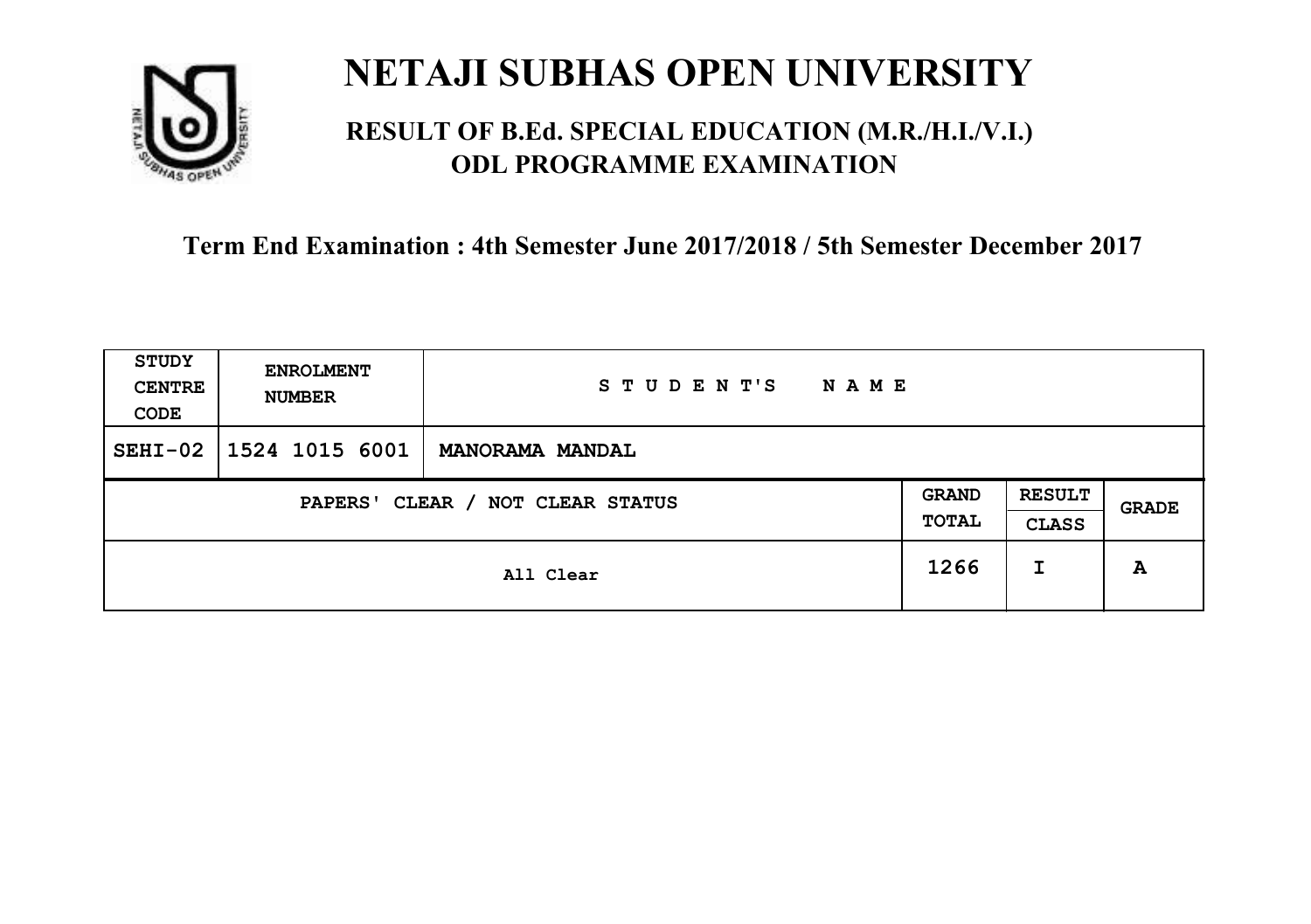# NETAJI SUBHAS OPEN UNIVERSITY

## RESULT OF B.Ed. SPECIAL EDUCATION (M.R./H.I./V.I.) ODL PROGRAMME EXAMINATION

### Term End Examination : 4th Semester June 2017/2018 / 5th Semester December 2017

| STUDY CENTRE CODE | ENROLMENT NUMBER | STUDENT'S NAME | | | |
|---|---|---|---|---|---|
| SEHI-02 | 1524 1015 6001 | MANORAMA MANDAL | | | |
| PAPERS' CLEAR / NOT CLEAR STATUS | | | GRAND TOTAL | RESULT CLASS | GRADE |
| All Clear | | | 1266 | I | A |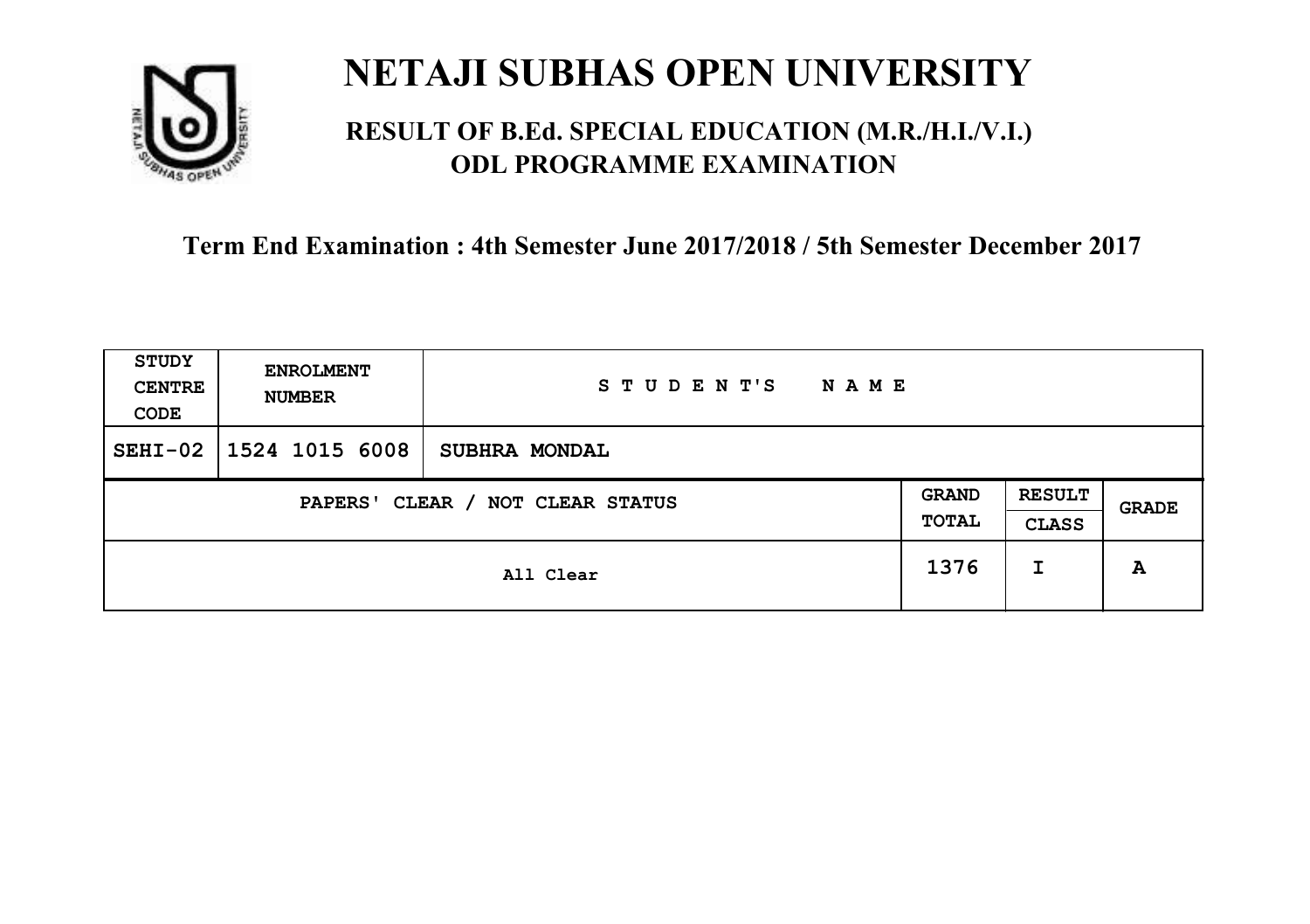# NETAJI SUBHAS OPEN UNIVERSITY

## RESULT OF B.Ed. SPECIAL EDUCATION (M.R./H.I./V.I.) ODL PROGRAMME EXAMINATION

**Term End Examination : 4th Semester June 2017/2018 / 5th Semester December 2017**

| STUDY CENTRE CODE | ENROLMENT NUMBER | STUDENT'S NAME | | | |
|---|---|---|---|---|---|
| SEHI-02 | 1524 1015 6008 | SUBHRA MONDAL | | | |
| PAPERS' CLEAR / NOT CLEAR STATUS | | | GRAND TOTAL | RESULT CLASS | GRADE |
| All Clear | | | 1376 | I | A |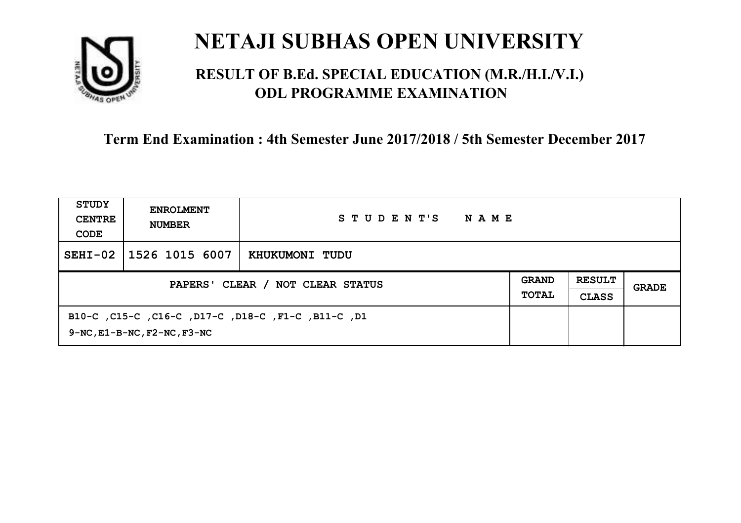# NETAJI SUBHAS OPEN UNIVERSITY

## RESULT OF B.Ed. SPECIAL EDUCATION (M.R./H.I./V.I.) ODL PROGRAMME EXAMINATION

### Term End Examination : 4th Semester June 2017/2018 / 5th Semester December 2017

| STUDY CENTRE CODE | ENROLMENT NUMBER | STUDENT'S NAME | | | |
|---|---|---|---|---|---|
| SEHI-02 | 1526 1015 6007 | KHUKUMONI TUDU | | | |
| PAPERS' CLEAR / NOT CLEAR STATUS | | | GRAND TOTAL | RESULT CLASS | GRADE |
| B10-C ,C15-C ,C16-C ,D17-C ,D18-C ,F1-C ,B11-C ,D19-NC,E1-B-NC,F2-NC,F3-NC | | | | | |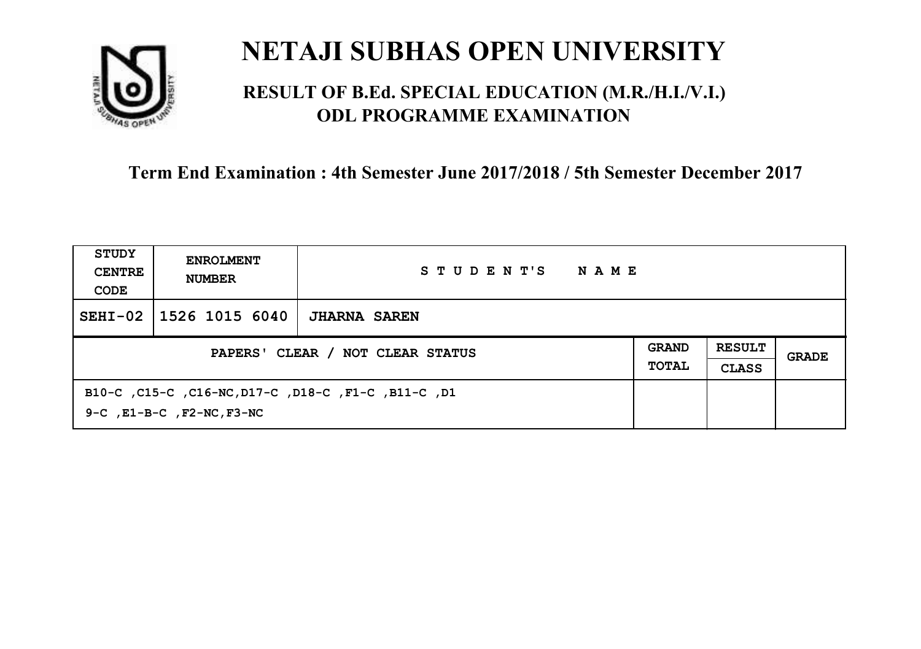# NETAJI SUBHAS OPEN UNIVERSITY

## RESULT OF B.Ed. SPECIAL EDUCATION (M.R./H.I./V.I.) ODL PROGRAMME EXAMINATION

### Term End Examination : 4th Semester June 2017/2018 / 5th Semester December 2017

| STUDY CENTRE CODE | ENROLMENT NUMBER | STUDENT'S NAME | | | |
|---|---|---|---|---|---|
| SEHI-02 | 1526 1015 6040 | **JHARNA SAREN** | | | |
| PAPERS' CLEAR / NOT CLEAR STATUS | | | GRAND TOTAL | RESULT CLASS | GRADE |
| B10-C ,C15-C ,C16-NC,D17-C ,D18-C ,F1-C ,B11-C ,D19-C ,E1-B-C ,F2-NC,F3-NC | | | | | |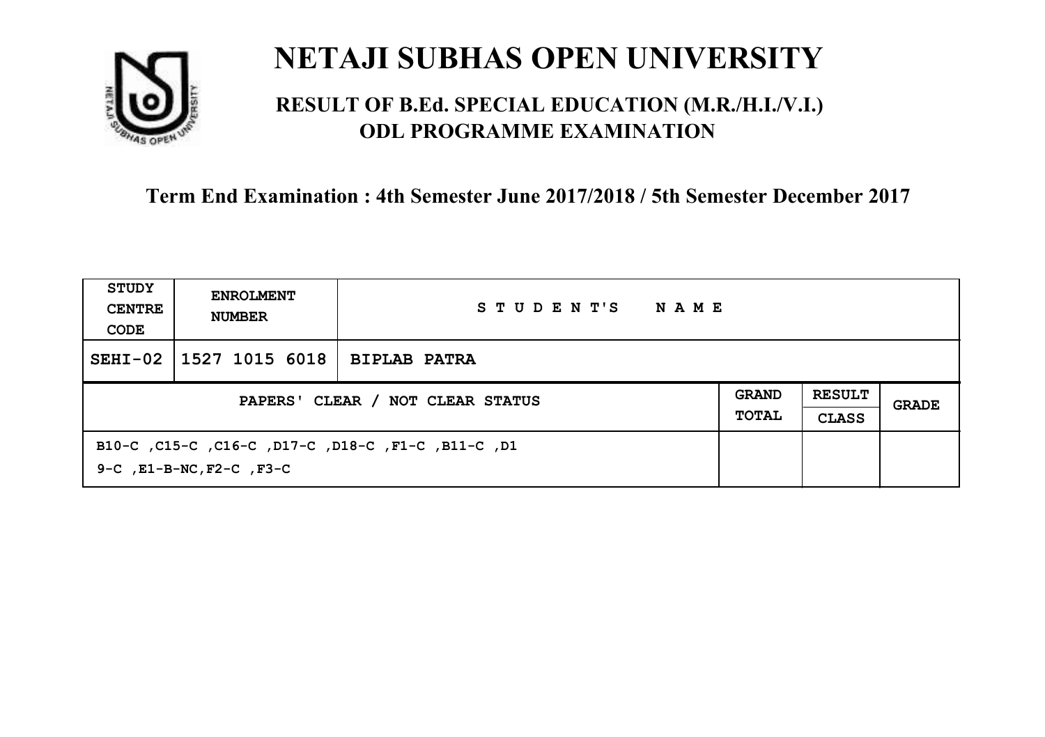# NETAJI SUBHAS OPEN UNIVERSITY

## RESULT OF B.Ed. SPECIAL EDUCATION (M.R./H.I./V.I.) ODL PROGRAMME EXAMINATION

**Term End Examination : 4th Semester June 2017/2018 / 5th Semester December 2017**

| STUDY CENTRE CODE | ENROLMENT NUMBER | STUDENT'S NAME | | | |
|---|---|---|---|---|---|
| SEHI-02 | 1527 1015 6018 | BIPLAB PATRA | | | |
| PAPERS' CLEAR / NOT CLEAR STATUS | | | GRAND TOTAL | RESULT CLASS | GRADE |
| B10-C ,C15-C ,C16-C ,D17-C ,D18-C ,F1-C ,B11-C ,D19-C ,E1-B-NC,F2-C ,F3-C | | | | | |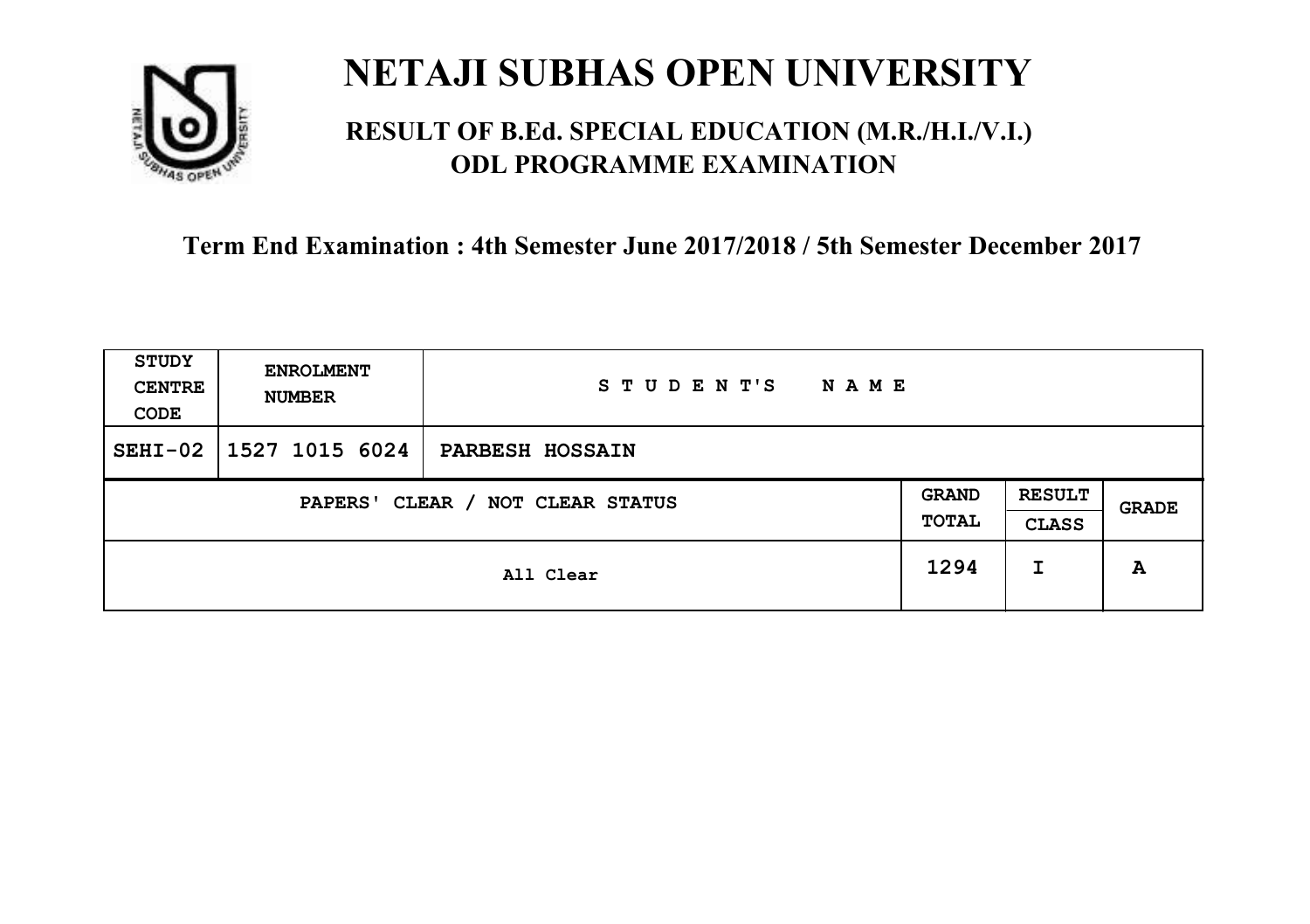# NETAJI SUBHAS OPEN UNIVERSITY

## RESULT OF B.Ed. SPECIAL EDUCATION (M.R./H.I./V.I.) ODL PROGRAMME EXAMINATION

### Term End Examination : 4th Semester June 2017/2018 / 5th Semester December 2017

| STUDY CENTRE CODE | ENROLMENT NUMBER | STUDENT'S NAME | | | |
|---|---|---|---|---|---|
| SEHI-02 | 1527 1015 6024 | PARBESH HOSSAIN | | | |
| PAPERS' CLEAR / NOT CLEAR STATUS | | | GRAND TOTAL | RESULT CLASS | GRADE |
| All Clear | | | 1294 | I | A |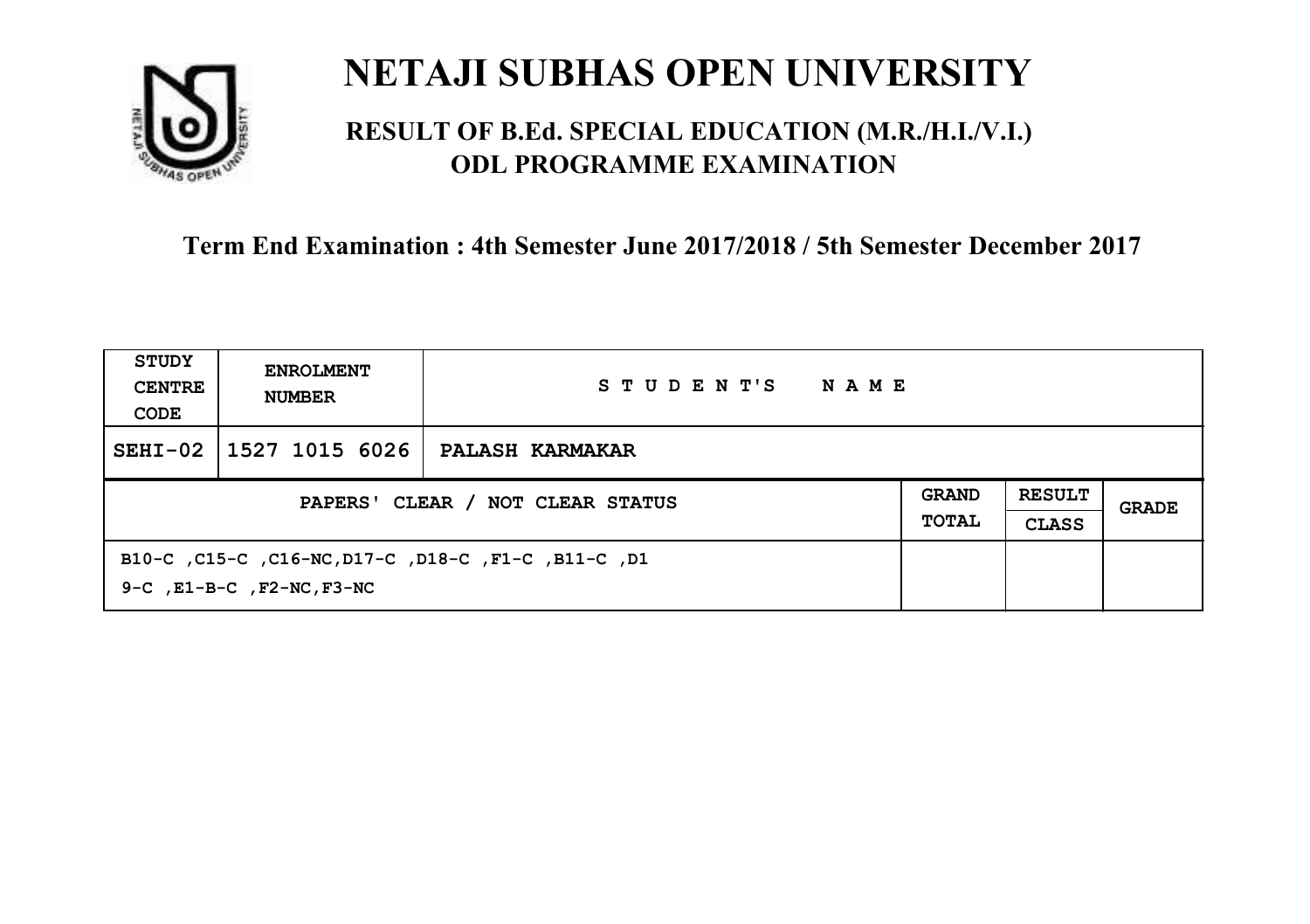# NETAJI SUBHAS OPEN UNIVERSITY

## RESULT OF B.Ed. SPECIAL EDUCATION (M.R./H.I./V.I.) ODL PROGRAMME EXAMINATION

### Term End Examination : 4th Semester June 2017/2018 / 5th Semester December 2017

| STUDY CENTRE CODE | ENROLMENT NUMBER | STUDENT'S NAME | | | |
|---|---|---|---|---|---|
| SEHI-02 | 1527 1015 6026 | PALASH KARMAKAR | | | |
| PAPERS' CLEAR / NOT CLEAR STATUS | | | GRAND TOTAL | RESULT CLASS | GRADE |
| B10-C ,C15-C ,C16-NC,D17-C ,D18-C ,F1-C ,B11-C ,D19-C ,E1-B-C ,F2-NC,F3-NC | | | | | |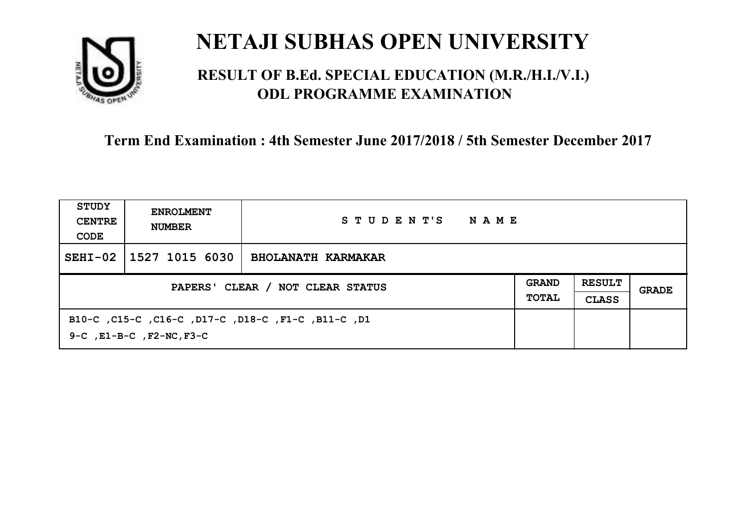# NETAJI SUBHAS OPEN UNIVERSITY

## RESULT OF B.Ed. SPECIAL EDUCATION (M.R./H.I./V.I.) ODL PROGRAMME EXAMINATION

**Term End Examination : 4th Semester June 2017/2018 / 5th Semester December 2017**

| STUDY CENTRE CODE | ENROLMENT NUMBER | STUDENT'S NAME | | | |
|---|---|---|---|---|---|
| SEHI-02 | 1527 1015 6030 | BHOLANATH KARMAKAR | | | |
| PAPERS' CLEAR / NOT CLEAR STATUS | | | GRAND TOTAL | RESULT CLASS | GRADE |
| B10-C ,C15-C ,C16-C ,D17-C ,D18-C ,F1-C ,B11-C ,D19-C ,E1-B-C ,F2-NC,F3-C | | | | | |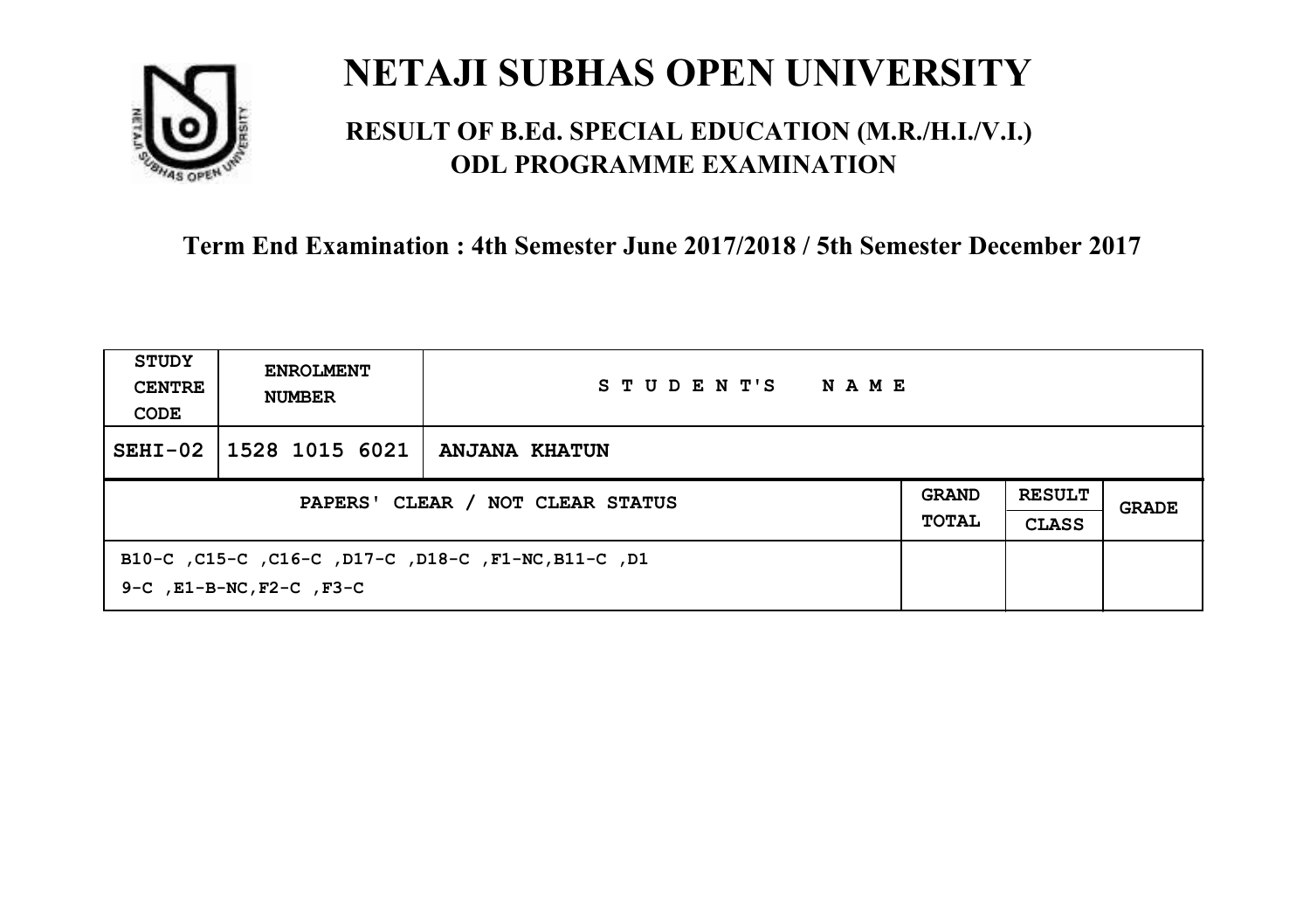# NETAJI SUBHAS OPEN UNIVERSITY

## RESULT OF B.Ed. SPECIAL EDUCATION (M.R./H.I./V.I.) ODL PROGRAMME EXAMINATION

### Term End Examination : 4th Semester June 2017/2018 / 5th Semester December 2017

| STUDY CENTRE CODE | ENROLMENT NUMBER | STUDENT'S NAME | | | |
|---|---|---|---|---|---|
| SEHI-02 | 1528 1015 6021 | ANJANA KHATUN | | | |
| PAPERS' CLEAR / NOT CLEAR STATUS | | | GRAND TOTAL | RESULT CLASS | GRADE |
| B10-C ,C15-C ,C16-C ,D17-C ,D18-C ,F1-NC,B11-C ,D19-C ,E1-B-NC,F2-C ,F3-C | | | | | |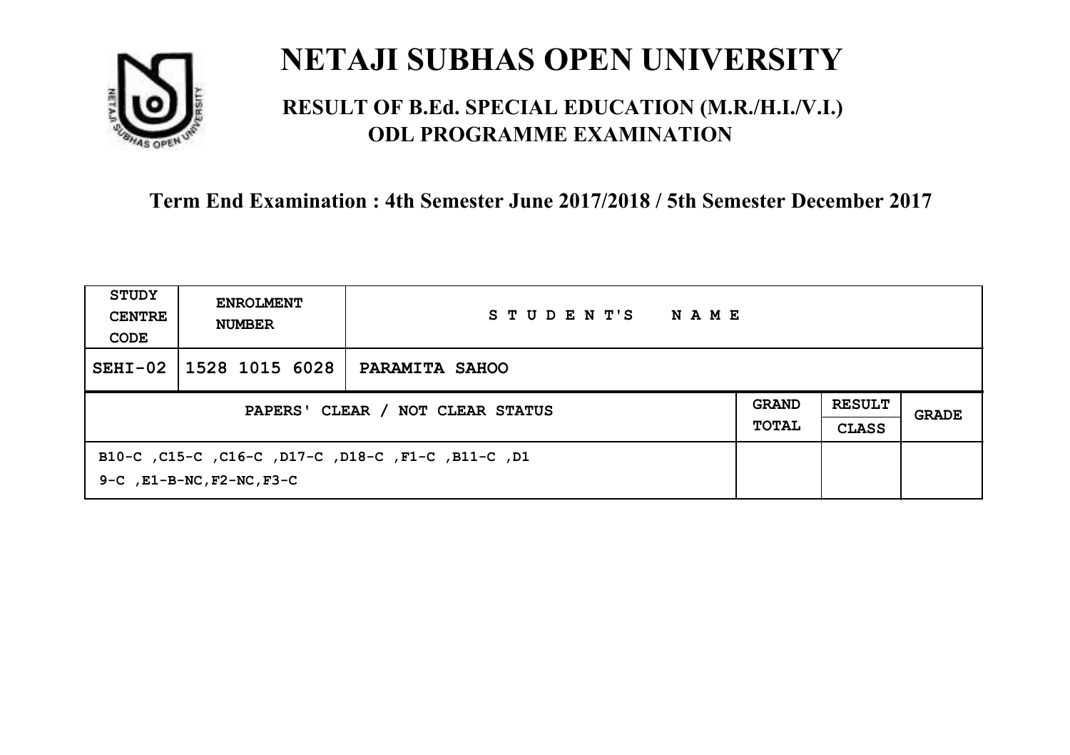# NETAJI SUBHAS OPEN UNIVERSITY

## RESULT OF B.Ed. SPECIAL EDUCATION (M.R./H.I./V.I.) ODL PROGRAMME EXAMINATION

### Term End Examination : 4th Semester June 2017/2018 / 5th Semester December 2017

| STUDY CENTRE CODE | ENROLMENT NUMBER | STUDENT'S NAME | | | |
|---|---|---|---|---|---|
| SEHI-02 | 1528 1015 6028 | PARAMITA SAHOO | | | |
| PAPERS' CLEAR / NOT CLEAR STATUS | | | GRAND TOTAL | RESULT CLASS | GRADE |
| B10-C ,C15-C ,C16-C ,D17-C ,D18-C ,F1-C ,B11-C ,D19-C ,E1-B-NC,F2-NC,F3-C | | | | | |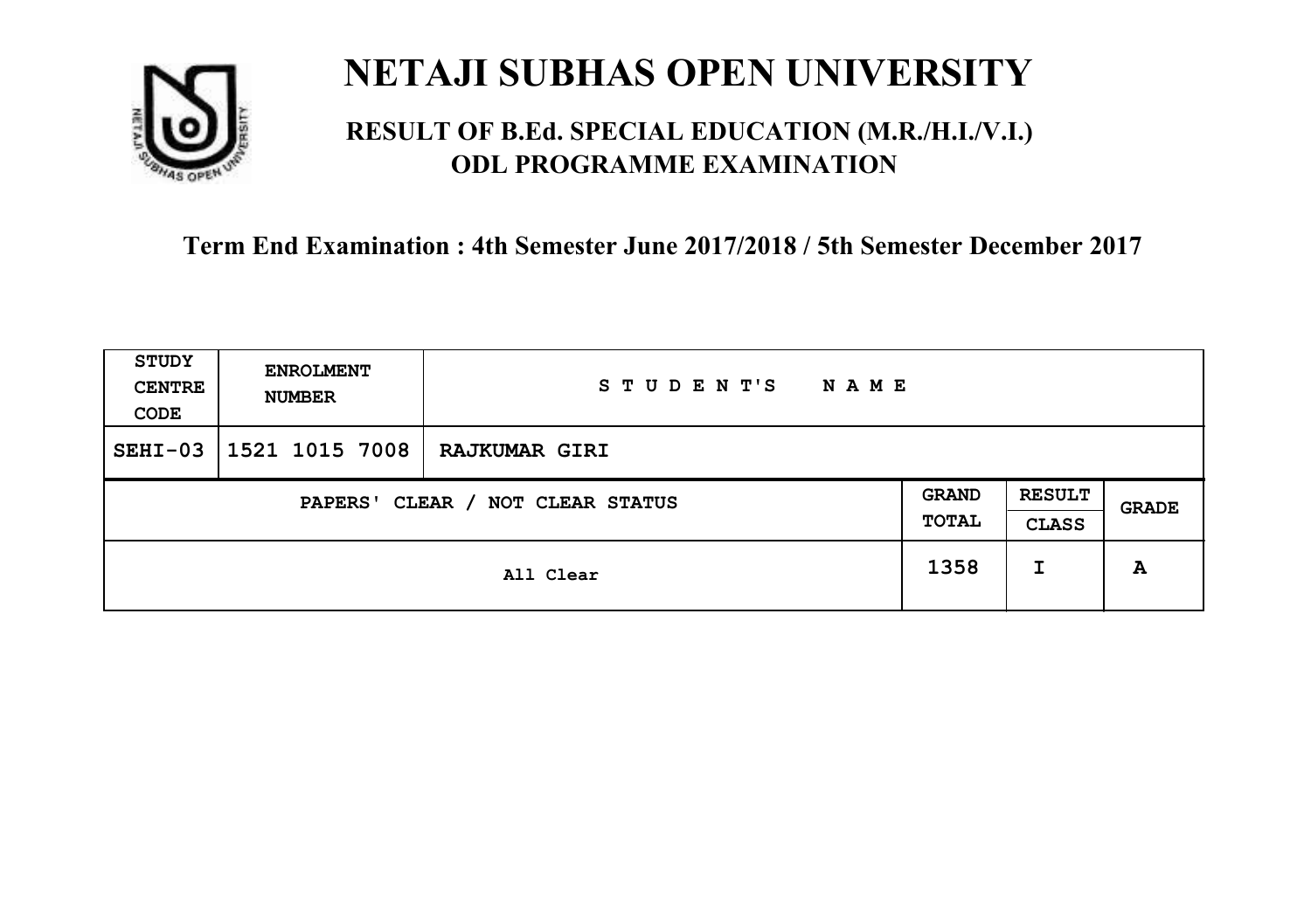# NETAJI SUBHAS OPEN UNIVERSITY

## RESULT OF B.Ed. SPECIAL EDUCATION (M.R./H.I./V.I.) ODL PROGRAMME EXAMINATION

**Term End Examination : 4th Semester June 2017/2018 / 5th Semester December 2017**

| STUDY CENTRE CODE | ENROLMENT NUMBER | STUDENT'S NAME | | | |
|---|---|---|---|---|---|
| SEHI-03 | 1521 1015 7008 | RAJKUMAR GIRI | | | |
| PAPERS' CLEAR / NOT CLEAR STATUS | | | GRAND TOTAL | RESULT CLASS | GRADE |
| All Clear | | | 1358 | I | A |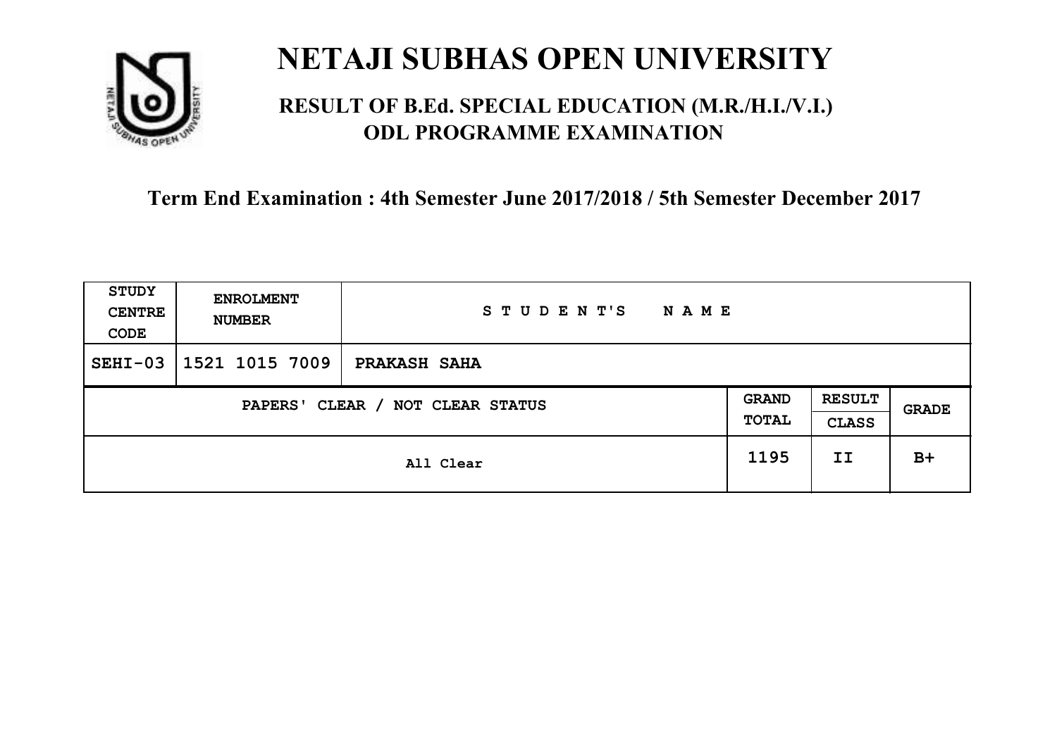# NETAJI SUBHAS OPEN UNIVERSITY

## RESULT OF B.Ed. SPECIAL EDUCATION (M.R./H.I./V.I.) ODL PROGRAMME EXAMINATION

### Term End Examination : 4th Semester June 2017/2018 / 5th Semester December 2017

| STUDY CENTRE CODE | ENROLMENT NUMBER | STUDENT'S NAME | | | |
|---|---|---|---|---|---|
| SEHI-03 | 1521 1015 7009 | PRAKASH SAHA | | | |
| PAPERS' CLEAR / NOT CLEAR STATUS | | | GRAND TOTAL | RESULT CLASS | GRADE |
| All Clear | | | 1195 | II | B+ |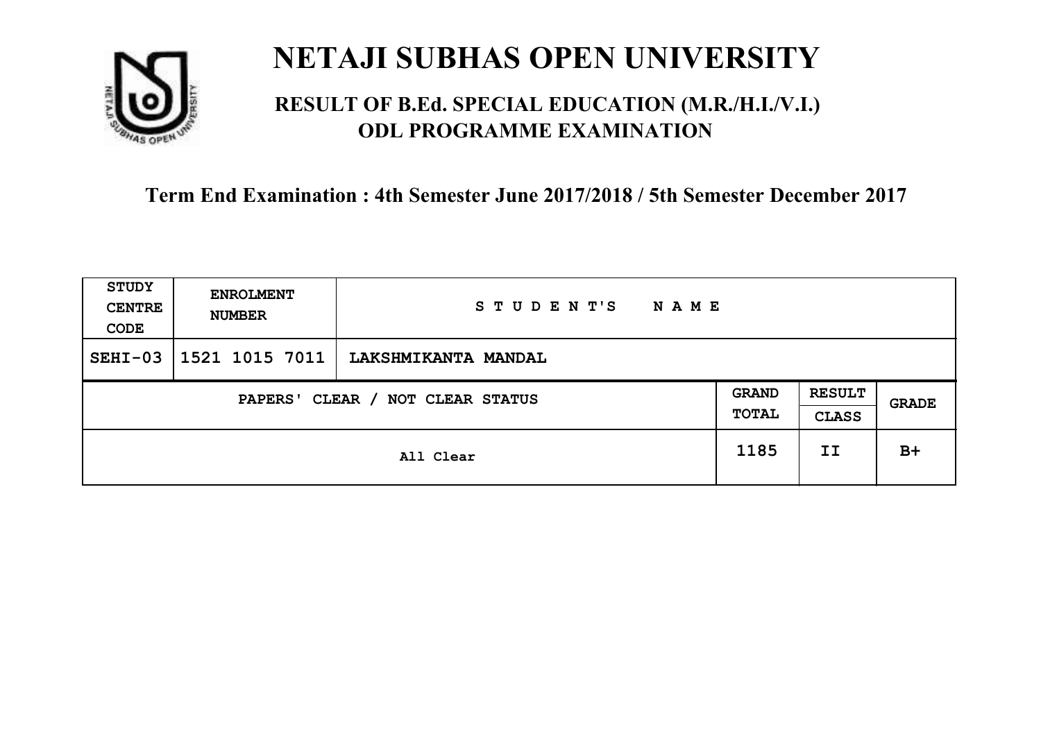# NETAJI SUBHAS OPEN UNIVERSITY

## RESULT OF B.Ed. SPECIAL EDUCATION (M.R./H.I./V.I.) ODL PROGRAMME EXAMINATION

### Term End Examination : 4th Semester June 2017/2018 / 5th Semester December 2017

| STUDY CENTRE CODE | ENROLMENT NUMBER | STUDENT'S NAME | | | |
|---|---|---|---|---|---|
| SEHI-03 | 1521 1015 7011 | LAKSHMIKANTA MANDAL | | | |
| PAPERS' CLEAR / NOT CLEAR STATUS | | | GRAND TOTAL | RESULT CLASS | GRADE |
| All Clear | | | 1185 | II | B+ |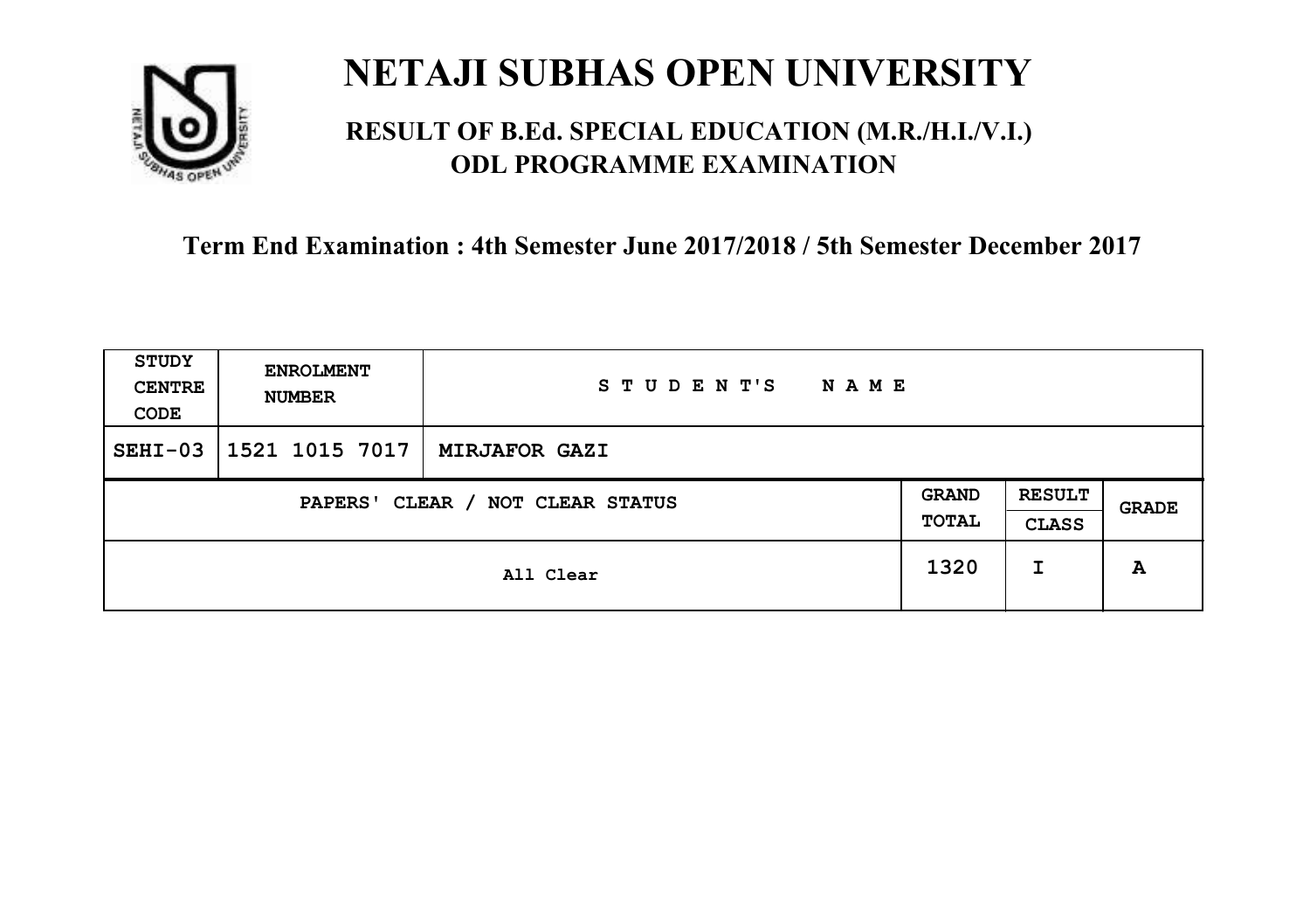# NETAJI SUBHAS OPEN UNIVERSITY

## RESULT OF B.Ed. SPECIAL EDUCATION (M.R./H.I./V.I.) ODL PROGRAMME EXAMINATION

### Term End Examination : 4th Semester June 2017/2018 / 5th Semester December 2017

| STUDY CENTRE CODE | ENROLMENT NUMBER | STUDENT'S NAME | | | |
|---|---|---|---|---|---|
| SEHI-03 | 1521 1015 7017 | MIRJAFOR GAZI | | | |
| PAPERS' CLEAR / NOT CLEAR STATUS | | | GRAND TOTAL | RESULT CLASS | GRADE |
| All Clear | | | 1320 | I | A |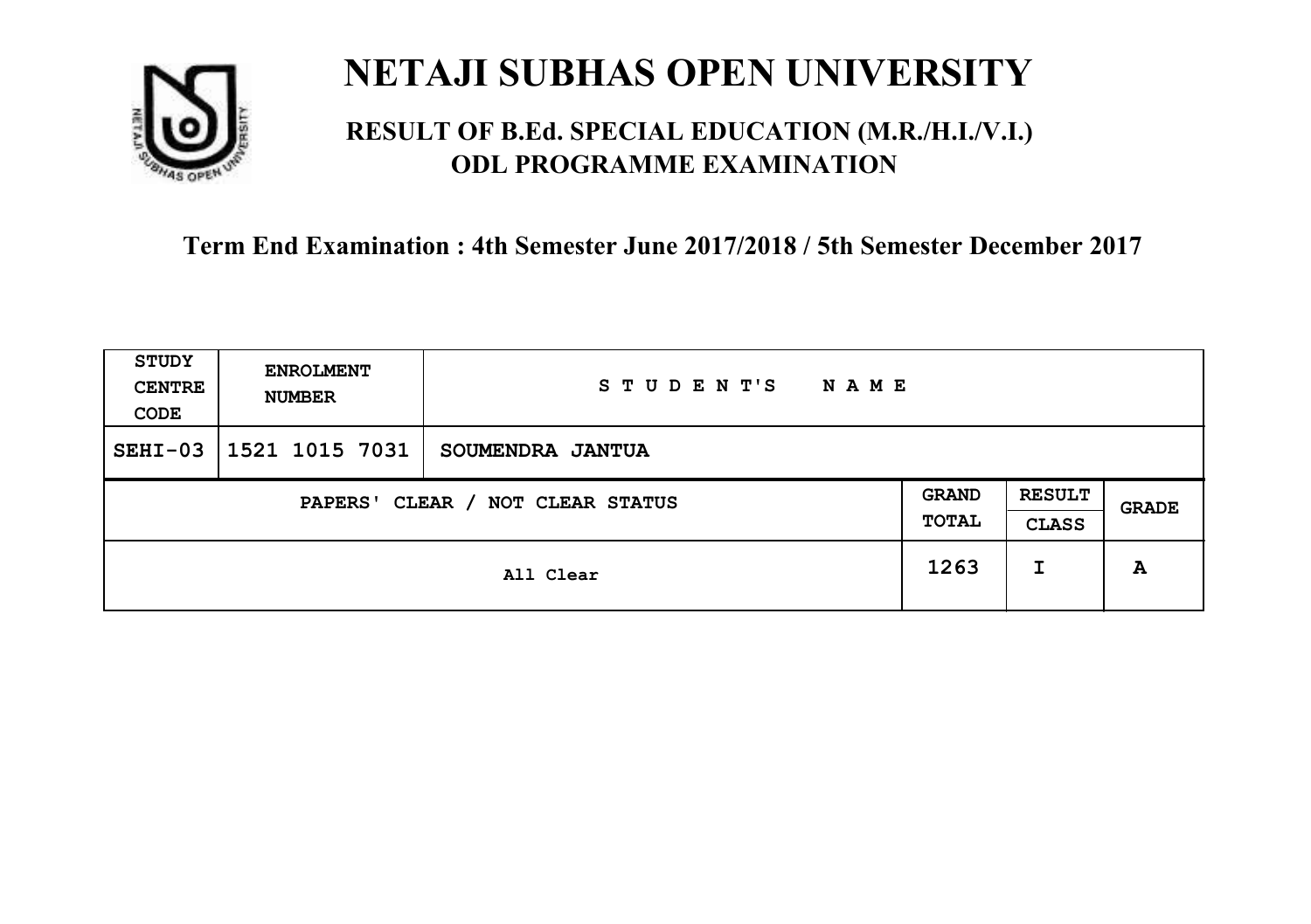# NETAJI SUBHAS OPEN UNIVERSITY

## RESULT OF B.Ed. SPECIAL EDUCATION (M.R./H.I./V.I.) ODL PROGRAMME EXAMINATION

### Term End Examination : 4th Semester June 2017/2018 / 5th Semester December 2017

| STUDY CENTRE CODE | ENROLMENT NUMBER | STUDENT'S NAME | | | |
|---|---|---|---|---|---|
| SEHI-03 | 1521 1015 7031 | SOUMENDRA JANTUA | | | |
| PAPERS' CLEAR / NOT CLEAR STATUS | | | GRAND TOTAL | RESULT CLASS | GRADE |
| All Clear | | | 1263 | I | A |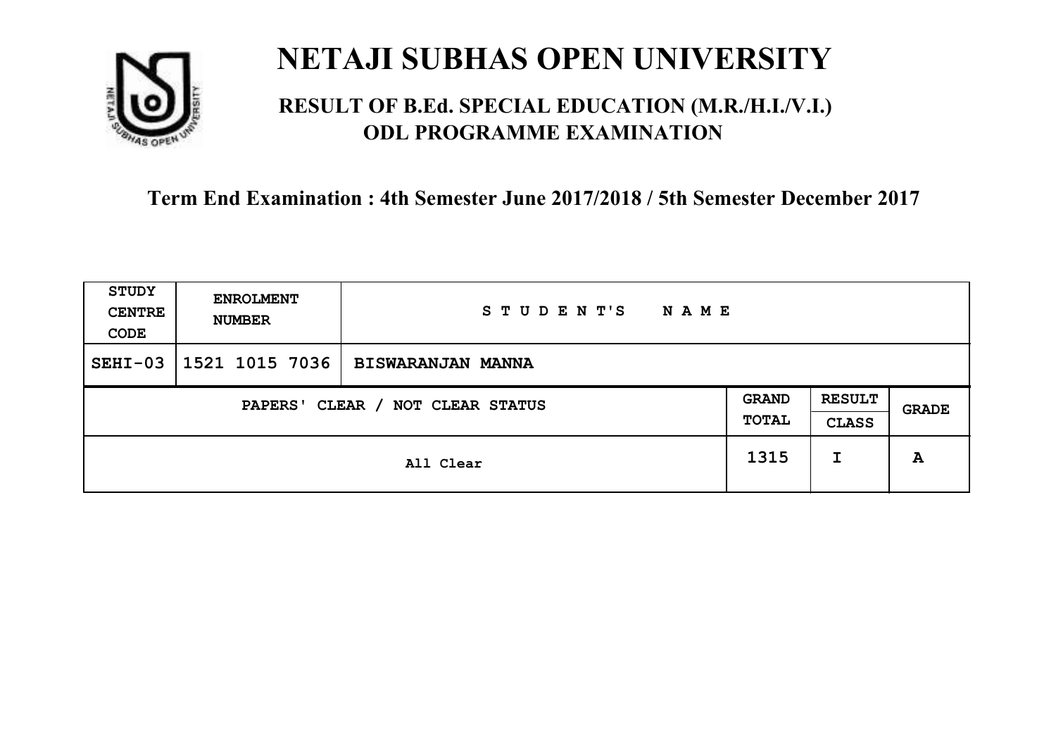# NETAJI SUBHAS OPEN UNIVERSITY

## RESULT OF B.Ed. SPECIAL EDUCATION (M.R./H.I./V.I.) ODL PROGRAMME EXAMINATION

### Term End Examination : 4th Semester June 2017/2018 / 5th Semester December 2017

| STUDY CENTRE CODE | ENROLMENT NUMBER | STUDENT'S NAME | | | |
|---|---|---|---|---|---|
| SEHI-03 | 1521 1015 7036 | BISWARANJAN MANNA | | | |
| PAPERS' CLEAR / NOT CLEAR STATUS | | | GRAND TOTAL | RESULT CLASS | GRADE |
| All Clear | | | 1315 | I | A |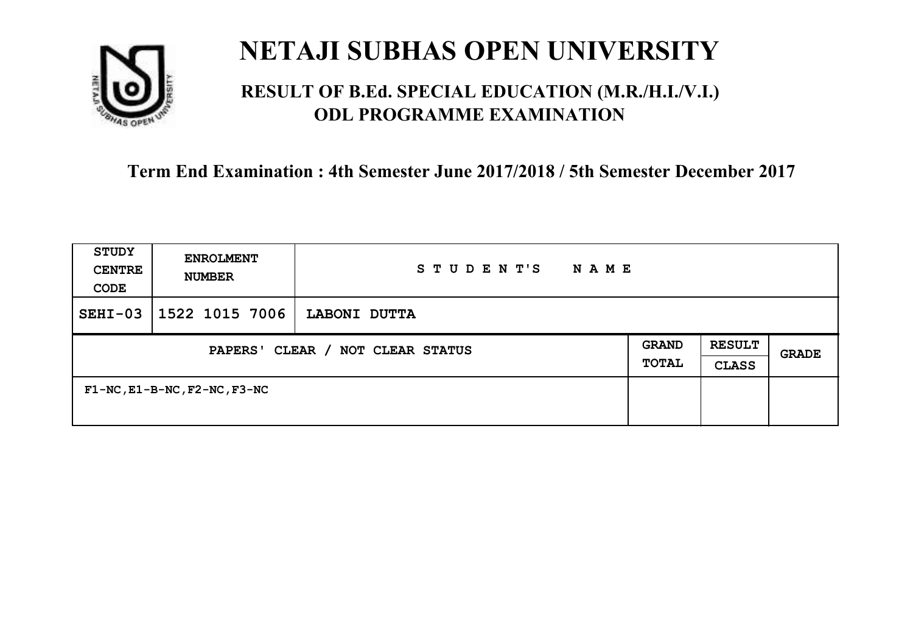# NETAJI SUBHAS OPEN UNIVERSITY

## RESULT OF B.Ed. SPECIAL EDUCATION (M.R./H.I./V.I.) ODL PROGRAMME EXAMINATION

### Term End Examination : 4th Semester June 2017/2018 / 5th Semester December 2017

| STUDY CENTRE CODE | ENROLMENT NUMBER | STUDENT'S NAME | | | |
|---|---|---|---|---|---|
| SEHI-03 | 1522 1015 7006 | LABONI DUTTA | | | |
| PAPERS' CLEAR / NOT CLEAR STATUS | | | GRAND TOTAL | RESULT CLASS | GRADE |
| F1-NC,E1-B-NC,F2-NC,F3-NC | | | | | |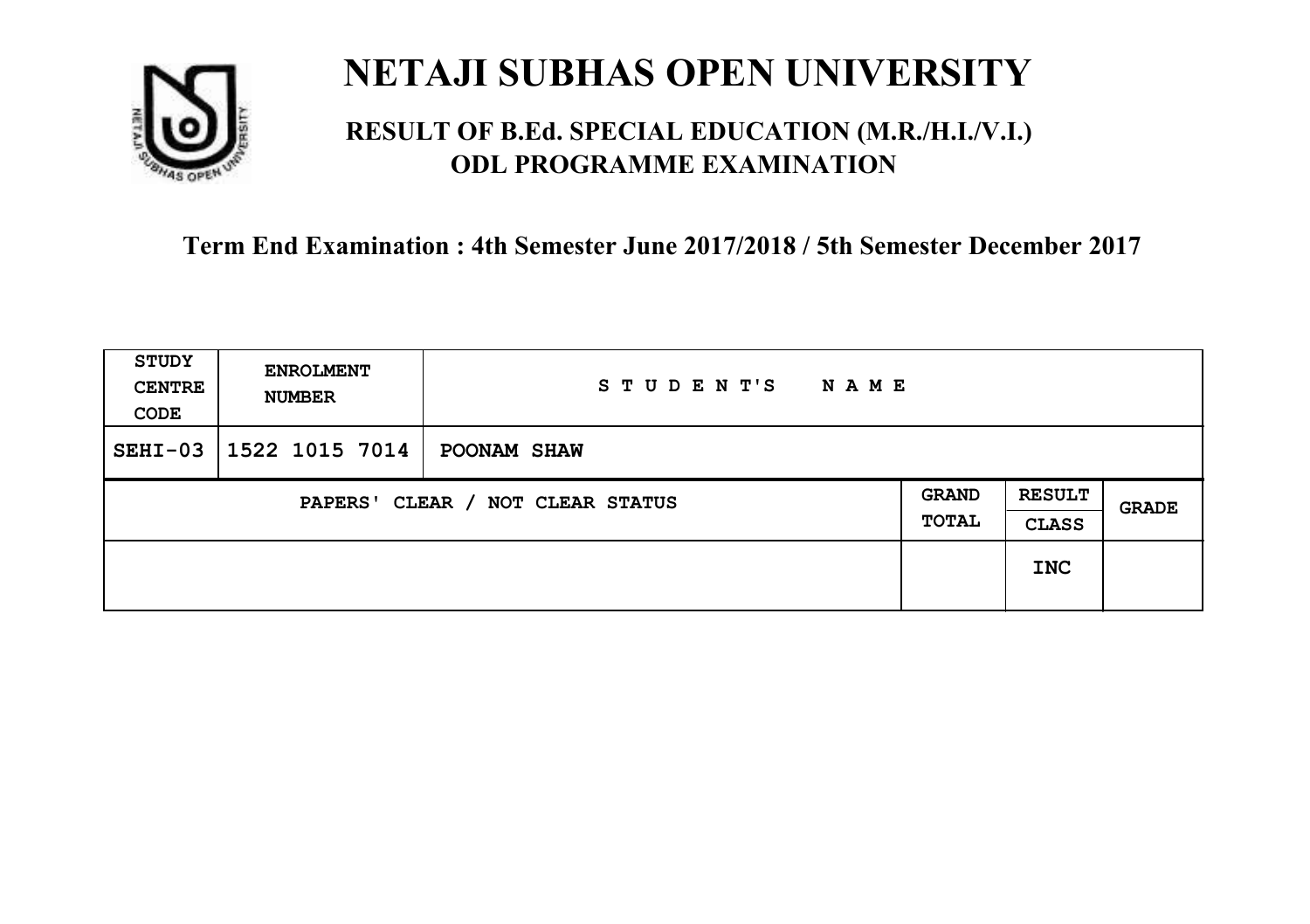# NETAJI SUBHAS OPEN UNIVERSITY

## RESULT OF B.Ed. SPECIAL EDUCATION (M.R./H.I./V.I.) ODL PROGRAMME EXAMINATION

### Term End Examination : 4th Semester June 2017/2018 / 5th Semester December 2017

| STUDY CENTRE CODE | ENROLMENT NUMBER | STUDENT'S NAME | | | |
|---|---|---|---|---|---|
| SEHI-03 | 1522 1015 7014 | POONAM SHAW | | | |
| PAPERS' CLEAR / NOT CLEAR STATUS | | | GRAND TOTAL | RESULT CLASS | GRADE |
| | | | | INC | |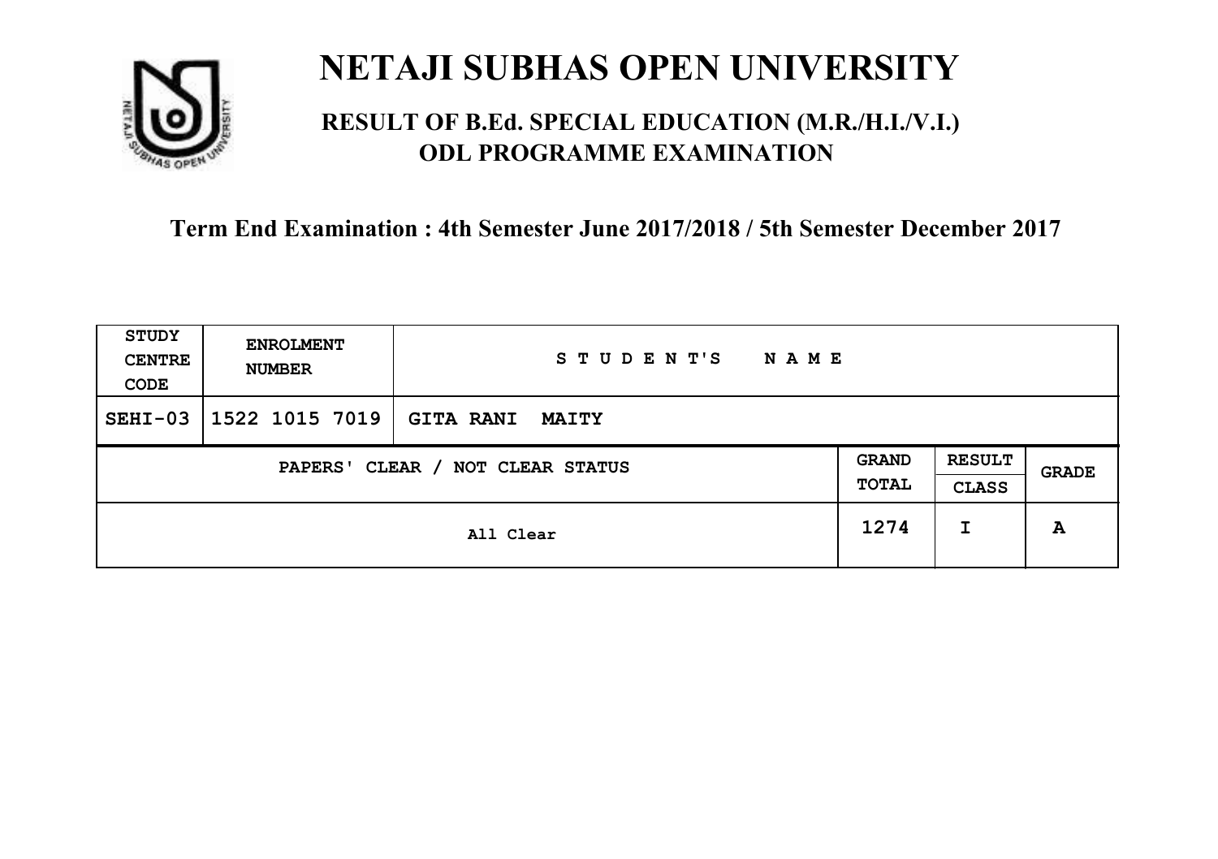# NETAJI SUBHAS OPEN UNIVERSITY

## RESULT OF B.Ed. SPECIAL EDUCATION (M.R./H.I./V.I.) ODL PROGRAMME EXAMINATION

**Term End Examination : 4th Semester June 2017/2018 / 5th Semester December 2017**

| STUDY CENTRE CODE | ENROLMENT NUMBER | STUDENT'S NAME | | | |
|---|---|---|---|---|---|
| SEHI-03 | 1522 1015 7019 | GITA RANI MAITY | | | |
| PAPERS' CLEAR / NOT CLEAR STATUS | | | GRAND TOTAL | RESULT CLASS | GRADE |
| All Clear | | | 1274 | I | A |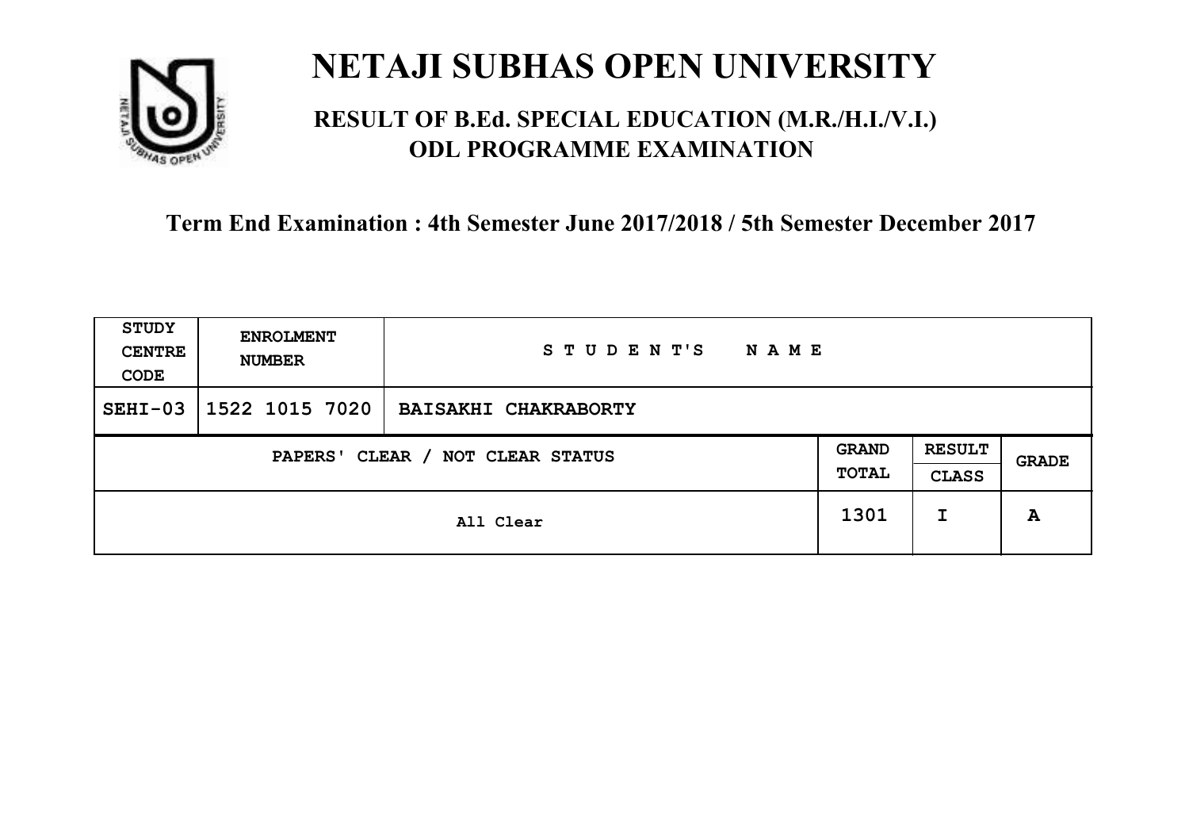# NETAJI SUBHAS OPEN UNIVERSITY

## RESULT OF B.Ed. SPECIAL EDUCATION (M.R./H.I./V.I.) ODL PROGRAMME EXAMINATION

**Term End Examination : 4th Semester June 2017/2018 / 5th Semester December 2017**

| STUDY CENTRE CODE | ENROLMENT NUMBER | STUDENT'S NAME | | | |
|---|---|---|---|---|---|
| SEHI-03 | 1522 1015 7020 | BAISAKHI CHAKRABORTY | | | |
| PAPERS' CLEAR / NOT CLEAR STATUS | | | GRAND TOTAL | RESULT CLASS | GRADE |
| All Clear | | | 1301 | I | A |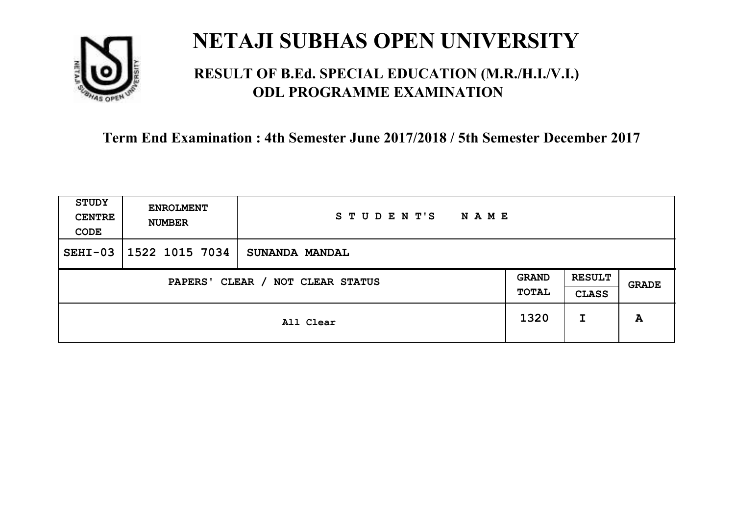# NETAJI SUBHAS OPEN UNIVERSITY

## RESULT OF B.Ed. SPECIAL EDUCATION (M.R./H.I./V.I.) ODL PROGRAMME EXAMINATION

### Term End Examination : 4th Semester June 2017/2018 / 5th Semester December 2017

| STUDY CENTRE CODE | ENROLMENT NUMBER | STUDENT'S NAME | | | |
|---|---|---|---|---|---|
| SEHI-03 | 1522 1015 7034 | SUNANDA MANDAL | | | |
| PAPERS' CLEAR / NOT CLEAR STATUS | | | GRAND TOTAL | RESULT CLASS | GRADE |
| All Clear | | | 1320 | I | A |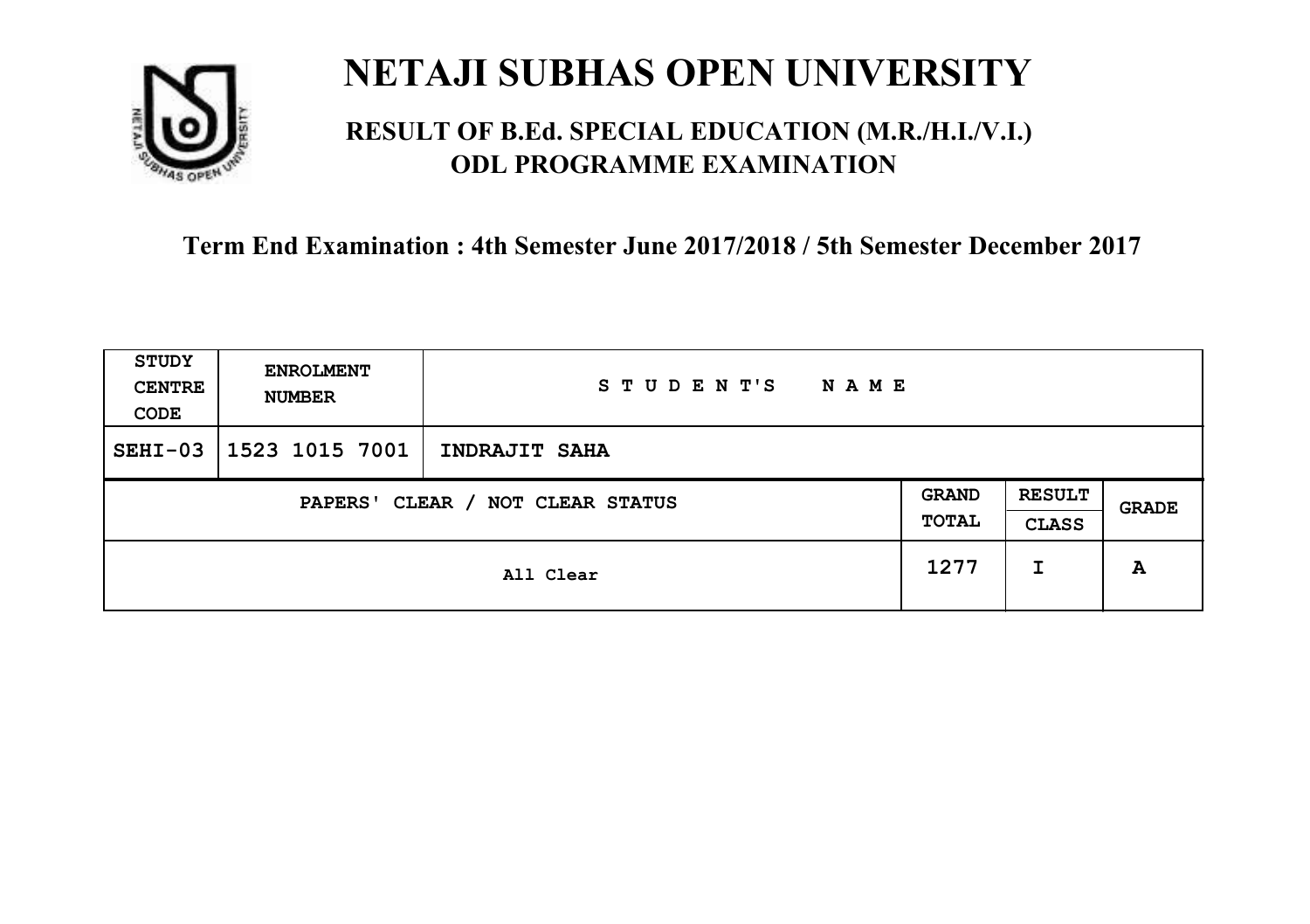# NETAJI SUBHAS OPEN UNIVERSITY

## RESULT OF B.Ed. SPECIAL EDUCATION (M.R./H.I./V.I.) ODL PROGRAMME EXAMINATION

### Term End Examination : 4th Semester June 2017/2018 / 5th Semester December 2017

| STUDY CENTRE CODE | ENROLMENT NUMBER | STUDENT'S NAME | | | |
|---|---|---|---|---|---|
| SEHI-03 | 1523 1015 7001 | INDRAJIT SAHA | | | |
| PAPERS' CLEAR / NOT CLEAR STATUS | | | GRAND TOTAL | RESULT CLASS | GRADE |
| All Clear | | | 1277 | I | A |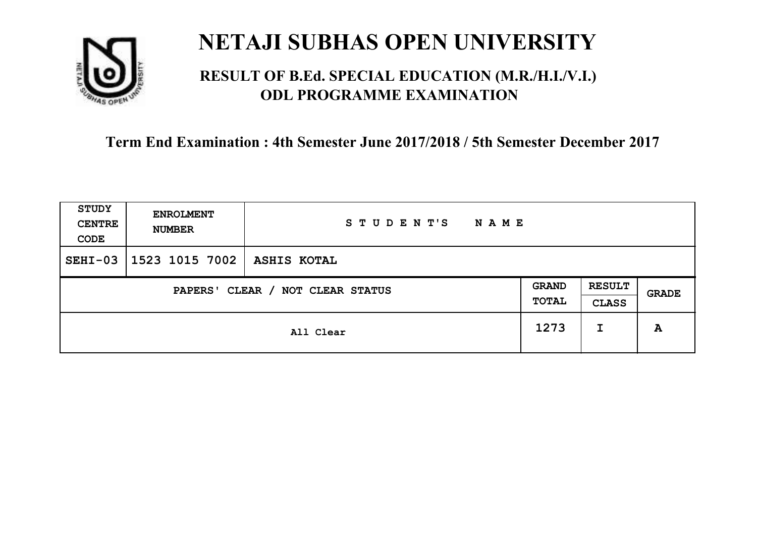# NETAJI SUBHAS OPEN UNIVERSITY

## RESULT OF B.Ed. SPECIAL EDUCATION (M.R./H.I./V.I.) ODL PROGRAMME EXAMINATION

**Term End Examination : 4th Semester June 2017/2018 / 5th Semester December 2017**

| STUDY CENTRE CODE | ENROLMENT NUMBER | STUDENT'S NAME | | | |
|---|---|---|---|---|---|
| SEHI-03 | 1523 1015 7002 | ASHIS KOTAL | | | |
| PAPERS' CLEAR / NOT CLEAR STATUS | | | GRAND TOTAL | RESULT CLASS | GRADE |
| All Clear | | | 1273 | I | A |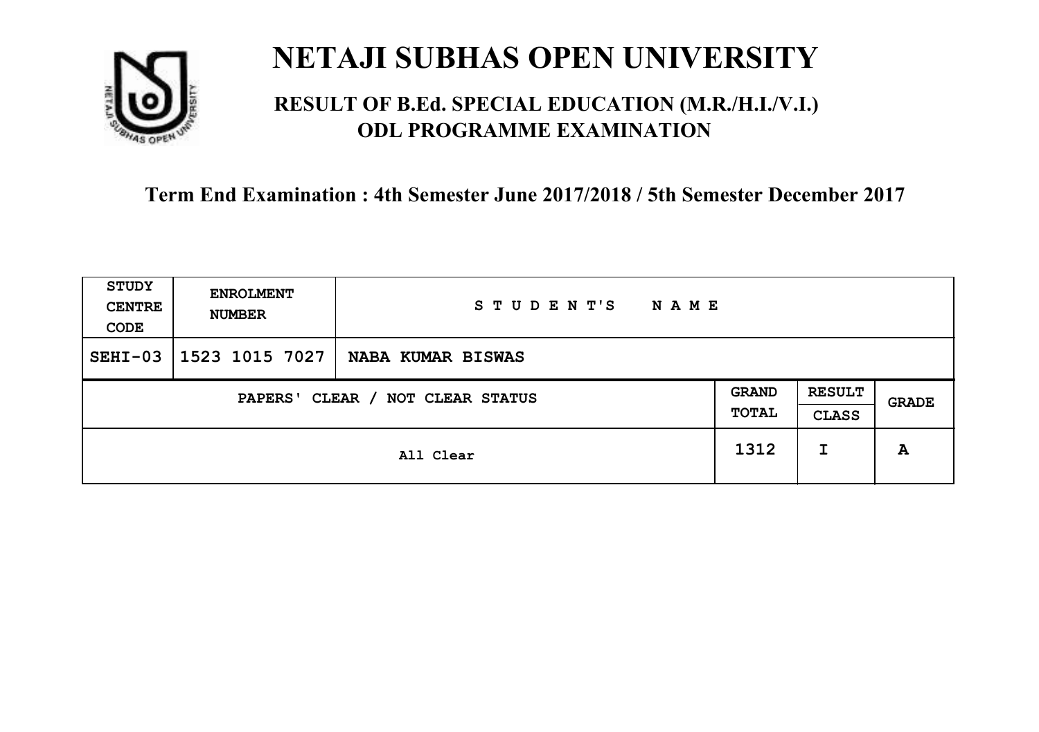# NETAJI SUBHAS OPEN UNIVERSITY

## RESULT OF B.Ed. SPECIAL EDUCATION (M.R./H.I./V.I.) ODL PROGRAMME EXAMINATION

### Term End Examination : 4th Semester June 2017/2018 / 5th Semester December 2017

| STUDY CENTRE CODE | ENROLMENT NUMBER | STUDENT'S NAME | | | |
|---|---|---|---|---|---|
| SEHI-03 | 1523 1015 7027 | NABA KUMAR BISWAS | | | |
| PAPERS' CLEAR / NOT CLEAR STATUS | | | GRAND TOTAL | RESULT CLASS | GRADE |
| All Clear | | | 1312 | I | A |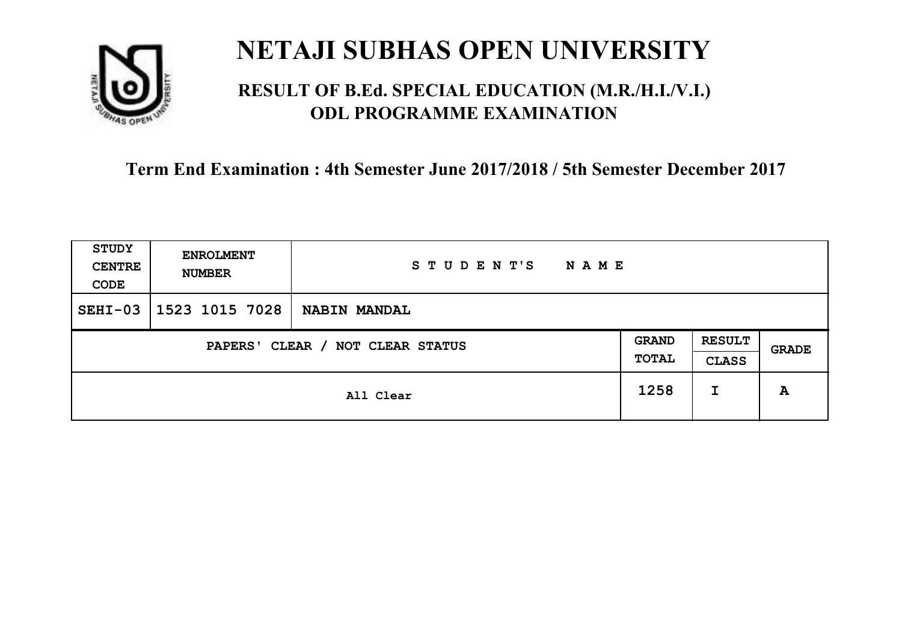# NETAJI SUBHAS OPEN UNIVERSITY

## RESULT OF B.Ed. SPECIAL EDUCATION (M.R./H.I./V.I.) ODL PROGRAMME EXAMINATION

**Term End Examination : 4th Semester June 2017/2018 / 5th Semester December 2017**

| STUDY CENTRE CODE | ENROLMENT NUMBER | STUDENT'S NAME | | | |
|---|---|---|---|---|---|
| SEHI-03 | 1523 1015 7028 | NABIN MANDAL | | | |
| PAPERS' CLEAR / NOT CLEAR STATUS | | | GRAND TOTAL | RESULT CLASS | GRADE |
| All Clear | | | 1258 | I | A |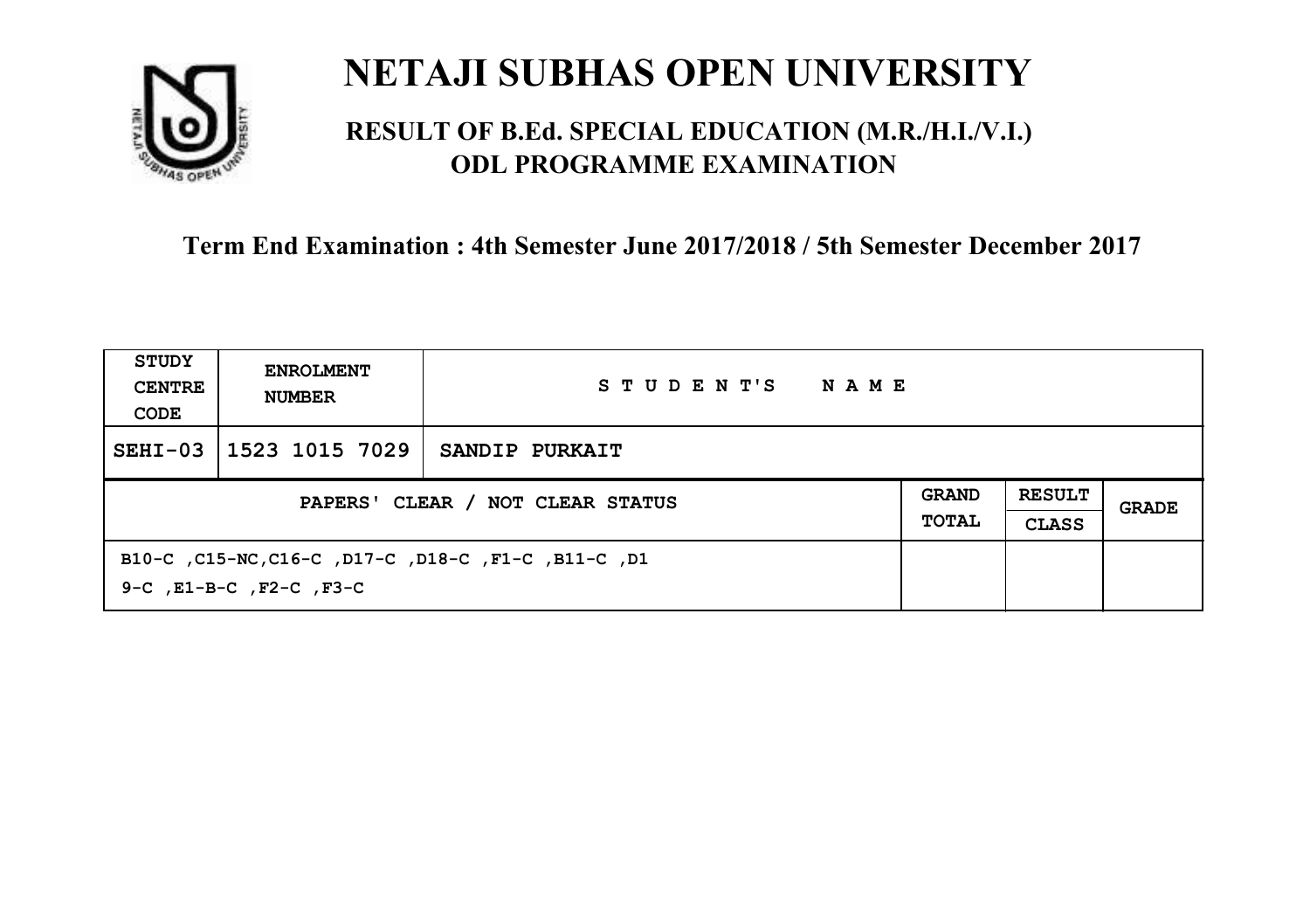# NETAJI SUBHAS OPEN UNIVERSITY

## RESULT OF B.Ed. SPECIAL EDUCATION (M.R./H.I./V.I.) ODL PROGRAMME EXAMINATION

**Term End Examination : 4th Semester June 2017/2018 / 5th Semester December 2017**

| STUDY CENTRE CODE | ENROLMENT NUMBER | STUDENT'S NAME | | | |
|---|---|---|---|---|---|
| SEHI-03 | 1523 1015 7029 | SANDIP PURKAIT | | | |
| PAPERS' CLEAR / NOT CLEAR STATUS | | | GRAND TOTAL | RESULT CLASS | GRADE |
| B10-C ,C15-NC,C16-C ,D17-C ,D18-C ,F1-C ,B11-C ,D19-C ,E1-B-C ,F2-C ,F3-C | | | | | |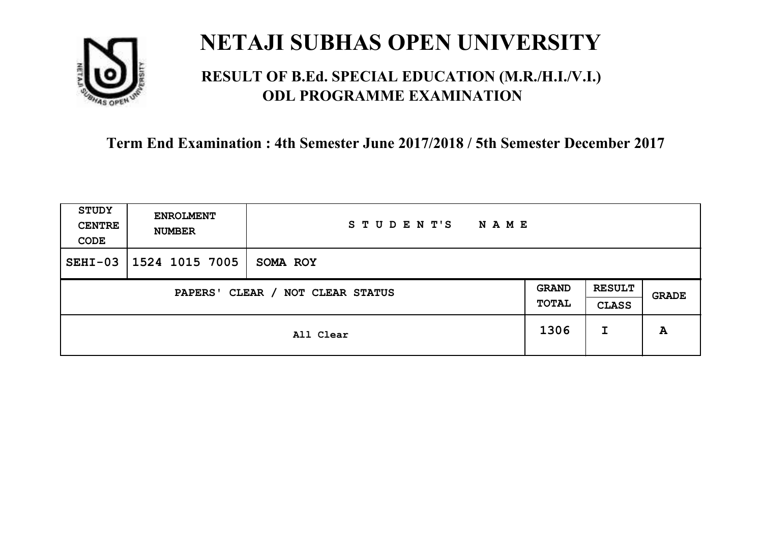# NETAJI SUBHAS OPEN UNIVERSITY

## RESULT OF B.Ed. SPECIAL EDUCATION (M.R./H.I./V.I.) ODL PROGRAMME EXAMINATION

### Term End Examination : 4th Semester June 2017/2018 / 5th Semester December 2017

| STUDY CENTRE CODE | ENROLMENT NUMBER | STUDENT'S NAME | | | |
|---|---|---|---|---|---|
| SEHI-03 | 1524 1015 7005 | SOMA ROY | | | |
| PAPERS' CLEAR / NOT CLEAR STATUS | | | GRAND TOTAL | RESULT CLASS | GRADE |
| All Clear | | | 1306 | I | A |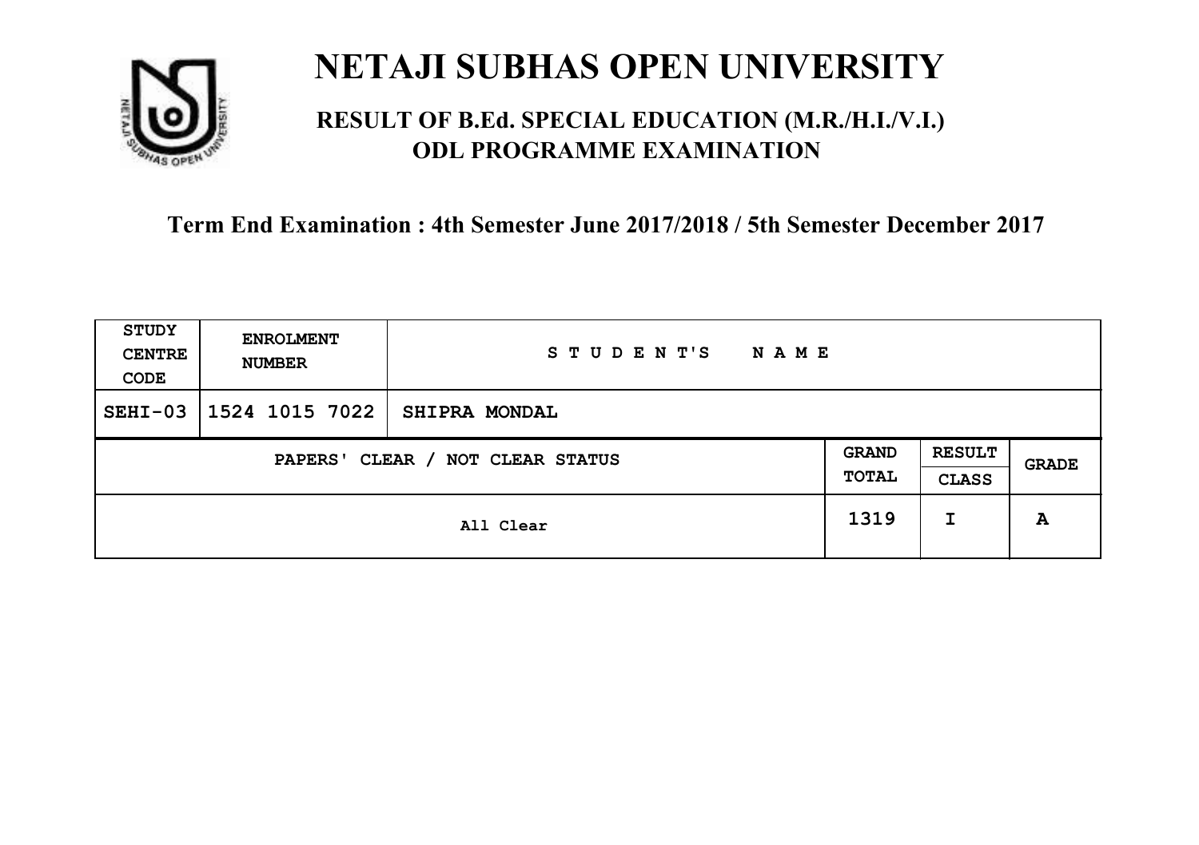# NETAJI SUBHAS OPEN UNIVERSITY

## RESULT OF B.Ed. SPECIAL EDUCATION (M.R./H.I./V.I.) ODL PROGRAMME EXAMINATION

### Term End Examination : 4th Semester June 2017/2018 / 5th Semester December 2017

| STUDY CENTRE CODE | ENROLMENT NUMBER | STUDENT'S NAME | | | |
|---|---|---|---|---|---|
| SEHI-03 | 1524 1015 7022 | SHIPRA MONDAL | | | |
| PAPERS' CLEAR / NOT CLEAR STATUS | | | GRAND TOTAL | RESULT CLASS | GRADE |
| All Clear | | | 1319 | I | A |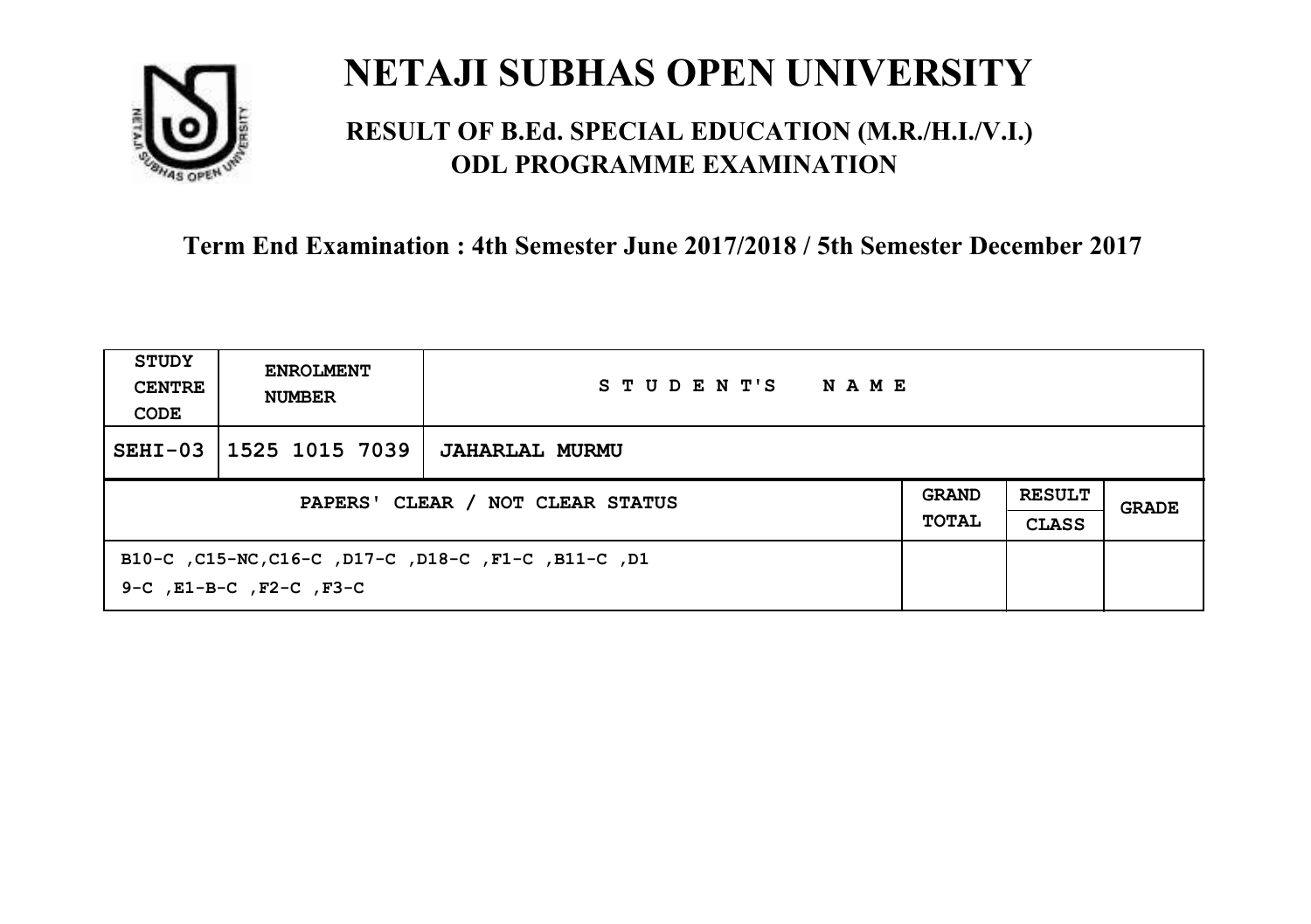# NETAJI SUBHAS OPEN UNIVERSITY

## RESULT OF B.Ed. SPECIAL EDUCATION (M.R./H.I./V.I.) ODL PROGRAMME EXAMINATION

### Term End Examination : 4th Semester June 2017/2018 / 5th Semester December 2017

| STUDY CENTRE CODE | ENROLMENT NUMBER | STUDENT'S NAME | | | |
|---|---|---|---|---|---|
| SEHI-03 | 1525 1015 7039 | JAHARLAL MURMU | | | |
| PAPERS' CLEAR / NOT CLEAR STATUS | | | GRAND TOTAL | RESULT CLASS | GRADE |
| B10-C ,C15-NC,C16-C ,D17-C ,D18-C ,F1-C ,B11-C ,D1 9-C ,E1-B-C ,F2-C ,F3-C | | | | | |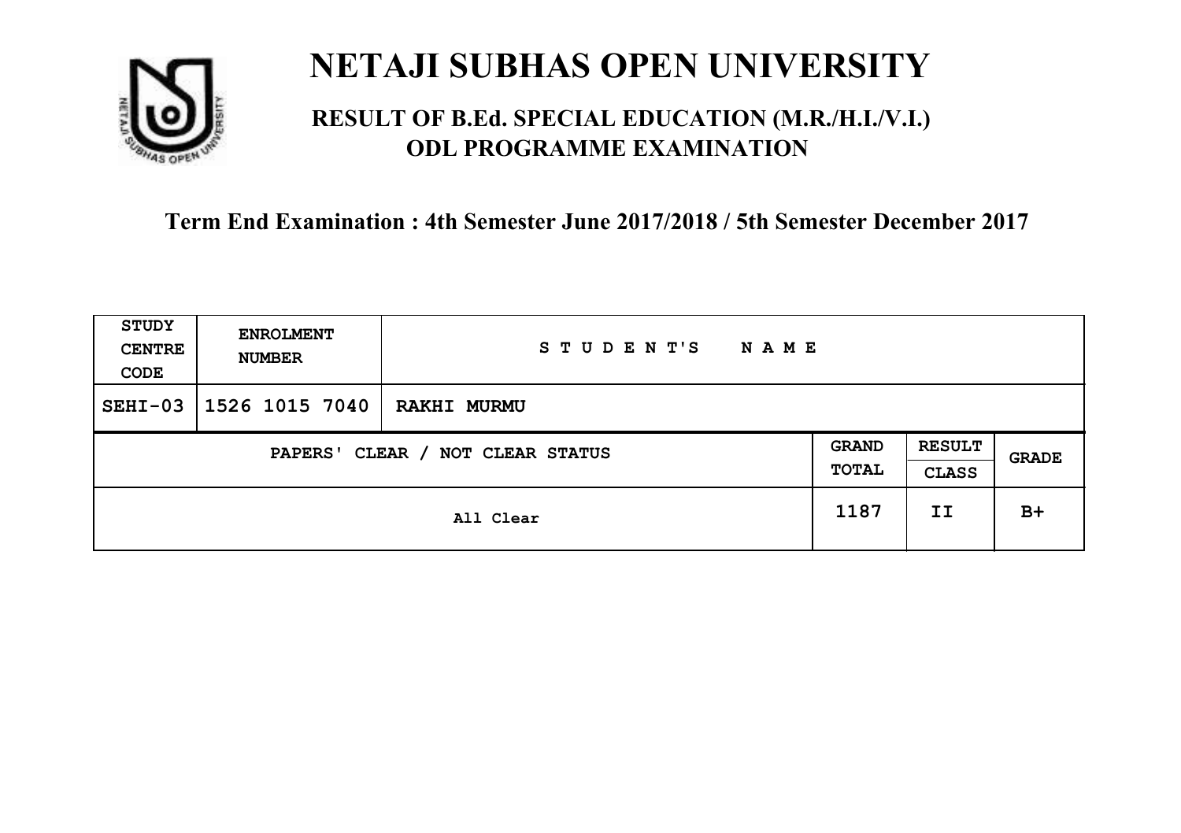# NETAJI SUBHAS OPEN UNIVERSITY

## RESULT OF B.Ed. SPECIAL EDUCATION (M.R./H.I./V.I.) ODL PROGRAMME EXAMINATION

### Term End Examination : 4th Semester June 2017/2018 / 5th Semester December 2017

| STUDY CENTRE CODE | ENROLMENT NUMBER | STUDENT'S NAME | | | |
|---|---|---|---|---|---|
| SEHI-03 | 1526 1015 7040 | RAKHI MURMU | | | |
| PAPERS' CLEAR / NOT CLEAR STATUS | | | GRAND TOTAL | RESULT CLASS | GRADE |
| All Clear | | | 1187 | II | B+ |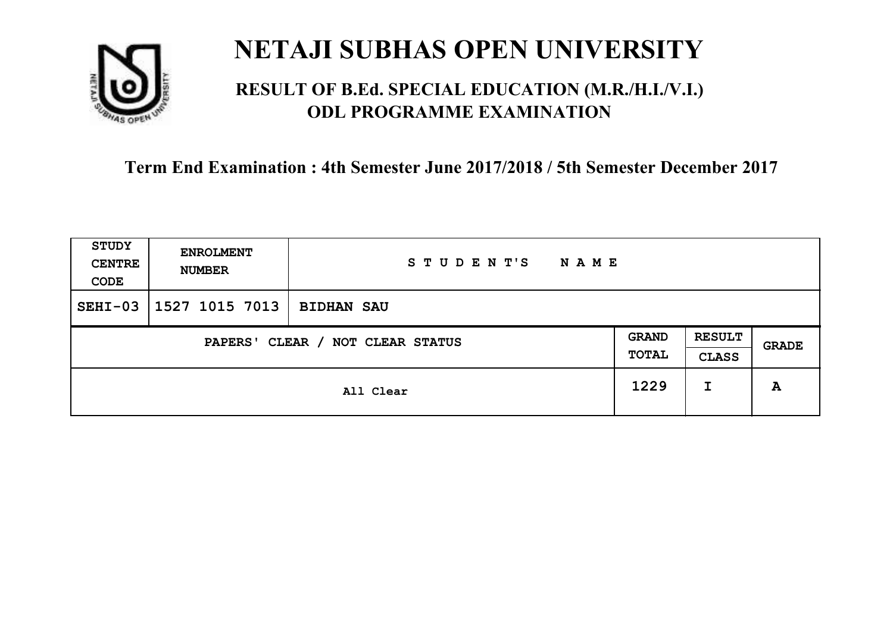# NETAJI SUBHAS OPEN UNIVERSITY

## RESULT OF B.Ed. SPECIAL EDUCATION (M.R./H.I./V.I.) ODL PROGRAMME EXAMINATION

**Term End Examination : 4th Semester June 2017/2018 / 5th Semester December 2017**

| STUDY CENTRE CODE | ENROLMENT NUMBER | STUDENT'S NAME | | | |
|---|---|---|---|---|---|
| SEHI-03 | 1527 1015 7013 | BIDHAN SAU | | | |
| PAPERS' CLEAR / NOT CLEAR STATUS | | | GRAND TOTAL | RESULT CLASS | GRADE |
| All Clear | | | 1229 | I | A |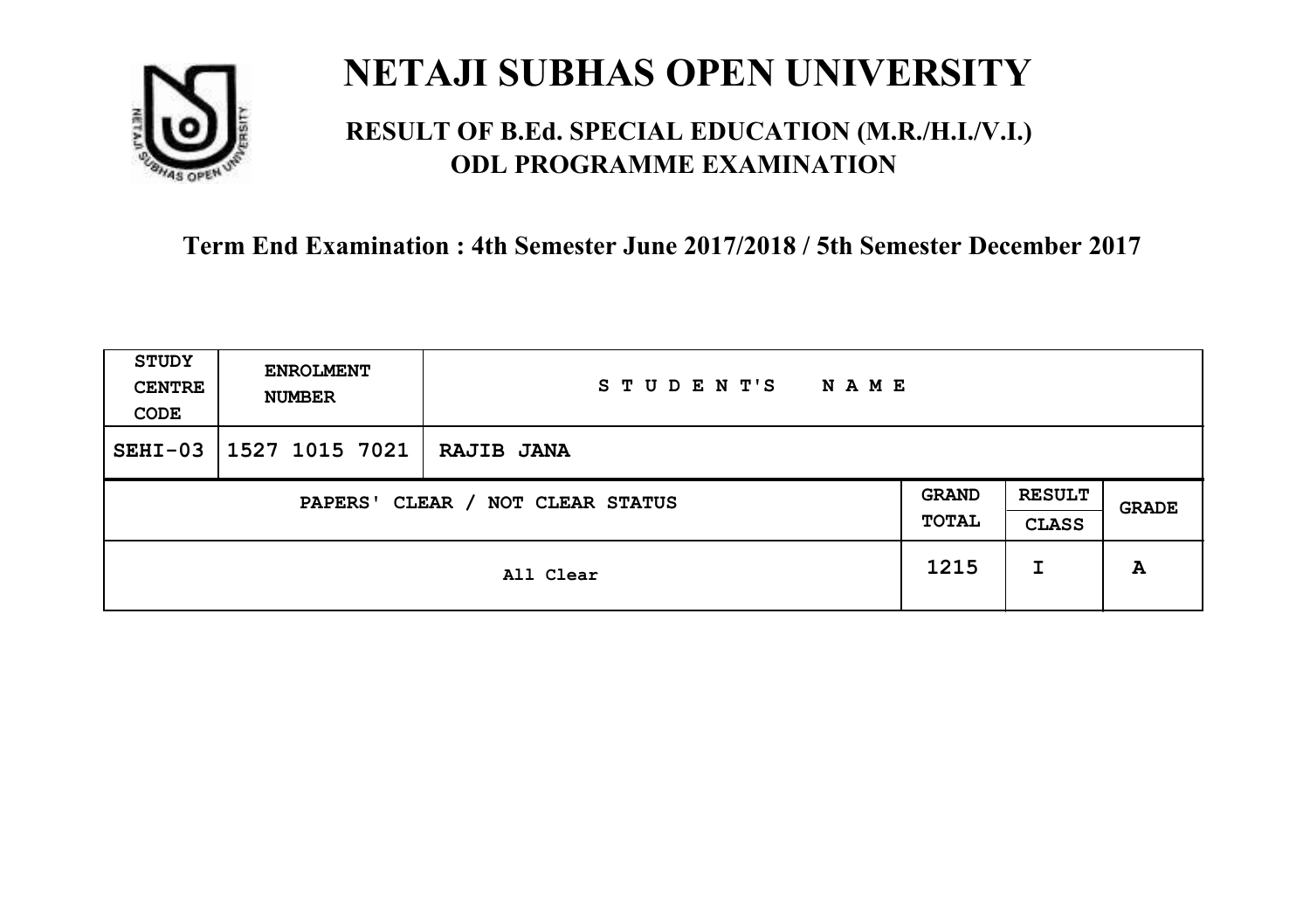# NETAJI SUBHAS OPEN UNIVERSITY

## RESULT OF B.Ed. SPECIAL EDUCATION (M.R./H.I./V.I.) ODL PROGRAMME EXAMINATION

### Term End Examination : 4th Semester June 2017/2018 / 5th Semester December 2017

| STUDY CENTRE CODE | ENROLMENT NUMBER | STUDENT'S NAME | | | |
|---|---|---|---|---|---|
| SEHI-03 | 1527 1015 7021 | RAJIB JANA | | | |
| PAPERS' CLEAR / NOT CLEAR STATUS | | | GRAND TOTAL | RESULT CLASS | GRADE |
| All Clear | | | 1215 | I | A |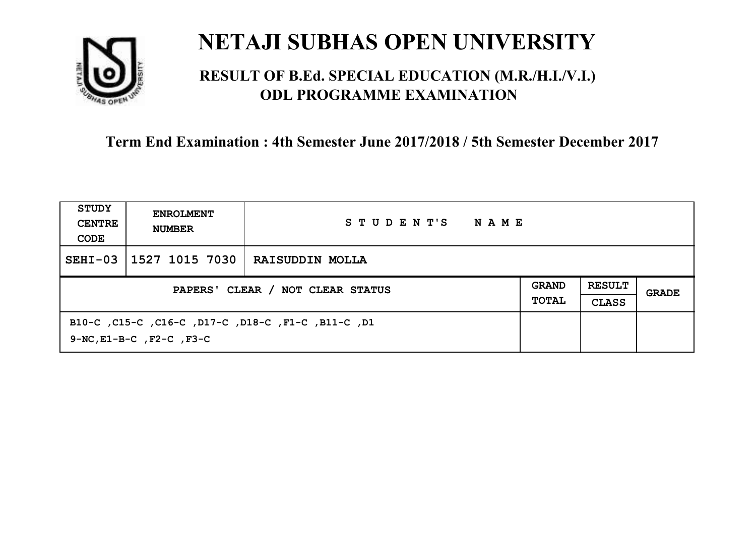# NETAJI SUBHAS OPEN UNIVERSITY

## RESULT OF B.Ed. SPECIAL EDUCATION (M.R./H.I./V.I.) ODL PROGRAMME EXAMINATION

### Term End Examination : 4th Semester June 2017/2018 / 5th Semester December 2017

| STUDY CENTRE CODE | ENROLMENT NUMBER | STUDENT'S NAME | | | |
|---|---|---|---|---|---|
| SEHI-03 | 1527 1015 7030 | RAISUDDIN MOLLA | | | |
| PAPERS' CLEAR / NOT CLEAR STATUS | | | GRAND TOTAL | RESULT CLASS | GRADE |
| B10-C ,C15-C ,C16-C ,D17-C ,D18-C ,F1-C ,B11-C ,D19-NC,E1-B-C ,F2-C ,F3-C | | | | | |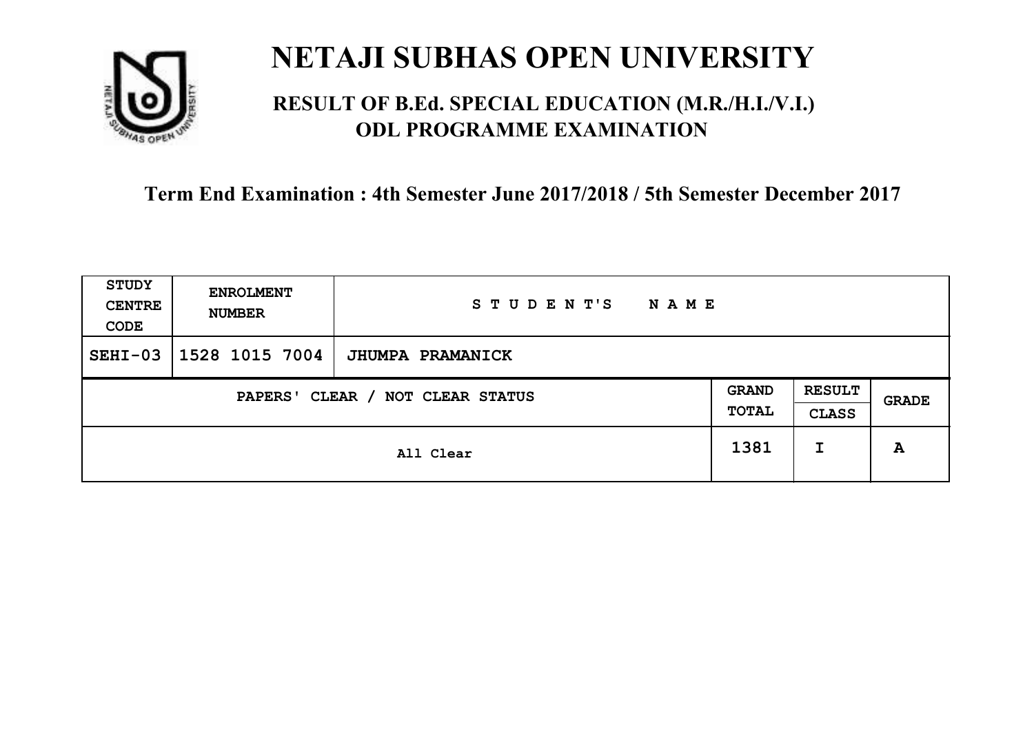# NETAJI SUBHAS OPEN UNIVERSITY

## RESULT OF B.Ed. SPECIAL EDUCATION (M.R./H.I./V.I.) ODL PROGRAMME EXAMINATION

### Term End Examination : 4th Semester June 2017/2018 / 5th Semester December 2017

| STUDY CENTRE CODE | ENROLMENT NUMBER | STUDENT'S NAME | | | |
|---|---|---|---|---|---|
| SEHI-03 | 1528 1015 7004 | JHUMPA PRAMANICK | | | |
| PAPERS' CLEAR / NOT CLEAR STATUS | | | GRAND TOTAL | RESULT CLASS | GRADE |
| All Clear | | | 1381 | I | A |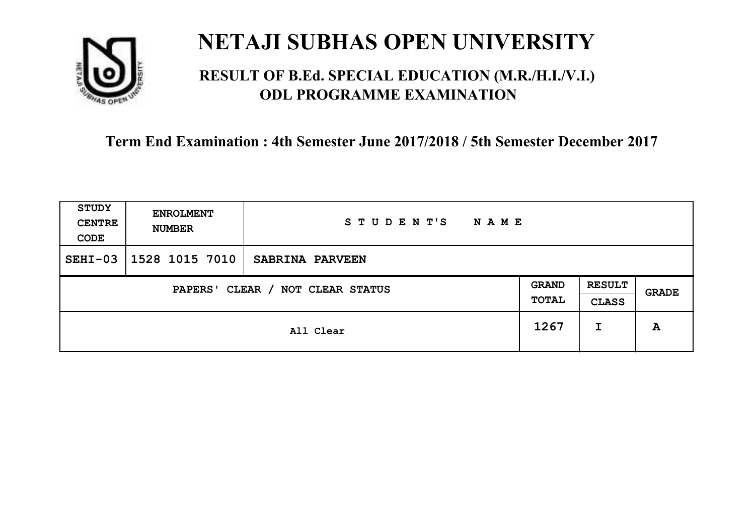# NETAJI SUBHAS OPEN UNIVERSITY

## RESULT OF B.Ed. SPECIAL EDUCATION (M.R./H.I./V.I.) ODL PROGRAMME EXAMINATION

### Term End Examination : 4th Semester June 2017/2018 / 5th Semester December 2017

| STUDY CENTRE CODE | ENROLMENT NUMBER | STUDENT'S NAME | | | |
|---|---|---|---|---|---|
| SEHI-03 | 1528 1015 7010 | SABRINA PARVEEN | | | |
| PAPERS' CLEAR / NOT CLEAR STATUS | | | GRAND TOTAL | RESULT CLASS | GRADE |
| All Clear | | | 1267 | I | A |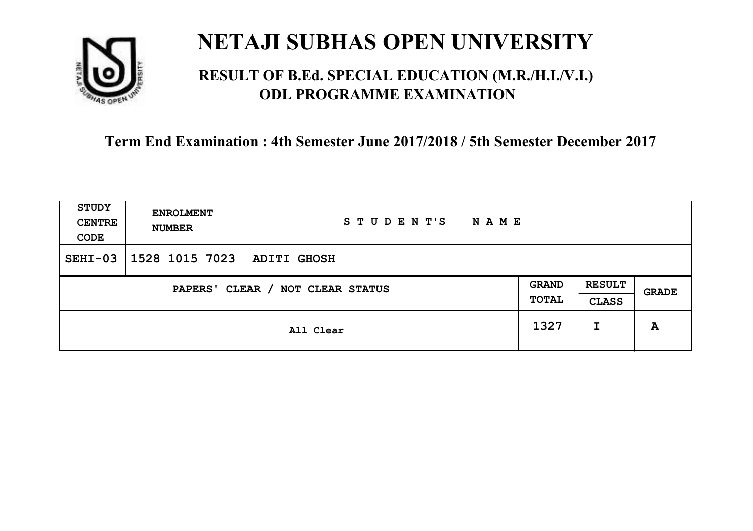# NETAJI SUBHAS OPEN UNIVERSITY

## RESULT OF B.Ed. SPECIAL EDUCATION (M.R./H.I./V.I.) ODL PROGRAMME EXAMINATION

### Term End Examination : 4th Semester June 2017/2018 / 5th Semester December 2017

| STUDY CENTRE CODE | ENROLMENT NUMBER | STUDENT'S NAME | | | |
|---|---|---|---|---|---|
| SEHI-03 | 1528 1015 7023 | ADITI GHOSH | | | |
| PAPERS' CLEAR / NOT CLEAR STATUS | | | GRAND TOTAL | RESULT CLASS | GRADE |
| All Clear | | | 1327 | I | A |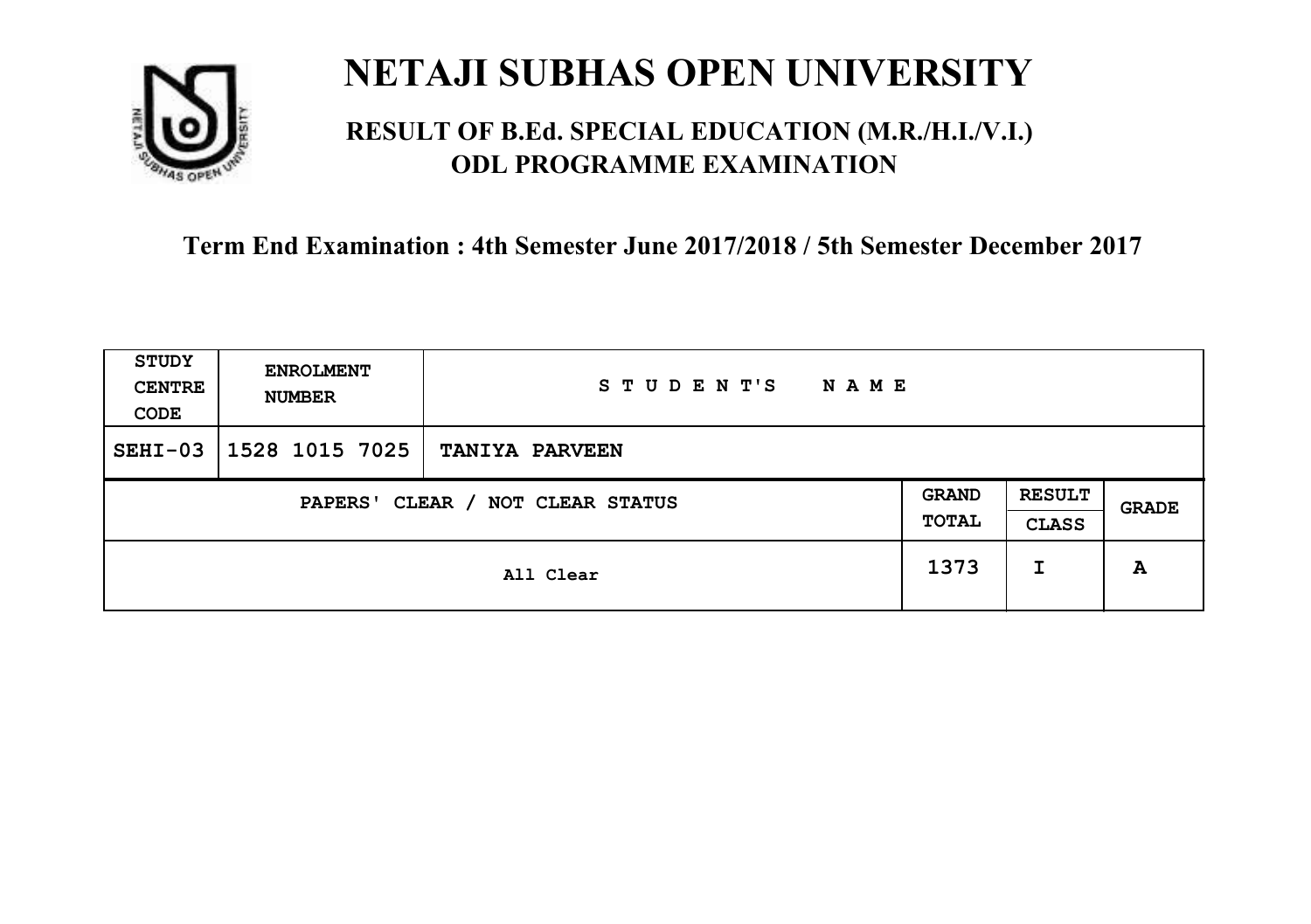# NETAJI SUBHAS OPEN UNIVERSITY

## RESULT OF B.Ed. SPECIAL EDUCATION (M.R./H.I./V.I.) ODL PROGRAMME EXAMINATION

### Term End Examination : 4th Semester June 2017/2018 / 5th Semester December 2017

| STUDY CENTRE CODE | ENROLMENT NUMBER | STUDENT'S NAME | | | |
|---|---|---|---|---|---|
| SEHI-03 | 1528 1015 7025 | TANIYA PARVEEN | | | |
| PAPERS' CLEAR / NOT CLEAR STATUS | | | GRAND TOTAL | RESULT CLASS | GRADE |
| All Clear | | | 1373 | I | A |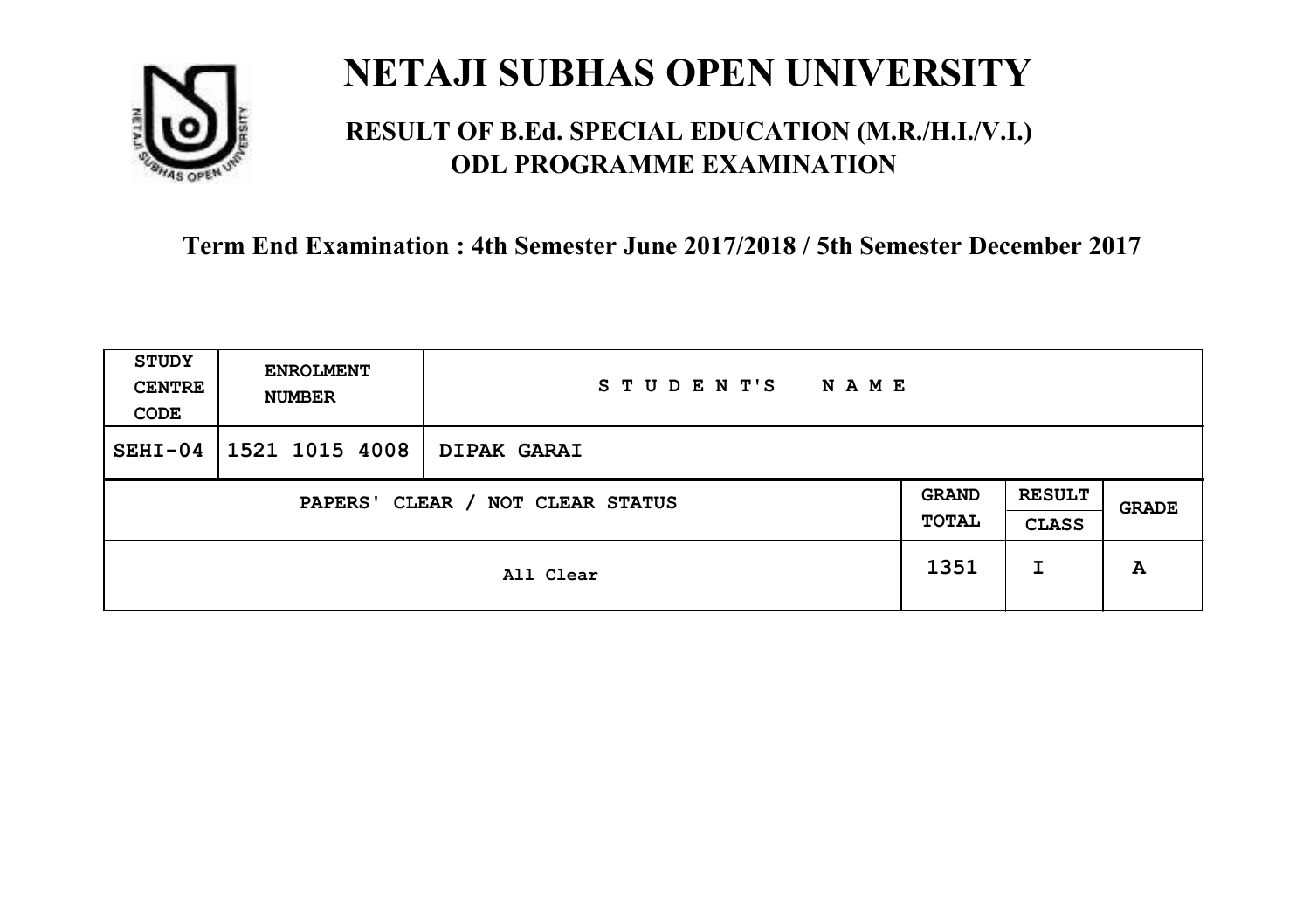# NETAJI SUBHAS OPEN UNIVERSITY

## RESULT OF B.Ed. SPECIAL EDUCATION (M.R./H.I./V.I.) ODL PROGRAMME EXAMINATION

### Term End Examination : 4th Semester June 2017/2018 / 5th Semester December 2017

| STUDY CENTRE CODE | ENROLMENT NUMBER | STUDENT'S NAME | | | |
|---|---|---|---|---|---|
| SEHI-04 | 1521 1015 4008 | DIPAK GARAI | | | |
| PAPERS' CLEAR / NOT CLEAR STATUS | | | GRAND TOTAL | RESULT CLASS | GRADE |
| All Clear | | | 1351 | I | A |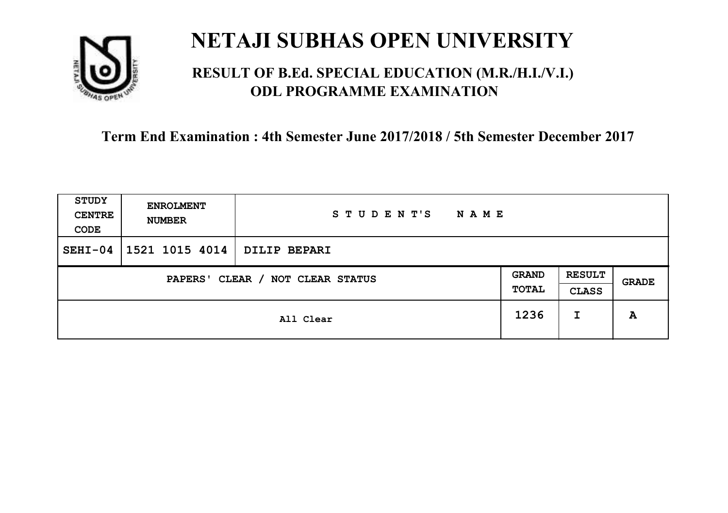# NETAJI SUBHAS OPEN UNIVERSITY

## RESULT OF B.Ed. SPECIAL EDUCATION (M.R./H.I./V.I.) ODL PROGRAMME EXAMINATION

### Term End Examination : 4th Semester June 2017/2018 / 5th Semester December 2017

| STUDY CENTRE CODE | ENROLMENT NUMBER | STUDENT'S NAME | | | |
|---|---|---|---|---|---|
| SEHI-04 | 1521 1015 4014 | DILIP BEPARI | | | |
| PAPERS' CLEAR / NOT CLEAR STATUS | | | GRAND TOTAL | RESULT CLASS | GRADE |
| All Clear | | | 1236 | I | A |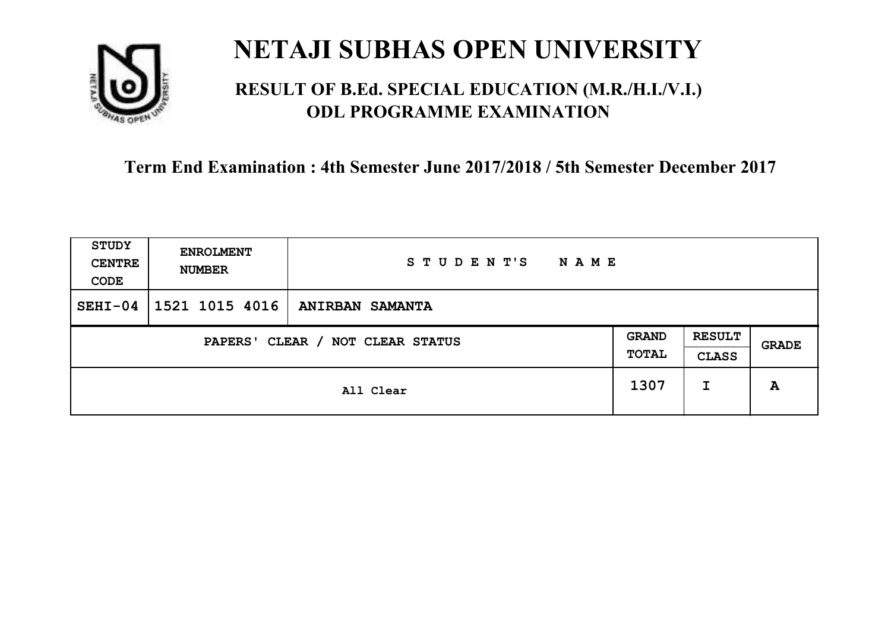# NETAJI SUBHAS OPEN UNIVERSITY

## RESULT OF B.Ed. SPECIAL EDUCATION (M.R./H.I./V.I.) ODL PROGRAMME EXAMINATION

**Term End Examination : 4th Semester June 2017/2018 / 5th Semester December 2017**

| STUDY CENTRE CODE | ENROLMENT NUMBER | STUDENT'S NAME | | | |
|---|---|---|---|---|---|
| SEHI-04 | 1521 1015 4016 | ANIRBAN SAMANTA | | | |
| PAPERS' CLEAR / NOT CLEAR STATUS | | | GRAND TOTAL | RESULT CLASS | GRADE |
| All Clear | | | 1307 | I | A |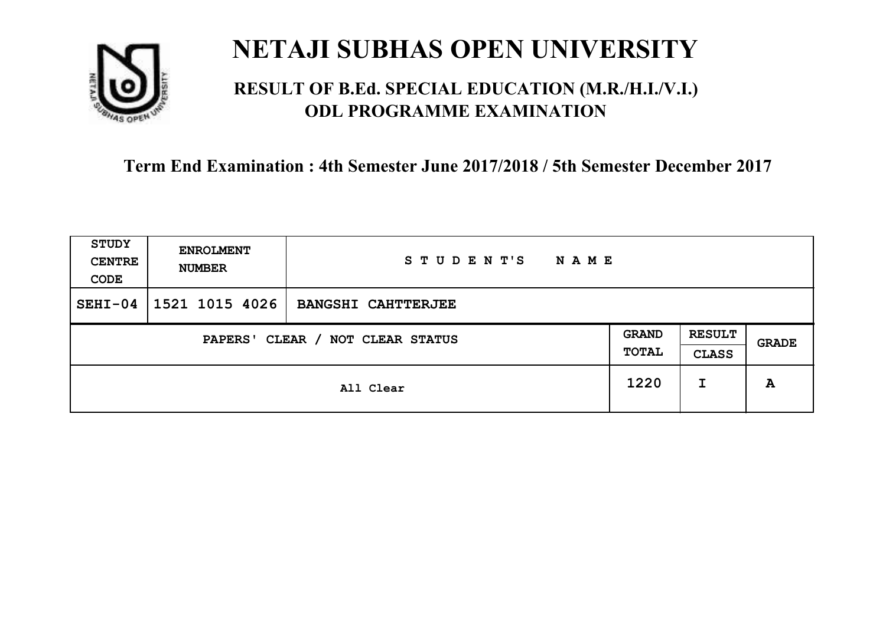# NETAJI SUBHAS OPEN UNIVERSITY

## RESULT OF B.Ed. SPECIAL EDUCATION (M.R./H.I./V.I.) ODL PROGRAMME EXAMINATION

### Term End Examination : 4th Semester June 2017/2018 / 5th Semester December 2017

| STUDY CENTRE CODE | ENROLMENT NUMBER | STUDENT'S NAME | | | |
|---|---|---|---|---|---|
| SEHI-04 | 1521 1015 4026 | BANGSHI CAHTTERJEE | | | |
| PAPERS' CLEAR / NOT CLEAR STATUS | | | GRAND TOTAL | RESULT CLASS | GRADE |
| All Clear | | | 1220 | I | A |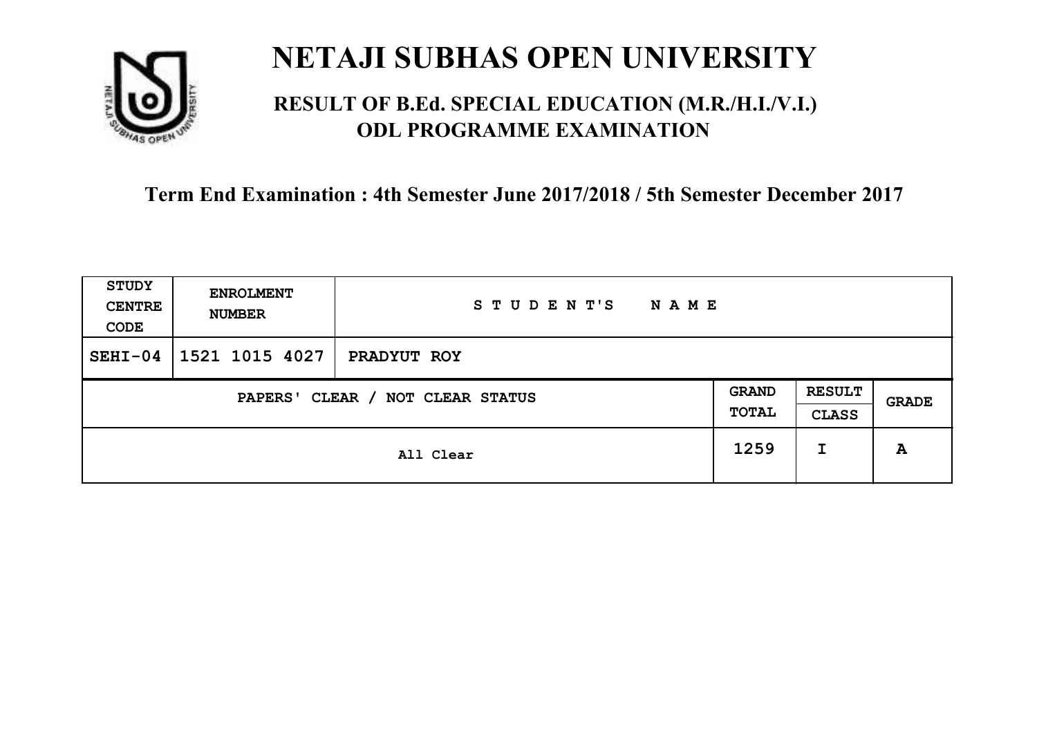# NETAJI SUBHAS OPEN UNIVERSITY

## RESULT OF B.Ed. SPECIAL EDUCATION (M.R./H.I./V.I.) ODL PROGRAMME EXAMINATION

### Term End Examination : 4th Semester June 2017/2018 / 5th Semester December 2017

| STUDY CENTRE CODE | ENROLMENT NUMBER | STUDENT'S NAME | | | |
|---|---|---|---|---|---|
| SEHI-04 | 1521 1015 4027 | PRADYUT ROY | | | |
| PAPERS' CLEAR / NOT CLEAR STATUS | | | GRAND TOTAL | RESULT CLASS | GRADE |
| All Clear | | | 1259 | I | A |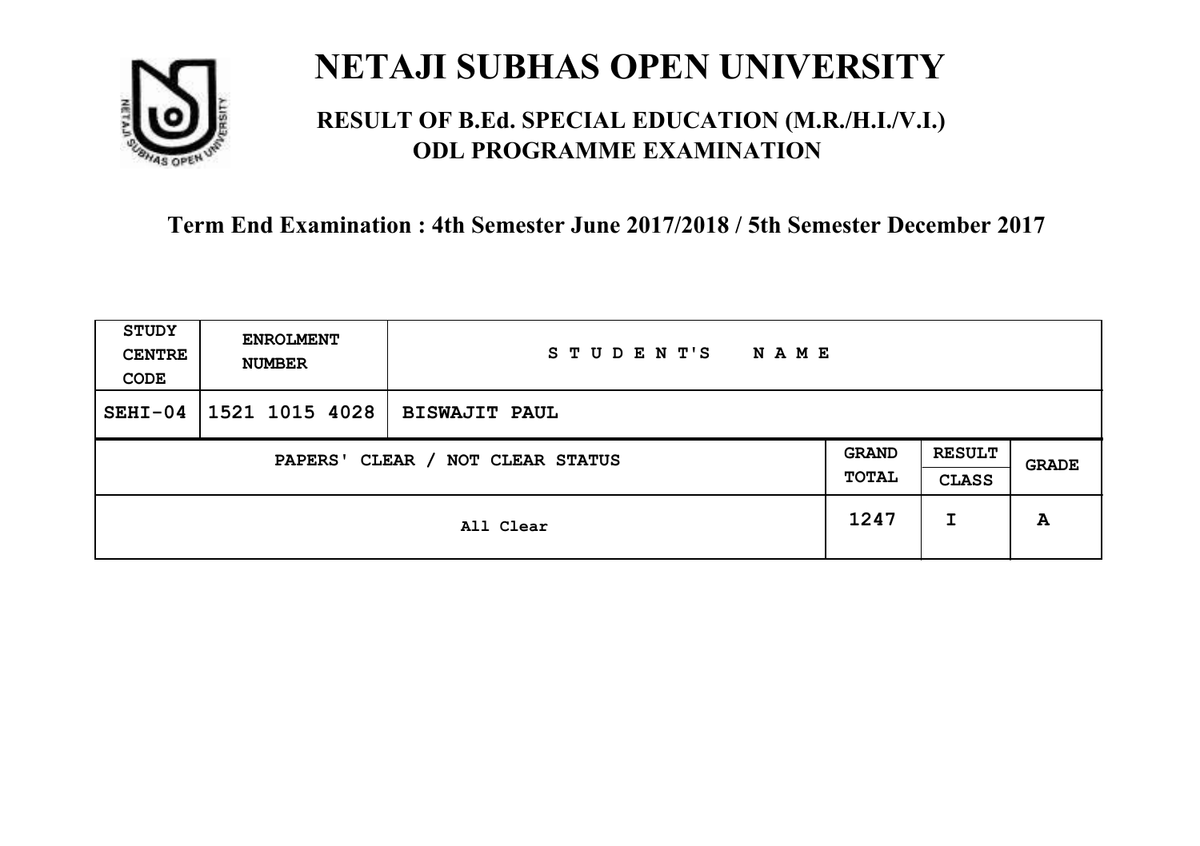# NETAJI SUBHAS OPEN UNIVERSITY

## RESULT OF B.Ed. SPECIAL EDUCATION (M.R./H.I./V.I.) ODL PROGRAMME EXAMINATION

### Term End Examination : 4th Semester June 2017/2018 / 5th Semester December 2017

| STUDY CENTRE CODE | ENROLMENT NUMBER | STUDENT'S NAME | | | |
|---|---|---|---|---|---|
| SEHI-04 | 1521 1015 4028 | BISWAJIT PAUL | | | |
| PAPERS' CLEAR / NOT CLEAR STATUS | | | GRAND TOTAL | RESULT CLASS | GRADE |
| All Clear | | | 1247 | I | A |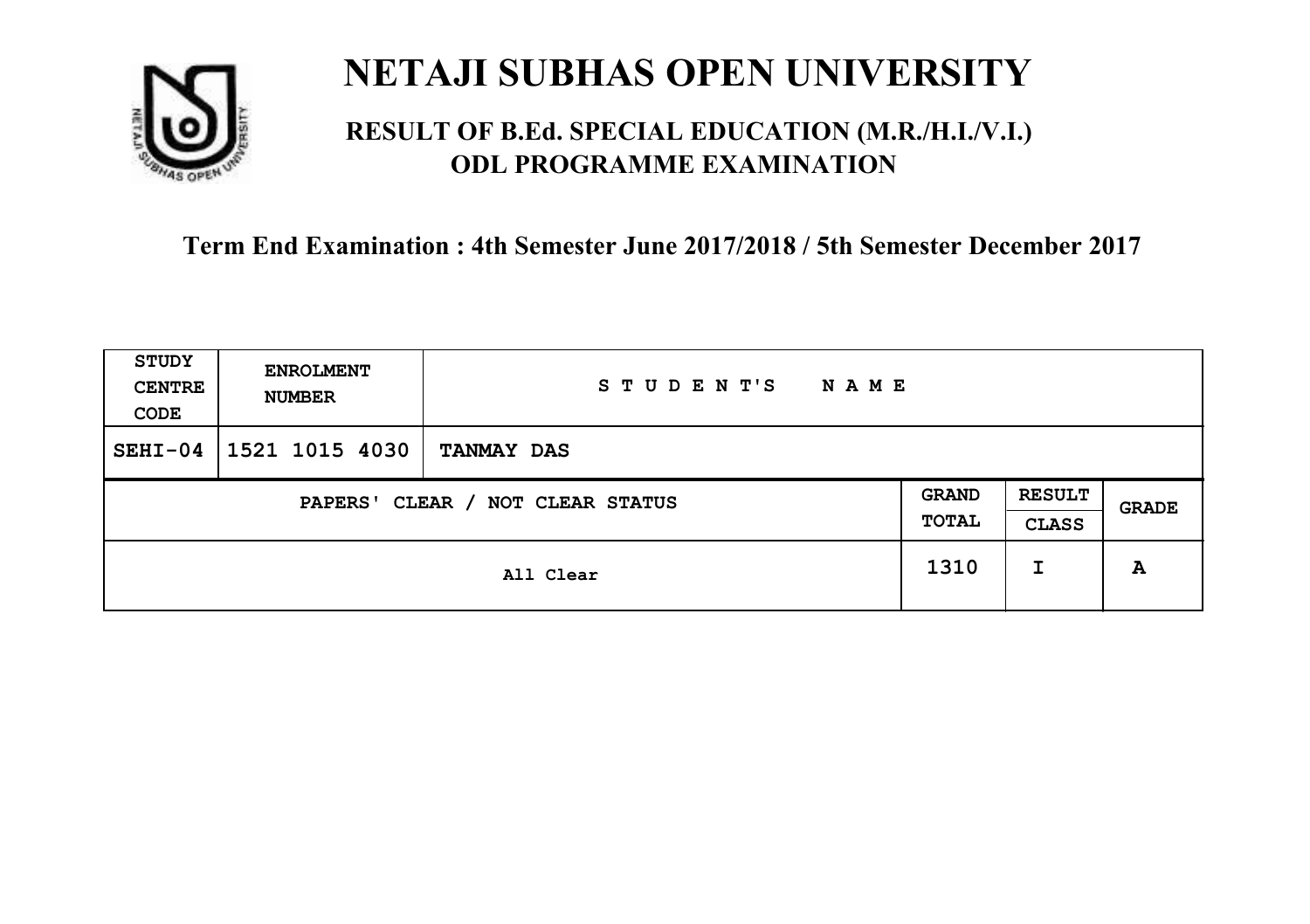# NETAJI SUBHAS OPEN UNIVERSITY

## RESULT OF B.Ed. SPECIAL EDUCATION (M.R./H.I./V.I.) ODL PROGRAMME EXAMINATION

### Term End Examination : 4th Semester June 2017/2018 / 5th Semester December 2017

| STUDY CENTRE CODE | ENROLMENT NUMBER | STUDENT'S NAME | | | |
|---|---|---|---|---|---|
| SEHI-04 | 1521 1015 4030 | TANMAY DAS | | | |
| PAPERS' CLEAR / NOT CLEAR STATUS | | | GRAND TOTAL | RESULT CLASS | GRADE |
| All Clear | | | 1310 | I | A |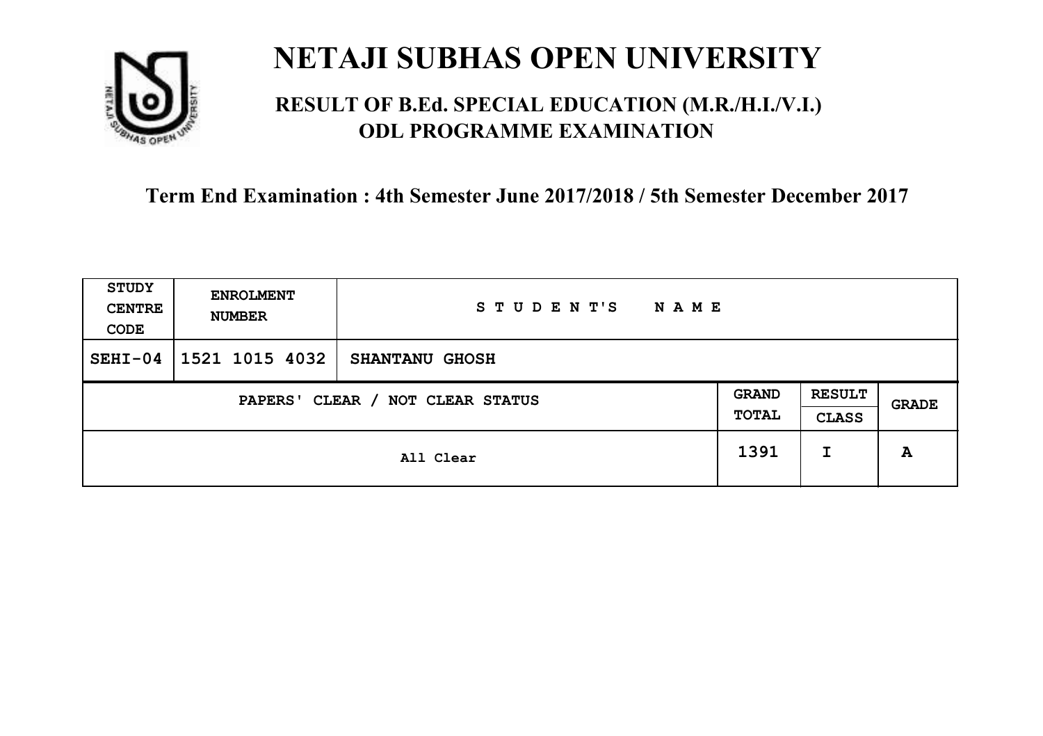# NETAJI SUBHAS OPEN UNIVERSITY

## RESULT OF B.Ed. SPECIAL EDUCATION (M.R./H.I./V.I.) ODL PROGRAMME EXAMINATION

### Term End Examination : 4th Semester June 2017/2018 / 5th Semester December 2017

| STUDY CENTRE CODE | ENROLMENT NUMBER | STUDENT'S NAME | | | |
|---|---|---|---|---|---|
| SEHI-04 | 1521 1015 4032 | SHANTANU GHOSH | | | |
| PAPERS' CLEAR / NOT CLEAR STATUS | | | GRAND TOTAL | RESULT CLASS | GRADE |
| All Clear | | | 1391 | I | A |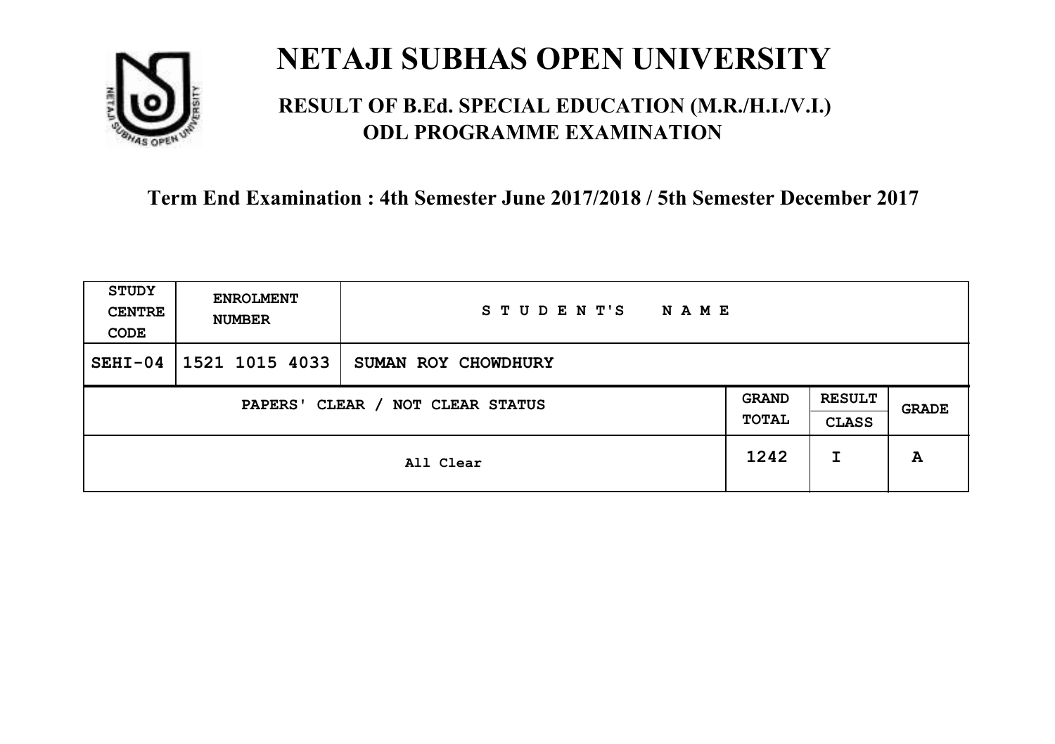# NETAJI SUBHAS OPEN UNIVERSITY

## RESULT OF B.Ed. SPECIAL EDUCATION (M.R./H.I./V.I.) ODL PROGRAMME EXAMINATION

### Term End Examination : 4th Semester June 2017/2018 / 5th Semester December 2017

| STUDY CENTRE CODE | ENROLMENT NUMBER | STUDENT'S NAME | | | |
|---|---|---|---|---|---|
| SEHI-04 | 1521 1015 4033 | SUMAN ROY CHOWDHURY | | | |
| PAPERS' CLEAR / NOT CLEAR STATUS | | | GRAND TOTAL | RESULT CLASS | GRADE |
| All Clear | | | 1242 | I | A |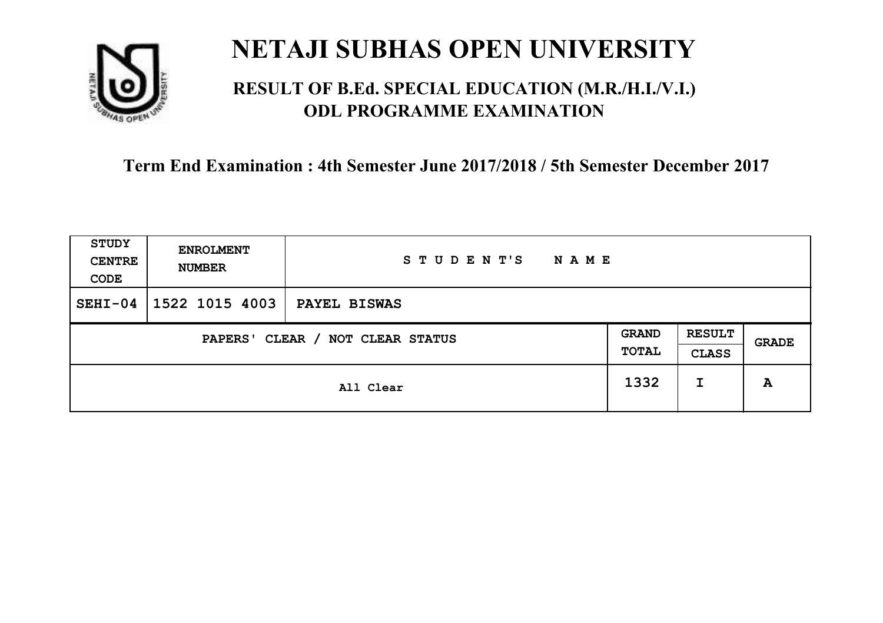# NETAJI SUBHAS OPEN UNIVERSITY

## RESULT OF B.Ed. SPECIAL EDUCATION (M.R./H.I./V.I.) ODL PROGRAMME EXAMINATION

### Term End Examination : 4th Semester June 2017/2018 / 5th Semester December 2017

| STUDY CENTRE CODE | ENROLMENT NUMBER | STUDENT'S NAME | | | |
|---|---|---|---|---|---|
| SEHI-04 | 1522 1015 4003 | PAYEL BISWAS | | | |
| PAPERS' CLEAR / NOT CLEAR STATUS | | | GRAND TOTAL | RESULT CLASS | GRADE |
| All Clear | | | 1332 | I | A |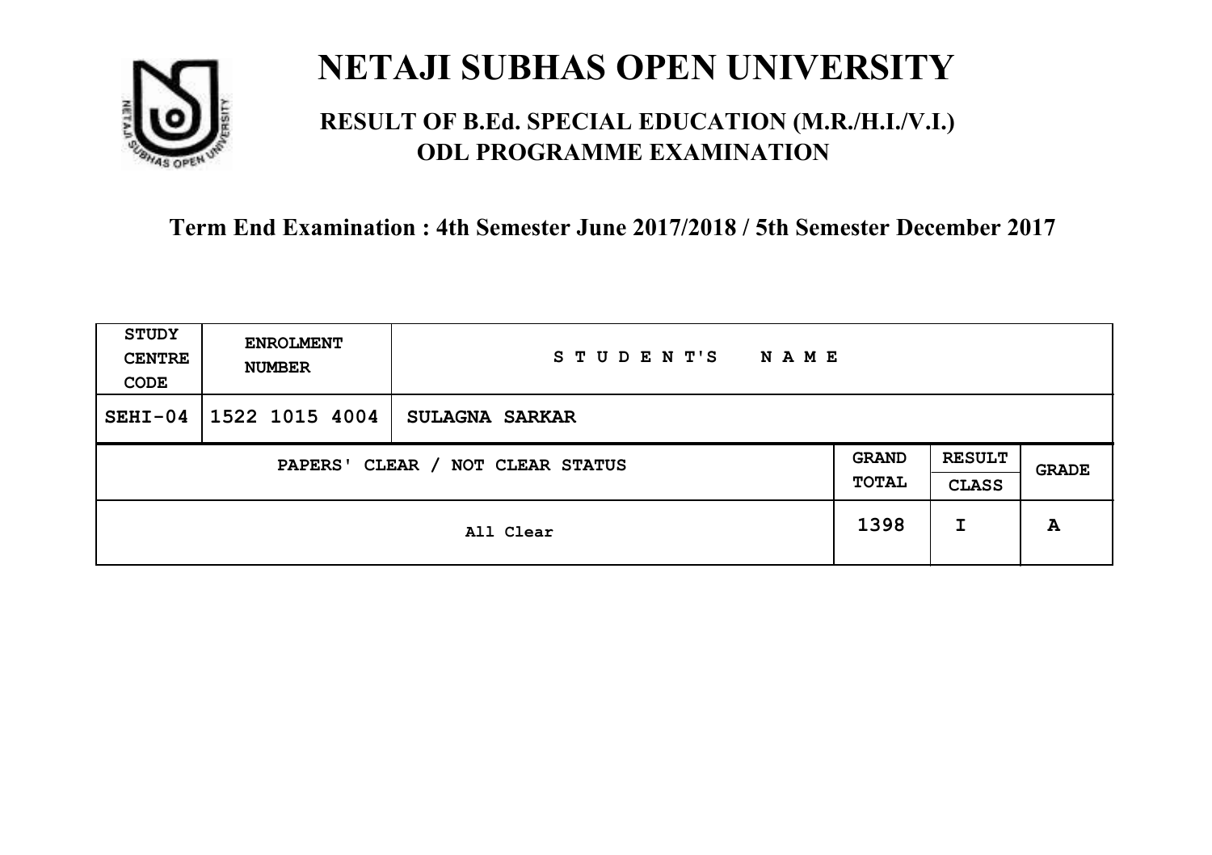# NETAJI SUBHAS OPEN UNIVERSITY

## RESULT OF B.Ed. SPECIAL EDUCATION (M.R./H.I./V.I.) ODL PROGRAMME EXAMINATION

### Term End Examination : 4th Semester June 2017/2018 / 5th Semester December 2017

| STUDY CENTRE CODE | ENROLMENT NUMBER | STUDENT'S NAME | | | |
|---|---|---|---|---|---|
| SEHI-04 | 1522 1015 4004 | SULAGNA SARKAR | | | |
| PAPERS' CLEAR / NOT CLEAR STATUS | | | GRAND TOTAL | RESULT CLASS | GRADE |
| All Clear | | | 1398 | I | A |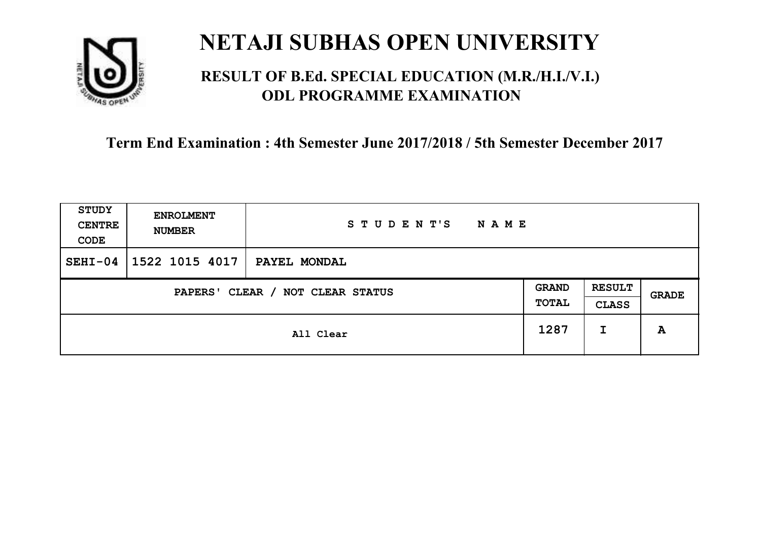# NETAJI SUBHAS OPEN UNIVERSITY

## RESULT OF B.Ed. SPECIAL EDUCATION (M.R./H.I./V.I.) ODL PROGRAMME EXAMINATION

### Term End Examination : 4th Semester June 2017/2018 / 5th Semester December 2017

| STUDY CENTRE CODE | ENROLMENT NUMBER | STUDENT'S NAME | | | |
|---|---|---|---|---|---|
| SEHI-04 | 1522 1015 4017 | PAYEL MONDAL | | | |
| PAPERS' CLEAR / NOT CLEAR STATUS | | | GRAND TOTAL | RESULT CLASS | GRADE |
| All Clear | | | 1287 | I | A |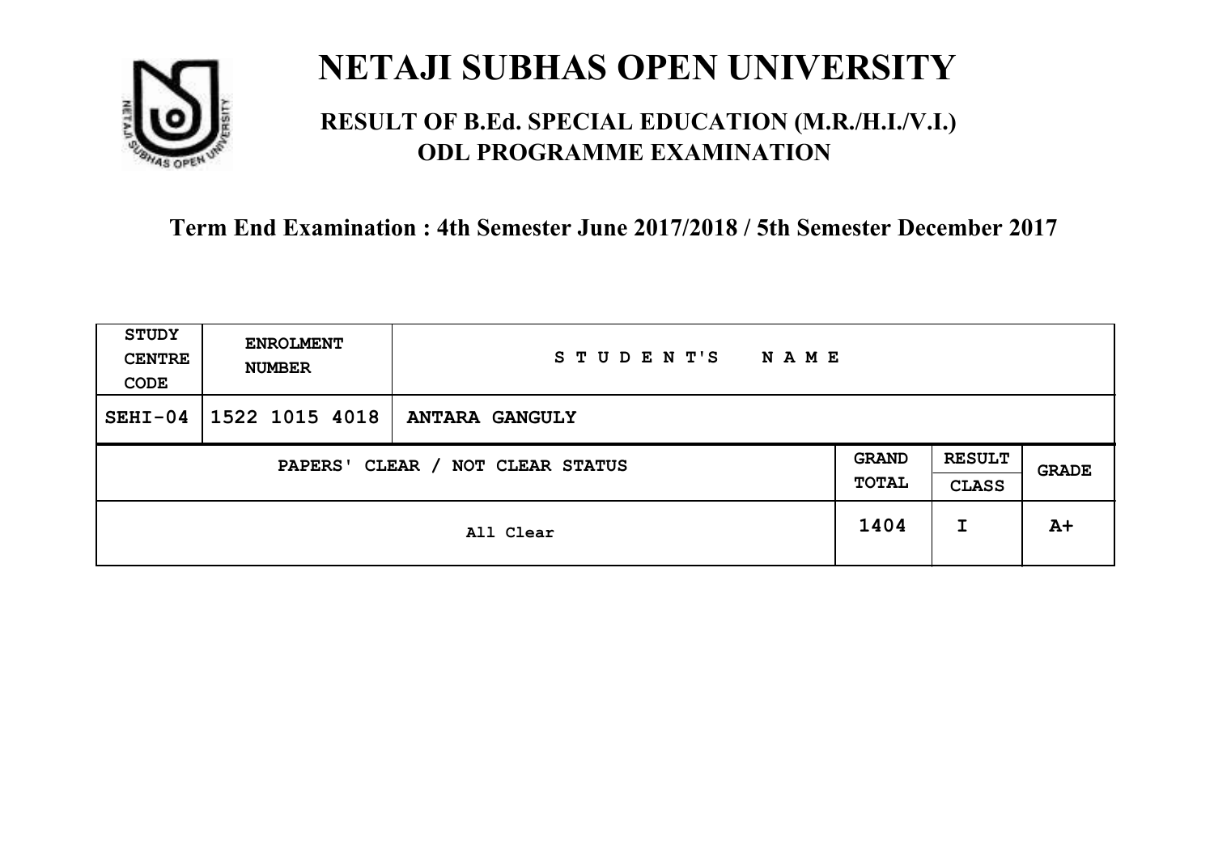# NETAJI SUBHAS OPEN UNIVERSITY

## RESULT OF B.Ed. SPECIAL EDUCATION (M.R./H.I./V.I.) ODL PROGRAMME EXAMINATION

### Term End Examination : 4th Semester June 2017/2018 / 5th Semester December 2017

| STUDY CENTRE CODE | ENROLMENT NUMBER | STUDENT'S NAME | | | |
|---|---|---|---|---|---|
| SEHI-04 | 1522 1015 4018 | ANTARA GANGULY | | | |
| PAPERS' CLEAR / NOT CLEAR STATUS | | | GRAND TOTAL | RESULT CLASS | GRADE |
| All Clear | | | 1404 | I | A+ |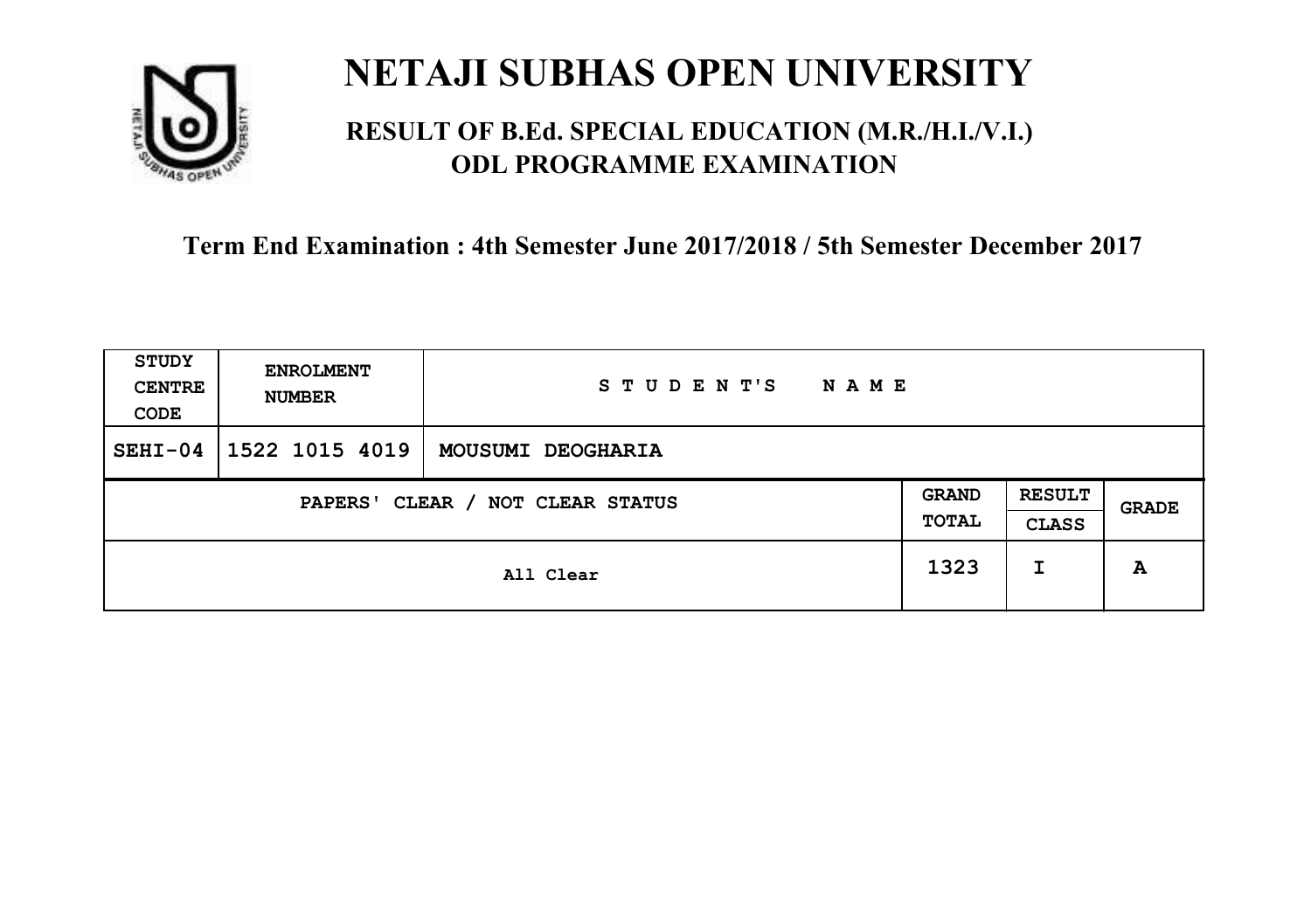# NETAJI SUBHAS OPEN UNIVERSITY

## RESULT OF B.Ed. SPECIAL EDUCATION (M.R./H.I./V.I.) ODL PROGRAMME EXAMINATION

### Term End Examination : 4th Semester June 2017/2018 / 5th Semester December 2017

| STUDY CENTRE CODE | ENROLMENT NUMBER | STUDENT'S NAME | | | |
|---|---|---|---|---|---|
| SEHI-04 | 1522 1015 4019 | MOUSUMI DEOGHARIA | | | |
| PAPERS' CLEAR / NOT CLEAR STATUS | | | GRAND TOTAL | RESULT CLASS | GRADE |
| All Clear | | | 1323 | I | A |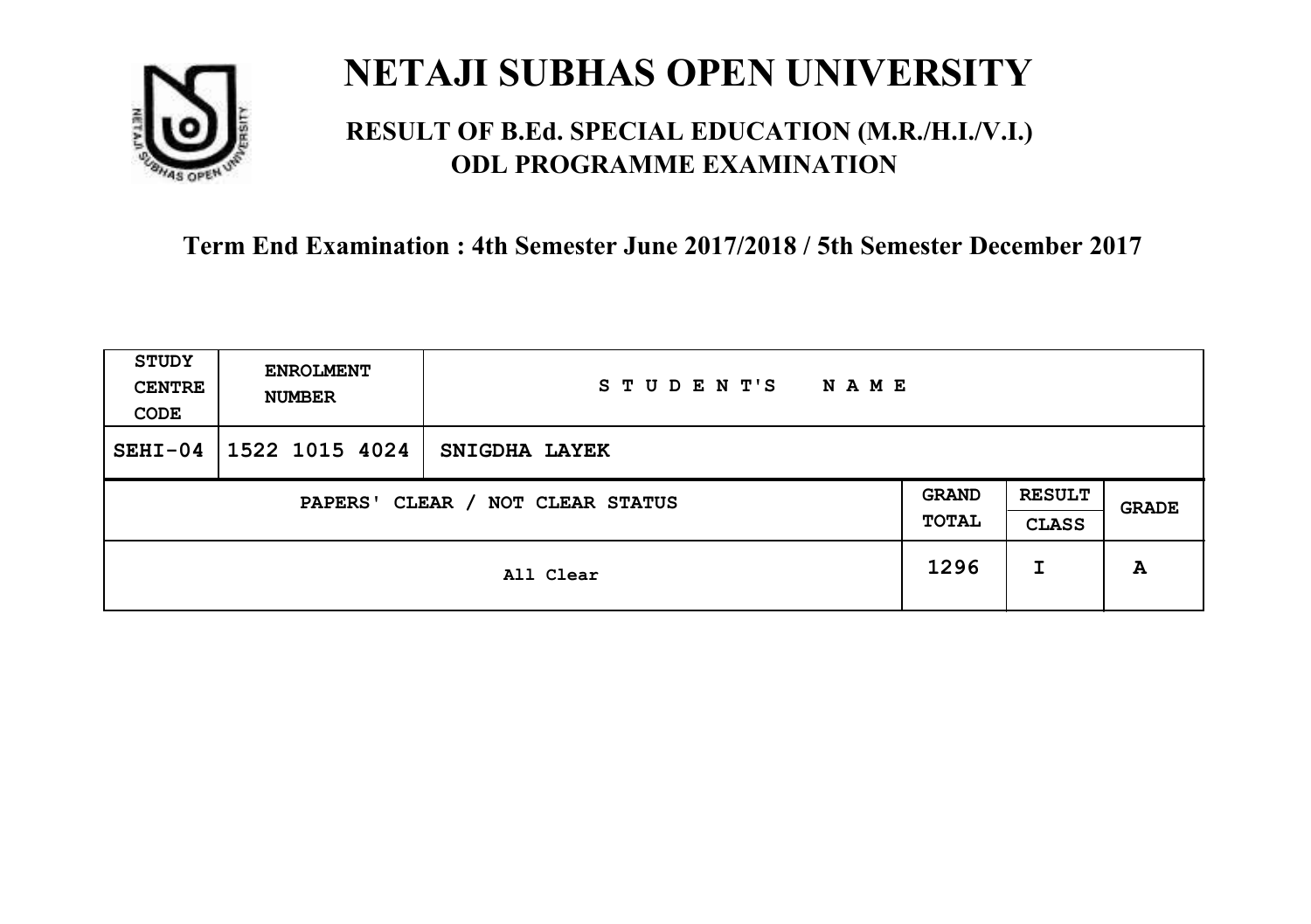# NETAJI SUBHAS OPEN UNIVERSITY

## RESULT OF B.Ed. SPECIAL EDUCATION (M.R./H.I./V.I.) ODL PROGRAMME EXAMINATION

### Term End Examination : 4th Semester June 2017/2018 / 5th Semester December 2017

| STUDY CENTRE CODE | ENROLMENT NUMBER | STUDENT'S NAME | | | |
|---|---|---|---|---|---|
| SEHI-04 | 1522 1015 4024 | SNIGDHA LAYEK | | | |
| PAPERS' CLEAR / NOT CLEAR STATUS | | | GRAND TOTAL | RESULT CLASS | GRADE |
| All Clear | | | 1296 | I | A |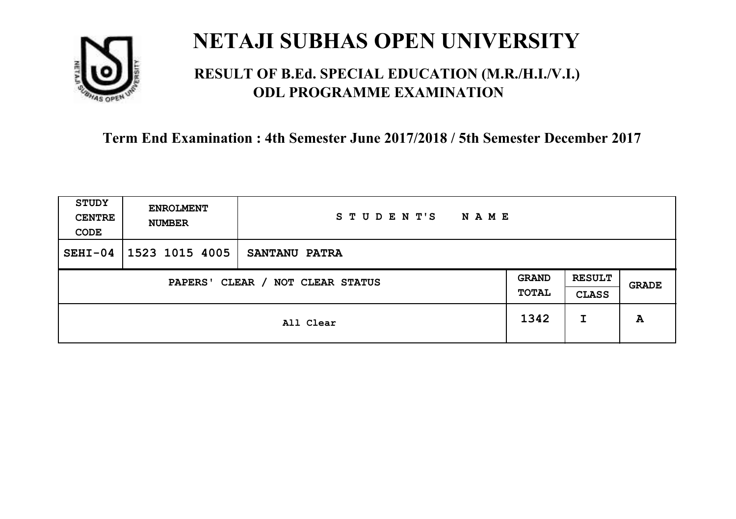# NETAJI SUBHAS OPEN UNIVERSITY

## RESULT OF B.Ed. SPECIAL EDUCATION (M.R./H.I./V.I.) ODL PROGRAMME EXAMINATION

**Term End Examination : 4th Semester June 2017/2018 / 5th Semester December 2017**

| STUDY CENTRE CODE | ENROLMENT NUMBER | STUDENT'S NAME | | | |
|---|---|---|---|---|---|
| SEHI-04 | 1523 1015 4005 | SANTANU PATRA | | | |
| PAPERS' CLEAR / NOT CLEAR STATUS | | | GRAND TOTAL | RESULT CLASS | GRADE |
| All Clear | | | 1342 | I | A |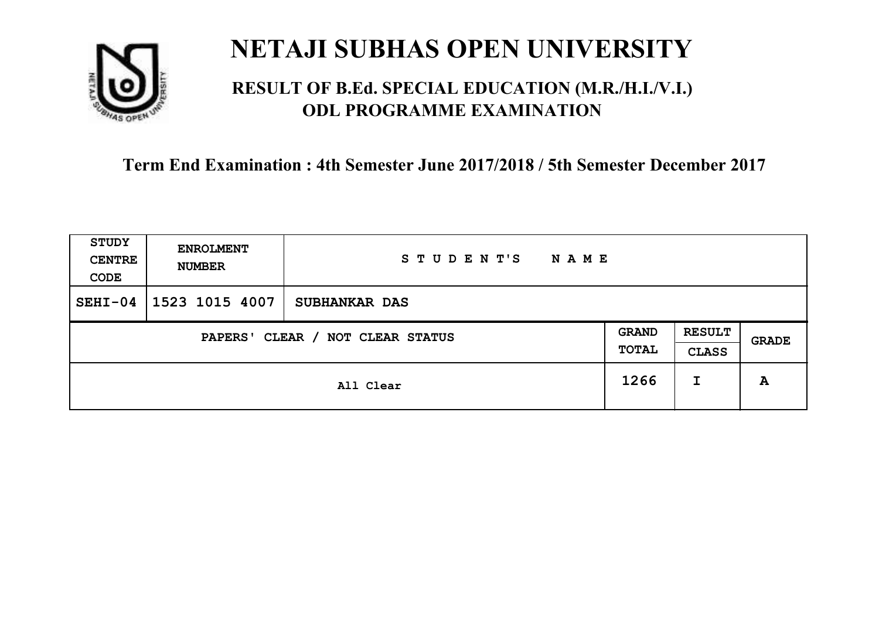# NETAJI SUBHAS OPEN UNIVERSITY

## RESULT OF B.Ed. SPECIAL EDUCATION (M.R./H.I./V.I.) ODL PROGRAMME EXAMINATION

### Term End Examination : 4th Semester June 2017/2018 / 5th Semester December 2017

| STUDY CENTRE CODE | ENROLMENT NUMBER | STUDENT'S NAME | | | |
|---|---|---|---|---|---|
| SEHI-04 | 1523 1015 4007 | SUBHANKAR DAS | | | |
| PAPERS' CLEAR / NOT CLEAR STATUS | | | GRAND TOTAL | RESULT CLASS | GRADE |
| All Clear | | | 1266 | I | A |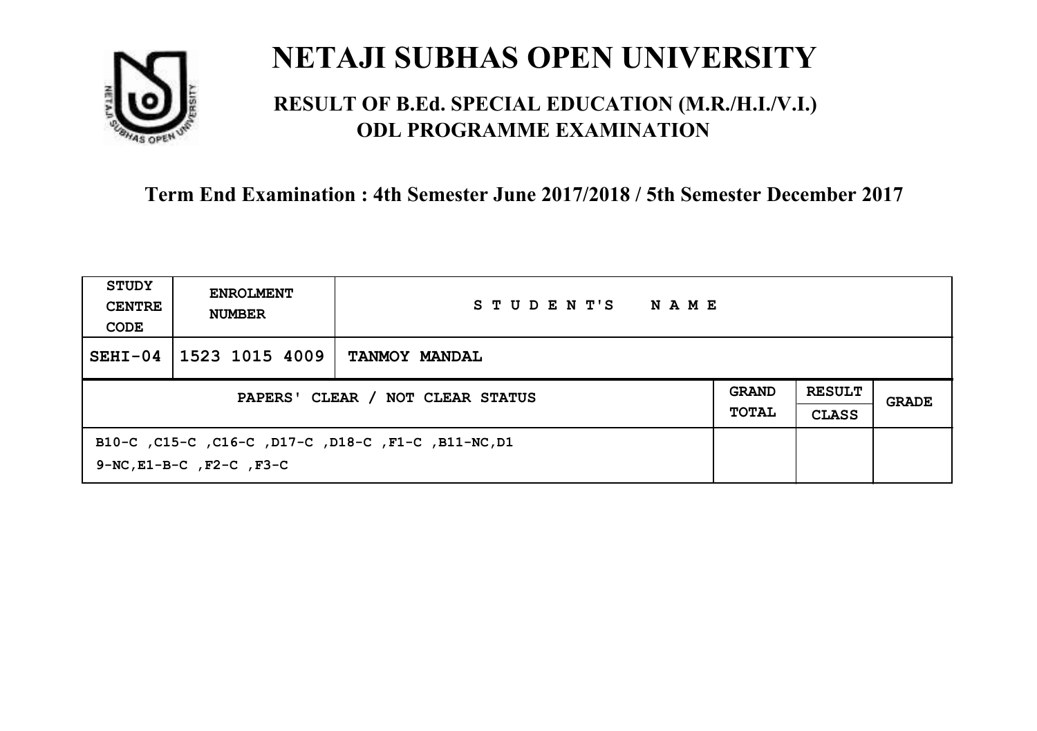# NETAJI SUBHAS OPEN UNIVERSITY

## RESULT OF B.Ed. SPECIAL EDUCATION (M.R./H.I./V.I.) ODL PROGRAMME EXAMINATION

**Term End Examination : 4th Semester June 2017/2018 / 5th Semester December 2017**

| STUDY CENTRE CODE | ENROLMENT NUMBER | STUDENT'S NAME | | | |
|---|---|---|---|---|---|
| SEHI-04 | 1523 1015 4009 | TANMOY MANDAL | | | |
| PAPERS' CLEAR / NOT CLEAR STATUS | | | GRAND TOTAL | RESULT CLASS | GRADE |
| B10-C ,C15-C ,C16-C ,D17-C ,D18-C ,F1-C ,B11-NC,D19-NC,E1-B-C ,F2-C ,F3-C | | | | | |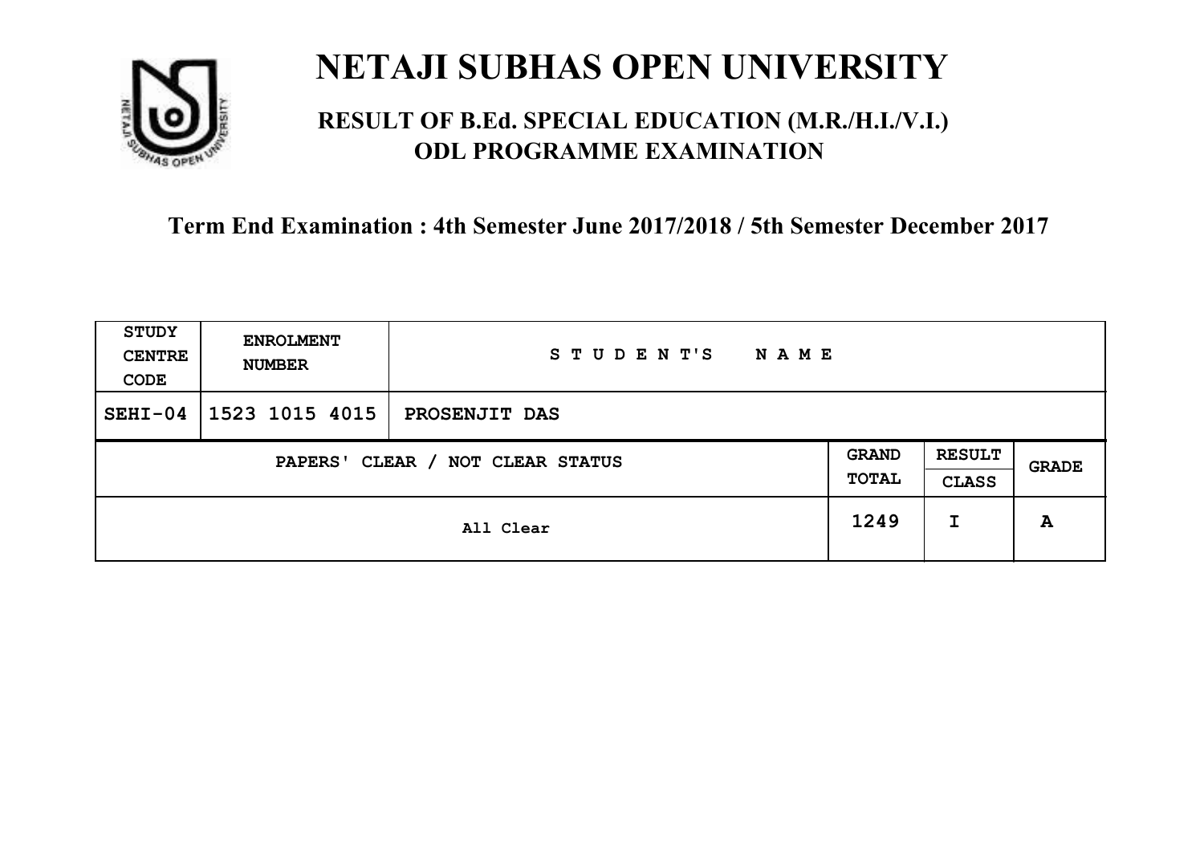# NETAJI SUBHAS OPEN UNIVERSITY

## RESULT OF B.Ed. SPECIAL EDUCATION (M.R./H.I./V.I.) ODL PROGRAMME EXAMINATION

### Term End Examination : 4th Semester June 2017/2018 / 5th Semester December 2017

| STUDY CENTRE CODE | ENROLMENT NUMBER | STUDENT'S NAME | | | |
|---|---|---|---|---|---|
| SEHI-04 | 1523 1015 4015 | PROSENJIT DAS | | | |
| PAPERS' CLEAR / NOT CLEAR STATUS | | | GRAND TOTAL | RESULT CLASS | GRADE |
| All Clear | | | 1249 | I | A |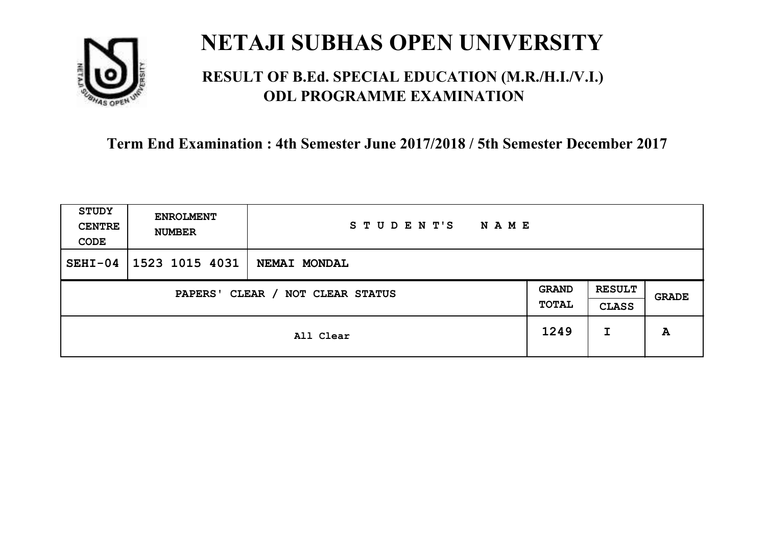# NETAJI SUBHAS OPEN UNIVERSITY

## RESULT OF B.Ed. SPECIAL EDUCATION (M.R./H.I./V.I.) ODL PROGRAMME EXAMINATION

**Term End Examination : 4th Semester June 2017/2018 / 5th Semester December 2017**

| STUDY CENTRE CODE | ENROLMENT NUMBER | STUDENT'S NAME | | | |
|---|---|---|---|---|---|
| SEHI-04 | 1523 1015 4031 | NEMAI MONDAL | | | |
| PAPERS' CLEAR / NOT CLEAR STATUS | | | GRAND TOTAL | RESULT CLASS | GRADE |
| All Clear | | | 1249 | I | A |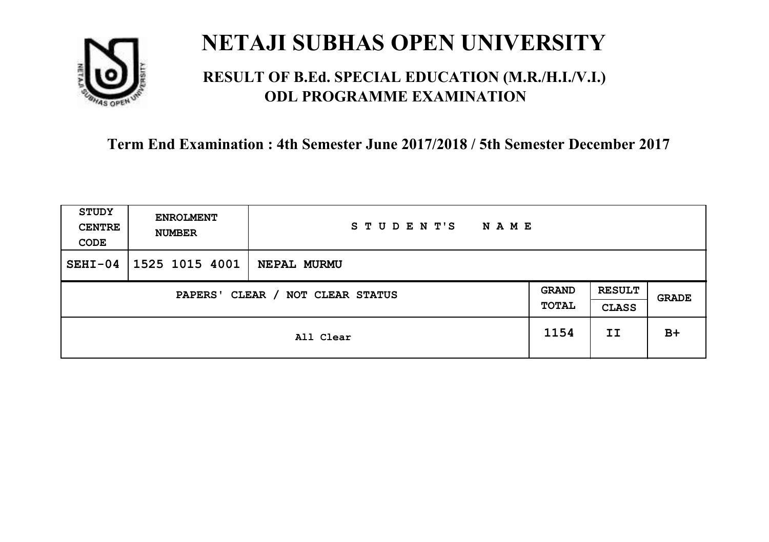# NETAJI SUBHAS OPEN UNIVERSITY

## RESULT OF B.Ed. SPECIAL EDUCATION (M.R./H.I./V.I.) ODL PROGRAMME EXAMINATION

### Term End Examination : 4th Semester June 2017/2018 / 5th Semester December 2017

| STUDY CENTRE CODE | ENROLMENT NUMBER | STUDENT'S NAME | | | |
|---|---|---|---|---|---|
| SEHI-04 | 1525 1015 4001 | NEPAL MURMU | | | |
| PAPERS' CLEAR / NOT CLEAR STATUS | | | GRAND TOTAL | RESULT CLASS | GRADE |
| All Clear | | | 1154 | II | B+ |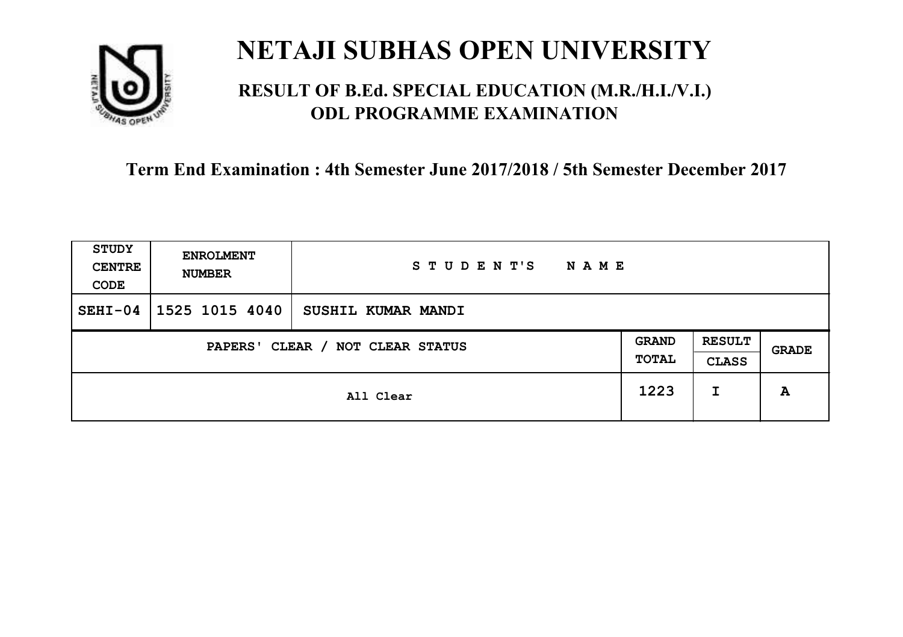# NETAJI SUBHAS OPEN UNIVERSITY

## RESULT OF B.Ed. SPECIAL EDUCATION (M.R./H.I./V.I.) ODL PROGRAMME EXAMINATION

**Term End Examination : 4th Semester June 2017/2018 / 5th Semester December 2017**

| STUDY CENTRE CODE | ENROLMENT NUMBER | STUDENT'S NAME | | | |
|---|---|---|---|---|---|
| SEHI-04 | 1525 1015 4040 | SUSHIL KUMAR MANDI | | | |
| PAPERS' CLEAR / NOT CLEAR STATUS | | | GRAND TOTAL | RESULT CLASS | GRADE |
| All Clear | | | 1223 | I | A |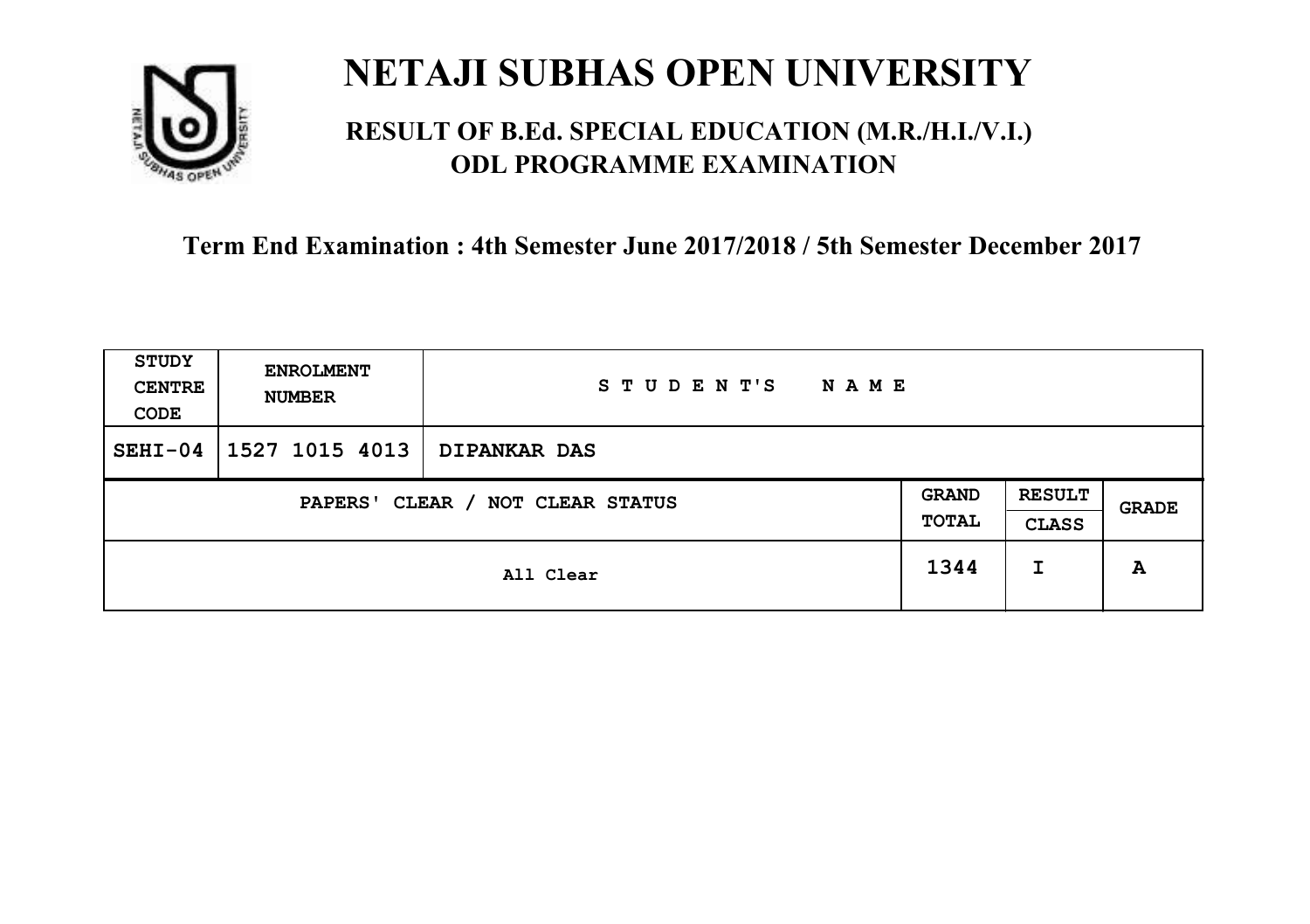# NETAJI SUBHAS OPEN UNIVERSITY

## RESULT OF B.Ed. SPECIAL EDUCATION (M.R./H.I./V.I.) ODL PROGRAMME EXAMINATION

### Term End Examination : 4th Semester June 2017/2018 / 5th Semester December 2017

| STUDY CENTRE CODE | ENROLMENT NUMBER | STUDENT'S NAME | | | |
|---|---|---|---|---|---|
| SEHI-04 | 1527 1015 4013 | DIPANKAR DAS | | | |
| PAPERS' CLEAR / NOT CLEAR STATUS | | | GRAND TOTAL | RESULT CLASS | GRADE |
| All Clear | | | 1344 | I | A |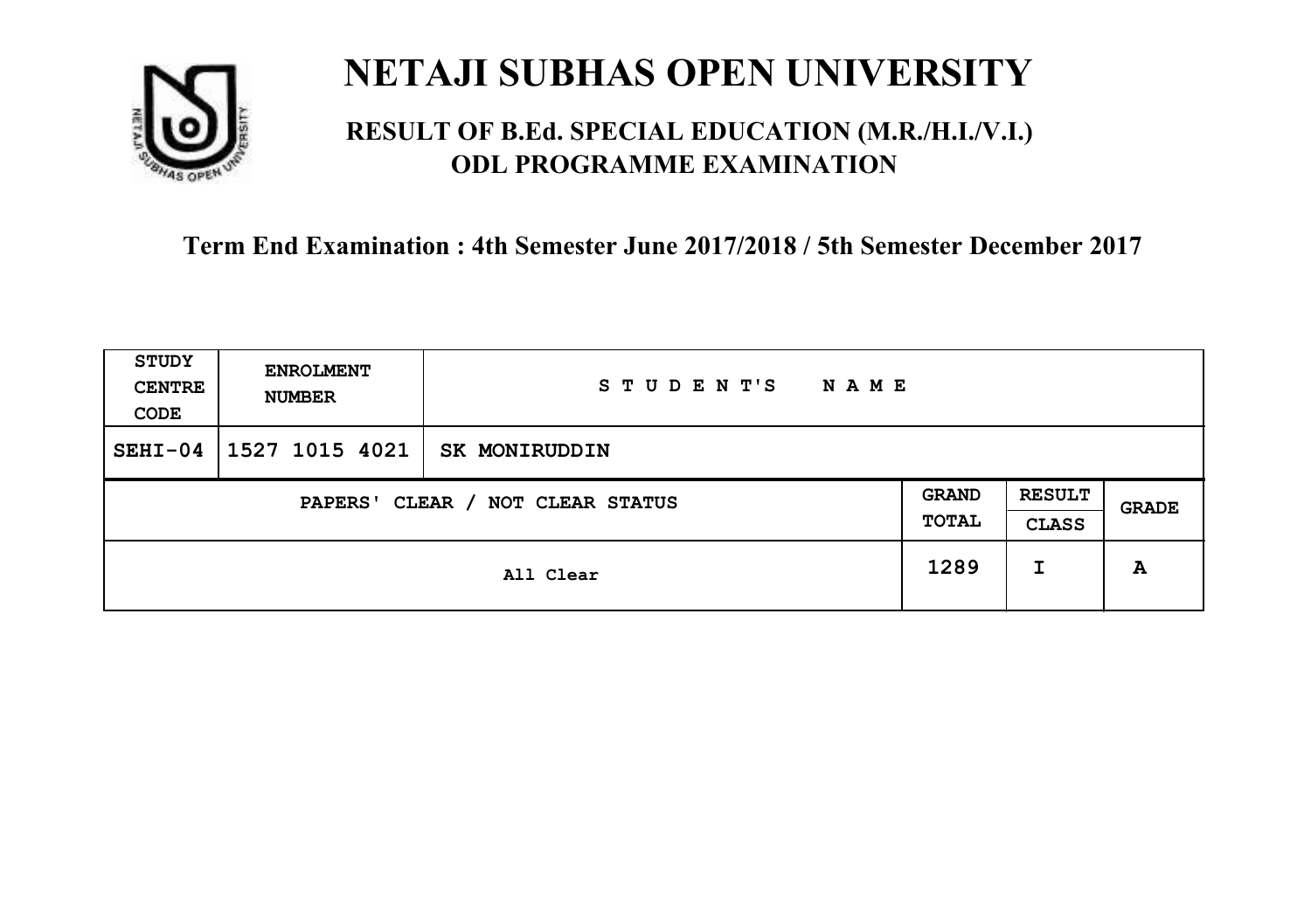# NETAJI SUBHAS OPEN UNIVERSITY

## RESULT OF B.Ed. SPECIAL EDUCATION (M.R./H.I./V.I.) ODL PROGRAMME EXAMINATION

**Term End Examination : 4th Semester June 2017/2018 / 5th Semester December 2017**

| STUDY CENTRE CODE | ENROLMENT NUMBER | STUDENT'S NAME | | | |
|---|---|---|---|---|---|
| SEHI-04 | 1527 1015 4021 | SK MONIRUDDIN | | | |
| PAPERS' CLEAR / NOT CLEAR STATUS | | | GRAND TOTAL | RESULT CLASS | GRADE |
| All Clear | | | 1289 | I | A |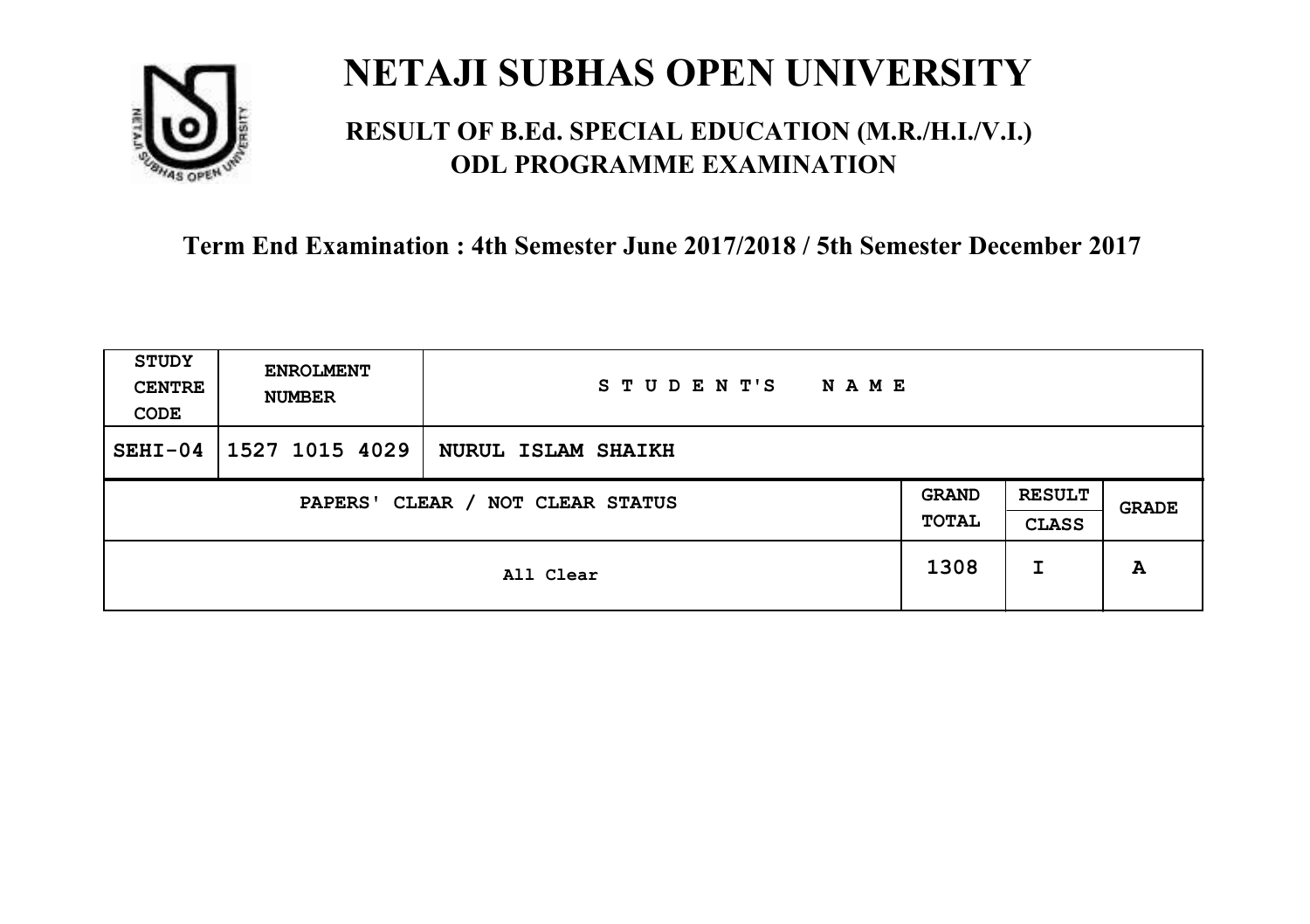# NETAJI SUBHAS OPEN UNIVERSITY

## RESULT OF B.Ed. SPECIAL EDUCATION (M.R./H.I./V.I.) ODL PROGRAMME EXAMINATION

**Term End Examination : 4th Semester June 2017/2018 / 5th Semester December 2017**

| STUDY CENTRE CODE | ENROLMENT NUMBER | STUDENT'S NAME | | | |
|---|---|---|---|---|---|
| SEHI-04 | 1527 1015 4029 | NURUL ISLAM SHAIKH | | | |
| PAPERS' CLEAR / NOT CLEAR STATUS | | | GRAND TOTAL | RESULT CLASS | GRADE |
| All Clear | | | 1308 | I | A |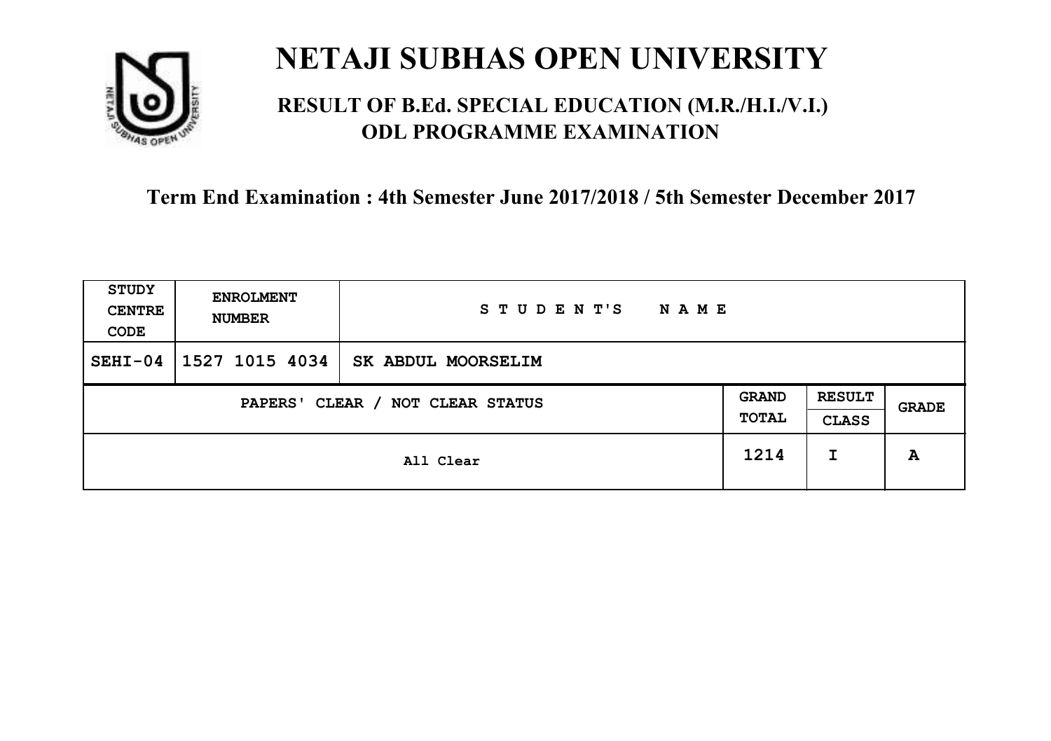# NETAJI SUBHAS OPEN UNIVERSITY

## RESULT OF B.Ed. SPECIAL EDUCATION (M.R./H.I./V.I.) ODL PROGRAMME EXAMINATION

### Term End Examination : 4th Semester June 2017/2018 / 5th Semester December 2017

| STUDY CENTRE CODE | ENROLMENT NUMBER | STUDENT'S NAME | | | |
|---|---|---|---|---|---|
| SEHI-04 | 1527 1015 4034 | SK ABDUL MOORSELIM | | | |
| PAPERS' CLEAR / NOT CLEAR STATUS | | | GRAND TOTAL | RESULT CLASS | GRADE |
| All Clear | | | 1214 | I | A |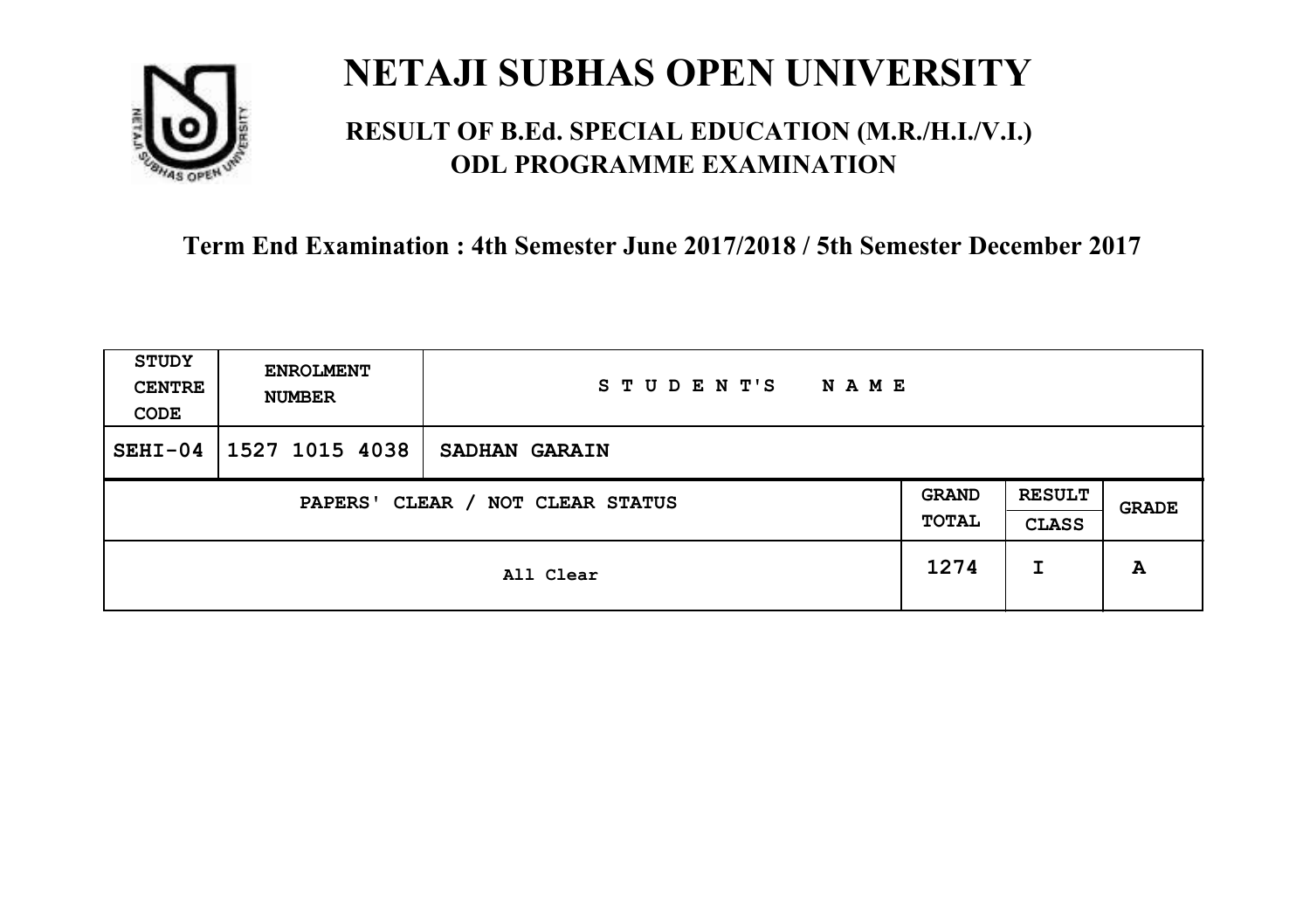# NETAJI SUBHAS OPEN UNIVERSITY

## RESULT OF B.Ed. SPECIAL EDUCATION (M.R./H.I./V.I.) ODL PROGRAMME EXAMINATION

**Term End Examination : 4th Semester June 2017/2018 / 5th Semester December 2017**

| STUDY CENTRE CODE | ENROLMENT NUMBER | STUDENT'S NAME | | | |
|---|---|---|---|---|---|
| SEHI-04 | 1527 1015 4038 | SADHAN GARAIN | | | |
| PAPERS' CLEAR / NOT CLEAR STATUS | | | GRAND TOTAL | RESULT CLASS | GRADE |
| All Clear | | | 1274 | I | A |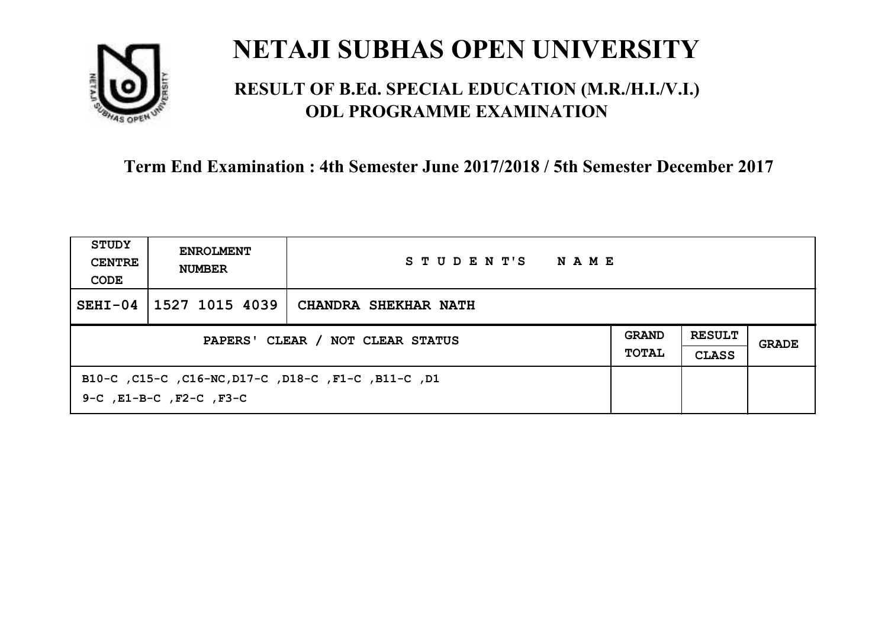# NETAJI SUBHAS OPEN UNIVERSITY

## RESULT OF B.Ed. SPECIAL EDUCATION (M.R./H.I./V.I.) ODL PROGRAMME EXAMINATION

**Term End Examination : 4th Semester June 2017/2018 / 5th Semester December 2017**

| STUDY CENTRE CODE | ENROLMENT NUMBER | STUDENT'S NAME | | | |
|---|---|---|---|---|---|
| SEHI-04 | 1527 1015 4039 | CHANDRA SHEKHAR NATH | | | |
| PAPERS' CLEAR / NOT CLEAR STATUS | | | GRAND TOTAL | RESULT CLASS | GRADE |
| B10-C ,C15-C ,C16-NC,D17-C ,D18-C ,F1-C ,B11-C ,D19-C ,E1-B-C ,F2-C ,F3-C | | | | | |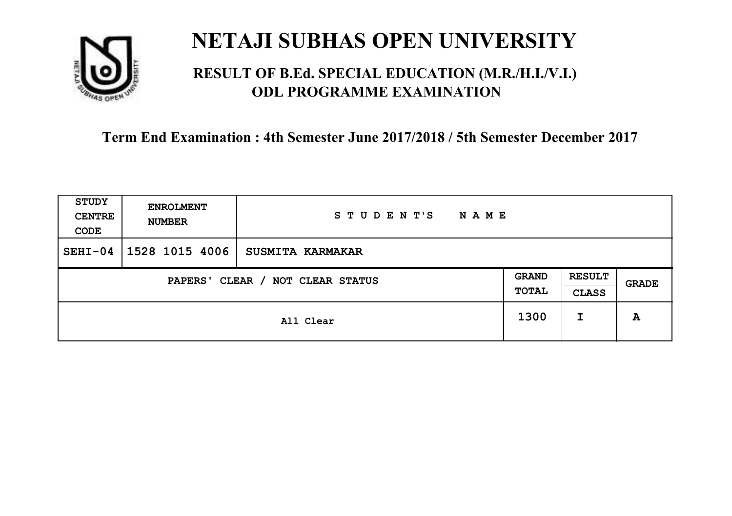# NETAJI SUBHAS OPEN UNIVERSITY

## RESULT OF B.Ed. SPECIAL EDUCATION (M.R./H.I./V.I.) ODL PROGRAMME EXAMINATION

### Term End Examination : 4th Semester June 2017/2018 / 5th Semester December 2017

| STUDY CENTRE CODE | ENROLMENT NUMBER | STUDENT'S NAME | | | |
|---|---|---|---|---|---|
| SEHI-04 | 1528 1015 4006 | SUSMITA KARMAKAR | | | |
| PAPERS' CLEAR / NOT CLEAR STATUS | | | GRAND TOTAL | RESULT CLASS | GRADE |
| All Clear | | | 1300 | I | A |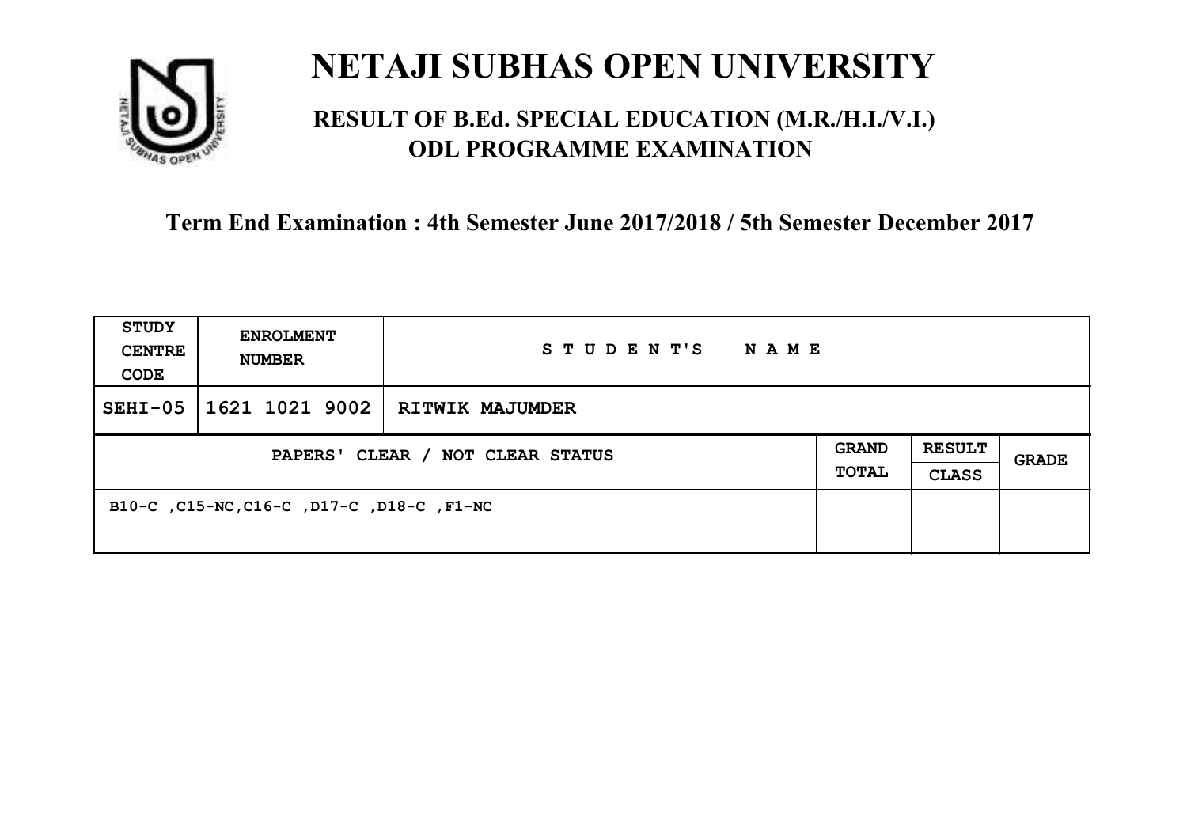# NETAJI SUBHAS OPEN UNIVERSITY

## RESULT OF B.Ed. SPECIAL EDUCATION (M.R./H.I./V.I.) ODL PROGRAMME EXAMINATION

### Term End Examination : 4th Semester June 2017/2018 / 5th Semester December 2017

| STUDY CENTRE CODE | ENROLMENT NUMBER | STUDENT'S NAME | | | |
|---|---|---|---|---|---|
| SEHI-05 | 1621 1021 9002 | RITWIK MAJUMDER | | | |
| PAPERS' CLEAR / NOT CLEAR STATUS | | | GRAND TOTAL | RESULT CLASS | GRADE |
| B10-C ,C15-NC,C16-C ,D17-C ,D18-C ,F1-NC | | | | | |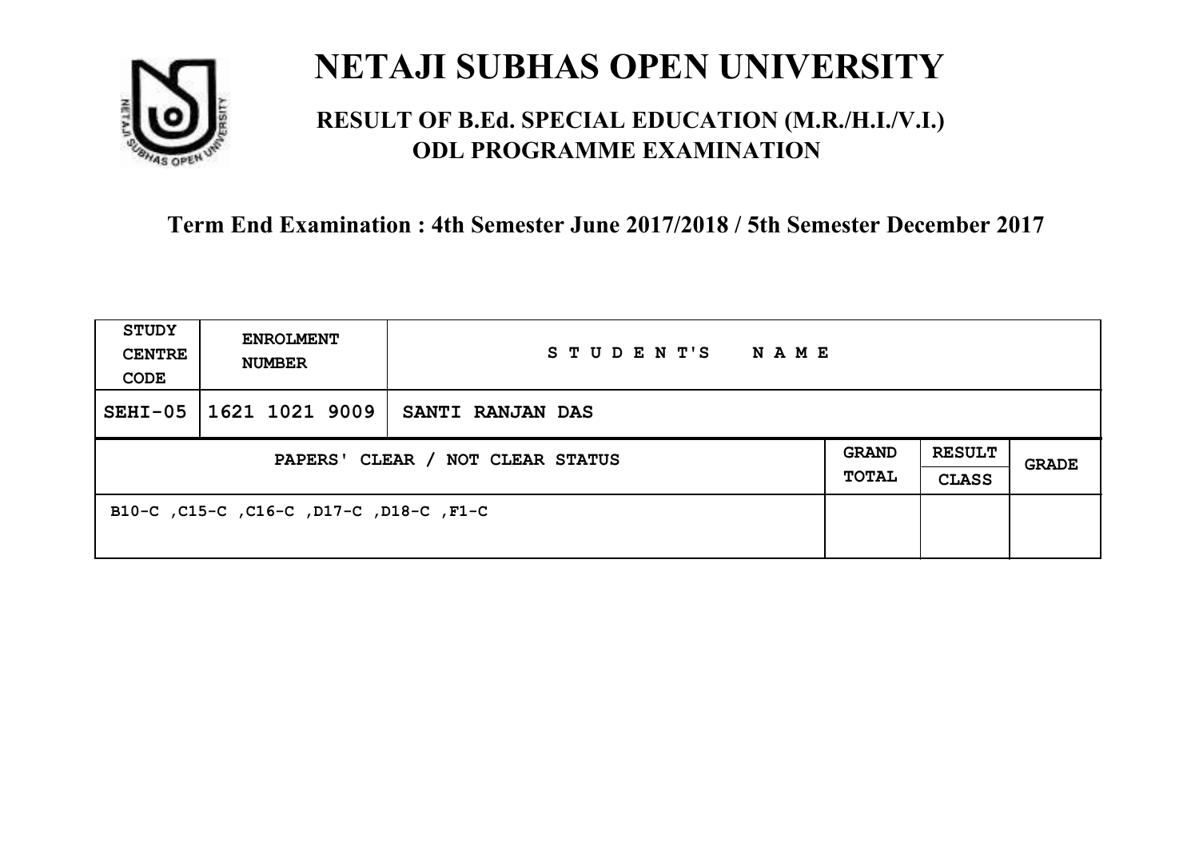# NETAJI SUBHAS OPEN UNIVERSITY

## RESULT OF B.Ed. SPECIAL EDUCATION (M.R./H.I./V.I.) ODL PROGRAMME EXAMINATION

### Term End Examination : 4th Semester June 2017/2018 / 5th Semester December 2017

| STUDY CENTRE CODE | ENROLMENT NUMBER | STUDENT'S NAME | | | |
|---|---|---|---|---|---|
| SEHI-05 | 1621 1021 9009 | SANTI RANJAN DAS | | | |
| PAPERS' CLEAR / NOT CLEAR STATUS | | | GRAND TOTAL | RESULT CLASS | GRADE |
| B10-C ,C15-C ,C16-C ,D17-C ,D18-C ,F1-C | | | | | |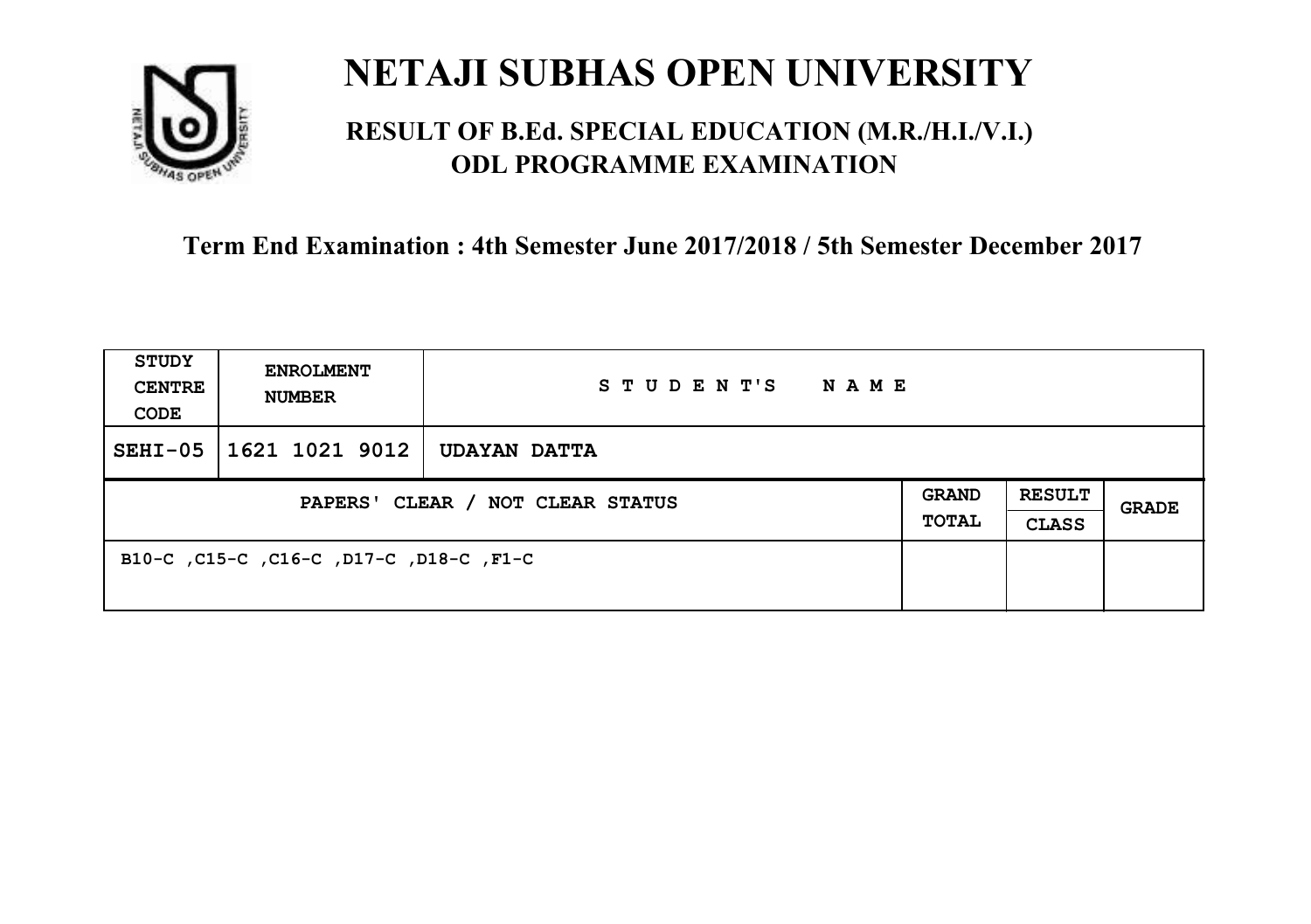# NETAJI SUBHAS OPEN UNIVERSITY

## RESULT OF B.Ed. SPECIAL EDUCATION (M.R./H.I./V.I.) ODL PROGRAMME EXAMINATION

### Term End Examination : 4th Semester June 2017/2018 / 5th Semester December 2017

| STUDY CENTRE CODE | ENROLMENT NUMBER | STUDENT'S NAME | | | |
|---|---|---|---|---|---|
| SEHI-05 | 1621 1021 9012 | UDAYAN DATTA | | | |
| PAPERS' CLEAR / NOT CLEAR STATUS | | | GRAND TOTAL | RESULT CLASS | GRADE |
| B10-C ,C15-C ,C16-C ,D17-C ,D18-C ,F1-C | | | | | |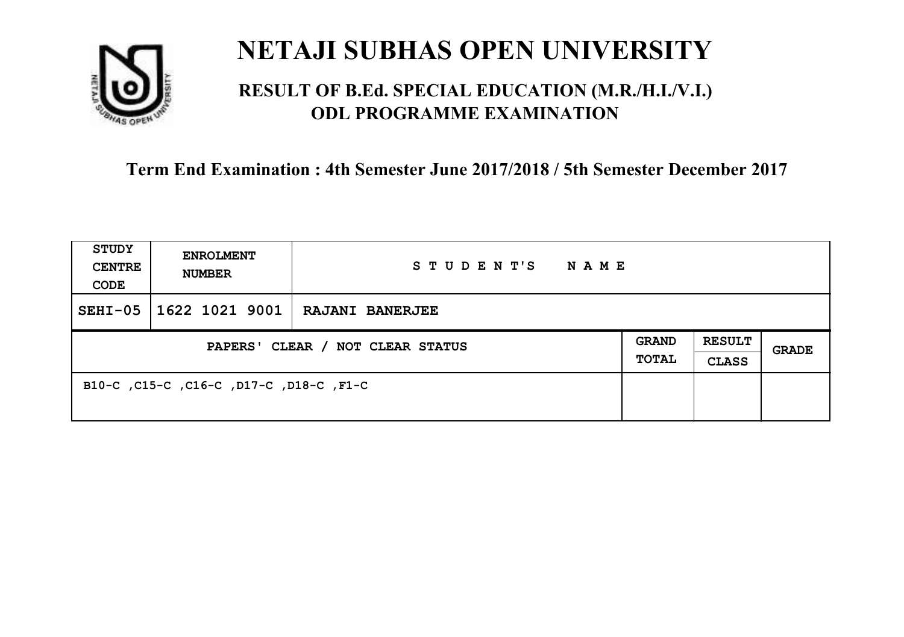# NETAJI SUBHAS OPEN UNIVERSITY

## RESULT OF B.Ed. SPECIAL EDUCATION (M.R./H.I./V.I.) ODL PROGRAMME EXAMINATION

**Term End Examination : 4th Semester June 2017/2018 / 5th Semester December 2017**

| STUDY CENTRE CODE | ENROLMENT NUMBER | STUDENT'S NAME | | | |
|---|---|---|---|---|---|
| SEHI-05 | 1622 1021 9001 | RAJANI BANERJEE | | | |
| PAPERS' CLEAR / NOT CLEAR STATUS | | | GRAND TOTAL | RESULT CLASS | GRADE |
| B10-C ,C15-C ,C16-C ,D17-C ,D18-C ,F1-C | | | | | |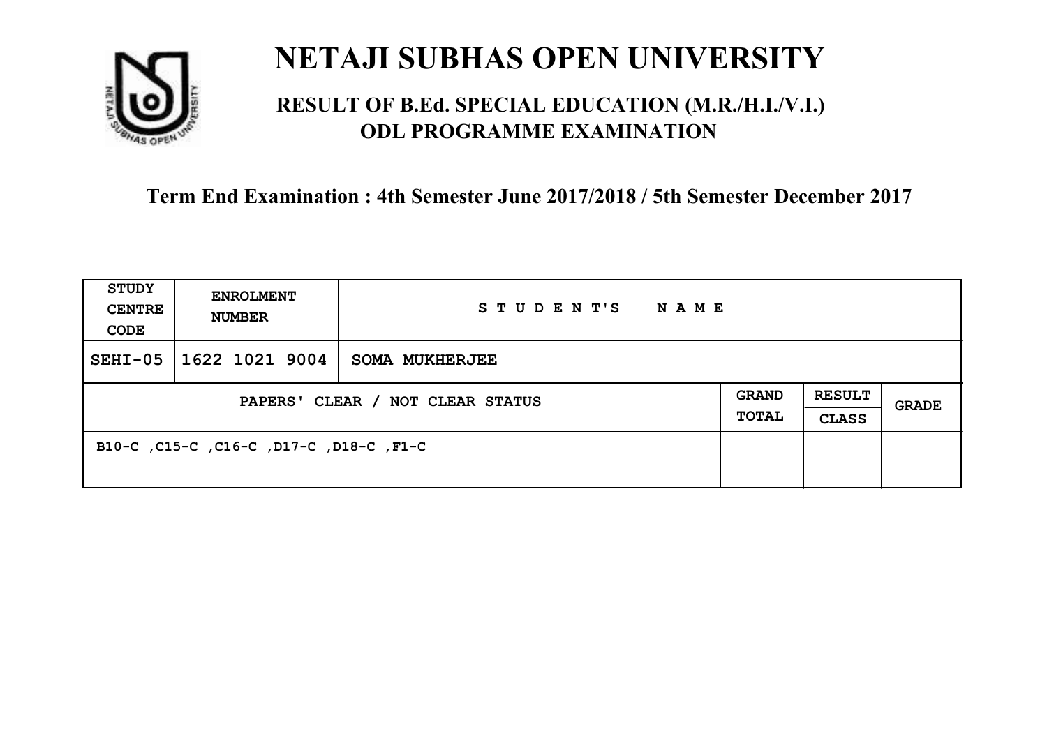# NETAJI SUBHAS OPEN UNIVERSITY

## RESULT OF B.Ed. SPECIAL EDUCATION (M.R./H.I./V.I.) ODL PROGRAMME EXAMINATION

### Term End Examination : 4th Semester June 2017/2018 / 5th Semester December 2017

| STUDY CENTRE CODE | ENROLMENT NUMBER | STUDENT'S NAME | | | |
|---|---|---|---|---|---|
| SEHI-05 | 1622 1021 9004 | SOMA MUKHERJEE | | | |
| PAPERS' CLEAR / NOT CLEAR STATUS | | | GRAND TOTAL | RESULT CLASS | GRADE |
| B10-C ,C15-C ,C16-C ,D17-C ,D18-C ,F1-C | | | | | |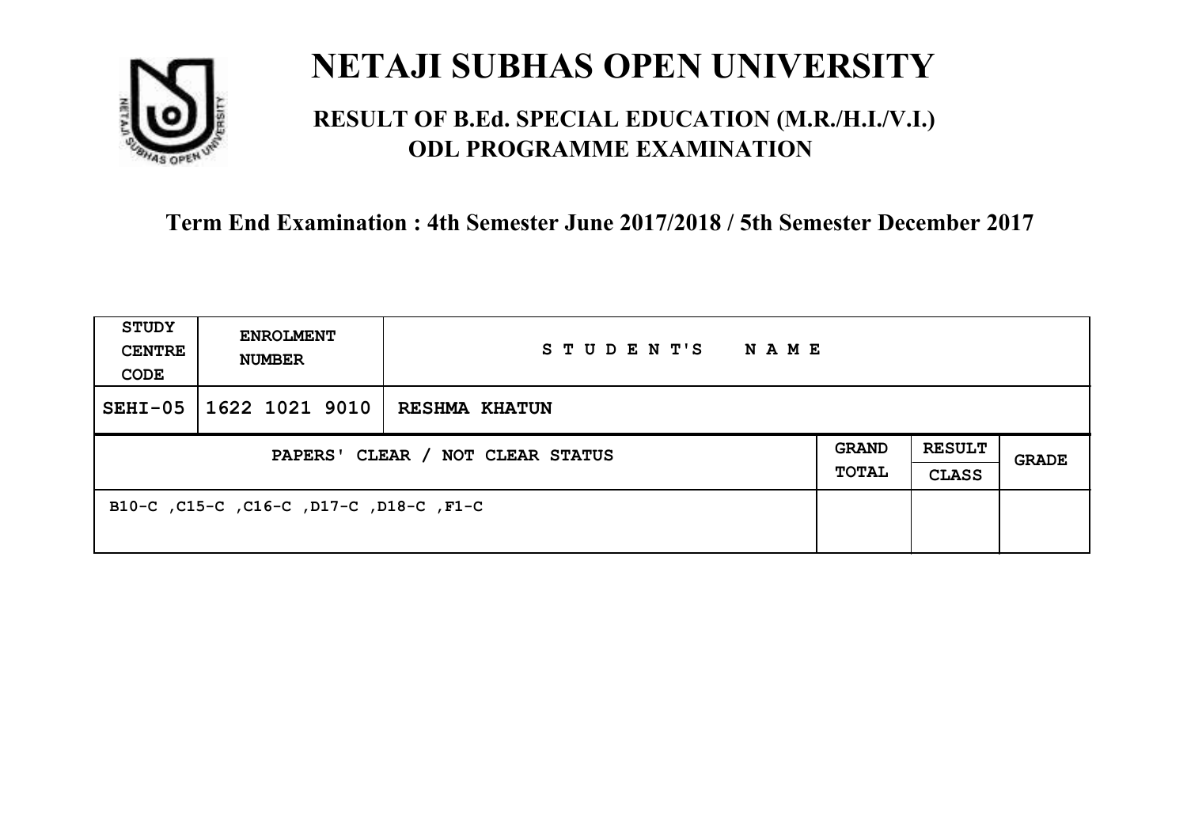# NETAJI SUBHAS OPEN UNIVERSITY

## RESULT OF B.Ed. SPECIAL EDUCATION (M.R./H.I./V.I.) ODL PROGRAMME EXAMINATION

### Term End Examination : 4th Semester June 2017/2018 / 5th Semester December 2017

| STUDY CENTRE CODE | ENROLMENT NUMBER | STUDENT'S NAME | | | |
|---|---|---|---|---|---|
| SEHI-05 | 1622 1021 9010 | RESHMA KHATUN | | | |
| PAPERS' CLEAR / NOT CLEAR STATUS | | | GRAND TOTAL | RESULT CLASS | GRADE |
| B10-C ,C15-C ,C16-C ,D17-C ,D18-C ,F1-C | | | | | |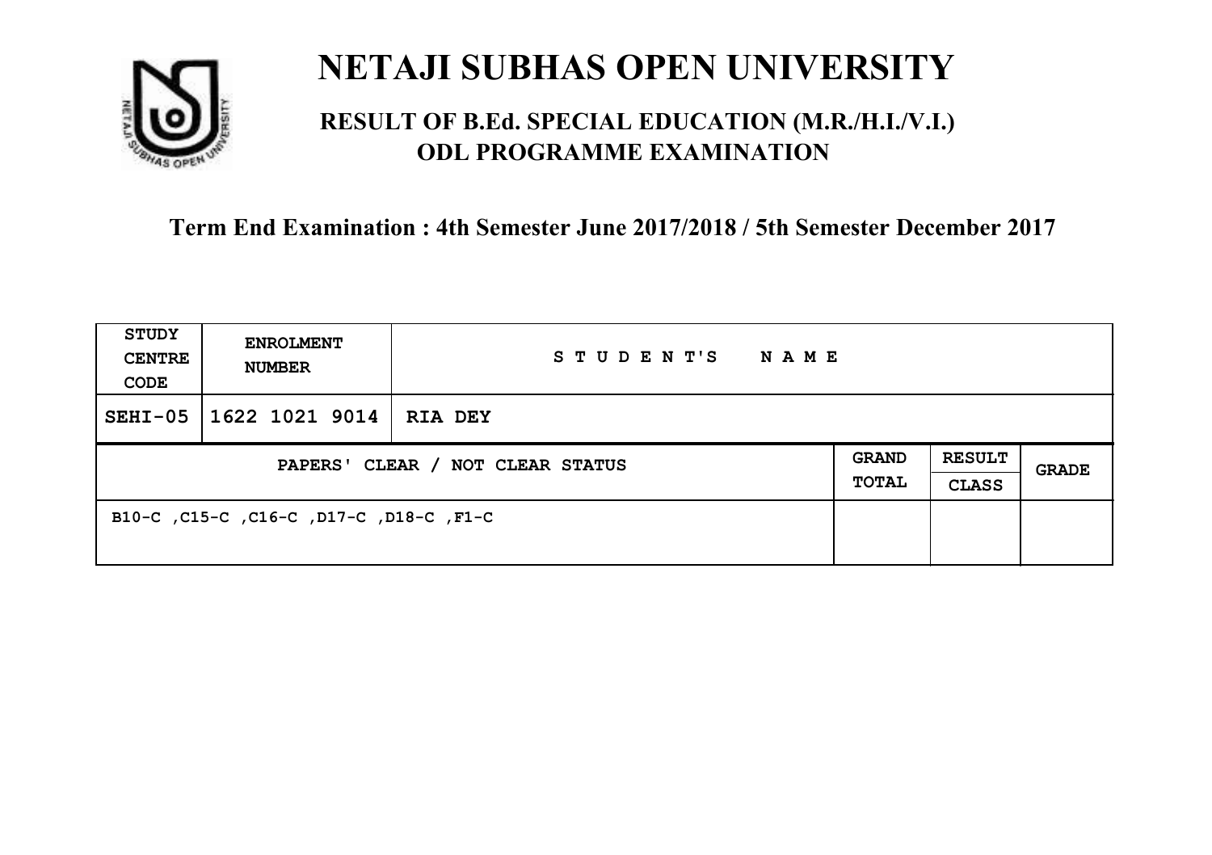# NETAJI SUBHAS OPEN UNIVERSITY

## RESULT OF B.Ed. SPECIAL EDUCATION (M.R./H.I./V.I.) ODL PROGRAMME EXAMINATION

**Term End Examination : 4th Semester June 2017/2018 / 5th Semester December 2017**

| STUDY CENTRE CODE | ENROLMENT NUMBER | STUDENT'S NAME | | | |
|---|---|---|---|---|---|
| SEHI-05 | 1622 1021 9014 | RIA DEY | | | |
| PAPERS' CLEAR / NOT CLEAR STATUS | | | GRAND TOTAL | RESULT CLASS | GRADE |
| B10-C ,C15-C ,C16-C ,D17-C ,D18-C ,F1-C | | | | | |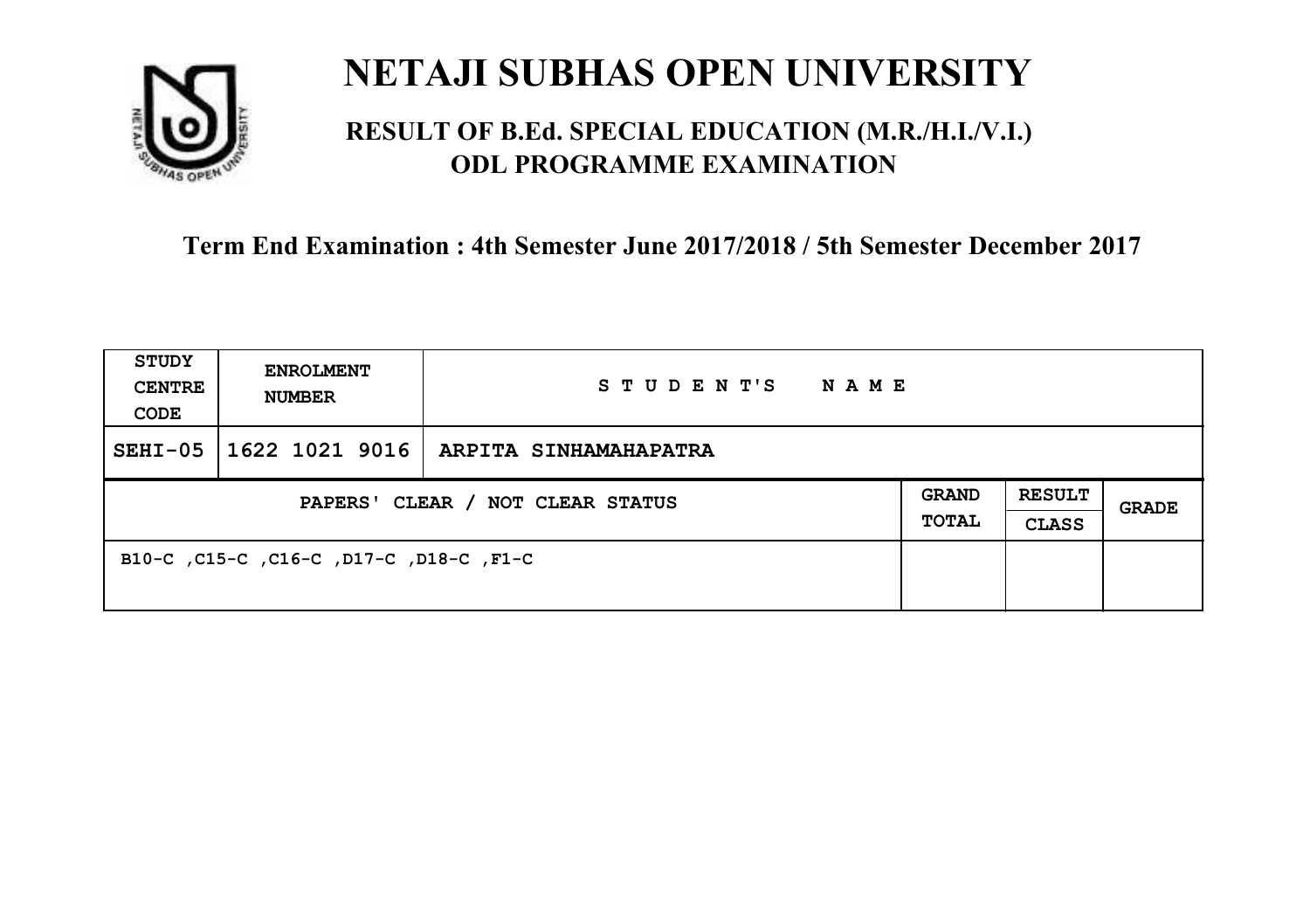# NETAJI SUBHAS OPEN UNIVERSITY

## RESULT OF B.Ed. SPECIAL EDUCATION (M.R./H.I./V.I.) ODL PROGRAMME EXAMINATION

**Term End Examination : 4th Semester June 2017/2018 / 5th Semester December 2017**

| STUDY CENTRE CODE | ENROLMENT NUMBER | STUDENT'S NAME | | | |
|---|---|---|---|---|---|
| SEHI-05 | 1622 1021 9016 | ARPITA SINHAMAHAPATRA | | | |
| PAPERS' CLEAR / NOT CLEAR STATUS | | | GRAND TOTAL | RESULT CLASS | GRADE |
| B10-C ,C15-C ,C16-C ,D17-C ,D18-C ,F1-C | | | | | |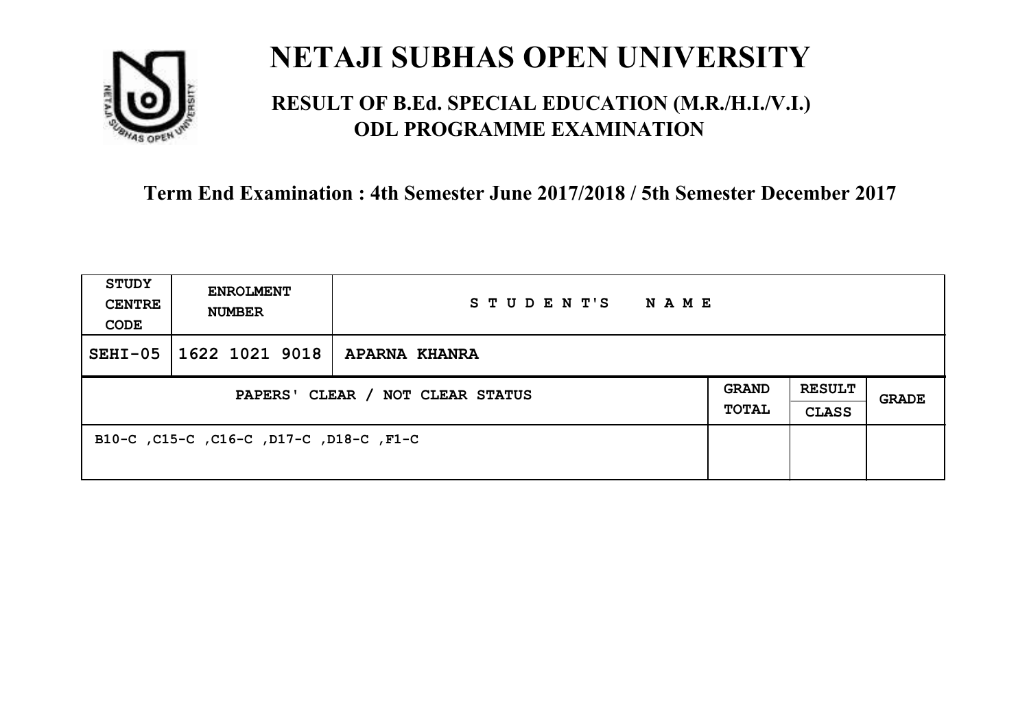# NETAJI SUBHAS OPEN UNIVERSITY

## RESULT OF B.Ed. SPECIAL EDUCATION (M.R./H.I./V.I.) ODL PROGRAMME EXAMINATION

### Term End Examination : 4th Semester June 2017/2018 / 5th Semester December 2017

| STUDY CENTRE CODE | ENROLMENT NUMBER | STUDENT'S NAME | | | |
|---|---|---|---|---|---|
| SEHI-05 | 1622 1021 9018 | APARNA KHANRA | | | |
| PAPERS' CLEAR / NOT CLEAR STATUS | | | GRAND TOTAL | RESULT CLASS | GRADE |
| B10-C ,C15-C ,C16-C ,D17-C ,D18-C ,F1-C | | | | | |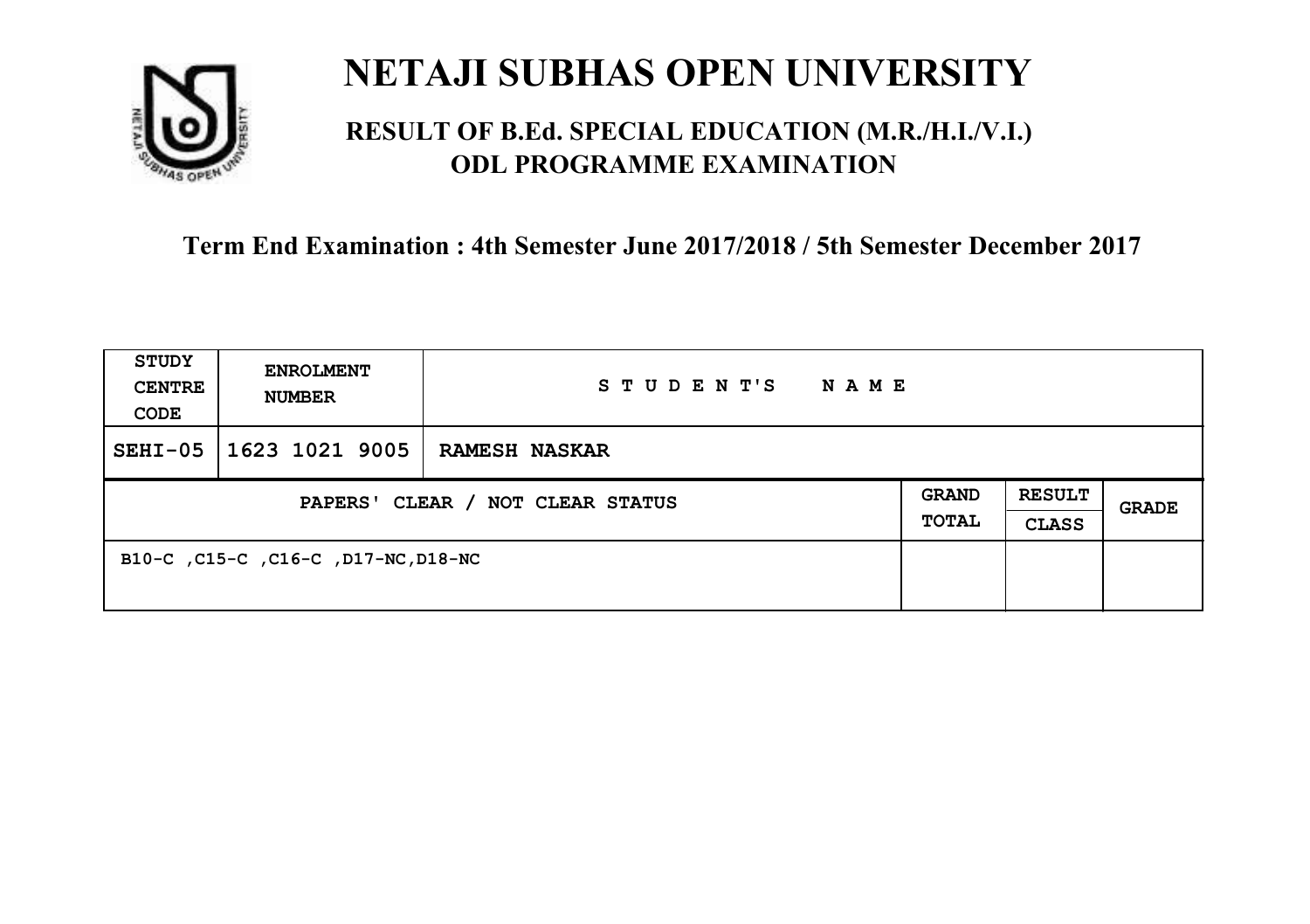# NETAJI SUBHAS OPEN UNIVERSITY

## RESULT OF B.Ed. SPECIAL EDUCATION (M.R./H.I./V.I.) ODL PROGRAMME EXAMINATION

### Term End Examination : 4th Semester June 2017/2018 / 5th Semester December 2017

| STUDY CENTRE CODE | ENROLMENT NUMBER | STUDENT'S NAME | | | |
|---|---|---|---|---|---|
| SEHI-05 | 1623 1021 9005 | RAMESH NASKAR | | | |
| PAPERS' CLEAR / NOT CLEAR STATUS | | | GRAND TOTAL | RESULT CLASS | GRADE |
| B10-C ,C15-C ,C16-C ,D17-NC,D18-NC | | | | | |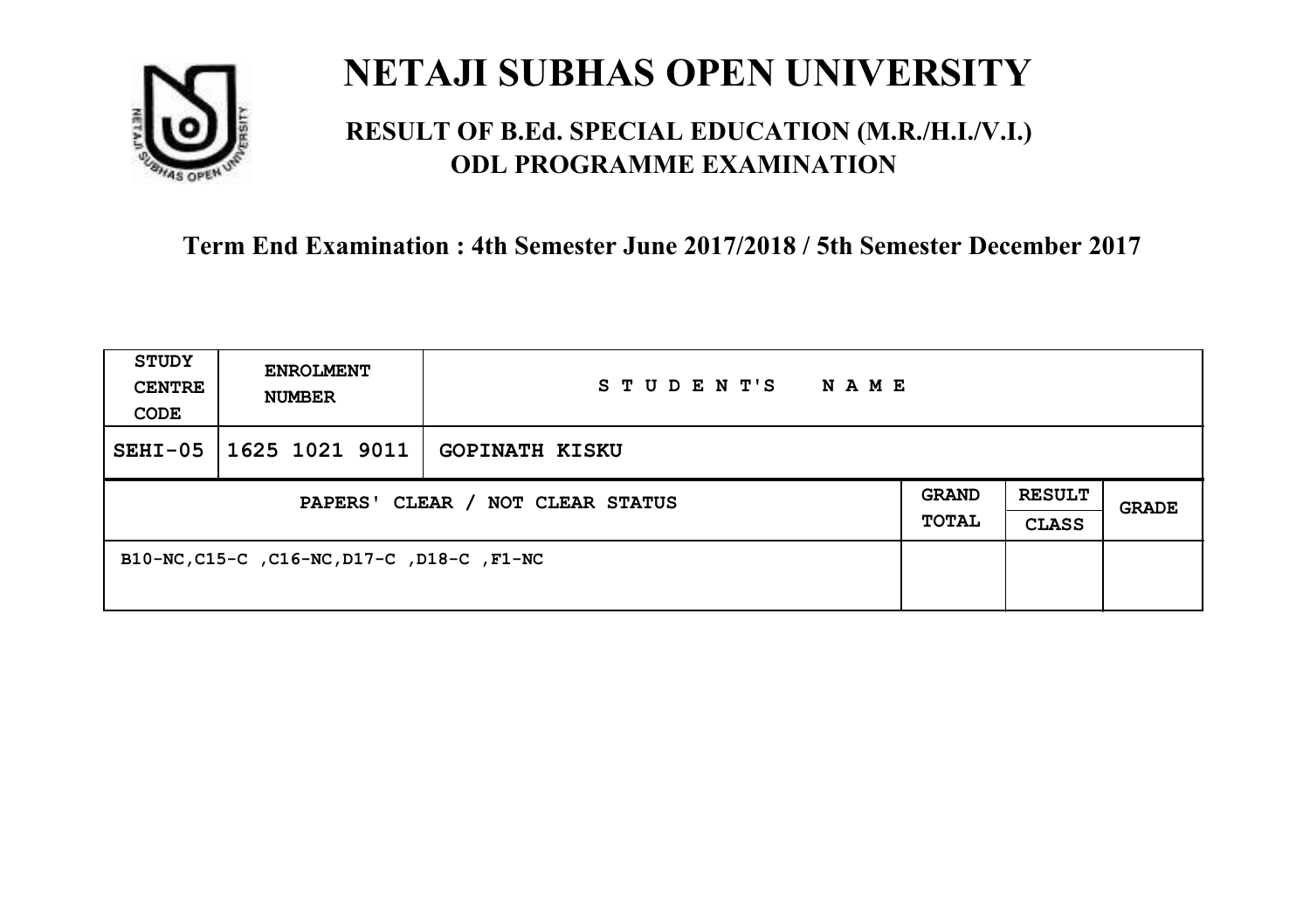# NETAJI SUBHAS OPEN UNIVERSITY

## RESULT OF B.Ed. SPECIAL EDUCATION (M.R./H.I./V.I.) ODL PROGRAMME EXAMINATION

**Term End Examination : 4th Semester June 2017/2018 / 5th Semester December 2017**

| STUDY CENTRE CODE | ENROLMENT NUMBER | STUDENT'S NAME | | | |
|---|---|---|---|---|---|
| SEHI-05 | 1625 1021 9011 | GOPINATH KISKU | | | |
| PAPERS' CLEAR / NOT CLEAR STATUS | | | GRAND TOTAL | RESULT CLASS | GRADE |
| B10-NC,C15-C ,C16-NC,D17-C ,D18-C ,F1-NC | | | | | |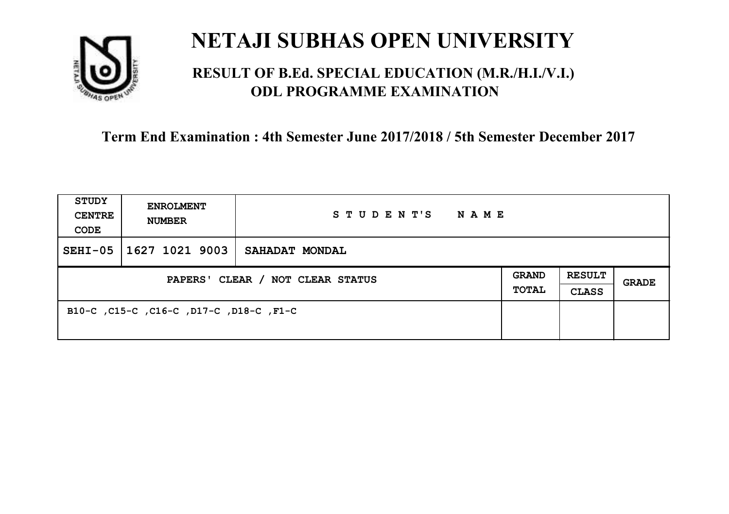# NETAJI SUBHAS OPEN UNIVERSITY

## RESULT OF B.Ed. SPECIAL EDUCATION (M.R./H.I./V.I.) ODL PROGRAMME EXAMINATION

### Term End Examination : 4th Semester June 2017/2018 / 5th Semester December 2017

| STUDY CENTRE CODE | ENROLMENT NUMBER | STUDENT'S NAME | | | |
|---|---|---|---|---|---|
| SEHI-05 | 1627 1021 9003 | SAHADAT MONDAL | | | |
| PAPERS' CLEAR / NOT CLEAR STATUS | | | GRAND TOTAL | RESULT CLASS | GRADE |
| B10-C ,C15-C ,C16-C ,D17-C ,D18-C ,F1-C | | | | | |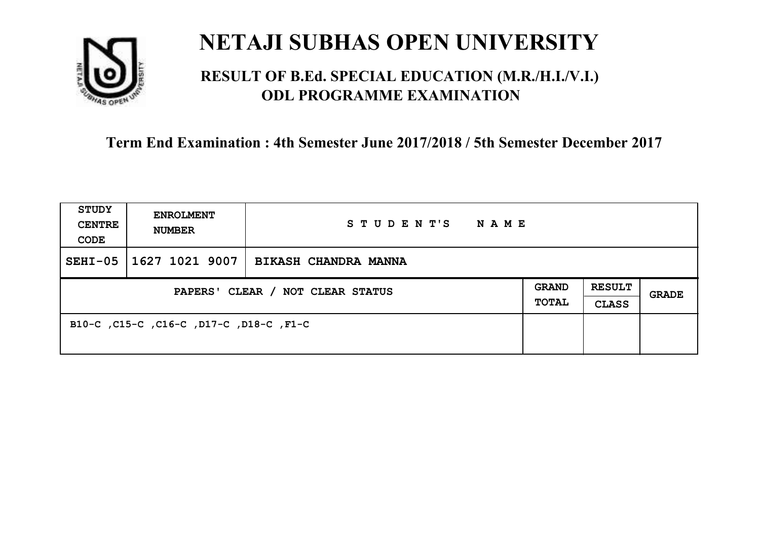# NETAJI SUBHAS OPEN UNIVERSITY

## RESULT OF B.Ed. SPECIAL EDUCATION (M.R./H.I./V.I.) ODL PROGRAMME EXAMINATION

**Term End Examination : 4th Semester June 2017/2018 / 5th Semester December 2017**

| STUDY CENTRE CODE | ENROLMENT NUMBER | STUDENT'S NAME | | | |
|---|---|---|---|---|---|
| SEHI-05 | 1627 1021 9007 | BIKASH CHANDRA MANNA | | | |
| PAPERS' CLEAR / NOT CLEAR STATUS | | | GRAND TOTAL | RESULT CLASS | GRADE |
| B10-C ,C15-C ,C16-C ,D17-C ,D18-C ,F1-C | | | | | |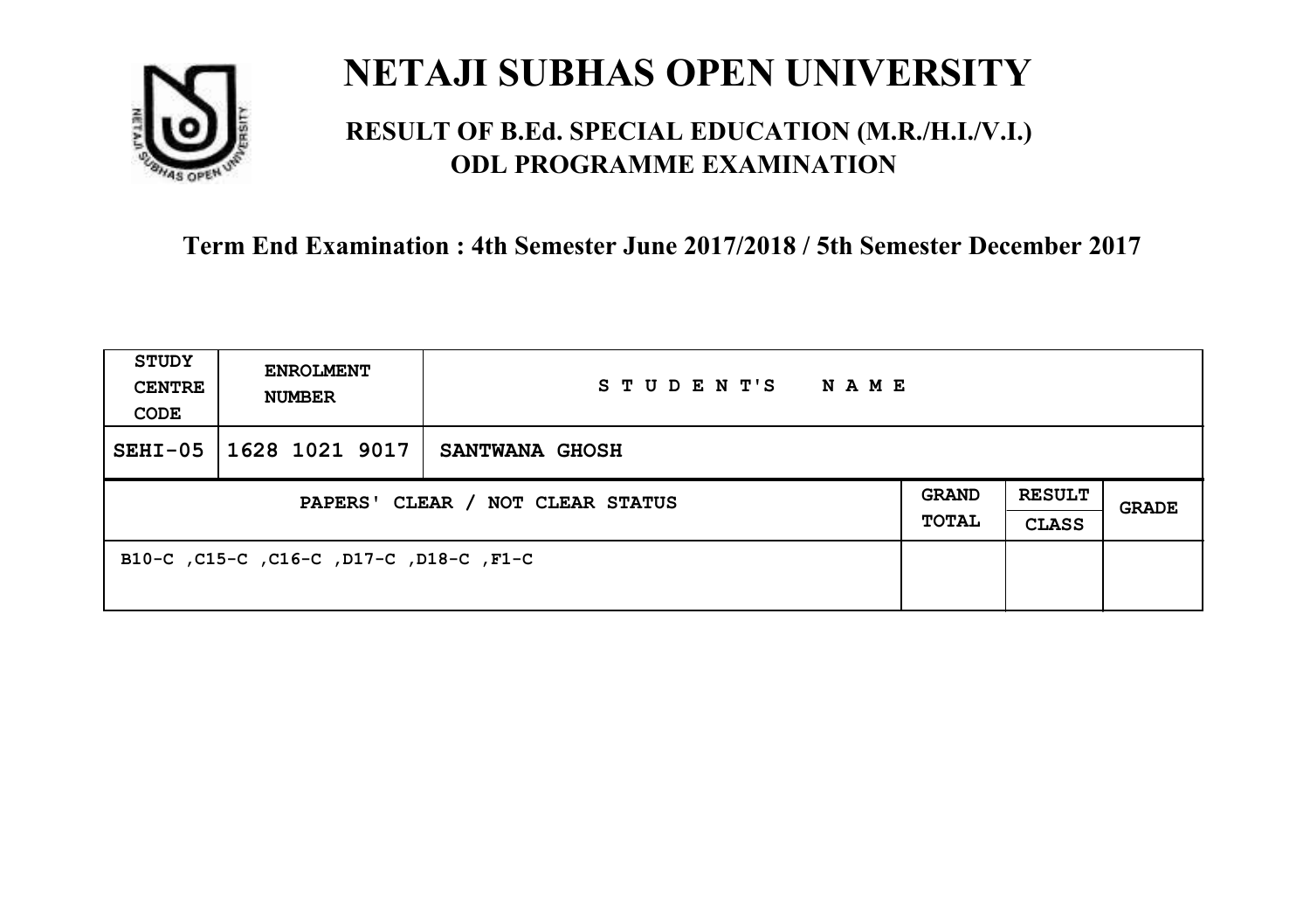# NETAJI SUBHAS OPEN UNIVERSITY

## RESULT OF B.Ed. SPECIAL EDUCATION (M.R./H.I./V.I.) ODL PROGRAMME EXAMINATION

### Term End Examination : 4th Semester June 2017/2018 / 5th Semester December 2017

| STUDY CENTRE CODE | ENROLMENT NUMBER | STUDENT'S NAME | | | |
|---|---|---|---|---|---|
| SEHI-05 | 1628 1021 9017 | SANTWANA GHOSH | | | |
| PAPERS' CLEAR / NOT CLEAR STATUS | | | GRAND TOTAL | RESULT CLASS | GRADE |
| B10-C ,C15-C ,C16-C ,D17-C ,D18-C ,F1-C | | | | | |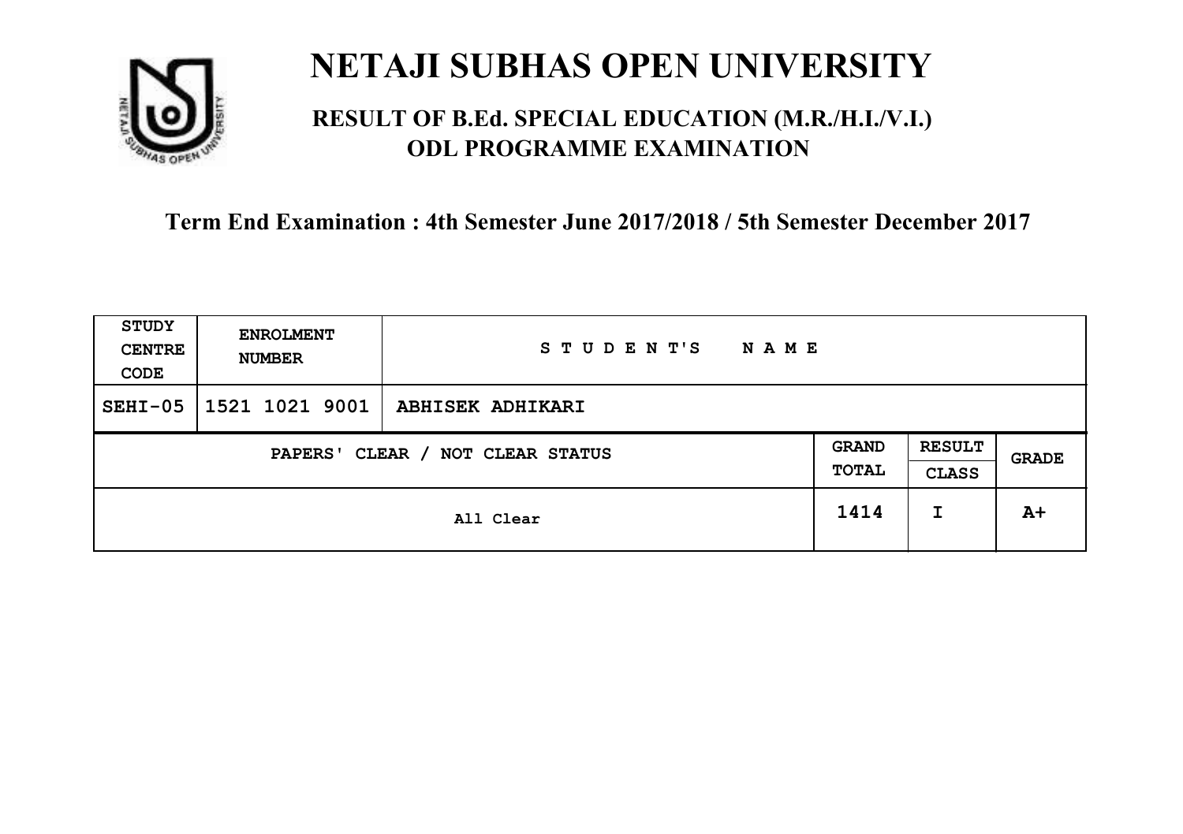# NETAJI SUBHAS OPEN UNIVERSITY

## RESULT OF B.Ed. SPECIAL EDUCATION (M.R./H.I./V.I.) ODL PROGRAMME EXAMINATION

### Term End Examination : 4th Semester June 2017/2018 / 5th Semester December 2017

| STUDY CENTRE CODE | ENROLMENT NUMBER | STUDENT'S NAME | | | |
|---|---|---|---|---|---|
| SEHI-05 | 1521 1021 9001 | ABHISEK ADHIKARI | | | |
| PAPERS' CLEAR / NOT CLEAR STATUS | | | GRAND TOTAL | RESULT CLASS | GRADE |
| All Clear | | | 1414 | I | A+ |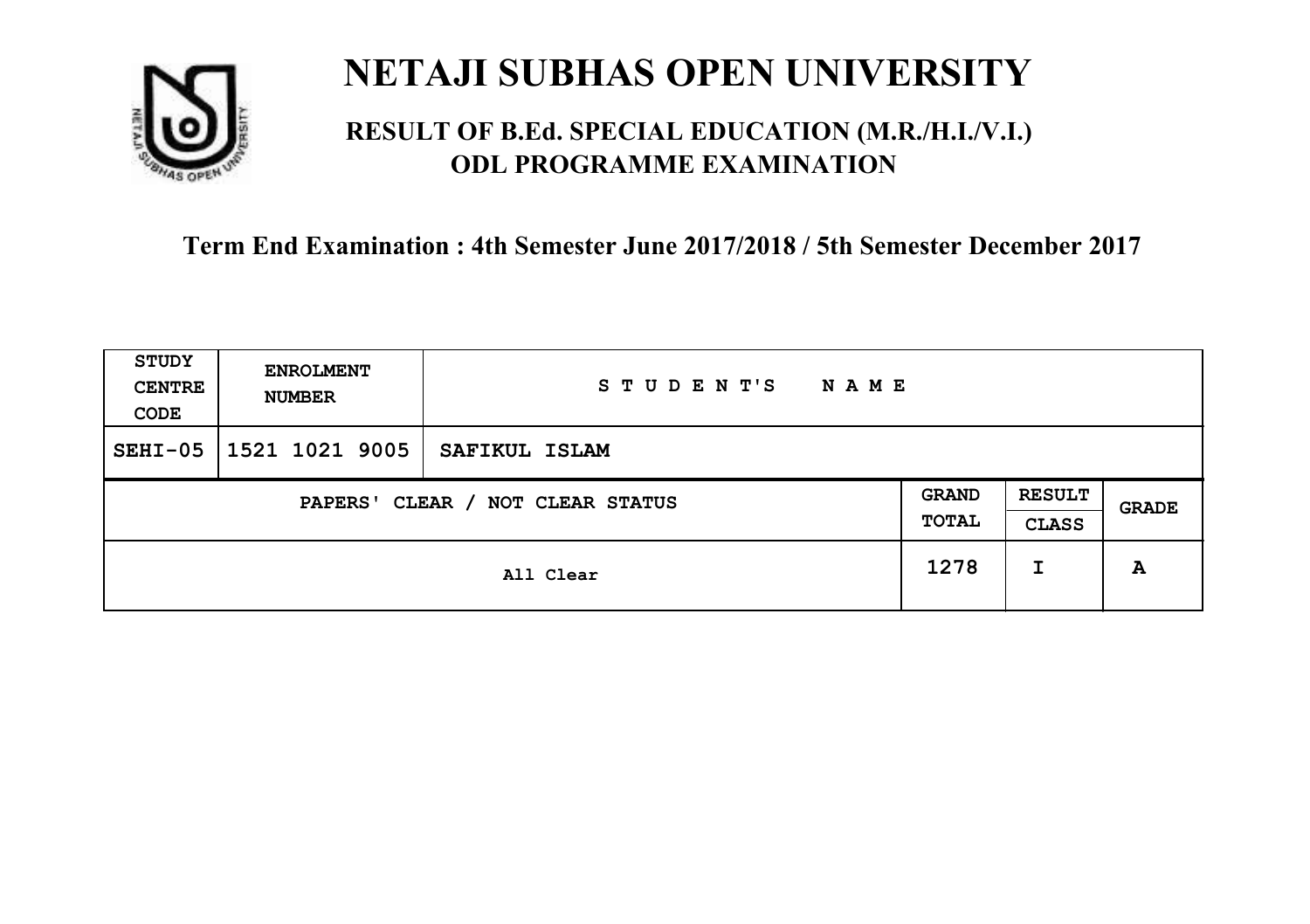# NETAJI SUBHAS OPEN UNIVERSITY

## RESULT OF B.Ed. SPECIAL EDUCATION (M.R./H.I./V.I.) ODL PROGRAMME EXAMINATION

**Term End Examination : 4th Semester June 2017/2018 / 5th Semester December 2017**

| STUDY CENTRE CODE | ENROLMENT NUMBER | STUDENT'S NAME | | | |
|---|---|---|---|---|---|
| SEHI-05 | 1521 1021 9005 | SAFIKUL ISLAM | | | |
| PAPERS' CLEAR / NOT CLEAR STATUS | | | GRAND TOTAL | RESULT CLASS | GRADE |
| All Clear | | | 1278 | I | A |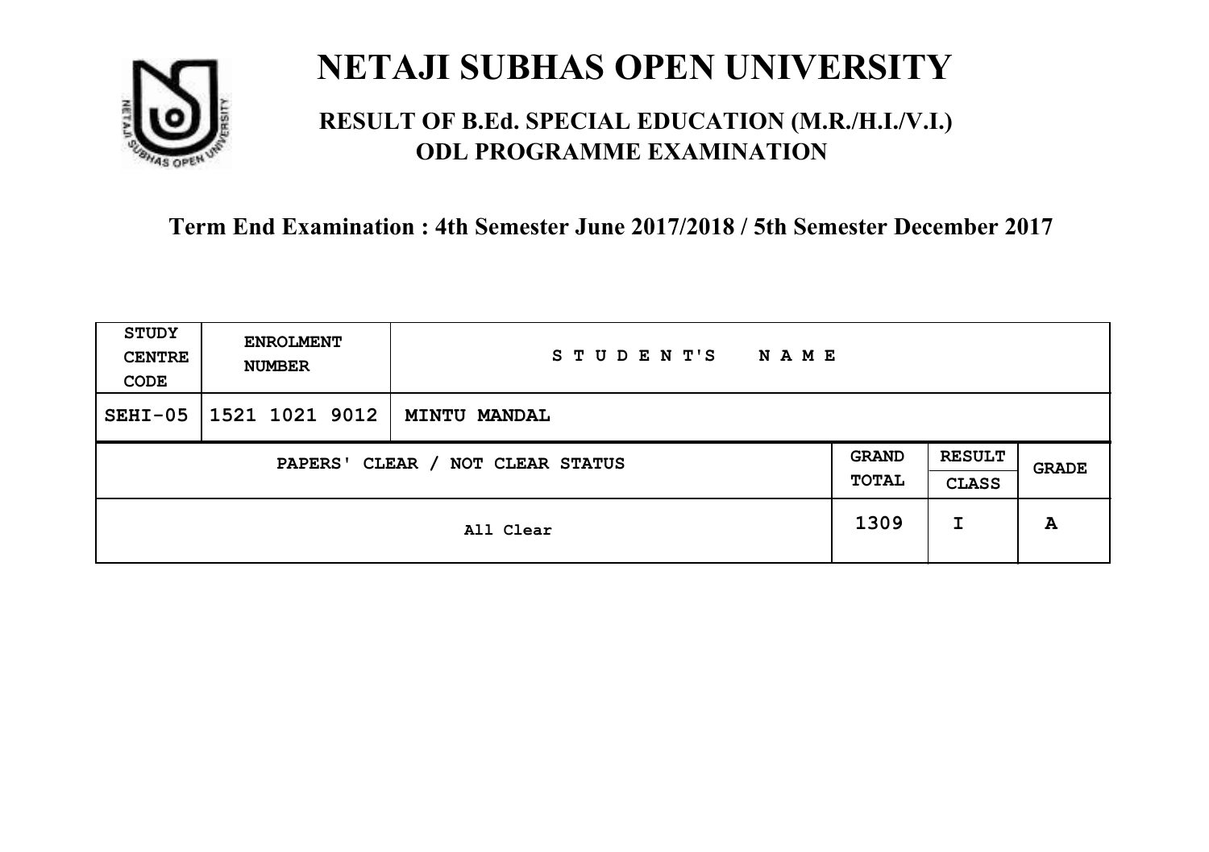# NETAJI SUBHAS OPEN UNIVERSITY

## RESULT OF B.Ed. SPECIAL EDUCATION (M.R./H.I./V.I.) ODL PROGRAMME EXAMINATION

### Term End Examination : 4th Semester June 2017/2018 / 5th Semester December 2017

| STUDY CENTRE CODE | ENROLMENT NUMBER | STUDENT'S NAME | | | |
|---|---|---|---|---|---|
| SEHI-05 | 1521 1021 9012 | MINTU MANDAL | | | |
| PAPERS' CLEAR / NOT CLEAR STATUS | | | GRAND TOTAL | RESULT CLASS | GRADE |
| All Clear | | | 1309 | I | A |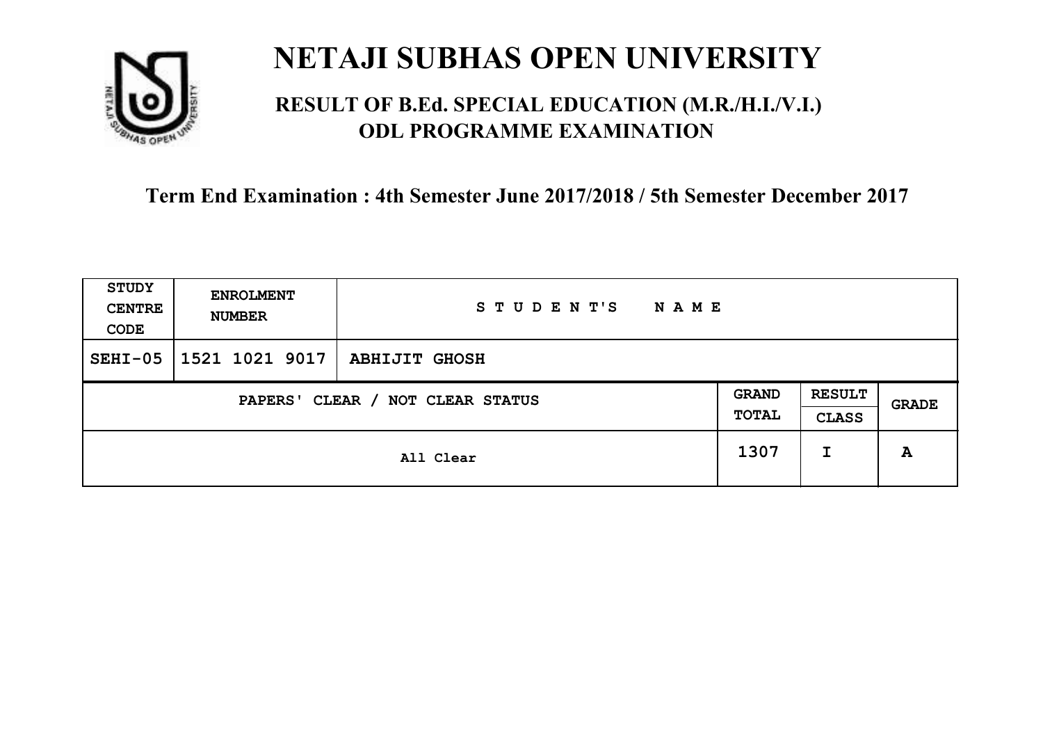# NETAJI SUBHAS OPEN UNIVERSITY

## RESULT OF B.Ed. SPECIAL EDUCATION (M.R./H.I./V.I.) ODL PROGRAMME EXAMINATION

**Term End Examination : 4th Semester June 2017/2018 / 5th Semester December 2017**

| STUDY CENTRE CODE | ENROLMENT NUMBER | STUDENT'S NAME | | | |
|---|---|---|---|---|---|
| SEHI-05 | 1521 1021 9017 | ABHIJIT GHOSH | | | |
| PAPERS' CLEAR / NOT CLEAR STATUS | | | GRAND TOTAL | RESULT CLASS | GRADE |
| All Clear | | | 1307 | I | A |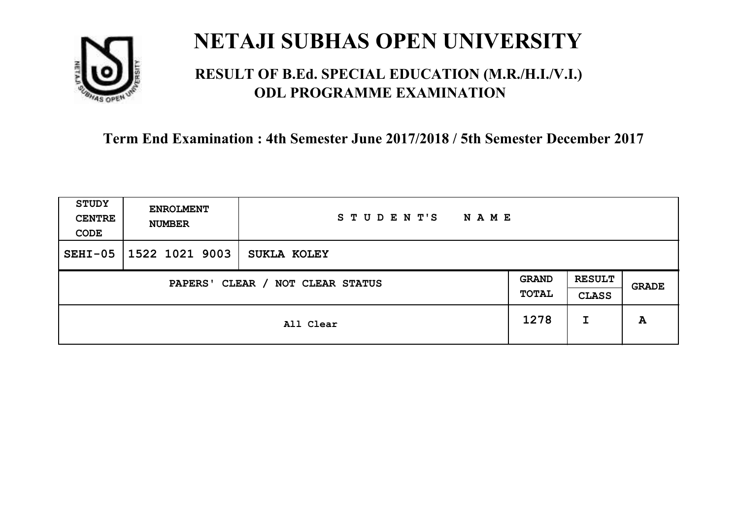# NETAJI SUBHAS OPEN UNIVERSITY

## RESULT OF B.Ed. SPECIAL EDUCATION (M.R./H.I./V.I.) ODL PROGRAMME EXAMINATION

### Term End Examination : 4th Semester June 2017/2018 / 5th Semester December 2017

| STUDY CENTRE CODE | ENROLMENT NUMBER | STUDENT'S NAME | | | |
|---|---|---|---|---|---|
| SEHI-05 | 1522 1021 9003 | SUKLA KOLEY | | | |
| PAPERS' CLEAR / NOT CLEAR STATUS | | | GRAND TOTAL | RESULT CLASS | GRADE |
| All Clear | | | 1278 | I | A |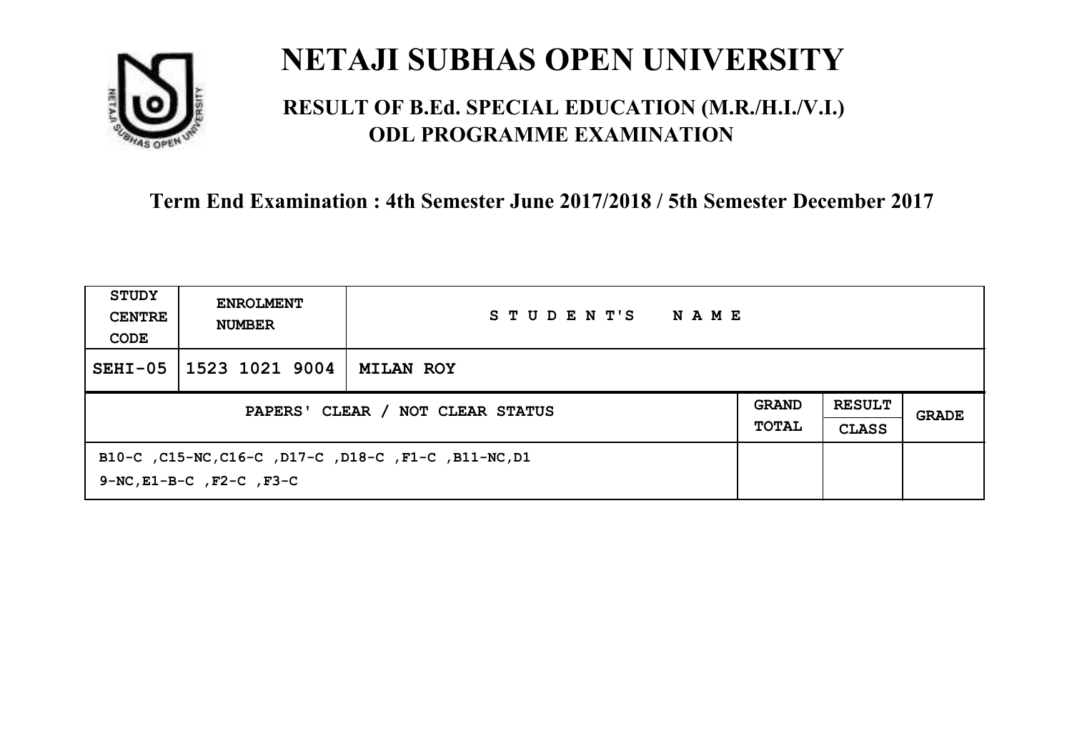# NETAJI SUBHAS OPEN UNIVERSITY

## RESULT OF B.Ed. SPECIAL EDUCATION (M.R./H.I./V.I.) ODL PROGRAMME EXAMINATION

**Term End Examination : 4th Semester June 2017/2018 / 5th Semester December 2017**

| STUDY CENTRE CODE | ENROLMENT NUMBER | STUDENT'S NAME | | | |
|---|---|---|---|---|---|
| SEHI-05 | 1523 1021 9004 | MILAN ROY | | | |
| PAPERS' CLEAR / NOT CLEAR STATUS | | | GRAND TOTAL | RESULT CLASS | GRADE |
| B10-C ,C15-NC,C16-C ,D17-C ,D18-C ,F1-C ,B11-NC,D19-NC,E1-B-C ,F2-C ,F3-C | | | | | |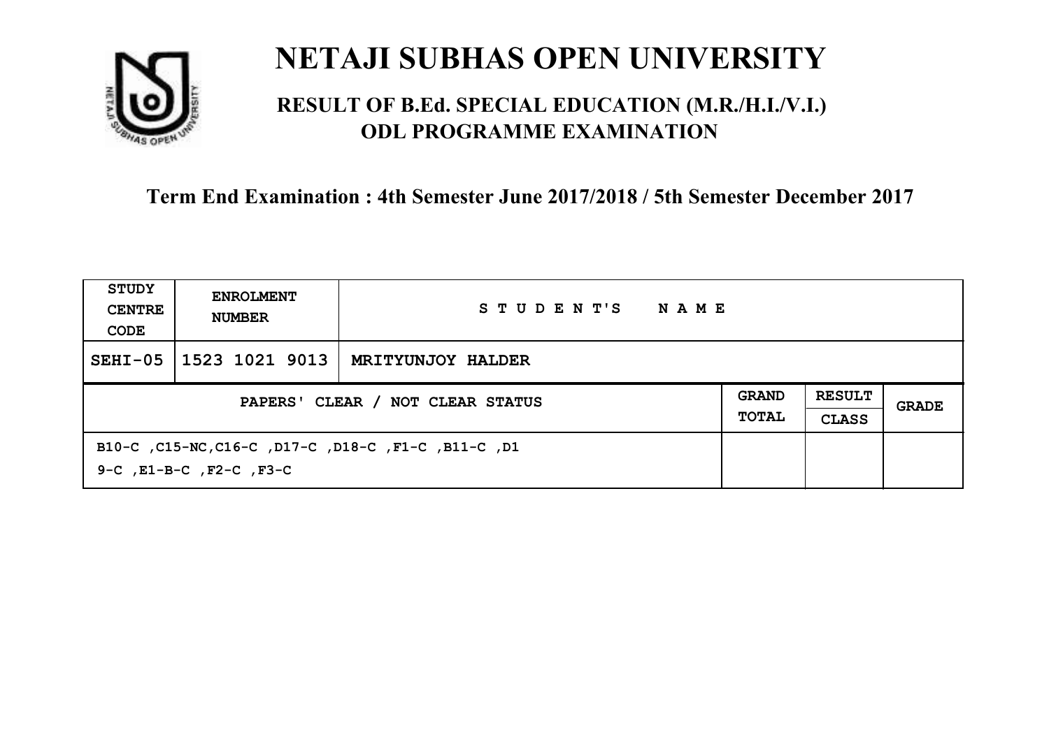# NETAJI SUBHAS OPEN UNIVERSITY

## RESULT OF B.Ed. SPECIAL EDUCATION (M.R./H.I./V.I.) ODL PROGRAMME EXAMINATION

### Term End Examination : 4th Semester June 2017/2018 / 5th Semester December 2017

| STUDY CENTRE CODE | ENROLMENT NUMBER | STUDENT'S NAME | | | |
|---|---|---|---|---|---|
| SEHI-05 | 1523 1021 9013 | MRITYUNJOY HALDER | | | |
| PAPERS' CLEAR / NOT CLEAR STATUS | | | GRAND TOTAL | RESULT CLASS | GRADE |
| B10-C ,C15-NC,C16-C ,D17-C ,D18-C ,F1-C ,B11-C ,D19-C ,E1-B-C ,F2-C ,F3-C | | | | | |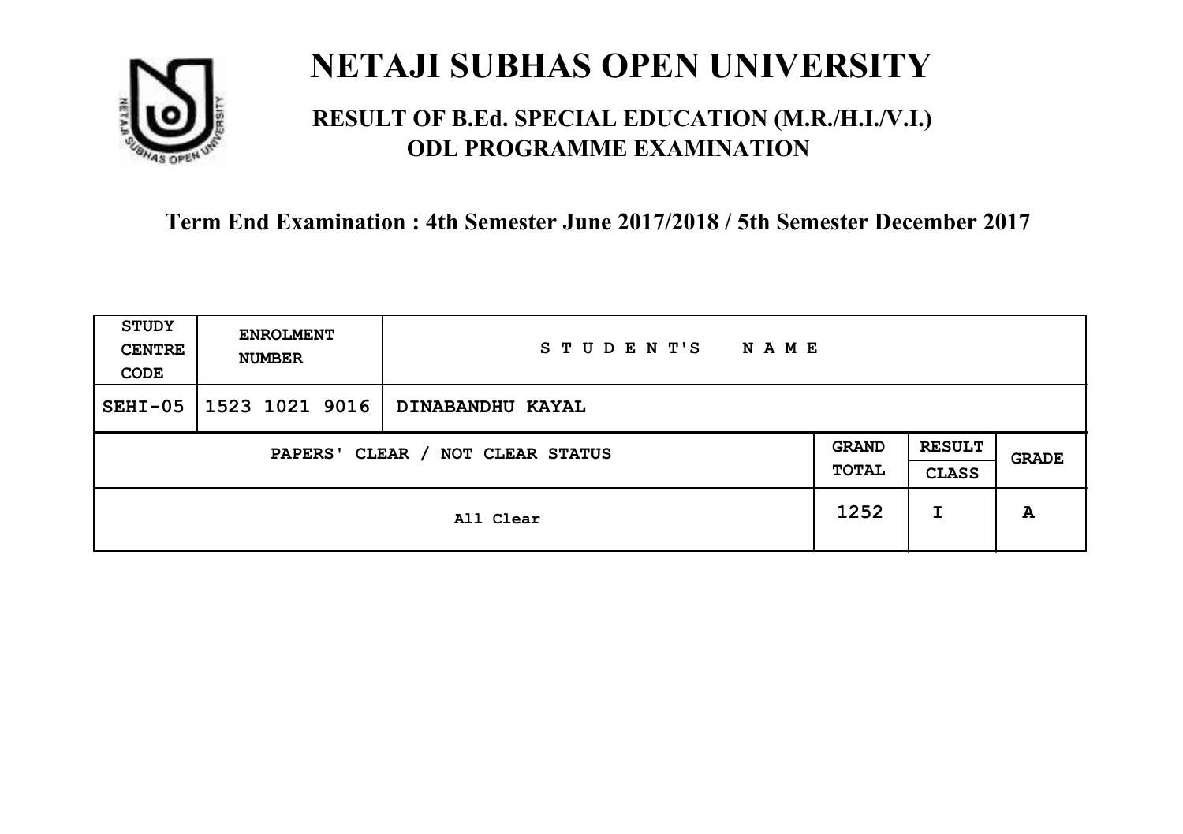# NETAJI SUBHAS OPEN UNIVERSITY

## RESULT OF B.Ed. SPECIAL EDUCATION (M.R./H.I./V.I.) ODL PROGRAMME EXAMINATION

**Term End Examination : 4th Semester June 2017/2018 / 5th Semester December 2017**

| STUDY CENTRE CODE | ENROLMENT NUMBER | STUDENT'S NAME | | | |
|---|---|---|---|---|---|
| SEHI-05 | 1523 1021 9016 | DINABANDHU KAYAL | | | |
| PAPERS' CLEAR / NOT CLEAR STATUS | | | GRAND TOTAL | RESULT CLASS | GRADE |
| All Clear | | | 1252 | I | A |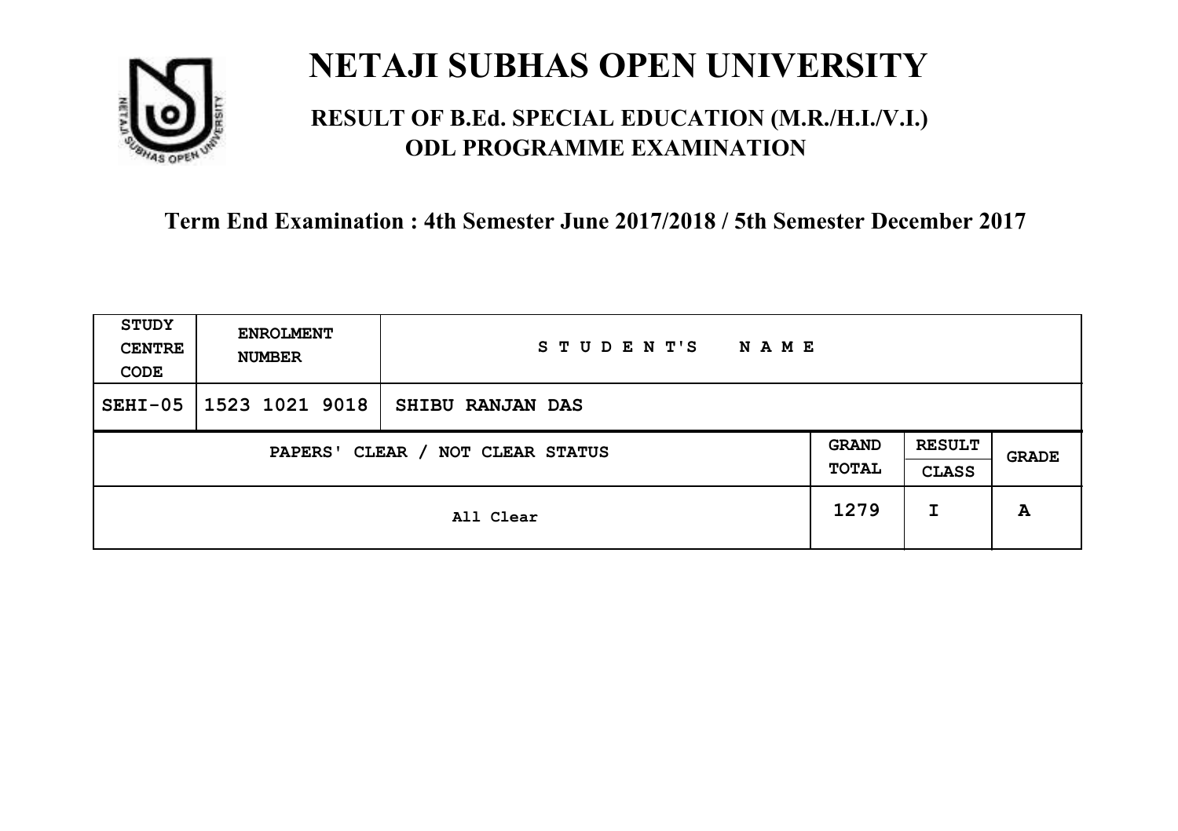# NETAJI SUBHAS OPEN UNIVERSITY

## RESULT OF B.Ed. SPECIAL EDUCATION (M.R./H.I./V.I.) ODL PROGRAMME EXAMINATION

### Term End Examination : 4th Semester June 2017/2018 / 5th Semester December 2017

| STUDY CENTRE CODE | ENROLMENT NUMBER | STUDENT'S NAME | | | |
|---|---|---|---|---|---|
| SEHI-05 | 1523 1021 9018 | SHIBU RANJAN DAS | | | |
| PAPERS' CLEAR / NOT CLEAR STATUS | | | GRAND TOTAL | RESULT CLASS | GRADE |
| All Clear | | | 1279 | I | A |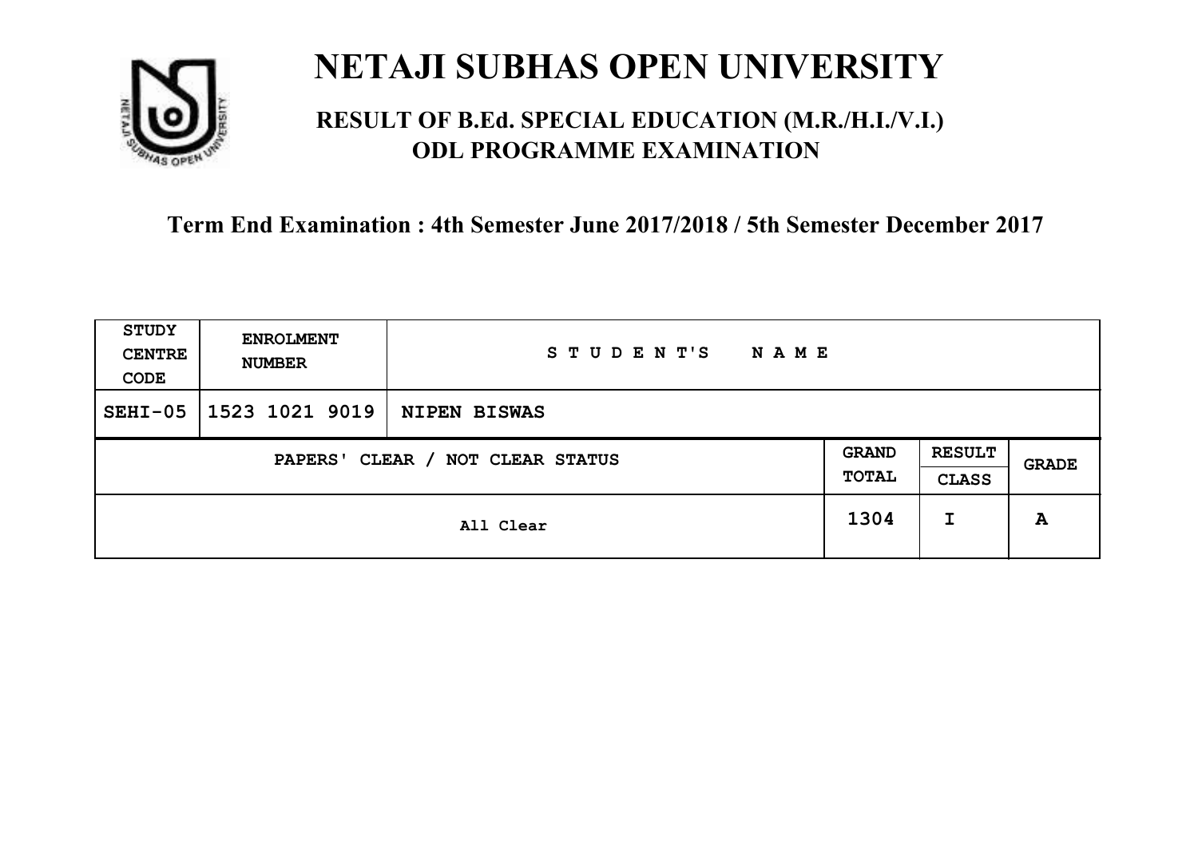# NETAJI SUBHAS OPEN UNIVERSITY

## RESULT OF B.Ed. SPECIAL EDUCATION (M.R./H.I./V.I.) ODL PROGRAMME EXAMINATION

**Term End Examination : 4th Semester June 2017/2018 / 5th Semester December 2017**

| STUDY CENTRE CODE | ENROLMENT NUMBER | STUDENT'S NAME | | | |
|---|---|---|---|---|---|
| SEHI-05 | 1523 1021 9019 | NIPEN BISWAS | | | |
| PAPERS' CLEAR / NOT CLEAR STATUS | | | GRAND TOTAL | RESULT CLASS | GRADE |
| All Clear | | | 1304 | I | A |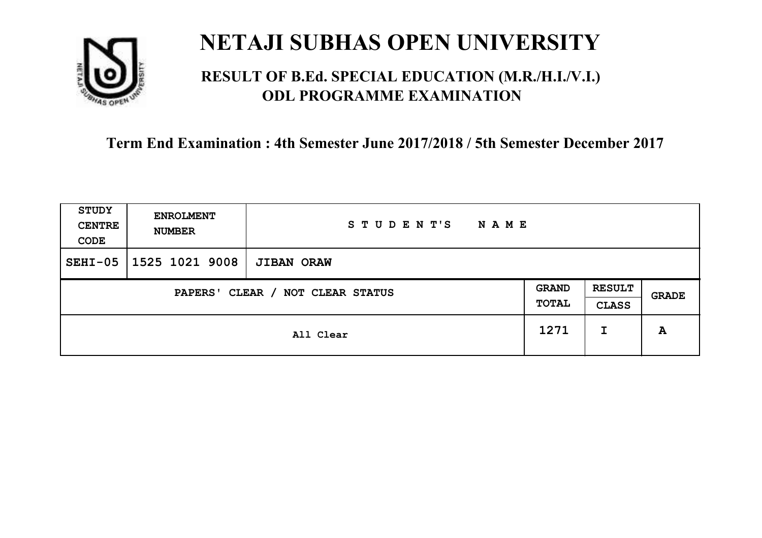# NETAJI SUBHAS OPEN UNIVERSITY

## RESULT OF B.Ed. SPECIAL EDUCATION (M.R./H.I./V.I.) ODL PROGRAMME EXAMINATION

### Term End Examination : 4th Semester June 2017/2018 / 5th Semester December 2017

| STUDY CENTRE CODE | ENROLMENT NUMBER | STUDENT'S NAME | | | |
|---|---|---|---|---|---|
| SEHI-05 | 1525 1021 9008 | JIBAN ORAW | | | |
| PAPERS' CLEAR / NOT CLEAR STATUS | | | GRAND TOTAL | RESULT CLASS | GRADE |
| All Clear | | | 1271 | I | A |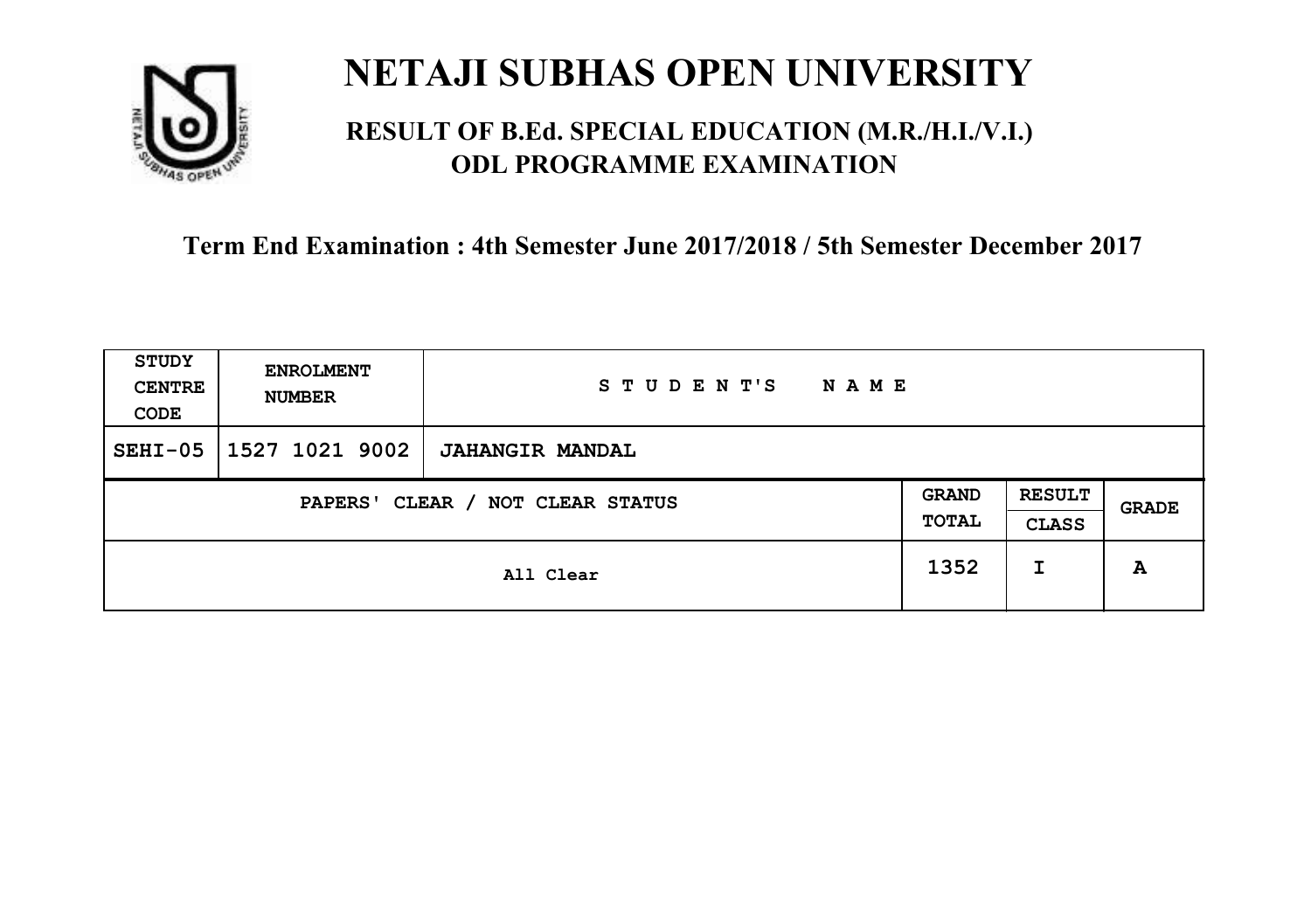# NETAJI SUBHAS OPEN UNIVERSITY

## RESULT OF B.Ed. SPECIAL EDUCATION (M.R./H.I./V.I.) ODL PROGRAMME EXAMINATION

### Term End Examination : 4th Semester June 2017/2018 / 5th Semester December 2017

| STUDY CENTRE CODE | ENROLMENT NUMBER | STUDENT'S NAME | | | |
|---|---|---|---|---|---|
| SEHI-05 | 1527 1021 9002 | JAHANGIR MANDAL | | | |
| PAPERS' CLEAR / NOT CLEAR STATUS | | | GRAND TOTAL | RESULT CLASS | GRADE |
| All Clear | | | 1352 | I | A |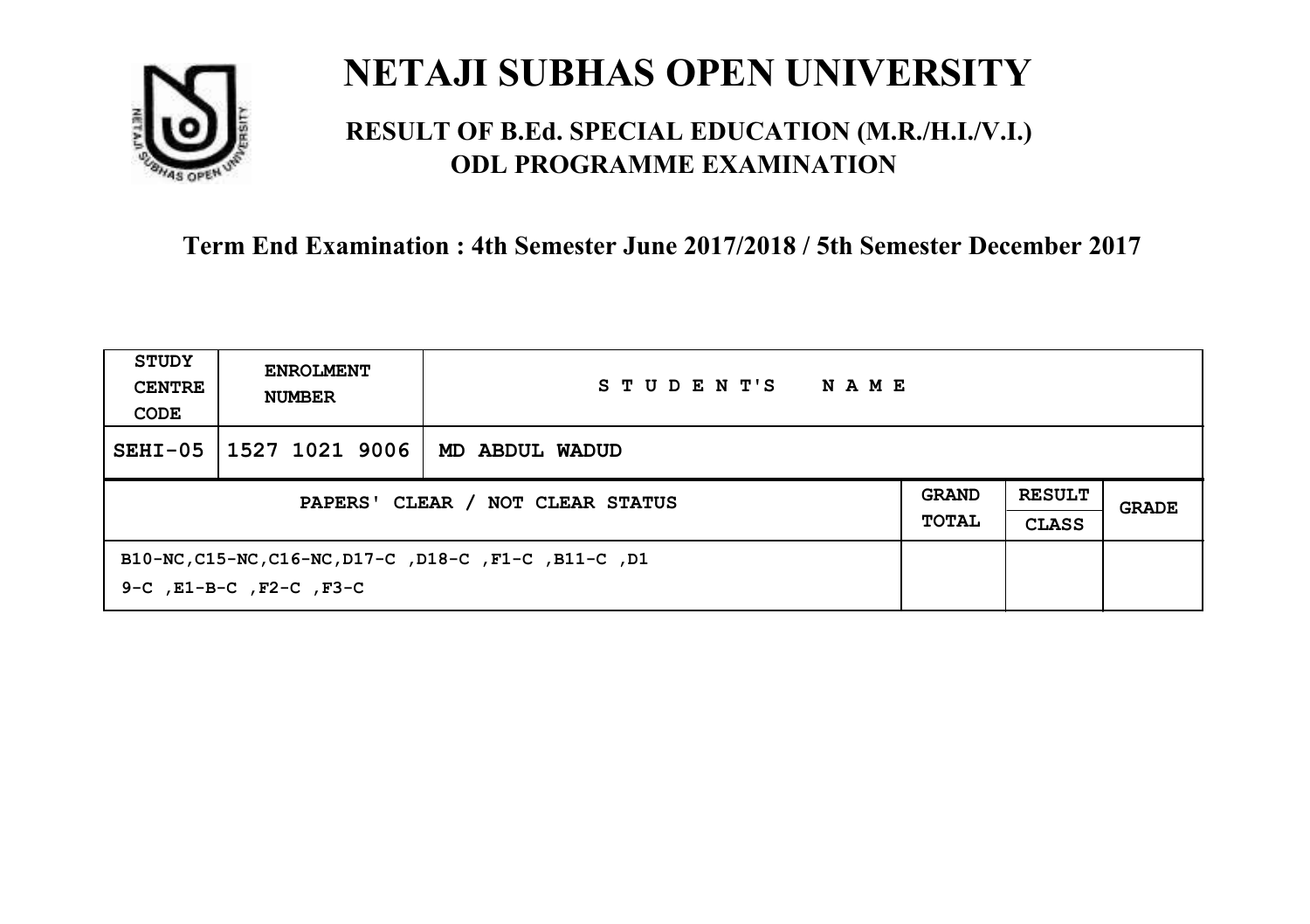# NETAJI SUBHAS OPEN UNIVERSITY

## RESULT OF B.Ed. SPECIAL EDUCATION (M.R./H.I./V.I.) ODL PROGRAMME EXAMINATION

### Term End Examination : 4th Semester June 2017/2018 / 5th Semester December 2017

| STUDY CENTRE CODE | ENROLMENT NUMBER | STUDENT'S NAME | | | |
|---|---|---|---|---|---|
| SEHI-05 | 1527 1021 9006 | MD ABDUL WADUD | | | |
| PAPERS' CLEAR / NOT CLEAR STATUS | | | GRAND TOTAL | RESULT CLASS | GRADE |
| B10-NC,C15-NC,C16-NC,D17-C ,D18-C ,F1-C ,B11-C ,D19-C ,E1-B-C ,F2-C ,F3-C | | | | | |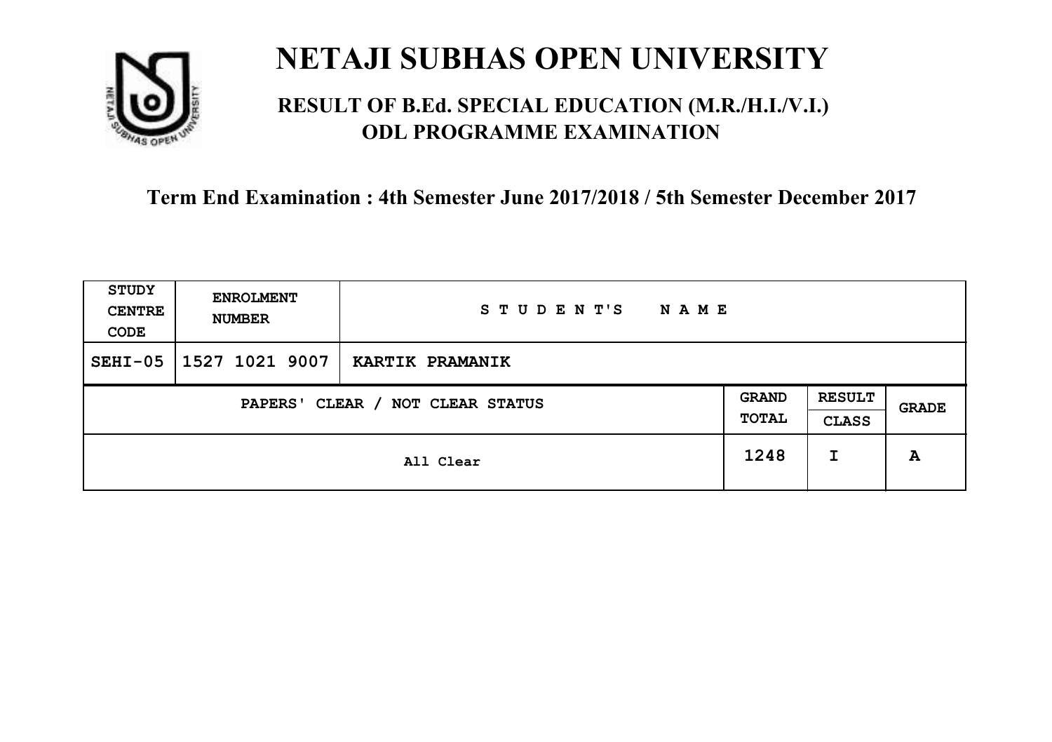# NETAJI SUBHAS OPEN UNIVERSITY

## RESULT OF B.Ed. SPECIAL EDUCATION (M.R./H.I./V.I.) ODL PROGRAMME EXAMINATION

### Term End Examination : 4th Semester June 2017/2018 / 5th Semester December 2017

| STUDY CENTRE CODE | ENROLMENT NUMBER | STUDENT'S NAME | | | |
|---|---|---|---|---|---|
| SEHI-05 | 1527 1021 9007 | KARTIK PRAMANIK | | | |
| PAPERS' CLEAR / NOT CLEAR STATUS | | | GRAND TOTAL | RESULT CLASS | GRADE |
| All Clear | | | 1248 | I | A |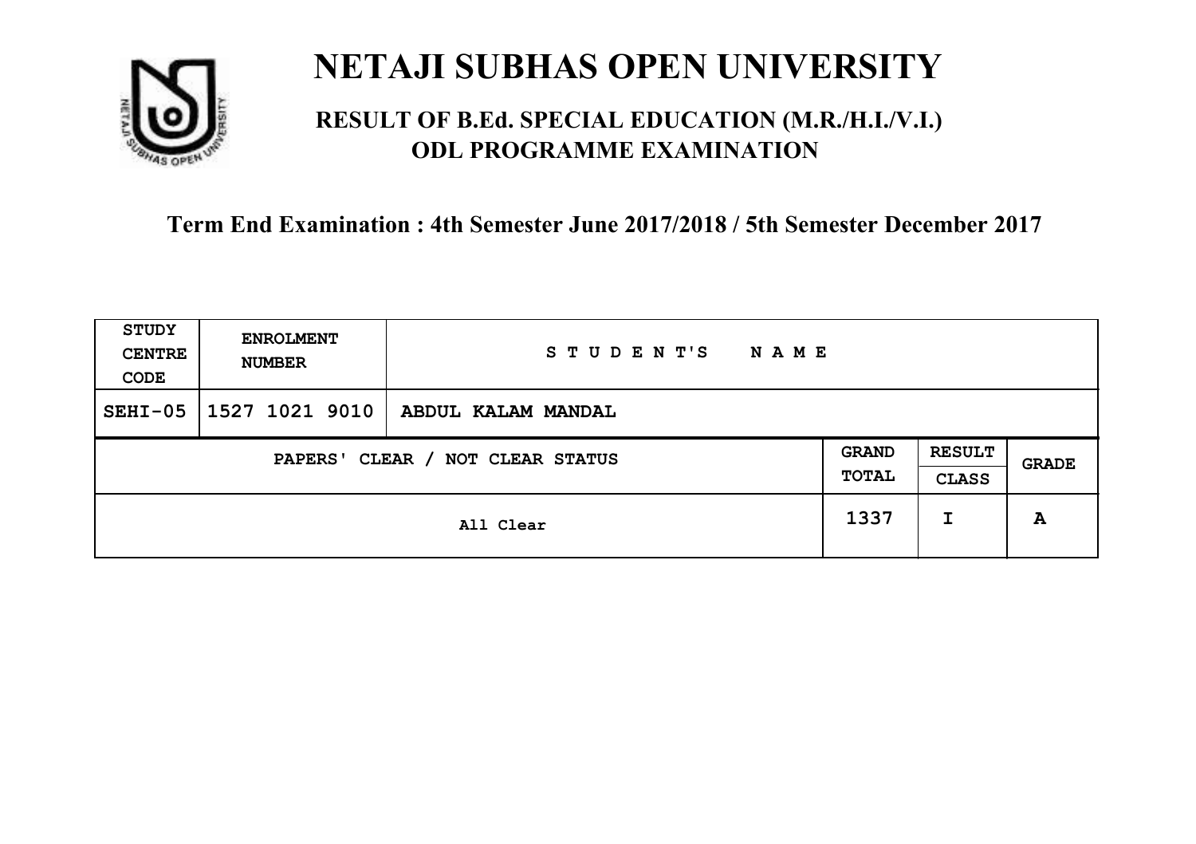# NETAJI SUBHAS OPEN UNIVERSITY

## RESULT OF B.Ed. SPECIAL EDUCATION (M.R./H.I./V.I.) ODL PROGRAMME EXAMINATION

### Term End Examination : 4th Semester June 2017/2018 / 5th Semester December 2017

| STUDY CENTRE CODE | ENROLMENT NUMBER | STUDENT'S NAME | | | |
|---|---|---|---|---|---|
| SEHI-05 | 1527 1021 9010 | ABDUL KALAM MANDAL | | | |
| PAPERS' CLEAR / NOT CLEAR STATUS | | | GRAND TOTAL | RESULT CLASS | GRADE |
| All Clear | | | 1337 | I | A |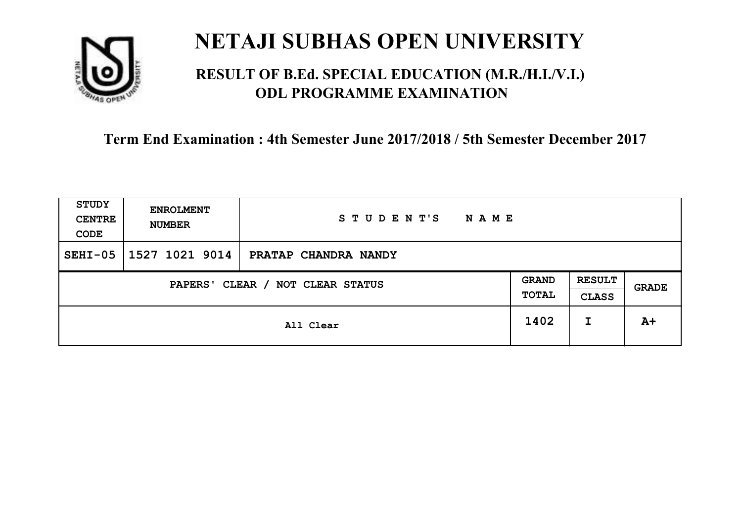# NETAJI SUBHAS OPEN UNIVERSITY

## RESULT OF B.Ed. SPECIAL EDUCATION (M.R./H.I./V.I.) ODL PROGRAMME EXAMINATION

### Term End Examination : 4th Semester June 2017/2018 / 5th Semester December 2017

| STUDY CENTRE CODE | ENROLMENT NUMBER | STUDENT'S NAME | | | |
|---|---|---|---|---|---|
| SEHI-05 | 1527 1021 9014 | PRATAP CHANDRA NANDY | | | |
| PAPERS' CLEAR / NOT CLEAR STATUS | | | GRAND TOTAL | RESULT CLASS | GRADE |
| All Clear | | | 1402 | I | A+ |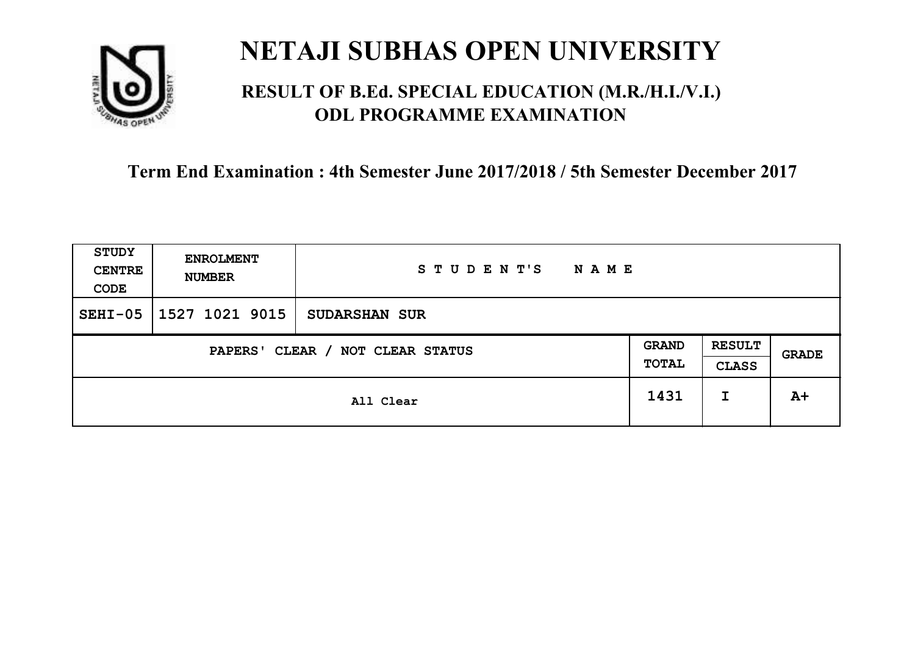# NETAJI SUBHAS OPEN UNIVERSITY

## RESULT OF B.Ed. SPECIAL EDUCATION (M.R./H.I./V.I.) ODL PROGRAMME EXAMINATION

**Term End Examination : 4th Semester June 2017/2018 / 5th Semester December 2017**

| STUDY CENTRE CODE | ENROLMENT NUMBER | STUDENT'S NAME |
|---|---|---|
| SEHI-05 | 1527 1021 9015 | SUDARSHAN SUR |

| PAPERS' CLEAR / NOT CLEAR STATUS | GRAND TOTAL | RESULT CLASS | GRADE |
|---|---|---|---|
| All Clear | 1431 | I | A+ |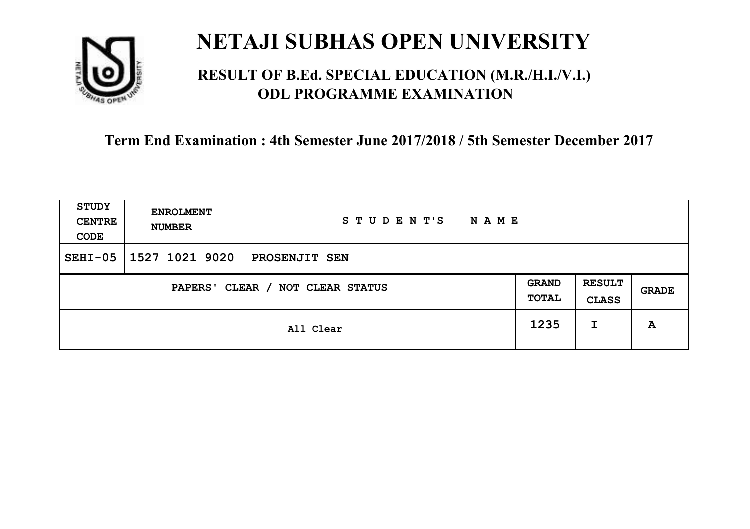# NETAJI SUBHAS OPEN UNIVERSITY

## RESULT OF B.Ed. SPECIAL EDUCATION (M.R./H.I./V.I.) ODL PROGRAMME EXAMINATION

### Term End Examination : 4th Semester June 2017/2018 / 5th Semester December 2017

| STUDY CENTRE CODE | ENROLMENT NUMBER | STUDENT'S NAME | | | |
|---|---|---|---|---|---|
| SEHI-05 | 1527 1021 9020 | PROSENJIT SEN | | | |
| PAPERS' CLEAR / NOT CLEAR STATUS | | | GRAND TOTAL | RESULT CLASS | GRADE |
| All Clear | | | 1235 | I | A |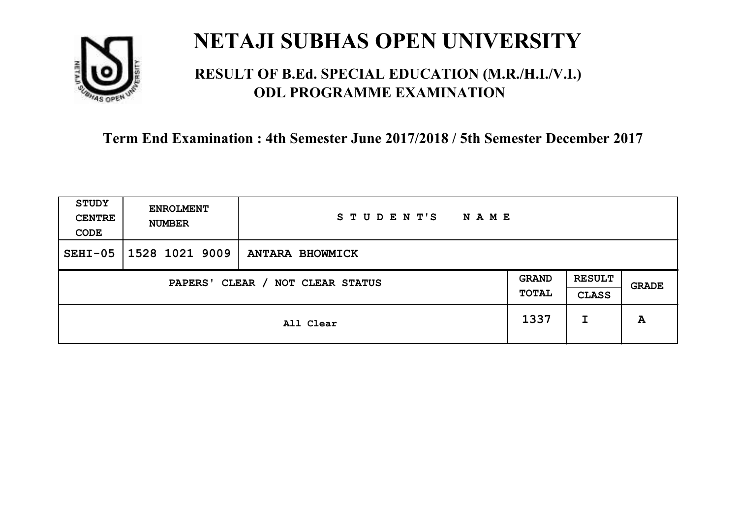# NETAJI SUBHAS OPEN UNIVERSITY

## RESULT OF B.Ed. SPECIAL EDUCATION (M.R./H.I./V.I.) ODL PROGRAMME EXAMINATION

### Term End Examination : 4th Semester June 2017/2018 / 5th Semester December 2017

| STUDY CENTRE CODE | ENROLMENT NUMBER | STUDENT'S NAME | | | |
|---|---|---|---|---|---|
| SEHI-05 | 1528 1021 9009 | ANTARA BHOWMICK | | | |
| PAPERS' CLEAR / NOT CLEAR STATUS | | | GRAND TOTAL | RESULT CLASS | GRADE |
| All Clear | | | 1337 | I | A |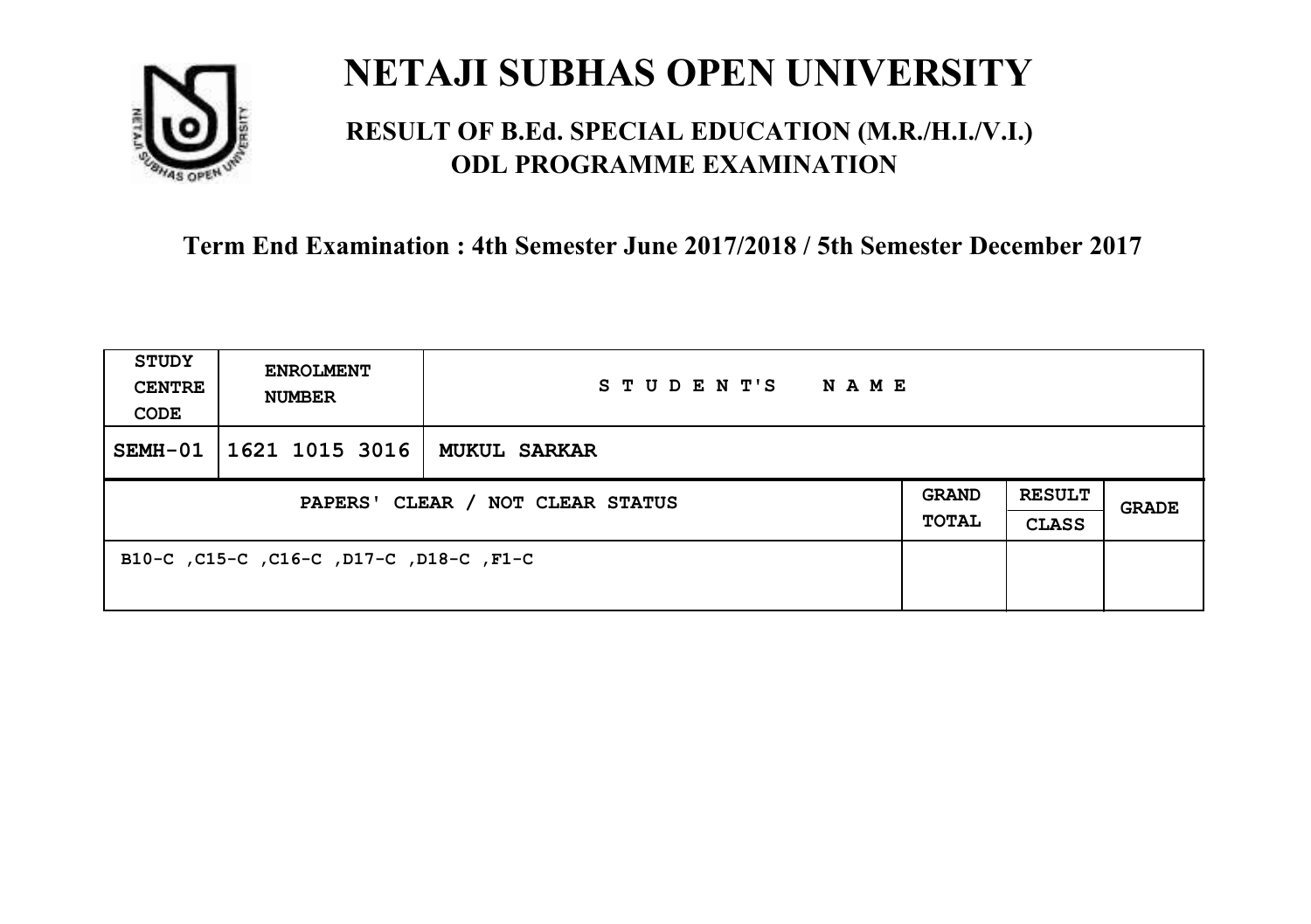# NETAJI SUBHAS OPEN UNIVERSITY

## RESULT OF B.Ed. SPECIAL EDUCATION (M.R./H.I./V.I.) ODL PROGRAMME EXAMINATION

**Term End Examination : 4th Semester June 2017/2018 / 5th Semester December 2017**

| STUDY CENTRE CODE | ENROLMENT NUMBER | STUDENT'S NAME | | | |
|---|---|---|---|---|---|
| SEMH-01 | 1621 1015 3016 | MUKUL SARKAR | | | |
| PAPERS' CLEAR / NOT CLEAR STATUS | | | GRAND TOTAL | RESULT CLASS | GRADE |
| B10-C ,C15-C ,C16-C ,D17-C ,D18-C ,F1-C | | | | | |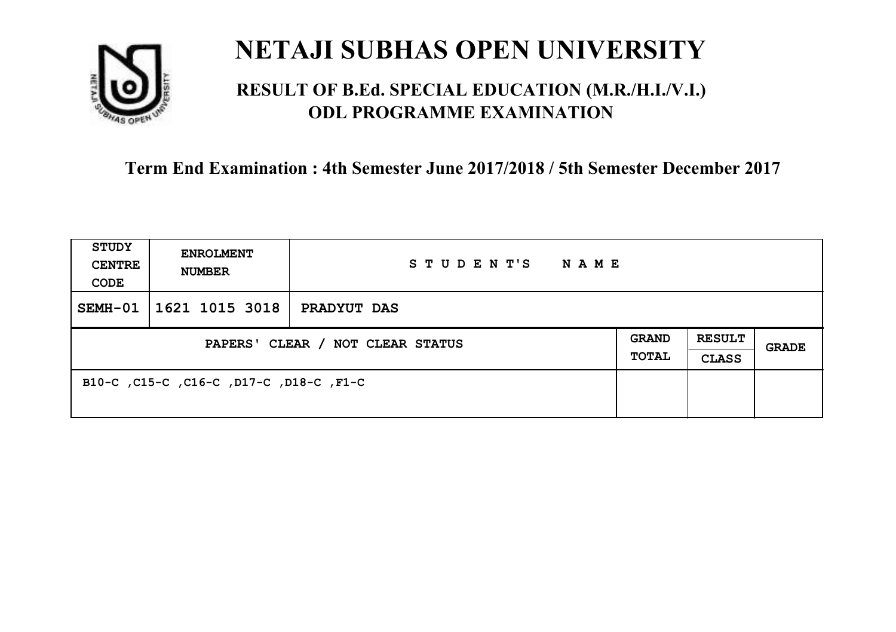# NETAJI SUBHAS OPEN UNIVERSITY

## RESULT OF B.Ed. SPECIAL EDUCATION (M.R./H.I./V.I.) ODL PROGRAMME EXAMINATION

### Term End Examination : 4th Semester June 2017/2018 / 5th Semester December 2017

| STUDY CENTRE CODE | ENROLMENT NUMBER | STUDENT'S NAME | | | |
|---|---|---|---|---|---|
| SEMH-01 | 1621 1015 3018 | PRADYUT DAS | | | |
| PAPERS' CLEAR / NOT CLEAR STATUS | | | GRAND TOTAL | RESULT CLASS | GRADE |
| B10-C ,C15-C ,C16-C ,D17-C ,D18-C ,F1-C | | | | | |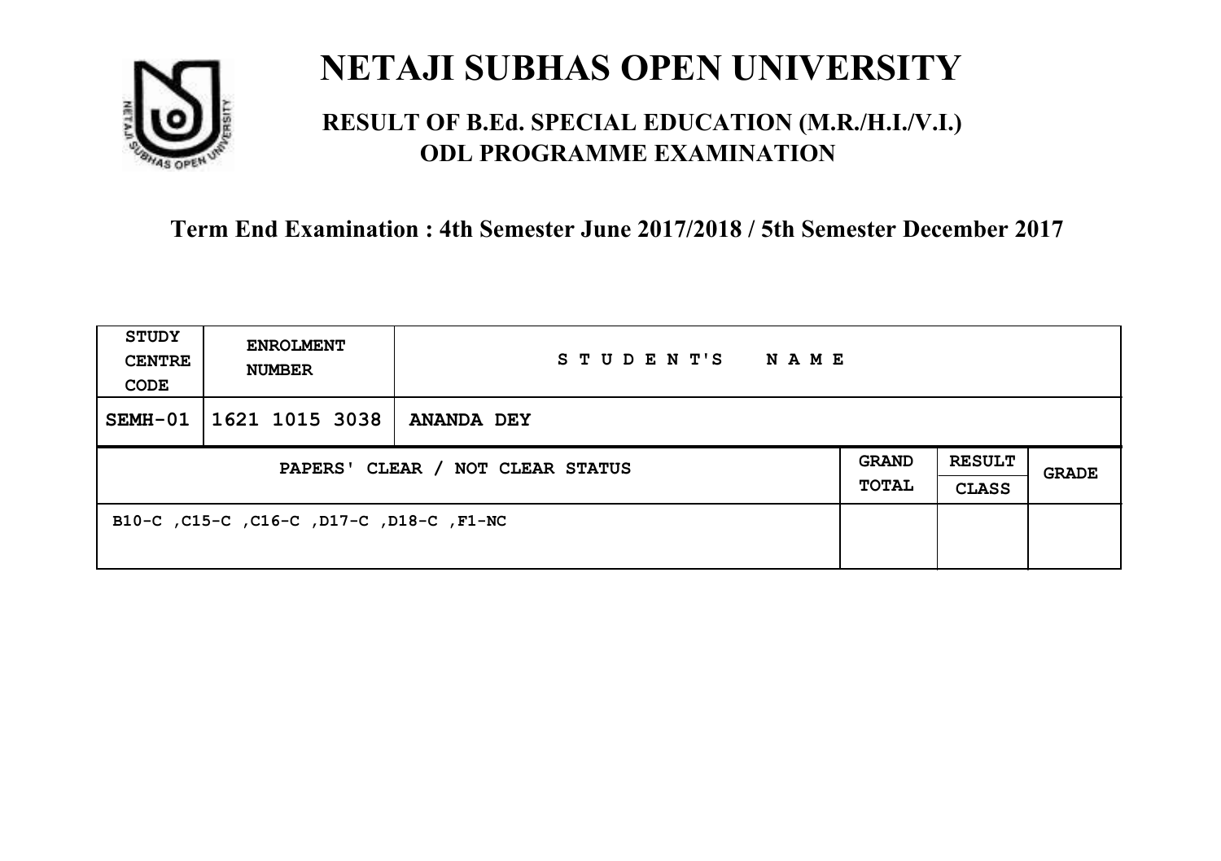# NETAJI SUBHAS OPEN UNIVERSITY

## RESULT OF B.Ed. SPECIAL EDUCATION (M.R./H.I./V.I.) ODL PROGRAMME EXAMINATION

### Term End Examination : 4th Semester June 2017/2018 / 5th Semester December 2017

| STUDY CENTRE CODE | ENROLMENT NUMBER | STUDENT'S NAME | | | |
|---|---|---|---|---|---|
| SEMH-01 | 1621 1015 3038 | ANANDA DEY | | | |
| PAPERS' CLEAR / NOT CLEAR STATUS | | | GRAND TOTAL | RESULT CLASS | GRADE |
| B10-C ,C15-C ,C16-C ,D17-C ,D18-C ,F1-NC | | | | | |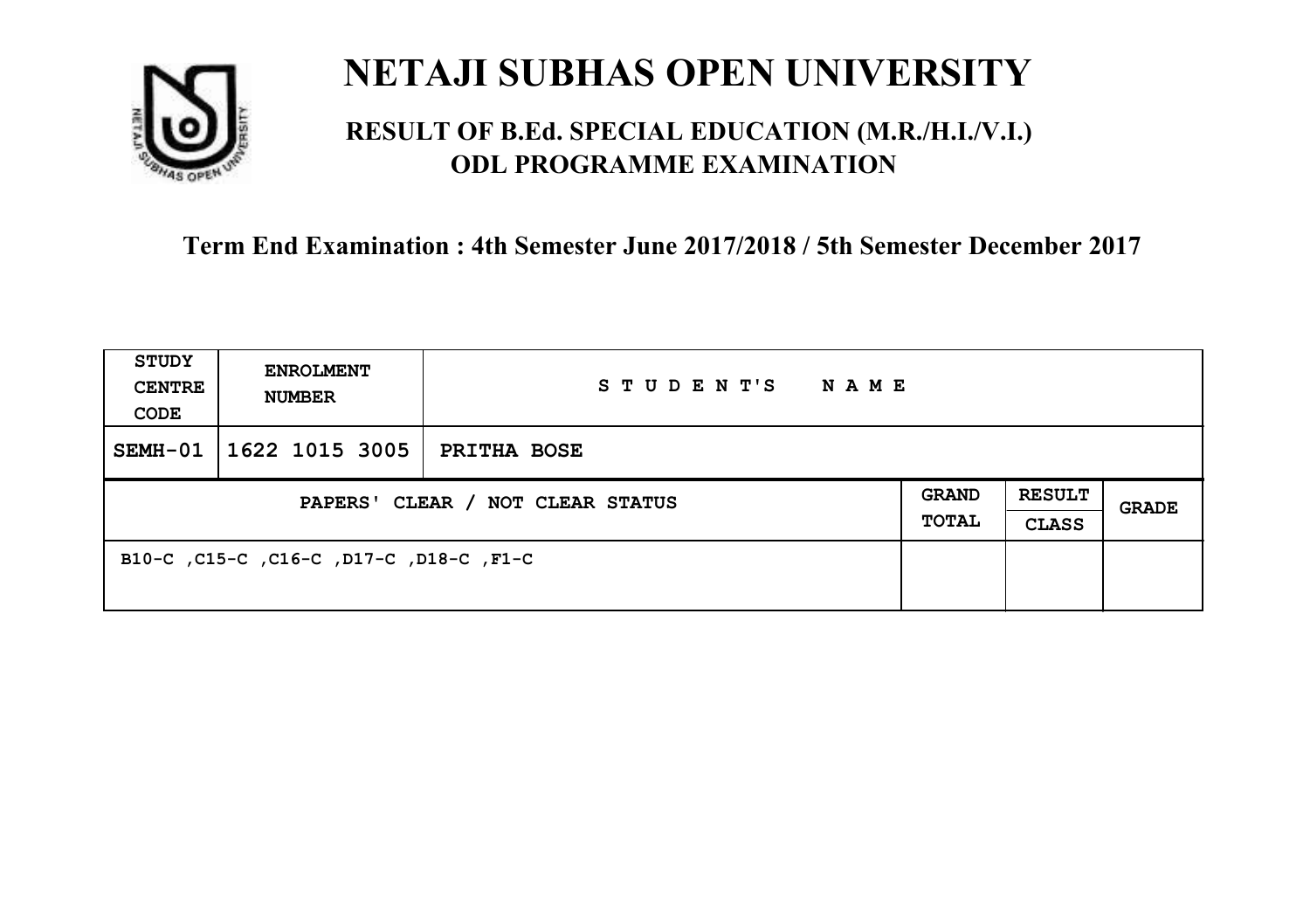# NETAJI SUBHAS OPEN UNIVERSITY

## RESULT OF B.Ed. SPECIAL EDUCATION (M.R./H.I./V.I.) ODL PROGRAMME EXAMINATION

**Term End Examination : 4th Semester June 2017/2018 / 5th Semester December 2017**

| STUDY CENTRE CODE | ENROLMENT NUMBER | STUDENT'S NAME | | | |
|---|---|---|---|---|---|
| SEMH-01 | 1622 1015 3005 | PRITHA BOSE | | | |
| PAPERS' CLEAR / NOT CLEAR STATUS | | | GRAND TOTAL | RESULT CLASS | GRADE |
| B10-C ,C15-C ,C16-C ,D17-C ,D18-C ,F1-C | | | | | |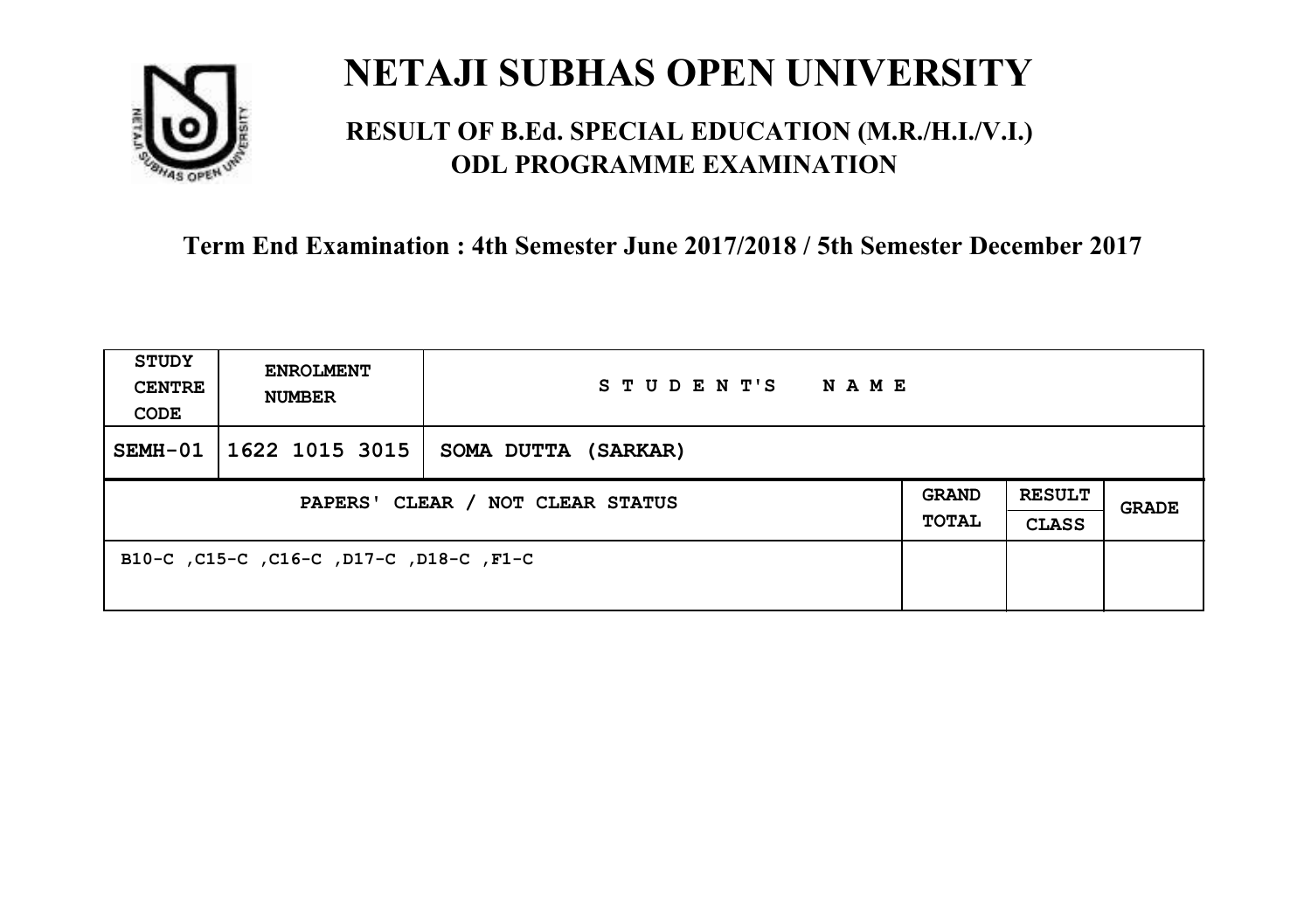# NETAJI SUBHAS OPEN UNIVERSITY

## RESULT OF B.Ed. SPECIAL EDUCATION (M.R./H.I./V.I.) ODL PROGRAMME EXAMINATION

**Term End Examination : 4th Semester June 2017/2018 / 5th Semester December 2017**

| STUDY CENTRE CODE | ENROLMENT NUMBER | STUDENT'S NAME | | | |
|---|---|---|---|---|---|
| SEMH-01 | 1622 1015 3015 | SOMA DUTTA (SARKAR) | | | |
| PAPERS' CLEAR / NOT CLEAR STATUS | | | GRAND TOTAL | RESULT CLASS | GRADE |
| B10-C ,C15-C ,C16-C ,D17-C ,D18-C ,F1-C | | | | | |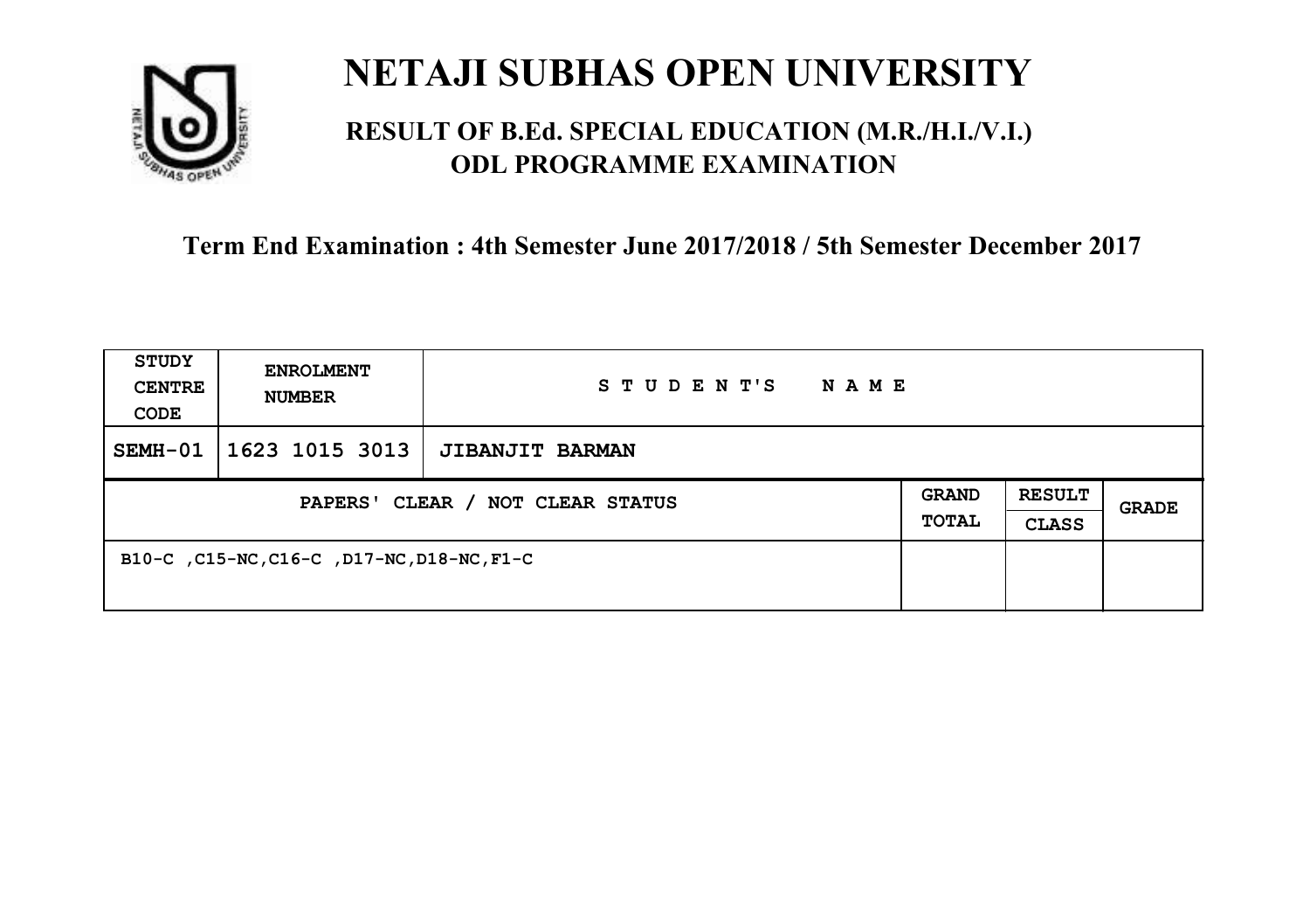# NETAJI SUBHAS OPEN UNIVERSITY

## RESULT OF B.Ed. SPECIAL EDUCATION (M.R./H.I./V.I.) ODL PROGRAMME EXAMINATION

**Term End Examination : 4th Semester June 2017/2018 / 5th Semester December 2017**

| STUDY CENTRE CODE | ENROLMENT NUMBER | STUDENT'S NAME | | | |
|---|---|---|---|---|---|
| SEMH-01 | 1623 1015 3013 | JIBANJIT BARMAN | | | |
| PAPERS' CLEAR / NOT CLEAR STATUS | | | GRAND TOTAL | RESULT CLASS | GRADE |
| B10-C ,C15-NC,C16-C ,D17-NC,D18-NC,F1-C | | | | | |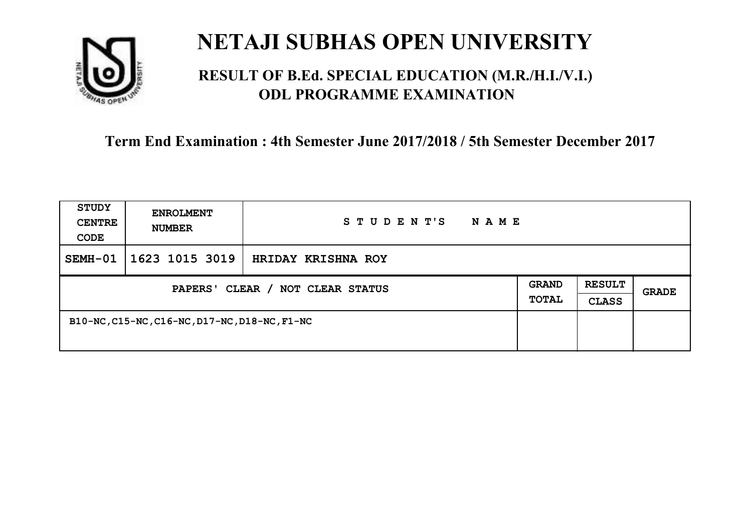# NETAJI SUBHAS OPEN UNIVERSITY

## RESULT OF B.Ed. SPECIAL EDUCATION (M.R./H.I./V.I.) ODL PROGRAMME EXAMINATION

### Term End Examination : 4th Semester June 2017/2018 / 5th Semester December 2017

| STUDY CENTRE CODE | ENROLMENT NUMBER | STUDENT'S NAME | | | |
|---|---|---|---|---|---|
| SEMH-01 | 1623 1015 3019 | HRIDAY KRISHNA ROY | | | |
| PAPERS' CLEAR / NOT CLEAR STATUS | | | GRAND TOTAL | RESULT CLASS | GRADE |
| B10-NC,C15-NC,C16-NC,D17-NC,D18-NC,F1-NC | | | | | |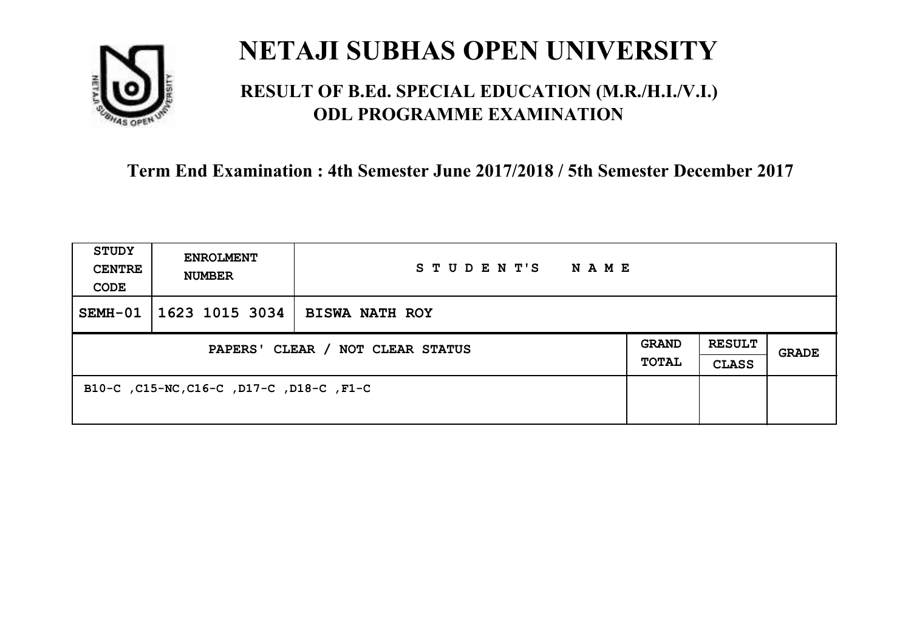# NETAJI SUBHAS OPEN UNIVERSITY

## RESULT OF B.Ed. SPECIAL EDUCATION (M.R./H.I./V.I.) ODL PROGRAMME EXAMINATION

### Term End Examination : 4th Semester June 2017/2018 / 5th Semester December 2017

| STUDY CENTRE CODE | ENROLMENT NUMBER | STUDENT'S NAME | | | |
|---|---|---|---|---|---|
| SEMH-01 | 1623 1015 3034 | BISWA NATH ROY | | | |
| PAPERS' CLEAR / NOT CLEAR STATUS | | | GRAND TOTAL | RESULT CLASS | GRADE |
| B10-C ,C15-NC,C16-C ,D17-C ,D18-C ,F1-C | | | | | |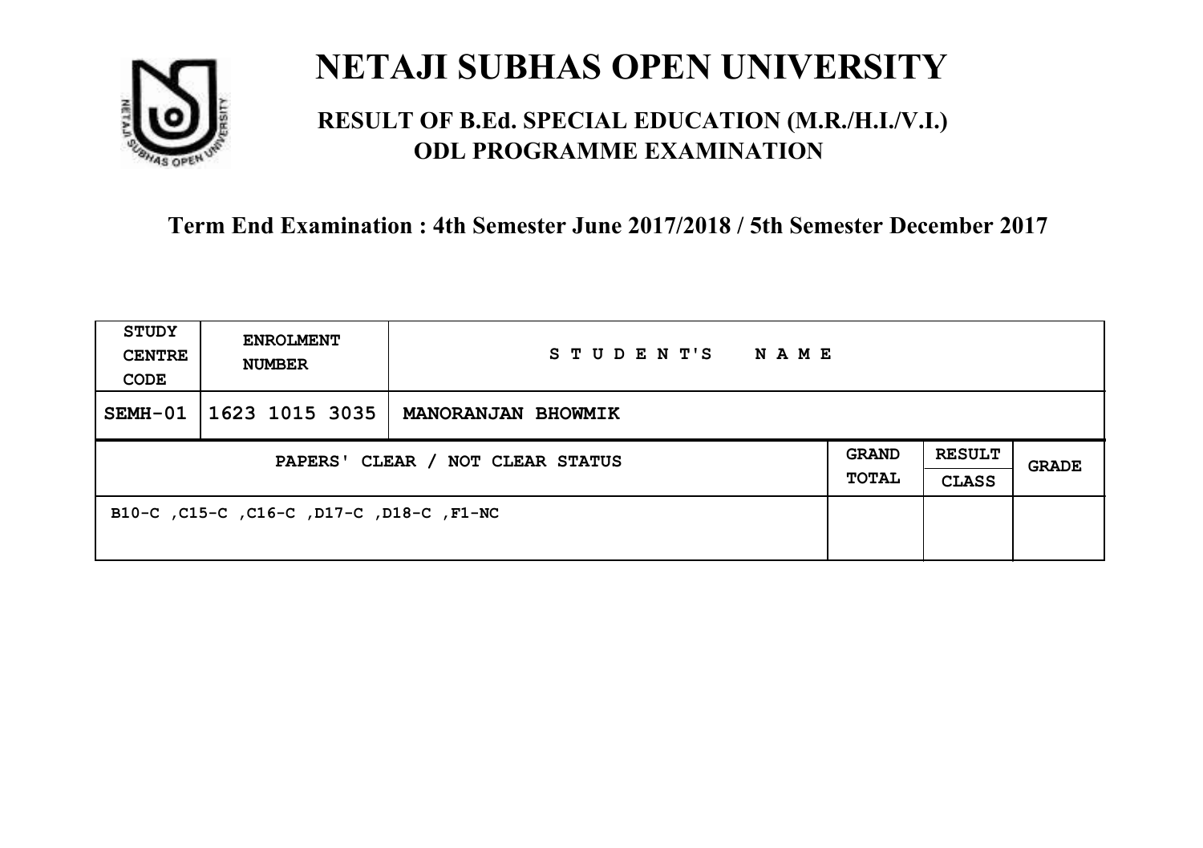# NETAJI SUBHAS OPEN UNIVERSITY

## RESULT OF B.Ed. SPECIAL EDUCATION (M.R./H.I./V.I.) ODL PROGRAMME EXAMINATION

### Term End Examination : 4th Semester June 2017/2018 / 5th Semester December 2017

| STUDY CENTRE CODE | ENROLMENT NUMBER | STUDENT'S NAME | | | |
|---|---|---|---|---|---|
| SEMH-01 | 1623 1015 3035 | MANORANJAN BHOWMIK | | | |
| PAPERS' CLEAR / NOT CLEAR STATUS | | | GRAND TOTAL | RESULT CLASS | GRADE |
| B10-C ,C15-C ,C16-C ,D17-C ,D18-C ,F1-NC | | | | | |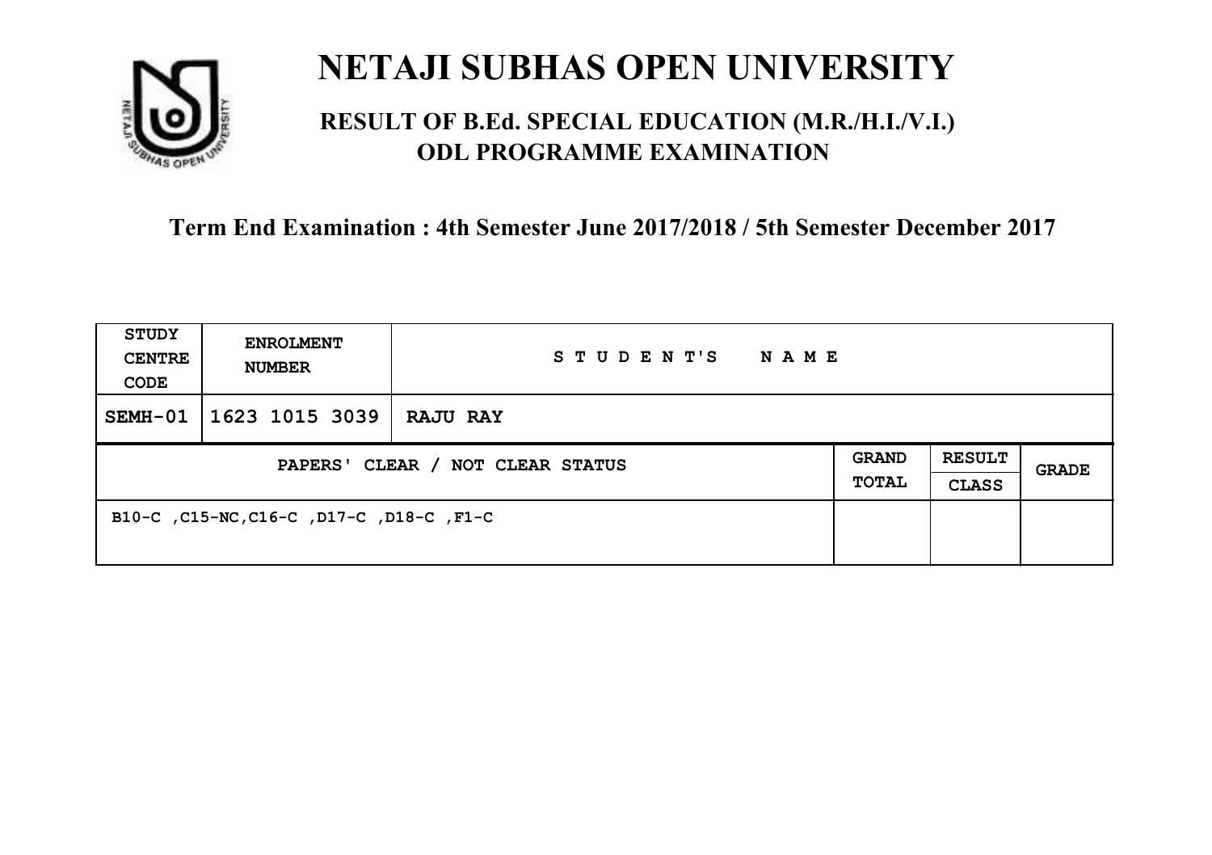# NETAJI SUBHAS OPEN UNIVERSITY

## RESULT OF B.Ed. SPECIAL EDUCATION (M.R./H.I./V.I.) ODL PROGRAMME EXAMINATION

**Term End Examination : 4th Semester June 2017/2018 / 5th Semester December 2017**

| STUDY CENTRE CODE | ENROLMENT NUMBER | STUDENT'S NAME | | | |
|---|---|---|---|---|---|
| SEMH-01 | 1623 1015 3039 | RAJU RAY | | | |
| PAPERS' CLEAR / NOT CLEAR STATUS | | | GRAND TOTAL | RESULT CLASS | GRADE |
| B10-C ,C15-NC,C16-C ,D17-C ,D18-C ,F1-C | | | | | |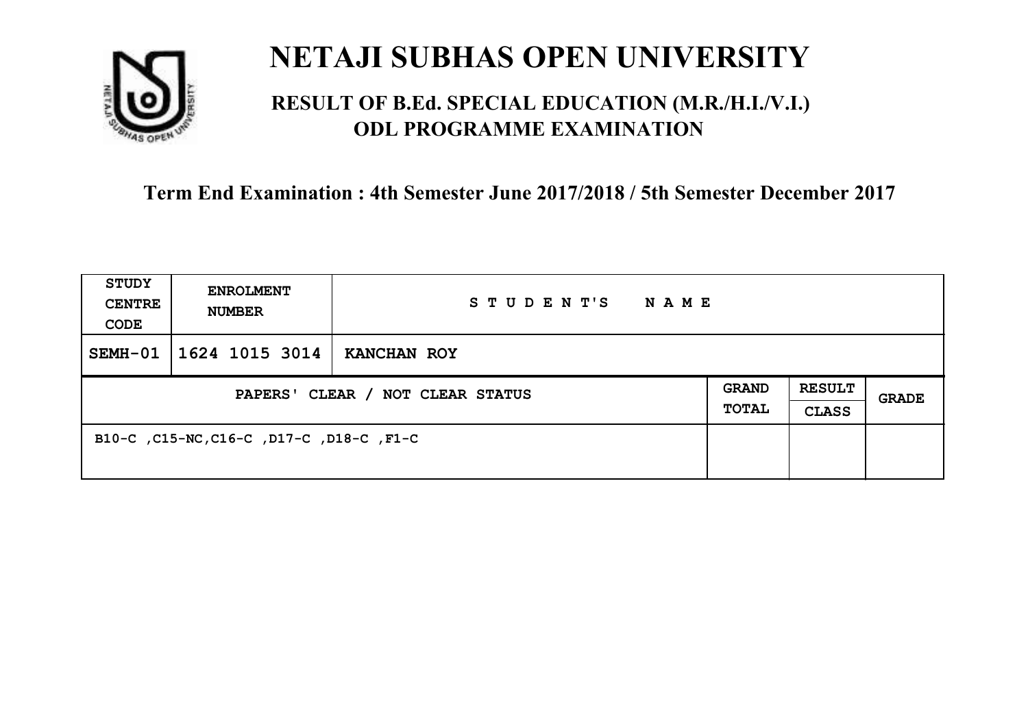# NETAJI SUBHAS OPEN UNIVERSITY

## RESULT OF B.Ed. SPECIAL EDUCATION (M.R./H.I./V.I.) ODL PROGRAMME EXAMINATION

### Term End Examination : 4th Semester June 2017/2018 / 5th Semester December 2017

| STUDY CENTRE CODE | ENROLMENT NUMBER | STUDENT'S NAME | | | |
|---|---|---|---|---|---|
| SEMH-01 | 1624 1015 3014 | KANCHAN ROY | | | |
| PAPERS' CLEAR / NOT CLEAR STATUS | | | GRAND TOTAL | RESULT CLASS | GRADE |
| B10-C ,C15-NC,C16-C ,D17-C ,D18-C ,F1-C | | | | | |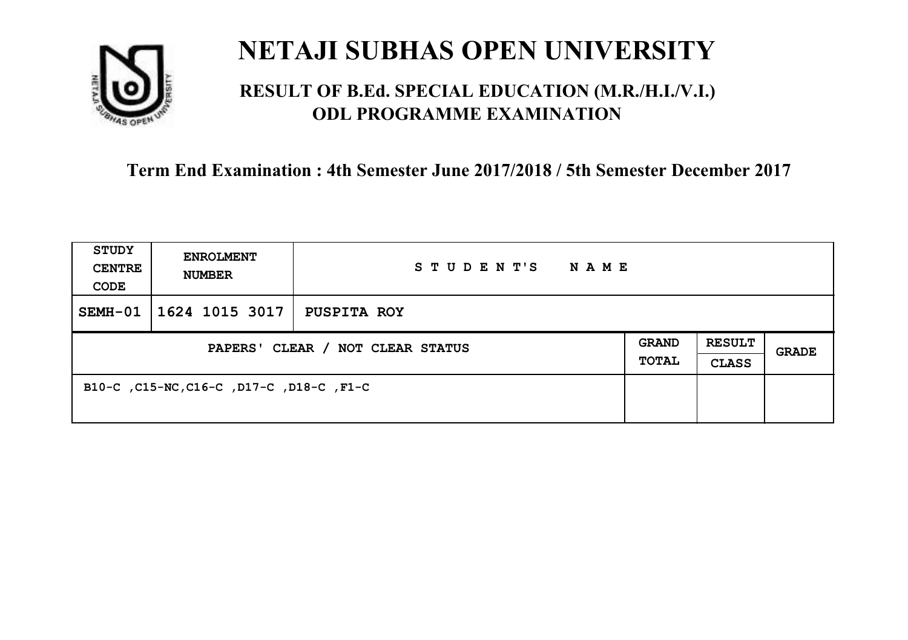# NETAJI SUBHAS OPEN UNIVERSITY

## RESULT OF B.Ed. SPECIAL EDUCATION (M.R./H.I./V.I.) ODL PROGRAMME EXAMINATION

**Term End Examination : 4th Semester June 2017/2018 / 5th Semester December 2017**

| STUDY CENTRE CODE | ENROLMENT NUMBER | STUDENT'S NAME | | | |
|---|---|---|---|---|---|
| SEMH-01 | 1624 1015 3017 | PUSPITA ROY | | | |
| PAPERS' CLEAR / NOT CLEAR STATUS | | | GRAND TOTAL | RESULT CLASS | GRADE |
| B10-C ,C15-NC,C16-C ,D17-C ,D18-C ,F1-C | | | | | |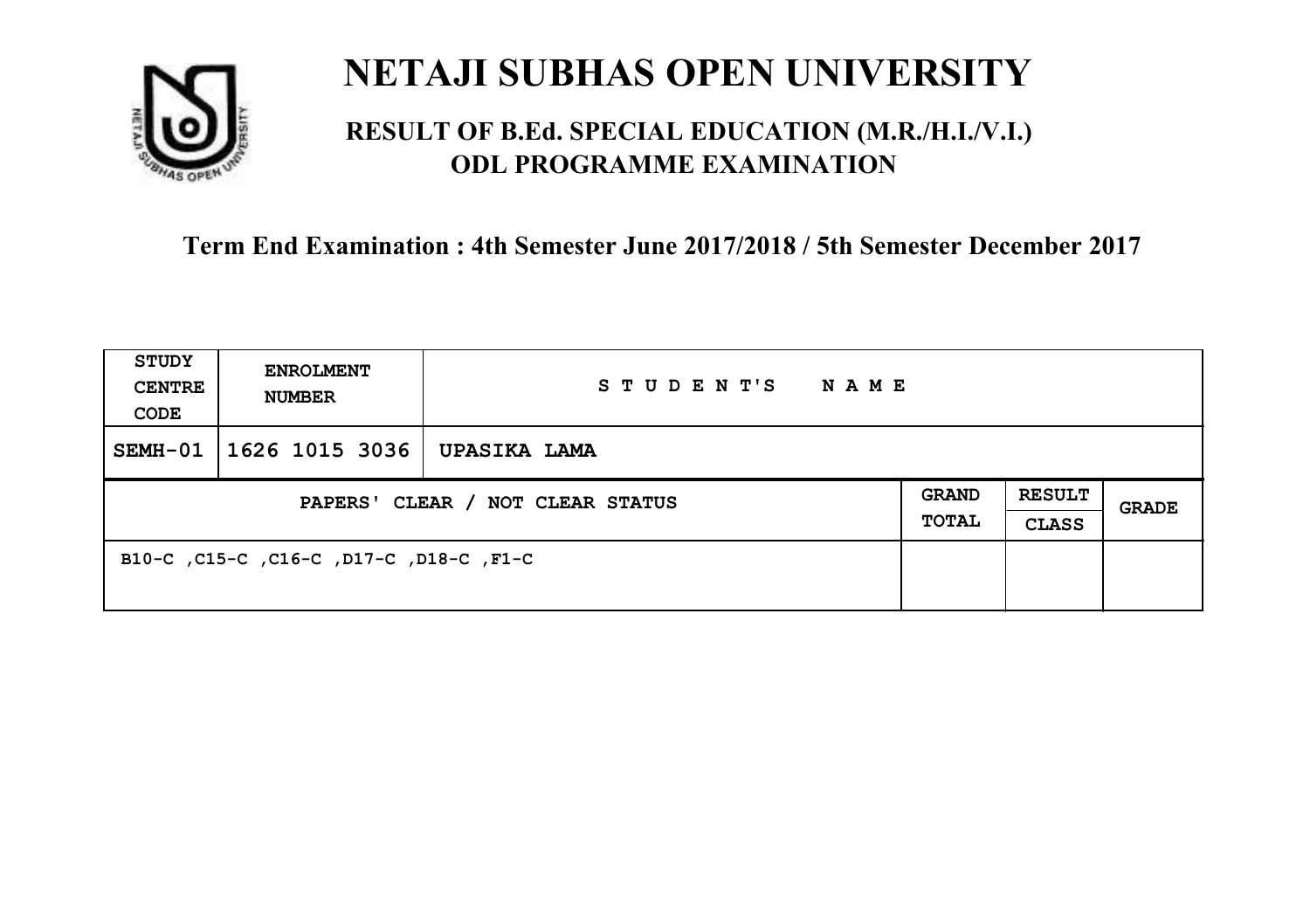# NETAJI SUBHAS OPEN UNIVERSITY

## RESULT OF B.Ed. SPECIAL EDUCATION (M.R./H.I./V.I.) ODL PROGRAMME EXAMINATION

### Term End Examination : 4th Semester June 2017/2018 / 5th Semester December 2017

| STUDY CENTRE CODE | ENROLMENT NUMBER | STUDENT'S NAME | | | |
|---|---|---|---|---|---|
| SEMH-01 | 1626 1015 3036 | UPASIKA LAMA | | | |
| PAPERS' CLEAR / NOT CLEAR STATUS | | | GRAND TOTAL | RESULT CLASS | GRADE |
| B10-C ,C15-C ,C16-C ,D17-C ,D18-C ,F1-C | | | | | |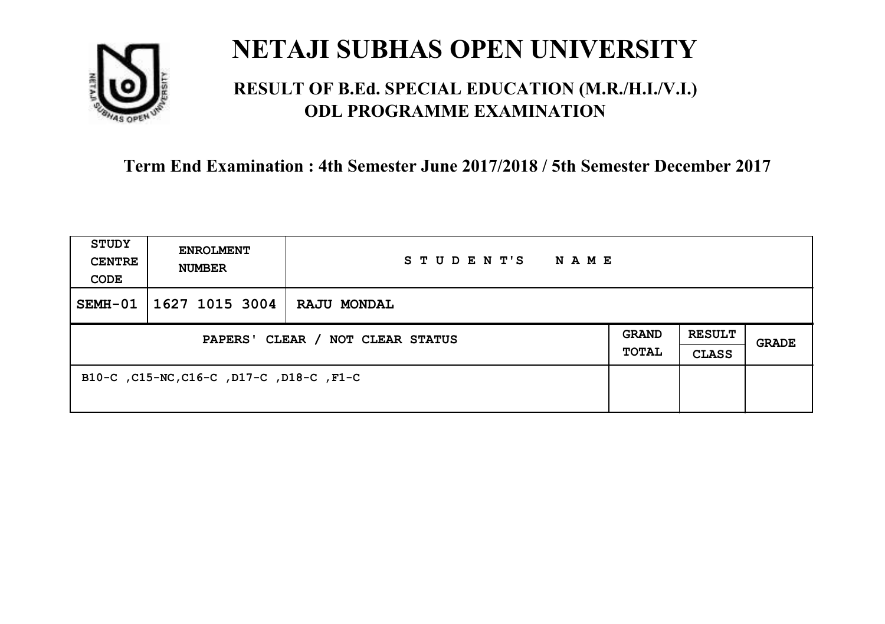# NETAJI SUBHAS OPEN UNIVERSITY

## RESULT OF B.Ed. SPECIAL EDUCATION (M.R./H.I./V.I.) ODL PROGRAMME EXAMINATION

**Term End Examination : 4th Semester June 2017/2018 / 5th Semester December 2017**

| STUDY CENTRE CODE | ENROLMENT NUMBER | STUDENT'S NAME | | | |
|---|---|---|---|---|---|
| SEMH-01 | 1627 1015 3004 | RAJU MONDAL | | | |
| PAPERS' CLEAR / NOT CLEAR STATUS | | | GRAND TOTAL | RESULT CLASS | GRADE |
| B10-C ,C15-NC,C16-C ,D17-C ,D18-C ,F1-C | | | | | |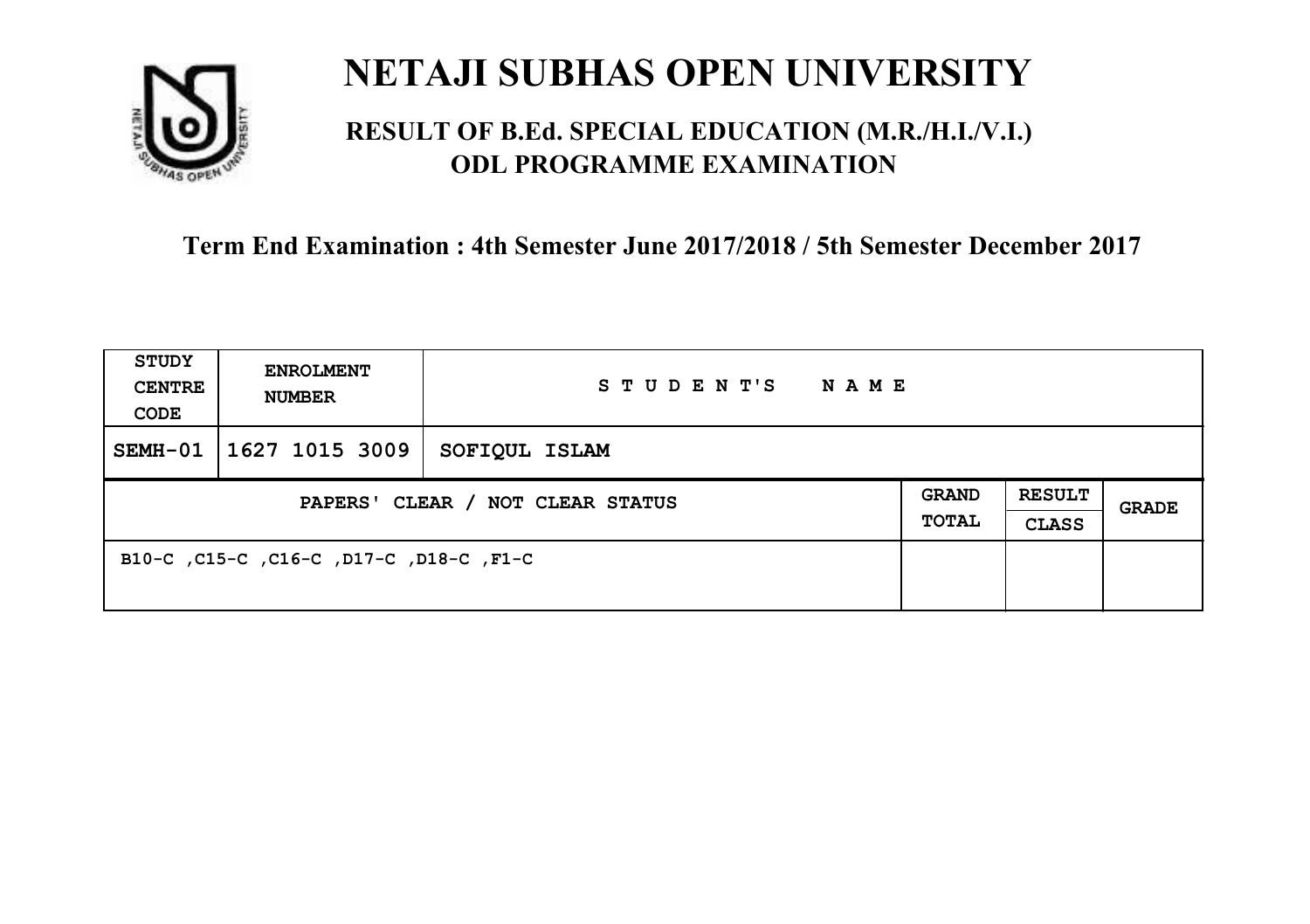# NETAJI SUBHAS OPEN UNIVERSITY

## RESULT OF B.Ed. SPECIAL EDUCATION (M.R./H.I./V.I.) ODL PROGRAMME EXAMINATION

### Term End Examination : 4th Semester June 2017/2018 / 5th Semester December 2017

| STUDY CENTRE CODE | ENROLMENT NUMBER | STUDENT'S NAME | | | |
|---|---|---|---|---|---|
| SEMH-01 | 1627 1015 3009 | SOFIQUL ISLAM | | | |
| PAPERS' CLEAR / NOT CLEAR STATUS | | | GRAND TOTAL | RESULT CLASS | GRADE |
| B10-C ,C15-C ,C16-C ,D17-C ,D18-C ,F1-C | | | | | |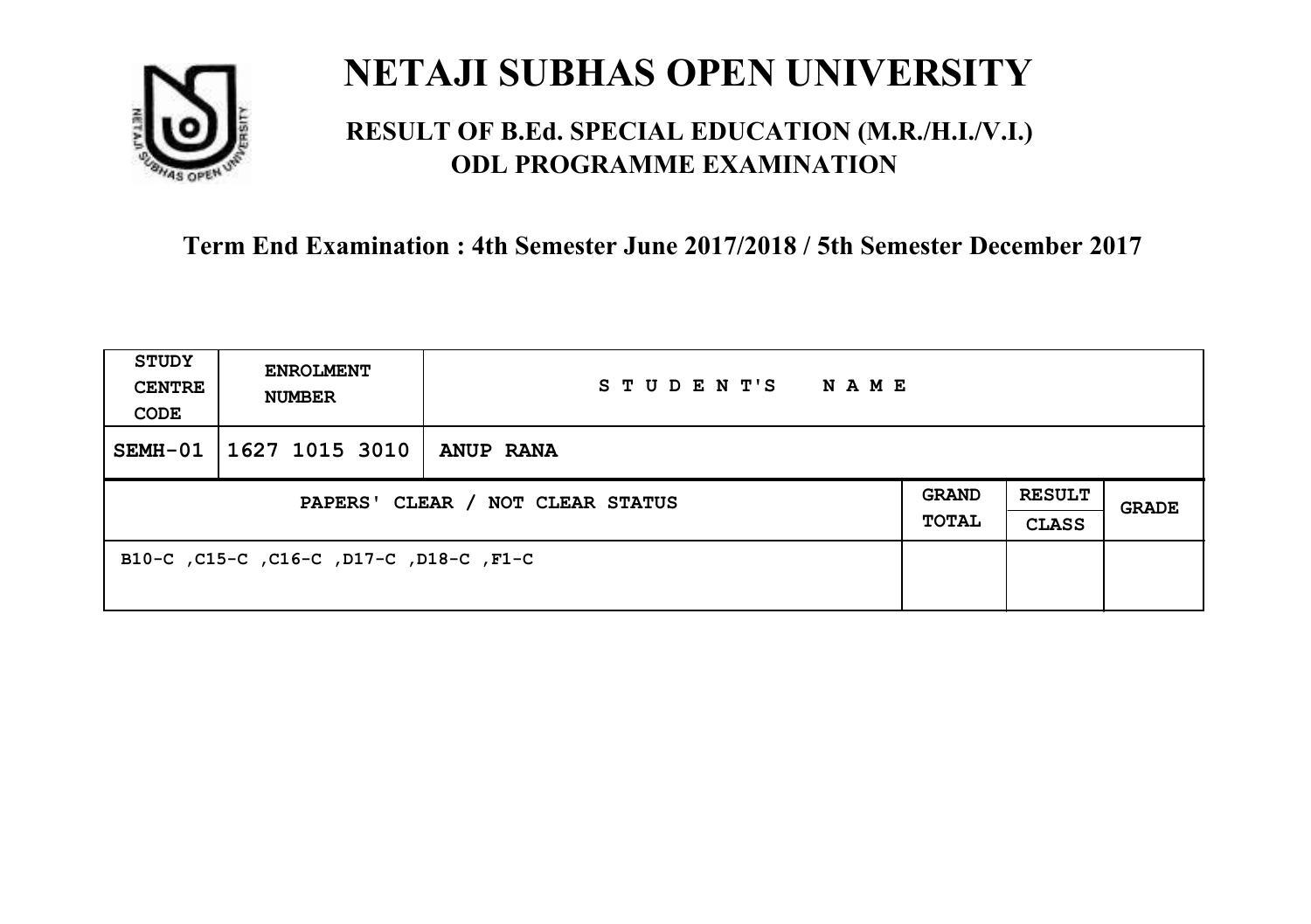# NETAJI SUBHAS OPEN UNIVERSITY

## RESULT OF B.Ed. SPECIAL EDUCATION (M.R./H.I./V.I.) ODL PROGRAMME EXAMINATION

### Term End Examination : 4th Semester June 2017/2018 / 5th Semester December 2017

| STUDY CENTRE CODE | ENROLMENT NUMBER | STUDENT'S NAME | | | |
|---|---|---|---|---|---|
| SEMH-01 | 1627 1015 3010 | ANUP RANA | | | |
| PAPERS' CLEAR / NOT CLEAR STATUS | | | GRAND TOTAL | RESULT CLASS | GRADE |
| B10-C ,C15-C ,C16-C ,D17-C ,D18-C ,F1-C | | | | | |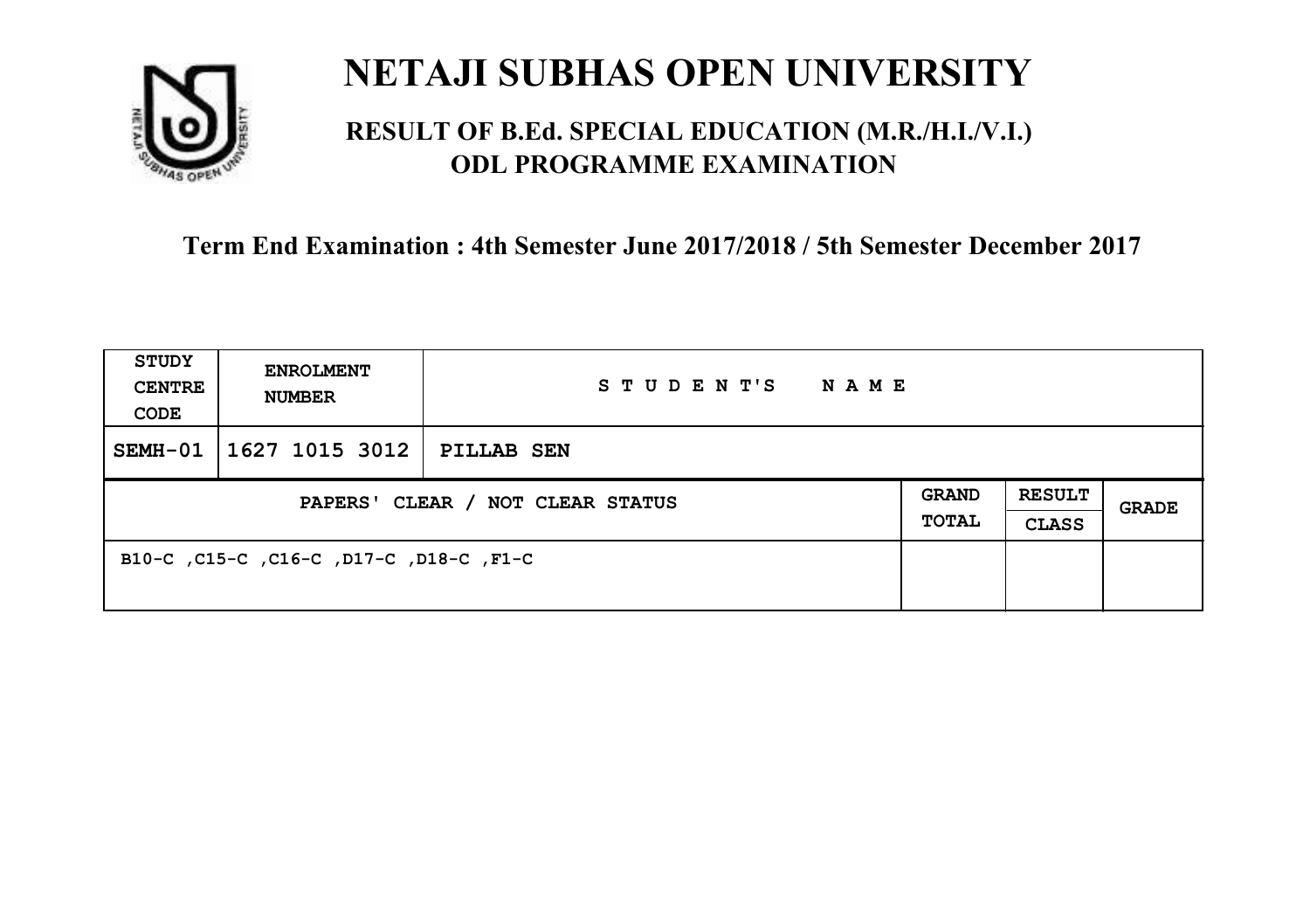# NETAJI SUBHAS OPEN UNIVERSITY

## RESULT OF B.Ed. SPECIAL EDUCATION (M.R./H.I./V.I.) ODL PROGRAMME EXAMINATION

### Term End Examination : 4th Semester June 2017/2018 / 5th Semester December 2017

| STUDY CENTRE CODE | ENROLMENT NUMBER | STUDENT'S NAME | | | |
|---|---|---|---|---|---|
| SEMH-01 | 1627 1015 3012 | PILLAB SEN | | | |
| PAPERS' CLEAR / NOT CLEAR STATUS | | | GRAND TOTAL | RESULT CLASS | GRADE |
| B10-C ,C15-C ,C16-C ,D17-C ,D18-C ,F1-C | | | | | |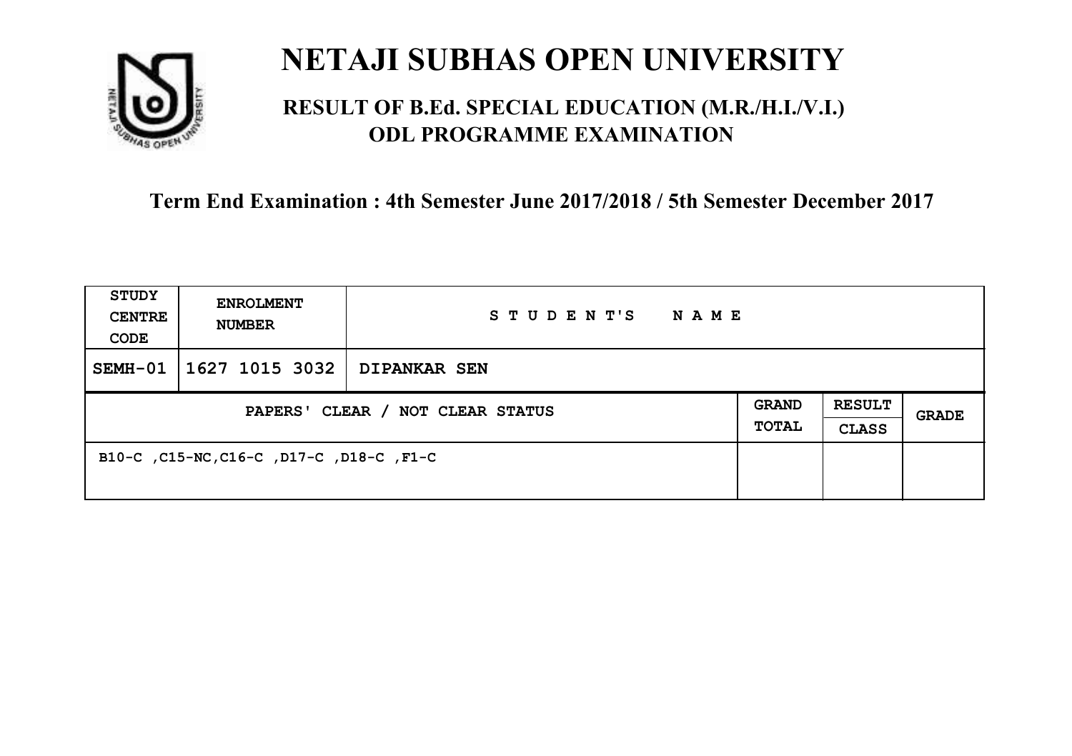# NETAJI SUBHAS OPEN UNIVERSITY

## RESULT OF B.Ed. SPECIAL EDUCATION (M.R./H.I./V.I.) ODL PROGRAMME EXAMINATION

### Term End Examination : 4th Semester June 2017/2018 / 5th Semester December 2017

| STUDY CENTRE CODE | ENROLMENT NUMBER | STUDENT'S NAME | | | |
|---|---|---|---|---|---|
| SEMH-01 | 1627 1015 3032 | DIPANKAR SEN | | | |
| PAPERS' CLEAR / NOT CLEAR STATUS | | | GRAND TOTAL | RESULT CLASS | GRADE |
| B10-C ,C15-NC,C16-C ,D17-C ,D18-C ,F1-C | | | | | |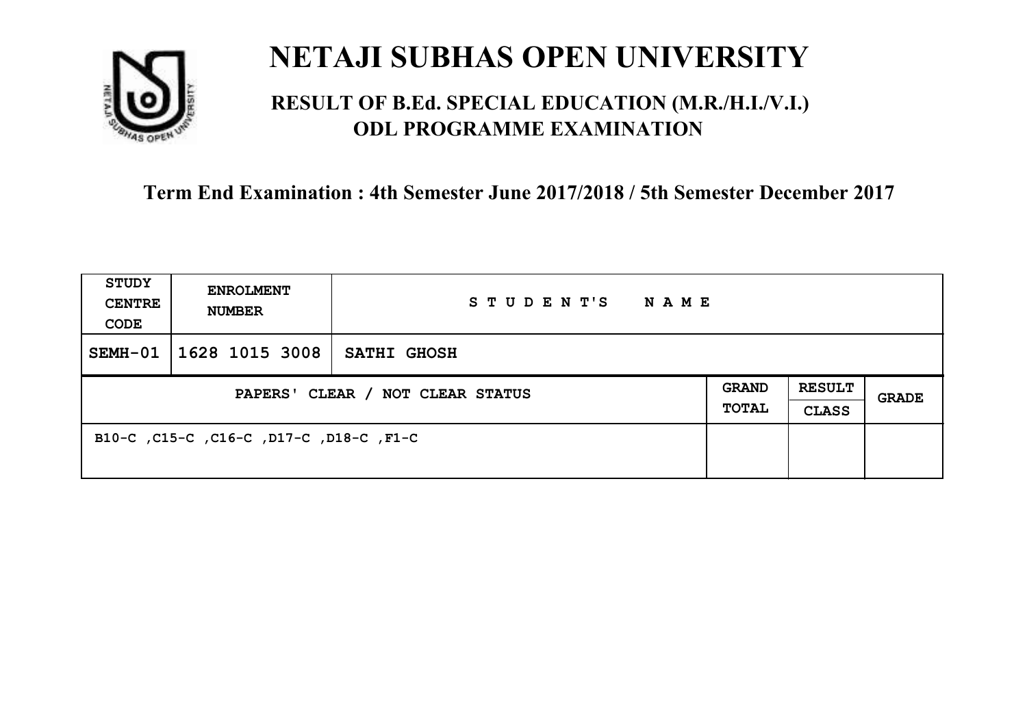# NETAJI SUBHAS OPEN UNIVERSITY

## RESULT OF B.Ed. SPECIAL EDUCATION (M.R./H.I./V.I.) ODL PROGRAMME EXAMINATION

**Term End Examination : 4th Semester June 2017/2018 / 5th Semester December 2017**

| STUDY CENTRE CODE | ENROLMENT NUMBER | STUDENT'S NAME | | | |
|---|---|---|---|---|---|
| SEMH-01 | 1628 1015 3008 | SATHI GHOSH | | | |
| PAPERS' CLEAR / NOT CLEAR STATUS | | | GRAND TOTAL | RESULT CLASS | GRADE |
| B10-C ,C15-C ,C16-C ,D17-C ,D18-C ,F1-C | | | | | |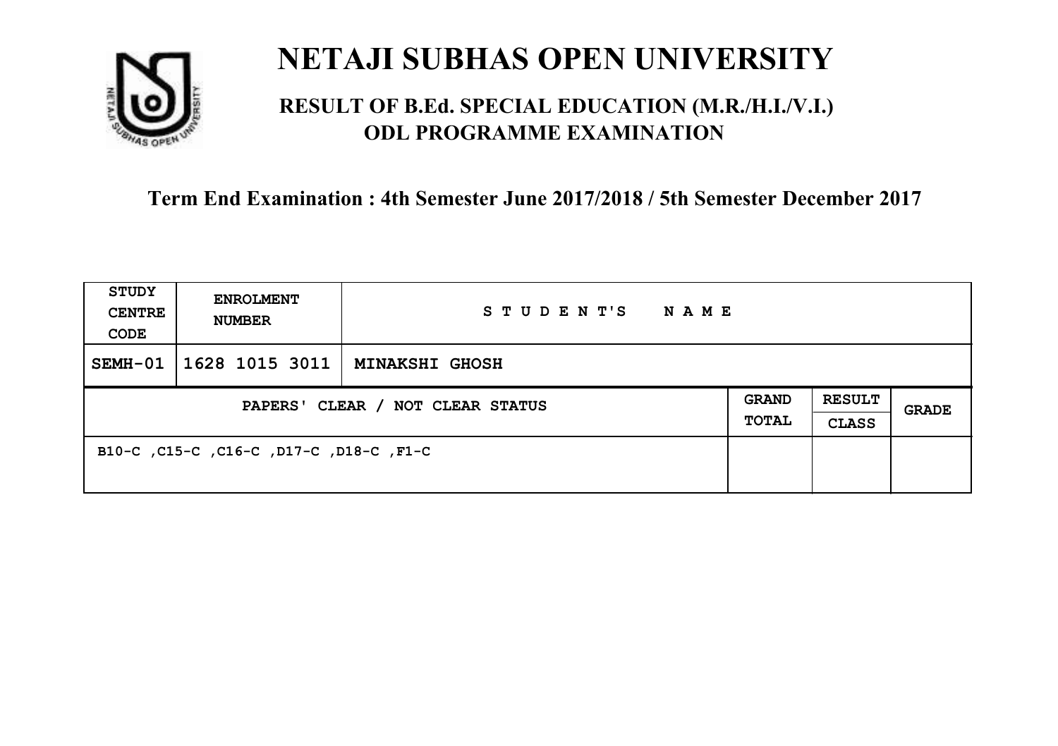# NETAJI SUBHAS OPEN UNIVERSITY

## RESULT OF B.Ed. SPECIAL EDUCATION (M.R./H.I./V.I.) ODL PROGRAMME EXAMINATION

### Term End Examination : 4th Semester June 2017/2018 / 5th Semester December 2017

| STUDY CENTRE CODE | ENROLMENT NUMBER | STUDENT'S NAME | | | |
|---|---|---|---|---|---|
| SEMH-01 | 1628 1015 3011 | MINAKSHI GHOSH | | | |
| PAPERS' CLEAR / NOT CLEAR STATUS | | | GRAND TOTAL | RESULT CLASS | GRADE |
| B10-C ,C15-C ,C16-C ,D17-C ,D18-C ,F1-C | | | | | |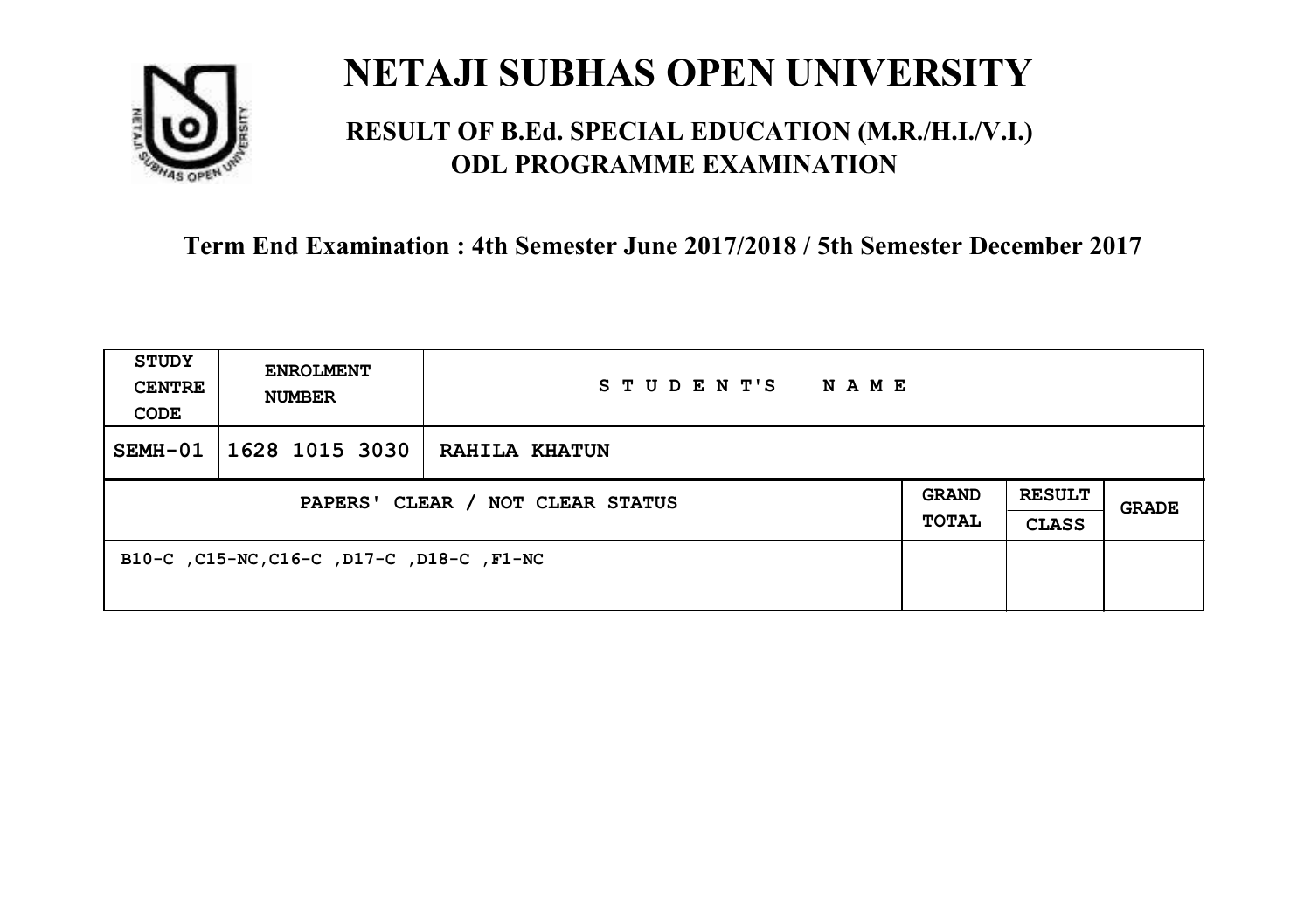# NETAJI SUBHAS OPEN UNIVERSITY

## RESULT OF B.Ed. SPECIAL EDUCATION (M.R./H.I./V.I.) ODL PROGRAMME EXAMINATION

### Term End Examination : 4th Semester June 2017/2018 / 5th Semester December 2017

| STUDY CENTRE CODE | ENROLMENT NUMBER | STUDENT'S NAME | | | |
|---|---|---|---|---|---|
| SEMH-01 | 1628 1015 3030 | RAHILA KHATUN | | | |
| PAPERS' CLEAR / NOT CLEAR STATUS | | | GRAND TOTAL | RESULT CLASS | GRADE |
| B10-C ,C15-NC,C16-C ,D17-C ,D18-C ,F1-NC | | | | | |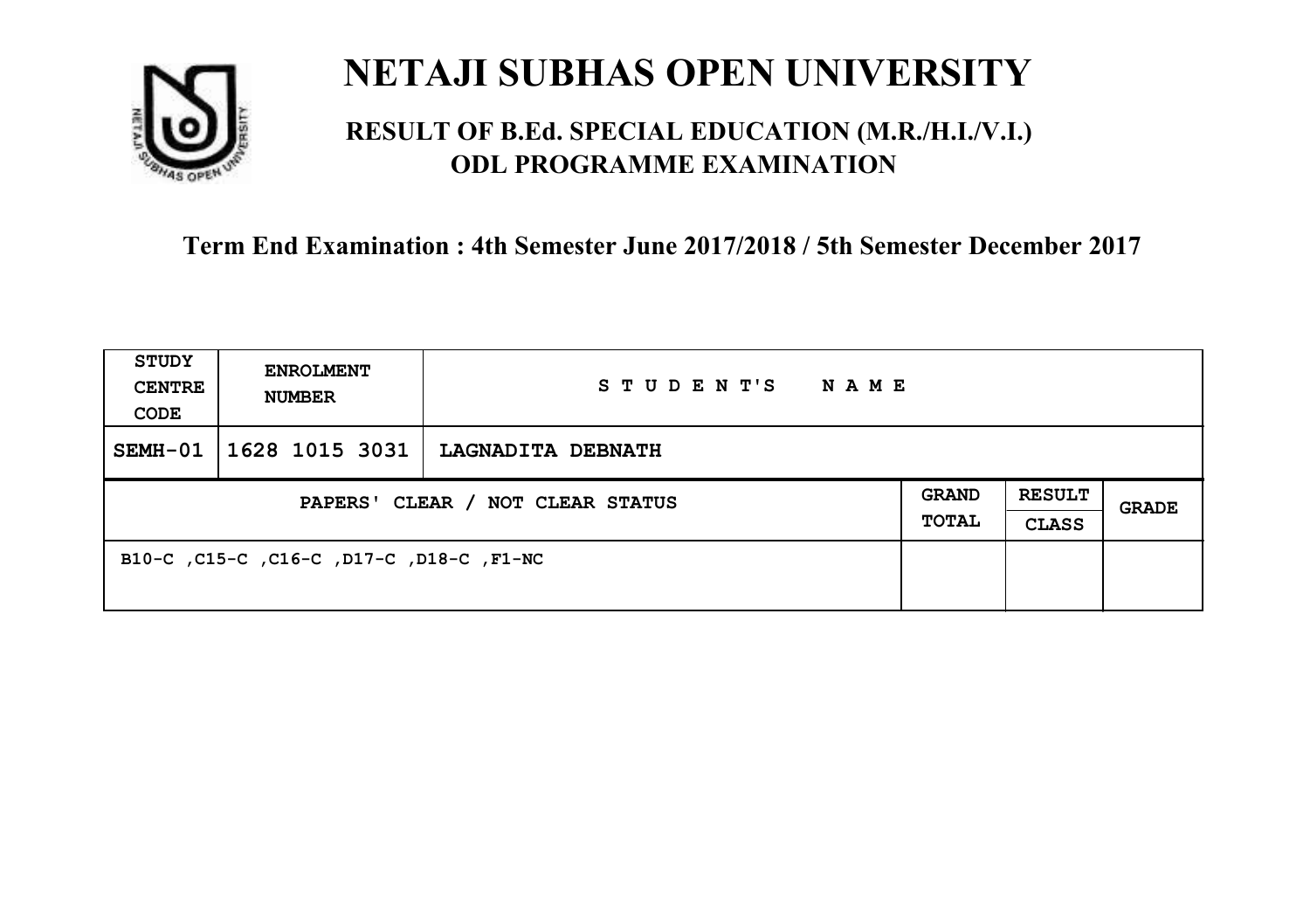# NETAJI SUBHAS OPEN UNIVERSITY

## RESULT OF B.Ed. SPECIAL EDUCATION (M.R./H.I./V.I.) ODL PROGRAMME EXAMINATION

**Term End Examination : 4th Semester June 2017/2018 / 5th Semester December 2017**

| STUDY CENTRE CODE | ENROLMENT NUMBER | STUDENT'S NAME | | | |
|---|---|---|---|---|---|
| SEMH-01 | 1628 1015 3031 | LAGNADITA DEBNATH | | | |
| PAPERS' CLEAR / NOT CLEAR STATUS | | | GRAND TOTAL | RESULT CLASS | GRADE |
| B10-C ,C15-C ,C16-C ,D17-C ,D18-C ,F1-NC | | | | | |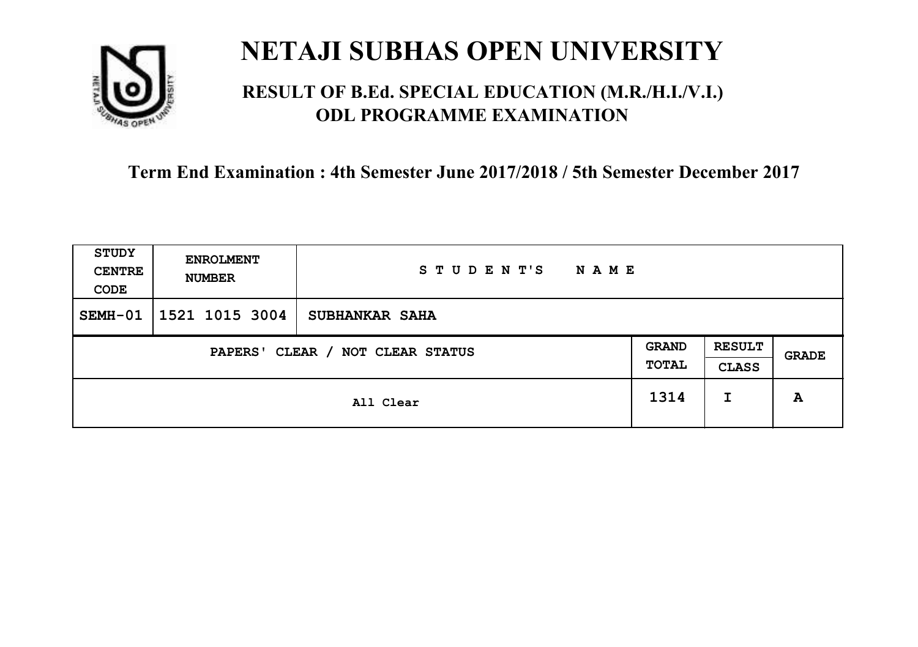# NETAJI SUBHAS OPEN UNIVERSITY

## RESULT OF B.Ed. SPECIAL EDUCATION (M.R./H.I./V.I.) ODL PROGRAMME EXAMINATION

### Term End Examination : 4th Semester June 2017/2018 / 5th Semester December 2017

| STUDY CENTRE CODE | ENROLMENT NUMBER | STUDENT'S NAME | | | |
|---|---|---|---|---|---|
| SEMH-01 | 1521 1015 3004 | SUBHANKAR SAHA | | | |
| PAPERS' CLEAR / NOT CLEAR STATUS | | | GRAND TOTAL | RESULT CLASS | GRADE |
| All Clear | | | 1314 | I | A |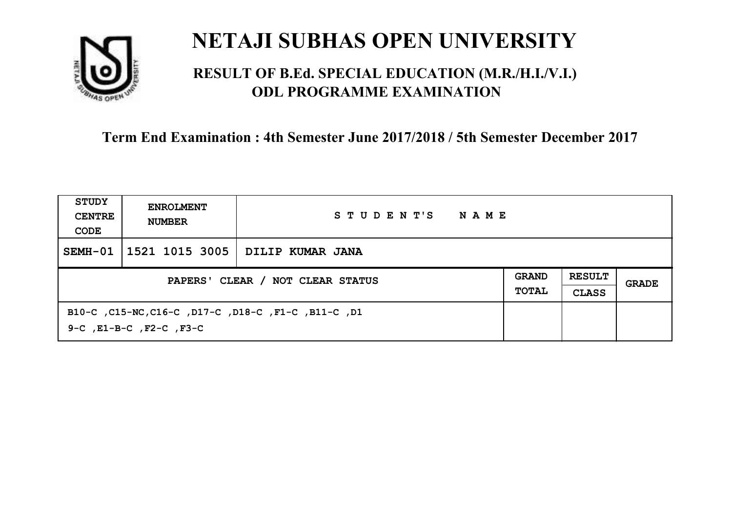# NETAJI SUBHAS OPEN UNIVERSITY

## RESULT OF B.Ed. SPECIAL EDUCATION (M.R./H.I./V.I.) ODL PROGRAMME EXAMINATION

### Term End Examination : 4th Semester June 2017/2018 / 5th Semester December 2017

| STUDY CENTRE CODE | ENROLMENT NUMBER | STUDENT'S NAME | | | |
|---|---|---|---|---|---|
| SEMH-01 | 1521 1015 3005 | DILIP KUMAR JANA | | | |
| PAPERS' CLEAR / NOT CLEAR STATUS | | | GRAND TOTAL | RESULT CLASS | GRADE |
| B10-C ,C15-NC,C16-C ,D17-C ,D18-C ,F1-C ,B11-C ,D19-C ,E1-B-C ,F2-C ,F3-C | | | | | |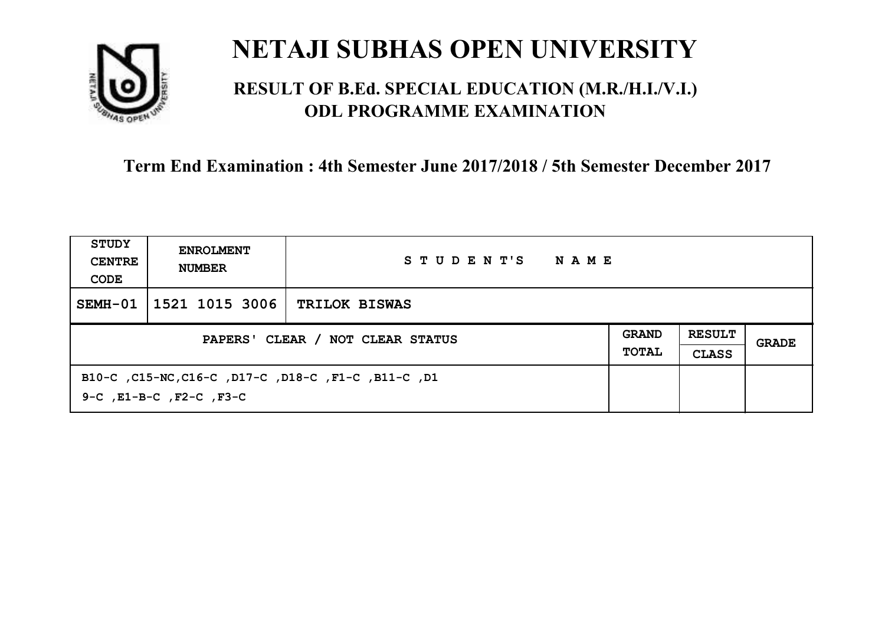# NETAJI SUBHAS OPEN UNIVERSITY

## RESULT OF B.Ed. SPECIAL EDUCATION (M.R./H.I./V.I.) ODL PROGRAMME EXAMINATION

### Term End Examination : 4th Semester June 2017/2018 / 5th Semester December 2017

| STUDY CENTRE CODE | ENROLMENT NUMBER | STUDENT'S NAME | | | |
|---|---|---|---|---|---|
| SEMH-01 | 1521 1015 3006 | TRILOK BISWAS | | | |
| PAPERS' CLEAR / NOT CLEAR STATUS | | | GRAND TOTAL | RESULT CLASS | GRADE |
| B10-C ,C15-NC,C16-C ,D17-C ,D18-C ,F1-C ,B11-C ,D19-C ,E1-B-C ,F2-C ,F3-C | | | | | |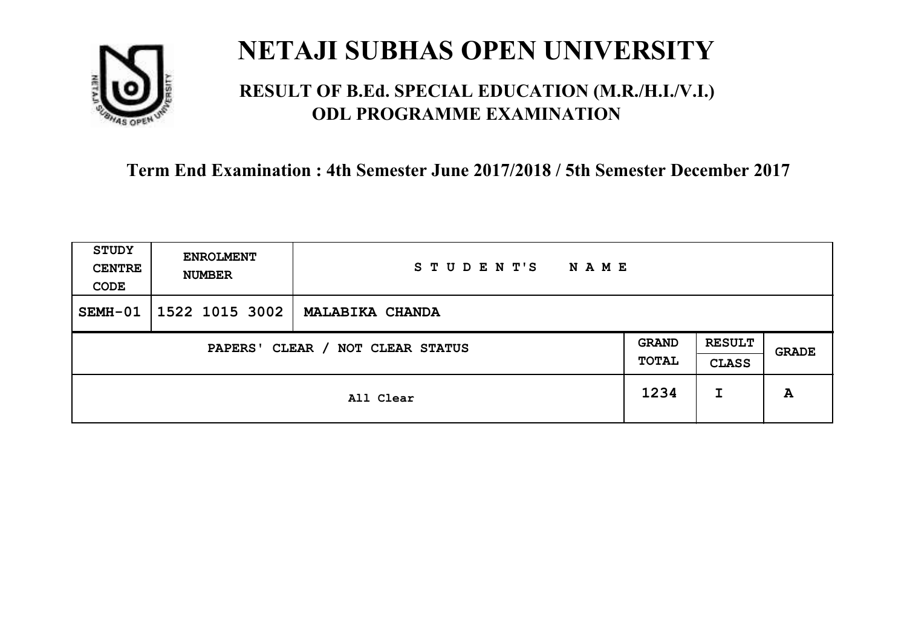# NETAJI SUBHAS OPEN UNIVERSITY

## RESULT OF B.Ed. SPECIAL EDUCATION (M.R./H.I./V.I.) ODL PROGRAMME EXAMINATION

### Term End Examination : 4th Semester June 2017/2018 / 5th Semester December 2017

| STUDY CENTRE CODE | ENROLMENT NUMBER | STUDENT'S NAME | | | |
|---|---|---|---|---|---|
| SEMH-01 | 1522 1015 3002 | MALABIKA CHANDA | | | |
| PAPERS' CLEAR / NOT CLEAR STATUS | | | GRAND TOTAL | RESULT CLASS | GRADE |
| All Clear | | | 1234 | I | A |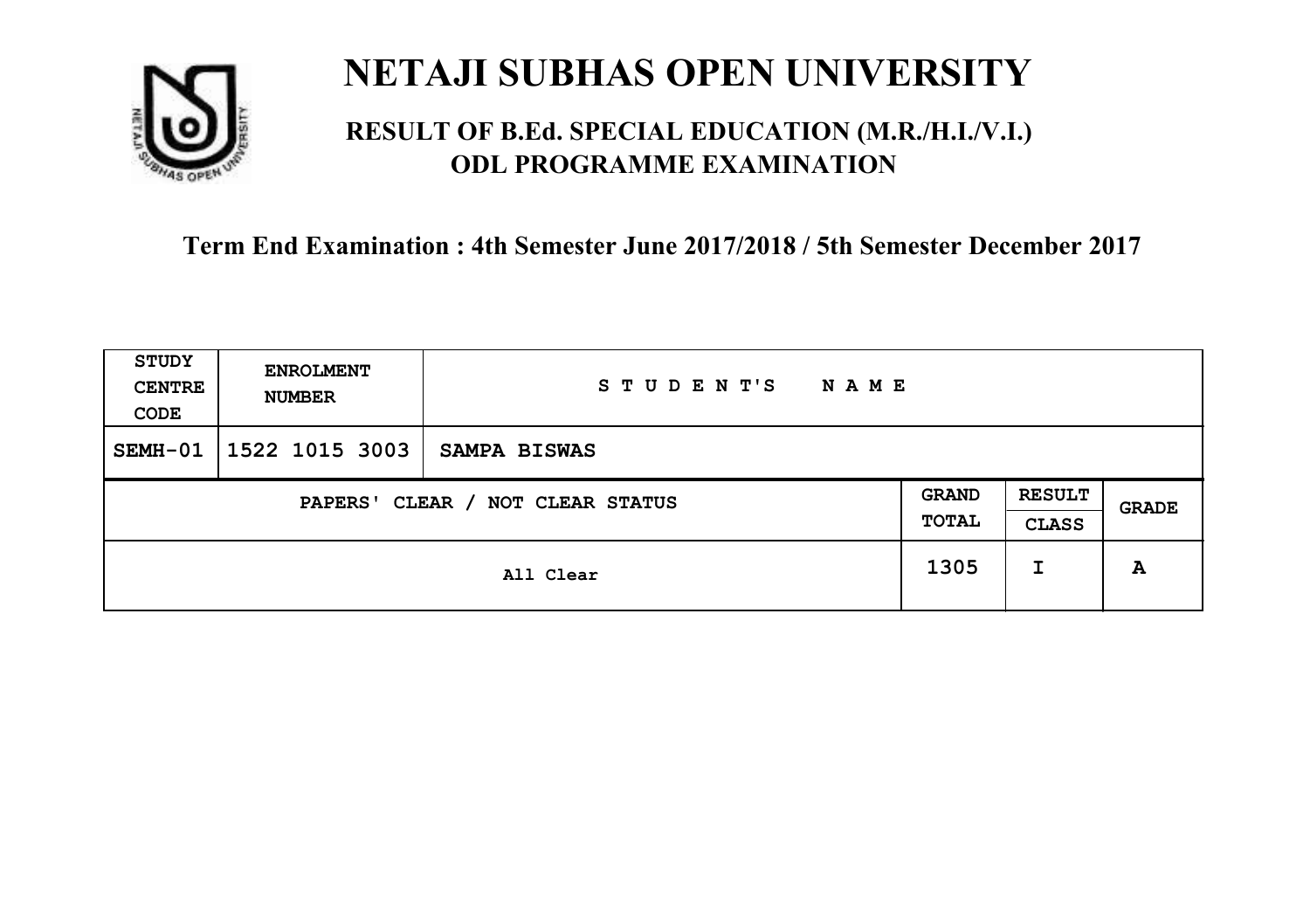# NETAJI SUBHAS OPEN UNIVERSITY

## RESULT OF B.Ed. SPECIAL EDUCATION (M.R./H.I./V.I.) ODL PROGRAMME EXAMINATION

### Term End Examination : 4th Semester June 2017/2018 / 5th Semester December 2017

| STUDY CENTRE CODE | ENROLMENT NUMBER | STUDENT'S NAME | | | |
|---|---|---|---|---|---|
| SEMH-01 | 1522 1015 3003 | SAMPA BISWAS | | | |
| PAPERS' CLEAR / NOT CLEAR STATUS | | | GRAND TOTAL | RESULT CLASS | GRADE |
| All Clear | | | 1305 | I | A |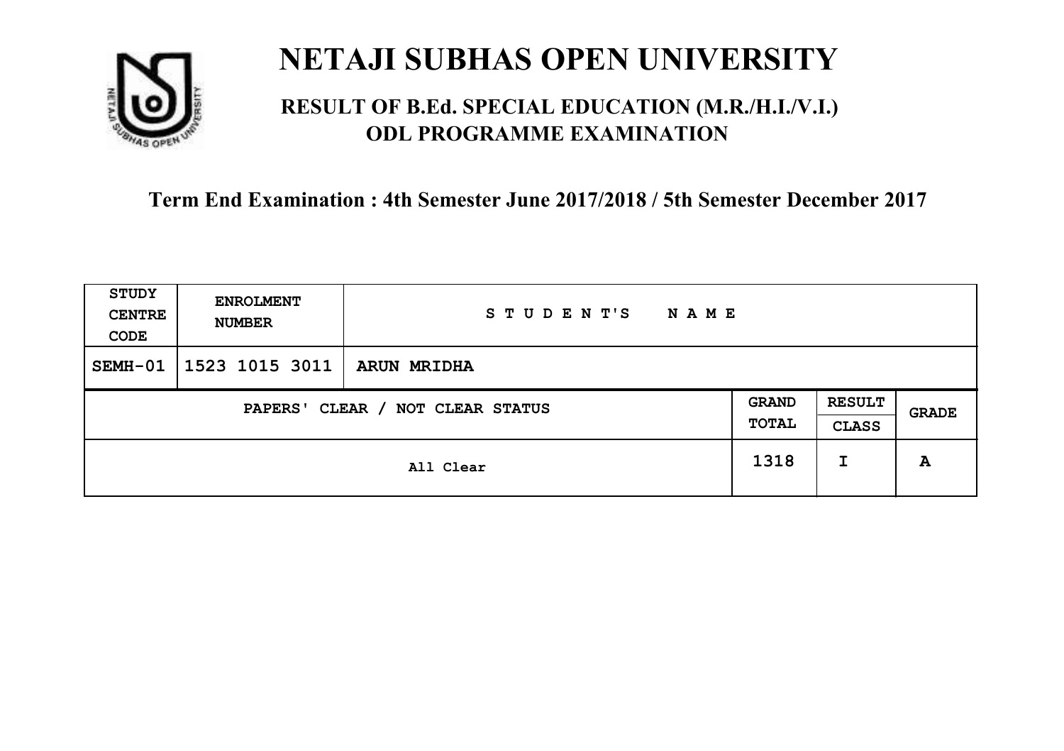# NETAJI SUBHAS OPEN UNIVERSITY

## RESULT OF B.Ed. SPECIAL EDUCATION (M.R./H.I./V.I.) ODL PROGRAMME EXAMINATION

### Term End Examination : 4th Semester June 2017/2018 / 5th Semester December 2017

| STUDY CENTRE CODE | ENROLMENT NUMBER | STUDENT'S NAME | | | |
|---|---|---|---|---|---|
| SEMH-01 | 1523 1015 3011 | ARUN MRIDHA | | | |
| PAPERS' CLEAR / NOT CLEAR STATUS | | | GRAND TOTAL | RESULT CLASS | GRADE |
| All Clear | | | 1318 | I | A |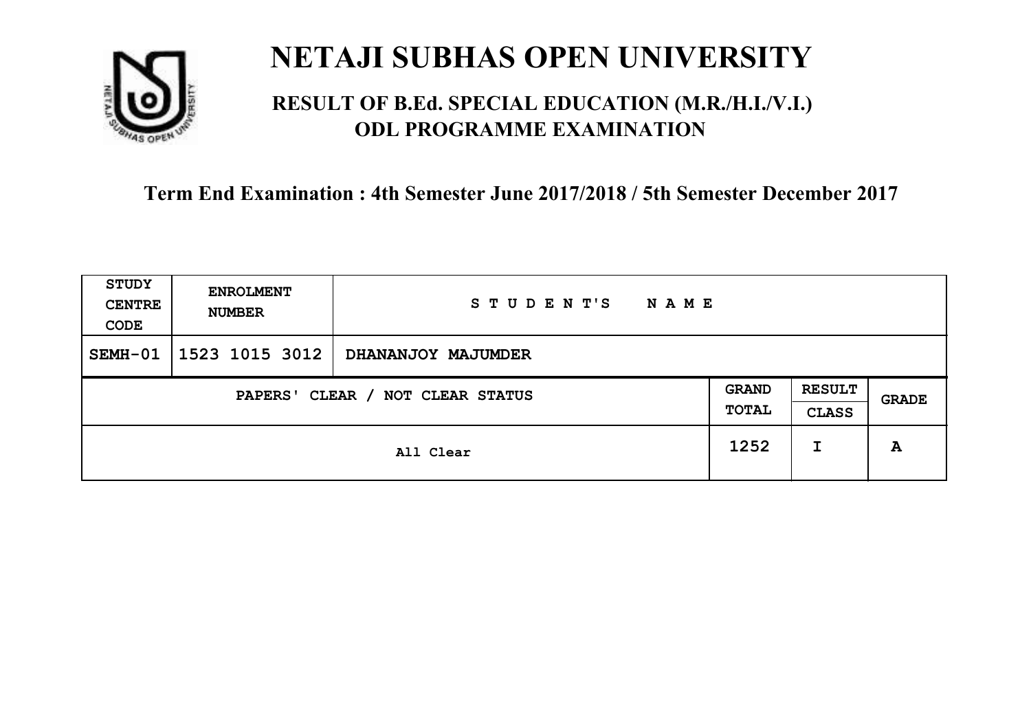# NETAJI SUBHAS OPEN UNIVERSITY

## RESULT OF B.Ed. SPECIAL EDUCATION (M.R./H.I./V.I.) ODL PROGRAMME EXAMINATION

### Term End Examination : 4th Semester June 2017/2018 / 5th Semester December 2017

| STUDY CENTRE CODE | ENROLMENT NUMBER | STUDENT'S NAME | | | |
|---|---|---|---|---|---|
| SEMH-01 | 1523 1015 3012 | DHANANJOY MAJUMDER | | | |
| PAPERS' CLEAR / NOT CLEAR STATUS | | | GRAND TOTAL | RESULT CLASS | GRADE |
| All Clear | | | 1252 | I | A |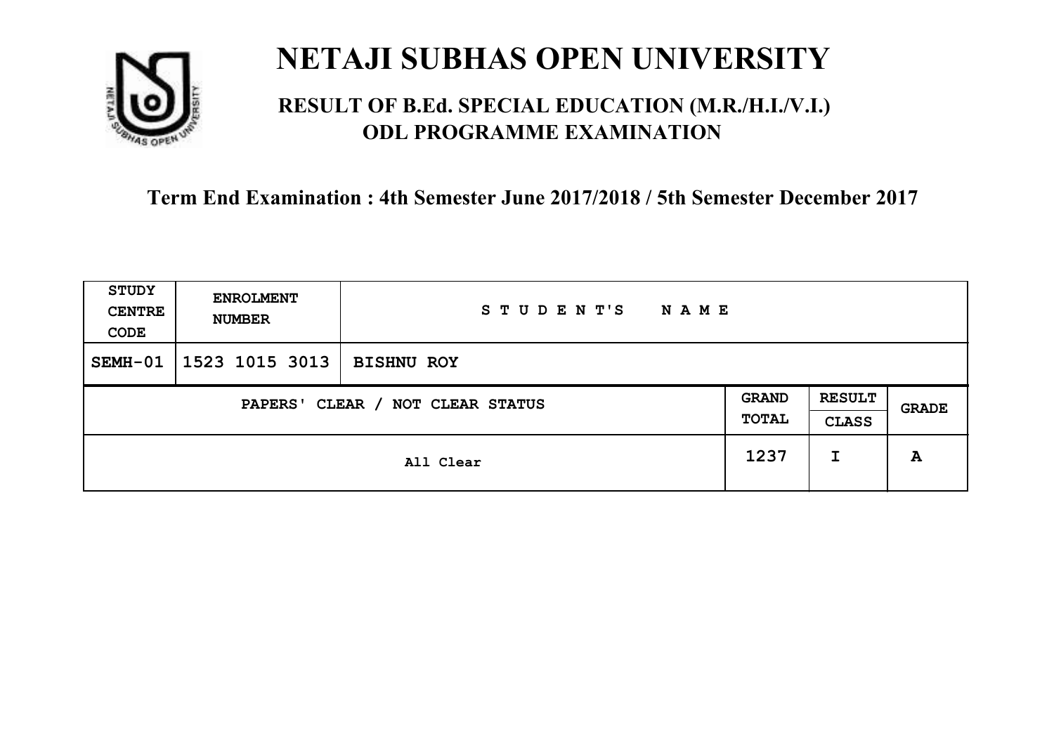# NETAJI SUBHAS OPEN UNIVERSITY

## RESULT OF B.Ed. SPECIAL EDUCATION (M.R./H.I./V.I.) ODL PROGRAMME EXAMINATION

### Term End Examination : 4th Semester June 2017/2018 / 5th Semester December 2017

| STUDY CENTRE CODE | ENROLMENT NUMBER | STUDENT'S NAME | | | |
|---|---|---|---|---|---|
| SEMH-01 | 1523 1015 3013 | BISHNU ROY | | | |
| PAPERS' CLEAR / NOT CLEAR STATUS | | | GRAND TOTAL | RESULT CLASS | GRADE |
| All Clear | | | 1237 | I | A |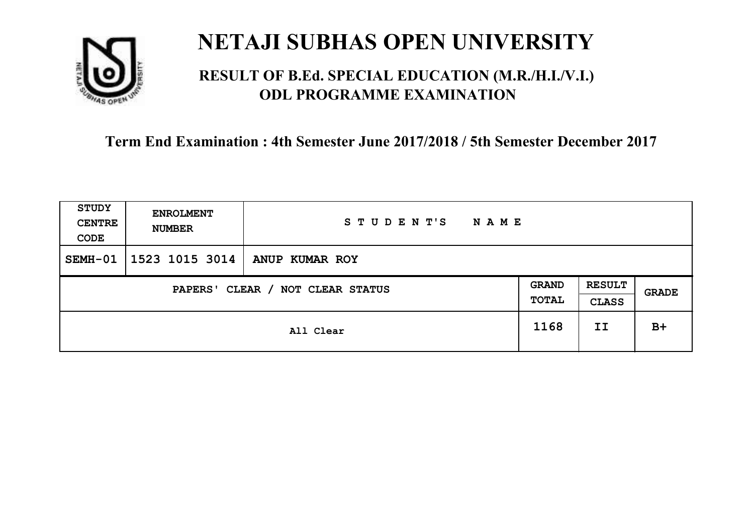# NETAJI SUBHAS OPEN UNIVERSITY

## RESULT OF B.Ed. SPECIAL EDUCATION (M.R./H.I./V.I.) ODL PROGRAMME EXAMINATION

### Term End Examination : 4th Semester June 2017/2018 / 5th Semester December 2017

| STUDY CENTRE CODE | ENROLMENT NUMBER | STUDENT'S NAME | | | |
|---|---|---|---|---|---|
| SEMH-01 | 1523 1015 3014 | ANUP KUMAR ROY | | | |
| PAPERS' CLEAR / NOT CLEAR STATUS | | | GRAND TOTAL | RESULT CLASS | GRADE |
| All Clear | | | 1168 | II | B+ |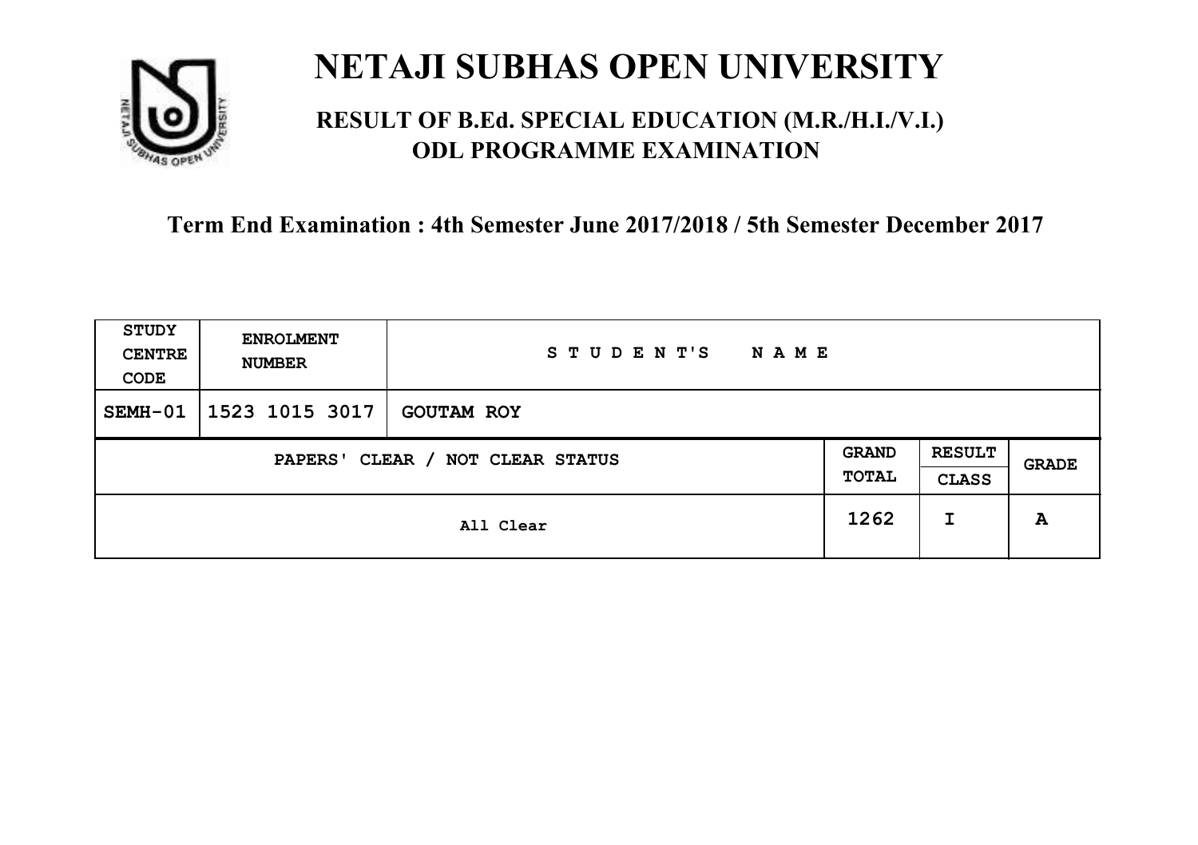# NETAJI SUBHAS OPEN UNIVERSITY

## RESULT OF B.Ed. SPECIAL EDUCATION (M.R./H.I./V.I.) ODL PROGRAMME EXAMINATION

### Term End Examination : 4th Semester June 2017/2018 / 5th Semester December 2017

| STUDY CENTRE CODE | ENROLMENT NUMBER | STUDENT'S NAME | | | |
|---|---|---|---|---|---|
| SEMH-01 | 1523 1015 3017 | GOUTAM ROY | | | |
| PAPERS' CLEAR / NOT CLEAR STATUS | | | GRAND TOTAL | RESULT CLASS | GRADE |
| All Clear | | | 1262 | I | A |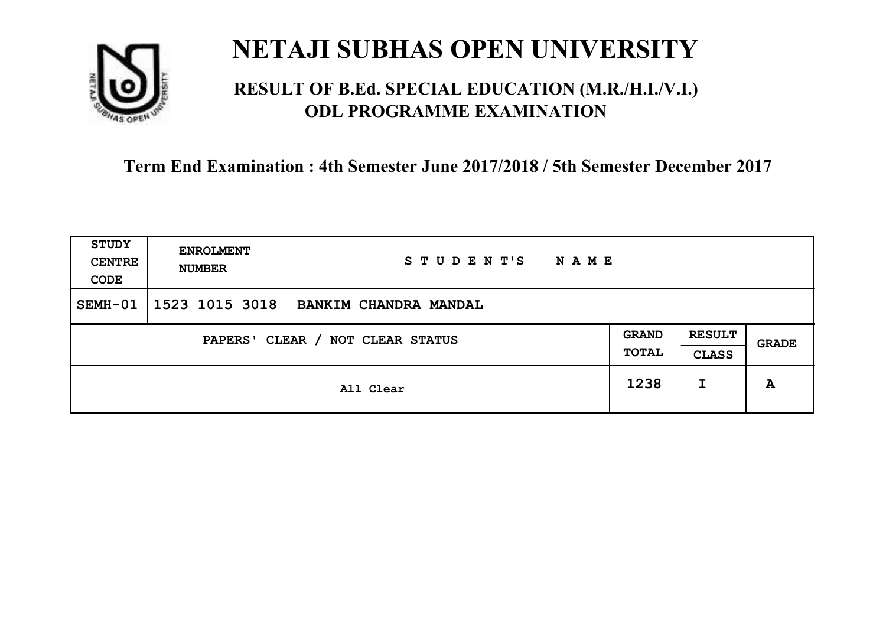# NETAJI SUBHAS OPEN UNIVERSITY

## RESULT OF B.Ed. SPECIAL EDUCATION (M.R./H.I./V.I.) ODL PROGRAMME EXAMINATION

### Term End Examination : 4th Semester June 2017/2018 / 5th Semester December 2017

| STUDY CENTRE CODE | ENROLMENT NUMBER | STUDENT'S NAME | | | |
|---|---|---|---|---|---|
| SEMH-01 | 1523 1015 3018 | BANKIM CHANDRA MANDAL | | | |
| PAPERS' CLEAR / NOT CLEAR STATUS | | | GRAND TOTAL | RESULT CLASS | GRADE |
| All Clear | | | 1238 | I | A |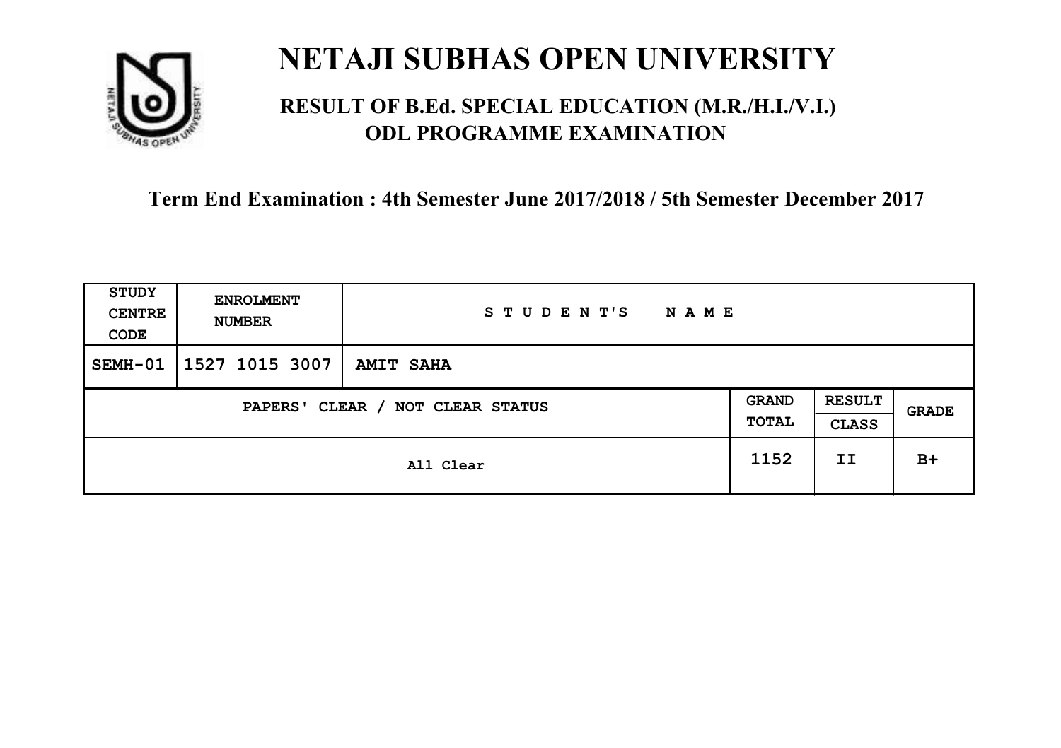# NETAJI SUBHAS OPEN UNIVERSITY

## RESULT OF B.Ed. SPECIAL EDUCATION (M.R./H.I./V.I.) ODL PROGRAMME EXAMINATION

**Term End Examination : 4th Semester June 2017/2018 / 5th Semester December 2017**

| STUDY CENTRE CODE | ENROLMENT NUMBER | STUDENT'S NAME | | | |
|---|---|---|---|---|---|
| SEMH-01 | 1527 1015 3007 | AMIT SAHA | | | |
| PAPERS' CLEAR / NOT CLEAR STATUS | | | GRAND TOTAL | RESULT CLASS | GRADE |
| All Clear | | | 1152 | II | B+ |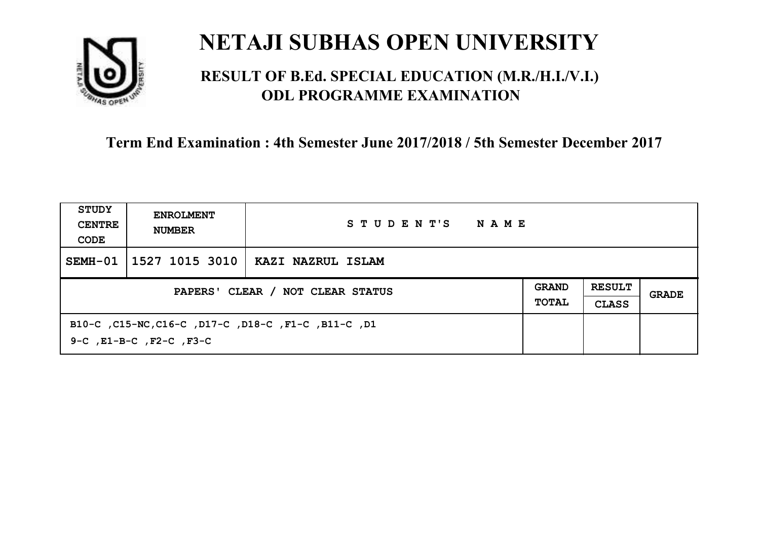# NETAJI SUBHAS OPEN UNIVERSITY

## RESULT OF B.Ed. SPECIAL EDUCATION (M.R./H.I./V.I.) ODL PROGRAMME EXAMINATION

### Term End Examination : 4th Semester June 2017/2018 / 5th Semester December 2017

| STUDY CENTRE CODE | ENROLMENT NUMBER | STUDENT'S NAME | | | |
|---|---|---|---|---|---|
| SEMH-01 | 1527 1015 3010 | KAZI NAZRUL ISLAM | | | |
| PAPERS' CLEAR / NOT CLEAR STATUS | | | GRAND TOTAL | RESULT CLASS | GRADE |
| B10-C ,C15-NC,C16-C ,D17-C ,D18-C ,F1-C ,B11-C ,D19-C ,E1-B-C ,F2-C ,F3-C | | | | | |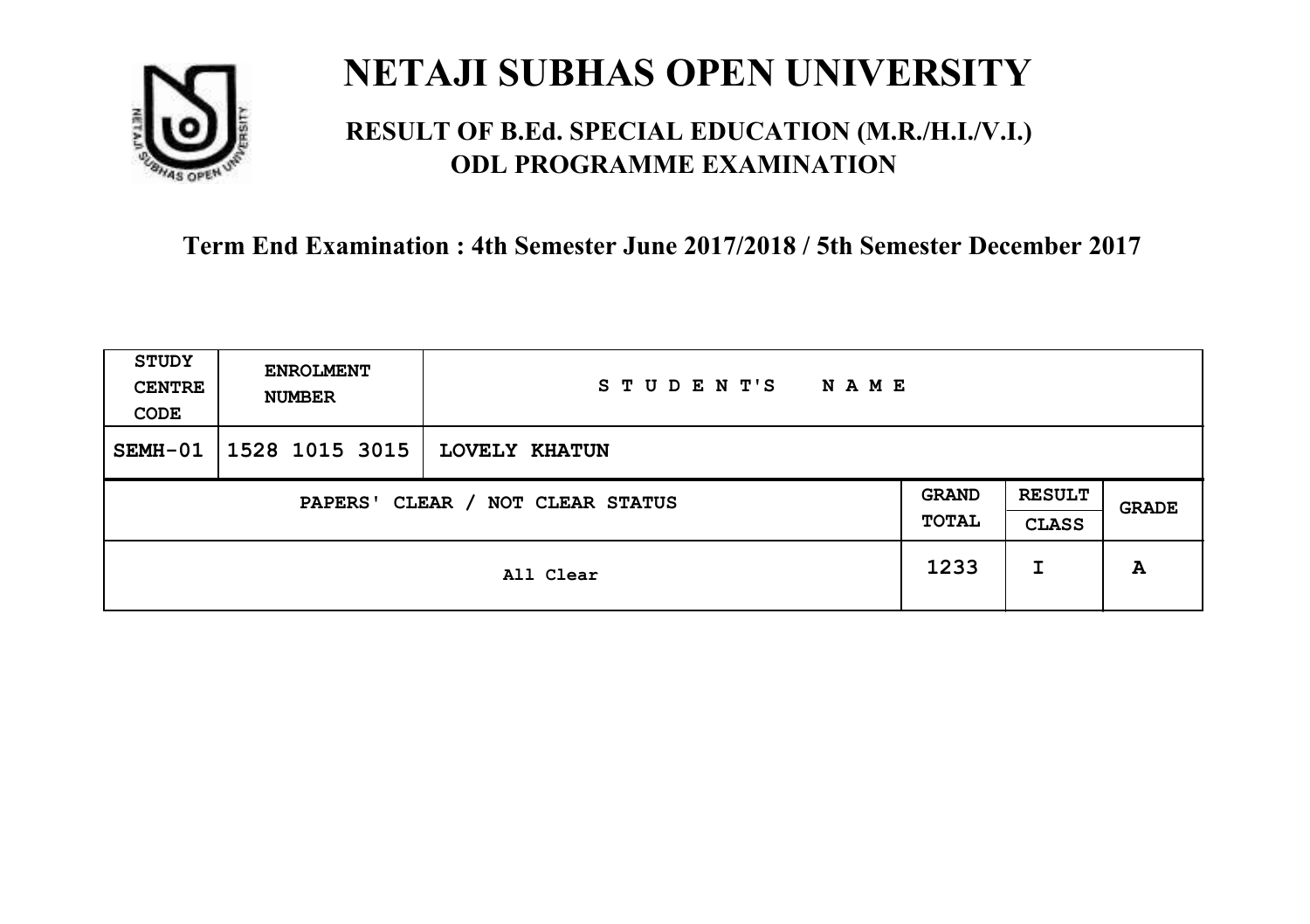# NETAJI SUBHAS OPEN UNIVERSITY

## RESULT OF B.Ed. SPECIAL EDUCATION (M.R./H.I./V.I.) ODL PROGRAMME EXAMINATION

### Term End Examination : 4th Semester June 2017/2018 / 5th Semester December 2017

| STUDY CENTRE CODE | ENROLMENT NUMBER | STUDENT'S NAME | | | |
|---|---|---|---|---|---|
| SEMH-01 | 1528 1015 3015 | LOVELY KHATUN | | | |
| PAPERS' CLEAR / NOT CLEAR STATUS | | | GRAND TOTAL | RESULT CLASS | GRADE |
| All Clear | | | 1233 | I | A |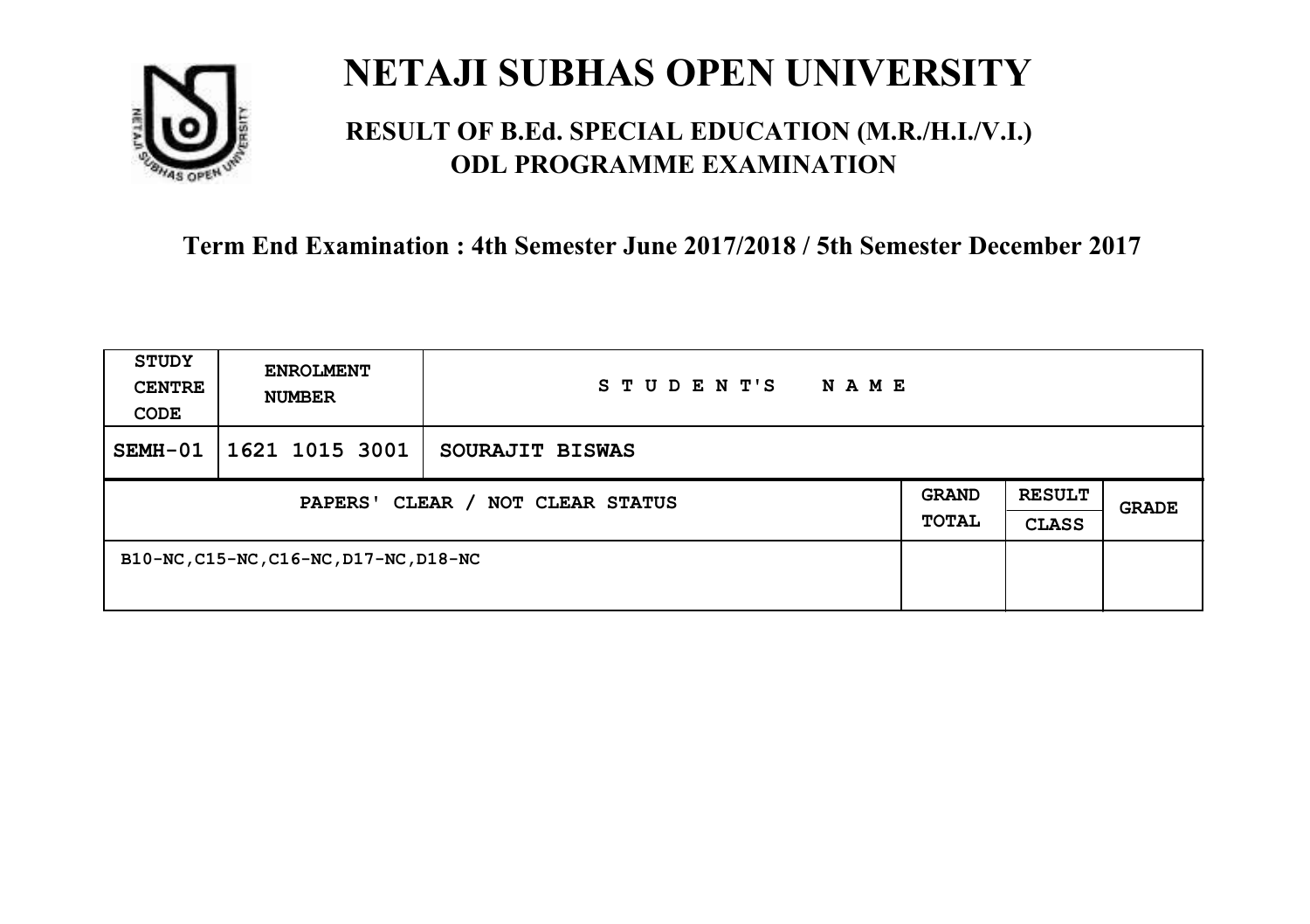# NETAJI SUBHAS OPEN UNIVERSITY

## RESULT OF B.Ed. SPECIAL EDUCATION (M.R./H.I./V.I.) ODL PROGRAMME EXAMINATION

### Term End Examination : 4th Semester June 2017/2018 / 5th Semester December 2017

| STUDY CENTRE CODE | ENROLMENT NUMBER | STUDENT'S NAME | | | |
|---|---|---|---|---|---|
| SEMH-01 | 1621 1015 3001 | SOURAJIT BISWAS | | | |
| PAPERS' CLEAR / NOT CLEAR STATUS | | | GRAND TOTAL | RESULT CLASS | GRADE |
| B10-NC,C15-NC,C16-NC,D17-NC,D18-NC | | | | | |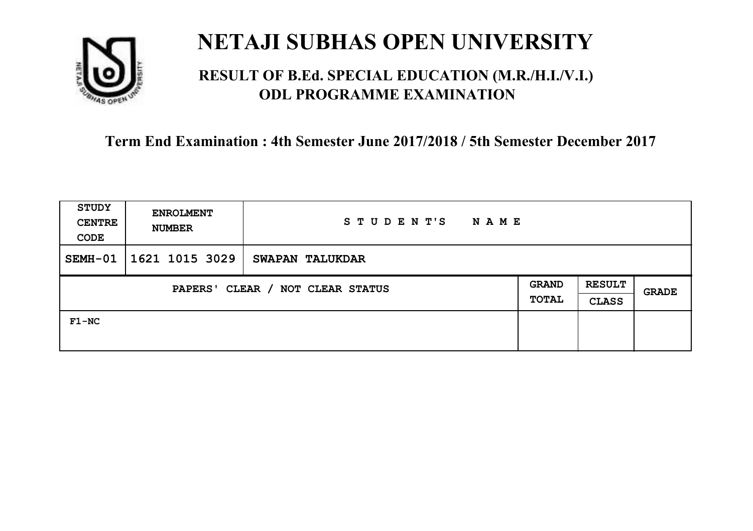# NETAJI SUBHAS OPEN UNIVERSITY

## RESULT OF B.Ed. SPECIAL EDUCATION (M.R./H.I./V.I.) ODL PROGRAMME EXAMINATION

### Term End Examination : 4th Semester June 2017/2018 / 5th Semester December 2017

| STUDY CENTRE CODE | ENROLMENT NUMBER | STUDENT'S NAME | | | |
|---|---|---|---|---|---|
| SEMH-01 | 1621 1015 3029 | SWAPAN TALUKDAR | | | |
| PAPERS' CLEAR / NOT CLEAR STATUS | | | GRAND TOTAL | RESULT CLASS | GRADE |
| F1-NC | | | | | |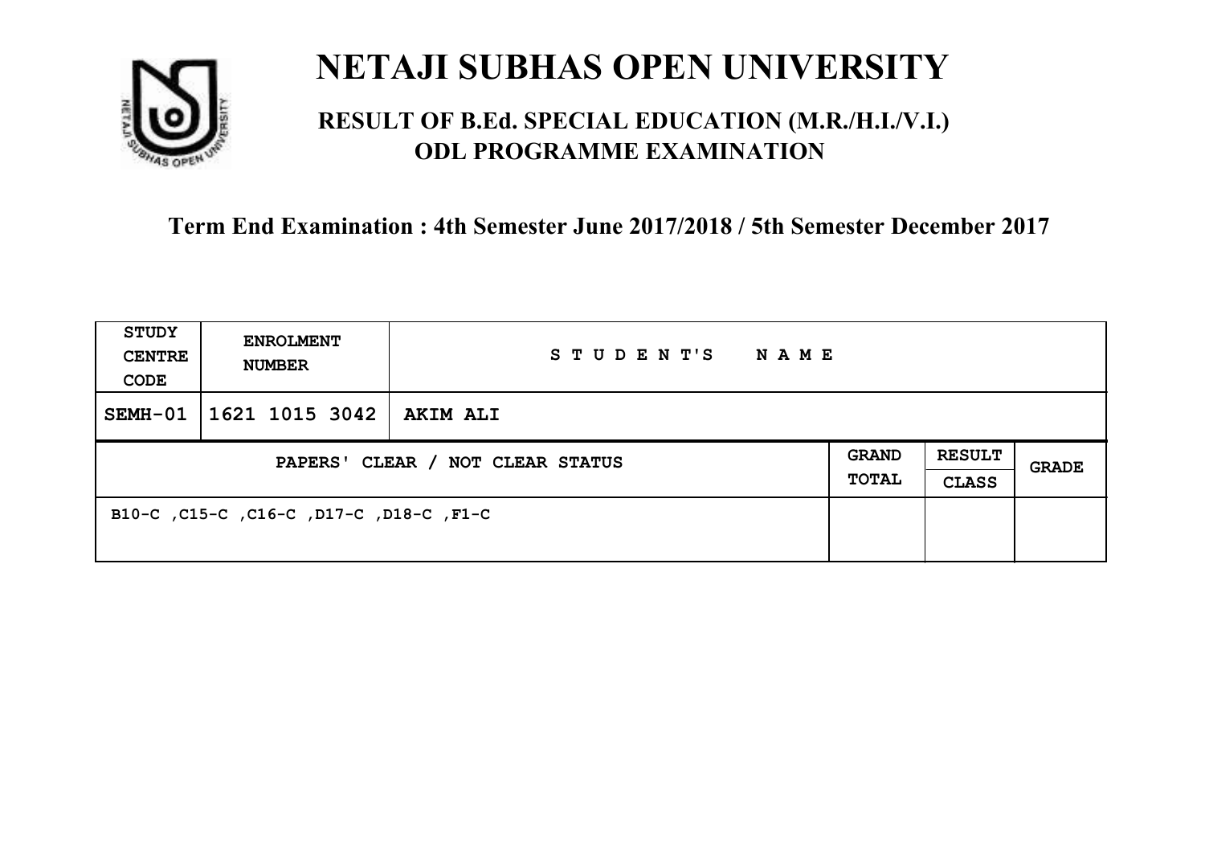# NETAJI SUBHAS OPEN UNIVERSITY

## RESULT OF B.Ed. SPECIAL EDUCATION (M.R./H.I./V.I.) ODL PROGRAMME EXAMINATION

**Term End Examination : 4th Semester June 2017/2018 / 5th Semester December 2017**

| STUDY CENTRE CODE | ENROLMENT NUMBER | STUDENT'S NAME | | | |
|---|---|---|---|---|---|
| SEMH-01 | 1621 1015 3042 | AKIM ALI | | | |
| PAPERS' CLEAR / NOT CLEAR STATUS | | | GRAND TOTAL | RESULT CLASS | GRADE |
| B10-C ,C15-C ,C16-C ,D17-C ,D18-C ,F1-C | | | | | |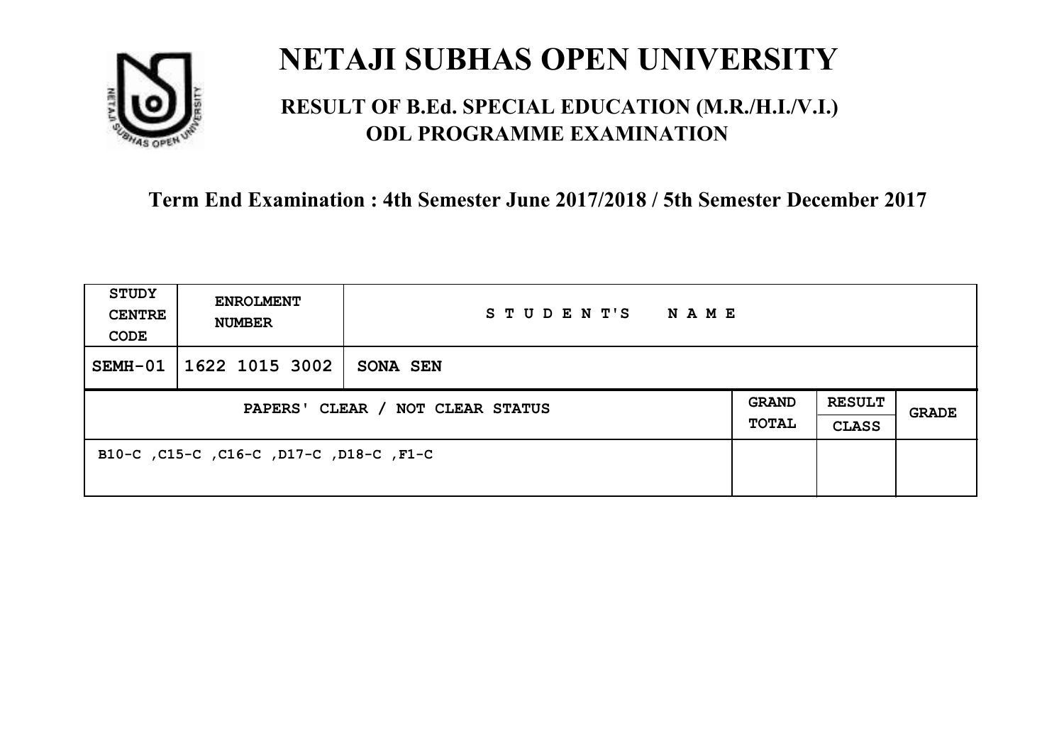# NETAJI SUBHAS OPEN UNIVERSITY

## RESULT OF B.Ed. SPECIAL EDUCATION (M.R./H.I./V.I.) ODL PROGRAMME EXAMINATION

### Term End Examination : 4th Semester June 2017/2018 / 5th Semester December 2017

| STUDY CENTRE CODE | ENROLMENT NUMBER | STUDENT'S NAME | | | |
|---|---|---|---|---|---|
| SEMH-01 | 1622 1015 3002 | SONA SEN | | | |
| PAPERS' CLEAR / NOT CLEAR STATUS | | | GRAND TOTAL | RESULT CLASS | GRADE |
| B10-C ,C15-C ,C16-C ,D17-C ,D18-C ,F1-C | | | | | |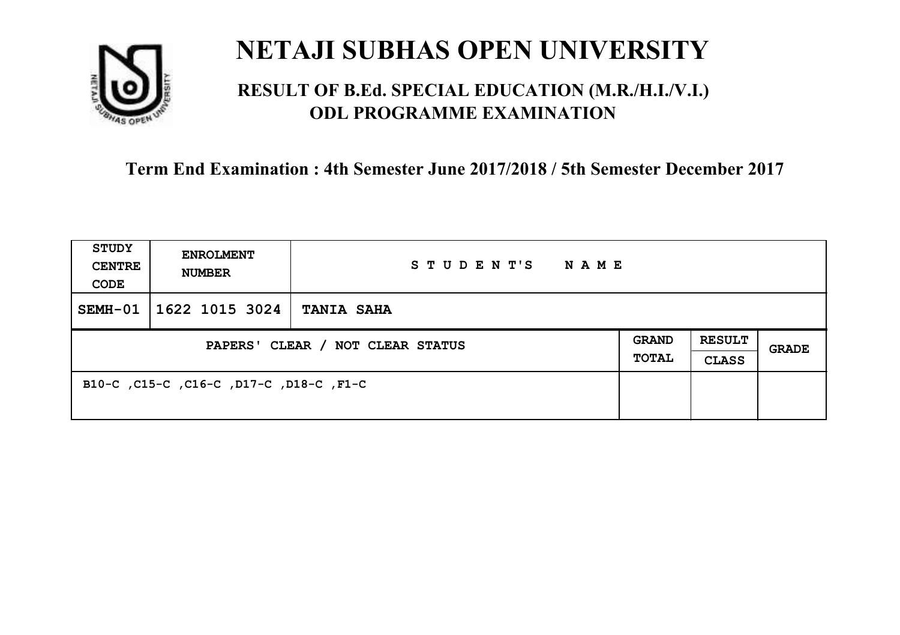# NETAJI SUBHAS OPEN UNIVERSITY

## RESULT OF B.Ed. SPECIAL EDUCATION (M.R./H.I./V.I.) ODL PROGRAMME EXAMINATION

**Term End Examination : 4th Semester June 2017/2018 / 5th Semester December 2017**

| STUDY CENTRE CODE | ENROLMENT NUMBER | STUDENT'S NAME | | | |
|---|---|---|---|---|---|
| SEMH-01 | 1622 1015 3024 | TANIA SAHA | | | |
| PAPERS' CLEAR / NOT CLEAR STATUS | | | GRAND TOTAL | RESULT CLASS | GRADE |
| B10-C ,C15-C ,C16-C ,D17-C ,D18-C ,F1-C | | | | | |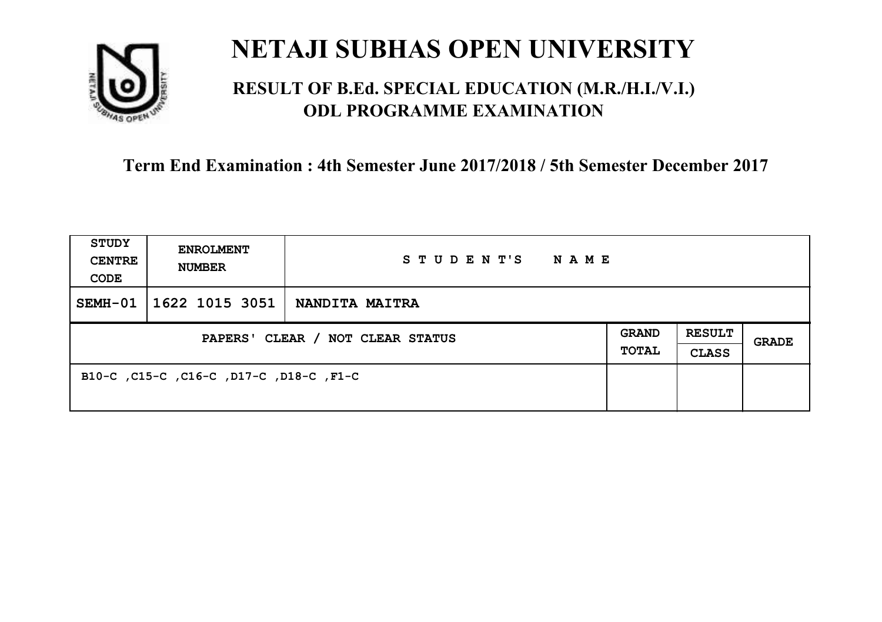# NETAJI SUBHAS OPEN UNIVERSITY

## RESULT OF B.Ed. SPECIAL EDUCATION (M.R./H.I./V.I.) ODL PROGRAMME EXAMINATION

**Term End Examination : 4th Semester June 2017/2018 / 5th Semester December 2017**

| STUDY CENTRE CODE | ENROLMENT NUMBER | STUDENT'S NAME | | | |
|---|---|---|---|---|---|
| SEMH-01 | 1622 1015 3051 | NANDITA MAITRA | | | |
| PAPERS' CLEAR / NOT CLEAR STATUS | | | GRAND TOTAL | RESULT CLASS | GRADE |
| B10-C ,C15-C ,C16-C ,D17-C ,D18-C ,F1-C | | | | | |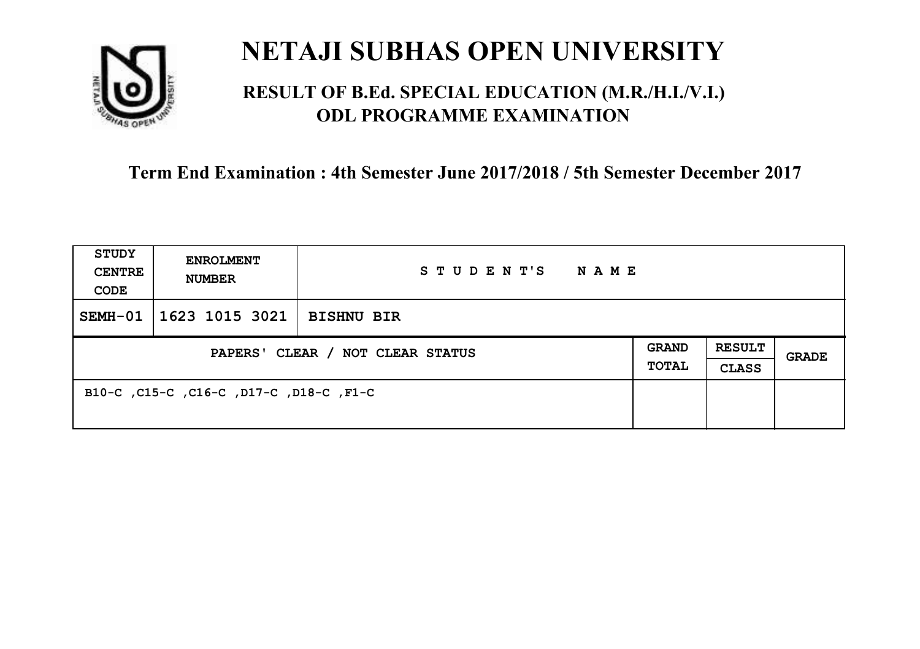# NETAJI SUBHAS OPEN UNIVERSITY

## RESULT OF B.Ed. SPECIAL EDUCATION (M.R./H.I./V.I.) ODL PROGRAMME EXAMINATION

**Term End Examination : 4th Semester June 2017/2018 / 5th Semester December 2017**

| STUDY CENTRE CODE | ENROLMENT NUMBER | STUDENT'S NAME | | | |
|---|---|---|---|---|---|
| SEMH-01 | 1623 1015 3021 | BISHNU BIR | | | |
| PAPERS' CLEAR / NOT CLEAR STATUS | | | GRAND TOTAL | RESULT CLASS | GRADE |
| B10-C ,C15-C ,C16-C ,D17-C ,D18-C ,F1-C | | | | | |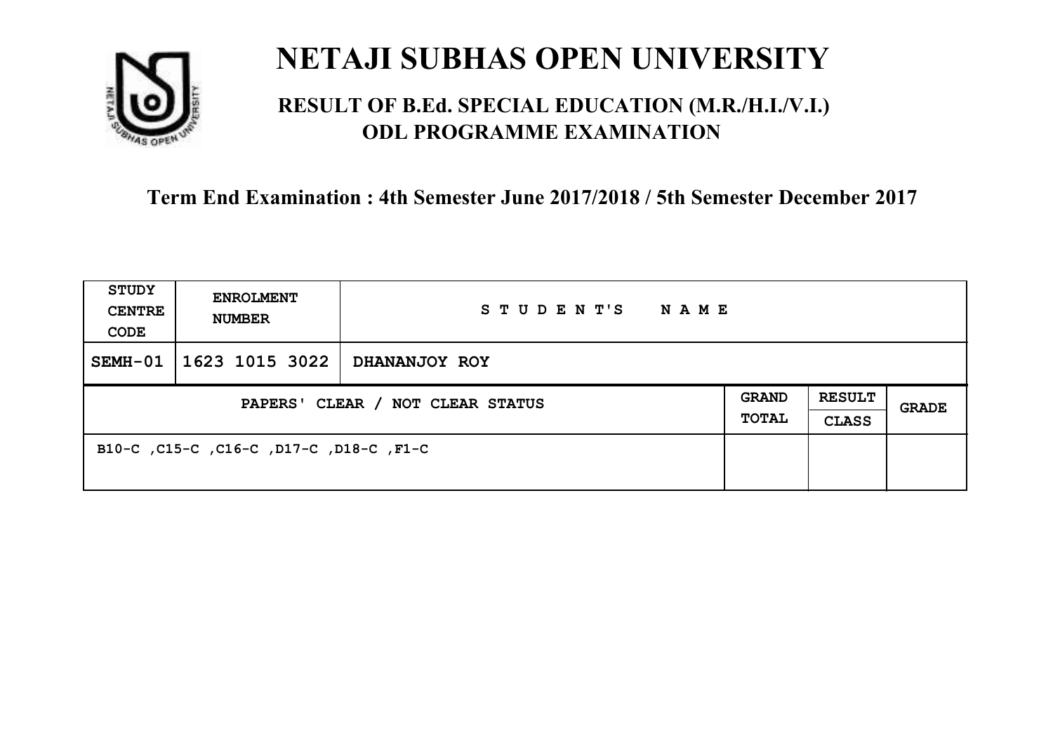# NETAJI SUBHAS OPEN UNIVERSITY

## RESULT OF B.Ed. SPECIAL EDUCATION (M.R./H.I./V.I.) ODL PROGRAMME EXAMINATION

**Term End Examination : 4th Semester June 2017/2018 / 5th Semester December 2017**

| STUDY CENTRE CODE | ENROLMENT NUMBER | STUDENT'S NAME | | | |
|---|---|---|---|---|---|
| SEMH-01 | 1623 1015 3022 | DHANANJOY ROY | | | |
| PAPERS' CLEAR / NOT CLEAR STATUS | | | GRAND TOTAL | RESULT CLASS | GRADE |
| B10-C ,C15-C ,C16-C ,D17-C ,D18-C ,F1-C | | | | | |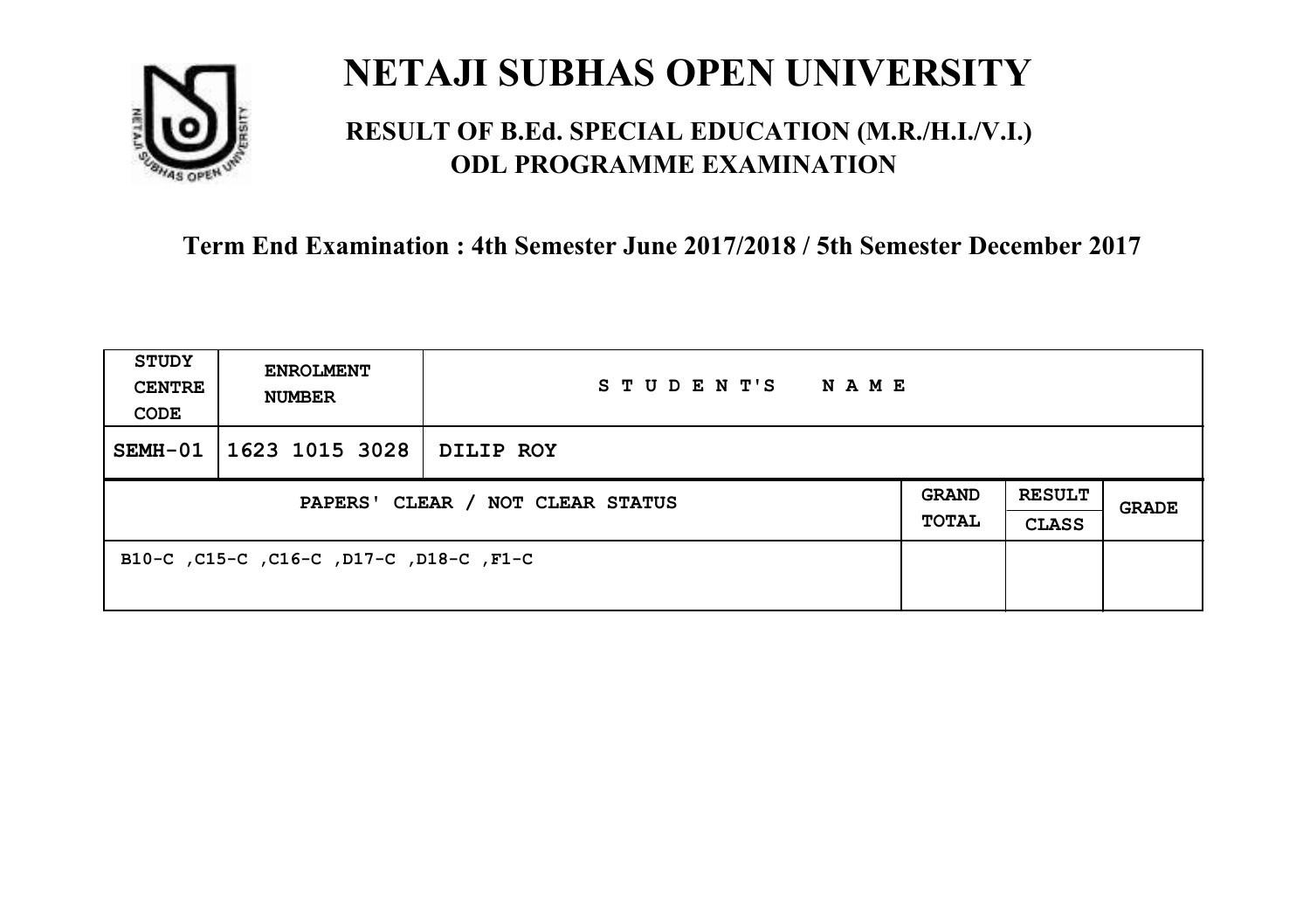# NETAJI SUBHAS OPEN UNIVERSITY

## RESULT OF B.Ed. SPECIAL EDUCATION (M.R./H.I./V.I.) ODL PROGRAMME EXAMINATION

**Term End Examination : 4th Semester June 2017/2018 / 5th Semester December 2017**

| STUDY CENTRE CODE | ENROLMENT NUMBER | STUDENT'S NAME | | | |
|---|---|---|---|---|---|
| SEMH-01 | 1623 1015 3028 | DILIP ROY | | | |
| PAPERS' CLEAR / NOT CLEAR STATUS | | | GRAND TOTAL | RESULT CLASS | GRADE |
| B10-C ,C15-C ,C16-C ,D17-C ,D18-C ,F1-C | | | | | |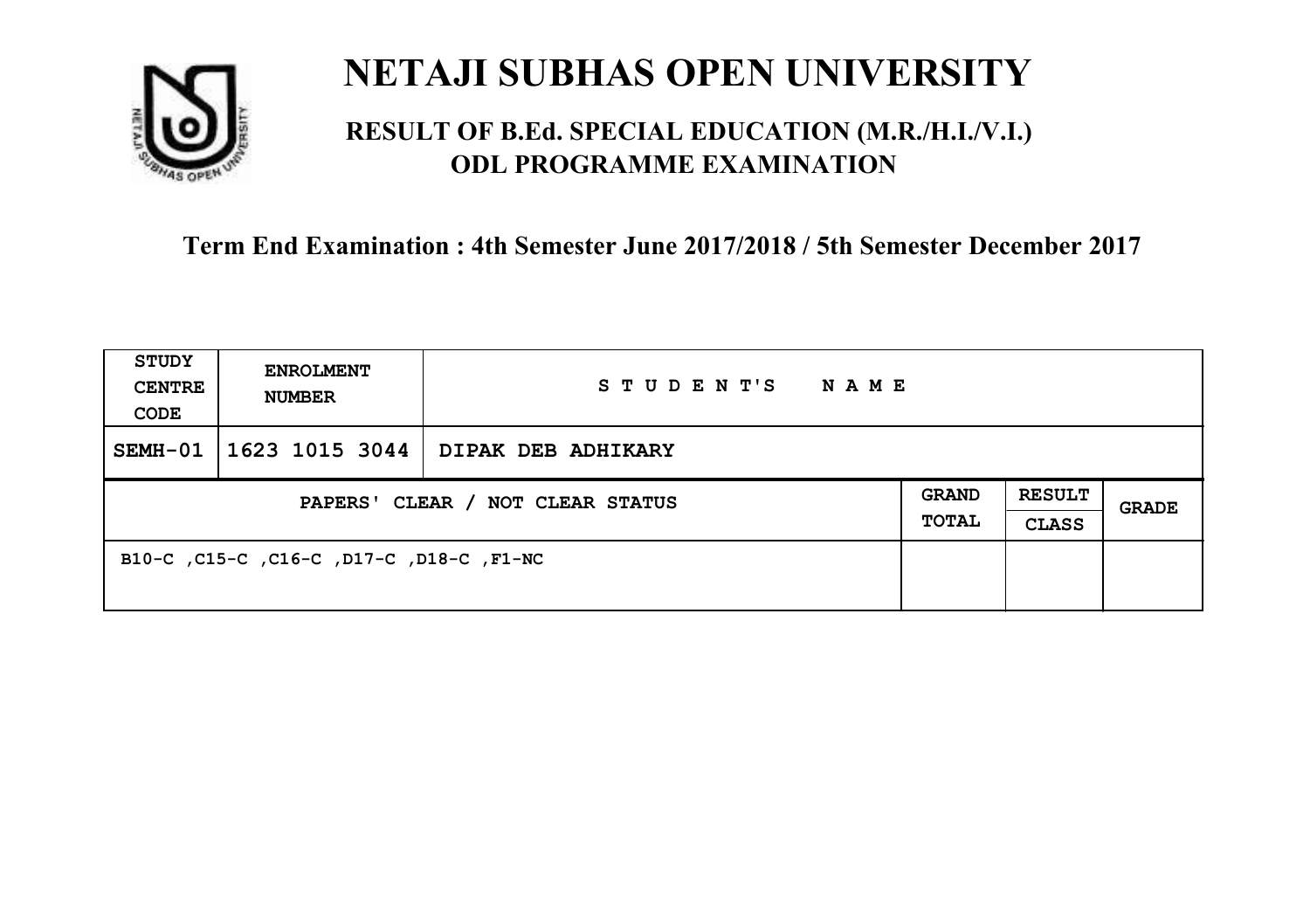# NETAJI SUBHAS OPEN UNIVERSITY

## RESULT OF B.Ed. SPECIAL EDUCATION (M.R./H.I./V.I.) ODL PROGRAMME EXAMINATION

### Term End Examination : 4th Semester June 2017/2018 / 5th Semester December 2017

| STUDY CENTRE CODE | ENROLMENT NUMBER | STUDENT'S NAME | | | |
|---|---|---|---|---|---|
| SEMH-01 | 1623 1015 3044 | DIPAK DEB ADHIKARY | | | |
| PAPERS' CLEAR / NOT CLEAR STATUS | | | GRAND TOTAL | RESULT CLASS | GRADE |
| B10-C ,C15-C ,C16-C ,D17-C ,D18-C ,F1-NC | | | | | |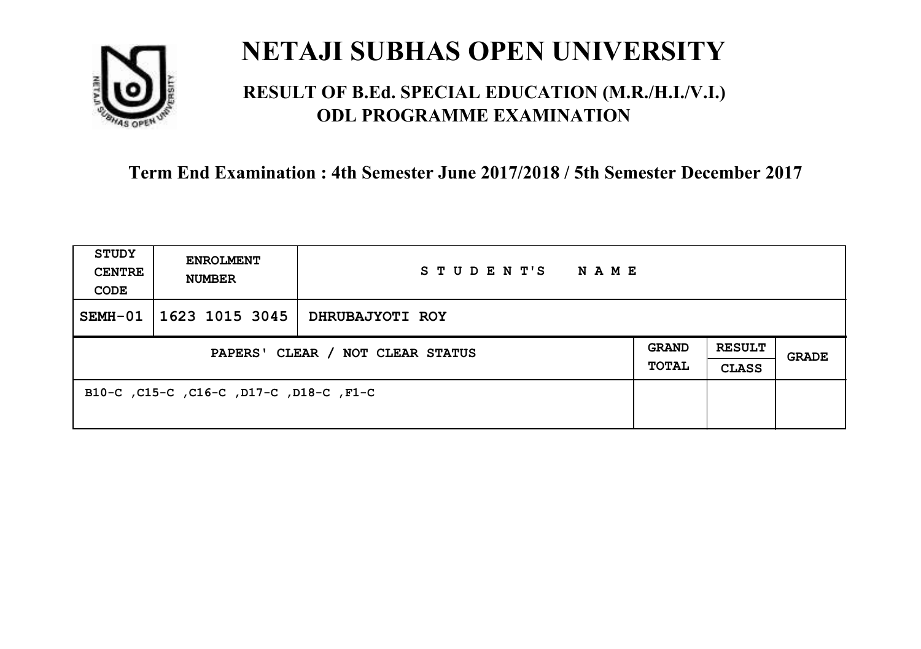# NETAJI SUBHAS OPEN UNIVERSITY

## RESULT OF B.Ed. SPECIAL EDUCATION (M.R./H.I./V.I.) ODL PROGRAMME EXAMINATION

### Term End Examination : 4th Semester June 2017/2018 / 5th Semester December 2017

| STUDY CENTRE CODE | ENROLMENT NUMBER | STUDENT'S NAME | | | |
|---|---|---|---|---|---|
| SEMH-01 | 1623 1015 3045 | DHRUBAJYOTI ROY | | | |
| PAPERS' CLEAR / NOT CLEAR STATUS | | | GRAND TOTAL | RESULT CLASS | GRADE |
| B10-C ,C15-C ,C16-C ,D17-C ,D18-C ,F1-C | | | | | |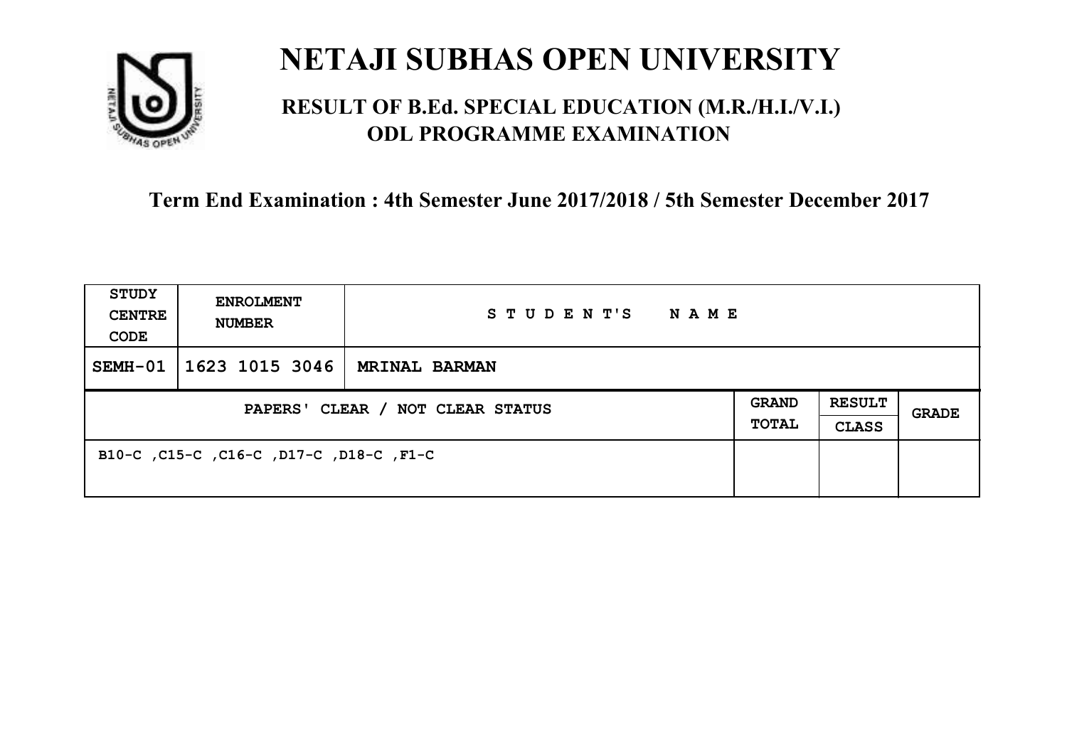# NETAJI SUBHAS OPEN UNIVERSITY

## RESULT OF B.Ed. SPECIAL EDUCATION (M.R./H.I./V.I.) ODL PROGRAMME EXAMINATION

### Term End Examination : 4th Semester June 2017/2018 / 5th Semester December 2017

| STUDY CENTRE CODE | ENROLMENT NUMBER | STUDENT'S NAME | | | |
|---|---|---|---|---|---|
| SEMH-01 | 1623 1015 3046 | MRINAL BARMAN | | | |
| PAPERS' CLEAR / NOT CLEAR STATUS | | | GRAND TOTAL | RESULT CLASS | GRADE |
| B10-C ,C15-C ,C16-C ,D17-C ,D18-C ,F1-C | | | | | |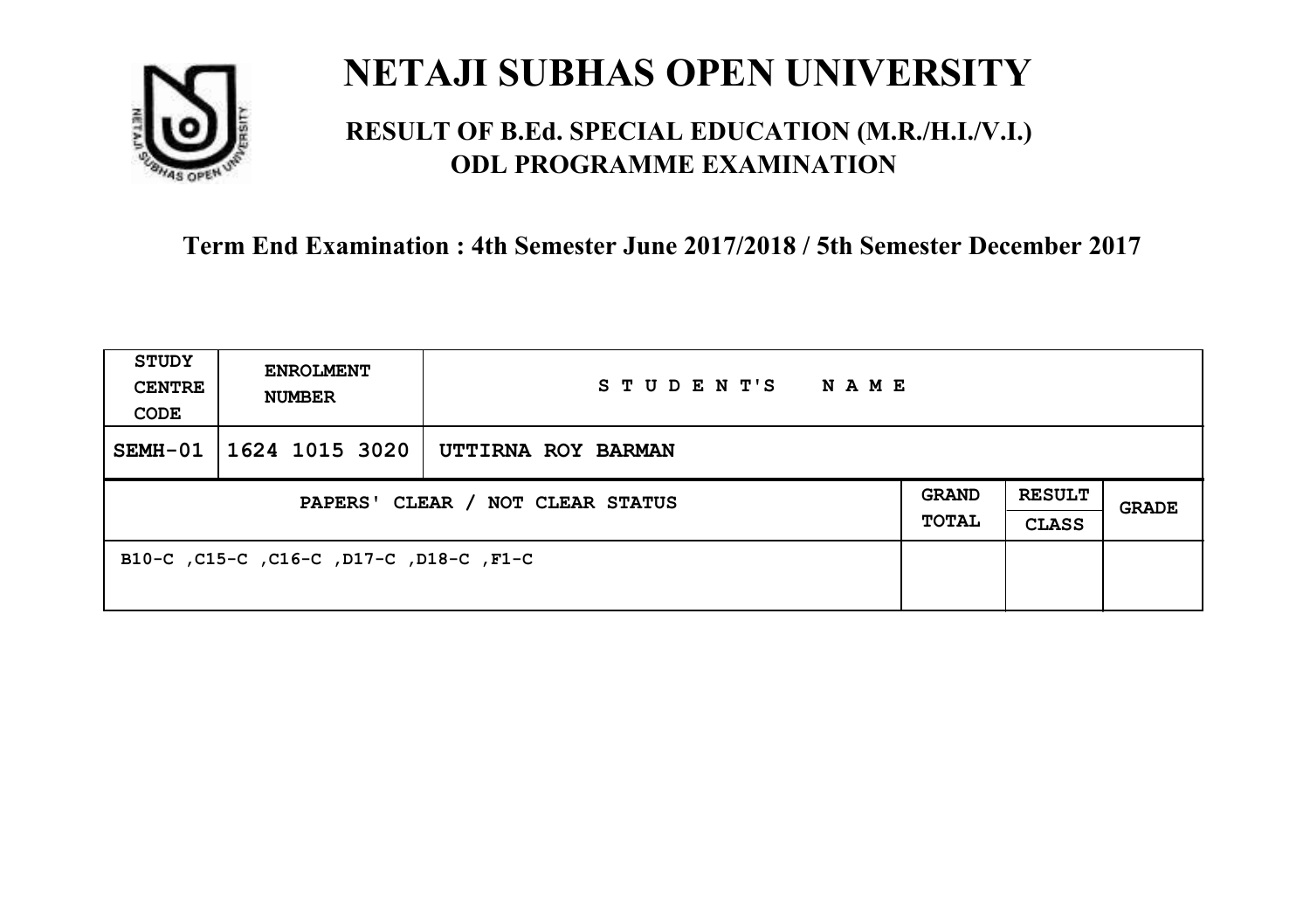# NETAJI SUBHAS OPEN UNIVERSITY

## RESULT OF B.Ed. SPECIAL EDUCATION (M.R./H.I./V.I.) ODL PROGRAMME EXAMINATION

### Term End Examination : 4th Semester June 2017/2018 / 5th Semester December 2017

| STUDY CENTRE CODE | ENROLMENT NUMBER | STUDENT'S NAME | | | |
|---|---|---|---|---|---|
| SEMH-01 | 1624 1015 3020 | UTTIRNA ROY BARMAN | | | |
| PAPERS' CLEAR / NOT CLEAR STATUS | | | GRAND TOTAL | RESULT CLASS | GRADE |
| B10-C ,C15-C ,C16-C ,D17-C ,D18-C ,F1-C | | | | | |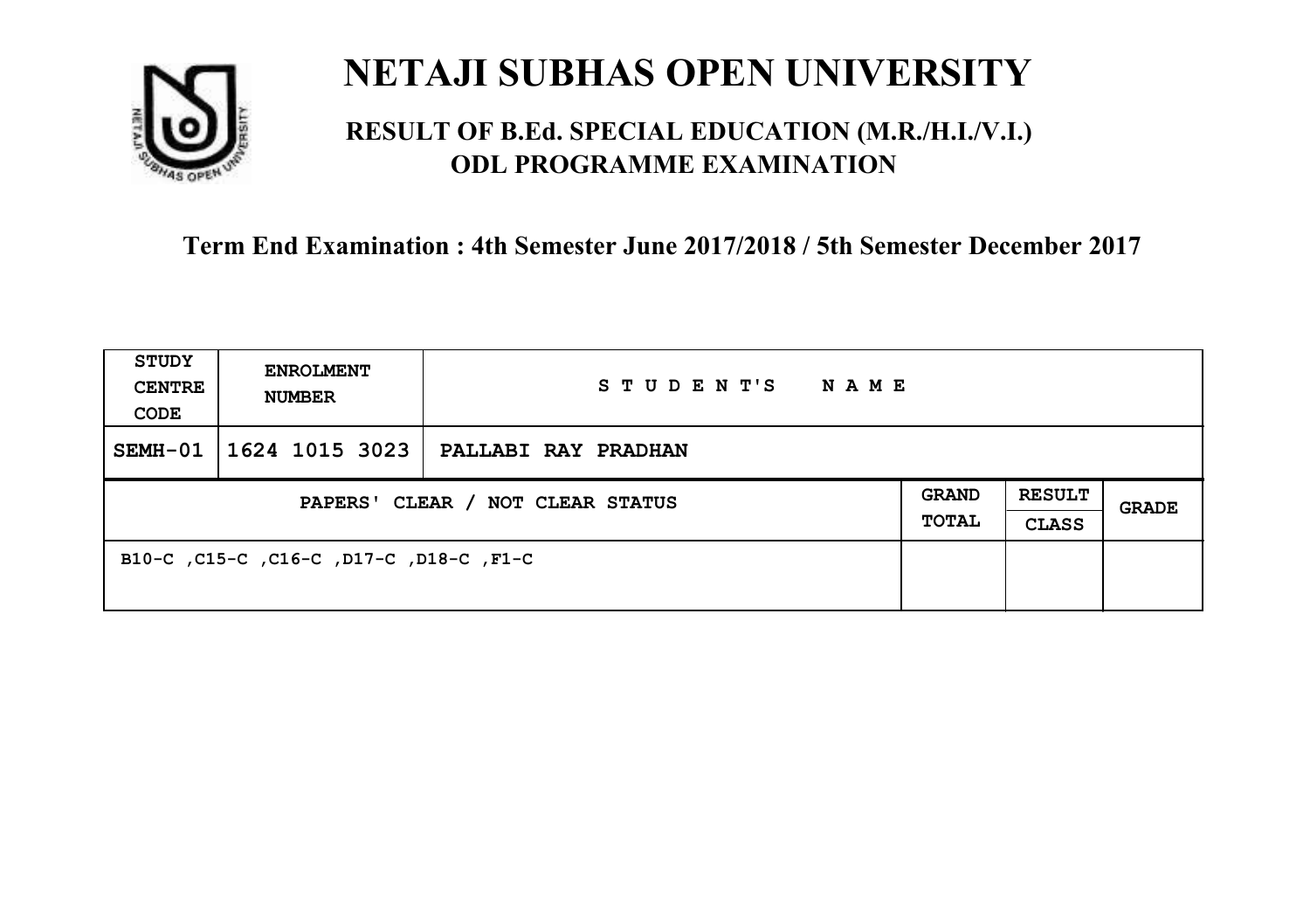# NETAJI SUBHAS OPEN UNIVERSITY

## RESULT OF B.Ed. SPECIAL EDUCATION (M.R./H.I./V.I.) ODL PROGRAMME EXAMINATION

### Term End Examination : 4th Semester June 2017/2018 / 5th Semester December 2017

| STUDY CENTRE CODE | ENROLMENT NUMBER | STUDENT'S NAME | | | |
|---|---|---|---|---|---|
| SEMH-01 | 1624 1015 3023 | PALLABI RAY PRADHAN | | | |
| PAPERS' CLEAR / NOT CLEAR STATUS | | | GRAND TOTAL | RESULT CLASS | GRADE |
| B10-C ,C15-C ,C16-C ,D17-C ,D18-C ,F1-C | | | | | |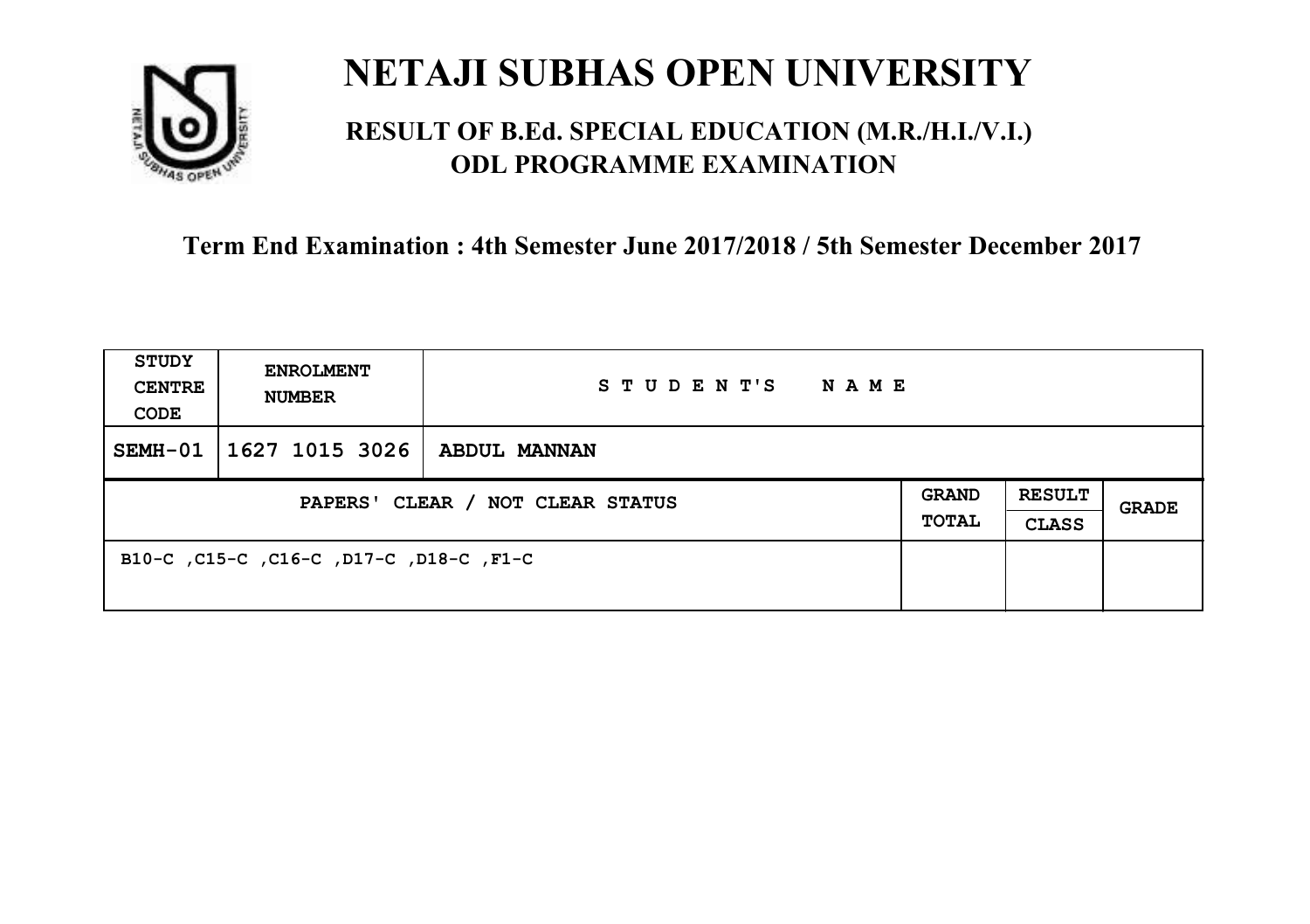# NETAJI SUBHAS OPEN UNIVERSITY

## RESULT OF B.Ed. SPECIAL EDUCATION (M.R./H.I./V.I.) ODL PROGRAMME EXAMINATION

### Term End Examination : 4th Semester June 2017/2018 / 5th Semester December 2017

| STUDY CENTRE CODE | ENROLMENT NUMBER | S T U D E N T'S N A M E | | | |
|---|---|---|---|---|---|
| SEMH-01 | 1627 1015 3026 | ABDUL MANNAN | | | |
| PAPERS' CLEAR / NOT CLEAR STATUS | | | GRAND TOTAL | RESULT CLASS | GRADE |
| B10-C ,C15-C ,C16-C ,D17-C ,D18-C ,F1-C | | | | | |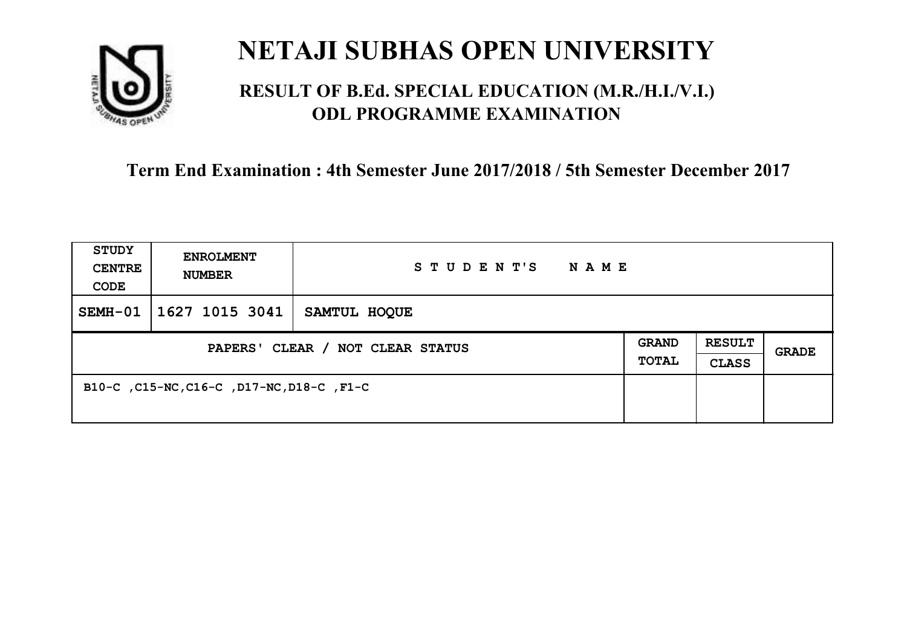# NETAJI SUBHAS OPEN UNIVERSITY

## RESULT OF B.Ed. SPECIAL EDUCATION (M.R./H.I./V.I.) ODL PROGRAMME EXAMINATION

**Term End Examination : 4th Semester June 2017/2018 / 5th Semester December 2017**

| STUDY CENTRE CODE | ENROLMENT NUMBER | STUDENT'S NAME | | | |
|---|---|---|---|---|---|
| SEMH-01 | 1627 1015 3041 | SAMTUL HOQUE | | | |
| PAPERS' CLEAR / NOT CLEAR STATUS | | | GRAND TOTAL | RESULT CLASS | GRADE |
| B10-C ,C15-NC,C16-C ,D17-NC,D18-C ,F1-C | | | | | |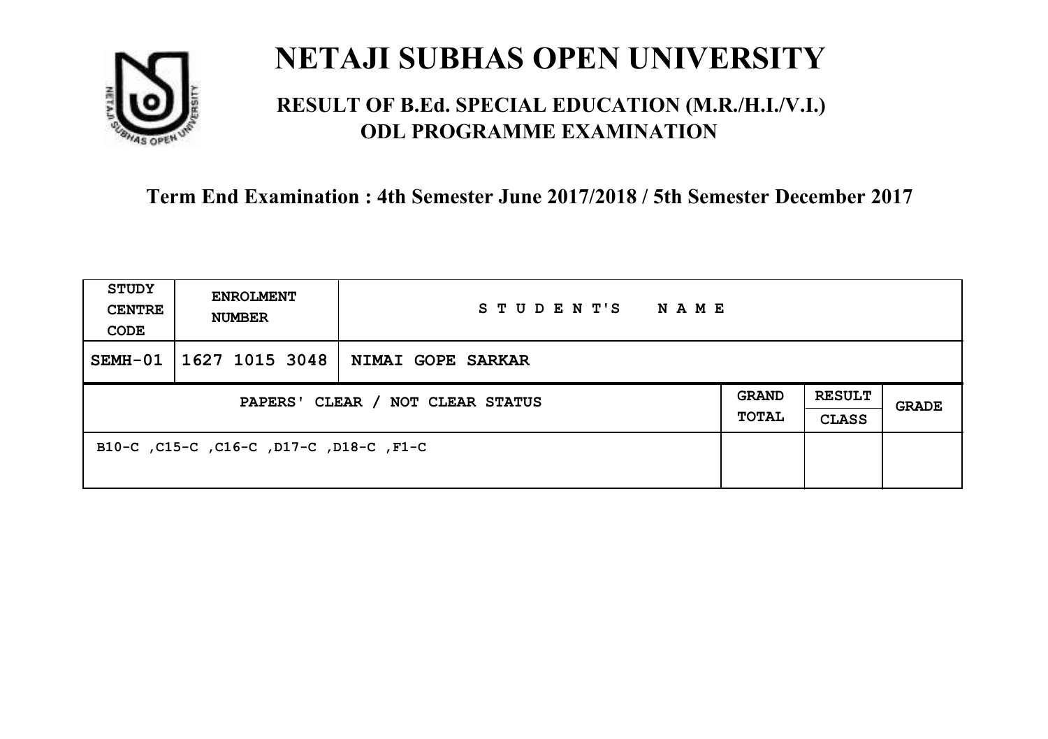# NETAJI SUBHAS OPEN UNIVERSITY

## RESULT OF B.Ed. SPECIAL EDUCATION (M.R./H.I./V.I.) ODL PROGRAMME EXAMINATION

**Term End Examination : 4th Semester June 2017/2018 / 5th Semester December 2017**

| STUDY CENTRE CODE | ENROLMENT NUMBER | STUDENT'S NAME | | | |
|---|---|---|---|---|---|
| SEMH-01 | 1627 1015 3048 | NIMAI GOPE SARKAR | | | |
| PAPERS' CLEAR / NOT CLEAR STATUS | | | GRAND TOTAL | RESULT CLASS | GRADE |
| B10-C ,C15-C ,C16-C ,D17-C ,D18-C ,F1-C | | | | | |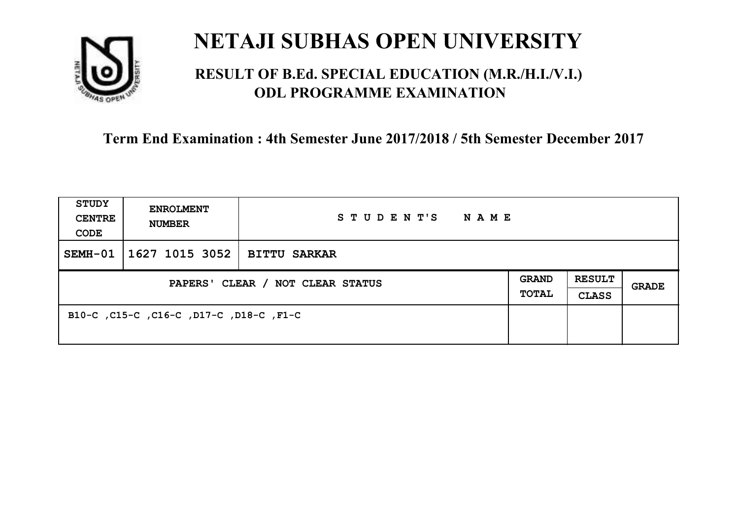# NETAJI SUBHAS OPEN UNIVERSITY

## RESULT OF B.Ed. SPECIAL EDUCATION (M.R./H.I./V.I.) ODL PROGRAMME EXAMINATION

### Term End Examination : 4th Semester June 2017/2018 / 5th Semester December 2017

| STUDY CENTRE CODE | ENROLMENT NUMBER | STUDENT'S NAME | | | |
|---|---|---|---|---|---|
| SEMH-01 | 1627 1015 3052 | BITTU SARKAR | | | |
| PAPERS' CLEAR / NOT CLEAR STATUS | | | GRAND TOTAL | RESULT CLASS | GRADE |
| B10-C ,C15-C ,C16-C ,D17-C ,D18-C ,F1-C | | | | | |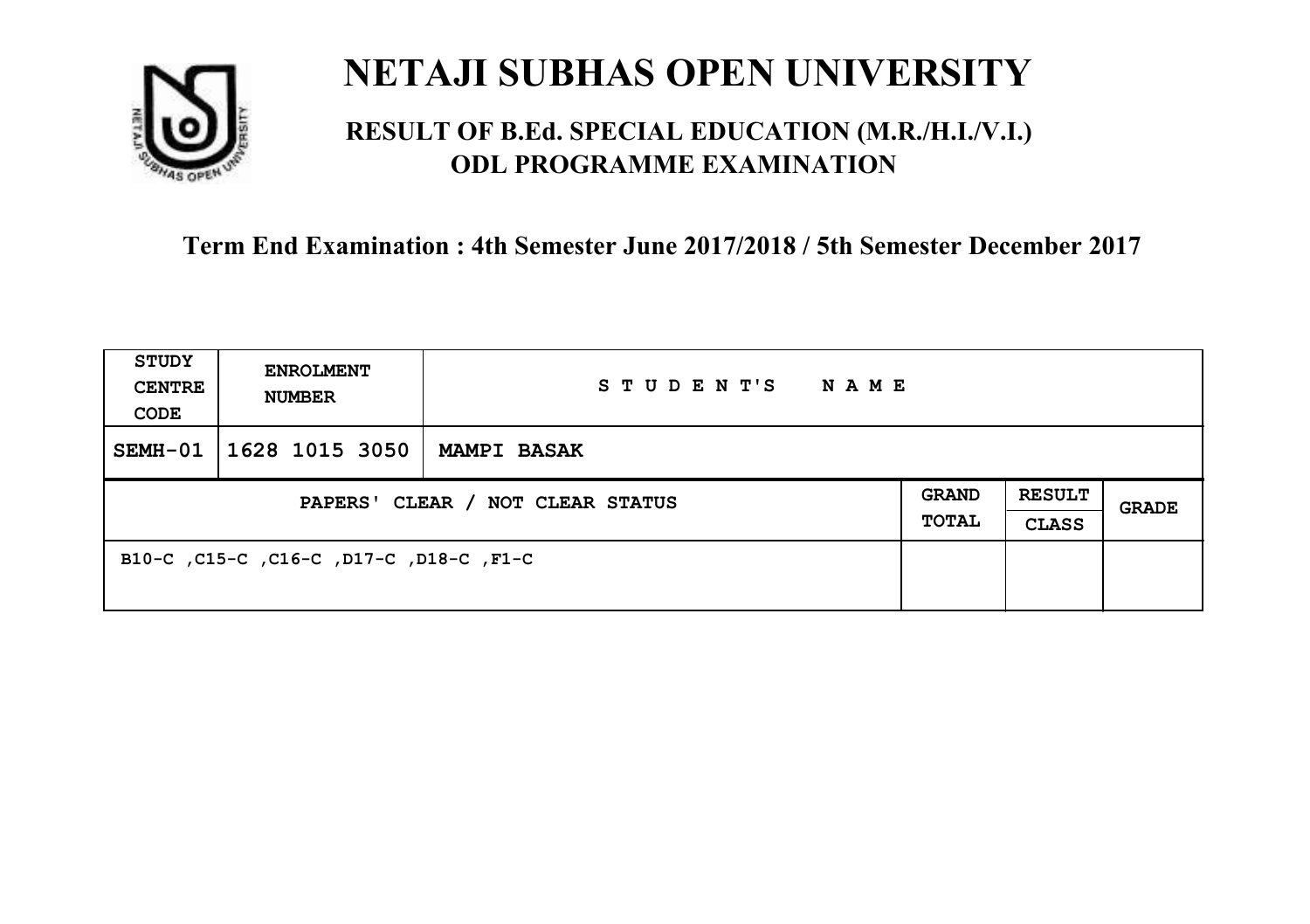# NETAJI SUBHAS OPEN UNIVERSITY

## RESULT OF B.Ed. SPECIAL EDUCATION (M.R./H.I./V.I.) ODL PROGRAMME EXAMINATION

### Term End Examination : 4th Semester June 2017/2018 / 5th Semester December 2017

| STUDY CENTRE CODE | ENROLMENT NUMBER | STUDENT'S NAME | | | |
|---|---|---|---|---|---|
| SEMH-01 | 1628 1015 3050 | MAMPI BASAK | | | |
| PAPERS' CLEAR / NOT CLEAR STATUS | | | GRAND TOTAL | RESULT CLASS | GRADE |
| B10-C ,C15-C ,C16-C ,D17-C ,D18-C ,F1-C | | | | | |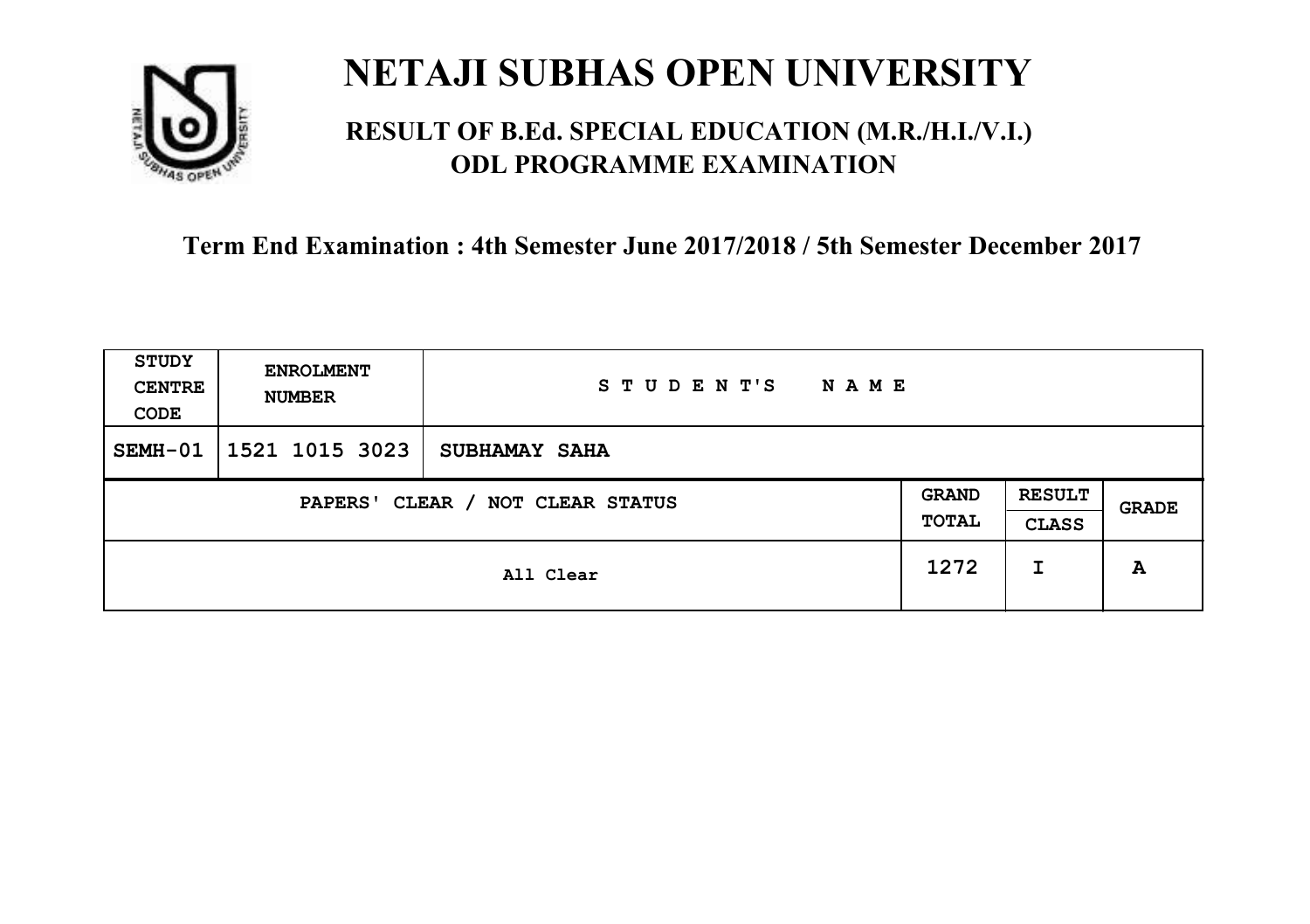# NETAJI SUBHAS OPEN UNIVERSITY

## RESULT OF B.Ed. SPECIAL EDUCATION (M.R./H.I./V.I.) ODL PROGRAMME EXAMINATION

### Term End Examination : 4th Semester June 2017/2018 / 5th Semester December 2017

| STUDY CENTRE CODE | ENROLMENT NUMBER | STUDENT'S NAME | | | |
|---|---|---|---|---|---|
| SEMH-01 | 1521 1015 3023 | SUBHAMAY SAHA | | | |
| PAPERS' CLEAR / NOT CLEAR STATUS | | | GRAND TOTAL | RESULT CLASS | GRADE |
| All Clear | | | 1272 | I | A |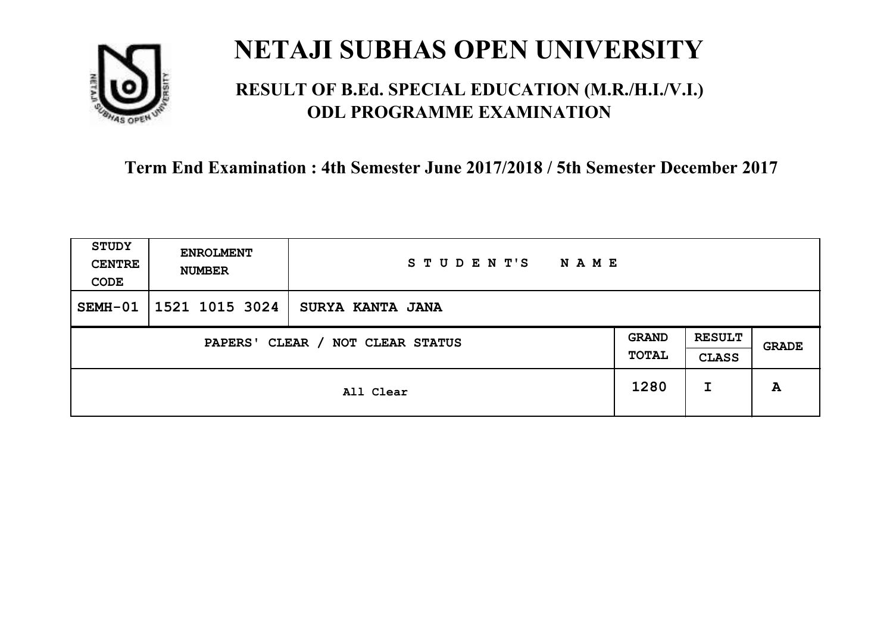# NETAJI SUBHAS OPEN UNIVERSITY

## RESULT OF B.Ed. SPECIAL EDUCATION (M.R./H.I./V.I.) ODL PROGRAMME EXAMINATION

### Term End Examination : 4th Semester June 2017/2018 / 5th Semester December 2017

| STUDY CENTRE CODE | ENROLMENT NUMBER | STUDENT'S NAME | | | |
|---|---|---|---|---|---|
| SEMH-01 | 1521 1015 3024 | SURYA KANTA JANA | | | |
| PAPERS' CLEAR / NOT CLEAR STATUS | | | GRAND TOTAL | RESULT CLASS | GRADE |
| All Clear | | | 1280 | I | A |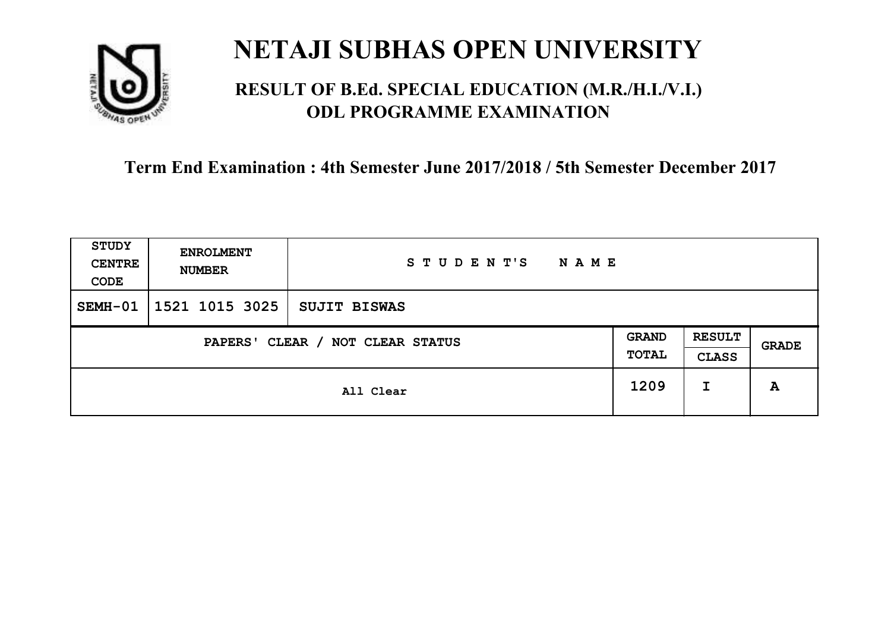# NETAJI SUBHAS OPEN UNIVERSITY

## RESULT OF B.Ed. SPECIAL EDUCATION (M.R./H.I./V.I.) ODL PROGRAMME EXAMINATION

### Term End Examination : 4th Semester June 2017/2018 / 5th Semester December 2017

| STUDY CENTRE CODE | ENROLMENT NUMBER | STUDENT'S NAME | | | |
|---|---|---|---|---|---|
| SEMH-01 | 1521 1015 3025 | SUJIT BISWAS | | | |
| PAPERS' CLEAR / NOT CLEAR STATUS | | | GRAND TOTAL | RESULT CLASS | GRADE |
| All Clear | | | 1209 | I | A |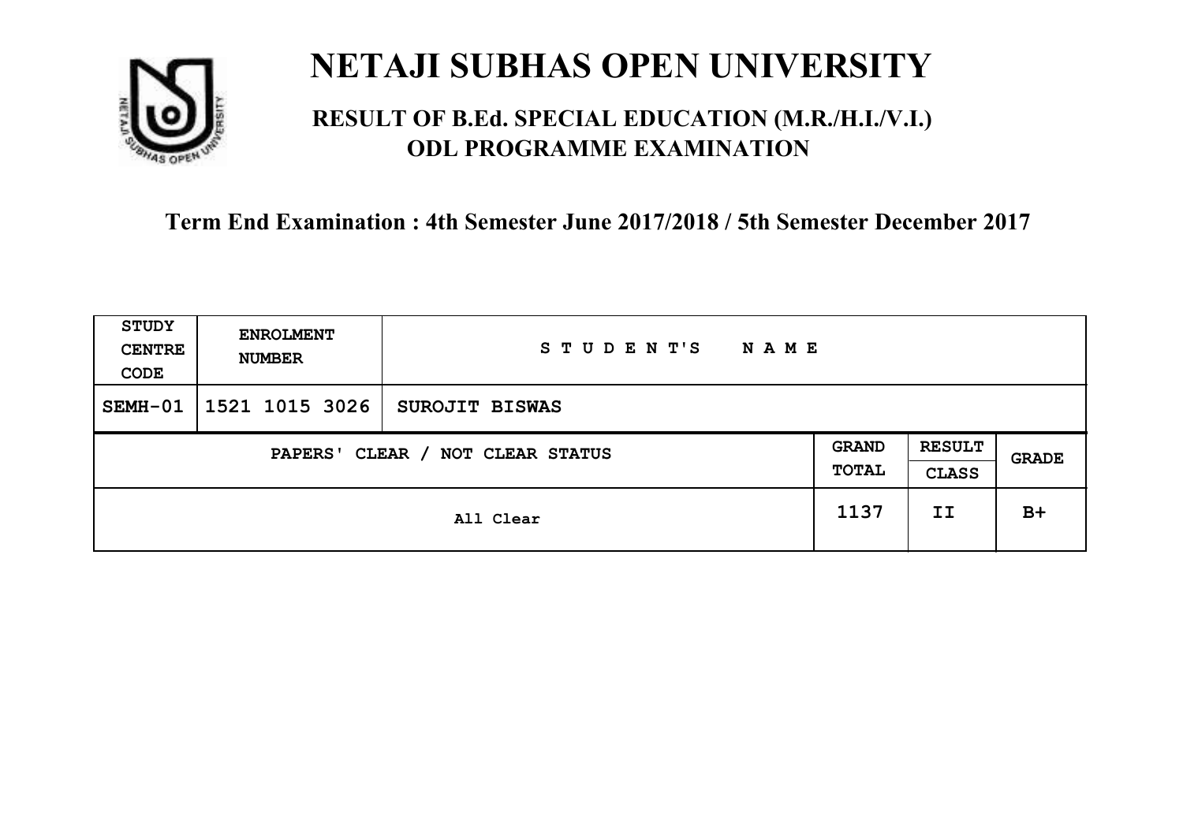# NETAJI SUBHAS OPEN UNIVERSITY

## RESULT OF B.Ed. SPECIAL EDUCATION (M.R./H.I./V.I.) ODL PROGRAMME EXAMINATION

### Term End Examination : 4th Semester June 2017/2018 / 5th Semester December 2017

| STUDY CENTRE CODE | ENROLMENT NUMBER | STUDENT'S NAME | | | |
|---|---|---|---|---|---|
| SEMH-01 | 1521 1015 3026 | SUROJIT BISWAS | | | |
| PAPERS' CLEAR / NOT CLEAR STATUS | | | GRAND TOTAL | RESULT CLASS | GRADE |
| All Clear | | | 1137 | II | B+ |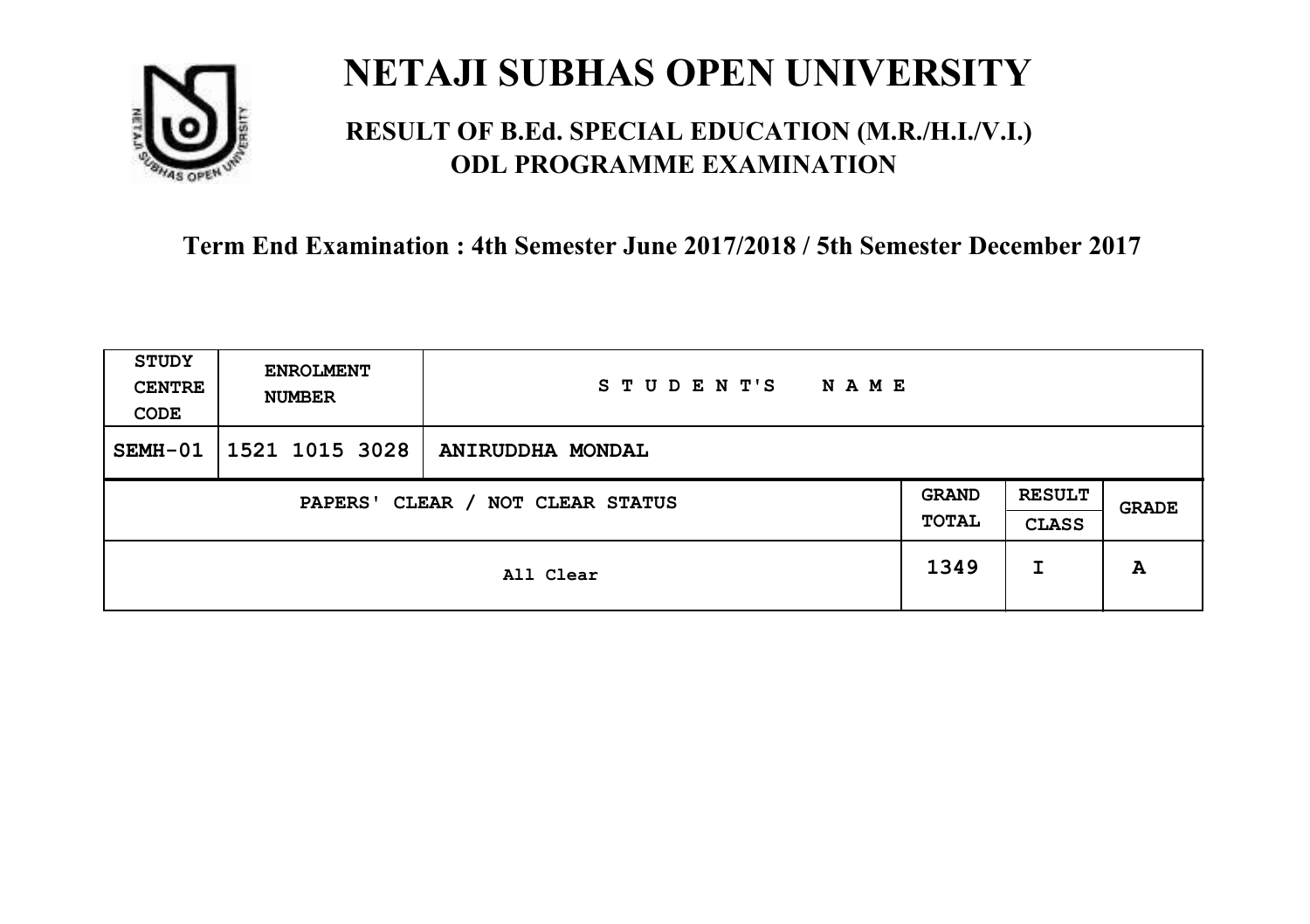# NETAJI SUBHAS OPEN UNIVERSITY

## RESULT OF B.Ed. SPECIAL EDUCATION (M.R./H.I./V.I.) ODL PROGRAMME EXAMINATION

### Term End Examination : 4th Semester June 2017/2018 / 5th Semester December 2017

| STUDY CENTRE CODE | ENROLMENT NUMBER | STUDENT'S NAME | | | |
|---|---|---|---|---|---|
| SEMH-01 | 1521 1015 3028 | ANIRUDDHA MONDAL | | | |
| PAPERS' CLEAR / NOT CLEAR STATUS | | | GRAND TOTAL | RESULT CLASS | GRADE |
| All Clear | | | 1349 | I | A |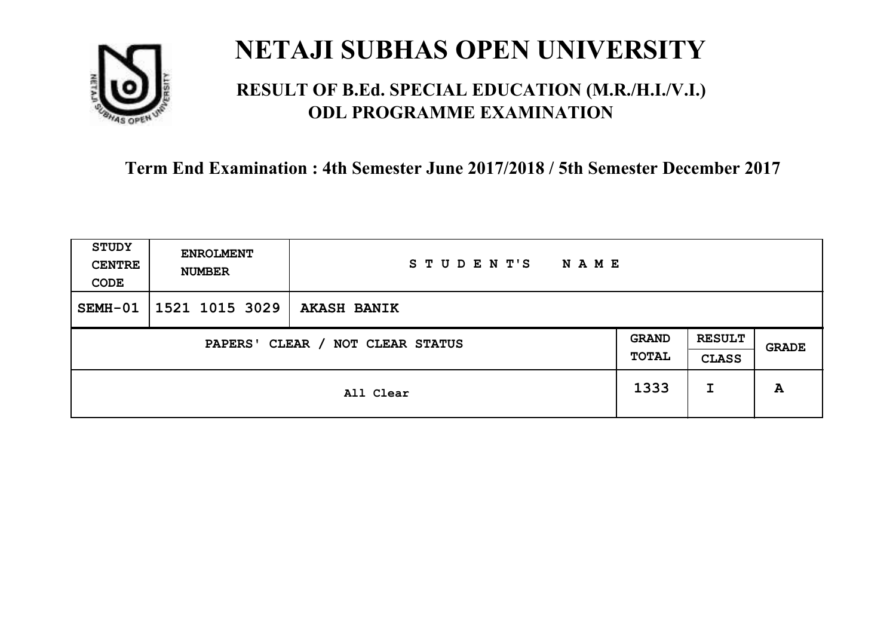# NETAJI SUBHAS OPEN UNIVERSITY

## RESULT OF B.Ed. SPECIAL EDUCATION (M.R./H.I./V.I.) ODL PROGRAMME EXAMINATION

### Term End Examination : 4th Semester June 2017/2018 / 5th Semester December 2017

| STUDY CENTRE CODE | ENROLMENT NUMBER | STUDENT'S NAME | | | |
|---|---|---|---|---|---|
| SEMH-01 | 1521 1015 3029 | AKASH BANIK | | | |
| PAPERS' CLEAR / NOT CLEAR STATUS | | | GRAND TOTAL | RESULT CLASS | GRADE |
| All Clear | | | 1333 | I | A |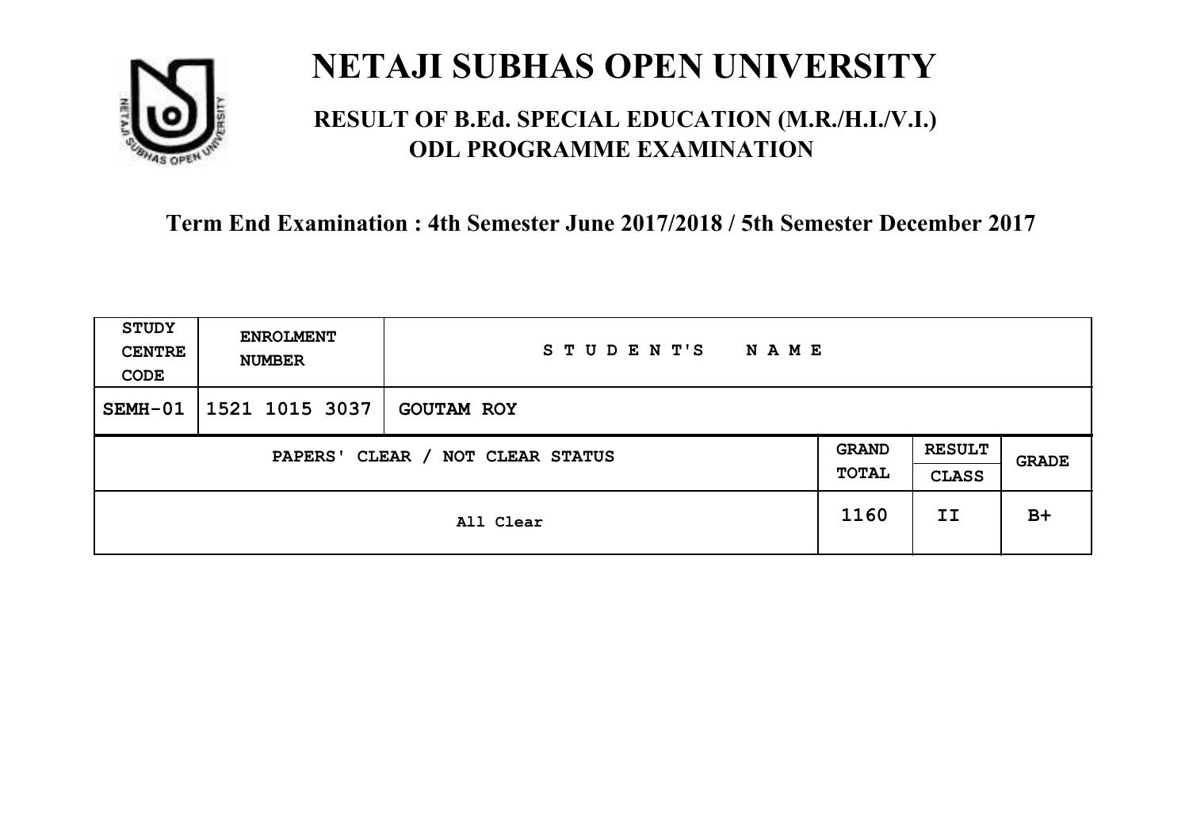# NETAJI SUBHAS OPEN UNIVERSITY

## RESULT OF B.Ed. SPECIAL EDUCATION (M.R./H.I./V.I.) ODL PROGRAMME EXAMINATION

### Term End Examination : 4th Semester June 2017/2018 / 5th Semester December 2017

| STUDY CENTRE CODE | ENROLMENT NUMBER | STUDENT'S NAME | | | |
|---|---|---|---|---|---|
| SEMH-01 | 1521 1015 3037 | GOUTAM ROY | | | |
| PAPERS' CLEAR / NOT CLEAR STATUS | | | GRAND TOTAL | RESULT CLASS | GRADE |
| All Clear | | | 1160 | II | B+ |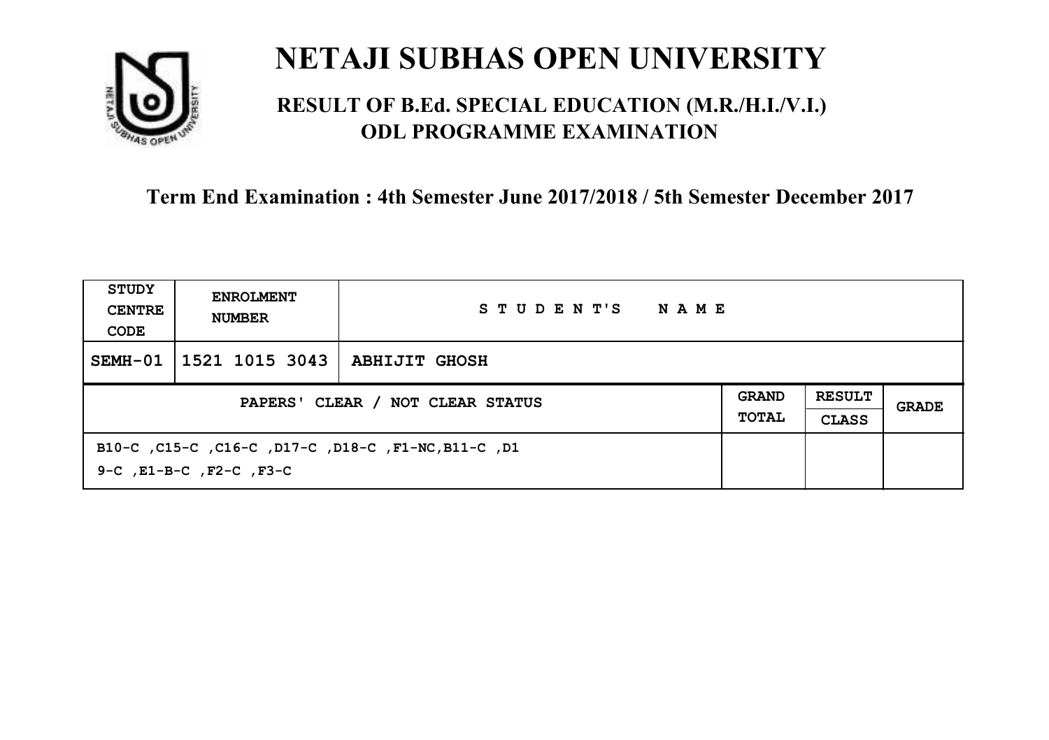# NETAJI SUBHAS OPEN UNIVERSITY

## RESULT OF B.Ed. SPECIAL EDUCATION (M.R./H.I./V.I.) ODL PROGRAMME EXAMINATION

### Term End Examination : 4th Semester June 2017/2018 / 5th Semester December 2017

| STUDY CENTRE CODE | ENROLMENT NUMBER | STUDENT'S NAME | | | |
|---|---|---|---|---|---|
| SEMH-01 | 1521 1015 3043 | ABHIJIT GHOSH | | | |
| PAPERS' CLEAR / NOT CLEAR STATUS | | | GRAND TOTAL | RESULT CLASS | GRADE |
| B10-C ,C15-C ,C16-C ,D17-C ,D18-C ,F1-NC,B11-C ,D19-C ,E1-B-C ,F2-C ,F3-C | | | | | |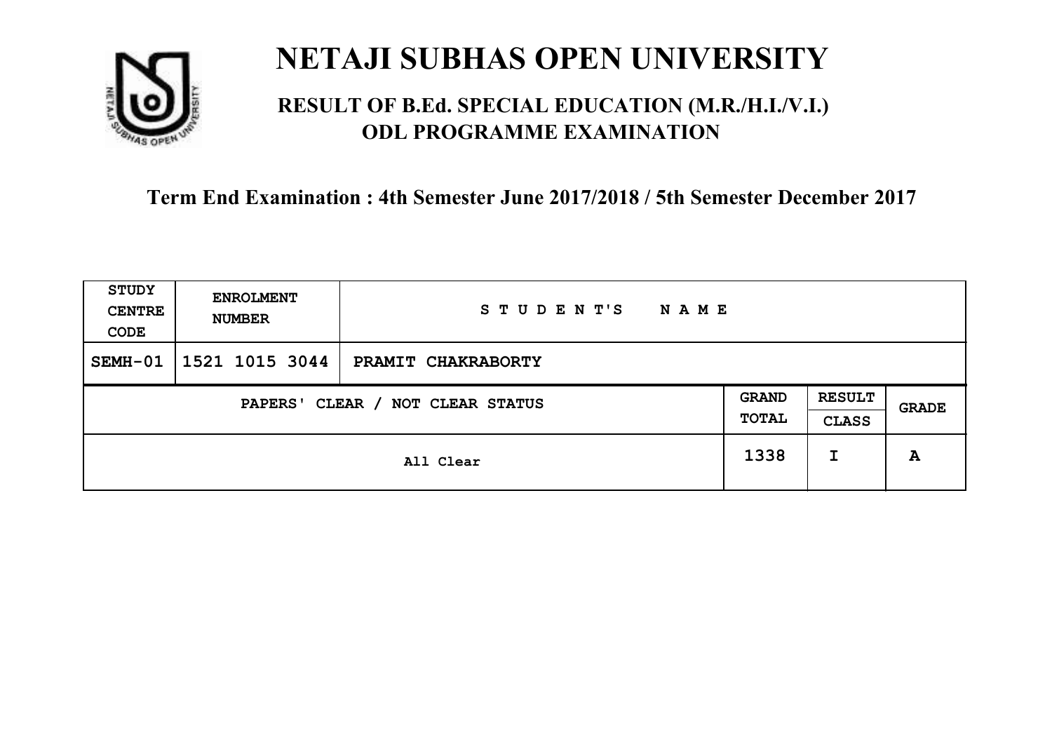# NETAJI SUBHAS OPEN UNIVERSITY

## RESULT OF B.Ed. SPECIAL EDUCATION (M.R./H.I./V.I.) ODL PROGRAMME EXAMINATION

### Term End Examination : 4th Semester June 2017/2018 / 5th Semester December 2017

| STUDY CENTRE CODE | ENROLMENT NUMBER | STUDENT'S NAME | | | |
|---|---|---|---|---|---|
| SEMH-01 | 1521 1015 3044 | PRAMIT CHAKRABORTY | | | |
| PAPERS' CLEAR / NOT CLEAR STATUS | | | GRAND TOTAL | RESULT CLASS | GRADE |
| All Clear | | | 1338 | I | A |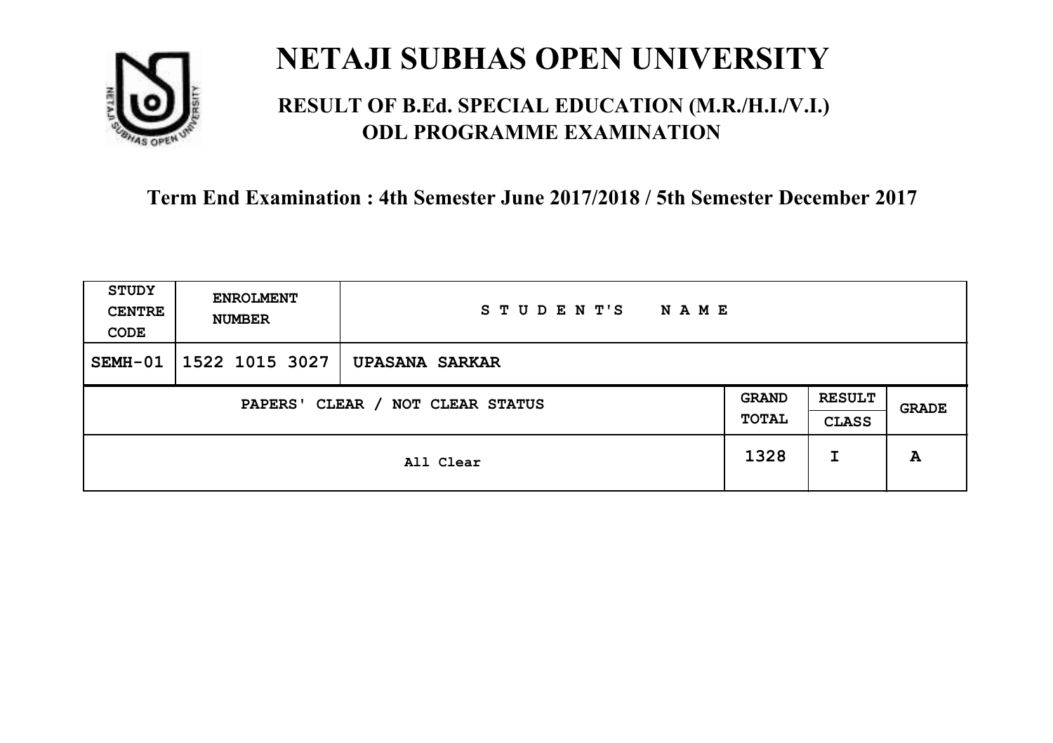# NETAJI SUBHAS OPEN UNIVERSITY

## RESULT OF B.Ed. SPECIAL EDUCATION (M.R./H.I./V.I.) ODL PROGRAMME EXAMINATION

**Term End Examination : 4th Semester June 2017/2018 / 5th Semester December 2017**

| STUDY CENTRE CODE | ENROLMENT NUMBER | STUDENT'S NAME | | | |
|---|---|---|---|---|---|
| SEMH-01 | 1522 1015 3027 | UPASANA SARKAR | | | |
| PAPERS' CLEAR / NOT CLEAR STATUS | | | GRAND TOTAL | RESULT CLASS | GRADE |
| All Clear | | | 1328 | I | A |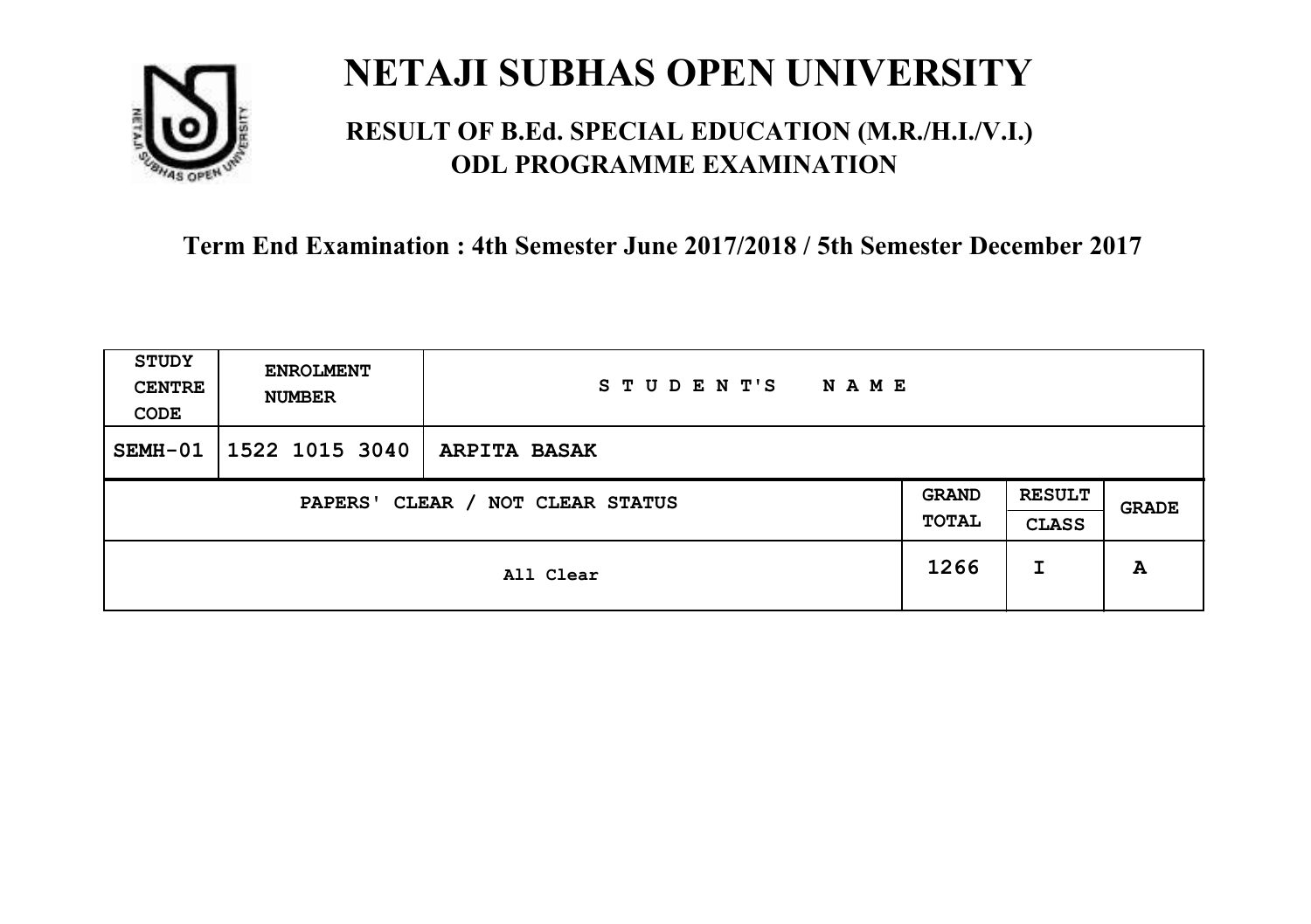# NETAJI SUBHAS OPEN UNIVERSITY

## RESULT OF B.Ed. SPECIAL EDUCATION (M.R./H.I./V.I.) ODL PROGRAMME EXAMINATION

### Term End Examination : 4th Semester June 2017/2018 / 5th Semester December 2017

| STUDY CENTRE CODE | ENROLMENT NUMBER | STUDENT'S NAME | | | |
|---|---|---|---|---|---|
| SEMH-01 | 1522 1015 3040 | ARPITA BASAK | | | |
| PAPERS' CLEAR / NOT CLEAR STATUS | | | GRAND TOTAL | RESULT CLASS | GRADE |
| All Clear | | | 1266 | I | A |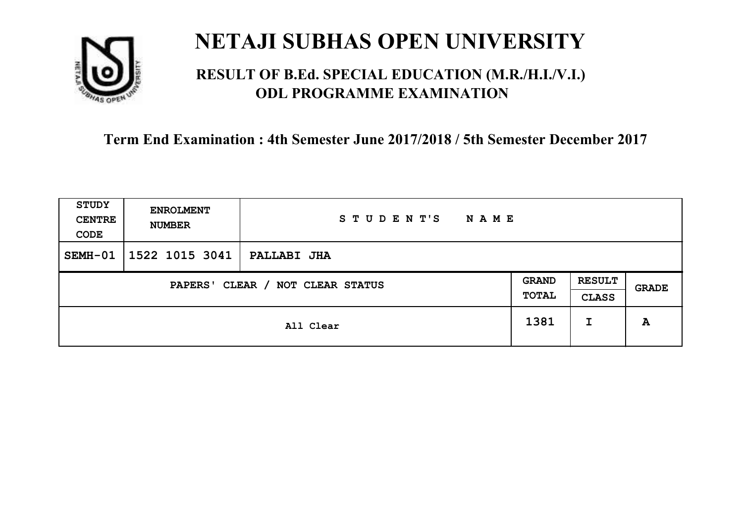# NETAJI SUBHAS OPEN UNIVERSITY

## RESULT OF B.Ed. SPECIAL EDUCATION (M.R./H.I./V.I.) ODL PROGRAMME EXAMINATION

### Term End Examination : 4th Semester June 2017/2018 / 5th Semester December 2017

| STUDY CENTRE CODE | ENROLMENT NUMBER | STUDENT'S NAME | | | |
|---|---|---|---|---|---|
| SEMH-01 | 1522 1015 3041 | PALLABI JHA | | | |
| PAPERS' CLEAR / NOT CLEAR STATUS | | | GRAND TOTAL | RESULT CLASS | GRADE |
| All Clear | | | 1381 | I | A |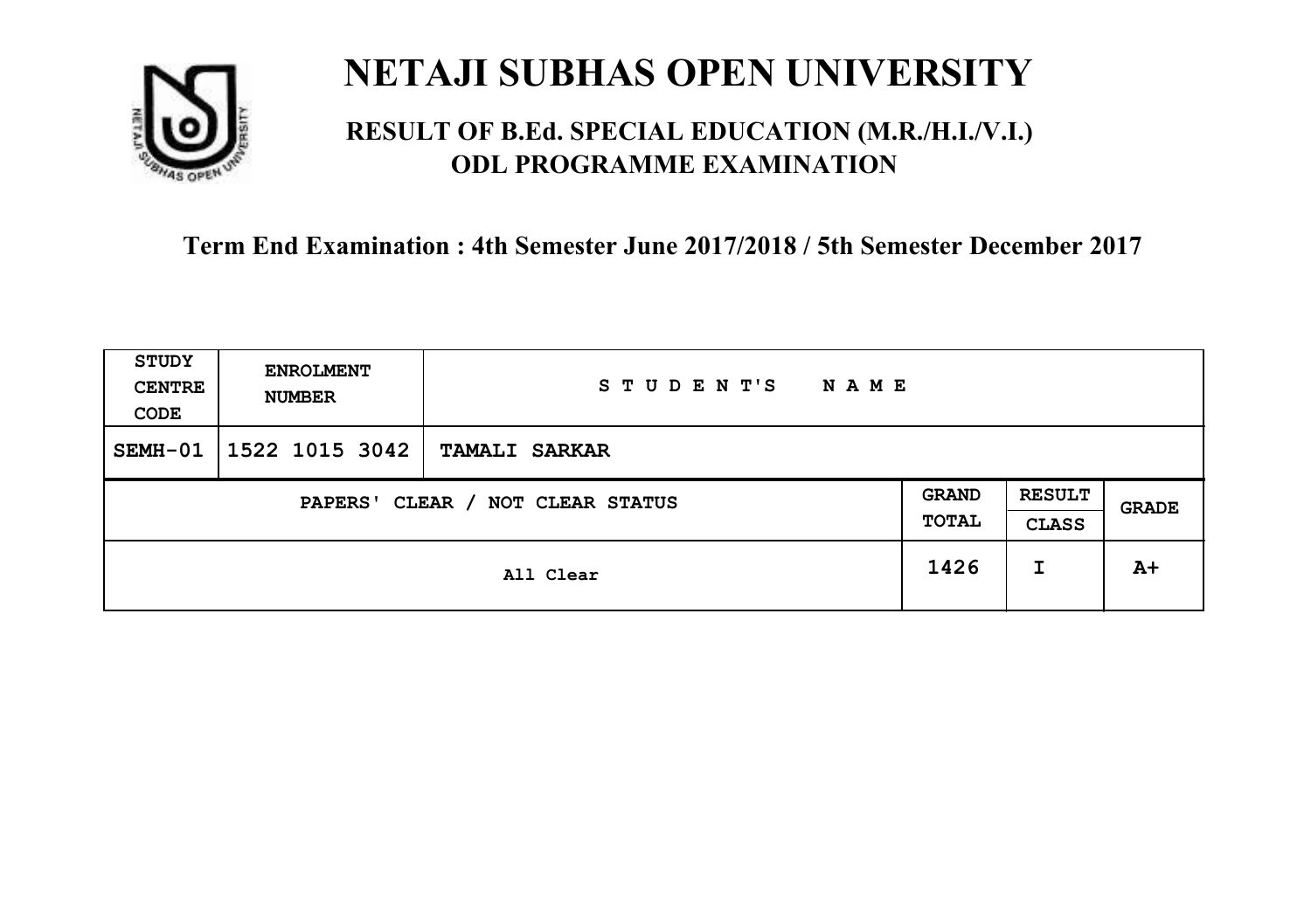# NETAJI SUBHAS OPEN UNIVERSITY

## RESULT OF B.Ed. SPECIAL EDUCATION (M.R./H.I./V.I.) ODL PROGRAMME EXAMINATION

### Term End Examination : 4th Semester June 2017/2018 / 5th Semester December 2017

| STUDY CENTRE CODE | ENROLMENT NUMBER | STUDENT'S NAME | | | |
|---|---|---|---|---|---|
| SEMH-01 | 1522 1015 3042 | TAMALI SARKAR | | | |
| PAPERS' CLEAR / NOT CLEAR STATUS | | | GRAND TOTAL | RESULT CLASS | GRADE |
| All Clear | | | 1426 | I | A+ |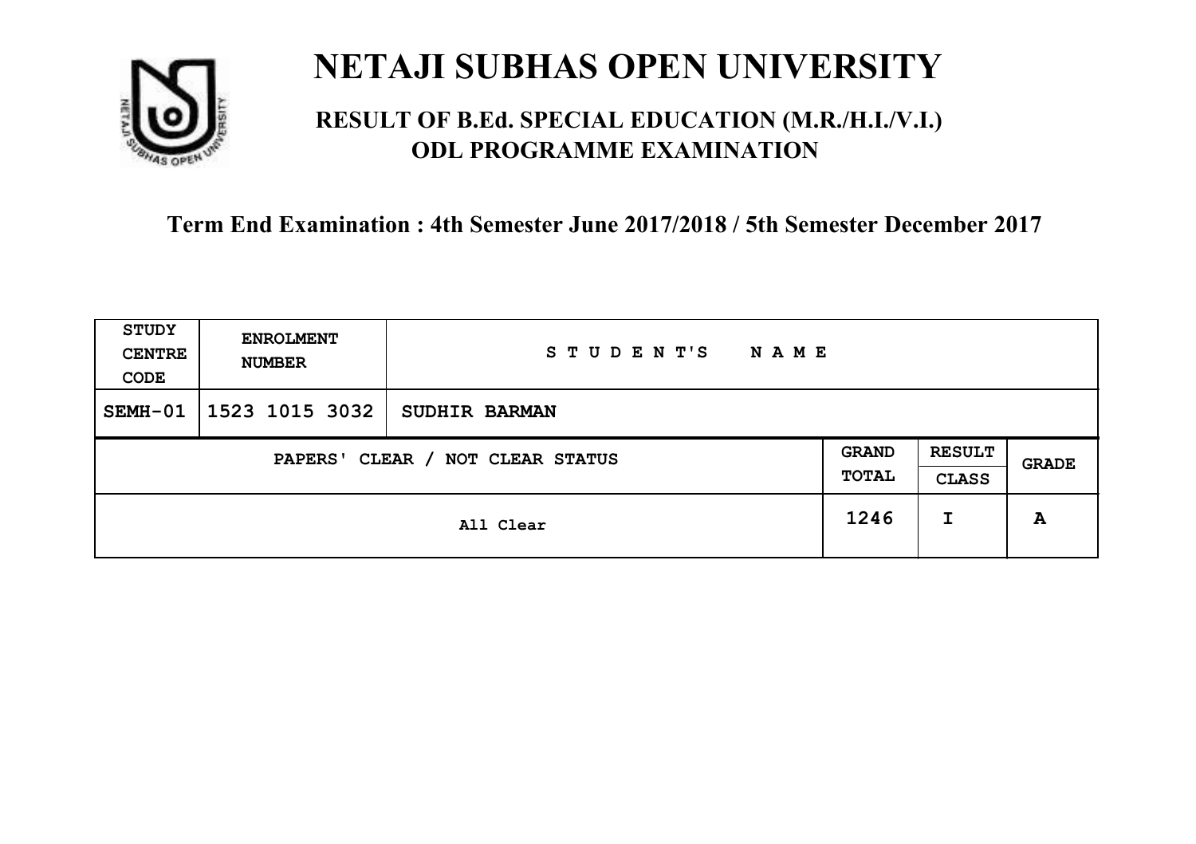# NETAJI SUBHAS OPEN UNIVERSITY

## RESULT OF B.Ed. SPECIAL EDUCATION (M.R./H.I./V.I.) ODL PROGRAMME EXAMINATION

### Term End Examination : 4th Semester June 2017/2018 / 5th Semester December 2017

| STUDY CENTRE CODE | ENROLMENT NUMBER | STUDENT'S NAME | | | |
|---|---|---|---|---|---|
| SEMH-01 | 1523 1015 3032 | SUDHIR BARMAN | | | |
| PAPERS' CLEAR / NOT CLEAR STATUS | | | GRAND TOTAL | RESULT CLASS | GRADE |
| All Clear | | | 1246 | I | A |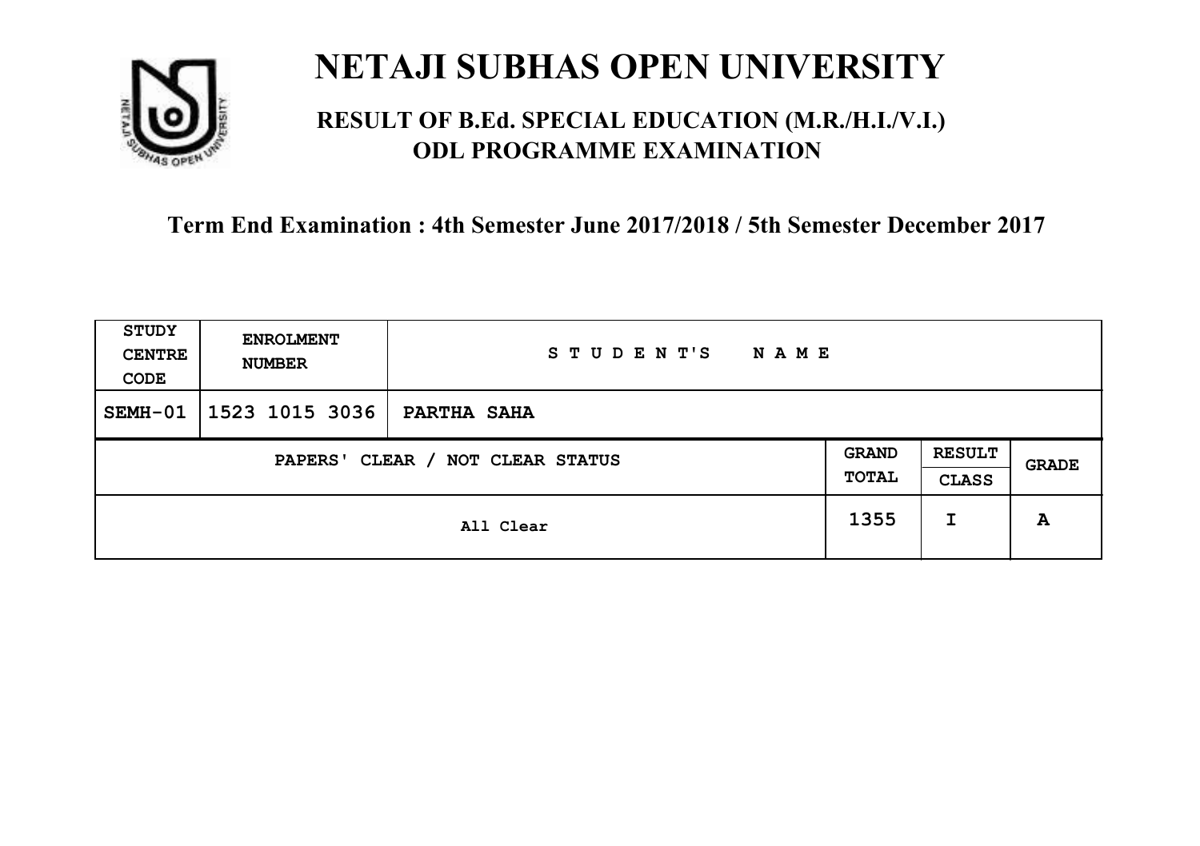# NETAJI SUBHAS OPEN UNIVERSITY

## RESULT OF B.Ed. SPECIAL EDUCATION (M.R./H.I./V.I.) ODL PROGRAMME EXAMINATION

### Term End Examination : 4th Semester June 2017/2018 / 5th Semester December 2017

| STUDY CENTRE CODE | ENROLMENT NUMBER | STUDENT'S NAME | | | |
|---|---|---|---|---|---|
| SEMH-01 | 1523 1015 3036 | PARTHA SAHA | | | |
| PAPERS' CLEAR / NOT CLEAR STATUS | | | GRAND TOTAL | RESULT CLASS | GRADE |
| All Clear | | | 1355 | I | A |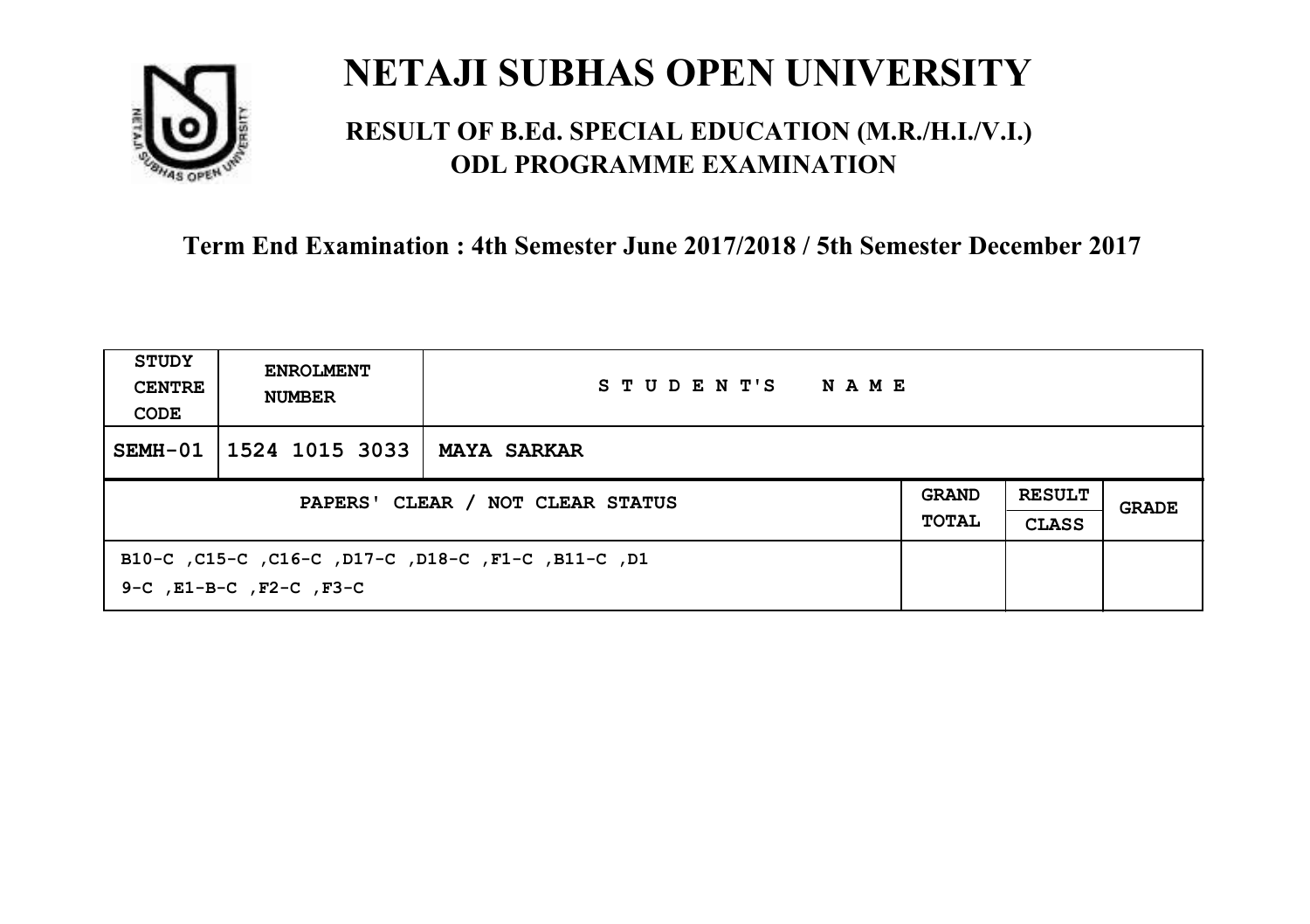# NETAJI SUBHAS OPEN UNIVERSITY

## RESULT OF B.Ed. SPECIAL EDUCATION (M.R./H.I./V.I.) ODL PROGRAMME EXAMINATION

**Term End Examination : 4th Semester June 2017/2018 / 5th Semester December 2017**

| STUDY CENTRE CODE | ENROLMENT NUMBER | STUDENT'S NAME | | | |
|---|---|---|---|---|---|
| SEMH-01 | 1524 1015 3033 | MAYA SARKAR | | | |
| PAPERS' CLEAR / NOT CLEAR STATUS | | | GRAND TOTAL | RESULT CLASS | GRADE |
| B10-C ,C15-C ,C16-C ,D17-C ,D18-C ,F1-C ,B11-C ,D19-C ,E1-B-C ,F2-C ,F3-C | | | | | |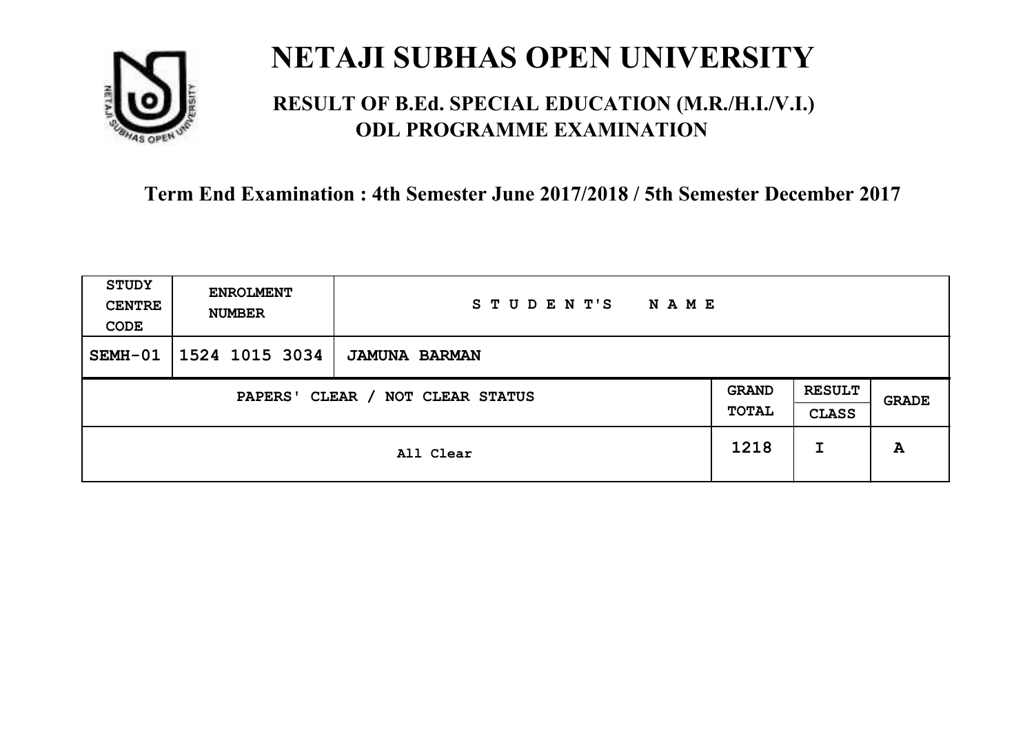# NETAJI SUBHAS OPEN UNIVERSITY

## RESULT OF B.Ed. SPECIAL EDUCATION (M.R./H.I./V.I.) ODL PROGRAMME EXAMINATION

### Term End Examination : 4th Semester June 2017/2018 / 5th Semester December 2017

| STUDY CENTRE CODE | ENROLMENT NUMBER | STUDENT'S NAME | | | |
|---|---|---|---|---|---|
| SEMH-01 | 1524 1015 3034 | **JAMUNA BARMAN** | | | |
| PAPERS' CLEAR / NOT CLEAR STATUS | | | GRAND TOTAL | RESULT CLASS | GRADE |
| All Clear | | | 1218 | I | A |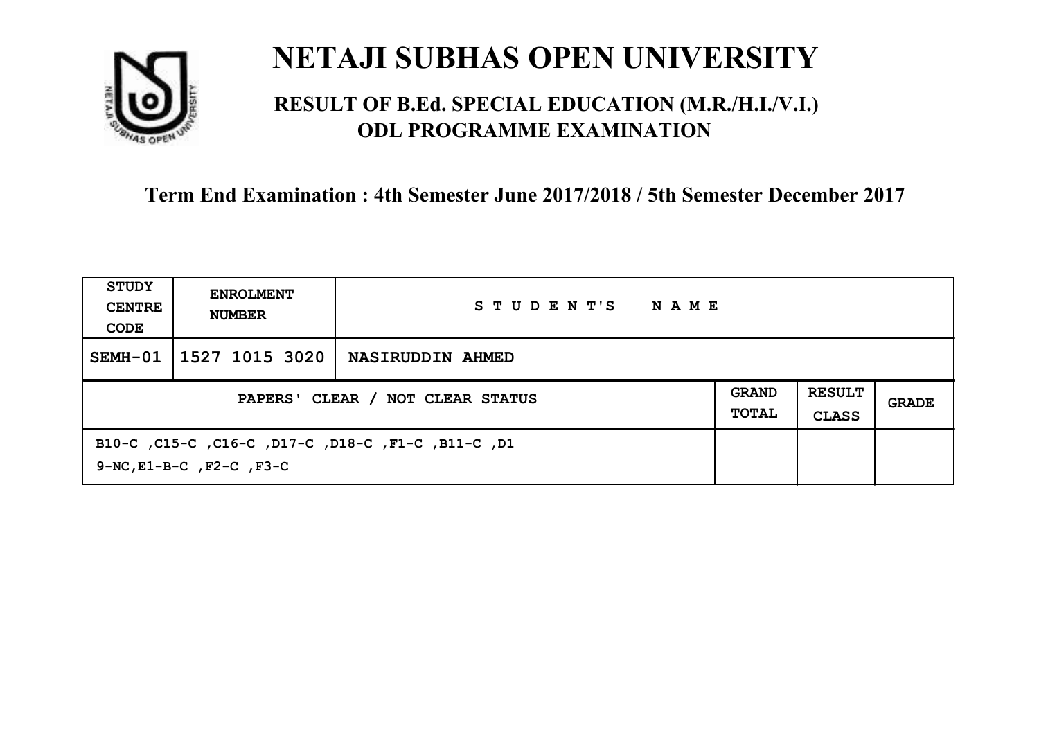# NETAJI SUBHAS OPEN UNIVERSITY

## RESULT OF B.Ed. SPECIAL EDUCATION (M.R./H.I./V.I.) ODL PROGRAMME EXAMINATION

### Term End Examination : 4th Semester June 2017/2018 / 5th Semester December 2017

| STUDY CENTRE CODE | ENROLMENT NUMBER | STUDENT'S NAME | | | |
|---|---|---|---|---|---|
| SEMH-01 | 1527 1015 3020 | NASIRUDDIN AHMED | | | |
| PAPERS' CLEAR / NOT CLEAR STATUS | | | GRAND TOTAL | RESULT CLASS | GRADE |
| B10-C ,C15-C ,C16-C ,D17-C ,D18-C ,F1-C ,B11-C ,D1 9-NC,E1-B-C ,F2-C ,F3-C | | | | | |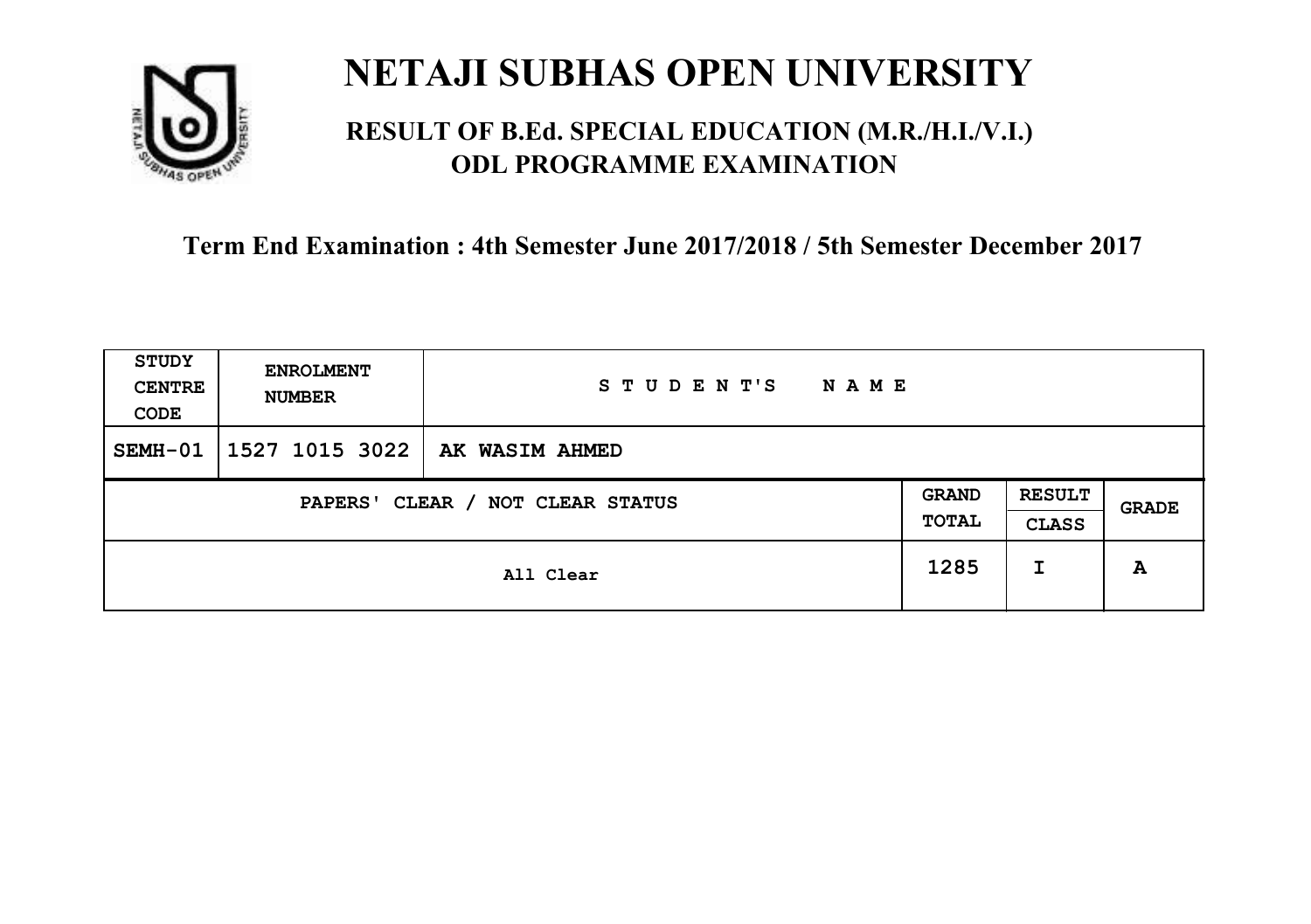# NETAJI SUBHAS OPEN UNIVERSITY

## RESULT OF B.Ed. SPECIAL EDUCATION (M.R./H.I./V.I.) ODL PROGRAMME EXAMINATION

### Term End Examination : 4th Semester June 2017/2018 / 5th Semester December 2017

| STUDY CENTRE CODE | ENROLMENT NUMBER | STUDENT'S NAME | | | |
|---|---|---|---|---|---|
| SEMH-01 | 1527 1015 3022 | AK WASIM AHMED | | | |
| PAPERS' CLEAR / NOT CLEAR STATUS | | | GRAND TOTAL | RESULT CLASS | GRADE |
| All Clear | | | 1285 | I | A |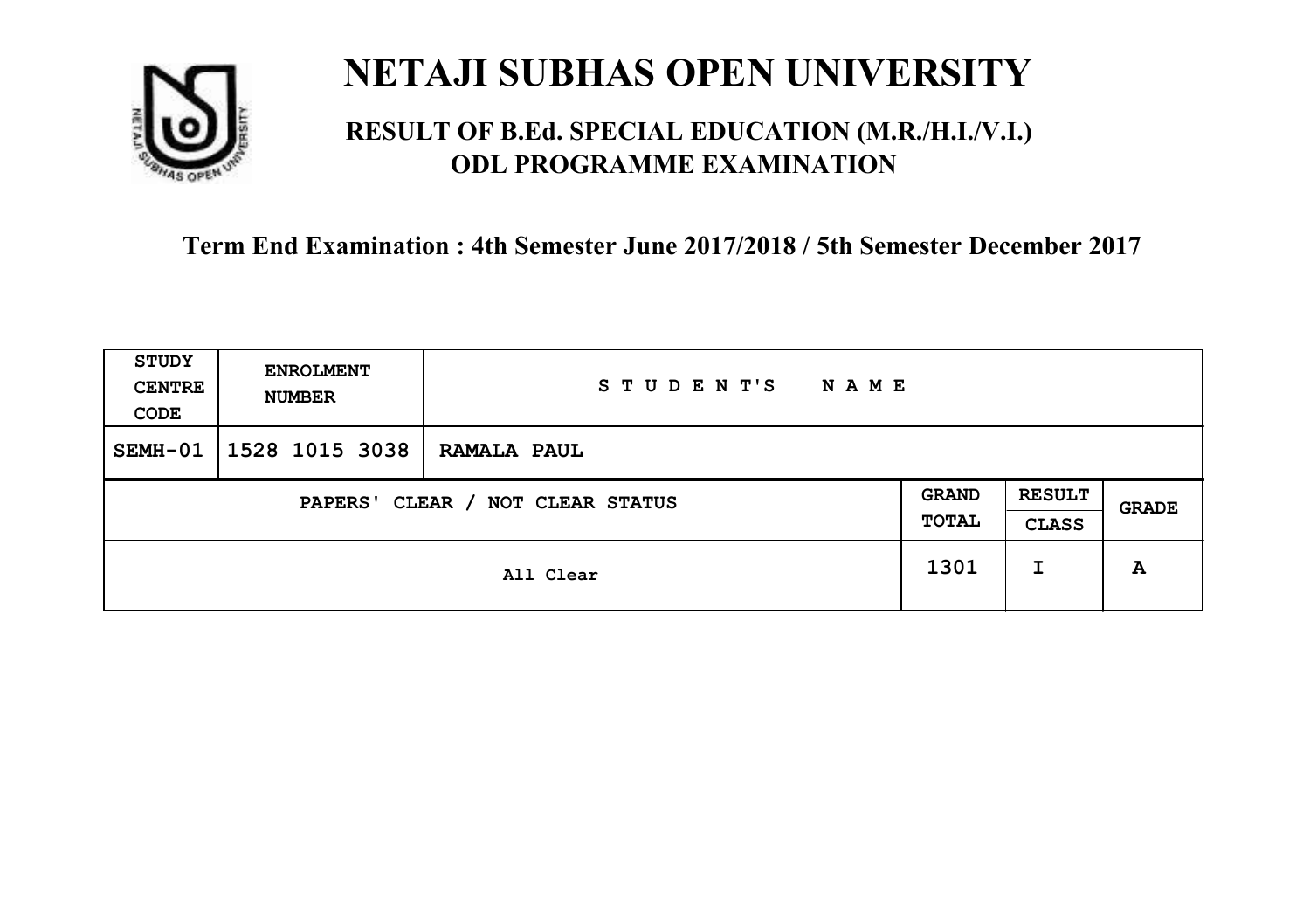# NETAJI SUBHAS OPEN UNIVERSITY

## RESULT OF B.Ed. SPECIAL EDUCATION (M.R./H.I./V.I.) ODL PROGRAMME EXAMINATION

### Term End Examination : 4th Semester June 2017/2018 / 5th Semester December 2017

| STUDY CENTRE CODE | ENROLMENT NUMBER | STUDENT'S NAME | | | |
|---|---|---|---|---|---|
| SEMH-01 | 1528 1015 3038 | RAMALA PAUL | | | |
| PAPERS' CLEAR / NOT CLEAR STATUS | | | GRAND TOTAL | RESULT CLASS | GRADE |
| All Clear | | | 1301 | I | A |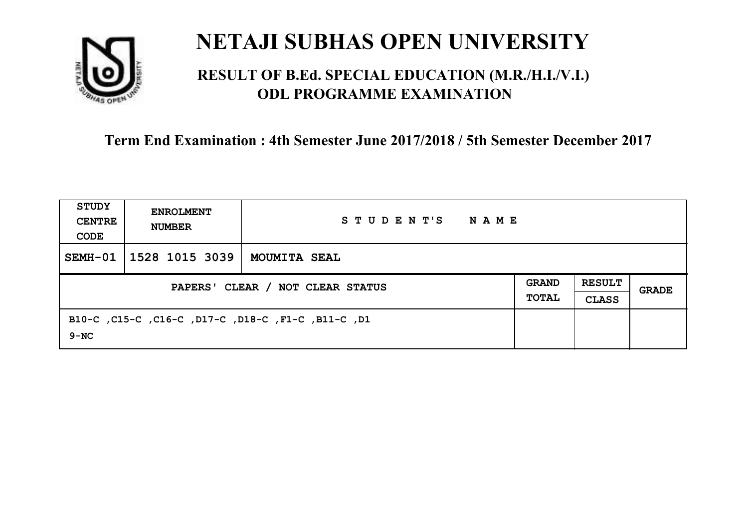# NETAJI SUBHAS OPEN UNIVERSITY

## RESULT OF B.Ed. SPECIAL EDUCATION (M.R./H.I./V.I.) ODL PROGRAMME EXAMINATION

### Term End Examination : 4th Semester June 2017/2018 / 5th Semester December 2017

| STUDY CENTRE CODE | ENROLMENT NUMBER | STUDENT'S NAME | | | |
|---|---|---|---|---|---|
| SEMH-01 | 1528 1015 3039 | MOUMITA SEAL | | | |
| PAPERS' CLEAR / NOT CLEAR STATUS | | | GRAND TOTAL | RESULT CLASS | GRADE |
| B10-C ,C15-C ,C16-C ,D17-C ,D18-C ,F1-C ,B11-C ,D19-NC | | | | | |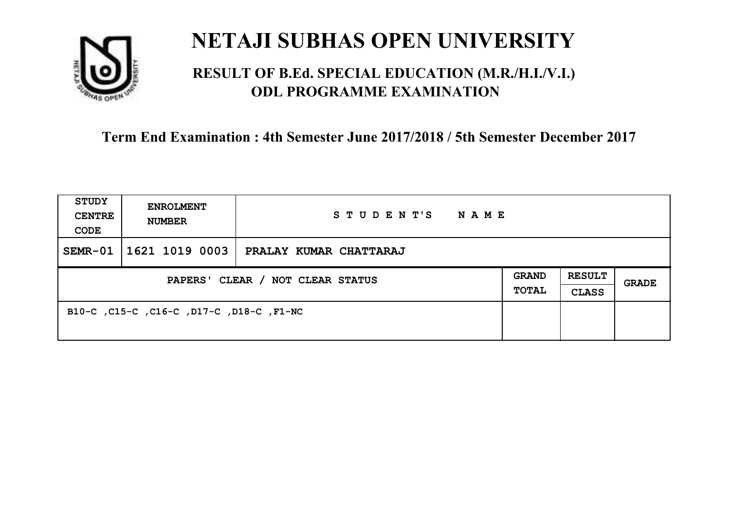# NETAJI SUBHAS OPEN UNIVERSITY

## RESULT OF B.Ed. SPECIAL EDUCATION (M.R./H.I./V.I.) ODL PROGRAMME EXAMINATION

### Term End Examination : 4th Semester June 2017/2018 / 5th Semester December 2017

| STUDY CENTRE CODE | ENROLMENT NUMBER | STUDENT'S NAME | | | |
|---|---|---|---|---|---|
| SEMR-01 | 1621 1019 0003 | PRALAY KUMAR CHATTARAJ | | | |
| PAPERS' CLEAR / NOT CLEAR STATUS | | | GRAND TOTAL | RESULT CLASS | GRADE |
| B10-C ,C15-C ,C16-C ,D17-C ,D18-C ,F1-NC | | | | | |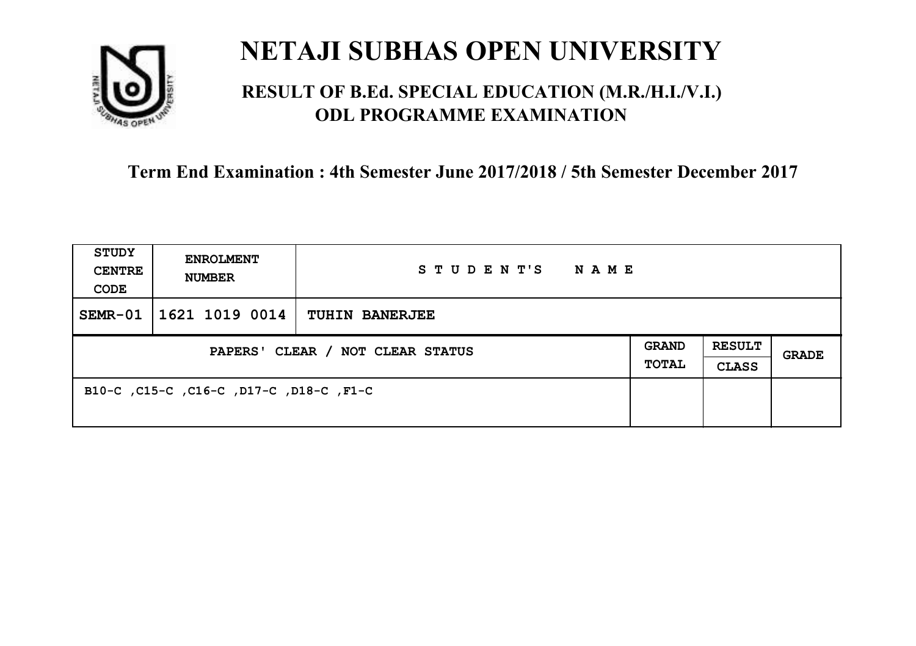# NETAJI SUBHAS OPEN UNIVERSITY

## RESULT OF B.Ed. SPECIAL EDUCATION (M.R./H.I./V.I.) ODL PROGRAMME EXAMINATION

**Term End Examination : 4th Semester June 2017/2018 / 5th Semester December 2017**

| STUDY CENTRE CODE | ENROLMENT NUMBER | STUDENT'S NAME | | | |
|---|---|---|---|---|---|
| SEMR-01 | 1621 1019 0014 | TUHIN BANERJEE | | | |
| PAPERS' CLEAR / NOT CLEAR STATUS | | | GRAND TOTAL | RESULT CLASS | GRADE |
| B10-C ,C15-C ,C16-C ,D17-C ,D18-C ,F1-C | | | | | |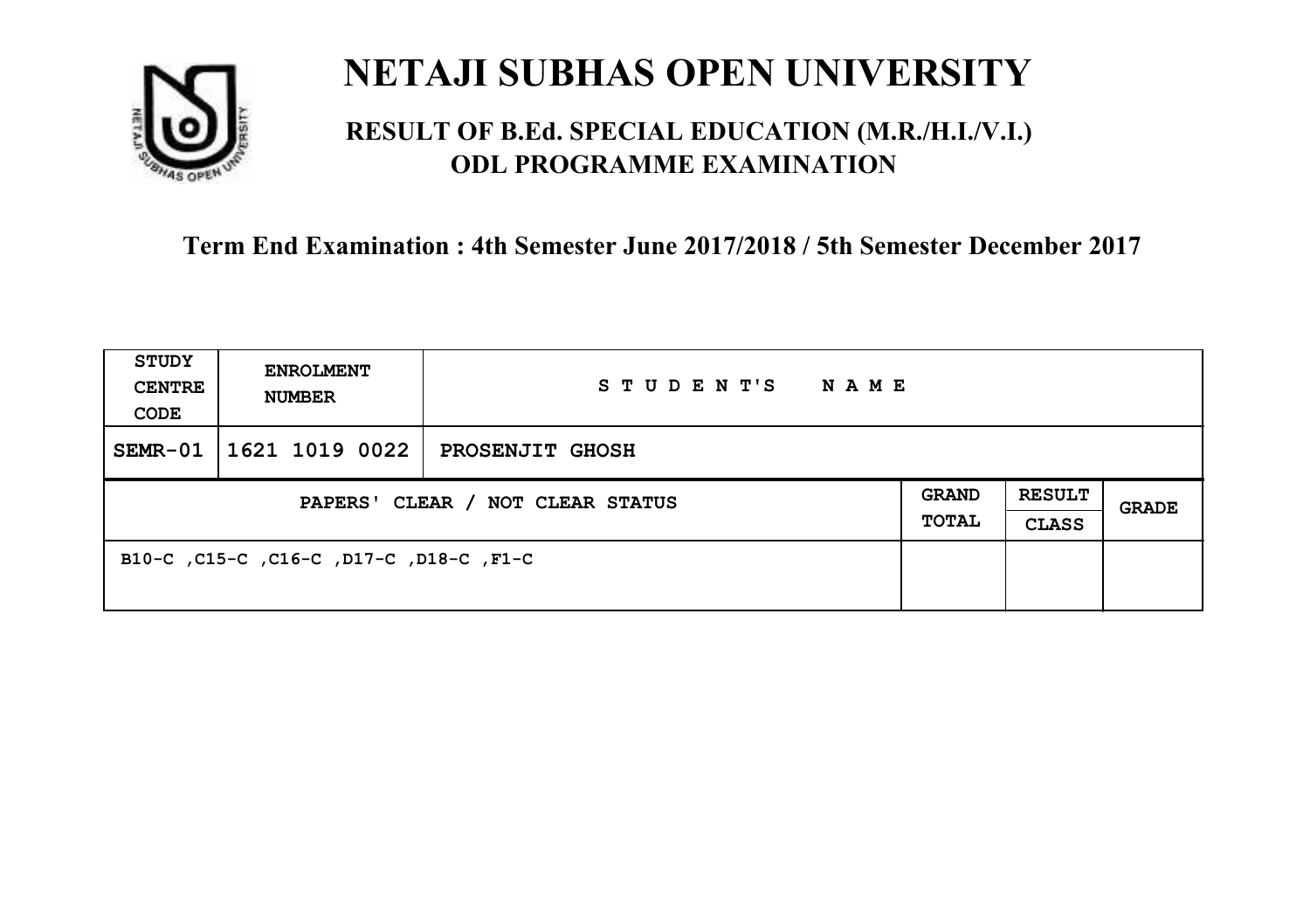# NETAJI SUBHAS OPEN UNIVERSITY

## RESULT OF B.Ed. SPECIAL EDUCATION (M.R./H.I./V.I.) ODL PROGRAMME EXAMINATION

### Term End Examination : 4th Semester June 2017/2018 / 5th Semester December 2017

| STUDY CENTRE CODE | ENROLMENT NUMBER | STUDENT'S NAME | | | |
|---|---|---|---|---|---|
| SEMR-01 | 1621 1019 0022 | PROSENJIT GHOSH | | | |
| PAPERS' CLEAR / NOT CLEAR STATUS | | | GRAND TOTAL | RESULT CLASS | GRADE |
| B10-C ,C15-C ,C16-C ,D17-C ,D18-C ,F1-C | | | | | |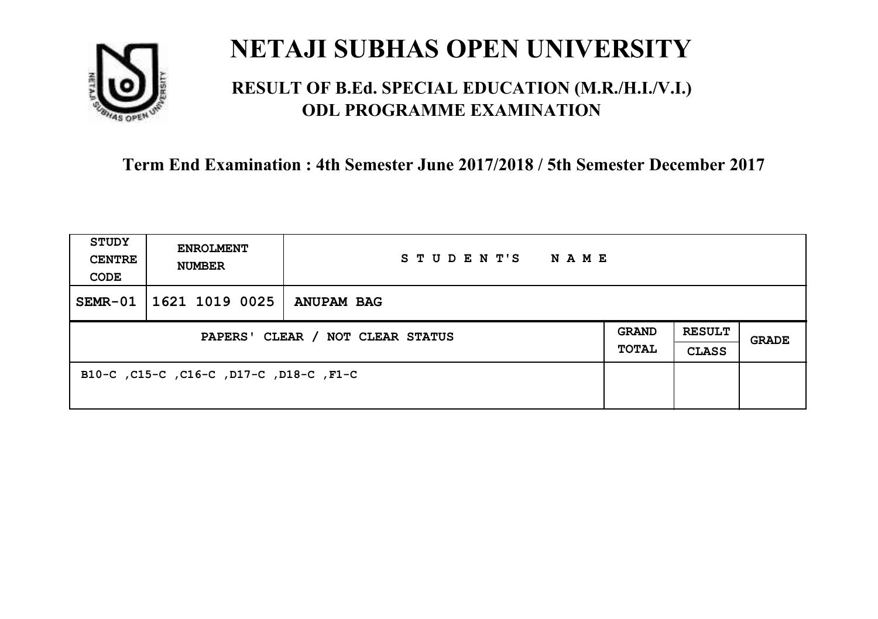# NETAJI SUBHAS OPEN UNIVERSITY

## RESULT OF B.Ed. SPECIAL EDUCATION (M.R./H.I./V.I.) ODL PROGRAMME EXAMINATION

**Term End Examination : 4th Semester June 2017/2018 / 5th Semester December 2017**

| STUDY CENTRE CODE | ENROLMENT NUMBER | STUDENT'S NAME | | | |
|---|---|---|---|---|---|
| SEMR-01 | 1621 1019 0025 | ANUPAM BAG | | | |
| PAPERS' CLEAR / NOT CLEAR STATUS | | | GRAND TOTAL | RESULT CLASS | GRADE |
| B10-C ,C15-C ,C16-C ,D17-C ,D18-C ,F1-C | | | | | |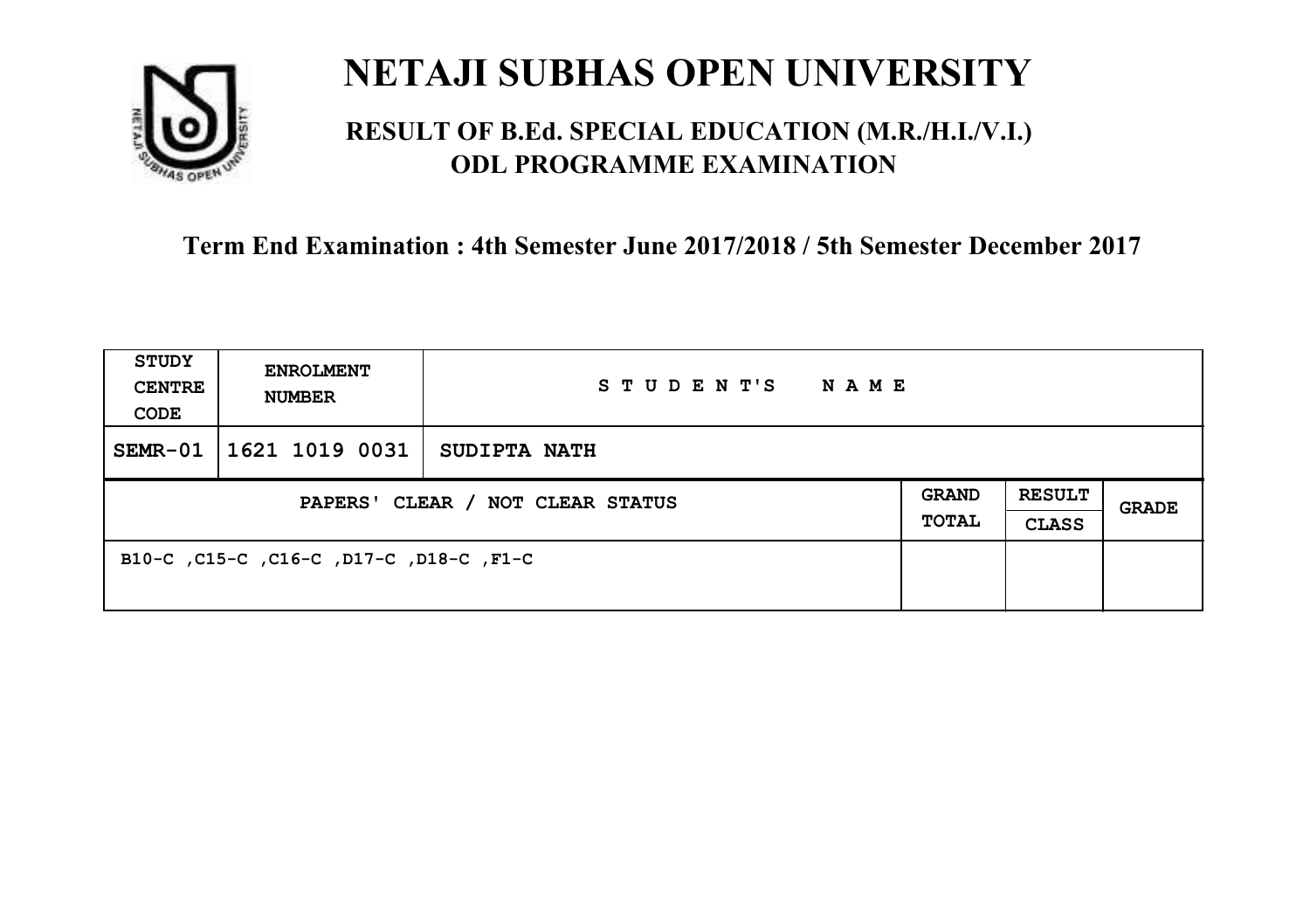# NETAJI SUBHAS OPEN UNIVERSITY

## RESULT OF B.Ed. SPECIAL EDUCATION (M.R./H.I./V.I.) ODL PROGRAMME EXAMINATION

**Term End Examination : 4th Semester June 2017/2018 / 5th Semester December 2017**

| STUDY CENTRE CODE | ENROLMENT NUMBER | STUDENT'S NAME | | | |
|---|---|---|---|---|---|
| SEMR-01 | 1621 1019 0031 | SUDIPTA NATH | | | |
| PAPERS' CLEAR / NOT CLEAR STATUS | | | GRAND TOTAL | RESULT CLASS | GRADE |
| B10-C ,C15-C ,C16-C ,D17-C ,D18-C ,F1-C | | | | | |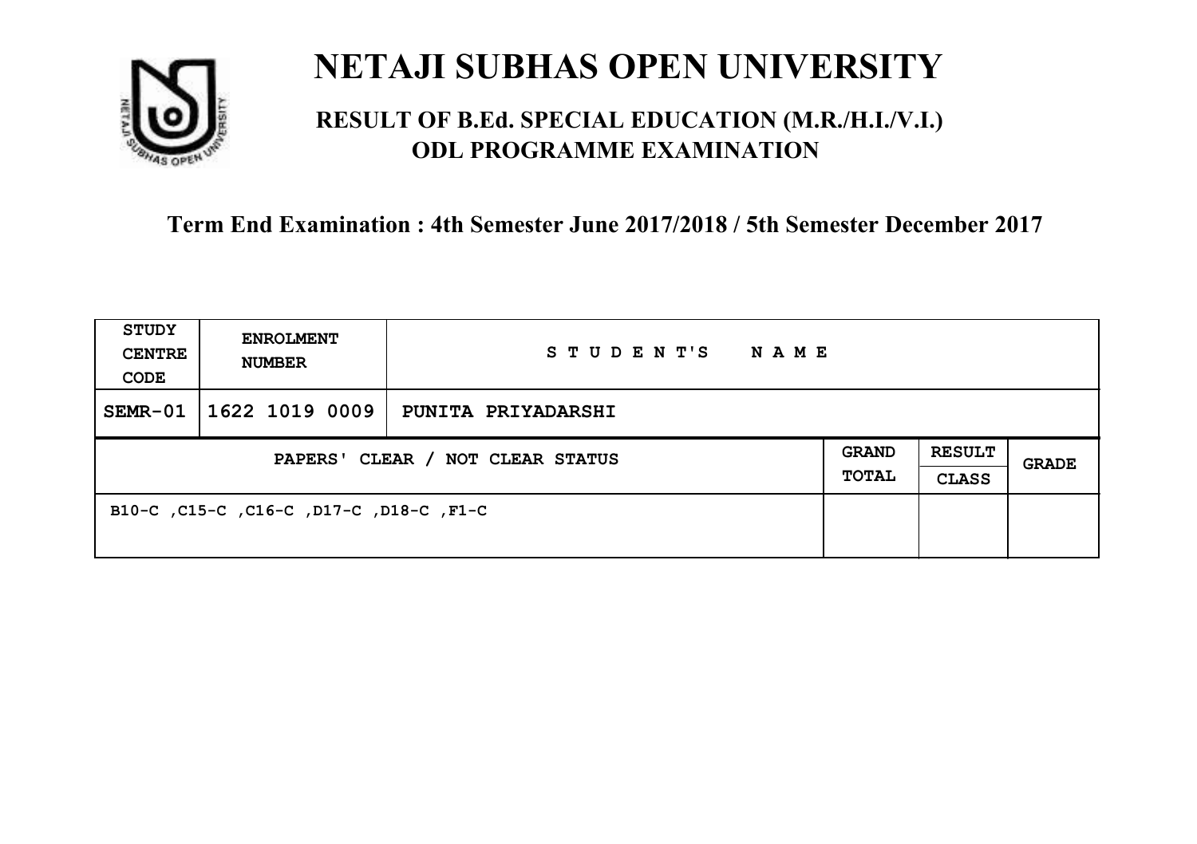# NETAJI SUBHAS OPEN UNIVERSITY

## RESULT OF B.Ed. SPECIAL EDUCATION (M.R./H.I./V.I.) ODL PROGRAMME EXAMINATION

**Term End Examination : 4th Semester June 2017/2018 / 5th Semester December 2017**

| STUDY CENTRE CODE | ENROLMENT NUMBER | STUDENT'S NAME | | | |
|---|---|---|---|---|---|
| SEMR-01 | 1622 1019 0009 | PUNITA PRIYADARSHI | | | |
| PAPERS' CLEAR / NOT CLEAR STATUS | | | GRAND TOTAL | RESULT CLASS | GRADE |
| B10-C ,C15-C ,C16-C ,D17-C ,D18-C ,F1-C | | | | | |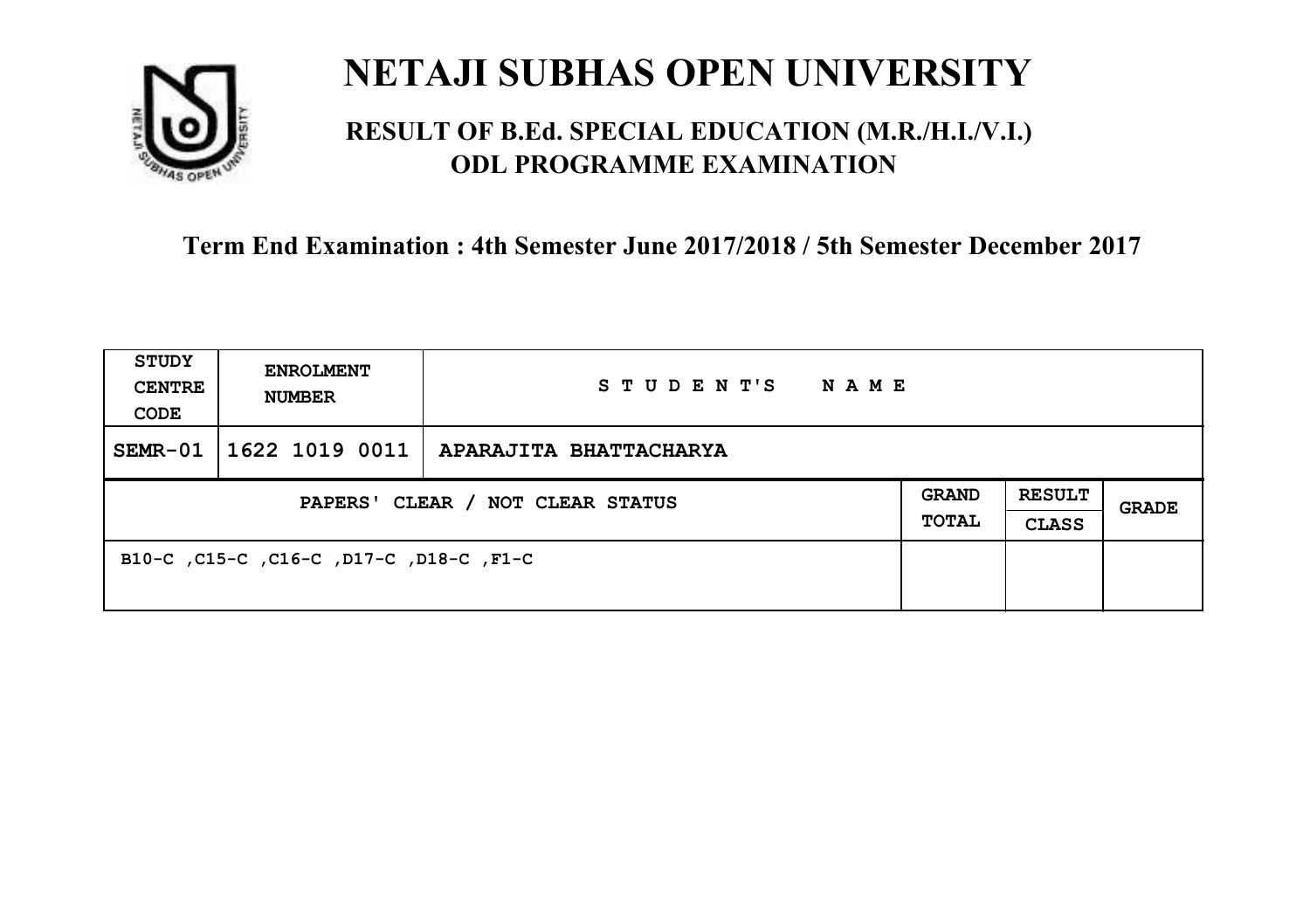# NETAJI SUBHAS OPEN UNIVERSITY

## RESULT OF B.Ed. SPECIAL EDUCATION (M.R./H.I./V.I.) ODL PROGRAMME EXAMINATION

### Term End Examination : 4th Semester June 2017/2018 / 5th Semester December 2017

| STUDY CENTRE CODE | ENROLMENT NUMBER | STUDENT'S NAME | | | |
|---|---|---|---|---|---|
| SEMR-01 | 1622 1019 0011 | APARAJITA BHATTACHARYA | | | |
| PAPERS' CLEAR / NOT CLEAR STATUS | | | GRAND TOTAL | RESULT CLASS | GRADE |
| B10-C ,C15-C ,C16-C ,D17-C ,D18-C ,F1-C | | | | | |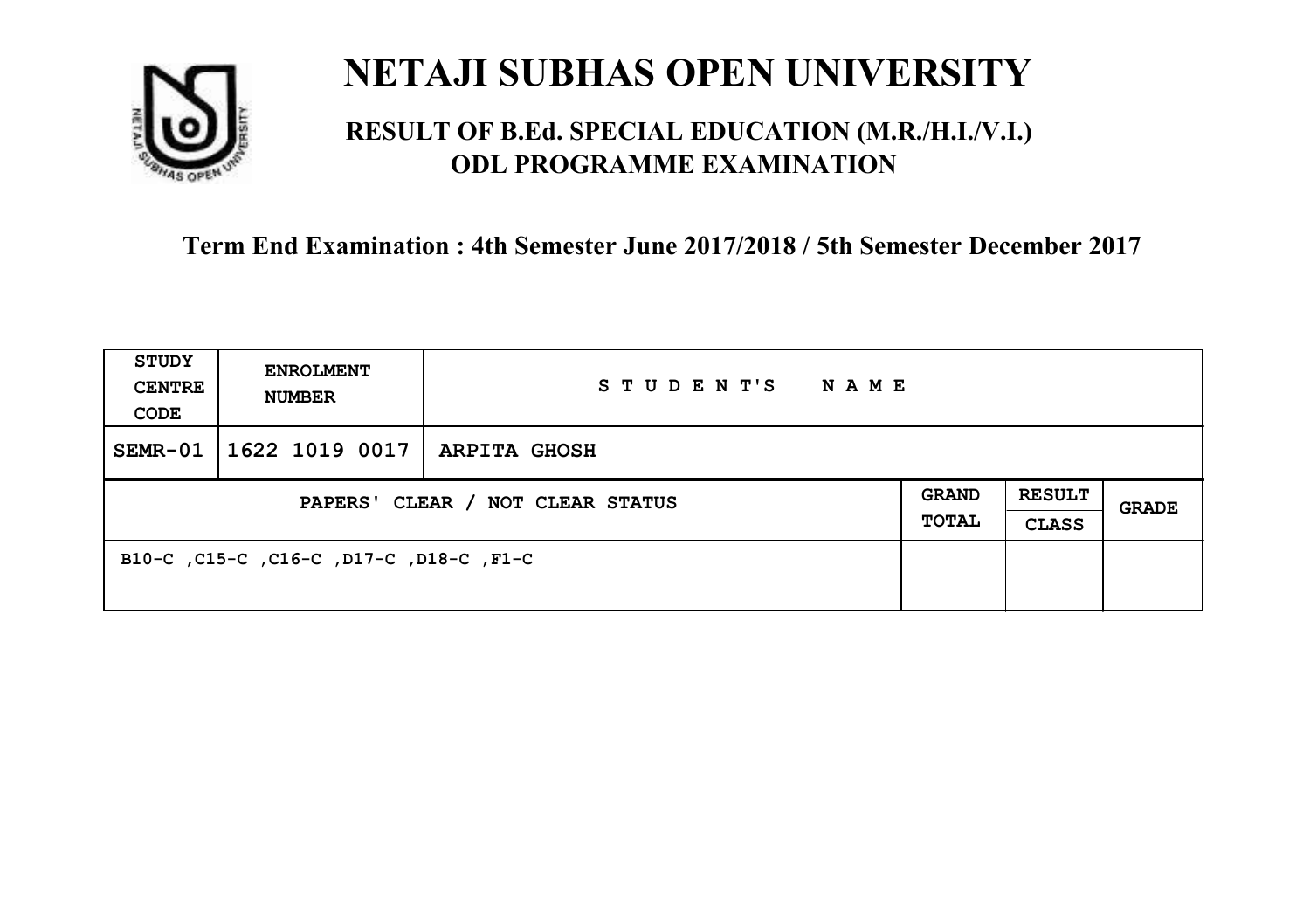# NETAJI SUBHAS OPEN UNIVERSITY

## RESULT OF B.Ed. SPECIAL EDUCATION (M.R./H.I./V.I.) ODL PROGRAMME EXAMINATION

**Term End Examination : 4th Semester June 2017/2018 / 5th Semester December 2017**

| STUDY CENTRE CODE | ENROLMENT NUMBER | STUDENT'S NAME | | | |
|---|---|---|---|---|---|
| SEMR-01 | 1622 1019 0017 | ARPITA GHOSH | | | |
| PAPERS' CLEAR / NOT CLEAR STATUS | | | GRAND TOTAL | RESULT CLASS | GRADE |
| B10-C ,C15-C ,C16-C ,D17-C ,D18-C ,F1-C | | | | | |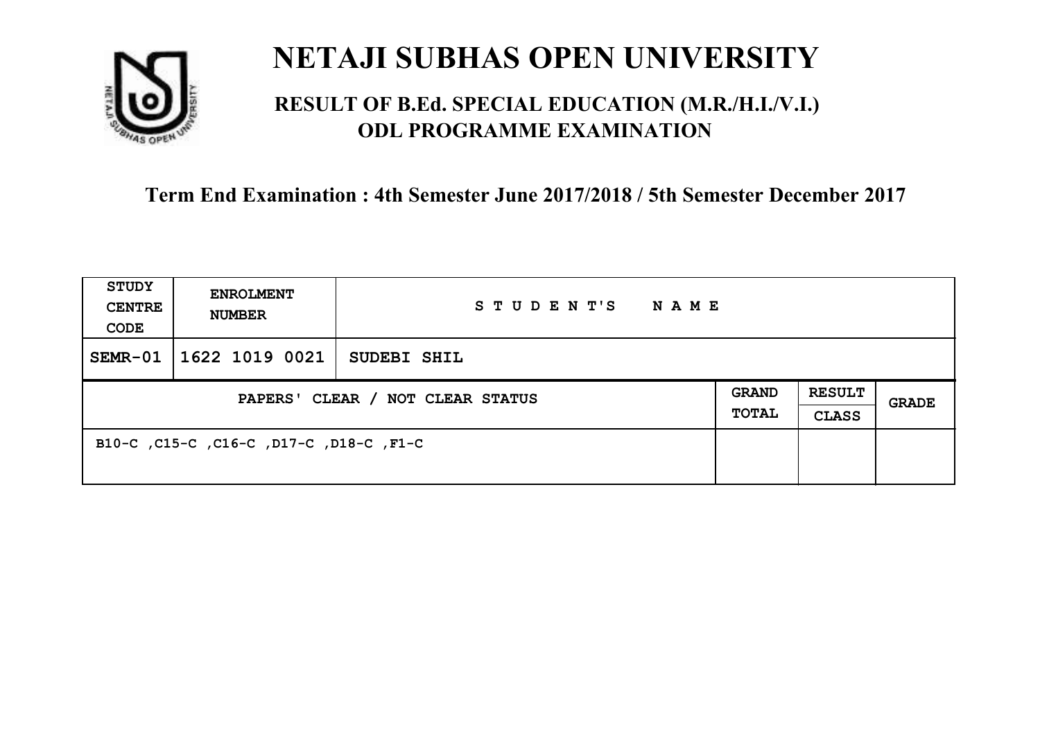# NETAJI SUBHAS OPEN UNIVERSITY

## RESULT OF B.Ed. SPECIAL EDUCATION (M.R./H.I./V.I.) ODL PROGRAMME EXAMINATION

### Term End Examination : 4th Semester June 2017/2018 / 5th Semester December 2017

| STUDY CENTRE CODE | ENROLMENT NUMBER | STUDENT'S NAME | | | |
|---|---|---|---|---|---|
| SEMR-01 | 1622 1019 0021 | SUDEBI SHIL | | | |
| PAPERS' CLEAR / NOT CLEAR STATUS | | | GRAND TOTAL | RESULT CLASS | GRADE |
| B10-C ,C15-C ,C16-C ,D17-C ,D18-C ,F1-C | | | | | |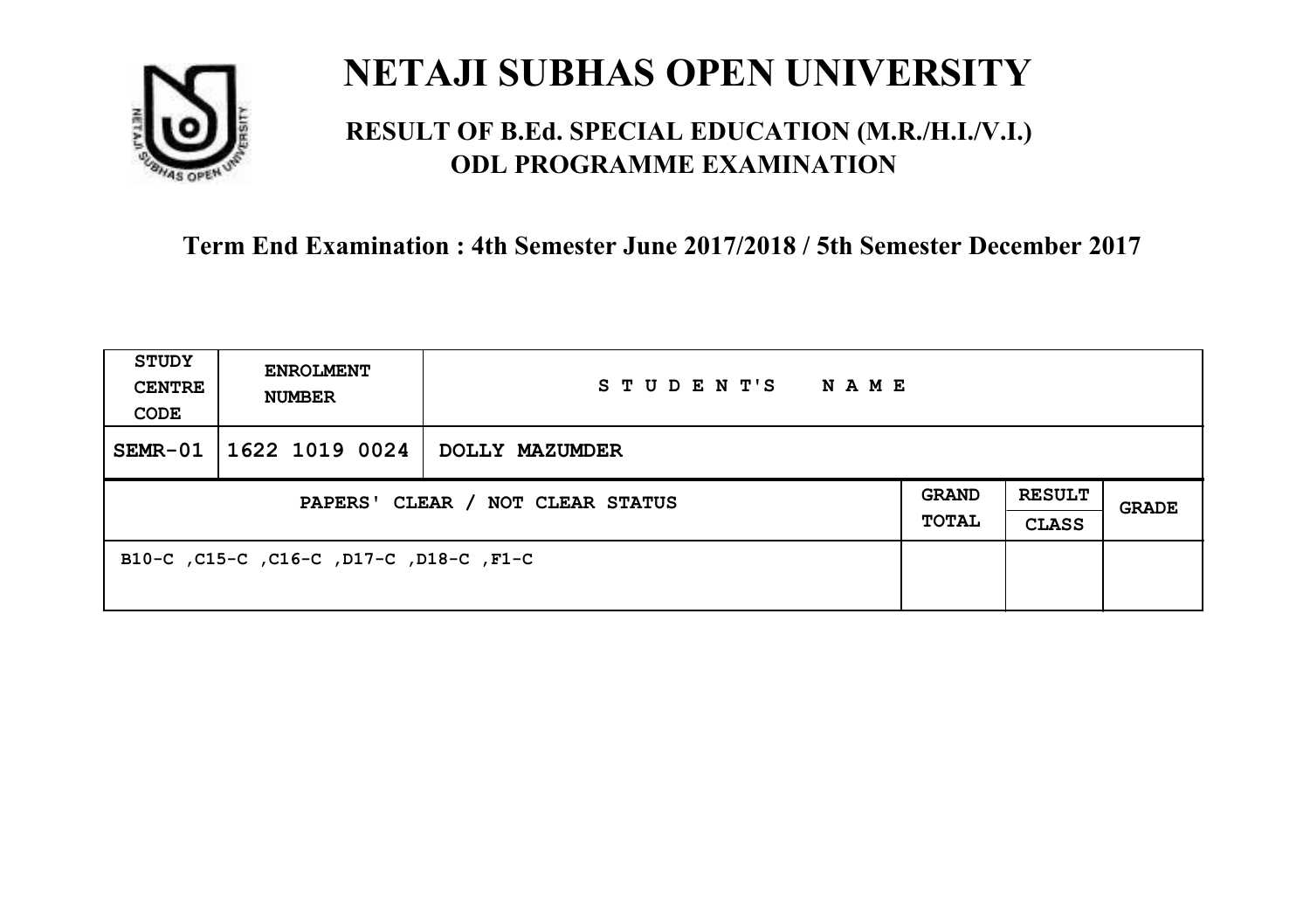# NETAJI SUBHAS OPEN UNIVERSITY

## RESULT OF B.Ed. SPECIAL EDUCATION (M.R./H.I./V.I.) ODL PROGRAMME EXAMINATION

**Term End Examination : 4th Semester June 2017/2018 / 5th Semester December 2017**

| STUDY CENTRE CODE | ENROLMENT NUMBER | STUDENT'S NAME | | | |
|---|---|---|---|---|---|
| SEMR-01 | 1622 1019 0024 | DOLLY MAZUMDER | | | |
| PAPERS' CLEAR / NOT CLEAR STATUS | | | GRAND TOTAL | RESULT CLASS | GRADE |
| B10-C ,C15-C ,C16-C ,D17-C ,D18-C ,F1-C | | | | | |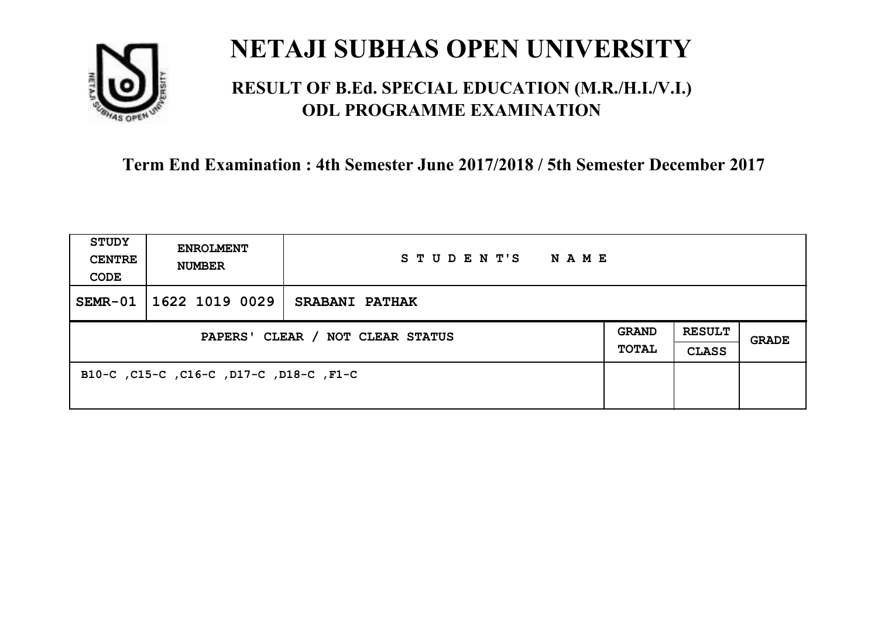# NETAJI SUBHAS OPEN UNIVERSITY

## RESULT OF B.Ed. SPECIAL EDUCATION (M.R./H.I./V.I.) ODL PROGRAMME EXAMINATION

**Term End Examination : 4th Semester June 2017/2018 / 5th Semester December 2017**

| STUDY CENTRE CODE | ENROLMENT NUMBER | STUDENT'S NAME | | | |
|---|---|---|---|---|---|
| SEMR-01 | 1622 1019 0029 | SRABANI PATHAK | | | |
| PAPERS' CLEAR / NOT CLEAR STATUS | | | GRAND TOTAL | RESULT CLASS | GRADE |
| B10-C ,C15-C ,C16-C ,D17-C ,D18-C ,F1-C | | | | | |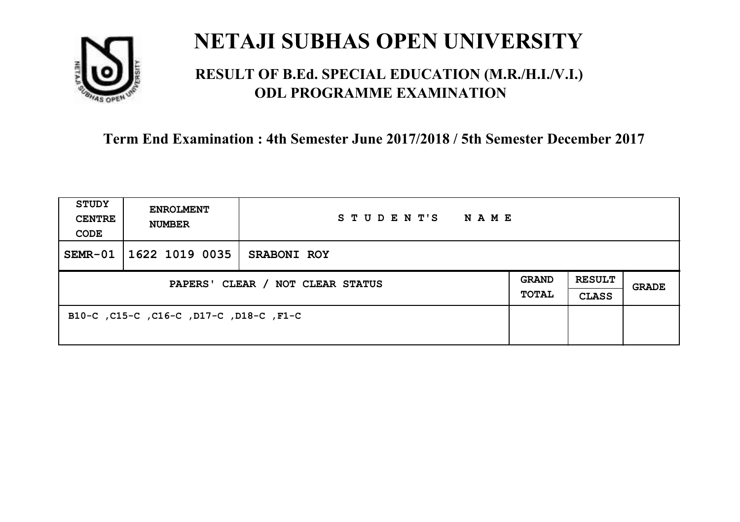# NETAJI SUBHAS OPEN UNIVERSITY

## RESULT OF B.Ed. SPECIAL EDUCATION (M.R./H.I./V.I.) ODL PROGRAMME EXAMINATION

### Term End Examination : 4th Semester June 2017/2018 / 5th Semester December 2017

| STUDY CENTRE CODE | ENROLMENT NUMBER | STUDENT'S NAME | | | |
|---|---|---|---|---|---|
| SEMR-01 | 1622 1019 0035 | SRABONI ROY | | | |
| PAPERS' CLEAR / NOT CLEAR STATUS | | | GRAND TOTAL | RESULT CLASS | GRADE |
| B10-C ,C15-C ,C16-C ,D17-C ,D18-C ,F1-C | | | | | |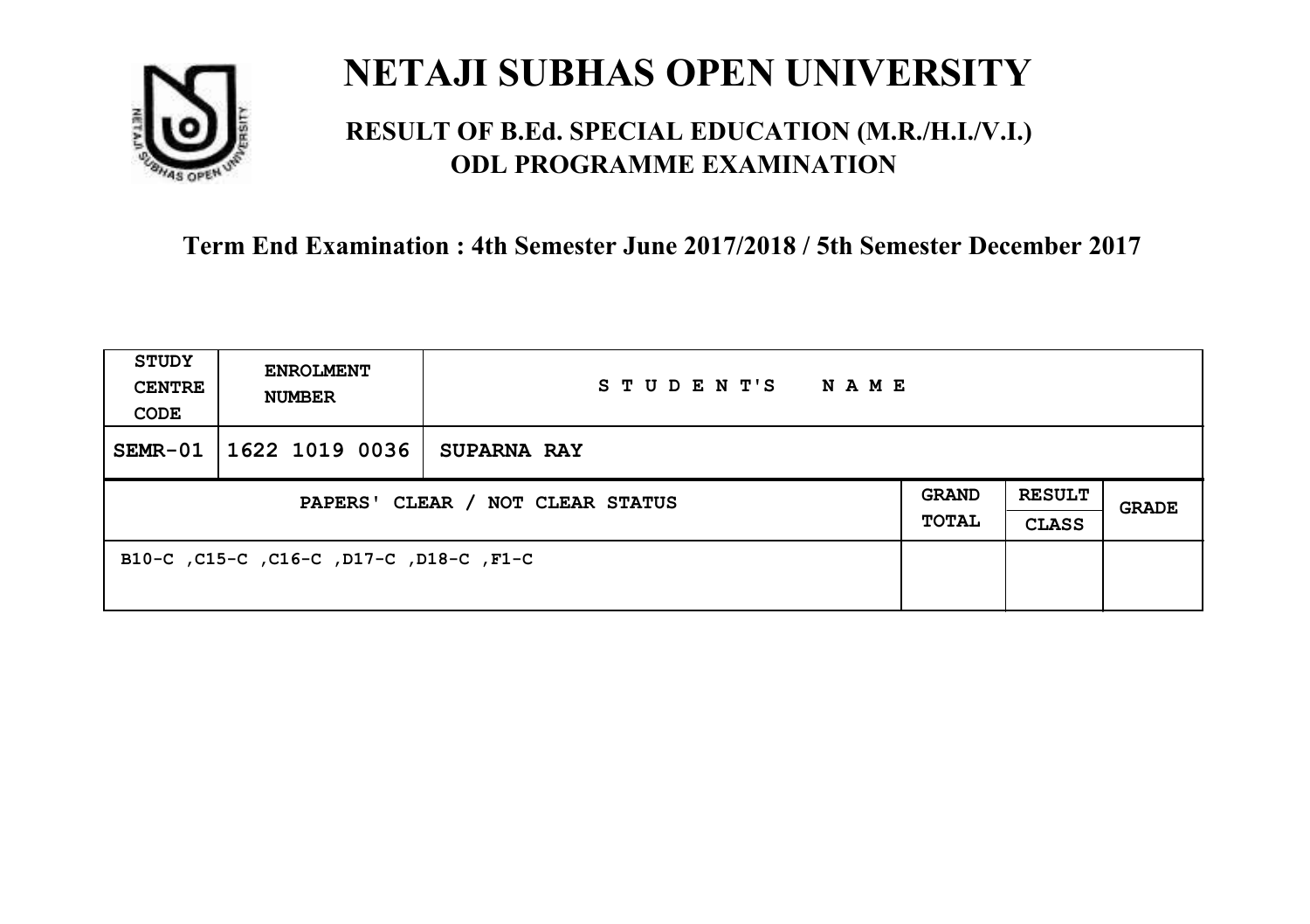# NETAJI SUBHAS OPEN UNIVERSITY

## RESULT OF B.Ed. SPECIAL EDUCATION (M.R./H.I./V.I.) ODL PROGRAMME EXAMINATION

### Term End Examination : 4th Semester June 2017/2018 / 5th Semester December 2017

| STUDY CENTRE CODE | ENROLMENT NUMBER | STUDENT'S NAME | | | |
|---|---|---|---|---|---|
| SEMR-01 | 1622 1019 0036 | SUPARNA RAY | | | |
| PAPERS' CLEAR / NOT CLEAR STATUS | | | GRAND TOTAL | RESULT CLASS | GRADE |
| B10-C ,C15-C ,C16-C ,D17-C ,D18-C ,F1-C | | | | | |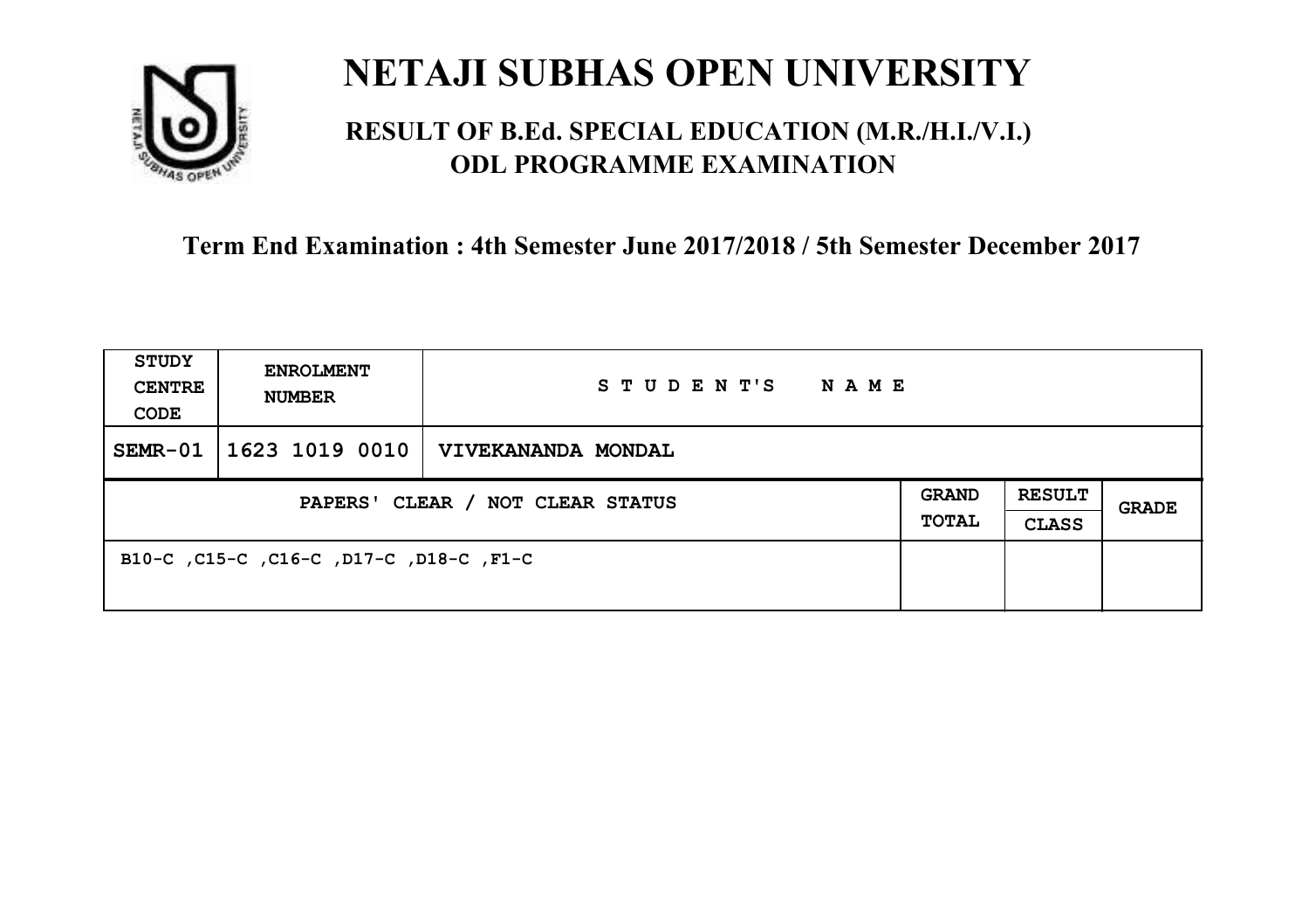# NETAJI SUBHAS OPEN UNIVERSITY

## RESULT OF B.Ed. SPECIAL EDUCATION (M.R./H.I./V.I.) ODL PROGRAMME EXAMINATION

### Term End Examination : 4th Semester June 2017/2018 / 5th Semester December 2017

| STUDY CENTRE CODE | ENROLMENT NUMBER | STUDENT'S NAME | | | |
|---|---|---|---|---|---|
| SEMR-01 | 1623 1019 0010 | VIVEKANANDA MONDAL | | | |
| PAPERS' CLEAR / NOT CLEAR STATUS | | | GRAND TOTAL | RESULT CLASS | GRADE |
| B10-C ,C15-C ,C16-C ,D17-C ,D18-C ,F1-C | | | | | |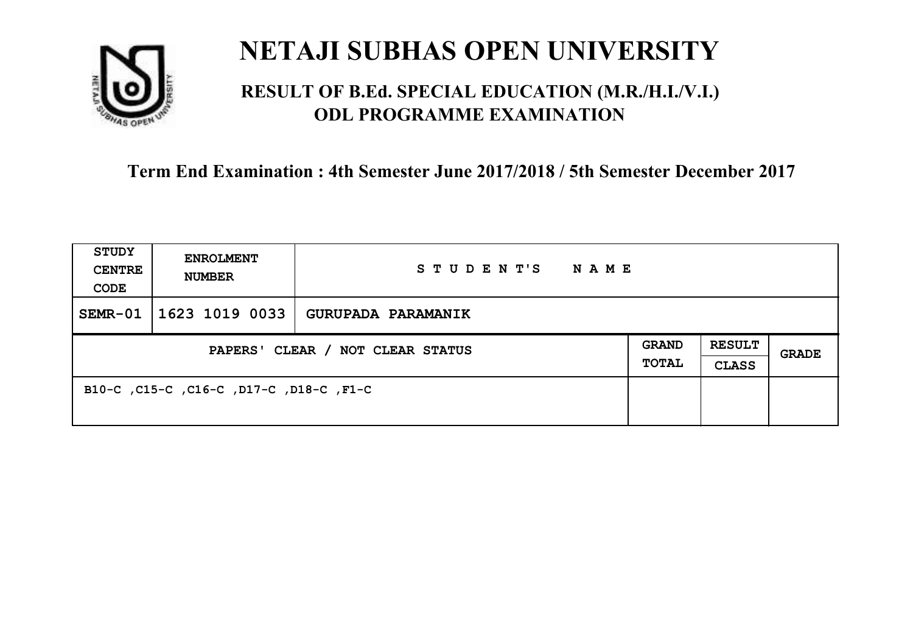# NETAJI SUBHAS OPEN UNIVERSITY

## RESULT OF B.Ed. SPECIAL EDUCATION (M.R./H.I./V.I.) ODL PROGRAMME EXAMINATION

**Term End Examination : 4th Semester June 2017/2018 / 5th Semester December 2017**

| STUDY CENTRE CODE | ENROLMENT NUMBER | STUDENT'S NAME | | | |
|---|---|---|---|---|---|
| SEMR-01 | 1623 1019 0033 | GURUPADA PARAMANIK | | | |
| PAPERS' CLEAR / NOT CLEAR STATUS | | | GRAND TOTAL | RESULT CLASS | GRADE |
| B10-C ,C15-C ,C16-C ,D17-C ,D18-C ,F1-C | | | | | |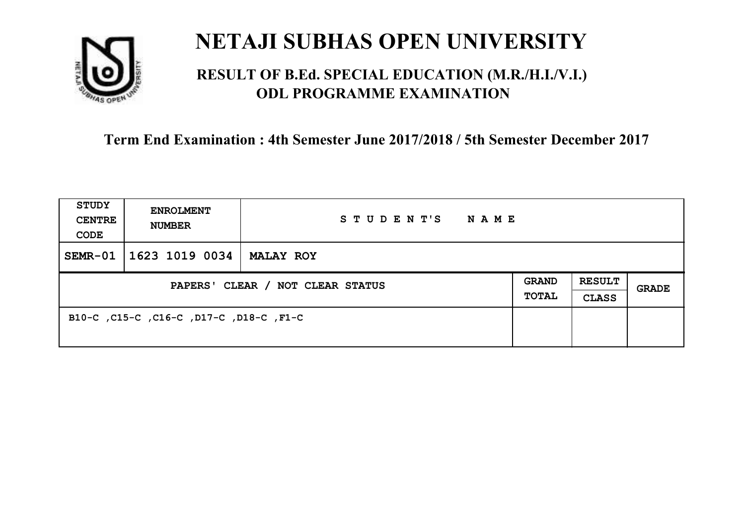# NETAJI SUBHAS OPEN UNIVERSITY

## RESULT OF B.Ed. SPECIAL EDUCATION (M.R./H.I./V.I.) ODL PROGRAMME EXAMINATION

### Term End Examination : 4th Semester June 2017/2018 / 5th Semester December 2017

| STUDY CENTRE CODE | ENROLMENT NUMBER | STUDENT'S NAME | | | |
|---|---|---|---|---|---|
| SEMR-01 | 1623 1019 0034 | MALAY ROY | | | |
| PAPERS' CLEAR / NOT CLEAR STATUS | | | GRAND TOTAL | RESULT CLASS | GRADE |
| B10-C ,C15-C ,C16-C ,D17-C ,D18-C ,F1-C | | | | | |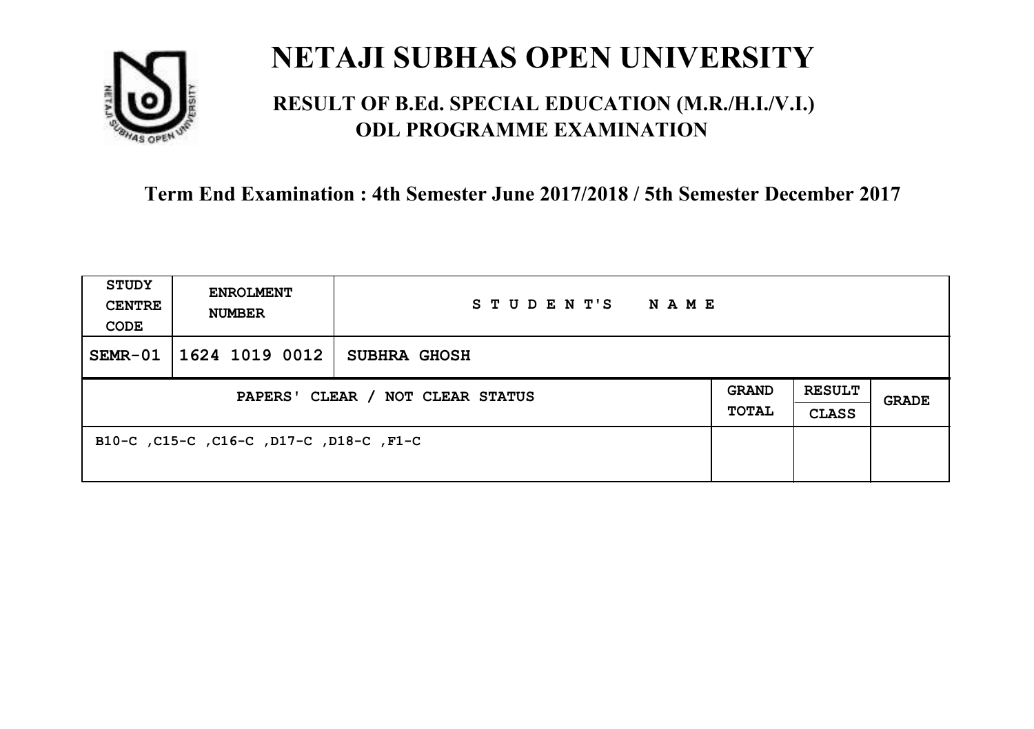# NETAJI SUBHAS OPEN UNIVERSITY

## RESULT OF B.Ed. SPECIAL EDUCATION (M.R./H.I./V.I.) ODL PROGRAMME EXAMINATION

**Term End Examination : 4th Semester June 2017/2018 / 5th Semester December 2017**

| STUDY CENTRE CODE | ENROLMENT NUMBER | STUDENT'S NAME | | | |
|---|---|---|---|---|---|
| SEMR-01 | 1624 1019 0012 | SUBHRA GHOSH | | | |
| PAPERS' CLEAR / NOT CLEAR STATUS | | | GRAND TOTAL | RESULT CLASS | GRADE |
| B10-C ,C15-C ,C16-C ,D17-C ,D18-C ,F1-C | | | | | |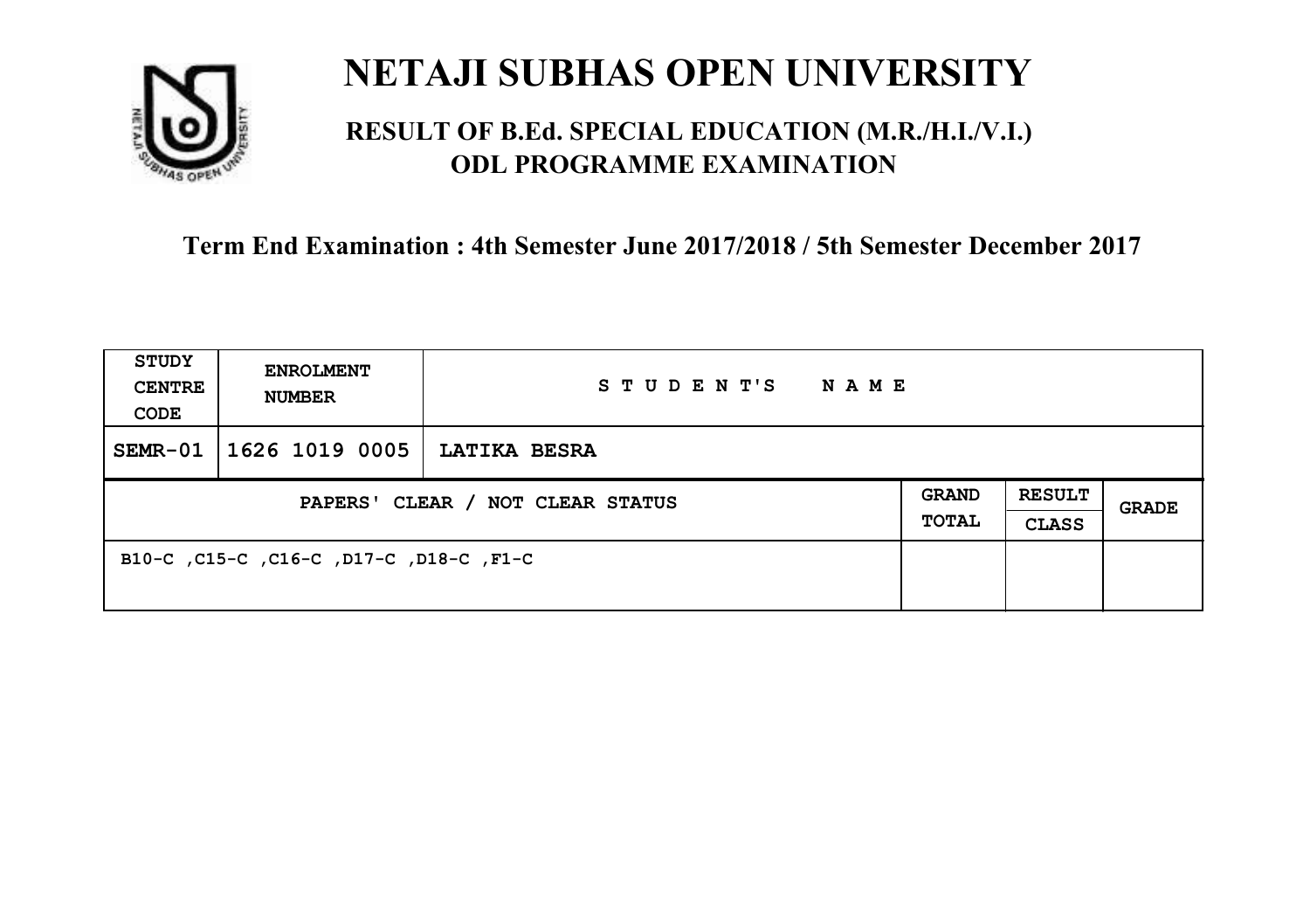# NETAJI SUBHAS OPEN UNIVERSITY

## RESULT OF B.Ed. SPECIAL EDUCATION (M.R./H.I./V.I.) ODL PROGRAMME EXAMINATION

### Term End Examination : 4th Semester June 2017/2018 / 5th Semester December 2017

| STUDY CENTRE CODE | ENROLMENT NUMBER | STUDENT'S NAME | | | |
|---|---|---|---|---|---|
| SEMR-01 | 1626 1019 0005 | LATIKA BESRA | | | |
| PAPERS' CLEAR / NOT CLEAR STATUS | | | GRAND TOTAL | RESULT CLASS | GRADE |
| B10-C ,C15-C ,C16-C ,D17-C ,D18-C ,F1-C | | | | | |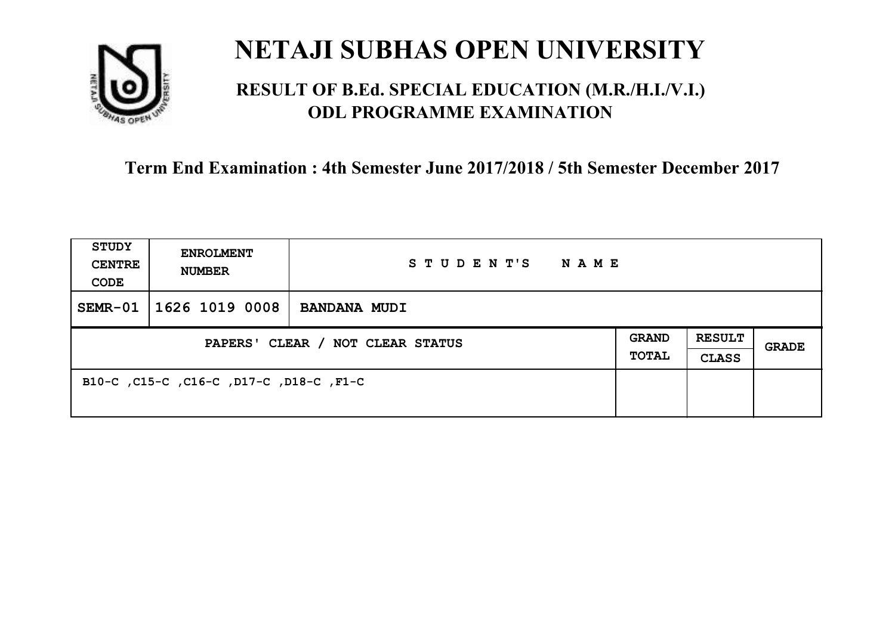# NETAJI SUBHAS OPEN UNIVERSITY

## RESULT OF B.Ed. SPECIAL EDUCATION (M.R./H.I./V.I.) ODL PROGRAMME EXAMINATION

### Term End Examination : 4th Semester June 2017/2018 / 5th Semester December 2017

| STUDY CENTRE CODE | ENROLMENT NUMBER | STUDENT'S NAME | | | |
|---|---|---|---|---|---|
| SEMR-01 | 1626 1019 0008 | BANDANA MUDI | | | |
| PAPERS' CLEAR / NOT CLEAR STATUS | | | GRAND TOTAL | RESULT CLASS | GRADE |
| B10-C ,C15-C ,C16-C ,D17-C ,D18-C ,F1-C | | | | | |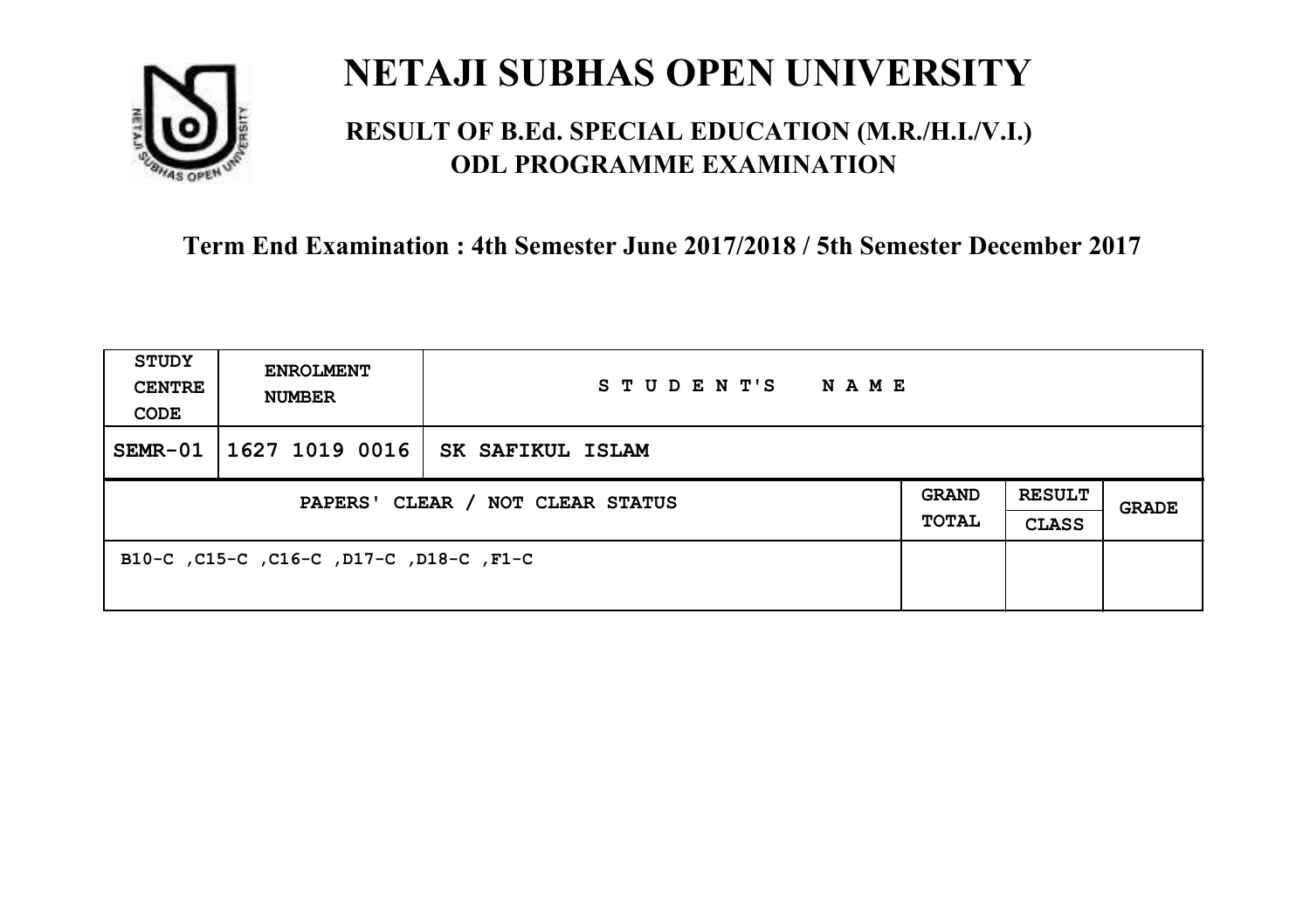# NETAJI SUBHAS OPEN UNIVERSITY

## RESULT OF B.Ed. SPECIAL EDUCATION (M.R./H.I./V.I.) ODL PROGRAMME EXAMINATION

**Term End Examination : 4th Semester June 2017/2018 / 5th Semester December 2017**

| STUDY CENTRE CODE | ENROLMENT NUMBER | STUDENT'S NAME | | | |
|---|---|---|---|---|---|
| SEMR-01 | 1627 1019 0016 | SK SAFIKUL ISLAM | | | |
| PAPERS' CLEAR / NOT CLEAR STATUS | | | GRAND TOTAL | RESULT CLASS | GRADE |
| B10-C ,C15-C ,C16-C ,D17-C ,D18-C ,F1-C | | | | | |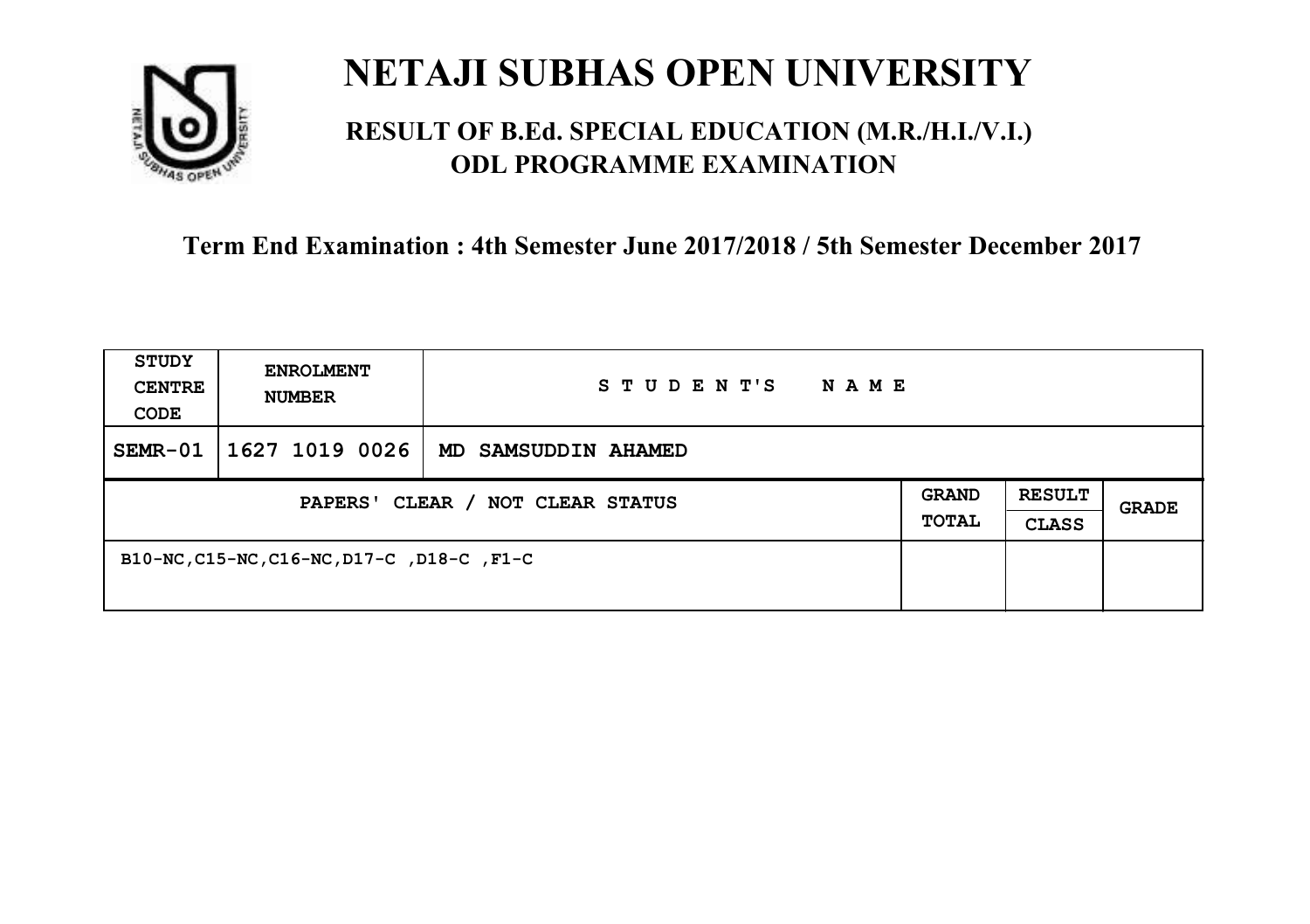# NETAJI SUBHAS OPEN UNIVERSITY

## RESULT OF B.Ed. SPECIAL EDUCATION (M.R./H.I./V.I.) ODL PROGRAMME EXAMINATION

### Term End Examination : 4th Semester June 2017/2018 / 5th Semester December 2017

| STUDY CENTRE CODE | ENROLMENT NUMBER | STUDENT'S NAME | | | |
|---|---|---|---|---|---|
| SEMR-01 | 1627 1019 0026 | MD SAMSUDDIN AHAMED | | | |
| PAPERS' CLEAR / NOT CLEAR STATUS | | | GRAND TOTAL | RESULT CLASS | GRADE |
| B10-NC,C15-NC,C16-NC,D17-C ,D18-C ,F1-C | | | | | |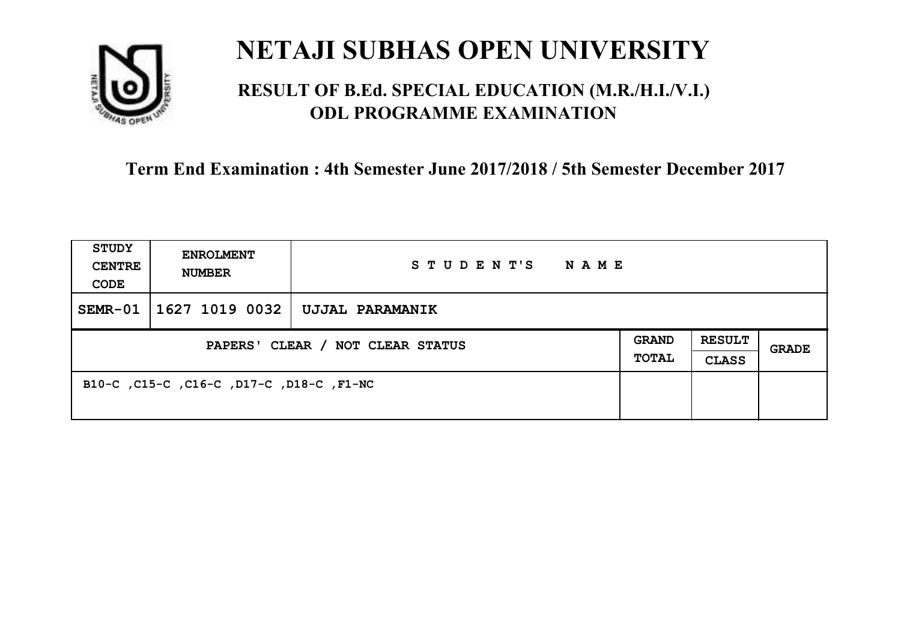# NETAJI SUBHAS OPEN UNIVERSITY

## RESULT OF B.Ed. SPECIAL EDUCATION (M.R./H.I./V.I.) ODL PROGRAMME EXAMINATION

### Term End Examination : 4th Semester June 2017/2018 / 5th Semester December 2017

| STUDY CENTRE CODE | ENROLMENT NUMBER | STUDENT'S NAME | | | |
|---|---|---|---|---|---|
| SEMR-01 | 1627 1019 0032 | UJJAL PARAMANIK | | | |
| PAPERS' CLEAR / NOT CLEAR STATUS | | | GRAND TOTAL | RESULT CLASS | GRADE |
| B10-C ,C15-C ,C16-C ,D17-C ,D18-C ,F1-NC | | | | | |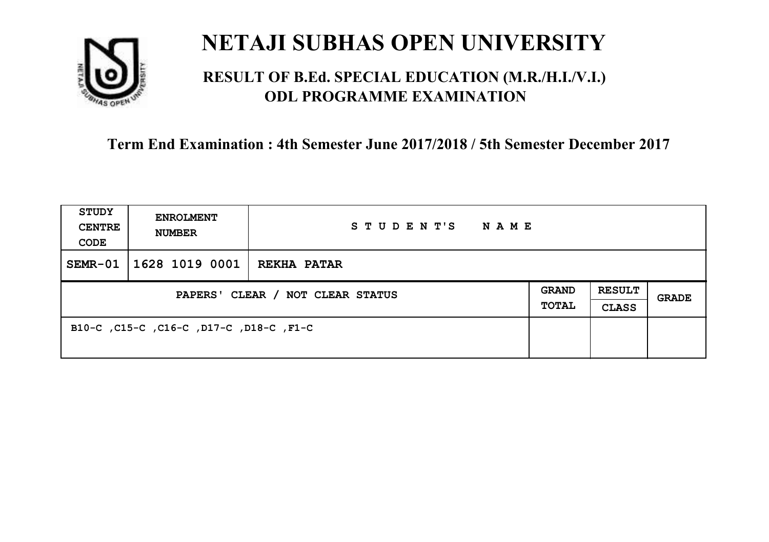# NETAJI SUBHAS OPEN UNIVERSITY

## RESULT OF B.Ed. SPECIAL EDUCATION (M.R./H.I./V.I.) ODL PROGRAMME EXAMINATION

### Term End Examination : 4th Semester June 2017/2018 / 5th Semester December 2017

| STUDY CENTRE CODE | ENROLMENT NUMBER | STUDENT'S NAME | | | |
|---|---|---|---|---|---|
| SEMR-01 | 1628 1019 0001 | REKHA PATAR | | | |
| PAPERS' CLEAR / NOT CLEAR STATUS | | | GRAND TOTAL | RESULT CLASS | GRADE |
| B10-C ,C15-C ,C16-C ,D17-C ,D18-C ,F1-C | | | | | |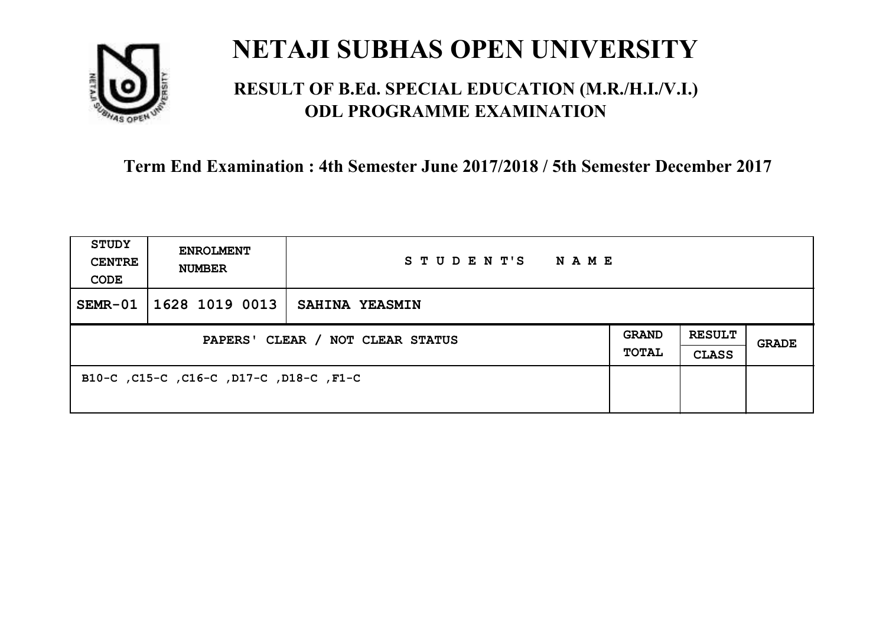# NETAJI SUBHAS OPEN UNIVERSITY

## RESULT OF B.Ed. SPECIAL EDUCATION (M.R./H.I./V.I.) ODL PROGRAMME EXAMINATION

**Term End Examination : 4th Semester June 2017/2018 / 5th Semester December 2017**

| STUDY CENTRE CODE | ENROLMENT NUMBER | STUDENT'S NAME | | | |
|---|---|---|---|---|---|
| SEMR-01 | 1628 1019 0013 | SAHINA YEASMIN | | | |
| PAPERS' CLEAR / NOT CLEAR STATUS | | | GRAND TOTAL | RESULT CLASS | GRADE |
| B10-C ,C15-C ,C16-C ,D17-C ,D18-C ,F1-C | | | | | |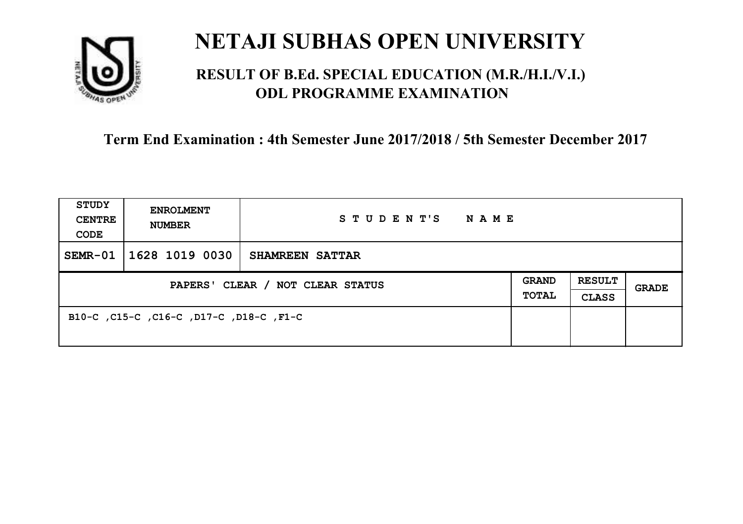# NETAJI SUBHAS OPEN UNIVERSITY

## RESULT OF B.Ed. SPECIAL EDUCATION (M.R./H.I./V.I.) ODL PROGRAMME EXAMINATION

### Term End Examination : 4th Semester June 2017/2018 / 5th Semester December 2017

| STUDY CENTRE CODE | ENROLMENT NUMBER | STUDENT'S NAME | | | |
|---|---|---|---|---|---|
| SEMR-01 | 1628 1019 0030 | SHAMREEN SATTAR | | | |
| PAPERS' CLEAR / NOT CLEAR STATUS | | | GRAND TOTAL | RESULT CLASS | GRADE |
| B10-C ,C15-C ,C16-C ,D17-C ,D18-C ,F1-C | | | | | |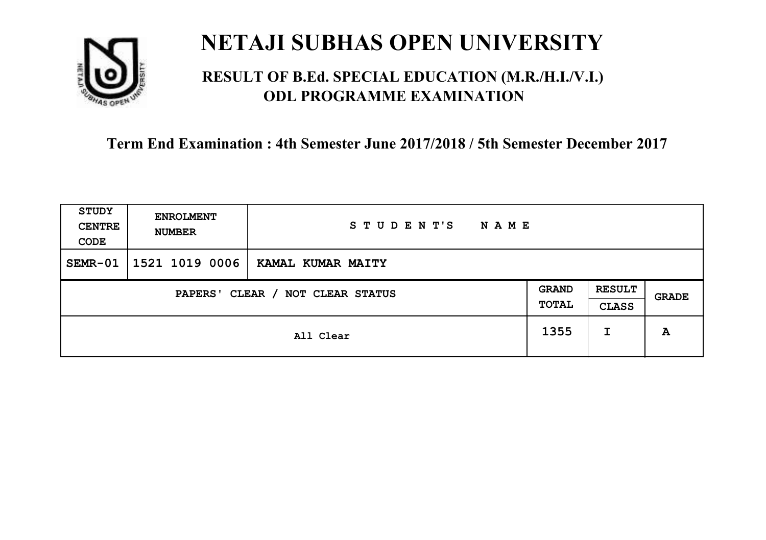# NETAJI SUBHAS OPEN UNIVERSITY

## RESULT OF B.Ed. SPECIAL EDUCATION (M.R./H.I./V.I.) ODL PROGRAMME EXAMINATION

### Term End Examination : 4th Semester June 2017/2018 / 5th Semester December 2017

| STUDY CENTRE CODE | ENROLMENT NUMBER | STUDENT'S NAME | | | |
|---|---|---|---|---|---|
| SEMR-01 | 1521 1019 0006 | KAMAL KUMAR MAITY | | | |
| PAPERS' CLEAR / NOT CLEAR STATUS | | | GRAND TOTAL | RESULT CLASS | GRADE |
| All Clear | | | 1355 | I | A |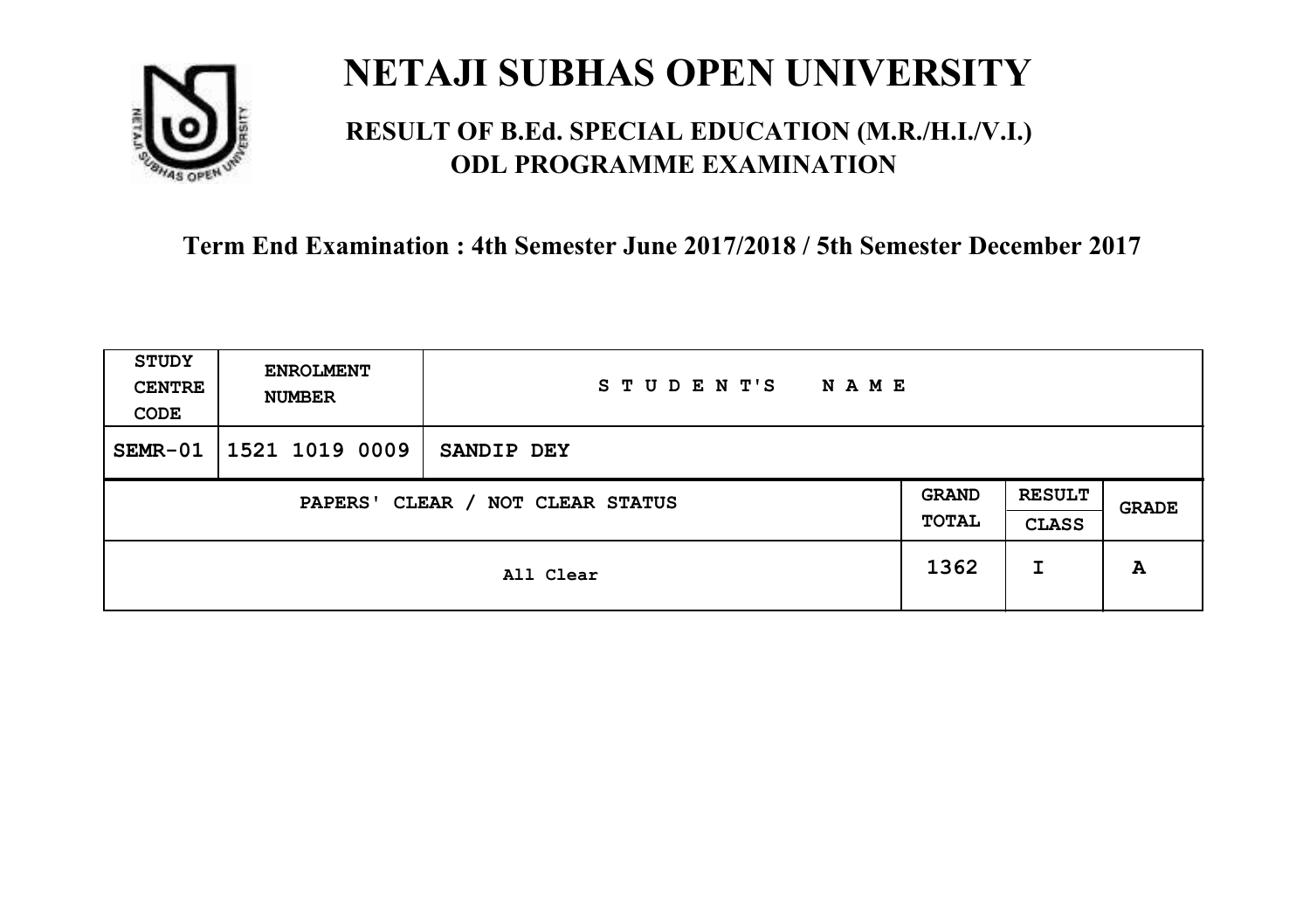# NETAJI SUBHAS OPEN UNIVERSITY

## RESULT OF B.Ed. SPECIAL EDUCATION (M.R./H.I./V.I.) ODL PROGRAMME EXAMINATION

### Term End Examination : 4th Semester June 2017/2018 / 5th Semester December 2017

| STUDY CENTRE CODE | ENROLMENT NUMBER | STUDENT'S NAME |
|---|---|---|
| SEMR-01 | 1521 1019 0009 | SANDIP DEY |

| PAPERS' CLEAR / NOT CLEAR STATUS | GRAND TOTAL | RESULT CLASS | GRADE |
|---|---|---|---|
| All Clear | 1362 | I | A |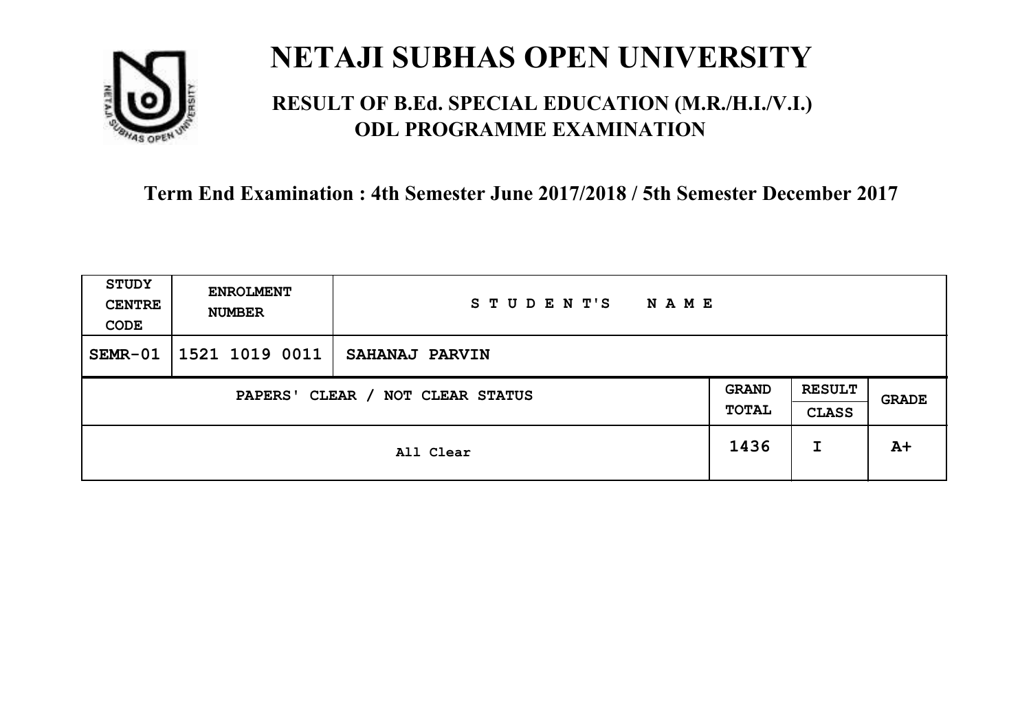# NETAJI SUBHAS OPEN UNIVERSITY

## RESULT OF B.Ed. SPECIAL EDUCATION (M.R./H.I./V.I.) ODL PROGRAMME EXAMINATION

### Term End Examination : 4th Semester June 2017/2018 / 5th Semester December 2017

| STUDY CENTRE CODE | ENROLMENT NUMBER | STUDENT'S NAME | | | |
|---|---|---|---|---|---|
| SEMR-01 | 1521 1019 0011 | SAHANAJ PARVIN | | | |
| PAPERS' CLEAR / NOT CLEAR STATUS | | | GRAND TOTAL | RESULT CLASS | GRADE |
| All Clear | | | 1436 | I | A+ |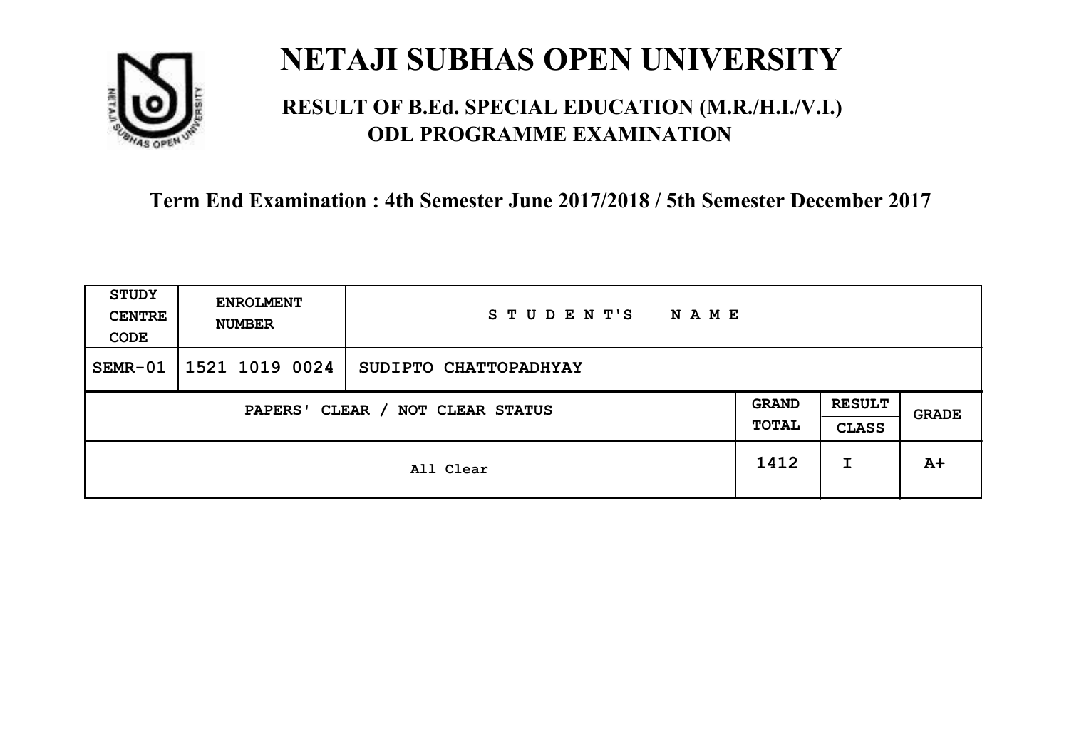# NETAJI SUBHAS OPEN UNIVERSITY

## RESULT OF B.Ed. SPECIAL EDUCATION (M.R./H.I./V.I.) ODL PROGRAMME EXAMINATION

### Term End Examination : 4th Semester June 2017/2018 / 5th Semester December 2017

| STUDY CENTRE CODE | ENROLMENT NUMBER | STUDENT'S NAME | | | |
|---|---|---|---|---|---|
| SEMR-01 | 1521 1019 0024 | SUDIPTO CHATTOPADHYAY | | | |
| PAPERS' CLEAR / NOT CLEAR STATUS | | | GRAND TOTAL | RESULT CLASS | GRADE |
| All Clear | | | 1412 | I | A+ |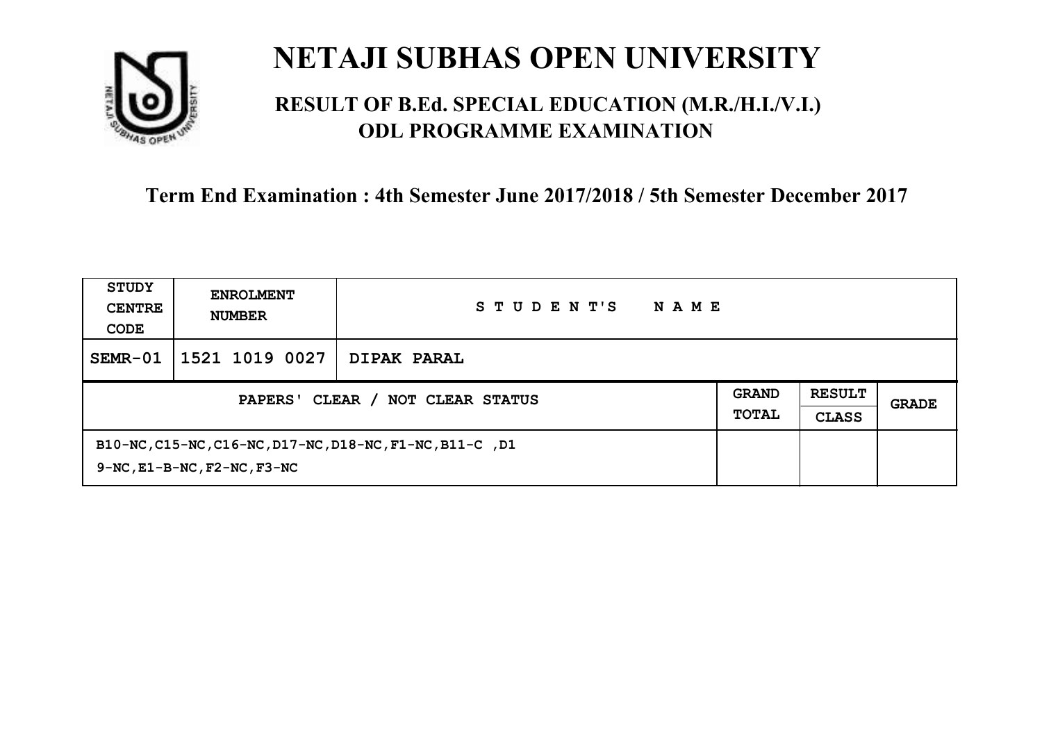# NETAJI SUBHAS OPEN UNIVERSITY

## RESULT OF B.Ed. SPECIAL EDUCATION (M.R./H.I./V.I.) ODL PROGRAMME EXAMINATION

### Term End Examination : 4th Semester June 2017/2018 / 5th Semester December 2017

| STUDY CENTRE CODE | ENROLMENT NUMBER | STUDENT'S NAME | | | |
|---|---|---|---|---|---|
| SEMR-01 | 1521 1019 0027 | DIPAK PARAL | | | |
| PAPERS' CLEAR / NOT CLEAR STATUS | | | GRAND TOTAL | RESULT CLASS | GRADE |
| B10-NC,C15-NC,C16-NC,D17-NC,D18-NC,F1-NC,B11-C ,D19-NC,E1-B-NC,F2-NC,F3-NC | | | | | |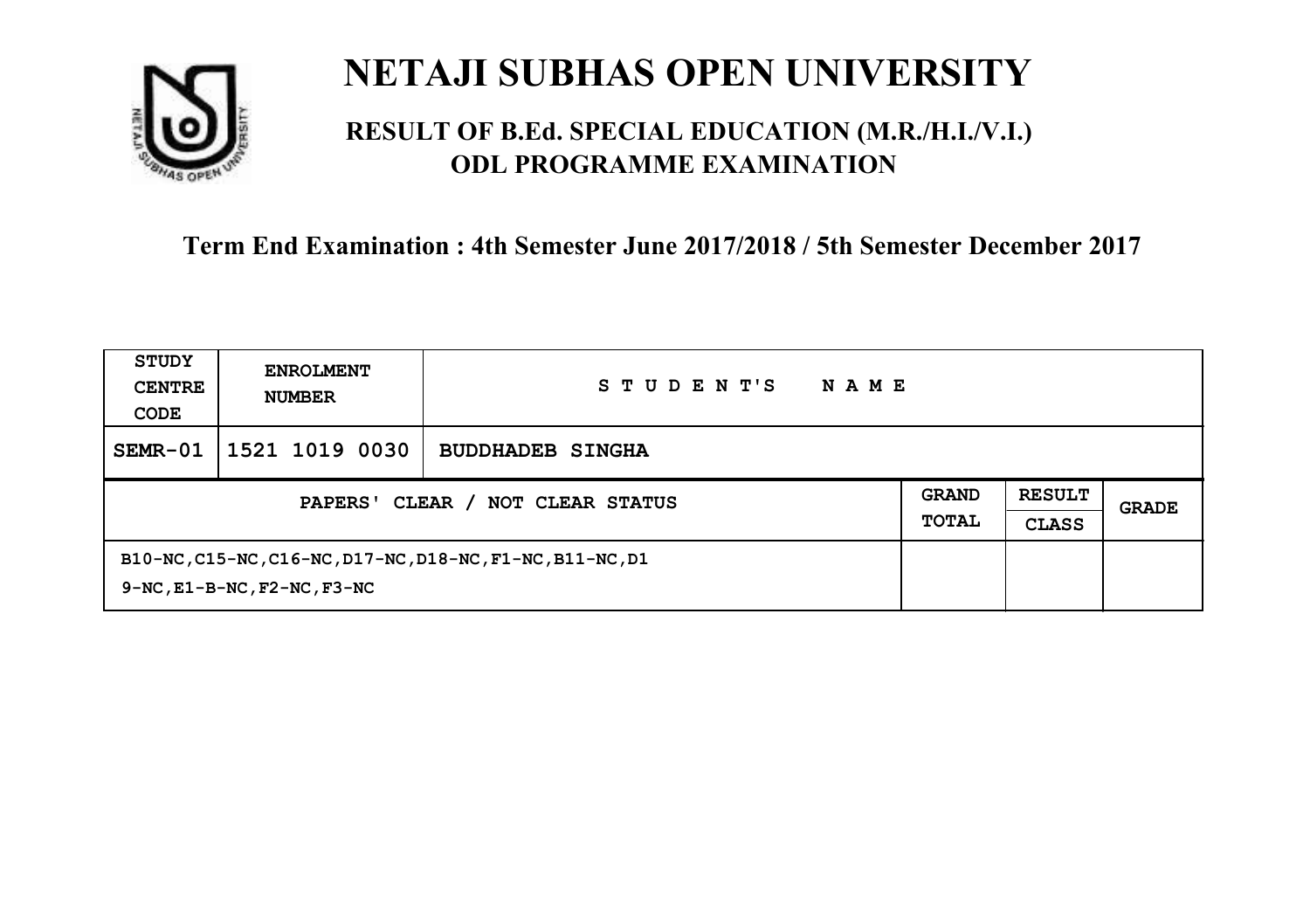# NETAJI SUBHAS OPEN UNIVERSITY

## RESULT OF B.Ed. SPECIAL EDUCATION (M.R./H.I./V.I.) ODL PROGRAMME EXAMINATION

### Term End Examination : 4th Semester June 2017/2018 / 5th Semester December 2017

| STUDY CENTRE CODE | ENROLMENT NUMBER | STUDENT'S NAME | | | |
|---|---|---|---|---|---|
| SEMR-01 | 1521 1019 0030 | BUDDHADEB SINGHA | | | |
| PAPERS' CLEAR / NOT CLEAR STATUS | | | GRAND TOTAL | RESULT CLASS | GRADE |
| B10-NC,C15-NC,C16-NC,D17-NC,D18-NC,F1-NC,B11-NC,D19-NC,E1-B-NC,F2-NC,F3-NC | | | | | |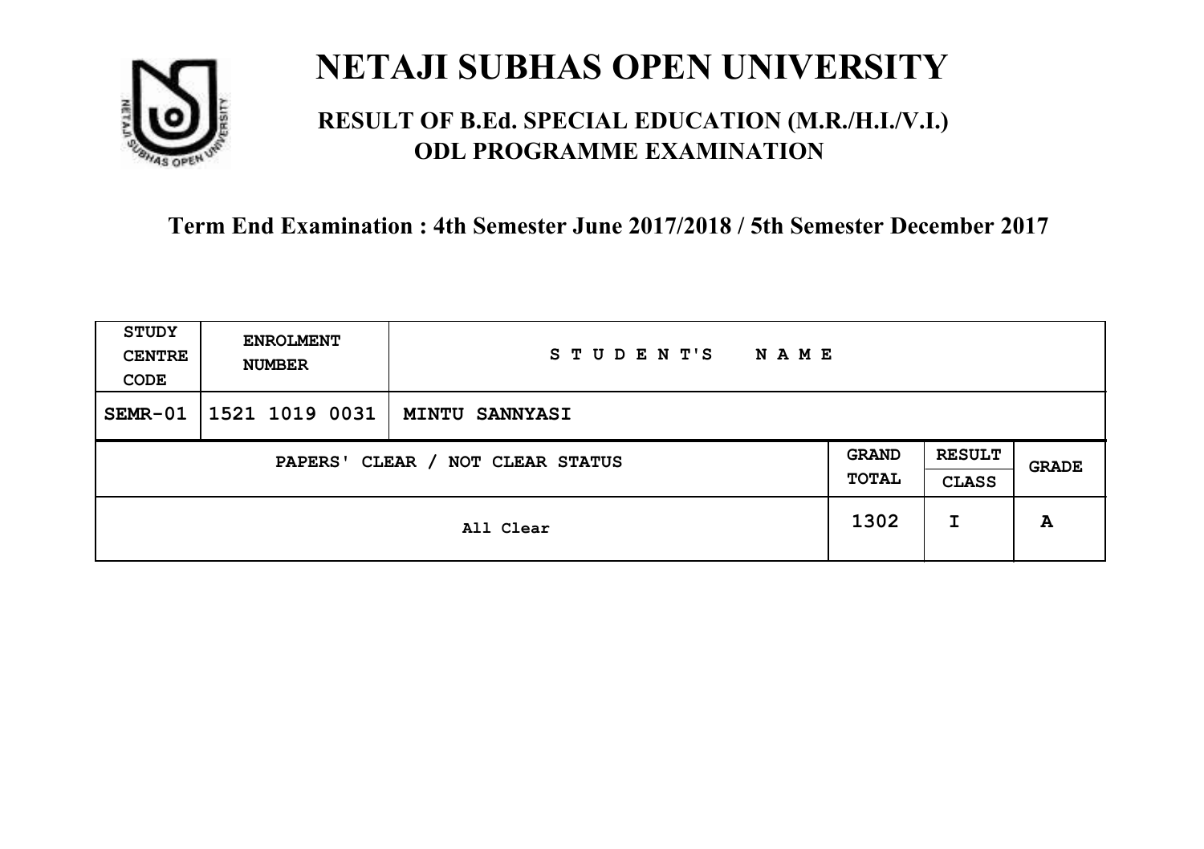# NETAJI SUBHAS OPEN UNIVERSITY

## RESULT OF B.Ed. SPECIAL EDUCATION (M.R./H.I./V.I.) ODL PROGRAMME EXAMINATION

**Term End Examination : 4th Semester June 2017/2018 / 5th Semester December 2017**

| STUDY CENTRE CODE | ENROLMENT NUMBER | STUDENT'S NAME | | | |
|---|---|---|---|---|---|
| SEMR-01 | 1521 1019 0031 | MINTU SANNYASI | | | |
| PAPERS' CLEAR / NOT CLEAR STATUS | | | GRAND TOTAL | RESULT CLASS | GRADE |
| All Clear | | | 1302 | I | A |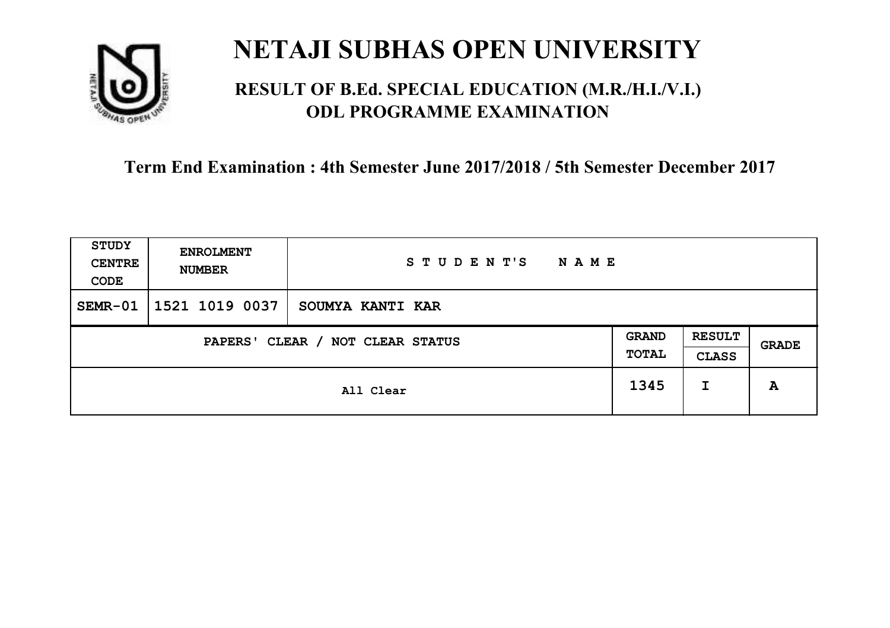# NETAJI SUBHAS OPEN UNIVERSITY

## RESULT OF B.Ed. SPECIAL EDUCATION (M.R./H.I./V.I.) ODL PROGRAMME EXAMINATION

### Term End Examination : 4th Semester June 2017/2018 / 5th Semester December 2017

| STUDY CENTRE CODE | ENROLMENT NUMBER | STUDENT'S NAME | | | |
|---|---|---|---|---|---|
| SEMR-01 | 1521 1019 0037 | SOUMYA KANTI KAR | | | |
| PAPERS' CLEAR / NOT CLEAR STATUS | | | GRAND TOTAL | RESULT CLASS | GRADE |
| All Clear | | | 1345 | I | A |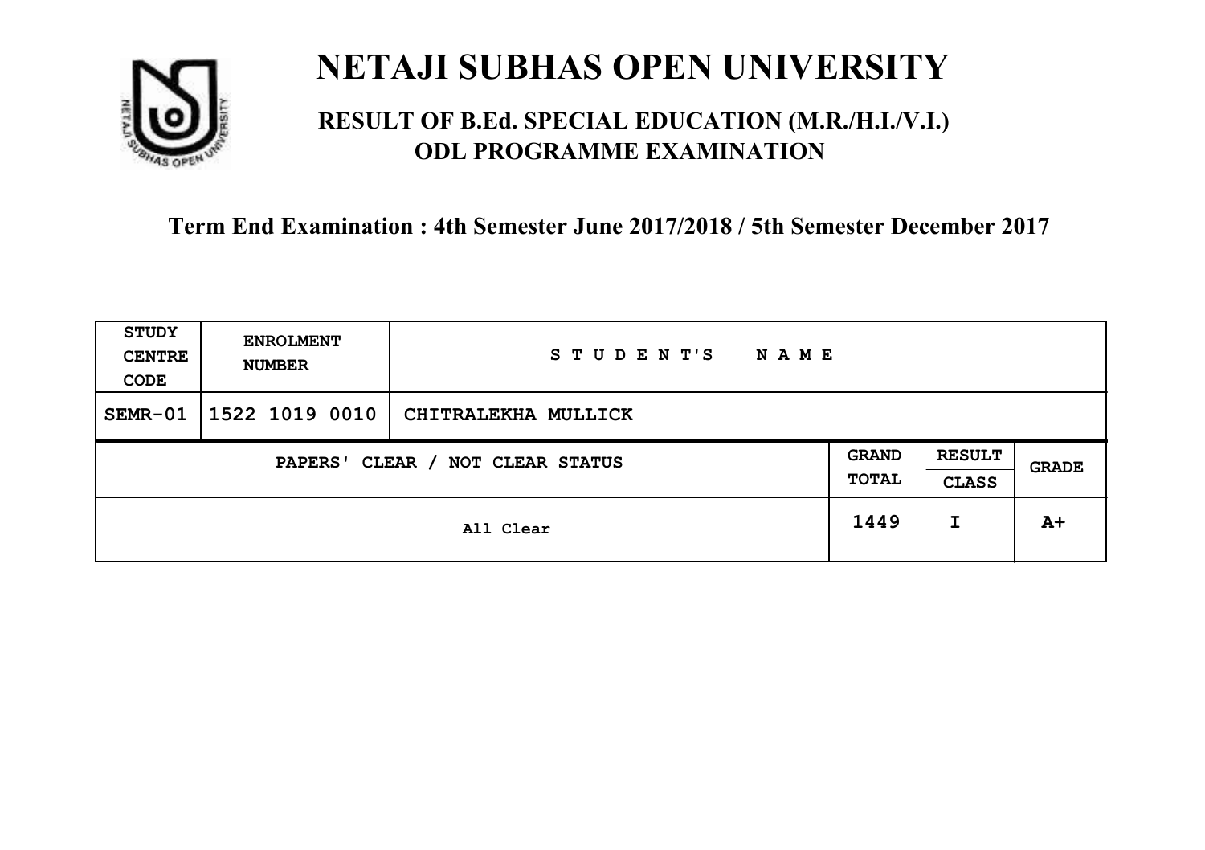# NETAJI SUBHAS OPEN UNIVERSITY

## RESULT OF B.Ed. SPECIAL EDUCATION (M.R./H.I./V.I.) ODL PROGRAMME EXAMINATION

### Term End Examination : 4th Semester June 2017/2018 / 5th Semester December 2017

| STUDY CENTRE CODE | ENROLMENT NUMBER | STUDENT'S NAME | | | |
|---|---|---|---|---|---|
| SEMR-01 | 1522 1019 0010 | CHITRALEKHA MULLICK | | | |
| PAPERS' CLEAR / NOT CLEAR STATUS | | | GRAND TOTAL | RESULT CLASS | GRADE |
| All Clear | | | 1449 | I | A+ |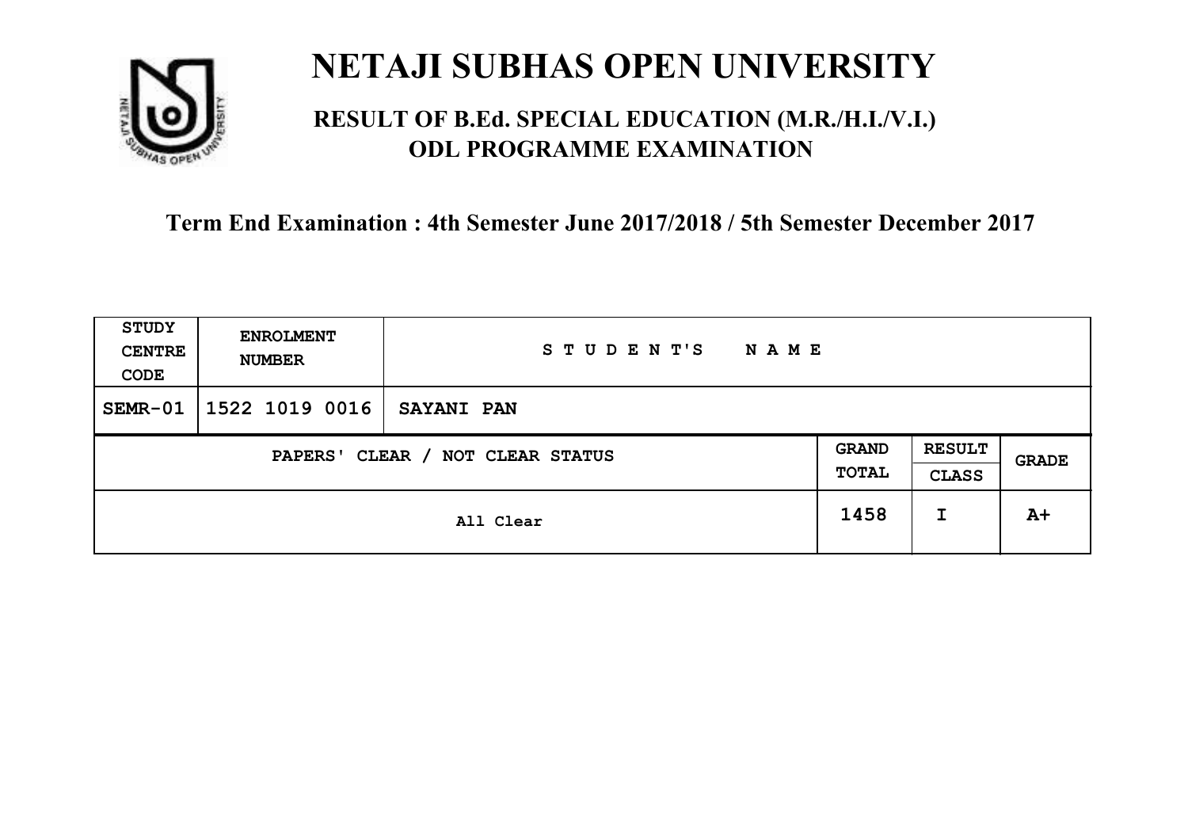# NETAJI SUBHAS OPEN UNIVERSITY

## RESULT OF B.Ed. SPECIAL EDUCATION (M.R./H.I./V.I.) ODL PROGRAMME EXAMINATION

### Term End Examination : 4th Semester June 2017/2018 / 5th Semester December 2017

| STUDY CENTRE CODE | ENROLMENT NUMBER | STUDENT'S NAME | | | |
|---|---|---|---|---|---|
| SEMR-01 | 1522 1019 0016 | SAYANI PAN | | | |
| PAPERS' CLEAR / NOT CLEAR STATUS | | | GRAND TOTAL | RESULT CLASS | GRADE |
| All Clear | | | 1458 | I | A+ |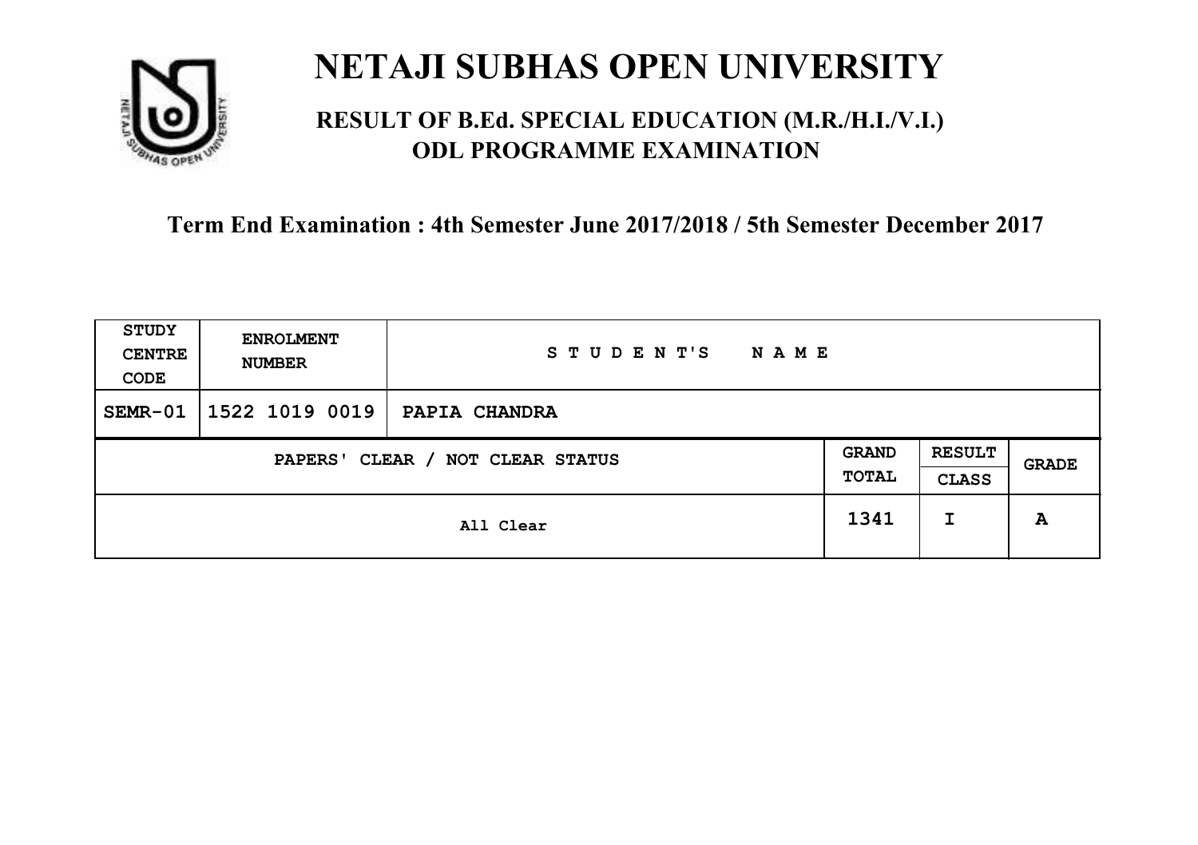# NETAJI SUBHAS OPEN UNIVERSITY

## RESULT OF B.Ed. SPECIAL EDUCATION (M.R./H.I./V.I.) ODL PROGRAMME EXAMINATION

**Term End Examination : 4th Semester June 2017/2018 / 5th Semester December 2017**

| STUDY CENTRE CODE | ENROLMENT NUMBER | STUDENT'S NAME | | | |
|---|---|---|---|---|---|
| SEMR-01 | 1522 1019 0019 | PAPIA CHANDRA | | | |
| PAPERS' CLEAR / NOT CLEAR STATUS | | | GRAND TOTAL | RESULT CLASS | GRADE |
| All Clear | | | 1341 | I | A |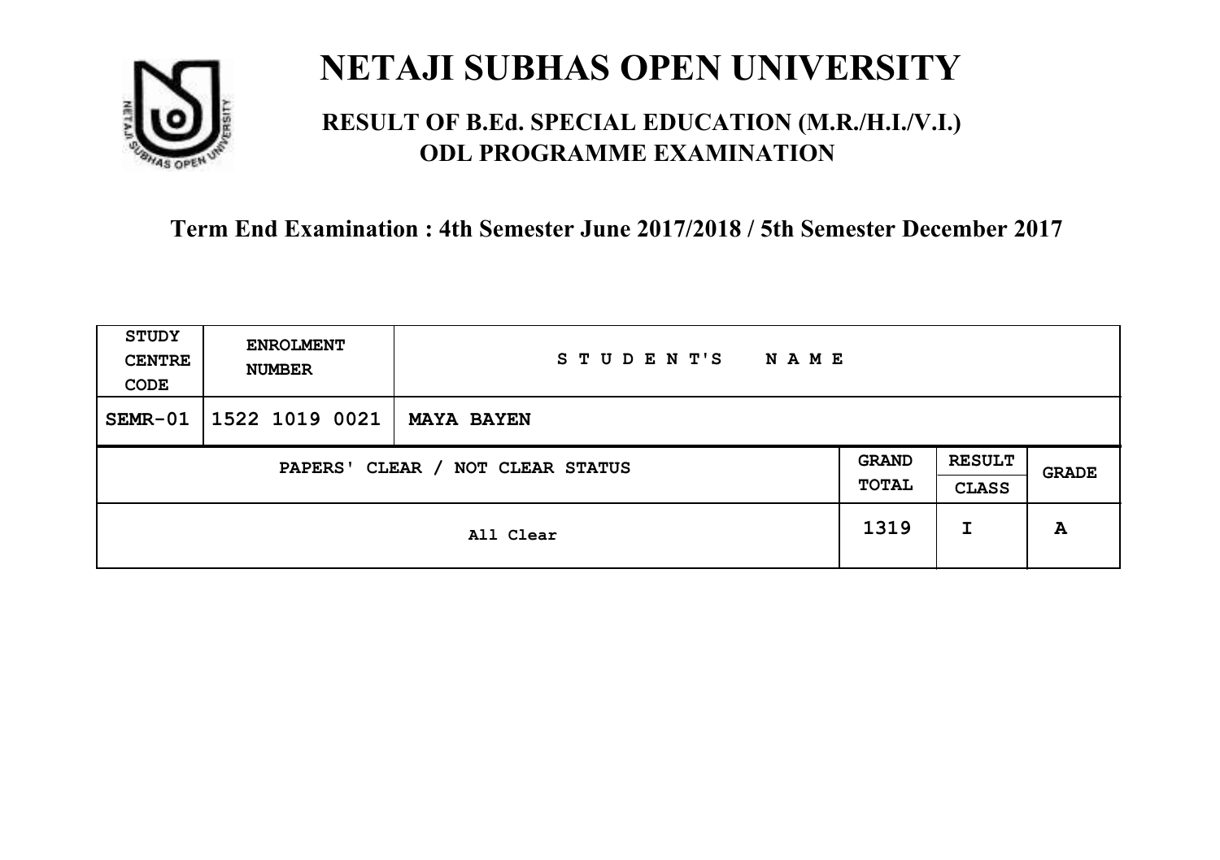# NETAJI SUBHAS OPEN UNIVERSITY

## RESULT OF B.Ed. SPECIAL EDUCATION (M.R./H.I./V.I.) ODL PROGRAMME EXAMINATION

**Term End Examination : 4th Semester June 2017/2018 / 5th Semester December 2017**

| STUDY CENTRE CODE | ENROLMENT NUMBER | STUDENT'S NAME | | | |
|---|---|---|---|---|---|
| SEMR-01 | 1522 1019 0021 | **MAYA BAYEN** | | | |
| PAPERS' CLEAR / NOT CLEAR STATUS | | | GRAND TOTAL | RESULT CLASS | GRADE |
| All Clear | | | 1319 | I | A |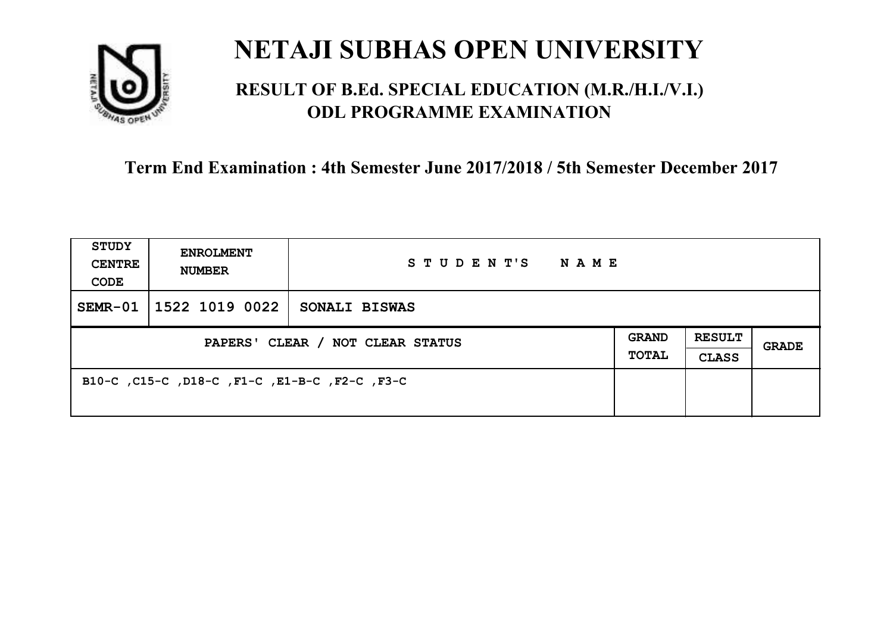# NETAJI SUBHAS OPEN UNIVERSITY

## RESULT OF B.Ed. SPECIAL EDUCATION (M.R./H.I./V.I.) ODL PROGRAMME EXAMINATION

### Term End Examination : 4th Semester June 2017/2018 / 5th Semester December 2017

| STUDY CENTRE CODE | ENROLMENT NUMBER | STUDENT'S NAME | | | |
|---|---|---|---|---|---|
| SEMR-01 | 1522 1019 0022 | SONALI BISWAS | | | |
| PAPERS' CLEAR / NOT CLEAR STATUS | | | GRAND TOTAL | RESULT CLASS | GRADE |
| B10-C ,C15-C ,D18-C ,F1-C ,E1-B-C ,F2-C ,F3-C | | | | | |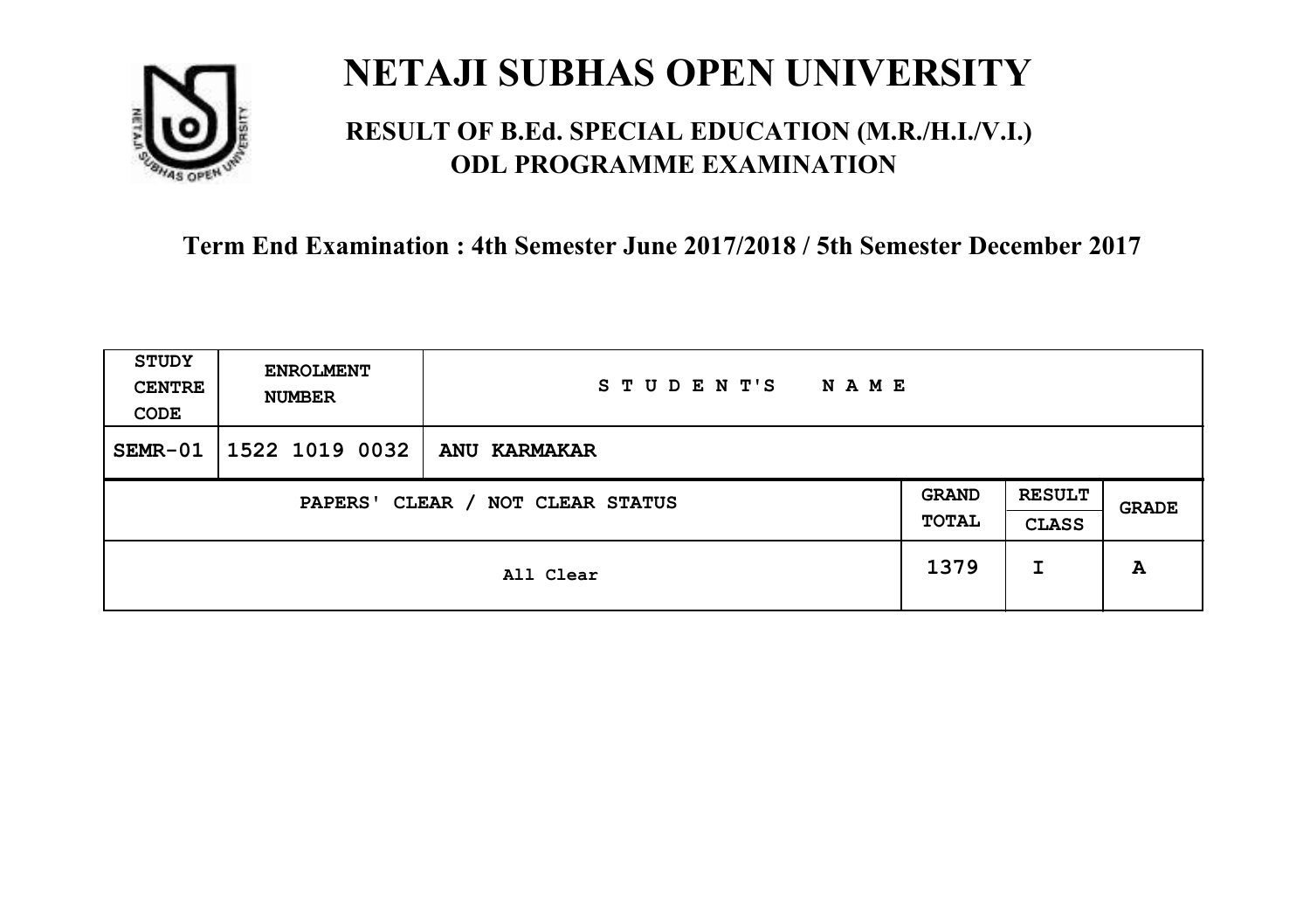# NETAJI SUBHAS OPEN UNIVERSITY

## RESULT OF B.Ed. SPECIAL EDUCATION (M.R./H.I./V.I.) ODL PROGRAMME EXAMINATION

**Term End Examination : 4th Semester June 2017/2018 / 5th Semester December 2017**

| STUDY CENTRE CODE | ENROLMENT NUMBER | STUDENT'S NAME | | | |
|---|---|---|---|---|---|
| SEMR-01 | 1522 1019 0032 | ANU KARMAKAR | | | |
| PAPERS' CLEAR / NOT CLEAR STATUS | | | GRAND TOTAL | RESULT CLASS | GRADE |
| All Clear | | | 1379 | I | A |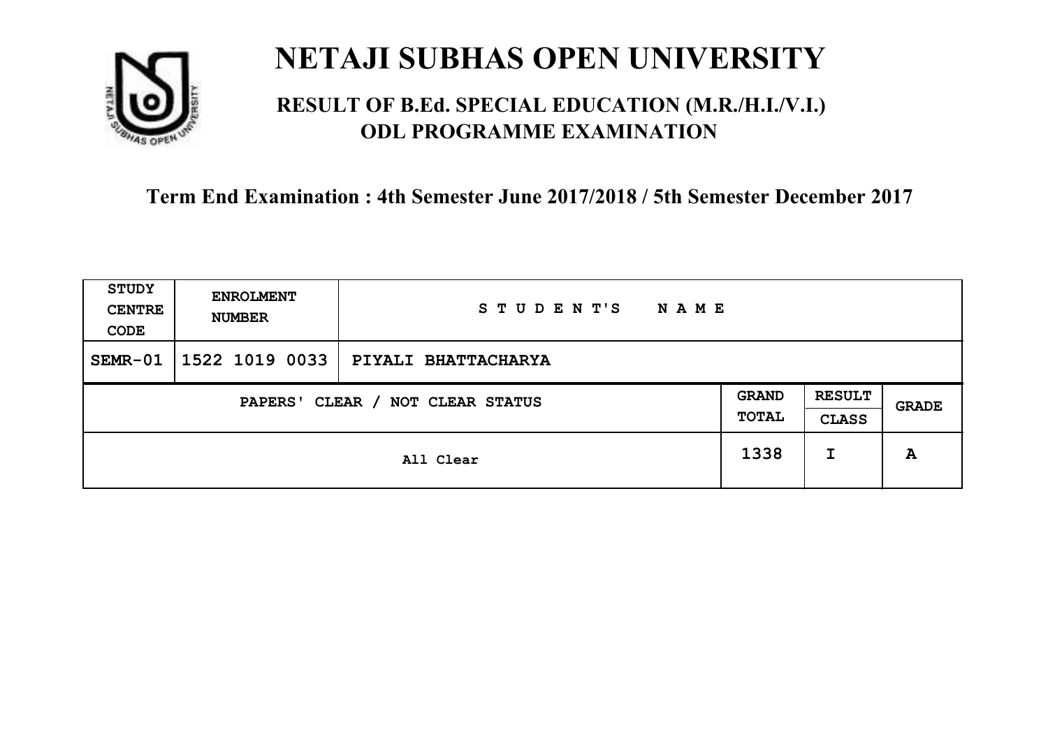# NETAJI SUBHAS OPEN UNIVERSITY

## RESULT OF B.Ed. SPECIAL EDUCATION (M.R./H.I./V.I.) ODL PROGRAMME EXAMINATION

### Term End Examination : 4th Semester June 2017/2018 / 5th Semester December 2017

| STUDY CENTRE CODE | ENROLMENT NUMBER | STUDENT'S NAME | | | |
|---|---|---|---|---|---|
| SEMR-01 | 1522 1019 0033 | PIYALI BHATTACHARYA | | | |
| PAPERS' CLEAR / NOT CLEAR STATUS | | | GRAND TOTAL | RESULT CLASS | GRADE |
| All Clear | | | 1338 | I | A |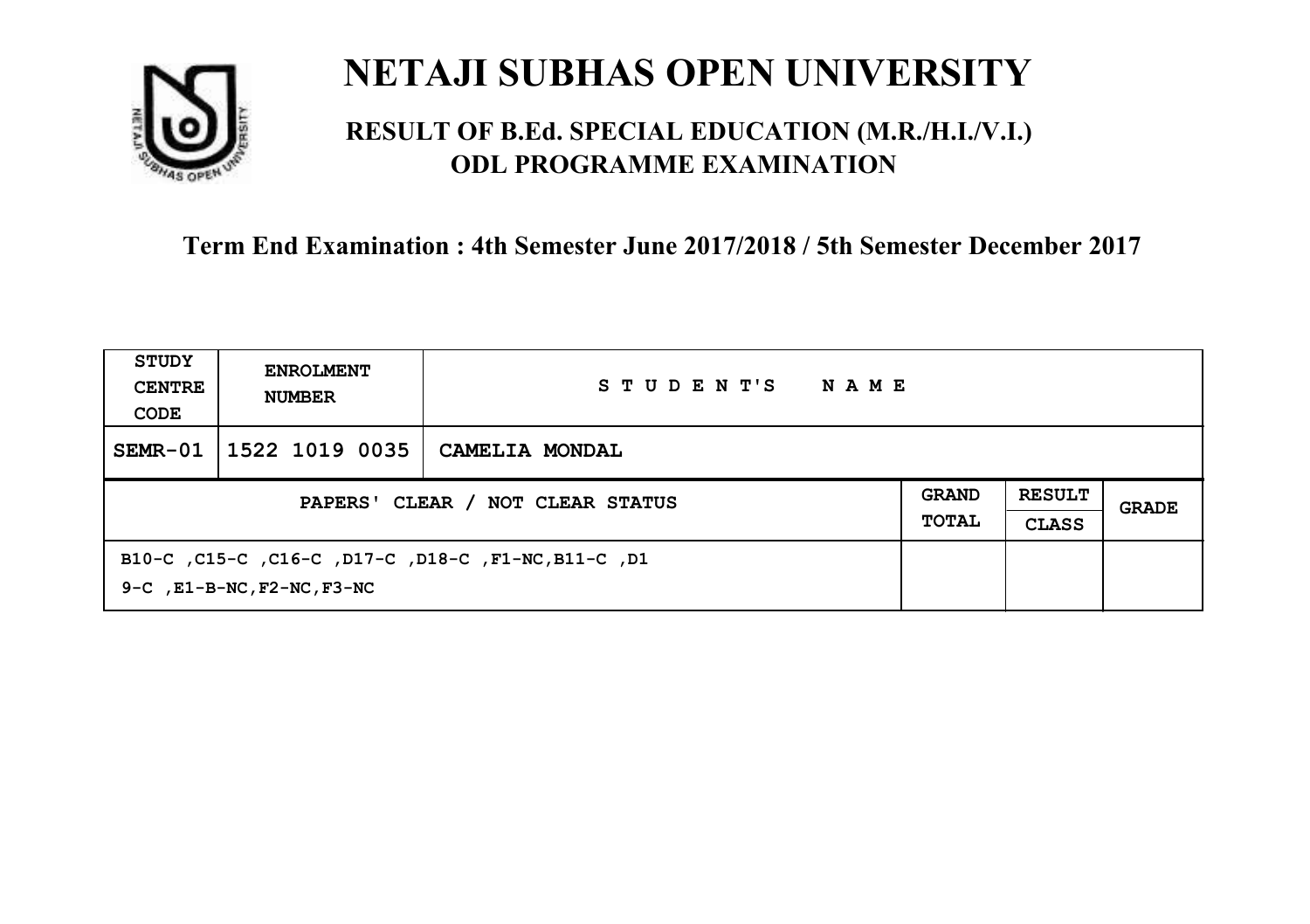# NETAJI SUBHAS OPEN UNIVERSITY

## RESULT OF B.Ed. SPECIAL EDUCATION (M.R./H.I./V.I.) ODL PROGRAMME EXAMINATION

**Term End Examination : 4th Semester June 2017/2018 / 5th Semester December 2017**

| STUDY CENTRE CODE | ENROLMENT NUMBER | STUDENT'S NAME | | | |
|---|---|---|---|---|---|
| SEMR-01 | 1522 1019 0035 | CAMELIA MONDAL | | | |
| PAPERS' CLEAR / NOT CLEAR STATUS | | | GRAND TOTAL | RESULT CLASS | GRADE |
| B10-C ,C15-C ,C16-C ,D17-C ,D18-C ,F1-NC,B11-C ,D19-C ,E1-B-NC,F2-NC,F3-NC | | | | | |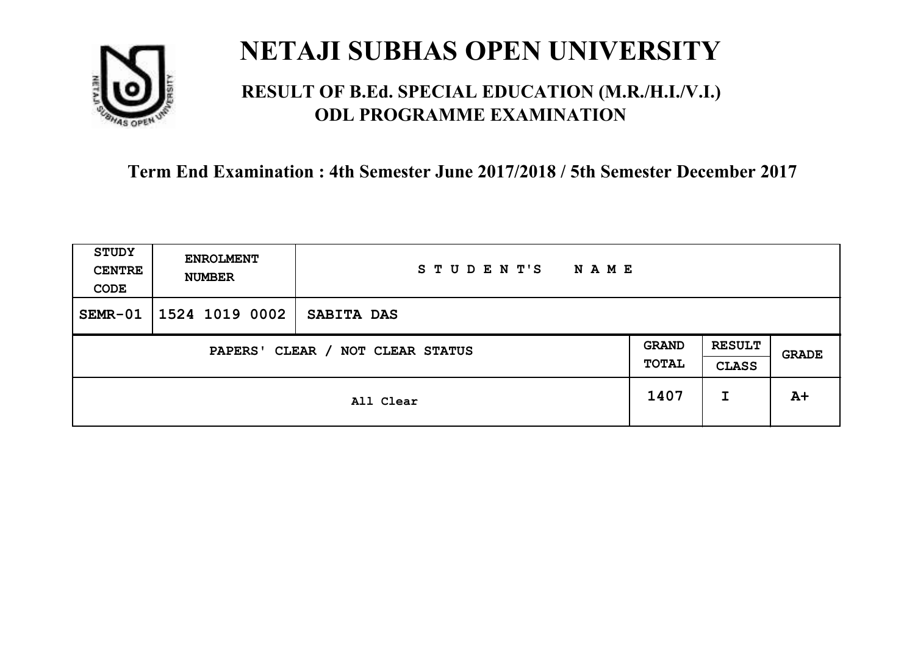# NETAJI SUBHAS OPEN UNIVERSITY

## RESULT OF B.Ed. SPECIAL EDUCATION (M.R./H.I./V.I.) ODL PROGRAMME EXAMINATION

### Term End Examination : 4th Semester June 2017/2018 / 5th Semester December 2017

| STUDY CENTRE CODE | ENROLMENT NUMBER | STUDENT'S NAME | | | |
|---|---|---|---|---|---|
| SEMR-01 | 1524 1019 0002 | SABITA DAS | | | |
| PAPERS' CLEAR / NOT CLEAR STATUS | | | GRAND TOTAL | RESULT CLASS | GRADE |
| All Clear | | | 1407 | I | A+ |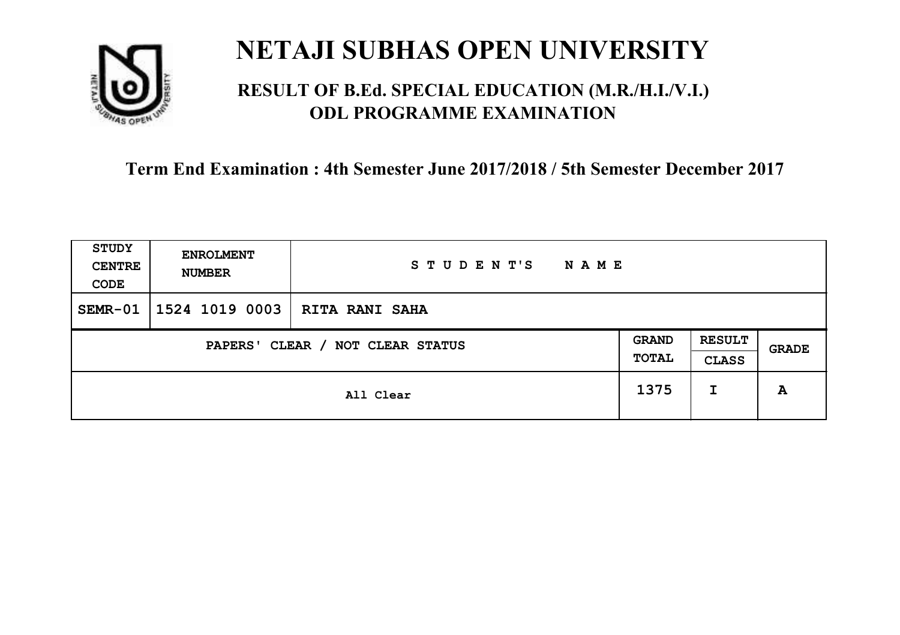# NETAJI SUBHAS OPEN UNIVERSITY

## RESULT OF B.Ed. SPECIAL EDUCATION (M.R./H.I./V.I.) ODL PROGRAMME EXAMINATION

### Term End Examination : 4th Semester June 2017/2018 / 5th Semester December 2017

| STUDY CENTRE CODE | ENROLMENT NUMBER | STUDENT'S NAME | | | |
|---|---|---|---|---|---|
| SEMR-01 | 1524 1019 0003 | RITA RANI SAHA | | | |
| PAPERS' CLEAR / NOT CLEAR STATUS | | | GRAND TOTAL | RESULT CLASS | GRADE |
| All Clear | | | 1375 | I | A |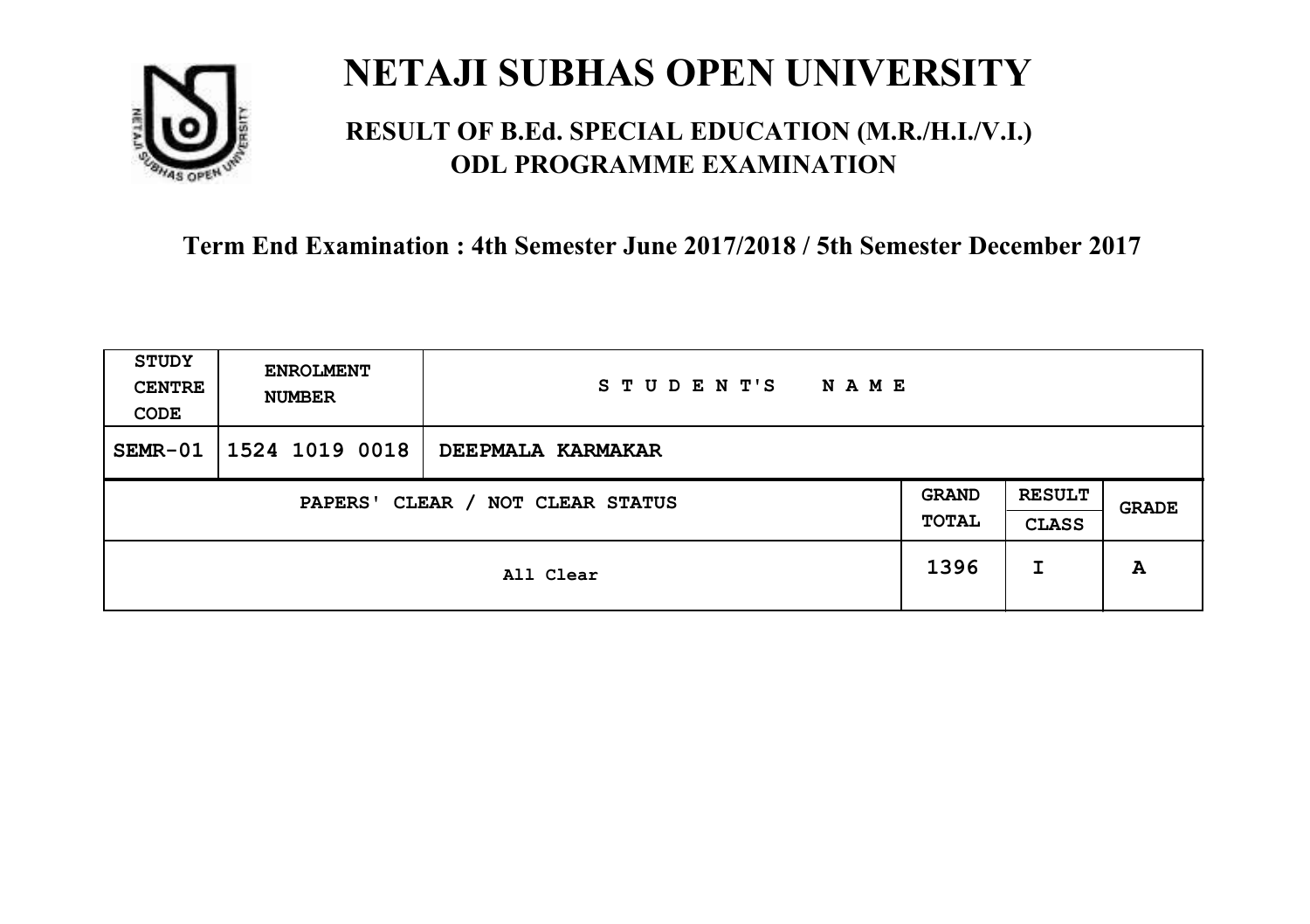# NETAJI SUBHAS OPEN UNIVERSITY

## RESULT OF B.Ed. SPECIAL EDUCATION (M.R./H.I./V.I.) ODL PROGRAMME EXAMINATION

Term End Examination : 4th Semester June 2017/2018 / 5th Semester December 2017

| STUDY CENTRE CODE | ENROLMENT NUMBER | STUDENT'S NAME | | | |
|---|---|---|---|---|---|
| SEMR-01 | 1524 1019 0018 | DEEPMALA KARMAKAR | | | |
| PAPERS' CLEAR / NOT CLEAR STATUS | | | GRAND TOTAL | RESULT CLASS | GRADE |
| All Clear | | | 1396 | I | A |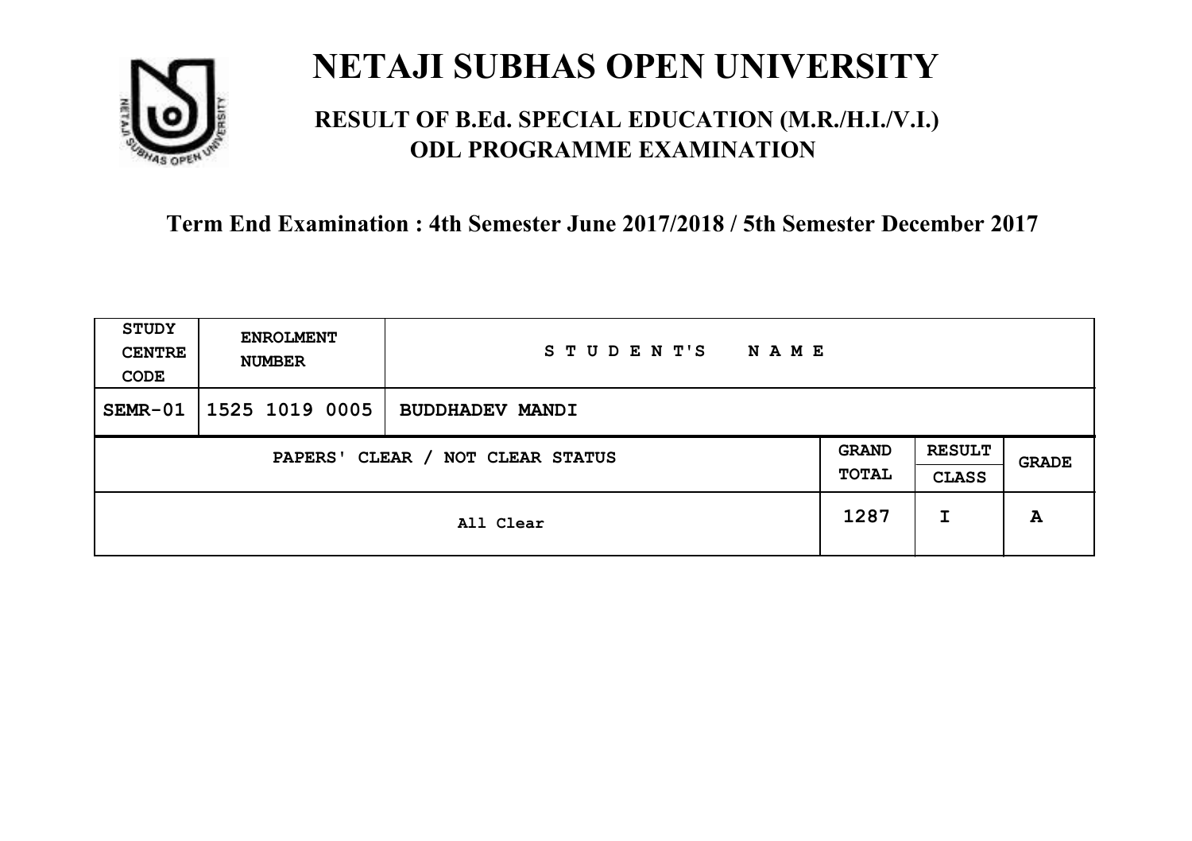# NETAJI SUBHAS OPEN UNIVERSITY

## RESULT OF B.Ed. SPECIAL EDUCATION (M.R./H.I./V.I.) ODL PROGRAMME EXAMINATION

### Term End Examination : 4th Semester June 2017/2018 / 5th Semester December 2017

| STUDY CENTRE CODE | ENROLMENT NUMBER | STUDENT'S NAME | | | |
|---|---|---|---|---|---|
| SEMR-01 | 1525 1019 0005 | BUDDHADEV MANDI | | | |
| PAPERS' CLEAR / NOT CLEAR STATUS | | | GRAND TOTAL | RESULT CLASS | GRADE |
| All Clear | | | 1287 | I | A |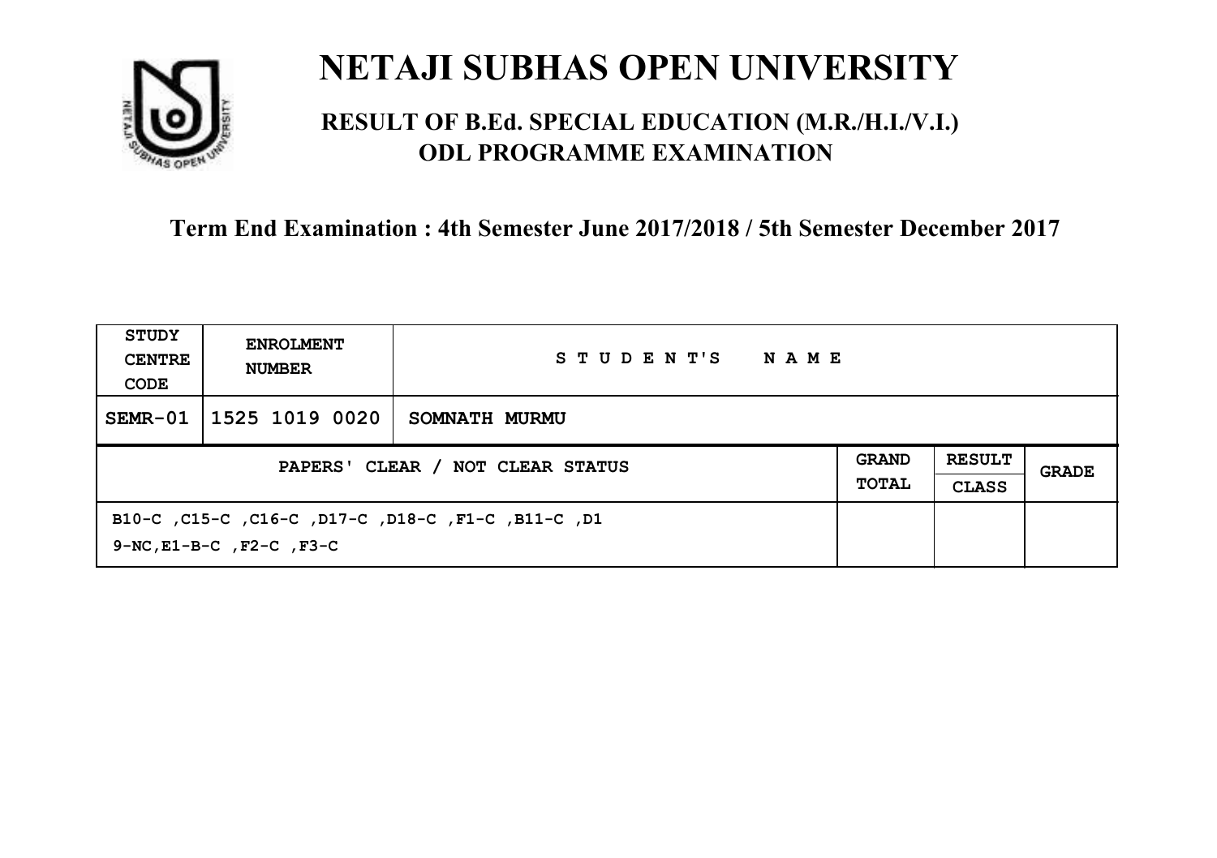# NETAJI SUBHAS OPEN UNIVERSITY

## RESULT OF B.Ed. SPECIAL EDUCATION (M.R./H.I./V.I.) ODL PROGRAMME EXAMINATION

**Term End Examination : 4th Semester June 2017/2018 / 5th Semester December 2017**

| STUDY CENTRE CODE | ENROLMENT NUMBER | STUDENT'S NAME | | | |
|---|---|---|---|---|---|
| SEMR-01 | 1525 1019 0020 | SOMNATH MURMU | | | |
| PAPERS' CLEAR / NOT CLEAR STATUS | | | GRAND TOTAL | RESULT CLASS | GRADE |
| B10-C ,C15-C ,C16-C ,D17-C ,D18-C ,F1-C ,B11-C ,D19-NC,E1-B-C ,F2-C ,F3-C | | | | | |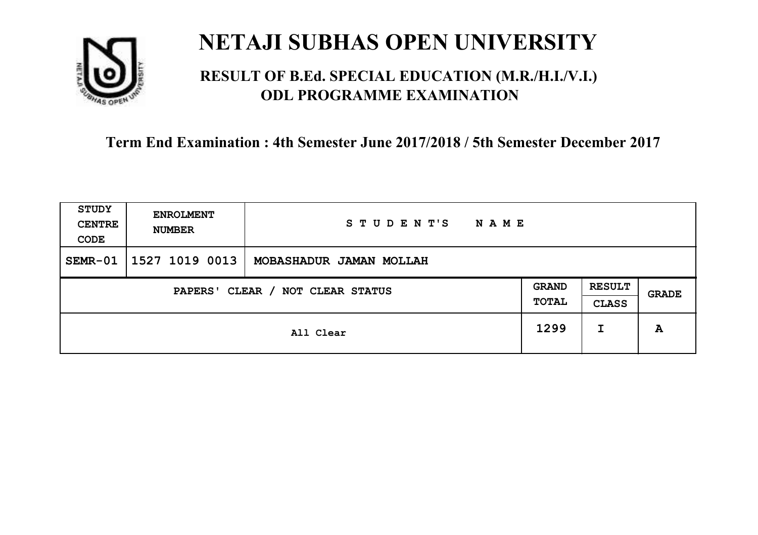# NETAJI SUBHAS OPEN UNIVERSITY

## RESULT OF B.Ed. SPECIAL EDUCATION (M.R./H.I./V.I.) ODL PROGRAMME EXAMINATION

### Term End Examination : 4th Semester June 2017/2018 / 5th Semester December 2017

| STUDY CENTRE CODE | ENROLMENT NUMBER | STUDENT'S NAME | | | |
|---|---|---|---|---|---|
| SEMR-01 | 1527 1019 0013 | MOBASHADUR JAMAN MOLLAH | | | |
| PAPERS' CLEAR / NOT CLEAR STATUS | | | GRAND TOTAL | RESULT CLASS | GRADE |
| All Clear | | | 1299 | I | A |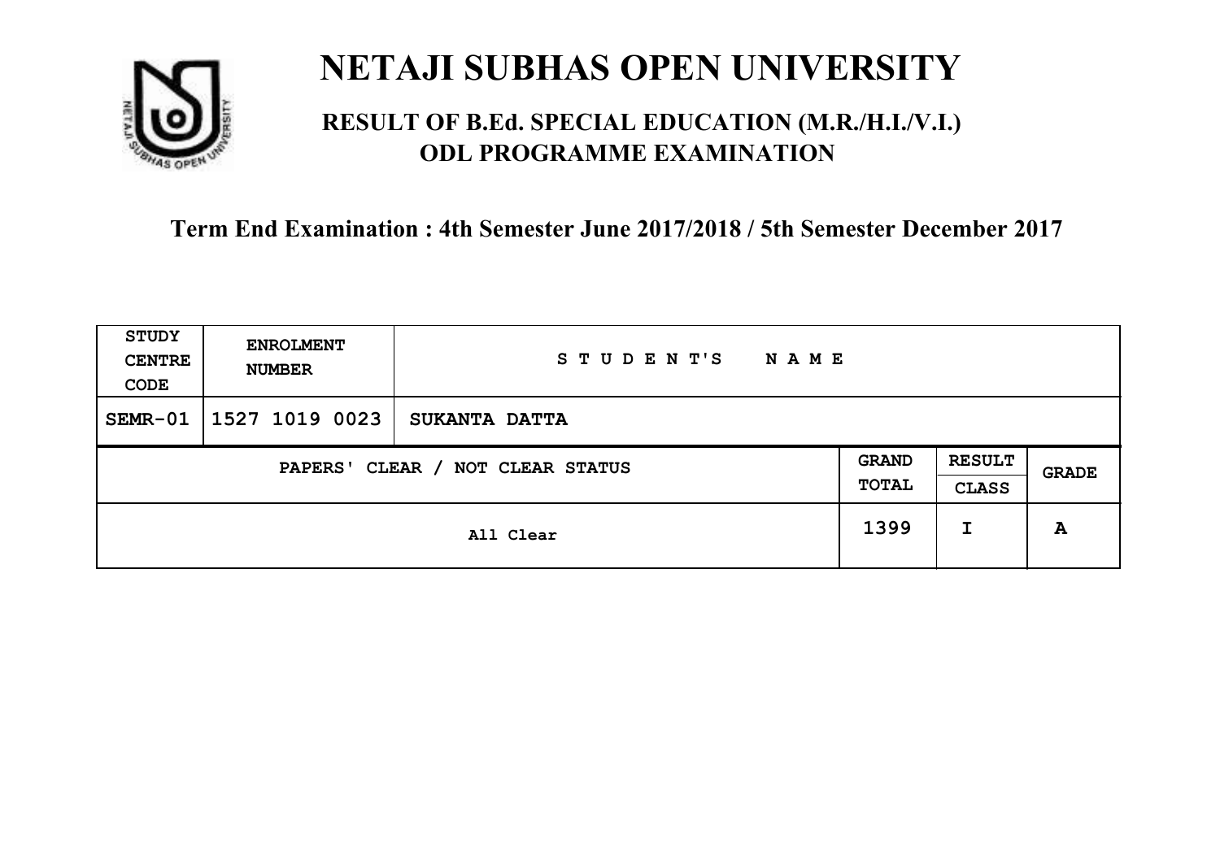# NETAJI SUBHAS OPEN UNIVERSITY

## RESULT OF B.Ed. SPECIAL EDUCATION (M.R./H.I./V.I.) ODL PROGRAMME EXAMINATION

### Term End Examination : 4th Semester June 2017/2018 / 5th Semester December 2017

| STUDY CENTRE CODE | ENROLMENT NUMBER | STUDENT'S NAME | | | |
|---|---|---|---|---|---|
| SEMR-01 | 1527 1019 0023 | SUKANTA DATTA | | | |
| PAPERS' CLEAR / NOT CLEAR STATUS | | | GRAND TOTAL | RESULT CLASS | GRADE |
| All Clear | | | 1399 | I | A |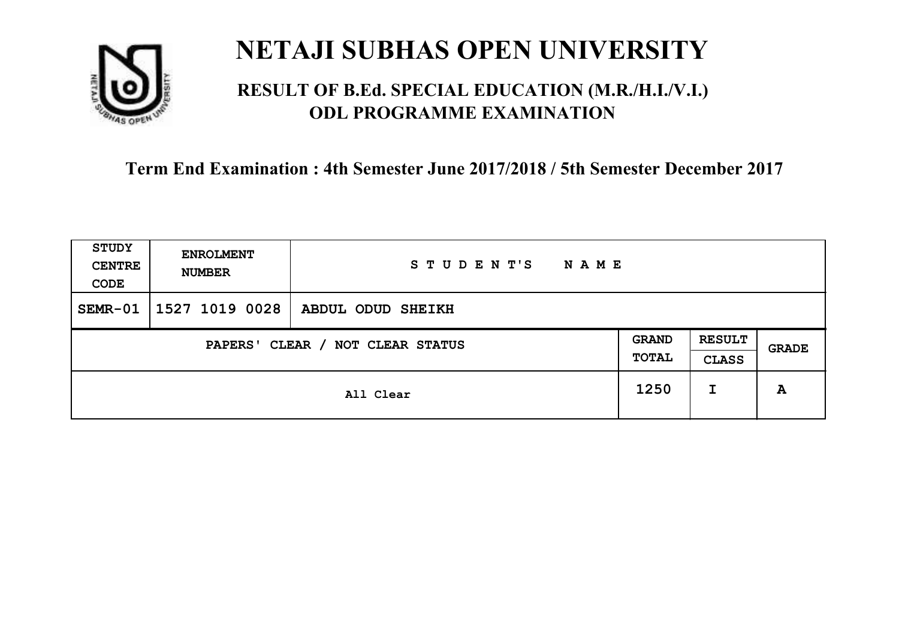# NETAJI SUBHAS OPEN UNIVERSITY

## RESULT OF B.Ed. SPECIAL EDUCATION (M.R./H.I./V.I.) ODL PROGRAMME EXAMINATION

### Term End Examination : 4th Semester June 2017/2018 / 5th Semester December 2017

| STUDY CENTRE CODE | ENROLMENT NUMBER | STUDENT'S NAME | | | |
|---|---|---|---|---|---|
| SEMR-01 | 1527 1019 0028 | ABDUL ODUD SHEIKH | | | |
| PAPERS' CLEAR / NOT CLEAR STATUS | | | GRAND TOTAL | RESULT CLASS | GRADE |
| All Clear | | | 1250 | I | A |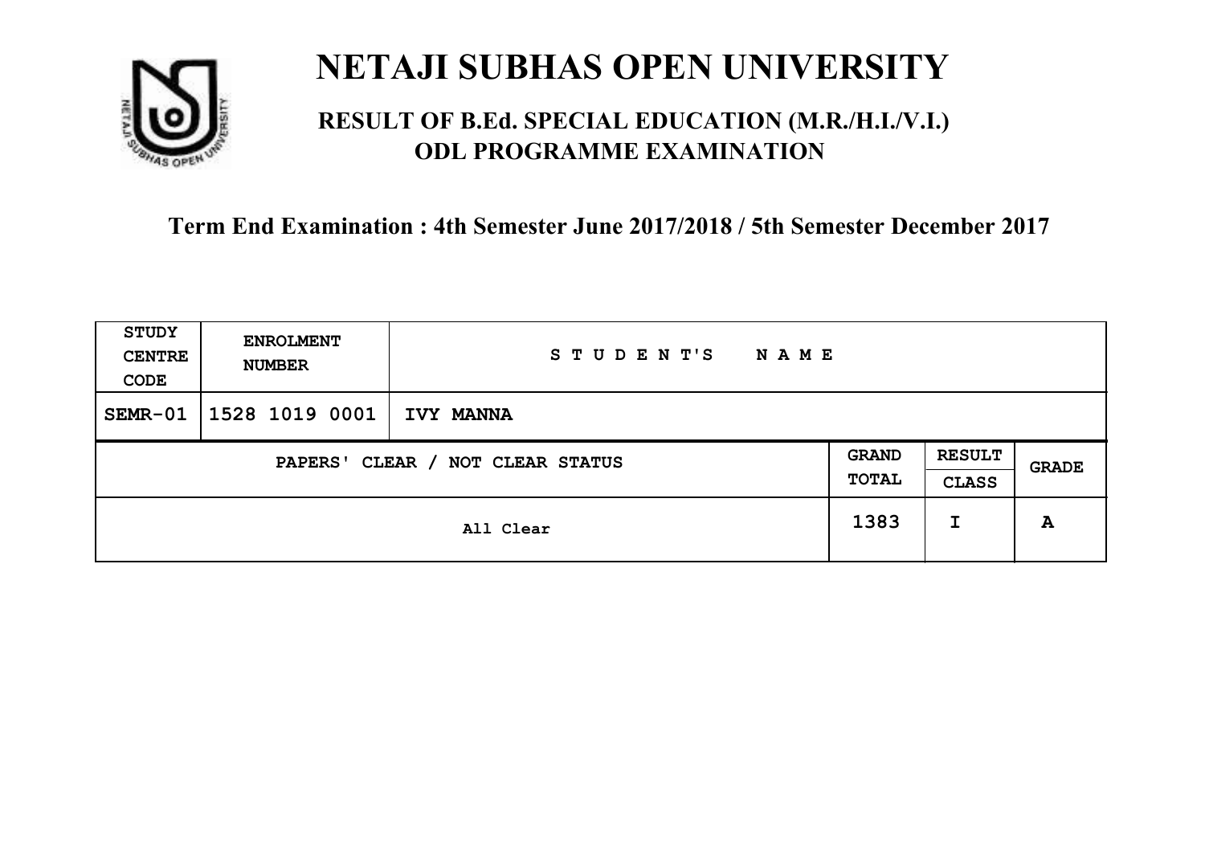# NETAJI SUBHAS OPEN UNIVERSITY

## RESULT OF B.Ed. SPECIAL EDUCATION (M.R./H.I./V.I.) ODL PROGRAMME EXAMINATION

### Term End Examination : 4th Semester June 2017/2018 / 5th Semester December 2017

| STUDY CENTRE CODE | ENROLMENT NUMBER | STUDENT'S NAME | | | |
|---|---|---|---|---|---|
| SEMR-01 | 1528 1019 0001 | IVY MANNA | | | |
| PAPERS' CLEAR / NOT CLEAR STATUS | | | GRAND TOTAL | RESULT CLASS | GRADE |
| All Clear | | | 1383 | I | A |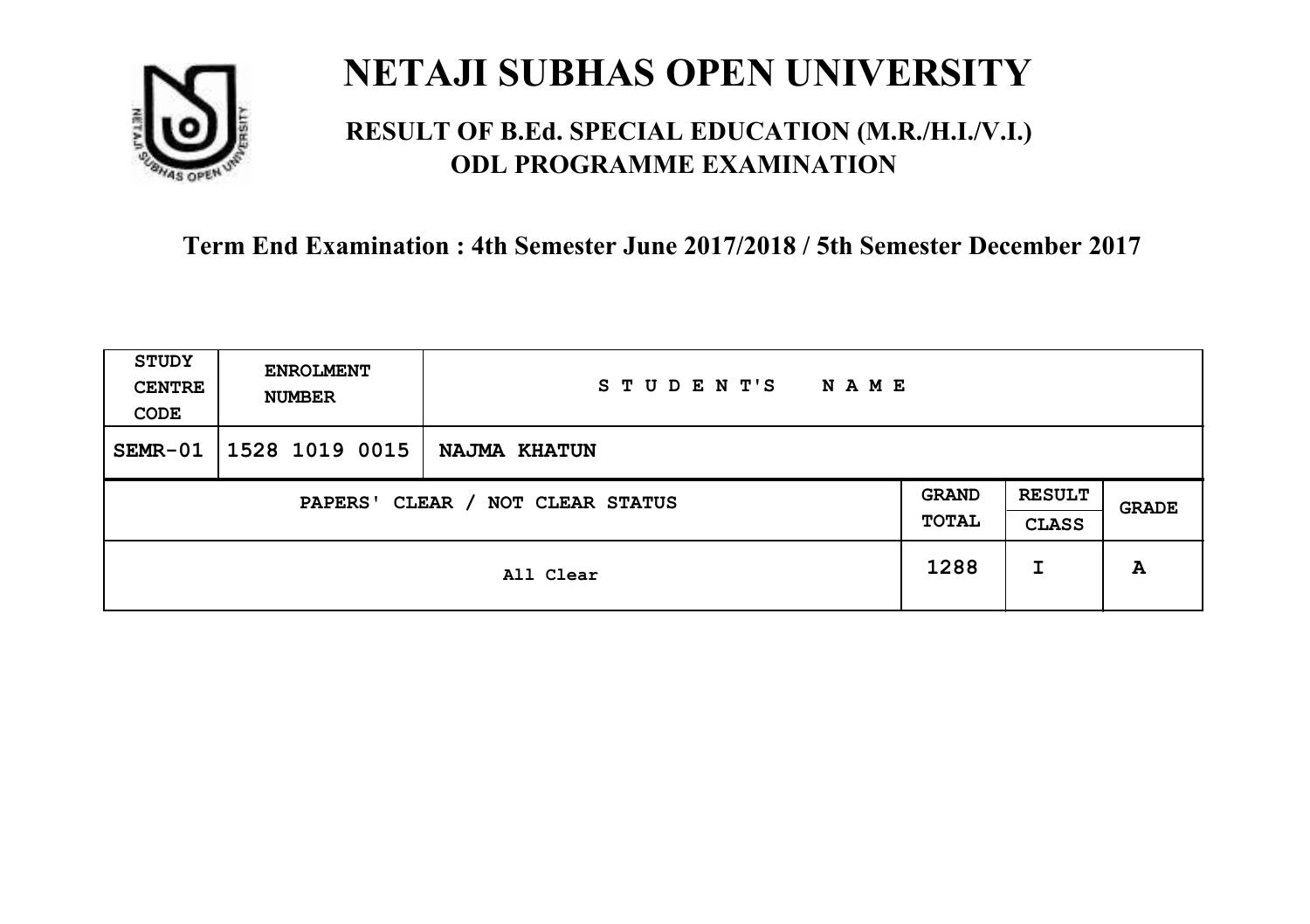# NETAJI SUBHAS OPEN UNIVERSITY

## RESULT OF B.Ed. SPECIAL EDUCATION (M.R./H.I./V.I.) ODL PROGRAMME EXAMINATION

### Term End Examination : 4th Semester June 2017/2018 / 5th Semester December 2017

| STUDY CENTRE CODE | ENROLMENT NUMBER | STUDENT'S NAME | | | |
|---|---|---|---|---|---|
| SEMR-01 | 1528 1019 0015 | NAJMA KHATUN | | | |
| PAPERS' CLEAR / NOT CLEAR STATUS | | | GRAND TOTAL | RESULT CLASS | GRADE |
| All Clear | | | 1288 | I | A |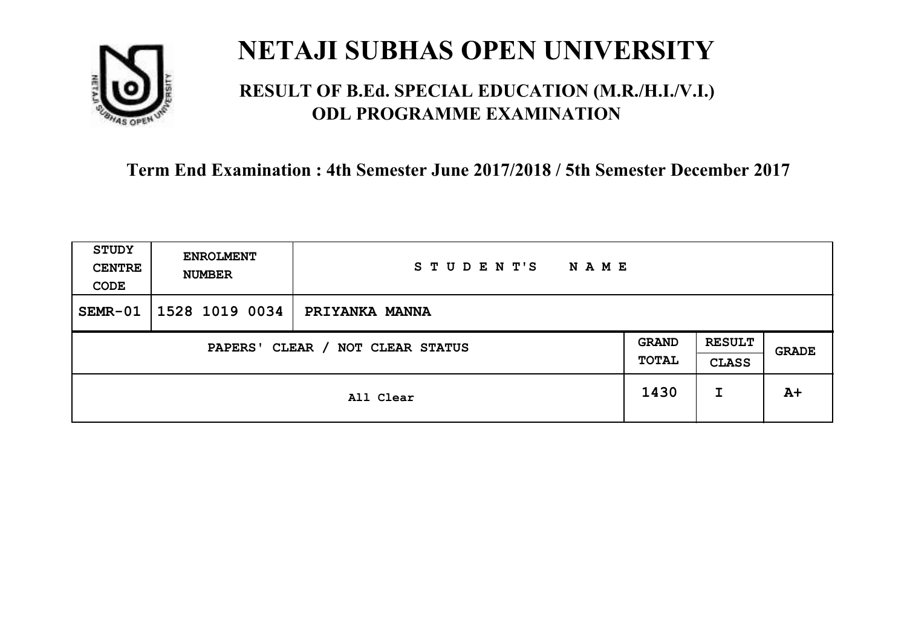# NETAJI SUBHAS OPEN UNIVERSITY

## RESULT OF B.Ed. SPECIAL EDUCATION (M.R./H.I./V.I.) ODL PROGRAMME EXAMINATION

### Term End Examination : 4th Semester June 2017/2018 / 5th Semester December 2017

| STUDY CENTRE CODE | ENROLMENT NUMBER | STUDENT'S NAME | | | |
|---|---|---|---|---|---|
| SEMR-01 | 1528 1019 0034 | PRIYANKA MANNA | | | |
| PAPERS' CLEAR / NOT CLEAR STATUS | | | GRAND TOTAL | RESULT CLASS | GRADE |
| All Clear | | | 1430 | I | A+ |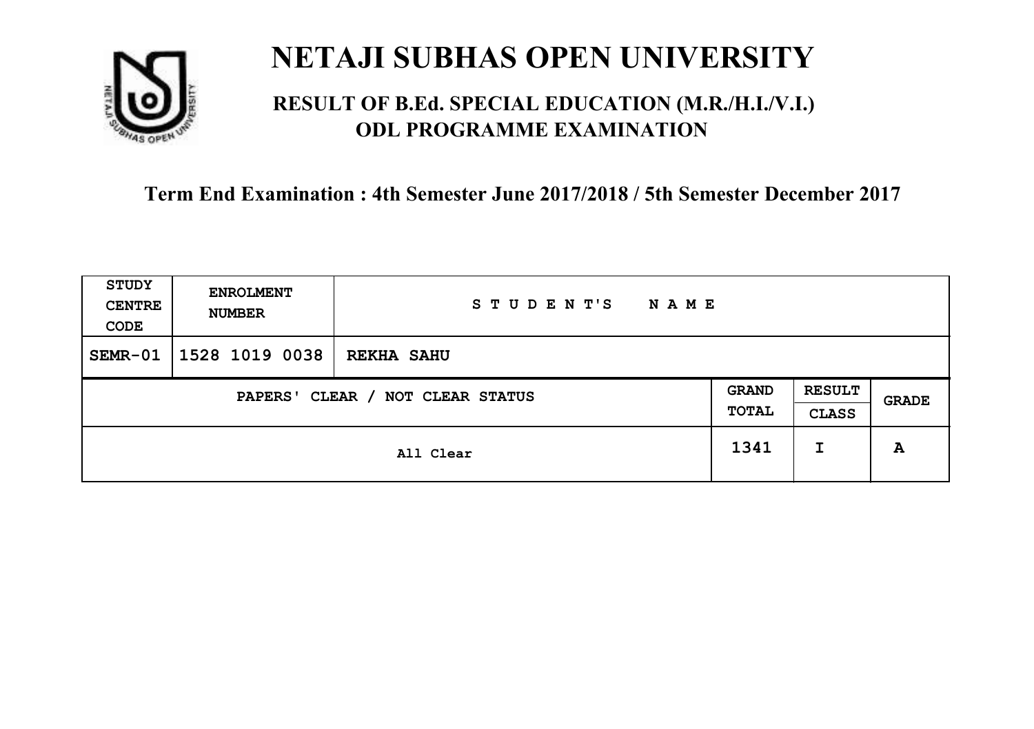# NETAJI SUBHAS OPEN UNIVERSITY

## RESULT OF B.Ed. SPECIAL EDUCATION (M.R./H.I./V.I.) ODL PROGRAMME EXAMINATION

### Term End Examination : 4th Semester June 2017/2018 / 5th Semester December 2017

| STUDY CENTRE CODE | ENROLMENT NUMBER | STUDENT'S NAME | | | |
|---|---|---|---|---|---|
| SEMR-01 | 1528 1019 0038 | REKHA SAHU | | | |
| PAPERS' CLEAR / NOT CLEAR STATUS | | | GRAND TOTAL | RESULT CLASS | GRADE |
| All Clear | | | 1341 | I | A |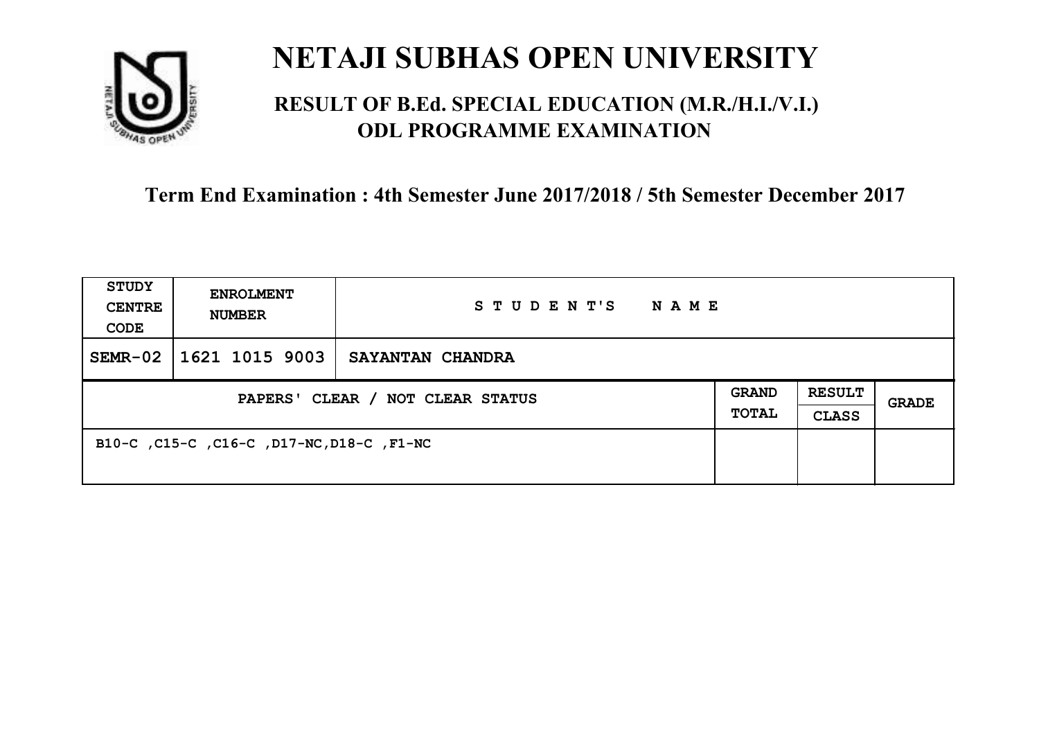# NETAJI SUBHAS OPEN UNIVERSITY

## RESULT OF B.Ed. SPECIAL EDUCATION (M.R./H.I./V.I.) ODL PROGRAMME EXAMINATION

### Term End Examination : 4th Semester June 2017/2018 / 5th Semester December 2017

| STUDY CENTRE CODE | ENROLMENT NUMBER | STUDENT'S NAME | | | |
|---|---|---|---|---|---|
| SEMR-02 | 1621 1015 9003 | SAYANTAN CHANDRA | | | |
| PAPERS' CLEAR / NOT CLEAR STATUS | | | GRAND TOTAL | RESULT CLASS | GRADE |
| B10-C ,C15-C ,C16-C ,D17-NC,D18-C ,F1-NC | | | | | |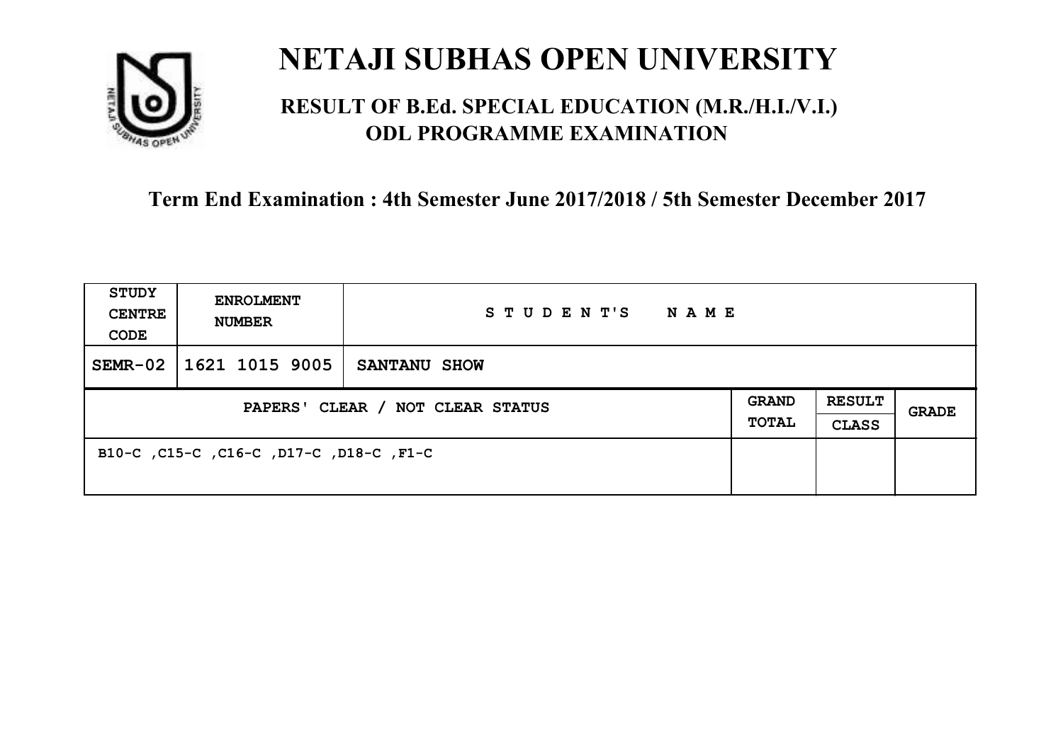# NETAJI SUBHAS OPEN UNIVERSITY

## RESULT OF B.Ed. SPECIAL EDUCATION (M.R./H.I./V.I.) ODL PROGRAMME EXAMINATION

**Term End Examination : 4th Semester June 2017/2018 / 5th Semester December 2017**

| STUDY CENTRE CODE | ENROLMENT NUMBER | STUDENT'S NAME | | | |
|---|---|---|---|---|---|
| SEMR-02 | 1621 1015 9005 | SANTANU SHOW | | | |
| PAPERS' CLEAR / NOT CLEAR STATUS | | | GRAND TOTAL | RESULT CLASS | GRADE |
| B10-C ,C15-C ,C16-C ,D17-C ,D18-C ,F1-C | | | | | |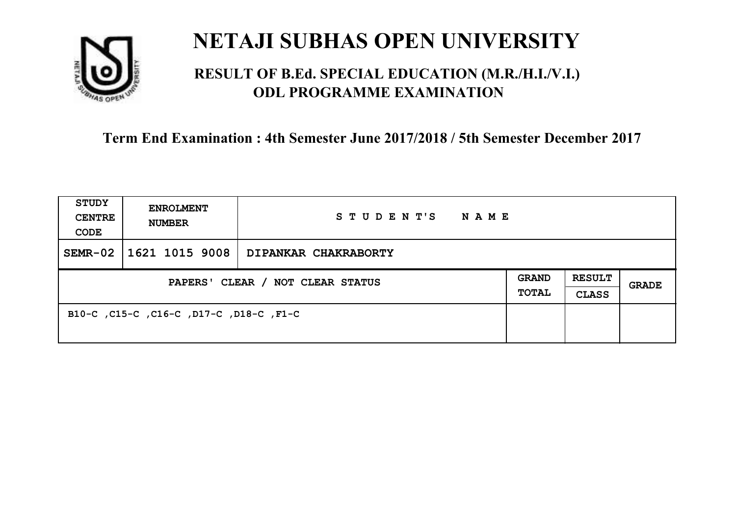# NETAJI SUBHAS OPEN UNIVERSITY

## RESULT OF B.Ed. SPECIAL EDUCATION (M.R./H.I./V.I.) ODL PROGRAMME EXAMINATION

**Term End Examination : 4th Semester June 2017/2018 / 5th Semester December 2017**

| STUDY CENTRE CODE | ENROLMENT NUMBER | STUDENT'S NAME | | | |
|---|---|---|---|---|---|
| SEMR-02 | 1621 1015 9008 | DIPANKAR CHAKRABORTY | | | |
| PAPERS' CLEAR / NOT CLEAR STATUS | | | GRAND TOTAL | RESULT CLASS | GRADE |
| B10-C ,C15-C ,C16-C ,D17-C ,D18-C ,F1-C | | | | | |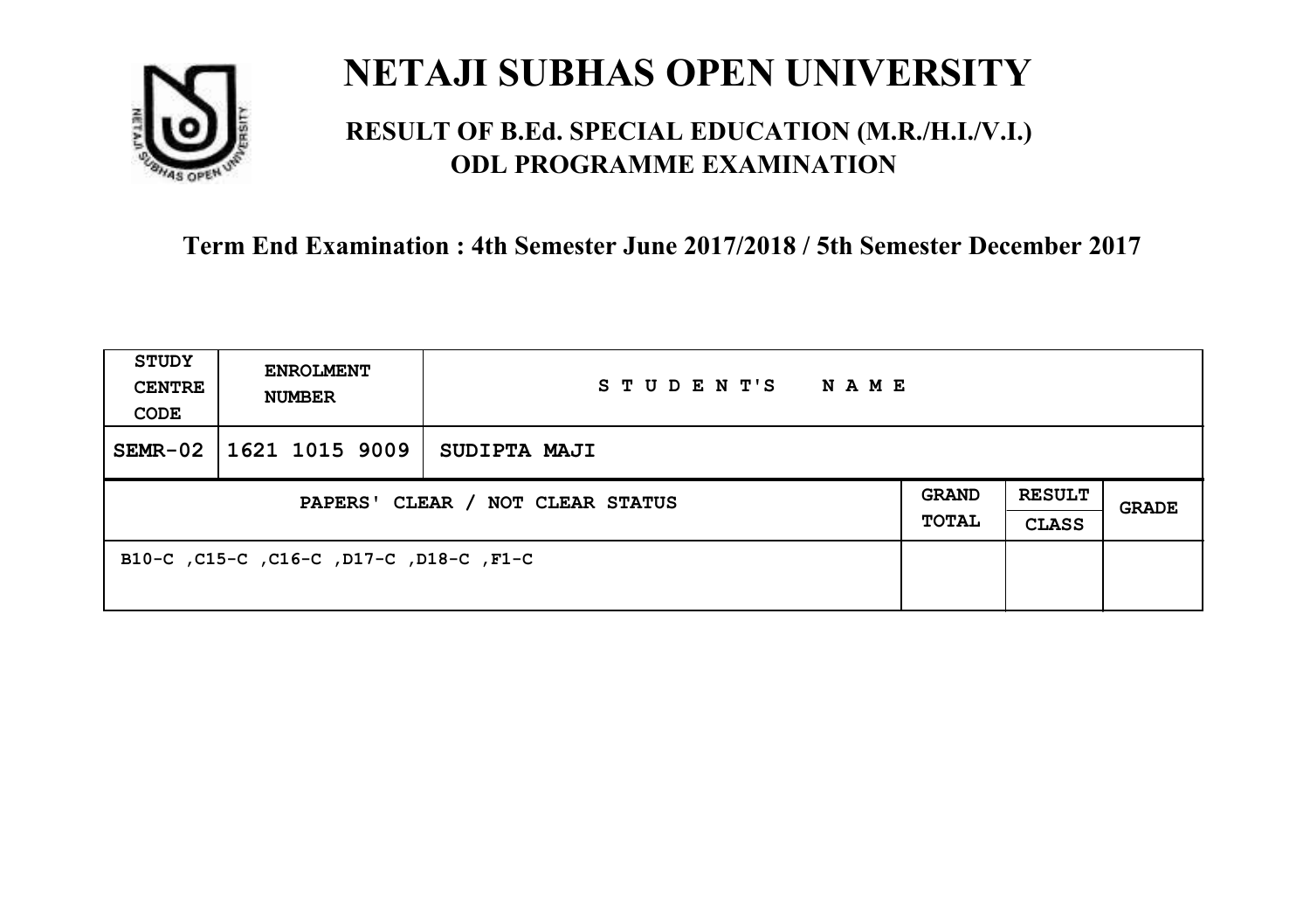# NETAJI SUBHAS OPEN UNIVERSITY

## RESULT OF B.Ed. SPECIAL EDUCATION (M.R./H.I./V.I.) ODL PROGRAMME EXAMINATION

### Term End Examination : 4th Semester June 2017/2018 / 5th Semester December 2017

| STUDY CENTRE CODE | ENROLMENT NUMBER | STUDENT'S NAME | | | |
|---|---|---|---|---|---|
| SEMR-02 | 1621 1015 9009 | SUDIPTA MAJI | | | |
| PAPERS' CLEAR / NOT CLEAR STATUS | | | GRAND TOTAL | RESULT CLASS | GRADE |
| B10-C ,C15-C ,C16-C ,D17-C ,D18-C ,F1-C | | | | | |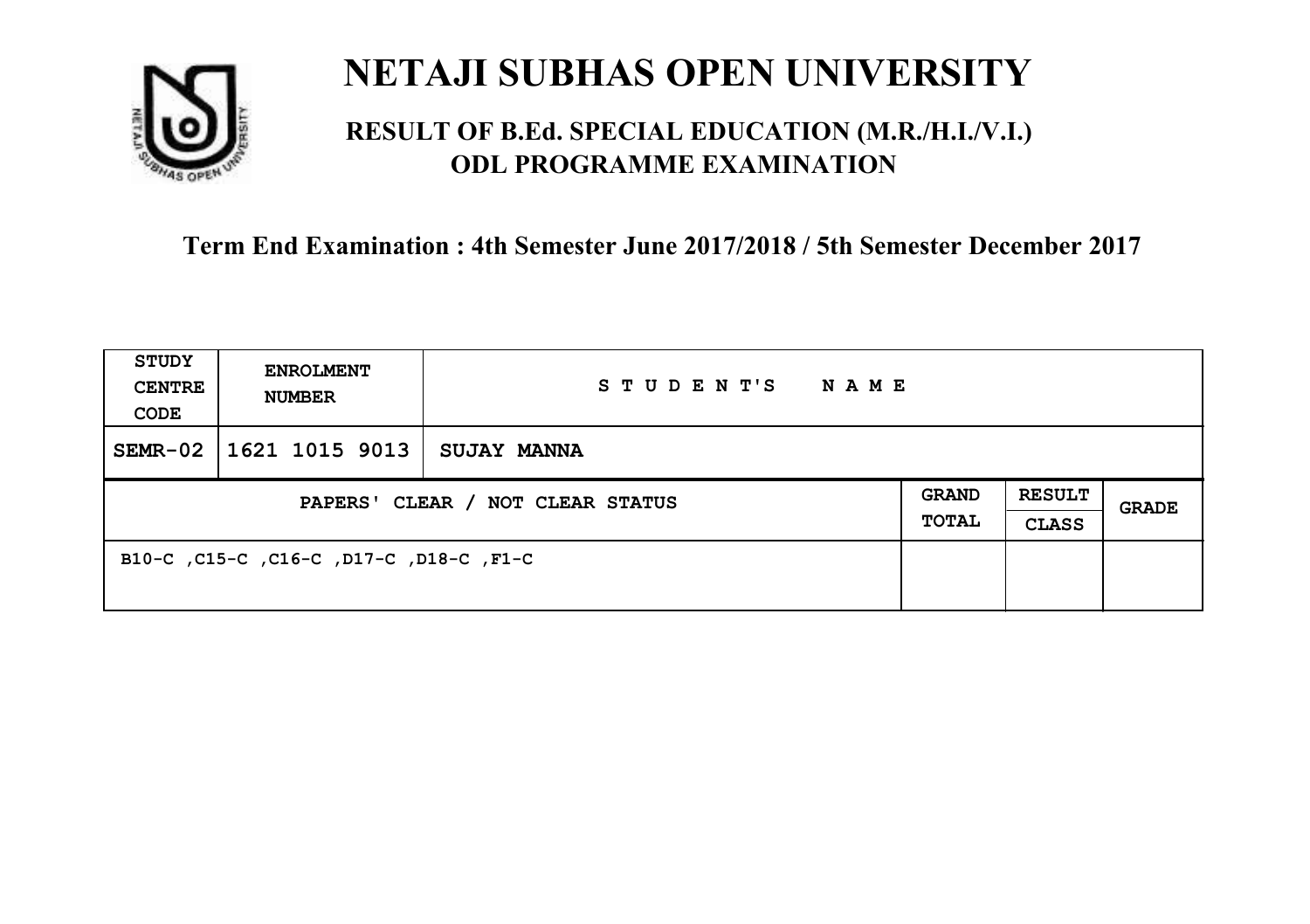# NETAJI SUBHAS OPEN UNIVERSITY

## RESULT OF B.Ed. SPECIAL EDUCATION (M.R./H.I./V.I.) ODL PROGRAMME EXAMINATION

**Term End Examination : 4th Semester June 2017/2018 / 5th Semester December 2017**

| STUDY CENTRE CODE | ENROLMENT NUMBER | STUDENT'S NAME | | | |
|---|---|---|---|---|---|
| SEMR-02 | 1621 1015 9013 | SUJAY MANNA | | | |
| PAPERS' CLEAR / NOT CLEAR STATUS | | | GRAND TOTAL | RESULT CLASS | GRADE |
| B10-C ,C15-C ,C16-C ,D17-C ,D18-C ,F1-C | | | | | |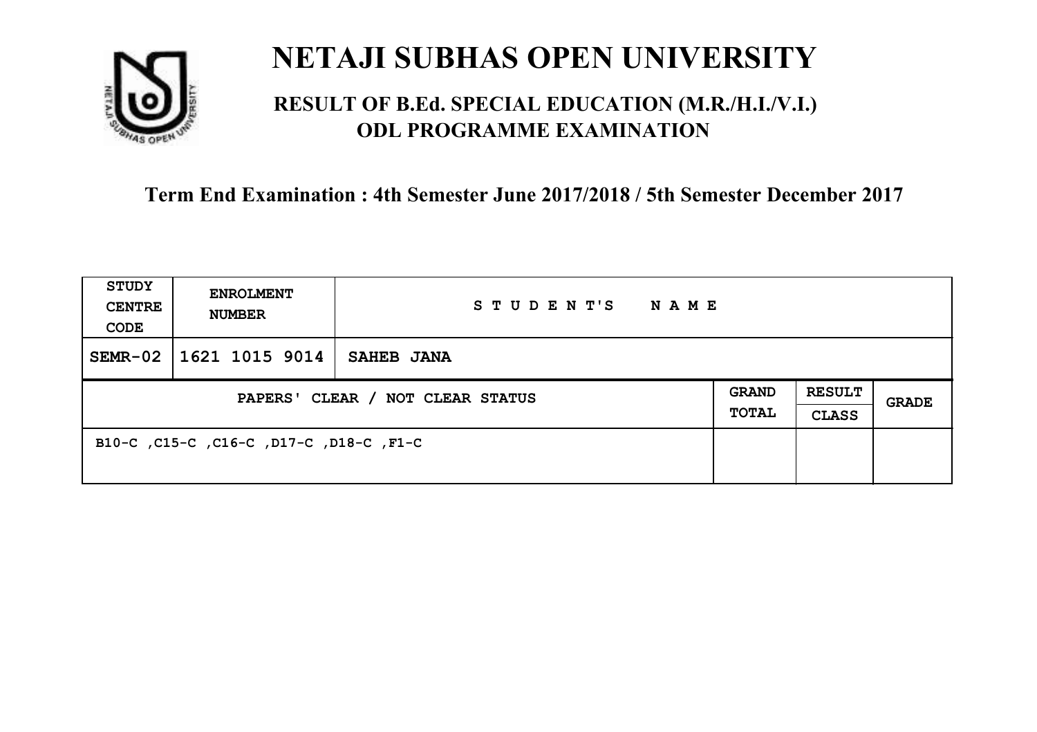# NETAJI SUBHAS OPEN UNIVERSITY

## RESULT OF B.Ed. SPECIAL EDUCATION (M.R./H.I./V.I.) ODL PROGRAMME EXAMINATION

### Term End Examination : 4th Semester June 2017/2018 / 5th Semester December 2017

| STUDY CENTRE CODE | ENROLMENT NUMBER | STUDENT'S NAME | | | |
|---|---|---|---|---|---|
| SEMR-02 | 1621 1015 9014 | SAHEB JANA | | | |
| PAPERS' CLEAR / NOT CLEAR STATUS | | | GRAND TOTAL | RESULT CLASS | GRADE |
| B10-C ,C15-C ,C16-C ,D17-C ,D18-C ,F1-C | | | | | |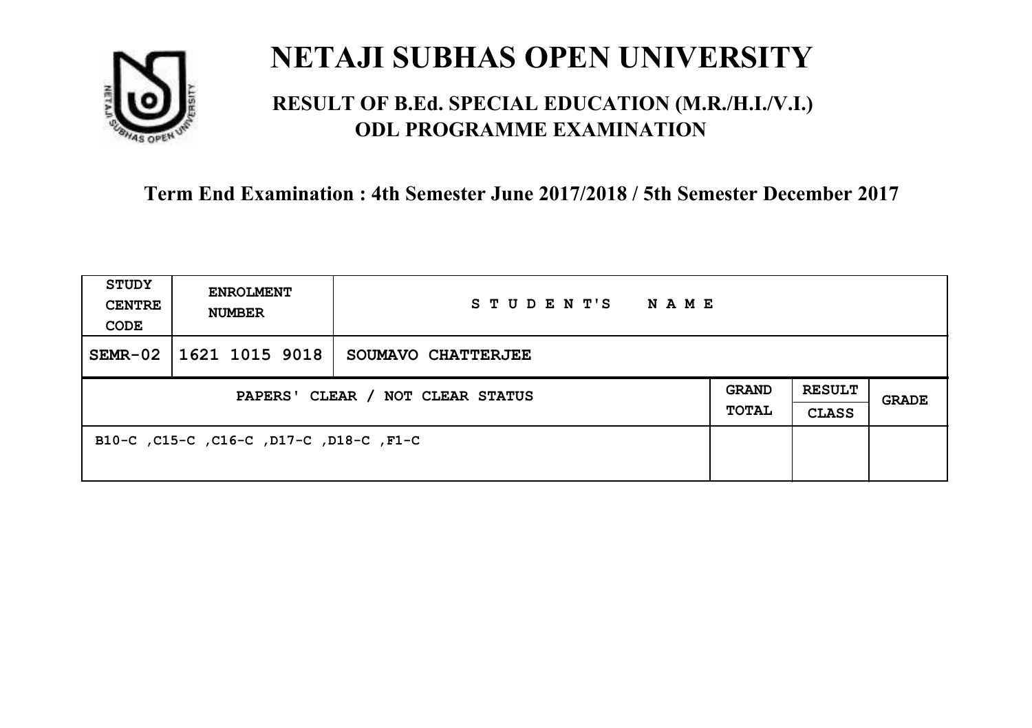# NETAJI SUBHAS OPEN UNIVERSITY

## RESULT OF B.Ed. SPECIAL EDUCATION (M.R./H.I./V.I.) ODL PROGRAMME EXAMINATION

### Term End Examination : 4th Semester June 2017/2018 / 5th Semester December 2017

| STUDY CENTRE CODE | ENROLMENT NUMBER | STUDENT'S NAME | | | |
|---|---|---|---|---|---|
| SEMR-02 | 1621 1015 9018 | SOUMAVO CHATTERJEE | | | |
| PAPERS' CLEAR / NOT CLEAR STATUS | | | GRAND TOTAL | RESULT CLASS | GRADE |
| B10-C ,C15-C ,C16-C ,D17-C ,D18-C ,F1-C | | | | | |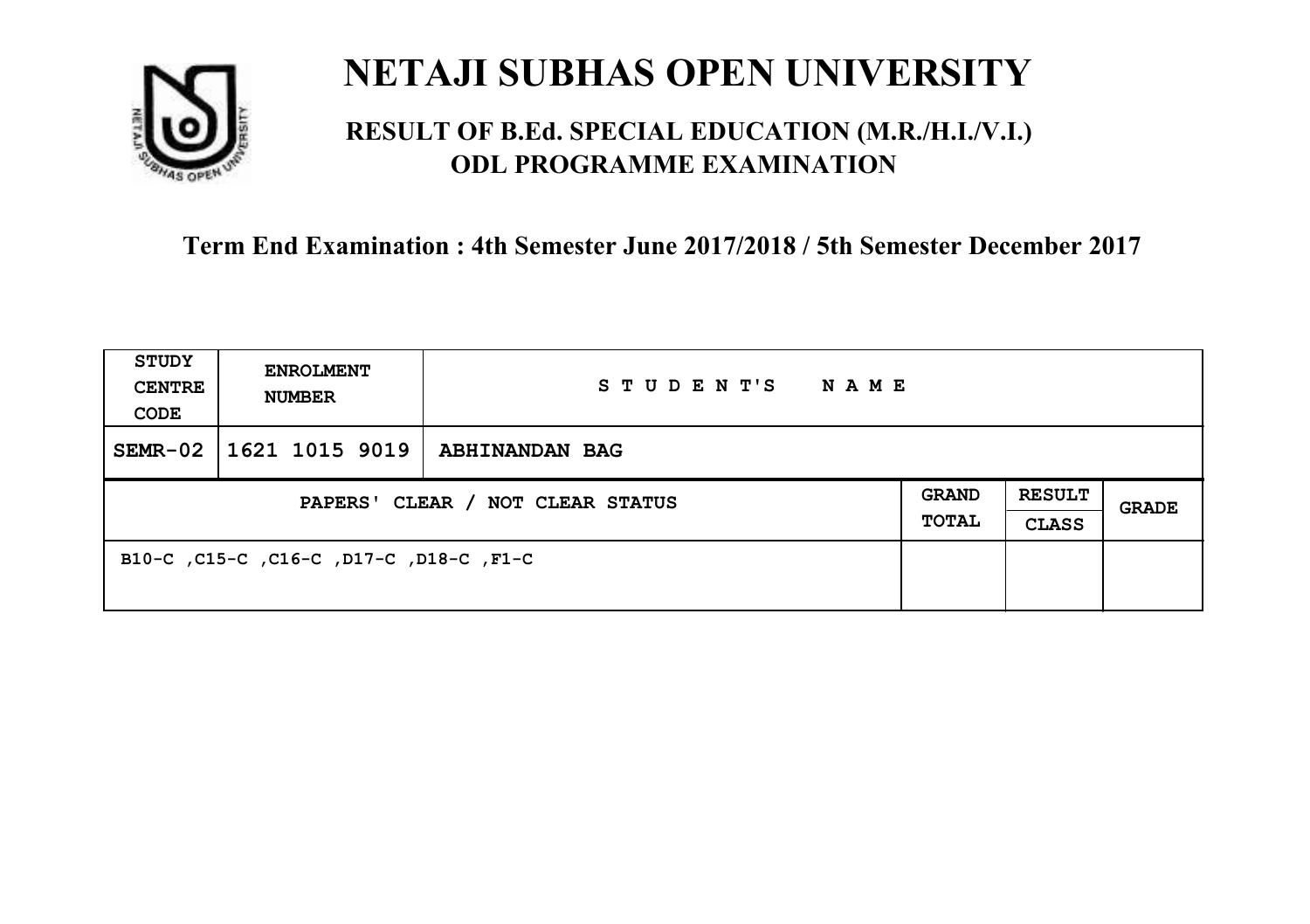# NETAJI SUBHAS OPEN UNIVERSITY

## RESULT OF B.Ed. SPECIAL EDUCATION (M.R./H.I./V.I.) ODL PROGRAMME EXAMINATION

### Term End Examination : 4th Semester June 2017/2018 / 5th Semester December 2017

| STUDY CENTRE CODE | ENROLMENT NUMBER | STUDENT'S NAME | | | |
|---|---|---|---|---|---|
| SEMR-02 | 1621 1015 9019 | ABHINANDAN BAG | | | |
| PAPERS' CLEAR / NOT CLEAR STATUS | | | GRAND TOTAL | RESULT CLASS | GRADE |
| B10-C ,C15-C ,C16-C ,D17-C ,D18-C ,F1-C | | | | | |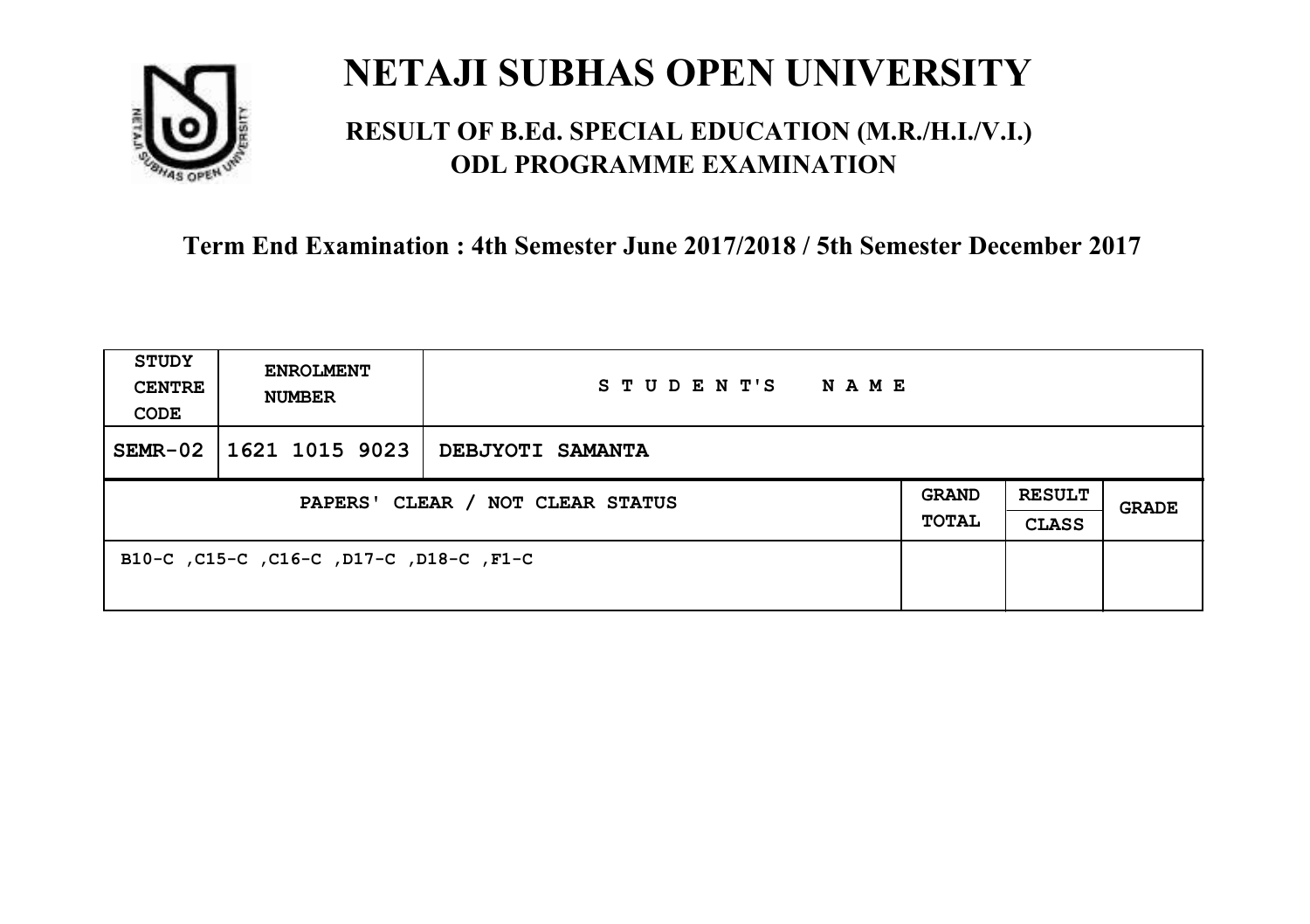# NETAJI SUBHAS OPEN UNIVERSITY

## RESULT OF B.Ed. SPECIAL EDUCATION (M.R./H.I./V.I.) ODL PROGRAMME EXAMINATION

### Term End Examination : 4th Semester June 2017/2018 / 5th Semester December 2017

| STUDY CENTRE CODE | ENROLMENT NUMBER | STUDENT'S NAME | | | |
|---|---|---|---|---|---|
| SEMR-02 | 1621 1015 9023 | DEBJYOTI SAMANTA | | | |
| PAPERS' CLEAR / NOT CLEAR STATUS | | | GRAND TOTAL | RESULT CLASS | GRADE |
| B10-C ,C15-C ,C16-C ,D17-C ,D18-C ,F1-C | | | | | |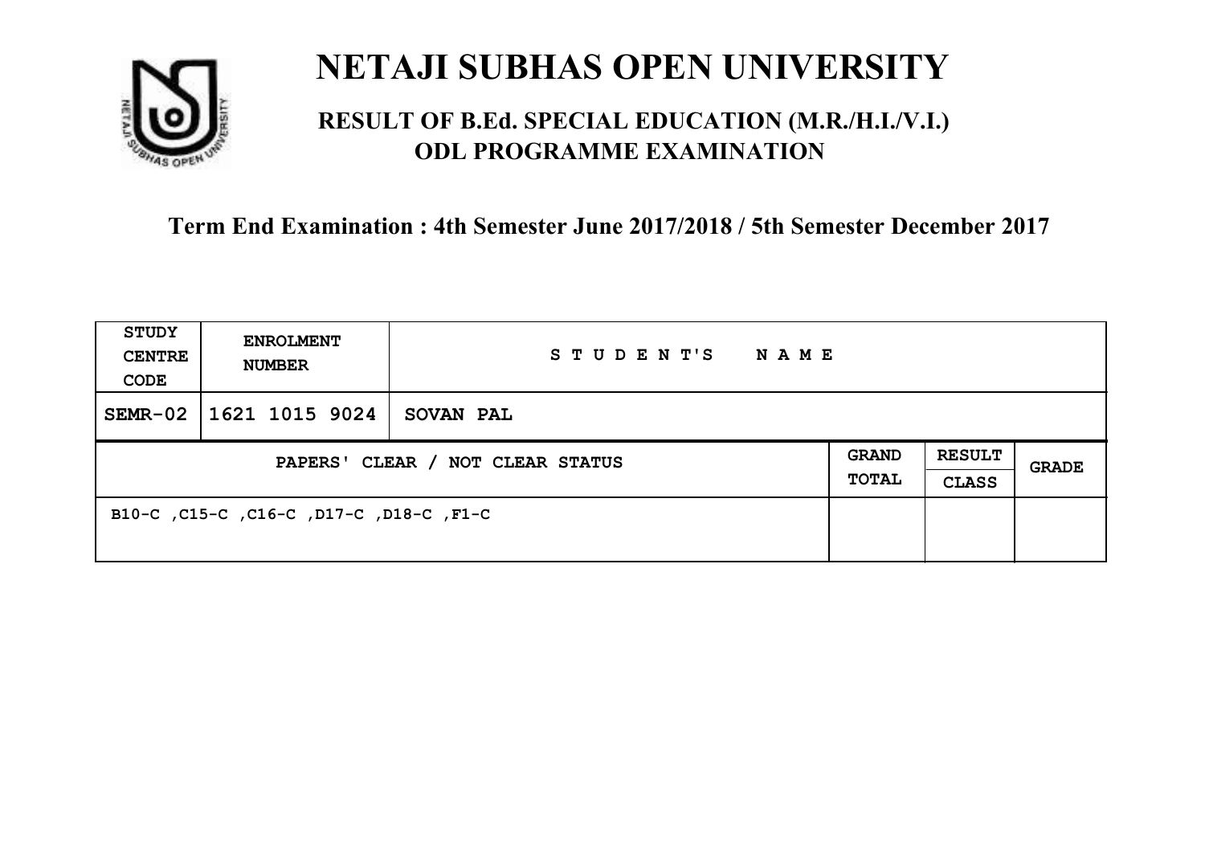# NETAJI SUBHAS OPEN UNIVERSITY

## RESULT OF B.Ed. SPECIAL EDUCATION (M.R./H.I./V.I.) ODL PROGRAMME EXAMINATION

### Term End Examination : 4th Semester June 2017/2018 / 5th Semester December 2017

| STUDY CENTRE CODE | ENROLMENT NUMBER | STUDENT'S NAME | | | |
|---|---|---|---|---|---|
| SEMR-02 | 1621 1015 9024 | SOVAN PAL | | | |
| PAPERS' CLEAR / NOT CLEAR STATUS | | | GRAND TOTAL | RESULT CLASS | GRADE |
| B10-C ,C15-C ,C16-C ,D17-C ,D18-C ,F1-C | | | | | |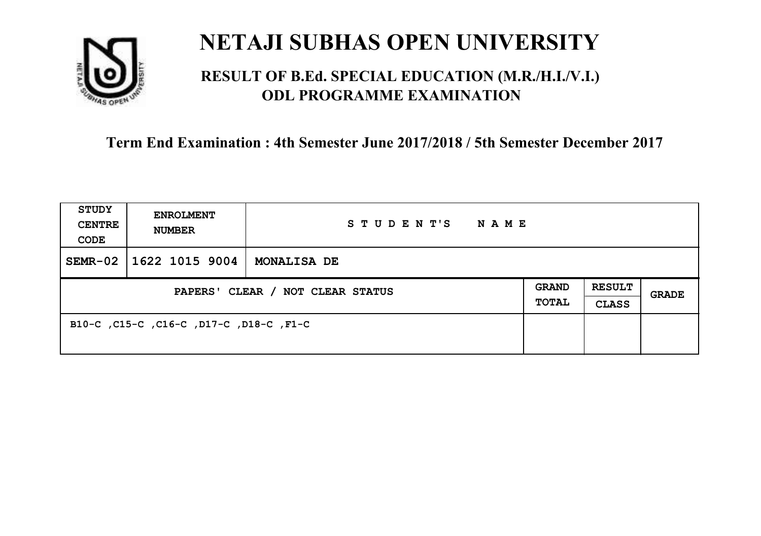# NETAJI SUBHAS OPEN UNIVERSITY

## RESULT OF B.Ed. SPECIAL EDUCATION (M.R./H.I./V.I.) ODL PROGRAMME EXAMINATION

**Term End Examination : 4th Semester June 2017/2018 / 5th Semester December 2017**

| STUDY CENTRE CODE | ENROLMENT NUMBER | STUDENT'S NAME | | | |
|---|---|---|---|---|---|
| SEMR-02 | 1622 1015 9004 | MONALISA DE | | | |
| PAPERS' CLEAR / NOT CLEAR STATUS | | | GRAND TOTAL | RESULT CLASS | GRADE |
| B10-C ,C15-C ,C16-C ,D17-C ,D18-C ,F1-C | | | | | |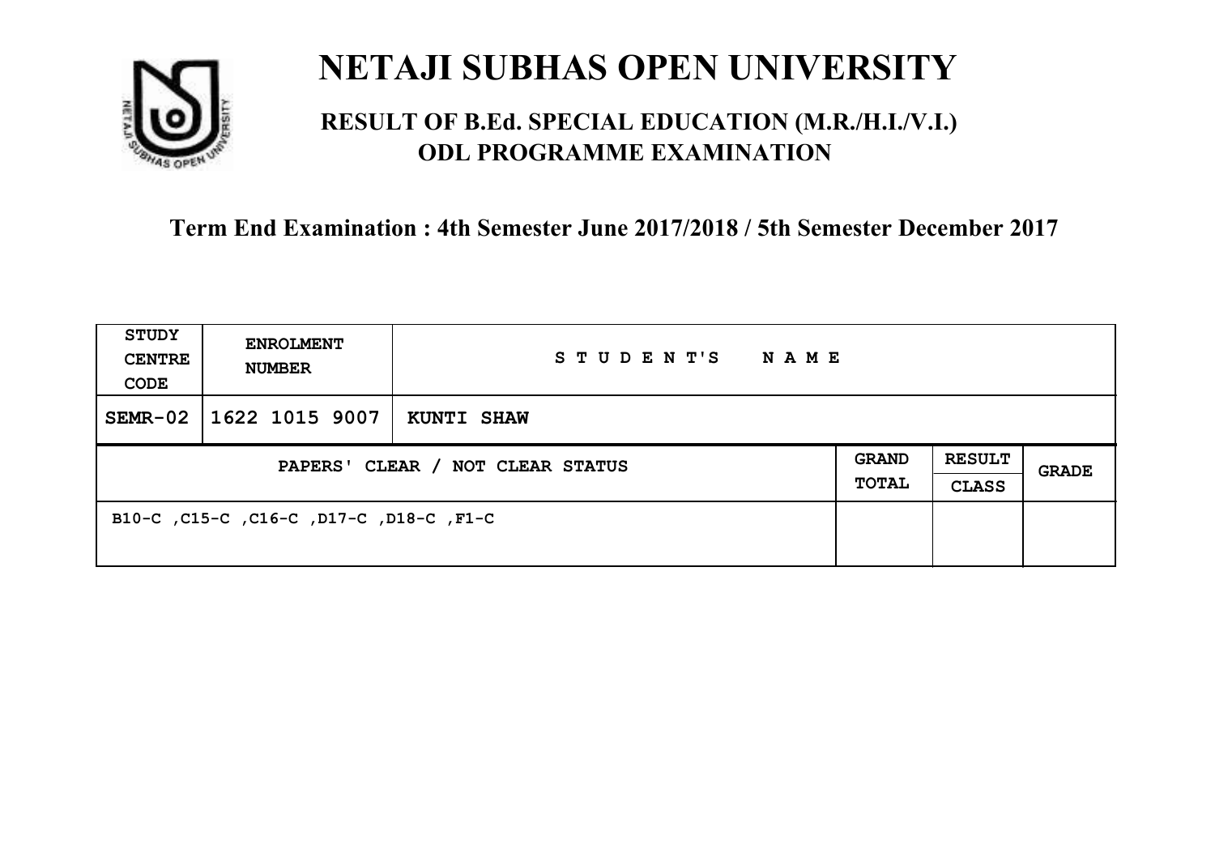# NETAJI SUBHAS OPEN UNIVERSITY

## RESULT OF B.Ed. SPECIAL EDUCATION (M.R./H.I./V.I.) ODL PROGRAMME EXAMINATION

### Term End Examination : 4th Semester June 2017/2018 / 5th Semester December 2017

| STUDY CENTRE CODE | ENROLMENT NUMBER | STUDENT'S NAME | | | |
|---|---|---|---|---|---|
| SEMR-02 | 1622 1015 9007 | KUNTI SHAW | | | |
| PAPERS' CLEAR / NOT CLEAR STATUS | | | GRAND TOTAL | RESULT CLASS | GRADE |
| B10-C ,C15-C ,C16-C ,D17-C ,D18-C ,F1-C | | | | | |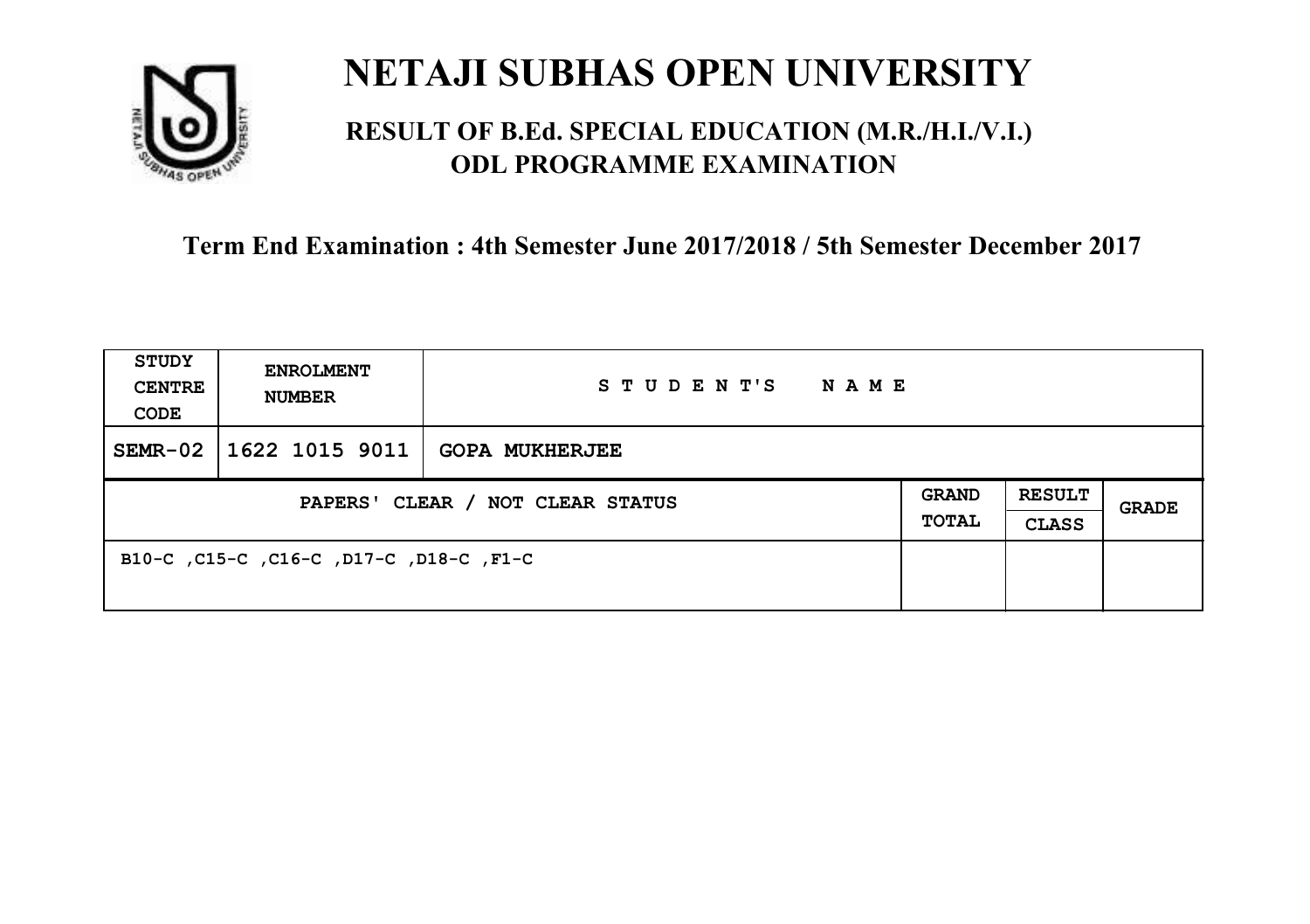# NETAJI SUBHAS OPEN UNIVERSITY

## RESULT OF B.Ed. SPECIAL EDUCATION (M.R./H.I./V.I.) ODL PROGRAMME EXAMINATION

**Term End Examination : 4th Semester June 2017/2018 / 5th Semester December 2017**

| STUDY CENTRE CODE | ENROLMENT NUMBER | STUDENT'S NAME | | | |
|---|---|---|---|---|---|
| SEMR-02 | 1622 1015 9011 | GOPA MUKHERJEE | | | |
| PAPERS' CLEAR / NOT CLEAR STATUS | | | GRAND TOTAL | RESULT CLASS | GRADE |
| B10-C ,C15-C ,C16-C ,D17-C ,D18-C ,F1-C | | | | | |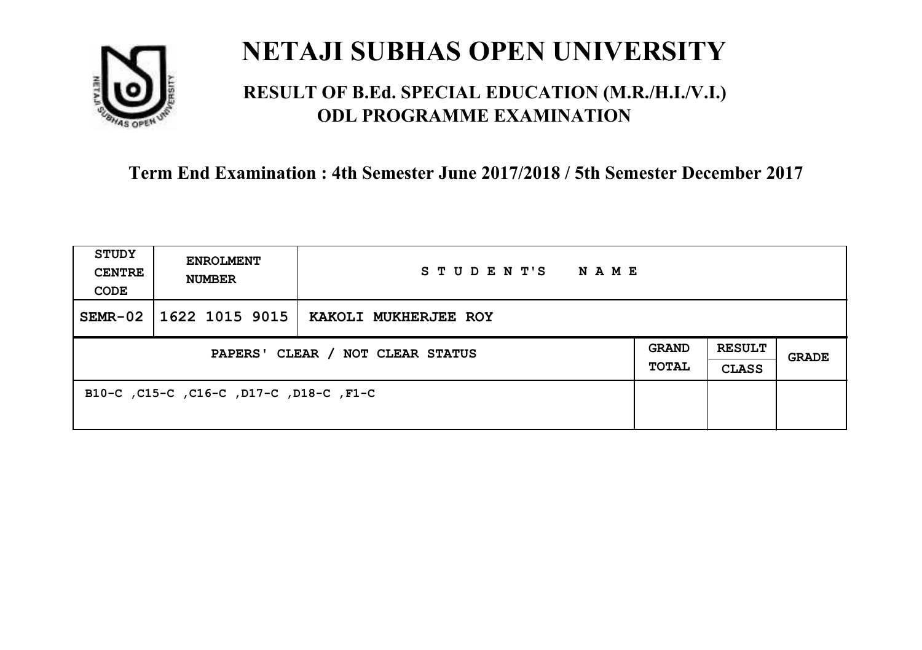# NETAJI SUBHAS OPEN UNIVERSITY

## RESULT OF B.Ed. SPECIAL EDUCATION (M.R./H.I./V.I.) ODL PROGRAMME EXAMINATION

### Term End Examination : 4th Semester June 2017/2018 / 5th Semester December 2017

| STUDY CENTRE CODE | ENROLMENT NUMBER | STUDENT'S NAME | | | |
|---|---|---|---|---|---|
| SEMR-02 | 1622 1015 9015 | KAKOLI MUKHERJEE ROY | | | |
| PAPERS' CLEAR / NOT CLEAR STATUS | | | GRAND TOTAL | RESULT CLASS | GRADE |
| B10-C ,C15-C ,C16-C ,D17-C ,D18-C ,F1-C | | | | | |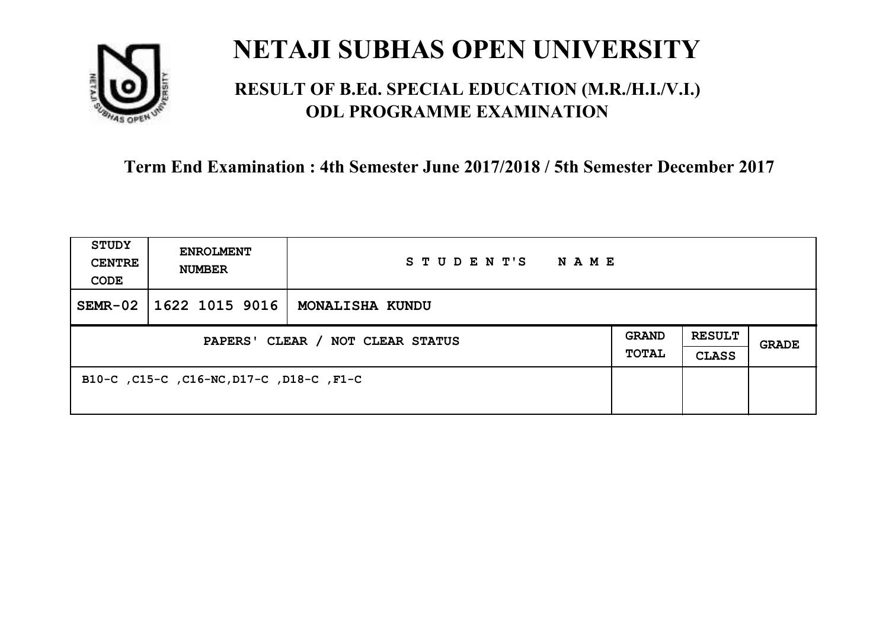# NETAJI SUBHAS OPEN UNIVERSITY

## RESULT OF B.Ed. SPECIAL EDUCATION (M.R./H.I./V.I.) ODL PROGRAMME EXAMINATION

### Term End Examination : 4th Semester June 2017/2018 / 5th Semester December 2017

| STUDY CENTRE CODE | ENROLMENT NUMBER | STUDENT'S NAME | | | |
|---|---|---|---|---|---|
| SEMR-02 | 1622 1015 9016 | MONALISHA KUNDU | | | |
| PAPERS' CLEAR / NOT CLEAR STATUS | | | GRAND TOTAL | RESULT CLASS | GRADE |
| B10-C ,C15-C ,C16-NC,D17-C ,D18-C ,F1-C | | | | | |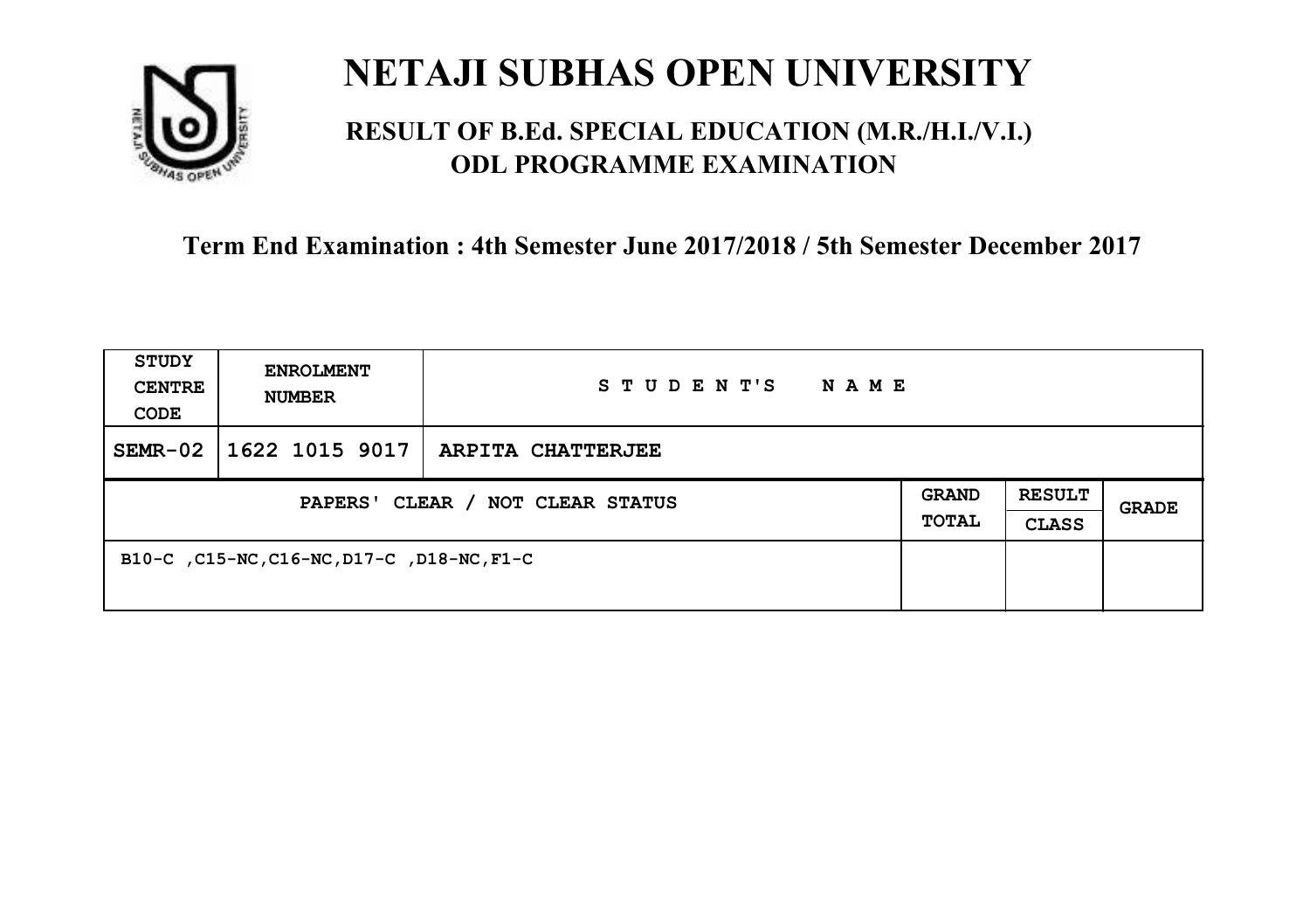# NETAJI SUBHAS OPEN UNIVERSITY

## RESULT OF B.Ed. SPECIAL EDUCATION (M.R./H.I./V.I.) ODL PROGRAMME EXAMINATION

**Term End Examination : 4th Semester June 2017/2018 / 5th Semester December 2017**

| STUDY CENTRE CODE | ENROLMENT NUMBER | STUDENT'S NAME | | | |
|---|---|---|---|---|---|
| SEMR-02 | 1622 1015 9017 | ARPITA CHATTERJEE | | | |
| PAPERS' CLEAR / NOT CLEAR STATUS | | | GRAND TOTAL | RESULT CLASS | GRADE |
| B10-C ,C15-NC,C16-NC,D17-C ,D18-NC,F1-C | | | | | |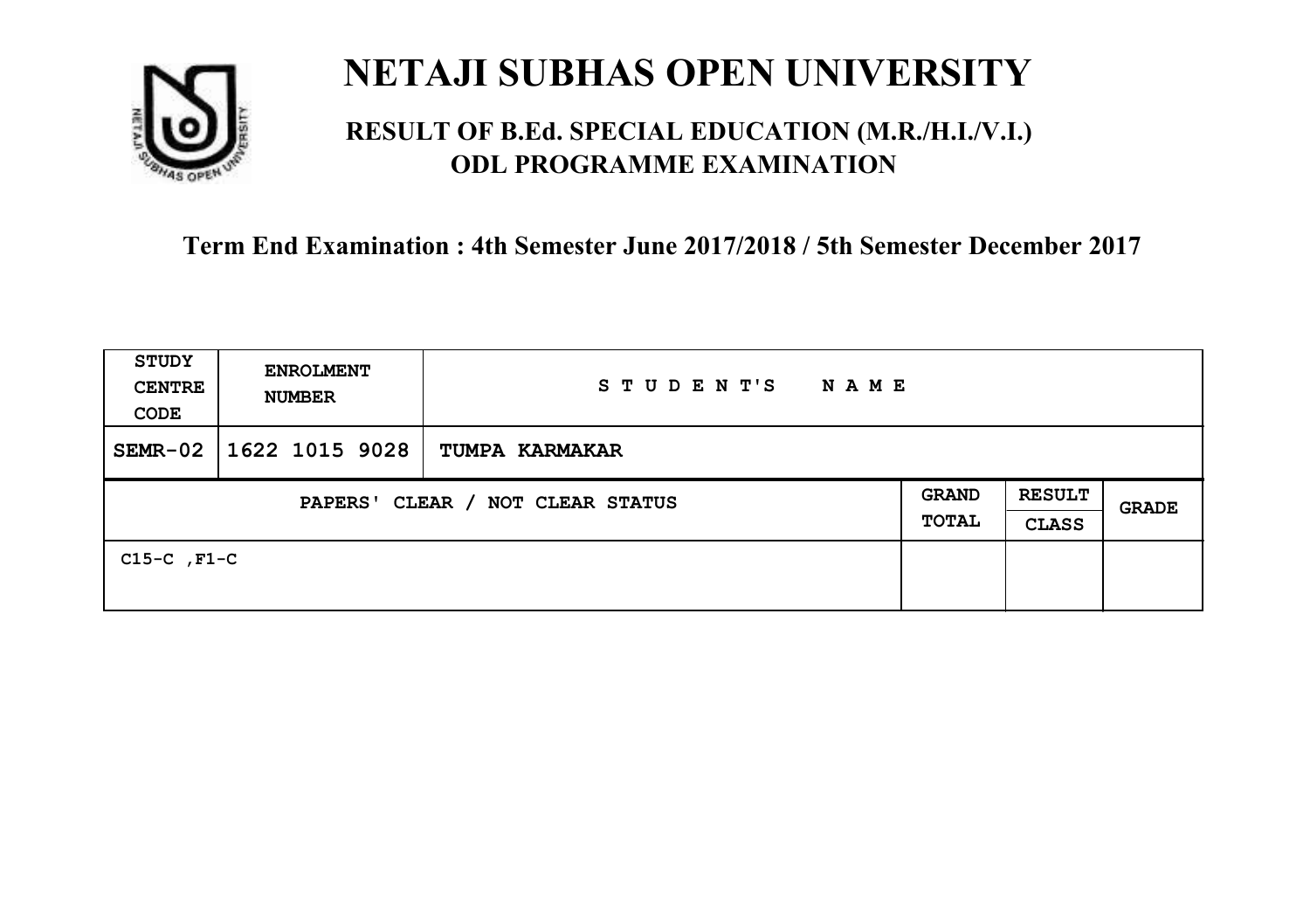# NETAJI SUBHAS OPEN UNIVERSITY

## RESULT OF B.Ed. SPECIAL EDUCATION (M.R./H.I./V.I.) ODL PROGRAMME EXAMINATION

### Term End Examination : 4th Semester June 2017/2018 / 5th Semester December 2017

| STUDY CENTRE CODE | ENROLMENT NUMBER | STUDENT'S NAME | | | |
|---|---|---|---|---|---|
| SEMR-02 | 1622 1015 9028 | TUMPA KARMAKAR | | | |
| PAPERS' CLEAR / NOT CLEAR STATUS | | | GRAND TOTAL | RESULT CLASS | GRADE |
| C15-C ,F1-C | | | | | |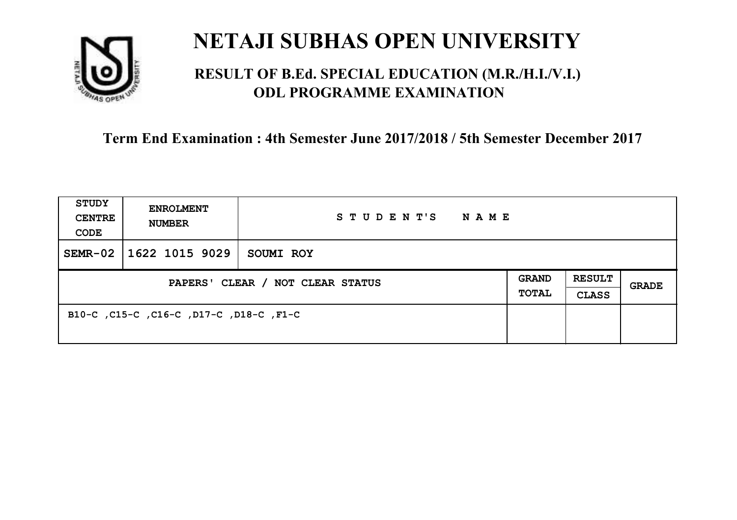# NETAJI SUBHAS OPEN UNIVERSITY

## RESULT OF B.Ed. SPECIAL EDUCATION (M.R./H.I./V.I.) ODL PROGRAMME EXAMINATION

### Term End Examination : 4th Semester June 2017/2018 / 5th Semester December 2017

| STUDY CENTRE CODE | ENROLMENT NUMBER | STUDENT'S NAME | | | |
|---|---|---|---|---|---|
| SEMR-02 | 1622 1015 9029 | SOUMI ROY | | | |
| PAPERS' CLEAR / NOT CLEAR STATUS | | | GRAND TOTAL | RESULT CLASS | GRADE |
| B10-C ,C15-C ,C16-C ,D17-C ,D18-C ,F1-C | | | | | |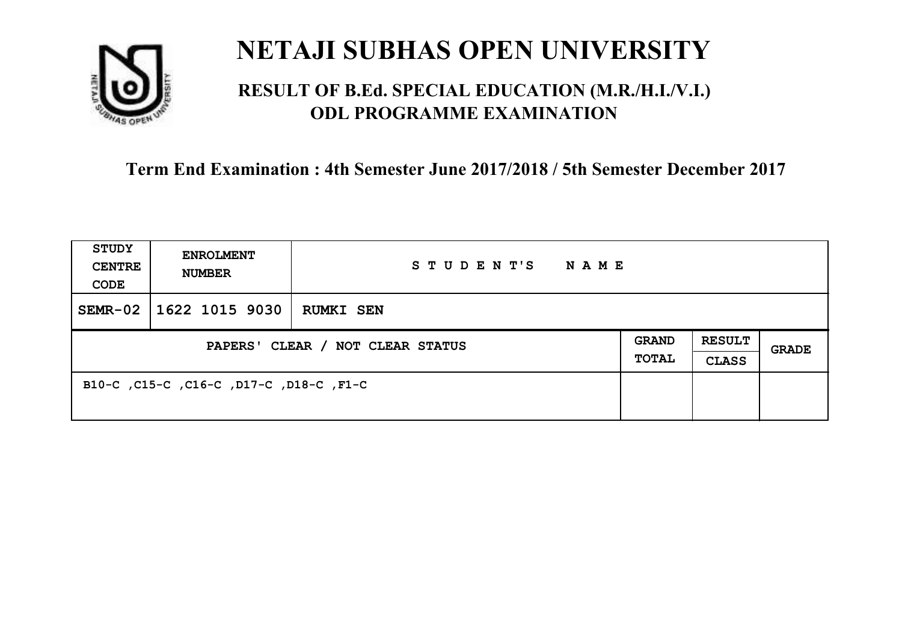# NETAJI SUBHAS OPEN UNIVERSITY

## RESULT OF B.Ed. SPECIAL EDUCATION (M.R./H.I./V.I.) ODL PROGRAMME EXAMINATION

### Term End Examination : 4th Semester June 2017/2018 / 5th Semester December 2017

| STUDY CENTRE CODE | ENROLMENT NUMBER | STUDENT'S NAME | | | |
|---|---|---|---|---|---|
| SEMR-02 | 1622 1015 9030 | RUMKI SEN | | | |
| PAPERS' CLEAR / NOT CLEAR STATUS | | | GRAND TOTAL | RESULT CLASS | GRADE |
| B10-C ,C15-C ,C16-C ,D17-C ,D18-C ,F1-C | | | | | |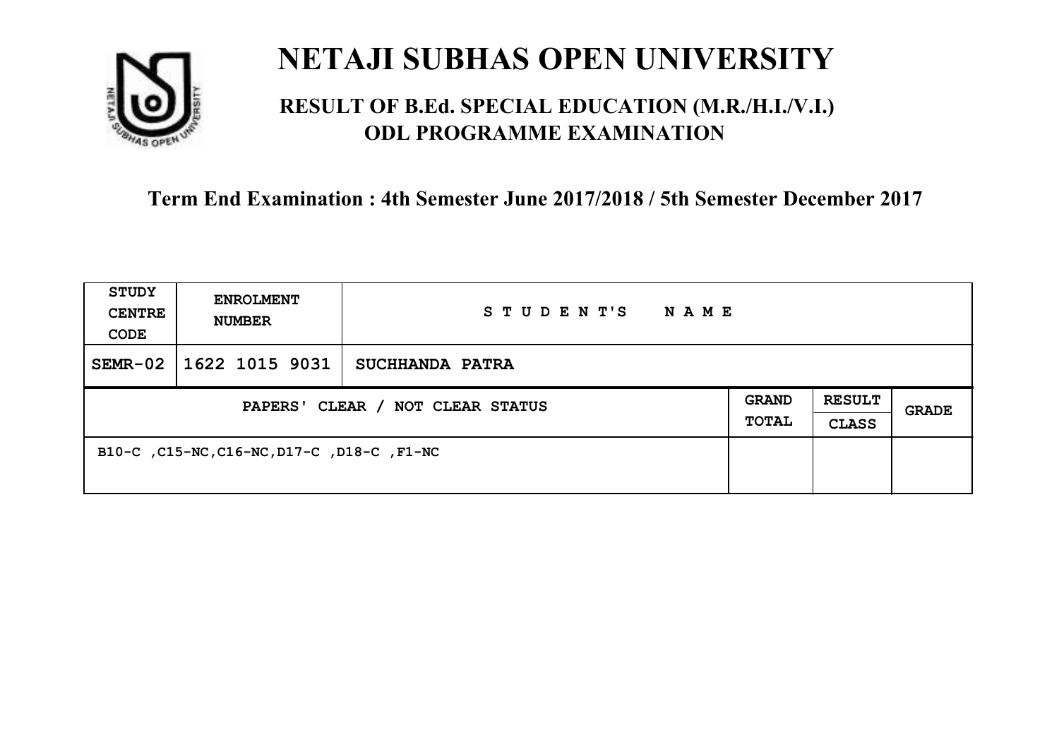# NETAJI SUBHAS OPEN UNIVERSITY

## RESULT OF B.Ed. SPECIAL EDUCATION (M.R./H.I./V.I.) ODL PROGRAMME EXAMINATION

**Term End Examination : 4th Semester June 2017/2018 / 5th Semester December 2017**

| STUDY CENTRE CODE | ENROLMENT NUMBER | STUDENT'S NAME | | | |
|---|---|---|---|---|---|
| SEMR-02 | 1622 1015 9031 | SUCHHANDA PATRA | | | |
| PAPERS' CLEAR / NOT CLEAR STATUS | | | GRAND TOTAL | RESULT CLASS | GRADE |
| B10-C ,C15-NC,C16-NC,D17-C ,D18-C ,F1-NC | | | | | |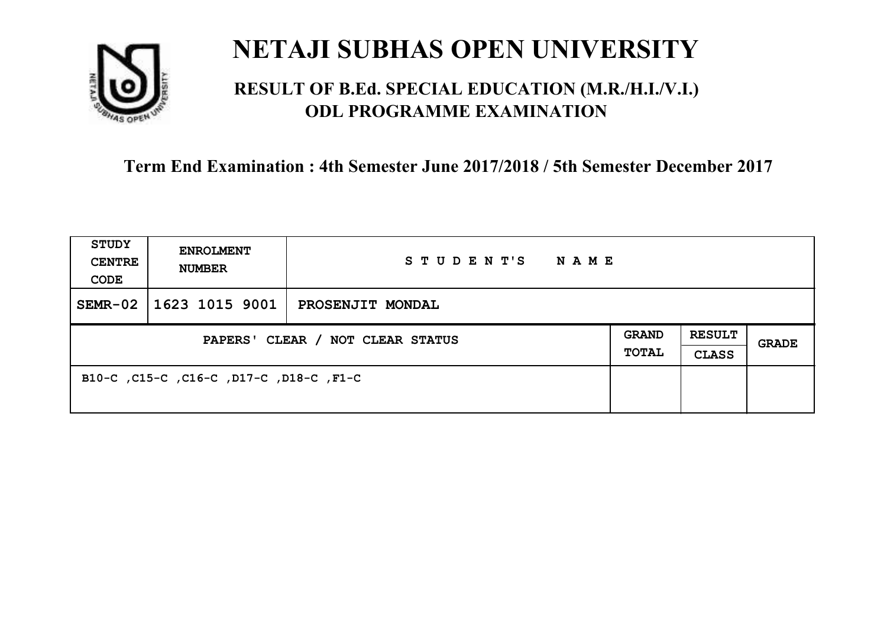# NETAJI SUBHAS OPEN UNIVERSITY

## RESULT OF B.Ed. SPECIAL EDUCATION (M.R./H.I./V.I.) ODL PROGRAMME EXAMINATION

**Term End Examination : 4th Semester June 2017/2018 / 5th Semester December 2017**

| STUDY CENTRE CODE | ENROLMENT NUMBER | STUDENT'S NAME | | | |
|---|---|---|---|---|---|
| SEMR-02 | 1623 1015 9001 | PROSENJIT MONDAL | | | |
| PAPERS' CLEAR / NOT CLEAR STATUS | | | GRAND TOTAL | RESULT CLASS | GRADE |
| B10-C ,C15-C ,C16-C ,D17-C ,D18-C ,F1-C | | | | | |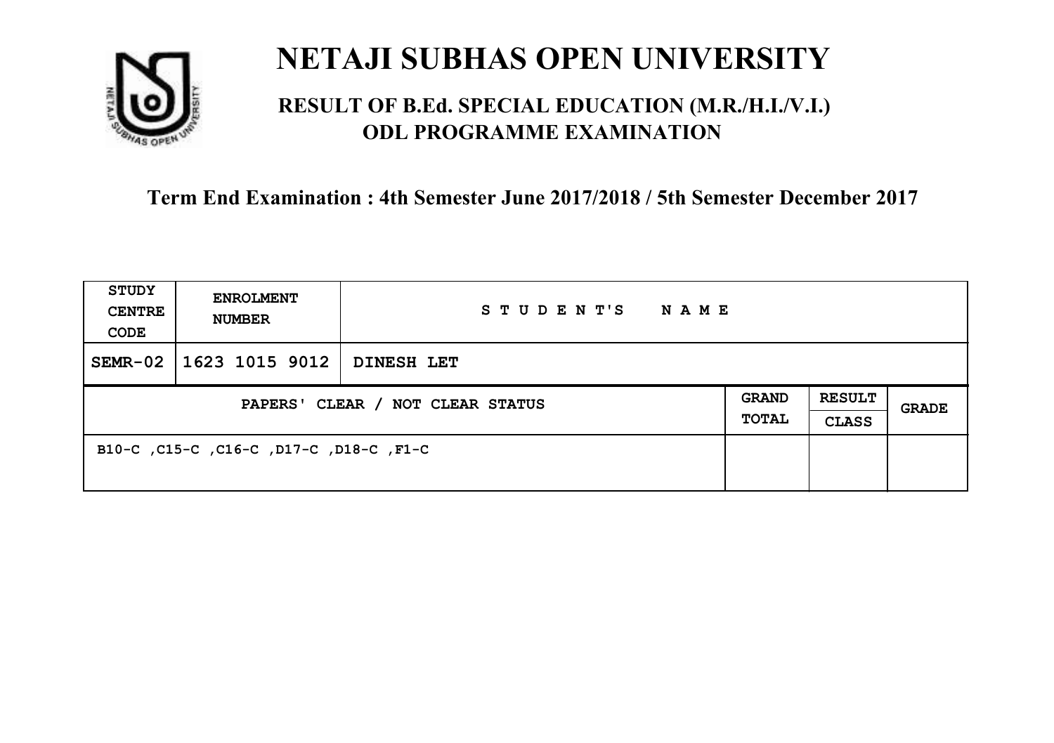# NETAJI SUBHAS OPEN UNIVERSITY

## RESULT OF B.Ed. SPECIAL EDUCATION (M.R./H.I./V.I.) ODL PROGRAMME EXAMINATION

### Term End Examination : 4th Semester June 2017/2018 / 5th Semester December 2017

| STUDY CENTRE CODE | ENROLMENT NUMBER | STUDENT'S NAME | | | |
|---|---|---|---|---|---|
| SEMR-02 | 1623 1015 9012 | DINESH LET | | | |
| PAPERS' CLEAR / NOT CLEAR STATUS | | | GRAND TOTAL | RESULT CLASS | GRADE |
| B10-C ,C15-C ,C16-C ,D17-C ,D18-C ,F1-C | | | | | |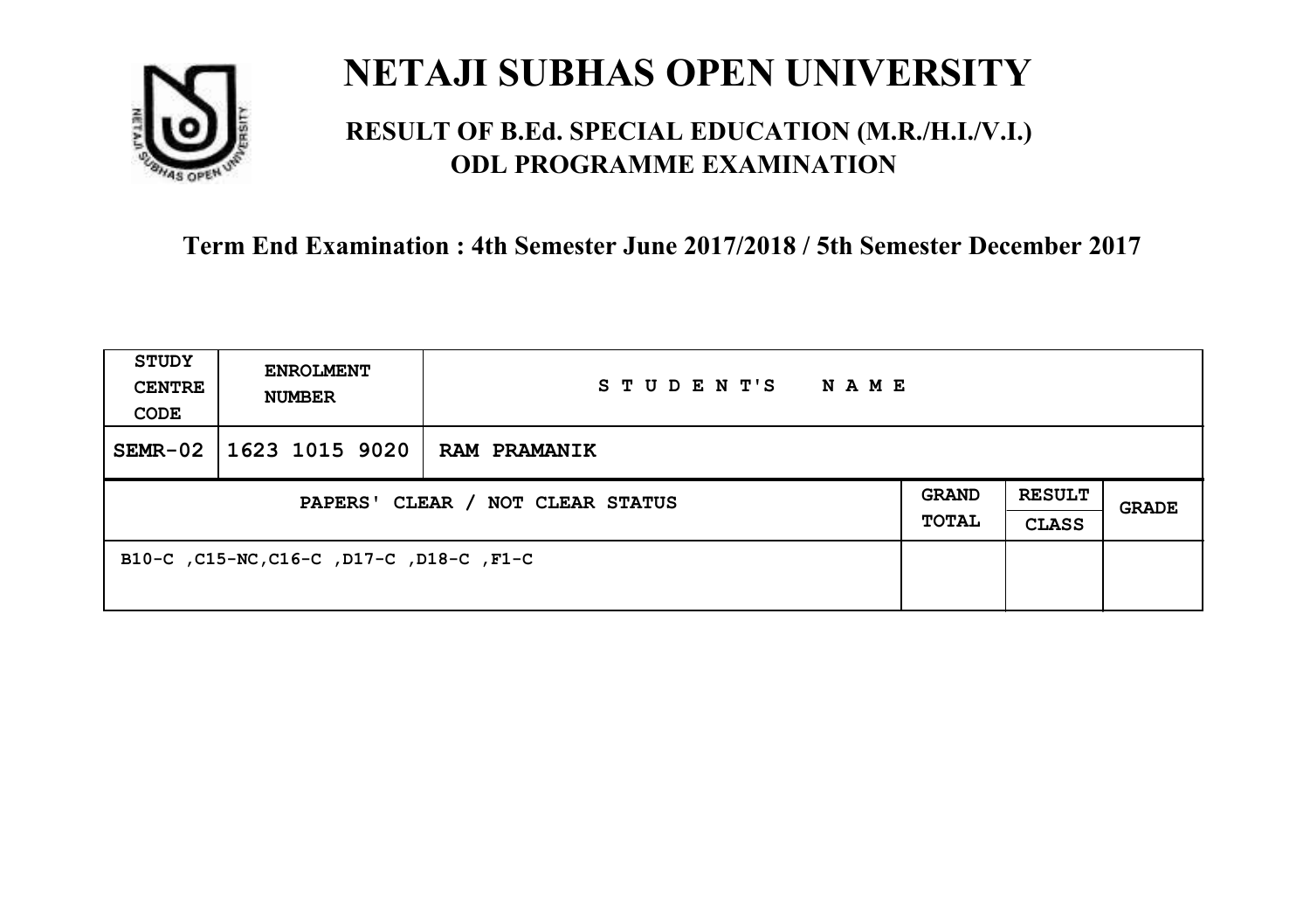# NETAJI SUBHAS OPEN UNIVERSITY

## RESULT OF B.Ed. SPECIAL EDUCATION (M.R./H.I./V.I.) ODL PROGRAMME EXAMINATION

**Term End Examination : 4th Semester June 2017/2018 / 5th Semester December 2017**

| STUDY CENTRE CODE | ENROLMENT NUMBER | STUDENT'S NAME | | | |
|---|---|---|---|---|---|
| SEMR-02 | 1623 1015 9020 | RAM PRAMANIK | | | |
| PAPERS' CLEAR / NOT CLEAR STATUS | | | GRAND TOTAL | RESULT CLASS | GRADE |
| B10-C ,C15-NC,C16-C ,D17-C ,D18-C ,F1-C | | | | | |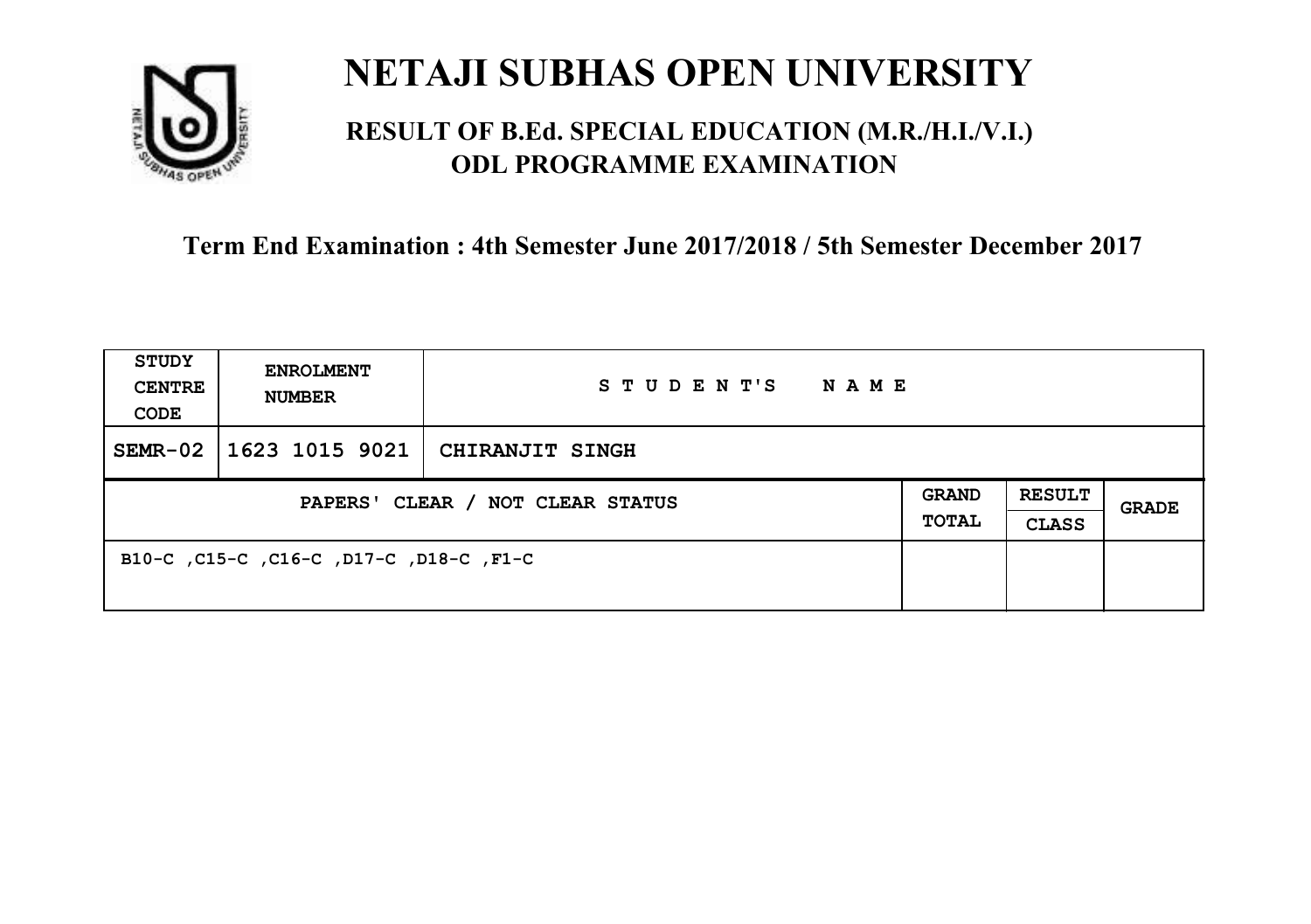# NETAJI SUBHAS OPEN UNIVERSITY

## RESULT OF B.Ed. SPECIAL EDUCATION (M.R./H.I./V.I.) ODL PROGRAMME EXAMINATION

### Term End Examination : 4th Semester June 2017/2018 / 5th Semester December 2017

| STUDY CENTRE CODE | ENROLMENT NUMBER | STUDENT'S NAME |
|---|---|---|
| SEMR-02 | 1623 1015 9021 | CHIRANJIT SINGH |

| PAPERS' CLEAR / NOT CLEAR STATUS | GRAND TOTAL | RESULT CLASS | GRADE |
|---|---|---|---|
| B10-C ,C15-C ,C16-C ,D17-C ,D18-C ,F1-C | | | |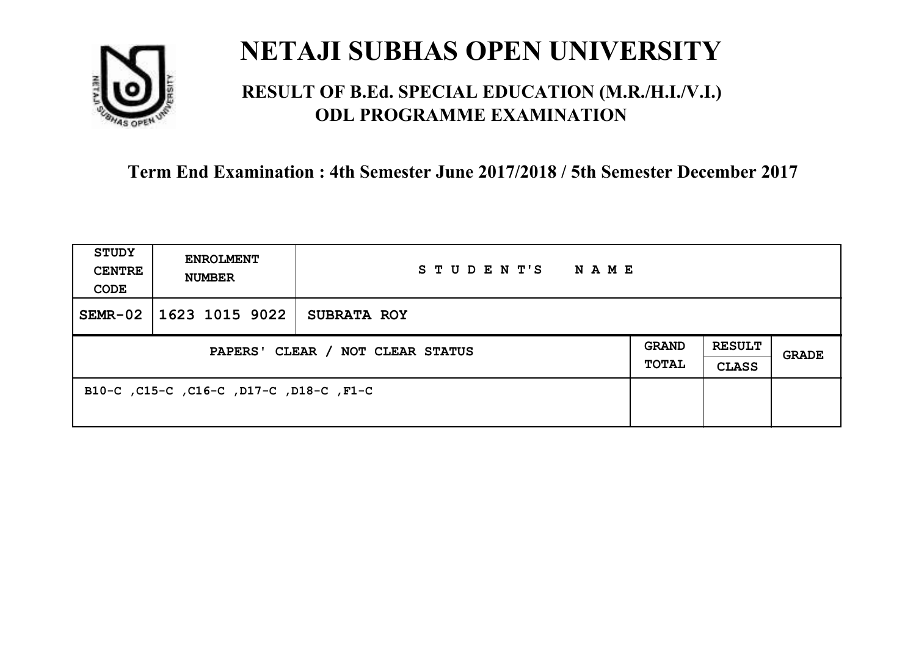# NETAJI SUBHAS OPEN UNIVERSITY

## RESULT OF B.Ed. SPECIAL EDUCATION (M.R./H.I./V.I.) ODL PROGRAMME EXAMINATION

### Term End Examination : 4th Semester June 2017/2018 / 5th Semester December 2017

| STUDY CENTRE CODE | ENROLMENT NUMBER | STUDENT'S NAME | | | |
|---|---|---|---|---|---|
| SEMR-02 | 1623 1015 9022 | SUBRATA ROY | | | |
| PAPERS' CLEAR / NOT CLEAR STATUS | | | GRAND TOTAL | RESULT CLASS | GRADE |
| B10-C ,C15-C ,C16-C ,D17-C ,D18-C ,F1-C | | | | | |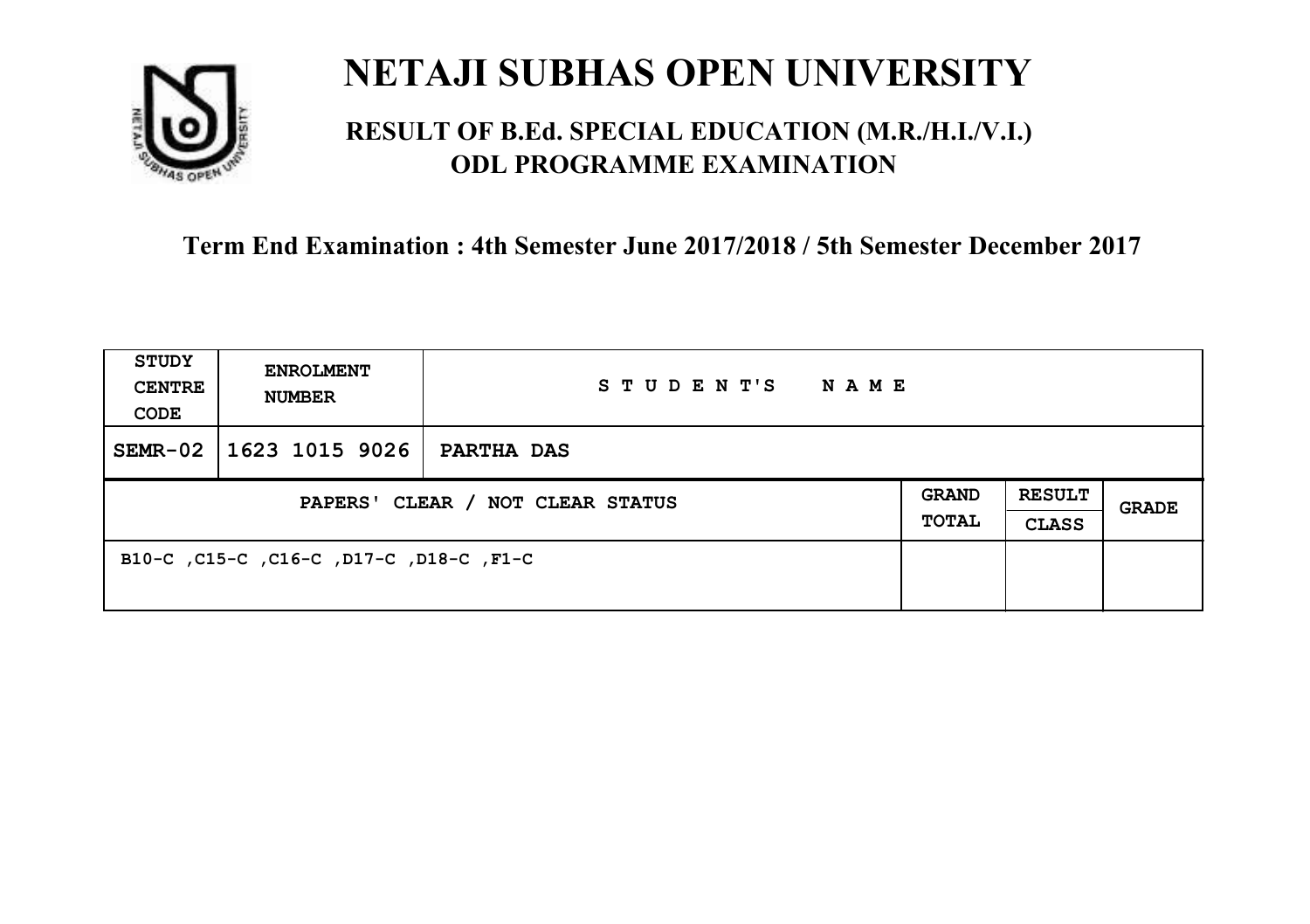# NETAJI SUBHAS OPEN UNIVERSITY

## RESULT OF B.Ed. SPECIAL EDUCATION (M.R./H.I./V.I.) ODL PROGRAMME EXAMINATION

### Term End Examination : 4th Semester June 2017/2018 / 5th Semester December 2017

| STUDY CENTRE CODE | ENROLMENT NUMBER | S T U D E N T'S N A M E | | | |
|---|---|---|---|---|---|
| SEMR-02 | 1623 1015 9026 | PARTHA DAS | | | |
| PAPERS' CLEAR / NOT CLEAR STATUS | | | GRAND TOTAL | RESULT CLASS | GRADE |
| B10-C ,C15-C ,C16-C ,D17-C ,D18-C ,F1-C | | | | | |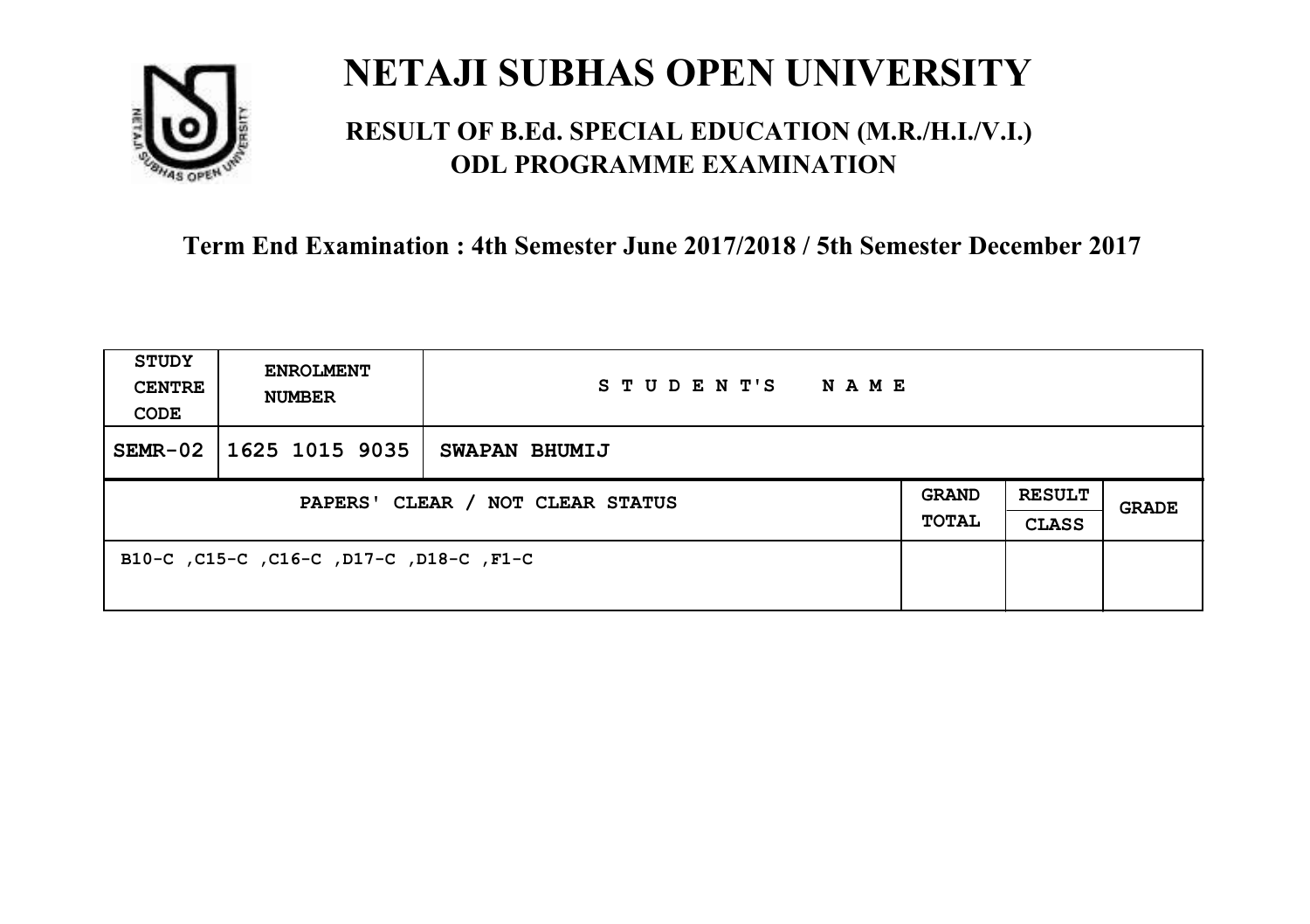# NETAJI SUBHAS OPEN UNIVERSITY

## RESULT OF B.Ed. SPECIAL EDUCATION (M.R./H.I./V.I.) ODL PROGRAMME EXAMINATION

**Term End Examination : 4th Semester June 2017/2018 / 5th Semester December 2017**

| STUDY CENTRE CODE | ENROLMENT NUMBER | STUDENT'S NAME | | | |
|---|---|---|---|---|---|
| SEMR-02 | 1625 1015 9035 | SWAPAN BHUMIJ | | | |
| PAPERS' CLEAR / NOT CLEAR STATUS | | | GRAND TOTAL | RESULT CLASS | GRADE |
| B10-C ,C15-C ,C16-C ,D17-C ,D18-C ,F1-C | | | | | |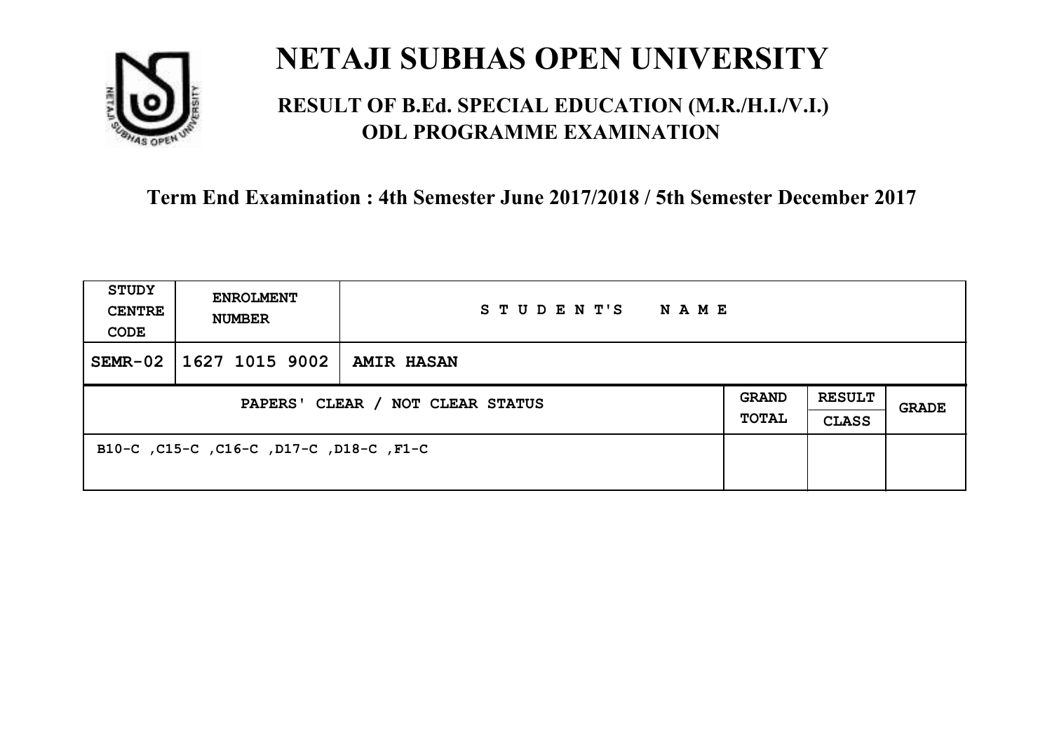# NETAJI SUBHAS OPEN UNIVERSITY

## RESULT OF B.Ed. SPECIAL EDUCATION (M.R./H.I./V.I.) ODL PROGRAMME EXAMINATION

### Term End Examination : 4th Semester June 2017/2018 / 5th Semester December 2017

| STUDY CENTRE CODE | ENROLMENT NUMBER | STUDENT'S NAME | | | |
|---|---|---|---|---|---|
| SEMR-02 | 1627 1015 9002 | AMIR HASAN | | | |
| PAPERS' CLEAR / NOT CLEAR STATUS | | | GRAND TOTAL | RESULT CLASS | GRADE |
| B10-C ,C15-C ,C16-C ,D17-C ,D18-C ,F1-C | | | | | |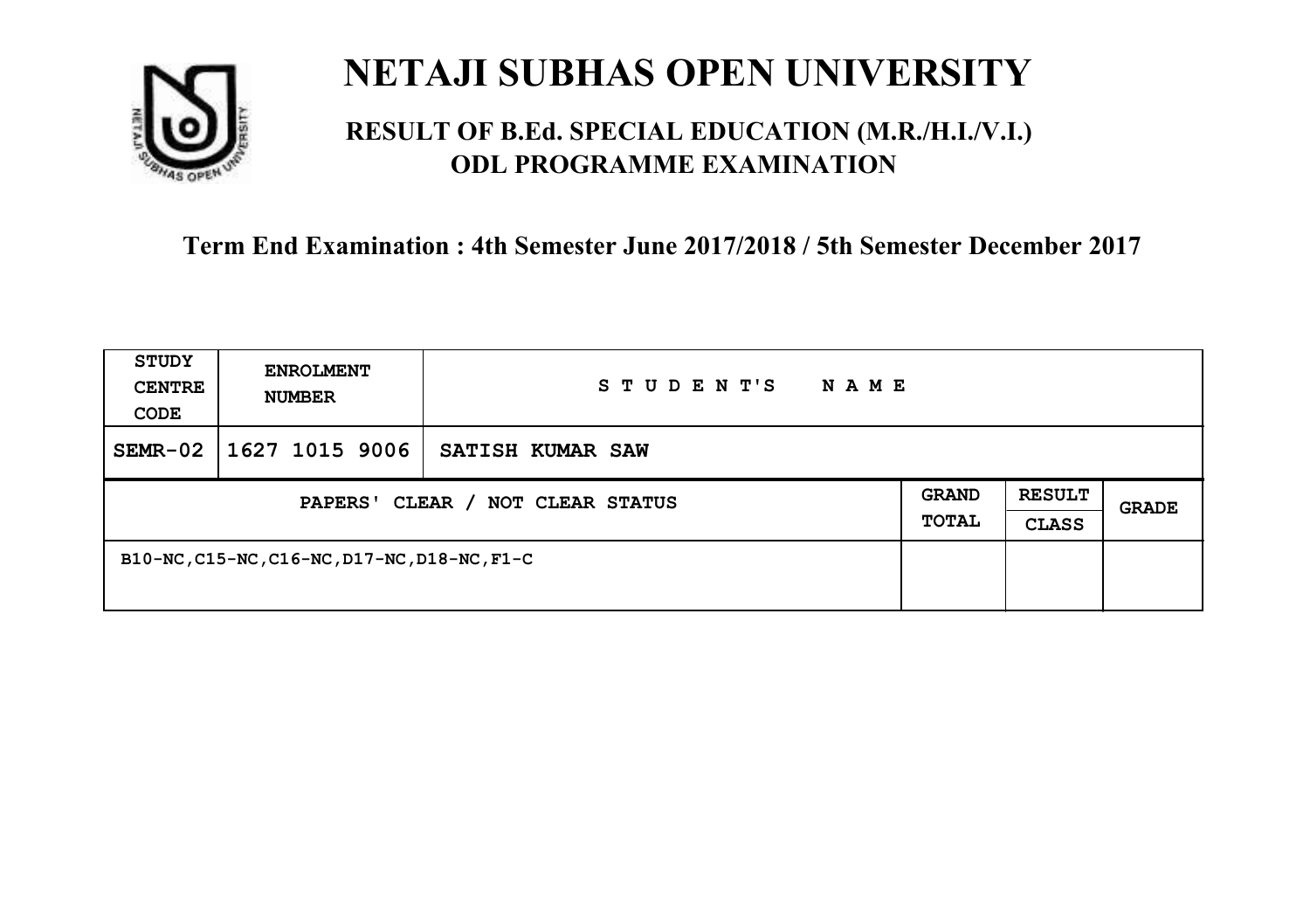# NETAJI SUBHAS OPEN UNIVERSITY

## RESULT OF B.Ed. SPECIAL EDUCATION (M.R./H.I./V.I.) ODL PROGRAMME EXAMINATION

### Term End Examination : 4th Semester June 2017/2018 / 5th Semester December 2017

| STUDY CENTRE CODE | ENROLMENT NUMBER | STUDENT'S NAME | | | |
|---|---|---|---|---|---|
| SEMR-02 | 1627 1015 9006 | SATISH KUMAR SAW | | | |
| PAPERS' CLEAR / NOT CLEAR STATUS | | | GRAND TOTAL | RESULT CLASS | GRADE |
| B10-NC,C15-NC,C16-NC,D17-NC,D18-NC,F1-C | | | | | |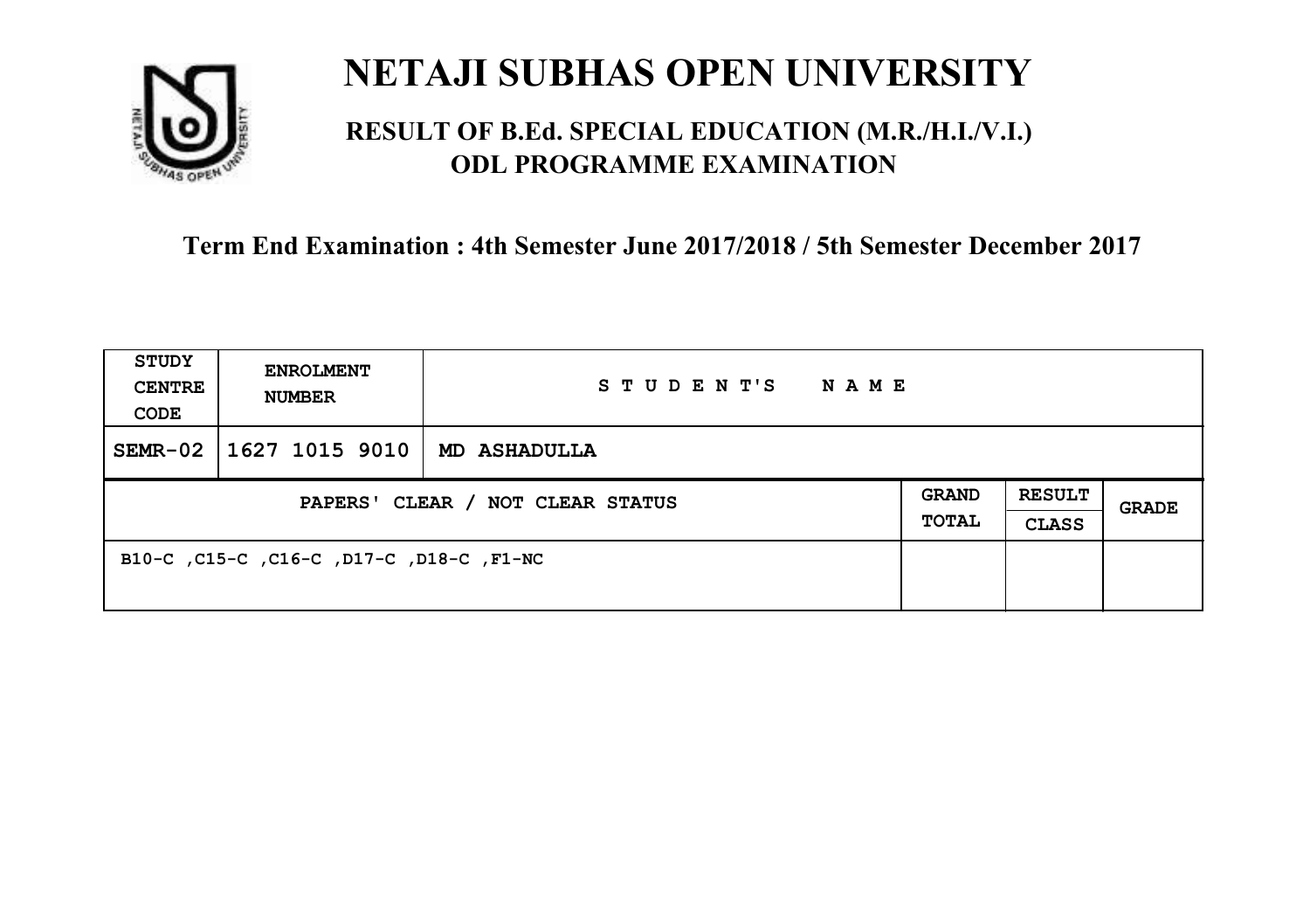# NETAJI SUBHAS OPEN UNIVERSITY

## RESULT OF B.Ed. SPECIAL EDUCATION (M.R./H.I./V.I.) ODL PROGRAMME EXAMINATION

**Term End Examination : 4th Semester June 2017/2018 / 5th Semester December 2017**

| STUDY CENTRE CODE | ENROLMENT NUMBER | STUDENT'S NAME | | | |
|---|---|---|---|---|---|
| SEMR-02 | 1627 1015 9010 | MD ASHADULLA | | | |
| PAPERS' CLEAR / NOT CLEAR STATUS | | | GRAND TOTAL | RESULT CLASS | GRADE |
| B10-C ,C15-C ,C16-C ,D17-C ,D18-C ,F1-NC | | | | | |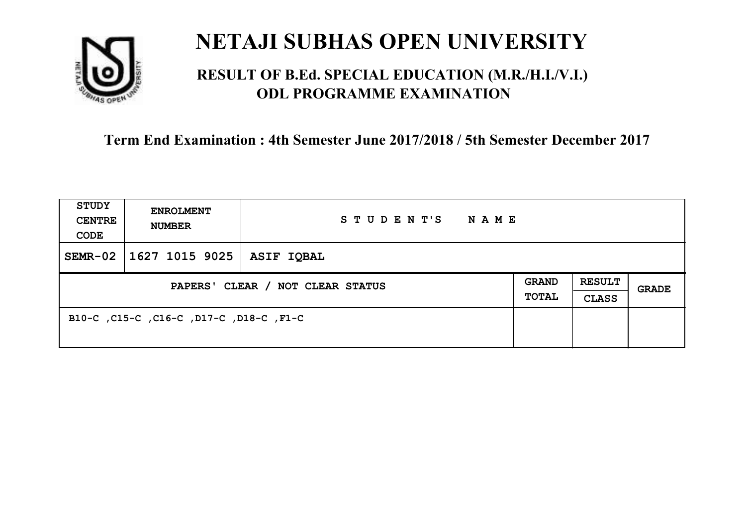# NETAJI SUBHAS OPEN UNIVERSITY

## RESULT OF B.Ed. SPECIAL EDUCATION (M.R./H.I./V.I.) ODL PROGRAMME EXAMINATION

### Term End Examination : 4th Semester June 2017/2018 / 5th Semester December 2017

| STUDY CENTRE CODE | ENROLMENT NUMBER | STUDENT'S NAME | | | |
|---|---|---|---|---|---|
| SEMR-02 | 1627 1015 9025 | ASIF IQBAL | | | |
| PAPERS' CLEAR / NOT CLEAR STATUS | | | GRAND TOTAL | RESULT CLASS | GRADE |
| B10-C ,C15-C ,C16-C ,D17-C ,D18-C ,F1-C | | | | | |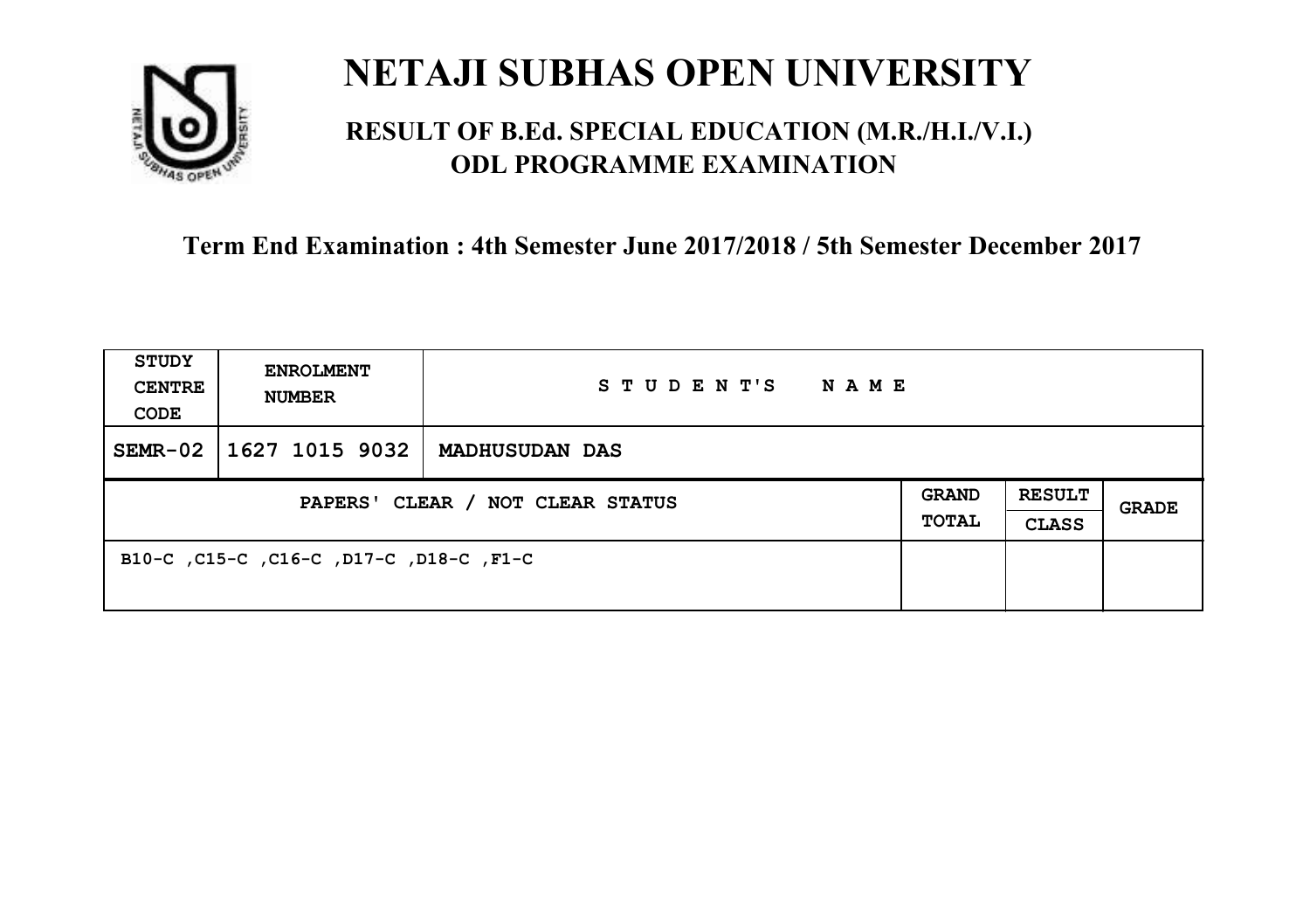# NETAJI SUBHAS OPEN UNIVERSITY

## RESULT OF B.Ed. SPECIAL EDUCATION (M.R./H.I./V.I.) ODL PROGRAMME EXAMINATION

**Term End Examination : 4th Semester June 2017/2018 / 5th Semester December 2017**

| STUDY CENTRE CODE | ENROLMENT NUMBER | STUDENT'S NAME | | | |
|---|---|---|---|---|---|
| SEMR-02 | 1627 1015 9032 | MADHUSUDAN DAS | | | |
| PAPERS' CLEAR / NOT CLEAR STATUS | | | GRAND TOTAL | RESULT CLASS | GRADE |
| B10-C ,C15-C ,C16-C ,D17-C ,D18-C ,F1-C | | | | | |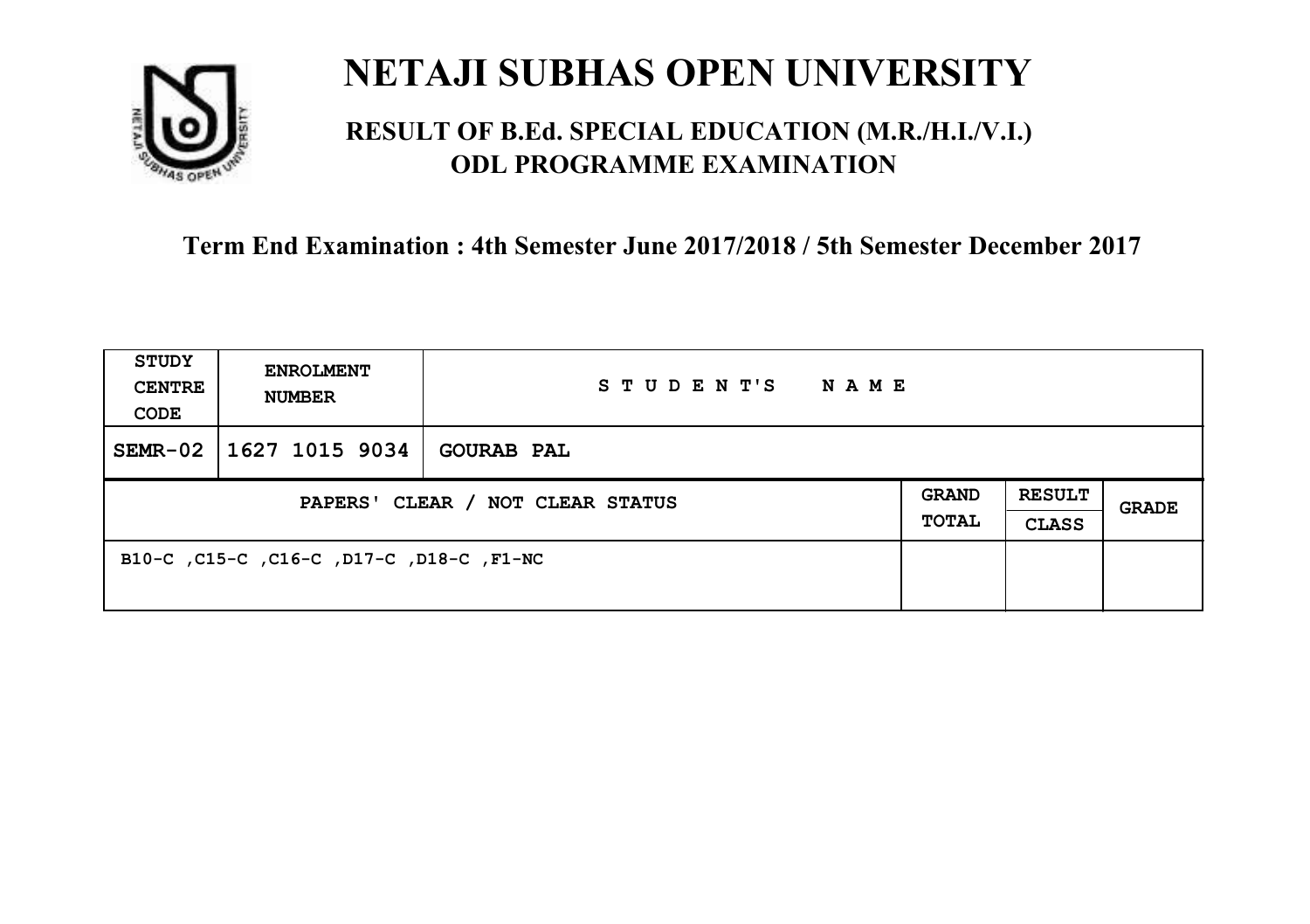# NETAJI SUBHAS OPEN UNIVERSITY

## RESULT OF B.Ed. SPECIAL EDUCATION (M.R./H.I./V.I.) ODL PROGRAMME EXAMINATION

### Term End Examination : 4th Semester June 2017/2018 / 5th Semester December 2017

| STUDY CENTRE CODE | ENROLMENT NUMBER | STUDENT'S NAME | | | |
|---|---|---|---|---|---|
| SEMR-02 | 1627 1015 9034 | GOURAB PAL | | | |
| PAPERS' CLEAR / NOT CLEAR STATUS | | | GRAND TOTAL | RESULT CLASS | GRADE |
| B10-C ,C15-C ,C16-C ,D17-C ,D18-C ,F1-NC | | | | | |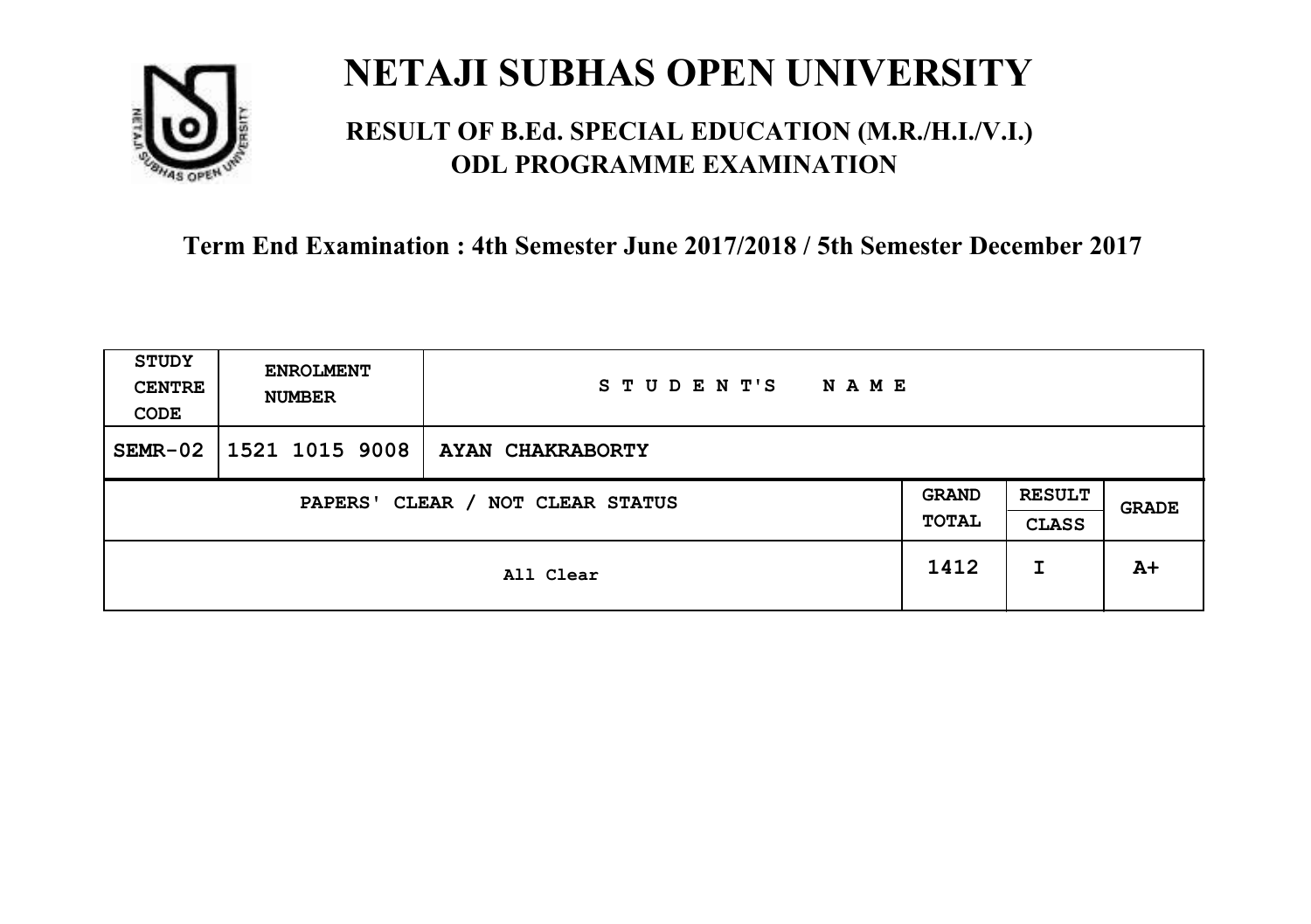# NETAJI SUBHAS OPEN UNIVERSITY

## RESULT OF B.Ed. SPECIAL EDUCATION (M.R./H.I./V.I.) ODL PROGRAMME EXAMINATION

### Term End Examination : 4th Semester June 2017/2018 / 5th Semester December 2017

| STUDY CENTRE CODE | ENROLMENT NUMBER | STUDENT'S NAME | | | |
|---|---|---|---|---|---|
| SEMR-02 | 1521 1015 9008 | AYAN CHAKRABORTY | | | |
| PAPERS' CLEAR / NOT CLEAR STATUS | | | GRAND TOTAL | RESULT CLASS | GRADE |
| All Clear | | | 1412 | I | A+ |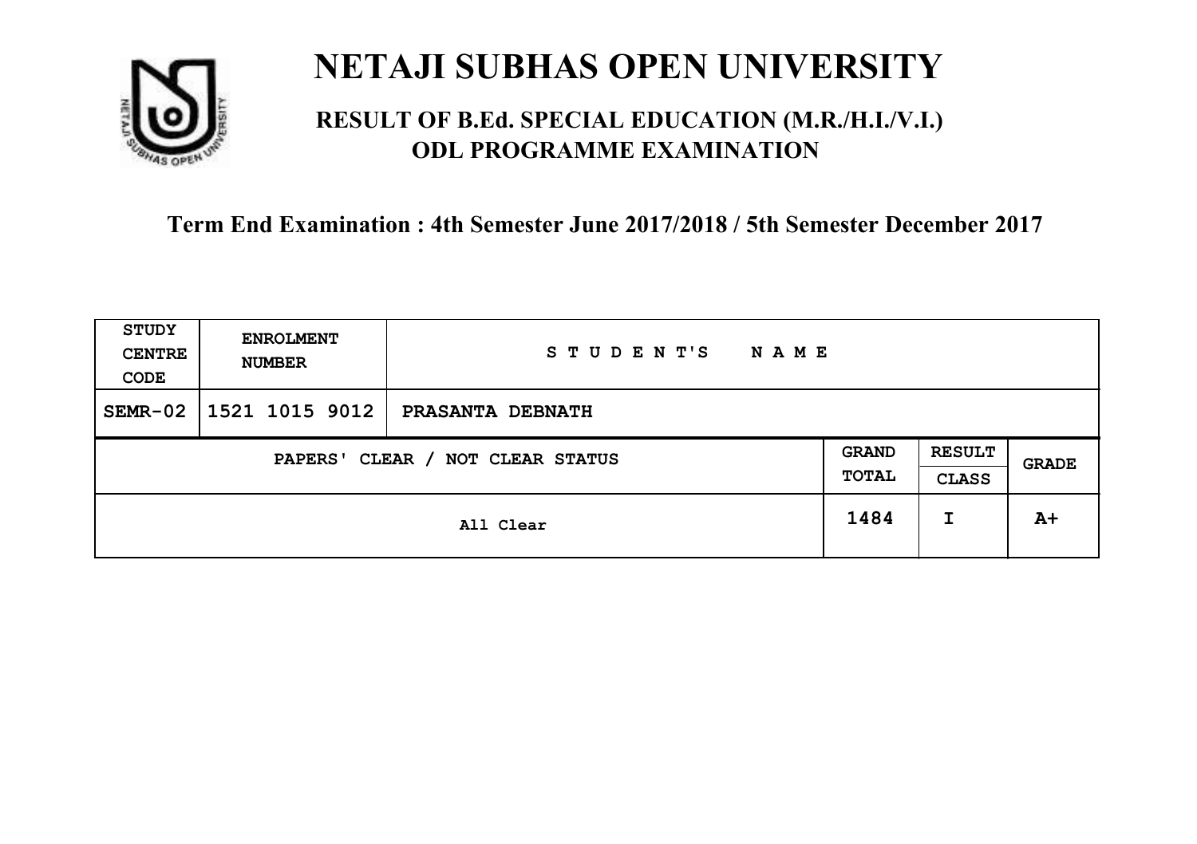# NETAJI SUBHAS OPEN UNIVERSITY

## RESULT OF B.Ed. SPECIAL EDUCATION (M.R./H.I./V.I.) ODL PROGRAMME EXAMINATION

### Term End Examination : 4th Semester June 2017/2018 / 5th Semester December 2017

| STUDY CENTRE CODE | ENROLMENT NUMBER | STUDENT'S NAME | | | |
|---|---|---|---|---|---|
| SEMR-02 | 1521 1015 9012 | PRASANTA DEBNATH | | | |
| PAPERS' CLEAR / NOT CLEAR STATUS | | | GRAND TOTAL | RESULT CLASS | GRADE |
| All Clear | | | 1484 | I | A+ |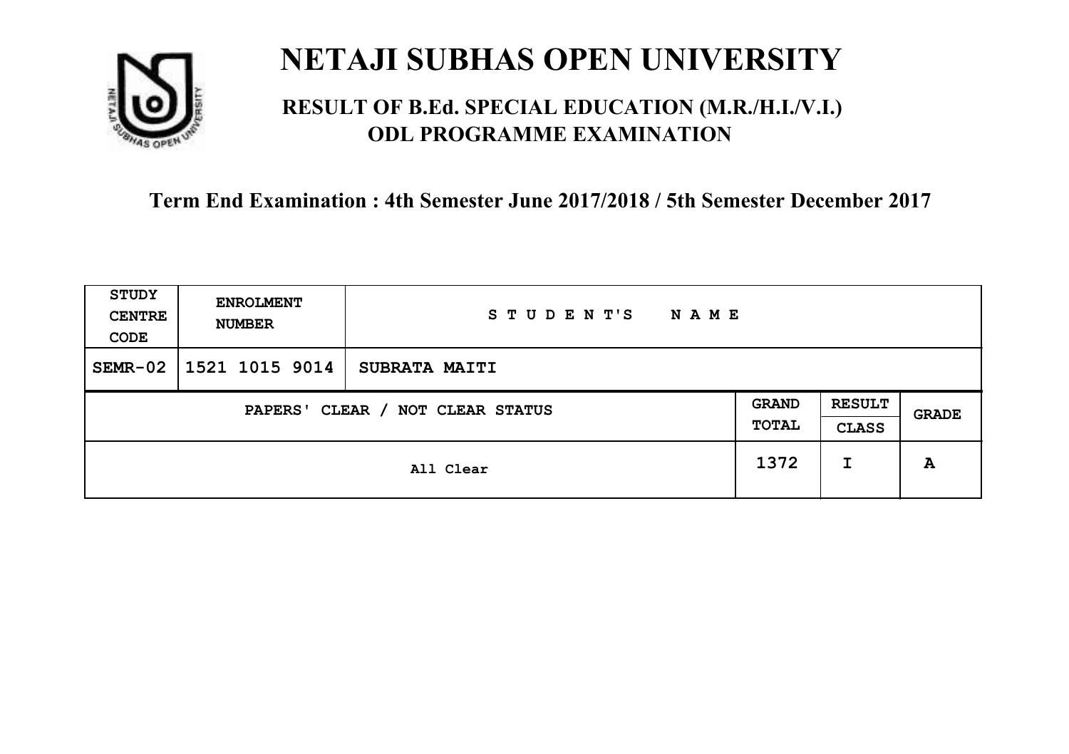# NETAJI SUBHAS OPEN UNIVERSITY

## RESULT OF B.Ed. SPECIAL EDUCATION (M.R./H.I./V.I.) ODL PROGRAMME EXAMINATION

**Term End Examination : 4th Semester June 2017/2018 / 5th Semester December 2017**

| STUDY CENTRE CODE | ENROLMENT NUMBER | STUDENT'S NAME | | | |
|---|---|---|---|---|---|
| SEMR-02 | 1521 1015 9014 | SUBRATA MAITI | | | |
| PAPERS' CLEAR / NOT CLEAR STATUS | | | GRAND TOTAL | RESULT CLASS | GRADE |
| All Clear | | | 1372 | I | A |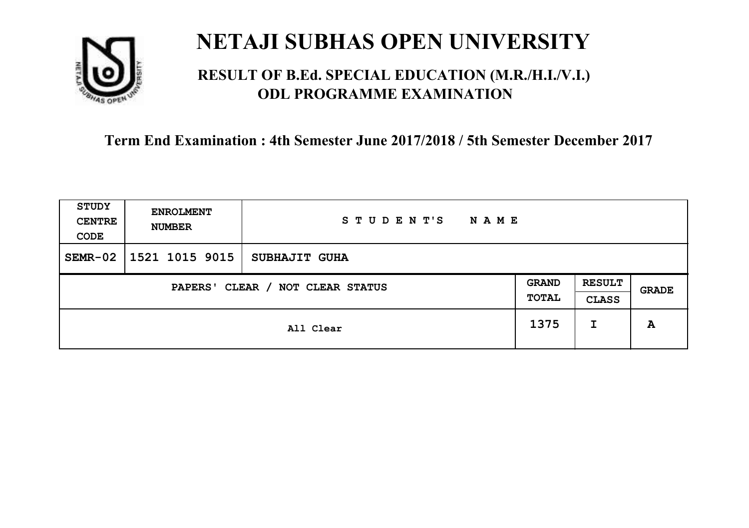# NETAJI SUBHAS OPEN UNIVERSITY

## RESULT OF B.Ed. SPECIAL EDUCATION (M.R./H.I./V.I.) ODL PROGRAMME EXAMINATION

### Term End Examination : 4th Semester June 2017/2018 / 5th Semester December 2017

| STUDY CENTRE CODE | ENROLMENT NUMBER | STUDENT'S NAME | | | |
|---|---|---|---|---|---|
| SEMR-02 | 1521 1015 9015 | SUBHAJIT GUHA | | | |
| PAPERS' CLEAR / NOT CLEAR STATUS | | | GRAND TOTAL | RESULT CLASS | GRADE |
| All Clear | | | 1375 | I | A |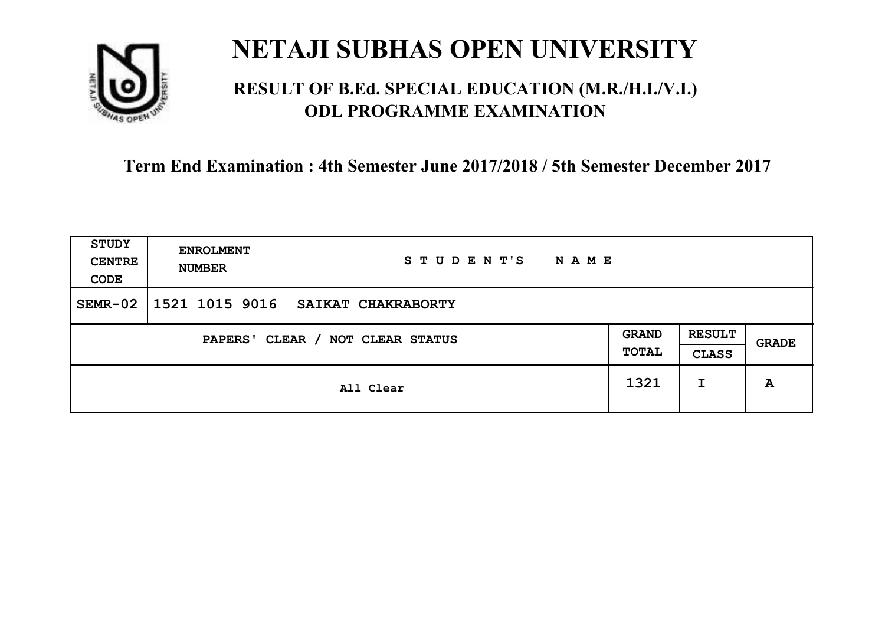# NETAJI SUBHAS OPEN UNIVERSITY

## RESULT OF B.Ed. SPECIAL EDUCATION (M.R./H.I./V.I.) ODL PROGRAMME EXAMINATION

### Term End Examination : 4th Semester June 2017/2018 / 5th Semester December 2017

| STUDY CENTRE CODE | ENROLMENT NUMBER | STUDENT'S NAME | | | |
|---|---|---|---|---|---|
| SEMR-02 | 1521 1015 9016 | SAIKAT CHAKRABORTY | | | |
| PAPERS' CLEAR / NOT CLEAR STATUS | | | GRAND TOTAL | RESULT CLASS | GRADE |
| All Clear | | | 1321 | I | A |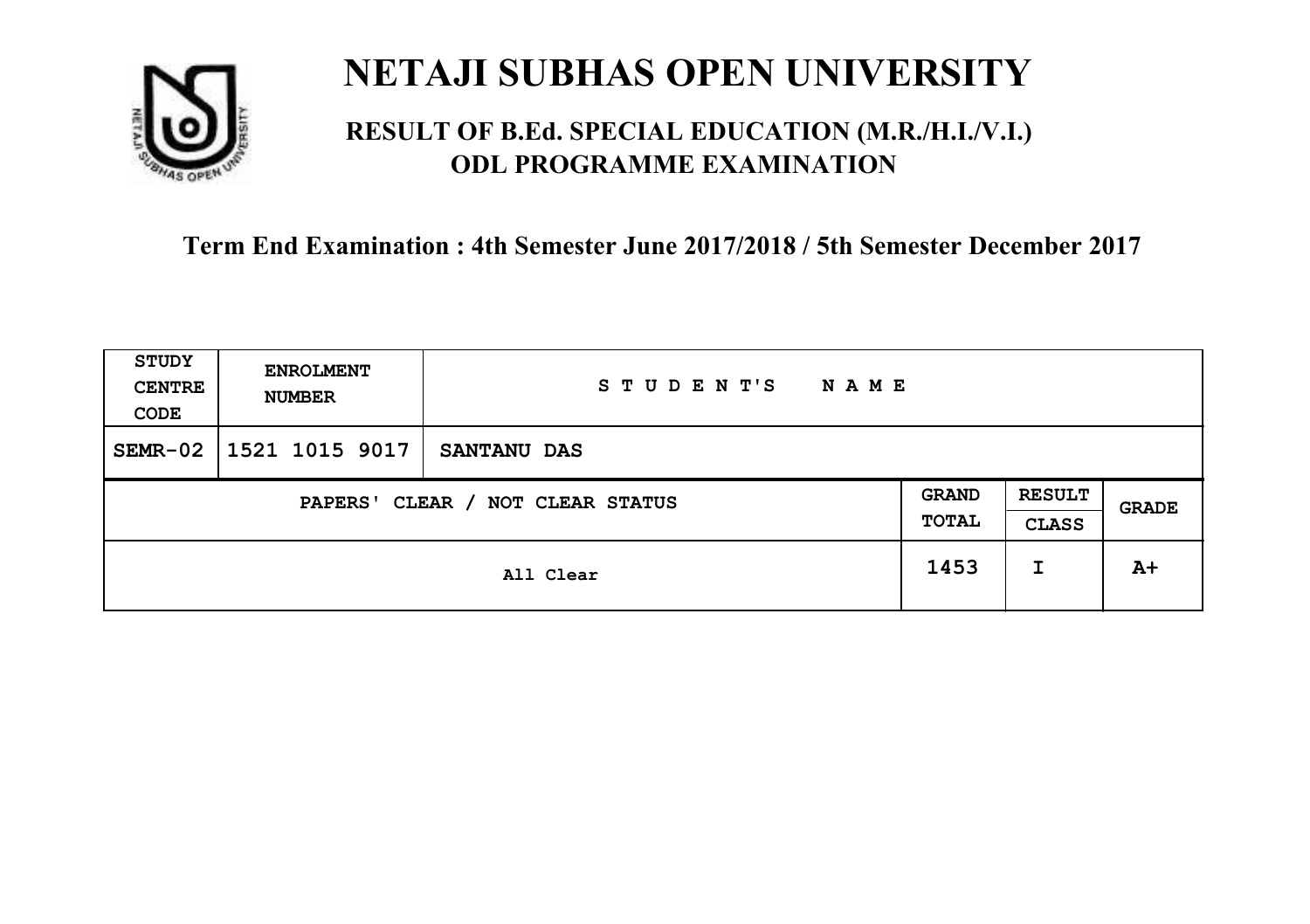# NETAJI SUBHAS OPEN UNIVERSITY

## RESULT OF B.Ed. SPECIAL EDUCATION (M.R./H.I./V.I.) ODL PROGRAMME EXAMINATION

**Term End Examination : 4th Semester June 2017/2018 / 5th Semester December 2017**

| STUDY CENTRE CODE | ENROLMENT NUMBER | STUDENT'S NAME | | | |
|---|---|---|---|---|---|
| SEMR-02 | 1521 1015 9017 | SANTANU DAS | | | |
| PAPERS' CLEAR / NOT CLEAR STATUS | | | GRAND TOTAL | RESULT CLASS | GRADE |
| All Clear | | | 1453 | I | A+ |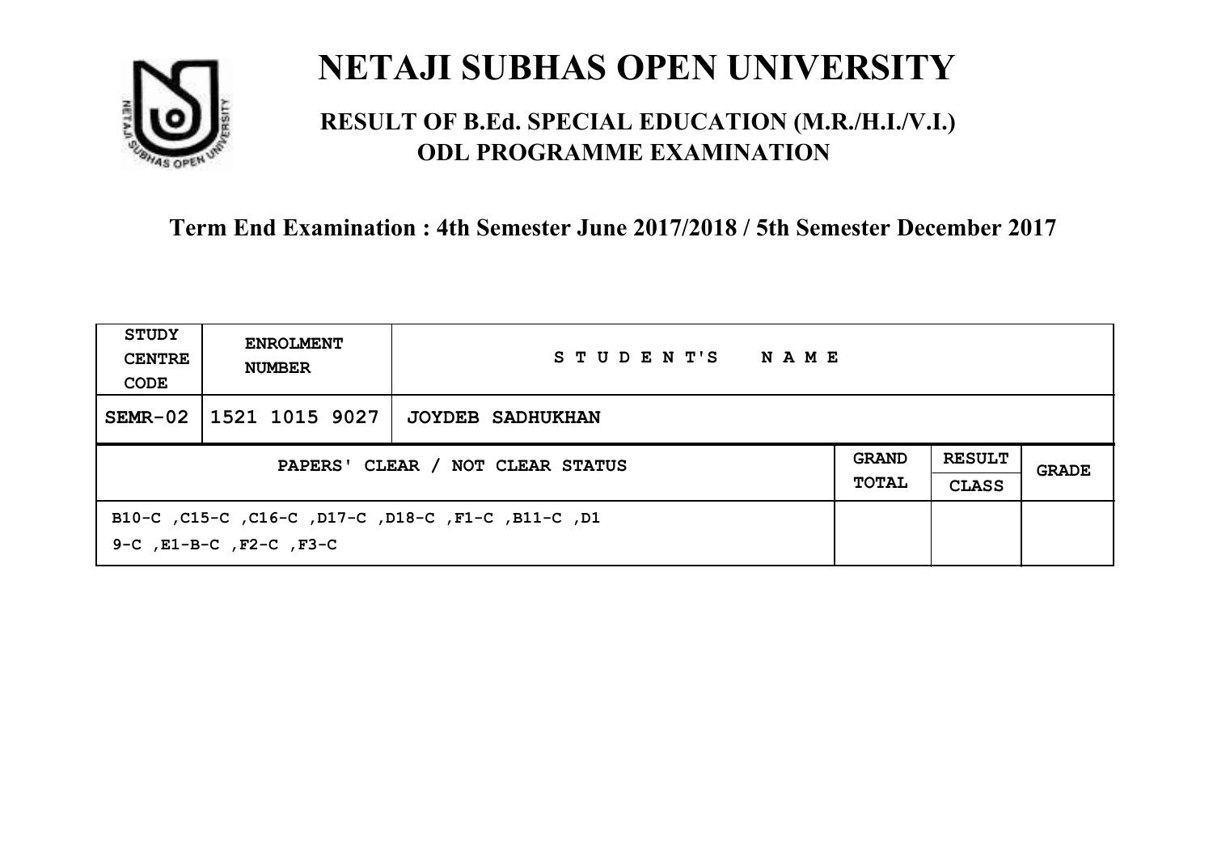# NETAJI SUBHAS OPEN UNIVERSITY

## RESULT OF B.Ed. SPECIAL EDUCATION (M.R./H.I./V.I.) ODL PROGRAMME EXAMINATION

### Term End Examination : 4th Semester June 2017/2018 / 5th Semester December 2017

| STUDY CENTRE CODE | ENROLMENT NUMBER | STUDENT'S NAME | | | |
|---|---|---|---|---|---|
| SEMR-02 | 1521 1015 9027 | JOYDEB SADHUKHAN | | | |
| PAPERS' CLEAR / NOT CLEAR STATUS | | | GRAND TOTAL | RESULT CLASS | GRADE |
| B10-C ,C15-C ,C16-C ,D17-C ,D18-C ,F1-C ,B11-C ,D19-C ,E1-B-C ,F2-C ,F3-C | | | | | |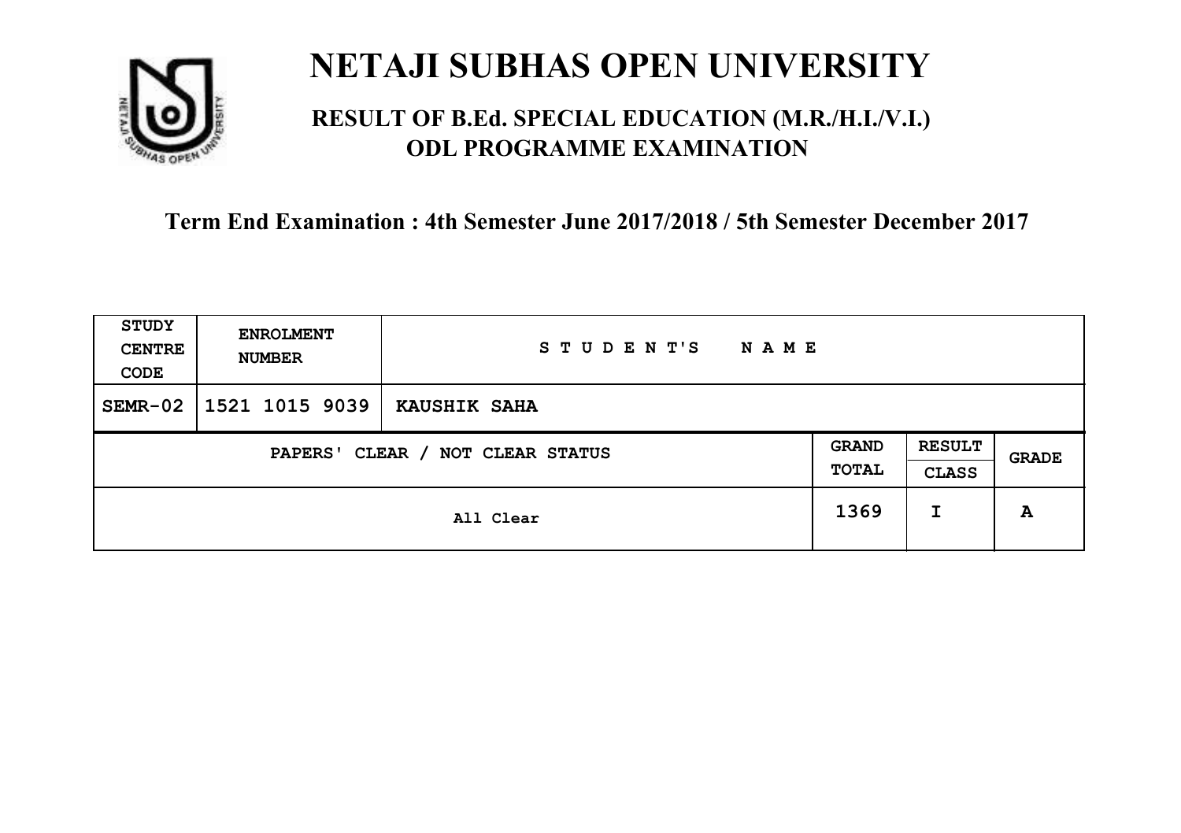# NETAJI SUBHAS OPEN UNIVERSITY

## RESULT OF B.Ed. SPECIAL EDUCATION (M.R./H.I./V.I.) ODL PROGRAMME EXAMINATION

### Term End Examination : 4th Semester June 2017/2018 / 5th Semester December 2017

| STUDY CENTRE CODE | ENROLMENT NUMBER | STUDENT'S NAME | | | |
|---|---|---|---|---|---|
| SEMR-02 | 1521 1015 9039 | KAUSHIK SAHA | | | |
| PAPERS' CLEAR / NOT CLEAR STATUS | | | GRAND TOTAL | RESULT CLASS | GRADE |
| All Clear | | | 1369 | I | A |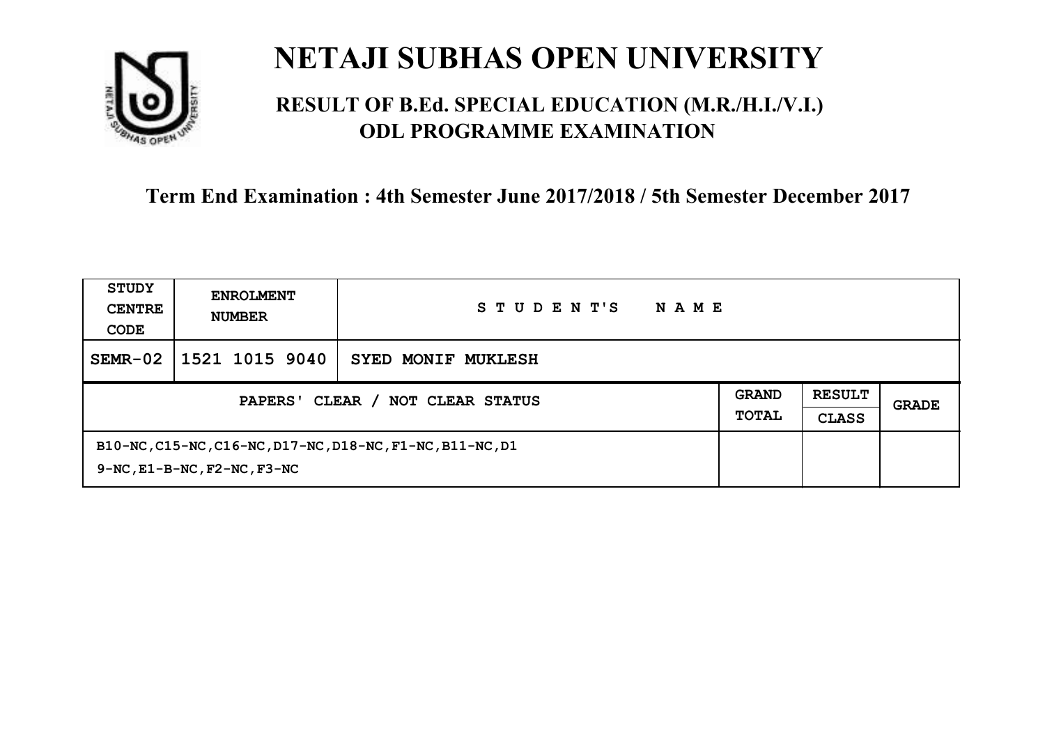# NETAJI SUBHAS OPEN UNIVERSITY

## RESULT OF B.Ed. SPECIAL EDUCATION (M.R./H.I./V.I.) ODL PROGRAMME EXAMINATION

### Term End Examination : 4th Semester June 2017/2018 / 5th Semester December 2017

| STUDY CENTRE CODE | ENROLMENT NUMBER | STUDENT'S NAME | | | |
|---|---|---|---|---|---|
| SEMR-02 | 1521 1015 9040 | SYED MONIF MUKLESH | | | |
| PAPERS' CLEAR / NOT CLEAR STATUS | | | GRAND TOTAL | RESULT CLASS | GRADE |
| B10-NC,C15-NC,C16-NC,D17-NC,D18-NC,F1-NC,B11-NC,D19-NC,E1-B-NC,F2-NC,F3-NC | | | | | |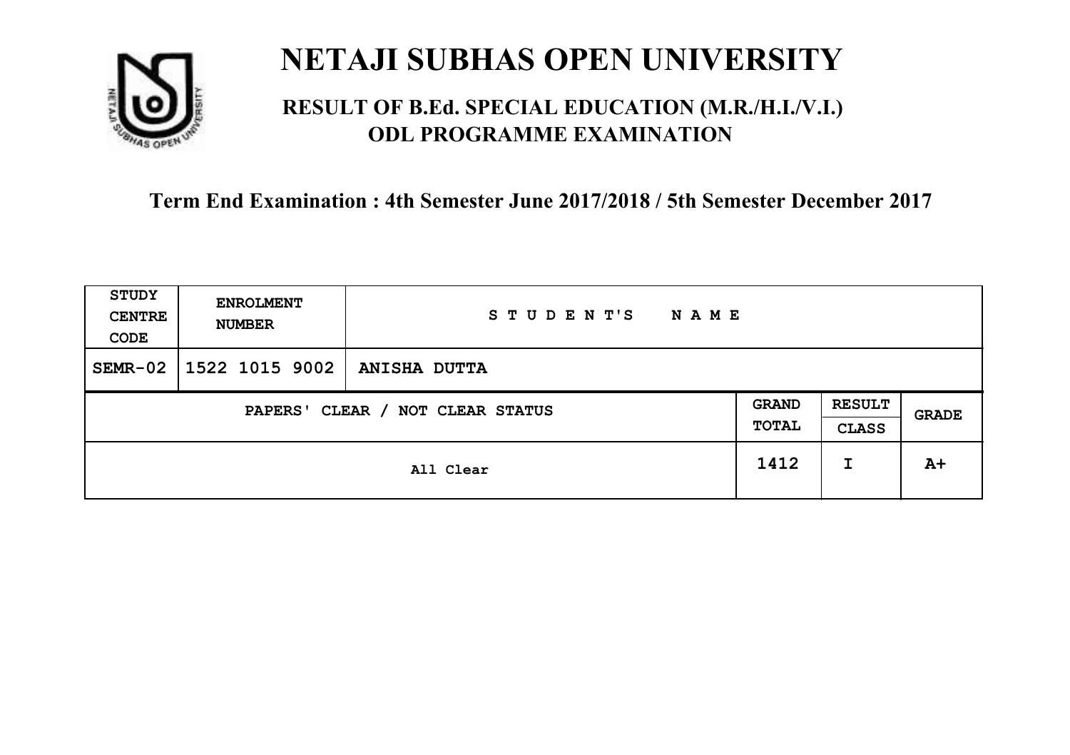# NETAJI SUBHAS OPEN UNIVERSITY

## RESULT OF B.Ed. SPECIAL EDUCATION (M.R./H.I./V.I.) ODL PROGRAMME EXAMINATION

### Term End Examination : 4th Semester June 2017/2018 / 5th Semester December 2017

| STUDY CENTRE CODE | ENROLMENT NUMBER | STUDENT'S NAME | | | |
|---|---|---|---|---|---|
| SEMR-02 | 1522 1015 9002 | ANISHA DUTTA | | | |
| PAPERS' CLEAR / NOT CLEAR STATUS | | | GRAND TOTAL | RESULT CLASS | GRADE |
| All Clear | | | 1412 | I | A+ |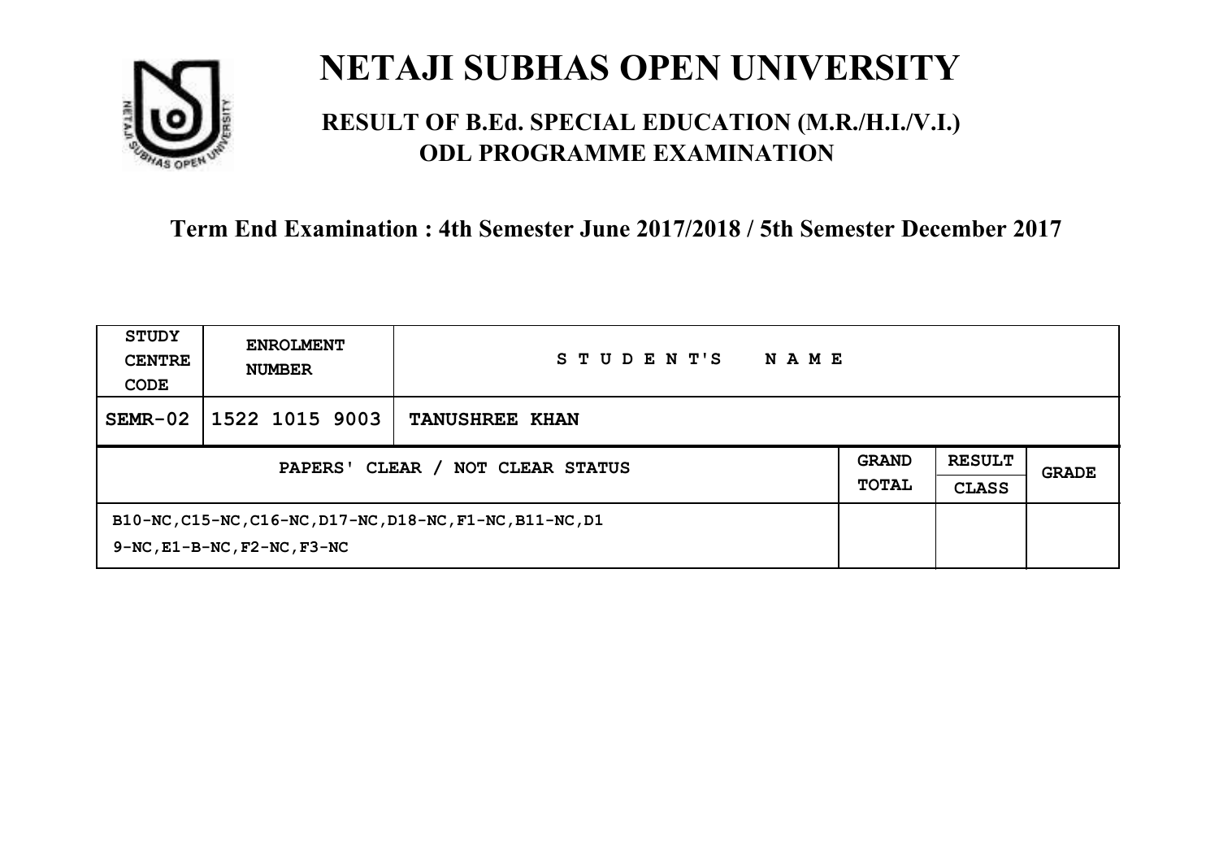# NETAJI SUBHAS OPEN UNIVERSITY

## RESULT OF B.Ed. SPECIAL EDUCATION (M.R./H.I./V.I.) ODL PROGRAMME EXAMINATION

### Term End Examination : 4th Semester June 2017/2018 / 5th Semester December 2017

| STUDY CENTRE CODE | ENROLMENT NUMBER | STUDENT'S NAME | | | |
|---|---|---|---|---|---|
| SEMR-02 | 1522 1015 9003 | TANUSHREE KHAN | | | |
| PAPERS' CLEAR / NOT CLEAR STATUS | | | GRAND TOTAL | RESULT CLASS | GRADE |
| B10-NC,C15-NC,C16-NC,D17-NC,D18-NC,F1-NC,B11-NC,D19-NC,E1-B-NC,F2-NC,F3-NC | | | | | |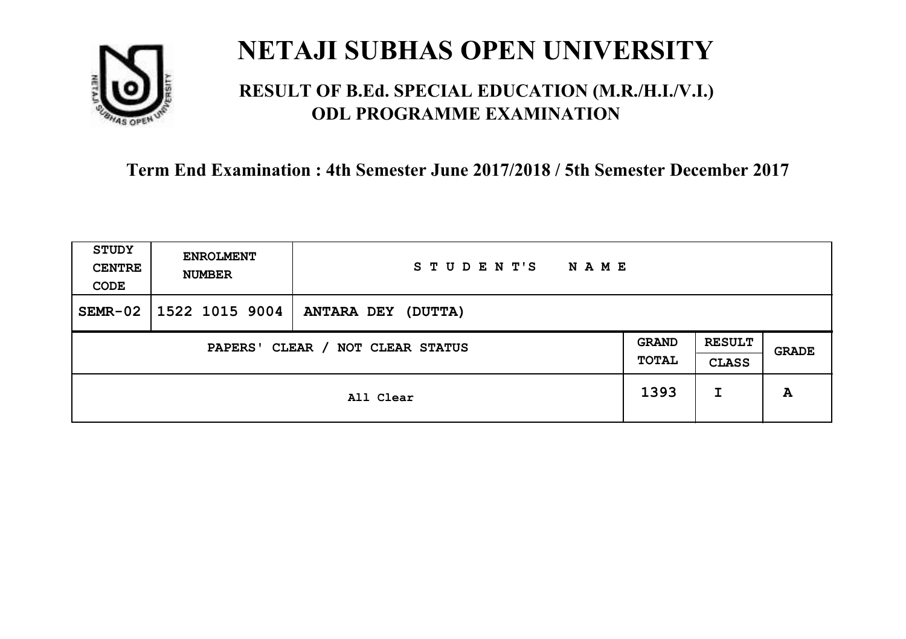# NETAJI SUBHAS OPEN UNIVERSITY

## RESULT OF B.Ed. SPECIAL EDUCATION (M.R./H.I./V.I.) ODL PROGRAMME EXAMINATION

### Term End Examination : 4th Semester June 2017/2018 / 5th Semester December 2017

| STUDY CENTRE CODE | ENROLMENT NUMBER | STUDENT'S NAME | | | |
|---|---|---|---|---|---|
| SEMR-02 | 1522 1015 9004 | ANTARA DEY (DUTTA) | | | |
| PAPERS' CLEAR / NOT CLEAR STATUS | | | GRAND TOTAL | RESULT CLASS | GRADE |
| All Clear | | | 1393 | I | A |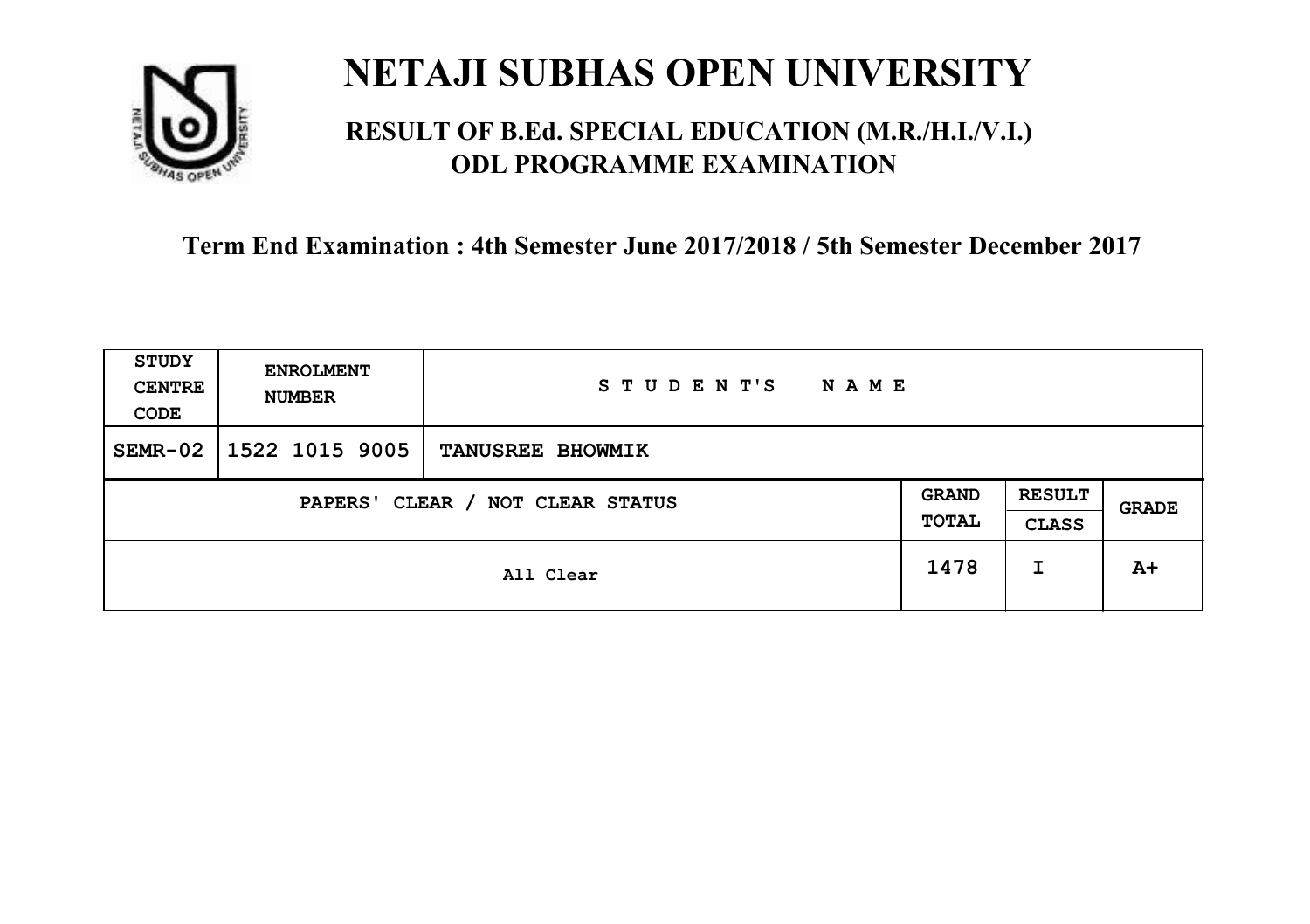# NETAJI SUBHAS OPEN UNIVERSITY

## RESULT OF B.Ed. SPECIAL EDUCATION (M.R./H.I./V.I.) ODL PROGRAMME EXAMINATION

### Term End Examination : 4th Semester June 2017/2018 / 5th Semester December 2017

| STUDY CENTRE CODE | ENROLMENT NUMBER | STUDENT'S NAME | | | |
|---|---|---|---|---|---|
| SEMR-02 | 1522 1015 9005 | TANUSREE BHOWMIK | | | |
| PAPERS' CLEAR / NOT CLEAR STATUS | | | GRAND TOTAL | RESULT CLASS | GRADE |
| All Clear | | | 1478 | I | A+ |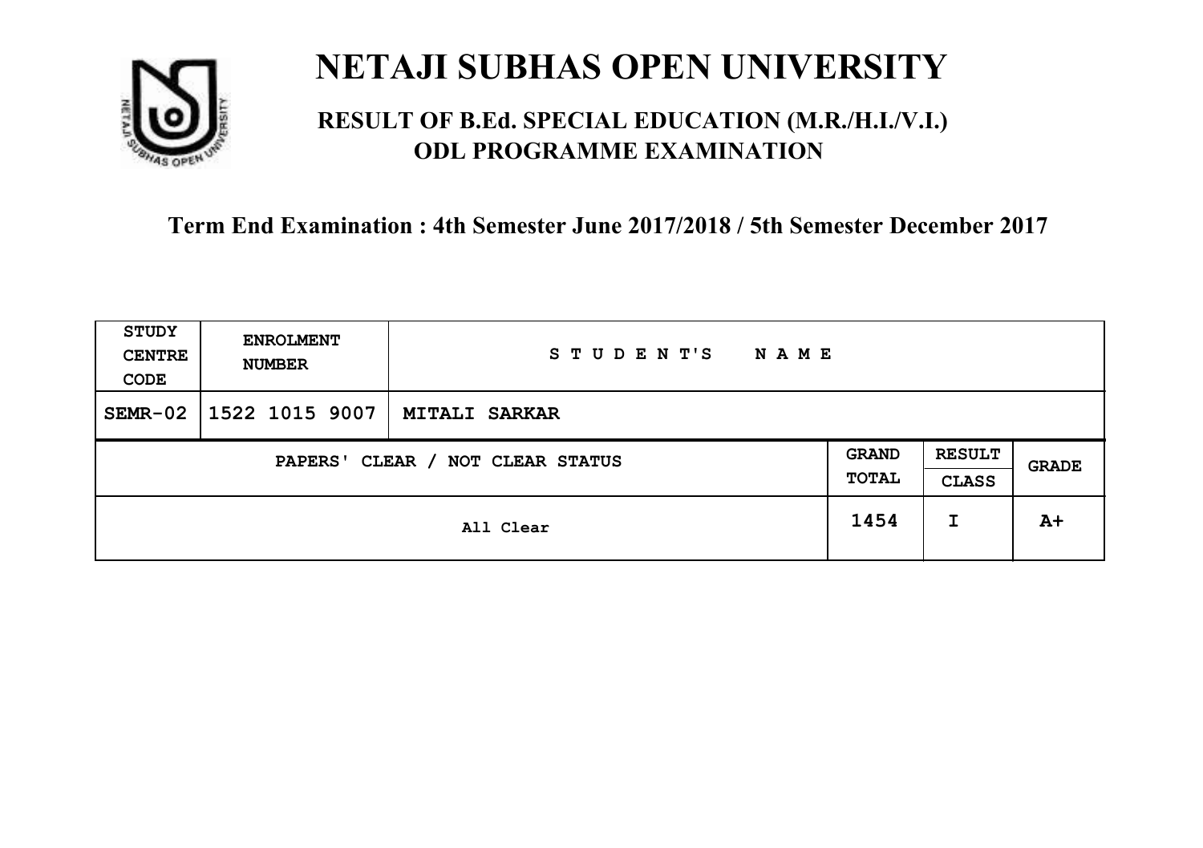# NETAJI SUBHAS OPEN UNIVERSITY

## RESULT OF B.Ed. SPECIAL EDUCATION (M.R./H.I./V.I.) ODL PROGRAMME EXAMINATION

### Term End Examination : 4th Semester June 2017/2018 / 5th Semester December 2017

| STUDY CENTRE CODE | ENROLMENT NUMBER | STUDENT'S NAME | | | |
|---|---|---|---|---|---|
| SEMR-02 | 1522 1015 9007 | MITALI SARKAR | | | |
| PAPERS' CLEAR / NOT CLEAR STATUS | | | GRAND TOTAL | RESULT CLASS | GRADE |
| All Clear | | | 1454 | I | A+ |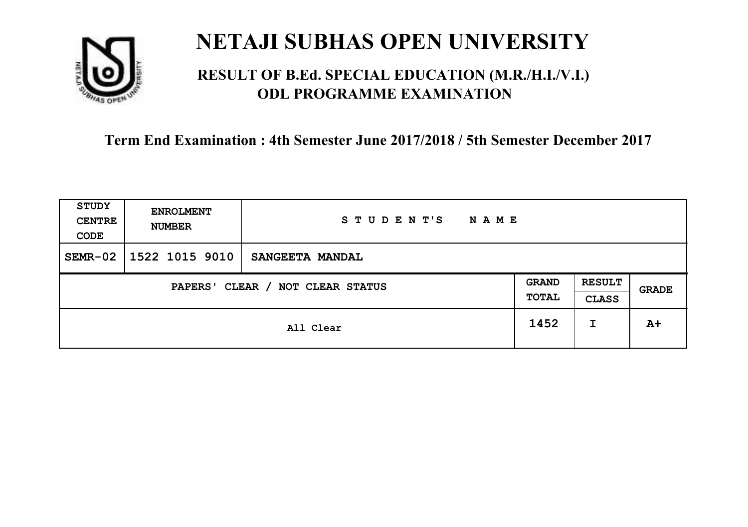# NETAJI SUBHAS OPEN UNIVERSITY

## RESULT OF B.Ed. SPECIAL EDUCATION (M.R./H.I./V.I.) ODL PROGRAMME EXAMINATION

### Term End Examination : 4th Semester June 2017/2018 / 5th Semester December 2017

| STUDY CENTRE CODE | ENROLMENT NUMBER | STUDENT'S NAME | | | |
|---|---|---|---|---|---|
| SEMR-02 | 1522 1015 9010 | SANGEETA MANDAL | | | |
| PAPERS' CLEAR / NOT CLEAR STATUS | | | GRAND TOTAL | RESULT CLASS | GRADE |
| All Clear | | | 1452 | I | A+ |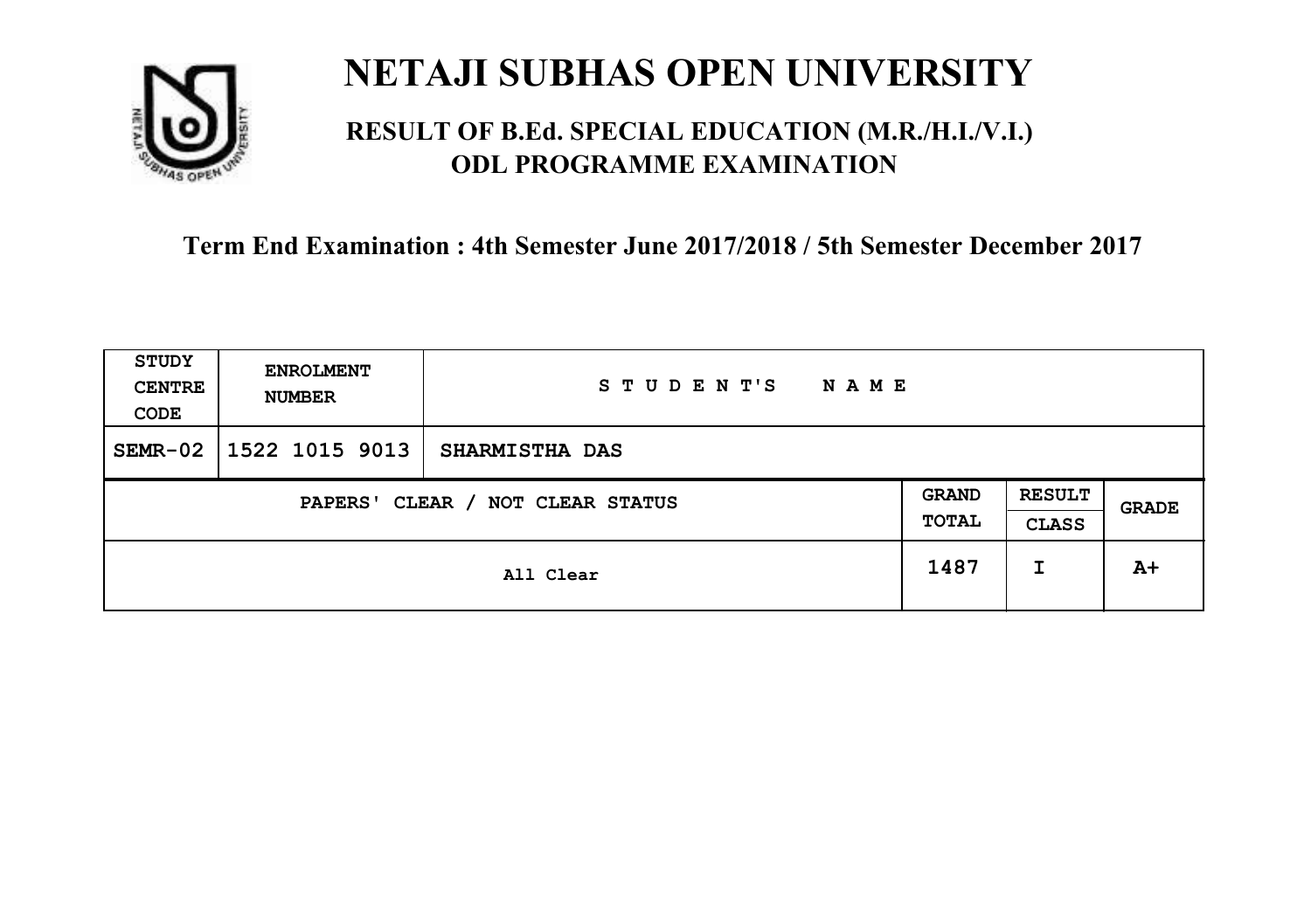# NETAJI SUBHAS OPEN UNIVERSITY

## RESULT OF B.Ed. SPECIAL EDUCATION (M.R./H.I./V.I.) ODL PROGRAMME EXAMINATION

### Term End Examination : 4th Semester June 2017/2018 / 5th Semester December 2017

| STUDY CENTRE CODE | ENROLMENT NUMBER | STUDENT'S NAME | | | |
|---|---|---|---|---|---|
| SEMR-02 | 1522 1015 9013 | SHARMISTHA DAS | | | |
| PAPERS' CLEAR / NOT CLEAR STATUS | | | GRAND TOTAL | RESULT CLASS | GRADE |
| All Clear | | | 1487 | I | A+ |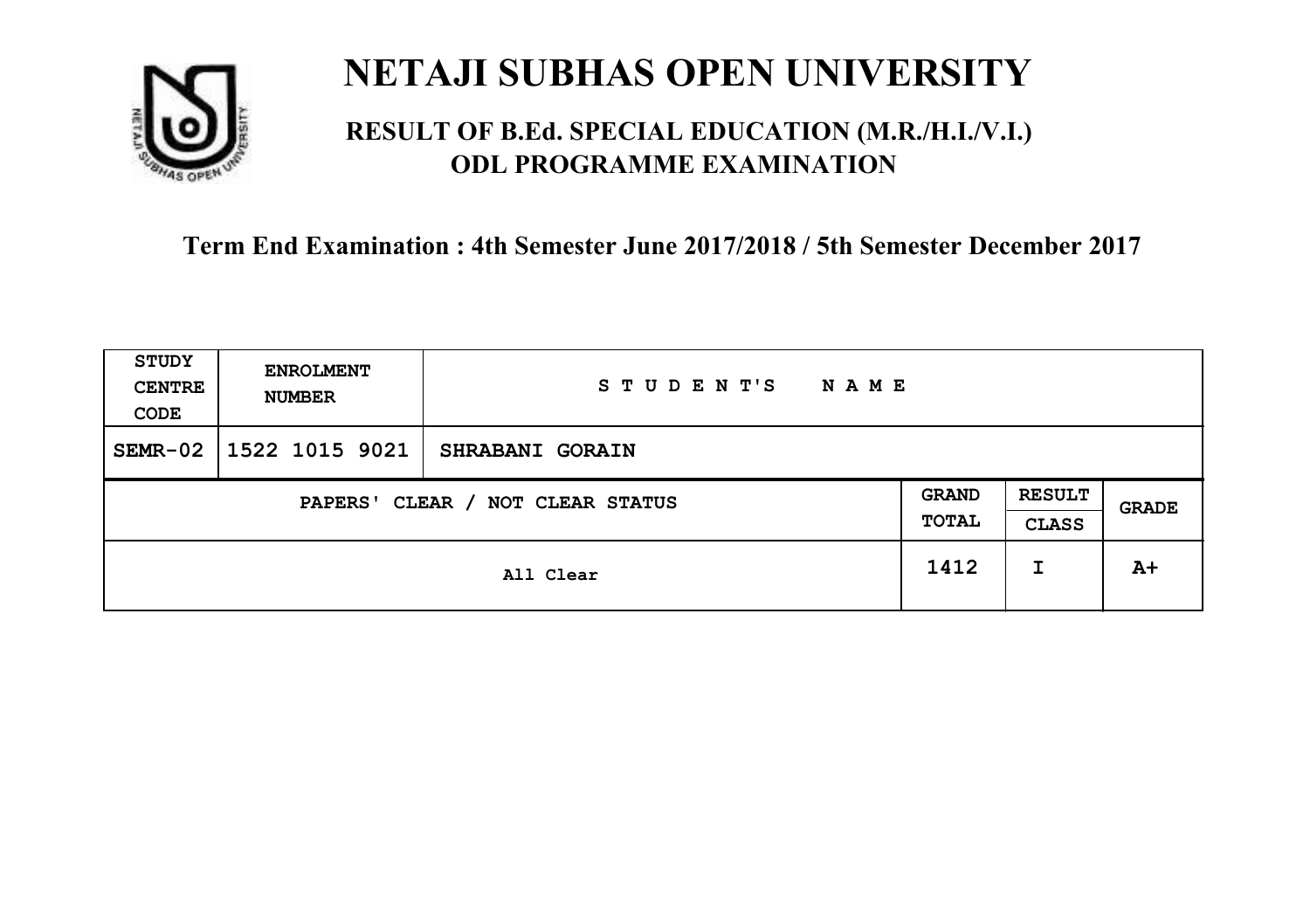# NETAJI SUBHAS OPEN UNIVERSITY

## RESULT OF B.Ed. SPECIAL EDUCATION (M.R./H.I./V.I.) ODL PROGRAMME EXAMINATION

### Term End Examination : 4th Semester June 2017/2018 / 5th Semester December 2017

| STUDY CENTRE CODE | ENROLMENT NUMBER | STUDENT'S NAME | | | |
|---|---|---|---|---|---|
| SEMR-02 | 1522 1015 9021 | SHRABANI GORAIN | | | |
| PAPERS' CLEAR / NOT CLEAR STATUS | | | GRAND TOTAL | RESULT CLASS | GRADE |
| All Clear | | | 1412 | I | A+ |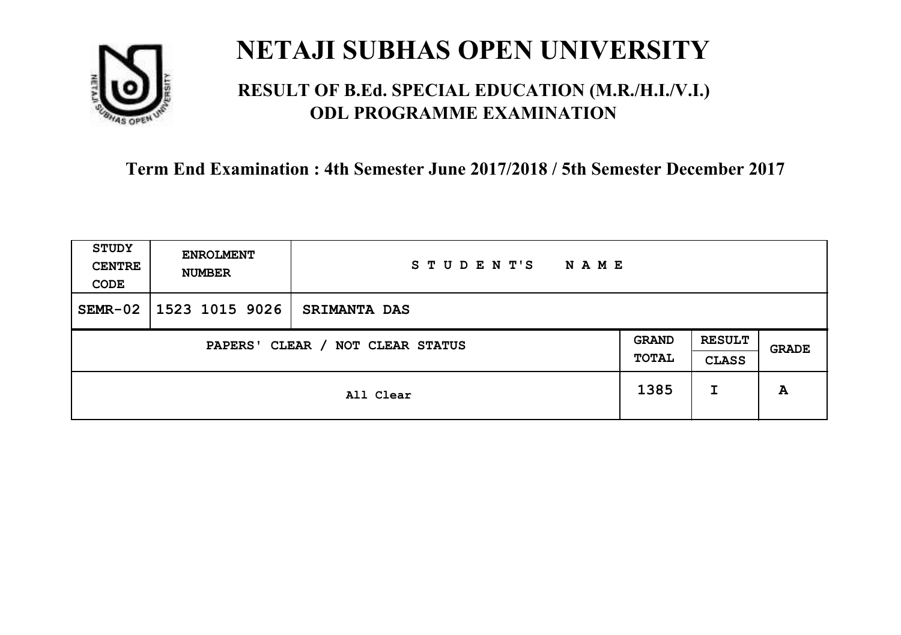# NETAJI SUBHAS OPEN UNIVERSITY

## RESULT OF B.Ed. SPECIAL EDUCATION (M.R./H.I./V.I.) ODL PROGRAMME EXAMINATION

### Term End Examination : 4th Semester June 2017/2018 / 5th Semester December 2017

| STUDY CENTRE CODE | ENROLMENT NUMBER | STUDENT'S NAME | | | |
|---|---|---|---|---|---|
| SEMR-02 | 1523 1015 9026 | SRIMANTA DAS | | | |
| PAPERS' CLEAR / NOT CLEAR STATUS | | | GRAND TOTAL | RESULT CLASS | GRADE |
| All Clear | | | 1385 | I | A |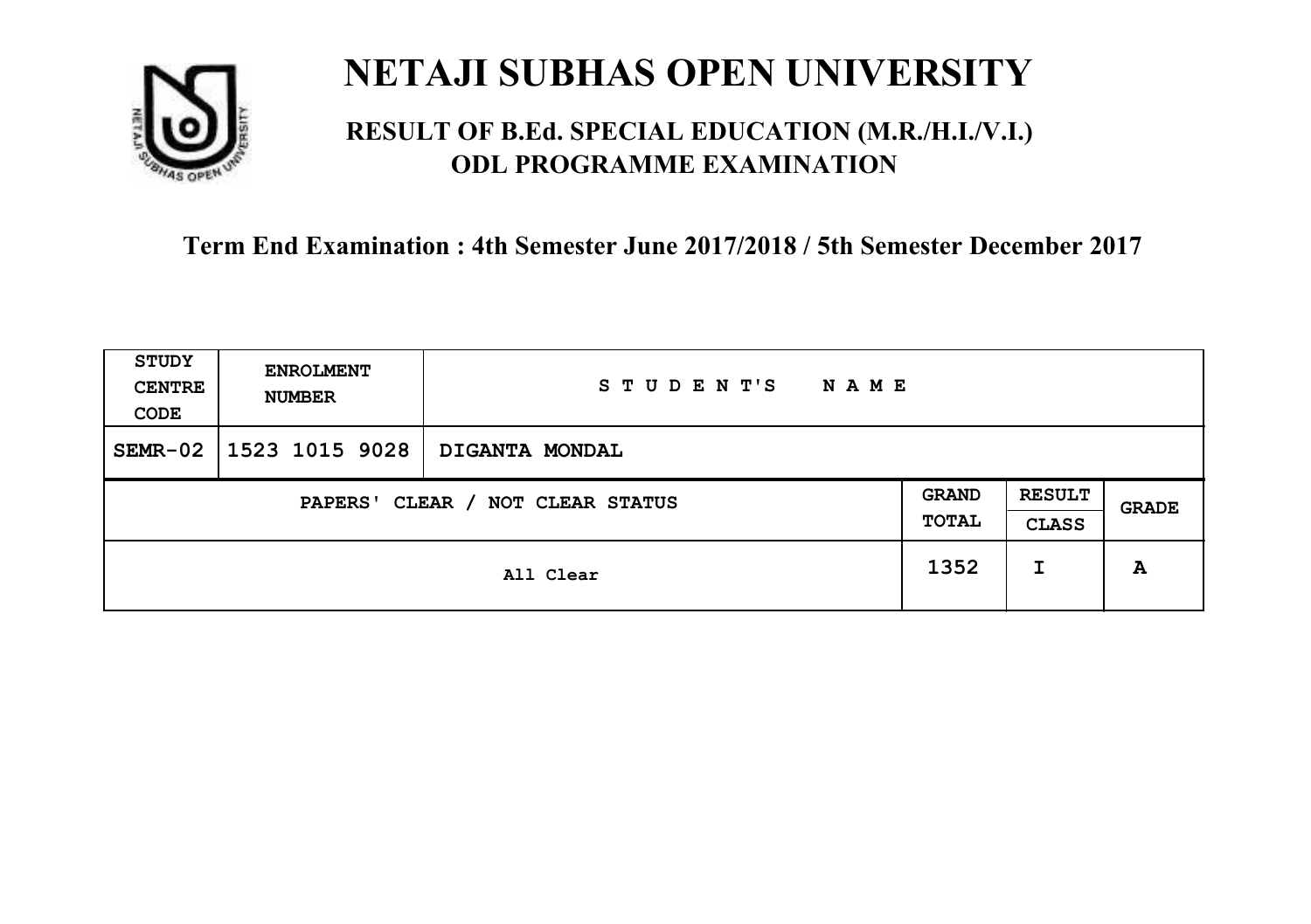# NETAJI SUBHAS OPEN UNIVERSITY

## RESULT OF B.Ed. SPECIAL EDUCATION (M.R./H.I./V.I.) ODL PROGRAMME EXAMINATION

### Term End Examination : 4th Semester June 2017/2018 / 5th Semester December 2017

| STUDY CENTRE CODE | ENROLMENT NUMBER | STUDENT'S NAME | | | |
|---|---|---|---|---|---|
| SEMR-02 | 1523 1015 9028 | DIGANTA MONDAL | | | |
| PAPERS' CLEAR / NOT CLEAR STATUS | | | GRAND TOTAL | RESULT CLASS | GRADE |
| All Clear | | | 1352 | I | A |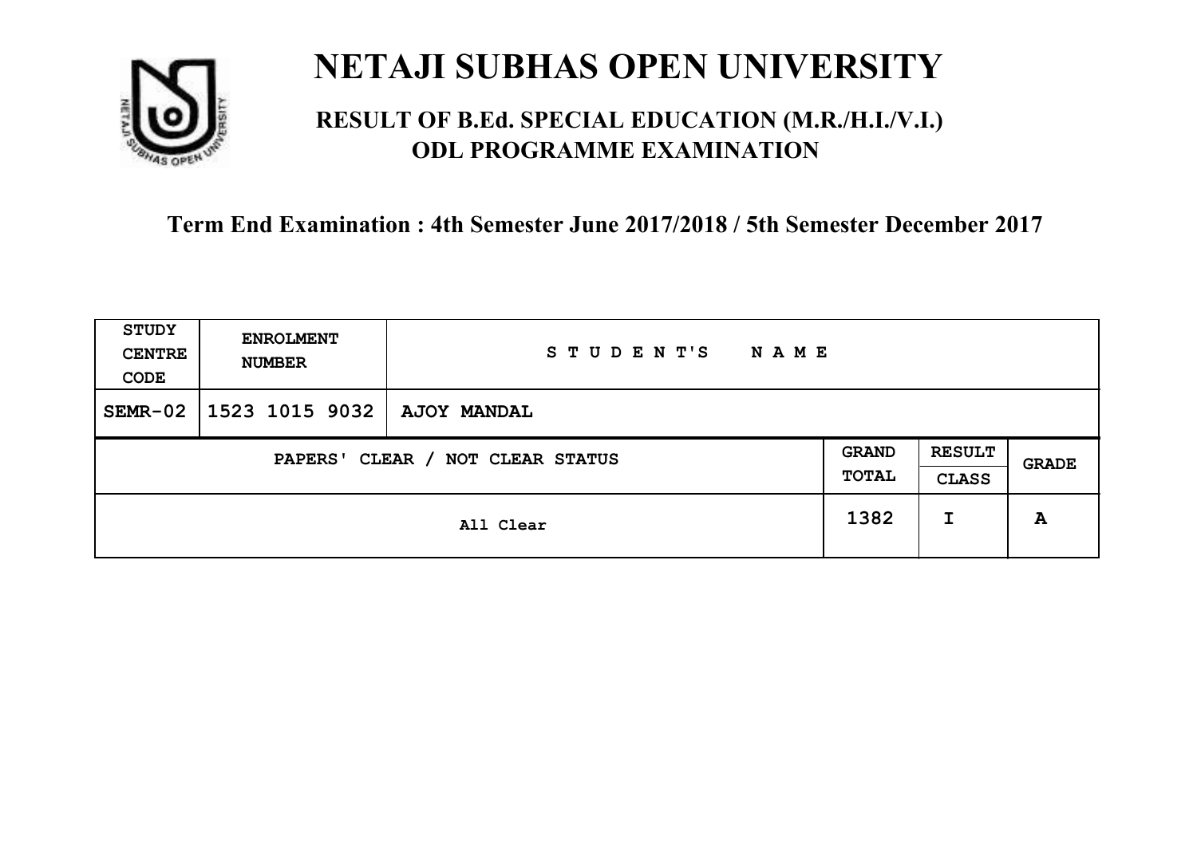# NETAJI SUBHAS OPEN UNIVERSITY

## RESULT OF B.Ed. SPECIAL EDUCATION (M.R./H.I./V.I.) ODL PROGRAMME EXAMINATION

### Term End Examination : 4th Semester June 2017/2018 / 5th Semester December 2017

| STUDY CENTRE CODE | ENROLMENT NUMBER | STUDENT'S NAME | | | |
|---|---|---|---|---|---|
| SEMR-02 | 1523 1015 9032 | AJOY MANDAL | | | |
| PAPERS' CLEAR / NOT CLEAR STATUS | | | GRAND TOTAL | RESULT CLASS | GRADE |
| All Clear | | | 1382 | I | A |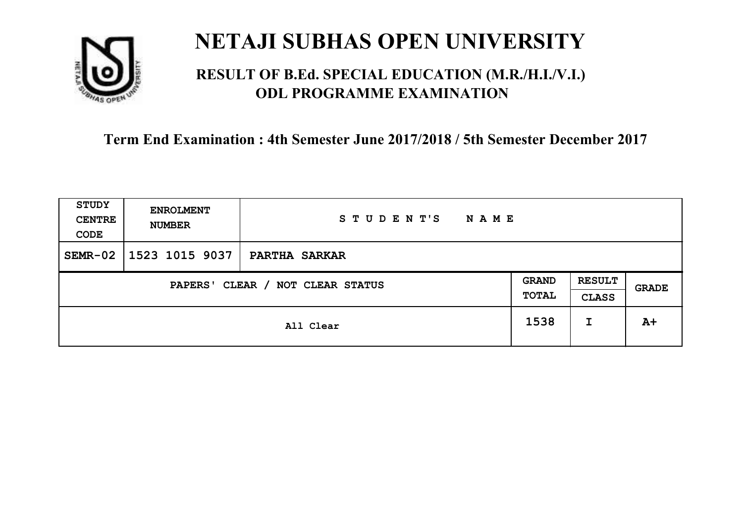# NETAJI SUBHAS OPEN UNIVERSITY

## RESULT OF B.Ed. SPECIAL EDUCATION (M.R./H.I./V.I.) ODL PROGRAMME EXAMINATION

### Term End Examination : 4th Semester June 2017/2018 / 5th Semester December 2017

| STUDY CENTRE CODE | ENROLMENT NUMBER | STUDENT'S NAME | | | |
|---|---|---|---|---|---|
| SEMR-02 | 1523 1015 9037 | PARTHA SARKAR | | | |
| PAPERS' CLEAR / NOT CLEAR STATUS | | | GRAND TOTAL | RESULT CLASS | GRADE |
| All Clear | | | 1538 | I | A+ |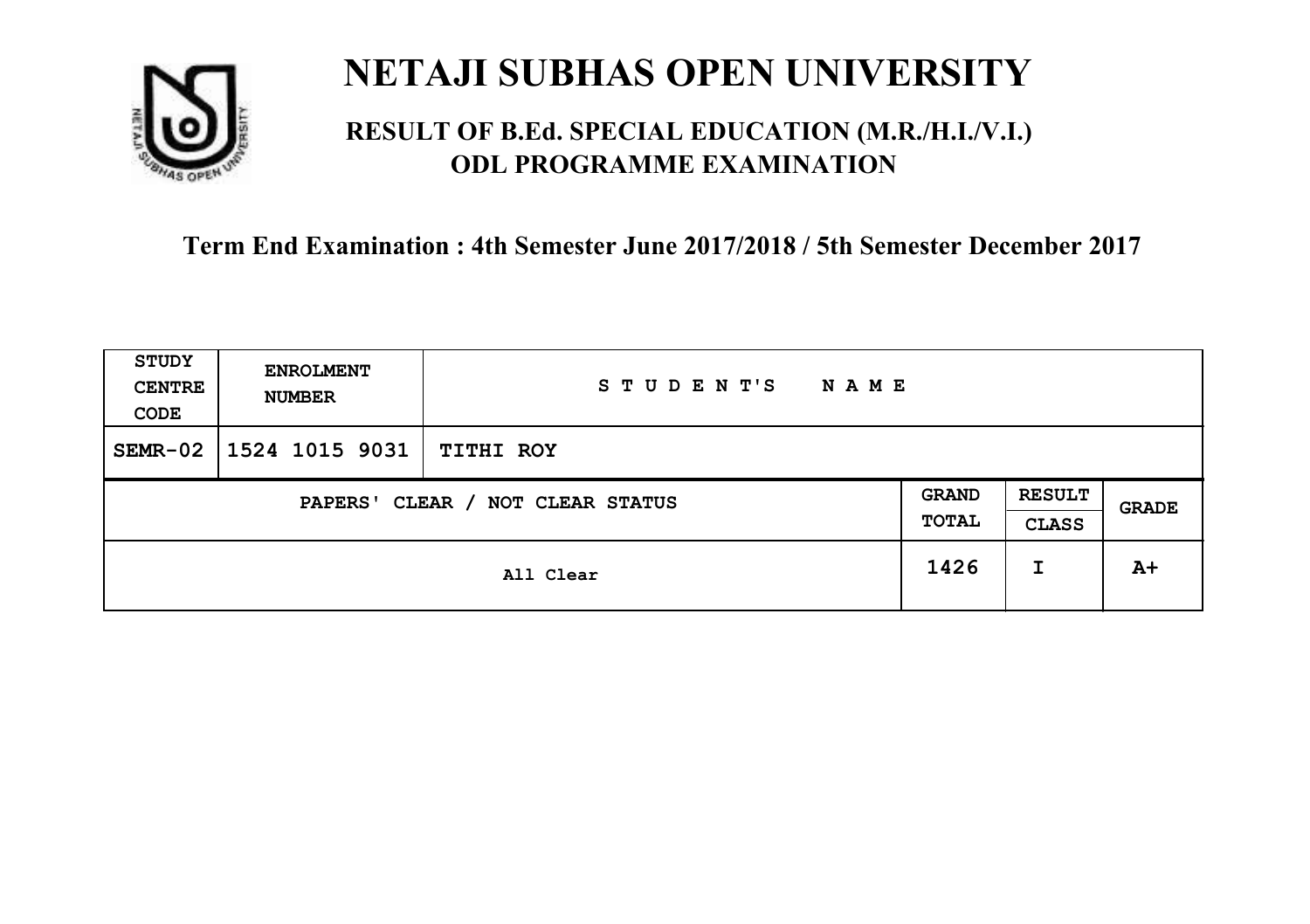# NETAJI SUBHAS OPEN UNIVERSITY

## RESULT OF B.Ed. SPECIAL EDUCATION (M.R./H.I./V.I.) ODL PROGRAMME EXAMINATION

### Term End Examination : 4th Semester June 2017/2018 / 5th Semester December 2017

| STUDY CENTRE CODE | ENROLMENT NUMBER | STUDENT'S NAME | | | |
|---|---|---|---|---|---|
| SEMR-02 | 1524 1015 9031 | TITHI ROY | | | |
| PAPERS' CLEAR / NOT CLEAR STATUS | | | GRAND TOTAL | RESULT CLASS | GRADE |
| All Clear | | | 1426 | I | A+ |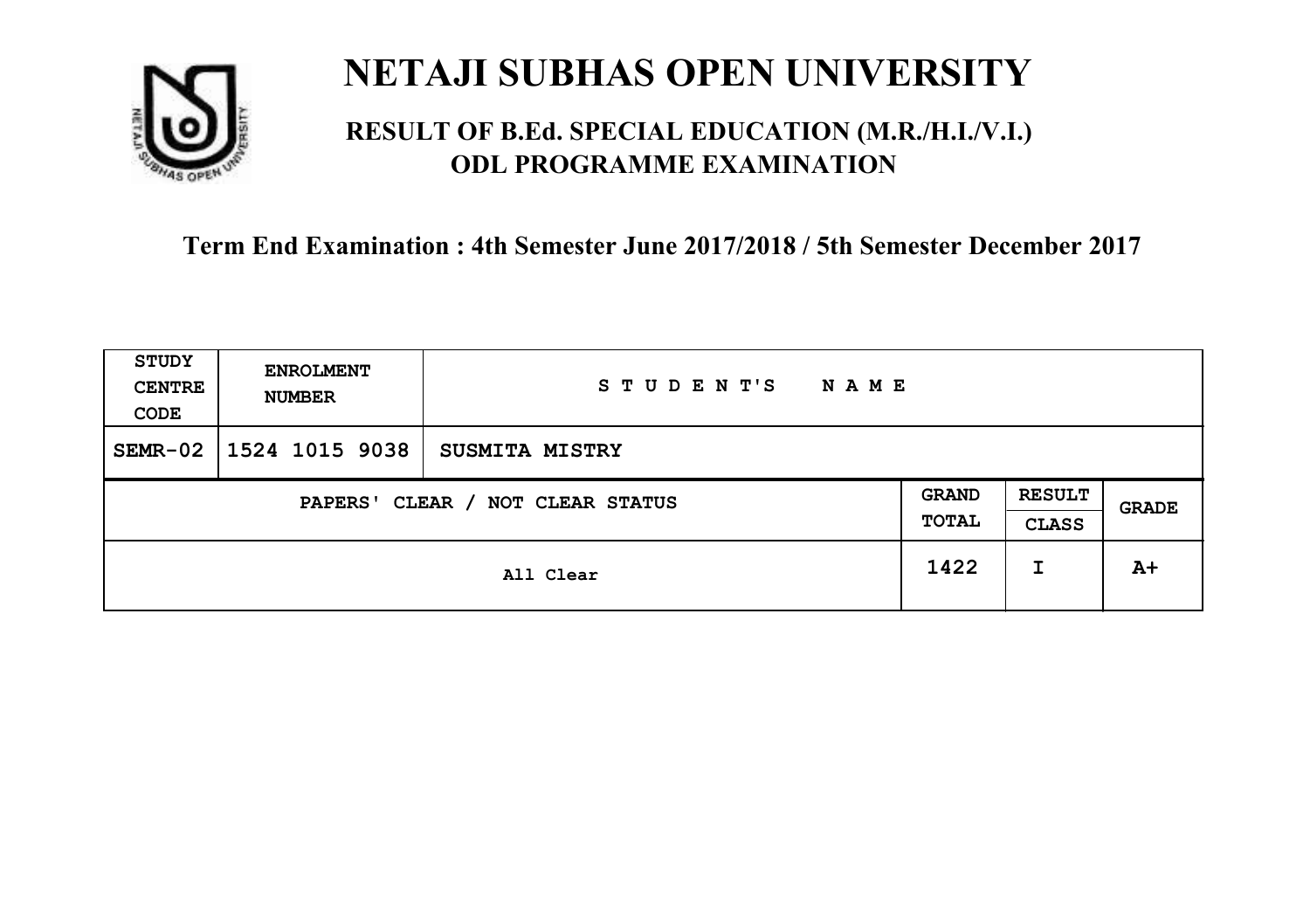# NETAJI SUBHAS OPEN UNIVERSITY

## RESULT OF B.Ed. SPECIAL EDUCATION (M.R./H.I./V.I.) ODL PROGRAMME EXAMINATION

### Term End Examination : 4th Semester June 2017/2018 / 5th Semester December 2017

| STUDY CENTRE CODE | ENROLMENT NUMBER | STUDENT'S NAME | | | |
|---|---|---|---|---|---|
| SEMR-02 | 1524 1015 9038 | SUSMITA MISTRY | | | |
| PAPERS' CLEAR / NOT CLEAR STATUS | | | GRAND TOTAL | RESULT CLASS | GRADE |
| All Clear | | | 1422 | I | A+ |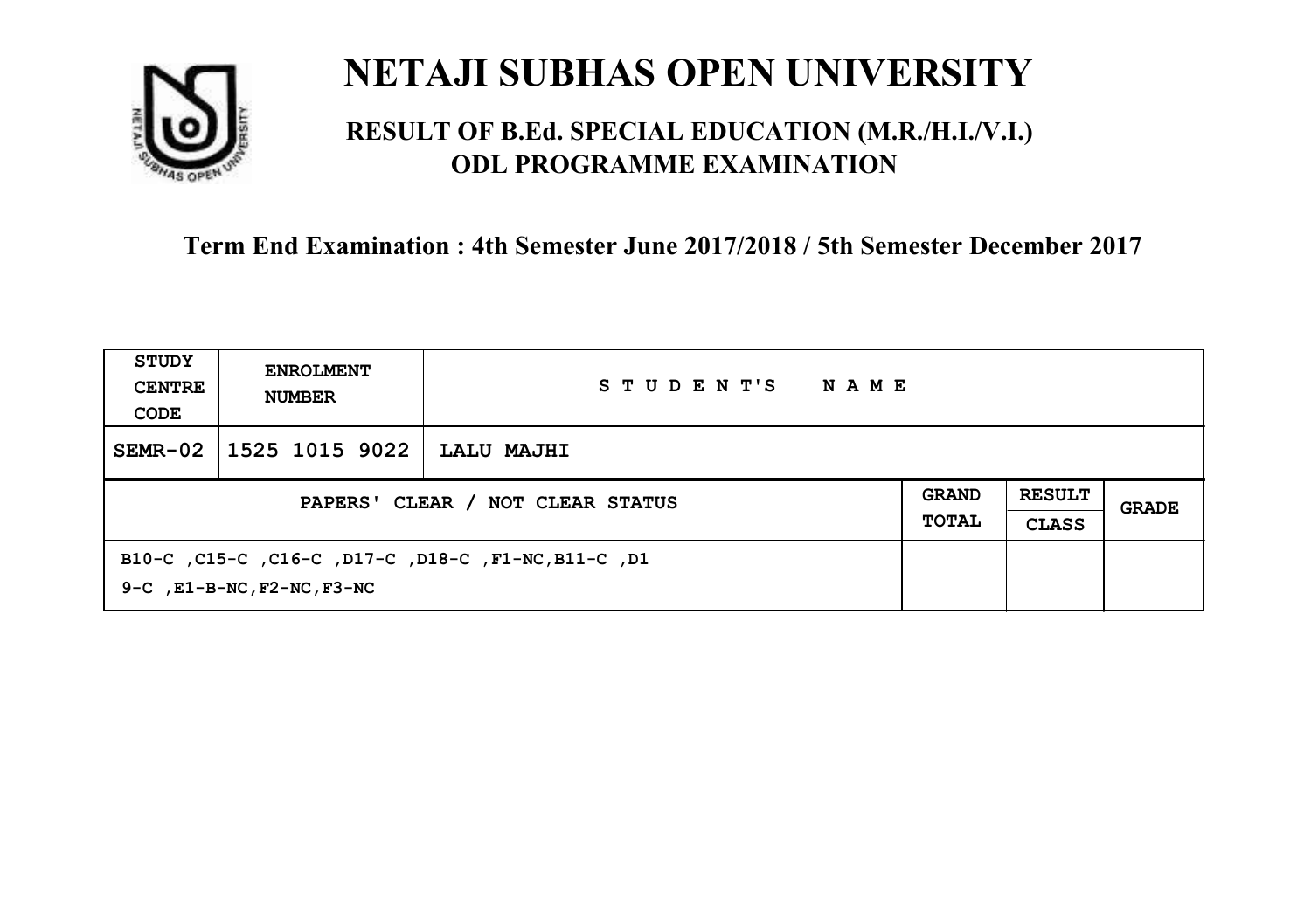# NETAJI SUBHAS OPEN UNIVERSITY

## RESULT OF B.Ed. SPECIAL EDUCATION (M.R./H.I./V.I.) ODL PROGRAMME EXAMINATION

**Term End Examination : 4th Semester June 2017/2018 / 5th Semester December 2017**

| STUDY CENTRE CODE | ENROLMENT NUMBER | STUDENT'S NAME | | | |
|---|---|---|---|---|---|
| SEMR-02 | 1525 1015 9022 | LALU MAJHI | | | |
| PAPERS' CLEAR / NOT CLEAR STATUS | | | GRAND TOTAL | RESULT CLASS | GRADE |
| B10-C ,C15-C ,C16-C ,D17-C ,D18-C ,F1-NC,B11-C ,D19-C ,E1-B-NC,F2-NC,F3-NC | | | | | |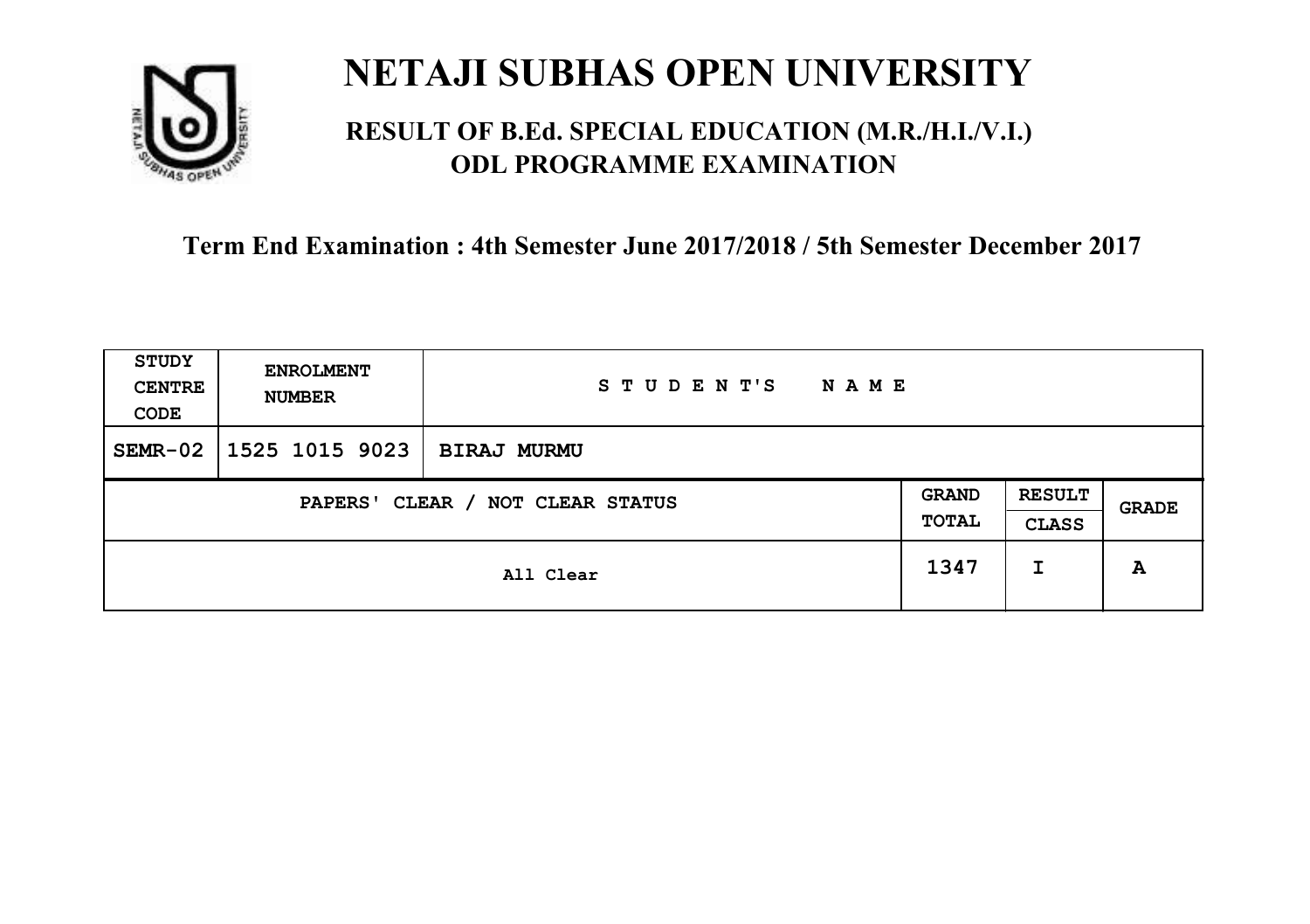# NETAJI SUBHAS OPEN UNIVERSITY

## RESULT OF B.Ed. SPECIAL EDUCATION (M.R./H.I./V.I.) ODL PROGRAMME EXAMINATION

### Term End Examination : 4th Semester June 2017/2018 / 5th Semester December 2017

| STUDY CENTRE CODE | ENROLMENT NUMBER | STUDENT'S NAME | | | |
|---|---|---|---|---|---|
| SEMR-02 | 1525 1015 9023 | BIRAJ MURMU | | | |
| PAPERS' CLEAR / NOT CLEAR STATUS | | | GRAND TOTAL | RESULT CLASS | GRADE |
| All Clear | | | 1347 | I | A |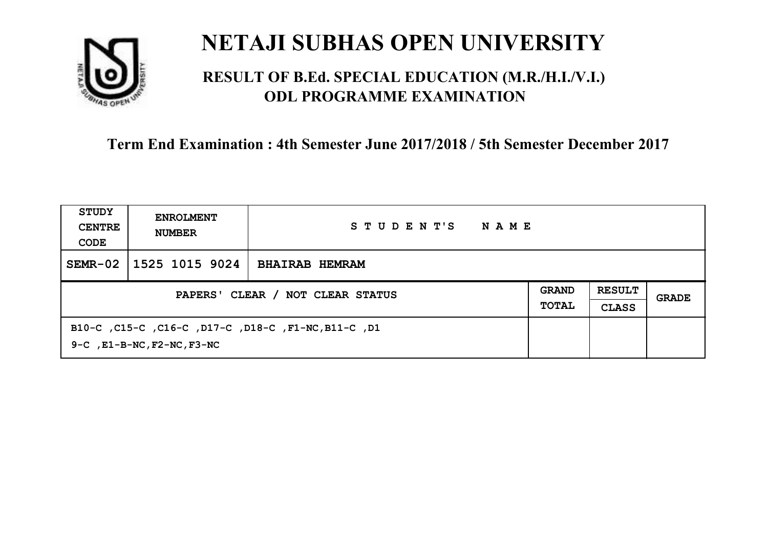# NETAJI SUBHAS OPEN UNIVERSITY

## RESULT OF B.Ed. SPECIAL EDUCATION (M.R./H.I./V.I.) ODL PROGRAMME EXAMINATION

### Term End Examination : 4th Semester June 2017/2018 / 5th Semester December 2017

| STUDY CENTRE CODE | ENROLMENT NUMBER | STUDENT'S NAME | | | |
|---|---|---|---|---|---|
| SEMR-02 | 1525 1015 9024 | BHAIRAB HEMRAM | | | |
| PAPERS' CLEAR / NOT CLEAR STATUS | | | GRAND TOTAL | RESULT CLASS | GRADE |
| B10-C ,C15-C ,C16-C ,D17-C ,D18-C ,F1-NC,B11-C ,D19-C ,E1-B-NC,F2-NC,F3-NC | | | | | |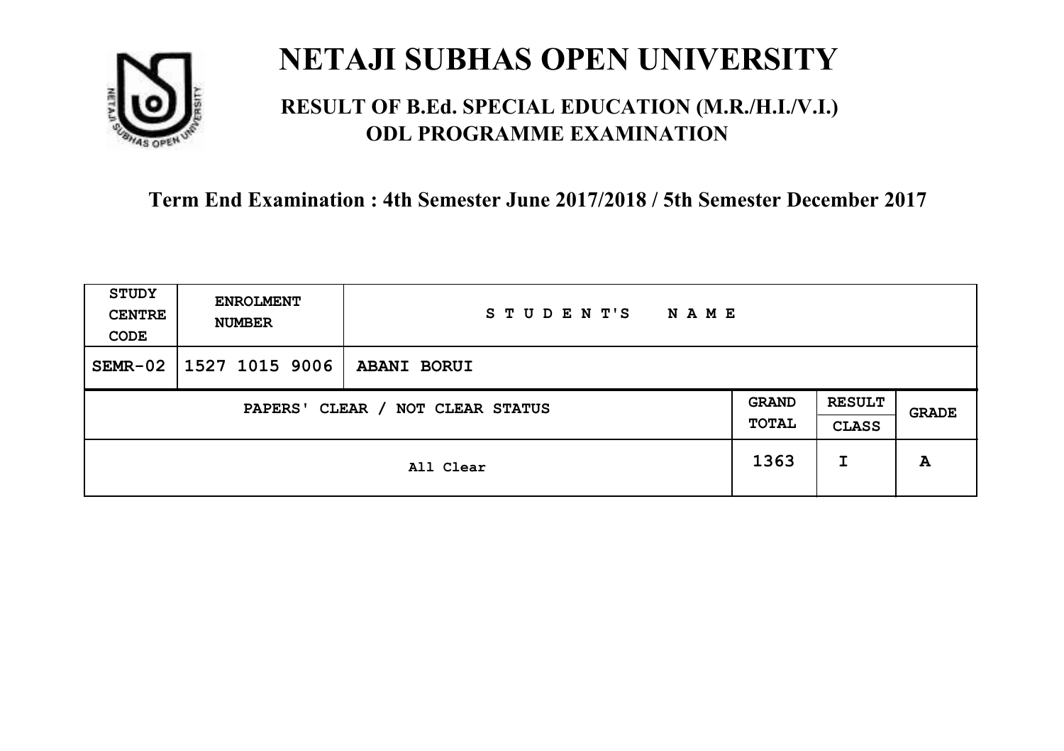# NETAJI SUBHAS OPEN UNIVERSITY

## RESULT OF B.Ed. SPECIAL EDUCATION (M.R./H.I./V.I.) ODL PROGRAMME EXAMINATION

### Term End Examination : 4th Semester June 2017/2018 / 5th Semester December 2017

| STUDY CENTRE CODE | ENROLMENT NUMBER | STUDENT'S NAME | | | |
|---|---|---|---|---|---|
| SEMR-02 | 1527 1015 9006 | ABANI BORUI | | | |
| PAPERS' CLEAR / NOT CLEAR STATUS | | | GRAND TOTAL | RESULT CLASS | GRADE |
| All Clear | | | 1363 | I | A |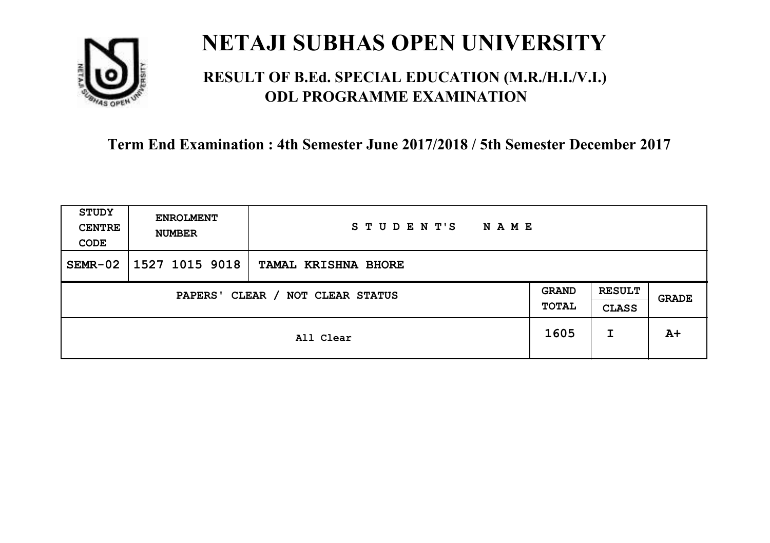# NETAJI SUBHAS OPEN UNIVERSITY

## RESULT OF B.Ed. SPECIAL EDUCATION (M.R./H.I./V.I.) ODL PROGRAMME EXAMINATION

**Term End Examination : 4th Semester June 2017/2018 / 5th Semester December 2017**

| STUDY CENTRE CODE | ENROLMENT NUMBER | STUDENT'S NAME | | | |
|---|---|---|---|---|---|
| SEMR-02 | 1527 1015 9018 | TAMAL KRISHNA BHORE | | | |
| PAPERS' CLEAR / NOT CLEAR STATUS | | | GRAND TOTAL | RESULT CLASS | GRADE |
| All Clear | | | 1605 | I | A+ |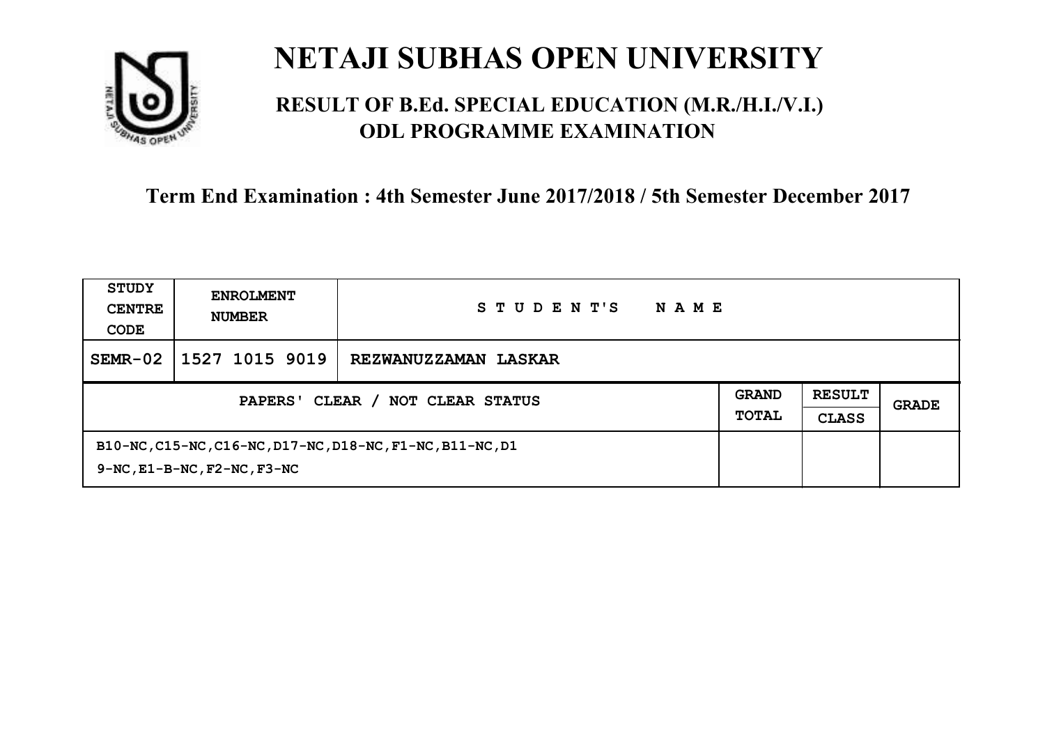# NETAJI SUBHAS OPEN UNIVERSITY

## RESULT OF B.Ed. SPECIAL EDUCATION (M.R./H.I./V.I.) ODL PROGRAMME EXAMINATION

### Term End Examination : 4th Semester June 2017/2018 / 5th Semester December 2017

| STUDY CENTRE CODE | ENROLMENT NUMBER | STUDENT'S NAME | | | |
|---|---|---|---|---|---|
| SEMR-02 | 1527 1015 9019 | REZWANUZZAMAN LASKAR | | | |
| PAPERS' CLEAR / NOT CLEAR STATUS | | | GRAND TOTAL | RESULT CLASS | GRADE |
| B10-NC,C15-NC,C16-NC,D17-NC,D18-NC,F1-NC,B11-NC,D19-NC,E1-B-NC,F2-NC,F3-NC | | | | | |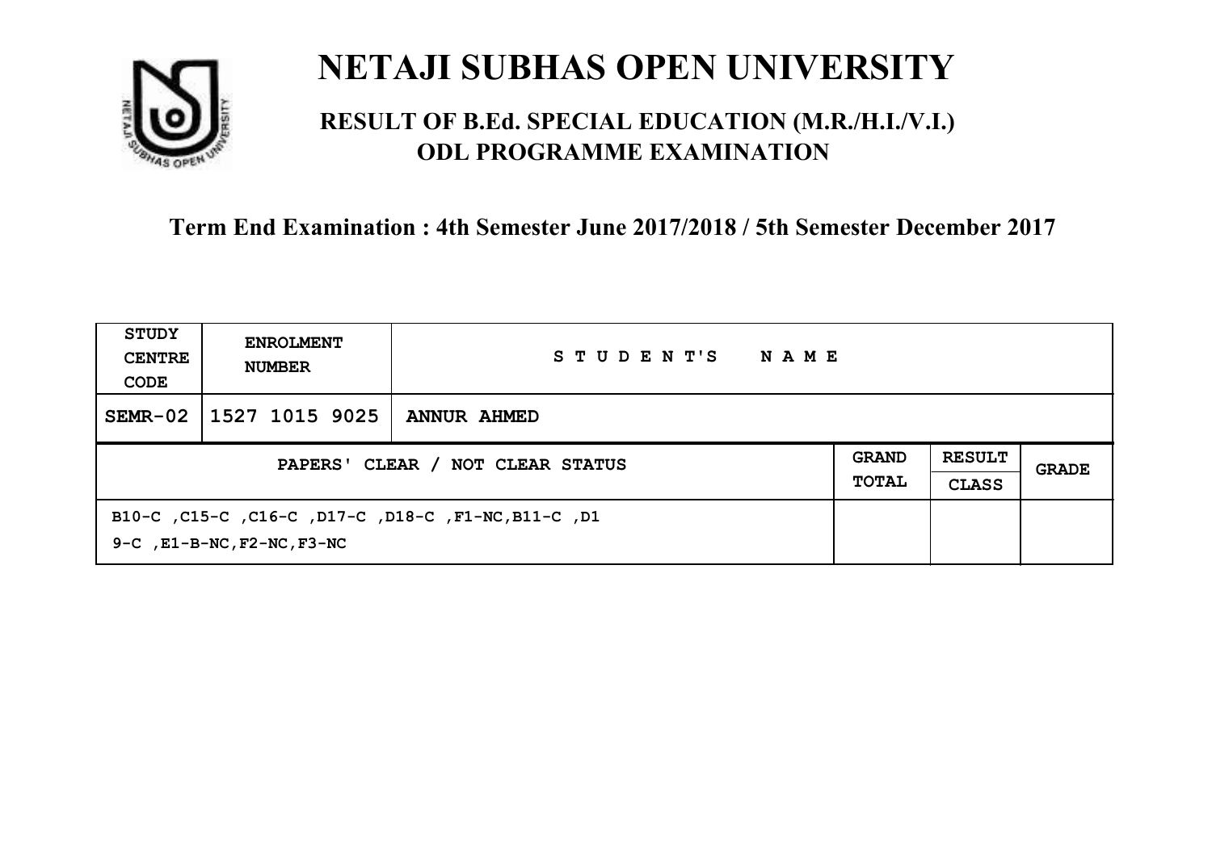# NETAJI SUBHAS OPEN UNIVERSITY

## RESULT OF B.Ed. SPECIAL EDUCATION (M.R./H.I./V.I.) ODL PROGRAMME EXAMINATION

**Term End Examination : 4th Semester June 2017/2018 / 5th Semester December 2017**

| STUDY CENTRE CODE | ENROLMENT NUMBER | STUDENT'S NAME | | | |
|---|---|---|---|---|---|
| SEMR-02 | 1527 1015 9025 | **ANNUR AHMED** | | | |
| PAPERS' CLEAR / NOT CLEAR STATUS | | | GRAND TOTAL | RESULT CLASS | GRADE |
| B10-C ,C15-C ,C16-C ,D17-C ,D18-C ,F1-NC,B11-C ,D19-C ,E1-B-NC,F2-NC,F3-NC | | | | | |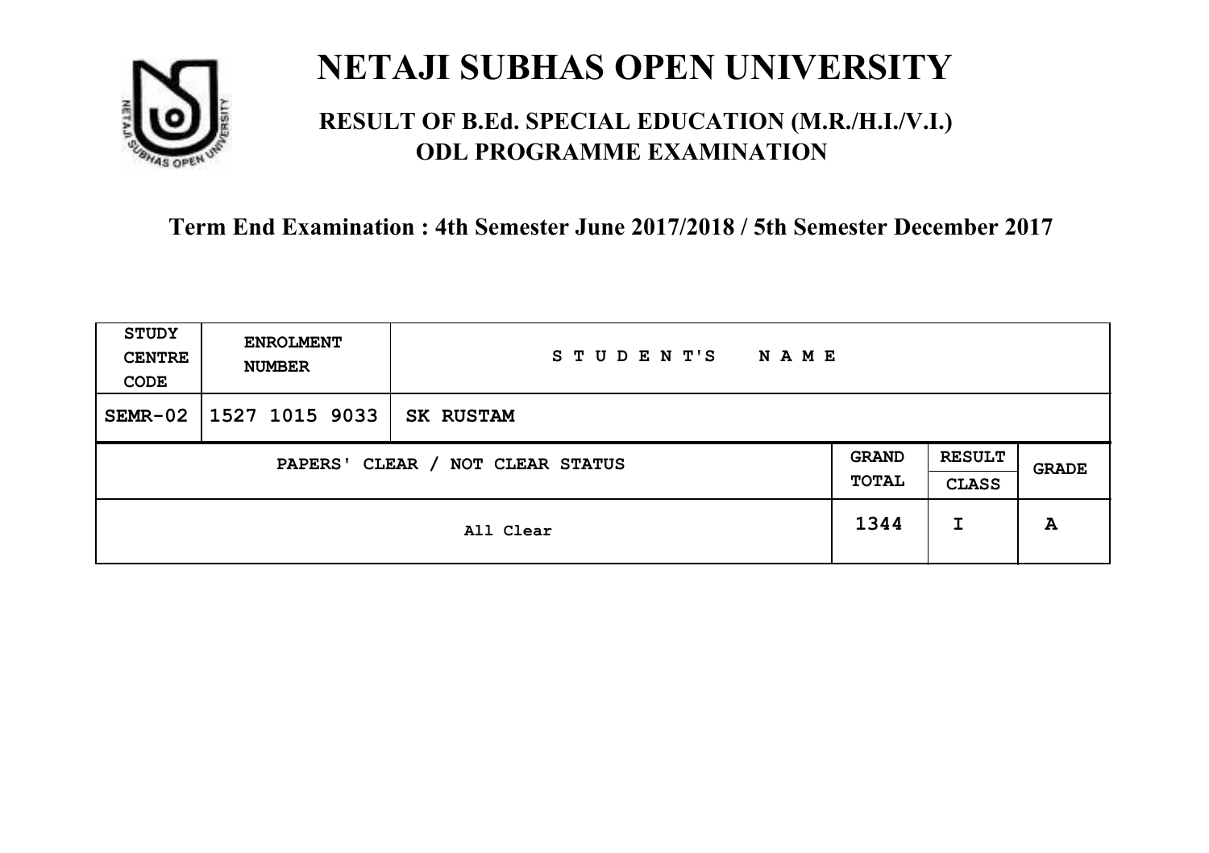# NETAJI SUBHAS OPEN UNIVERSITY

## RESULT OF B.Ed. SPECIAL EDUCATION (M.R./H.I./V.I.) ODL PROGRAMME EXAMINATION

### Term End Examination : 4th Semester June 2017/2018 / 5th Semester December 2017

| STUDY CENTRE CODE | ENROLMENT NUMBER | STUDENT'S NAME | | | |
|---|---|---|---|---|---|
| SEMR-02 | 1527 1015 9033 | SK RUSTAM | | | |
| PAPERS' CLEAR / NOT CLEAR STATUS | | | GRAND TOTAL | RESULT CLASS | GRADE |
| All Clear | | | 1344 | I | A |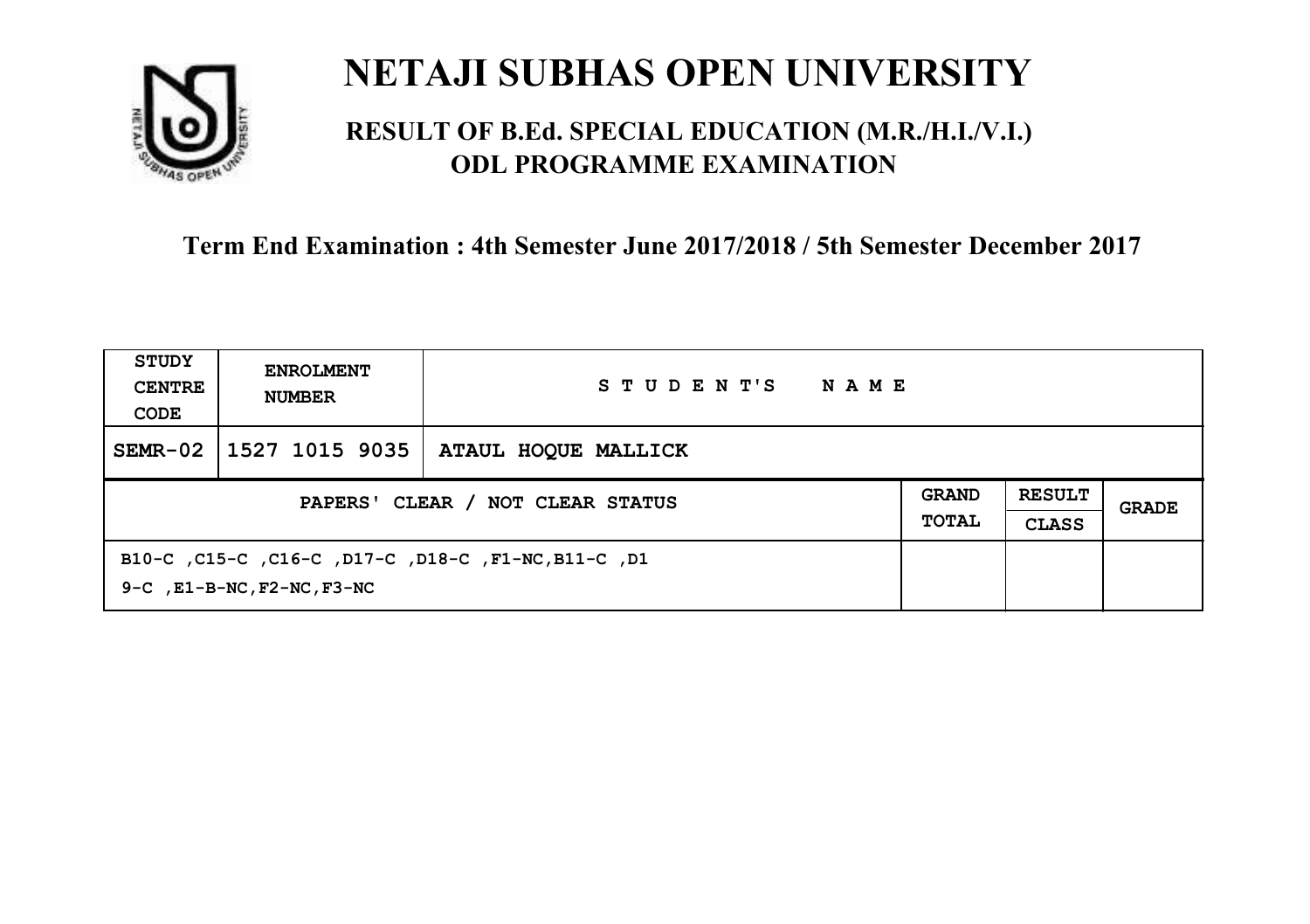# NETAJI SUBHAS OPEN UNIVERSITY

## RESULT OF B.Ed. SPECIAL EDUCATION (M.R./H.I./V.I.) ODL PROGRAMME EXAMINATION

### Term End Examination : 4th Semester June 2017/2018 / 5th Semester December 2017

| STUDY CENTRE CODE | ENROLMENT NUMBER | STUDENT'S NAME | | | |
|---|---|---|---|---|---|
| SEMR-02 | 1527 1015 9035 | ATAUL HOQUE MALLICK | | | |
| PAPERS' CLEAR / NOT CLEAR STATUS | | | GRAND TOTAL | RESULT CLASS | GRADE |
| B10-C ,C15-C ,C16-C ,D17-C ,D18-C ,F1-NC,B11-C ,D19-C ,E1-B-NC,F2-NC,F3-NC | | | | | |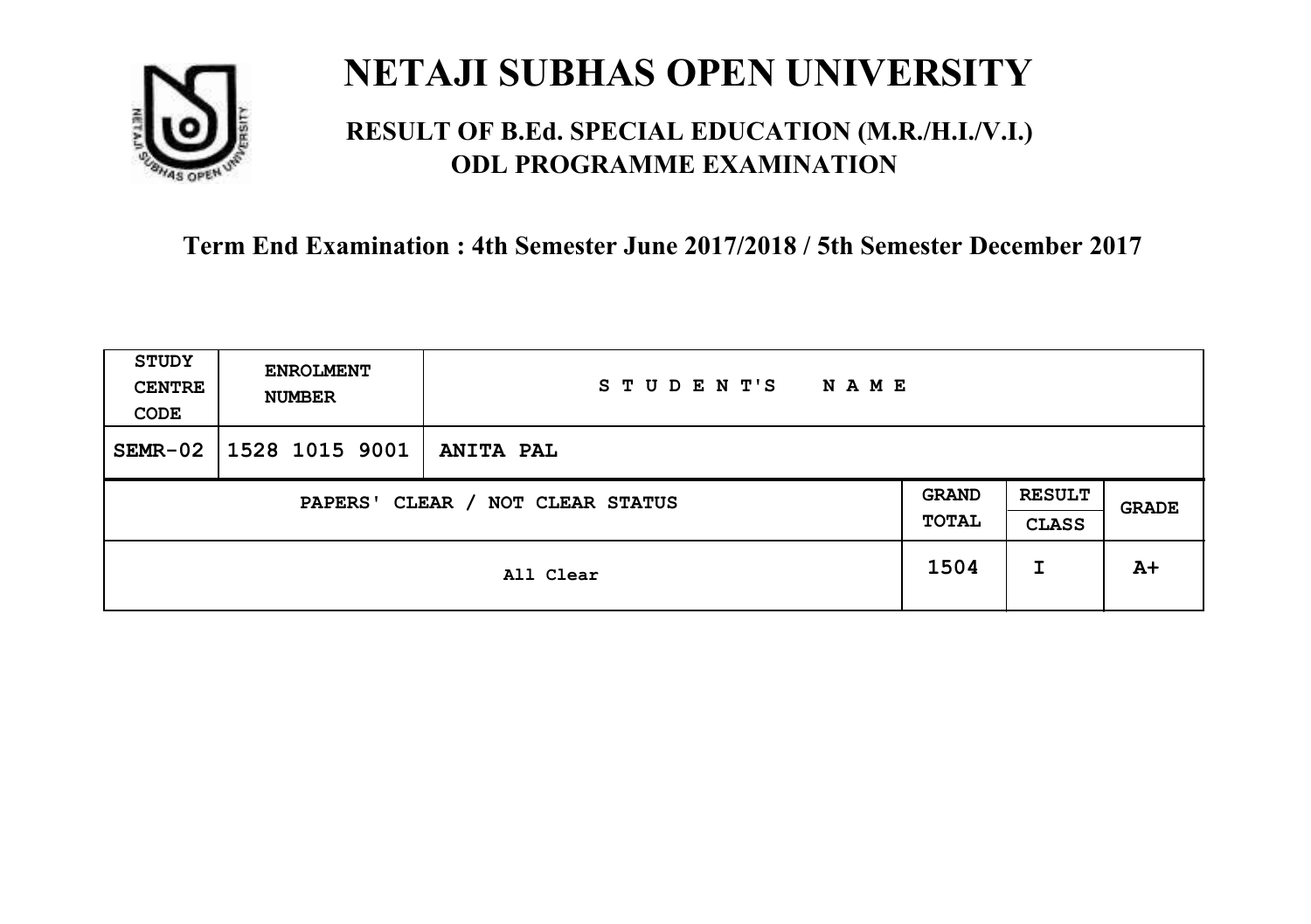# NETAJI SUBHAS OPEN UNIVERSITY

## RESULT OF B.Ed. SPECIAL EDUCATION (M.R./H.I./V.I.) ODL PROGRAMME EXAMINATION

### Term End Examination : 4th Semester June 2017/2018 / 5th Semester December 2017

| STUDY CENTRE CODE | ENROLMENT NUMBER | STUDENT'S NAME | | | |
|---|---|---|---|---|---|
| SEMR-02 | 1528 1015 9001 | ANITA PAL | | | |
| PAPERS' CLEAR / NOT CLEAR STATUS | | | GRAND TOTAL | RESULT CLASS | GRADE |
| All Clear | | | 1504 | I | A+ |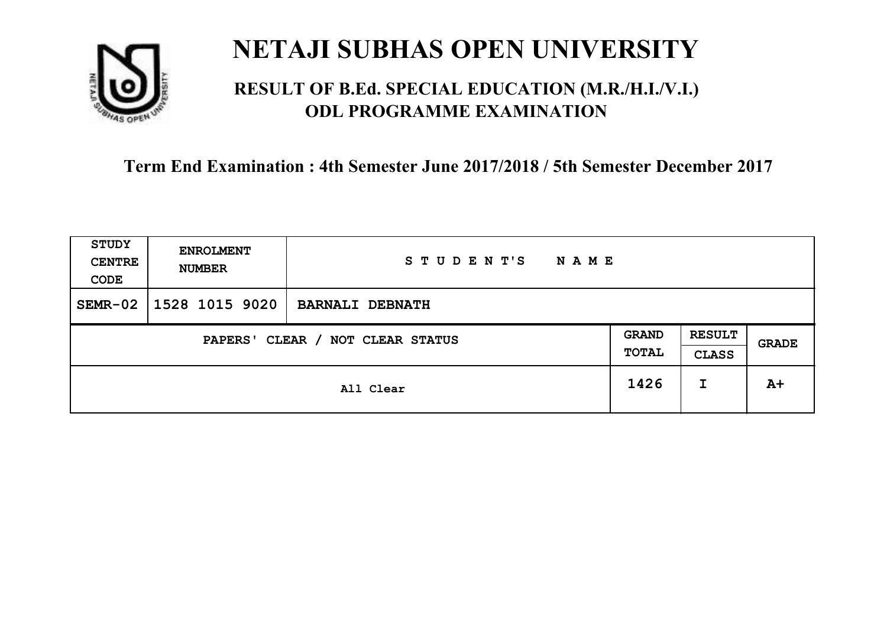# NETAJI SUBHAS OPEN UNIVERSITY

## RESULT OF B.Ed. SPECIAL EDUCATION (M.R./H.I./V.I.) ODL PROGRAMME EXAMINATION

**Term End Examination : 4th Semester June 2017/2018 / 5th Semester December 2017**

| STUDY CENTRE CODE | ENROLMENT NUMBER | STUDENT'S NAME | | | |
|---|---|---|---|---|---|
| SEMR-02 | 1528 1015 9020 | BARNALI DEBNATH | | | |
| PAPERS' CLEAR / NOT CLEAR STATUS | | | GRAND TOTAL | RESULT CLASS | GRADE |
| All Clear | | | 1426 | I | A+ |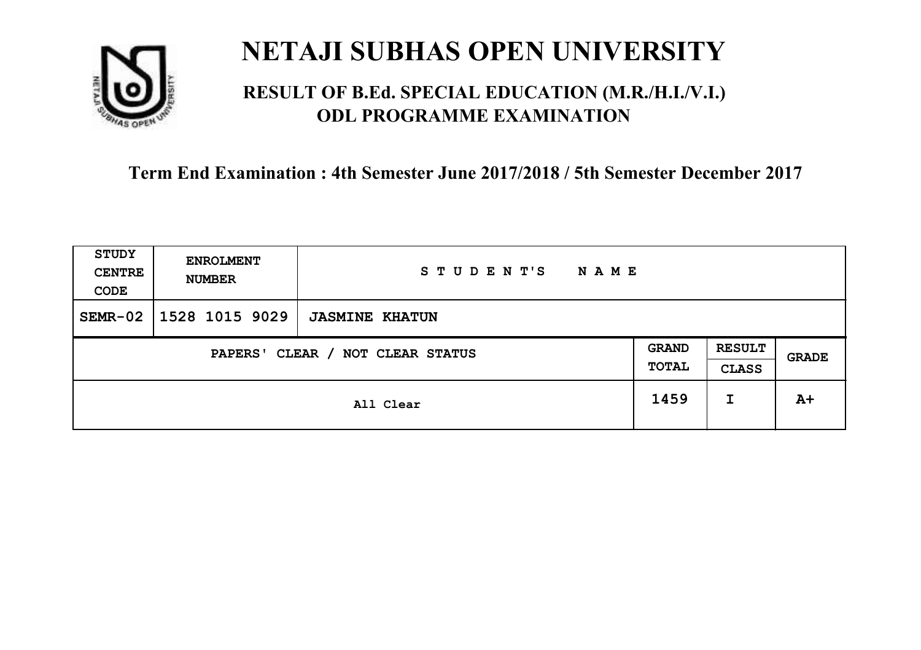# NETAJI SUBHAS OPEN UNIVERSITY

## RESULT OF B.Ed. SPECIAL EDUCATION (M.R./H.I./V.I.) ODL PROGRAMME EXAMINATION

**Term End Examination : 4th Semester June 2017/2018 / 5th Semester December 2017**

| STUDY CENTRE CODE | ENROLMENT NUMBER | STUDENT'S NAME | | | |
|---|---|---|---|---|---|
| SEMR-02 | 1528 1015 9029 | JASMINE KHATUN | | | |
| PAPERS' CLEAR / NOT CLEAR STATUS | | | GRAND TOTAL | RESULT CLASS | GRADE |
| All Clear | | | 1459 | I | A+ |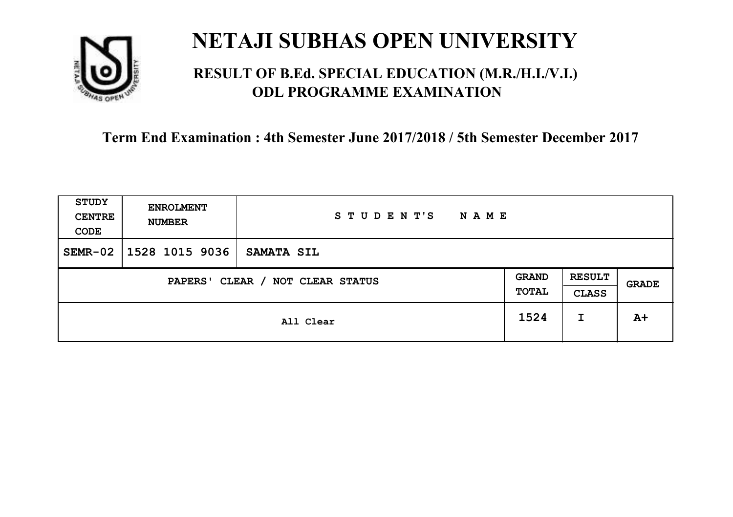# NETAJI SUBHAS OPEN UNIVERSITY

## RESULT OF B.Ed. SPECIAL EDUCATION (M.R./H.I./V.I.) ODL PROGRAMME EXAMINATION

### Term End Examination : 4th Semester June 2017/2018 / 5th Semester December 2017

| STUDY CENTRE CODE | ENROLMENT NUMBER | STUDENT'S NAME | | | |
|---|---|---|---|---|---|
| SEMR-02 | 1528 1015 9036 | SAMATA SIL | | | |
| PAPERS' CLEAR / NOT CLEAR STATUS | | | GRAND TOTAL | RESULT CLASS | GRADE |
| All Clear | | | 1524 | I | A+ |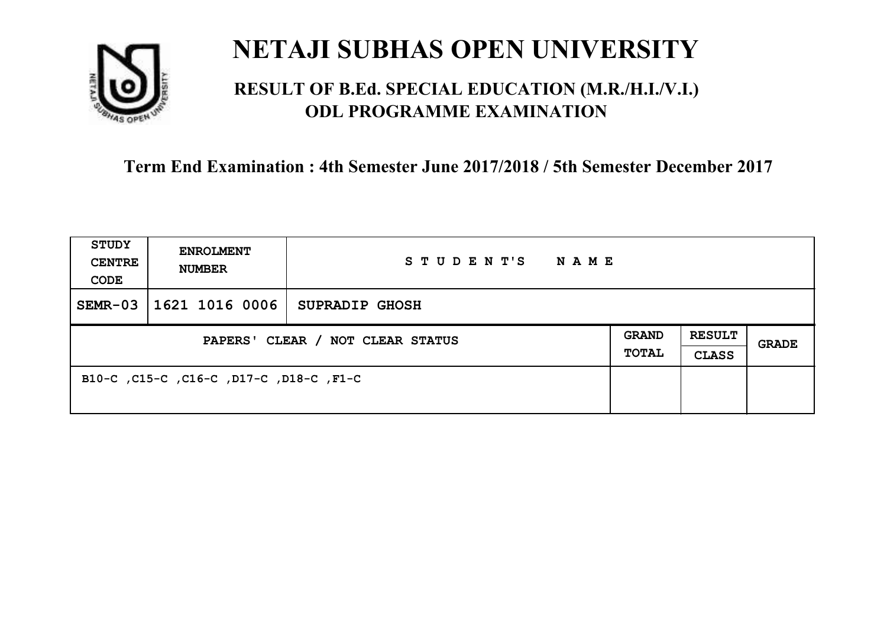# NETAJI SUBHAS OPEN UNIVERSITY

## RESULT OF B.Ed. SPECIAL EDUCATION (M.R./H.I./V.I.) ODL PROGRAMME EXAMINATION

### Term End Examination : 4th Semester June 2017/2018 / 5th Semester December 2017

| STUDY CENTRE CODE | ENROLMENT NUMBER | STUDENT'S NAME | | | |
|---|---|---|---|---|---|
| SEMR-03 | 1621 1016 0006 | SUPRADIP GHOSH | | | |
| PAPERS' CLEAR / NOT CLEAR STATUS | | | GRAND TOTAL | RESULT CLASS | GRADE |
| B10-C ,C15-C ,C16-C ,D17-C ,D18-C ,F1-C | | | | | |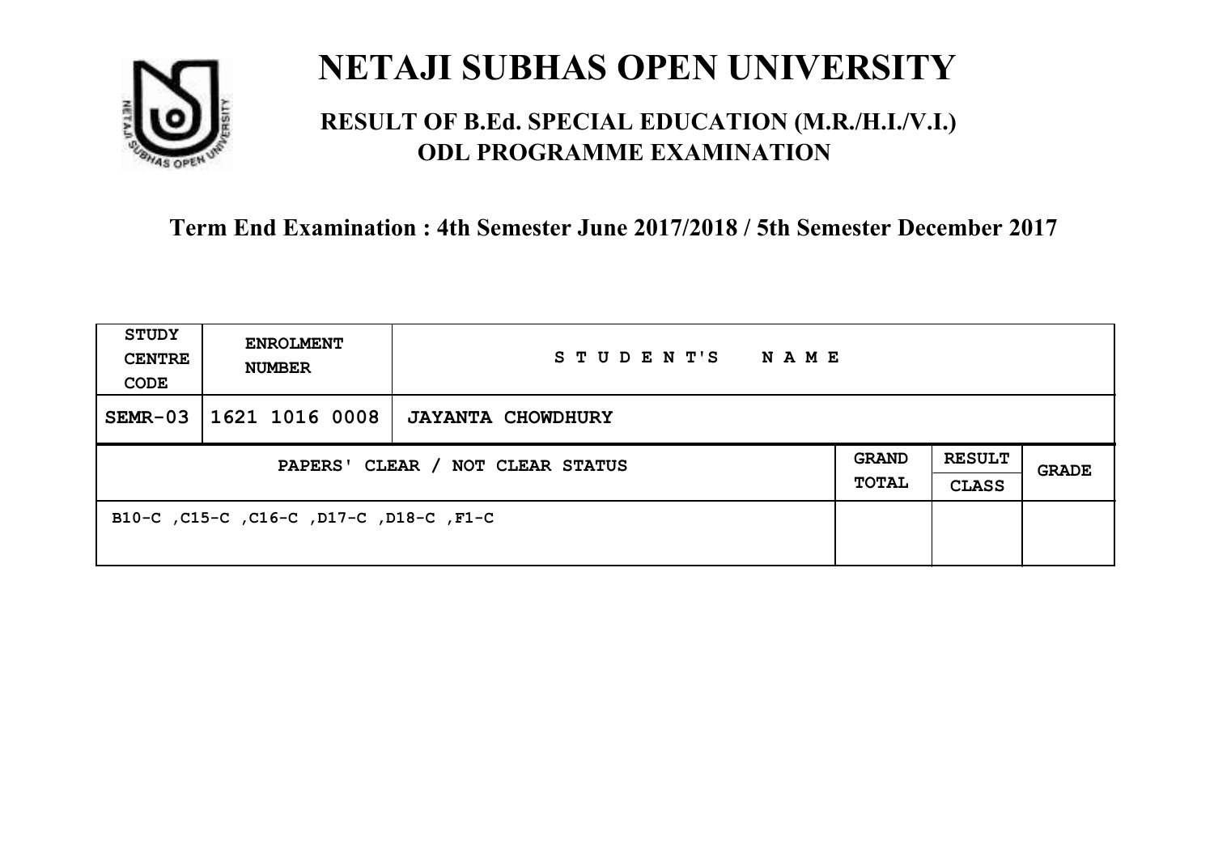# NETAJI SUBHAS OPEN UNIVERSITY

## RESULT OF B.Ed. SPECIAL EDUCATION (M.R./H.I./V.I.) ODL PROGRAMME EXAMINATION

### Term End Examination : 4th Semester June 2017/2018 / 5th Semester December 2017

| STUDY CENTRE CODE | ENROLMENT NUMBER | STUDENT'S NAME | | | |
|---|---|---|---|---|---|
| SEMR-03 | 1621 1016 0008 | JAYANTA CHOWDHURY | | | |
| PAPERS' CLEAR / NOT CLEAR STATUS | | | GRAND TOTAL | RESULT CLASS | GRADE |
| B10-C ,C15-C ,C16-C ,D17-C ,D18-C ,F1-C | | | | | |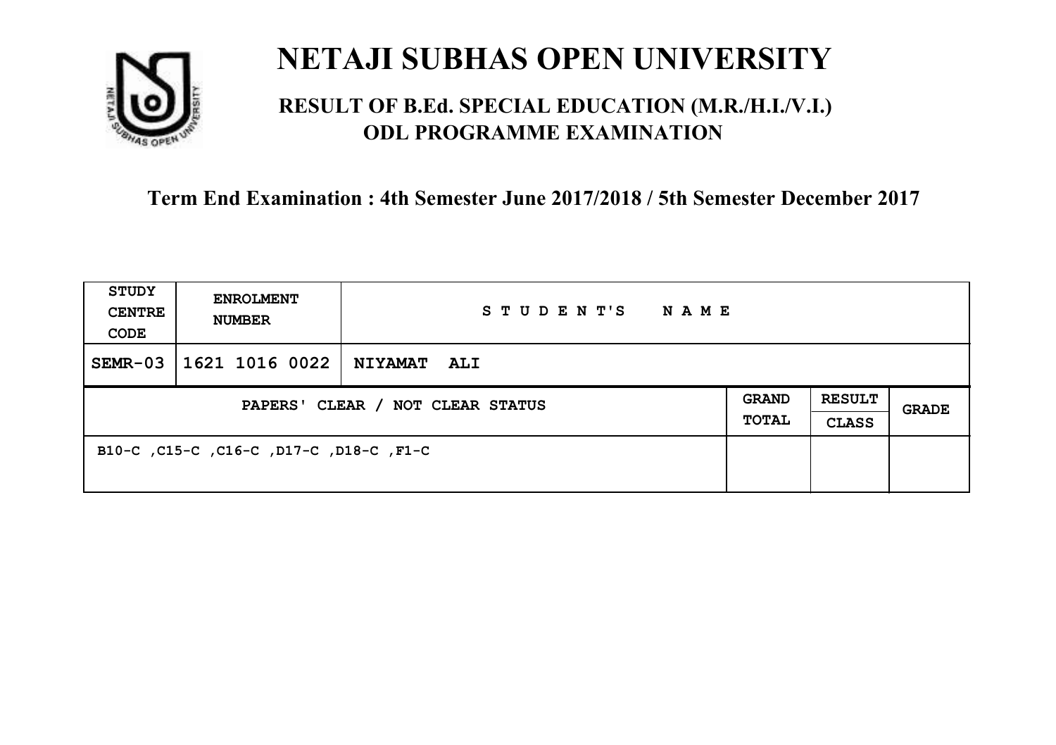# NETAJI SUBHAS OPEN UNIVERSITY

## RESULT OF B.Ed. SPECIAL EDUCATION (M.R./H.I./V.I.) ODL PROGRAMME EXAMINATION

**Term End Examination : 4th Semester June 2017/2018 / 5th Semester December 2017**

| STUDY CENTRE CODE | ENROLMENT NUMBER | STUDENT'S NAME | | | |
|---|---|---|---|---|---|
| SEMR-03 | 1621 1016 0022 | NIYAMAT ALI | | | |
| PAPERS' CLEAR / NOT CLEAR STATUS | | | GRAND TOTAL | RESULT CLASS | GRADE |
| B10-C ,C15-C ,C16-C ,D17-C ,D18-C ,F1-C | | | | | |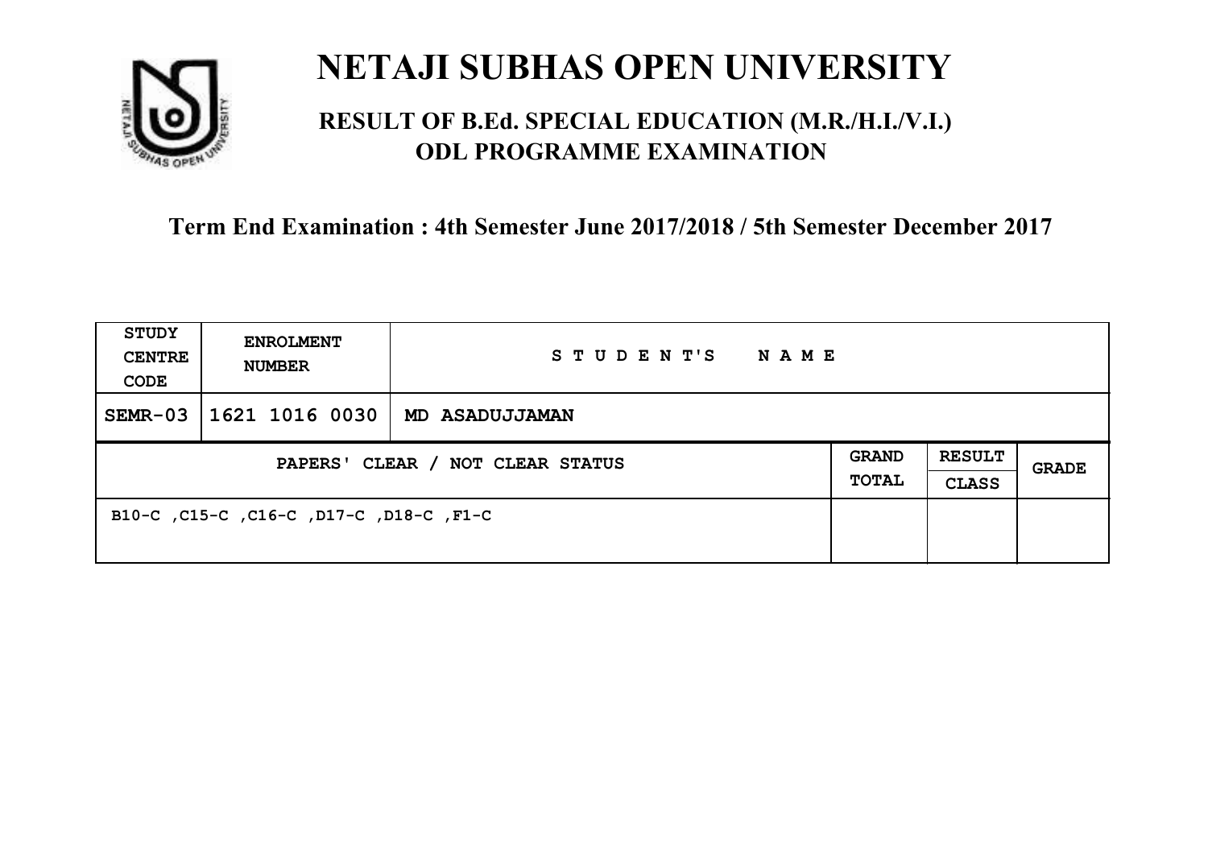# NETAJI SUBHAS OPEN UNIVERSITY

## RESULT OF B.Ed. SPECIAL EDUCATION (M.R./H.I./V.I.) ODL PROGRAMME EXAMINATION

### Term End Examination : 4th Semester June 2017/2018 / 5th Semester December 2017

| STUDY CENTRE CODE | ENROLMENT NUMBER | STUDENT'S NAME | | | |
|---|---|---|---|---|---|
| SEMR-03 | 1621 1016 0030 | MD ASADUJJAMAN | | | |
| PAPERS' CLEAR / NOT CLEAR STATUS | | | GRAND TOTAL | RESULT CLASS | GRADE |
| B10-C ,C15-C ,C16-C ,D17-C ,D18-C ,F1-C | | | | | |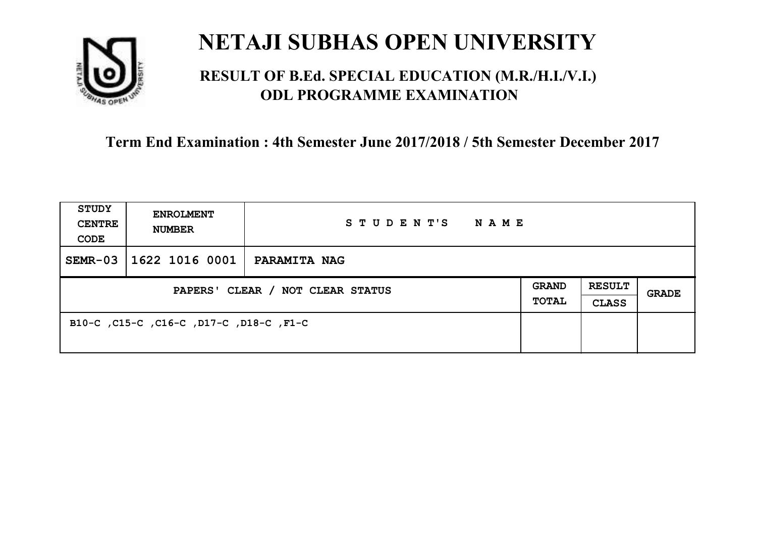# NETAJI SUBHAS OPEN UNIVERSITY

## RESULT OF B.Ed. SPECIAL EDUCATION (M.R./H.I./V.I.) ODL PROGRAMME EXAMINATION

**Term End Examination : 4th Semester June 2017/2018 / 5th Semester December 2017**

| STUDY CENTRE CODE | ENROLMENT NUMBER | STUDENT'S NAME | | | |
|---|---|---|---|---|---|
| SEMR-03 | 1622 1016 0001 | PARAMITA NAG | | | |
| PAPERS' CLEAR / NOT CLEAR STATUS | | | GRAND TOTAL | RESULT CLASS | GRADE |
| B10-C ,C15-C ,C16-C ,D17-C ,D18-C ,F1-C | | | | | |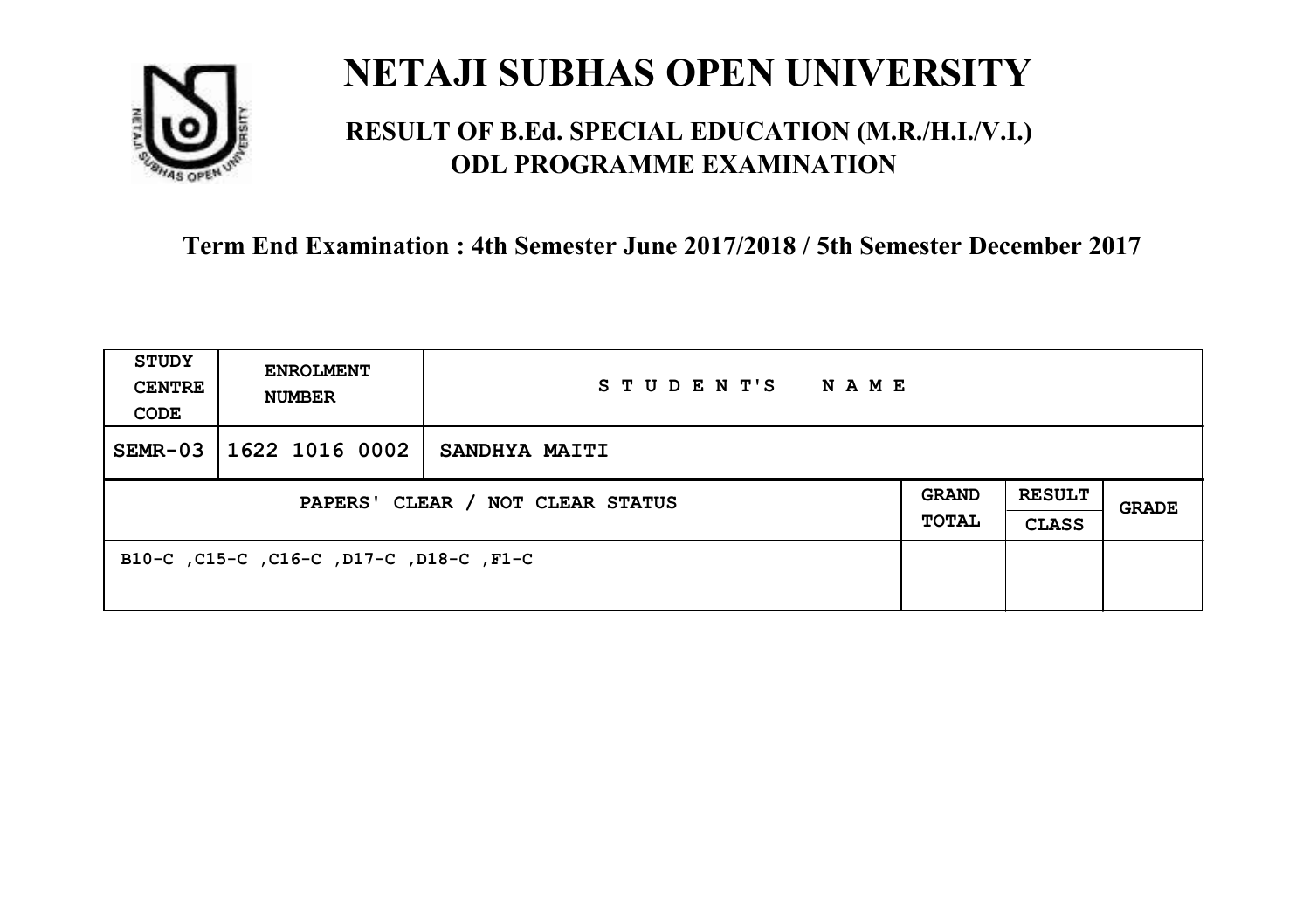# NETAJI SUBHAS OPEN UNIVERSITY

## RESULT OF B.Ed. SPECIAL EDUCATION (M.R./H.I./V.I.) ODL PROGRAMME EXAMINATION

### Term End Examination : 4th Semester June 2017/2018 / 5th Semester December 2017

| STUDY CENTRE CODE | ENROLMENT NUMBER | STUDENT'S NAME | | | |
|---|---|---|---|---|---|
| SEMR-03 | 1622 1016 0002 | SANDHYA MAITI | | | |
| PAPERS' CLEAR / NOT CLEAR STATUS | | | GRAND TOTAL | RESULT CLASS | GRADE |
| B10-C ,C15-C ,C16-C ,D17-C ,D18-C ,F1-C | | | | | |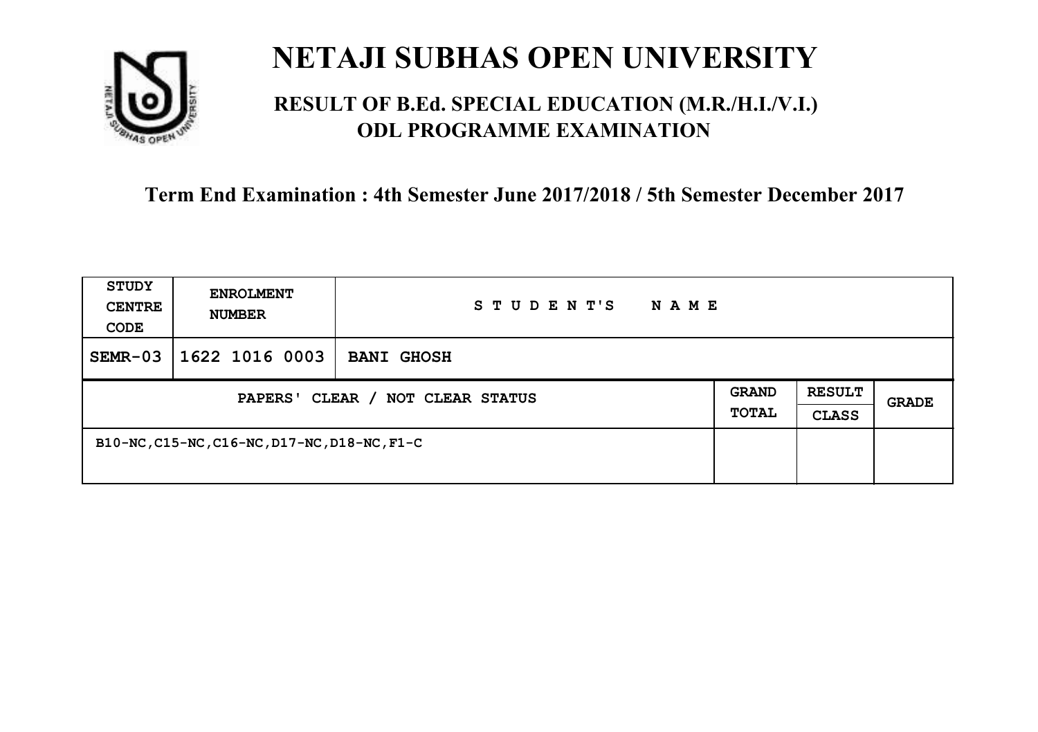# NETAJI SUBHAS OPEN UNIVERSITY

## RESULT OF B.Ed. SPECIAL EDUCATION (M.R./H.I./V.I.) ODL PROGRAMME EXAMINATION

### Term End Examination : 4th Semester June 2017/2018 / 5th Semester December 2017

| STUDY CENTRE CODE | ENROLMENT NUMBER | STUDENT'S NAME | | | |
|---|---|---|---|---|---|
| SEMR-03 | 1622 1016 0003 | BANI GHOSH | | | |
| PAPERS' CLEAR / NOT CLEAR STATUS | | | GRAND TOTAL | RESULT CLASS | GRADE |
| B10-NC,C15-NC,C16-NC,D17-NC,D18-NC,F1-C | | | | | |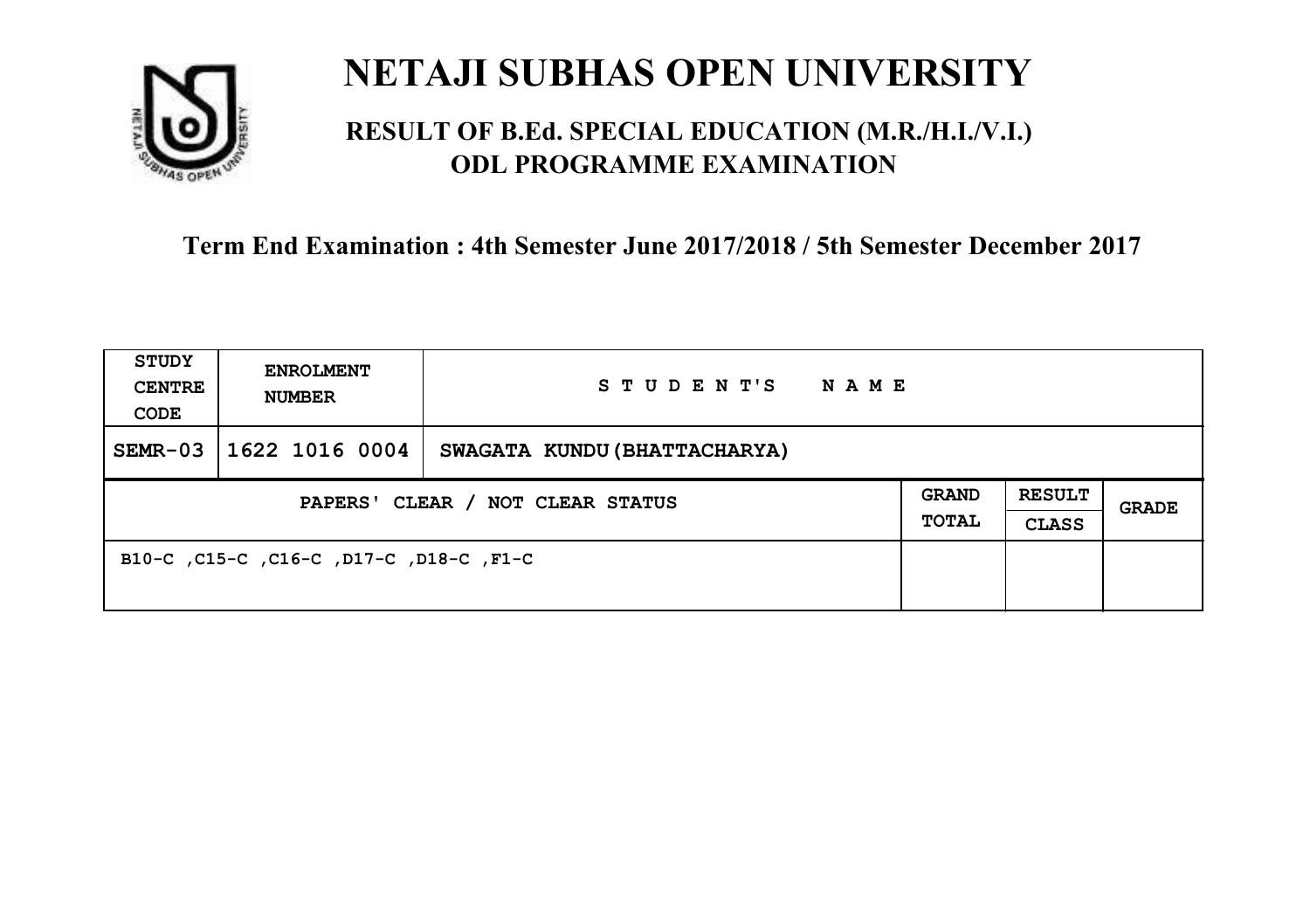# NETAJI SUBHAS OPEN UNIVERSITY

## RESULT OF B.Ed. SPECIAL EDUCATION (M.R./H.I./V.I.) ODL PROGRAMME EXAMINATION

**Term End Examination : 4th Semester June 2017/2018 / 5th Semester December 2017**

| STUDY CENTRE CODE | ENROLMENT NUMBER | STUDENT'S NAME | | | |
|---|---|---|---|---|---|
| SEMR-03 | 1622 1016 0004 | SWAGATA KUNDU (BHATTACHARYA) | | | |
| PAPERS' CLEAR / NOT CLEAR STATUS | | | GRAND TOTAL | RESULT CLASS | GRADE |
| B10-C ,C15-C ,C16-C ,D17-C ,D18-C ,F1-C | | | | | |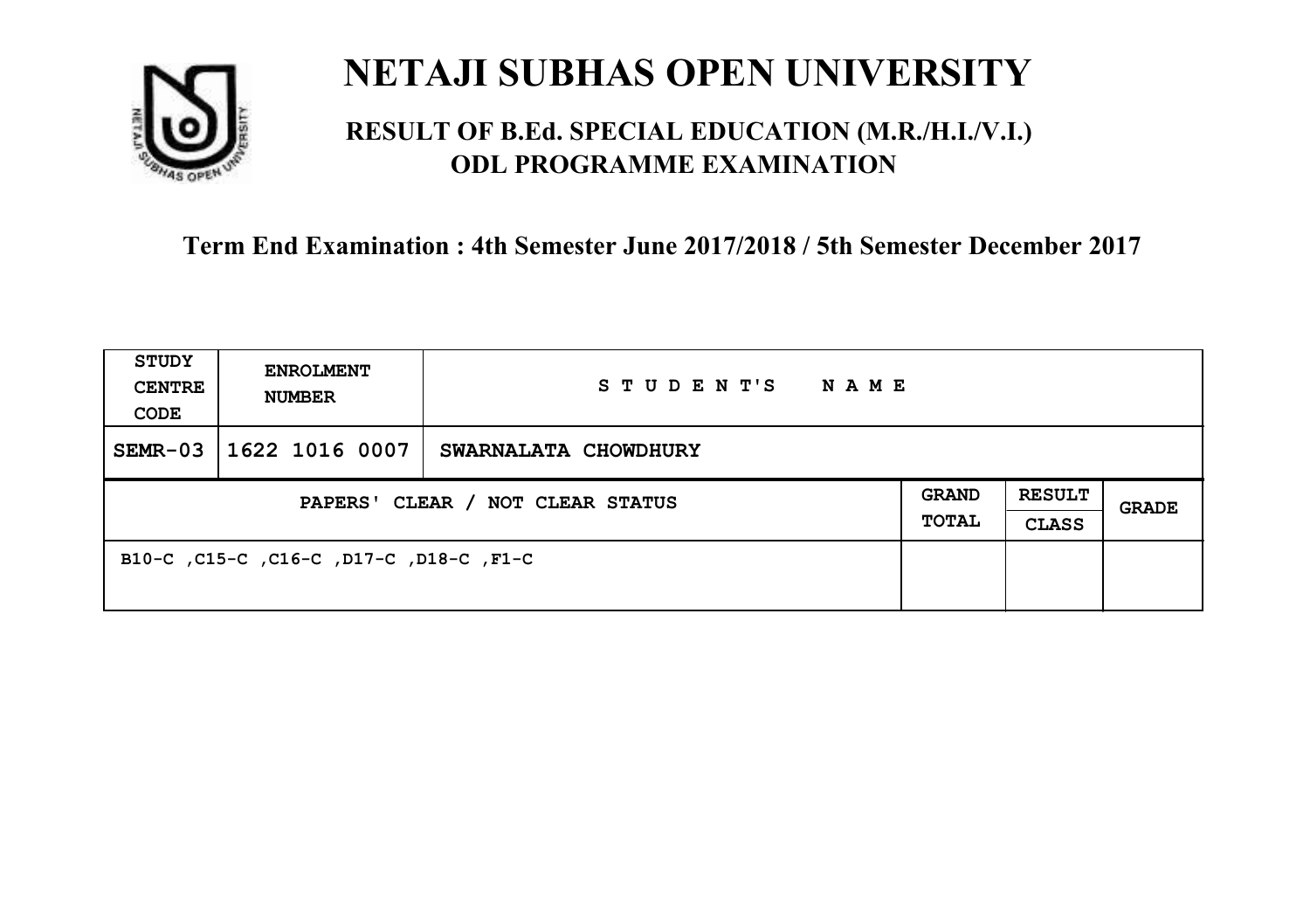# NETAJI SUBHAS OPEN UNIVERSITY

## RESULT OF B.Ed. SPECIAL EDUCATION (M.R./H.I./V.I.) ODL PROGRAMME EXAMINATION

**Term End Examination : 4th Semester June 2017/2018 / 5th Semester December 2017**

| STUDY CENTRE CODE | ENROLMENT NUMBER | STUDENT'S NAME | | | |
|---|---|---|---|---|---|
| SEMR-03 | 1622 1016 0007 | SWARNALATA CHOWDHURY | | | |
| PAPERS' CLEAR / NOT CLEAR STATUS | | | GRAND TOTAL | RESULT CLASS | GRADE |
| B10-C ,C15-C ,C16-C ,D17-C ,D18-C ,F1-C | | | | | |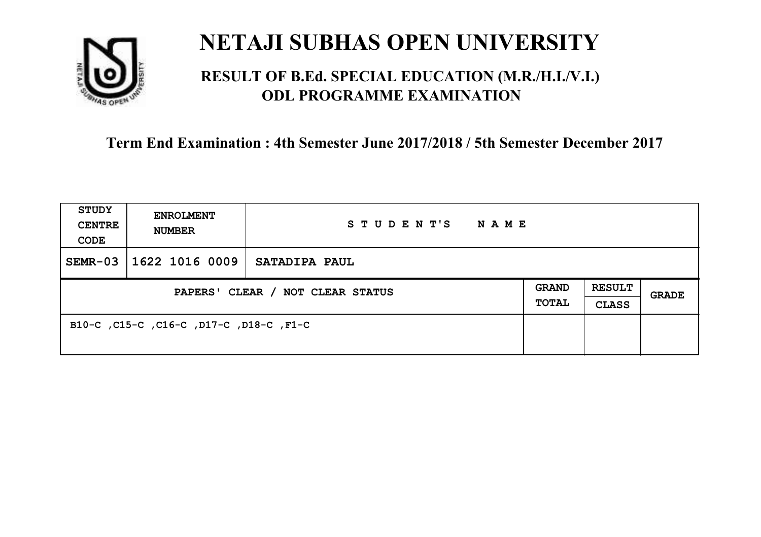# NETAJI SUBHAS OPEN UNIVERSITY

## RESULT OF B.Ed. SPECIAL EDUCATION (M.R./H.I./V.I.) ODL PROGRAMME EXAMINATION

**Term End Examination : 4th Semester June 2017/2018 / 5th Semester December 2017**

| STUDY CENTRE CODE | ENROLMENT NUMBER | STUDENT'S NAME | | | |
|---|---|---|---|---|---|
| SEMR-03 | 1622 1016 0009 | SATADIPA PAUL | | | |
| PAPERS' CLEAR / NOT CLEAR STATUS | | | GRAND TOTAL | RESULT CLASS | GRADE |
| B10-C ,C15-C ,C16-C ,D17-C ,D18-C ,F1-C | | | | | |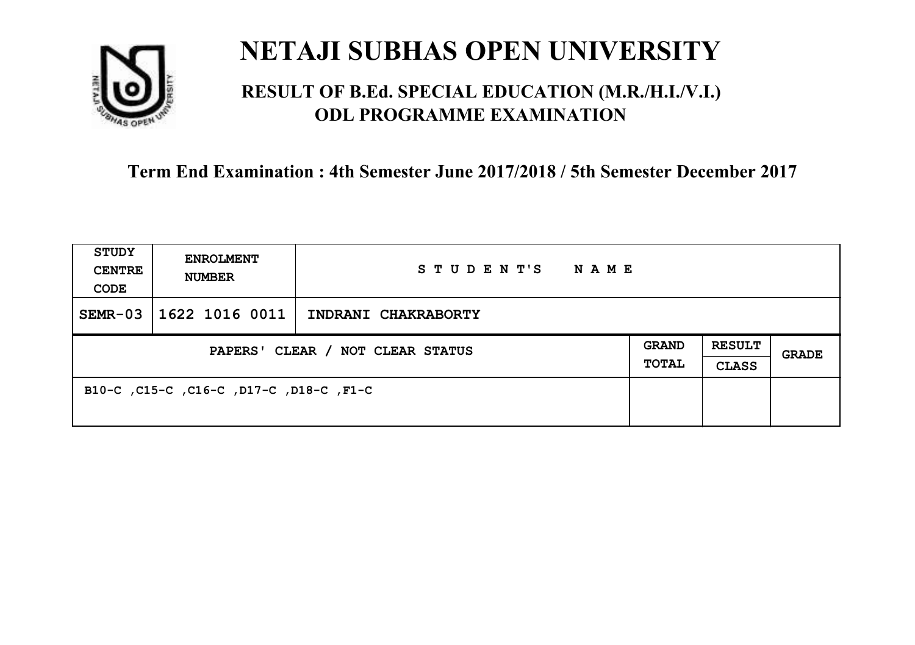# NETAJI SUBHAS OPEN UNIVERSITY

## RESULT OF B.Ed. SPECIAL EDUCATION (M.R./H.I./V.I.) ODL PROGRAMME EXAMINATION

### Term End Examination : 4th Semester June 2017/2018 / 5th Semester December 2017

| STUDY CENTRE CODE | ENROLMENT NUMBER | STUDENT'S NAME | | | |
|---|---|---|---|---|---|
| SEMR-03 | 1622 1016 0011 | INDRANI CHAKRABORTY | | | |
| PAPERS' CLEAR / NOT CLEAR STATUS | | | GRAND TOTAL | RESULT CLASS | GRADE |
| B10-C ,C15-C ,C16-C ,D17-C ,D18-C ,F1-C | | | | | |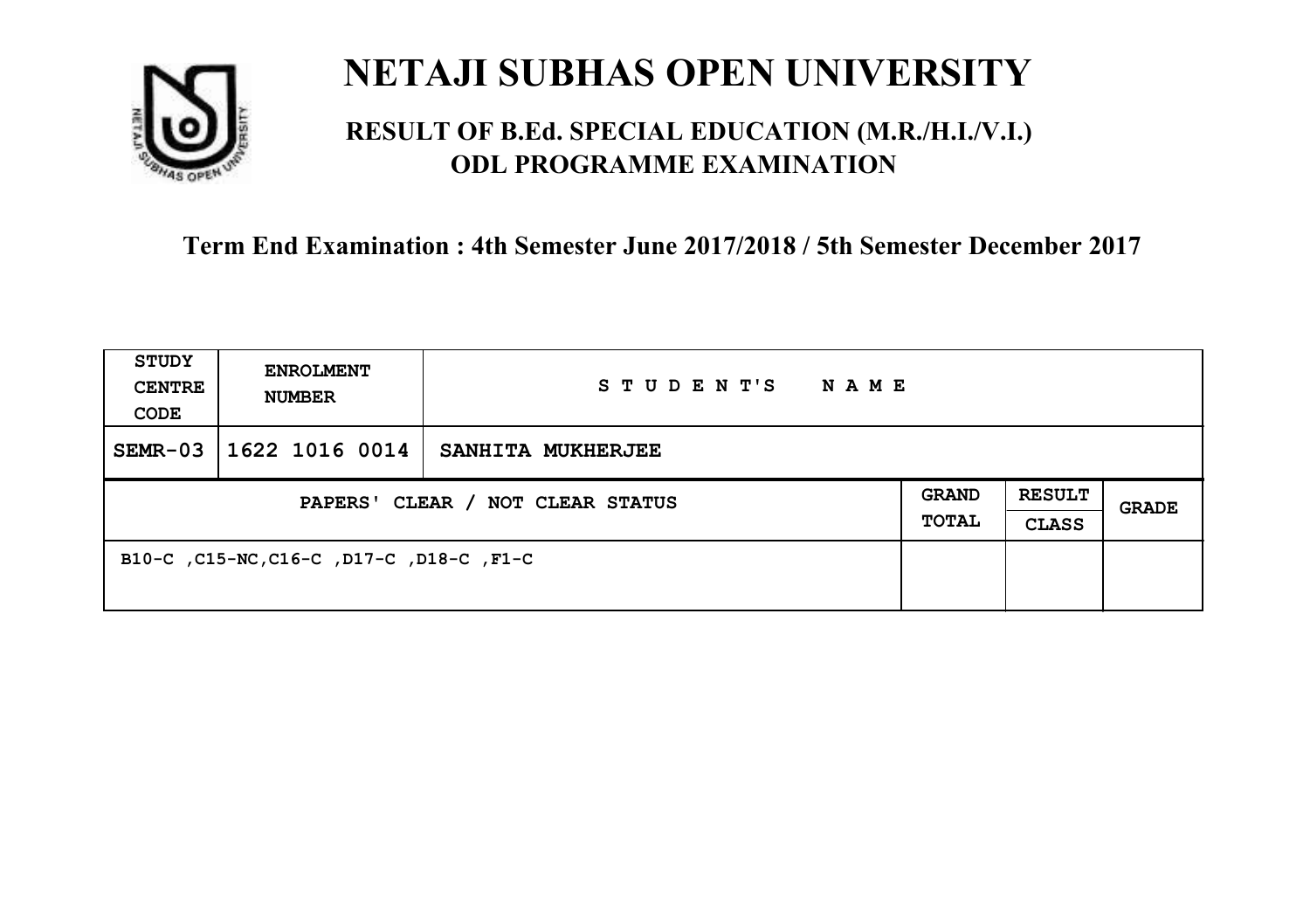# NETAJI SUBHAS OPEN UNIVERSITY

## RESULT OF B.Ed. SPECIAL EDUCATION (M.R./H.I./V.I.) ODL PROGRAMME EXAMINATION

### Term End Examination : 4th Semester June 2017/2018 / 5th Semester December 2017

| STUDY CENTRE CODE | ENROLMENT NUMBER | STUDENT'S NAME | | | |
|---|---|---|---|---|---|
| SEMR-03 | 1622 1016 0014 | SANHITA MUKHERJEE | | | |
| PAPERS' CLEAR / NOT CLEAR STATUS | | | GRAND TOTAL | RESULT CLASS | GRADE |
| B10-C ,C15-NC,C16-C ,D17-C ,D18-C ,F1-C | | | | | |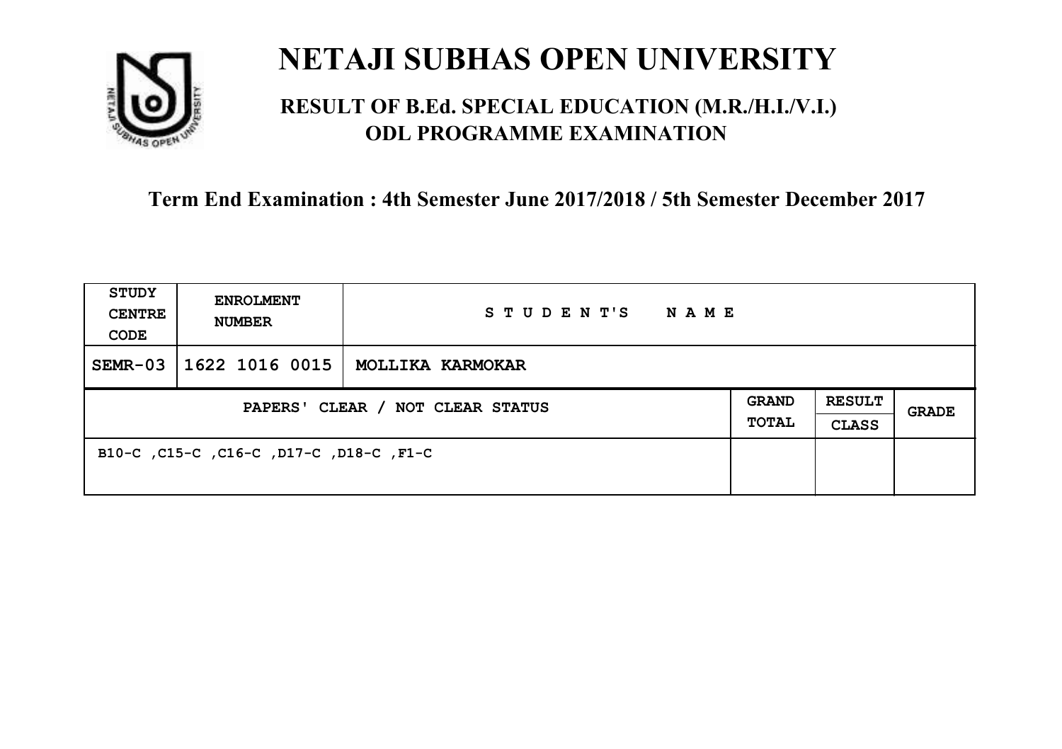# NETAJI SUBHAS OPEN UNIVERSITY

## RESULT OF B.Ed. SPECIAL EDUCATION (M.R./H.I./V.I.) ODL PROGRAMME EXAMINATION

### Term End Examination : 4th Semester June 2017/2018 / 5th Semester December 2017

| STUDY CENTRE CODE | ENROLMENT NUMBER | STUDENT'S NAME | | | |
|---|---|---|---|---|---|
| SEMR-03 | 1622 1016 0015 | MOLLIKA KARMOKAR | | | |
| PAPERS' CLEAR / NOT CLEAR STATUS | | | GRAND TOTAL | RESULT CLASS | GRADE |
| B10-C ,C15-C ,C16-C ,D17-C ,D18-C ,F1-C | | | | | |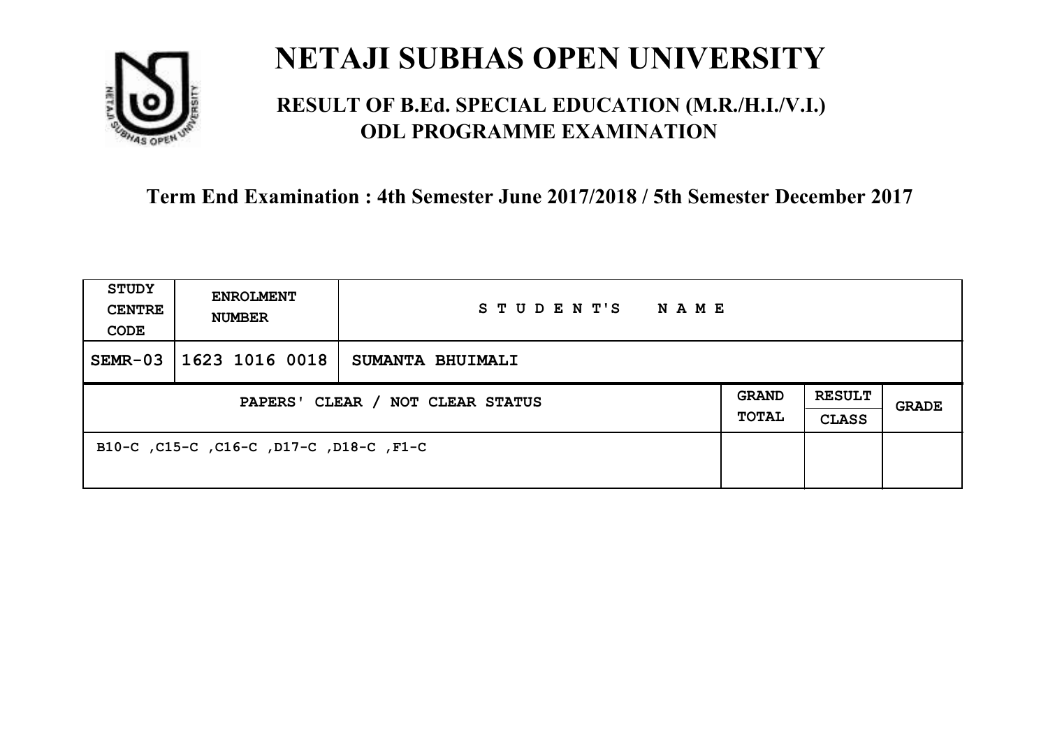# NETAJI SUBHAS OPEN UNIVERSITY

## RESULT OF B.Ed. SPECIAL EDUCATION (M.R./H.I./V.I.) ODL PROGRAMME EXAMINATION

**Term End Examination : 4th Semester June 2017/2018 / 5th Semester December 2017**

| STUDY CENTRE CODE | ENROLMENT NUMBER | STUDENT'S NAME | | | |
|---|---|---|---|---|---|
| SEMR-03 | 1623 1016 0018 | SUMANTA BHUIMALI | | | |
| PAPERS' CLEAR / NOT CLEAR STATUS | | | GRAND TOTAL | RESULT CLASS | GRADE |
| B10-C ,C15-C ,C16-C ,D17-C ,D18-C ,F1-C | | | | | |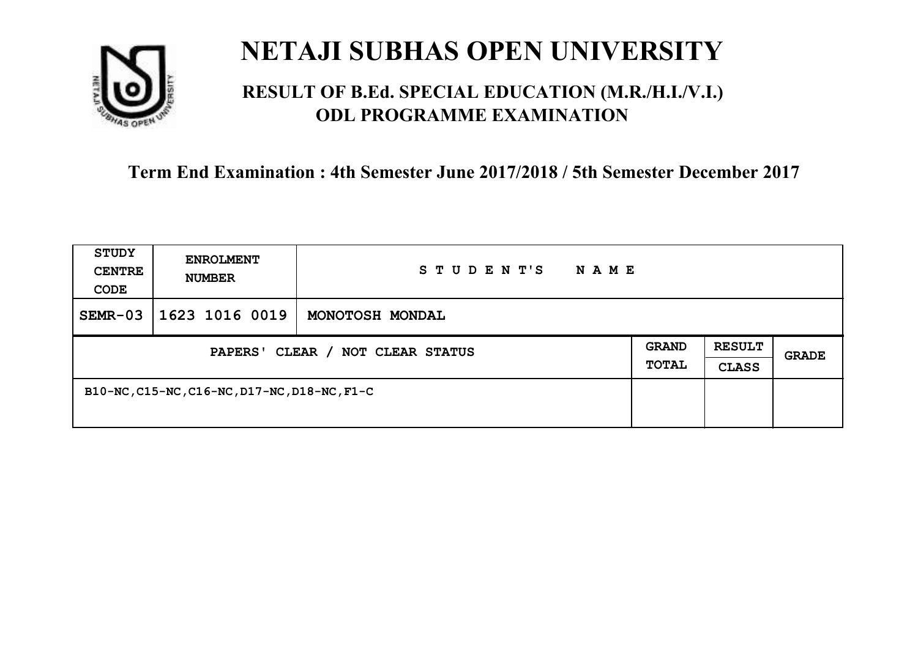# NETAJI SUBHAS OPEN UNIVERSITY

## RESULT OF B.Ed. SPECIAL EDUCATION (M.R./H.I./V.I.) ODL PROGRAMME EXAMINATION

### Term End Examination : 4th Semester June 2017/2018 / 5th Semester December 2017

| STUDY CENTRE CODE | ENROLMENT NUMBER | STUDENT'S NAME | | | |
|---|---|---|---|---|---|
| SEMR-03 | 1623 1016 0019 | MONOTOSH MONDAL | | | |
| PAPERS' CLEAR / NOT CLEAR STATUS | | | GRAND TOTAL | RESULT CLASS | GRADE |
| B10-NC,C15-NC,C16-NC,D17-NC,D18-NC,F1-C | | | | | |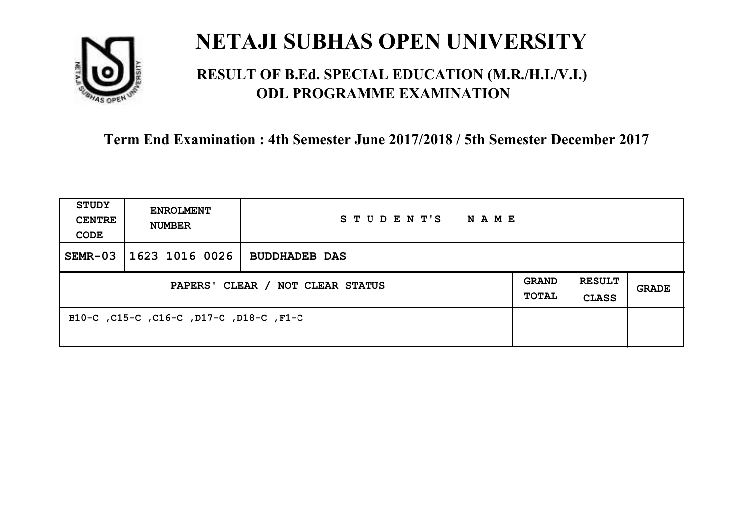# NETAJI SUBHAS OPEN UNIVERSITY

## RESULT OF B.Ed. SPECIAL EDUCATION (M.R./H.I./V.I.) ODL PROGRAMME EXAMINATION

### Term End Examination : 4th Semester June 2017/2018 / 5th Semester December 2017

| STUDY CENTRE CODE | ENROLMENT NUMBER | STUDENT'S NAME | | | |
|---|---|---|---|---|---|
| SEMR-03 | 1623 1016 0026 | BUDDHADEB DAS | | | |
| PAPERS' CLEAR / NOT CLEAR STATUS | | | GRAND TOTAL | RESULT CLASS | GRADE |
| B10-C ,C15-C ,C16-C ,D17-C ,D18-C ,F1-C | | | | | |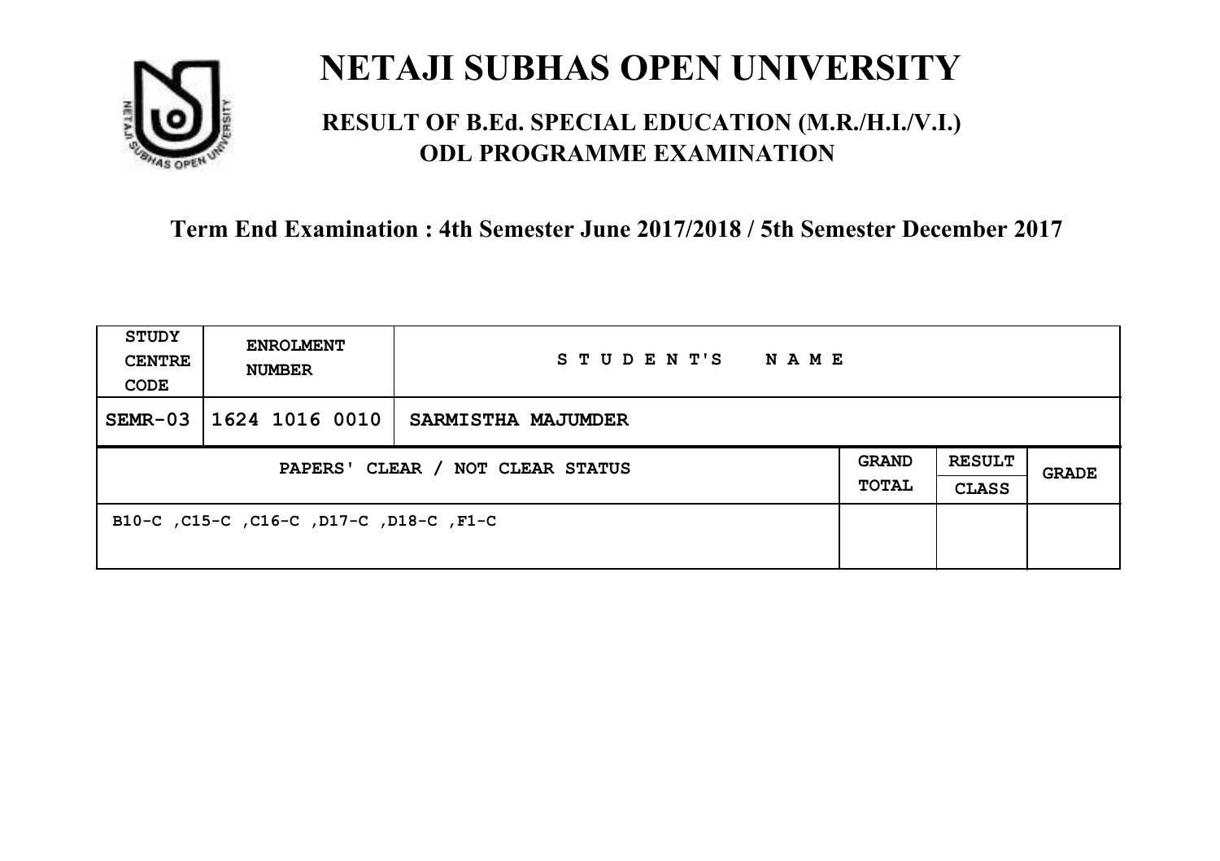# NETAJI SUBHAS OPEN UNIVERSITY

## RESULT OF B.Ed. SPECIAL EDUCATION (M.R./H.I./V.I.) ODL PROGRAMME EXAMINATION

**Term End Examination : 4th Semester June 2017/2018 / 5th Semester December 2017**

| STUDY CENTRE CODE | ENROLMENT NUMBER | STUDENT'S NAME | | | |
|---|---|---|---|---|---|
| SEMR-03 | 1624 1016 0010 | SARMISTHA MAJUMDER | | | |
| PAPERS' CLEAR / NOT CLEAR STATUS | | | GRAND TOTAL | RESULT CLASS | GRADE |
| B10-C ,C15-C ,C16-C ,D17-C ,D18-C ,F1-C | | | | | |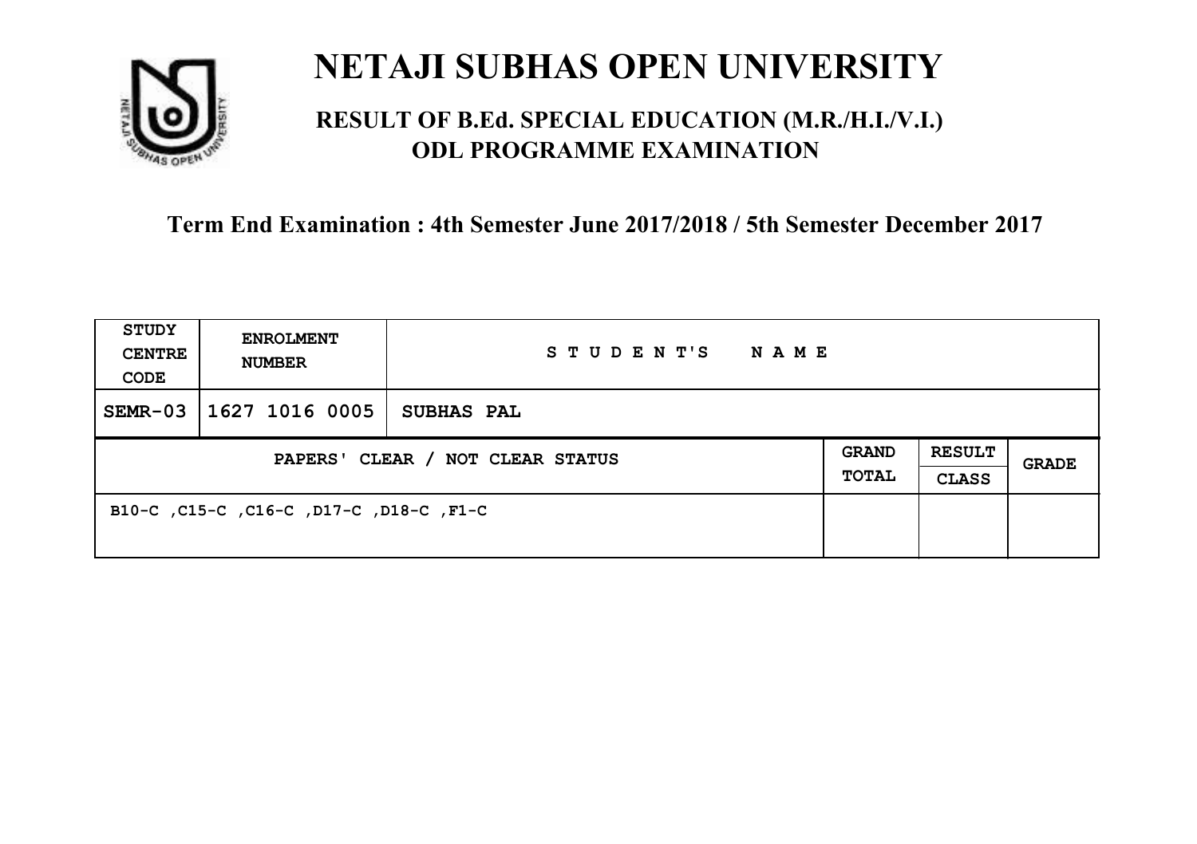# NETAJI SUBHAS OPEN UNIVERSITY

## RESULT OF B.Ed. SPECIAL EDUCATION (M.R./H.I./V.I.) ODL PROGRAMME EXAMINATION

### Term End Examination : 4th Semester June 2017/2018 / 5th Semester December 2017

| STUDY CENTRE CODE | ENROLMENT NUMBER | STUDENT'S NAME | | | |
|---|---|---|---|---|---|
| SEMR-03 | 1627 1016 0005 | SUBHAS PAL | | | |
| PAPERS' CLEAR / NOT CLEAR STATUS | | | GRAND TOTAL | RESULT CLASS | GRADE |
| B10-C ,C15-C ,C16-C ,D17-C ,D18-C ,F1-C | | | | | |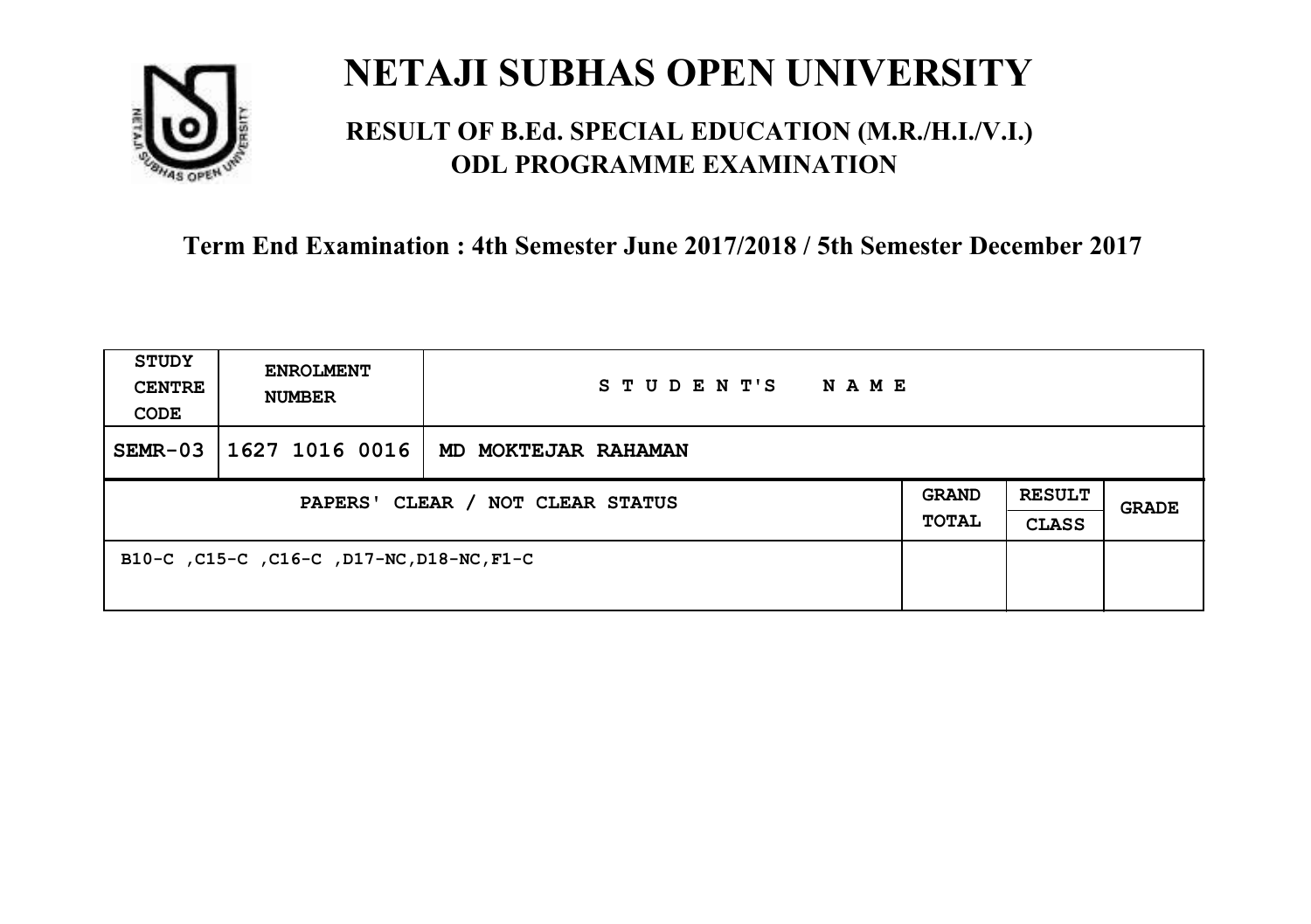# NETAJI SUBHAS OPEN UNIVERSITY

## RESULT OF B.Ed. SPECIAL EDUCATION (M.R./H.I./V.I.) ODL PROGRAMME EXAMINATION

### Term End Examination : 4th Semester June 2017/2018 / 5th Semester December 2017

| STUDY CENTRE CODE | ENROLMENT NUMBER | STUDENT'S NAME | | | |
|---|---|---|---|---|---|
| SEMR-03 | 1627 1016 0016 | MD MOKTEJAR RAHAMAN | | | |
| PAPERS' CLEAR / NOT CLEAR STATUS | | | GRAND TOTAL | RESULT CLASS | GRADE |
| B10-C ,C15-C ,C16-C ,D17-NC,D18-NC,F1-C | | | | | |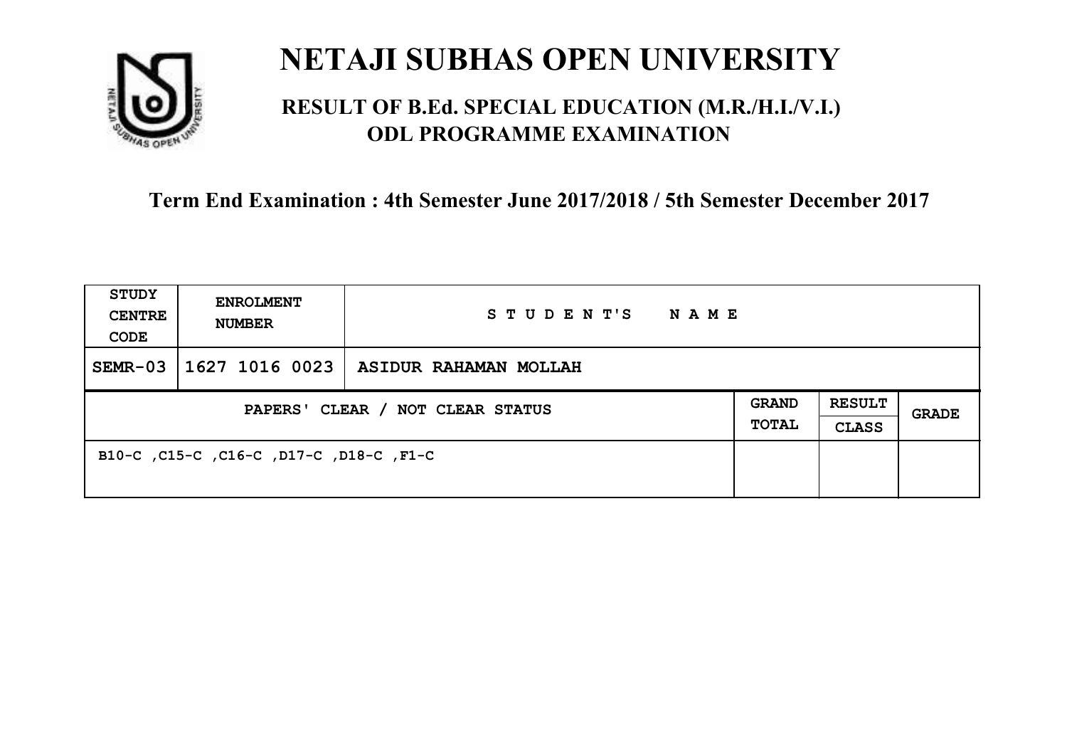# NETAJI SUBHAS OPEN UNIVERSITY

## RESULT OF B.Ed. SPECIAL EDUCATION (M.R./H.I./V.I.) ODL PROGRAMME EXAMINATION

### Term End Examination : 4th Semester June 2017/2018 / 5th Semester December 2017

| STUDY CENTRE CODE | ENROLMENT NUMBER | STUDENT'S NAME | | | |
|---|---|---|---|---|---|
| SEMR-03 | 1627 1016 0023 | ASIDUR RAHAMAN MOLLAH | | | |
| PAPERS' CLEAR / NOT CLEAR STATUS | | | GRAND TOTAL | RESULT CLASS | GRADE |
| B10-C ,C15-C ,C16-C ,D17-C ,D18-C ,F1-C | | | | | |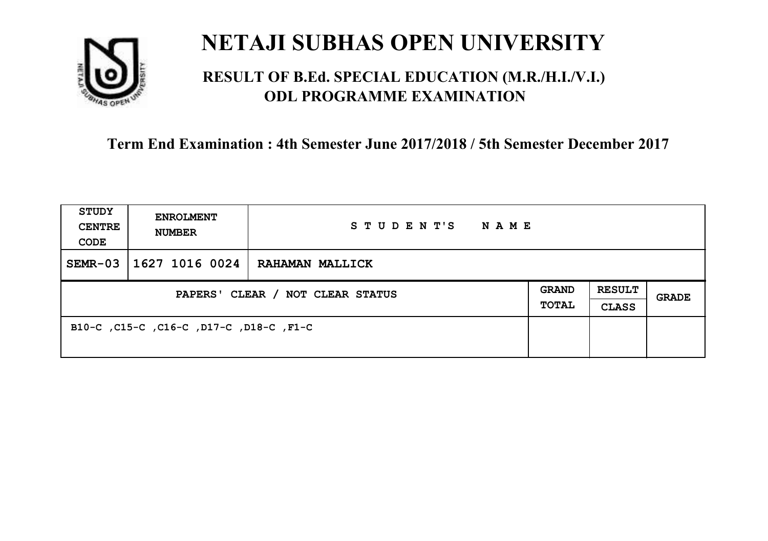# NETAJI SUBHAS OPEN UNIVERSITY

## RESULT OF B.Ed. SPECIAL EDUCATION (M.R./H.I./V.I.) ODL PROGRAMME EXAMINATION

### Term End Examination : 4th Semester June 2017/2018 / 5th Semester December 2017

| STUDY CENTRE CODE | ENROLMENT NUMBER | STUDENT'S NAME | | | |
|---|---|---|---|---|---|
| SEMR-03 | 1627 1016 0024 | RAHAMAN MALLICK | | | |
| PAPERS' CLEAR / NOT CLEAR STATUS | | | GRAND TOTAL | RESULT CLASS | GRADE |
| B10-C ,C15-C ,C16-C ,D17-C ,D18-C ,F1-C | | | | | |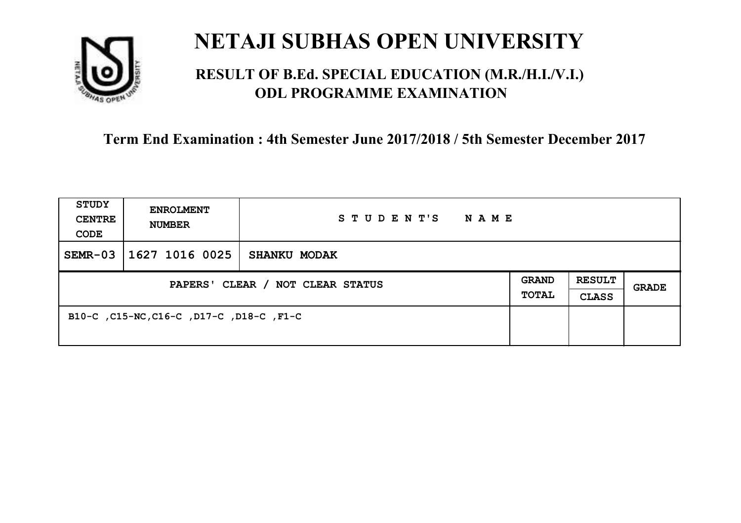# NETAJI SUBHAS OPEN UNIVERSITY

## RESULT OF B.Ed. SPECIAL EDUCATION (M.R./H.I./V.I.) ODL PROGRAMME EXAMINATION

### Term End Examination : 4th Semester June 2017/2018 / 5th Semester December 2017

| STUDY CENTRE CODE | ENROLMENT NUMBER | STUDENT'S NAME | | | |
|---|---|---|---|---|---|
| SEMR-03 | 1627 1016 0025 | SHANKU MODAK | | | |
| PAPERS' CLEAR / NOT CLEAR STATUS | | | GRAND TOTAL | RESULT CLASS | GRADE |
| B10-C ,C15-NC,C16-C ,D17-C ,D18-C ,F1-C | | | | | |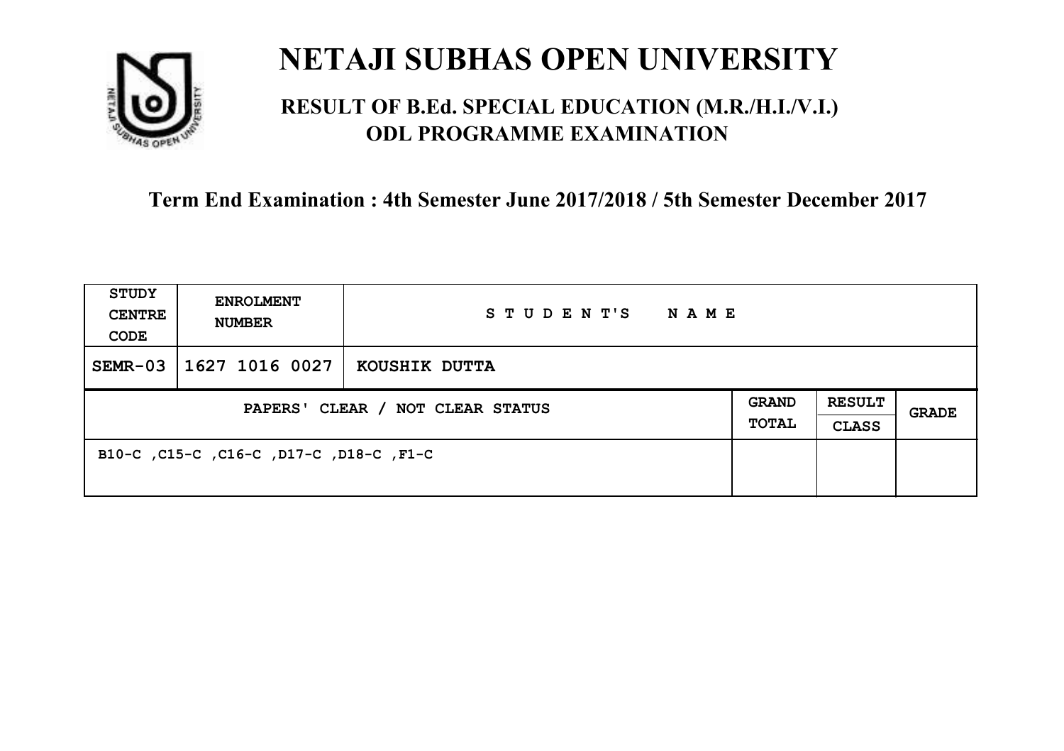# NETAJI SUBHAS OPEN UNIVERSITY

## RESULT OF B.Ed. SPECIAL EDUCATION (M.R./H.I./V.I.) ODL PROGRAMME EXAMINATION

**Term End Examination : 4th Semester June 2017/2018 / 5th Semester December 2017**

| STUDY CENTRE CODE | ENROLMENT NUMBER | STUDENT'S NAME | | | |
|---|---|---|---|---|---|
| SEMR-03 | 1627 1016 0027 | KOUSHIK DUTTA | | | |
| PAPERS' CLEAR / NOT CLEAR STATUS | | | GRAND TOTAL | RESULT CLASS | GRADE |
| B10-C ,C15-C ,C16-C ,D17-C ,D18-C ,F1-C | | | | | |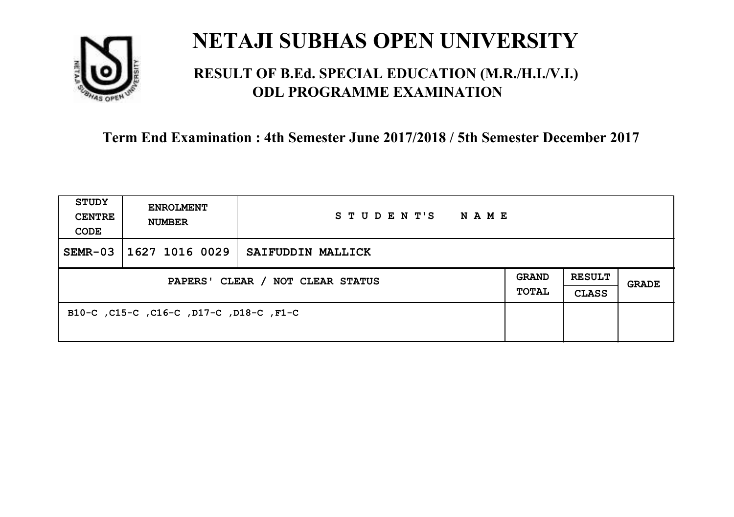# NETAJI SUBHAS OPEN UNIVERSITY

## RESULT OF B.Ed. SPECIAL EDUCATION (M.R./H.I./V.I.) ODL PROGRAMME EXAMINATION

**Term End Examination : 4th Semester June 2017/2018 / 5th Semester December 2017**

| STUDY CENTRE CODE | ENROLMENT NUMBER | STUDENT'S NAME | | | |
|---|---|---|---|---|---|
| SEMR-03 | 1627 1016 0029 | SAIFUDDIN MALLICK | | | |
| PAPERS' CLEAR / NOT CLEAR STATUS | | | GRAND TOTAL | RESULT CLASS | GRADE |
| B10-C ,C15-C ,C16-C ,D17-C ,D18-C ,F1-C | | | | | |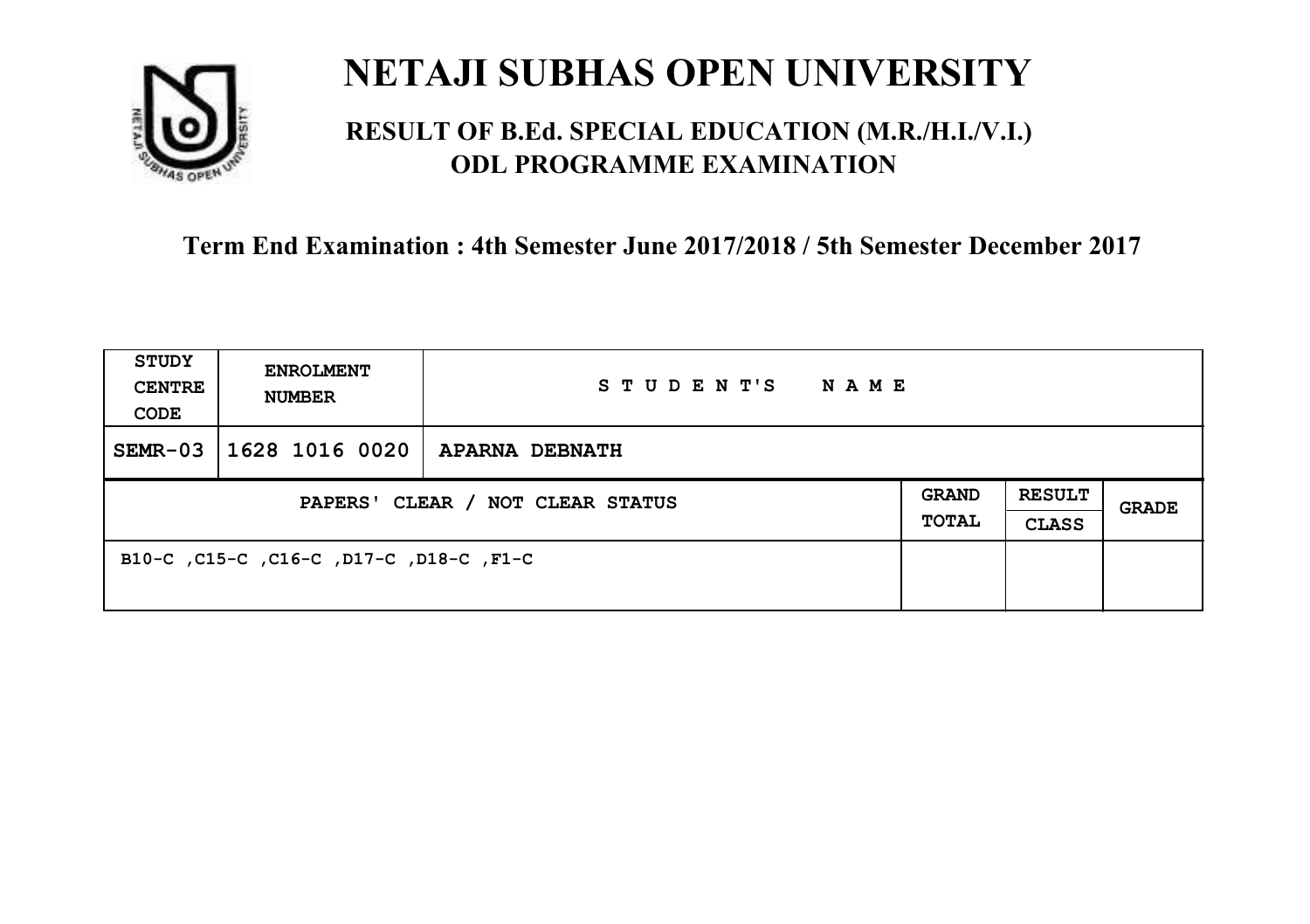# NETAJI SUBHAS OPEN UNIVERSITY

## RESULT OF B.Ed. SPECIAL EDUCATION (M.R./H.I./V.I.) ODL PROGRAMME EXAMINATION

### Term End Examination : 4th Semester June 2017/2018 / 5th Semester December 2017

| STUDY CENTRE CODE | ENROLMENT NUMBER | STUDENT'S NAME | | | |
|---|---|---|---|---|---|
| SEMR-03 | 1628 1016 0020 | APARNA DEBNATH | | | |
| PAPERS' CLEAR / NOT CLEAR STATUS | | | GRAND TOTAL | RESULT CLASS | GRADE |
| B10-C ,C15-C ,C16-C ,D17-C ,D18-C ,F1-C | | | | | |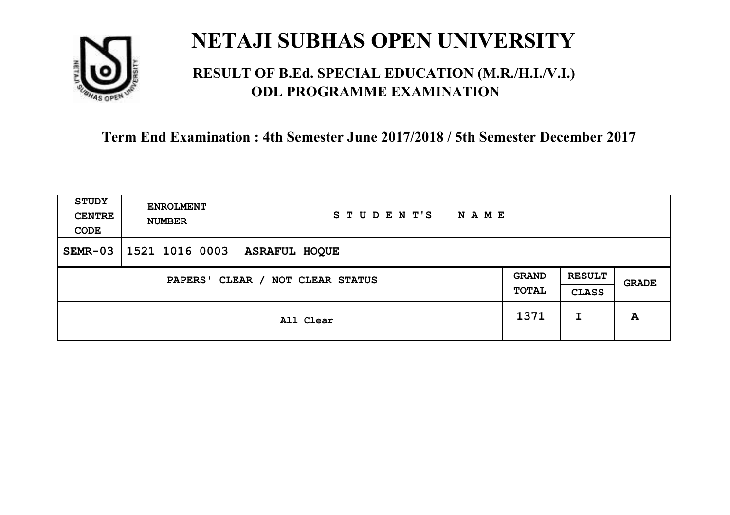# NETAJI SUBHAS OPEN UNIVERSITY

## RESULT OF B.Ed. SPECIAL EDUCATION (M.R./H.I./V.I.) ODL PROGRAMME EXAMINATION

### Term End Examination : 4th Semester June 2017/2018 / 5th Semester December 2017

| STUDY CENTRE CODE | ENROLMENT NUMBER | STUDENT'S NAME | | | |
|---|---|---|---|---|---|
| SEMR-03 | 1521 1016 0003 | ASRAFUL HOQUE | | | |
| PAPERS' CLEAR / NOT CLEAR STATUS | | | GRAND TOTAL | RESULT CLASS | GRADE |
| All Clear | | | 1371 | I | A |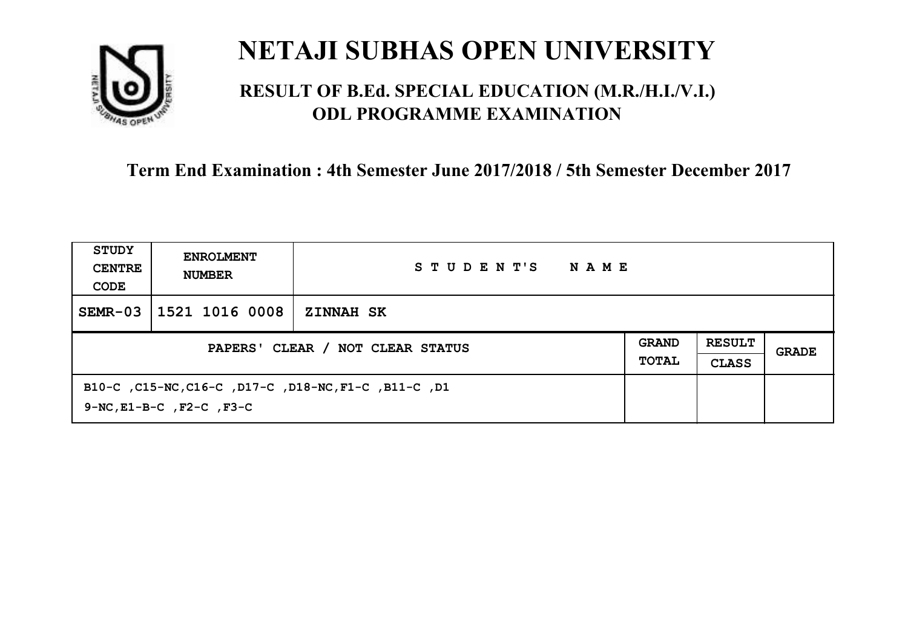# NETAJI SUBHAS OPEN UNIVERSITY

## RESULT OF B.Ed. SPECIAL EDUCATION (M.R./H.I./V.I.) ODL PROGRAMME EXAMINATION

### Term End Examination : 4th Semester June 2017/2018 / 5th Semester December 2017

| STUDY CENTRE CODE | ENROLMENT NUMBER | STUDENT'S NAME | | | |
|---|---|---|---|---|---|
| SEMR-03 | 1521 1016 0008 | ZINNAH SK | | | |
| PAPERS' CLEAR / NOT CLEAR STATUS | | | GRAND TOTAL | RESULT CLASS | GRADE |
| B10-C ,C15-NC,C16-C ,D17-C ,D18-NC,F1-C ,B11-C ,D19-NC,E1-B-C ,F2-C ,F3-C | | | | | |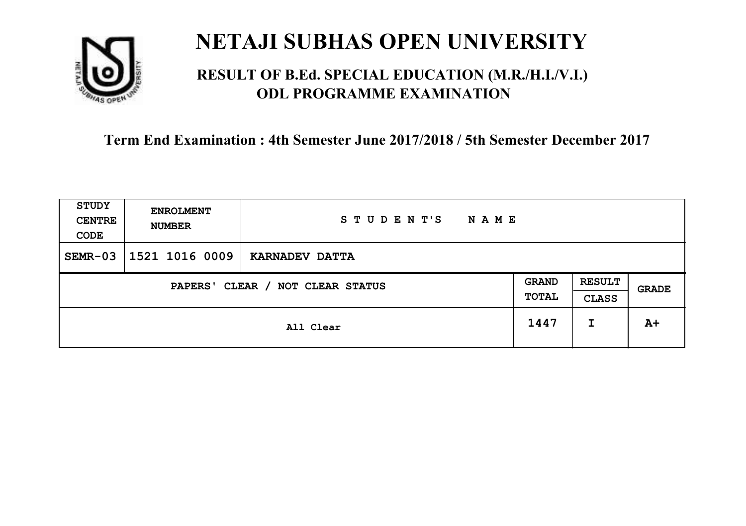# NETAJI SUBHAS OPEN UNIVERSITY

## RESULT OF B.Ed. SPECIAL EDUCATION (M.R./H.I./V.I.) ODL PROGRAMME EXAMINATION

### Term End Examination : 4th Semester June 2017/2018 / 5th Semester December 2017

| STUDY CENTRE CODE | ENROLMENT NUMBER | STUDENT'S NAME | | | |
|---|---|---|---|---|---|
| SEMR-03 | 1521 1016 0009 | KARNADEV DATTA | | | |
| PAPERS' CLEAR / NOT CLEAR STATUS | | | GRAND TOTAL | RESULT CLASS | GRADE |
| All Clear | | | 1447 | I | A+ |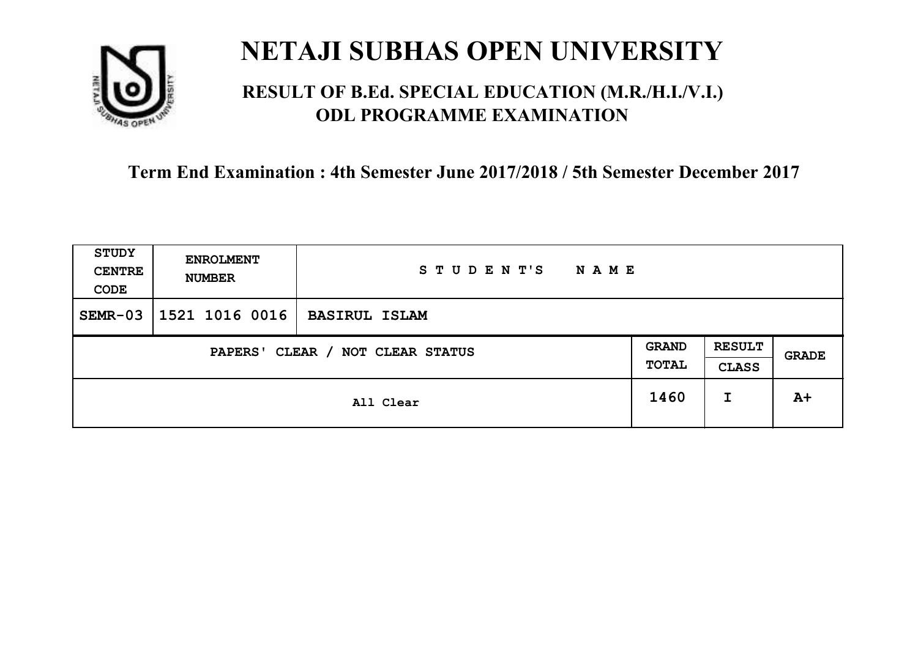# NETAJI SUBHAS OPEN UNIVERSITY

## RESULT OF B.Ed. SPECIAL EDUCATION (M.R./H.I./V.I.) ODL PROGRAMME EXAMINATION

**Term End Examination : 4th Semester June 2017/2018 / 5th Semester December 2017**

| STUDY CENTRE CODE | ENROLMENT NUMBER | STUDENT'S NAME | | | |
|---|---|---|---|---|---|
| SEMR-03 | 1521 1016 0016 | BASIRUL ISLAM | | | |
| PAPERS' CLEAR / NOT CLEAR STATUS | | | GRAND TOTAL | RESULT CLASS | GRADE |
| All Clear | | | 1460 | I | A+ |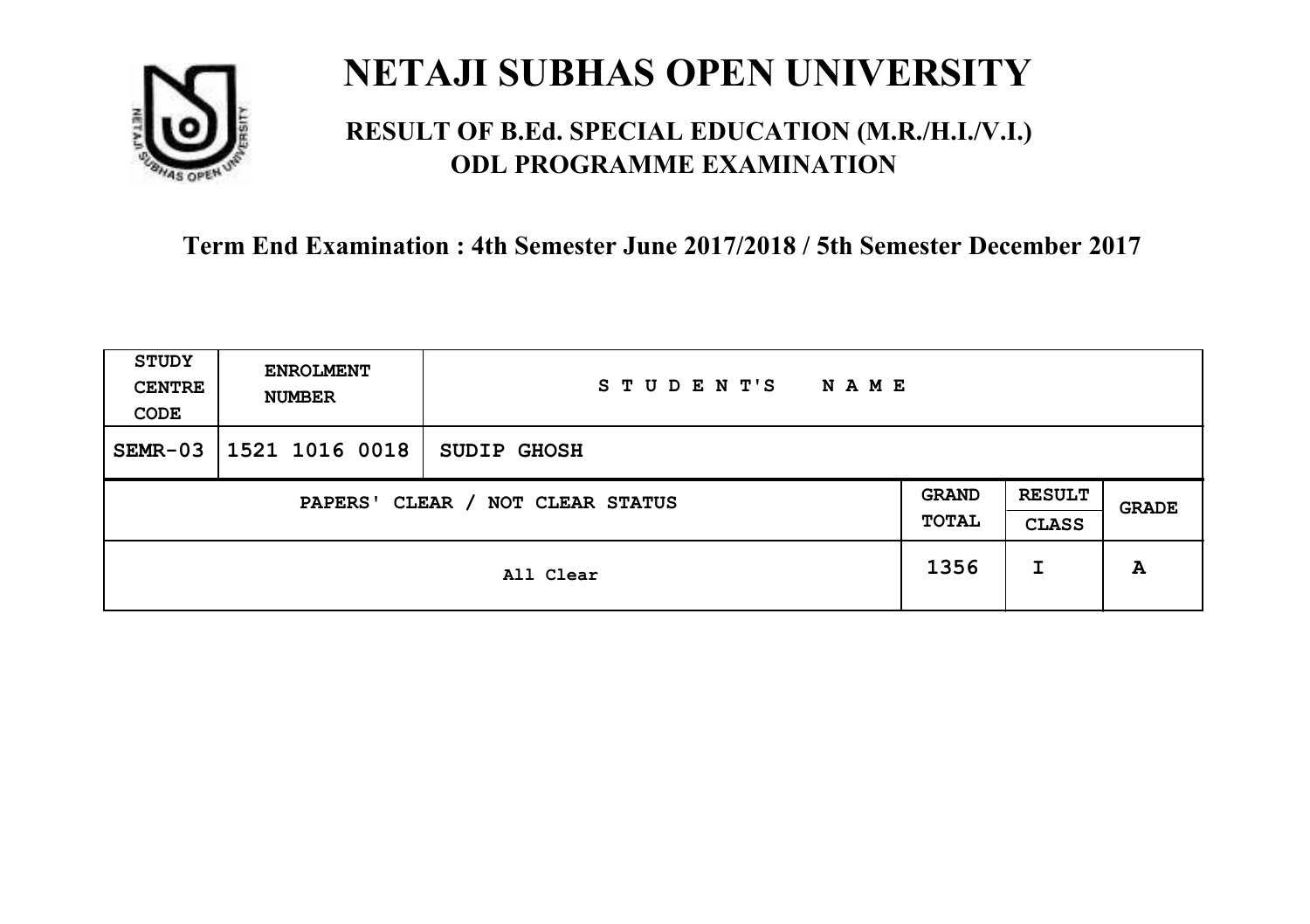# NETAJI SUBHAS OPEN UNIVERSITY

## RESULT OF B.Ed. SPECIAL EDUCATION (M.R./H.I./V.I.) ODL PROGRAMME EXAMINATION

**Term End Examination : 4th Semester June 2017/2018 / 5th Semester December 2017**

| STUDY CENTRE CODE | ENROLMENT NUMBER | STUDENT'S NAME | | | |
|---|---|---|---|---|---|
| SEMR-03 | 1521 1016 0018 | SUDIP GHOSH | | | |
| PAPERS' CLEAR / NOT CLEAR STATUS | | | GRAND TOTAL | RESULT CLASS | GRADE |
| All Clear | | | 1356 | I | A |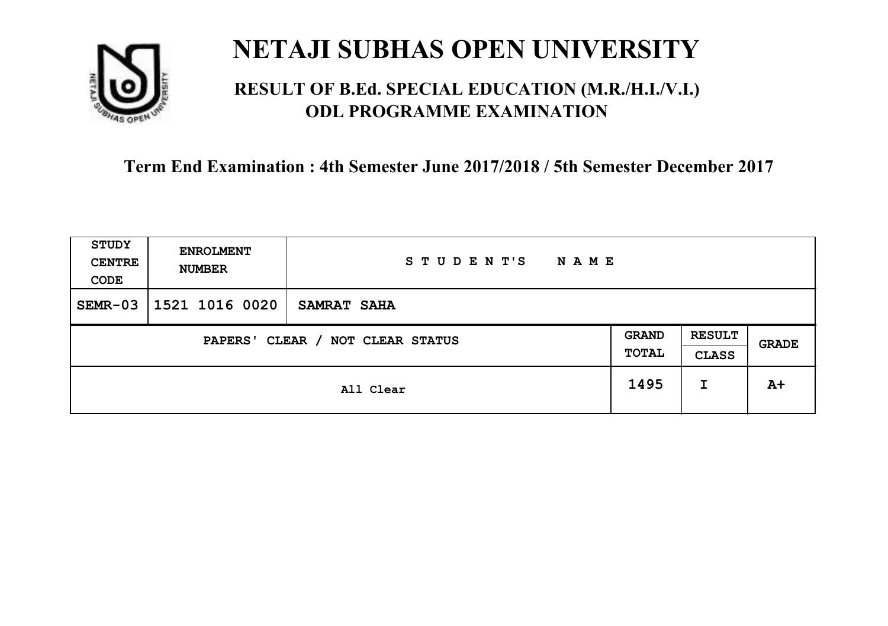# NETAJI SUBHAS OPEN UNIVERSITY

## RESULT OF B.Ed. SPECIAL EDUCATION (M.R./H.I./V.I.) ODL PROGRAMME EXAMINATION

**Term End Examination : 4th Semester June 2017/2018 / 5th Semester December 2017**

| STUDY CENTRE CODE | ENROLMENT NUMBER | STUDENT'S NAME | | | |
|---|---|---|---|---|---|
| SEMR-03 | 1521 1016 0020 | SAMRAT SAHA | | | |
| PAPERS' CLEAR / NOT CLEAR STATUS | | | GRAND TOTAL | RESULT CLASS | GRADE |
| All Clear | | | 1495 | I | A+ |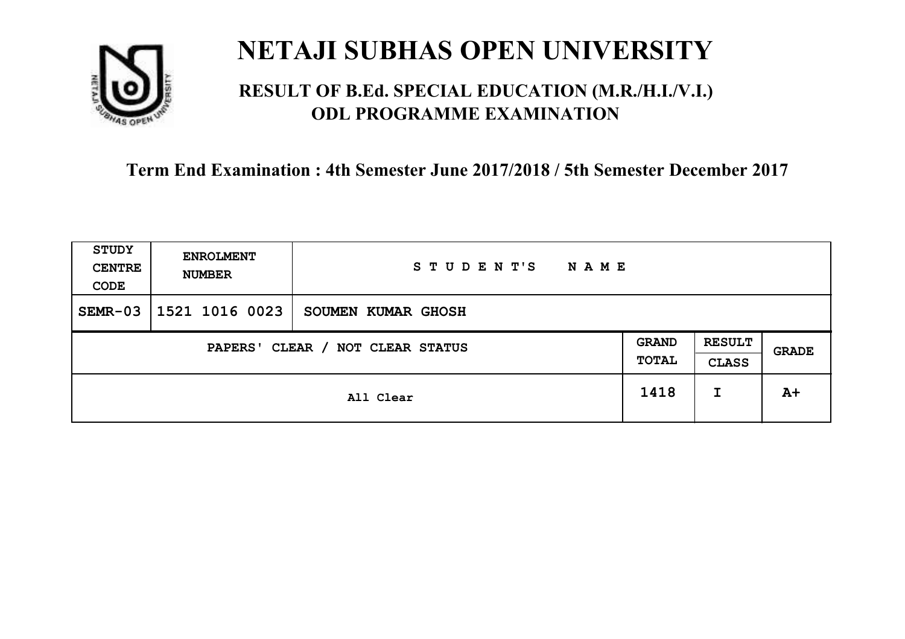# NETAJI SUBHAS OPEN UNIVERSITY

## RESULT OF B.Ed. SPECIAL EDUCATION (M.R./H.I./V.I.) ODL PROGRAMME EXAMINATION

### Term End Examination : 4th Semester June 2017/2018 / 5th Semester December 2017

| STUDY CENTRE CODE | ENROLMENT NUMBER | STUDENT'S NAME | | | |
|---|---|---|---|---|---|
| SEMR-03 | 1521 1016 0023 | SOUMEN KUMAR GHOSH | | | |
| PAPERS' CLEAR / NOT CLEAR STATUS | | | GRAND TOTAL | RESULT CLASS | GRADE |
| All Clear | | | 1418 | I | A+ |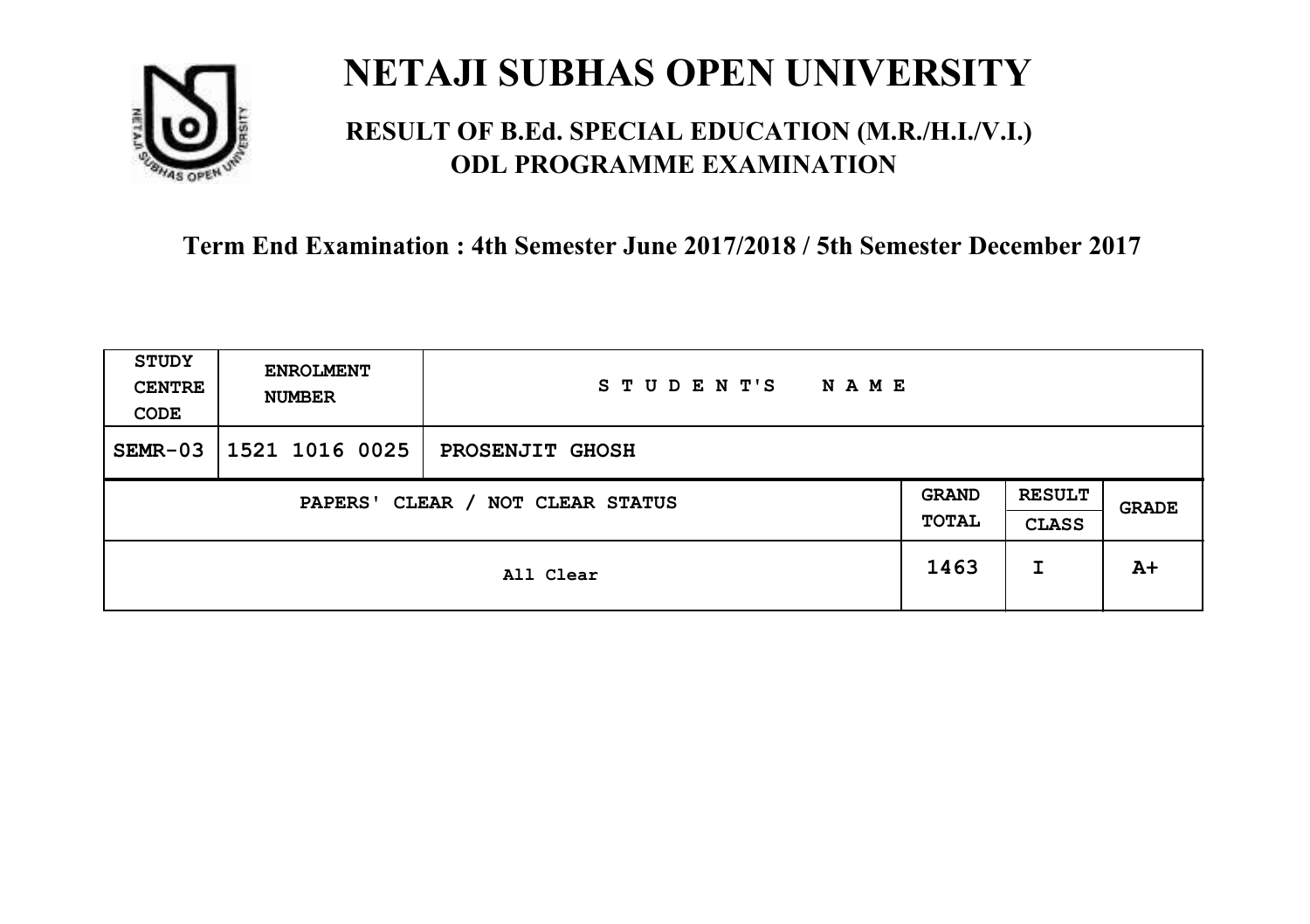# NETAJI SUBHAS OPEN UNIVERSITY

## RESULT OF B.Ed. SPECIAL EDUCATION (M.R./H.I./V.I.) ODL PROGRAMME EXAMINATION

### Term End Examination : 4th Semester June 2017/2018 / 5th Semester December 2017

| STUDY CENTRE CODE | ENROLMENT NUMBER | STUDENT'S NAME | | | |
|---|---|---|---|---|---|
| SEMR-03 | 1521 1016 0025 | PROSENJIT GHOSH | | | |
| PAPERS' CLEAR / NOT CLEAR STATUS | | | GRAND TOTAL | RESULT CLASS | GRADE |
| All Clear | | | 1463 | I | A+ |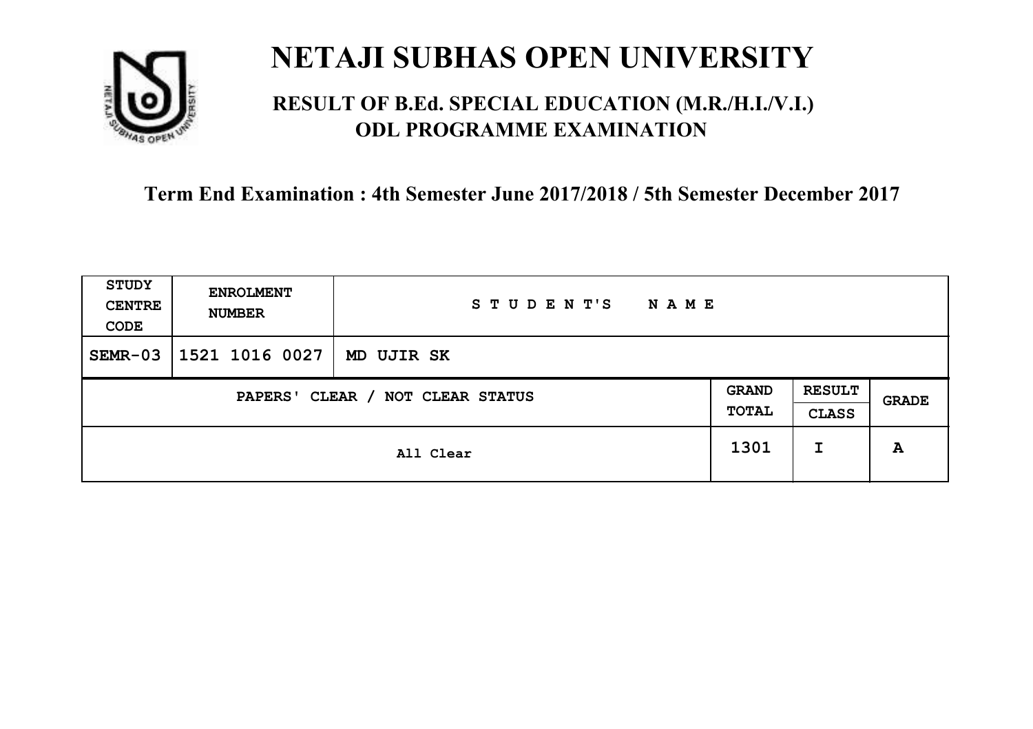# NETAJI SUBHAS OPEN UNIVERSITY

## RESULT OF B.Ed. SPECIAL EDUCATION (M.R./H.I./V.I.) ODL PROGRAMME EXAMINATION

### Term End Examination : 4th Semester June 2017/2018 / 5th Semester December 2017

| STUDY CENTRE CODE | ENROLMENT NUMBER | STUDENT'S NAME | | | |
|---|---|---|---|---|---|
| SEMR-03 | 1521 1016 0027 | MD UJIR SK | | | |
| PAPERS' CLEAR / NOT CLEAR STATUS | | | GRAND TOTAL | RESULT CLASS | GRADE |
| All Clear | | | 1301 | I | A |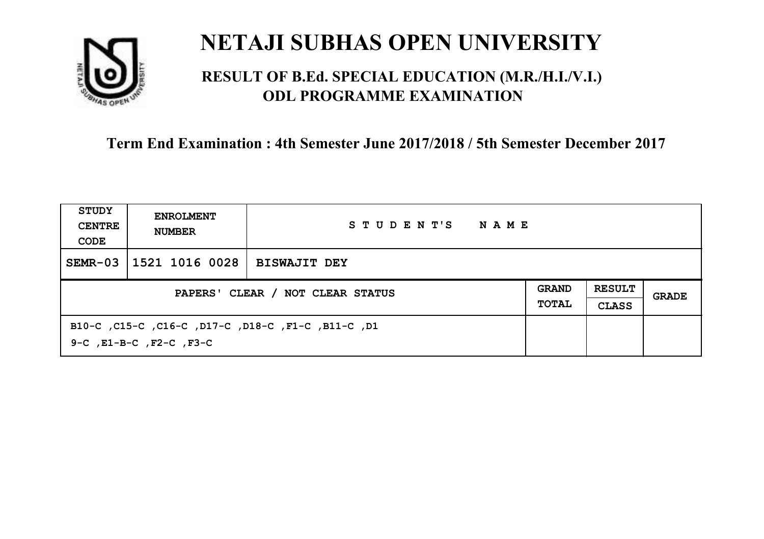# NETAJI SUBHAS OPEN UNIVERSITY

## RESULT OF B.Ed. SPECIAL EDUCATION (M.R./H.I./V.I.) ODL PROGRAMME EXAMINATION

### Term End Examination : 4th Semester June 2017/2018 / 5th Semester December 2017

| STUDY CENTRE CODE | ENROLMENT NUMBER | STUDENT'S NAME | | | |
|---|---|---|---|---|---|
| SEMR-03 | 1521 1016 0028 | BISWAJIT DEY | | | |
| PAPERS' CLEAR / NOT CLEAR STATUS | | | GRAND TOTAL | RESULT CLASS | GRADE |
| B10-C ,C15-C ,C16-C ,D17-C ,D18-C ,F1-C ,B11-C ,D19-C ,E1-B-C ,F2-C ,F3-C | | | | | |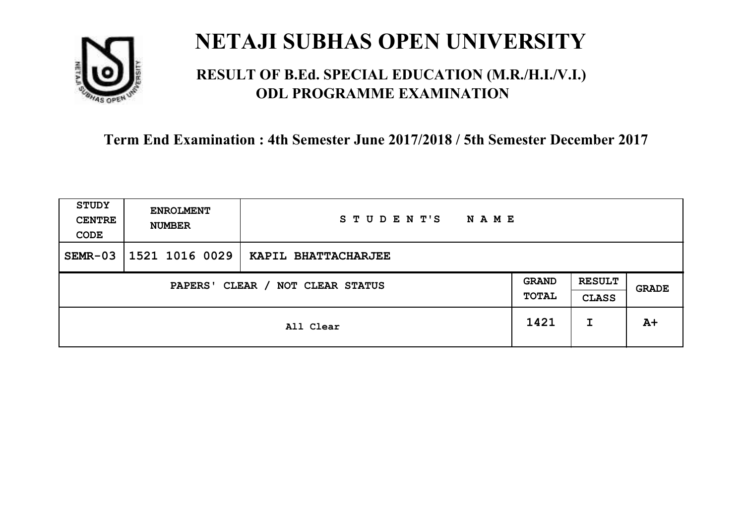# NETAJI SUBHAS OPEN UNIVERSITY

## RESULT OF B.Ed. SPECIAL EDUCATION (M.R./H.I./V.I.) ODL PROGRAMME EXAMINATION

### Term End Examination : 4th Semester June 2017/2018 / 5th Semester December 2017

| STUDY CENTRE CODE | ENROLMENT NUMBER | STUDENT'S NAME | | | |
|---|---|---|---|---|---|
| SEMR-03 | 1521 1016 0029 | KAPIL BHATTACHARJEE | | | |
| PAPERS' CLEAR / NOT CLEAR STATUS | | | GRAND TOTAL | RESULT CLASS | GRADE |
| All Clear | | | 1421 | I | A+ |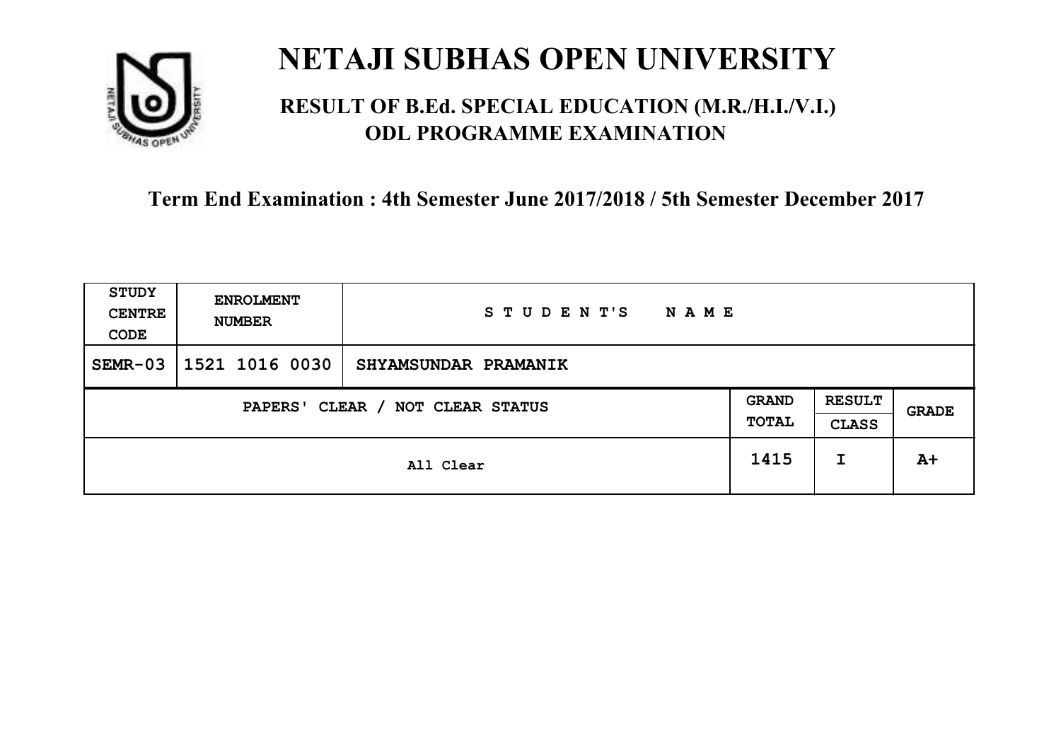# NETAJI SUBHAS OPEN UNIVERSITY

## RESULT OF B.Ed. SPECIAL EDUCATION (M.R./H.I./V.I.) ODL PROGRAMME EXAMINATION

### Term End Examination : 4th Semester June 2017/2018 / 5th Semester December 2017

| STUDY CENTRE CODE | ENROLMENT NUMBER | STUDENT'S NAME | | | |
|---|---|---|---|---|---|
| SEMR-03 | 1521 1016 0030 | SHYAMSUNDAR PRAMANIK | | | |
| PAPERS' CLEAR / NOT CLEAR STATUS | | | GRAND TOTAL | RESULT CLASS | GRADE |
| All Clear | | | 1415 | I | A+ |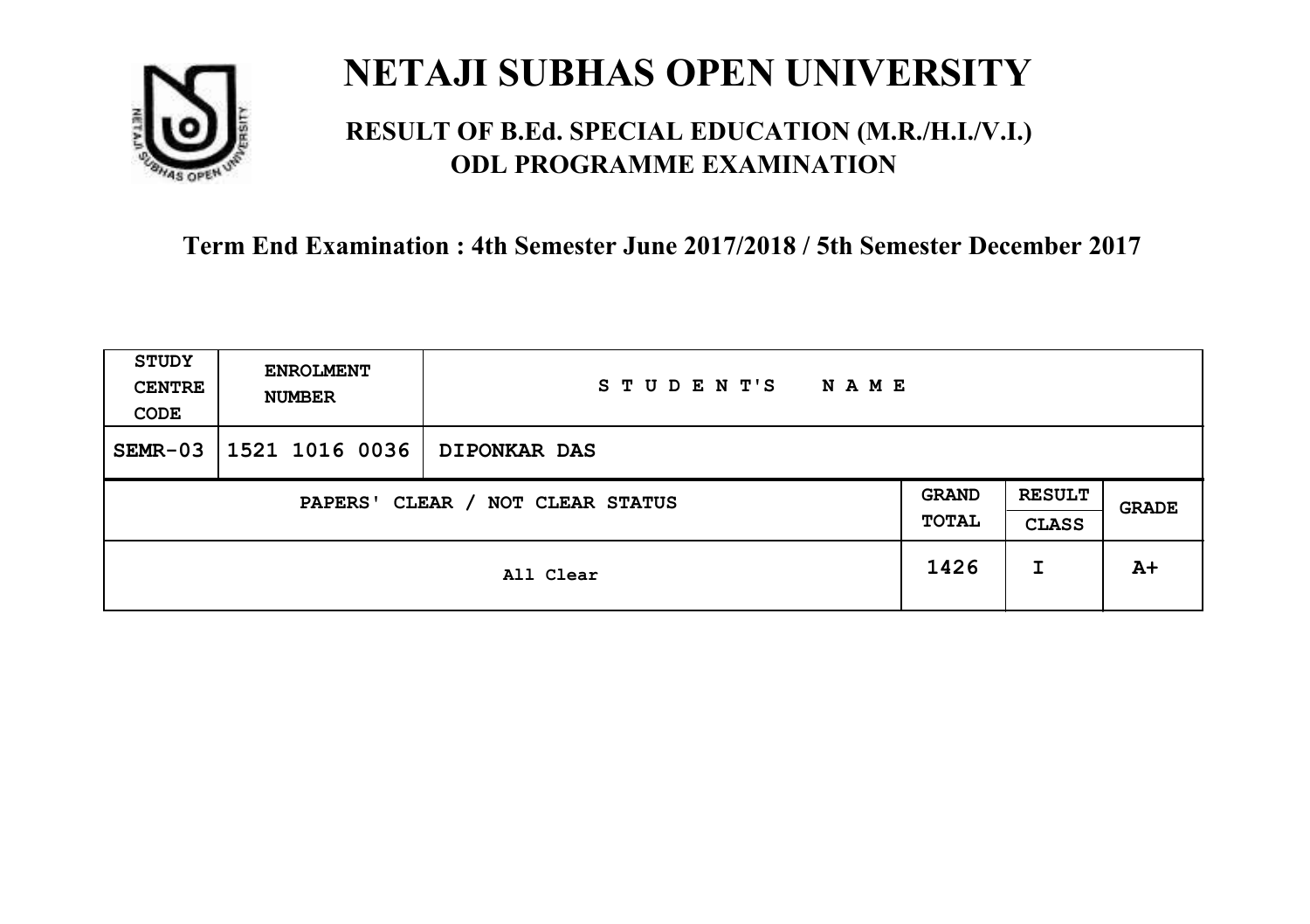# NETAJI SUBHAS OPEN UNIVERSITY

## RESULT OF B.Ed. SPECIAL EDUCATION (M.R./H.I./V.I.) ODL PROGRAMME EXAMINATION

### Term End Examination : 4th Semester June 2017/2018 / 5th Semester December 2017

| STUDY CENTRE CODE | ENROLMENT NUMBER | STUDENT'S NAME | | | |
|---|---|---|---|---|---|
| SEMR-03 | 1521 1016 0036 | DIPONKAR DAS | | | |
| PAPERS' CLEAR / NOT CLEAR STATUS | | | GRAND TOTAL | RESULT CLASS | GRADE |
| All Clear | | | 1426 | I | A+ |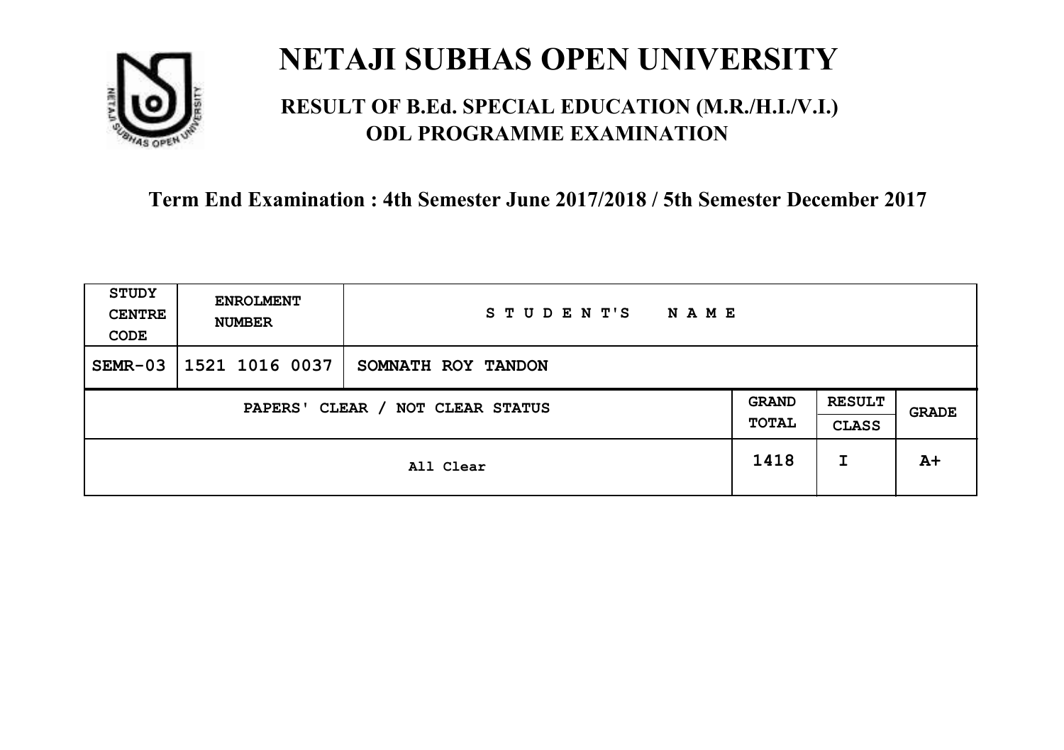# NETAJI SUBHAS OPEN UNIVERSITY

## RESULT OF B.Ed. SPECIAL EDUCATION (M.R./H.I./V.I.) ODL PROGRAMME EXAMINATION

### Term End Examination : 4th Semester June 2017/2018 / 5th Semester December 2017

| STUDY CENTRE CODE | ENROLMENT NUMBER | STUDENT'S NAME | | | |
|---|---|---|---|---|---|
| SEMR-03 | 1521 1016 0037 | SOMNATH ROY TANDON | | | |
| PAPERS' CLEAR / NOT CLEAR STATUS | | | GRAND TOTAL | RESULT CLASS | GRADE |
| All Clear | | | 1418 | I | A+ |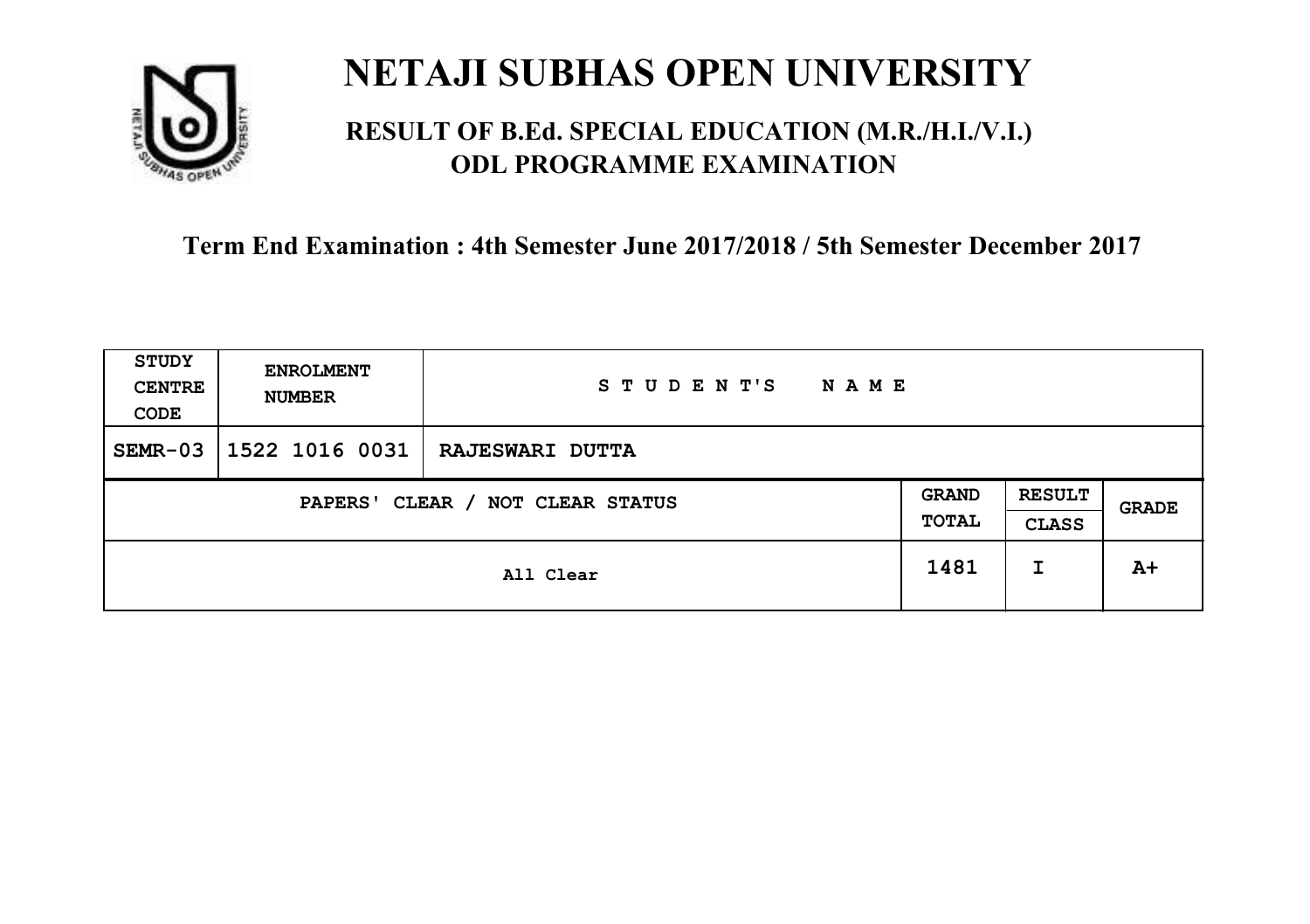# NETAJI SUBHAS OPEN UNIVERSITY

## RESULT OF B.Ed. SPECIAL EDUCATION (M.R./H.I./V.I.) ODL PROGRAMME EXAMINATION

### Term End Examination : 4th Semester June 2017/2018 / 5th Semester December 2017

| STUDY CENTRE CODE | ENROLMENT NUMBER | STUDENT'S NAME | | |
|---|---|---|---|---|
| SEMR-03 | 1522 1016 0031 | RAJESWARI DUTTA | | |
| PAPERS' CLEAR / NOT CLEAR STATUS | | GRAND TOTAL | RESULT CLASS | GRADE |
| All Clear | | 1481 | I | A+ |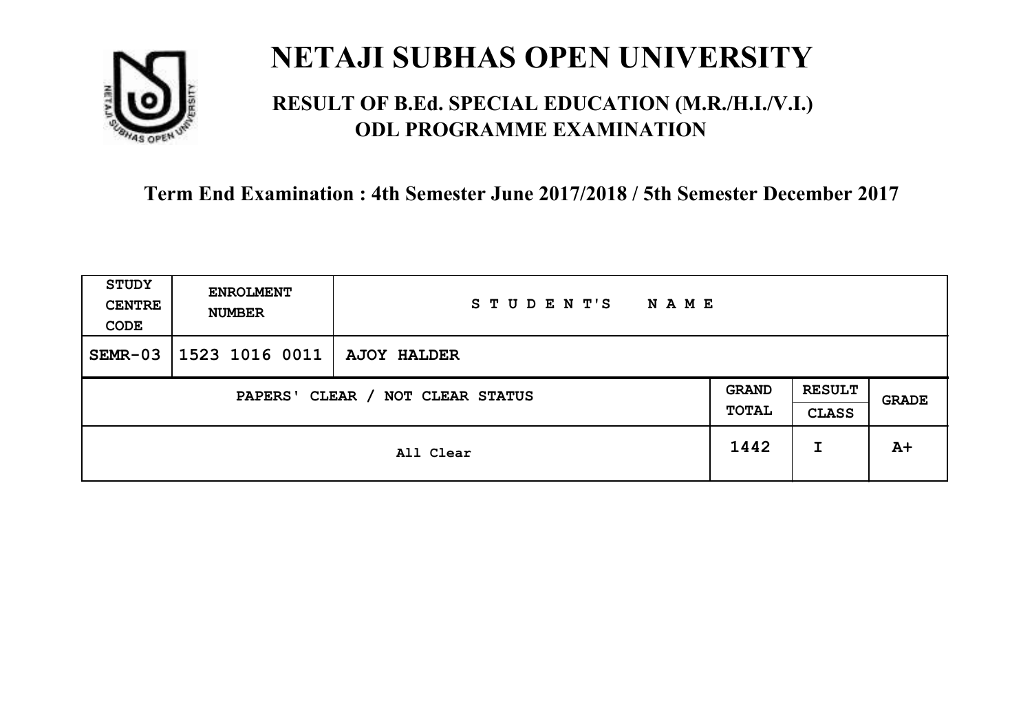# NETAJI SUBHAS OPEN UNIVERSITY

## RESULT OF B.Ed. SPECIAL EDUCATION (M.R./H.I./V.I.) ODL PROGRAMME EXAMINATION

### Term End Examination : 4th Semester June 2017/2018 / 5th Semester December 2017

| STUDY CENTRE CODE | ENROLMENT NUMBER | STUDENT'S NAME | | | |
|---|---|---|---|---|---|
| SEMR-03 | 1523 1016 0011 | AJOY HALDER | | | |
| PAPERS' CLEAR / NOT CLEAR STATUS | | | GRAND TOTAL | RESULT CLASS | GRADE |
| All Clear | | | 1442 | I | A+ |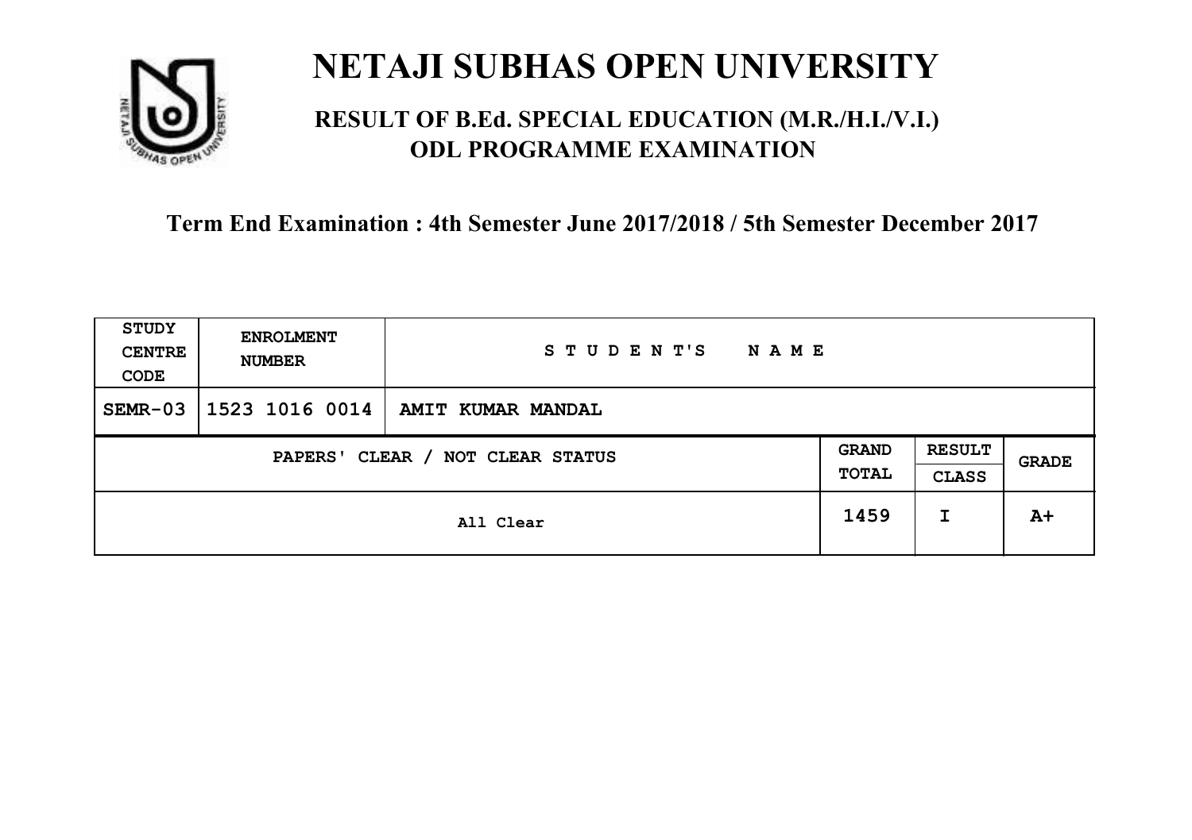# NETAJI SUBHAS OPEN UNIVERSITY

## RESULT OF B.Ed. SPECIAL EDUCATION (M.R./H.I./V.I.) ODL PROGRAMME EXAMINATION

### Term End Examination : 4th Semester June 2017/2018 / 5th Semester December 2017

| STUDY CENTRE CODE | ENROLMENT NUMBER | STUDENT'S NAME |
|---|---|---|
| SEMR-03 | 1523 1016 0014 | AMIT KUMAR MANDAL |

| PAPERS' CLEAR / NOT CLEAR STATUS | GRAND TOTAL | RESULT CLASS | GRADE |
|---|---|---|---|
| All Clear | 1459 | I | A+ |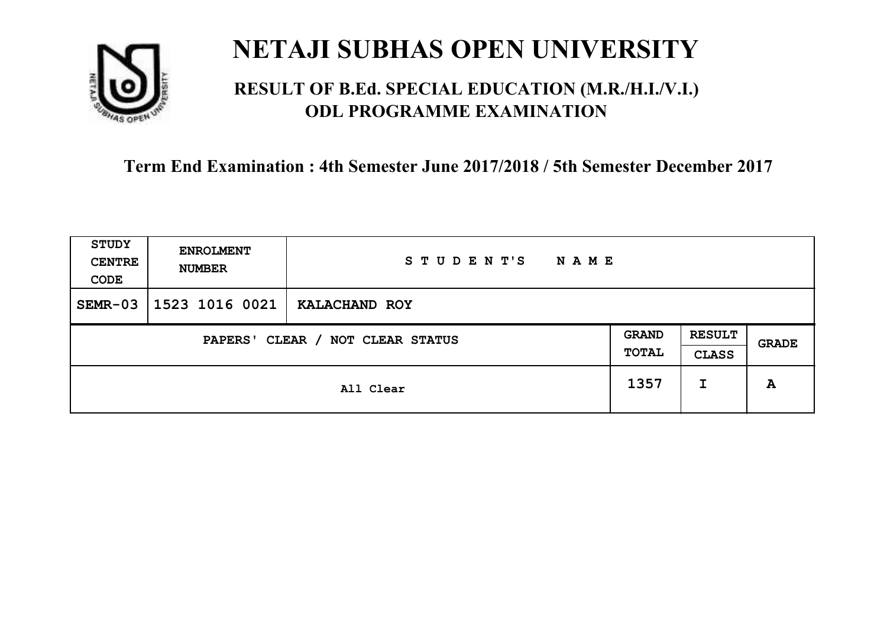# NETAJI SUBHAS OPEN UNIVERSITY

## RESULT OF B.Ed. SPECIAL EDUCATION (M.R./H.I./V.I.) ODL PROGRAMME EXAMINATION

### Term End Examination : 4th Semester June 2017/2018 / 5th Semester December 2017

| STUDY CENTRE CODE | ENROLMENT NUMBER | STUDENT'S NAME | | | |
|---|---|---|---|---|---|
| SEMR-03 | 1523 1016 0021 | KALACHAND ROY | | | |
| PAPERS' CLEAR / NOT CLEAR STATUS | | | GRAND TOTAL | RESULT CLASS | GRADE |
| All Clear | | | 1357 | I | A |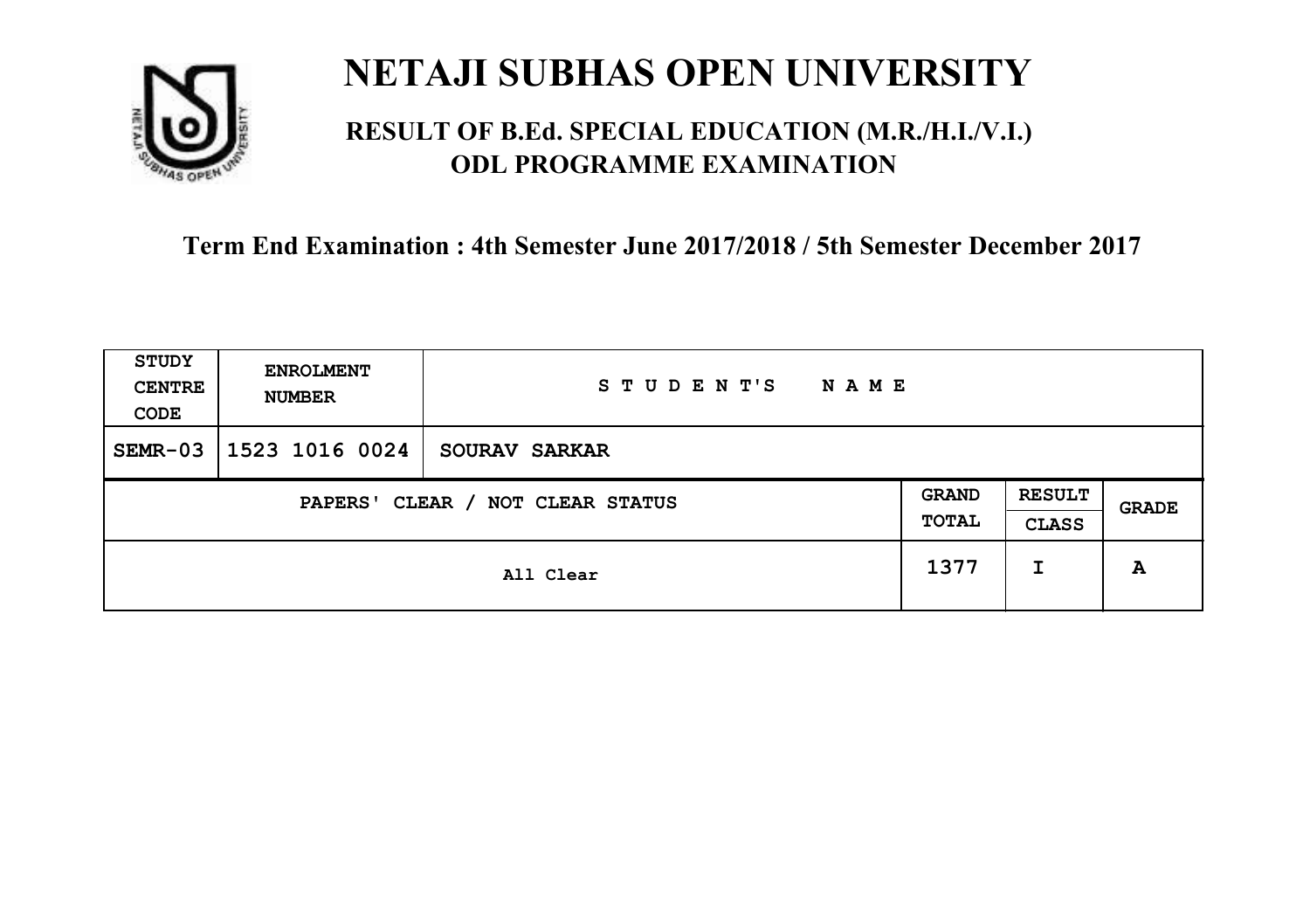# NETAJI SUBHAS OPEN UNIVERSITY

## RESULT OF B.Ed. SPECIAL EDUCATION (M.R./H.I./V.I.) ODL PROGRAMME EXAMINATION

**Term End Examination : 4th Semester June 2017/2018 / 5th Semester December 2017**

| STUDY CENTRE CODE | ENROLMENT NUMBER | STUDENT'S NAME | | | |
|---|---|---|---|---|---|
| SEMR-03 | 1523 1016 0024 | SOURAV SARKAR | | | |
| PAPERS' CLEAR / NOT CLEAR STATUS | | | GRAND TOTAL | RESULT CLASS | GRADE |
| All Clear | | | 1377 | I | A |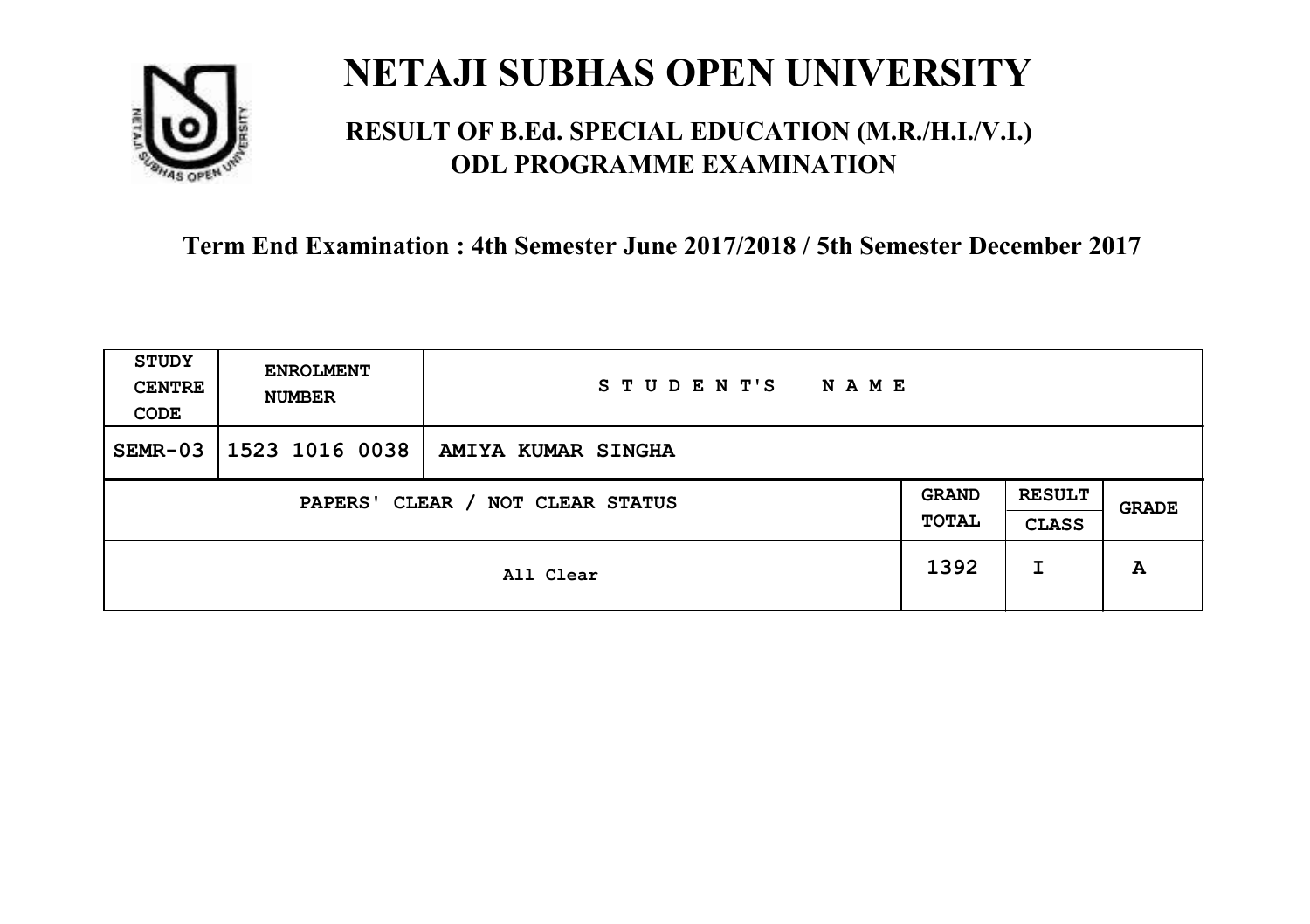# NETAJI SUBHAS OPEN UNIVERSITY

## RESULT OF B.Ed. SPECIAL EDUCATION (M.R./H.I./V.I.) ODL PROGRAMME EXAMINATION

### Term End Examination : 4th Semester June 2017/2018 / 5th Semester December 2017

| STUDY CENTRE CODE | ENROLMENT NUMBER | STUDENT'S NAME | | | |
|---|---|---|---|---|---|
| SEMR-03 | 1523 1016 0038 | AMIYA KUMAR SINGHA | | | |
| PAPERS' CLEAR / NOT CLEAR STATUS | | | GRAND TOTAL | RESULT CLASS | GRADE |
| All Clear | | | 1392 | I | A |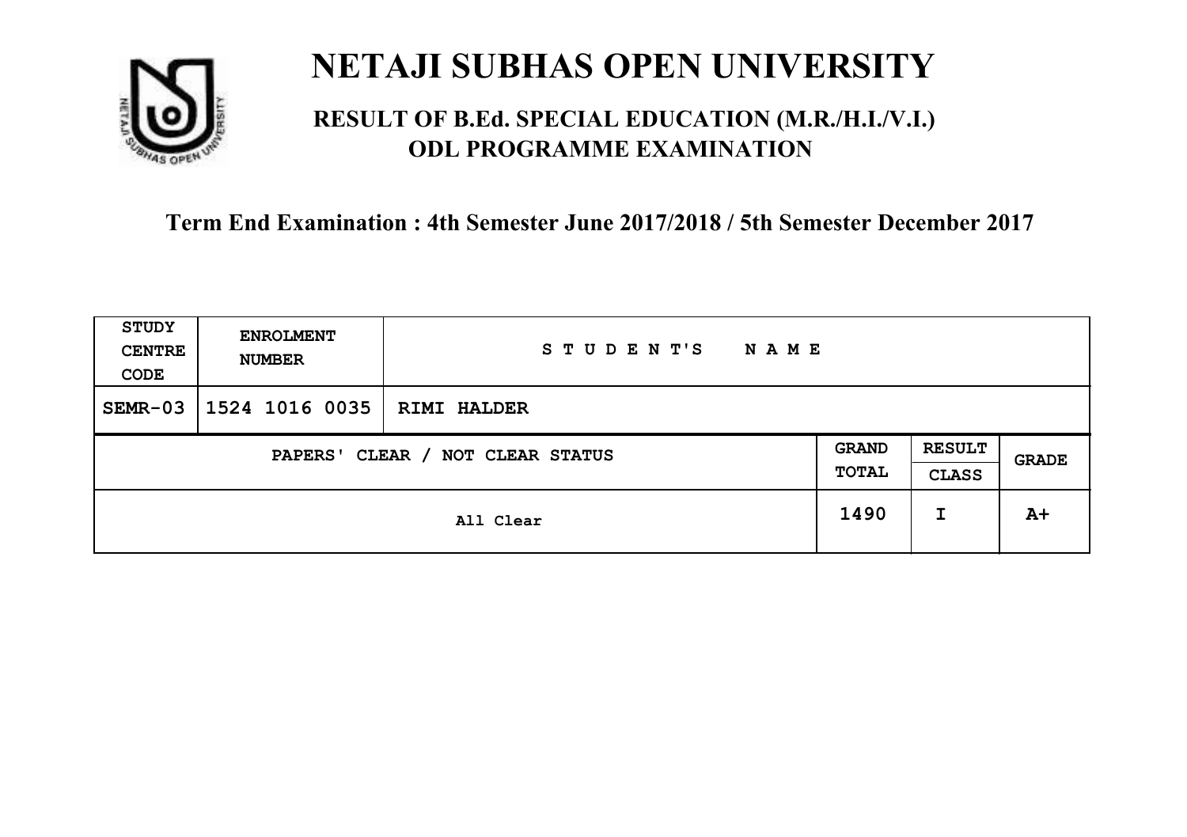# NETAJI SUBHAS OPEN UNIVERSITY

## RESULT OF B.Ed. SPECIAL EDUCATION (M.R./H.I./V.I.) ODL PROGRAMME EXAMINATION

### Term End Examination : 4th Semester June 2017/2018 / 5th Semester December 2017

| STUDY CENTRE CODE | ENROLMENT NUMBER | STUDENT'S NAME | | | |
|---|---|---|---|---|---|
| SEMR-03 | 1524 1016 0035 | RIMI HALDER | | | |
| PAPERS' CLEAR / NOT CLEAR STATUS | | | GRAND TOTAL | RESULT CLASS | GRADE |
| All Clear | | | 1490 | I | A+ |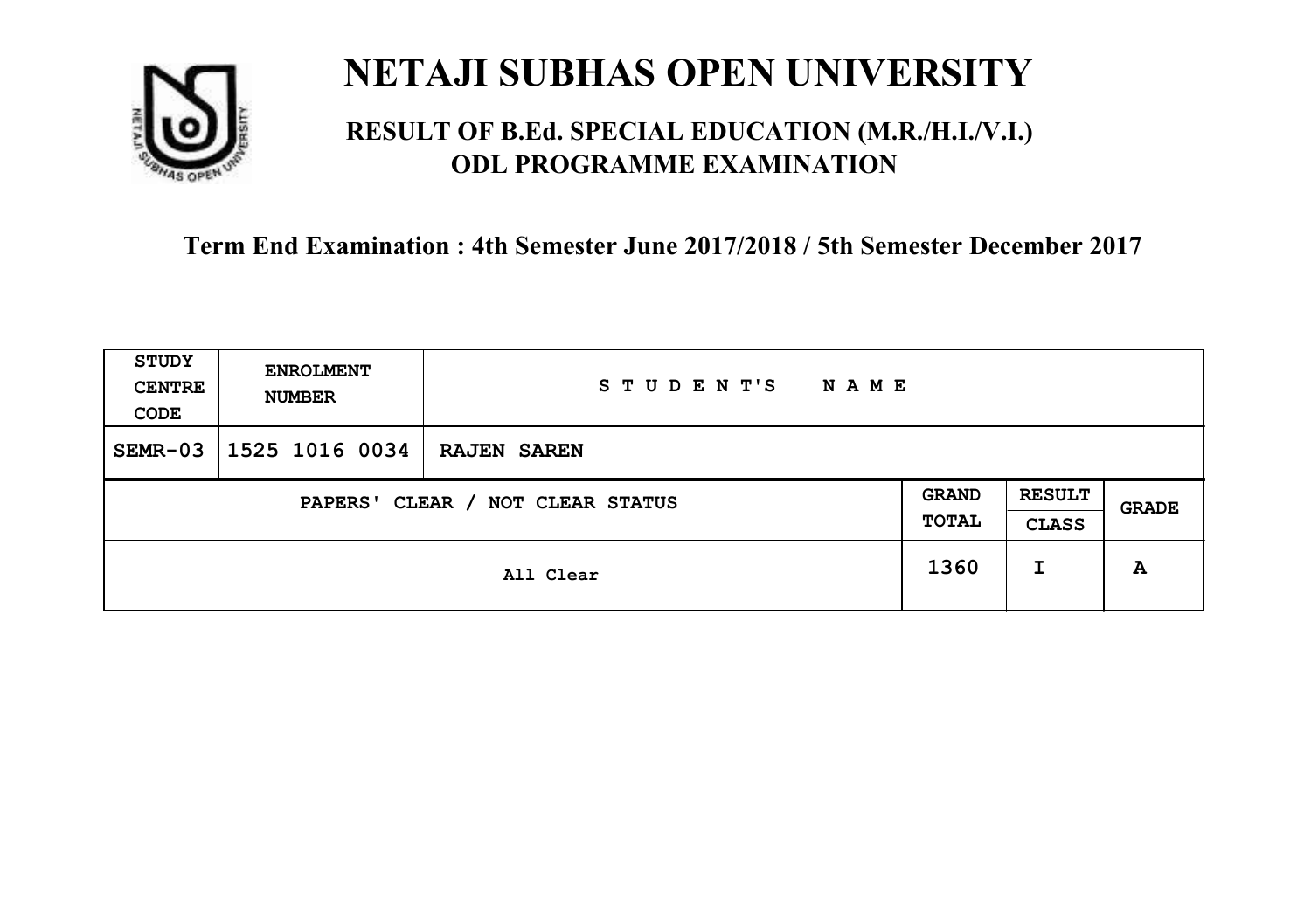# NETAJI SUBHAS OPEN UNIVERSITY

## RESULT OF B.Ed. SPECIAL EDUCATION (M.R./H.I./V.I.) ODL PROGRAMME EXAMINATION

### Term End Examination : 4th Semester June 2017/2018 / 5th Semester December 2017

| STUDY CENTRE CODE | ENROLMENT NUMBER | STUDENT'S NAME | | | |
|---|---|---|---|---|---|
| SEMR-03 | 1525 1016 0034 | RAJEN SAREN | | | |
| PAPERS' CLEAR / NOT CLEAR STATUS | | | GRAND TOTAL | RESULT CLASS | GRADE |
| All Clear | | | 1360 | I | A |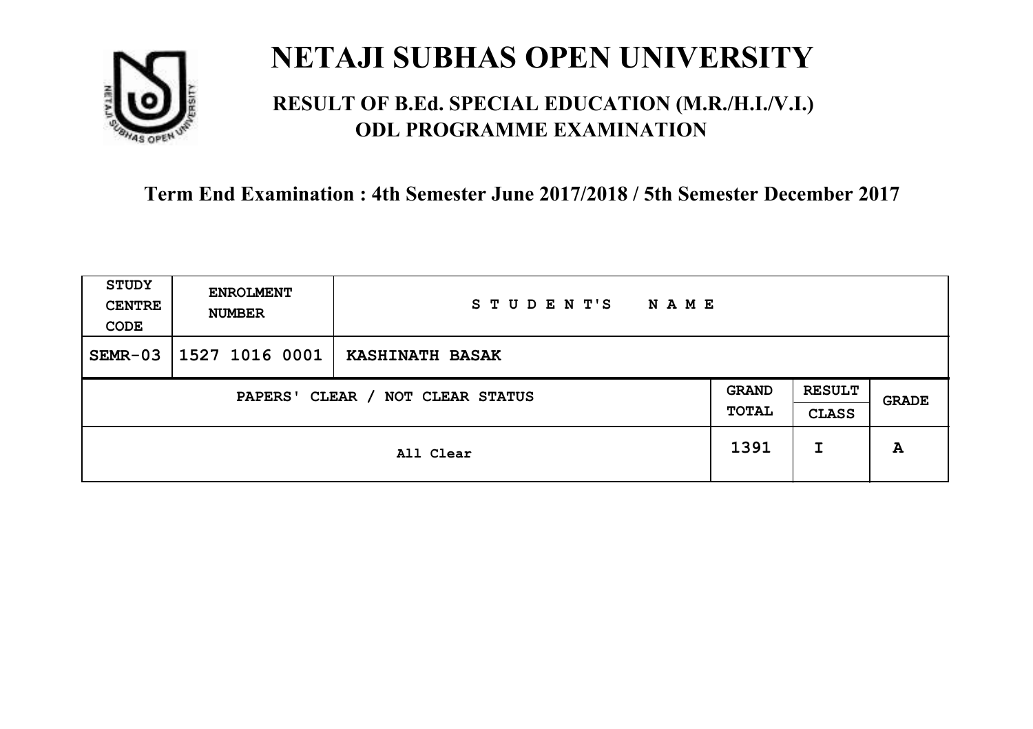# NETAJI SUBHAS OPEN UNIVERSITY

## RESULT OF B.Ed. SPECIAL EDUCATION (M.R./H.I./V.I.) ODL PROGRAMME EXAMINATION

### Term End Examination : 4th Semester June 2017/2018 / 5th Semester December 2017

| STUDY CENTRE CODE | ENROLMENT NUMBER | STUDENT'S NAME | | | |
|---|---|---|---|---|---|
| SEMR-03 | 1527 1016 0001 | KASHINATH BASAK | | | |
| PAPERS' CLEAR / NOT CLEAR STATUS | | | GRAND TOTAL | RESULT CLASS | GRADE |
| All Clear | | | 1391 | I | A |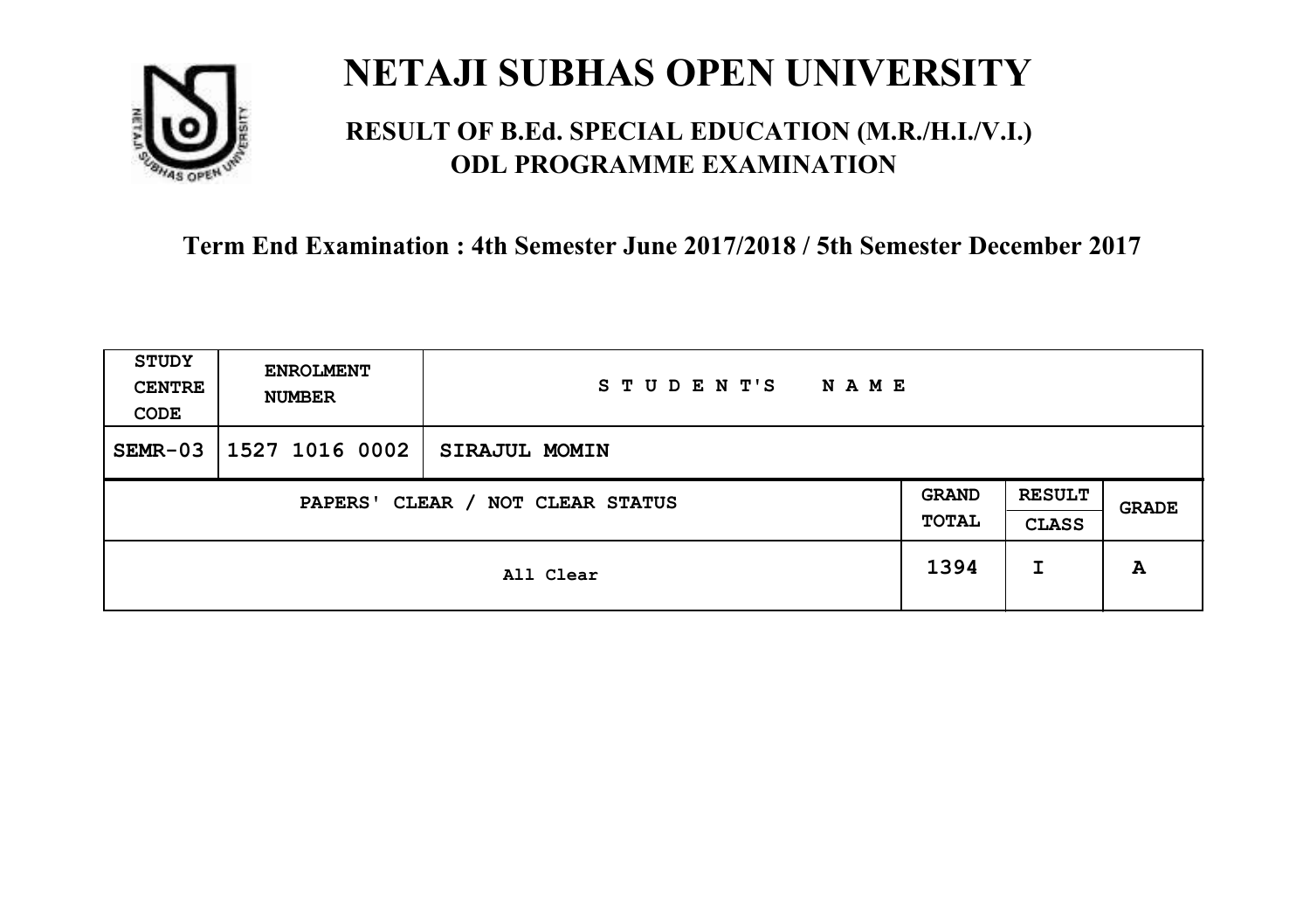# NETAJI SUBHAS OPEN UNIVERSITY

## RESULT OF B.Ed. SPECIAL EDUCATION (M.R./H.I./V.I.) ODL PROGRAMME EXAMINATION

### Term End Examination : 4th Semester June 2017/2018 / 5th Semester December 2017

| STUDY CENTRE CODE | ENROLMENT NUMBER | STUDENT'S NAME | | | |
|---|---|---|---|---|---|
| SEMR-03 | 1527 1016 0002 | SIRAJUL MOMIN | | | |
| PAPERS' CLEAR / NOT CLEAR STATUS | | | GRAND TOTAL | RESULT CLASS | GRADE |
| All Clear | | | 1394 | I | A |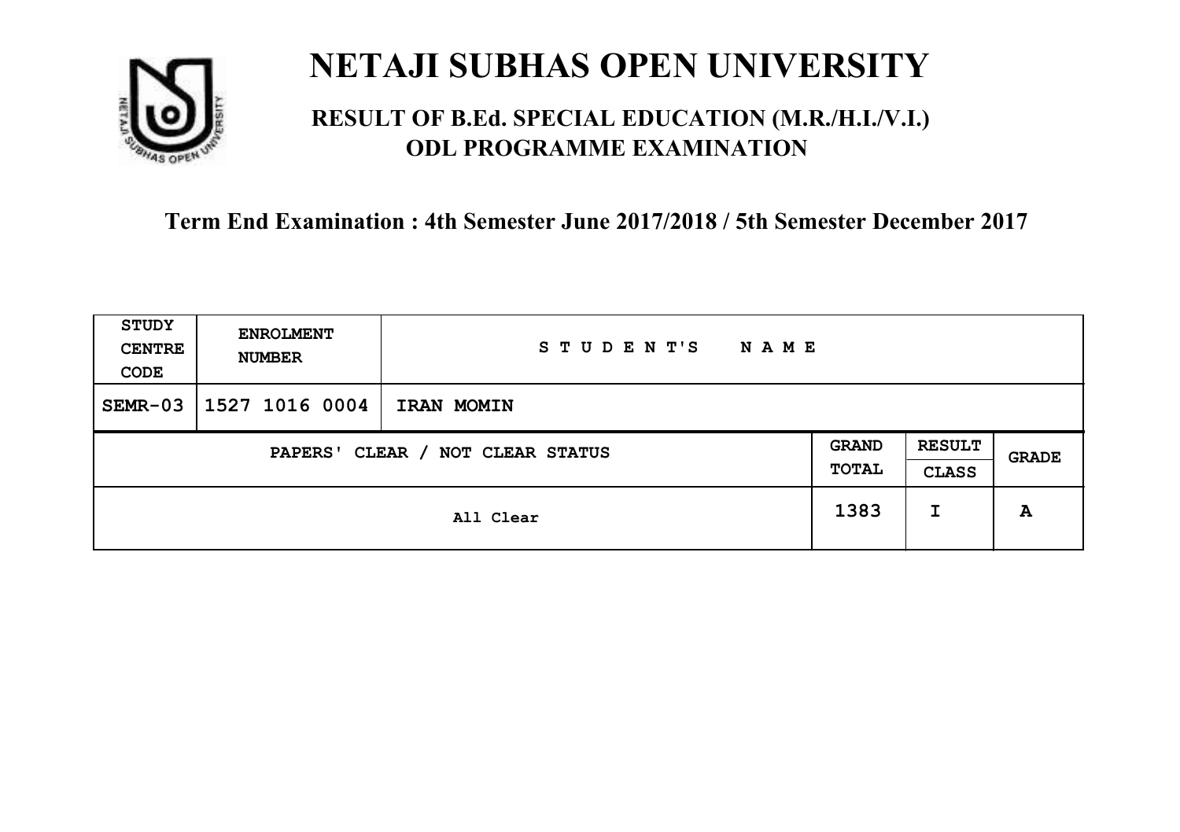# NETAJI SUBHAS OPEN UNIVERSITY

## RESULT OF B.Ed. SPECIAL EDUCATION (M.R./H.I./V.I.) ODL PROGRAMME EXAMINATION

### Term End Examination : 4th Semester June 2017/2018 / 5th Semester December 2017

| STUDY CENTRE CODE | ENROLMENT NUMBER | STUDENT'S NAME | | | |
|---|---|---|---|---|---|
| SEMR-03 | 1527 1016 0004 | IRAN MOMIN | | | |
| PAPERS' CLEAR / NOT CLEAR STATUS | | | GRAND TOTAL | RESULT CLASS | GRADE |
| All Clear | | | 1383 | I | A |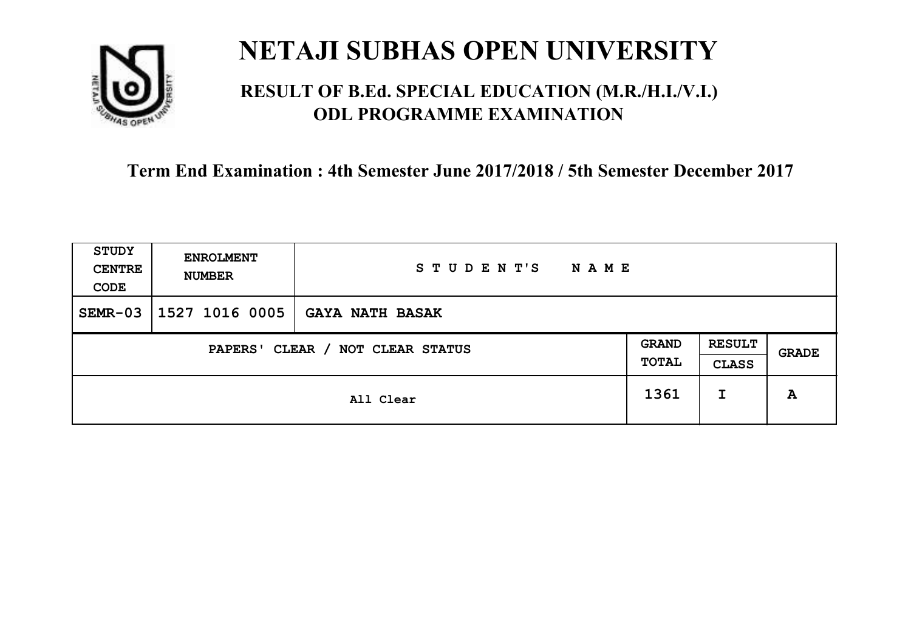# NETAJI SUBHAS OPEN UNIVERSITY

## RESULT OF B.Ed. SPECIAL EDUCATION (M.R./H.I./V.I.) ODL PROGRAMME EXAMINATION

### Term End Examination : 4th Semester June 2017/2018 / 5th Semester December 2017

| STUDY CENTRE CODE | ENROLMENT NUMBER | STUDENT'S NAME | | | |
|---|---|---|---|---|---|
| SEMR-03 | 1527 1016 0005 | GAYA NATH BASAK | | | |
| PAPERS' CLEAR / NOT CLEAR STATUS | | | GRAND TOTAL | RESULT CLASS | GRADE |
| All Clear | | | 1361 | I | A |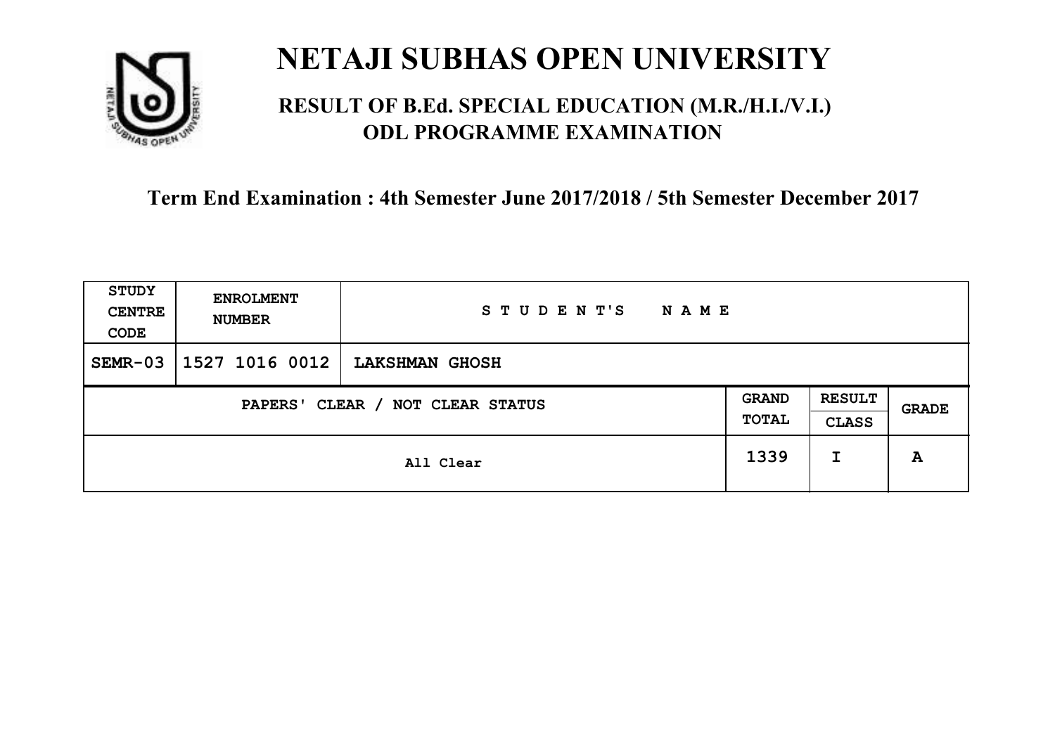# NETAJI SUBHAS OPEN UNIVERSITY

## RESULT OF B.Ed. SPECIAL EDUCATION (M.R./H.I./V.I.) ODL PROGRAMME EXAMINATION

### Term End Examination : 4th Semester June 2017/2018 / 5th Semester December 2017

| STUDY CENTRE CODE | ENROLMENT NUMBER | STUDENT'S NAME | | | |
|---|---|---|---|---|---|
| SEMR-03 | 1527 1016 0012 | LAKSHMAN GHOSH | | | |
| PAPERS' CLEAR / NOT CLEAR STATUS | | | GRAND TOTAL | RESULT CLASS | GRADE |
| All Clear | | | 1339 | I | A |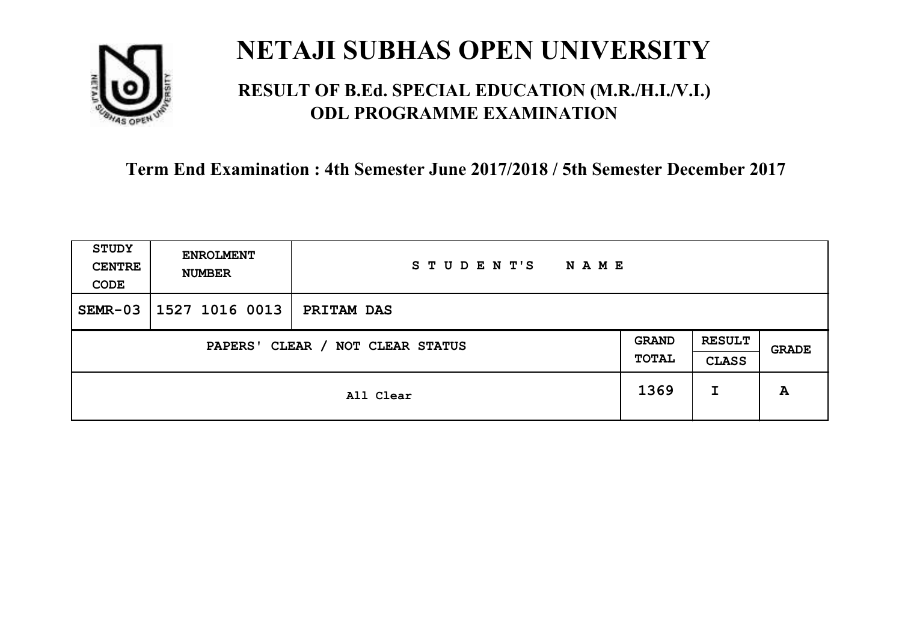# NETAJI SUBHAS OPEN UNIVERSITY

## RESULT OF B.Ed. SPECIAL EDUCATION (M.R./H.I./V.I.) ODL PROGRAMME EXAMINATION

### Term End Examination : 4th Semester June 2017/2018 / 5th Semester December 2017

| STUDY CENTRE CODE | ENROLMENT NUMBER | STUDENT'S NAME | | | |
|---|---|---|---|---|---|
| SEMR-03 | 1527 1016 0013 | PRITAM DAS | | | |
| PAPERS' CLEAR / NOT CLEAR STATUS | | | GRAND TOTAL | RESULT CLASS | GRADE |
| All Clear | | | 1369 | I | A |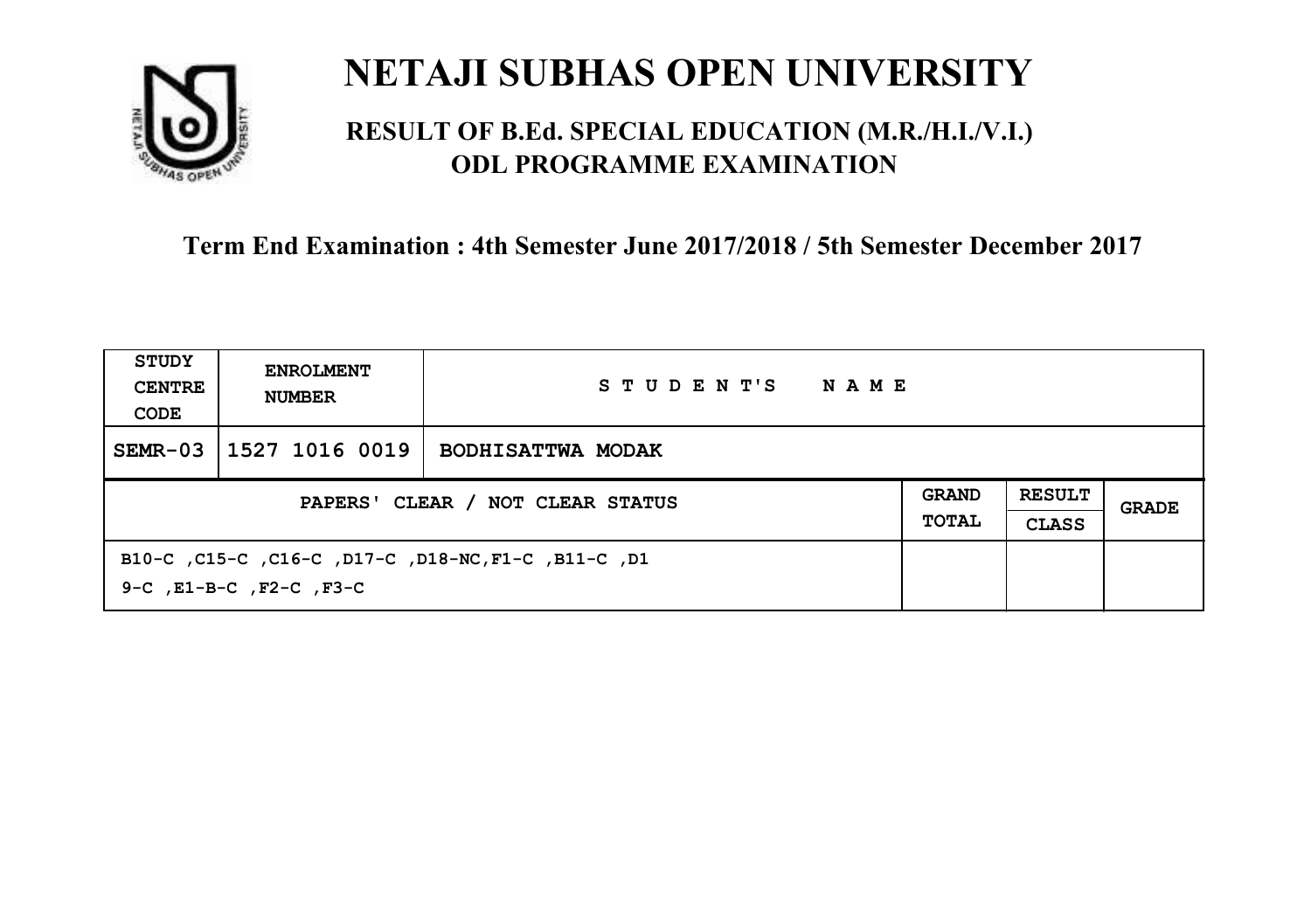# NETAJI SUBHAS OPEN UNIVERSITY

## RESULT OF B.Ed. SPECIAL EDUCATION (M.R./H.I./V.I.) ODL PROGRAMME EXAMINATION

### Term End Examination : 4th Semester June 2017/2018 / 5th Semester December 2017

| STUDY CENTRE CODE | ENROLMENT NUMBER | STUDENT'S NAME | | | |
|---|---|---|---|---|---|
| SEMR-03 | 1527 1016 0019 | BODHISATTWA MODAK | | | |
| PAPERS' CLEAR / NOT CLEAR STATUS | | | GRAND TOTAL | RESULT CLASS | GRADE |
| B10-C ,C15-C ,C16-C ,D17-C ,D18-NC,F1-C ,B11-C ,D19-C ,E1-B-C ,F2-C ,F3-C | | | | | |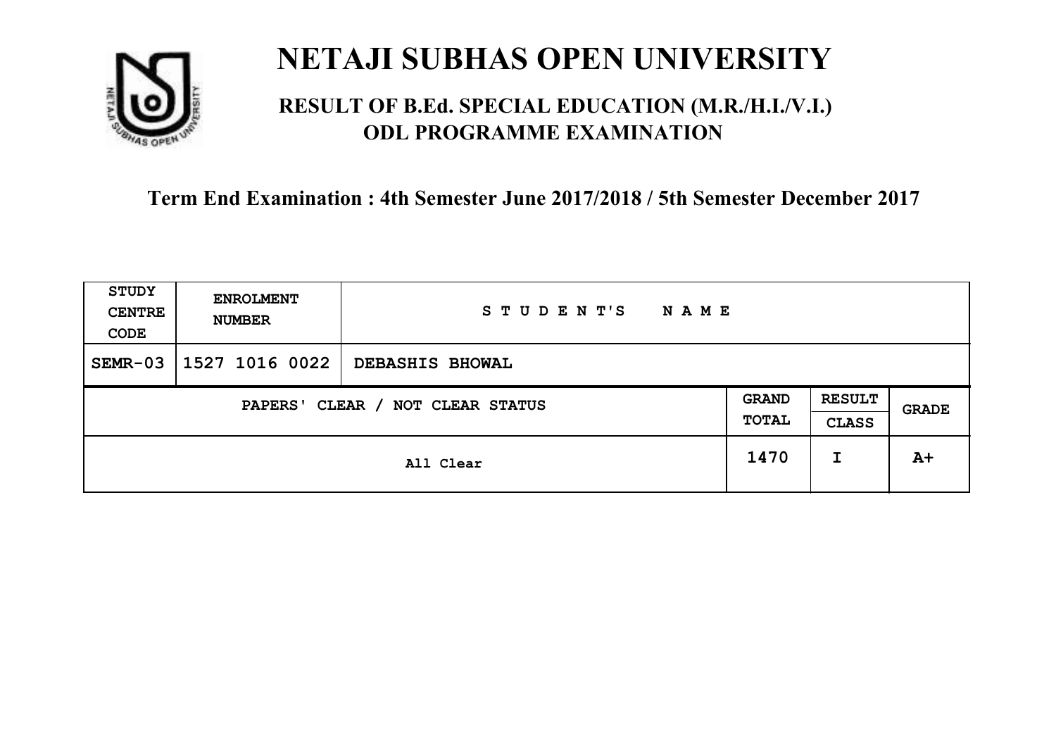# NETAJI SUBHAS OPEN UNIVERSITY

## RESULT OF B.Ed. SPECIAL EDUCATION (M.R./H.I./V.I.) ODL PROGRAMME EXAMINATION

### Term End Examination : 4th Semester June 2017/2018 / 5th Semester December 2017

| STUDY CENTRE CODE | ENROLMENT NUMBER | STUDENT'S NAME | | | |
|---|---|---|---|---|---|
| SEMR-03 | 1527 1016 0022 | DEBASHIS BHOWAL | | | |
| PAPERS' CLEAR / NOT CLEAR STATUS | | | GRAND TOTAL | RESULT CLASS | GRADE |
| All Clear | | | 1470 | I | A+ |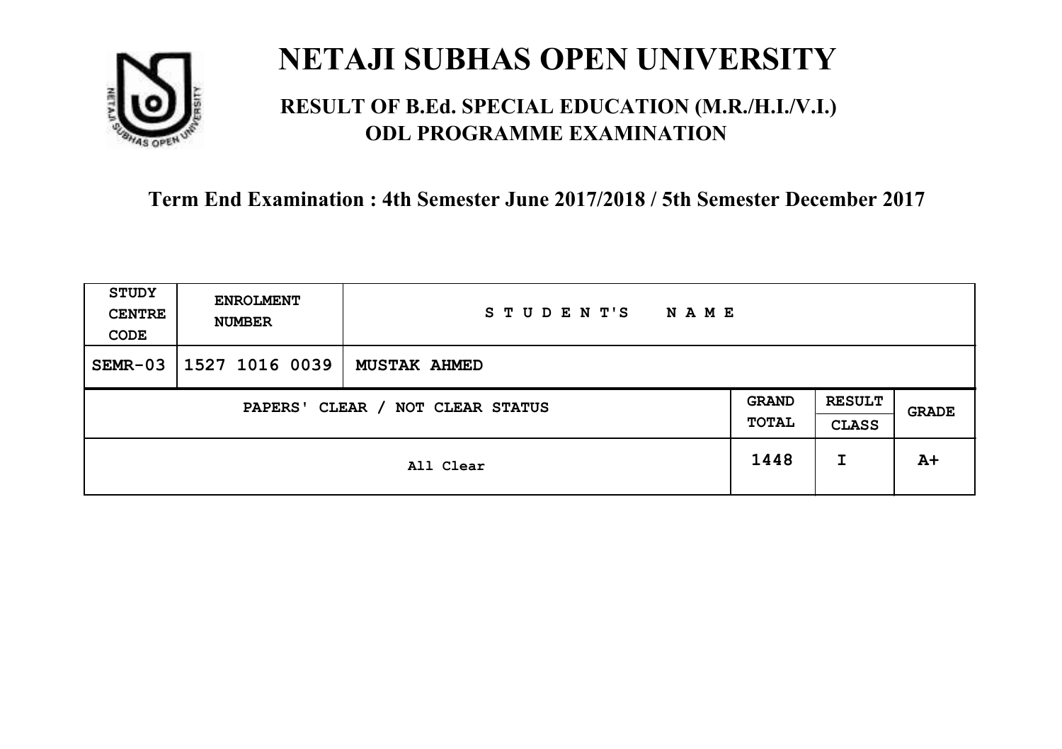# NETAJI SUBHAS OPEN UNIVERSITY

## RESULT OF B.Ed. SPECIAL EDUCATION (M.R./H.I./V.I.) ODL PROGRAMME EXAMINATION

### Term End Examination : 4th Semester June 2017/2018 / 5th Semester December 2017

| STUDY CENTRE CODE | ENROLMENT NUMBER | STUDENT'S NAME | | | |
|---|---|---|---|---|---|
| SEMR-03 | 1527 1016 0039 | MUSTAK AHMED | | | |
| PAPERS' CLEAR / NOT CLEAR STATUS | | | GRAND TOTAL | RESULT CLASS | GRADE |
| All Clear | | | 1448 | I | A+ |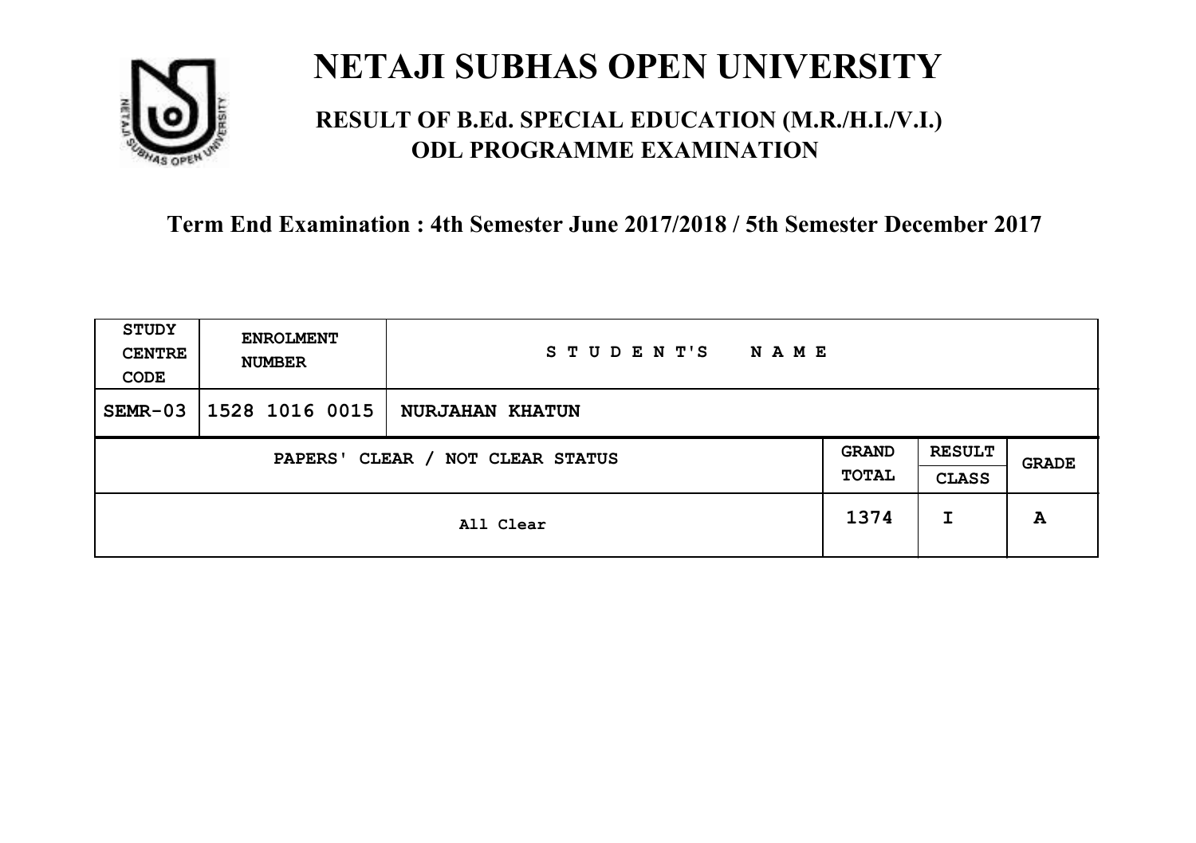# NETAJI SUBHAS OPEN UNIVERSITY

## RESULT OF B.Ed. SPECIAL EDUCATION (M.R./H.I./V.I.) ODL PROGRAMME EXAMINATION

### Term End Examination : 4th Semester June 2017/2018 / 5th Semester December 2017

| STUDY CENTRE CODE | ENROLMENT NUMBER | STUDENT'S NAME | | | |
|---|---|---|---|---|---|
| SEMR-03 | 1528 1016 0015 | NURJAHAN KHATUN | | | |
| PAPERS' CLEAR / NOT CLEAR STATUS | | | GRAND TOTAL | RESULT CLASS | GRADE |
| All Clear | | | 1374 | I | A |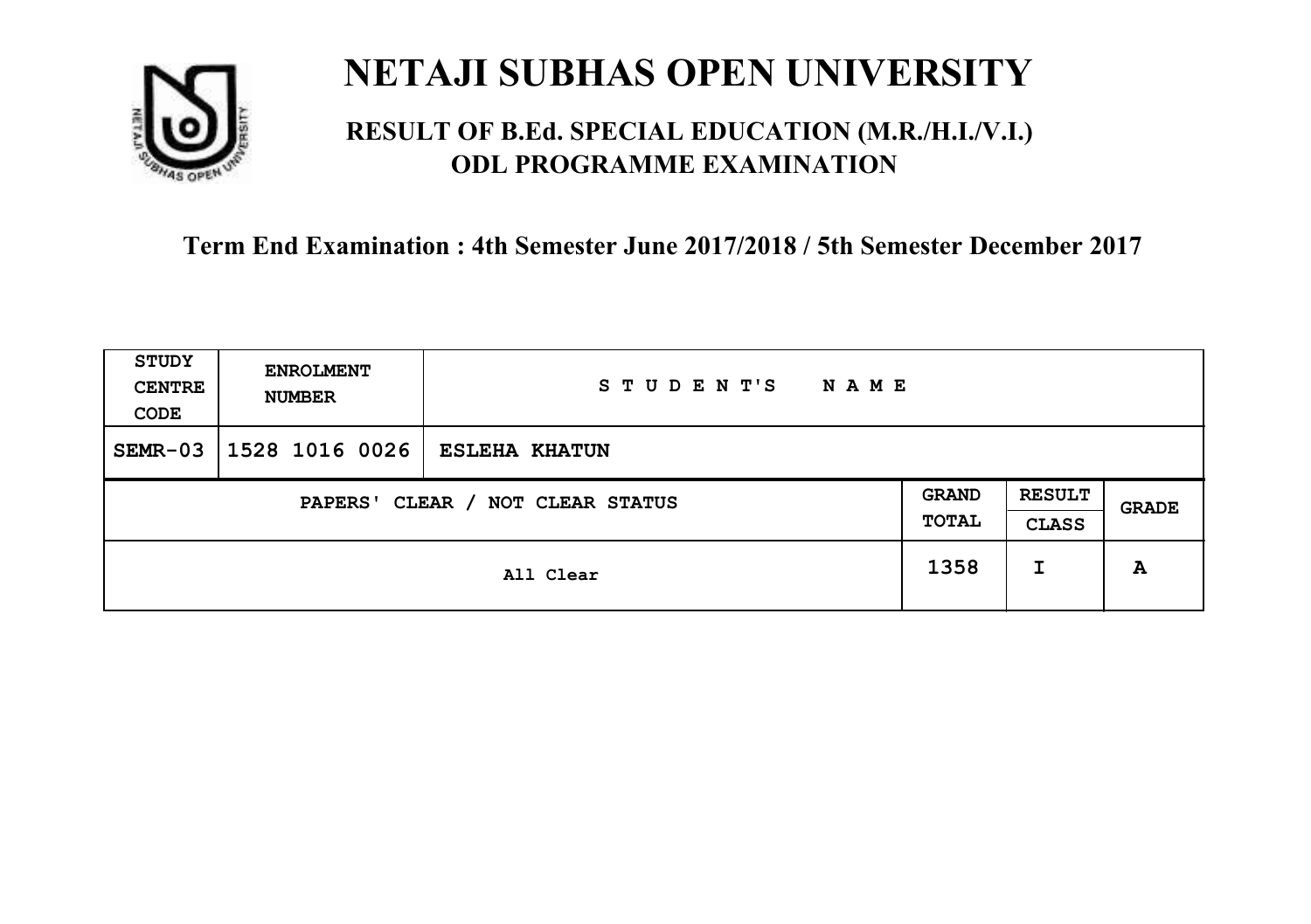# NETAJI SUBHAS OPEN UNIVERSITY

## RESULT OF B.Ed. SPECIAL EDUCATION (M.R./H.I./V.I.) ODL PROGRAMME EXAMINATION

### Term End Examination : 4th Semester June 2017/2018 / 5th Semester December 2017

| STUDY CENTRE CODE | ENROLMENT NUMBER | STUDENT'S NAME | | | |
|---|---|---|---|---|---|
| SEMR-03 | 1528 1016 0026 | ESLEHA KHATUN | | | |
| PAPERS' CLEAR / NOT CLEAR STATUS | | | GRAND TOTAL | RESULT CLASS | GRADE |
| All Clear | | | 1358 | I | A |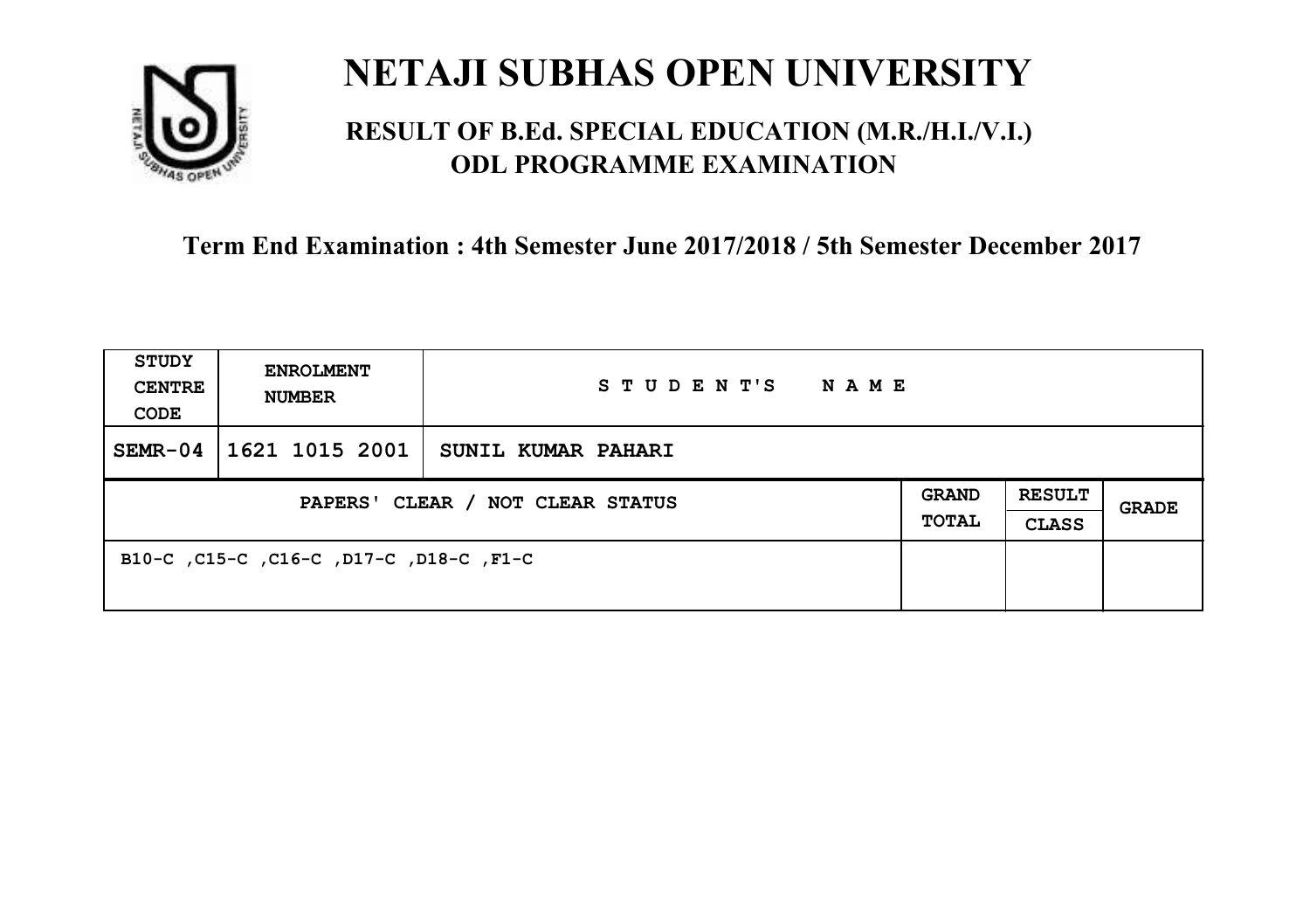# NETAJI SUBHAS OPEN UNIVERSITY

## RESULT OF B.Ed. SPECIAL EDUCATION (M.R./H.I./V.I.) ODL PROGRAMME EXAMINATION

### Term End Examination : 4th Semester June 2017/2018 / 5th Semester December 2017

| STUDY CENTRE CODE | ENROLMENT NUMBER | STUDENT'S NAME | | | |
|---|---|---|---|---|---|
| SEMR-04 | 1621 1015 2001 | SUNIL KUMAR PAHARI | | | |
| PAPERS' CLEAR / NOT CLEAR STATUS | | | GRAND TOTAL | RESULT CLASS | GRADE |
| B10-C ,C15-C ,C16-C ,D17-C ,D18-C ,F1-C | | | | | |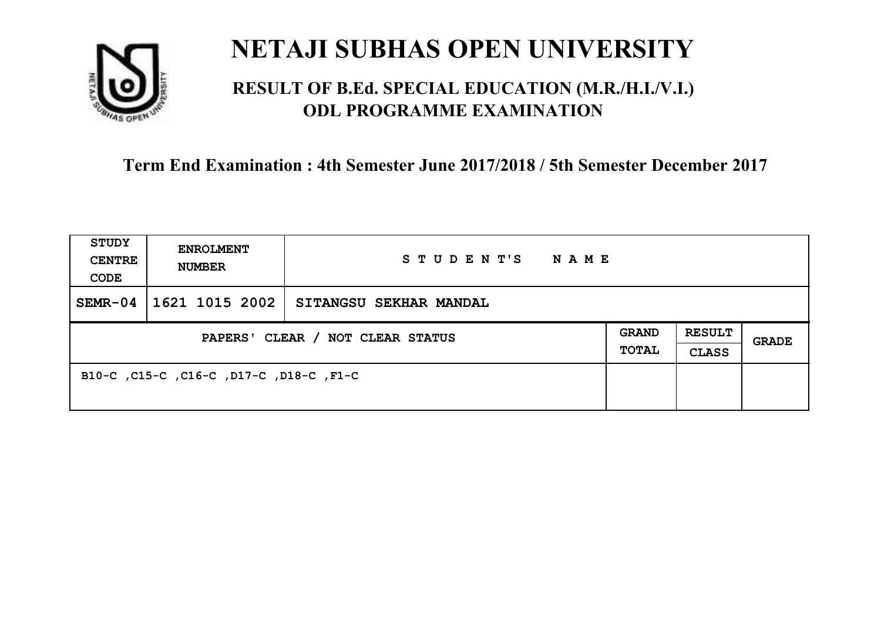# NETAJI SUBHAS OPEN UNIVERSITY

## RESULT OF B.Ed. SPECIAL EDUCATION (M.R./H.I./V.I.) ODL PROGRAMME EXAMINATION

**Term End Examination : 4th Semester June 2017/2018 / 5th Semester December 2017**

| STUDY CENTRE CODE | ENROLMENT NUMBER | STUDENT'S NAME | | | |
|---|---|---|---|---|---|
| SEMR-04 | 1621 1015 2002 | SITANGSU SEKHAR MANDAL | | | |
| PAPERS' CLEAR / NOT CLEAR STATUS | | | GRAND TOTAL | RESULT CLASS | GRADE |
| B10-C ,C15-C ,C16-C ,D17-C ,D18-C ,F1-C | | | | | |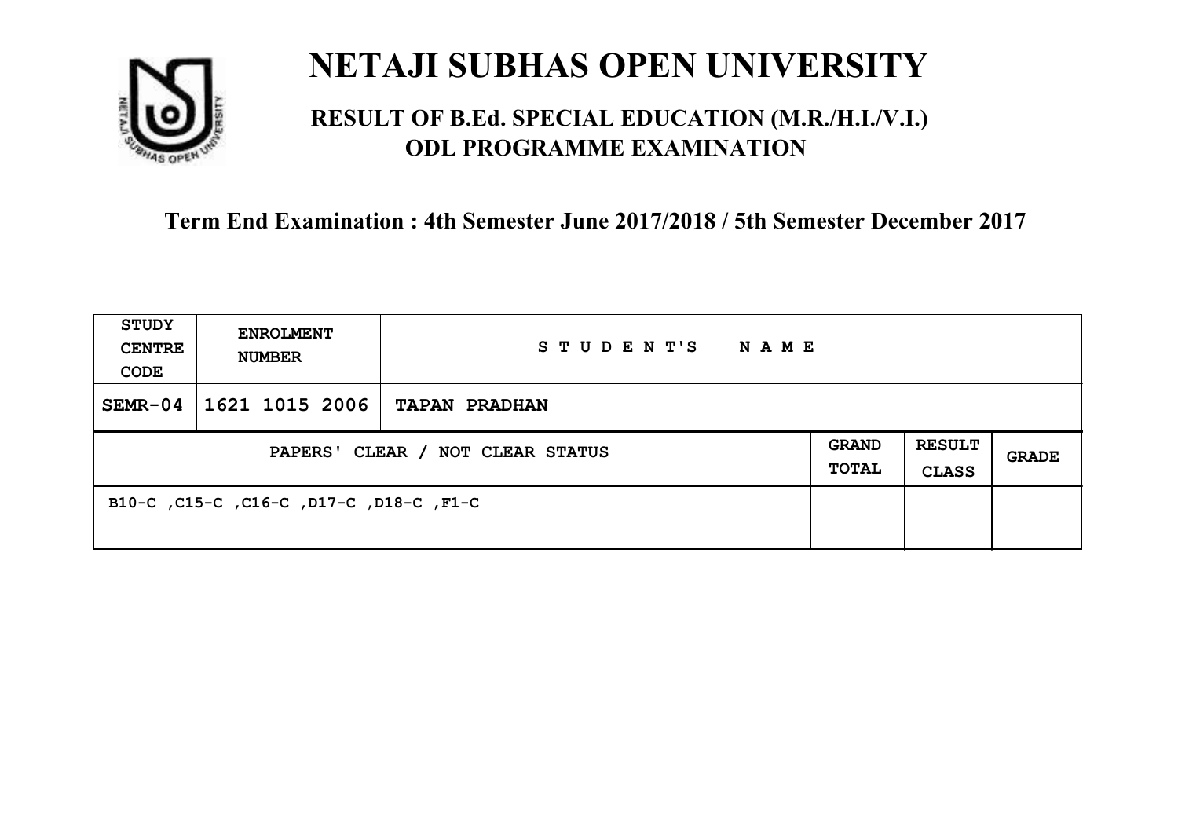# NETAJI SUBHAS OPEN UNIVERSITY

## RESULT OF B.Ed. SPECIAL EDUCATION (M.R./H.I./V.I.) ODL PROGRAMME EXAMINATION

**Term End Examination : 4th Semester June 2017/2018 / 5th Semester December 2017**

| STUDY CENTRE CODE | ENROLMENT NUMBER | STUDENT'S NAME | | | |
|---|---|---|---|---|---|
| SEMR-04 | 1621 1015 2006 | TAPAN PRADHAN | | | |
| PAPERS' CLEAR / NOT CLEAR STATUS | | | GRAND TOTAL | RESULT CLASS | GRADE |
| B10-C ,C15-C ,C16-C ,D17-C ,D18-C ,F1-C | | | | | |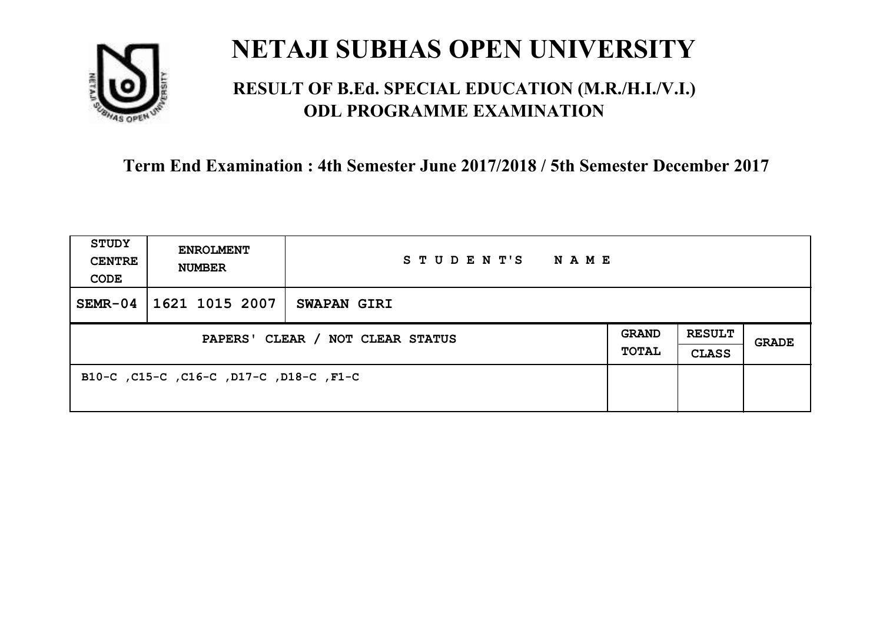# NETAJI SUBHAS OPEN UNIVERSITY

## RESULT OF B.Ed. SPECIAL EDUCATION (M.R./H.I./V.I.) ODL PROGRAMME EXAMINATION

**Term End Examination : 4th Semester June 2017/2018 / 5th Semester December 2017**

| STUDY CENTRE CODE | ENROLMENT NUMBER | STUDENT'S NAME | | | |
|---|---|---|---|---|---|
| SEMR-04 | 1621 1015 2007 | SWAPAN GIRI | | | |
| PAPERS' CLEAR / NOT CLEAR STATUS | | | GRAND TOTAL | RESULT CLASS | GRADE |
| B10-C ,C15-C ,C16-C ,D17-C ,D18-C ,F1-C | | | | | |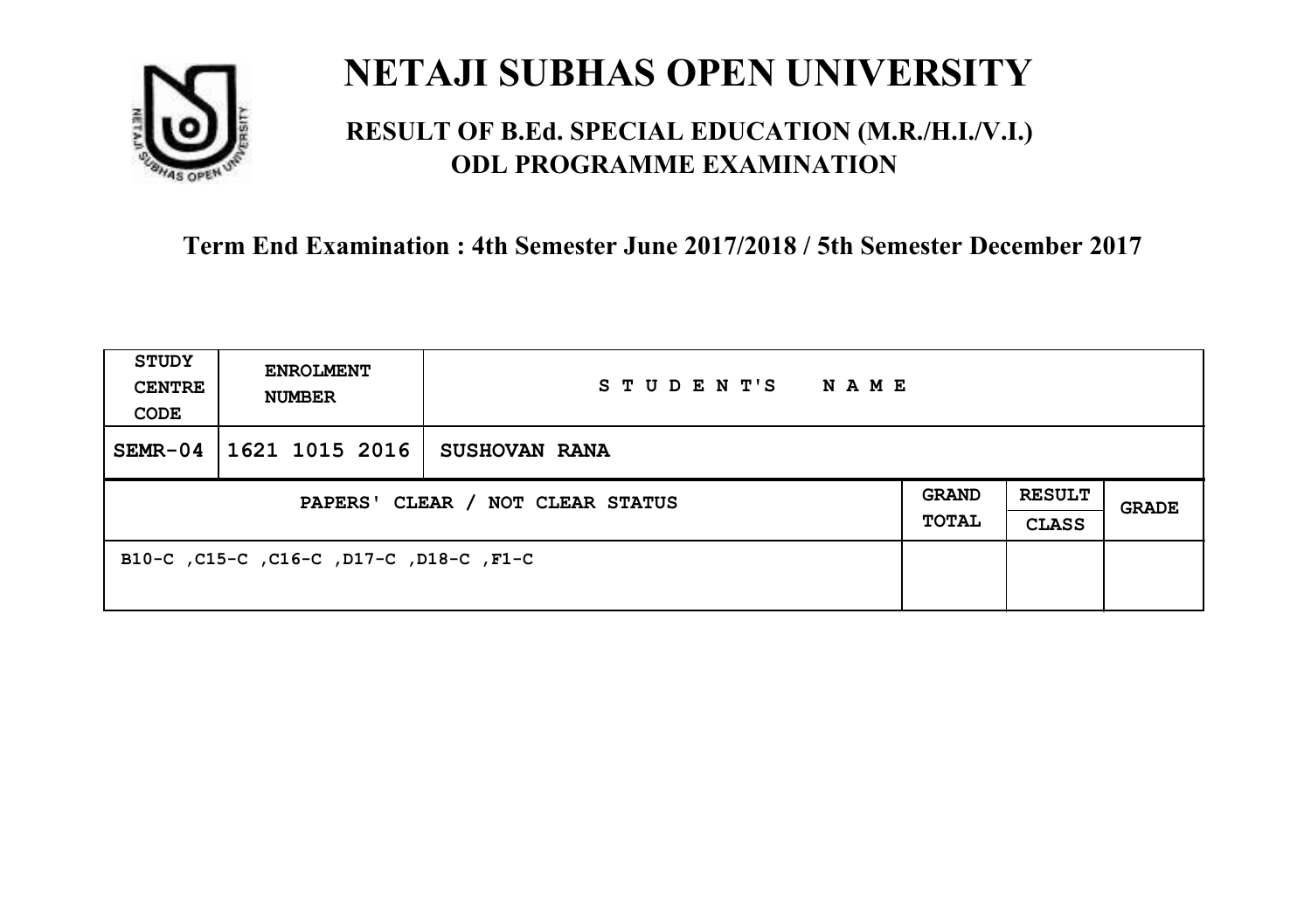# NETAJI SUBHAS OPEN UNIVERSITY

## RESULT OF B.Ed. SPECIAL EDUCATION (M.R./H.I./V.I.) ODL PROGRAMME EXAMINATION

### Term End Examination : 4th Semester June 2017/2018 / 5th Semester December 2017

| STUDY CENTRE CODE | ENROLMENT NUMBER | STUDENT'S NAME | | | |
|---|---|---|---|---|---|
| SEMR-04 | 1621 1015 2016 | SUSHOVAN RANA | | | |
| PAPERS' CLEAR / NOT CLEAR STATUS | | | GRAND TOTAL | RESULT CLASS | GRADE |
| B10-C ,C15-C ,C16-C ,D17-C ,D18-C ,F1-C | | | | | |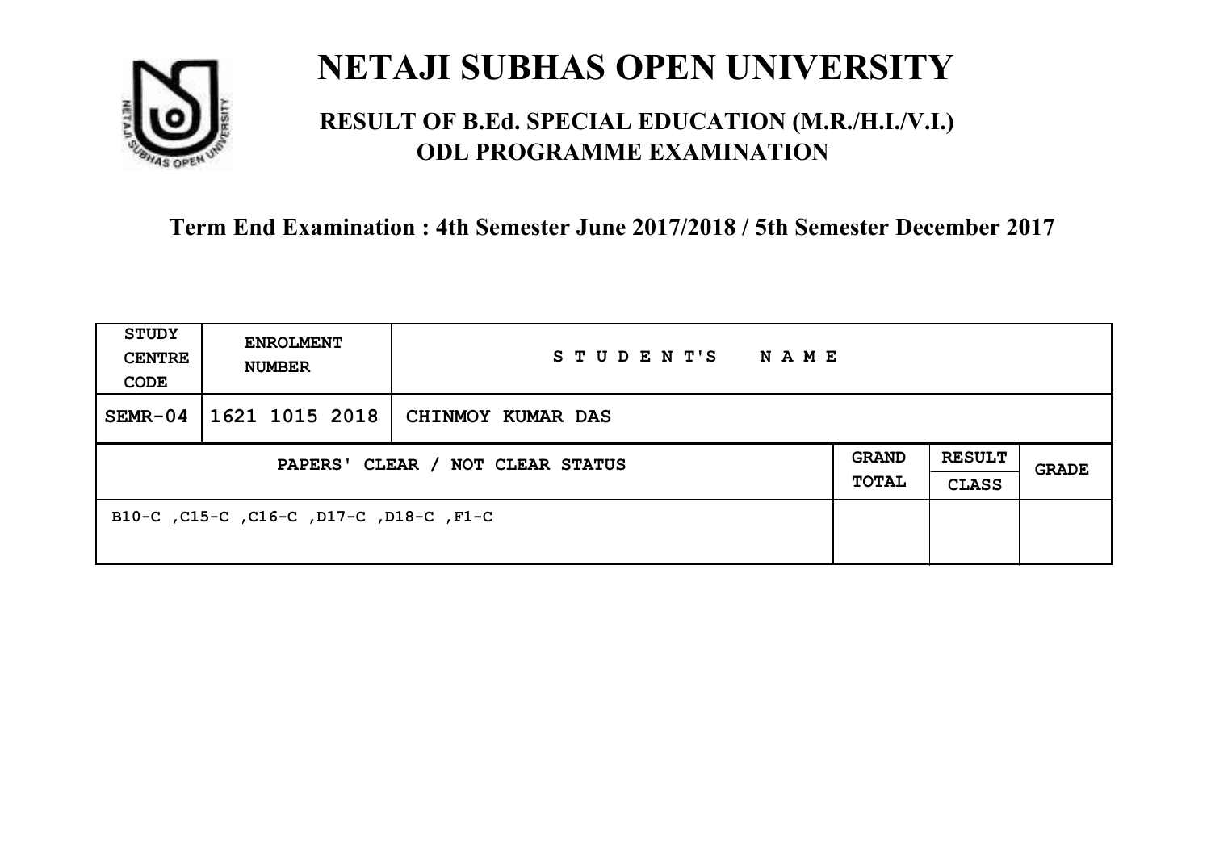# NETAJI SUBHAS OPEN UNIVERSITY

## RESULT OF B.Ed. SPECIAL EDUCATION (M.R./H.I./V.I.) ODL PROGRAMME EXAMINATION

### Term End Examination : 4th Semester June 2017/2018 / 5th Semester December 2017

| STUDY CENTRE CODE | ENROLMENT NUMBER | STUDENT'S NAME | | | |
|---|---|---|---|---|---|
| SEMR-04 | 1621 1015 2018 | CHINMOY KUMAR DAS | | | |
| PAPERS' CLEAR / NOT CLEAR STATUS | | | GRAND TOTAL | RESULT CLASS | GRADE |
| B10-C ,C15-C ,C16-C ,D17-C ,D18-C ,F1-C | | | | | |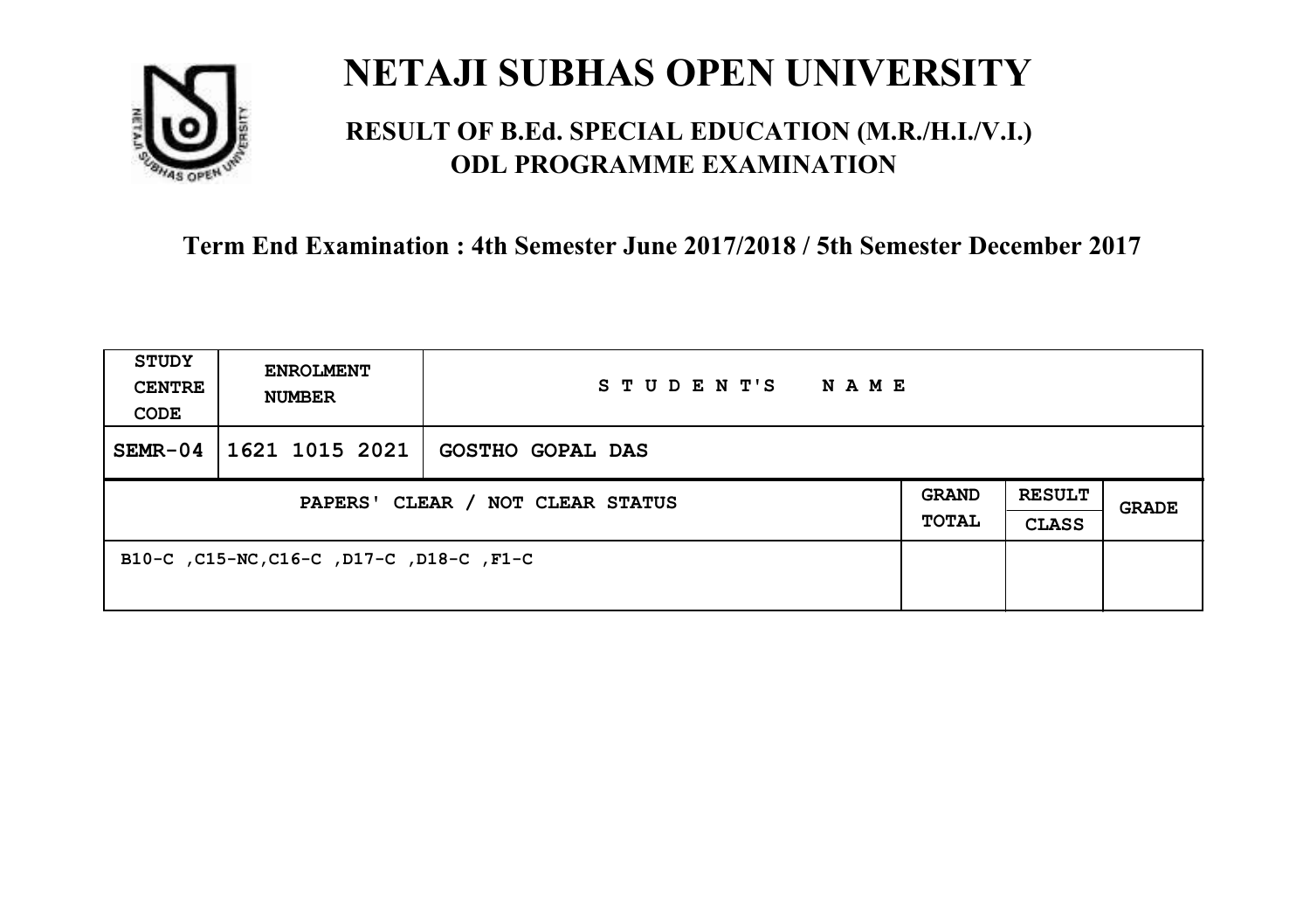# NETAJI SUBHAS OPEN UNIVERSITY

## RESULT OF B.Ed. SPECIAL EDUCATION (M.R./H.I./V.I.) ODL PROGRAMME EXAMINATION

### Term End Examination : 4th Semester June 2017/2018 / 5th Semester December 2017

| STUDY CENTRE CODE | ENROLMENT NUMBER | STUDENT'S NAME | | | |
|---|---|---|---|---|---|
| SEMR-04 | 1621 1015 2021 | GOSTHO GOPAL DAS | | | |
| PAPERS' CLEAR / NOT CLEAR STATUS | | | GRAND TOTAL | RESULT CLASS | GRADE |
| B10-C ,C15-NC,C16-C ,D17-C ,D18-C ,F1-C | | | | | |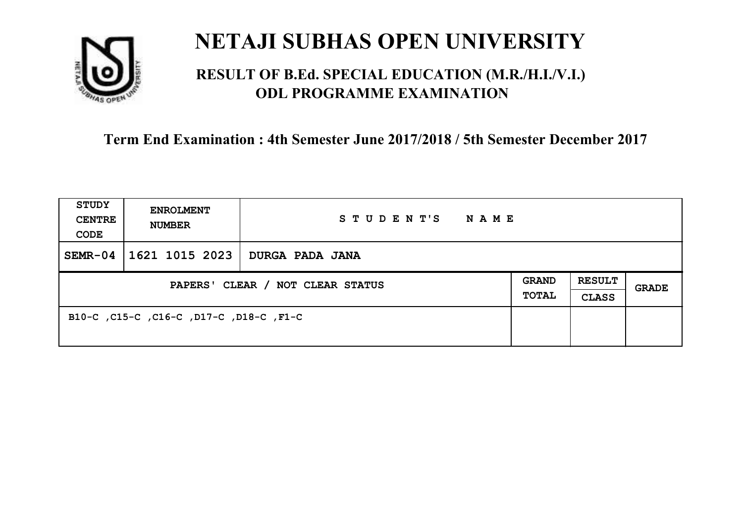# NETAJI SUBHAS OPEN UNIVERSITY

## RESULT OF B.Ed. SPECIAL EDUCATION (M.R./H.I./V.I.) ODL PROGRAMME EXAMINATION

**Term End Examination : 4th Semester June 2017/2018 / 5th Semester December 2017**

| STUDY CENTRE CODE | ENROLMENT NUMBER | STUDENT'S NAME | | | |
|---|---|---|---|---|---|
| SEMR-04 | 1621 1015 2023 | DURGA PADA JANA | | | |
| PAPERS' CLEAR / NOT CLEAR STATUS | | | GRAND TOTAL | RESULT CLASS | GRADE |
| B10-C ,C15-C ,C16-C ,D17-C ,D18-C ,F1-C | | | | | |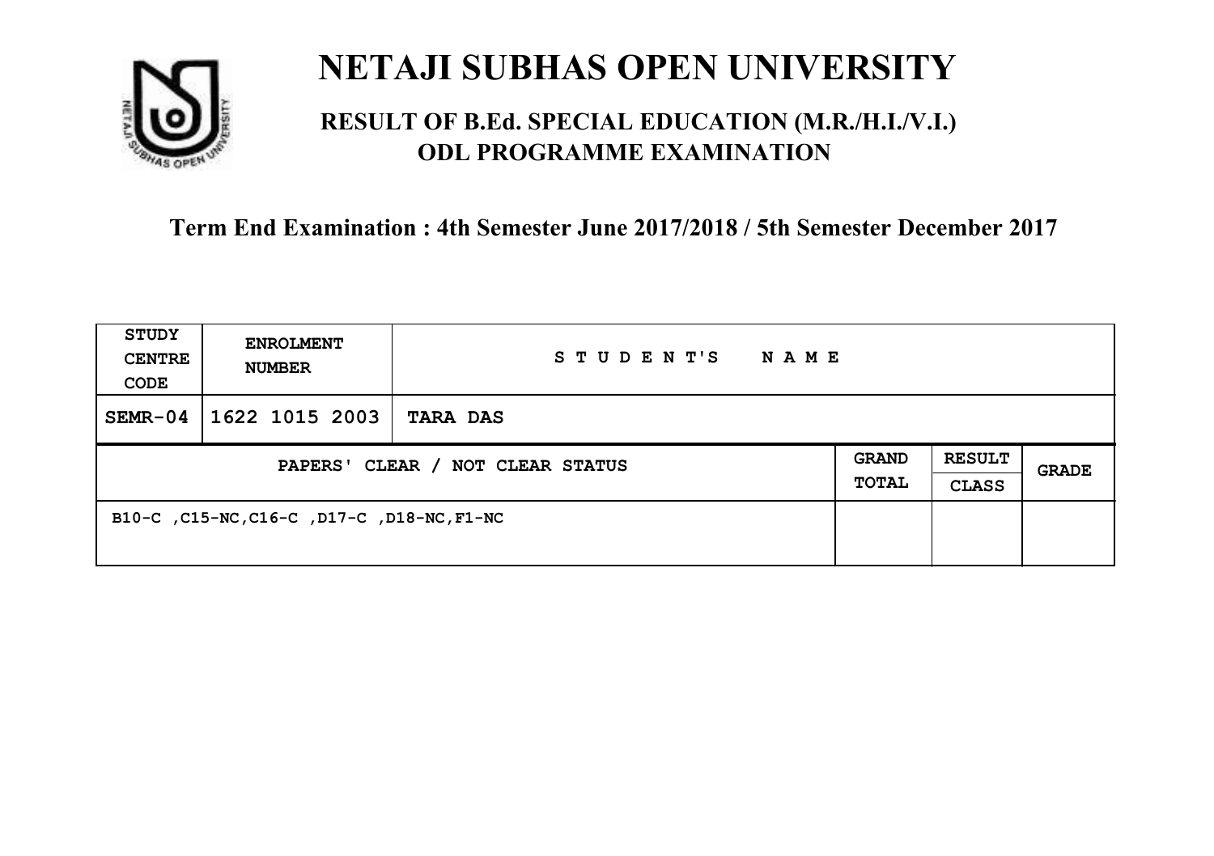# NETAJI SUBHAS OPEN UNIVERSITY

## RESULT OF B.Ed. SPECIAL EDUCATION (M.R./H.I./V.I.) ODL PROGRAMME EXAMINATION

### Term End Examination : 4th Semester June 2017/2018 / 5th Semester December 2017

| STUDY CENTRE CODE | ENROLMENT NUMBER | STUDENT'S NAME | | | |
|---|---|---|---|---|---|
| SEMR-04 | 1622 1015 2003 | TARA DAS | | | |
| PAPERS' CLEAR / NOT CLEAR STATUS | | | GRAND TOTAL | RESULT CLASS | GRADE |
| B10-C ,C15-NC,C16-C ,D17-C ,D18-NC,F1-NC | | | | | |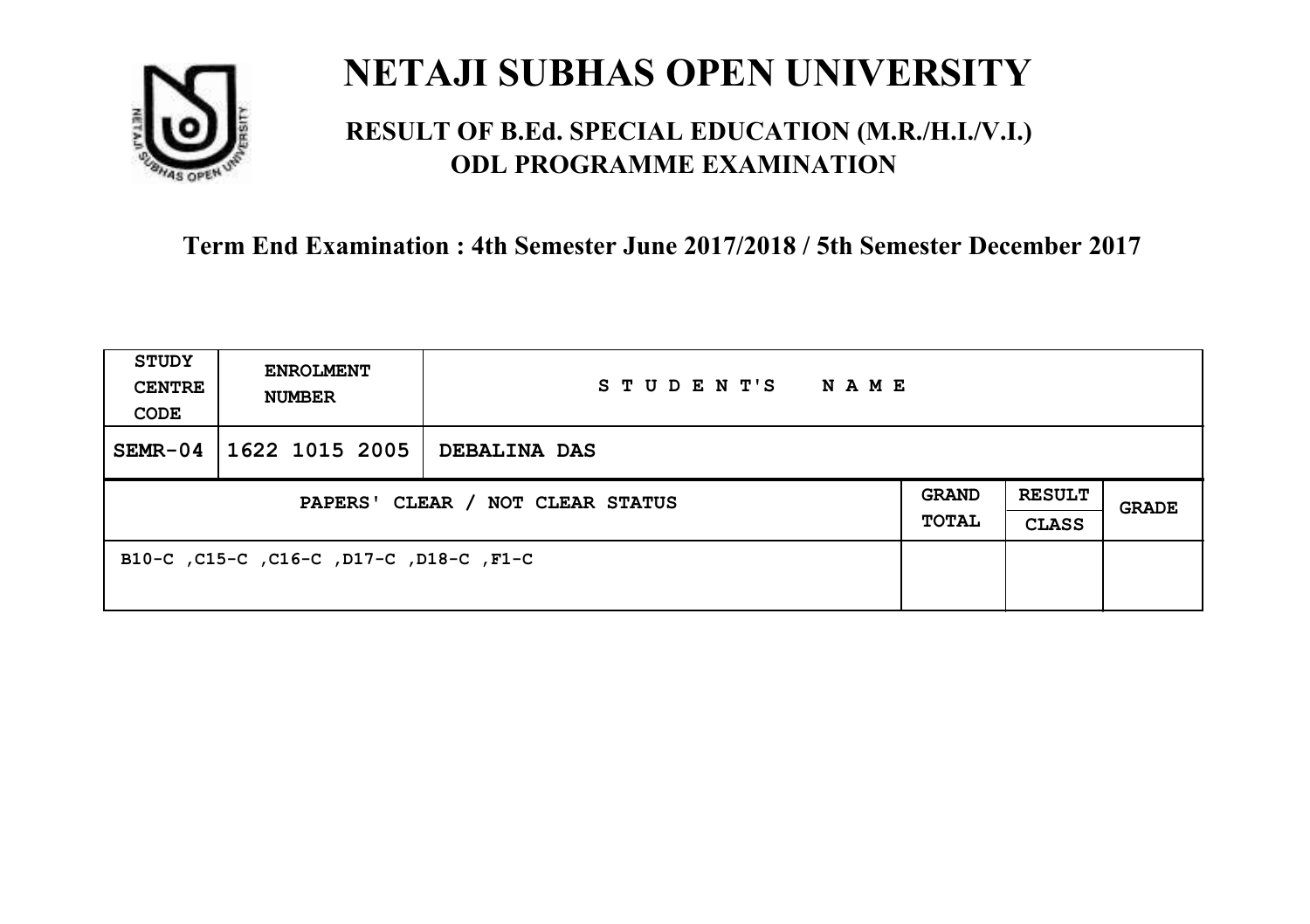# NETAJI SUBHAS OPEN UNIVERSITY

## RESULT OF B.Ed. SPECIAL EDUCATION (M.R./H.I./V.I.) ODL PROGRAMME EXAMINATION

### Term End Examination : 4th Semester June 2017/2018 / 5th Semester December 2017

| STUDY CENTRE CODE | ENROLMENT NUMBER | STUDENT'S NAME | | | |
|---|---|---|---|---|---|
| SEMR-04 | 1622 1015 2005 | DEBALINA DAS | | | |
| PAPERS' CLEAR / NOT CLEAR STATUS | | | GRAND TOTAL | RESULT CLASS | GRADE |
| B10-C ,C15-C ,C16-C ,D17-C ,D18-C ,F1-C | | | | | |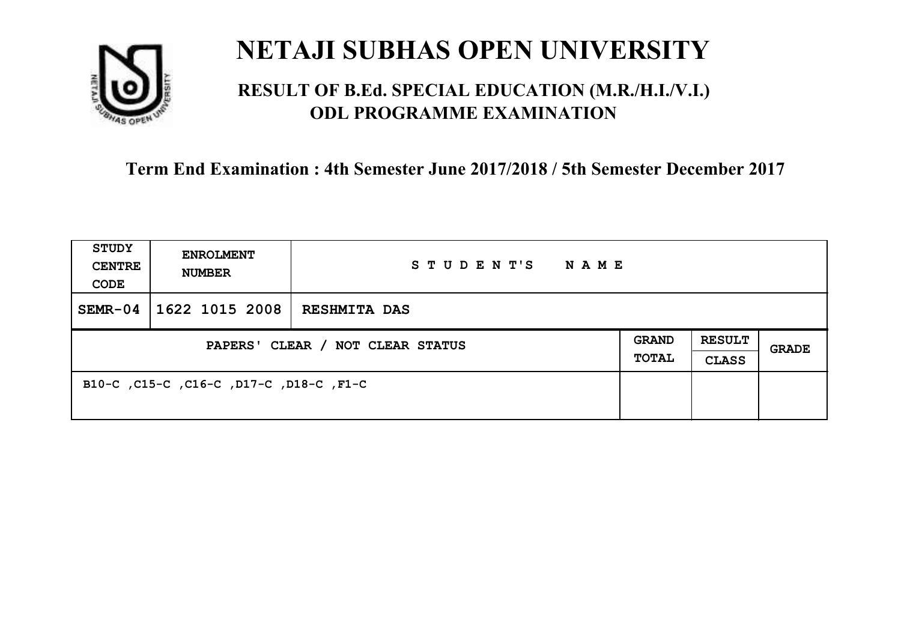# NETAJI SUBHAS OPEN UNIVERSITY

## RESULT OF B.Ed. SPECIAL EDUCATION (M.R./H.I./V.I.) ODL PROGRAMME EXAMINATION

### Term End Examination : 4th Semester June 2017/2018 / 5th Semester December 2017

| STUDY CENTRE CODE | ENROLMENT NUMBER | STUDENT'S NAME | | | |
|---|---|---|---|---|---|
| SEMR-04 | 1622 1015 2008 | RESHMITA DAS | | | |
| PAPERS' CLEAR / NOT CLEAR STATUS | | | GRAND TOTAL | RESULT CLASS | GRADE |
| B10-C ,C15-C ,C16-C ,D17-C ,D18-C ,F1-C | | | | | |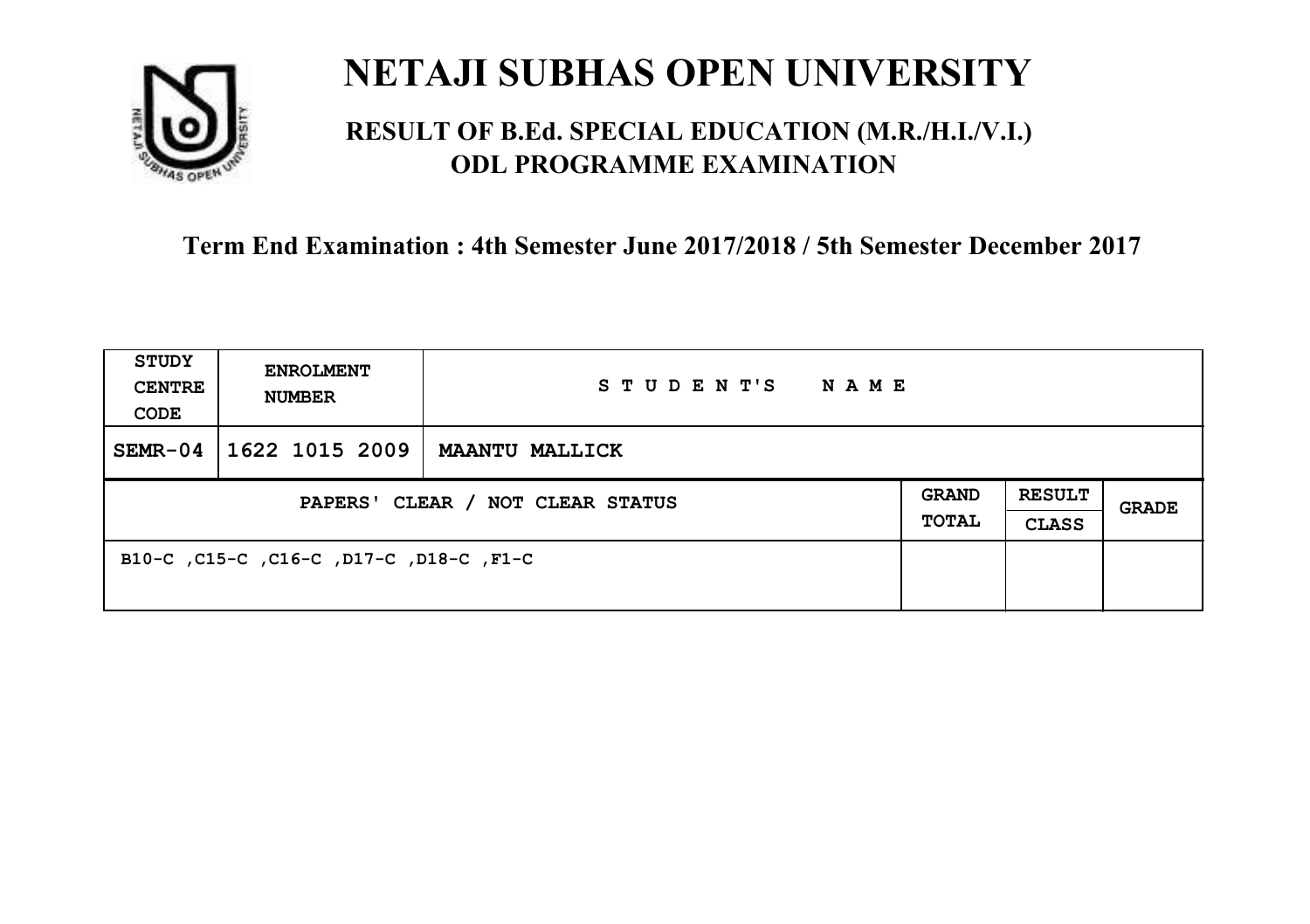# NETAJI SUBHAS OPEN UNIVERSITY

## RESULT OF B.Ed. SPECIAL EDUCATION (M.R./H.I./V.I.) ODL PROGRAMME EXAMINATION

### Term End Examination : 4th Semester June 2017/2018 / 5th Semester December 2017

| STUDY CENTRE CODE | ENROLMENT NUMBER | STUDENT'S NAME | | | |
|---|---|---|---|---|---|
| SEMR-04 | 1622 1015 2009 | MAANTU MALLICK | | | |
| PAPERS' CLEAR / NOT CLEAR STATUS | | | GRAND TOTAL | RESULT CLASS | GRADE |
| B10-C ,C15-C ,C16-C ,D17-C ,D18-C ,F1-C | | | | | |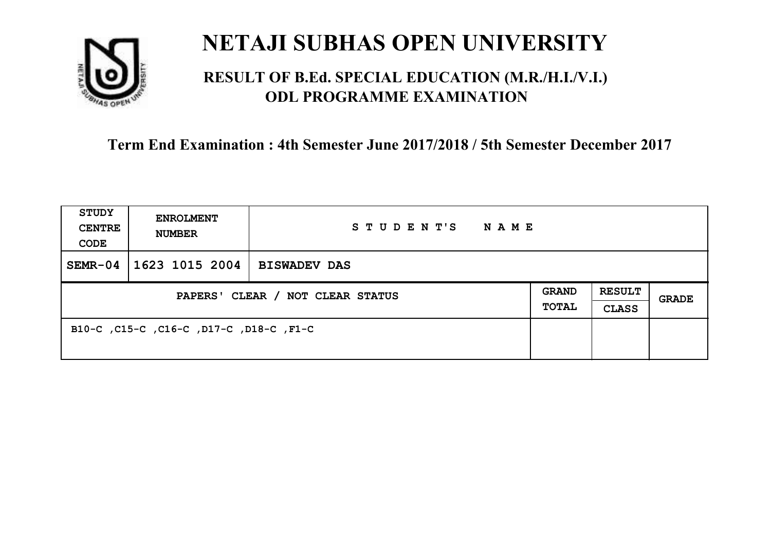# NETAJI SUBHAS OPEN UNIVERSITY

## RESULT OF B.Ed. SPECIAL EDUCATION (M.R./H.I./V.I.) ODL PROGRAMME EXAMINATION

### Term End Examination : 4th Semester June 2017/2018 / 5th Semester December 2017

| STUDY CENTRE CODE | ENROLMENT NUMBER | STUDENT'S NAME | | | |
|---|---|---|---|---|---|
| SEMR-04 | 1623 1015 2004 | BISWADEV DAS | | | |
| PAPERS' CLEAR / NOT CLEAR STATUS | | | GRAND TOTAL | RESULT CLASS | GRADE |
| B10-C ,C15-C ,C16-C ,D17-C ,D18-C ,F1-C | | | | | |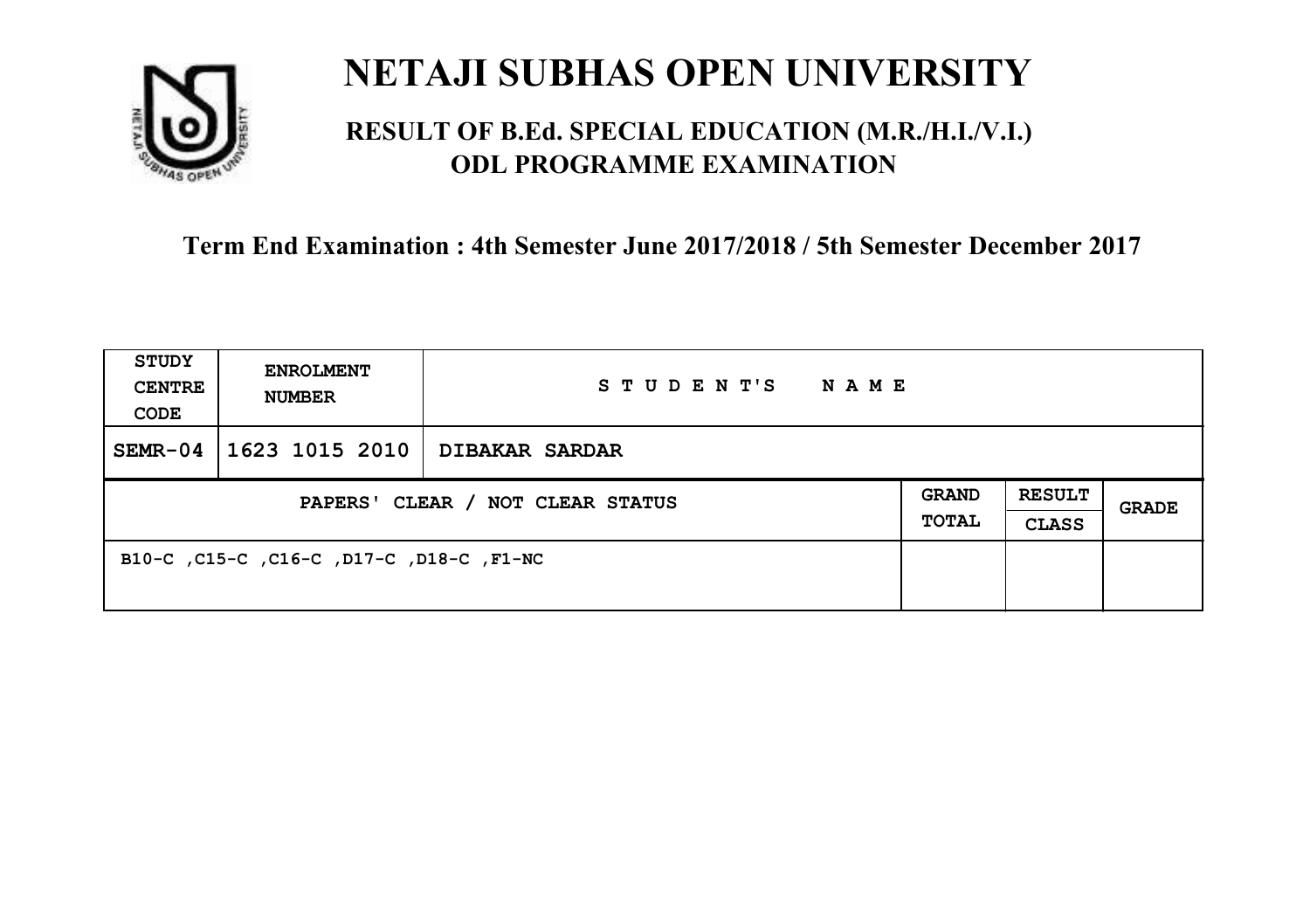# NETAJI SUBHAS OPEN UNIVERSITY

## RESULT OF B.Ed. SPECIAL EDUCATION (M.R./H.I./V.I.) ODL PROGRAMME EXAMINATION

### Term End Examination : 4th Semester June 2017/2018 / 5th Semester December 2017

| STUDY CENTRE CODE | ENROLMENT NUMBER | STUDENT'S NAME | | | |
|---|---|---|---|---|---|
| SEMR-04 | 1623 1015 2010 | DIBAKAR SARDAR | | | |
| PAPERS' CLEAR / NOT CLEAR STATUS | | | GRAND TOTAL | RESULT CLASS | GRADE |
| B10-C ,C15-C ,C16-C ,D17-C ,D18-C ,F1-NC | | | | | |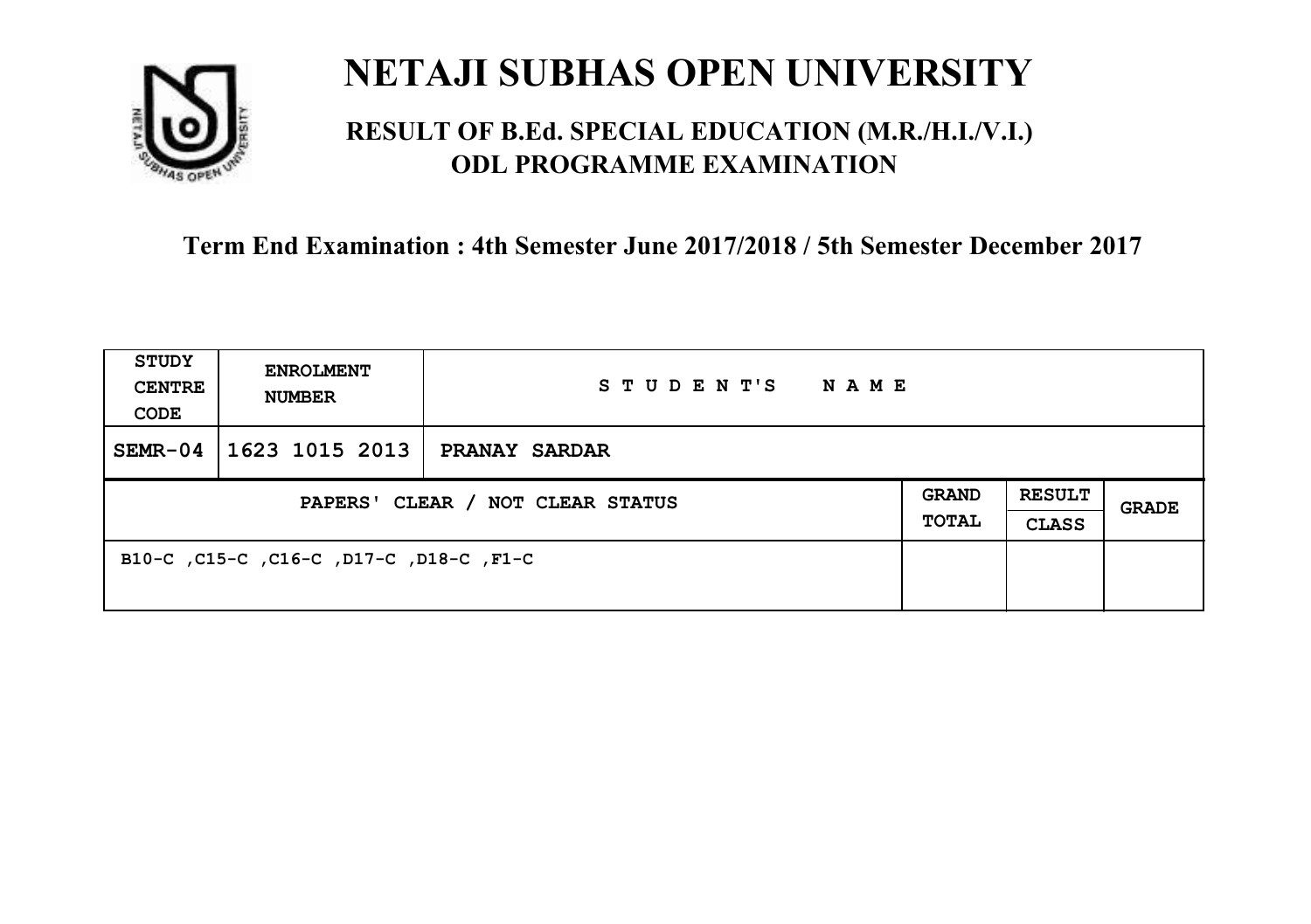# NETAJI SUBHAS OPEN UNIVERSITY

## RESULT OF B.Ed. SPECIAL EDUCATION (M.R./H.I./V.I.) ODL PROGRAMME EXAMINATION

### Term End Examination : 4th Semester June 2017/2018 / 5th Semester December 2017

| STUDY CENTRE CODE | ENROLMENT NUMBER | STUDENT'S NAME | | | |
|---|---|---|---|---|---|
| SEMR-04 | 1623 1015 2013 | PRANAY SARDAR | | | |
| PAPERS' CLEAR / NOT CLEAR STATUS | | | GRAND TOTAL | RESULT CLASS | GRADE |
| B10-C ,C15-C ,C16-C ,D17-C ,D18-C ,F1-C | | | | | |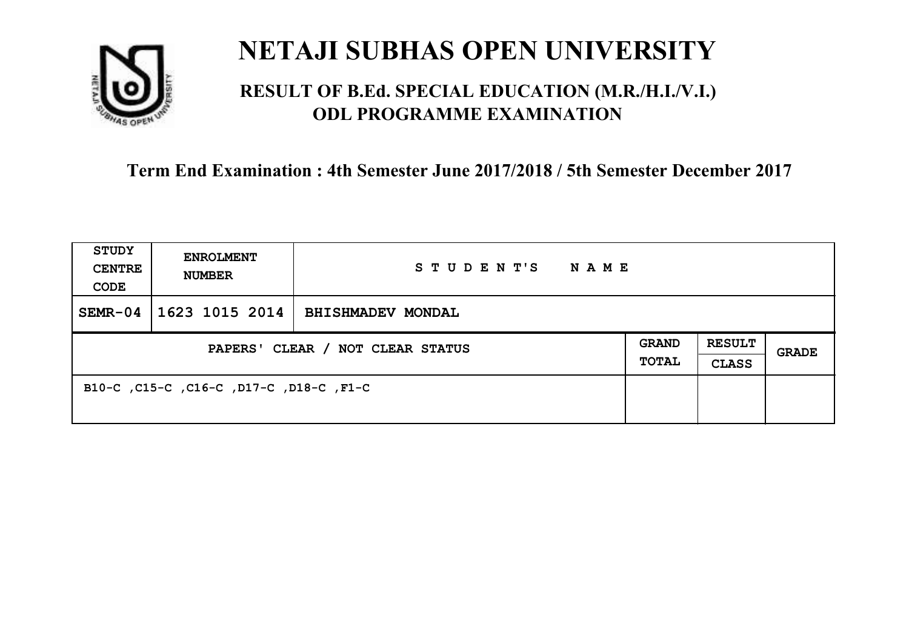# NETAJI SUBHAS OPEN UNIVERSITY

## RESULT OF B.Ed. SPECIAL EDUCATION (M.R./H.I./V.I.) ODL PROGRAMME EXAMINATION

### Term End Examination : 4th Semester June 2017/2018 / 5th Semester December 2017

| STUDY CENTRE CODE | ENROLMENT NUMBER | STUDENT'S NAME | | | |
|---|---|---|---|---|---|
| SEMR-04 | 1623 1015 2014 | BHISHMADEV MONDAL | | | |
| PAPERS' CLEAR / NOT CLEAR STATUS | | | GRAND TOTAL | RESULT CLASS | GRADE |
| B10-C ,C15-C ,C16-C ,D17-C ,D18-C ,F1-C | | | | | |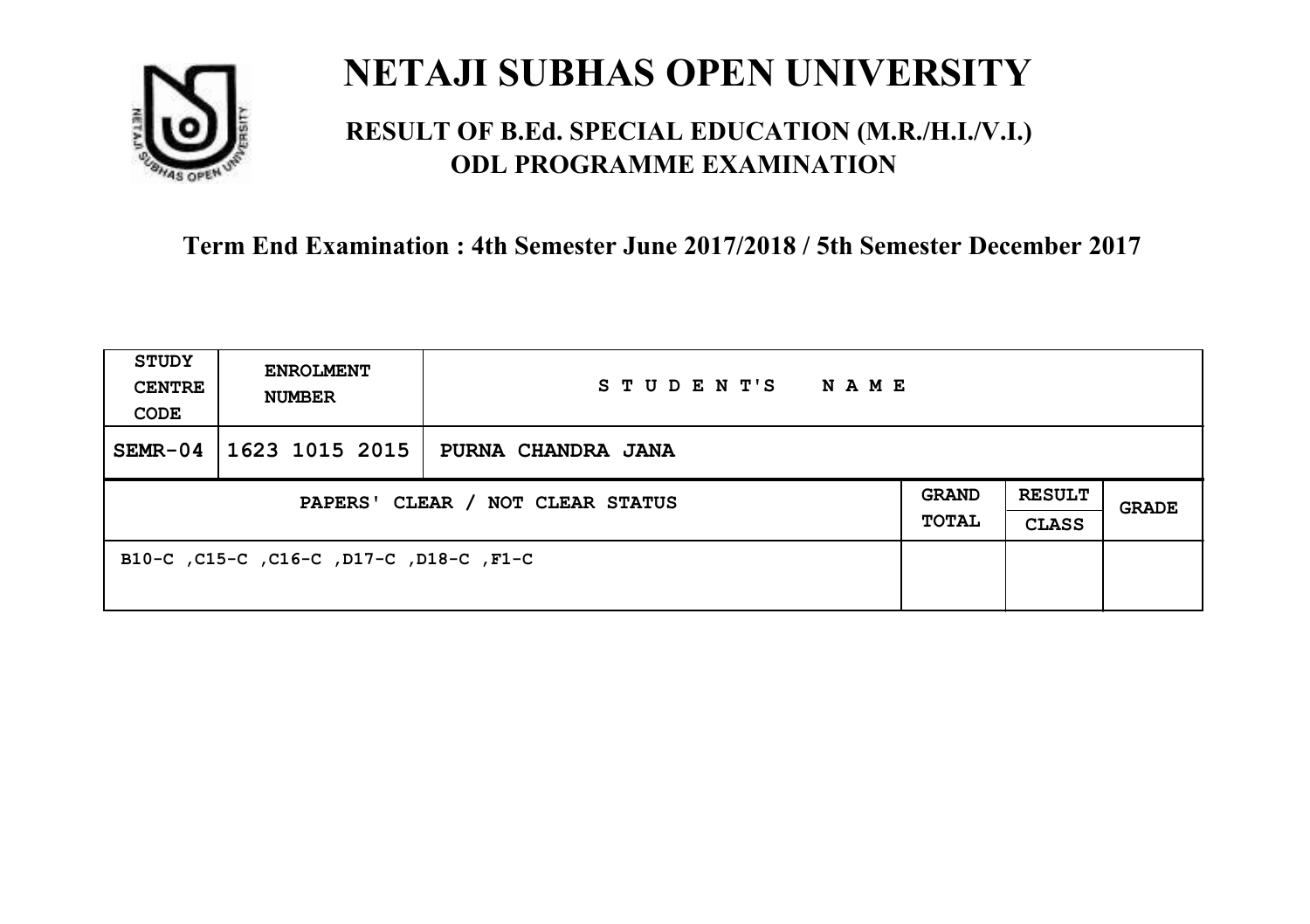# NETAJI SUBHAS OPEN UNIVERSITY

## RESULT OF B.Ed. SPECIAL EDUCATION (M.R./H.I./V.I.) ODL PROGRAMME EXAMINATION

### Term End Examination : 4th Semester June 2017/2018 / 5th Semester December 2017

| STUDY CENTRE CODE | ENROLMENT NUMBER | STUDENT'S NAME | | | |
|---|---|---|---|---|---|
| SEMR-04 | 1623 1015 2015 | PURNA CHANDRA JANA | | | |
| PAPERS' CLEAR / NOT CLEAR STATUS | | | GRAND TOTAL | RESULT CLASS | GRADE |
| B10-C ,C15-C ,C16-C ,D17-C ,D18-C ,F1-C | | | | | |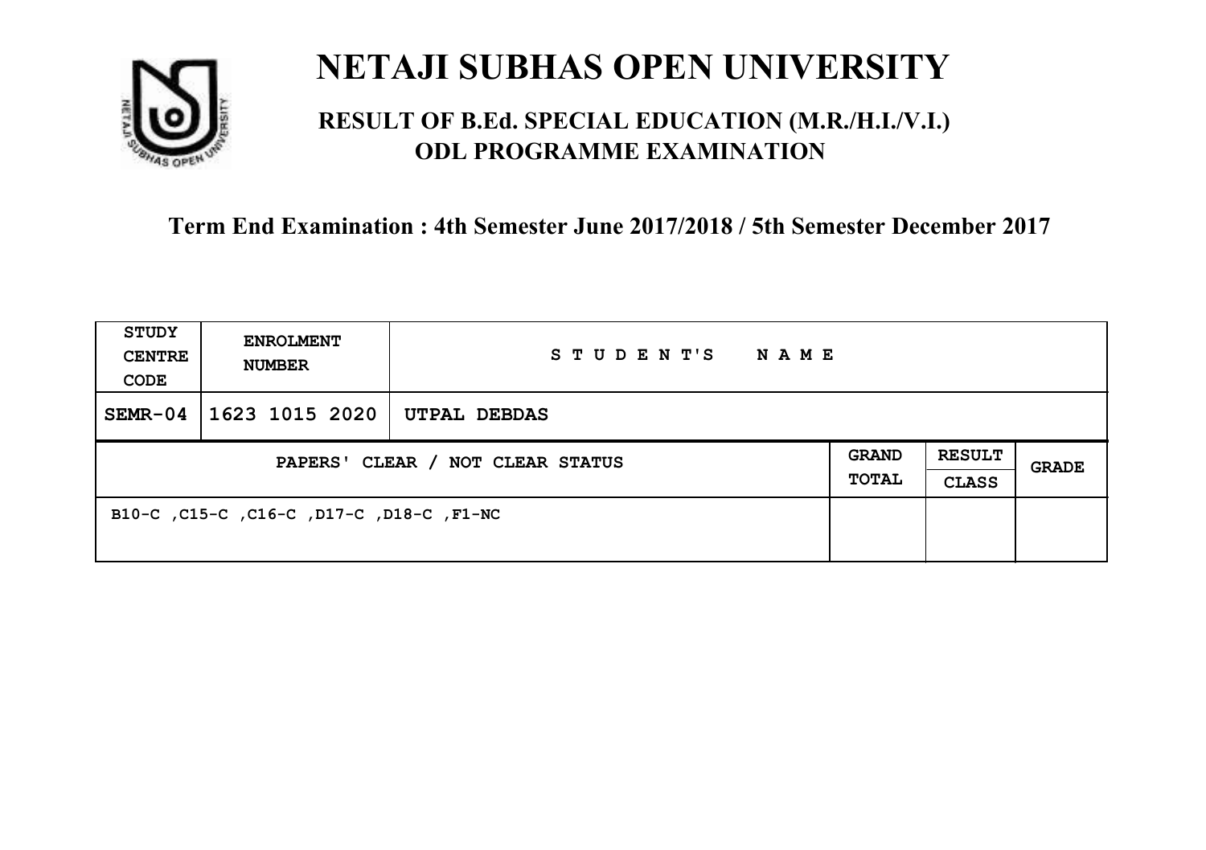# NETAJI SUBHAS OPEN UNIVERSITY

## RESULT OF B.Ed. SPECIAL EDUCATION (M.R./H.I./V.I.) ODL PROGRAMME EXAMINATION

### Term End Examination : 4th Semester June 2017/2018 / 5th Semester December 2017

| STUDY CENTRE CODE | ENROLMENT NUMBER | STUDENT'S NAME | | | |
|---|---|---|---|---|---|
| SEMR-04 | 1623 1015 2020 | UTPAL DEBDAS | | | |
| PAPERS' CLEAR / NOT CLEAR STATUS | | | GRAND TOTAL | RESULT CLASS | GRADE |
| B10-C ,C15-C ,C16-C ,D17-C ,D18-C ,F1-NC | | | | | |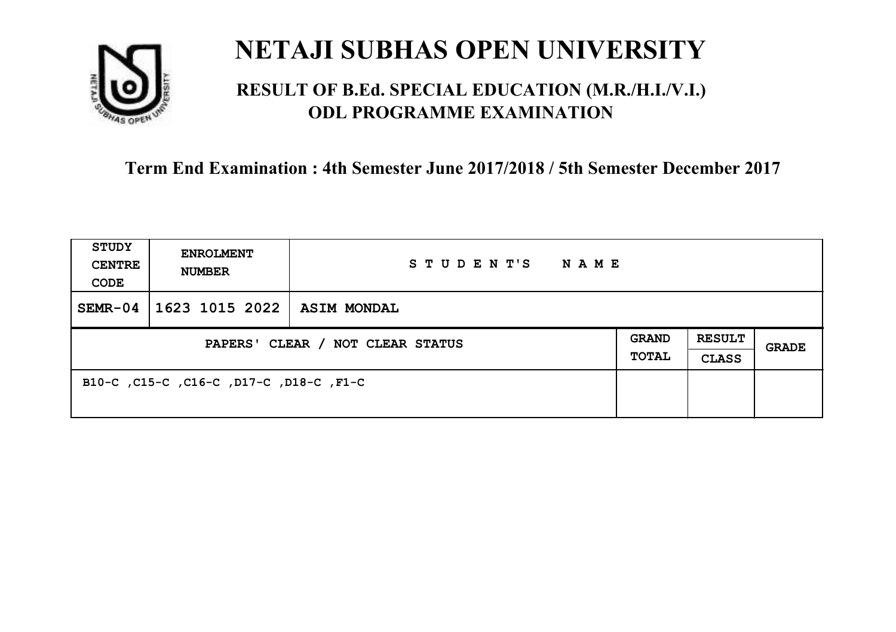# NETAJI SUBHAS OPEN UNIVERSITY

## RESULT OF B.Ed. SPECIAL EDUCATION (M.R./H.I./V.I.) ODL PROGRAMME EXAMINATION

### Term End Examination : 4th Semester June 2017/2018 / 5th Semester December 2017

| STUDY CENTRE CODE | ENROLMENT NUMBER | STUDENT'S NAME | | | |
|---|---|---|---|---|---|
| SEMR-04 | 1623 1015 2022 | ASIM MONDAL | | | |
| PAPERS' CLEAR / NOT CLEAR STATUS | | | GRAND TOTAL | RESULT CLASS | GRADE |
| B10-C ,C15-C ,C16-C ,D17-C ,D18-C ,F1-C | | | | | |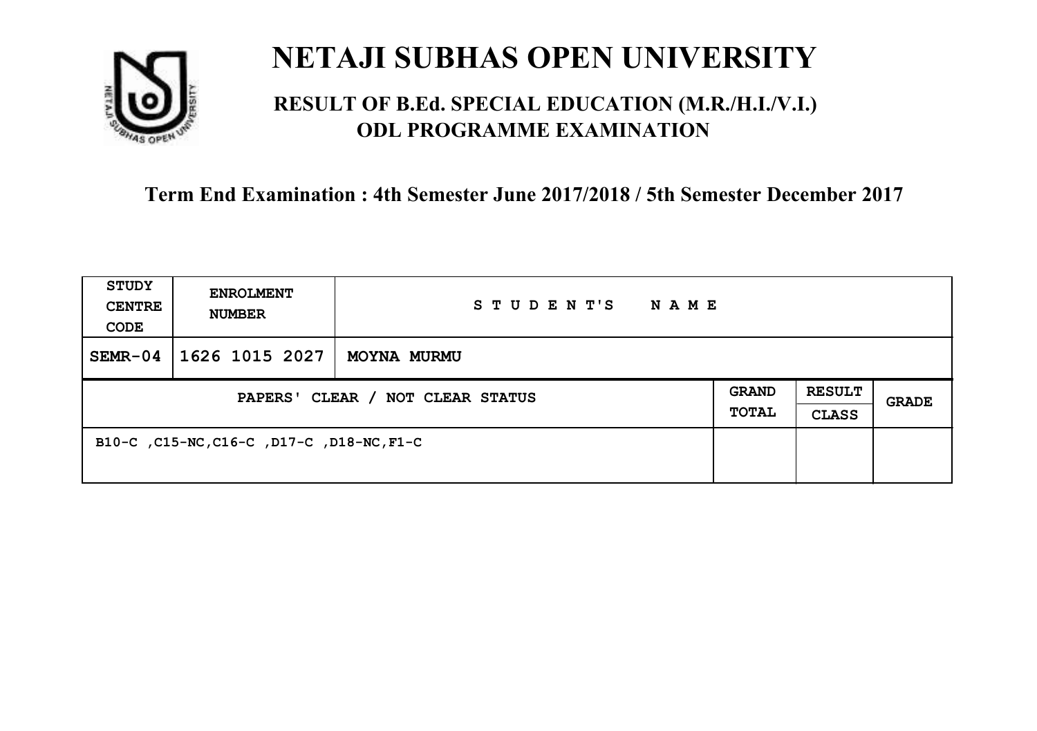# NETAJI SUBHAS OPEN UNIVERSITY

## RESULT OF B.Ed. SPECIAL EDUCATION (M.R./H.I./V.I.) ODL PROGRAMME EXAMINATION

### Term End Examination : 4th Semester June 2017/2018 / 5th Semester December 2017

| STUDY CENTRE CODE | ENROLMENT NUMBER | STUDENT'S NAME | | | |
|---|---|---|---|---|---|
| SEMR-04 | 1626 1015 2027 | MOYNA MURMU | | | |
| PAPERS' CLEAR / NOT CLEAR STATUS | | | GRAND TOTAL | RESULT CLASS | GRADE |
| B10-C ,C15-NC,C16-C ,D17-C ,D18-NC,F1-C | | | | | |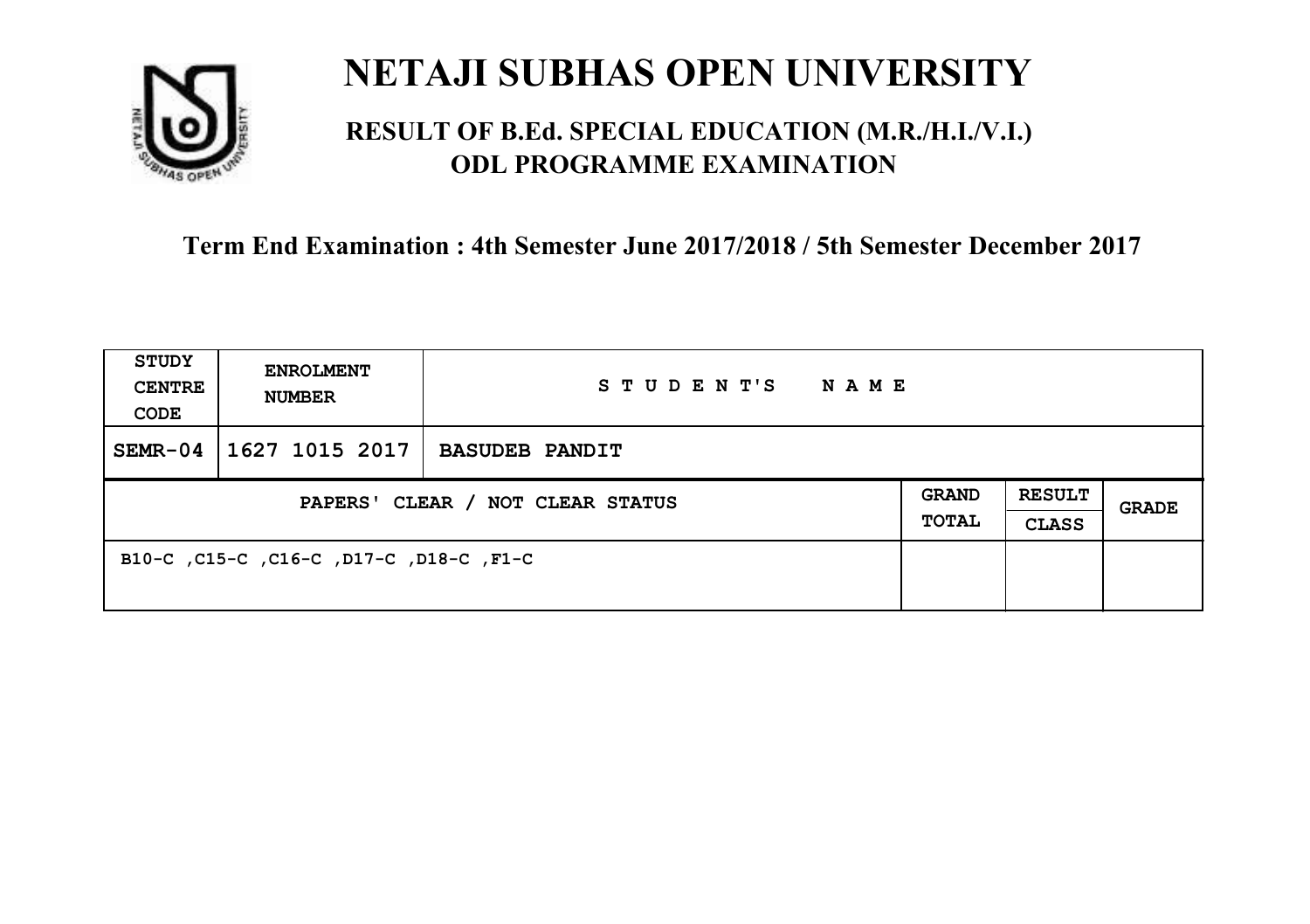# NETAJI SUBHAS OPEN UNIVERSITY

## RESULT OF B.Ed. SPECIAL EDUCATION (M.R./H.I./V.I.) ODL PROGRAMME EXAMINATION

### Term End Examination : 4th Semester June 2017/2018 / 5th Semester December 2017

| STUDY CENTRE CODE | ENROLMENT NUMBER | STUDENT'S NAME | | | |
|---|---|---|---|---|---|
| SEMR-04 | 1627 1015 2017 | BASUDEB PANDIT | | | |
| PAPERS' CLEAR / NOT CLEAR STATUS | | | GRAND TOTAL | RESULT CLASS | GRADE |
| B10-C ,C15-C ,C16-C ,D17-C ,D18-C ,F1-C | | | | | |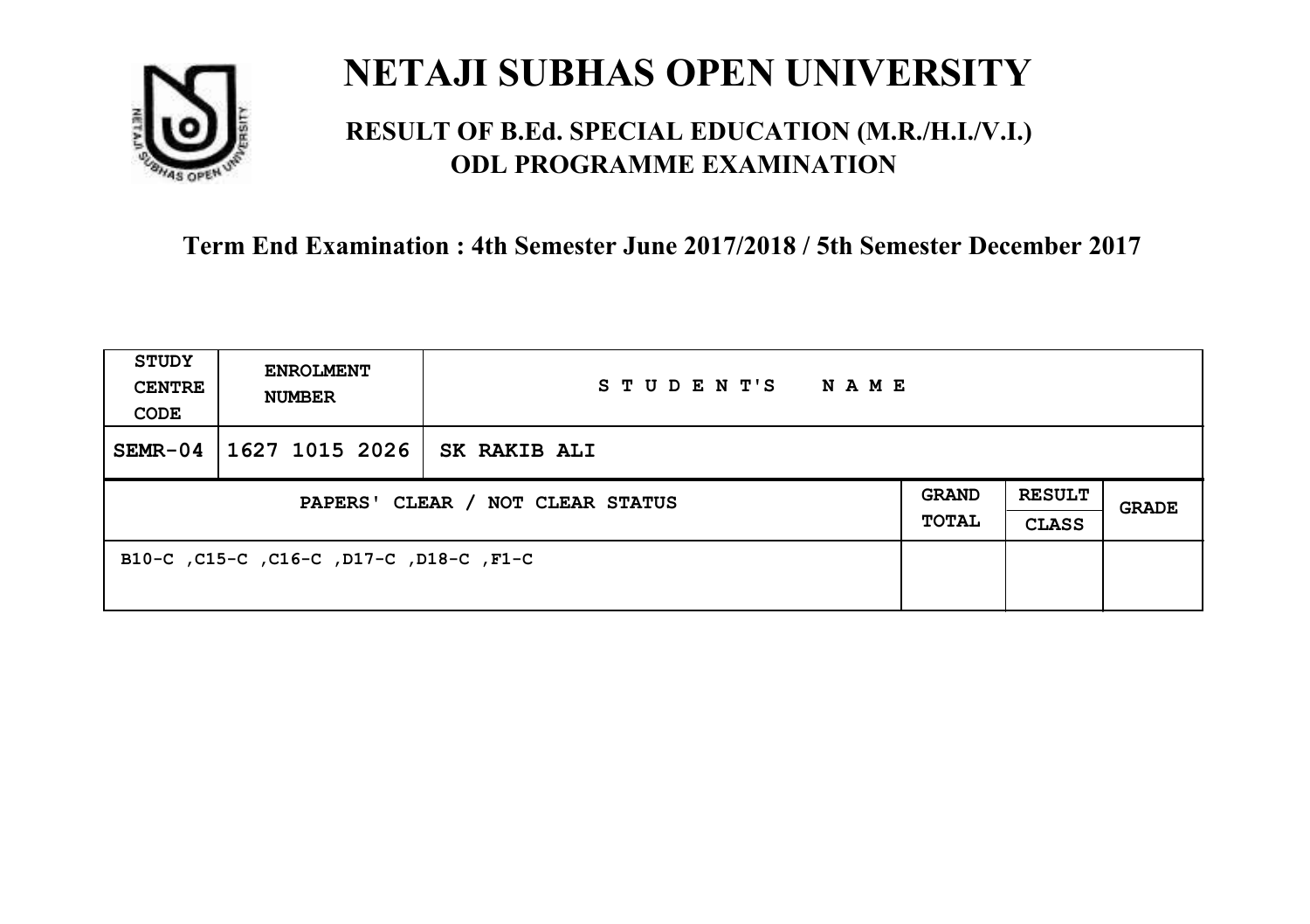# NETAJI SUBHAS OPEN UNIVERSITY

## RESULT OF B.Ed. SPECIAL EDUCATION (M.R./H.I./V.I.) ODL PROGRAMME EXAMINATION

### Term End Examination : 4th Semester June 2017/2018 / 5th Semester December 2017

| STUDY CENTRE CODE | ENROLMENT NUMBER | STUDENT'S NAME | | | |
|---|---|---|---|---|---|
| SEMR-04 | 1627 1015 2026 | SK RAKIB ALI | | | |
| PAPERS' CLEAR / NOT CLEAR STATUS | | | GRAND TOTAL | RESULT CLASS | GRADE |
| B10-C ,C15-C ,C16-C ,D17-C ,D18-C ,F1-C | | | | | |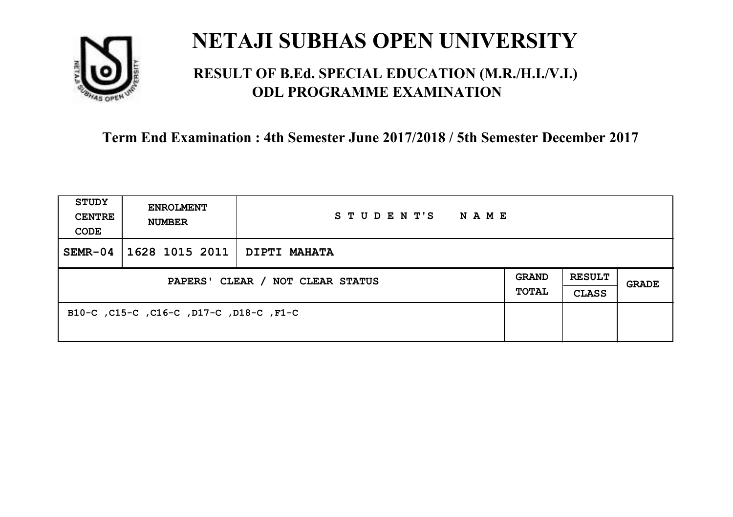# NETAJI SUBHAS OPEN UNIVERSITY

## RESULT OF B.Ed. SPECIAL EDUCATION (M.R./H.I./V.I.) ODL PROGRAMME EXAMINATION

### Term End Examination : 4th Semester June 2017/2018 / 5th Semester December 2017

| STUDY CENTRE CODE | ENROLMENT NUMBER | STUDENT'S NAME | | | |
|---|---|---|---|---|---|
| SEMR-04 | 1628 1015 2011 | DIPTI MAHATA | | | |
| PAPERS' CLEAR / NOT CLEAR STATUS | | | GRAND TOTAL | RESULT CLASS | GRADE |
| B10-C ,C15-C ,C16-C ,D17-C ,D18-C ,F1-C | | | | | |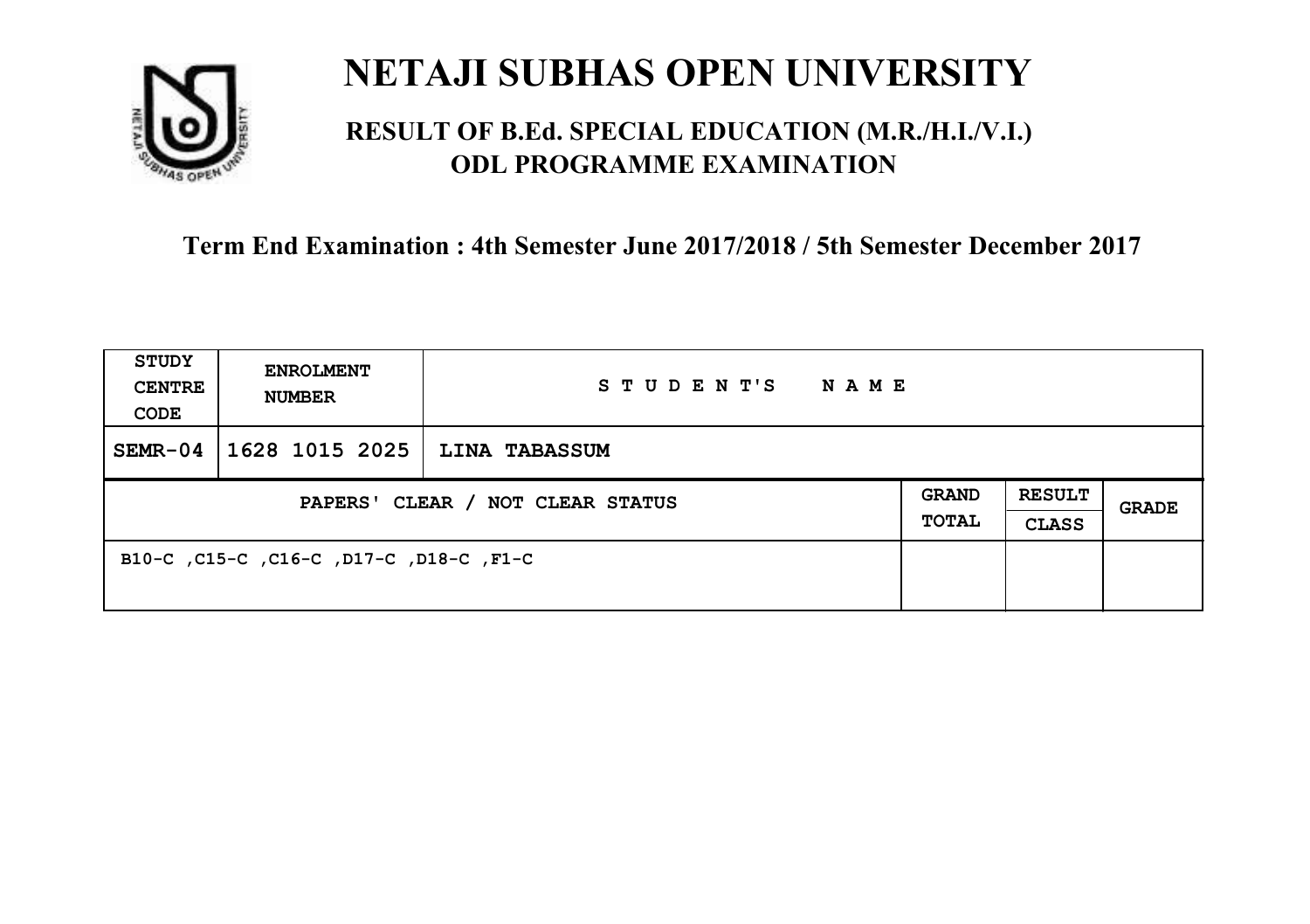# NETAJI SUBHAS OPEN UNIVERSITY

## RESULT OF B.Ed. SPECIAL EDUCATION (M.R./H.I./V.I.) ODL PROGRAMME EXAMINATION

### Term End Examination : 4th Semester June 2017/2018 / 5th Semester December 2017

| STUDY CENTRE CODE | ENROLMENT NUMBER | STUDENT'S NAME | | | |
|---|---|---|---|---|---|
| SEMR-04 | 1628 1015 2025 | LINA TABASSUM | | | |
| PAPERS' CLEAR / NOT CLEAR STATUS | | | GRAND TOTAL | RESULT CLASS | GRADE |
| B10-C ,C15-C ,C16-C ,D17-C ,D18-C ,F1-C | | | | | |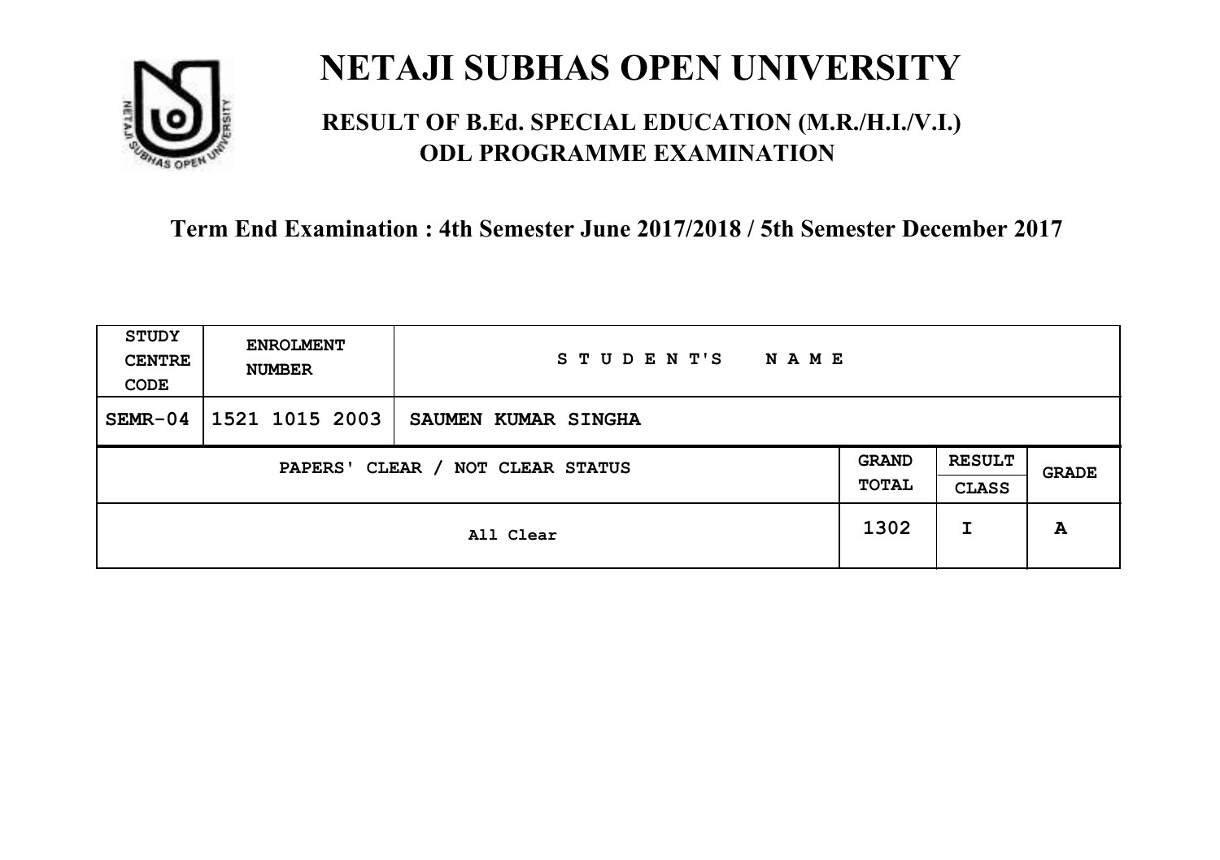# NETAJI SUBHAS OPEN UNIVERSITY

## RESULT OF B.Ed. SPECIAL EDUCATION (M.R./H.I./V.I.) ODL PROGRAMME EXAMINATION

### Term End Examination : 4th Semester June 2017/2018 / 5th Semester December 2017

| STUDY CENTRE CODE | ENROLMENT NUMBER | STUDENT'S NAME | | | |
|---|---|---|---|---|---|
| SEMR-04 | 1521 1015 2003 | SAUMEN KUMAR SINGHA | | | |
| PAPERS' CLEAR / NOT CLEAR STATUS | | | GRAND TOTAL | RESULT CLASS | GRADE |
| All Clear | | | 1302 | I | A |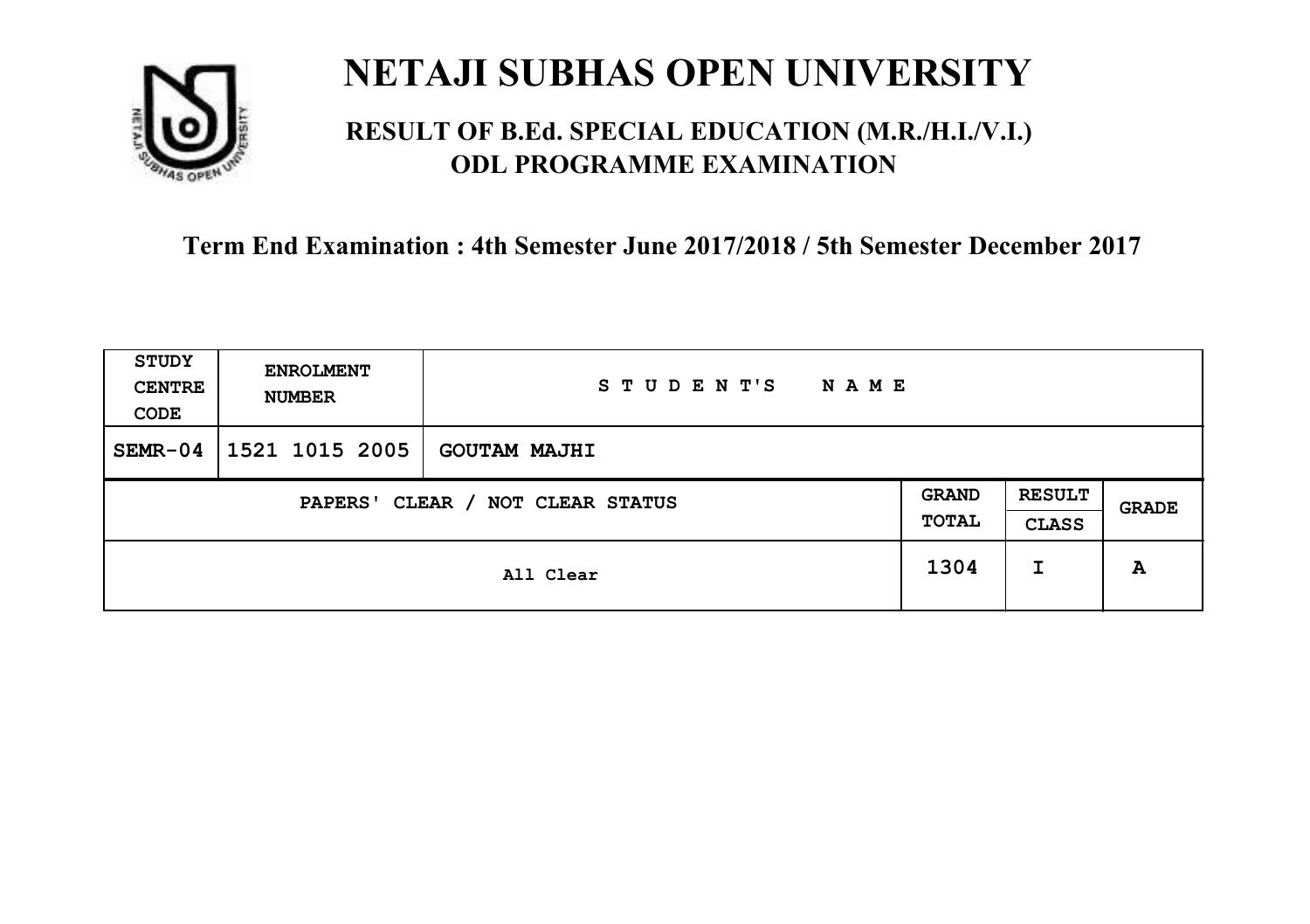# NETAJI SUBHAS OPEN UNIVERSITY

## RESULT OF B.Ed. SPECIAL EDUCATION (M.R./H.I./V.I.) ODL PROGRAMME EXAMINATION

**Term End Examination : 4th Semester June 2017/2018 / 5th Semester December 2017**

| STUDY CENTRE CODE | ENROLMENT NUMBER | STUDENT'S NAME | | | |
|---|---|---|---|---|---|
| SEMR-04 | 1521 1015 2005 | GOUTAM MAJHI | | | |
| PAPERS' CLEAR / NOT CLEAR STATUS | | | GRAND TOTAL | RESULT CLASS | GRADE |
| All Clear | | | 1304 | I | A |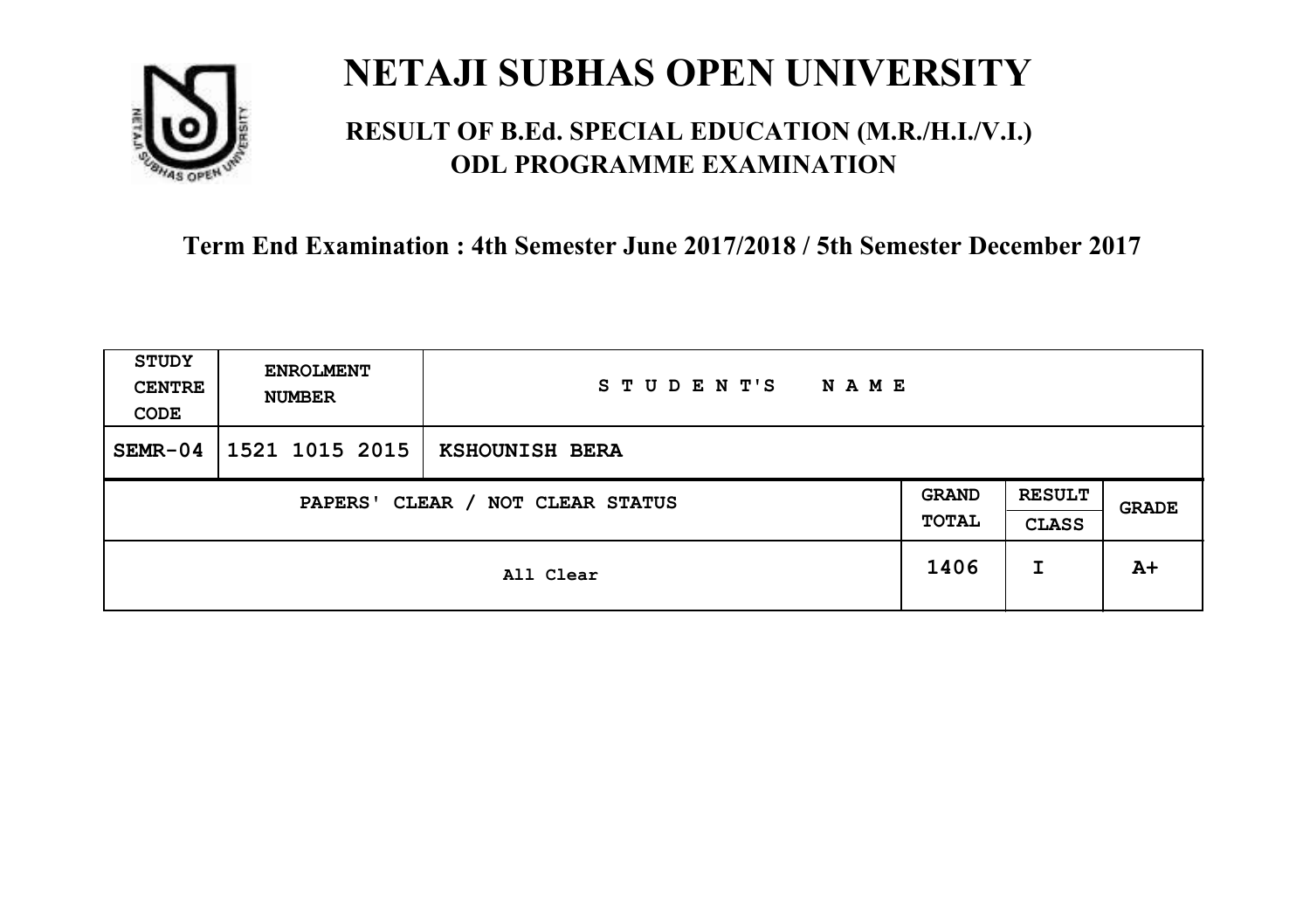# NETAJI SUBHAS OPEN UNIVERSITY

## RESULT OF B.Ed. SPECIAL EDUCATION (M.R./H.I./V.I.) ODL PROGRAMME EXAMINATION

### Term End Examination : 4th Semester June 2017/2018 / 5th Semester December 2017

| STUDY CENTRE CODE | ENROLMENT NUMBER | STUDENT'S NAME | | | |
|---|---|---|---|---|---|
| SEMR-04 | 1521 1015 2015 | KSHOUNISH BERA | | | |
| PAPERS' CLEAR / NOT CLEAR STATUS | | | GRAND TOTAL | RESULT CLASS | GRADE |
| All Clear | | | 1406 | I | A+ |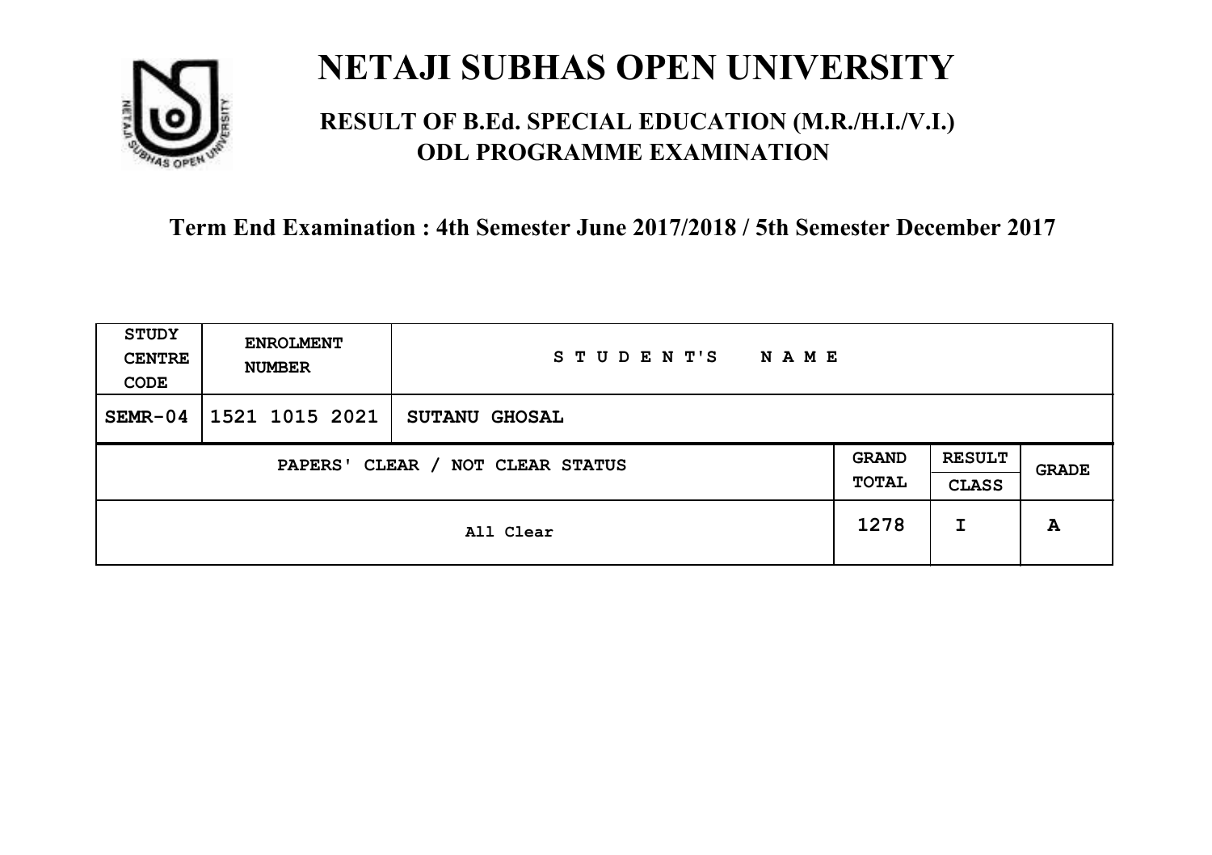# NETAJI SUBHAS OPEN UNIVERSITY

## RESULT OF B.Ed. SPECIAL EDUCATION (M.R./H.I./V.I.) ODL PROGRAMME EXAMINATION

### Term End Examination : 4th Semester June 2017/2018 / 5th Semester December 2017

| STUDY CENTRE CODE | ENROLMENT NUMBER | STUDENT'S NAME | | | |
|---|---|---|---|---|---|
| SEMR-04 | 1521 1015 2021 | SUTANU GHOSAL | | | |
| PAPERS' CLEAR / NOT CLEAR STATUS | | | GRAND TOTAL | RESULT CLASS | GRADE |
| All Clear | | | 1278 | I | A |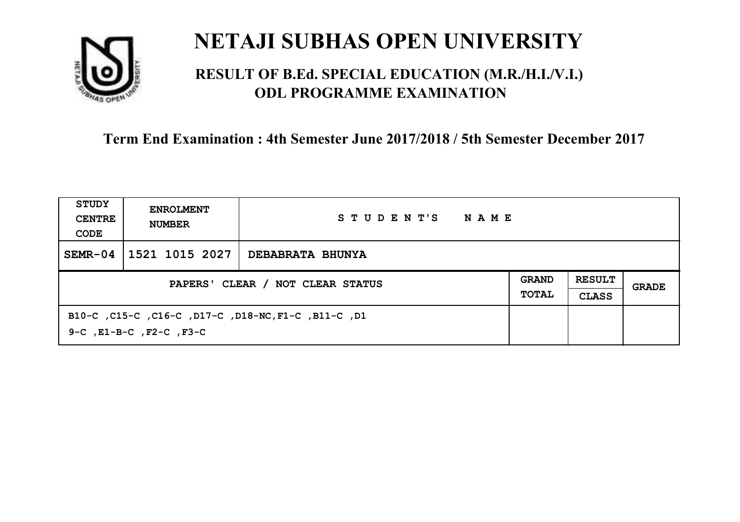# NETAJI SUBHAS OPEN UNIVERSITY

## RESULT OF B.Ed. SPECIAL EDUCATION (M.R./H.I./V.I.) ODL PROGRAMME EXAMINATION

### Term End Examination : 4th Semester June 2017/2018 / 5th Semester December 2017

| STUDY CENTRE CODE | ENROLMENT NUMBER | STUDENT'S NAME | | | |
|---|---|---|---|---|---|
| SEMR-04 | 1521 1015 2027 | DEBABRATA BHUNYA | | | |
| PAPERS' CLEAR / NOT CLEAR STATUS | | | GRAND TOTAL | RESULT CLASS | GRADE |
| B10-C ,C15-C ,C16-C ,D17-C ,D18-NC,F1-C ,B11-C ,D19-C ,E1-B-C ,F2-C ,F3-C | | | | | |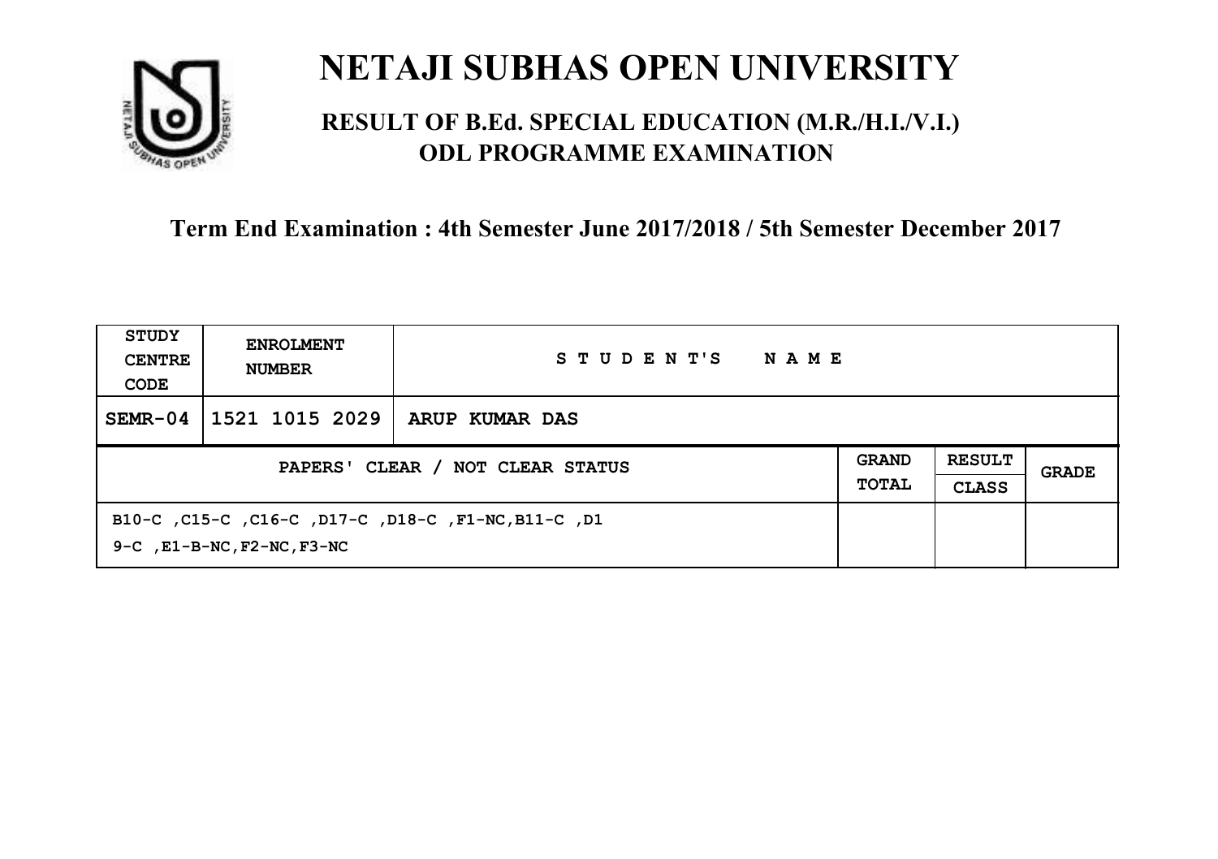# NETAJI SUBHAS OPEN UNIVERSITY

## RESULT OF B.Ed. SPECIAL EDUCATION (M.R./H.I./V.I.) ODL PROGRAMME EXAMINATION

### Term End Examination : 4th Semester June 2017/2018 / 5th Semester December 2017

| STUDY CENTRE CODE | ENROLMENT NUMBER | STUDENT'S NAME | | | |
|---|---|---|---|---|---|
| SEMR-04 | 1521 1015 2029 | ARUP KUMAR DAS | | | |
| PAPERS' CLEAR / NOT CLEAR STATUS | | | GRAND TOTAL | RESULT CLASS | GRADE |
| B10-C ,C15-C ,C16-C ,D17-C ,D18-C ,F1-NC,B11-C ,D19-C ,E1-B-NC,F2-NC,F3-NC | | | | | |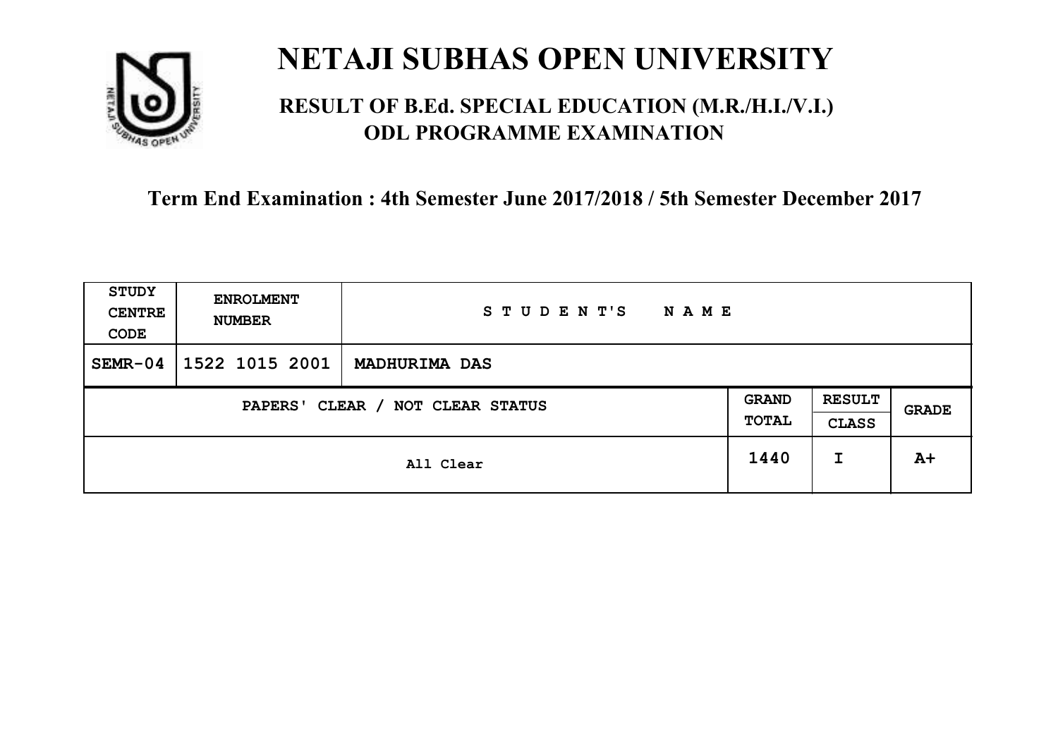# NETAJI SUBHAS OPEN UNIVERSITY

## RESULT OF B.Ed. SPECIAL EDUCATION (M.R./H.I./V.I.) ODL PROGRAMME EXAMINATION

**Term End Examination : 4th Semester June 2017/2018 / 5th Semester December 2017**

| STUDY CENTRE CODE | ENROLMENT NUMBER | STUDENT'S NAME | | | |
|---|---|---|---|---|---|
| SEMR-04 | 1522 1015 2001 | MADHURIMA DAS | | | |
| PAPERS' CLEAR / NOT CLEAR STATUS | | | GRAND TOTAL | RESULT CLASS | GRADE |
| All Clear | | | 1440 | I | A+ |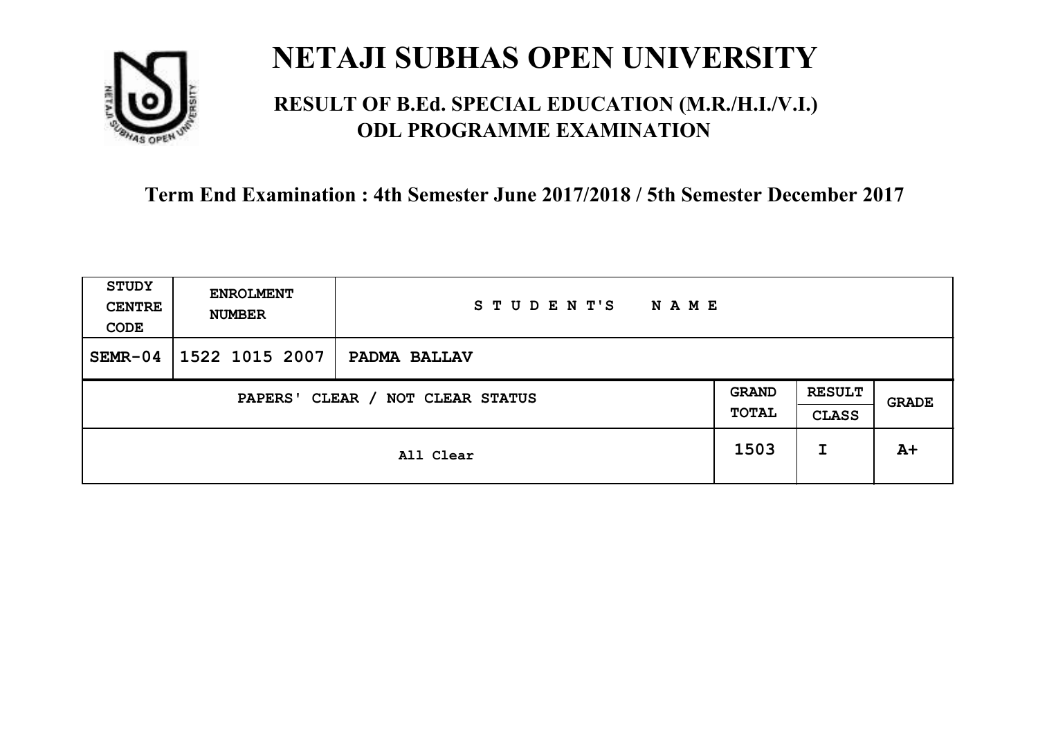# NETAJI SUBHAS OPEN UNIVERSITY

## RESULT OF B.Ed. SPECIAL EDUCATION (M.R./H.I./V.I.) ODL PROGRAMME EXAMINATION

**Term End Examination : 4th Semester June 2017/2018 / 5th Semester December 2017**

| STUDY CENTRE CODE | ENROLMENT NUMBER | STUDENT'S NAME | | | |
|---|---|---|---|---|---|
| SEMR-04 | 1522 1015 2007 | PADMA BALLAV | | | |
| PAPERS' CLEAR / NOT CLEAR STATUS | | | GRAND TOTAL | RESULT CLASS | GRADE |
| All Clear | | | 1503 | I | A+ |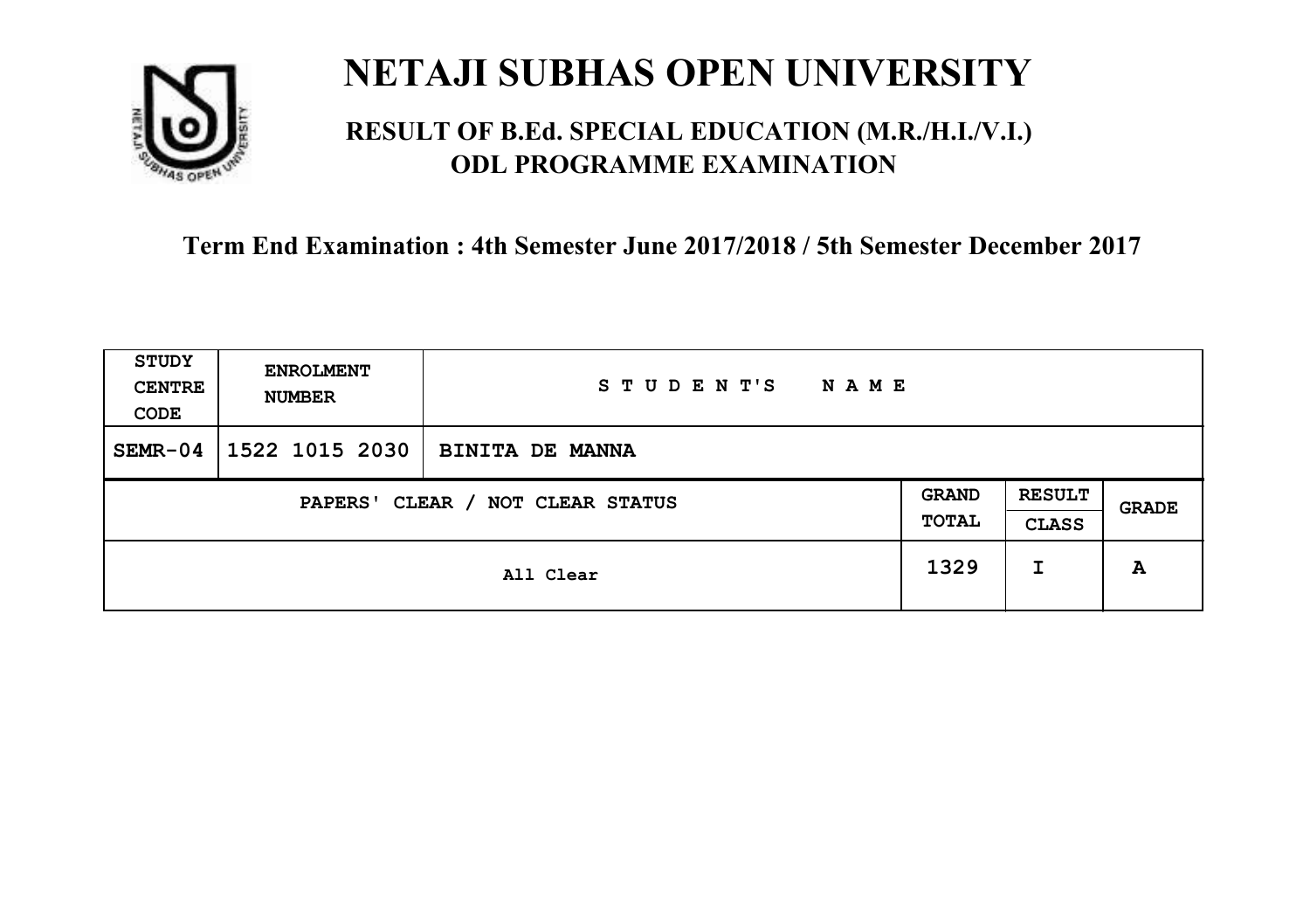# NETAJI SUBHAS OPEN UNIVERSITY

## RESULT OF B.Ed. SPECIAL EDUCATION (M.R./H.I./V.I.) ODL PROGRAMME EXAMINATION

### Term End Examination : 4th Semester June 2017/2018 / 5th Semester December 2017

| STUDY CENTRE CODE | ENROLMENT NUMBER | STUDENT'S NAME | | | |
|---|---|---|---|---|---|
| SEMR-04 | 1522 1015 2030 | BINITA DE MANNA | | | |
| PAPERS' CLEAR / NOT CLEAR STATUS | | | GRAND TOTAL | RESULT CLASS | GRADE |
| All Clear | | | 1329 | I | A |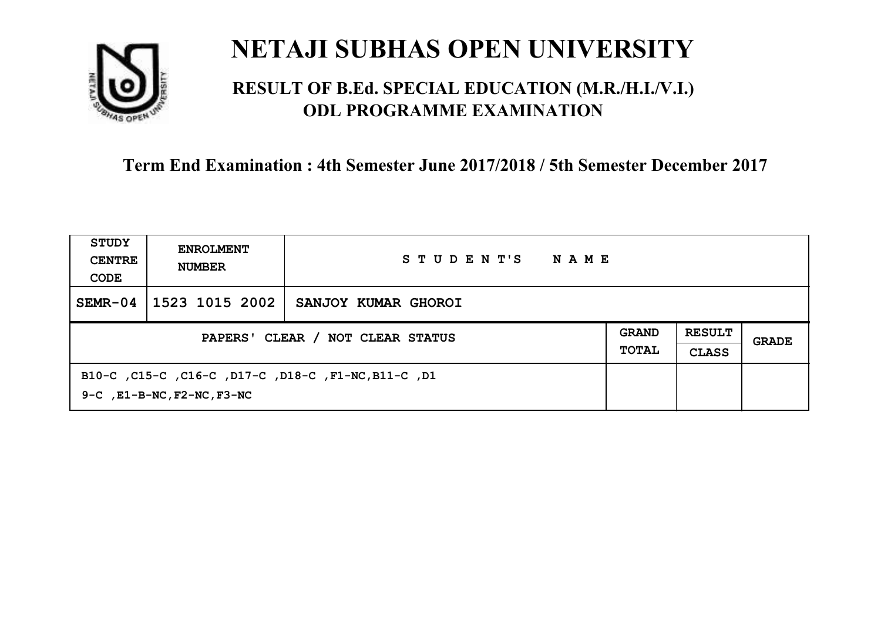# NETAJI SUBHAS OPEN UNIVERSITY

## RESULT OF B.Ed. SPECIAL EDUCATION (M.R./H.I./V.I.) ODL PROGRAMME EXAMINATION

### Term End Examination : 4th Semester June 2017/2018 / 5th Semester December 2017

| STUDY CENTRE CODE | ENROLMENT NUMBER | STUDENT'S NAME | | | |
|---|---|---|---|---|---|
| SEMR-04 | 1523 1015 2002 | SANJOY KUMAR GHOROI | | | |
| PAPERS' CLEAR / NOT CLEAR STATUS | | | GRAND TOTAL | RESULT CLASS | GRADE |
| B10-C ,C15-C ,C16-C ,D17-C ,D18-C ,F1-NC,B11-C ,D19-C ,E1-B-NC,F2-NC,F3-NC | | | | | |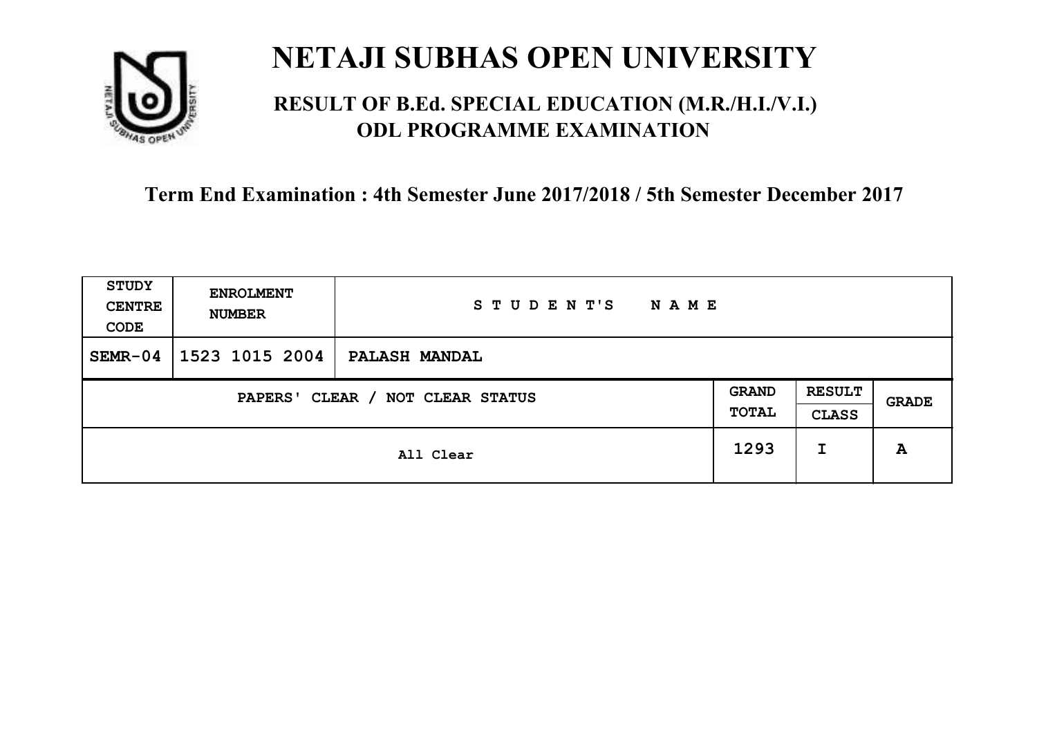# NETAJI SUBHAS OPEN UNIVERSITY

## RESULT OF B.Ed. SPECIAL EDUCATION (M.R./H.I./V.I.) ODL PROGRAMME EXAMINATION

### Term End Examination : 4th Semester June 2017/2018 / 5th Semester December 2017

| STUDY CENTRE CODE | ENROLMENT NUMBER | STUDENT'S NAME | | | |
|---|---|---|---|---|---|
| SEMR-04 | 1523 1015 2004 | PALASH MANDAL | | | |
| PAPERS' CLEAR / NOT CLEAR STATUS | | | GRAND TOTAL | RESULT CLASS | GRADE |
| All Clear | | | 1293 | I | A |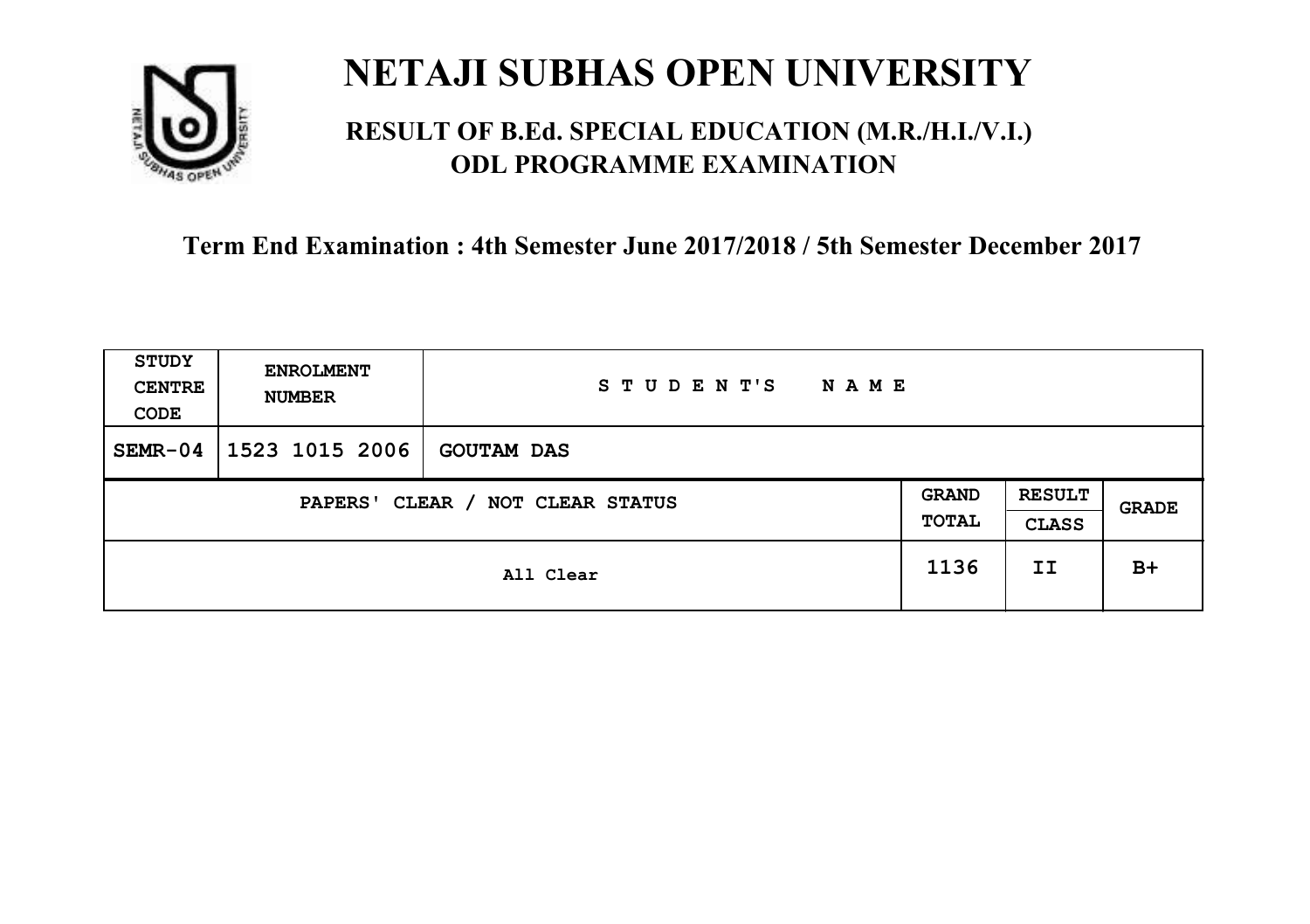# NETAJI SUBHAS OPEN UNIVERSITY

## RESULT OF B.Ed. SPECIAL EDUCATION (M.R./H.I./V.I.) ODL PROGRAMME EXAMINATION

### Term End Examination : 4th Semester June 2017/2018 / 5th Semester December 2017

| STUDY CENTRE CODE | ENROLMENT NUMBER | STUDENT'S NAME | | | |
|---|---|---|---|---|---|
| SEMR-04 | 1523 1015 2006 | GOUTAM DAS | | | |
| PAPERS' CLEAR / NOT CLEAR STATUS | | | GRAND TOTAL | RESULT CLASS | GRADE |
| All Clear | | | 1136 | II | B+ |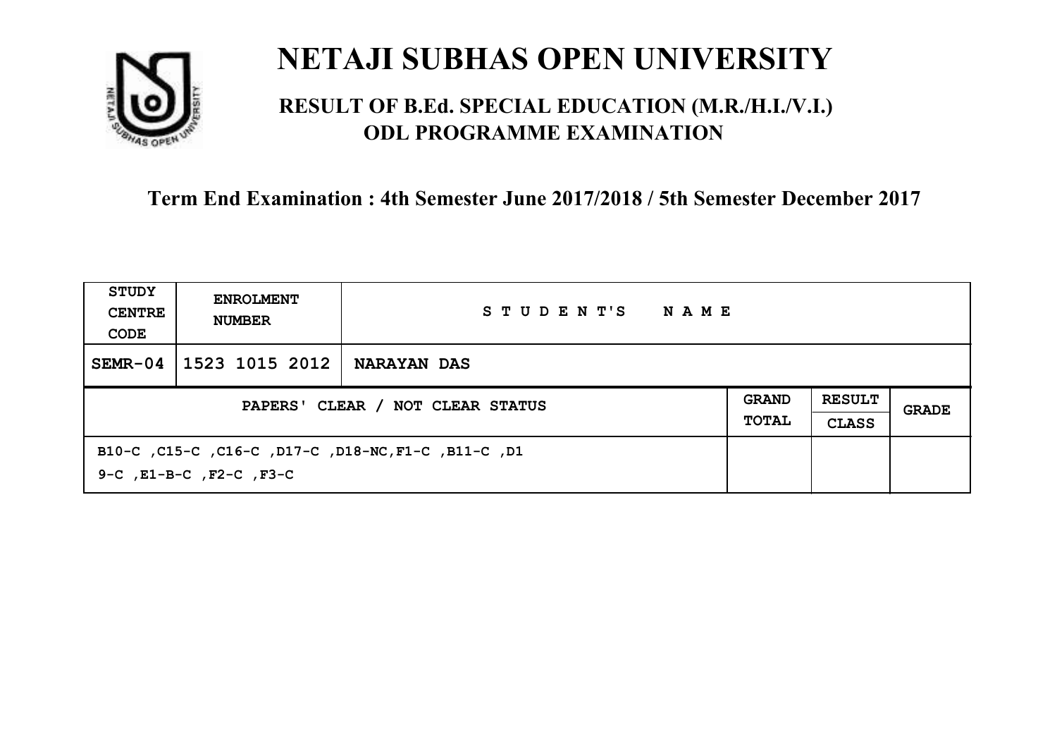# NETAJI SUBHAS OPEN UNIVERSITY

## RESULT OF B.Ed. SPECIAL EDUCATION (M.R./H.I./V.I.) ODL PROGRAMME EXAMINATION

### Term End Examination : 4th Semester June 2017/2018 / 5th Semester December 2017

| STUDY CENTRE CODE | ENROLMENT NUMBER | STUDENT'S NAME | | | |
|---|---|---|---|---|---|
| SEMR-04 | 1523 1015 2012 | NARAYAN DAS | | | |
| PAPERS' CLEAR / NOT CLEAR STATUS | | | GRAND TOTAL | RESULT CLASS | GRADE |
| B10-C ,C15-C ,C16-C ,D17-C ,D18-NC,F1-C ,B11-C ,D19-C ,E1-B-C ,F2-C ,F3-C | | | | | |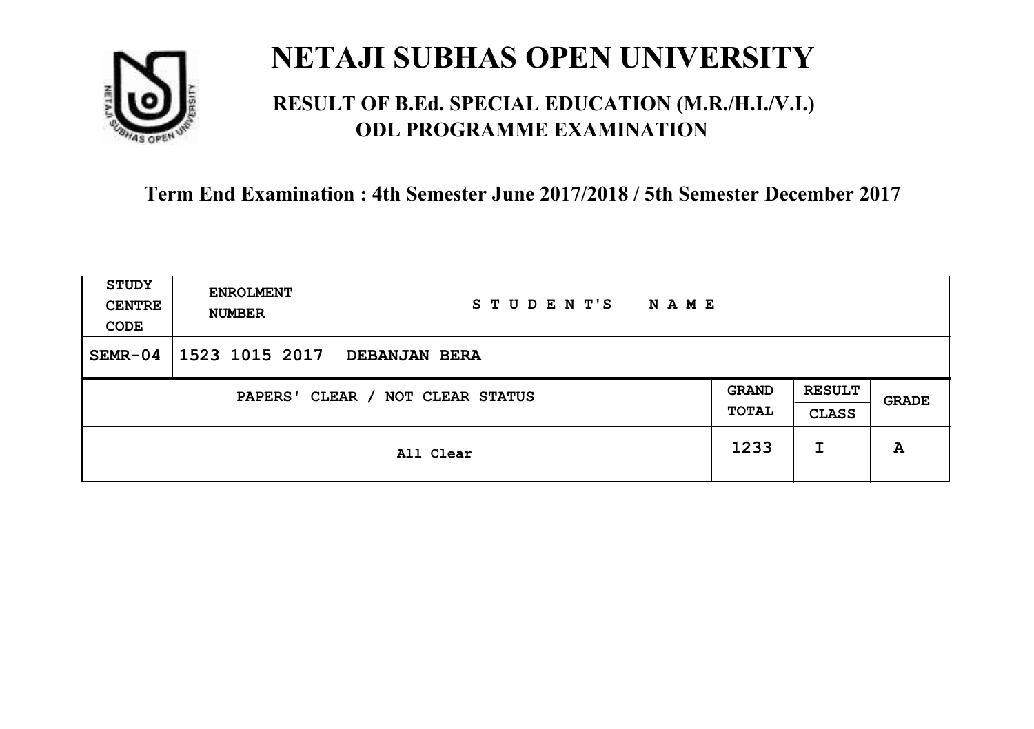# NETAJI SUBHAS OPEN UNIVERSITY

## RESULT OF B.Ed. SPECIAL EDUCATION (M.R./H.I./V.I.) ODL PROGRAMME EXAMINATION

**Term End Examination : 4th Semester June 2017/2018 / 5th Semester December 2017**

| STUDY CENTRE CODE | ENROLMENT NUMBER | STUDENT'S NAME | | | |
|---|---|---|---|---|---|
| SEMR-04 | 1523 1015 2017 | DEBANJAN BERA | | | |
| PAPERS' CLEAR / NOT CLEAR STATUS | | | GRAND TOTAL | RESULT CLASS | GRADE |
| All Clear | | | 1233 | I | A |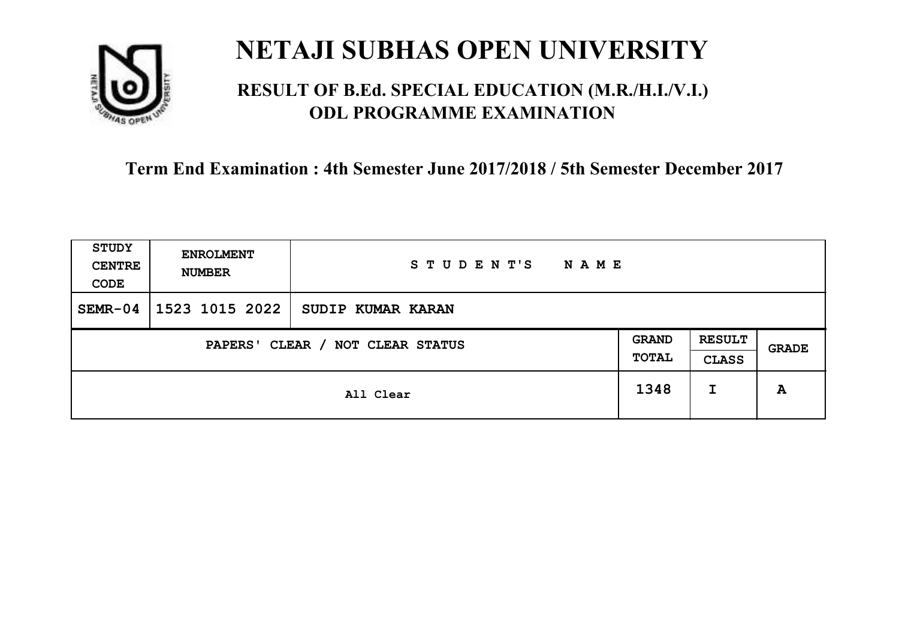# NETAJI SUBHAS OPEN UNIVERSITY

## RESULT OF B.Ed. SPECIAL EDUCATION (M.R./H.I./V.I.) ODL PROGRAMME EXAMINATION

### Term End Examination : 4th Semester June 2017/2018 / 5th Semester December 2017

| STUDY CENTRE CODE | ENROLMENT NUMBER | STUDENT'S NAME | | | |
|---|---|---|---|---|---|
| SEMR-04 | 1523 1015 2022 | SUDIP KUMAR KARAN | | | |
| PAPERS' CLEAR / NOT CLEAR STATUS | | | GRAND TOTAL | RESULT CLASS | GRADE |
| All Clear | | | 1348 | I | A |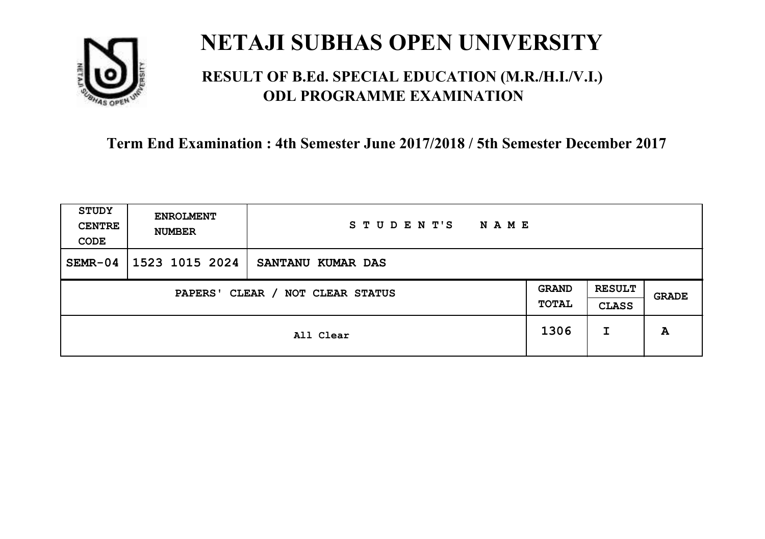# NETAJI SUBHAS OPEN UNIVERSITY

## RESULT OF B.Ed. SPECIAL EDUCATION (M.R./H.I./V.I.) ODL PROGRAMME EXAMINATION

### Term End Examination : 4th Semester June 2017/2018 / 5th Semester December 2017

| STUDY CENTRE CODE | ENROLMENT NUMBER | STUDENT'S NAME | | | |
|---|---|---|---|---|---|
| SEMR-04 | 1523 1015 2024 | SANTANU KUMAR DAS | | | |
| PAPERS' CLEAR / NOT CLEAR STATUS | | | GRAND TOTAL | RESULT CLASS | GRADE |
| All Clear | | | 1306 | I | A |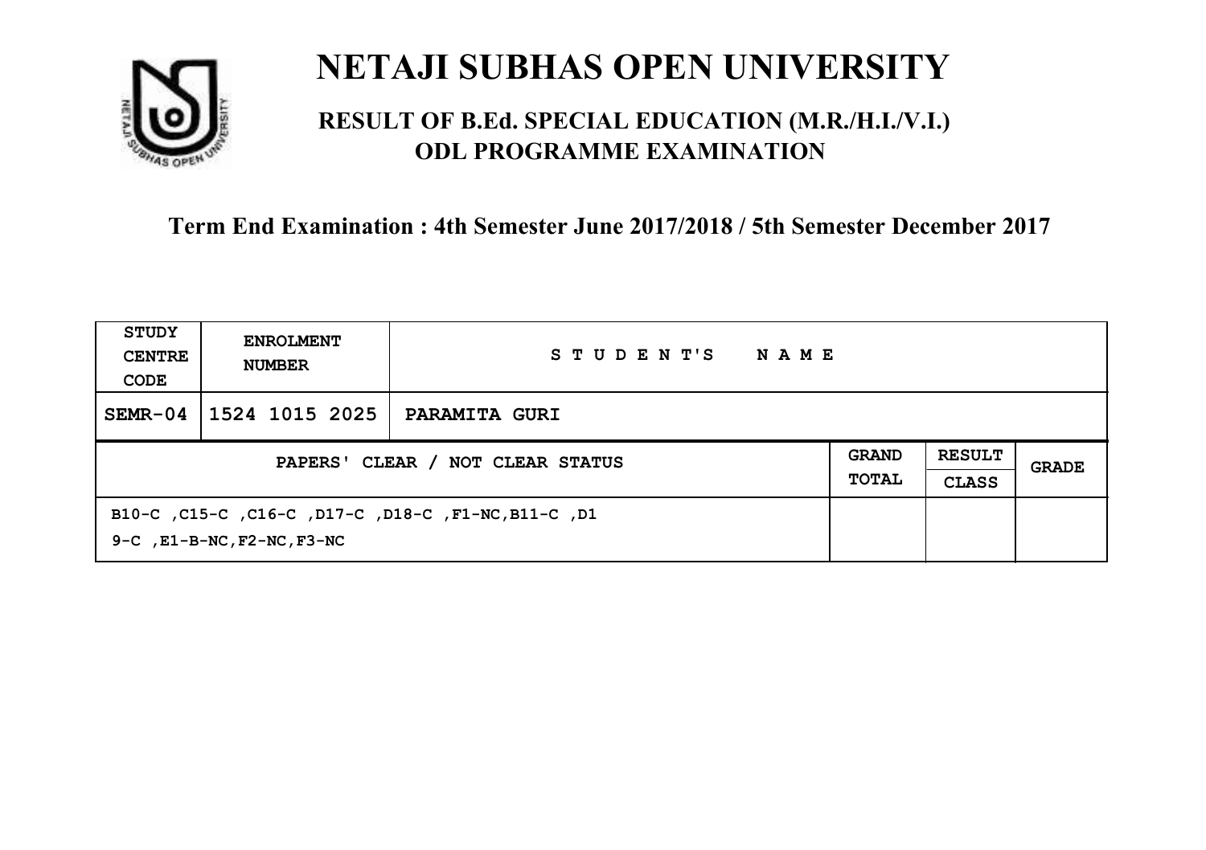# NETAJI SUBHAS OPEN UNIVERSITY

## RESULT OF B.Ed. SPECIAL EDUCATION (M.R./H.I./V.I.) ODL PROGRAMME EXAMINATION

### Term End Examination : 4th Semester June 2017/2018 / 5th Semester December 2017

| STUDY CENTRE CODE | ENROLMENT NUMBER | STUDENT'S NAME | | | |
|---|---|---|---|---|---|
| SEMR-04 | 1524 1015 2025 | PARAMITA GURI | | | |
| PAPERS' CLEAR / NOT CLEAR STATUS | | | GRAND TOTAL | RESULT CLASS | GRADE |
| B10-C ,C15-C ,C16-C ,D17-C ,D18-C ,F1-NC,B11-C ,D19-C ,E1-B-NC,F2-NC,F3-NC | | | | | |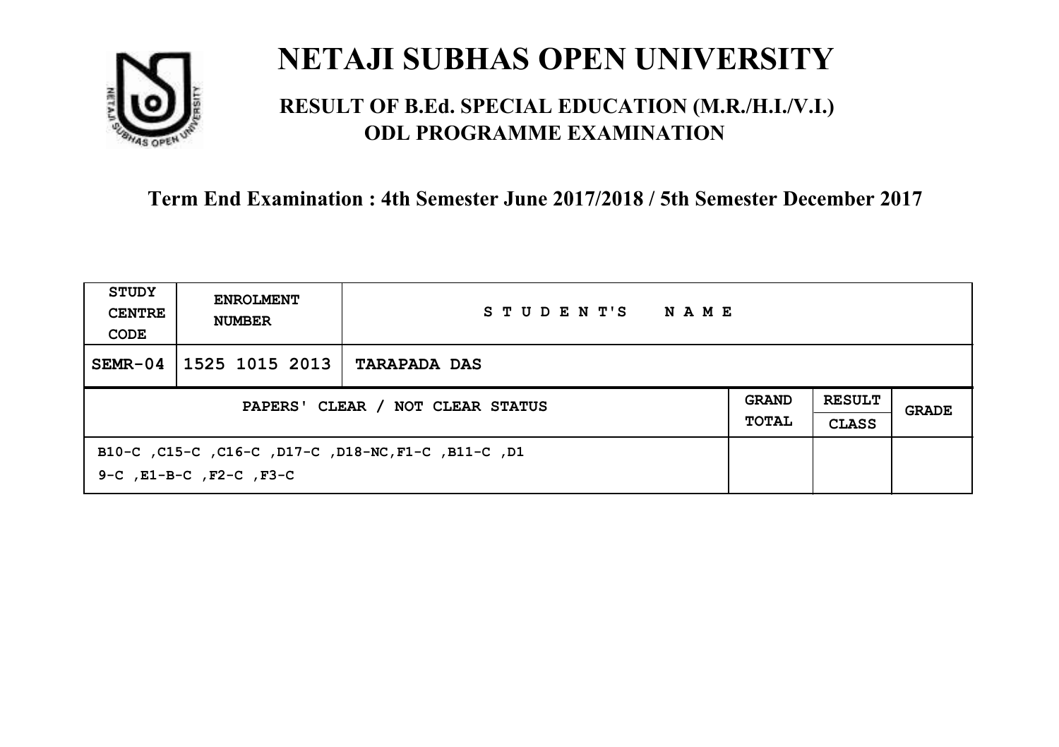# NETAJI SUBHAS OPEN UNIVERSITY

## RESULT OF B.Ed. SPECIAL EDUCATION (M.R./H.I./V.I.) ODL PROGRAMME EXAMINATION

### Term End Examination : 4th Semester June 2017/2018 / 5th Semester December 2017

| STUDY CENTRE CODE | ENROLMENT NUMBER | STUDENT'S NAME | | | |
|---|---|---|---|---|---|
| SEMR-04 | 1525 1015 2013 | TARAPADA DAS | | | |
| PAPERS' CLEAR / NOT CLEAR STATUS | | | GRAND TOTAL | RESULT CLASS | GRADE |
| B10-C ,C15-C ,C16-C ,D17-C ,D18-NC,F1-C ,B11-C ,D19-C ,E1-B-C ,F2-C ,F3-C | | | | | |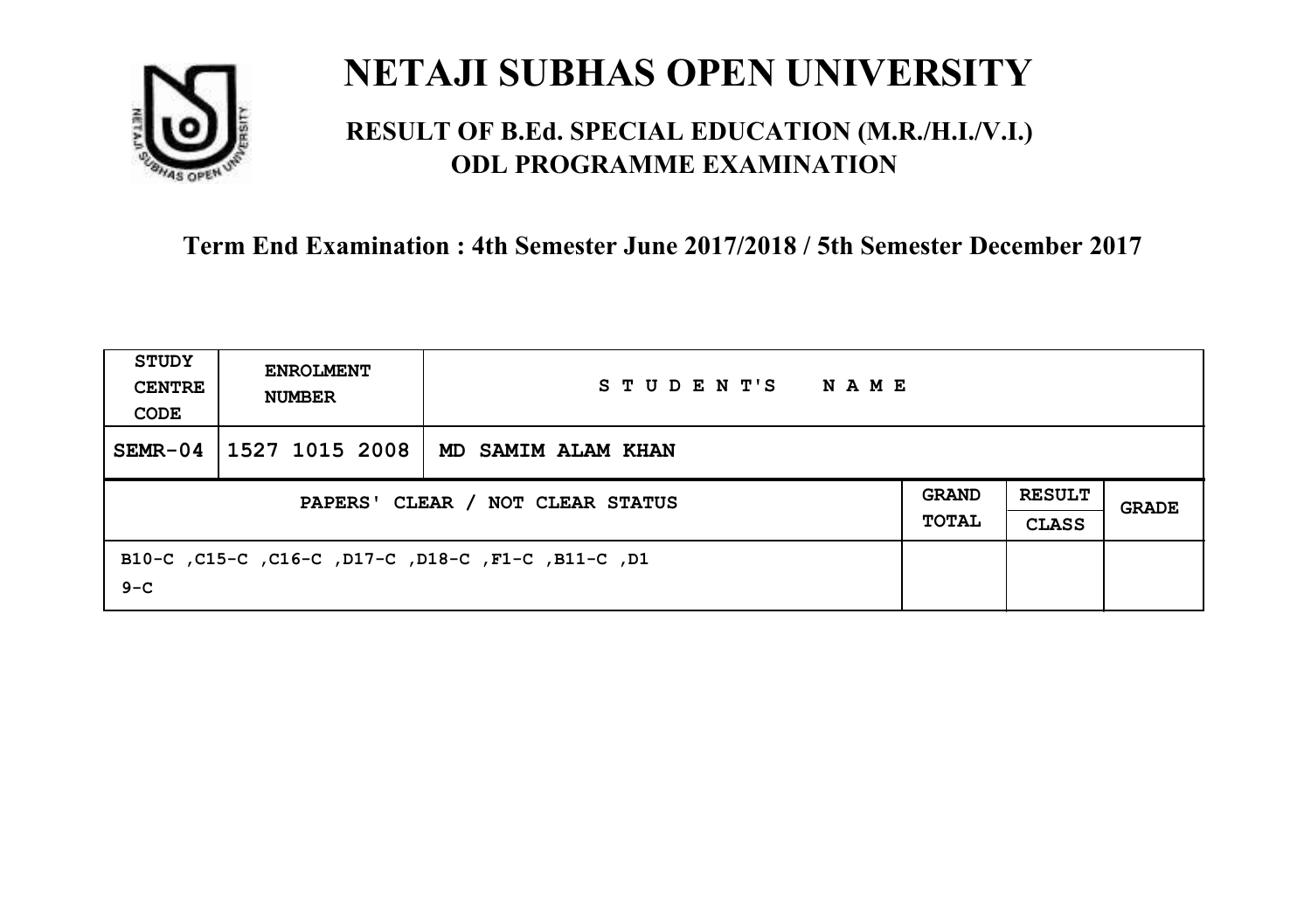# NETAJI SUBHAS OPEN UNIVERSITY

## RESULT OF B.Ed. SPECIAL EDUCATION (M.R./H.I./V.I.) ODL PROGRAMME EXAMINATION

### Term End Examination : 4th Semester June 2017/2018 / 5th Semester December 2017

| STUDY CENTRE CODE | ENROLMENT NUMBER | STUDENT'S NAME | | | |
|---|---|---|---|---|---|
| SEMR-04 | 1527 1015 2008 | MD SAMIM ALAM KHAN | | | |
| PAPERS' CLEAR / NOT CLEAR STATUS | | | GRAND TOTAL | RESULT CLASS | GRADE |
| B10-C ,C15-C ,C16-C ,D17-C ,D18-C ,F1-C ,B11-C ,D19-C | | | | | |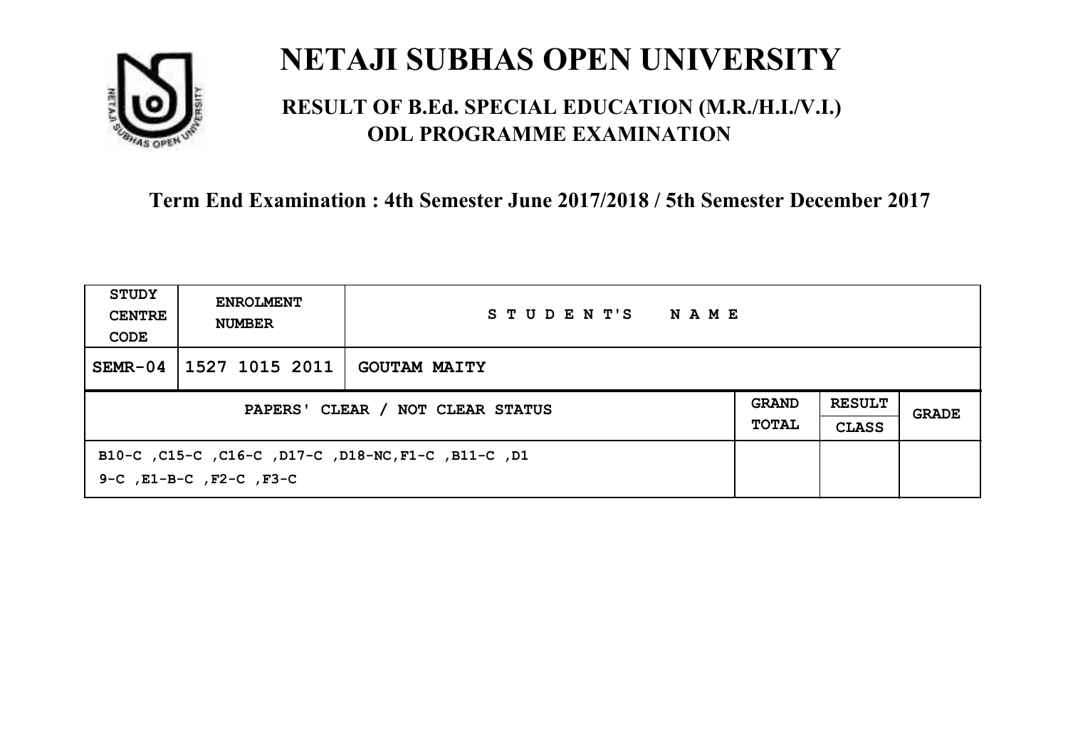# NETAJI SUBHAS OPEN UNIVERSITY

## RESULT OF B.Ed. SPECIAL EDUCATION (M.R./H.I./V.I.) ODL PROGRAMME EXAMINATION

**Term End Examination : 4th Semester June 2017/2018 / 5th Semester December 2017**

| STUDY CENTRE CODE | ENROLMENT NUMBER | STUDENT'S NAME | | | |
|---|---|---|---|---|---|
| SEMR-04 | 1527 1015 2011 | GOUTAM MAITY | | | |
| PAPERS' CLEAR / NOT CLEAR STATUS | | | GRAND TOTAL | RESULT CLASS | GRADE |
| B10-C ,C15-C ,C16-C ,D17-C ,D18-NC,F1-C ,B11-C ,D19-C ,E1-B-C ,F2-C ,F3-C | | | | | |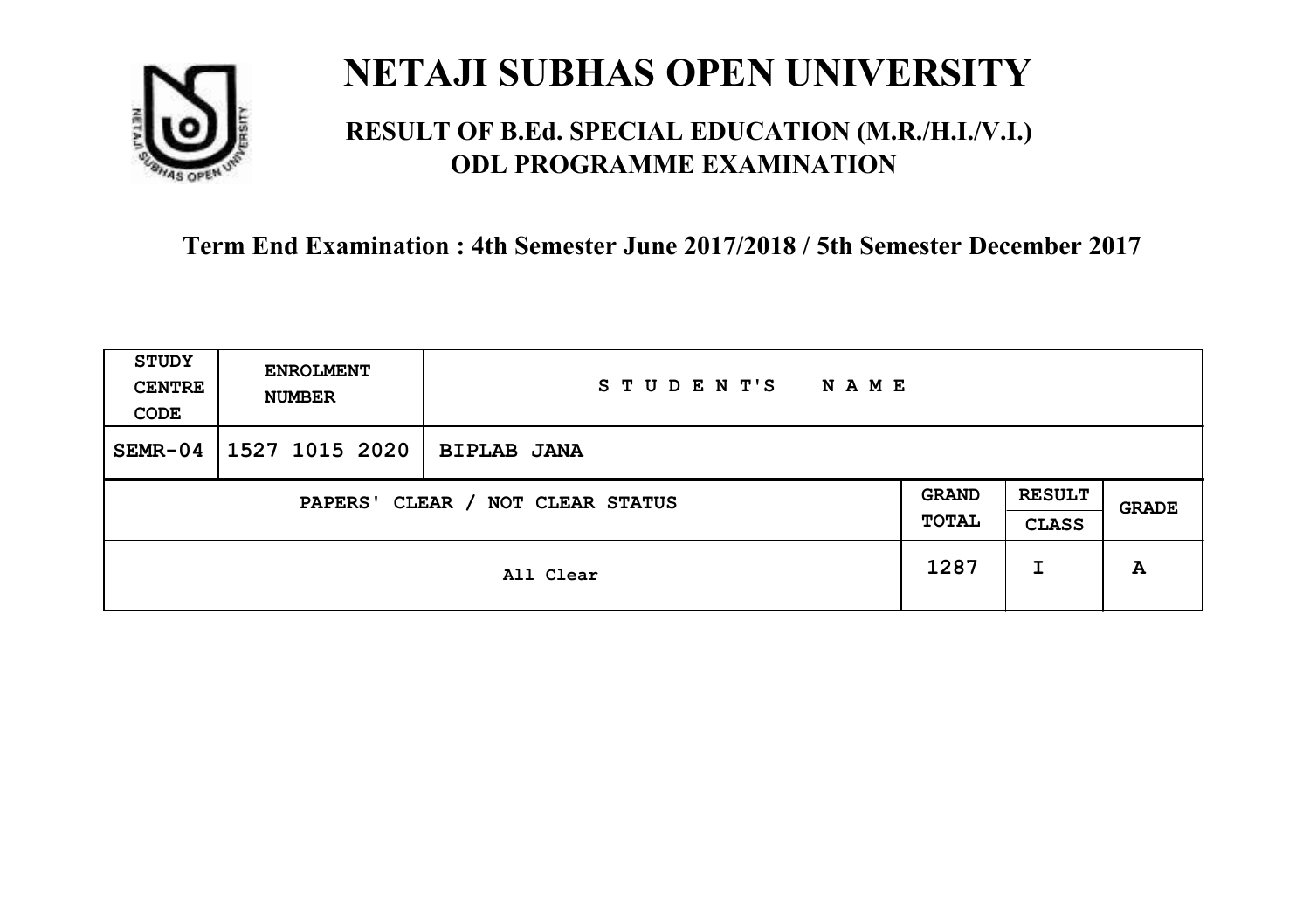# NETAJI SUBHAS OPEN UNIVERSITY

## RESULT OF B.Ed. SPECIAL EDUCATION (M.R./H.I./V.I.) ODL PROGRAMME EXAMINATION

**Term End Examination : 4th Semester June 2017/2018 / 5th Semester December 2017**

| STUDY CENTRE CODE | ENROLMENT NUMBER | STUDENT'S NAME | | | |
|---|---|---|---|---|---|
| SEMR-04 | 1527 1015 2020 | BIPLAB JANA | | | |
| PAPERS' CLEAR / NOT CLEAR STATUS | | | GRAND TOTAL | RESULT CLASS | GRADE |
| All Clear | | | 1287 | I | A |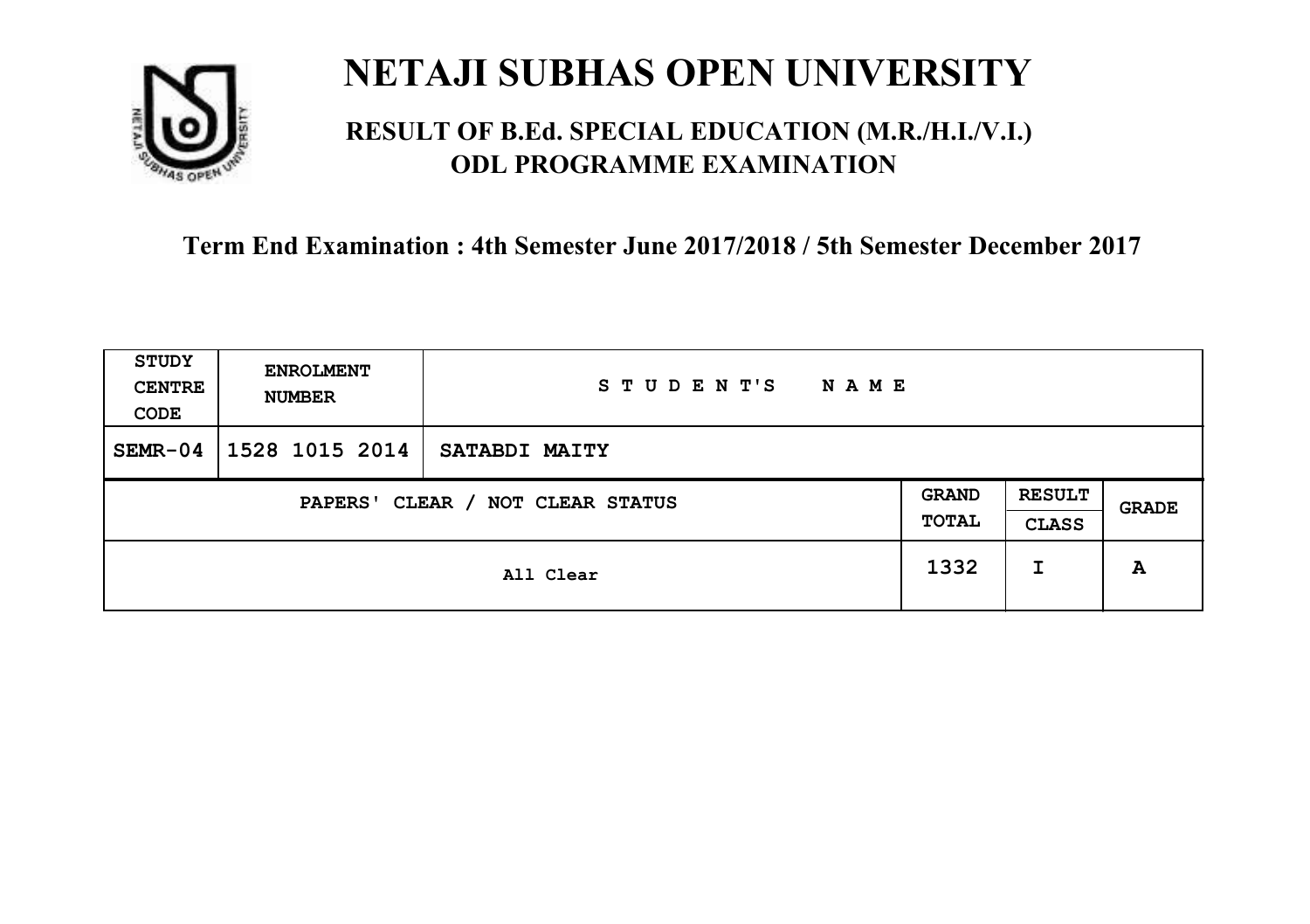# NETAJI SUBHAS OPEN UNIVERSITY

## RESULT OF B.Ed. SPECIAL EDUCATION (M.R./H.I./V.I.) ODL PROGRAMME EXAMINATION

### Term End Examination : 4th Semester June 2017/2018 / 5th Semester December 2017

| STUDY CENTRE CODE | ENROLMENT NUMBER | STUDENT'S NAME | | | |
|---|---|---|---|---|---|
| SEMR-04 | 1528 1015 2014 | SATABDI MAITY | | | |
| PAPERS' CLEAR / NOT CLEAR STATUS | | | GRAND TOTAL | RESULT CLASS | GRADE |
| All Clear | | | 1332 | I | A |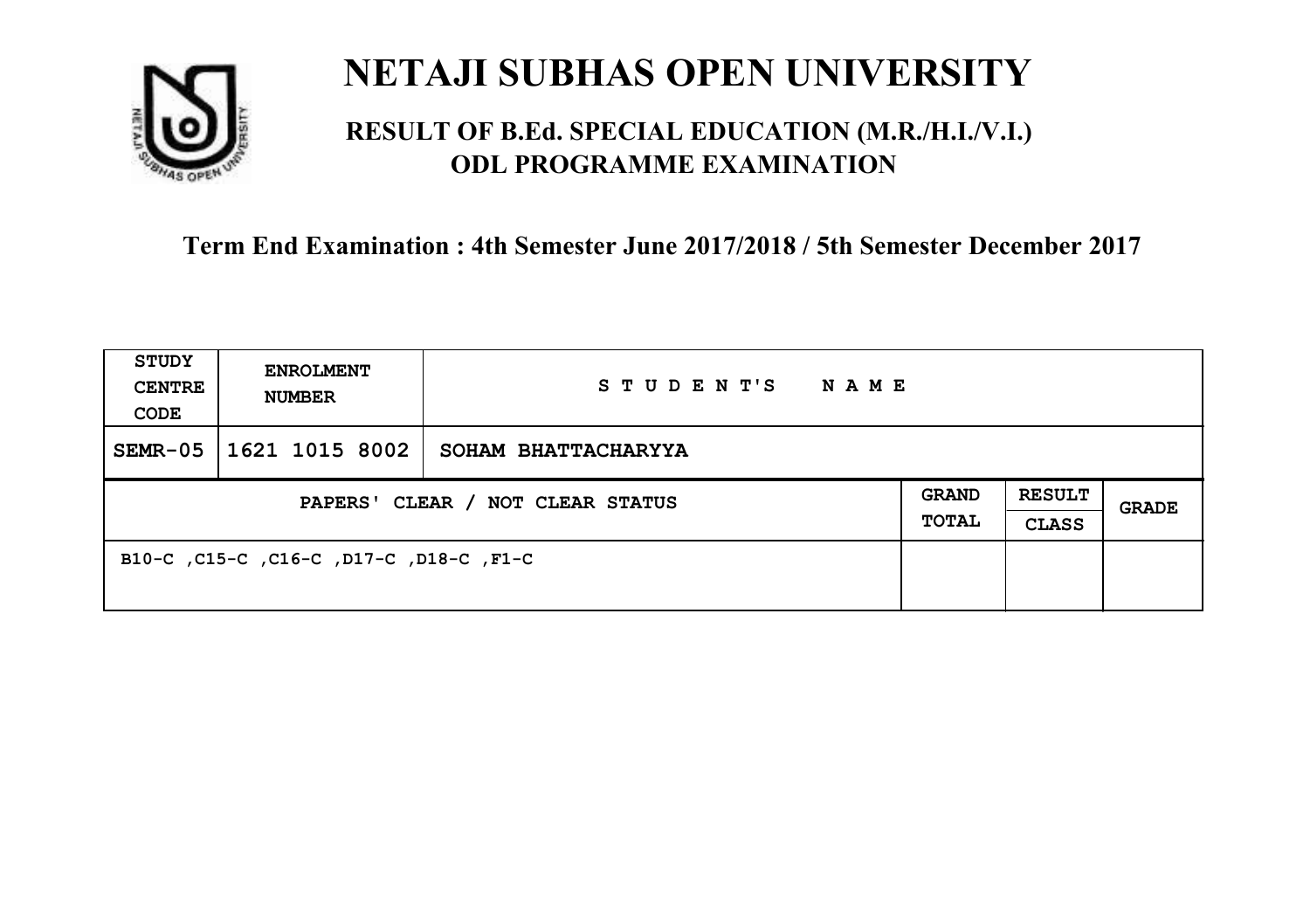# NETAJI SUBHAS OPEN UNIVERSITY

## RESULT OF B.Ed. SPECIAL EDUCATION (M.R./H.I./V.I.) ODL PROGRAMME EXAMINATION

**Term End Examination : 4th Semester June 2017/2018 / 5th Semester December 2017**

| STUDY CENTRE CODE | ENROLMENT NUMBER | STUDENT'S NAME | | | |
|---|---|---|---|---|---|
| SEMR-05 | 1621 1015 8002 | SOHAM BHATTACHARYYA | | | |
| PAPERS' CLEAR / NOT CLEAR STATUS | | | GRAND TOTAL | RESULT CLASS | GRADE |
| B10-C ,C15-C ,C16-C ,D17-C ,D18-C ,F1-C | | | | | |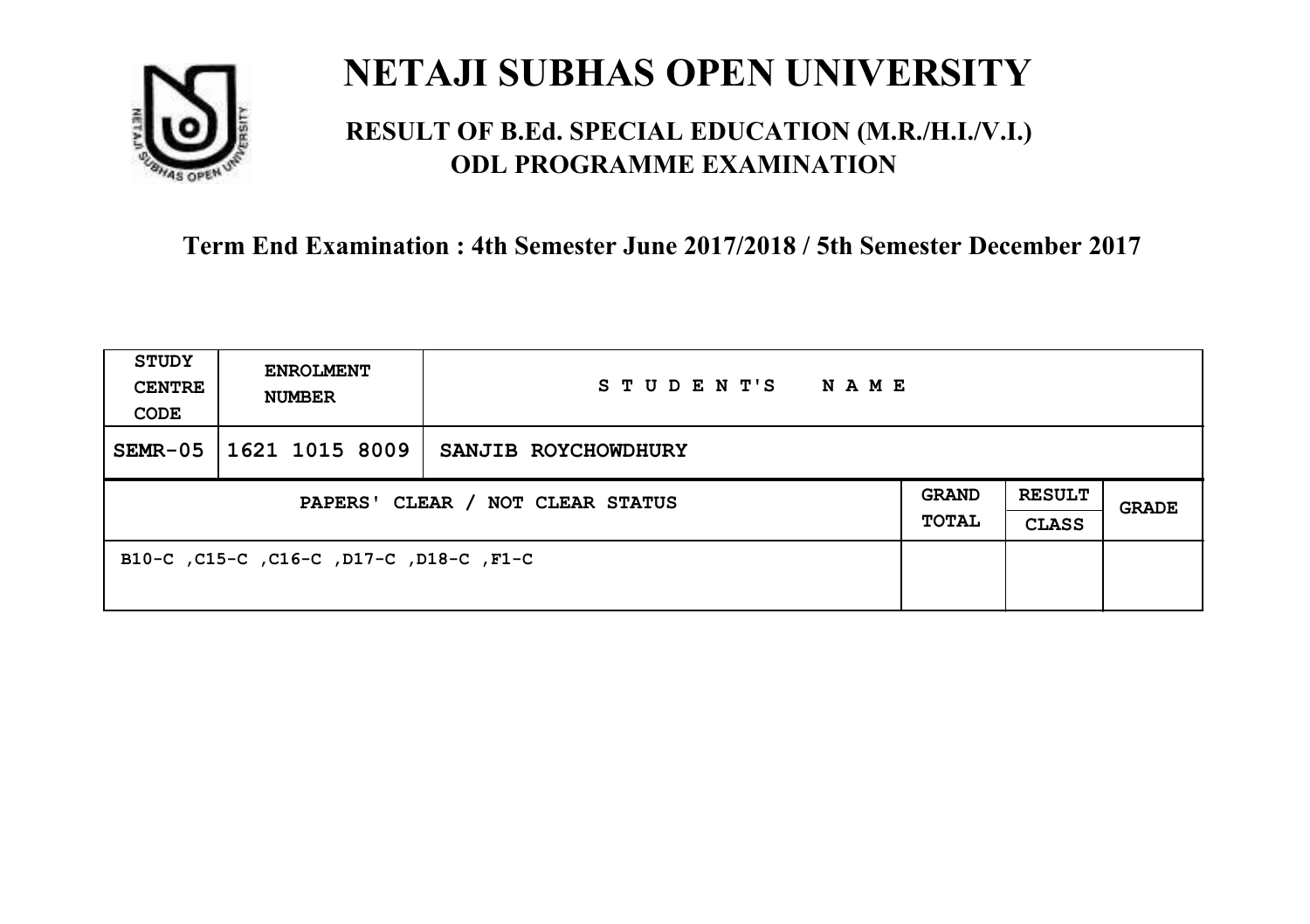# NETAJI SUBHAS OPEN UNIVERSITY

## RESULT OF B.Ed. SPECIAL EDUCATION (M.R./H.I./V.I.) ODL PROGRAMME EXAMINATION

### Term End Examination : 4th Semester June 2017/2018 / 5th Semester December 2017

| STUDY CENTRE CODE | ENROLMENT NUMBER | STUDENT'S NAME | | | |
|---|---|---|---|---|---|
| SEMR-05 | 1621 1015 8009 | SANJIB ROYCHOWDHURY | | | |
| PAPERS' CLEAR / NOT CLEAR STATUS | | | GRAND TOTAL | RESULT CLASS | GRADE |
| B10-C ,C15-C ,C16-C ,D17-C ,D18-C ,F1-C | | | | | |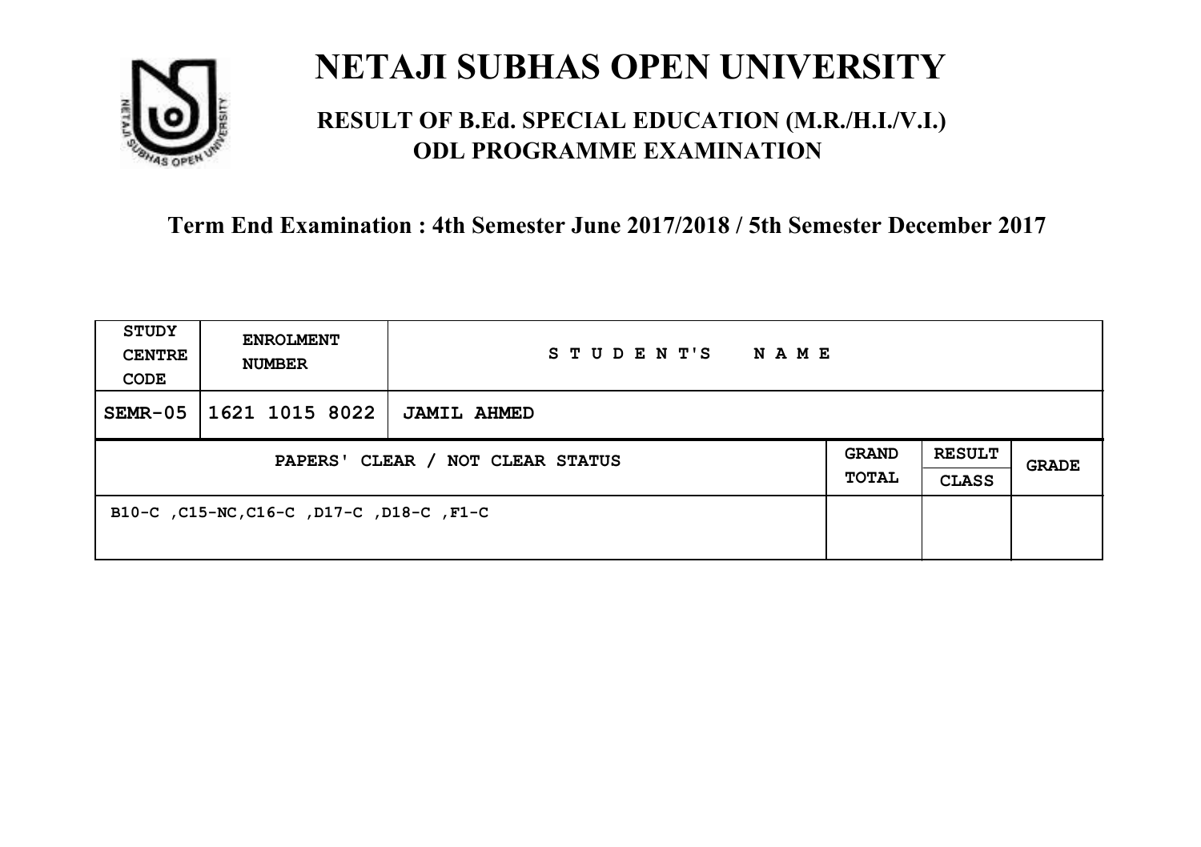# NETAJI SUBHAS OPEN UNIVERSITY

## RESULT OF B.Ed. SPECIAL EDUCATION (M.R./H.I./V.I.) ODL PROGRAMME EXAMINATION

### Term End Examination : 4th Semester June 2017/2018 / 5th Semester December 2017

| STUDY CENTRE CODE | ENROLMENT NUMBER | STUDENT'S NAME | | | |
|---|---|---|---|---|---|
| SEMR-05 | 1621 1015 8022 | JAMIL AHMED | | | |
| PAPERS' CLEAR / NOT CLEAR STATUS | | | GRAND TOTAL | RESULT CLASS | GRADE |
| B10-C ,C15-NC,C16-C ,D17-C ,D18-C ,F1-C | | | | | |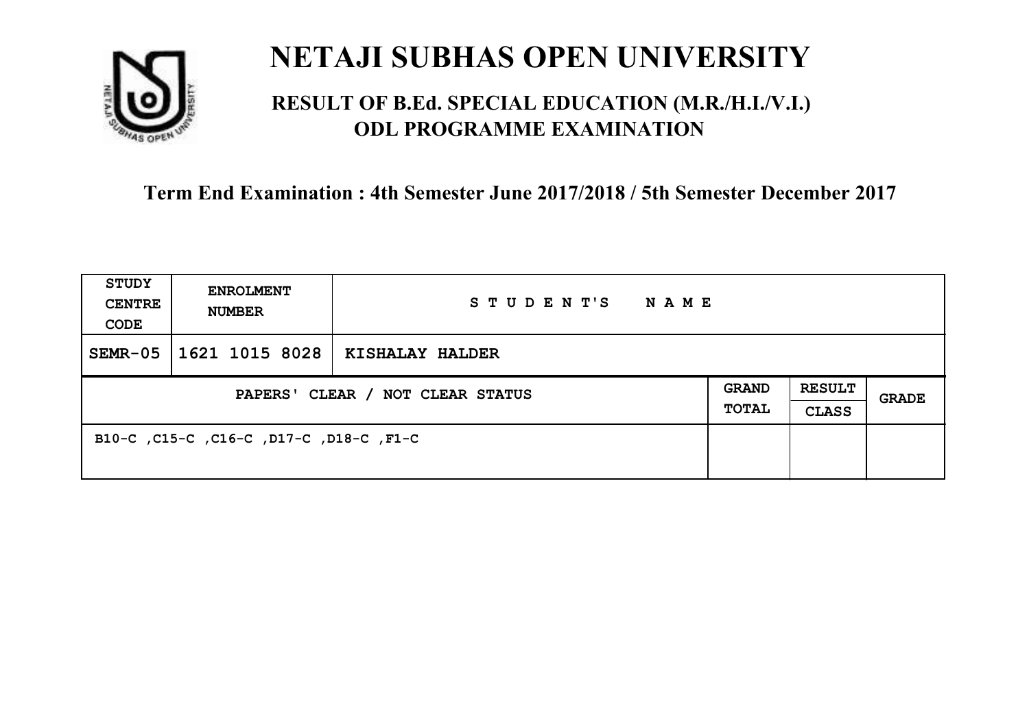# NETAJI SUBHAS OPEN UNIVERSITY

## RESULT OF B.Ed. SPECIAL EDUCATION (M.R./H.I./V.I.) ODL PROGRAMME EXAMINATION

### Term End Examination : 4th Semester June 2017/2018 / 5th Semester December 2017

| STUDY CENTRE CODE | ENROLMENT NUMBER | STUDENT'S NAME | | | |
|---|---|---|---|---|---|
| SEMR-05 | 1621 1015 8028 | KISHALAY HALDER | | | |
| PAPERS' CLEAR / NOT CLEAR STATUS | | | GRAND TOTAL | RESULT CLASS | GRADE |
| B10-C ,C15-C ,C16-C ,D17-C ,D18-C ,F1-C | | | | | |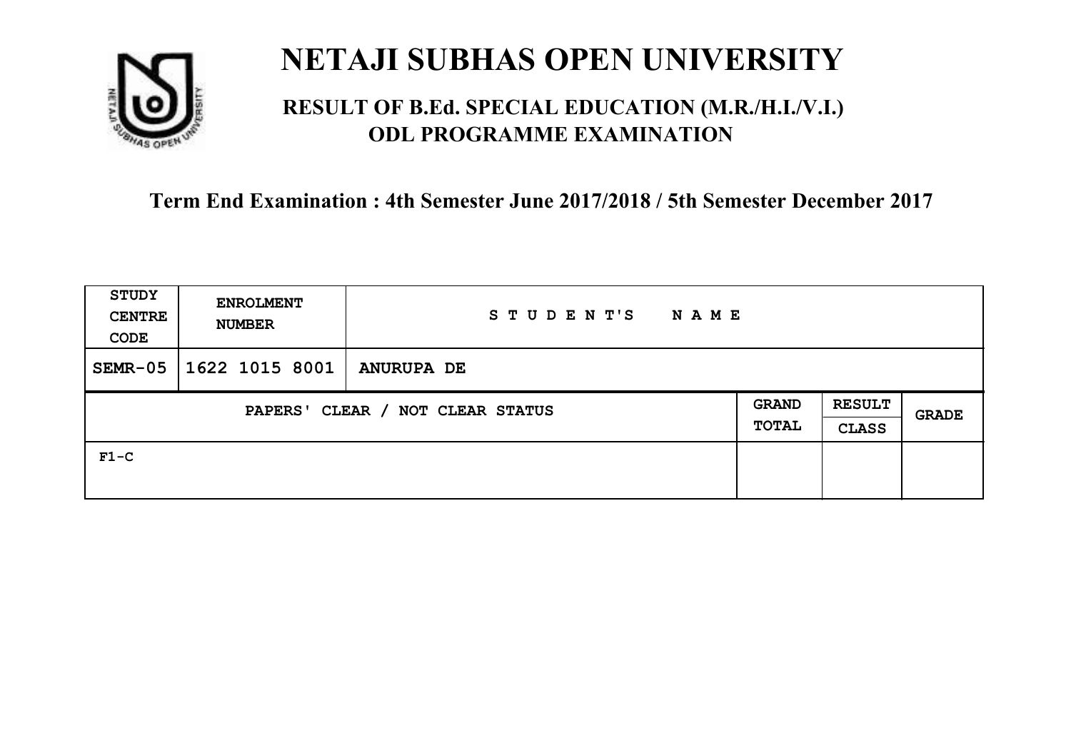# NETAJI SUBHAS OPEN UNIVERSITY

## RESULT OF B.Ed. SPECIAL EDUCATION (M.R./H.I./V.I.) ODL PROGRAMME EXAMINATION

### Term End Examination : 4th Semester June 2017/2018 / 5th Semester December 2017

| STUDY CENTRE CODE | ENROLMENT NUMBER | STUDENT'S NAME | | | |
|---|---|---|---|---|---|
| SEMR-05 | 1622 1015 8001 | ANURUPA DE | | | |
| PAPERS' CLEAR / NOT CLEAR STATUS | | | GRAND TOTAL | RESULT CLASS | GRADE |
| F1-C | | | | | |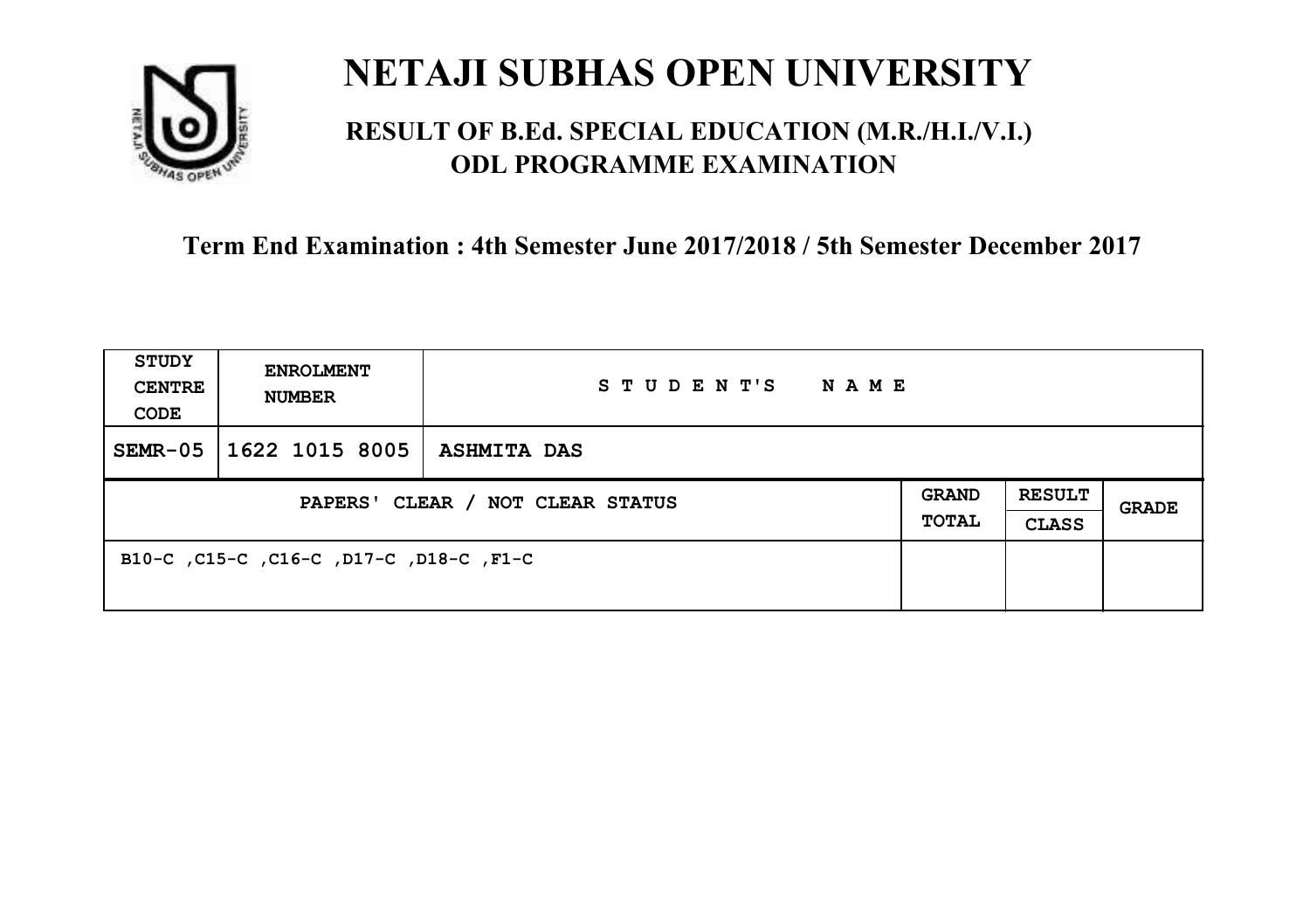# NETAJI SUBHAS OPEN UNIVERSITY

## RESULT OF B.Ed. SPECIAL EDUCATION (M.R./H.I./V.I.) ODL PROGRAMME EXAMINATION

### Term End Examination : 4th Semester June 2017/2018 / 5th Semester December 2017

| STUDY CENTRE CODE | ENROLMENT NUMBER | STUDENT'S NAME | | | |
|---|---|---|---|---|---|
| SEMR-05 | 1622 1015 8005 | ASHMITA DAS | | | |
| PAPERS' CLEAR / NOT CLEAR STATUS | | | GRAND TOTAL | RESULT CLASS | GRADE |
| B10-C ,C15-C ,C16-C ,D17-C ,D18-C ,F1-C | | | | | |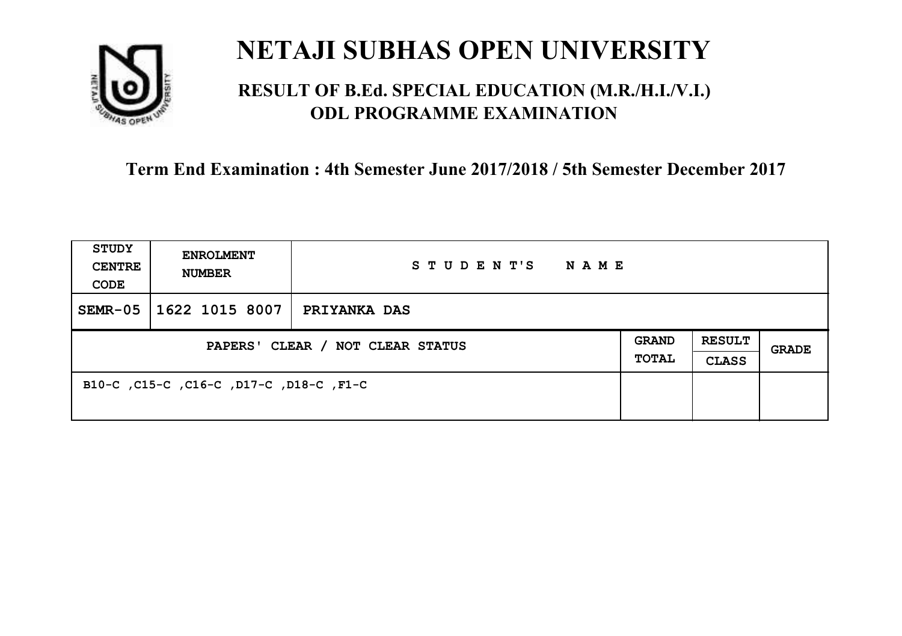# NETAJI SUBHAS OPEN UNIVERSITY

## RESULT OF B.Ed. SPECIAL EDUCATION (M.R./H.I./V.I.) ODL PROGRAMME EXAMINATION

### Term End Examination : 4th Semester June 2017/2018 / 5th Semester December 2017

| STUDY CENTRE CODE | ENROLMENT NUMBER | STUDENT'S NAME | | | |
|---|---|---|---|---|---|
| SEMR-05 | 1622 1015 8007 | PRIYANKA DAS | | | |
| PAPERS' CLEAR / NOT CLEAR STATUS | | | GRAND TOTAL | RESULT CLASS | GRADE |
| B10-C ,C15-C ,C16-C ,D17-C ,D18-C ,F1-C | | | | | |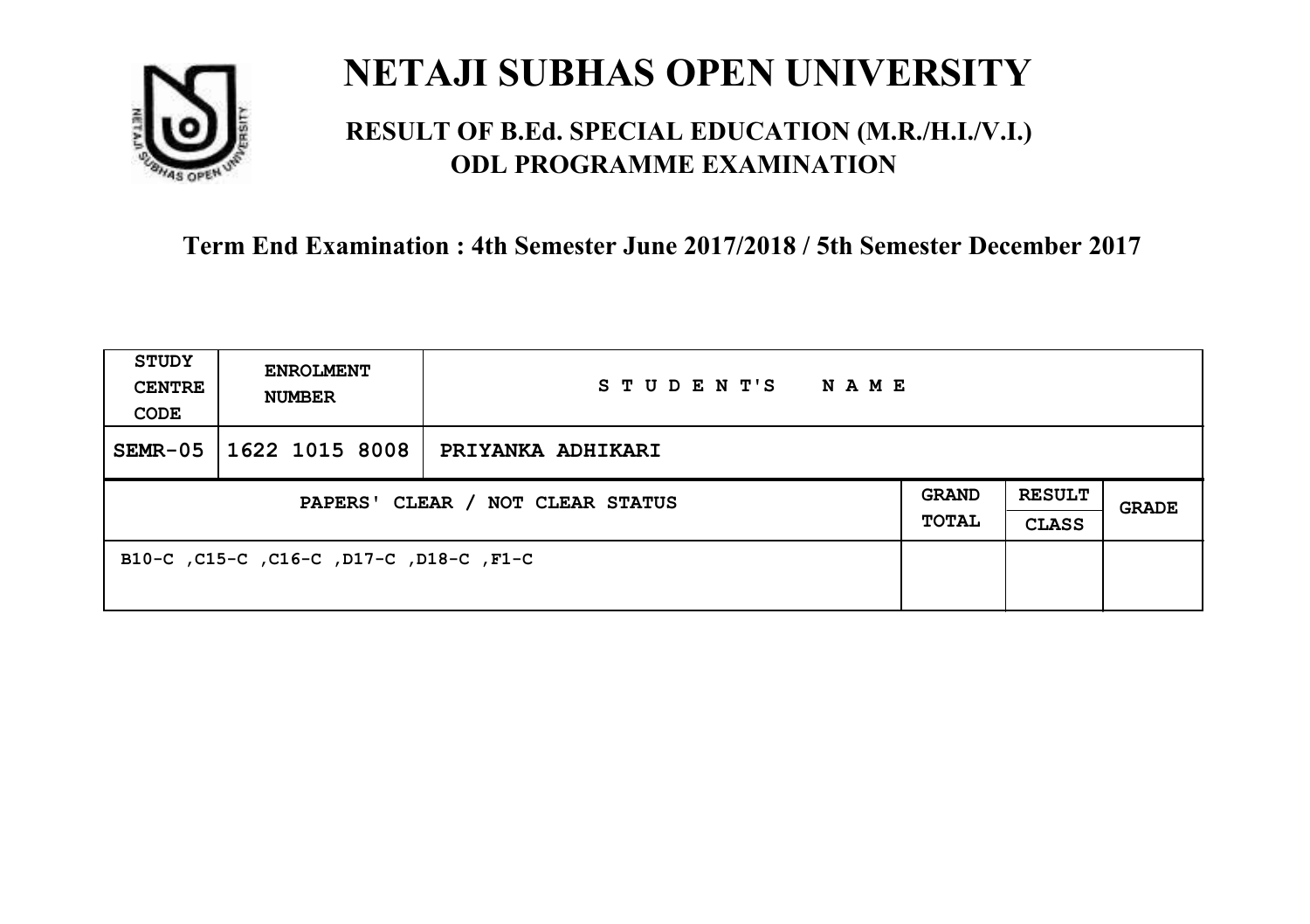# NETAJI SUBHAS OPEN UNIVERSITY

## RESULT OF B.Ed. SPECIAL EDUCATION (M.R./H.I./V.I.) ODL PROGRAMME EXAMINATION

### Term End Examination : 4th Semester June 2017/2018 / 5th Semester December 2017

| STUDY CENTRE CODE | ENROLMENT NUMBER | STUDENT'S NAME | | | |
|---|---|---|---|---|---|
| SEMR-05 | 1622 1015 8008 | PRIYANKA ADHIKARI | | | |
| PAPERS' CLEAR / NOT CLEAR STATUS | | | GRAND TOTAL | RESULT CLASS | GRADE |
| B10-C ,C15-C ,C16-C ,D17-C ,D18-C ,F1-C | | | | | |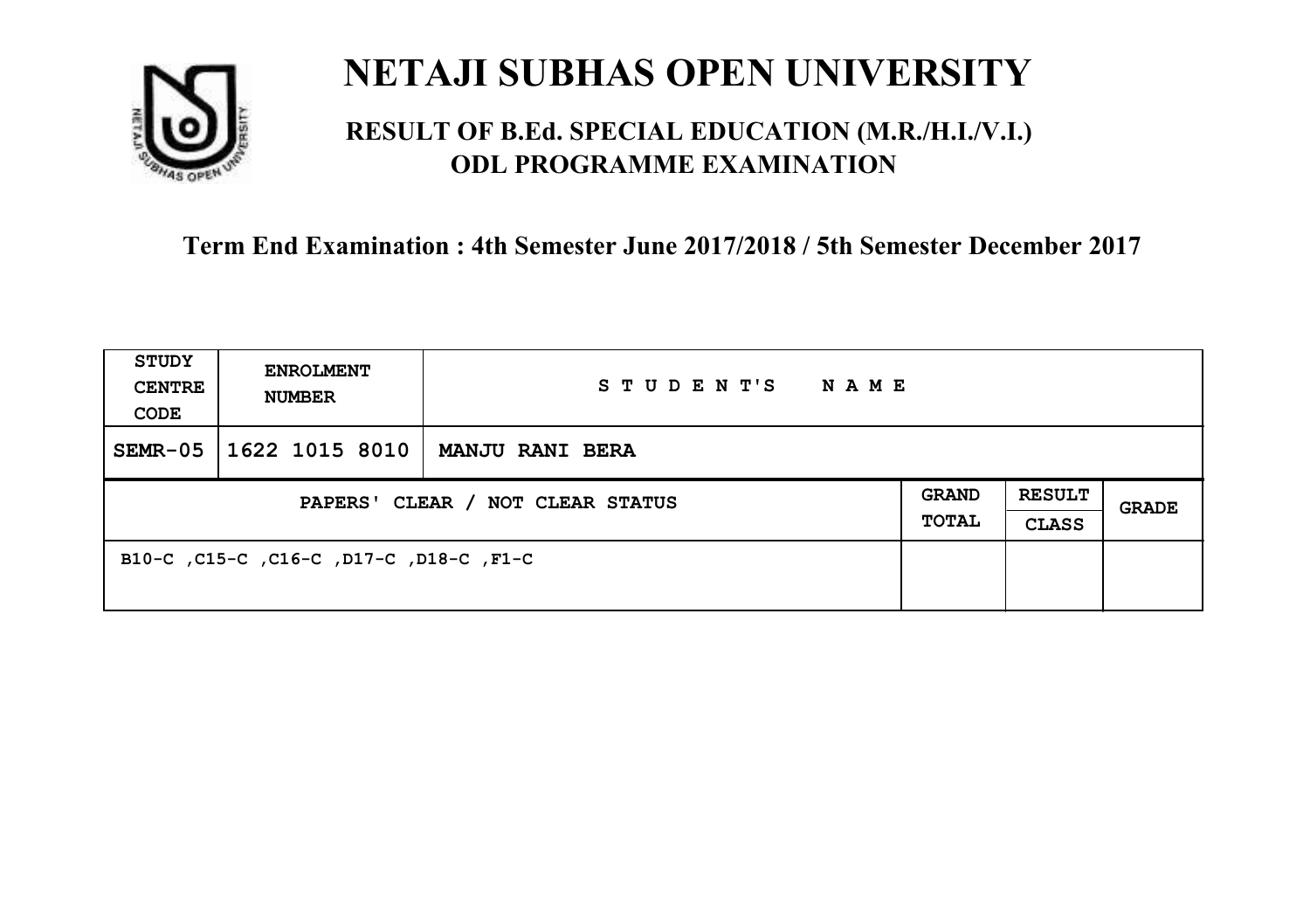# NETAJI SUBHAS OPEN UNIVERSITY

## RESULT OF B.Ed. SPECIAL EDUCATION (M.R./H.I./V.I.) ODL PROGRAMME EXAMINATION

**Term End Examination : 4th Semester June 2017/2018 / 5th Semester December 2017**

| STUDY CENTRE CODE | ENROLMENT NUMBER | STUDENT'S NAME | | | |
|---|---|---|---|---|---|
| SEMR-05 | 1622 1015 8010 | MANJU RANI BERA | | | |
| PAPERS' CLEAR / NOT CLEAR STATUS | | | GRAND TOTAL | RESULT CLASS | GRADE |
| B10-C ,C15-C ,C16-C ,D17-C ,D18-C ,F1-C | | | | | |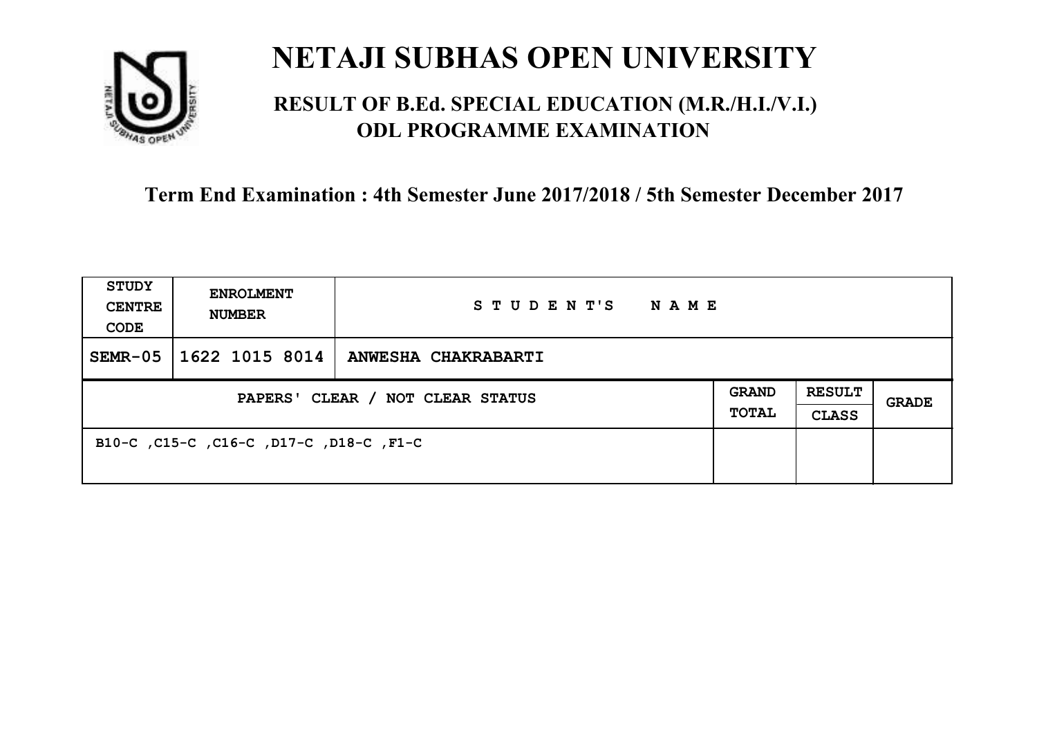# NETAJI SUBHAS OPEN UNIVERSITY

## RESULT OF B.Ed. SPECIAL EDUCATION (M.R./H.I./V.I.) ODL PROGRAMME EXAMINATION

### Term End Examination : 4th Semester June 2017/2018 / 5th Semester December 2017

| STUDY CENTRE CODE | ENROLMENT NUMBER | STUDENT'S NAME | | | |
|---|---|---|---|---|---|
| SEMR-05 | 1622 1015 8014 | ANWESHA CHAKRABARTI | | | |
| PAPERS' CLEAR / NOT CLEAR STATUS | | | GRAND TOTAL | RESULT CLASS | GRADE |
| B10-C ,C15-C ,C16-C ,D17-C ,D18-C ,F1-C | | | | | |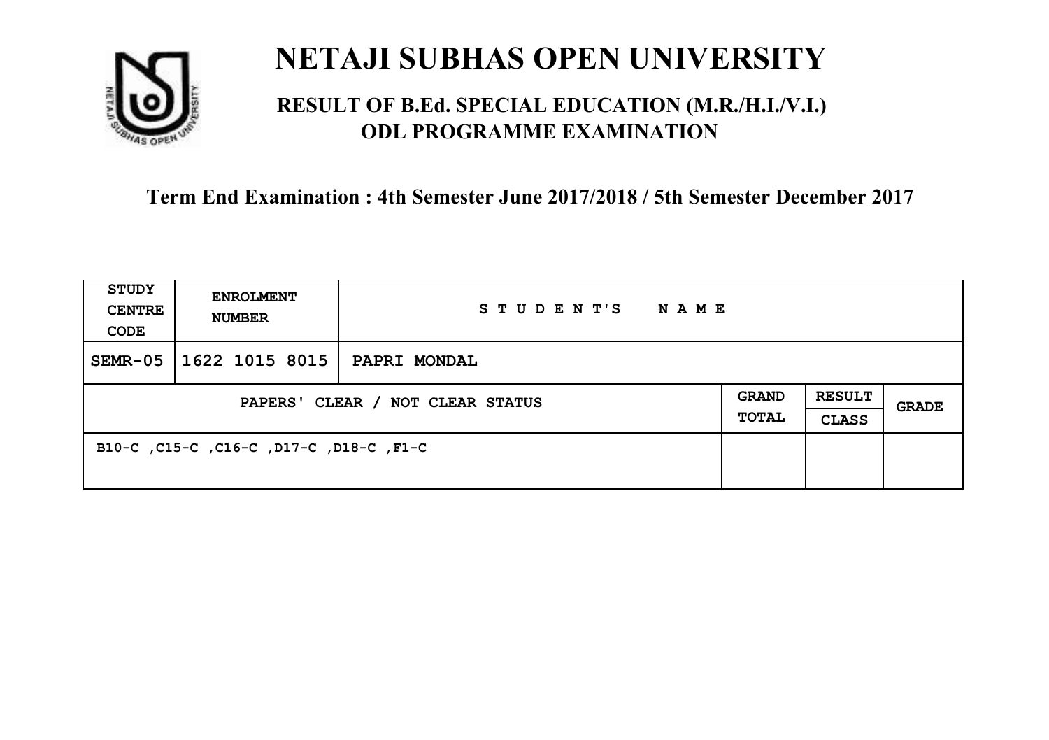# NETAJI SUBHAS OPEN UNIVERSITY

## RESULT OF B.Ed. SPECIAL EDUCATION (M.R./H.I./V.I.) ODL PROGRAMME EXAMINATION

### Term End Examination : 4th Semester June 2017/2018 / 5th Semester December 2017

| STUDY CENTRE CODE | ENROLMENT NUMBER | STUDENT'S NAME | | | |
|---|---|---|---|---|---|
| SEMR-05 | 1622 1015 8015 | PAPRI MONDAL | | | |
| PAPERS' CLEAR / NOT CLEAR STATUS | | | GRAND TOTAL | RESULT CLASS | GRADE |
| B10-C ,C15-C ,C16-C ,D17-C ,D18-C ,F1-C | | | | | |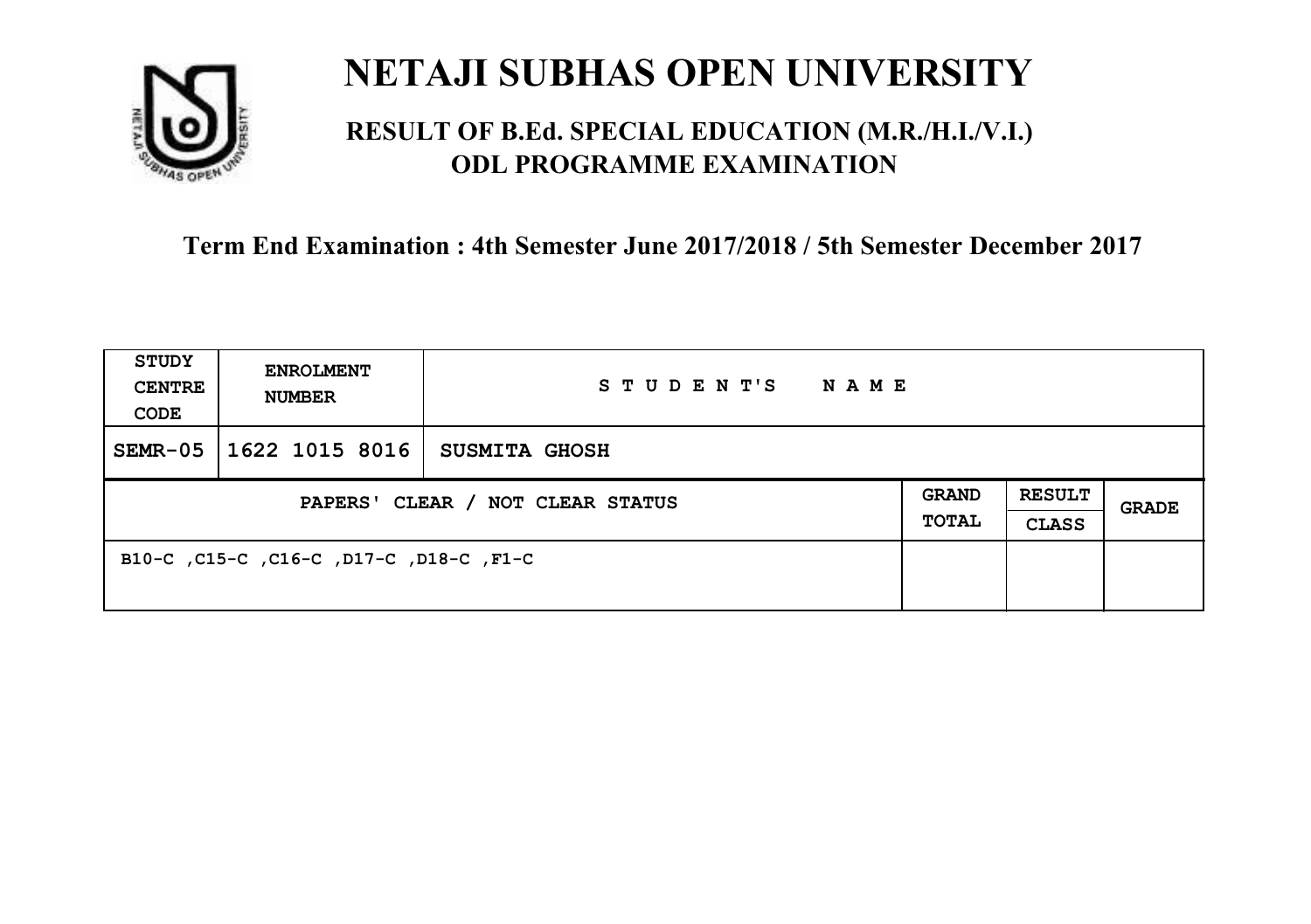# NETAJI SUBHAS OPEN UNIVERSITY

## RESULT OF B.Ed. SPECIAL EDUCATION (M.R./H.I./V.I.) ODL PROGRAMME EXAMINATION

### Term End Examination : 4th Semester June 2017/2018 / 5th Semester December 2017

| STUDY CENTRE CODE | ENROLMENT NUMBER | STUDENT'S NAME | | | |
|---|---|---|---|---|---|
| SEMR-05 | 1622 1015 8016 | SUSMITA GHOSH | | | |
| PAPERS' CLEAR / NOT CLEAR STATUS | | | GRAND TOTAL | RESULT CLASS | GRADE |
| B10-C ,C15-C ,C16-C ,D17-C ,D18-C ,F1-C | | | | | |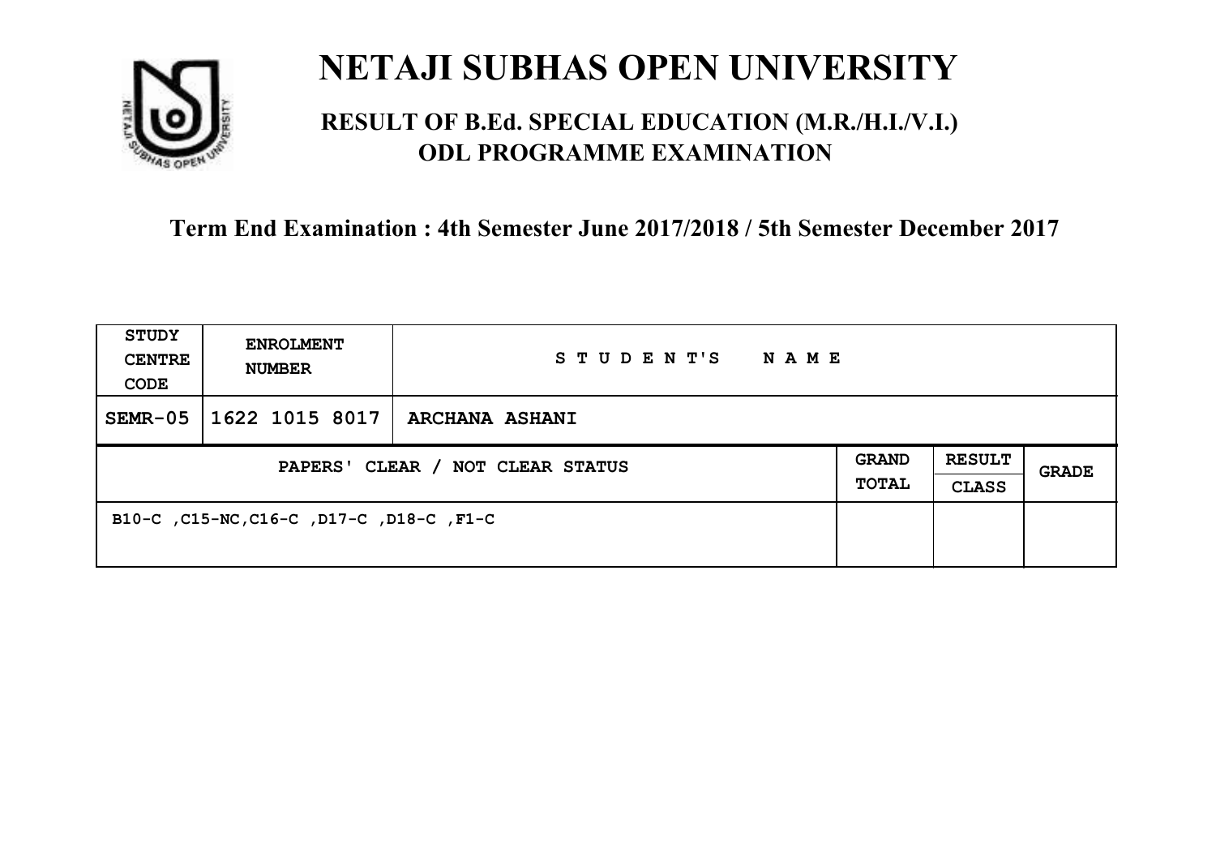# NETAJI SUBHAS OPEN UNIVERSITY

## RESULT OF B.Ed. SPECIAL EDUCATION (M.R./H.I./V.I.) ODL PROGRAMME EXAMINATION

### Term End Examination : 4th Semester June 2017/2018 / 5th Semester December 2017

| STUDY CENTRE CODE | ENROLMENT NUMBER | STUDENT'S NAME | | | |
|---|---|---|---|---|---|
| SEMR-05 | 1622 1015 8017 | ARCHANA ASHANI | | | |
| PAPERS' CLEAR / NOT CLEAR STATUS | | | GRAND TOTAL | RESULT CLASS | GRADE |
| B10-C ,C15-NC,C16-C ,D17-C ,D18-C ,F1-C | | | | | |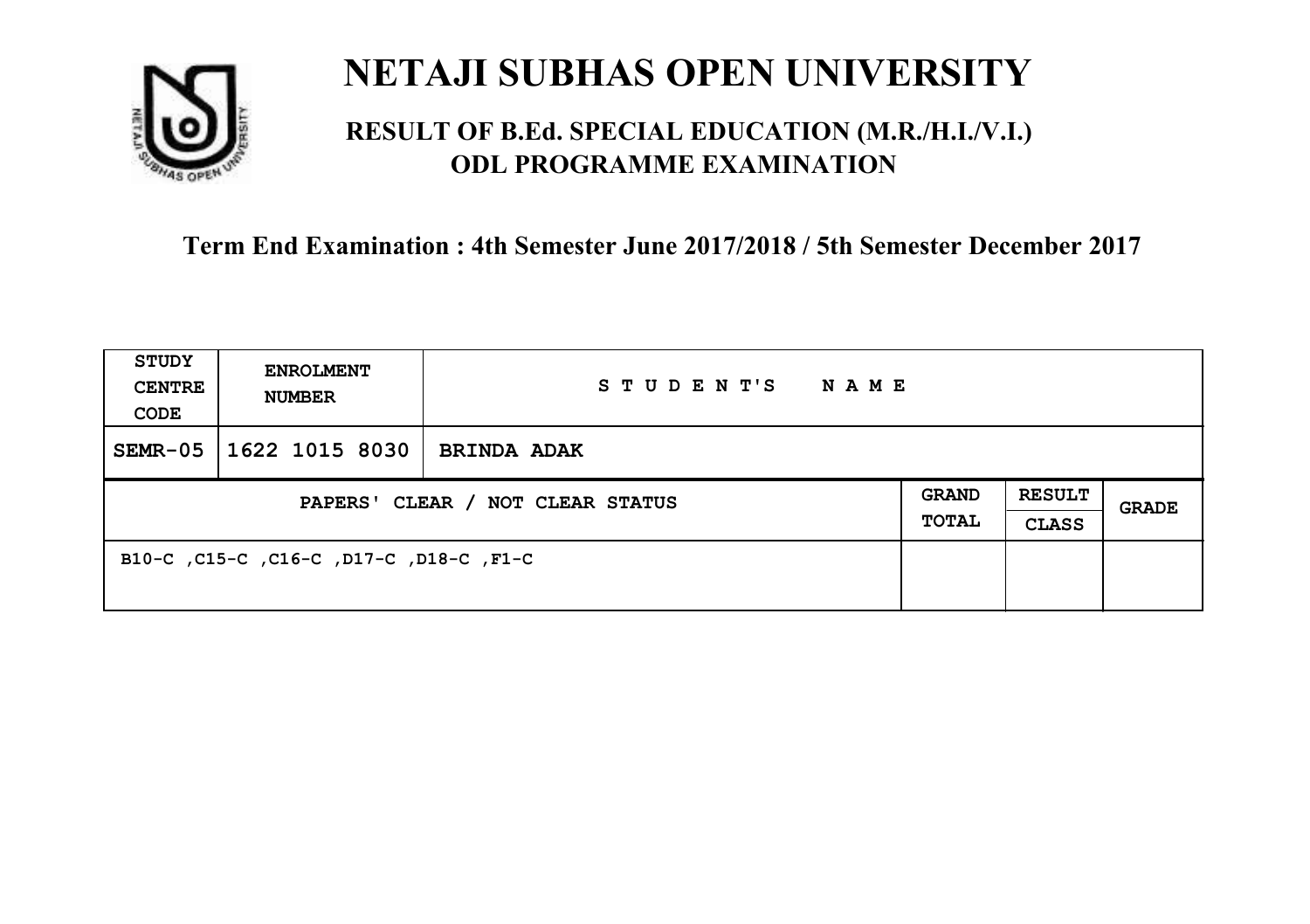# NETAJI SUBHAS OPEN UNIVERSITY

## RESULT OF B.Ed. SPECIAL EDUCATION (M.R./H.I./V.I.) ODL PROGRAMME EXAMINATION

### Term End Examination : 4th Semester June 2017/2018 / 5th Semester December 2017

| STUDY CENTRE CODE | ENROLMENT NUMBER | STUDENT'S NAME | | | |
|---|---|---|---|---|---|
| SEMR-05 | 1622 1015 8030 | BRINDA ADAK | | | |
| PAPERS' CLEAR / NOT CLEAR STATUS | | | GRAND TOTAL | RESULT CLASS | GRADE |
| B10-C ,C15-C ,C16-C ,D17-C ,D18-C ,F1-C | | | | | |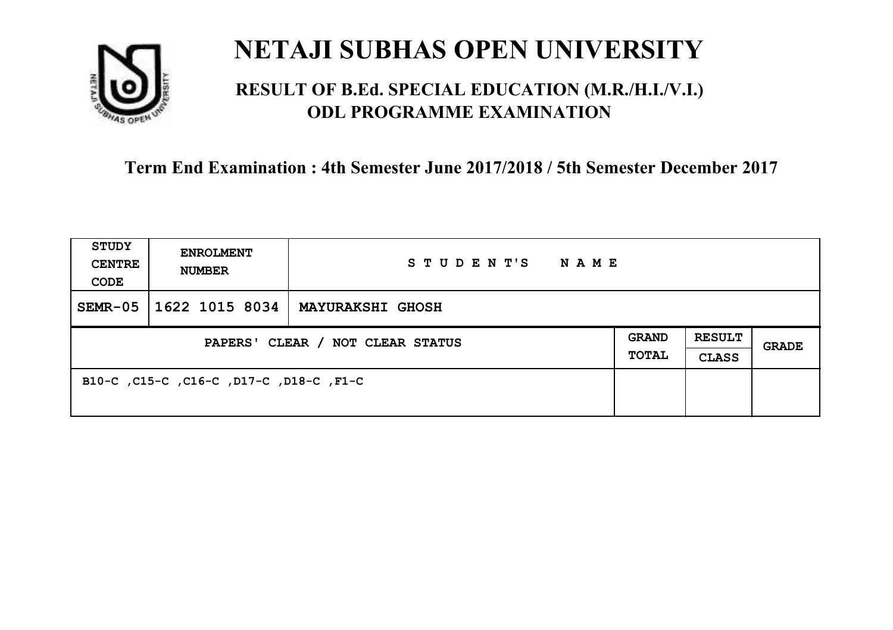# NETAJI SUBHAS OPEN UNIVERSITY

## RESULT OF B.Ed. SPECIAL EDUCATION (M.R./H.I./V.I.) ODL PROGRAMME EXAMINATION

**Term End Examination : 4th Semester June 2017/2018 / 5th Semester December 2017**

| STUDY CENTRE CODE | ENROLMENT NUMBER | STUDENT'S NAME | | | |
|---|---|---|---|---|---|
| SEMR-05 | 1622 1015 8034 | MAYURAKSHI GHOSH | | | |
| PAPERS' CLEAR / NOT CLEAR STATUS | | | GRAND TOTAL | RESULT CLASS | GRADE |
| B10-C ,C15-C ,C16-C ,D17-C ,D18-C ,F1-C | | | | | |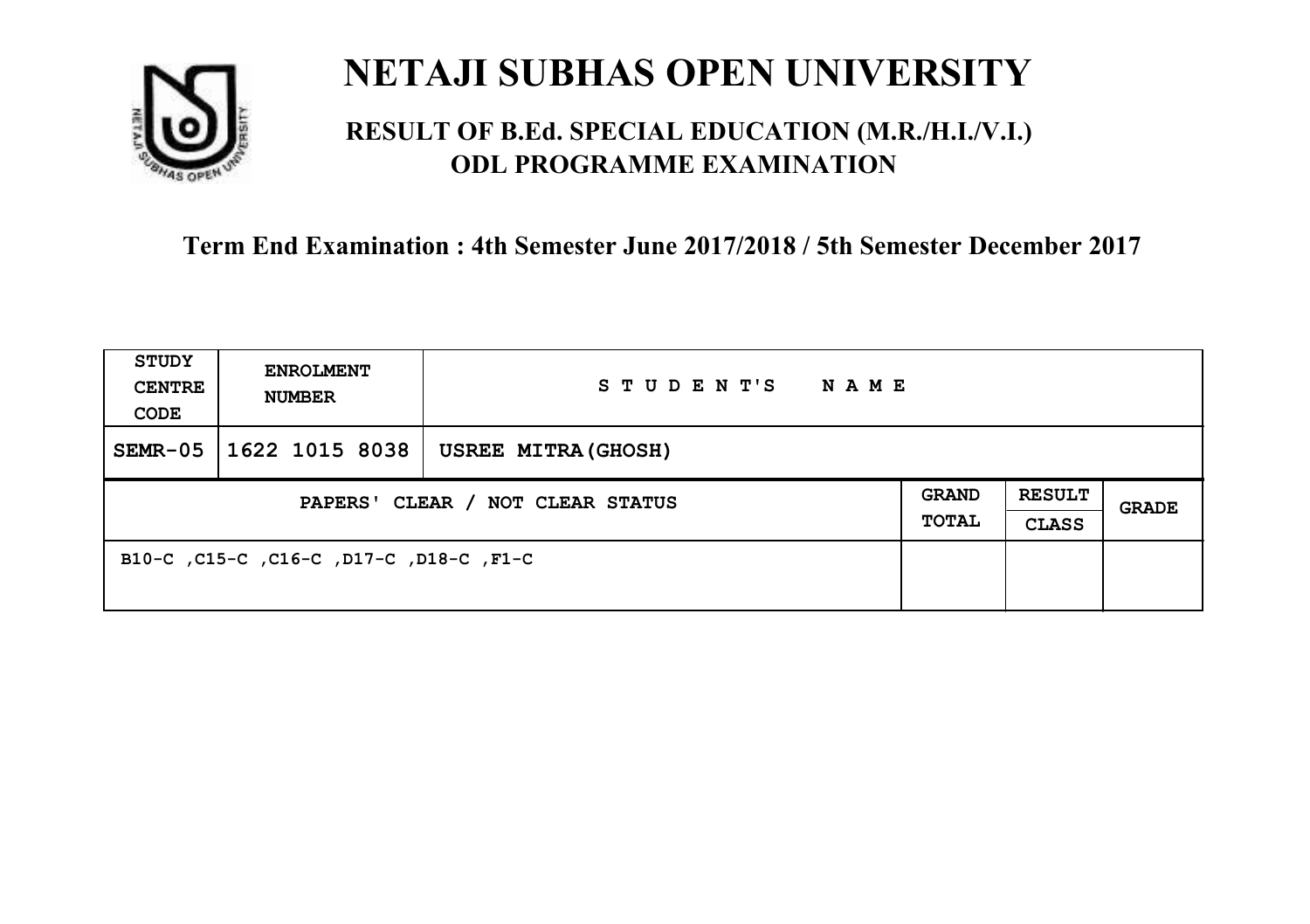# NETAJI SUBHAS OPEN UNIVERSITY

## RESULT OF B.Ed. SPECIAL EDUCATION (M.R./H.I./V.I.) ODL PROGRAMME EXAMINATION

### Term End Examination : 4th Semester June 2017/2018 / 5th Semester December 2017

| STUDY CENTRE CODE | ENROLMENT NUMBER | STUDENT'S NAME | | | |
|---|---|---|---|---|---|
| SEMR-05 | 1622 1015 8038 | USREE MITRA(GHOSH) | | | |
| PAPERS' CLEAR / NOT CLEAR STATUS | | | GRAND TOTAL | RESULT CLASS | GRADE |
| B10-C ,C15-C ,C16-C ,D17-C ,D18-C ,F1-C | | | | | |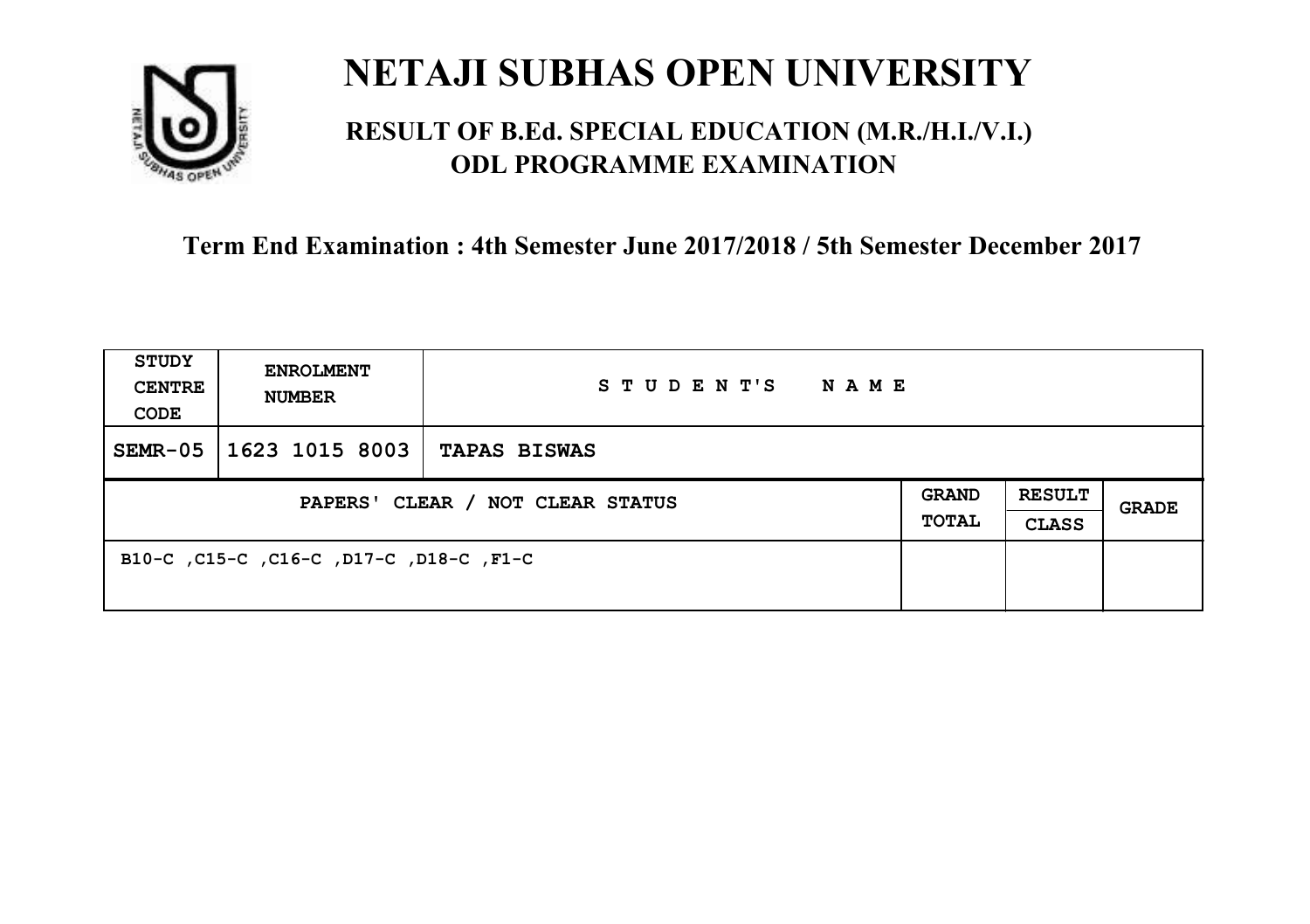# NETAJI SUBHAS OPEN UNIVERSITY

## RESULT OF B.Ed. SPECIAL EDUCATION (M.R./H.I./V.I.) ODL PROGRAMME EXAMINATION

### Term End Examination : 4th Semester June 2017/2018 / 5th Semester December 2017

| STUDY CENTRE CODE | ENROLMENT NUMBER | STUDENT'S NAME | | | |
|---|---|---|---|---|---|
| SEMR-05 | 1623 1015 8003 | TAPAS BISWAS | | | |
| PAPERS' CLEAR / NOT CLEAR STATUS | | | GRAND TOTAL | RESULT CLASS | GRADE |
| B10-C ,C15-C ,C16-C ,D17-C ,D18-C ,F1-C | | | | | |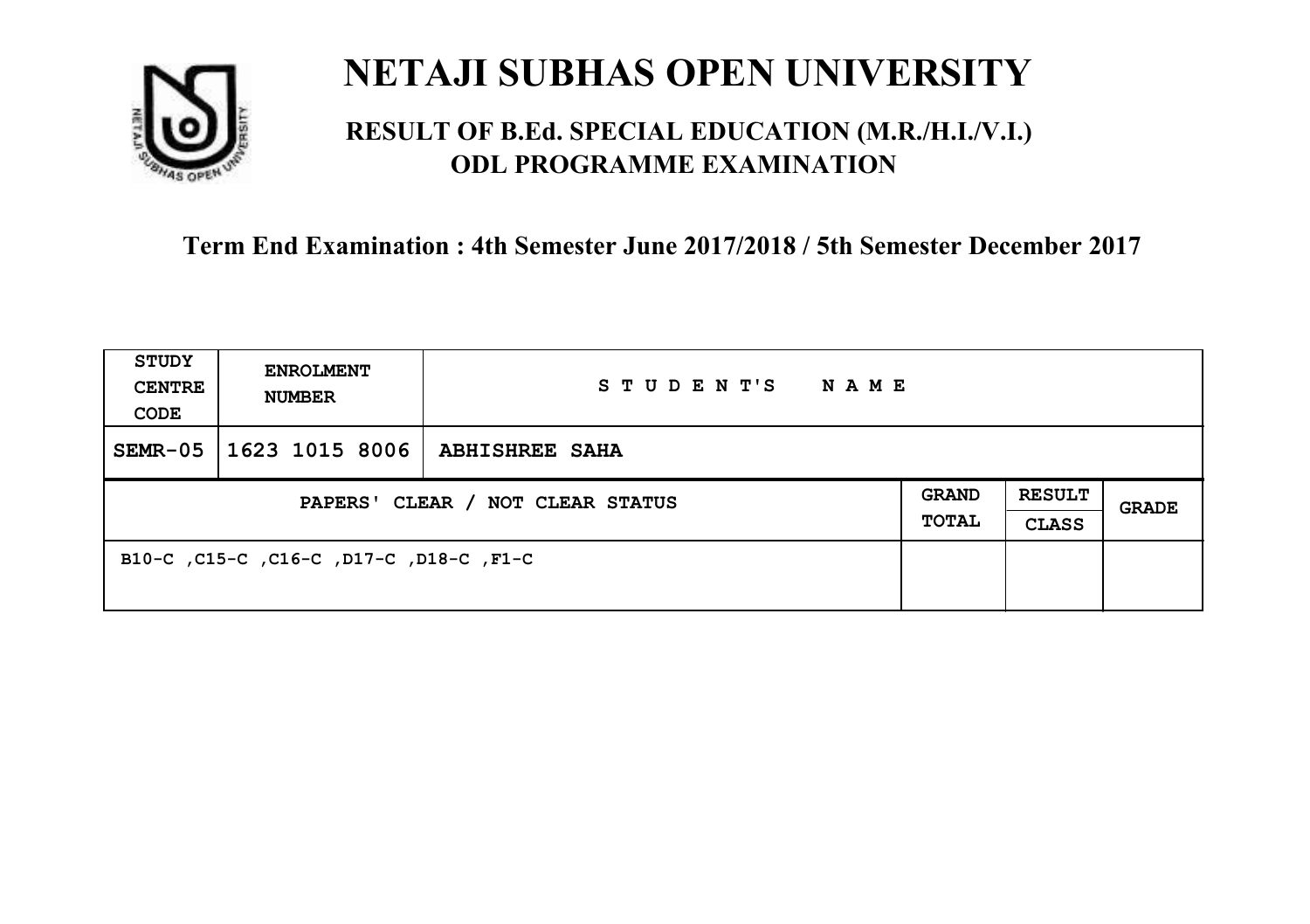# NETAJI SUBHAS OPEN UNIVERSITY

## RESULT OF B.Ed. SPECIAL EDUCATION (M.R./H.I./V.I.) ODL PROGRAMME EXAMINATION

**Term End Examination : 4th Semester June 2017/2018 / 5th Semester December 2017**

| STUDY CENTRE CODE | ENROLMENT NUMBER | STUDENT'S NAME | | | |
|---|---|---|---|---|---|
| SEMR-05 | 1623 1015 8006 | ABHISHREE SAHA | | | |
| PAPERS' CLEAR / NOT CLEAR STATUS | | | GRAND TOTAL | RESULT CLASS | GRADE |
| B10-C ,C15-C ,C16-C ,D17-C ,D18-C ,F1-C | | | | | |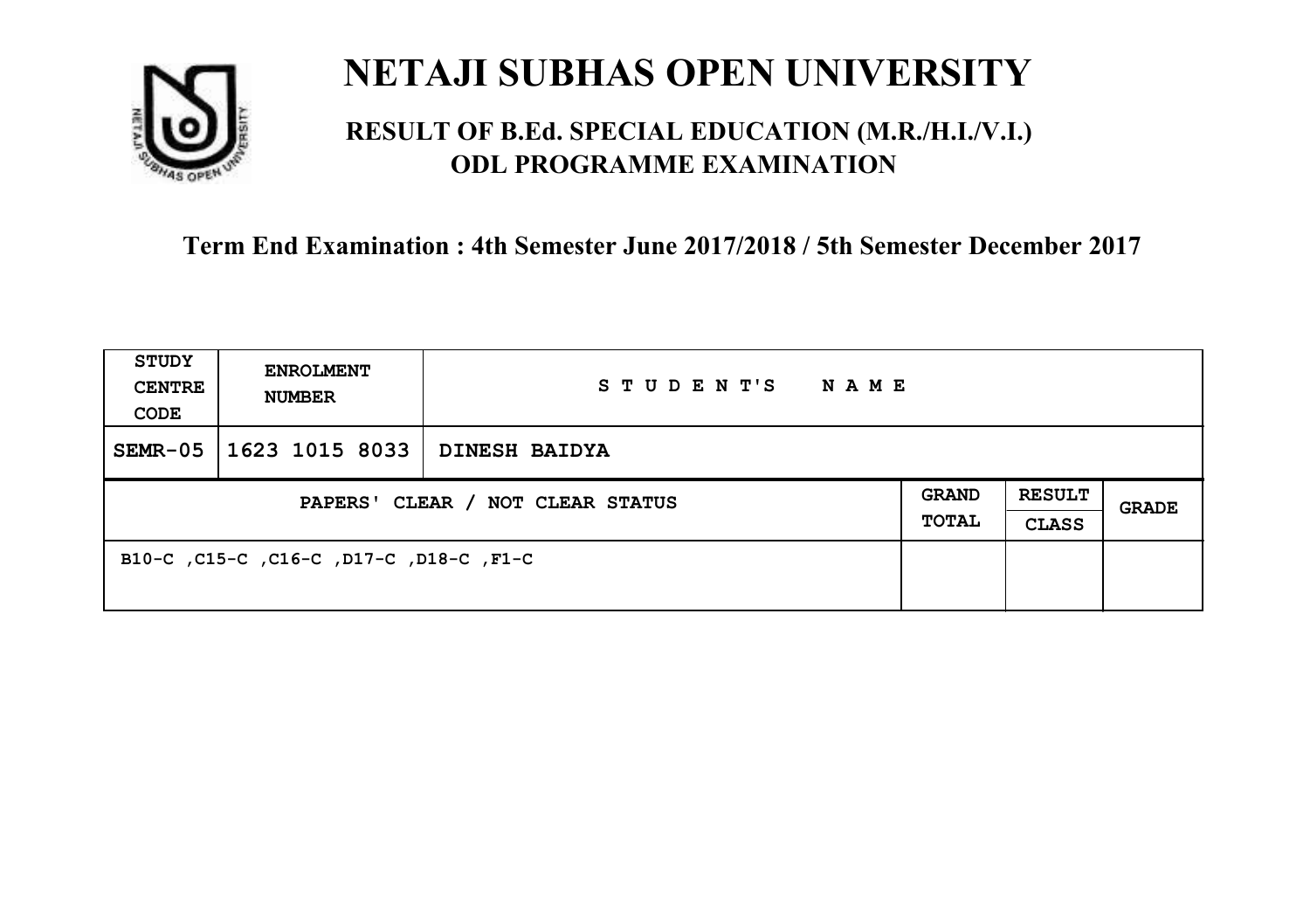# NETAJI SUBHAS OPEN UNIVERSITY

## RESULT OF B.Ed. SPECIAL EDUCATION (M.R./H.I./V.I.) ODL PROGRAMME EXAMINATION

**Term End Examination : 4th Semester June 2017/2018 / 5th Semester December 2017**

| STUDY CENTRE CODE | ENROLMENT NUMBER | STUDENT'S NAME | | | |
|---|---|---|---|---|---|
| SEMR-05 | 1623 1015 8033 | DINESH BAIDYA | | | |
| PAPERS' CLEAR / NOT CLEAR STATUS | | | GRAND TOTAL | RESULT CLASS | GRADE |
| B10-C ,C15-C ,C16-C ,D17-C ,D18-C ,F1-C | | | | | |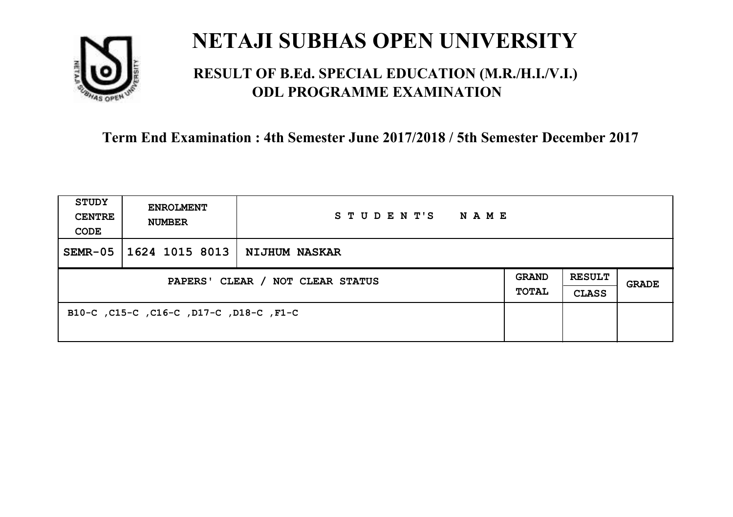# NETAJI SUBHAS OPEN UNIVERSITY

## RESULT OF B.Ed. SPECIAL EDUCATION (M.R./H.I./V.I.) ODL PROGRAMME EXAMINATION

### Term End Examination : 4th Semester June 2017/2018 / 5th Semester December 2017

| STUDY CENTRE CODE | ENROLMENT NUMBER | STUDENT'S NAME | | | |
|---|---|---|---|---|---|
| SEMR-05 | 1624 1015 8013 | NIJHUM NASKAR | | | |
| PAPERS' CLEAR / NOT CLEAR STATUS | | | GRAND TOTAL | RESULT CLASS | GRADE |
| B10-C ,C15-C ,C16-C ,D17-C ,D18-C ,F1-C | | | | | |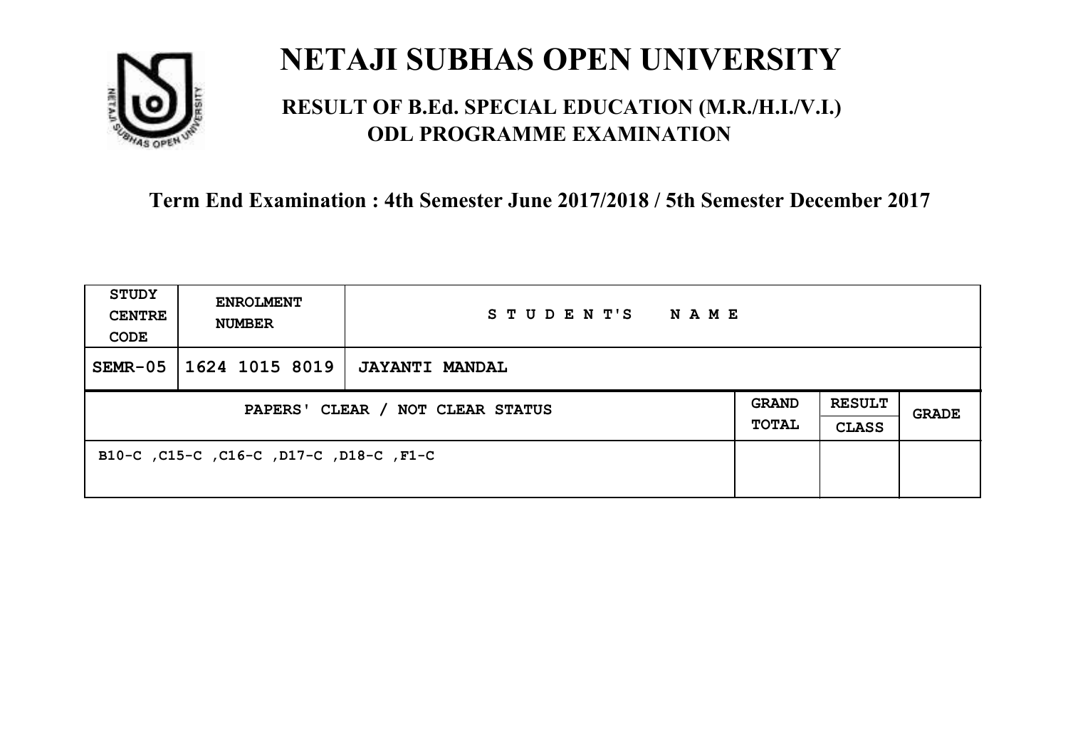# NETAJI SUBHAS OPEN UNIVERSITY

## RESULT OF B.Ed. SPECIAL EDUCATION (M.R./H.I./V.I.) ODL PROGRAMME EXAMINATION

### Term End Examination : 4th Semester June 2017/2018 / 5th Semester December 2017

| STUDY CENTRE CODE | ENROLMENT NUMBER | STUDENT'S NAME | | | |
|---|---|---|---|---|---|
| SEMR-05 | 1624 1015 8019 | JAYANTI MANDAL | | | |
| PAPERS' CLEAR / NOT CLEAR STATUS | | | GRAND TOTAL | RESULT CLASS | GRADE |
| B10-C ,C15-C ,C16-C ,D17-C ,D18-C ,F1-C | | | | | |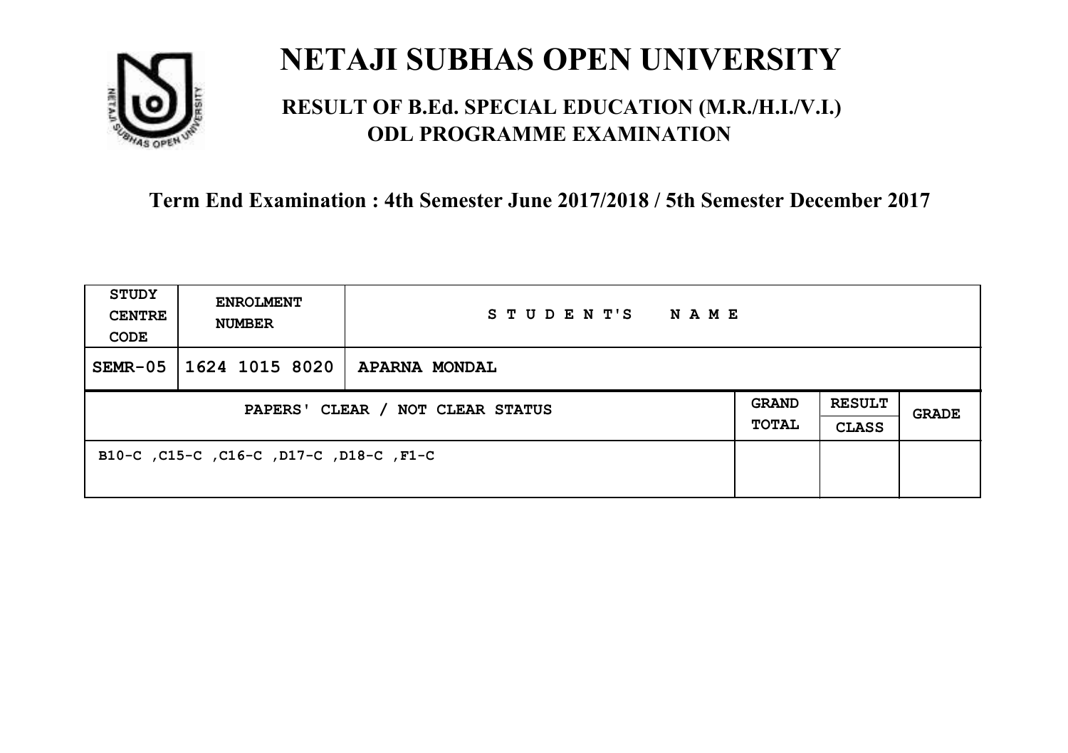# NETAJI SUBHAS OPEN UNIVERSITY

## RESULT OF B.Ed. SPECIAL EDUCATION (M.R./H.I./V.I.) ODL PROGRAMME EXAMINATION

### Term End Examination : 4th Semester June 2017/2018 / 5th Semester December 2017

| STUDY CENTRE CODE | ENROLMENT NUMBER | STUDENT'S NAME | | | |
|---|---|---|---|---|---|
| SEMR-05 | 1624 1015 8020 | APARNA MONDAL | | | |
| PAPERS' CLEAR / NOT CLEAR STATUS | | | GRAND TOTAL | RESULT CLASS | GRADE |
| B10-C ,C15-C ,C16-C ,D17-C ,D18-C ,F1-C | | | | | |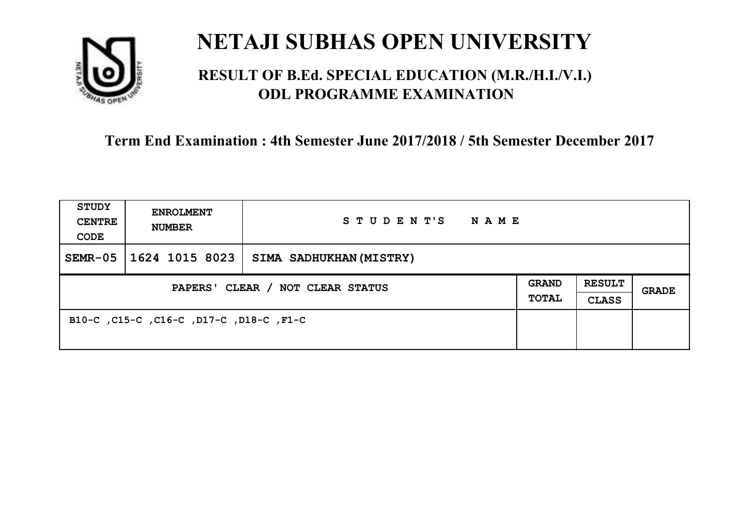# NETAJI SUBHAS OPEN UNIVERSITY

## RESULT OF B.Ed. SPECIAL EDUCATION (M.R./H.I./V.I.) ODL PROGRAMME EXAMINATION

### Term End Examination : 4th Semester June 2017/2018 / 5th Semester December 2017

| STUDY CENTRE CODE | ENROLMENT NUMBER | STUDENT'S NAME | | | |
|---|---|---|---|---|---|
| SEMR-05 | 1624 1015 8023 | SIMA SADHUKHAN(MISTRY) | | | |
| PAPERS' CLEAR / NOT CLEAR STATUS | | | GRAND TOTAL | RESULT CLASS | GRADE |
| B10-C ,C15-C ,C16-C ,D17-C ,D18-C ,F1-C | | | | | |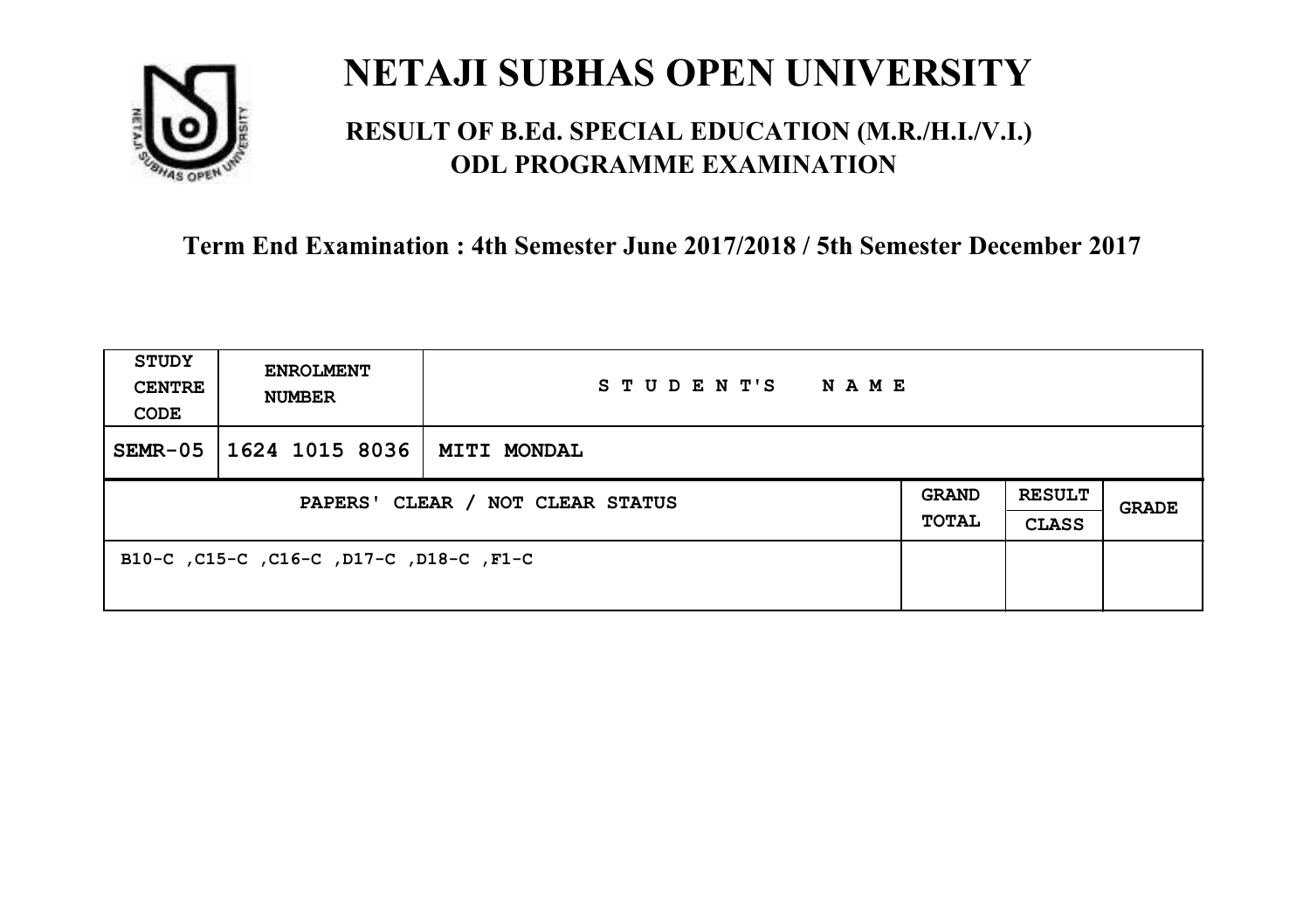# NETAJI SUBHAS OPEN UNIVERSITY

## RESULT OF B.Ed. SPECIAL EDUCATION (M.R./H.I./V.I.) ODL PROGRAMME EXAMINATION

### Term End Examination : 4th Semester June 2017/2018 / 5th Semester December 2017

| STUDY CENTRE CODE | ENROLMENT NUMBER | STUDENT'S NAME | | | |
|---|---|---|---|---|---|
| SEMR-05 | 1624 1015 8036 | MITI MONDAL | | | |
| PAPERS' CLEAR / NOT CLEAR STATUS | | | GRAND TOTAL | RESULT CLASS | GRADE |
| B10-C ,C15-C ,C16-C ,D17-C ,D18-C ,F1-C | | | | | |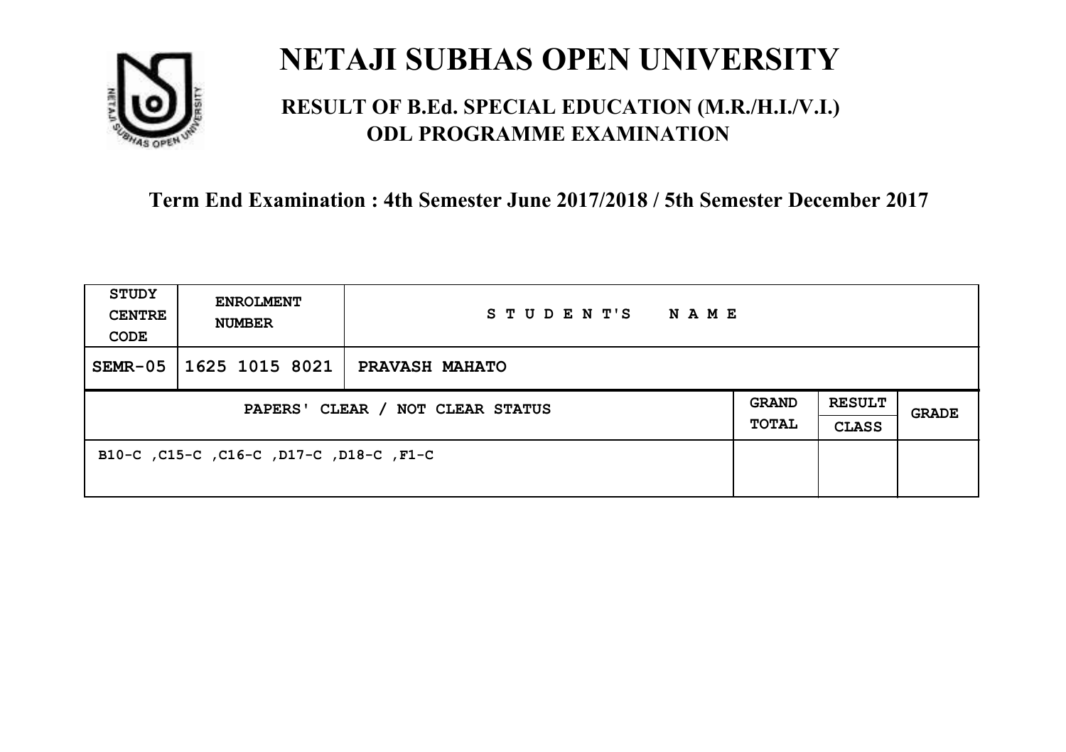# NETAJI SUBHAS OPEN UNIVERSITY

## RESULT OF B.Ed. SPECIAL EDUCATION (M.R./H.I./V.I.) ODL PROGRAMME EXAMINATION

### Term End Examination : 4th Semester June 2017/2018 / 5th Semester December 2017

| STUDY CENTRE CODE | ENROLMENT NUMBER | STUDENT'S NAME | | | |
|---|---|---|---|---|---|
| SEMR-05 | 1625 1015 8021 | PRAVASH MAHATO | | | |
| PAPERS' CLEAR / NOT CLEAR STATUS | | | GRAND TOTAL | RESULT CLASS | GRADE |
| B10-C ,C15-C ,C16-C ,D17-C ,D18-C ,F1-C | | | | | |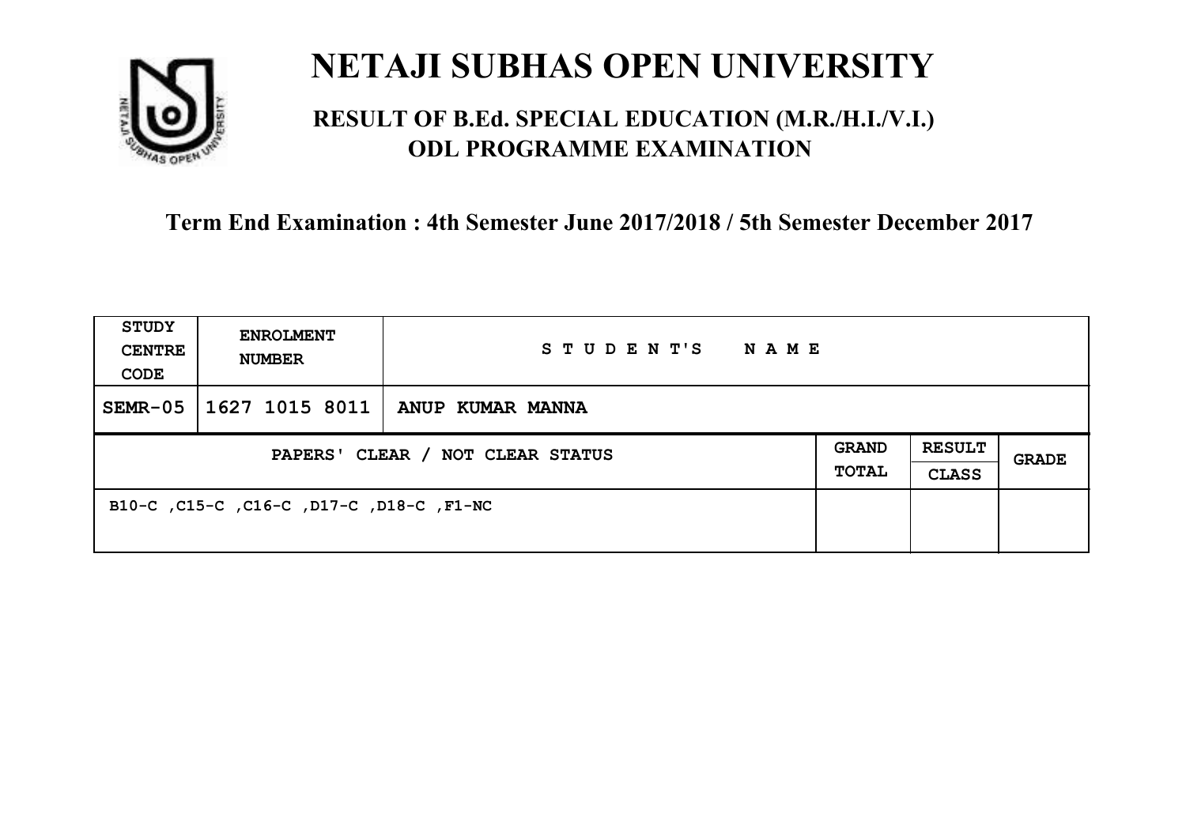# NETAJI SUBHAS OPEN UNIVERSITY

## RESULT OF B.Ed. SPECIAL EDUCATION (M.R./H.I./V.I.) ODL PROGRAMME EXAMINATION

### Term End Examination : 4th Semester June 2017/2018 / 5th Semester December 2017

| STUDY CENTRE CODE | ENROLMENT NUMBER | STUDENT'S NAME | | | |
|---|---|---|---|---|---|
| SEMR-05 | 1627 1015 8011 | ANUP KUMAR MANNA | | | |
| PAPERS' CLEAR / NOT CLEAR STATUS | | | GRAND TOTAL | RESULT CLASS | GRADE |
| B10-C ,C15-C ,C16-C ,D17-C ,D18-C ,F1-NC | | | | | |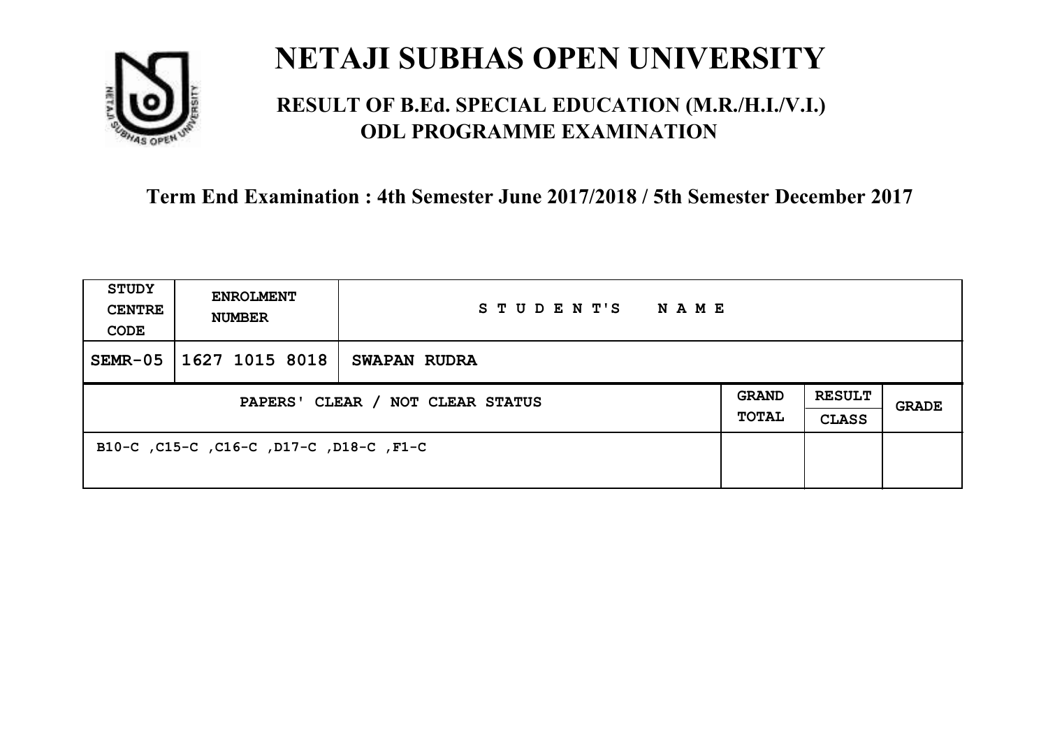# NETAJI SUBHAS OPEN UNIVERSITY

## RESULT OF B.Ed. SPECIAL EDUCATION (M.R./H.I./V.I.) ODL PROGRAMME EXAMINATION

**Term End Examination : 4th Semester June 2017/2018 / 5th Semester December 2017**

| STUDY CENTRE CODE | ENROLMENT NUMBER | STUDENT'S NAME | | | |
|---|---|---|---|---|---|
| SEMR-05 | 1627 1015 8018 | SWAPAN RUDRA | | | |
| PAPERS' CLEAR / NOT CLEAR STATUS | | | GRAND TOTAL | RESULT CLASS | GRADE |
| B10-C ,C15-C ,C16-C ,D17-C ,D18-C ,F1-C | | | | | |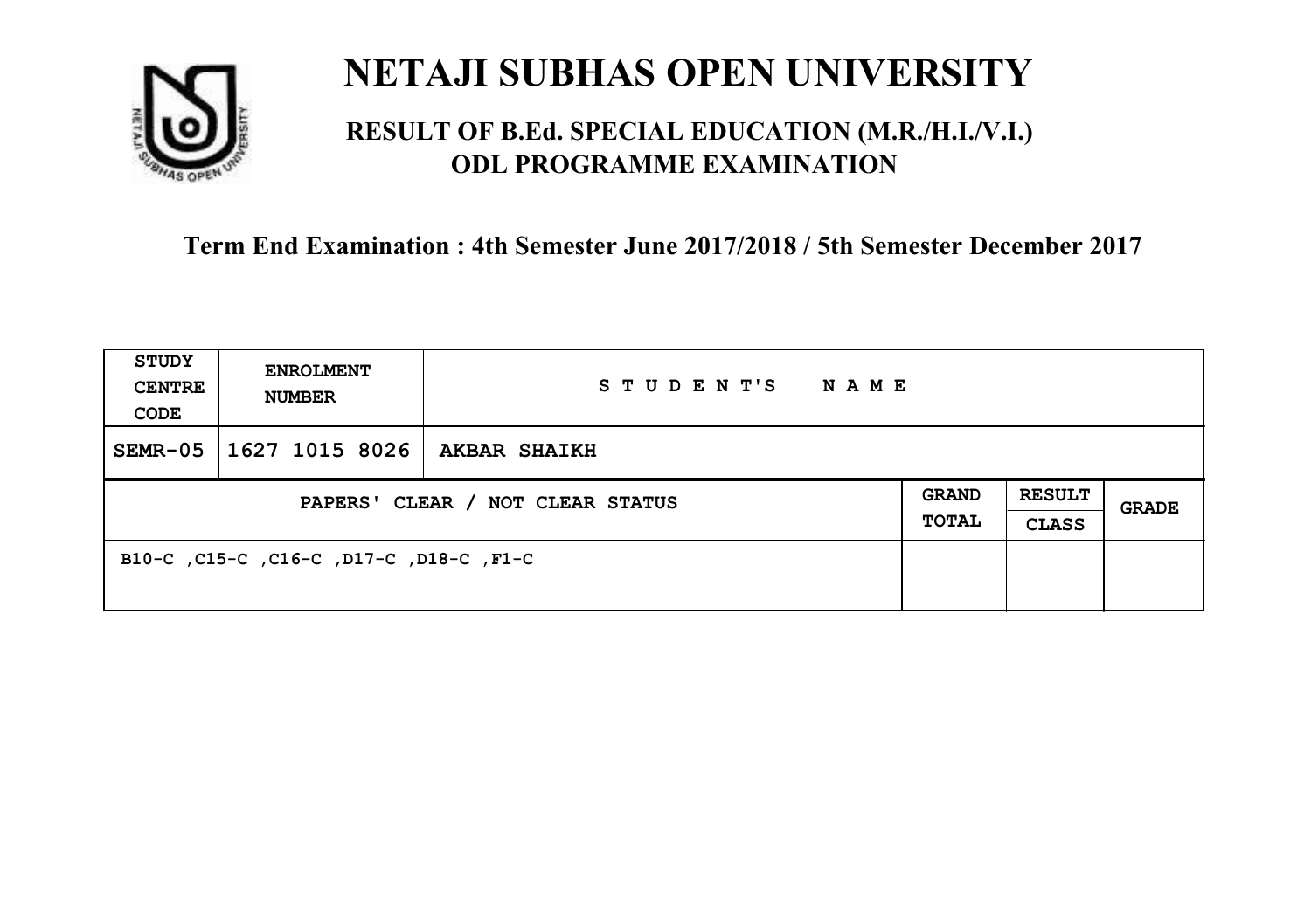# NETAJI SUBHAS OPEN UNIVERSITY

## RESULT OF B.Ed. SPECIAL EDUCATION (M.R./H.I./V.I.) ODL PROGRAMME EXAMINATION

### Term End Examination : 4th Semester June 2017/2018 / 5th Semester December 2017

| STUDY CENTRE CODE | ENROLMENT NUMBER | STUDENT'S NAME | | | |
|---|---|---|---|---|---|
| SEMR-05 | 1627 1015 8026 | **AKBAR SHAIKH** | | | |
| PAPERS' CLEAR / NOT CLEAR STATUS | | | GRAND TOTAL | RESULT CLASS | GRADE |
| B10-C ,C15-C ,C16-C ,D17-C ,D18-C ,F1-C | | | | | |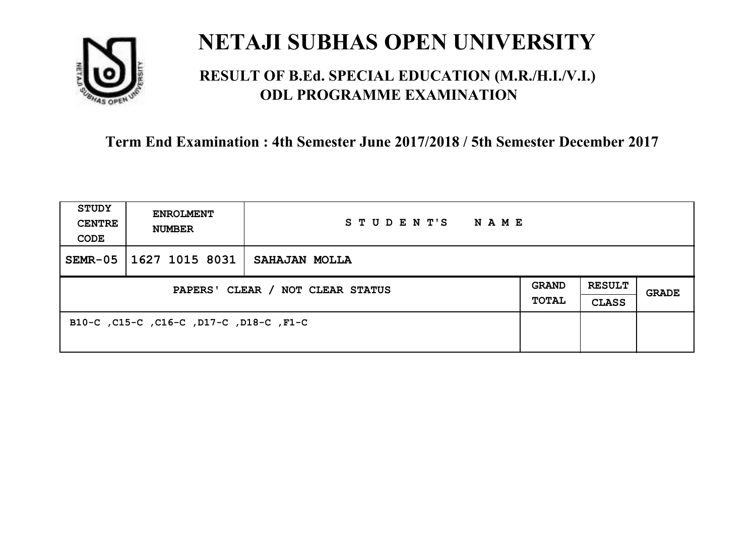# NETAJI SUBHAS OPEN UNIVERSITY

## RESULT OF B.Ed. SPECIAL EDUCATION (M.R./H.I./V.I.) ODL PROGRAMME EXAMINATION

### Term End Examination : 4th Semester June 2017/2018 / 5th Semester December 2017

| STUDY CENTRE CODE | ENROLMENT NUMBER | STUDENT'S NAME | | | |
|---|---|---|---|---|---|
| SEMR-05 | 1627 1015 8031 | SAHAJAN MOLLA | | | |
| PAPERS' CLEAR / NOT CLEAR STATUS | | | GRAND TOTAL | RESULT CLASS | GRADE |
| B10-C ,C15-C ,C16-C ,D17-C ,D18-C ,F1-C | | | | | |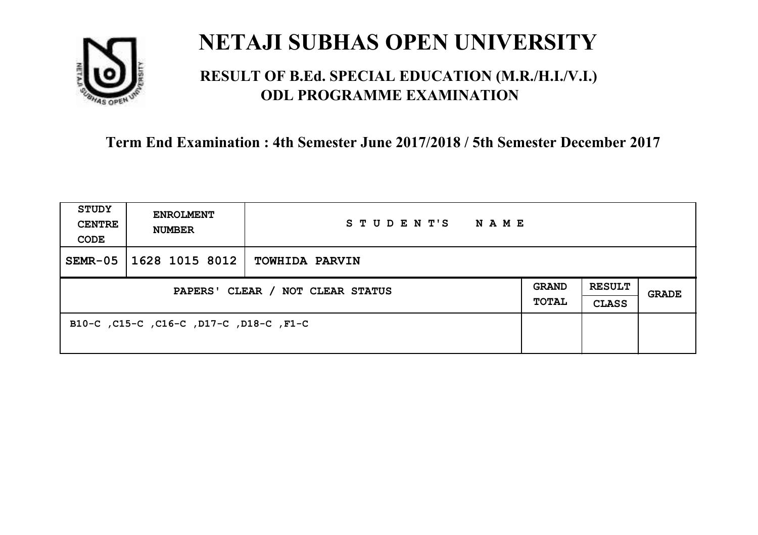# NETAJI SUBHAS OPEN UNIVERSITY

## RESULT OF B.Ed. SPECIAL EDUCATION (M.R./H.I./V.I.) ODL PROGRAMME EXAMINATION

**Term End Examination : 4th Semester June 2017/2018 / 5th Semester December 2017**

| STUDY CENTRE CODE | ENROLMENT NUMBER | STUDENT'S NAME | | | |
|---|---|---|---|---|---|
| SEMR-05 | 1628 1015 8012 | TOWHIDA PARVIN | | | |
| PAPERS' CLEAR / NOT CLEAR STATUS | | | GRAND TOTAL | RESULT CLASS | GRADE |
| B10-C ,C15-C ,C16-C ,D17-C ,D18-C ,F1-C | | | | | |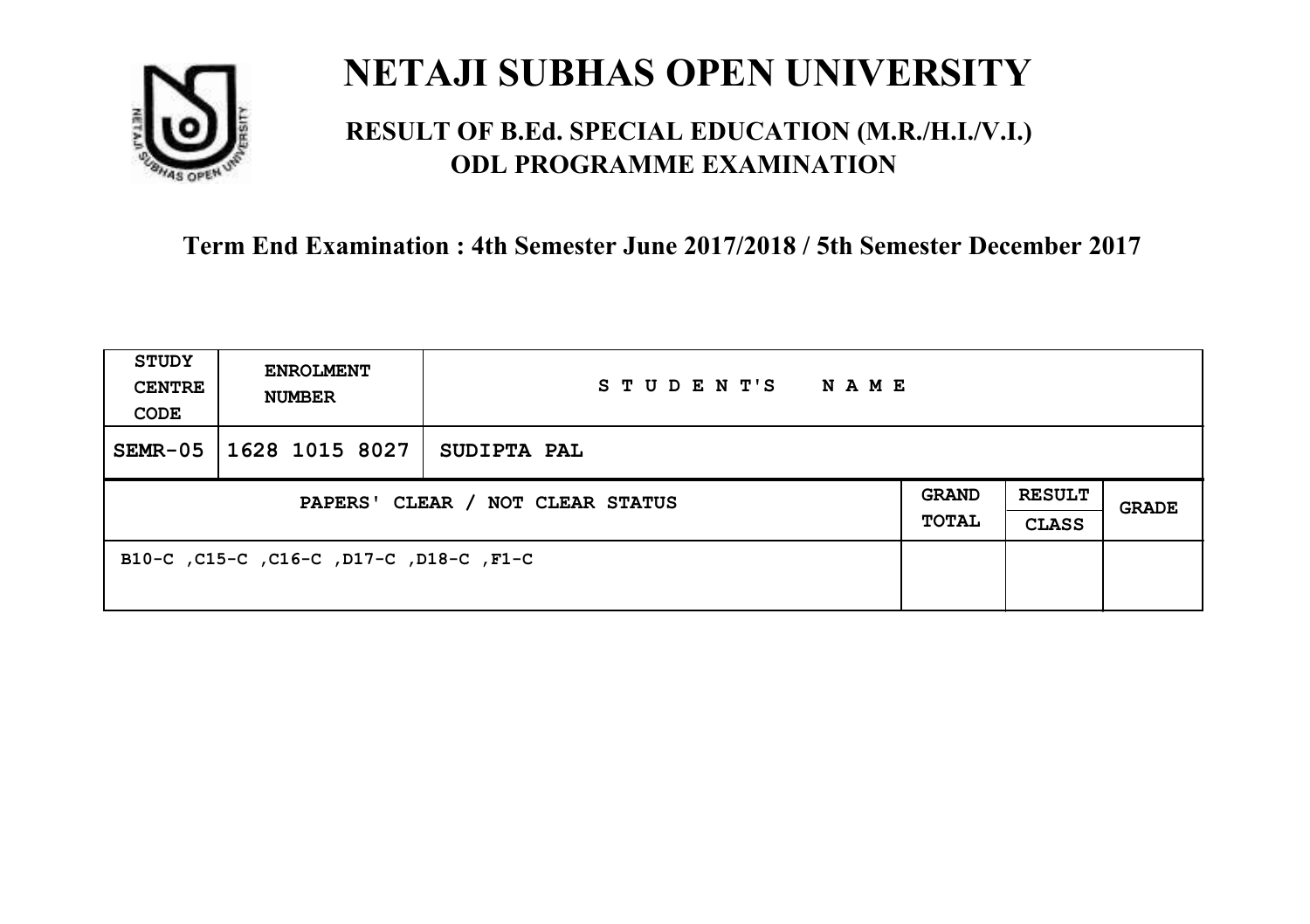# NETAJI SUBHAS OPEN UNIVERSITY

## RESULT OF B.Ed. SPECIAL EDUCATION (M.R./H.I./V.I.) ODL PROGRAMME EXAMINATION

### Term End Examination : 4th Semester June 2017/2018 / 5th Semester December 2017

| STUDY CENTRE CODE | ENROLMENT NUMBER | STUDENT'S NAME | | | |
|---|---|---|---|---|---|
| SEMR-05 | 1628 1015 8027 | SUDIPTA PAL | | | |
| PAPERS' CLEAR / NOT CLEAR STATUS | | | GRAND TOTAL | RESULT CLASS | GRADE |
| B10-C ,C15-C ,C16-C ,D17-C ,D18-C ,F1-C | | | | | |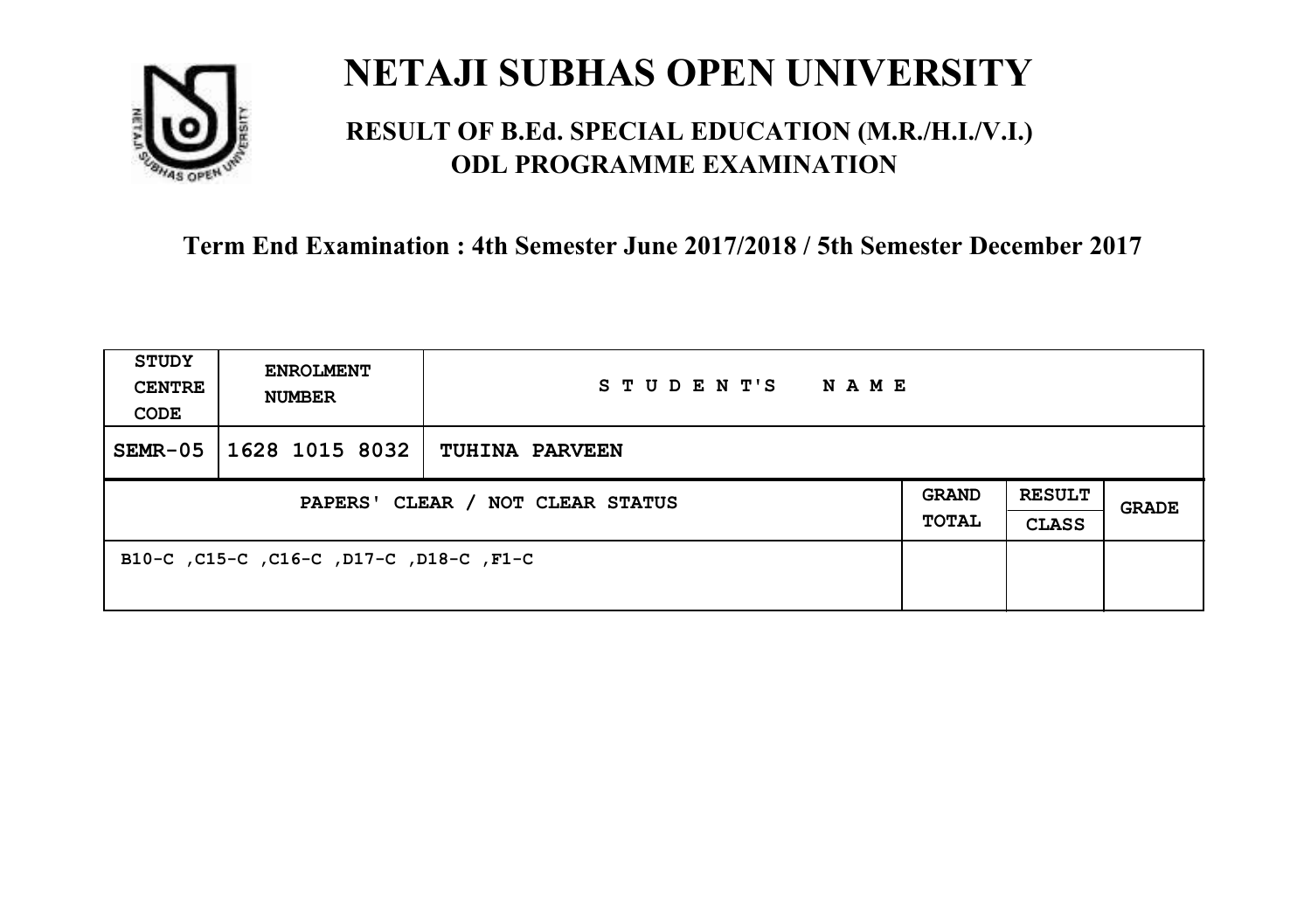# NETAJI SUBHAS OPEN UNIVERSITY

## RESULT OF B.Ed. SPECIAL EDUCATION (M.R./H.I./V.I.) ODL PROGRAMME EXAMINATION

### Term End Examination : 4th Semester June 2017/2018 / 5th Semester December 2017

| STUDY CENTRE CODE | ENROLMENT NUMBER | STUDENT'S NAME | | | |
|---|---|---|---|---|---|
| SEMR-05 | 1628 1015 8032 | TUHINA PARVEEN | | | |
| PAPERS' CLEAR / NOT CLEAR STATUS | | | GRAND TOTAL | RESULT CLASS | GRADE |
| B10-C ,C15-C ,C16-C ,D17-C ,D18-C ,F1-C | | | | | |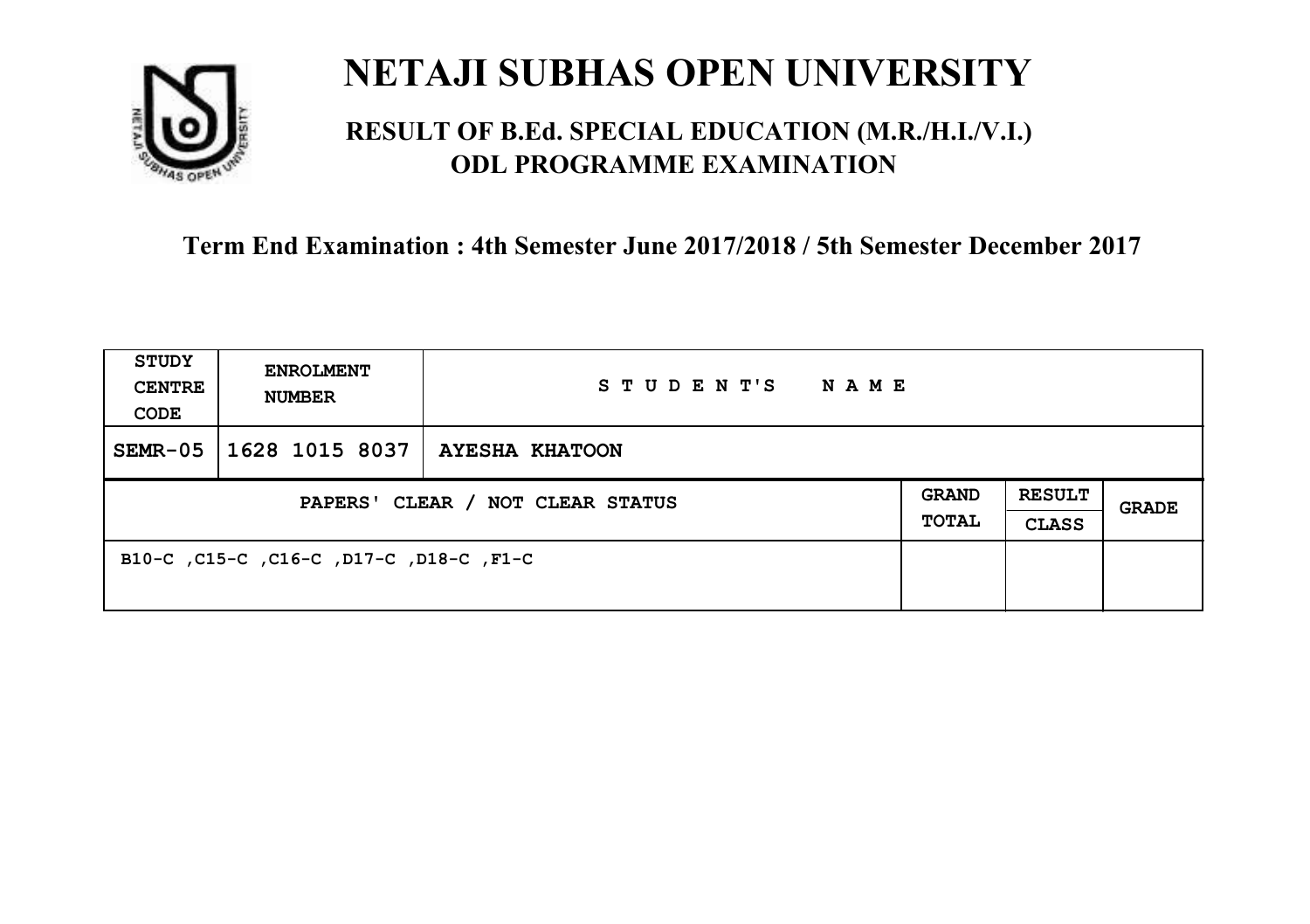# NETAJI SUBHAS OPEN UNIVERSITY

## RESULT OF B.Ed. SPECIAL EDUCATION (M.R./H.I./V.I.) ODL PROGRAMME EXAMINATION

### Term End Examination : 4th Semester June 2017/2018 / 5th Semester December 2017

| STUDY CENTRE CODE | ENROLMENT NUMBER | STUDENT'S NAME | | | |
|---|---|---|---|---|---|
| SEMR-05 | 1628 1015 8037 | **AYESHA KHATOON** | | | |
| PAPERS' CLEAR / NOT CLEAR STATUS | | | GRAND TOTAL | RESULT CLASS | GRADE |
| B10-C ,C15-C ,C16-C ,D17-C ,D18-C ,F1-C | | | | | |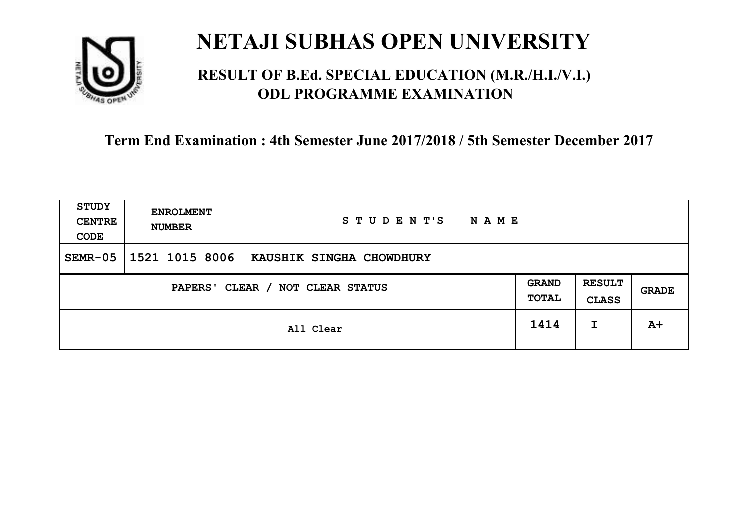# NETAJI SUBHAS OPEN UNIVERSITY

## RESULT OF B.Ed. SPECIAL EDUCATION (M.R./H.I./V.I.) ODL PROGRAMME EXAMINATION

**Term End Examination : 4th Semester June 2017/2018 / 5th Semester December 2017**

| STUDY CENTRE CODE | ENROLMENT NUMBER | STUDENT'S NAME | | | |
|---|---|---|---|---|---|
| SEMR-05 | 1521 1015 8006 | KAUSHIK SINGHA CHOWDHURY | | | |
| PAPERS' CLEAR / NOT CLEAR STATUS | | | GRAND TOTAL | RESULT CLASS | GRADE |
| All Clear | | | 1414 | I | A+ |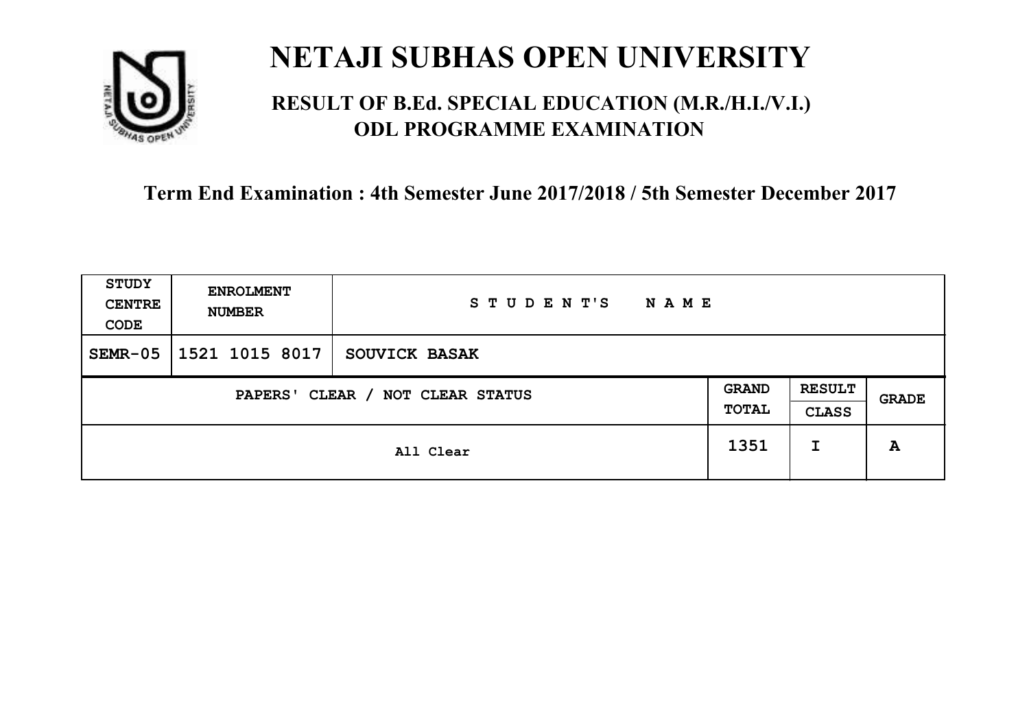# NETAJI SUBHAS OPEN UNIVERSITY

## RESULT OF B.Ed. SPECIAL EDUCATION (M.R./H.I./V.I.) ODL PROGRAMME EXAMINATION

### Term End Examination : 4th Semester June 2017/2018 / 5th Semester December 2017

| STUDY CENTRE CODE | ENROLMENT NUMBER | STUDENT'S NAME | | | |
|---|---|---|---|---|---|
| SEMR-05 | 1521 1015 8017 | SOUVICK BASAK | | | |
| PAPERS' CLEAR / NOT CLEAR STATUS | | | GRAND TOTAL | RESULT CLASS | GRADE |
| All Clear | | | 1351 | I | A |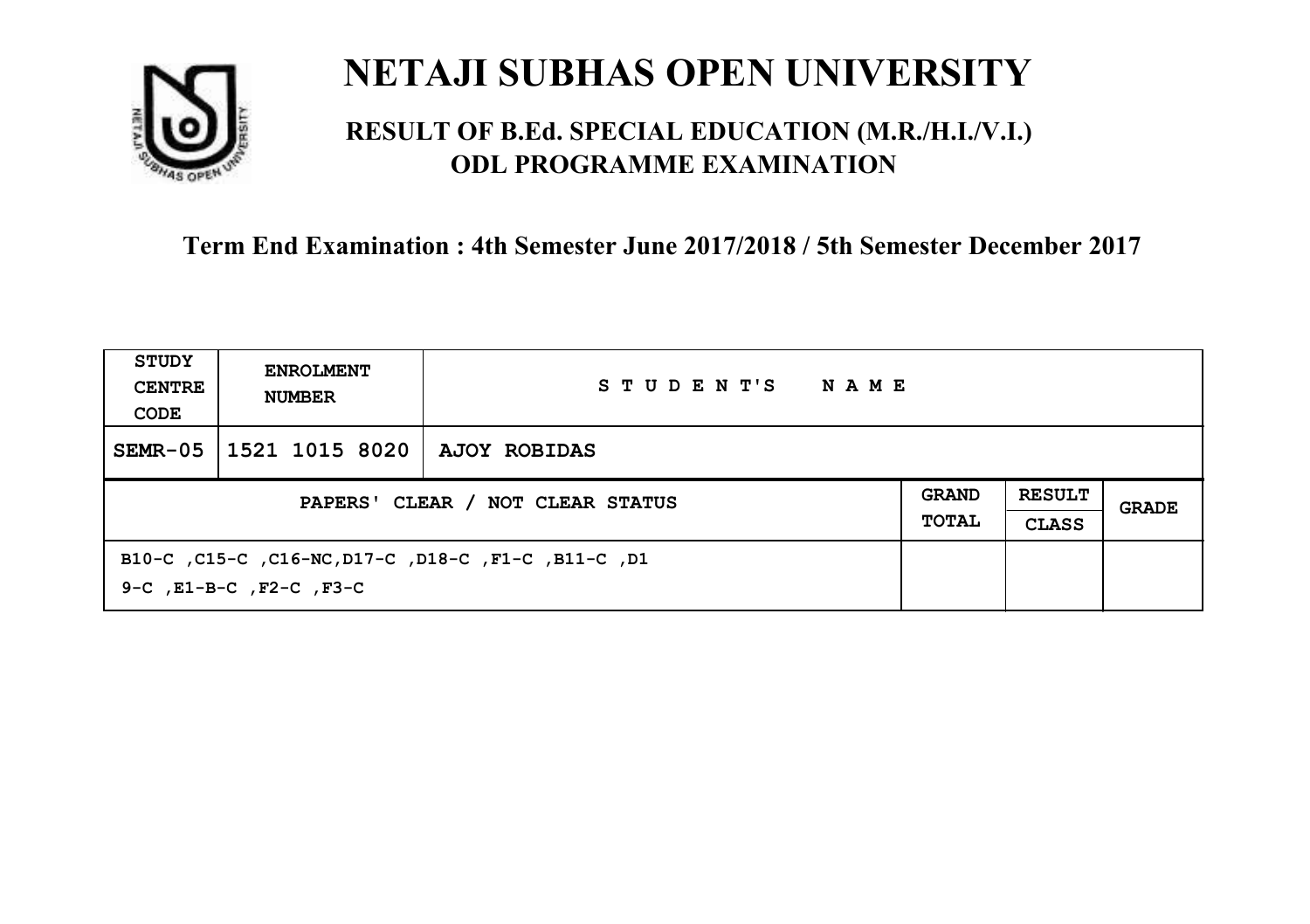# NETAJI SUBHAS OPEN UNIVERSITY

## RESULT OF B.Ed. SPECIAL EDUCATION (M.R./H.I./V.I.) ODL PROGRAMME EXAMINATION

### Term End Examination : 4th Semester June 2017/2018 / 5th Semester December 2017

| STUDY CENTRE CODE | ENROLMENT NUMBER | STUDENT'S NAME | | | |
|---|---|---|---|---|---|
| SEMR-05 | 1521 1015 8020 | AJOY ROBIDAS | | | |
| PAPERS' CLEAR / NOT CLEAR STATUS | | | GRAND TOTAL | RESULT CLASS | GRADE |
| B10-C ,C15-C ,C16-NC,D17-C ,D18-C ,F1-C ,B11-C ,D19-C ,E1-B-C ,F2-C ,F3-C | | | | | |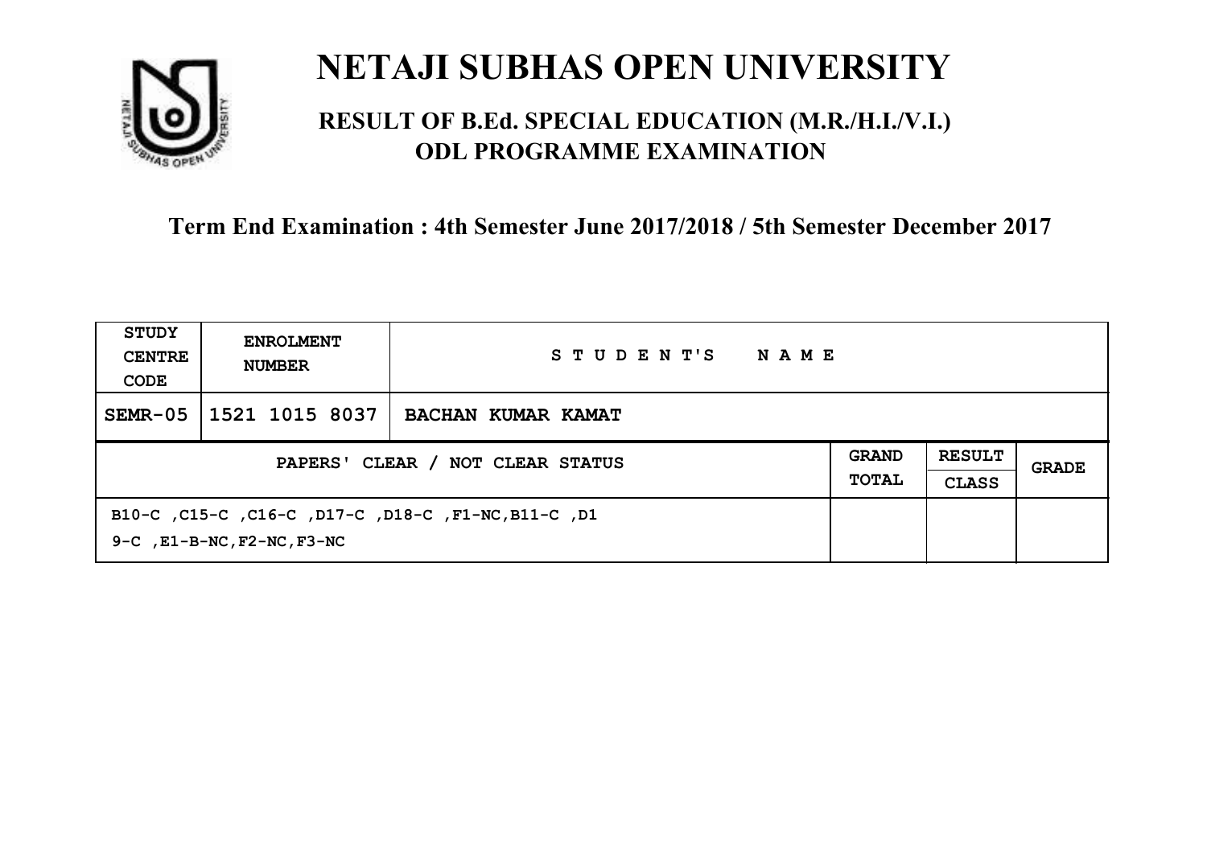# NETAJI SUBHAS OPEN UNIVERSITY

## RESULT OF B.Ed. SPECIAL EDUCATION (M.R./H.I./V.I.) ODL PROGRAMME EXAMINATION

### Term End Examination : 4th Semester June 2017/2018 / 5th Semester December 2017

| STUDY CENTRE CODE | ENROLMENT NUMBER | STUDENT'S NAME | | | |
|---|---|---|---|---|---|
| SEMR-05 | 1521 1015 8037 | BACHAN KUMAR KAMAT | | | |
| PAPERS' CLEAR / NOT CLEAR STATUS | | | GRAND TOTAL | RESULT CLASS | GRADE |
| B10-C ,C15-C ,C16-C ,D17-C ,D18-C ,F1-NC,B11-C ,D19-C ,E1-B-NC,F2-NC,F3-NC | | | | | |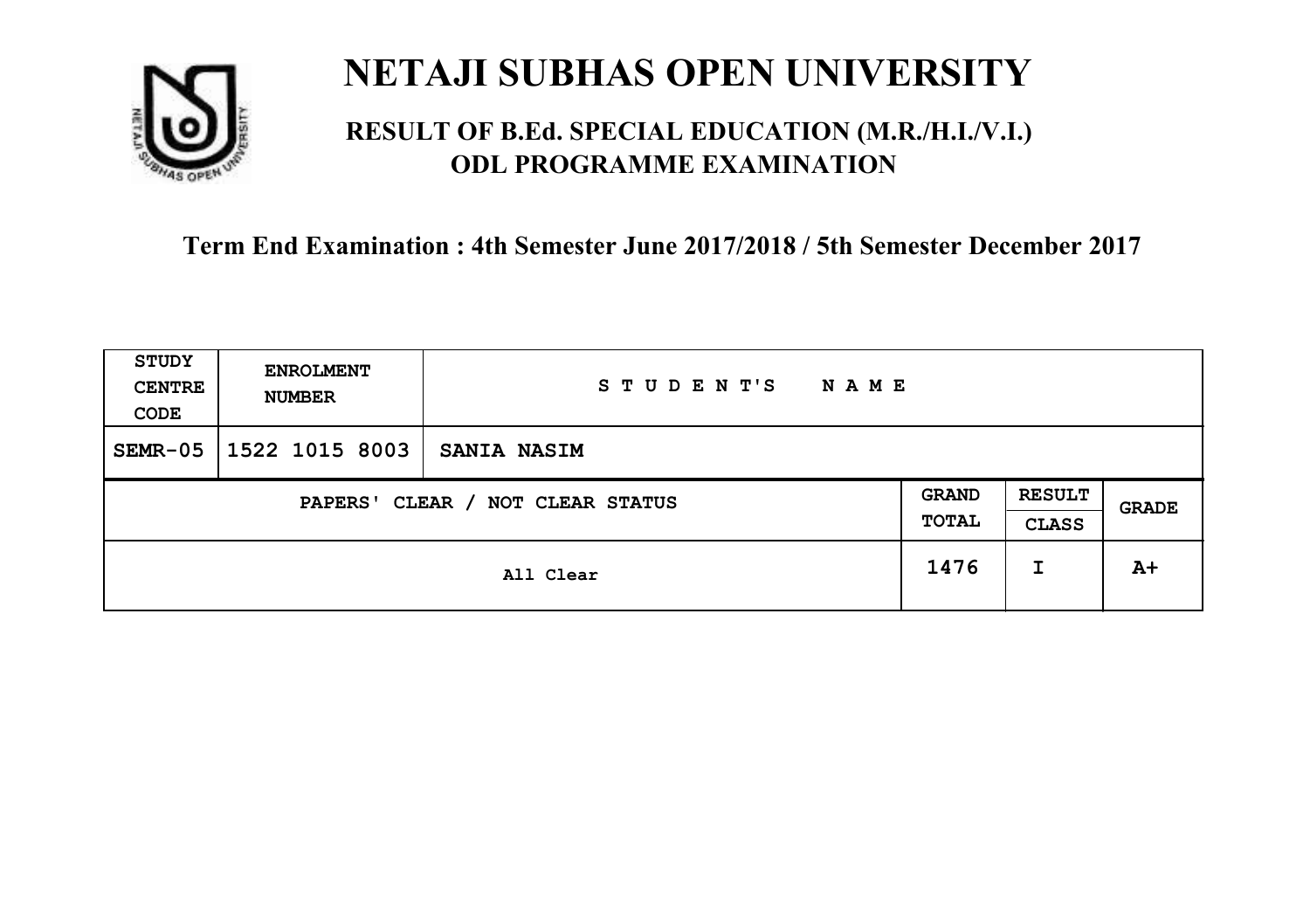# NETAJI SUBHAS OPEN UNIVERSITY

## RESULT OF B.Ed. SPECIAL EDUCATION (M.R./H.I./V.I.) ODL PROGRAMME EXAMINATION

### Term End Examination : 4th Semester June 2017/2018 / 5th Semester December 2017

| STUDY CENTRE CODE | ENROLMENT NUMBER | STUDENT'S NAME | | | |
|---|---|---|---|---|---|
| SEMR-05 | 1522 1015 8003 | SANIA NASIM | | | |
| PAPERS' CLEAR / NOT CLEAR STATUS | | | GRAND TOTAL | RESULT CLASS | GRADE |
| All Clear | | | 1476 | I | A+ |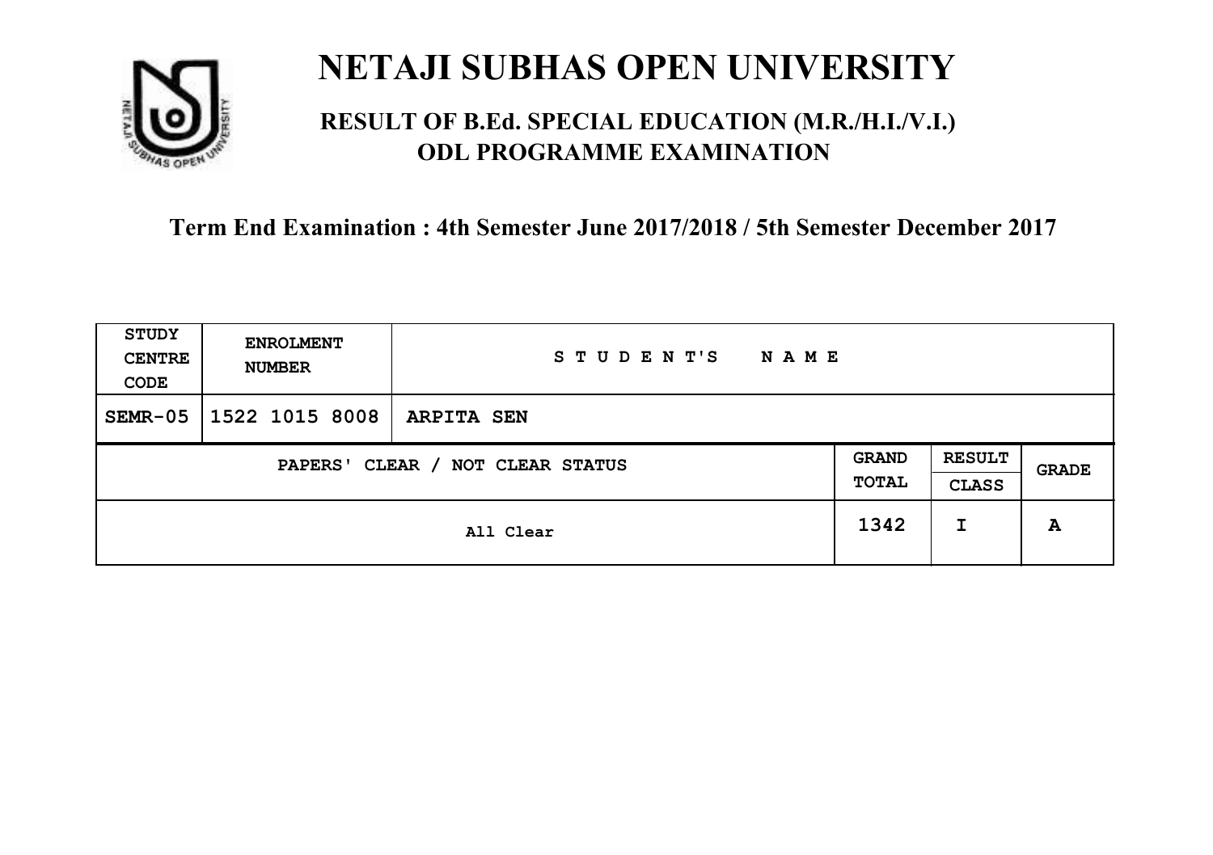# NETAJI SUBHAS OPEN UNIVERSITY

## RESULT OF B.Ed. SPECIAL EDUCATION (M.R./H.I./V.I.) ODL PROGRAMME EXAMINATION

### Term End Examination : 4th Semester June 2017/2018 / 5th Semester December 2017

| STUDY CENTRE CODE | ENROLMENT NUMBER | STUDENT'S NAME | | | |
|---|---|---|---|---|---|
| SEMR-05 | 1522 1015 8008 | ARPITA SEN | | | |
| PAPERS' CLEAR / NOT CLEAR STATUS | | | GRAND TOTAL | RESULT CLASS | GRADE |
| All Clear | | | 1342 | I | A |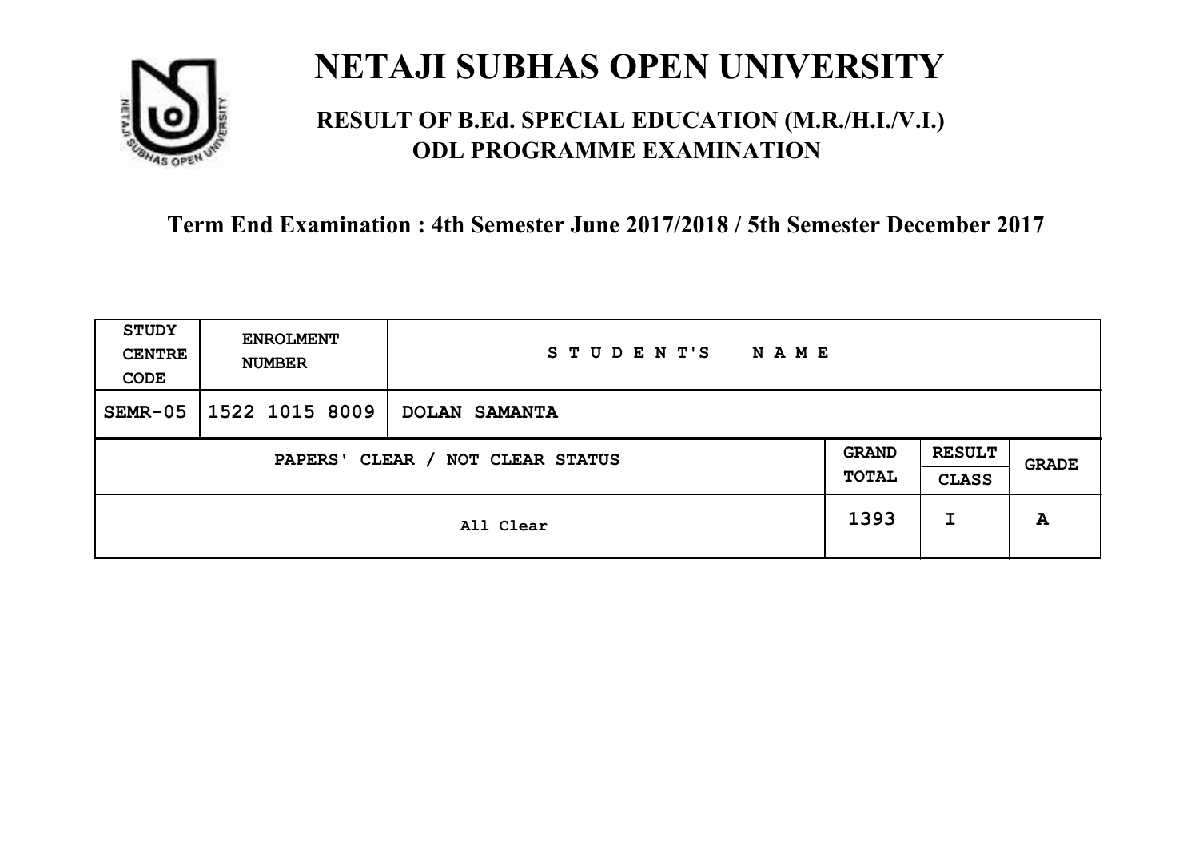# NETAJI SUBHAS OPEN UNIVERSITY

## RESULT OF B.Ed. SPECIAL EDUCATION (M.R./H.I./V.I.) ODL PROGRAMME EXAMINATION

### Term End Examination : 4th Semester June 2017/2018 / 5th Semester December 2017

| STUDY CENTRE CODE | ENROLMENT NUMBER | STUDENT'S NAME | | | |
|---|---|---|---|---|---|
| SEMR-05 | 1522 1015 8009 | DOLAN SAMANTA | | | |
| PAPERS' CLEAR / NOT CLEAR STATUS | | | GRAND TOTAL | RESULT CLASS | GRADE |
| All Clear | | | 1393 | I | A |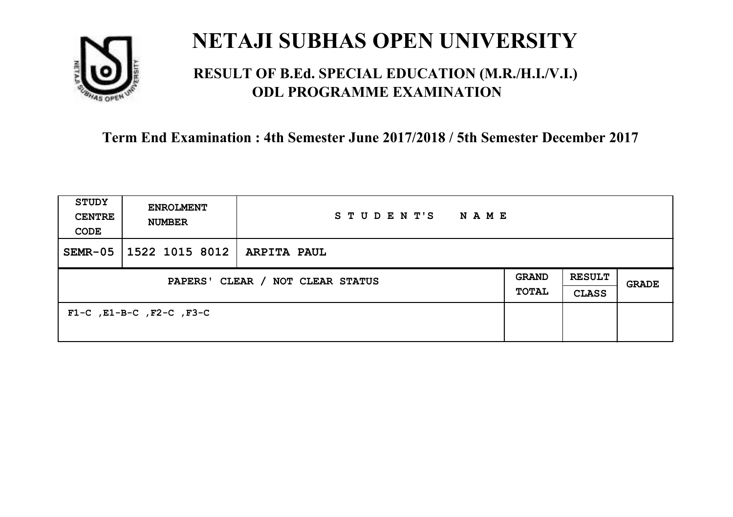# NETAJI SUBHAS OPEN UNIVERSITY

## RESULT OF B.Ed. SPECIAL EDUCATION (M.R./H.I./V.I.) ODL PROGRAMME EXAMINATION

### Term End Examination : 4th Semester June 2017/2018 / 5th Semester December 2017

| STUDY CENTRE CODE | ENROLMENT NUMBER | STUDENT'S NAME | | | |
|---|---|---|---|---|---|
| SEMR-05 | 1522 1015 8012 | ARPITA PAUL | | | |
| PAPERS' CLEAR / NOT CLEAR STATUS | | | GRAND TOTAL | RESULT CLASS | GRADE |
| F1-C ,E1-B-C ,F2-C ,F3-C | | | | | |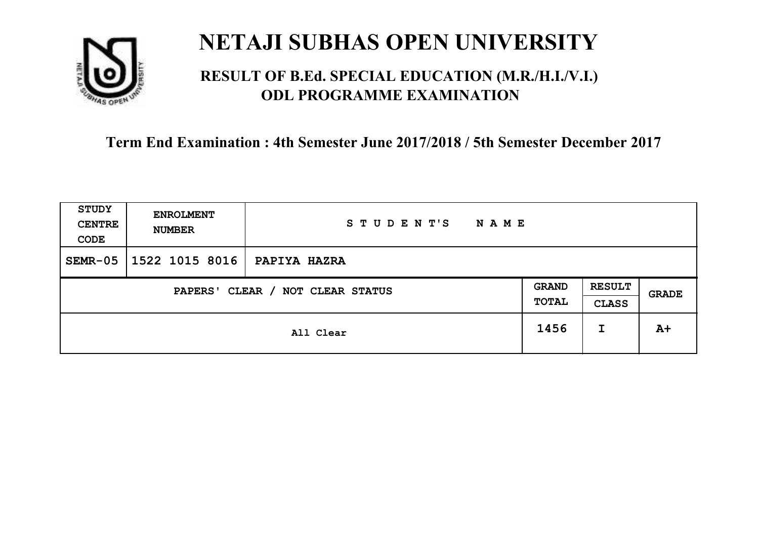# NETAJI SUBHAS OPEN UNIVERSITY

## RESULT OF B.Ed. SPECIAL EDUCATION (M.R./H.I./V.I.) ODL PROGRAMME EXAMINATION

### Term End Examination : 4th Semester June 2017/2018 / 5th Semester December 2017

| STUDY CENTRE CODE | ENROLMENT NUMBER | STUDENT'S NAME | | | |
|---|---|---|---|---|---|
| SEMR-05 | 1522 1015 8016 | PAPIYA HAZRA | | | |
| PAPERS' CLEAR / NOT CLEAR STATUS | | | GRAND TOTAL | RESULT CLASS | GRADE |
| All Clear | | | 1456 | I | A+ |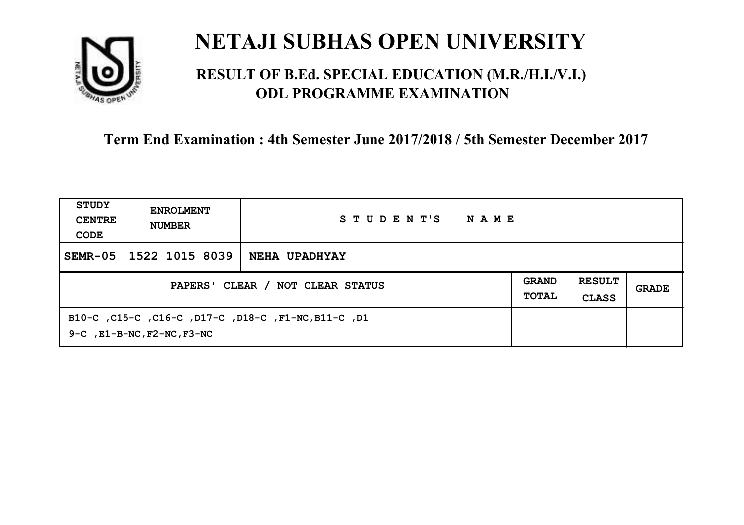# NETAJI SUBHAS OPEN UNIVERSITY

## RESULT OF B.Ed. SPECIAL EDUCATION (M.R./H.I./V.I.) ODL PROGRAMME EXAMINATION

### Term End Examination : 4th Semester June 2017/2018 / 5th Semester December 2017

| STUDY CENTRE CODE | ENROLMENT NUMBER | STUDENT'S NAME | | | |
|---|---|---|---|---|---|
| SEMR-05 | 1522 1015 8039 | NEHA UPADHYAY | | | |
| PAPERS' CLEAR / NOT CLEAR STATUS | | | GRAND TOTAL | RESULT CLASS | GRADE |
| B10-C ,C15-C ,C16-C ,D17-C ,D18-C ,F1-NC,B11-C ,D19-C ,E1-B-NC,F2-NC,F3-NC | | | | | |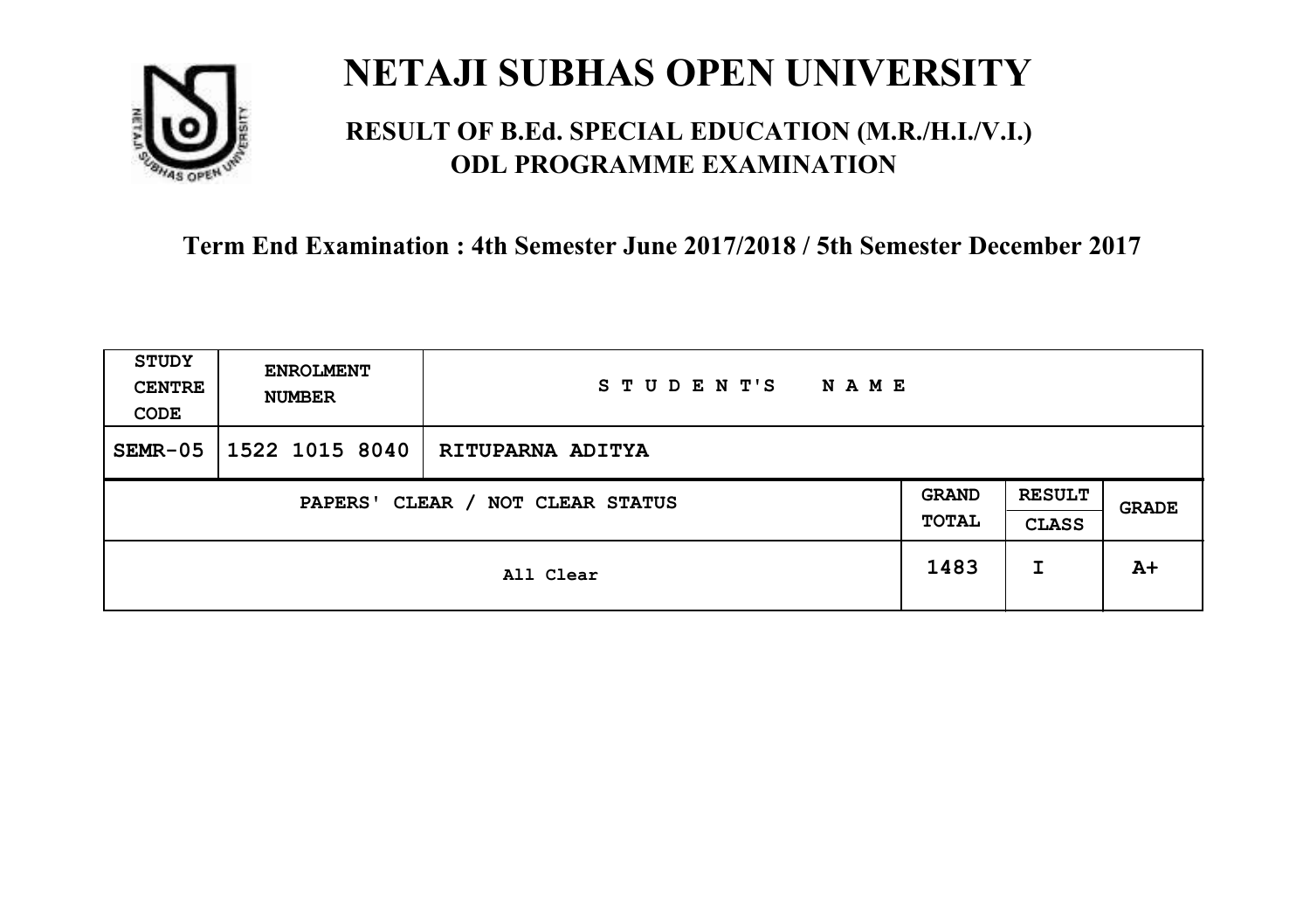# NETAJI SUBHAS OPEN UNIVERSITY

## RESULT OF B.Ed. SPECIAL EDUCATION (M.R./H.I./V.I.) ODL PROGRAMME EXAMINATION

### Term End Examination : 4th Semester June 2017/2018 / 5th Semester December 2017

| STUDY CENTRE CODE | ENROLMENT NUMBER | STUDENT'S NAME | | | |
|---|---|---|---|---|---|
| SEMR-05 | 1522 1015 8040 | RITUPARNA ADITYA | | | |
| PAPERS' CLEAR / NOT CLEAR STATUS | | | GRAND TOTAL | RESULT CLASS | GRADE |
| All Clear | | | 1483 | I | A+ |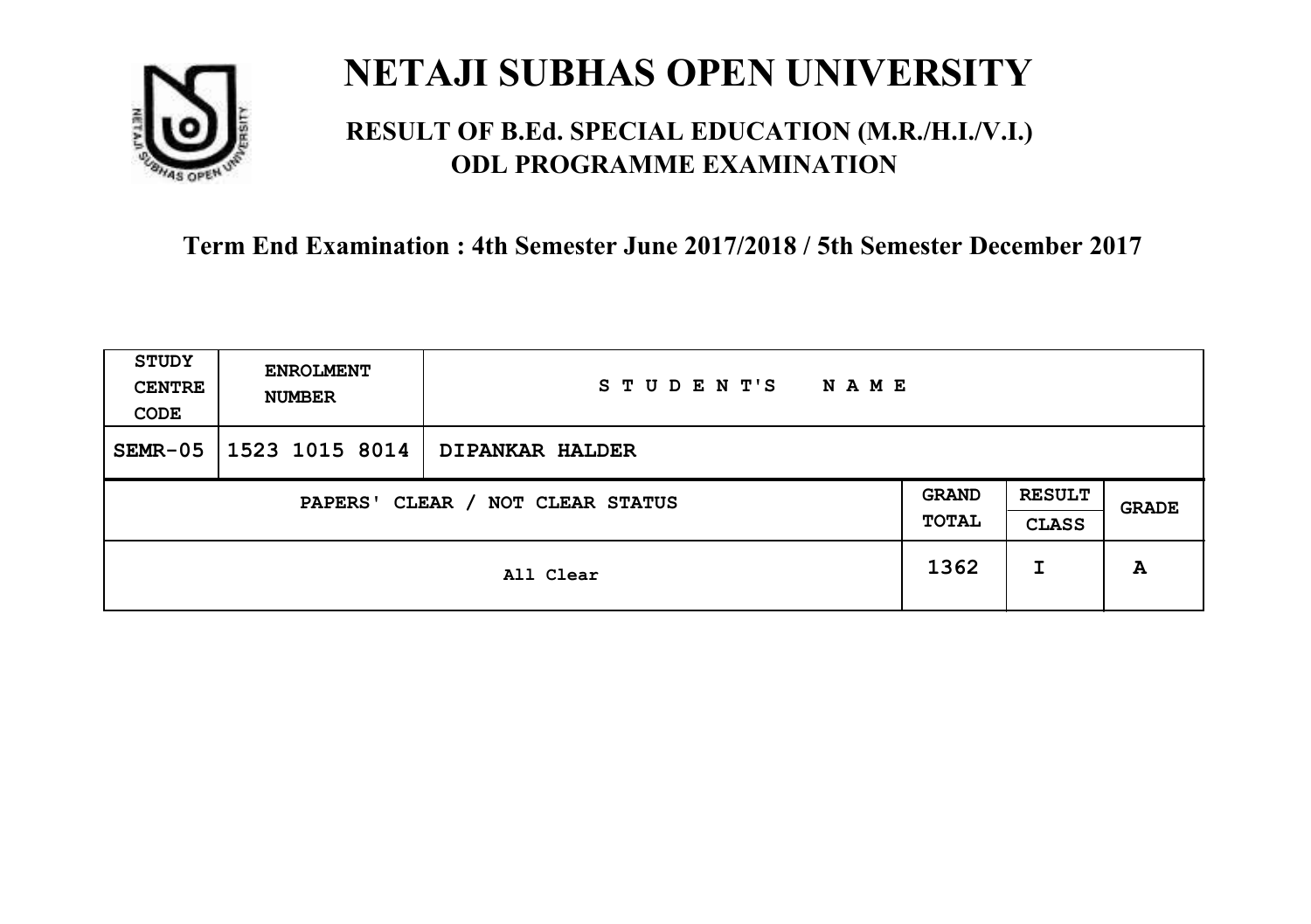# NETAJI SUBHAS OPEN UNIVERSITY

## RESULT OF B.Ed. SPECIAL EDUCATION (M.R./H.I./V.I.) ODL PROGRAMME EXAMINATION

### Term End Examination : 4th Semester June 2017/2018 / 5th Semester December 2017

| STUDY CENTRE CODE | ENROLMENT NUMBER | STUDENT'S NAME | | | |
|---|---|---|---|---|---|
| SEMR-05 | 1523 1015 8014 | DIPANKAR HALDER | | | |
| PAPERS' CLEAR / NOT CLEAR STATUS | | | GRAND TOTAL | RESULT CLASS | GRADE |
| All Clear | | | 1362 | I | A |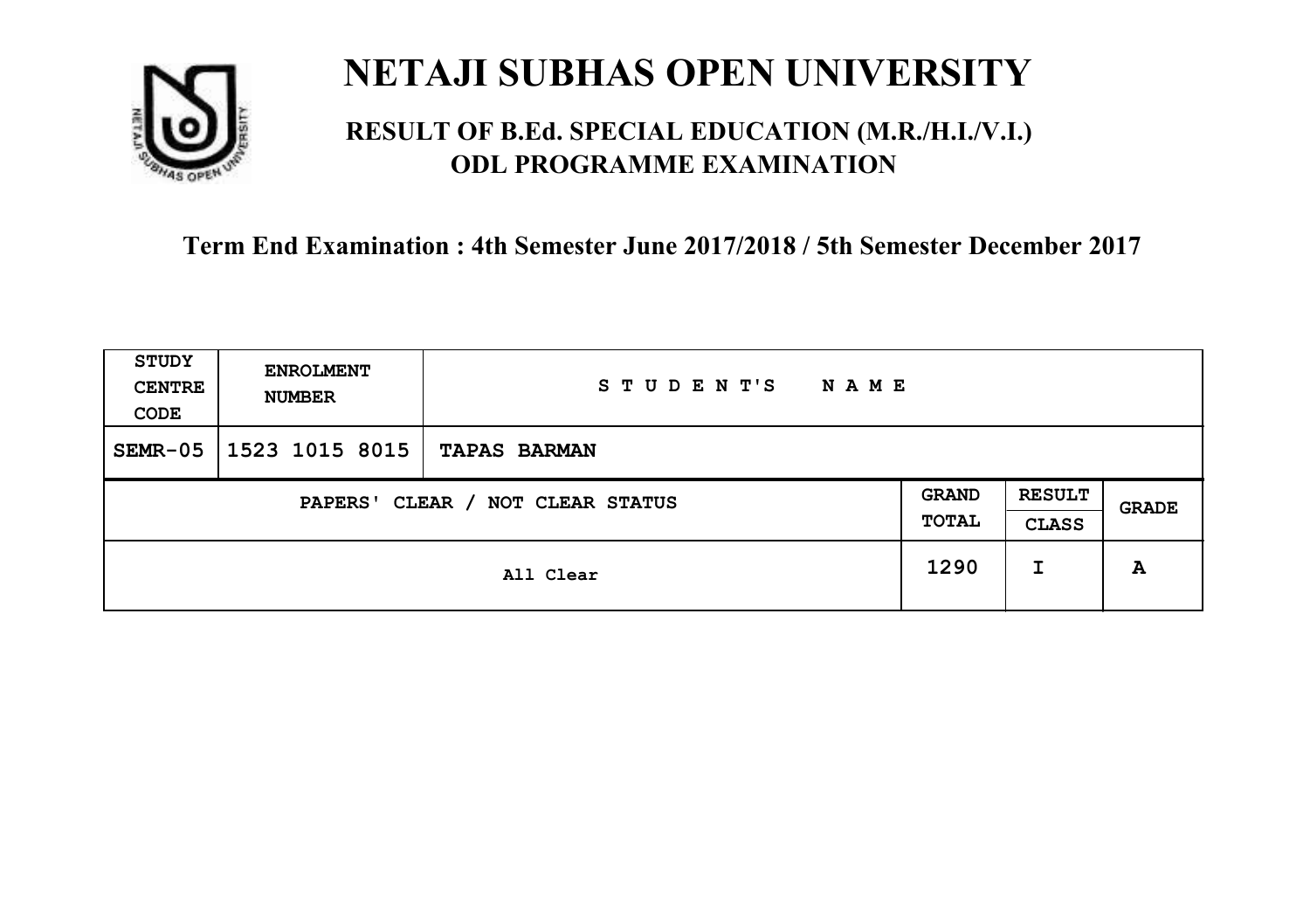# NETAJI SUBHAS OPEN UNIVERSITY

## RESULT OF B.Ed. SPECIAL EDUCATION (M.R./H.I./V.I.) ODL PROGRAMME EXAMINATION

### Term End Examination : 4th Semester June 2017/2018 / 5th Semester December 2017

| STUDY CENTRE CODE | ENROLMENT NUMBER | STUDENT'S NAME | | | |
|---|---|---|---|---|---|
| SEMR-05 | 1523 1015 8015 | TAPAS BARMAN | | | |
| PAPERS' CLEAR / NOT CLEAR STATUS | | | GRAND TOTAL | RESULT CLASS | GRADE |
| All Clear | | | 1290 | I | A |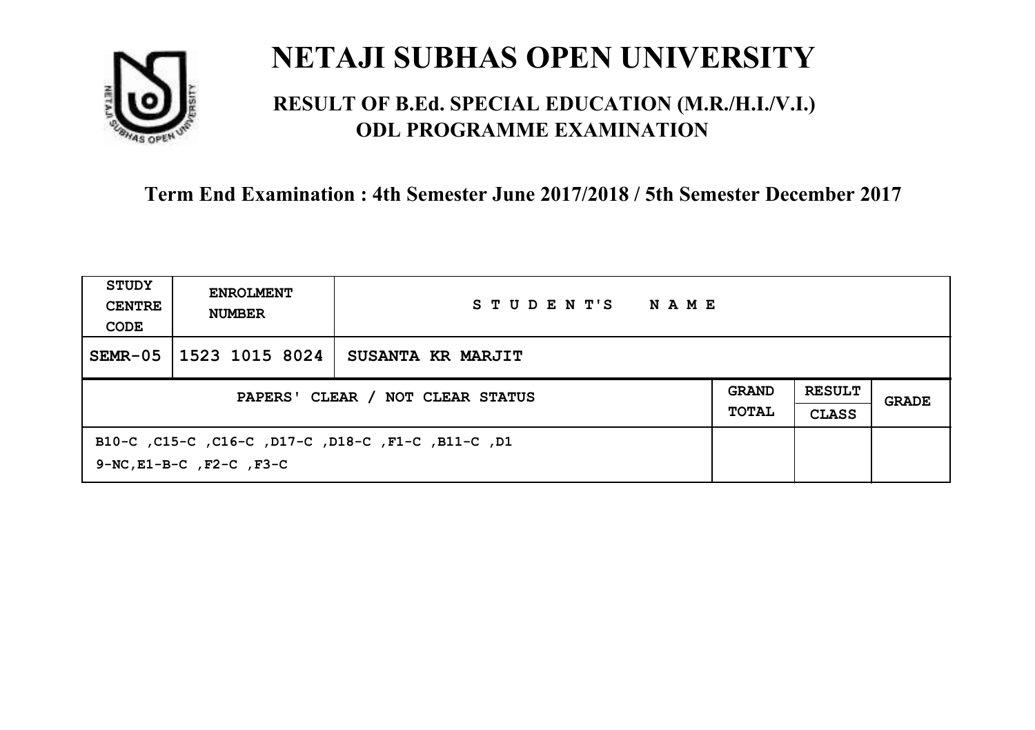# NETAJI SUBHAS OPEN UNIVERSITY

## RESULT OF B.Ed. SPECIAL EDUCATION (M.R./H.I./V.I.) ODL PROGRAMME EXAMINATION

### Term End Examination : 4th Semester June 2017/2018 / 5th Semester December 2017

| STUDY CENTRE CODE | ENROLMENT NUMBER | STUDENT'S NAME | | | |
|---|---|---|---|---|---|
| SEMR-05 | 1523 1015 8024 | SUSANTA KR MARJIT | | | |
| PAPERS' CLEAR / NOT CLEAR STATUS | | | GRAND TOTAL | RESULT CLASS | GRADE |
| B10-C ,C15-C ,C16-C ,D17-C ,D18-C ,F1-C ,B11-C ,D1 9-NC,E1-B-C ,F2-C ,F3-C | | | | | |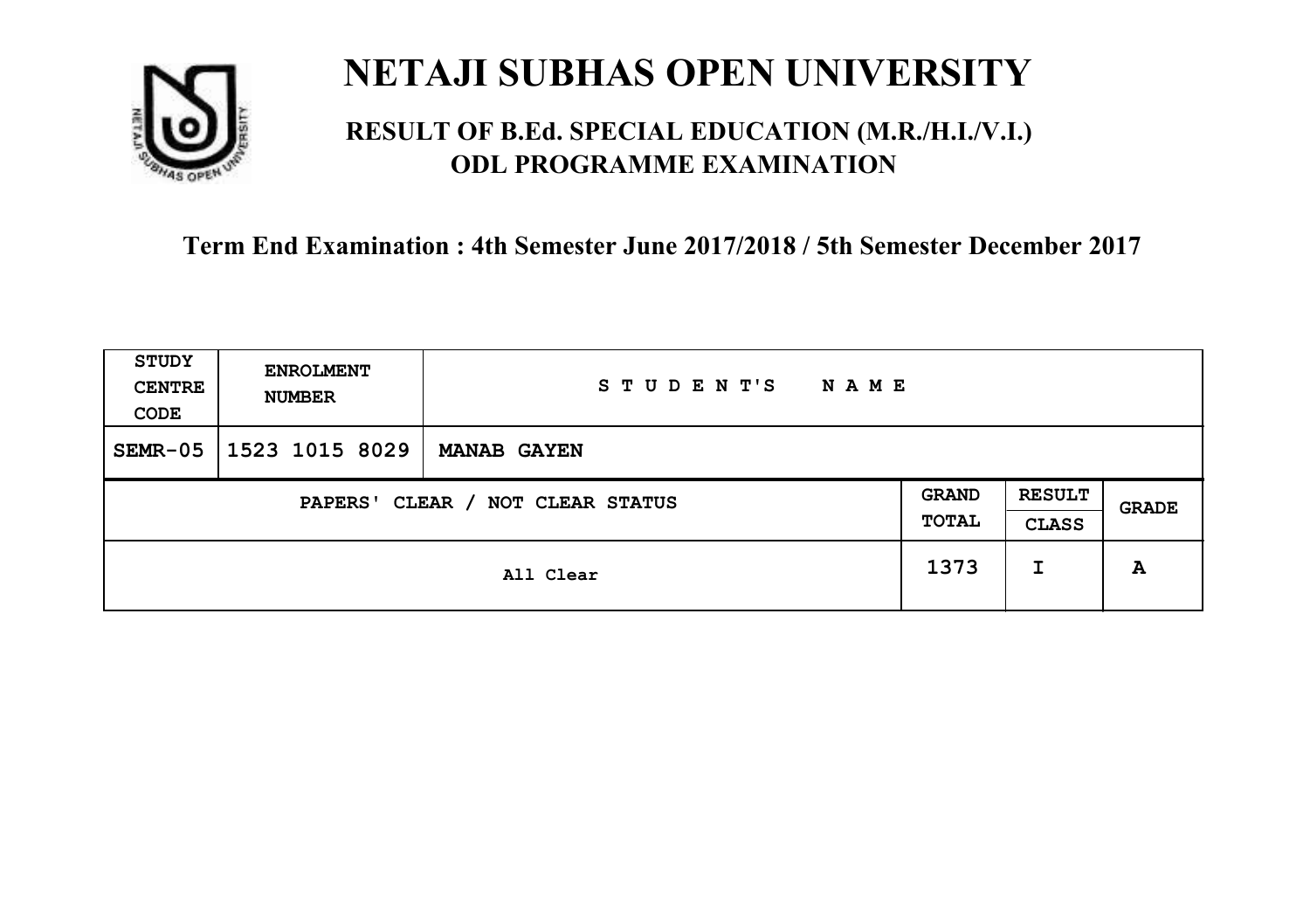# NETAJI SUBHAS OPEN UNIVERSITY

## RESULT OF B.Ed. SPECIAL EDUCATION (M.R./H.I./V.I.) ODL PROGRAMME EXAMINATION

### Term End Examination : 4th Semester June 2017/2018 / 5th Semester December 2017

| STUDY CENTRE CODE | ENROLMENT NUMBER | STUDENT'S NAME | | | |
|---|---|---|---|---|---|
| SEMR-05 | 1523 1015 8029 | **MANAB GAYEN** | | | |
| PAPERS' CLEAR / NOT CLEAR STATUS | | | GRAND TOTAL | RESULT CLASS | GRADE |
| All Clear | | | 1373 | I | A |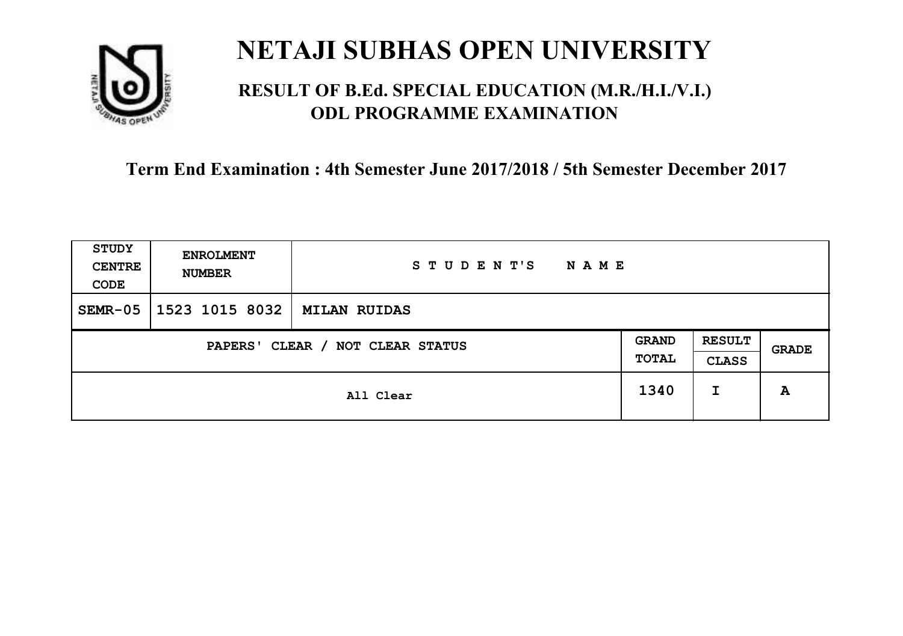# NETAJI SUBHAS OPEN UNIVERSITY

## RESULT OF B.Ed. SPECIAL EDUCATION (M.R./H.I./V.I.) ODL PROGRAMME EXAMINATION

### Term End Examination : 4th Semester June 2017/2018 / 5th Semester December 2017

| STUDY CENTRE CODE | ENROLMENT NUMBER | STUDENT'S NAME | | | |
|---|---|---|---|---|---|
| SEMR-05 | 1523 1015 8032 | MILAN RUIDAS | | | |
| PAPERS' CLEAR / NOT CLEAR STATUS | | | GRAND TOTAL | RESULT CLASS | GRADE |
| All Clear | | | 1340 | I | A |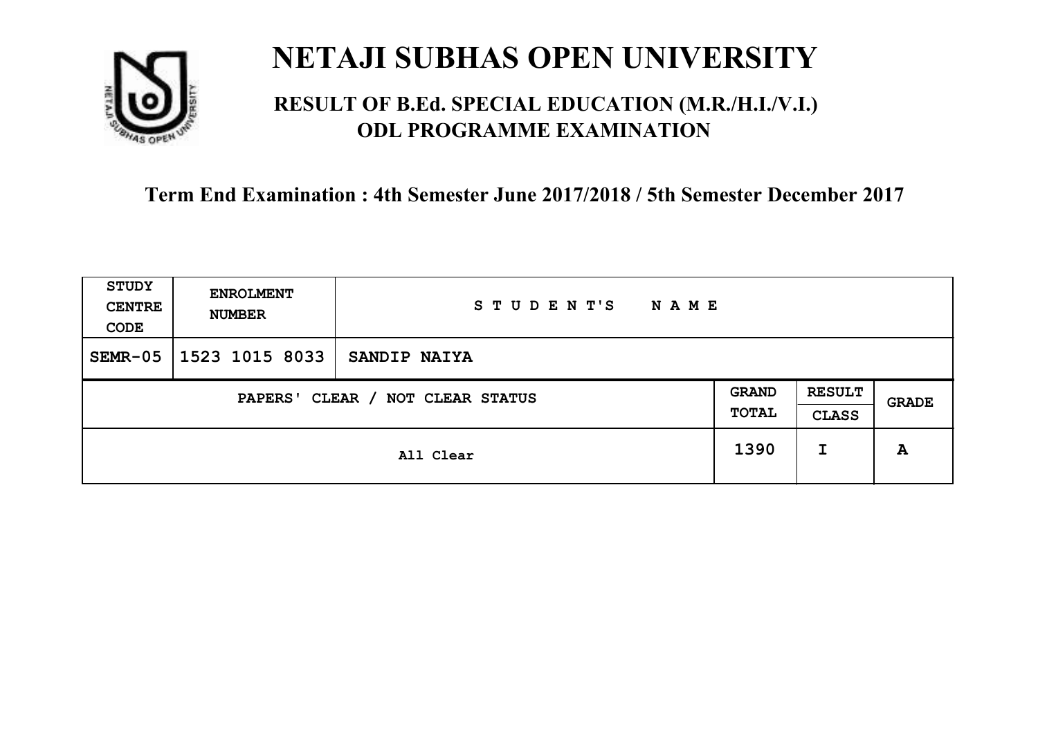# NETAJI SUBHAS OPEN UNIVERSITY

## RESULT OF B.Ed. SPECIAL EDUCATION (M.R./H.I./V.I.) ODL PROGRAMME EXAMINATION

### Term End Examination : 4th Semester June 2017/2018 / 5th Semester December 2017

| STUDY CENTRE CODE | ENROLMENT NUMBER | STUDENT'S NAME | | | |
|---|---|---|---|---|---|
| SEMR-05 | 1523 1015 8033 | SANDIP NAIYA | | | |
| PAPERS' CLEAR / NOT CLEAR STATUS | | | GRAND TOTAL | RESULT CLASS | GRADE |
| All Clear | | | 1390 | I | A |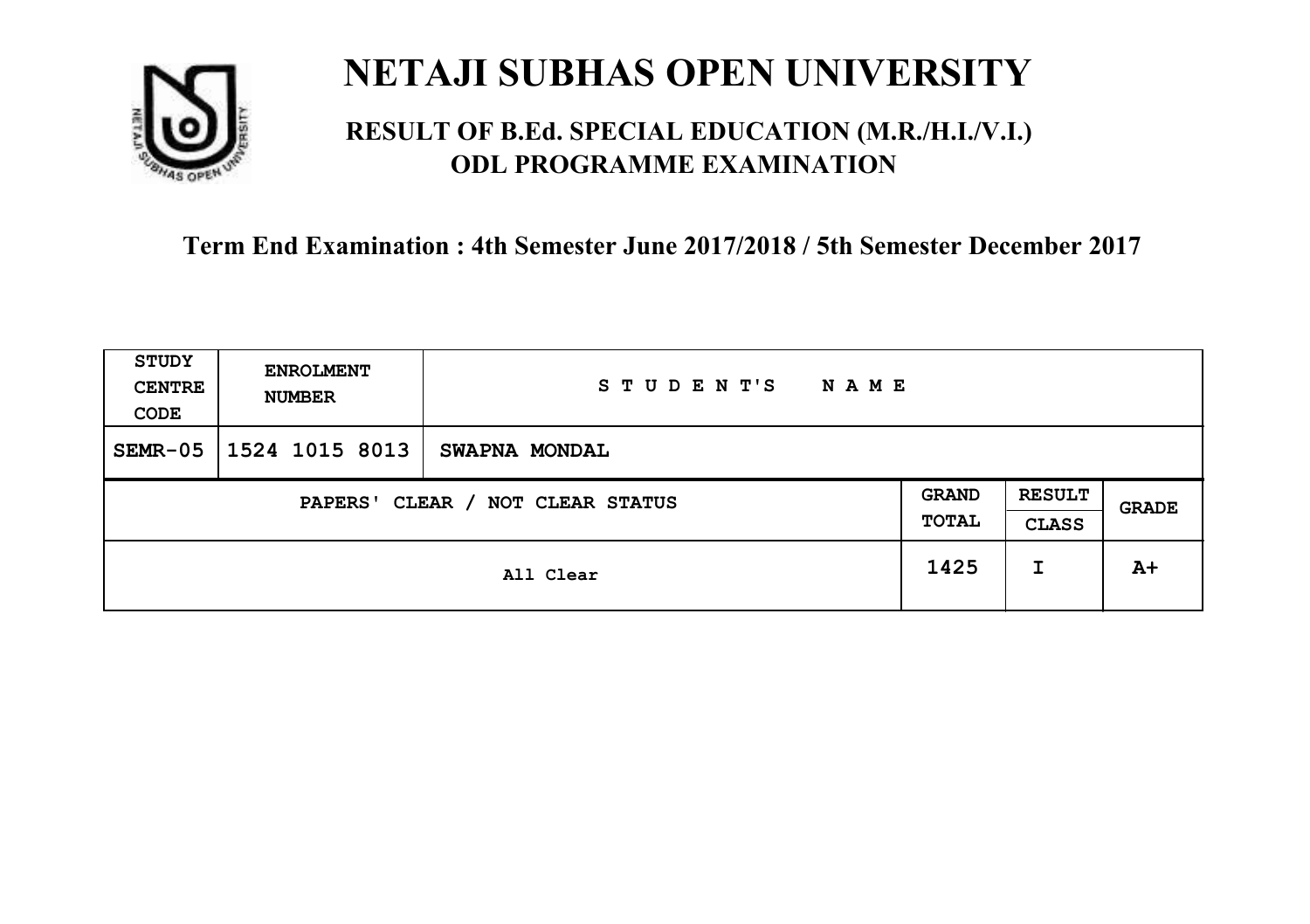# NETAJI SUBHAS OPEN UNIVERSITY

## RESULT OF B.Ed. SPECIAL EDUCATION (M.R./H.I./V.I.) ODL PROGRAMME EXAMINATION

### Term End Examination : 4th Semester June 2017/2018 / 5th Semester December 2017

| STUDY CENTRE CODE | ENROLMENT NUMBER | STUDENT'S NAME | | | |
|---|---|---|---|---|---|
| SEMR-05 | 1524 1015 8013 | SWAPNA MONDAL | | | |
| PAPERS' CLEAR / NOT CLEAR STATUS | | | GRAND TOTAL | RESULT CLASS | GRADE |
| All Clear | | | 1425 | I | A+ |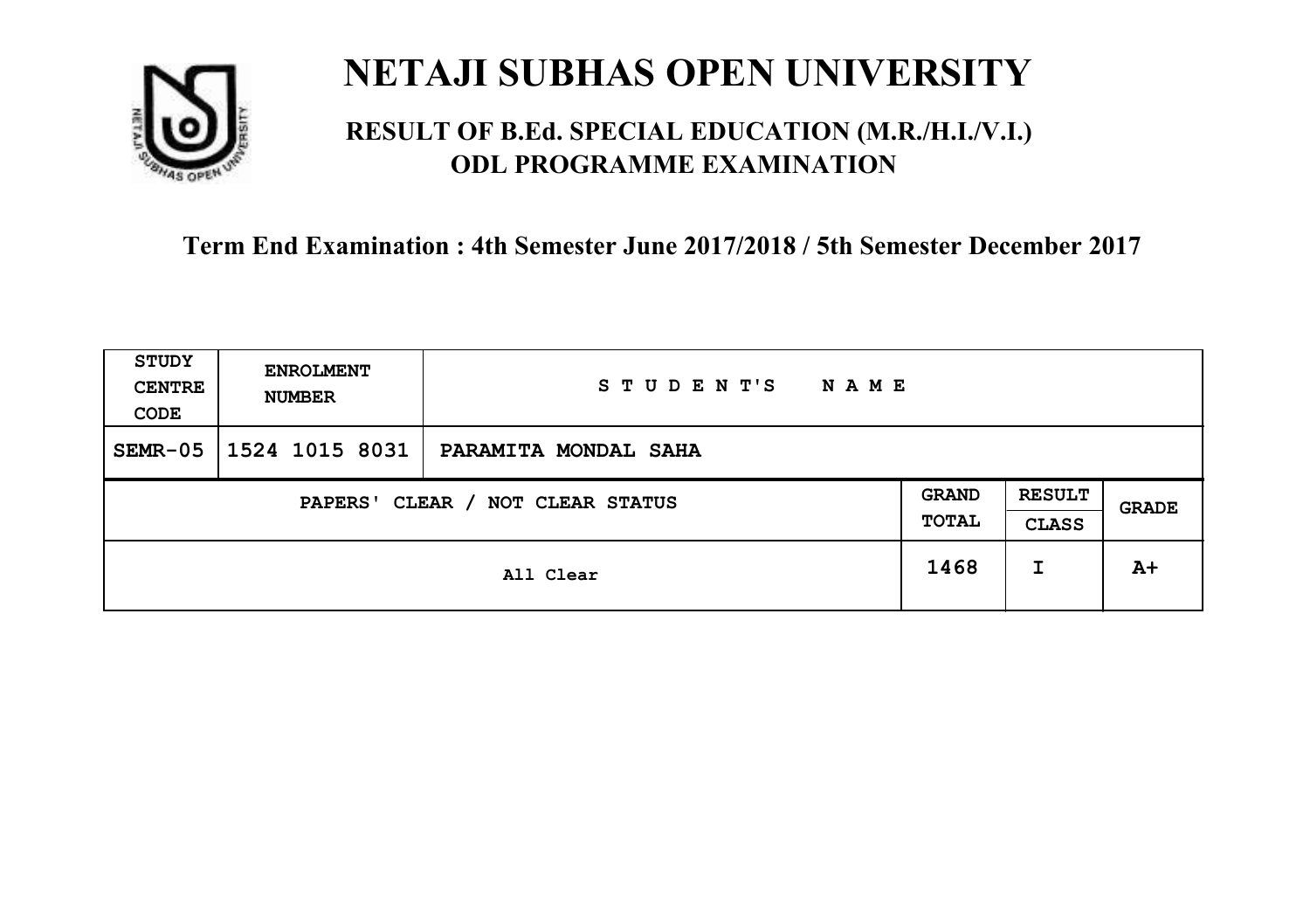# NETAJI SUBHAS OPEN UNIVERSITY

## RESULT OF B.Ed. SPECIAL EDUCATION (M.R./H.I./V.I.) ODL PROGRAMME EXAMINATION

**Term End Examination : 4th Semester June 2017/2018 / 5th Semester December 2017**

| STUDY CENTRE CODE | ENROLMENT NUMBER | STUDENT'S NAME | | | |
|---|---|---|---|---|---|
| SEMR-05 | 1524 1015 8031 | PARAMITA MONDAL SAHA | | | |
| PAPERS' CLEAR / NOT CLEAR STATUS | | | GRAND TOTAL | RESULT CLASS | GRADE |
| All Clear | | | 1468 | I | A+ |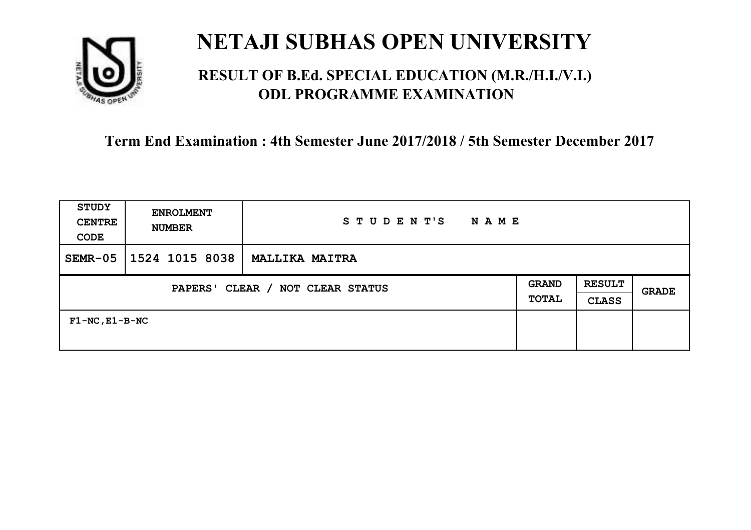# NETAJI SUBHAS OPEN UNIVERSITY

## RESULT OF B.Ed. SPECIAL EDUCATION (M.R./H.I./V.I.) ODL PROGRAMME EXAMINATION

**Term End Examination : 4th Semester June 2017/2018 / 5th Semester December 2017**

| STUDY CENTRE CODE | ENROLMENT NUMBER | STUDENT'S NAME | | | |
|---|---|---|---|---|---|
| SEMR-05 | 1524 1015 8038 | MALLIKA MAITRA | | | |
| PAPERS' CLEAR / NOT CLEAR STATUS | | | GRAND TOTAL | RESULT CLASS | GRADE |
| F1-NC,E1-B-NC | | | | | |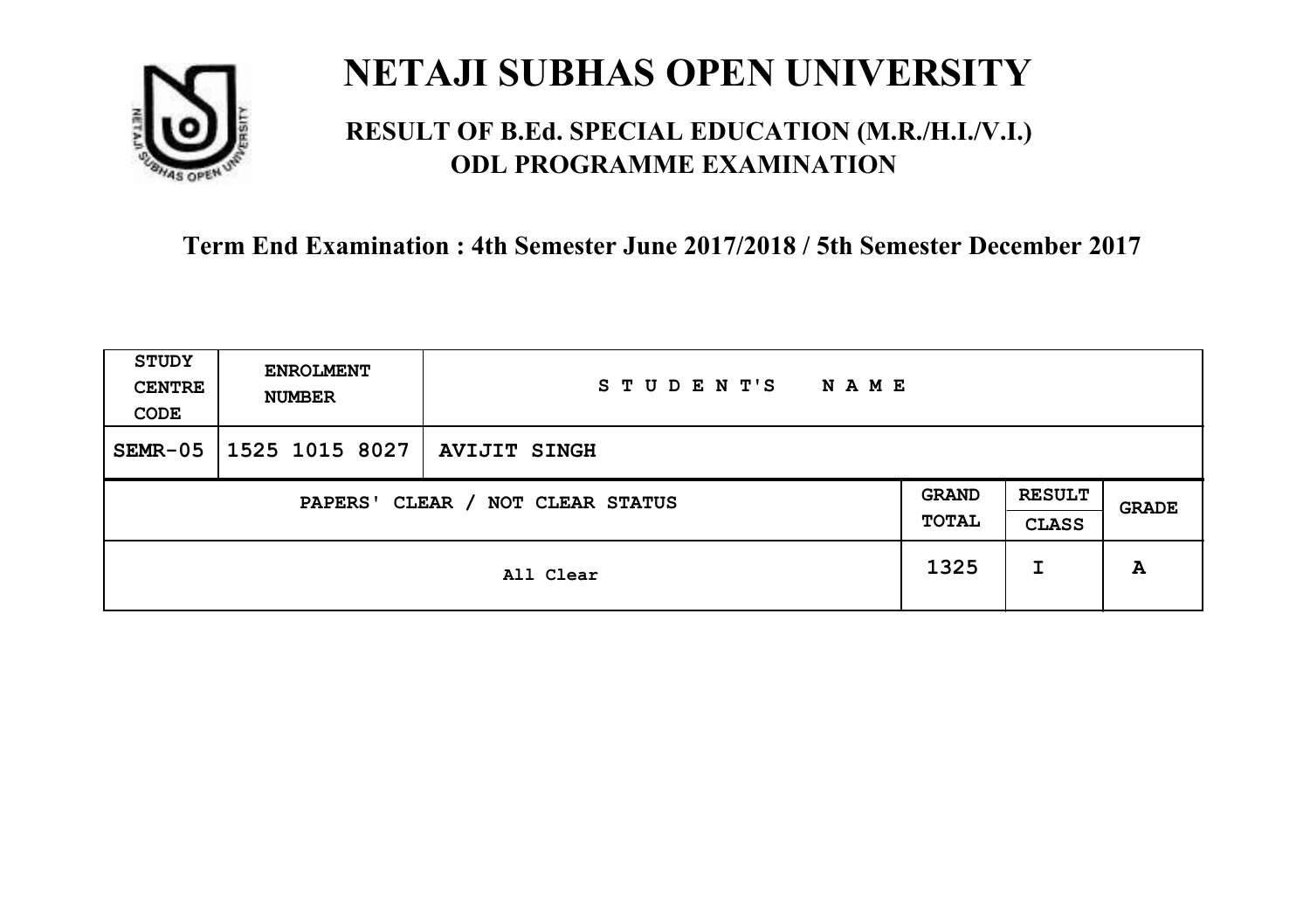# NETAJI SUBHAS OPEN UNIVERSITY

## RESULT OF B.Ed. SPECIAL EDUCATION (M.R./H.I./V.I.) ODL PROGRAMME EXAMINATION

### Term End Examination : 4th Semester June 2017/2018 / 5th Semester December 2017

| STUDY CENTRE CODE | ENROLMENT NUMBER | STUDENT'S NAME | | | |
|---|---|---|---|---|---|
| SEMR-05 | 1525 1015 8027 | AVIJIT SINGH | | | |
| PAPERS' CLEAR / NOT CLEAR STATUS | | | GRAND TOTAL | RESULT CLASS | GRADE |
| All Clear | | | 1325 | I | A |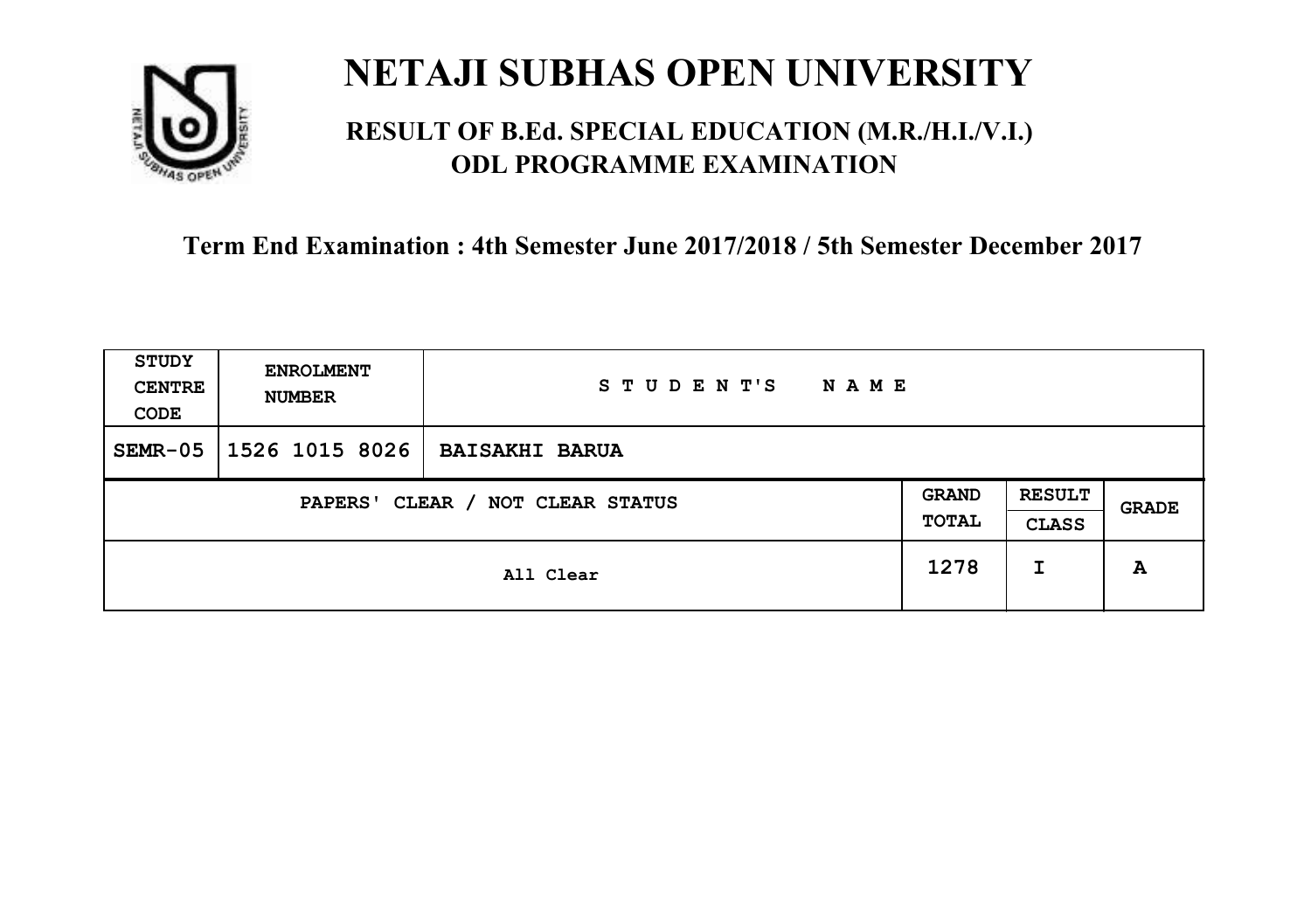# NETAJI SUBHAS OPEN UNIVERSITY

## RESULT OF B.Ed. SPECIAL EDUCATION (M.R./H.I./V.I.) ODL PROGRAMME EXAMINATION

### Term End Examination : 4th Semester June 2017/2018 / 5th Semester December 2017

| STUDY CENTRE CODE | ENROLMENT NUMBER | STUDENT'S NAME | | | |
|---|---|---|---|---|---|
| SEMR-05 | 1526 1015 8026 | BAISAKHI BARUA | | | |
| PAPERS' CLEAR / NOT CLEAR STATUS | | | GRAND TOTAL | RESULT CLASS | GRADE |
| All Clear | | | 1278 | I | A |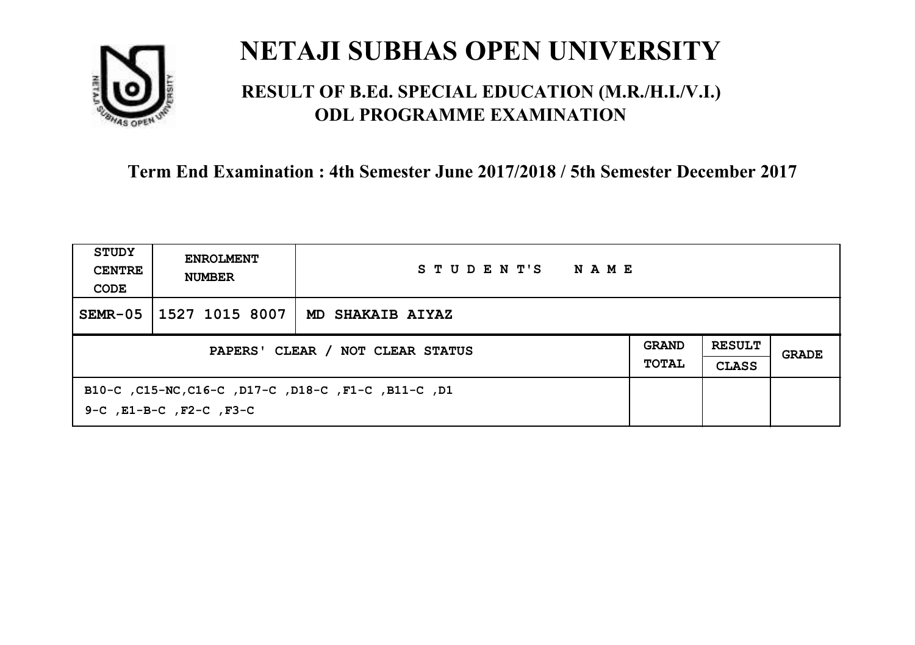# NETAJI SUBHAS OPEN UNIVERSITY

## RESULT OF B.Ed. SPECIAL EDUCATION (M.R./H.I./V.I.) ODL PROGRAMME EXAMINATION

### Term End Examination : 4th Semester June 2017/2018 / 5th Semester December 2017

| STUDY CENTRE CODE | ENROLMENT NUMBER | STUDENT'S NAME | | | |
|---|---|---|---|---|---|
| SEMR-05 | 1527 1015 8007 | MD SHAKAIB AIYAZ | | | |
| PAPERS' CLEAR / NOT CLEAR STATUS | | | GRAND TOTAL | RESULT CLASS | GRADE |
| B10-C ,C15-NC,C16-C ,D17-C ,D18-C ,F1-C ,B11-C ,D19-C ,E1-B-C ,F2-C ,F3-C | | | | | |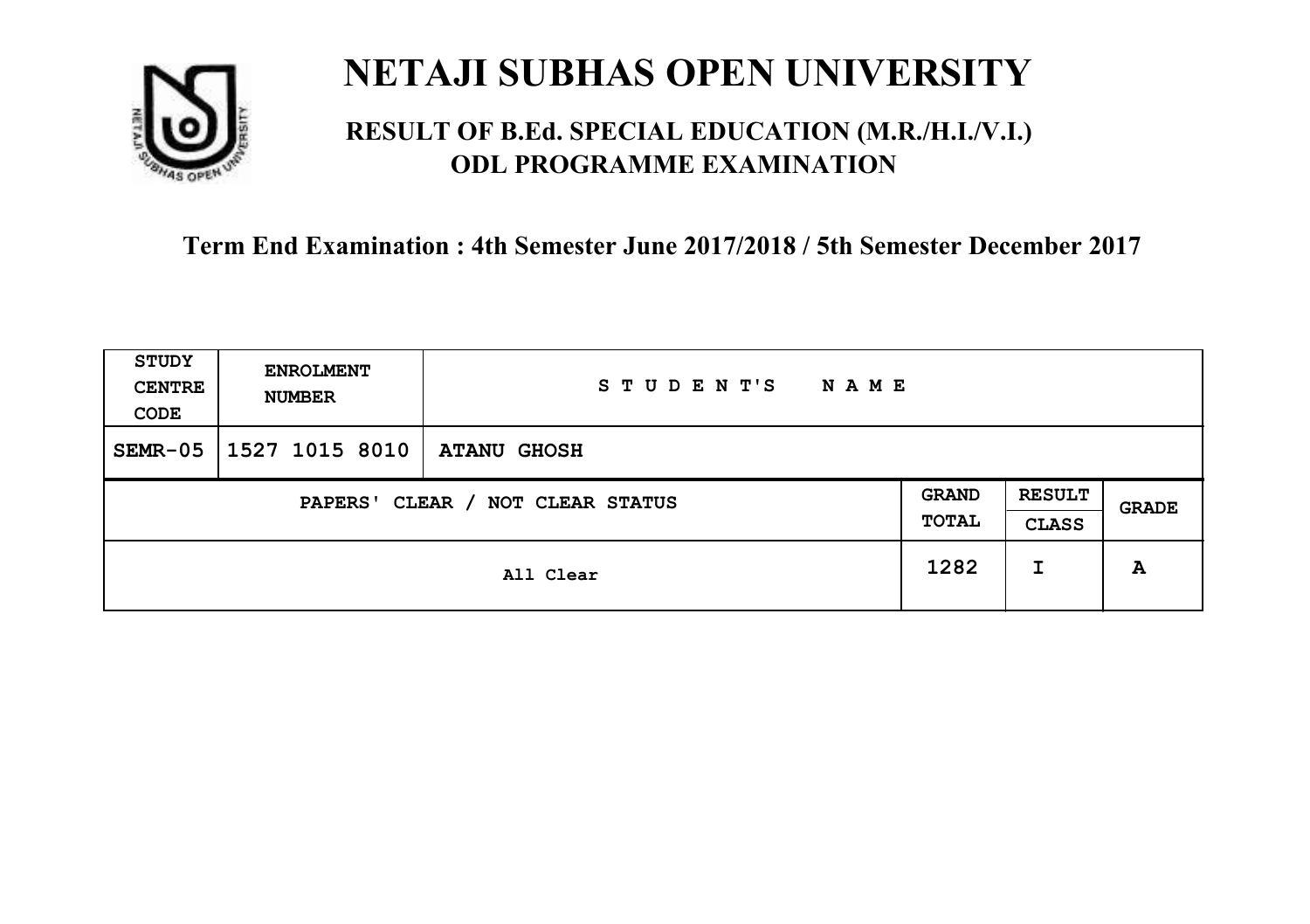# NETAJI SUBHAS OPEN UNIVERSITY

## RESULT OF B.Ed. SPECIAL EDUCATION (M.R./H.I./V.I.) ODL PROGRAMME EXAMINATION

### Term End Examination : 4th Semester June 2017/2018 / 5th Semester December 2017

| STUDY CENTRE CODE | ENROLMENT NUMBER | STUDENT'S NAME | | | |
|---|---|---|---|---|---|
| SEMR-05 | 1527 1015 8010 | ATANU GHOSH | | | |
| PAPERS' CLEAR / NOT CLEAR STATUS | | | GRAND TOTAL | RESULT CLASS | GRADE |
| All Clear | | | 1282 | I | A |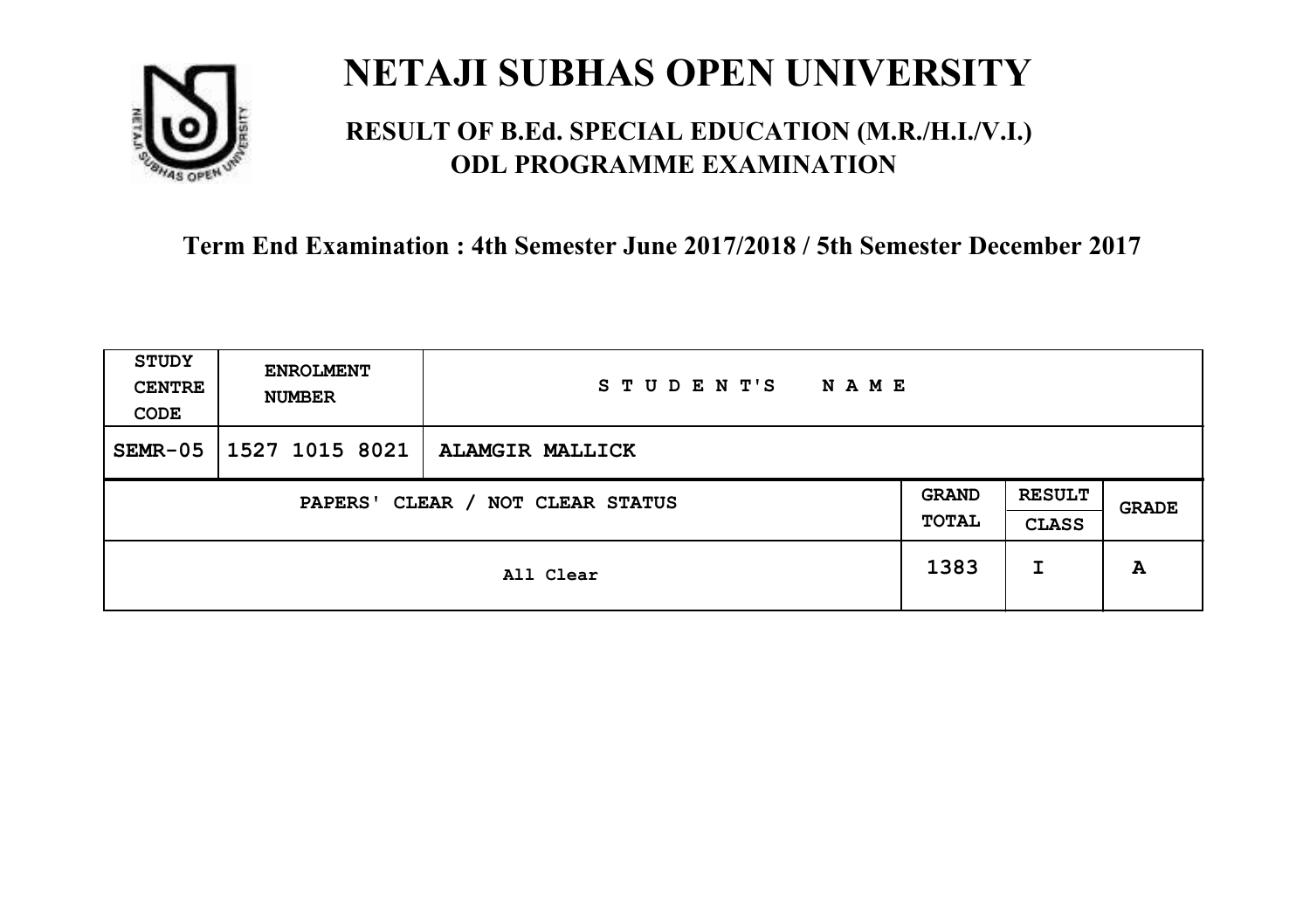# NETAJI SUBHAS OPEN UNIVERSITY

## RESULT OF B.Ed. SPECIAL EDUCATION (M.R./H.I./V.I.) ODL PROGRAMME EXAMINATION

### Term End Examination : 4th Semester June 2017/2018 / 5th Semester December 2017

| STUDY CENTRE CODE | ENROLMENT NUMBER | STUDENT'S NAME | | | |
|---|---|---|---|---|---|
| SEMR-05 | 1527 1015 8021 | ALAMGIR MALLICK | | | |
| PAPERS' CLEAR / NOT CLEAR STATUS | | | GRAND TOTAL | RESULT CLASS | GRADE |
| All Clear | | | 1383 | I | A |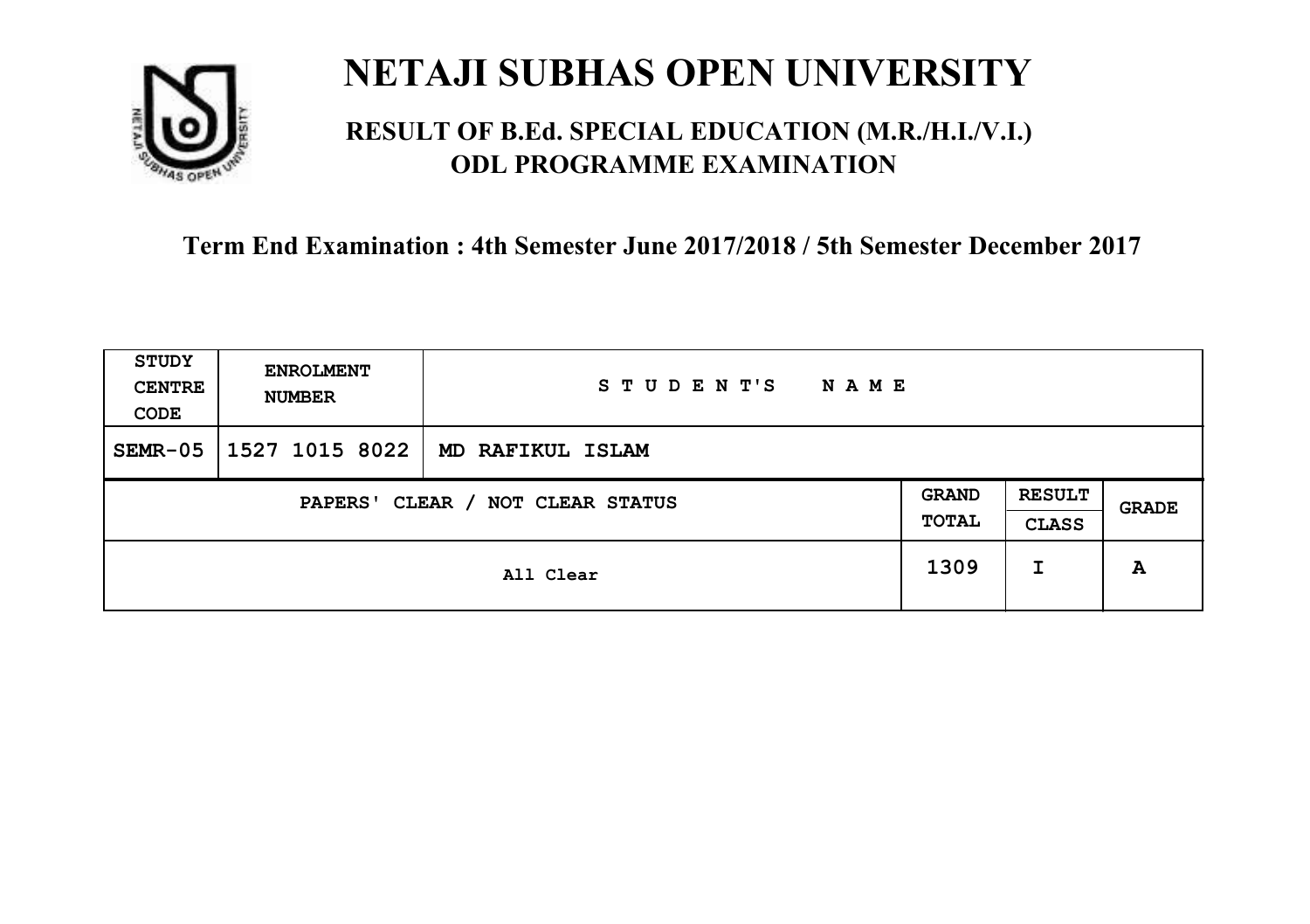# NETAJI SUBHAS OPEN UNIVERSITY

## RESULT OF B.Ed. SPECIAL EDUCATION (M.R./H.I./V.I.) ODL PROGRAMME EXAMINATION

### Term End Examination : 4th Semester June 2017/2018 / 5th Semester December 2017

| STUDY CENTRE CODE | ENROLMENT NUMBER | STUDENT'S NAME | | | |
|---|---|---|---|---|---|
| SEMR-05 | 1527 1015 8022 | MD RAFIKUL ISLAM | | | |
| PAPERS' CLEAR / NOT CLEAR STATUS | | | GRAND TOTAL | RESULT CLASS | GRADE |
| All Clear | | | 1309 | I | A |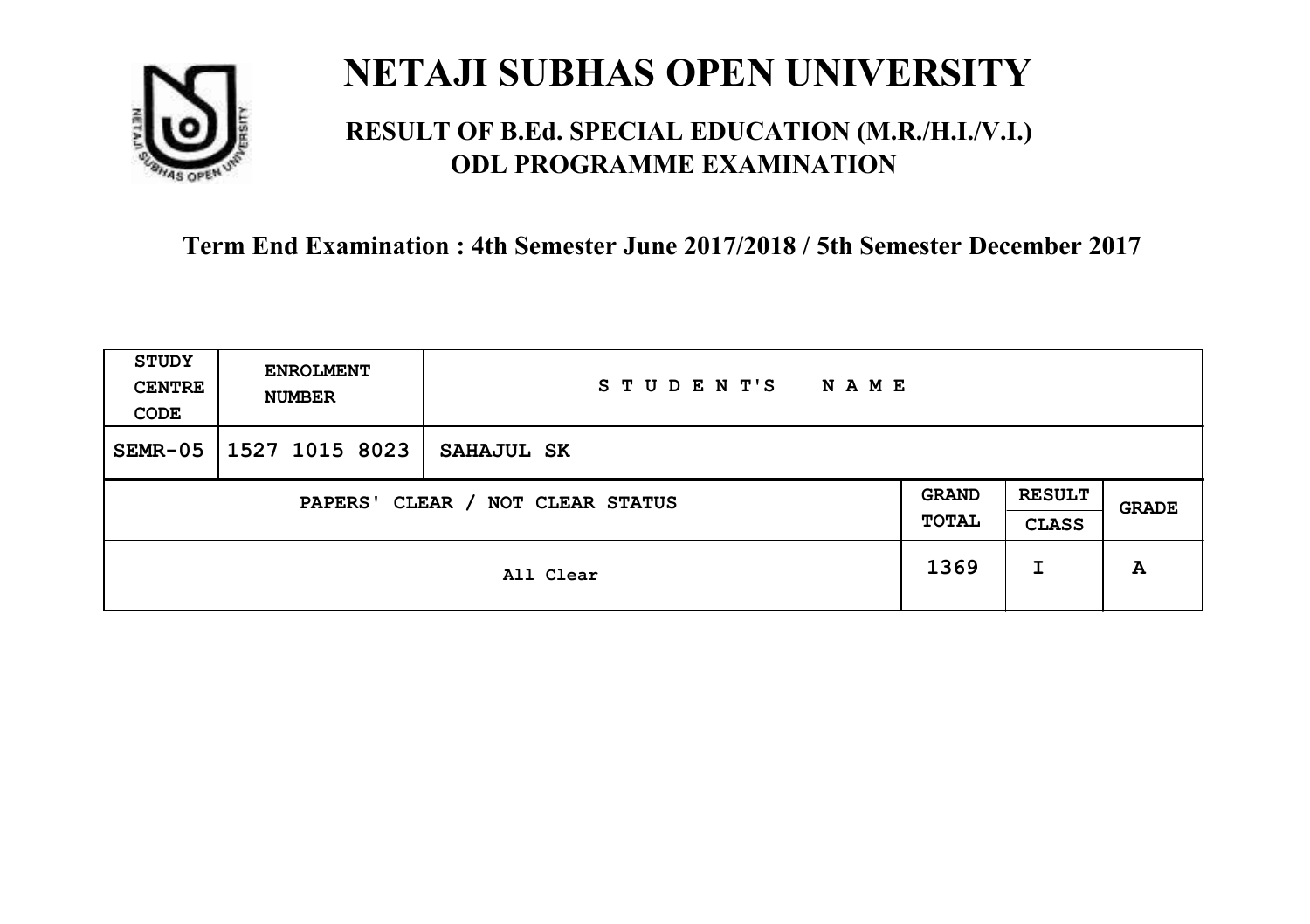# NETAJI SUBHAS OPEN UNIVERSITY

## RESULT OF B.Ed. SPECIAL EDUCATION (M.R./H.I./V.I.) ODL PROGRAMME EXAMINATION

### Term End Examination : 4th Semester June 2017/2018 / 5th Semester December 2017

| STUDY CENTRE CODE | ENROLMENT NUMBER | STUDENT'S NAME | | | |
|---|---|---|---|---|---|
| SEMR-05 | 1527 1015 8023 | SAHAJUL SK | | | |
| PAPERS' CLEAR / NOT CLEAR STATUS | | | GRAND TOTAL | RESULT CLASS | GRADE |
| All Clear | | | 1369 | I | A |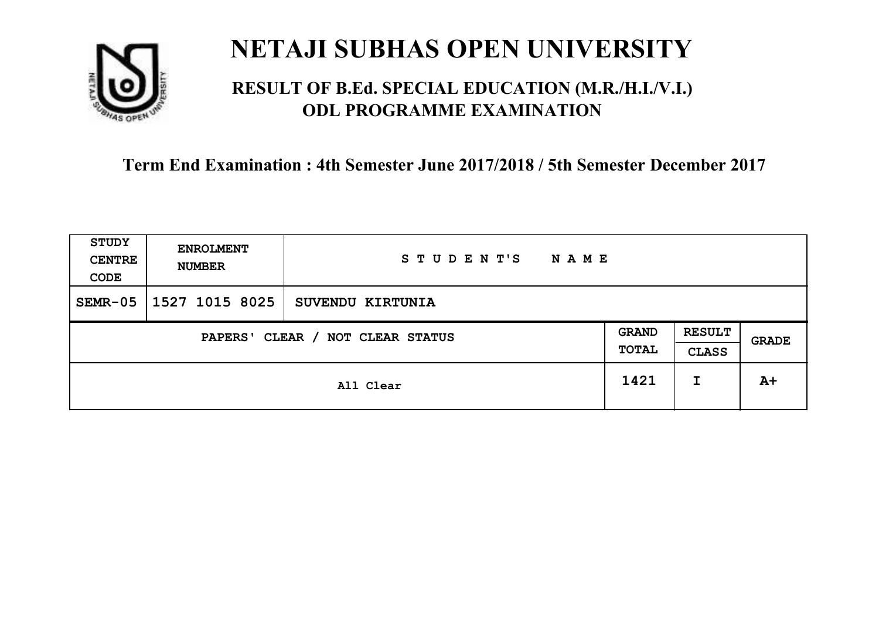# NETAJI SUBHAS OPEN UNIVERSITY

## RESULT OF B.Ed. SPECIAL EDUCATION (M.R./H.I./V.I.) ODL PROGRAMME EXAMINATION

### Term End Examination : 4th Semester June 2017/2018 / 5th Semester December 2017

| STUDY CENTRE CODE | ENROLMENT NUMBER | STUDENT'S NAME | | | |
|---|---|---|---|---|---|
| SEMR-05 | 1527 1015 8025 | SUVENDU KIRTUNIA | | | |
| PAPERS' CLEAR / NOT CLEAR STATUS | | | GRAND TOTAL | RESULT CLASS | GRADE |
| All Clear | | | 1421 | I | A+ |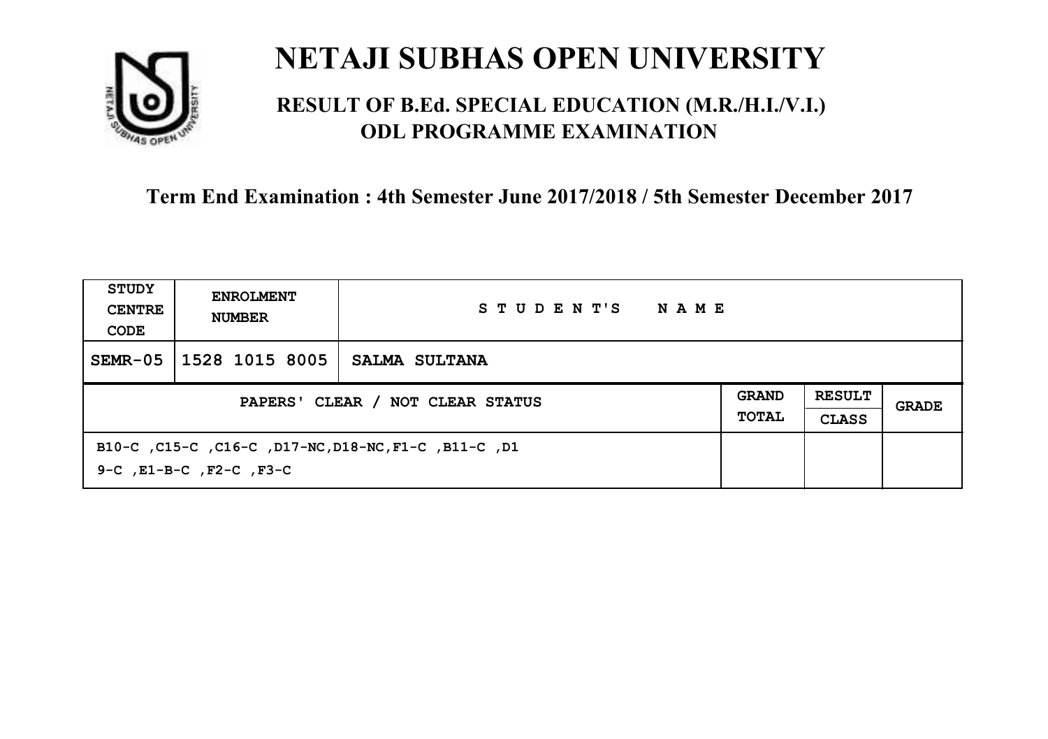# NETAJI SUBHAS OPEN UNIVERSITY

## RESULT OF B.Ed. SPECIAL EDUCATION (M.R./H.I./V.I.) ODL PROGRAMME EXAMINATION

### Term End Examination : 4th Semester June 2017/2018 / 5th Semester December 2017

| STUDY CENTRE CODE | ENROLMENT NUMBER | STUDENT'S NAME | | | |
|---|---|---|---|---|---|
| SEMR-05 | 1528 1015 8005 | SALMA SULTANA | | | |
| PAPERS' CLEAR / NOT CLEAR STATUS | | | GRAND TOTAL | RESULT CLASS | GRADE |
| B10-C ,C15-C ,C16-C ,D17-NC,D18-NC,F1-C ,B11-C ,D19-C ,E1-B-C ,F2-C ,F3-C | | | | | |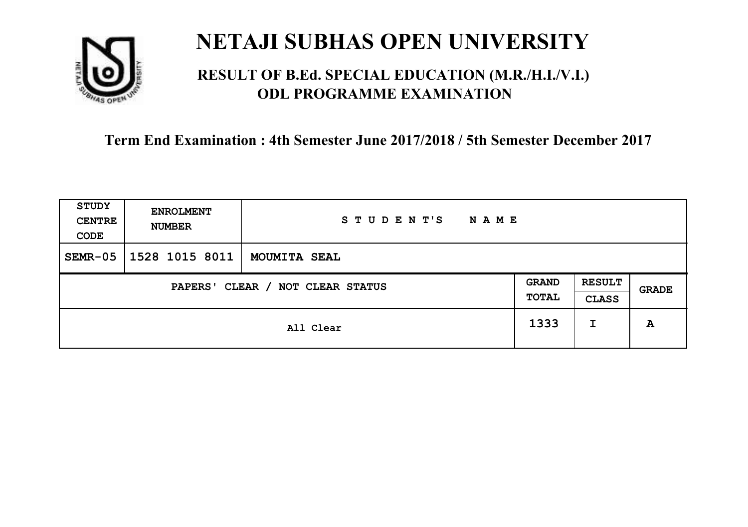# NETAJI SUBHAS OPEN UNIVERSITY

## RESULT OF B.Ed. SPECIAL EDUCATION (M.R./H.I./V.I.) ODL PROGRAMME EXAMINATION

**Term End Examination : 4th Semester June 2017/2018 / 5th Semester December 2017**

| STUDY CENTRE CODE | ENROLMENT NUMBER | STUDENT'S NAME | | | |
|---|---|---|---|---|---|
| SEMR-05 | 1528 1015 8011 | MOUMITA SEAL | | | |
| PAPERS' CLEAR / NOT CLEAR STATUS | | | GRAND TOTAL | RESULT CLASS | GRADE |
| All Clear | | | 1333 | I | A |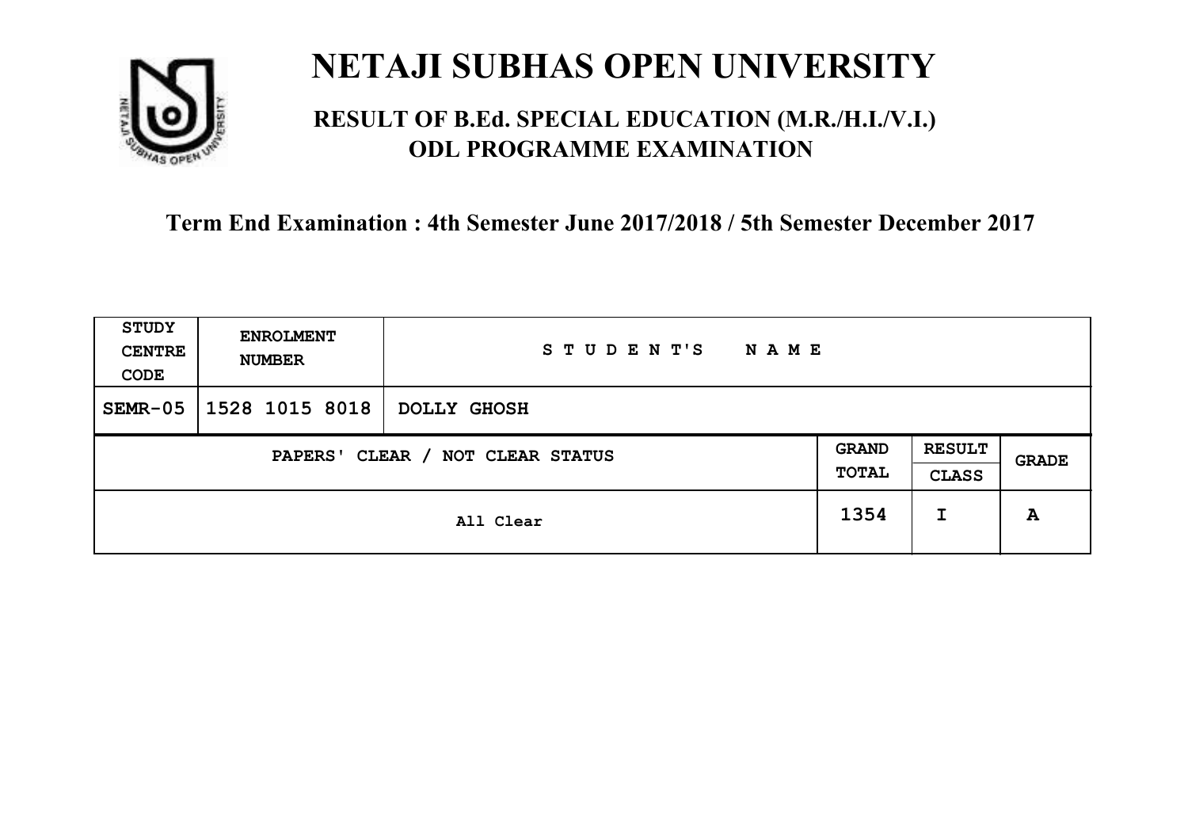# NETAJI SUBHAS OPEN UNIVERSITY

## RESULT OF B.Ed. SPECIAL EDUCATION (M.R./H.I./V.I.) ODL PROGRAMME EXAMINATION

**Term End Examination : 4th Semester June 2017/2018 / 5th Semester December 2017**

| STUDY CENTRE CODE | ENROLMENT NUMBER | STUDENT'S NAME | | | |
|---|---|---|---|---|---|
| SEMR-05 | 1528 1015 8018 | DOLLY GHOSH | | | |
| PAPERS' CLEAR / NOT CLEAR STATUS | | | GRAND TOTAL | RESULT CLASS | GRADE |
| All Clear | | | 1354 | I | A |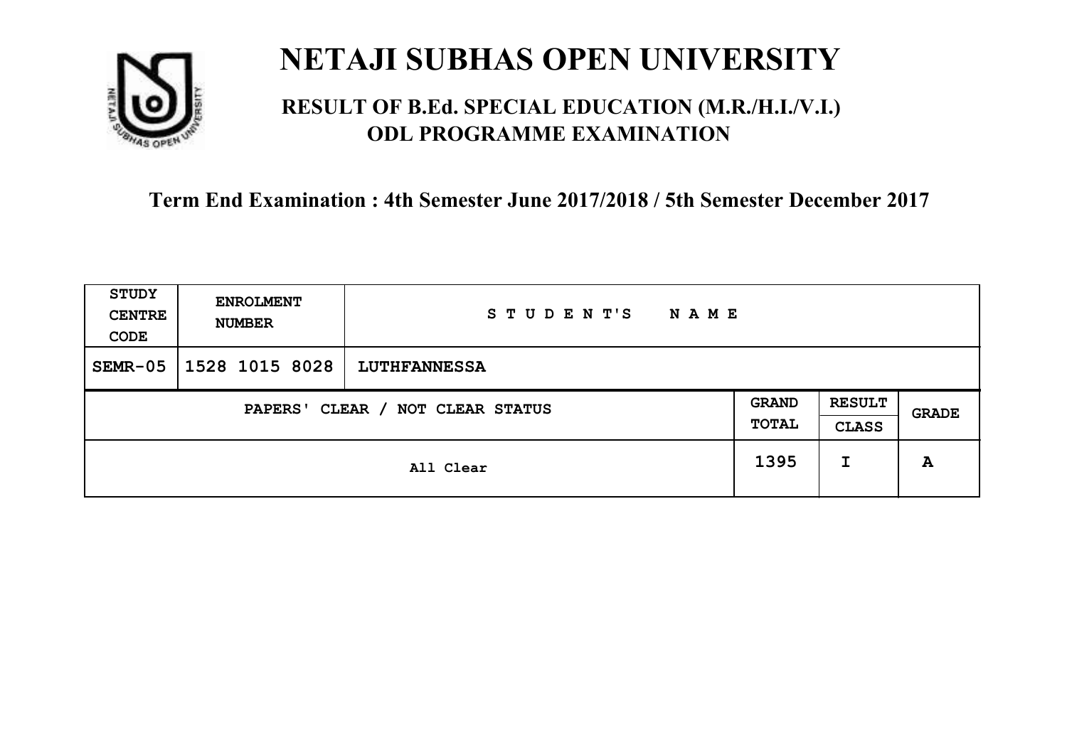# NETAJI SUBHAS OPEN UNIVERSITY

## RESULT OF B.Ed. SPECIAL EDUCATION (M.R./H.I./V.I.) ODL PROGRAMME EXAMINATION

### Term End Examination : 4th Semester June 2017/2018 / 5th Semester December 2017

| STUDY CENTRE CODE | ENROLMENT NUMBER | STUDENT'S NAME | | | |
|---|---|---|---|---|---|
| SEMR-05 | 1528 1015 8028 | LUTHFANNESSA | | | |
| PAPERS' CLEAR / NOT CLEAR STATUS | | | GRAND TOTAL | RESULT CLASS | GRADE |
| All Clear | | | 1395 | I | A |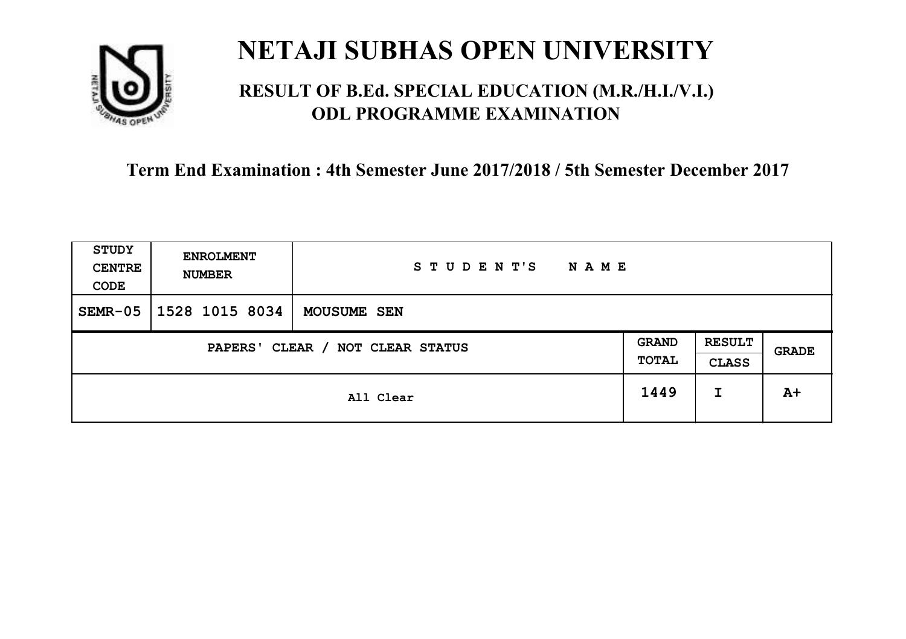# NETAJI SUBHAS OPEN UNIVERSITY

## RESULT OF B.Ed. SPECIAL EDUCATION (M.R./H.I./V.I.) ODL PROGRAMME EXAMINATION

### Term End Examination : 4th Semester June 2017/2018 / 5th Semester December 2017

| STUDY CENTRE CODE | ENROLMENT NUMBER | STUDENT'S NAME | | | |
|---|---|---|---|---|---|
| SEMR-05 | 1528 1015 8034 | MOUSUME SEN | | | |
| PAPERS' CLEAR / NOT CLEAR STATUS | | | GRAND TOTAL | RESULT CLASS | GRADE |
| All Clear | | | 1449 | I | A+ |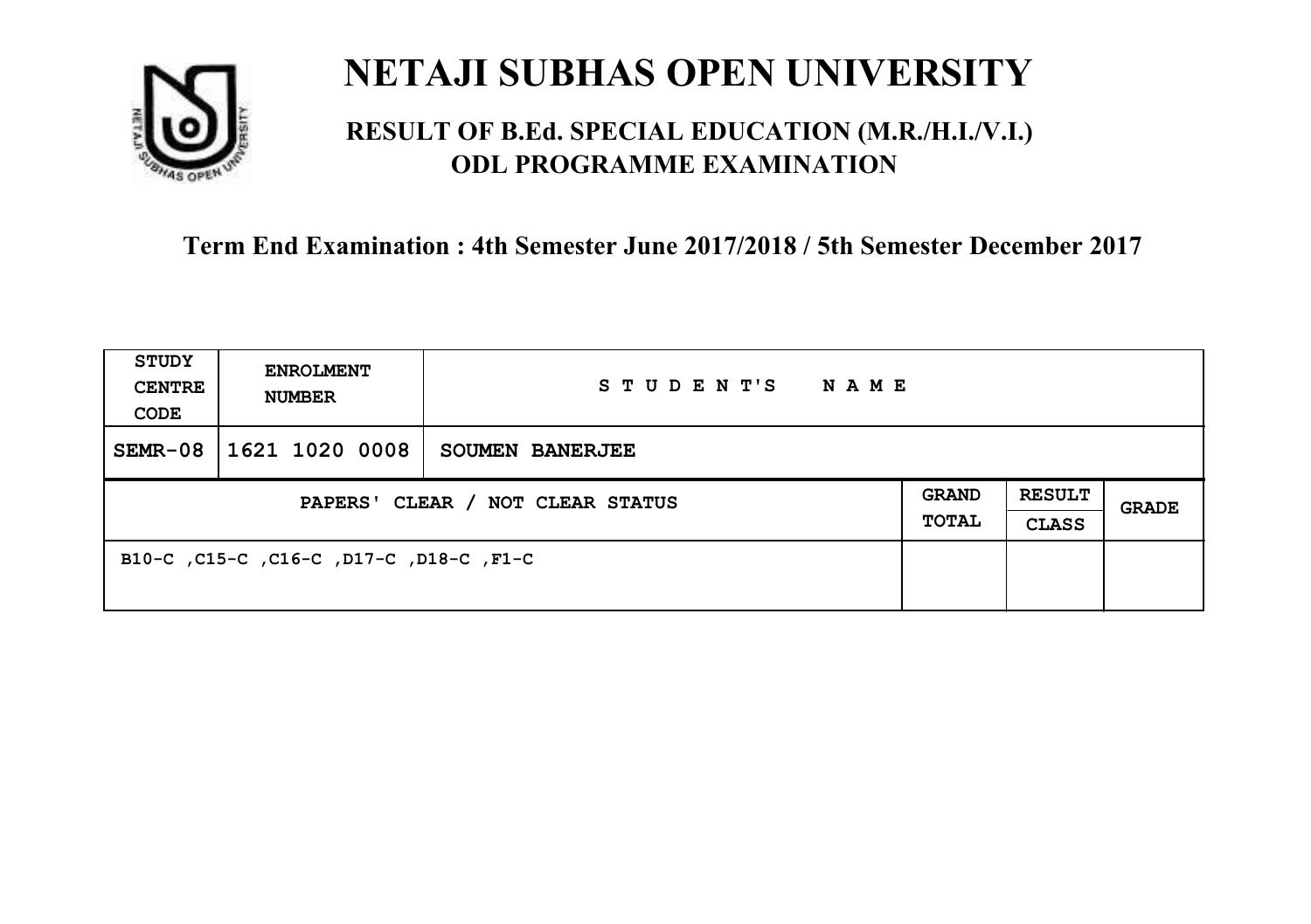# NETAJI SUBHAS OPEN UNIVERSITY

## RESULT OF B.Ed. SPECIAL EDUCATION (M.R./H.I./V.I.) ODL PROGRAMME EXAMINATION

**Term End Examination : 4th Semester June 2017/2018 / 5th Semester December 2017**

| STUDY CENTRE CODE | ENROLMENT NUMBER | STUDENT'S NAME | | | |
|---|---|---|---|---|---|
| SEMR-08 | 1621 1020 0008 | SOUMEN BANERJEE | | | |
| PAPERS' CLEAR / NOT CLEAR STATUS | | | GRAND TOTAL | RESULT CLASS | GRADE |
| B10-C ,C15-C ,C16-C ,D17-C ,D18-C ,F1-C | | | | | |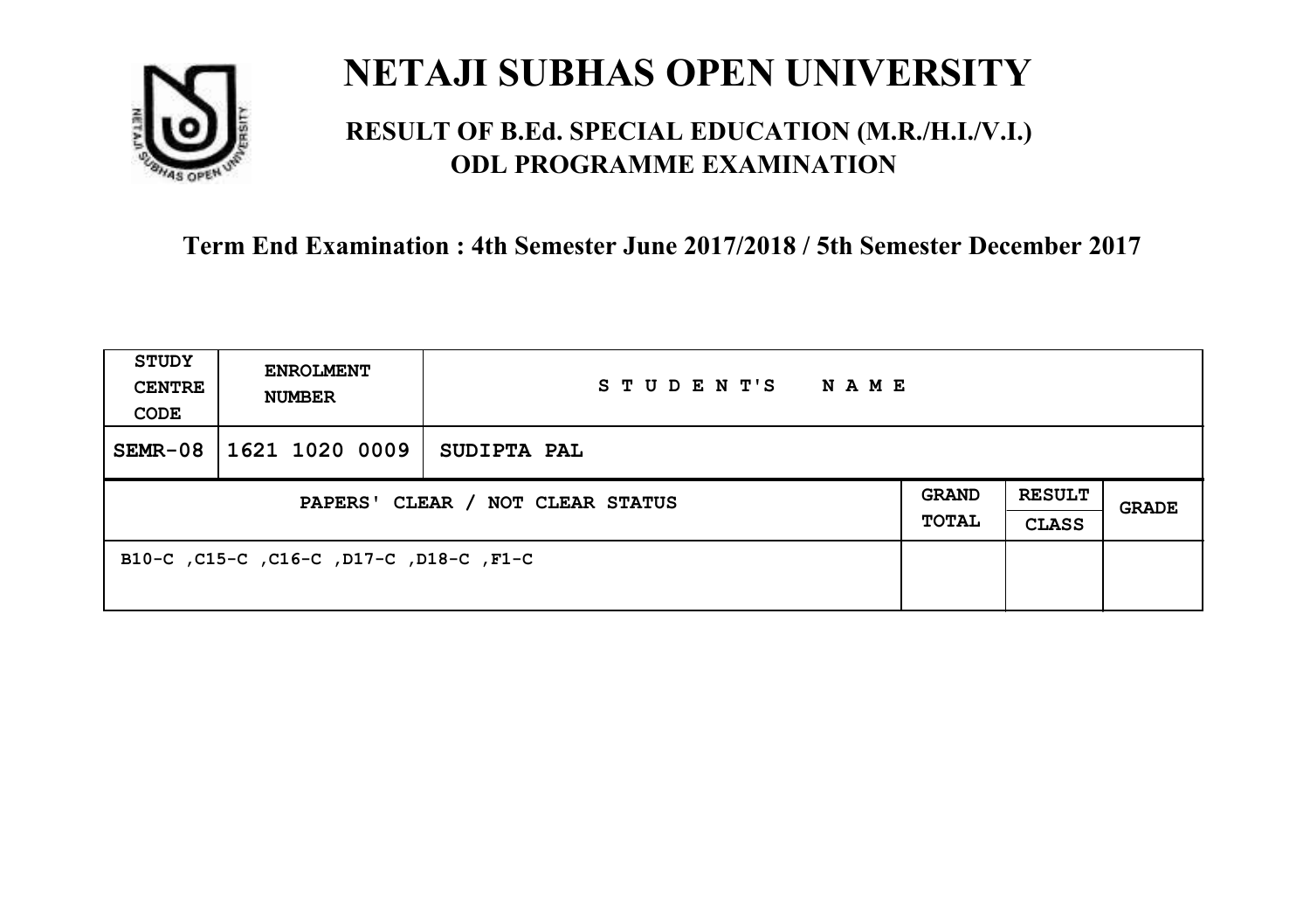# NETAJI SUBHAS OPEN UNIVERSITY

## RESULT OF B.Ed. SPECIAL EDUCATION (M.R./H.I./V.I.) ODL PROGRAMME EXAMINATION

### Term End Examination : 4th Semester June 2017/2018 / 5th Semester December 2017

| STUDY CENTRE CODE | ENROLMENT NUMBER | STUDENT'S NAME | | | |
|---|---|---|---|---|---|
| SEMR-08 | 1621 1020 0009 | SUDIPTA PAL | | | |
| PAPERS' CLEAR / NOT CLEAR STATUS | | | GRAND TOTAL | RESULT CLASS | GRADE |
| B10-C ,C15-C ,C16-C ,D17-C ,D18-C ,F1-C | | | | | |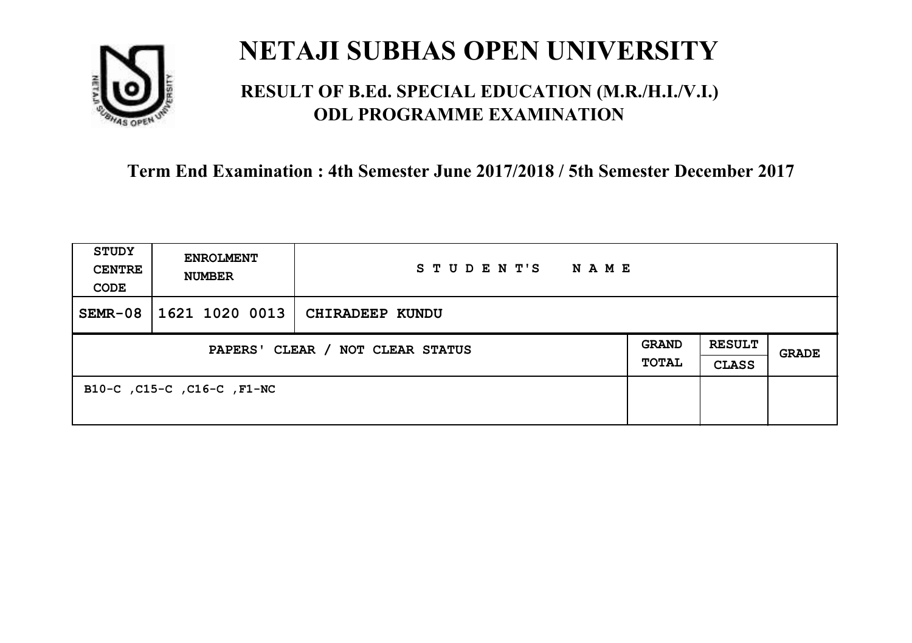# NETAJI SUBHAS OPEN UNIVERSITY

## RESULT OF B.Ed. SPECIAL EDUCATION (M.R./H.I./V.I.) ODL PROGRAMME EXAMINATION

**Term End Examination : 4th Semester June 2017/2018 / 5th Semester December 2017**

| STUDY CENTRE CODE | ENROLMENT NUMBER | STUDENT'S NAME | | | |
|---|---|---|---|---|---|
| SEMR-08 | 1621 1020 0013 | CHIRADEEP KUNDU | | | |
| PAPERS' CLEAR / NOT CLEAR STATUS | | | GRAND TOTAL | RESULT CLASS | GRADE |
| B10-C ,C15-C ,C16-C ,F1-NC | | | | | |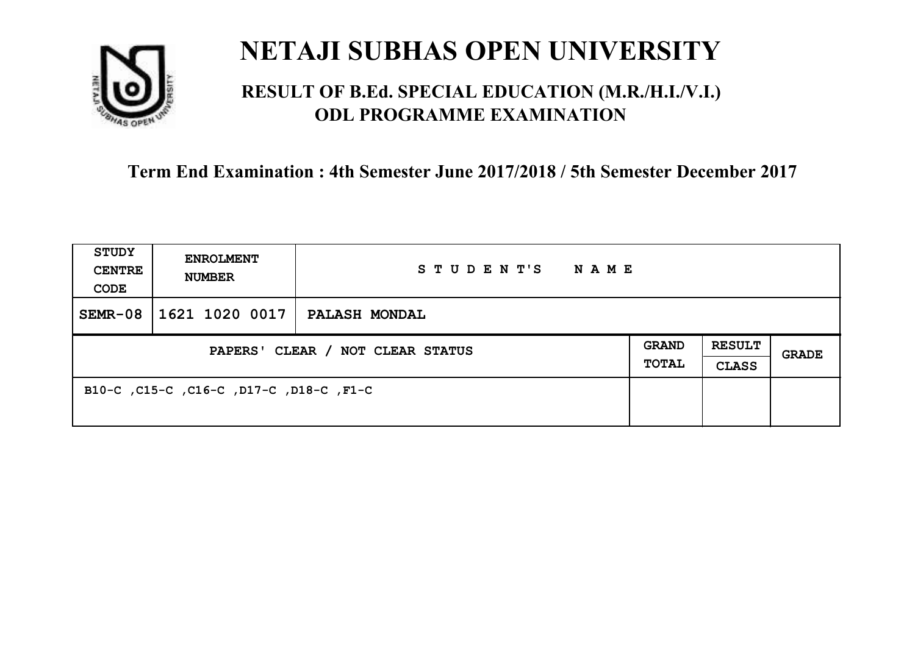# NETAJI SUBHAS OPEN UNIVERSITY

## RESULT OF B.Ed. SPECIAL EDUCATION (M.R./H.I./V.I.) ODL PROGRAMME EXAMINATION

### Term End Examination : 4th Semester June 2017/2018 / 5th Semester December 2017

| STUDY CENTRE CODE | ENROLMENT NUMBER | STUDENT'S NAME | | | |
|---|---|---|---|---|---|
| SEMR-08 | 1621 1020 0017 | PALASH MONDAL | | | |
| PAPERS' CLEAR / NOT CLEAR STATUS | | | GRAND TOTAL | RESULT CLASS | GRADE |
| B10-C ,C15-C ,C16-C ,D17-C ,D18-C ,F1-C | | | | | |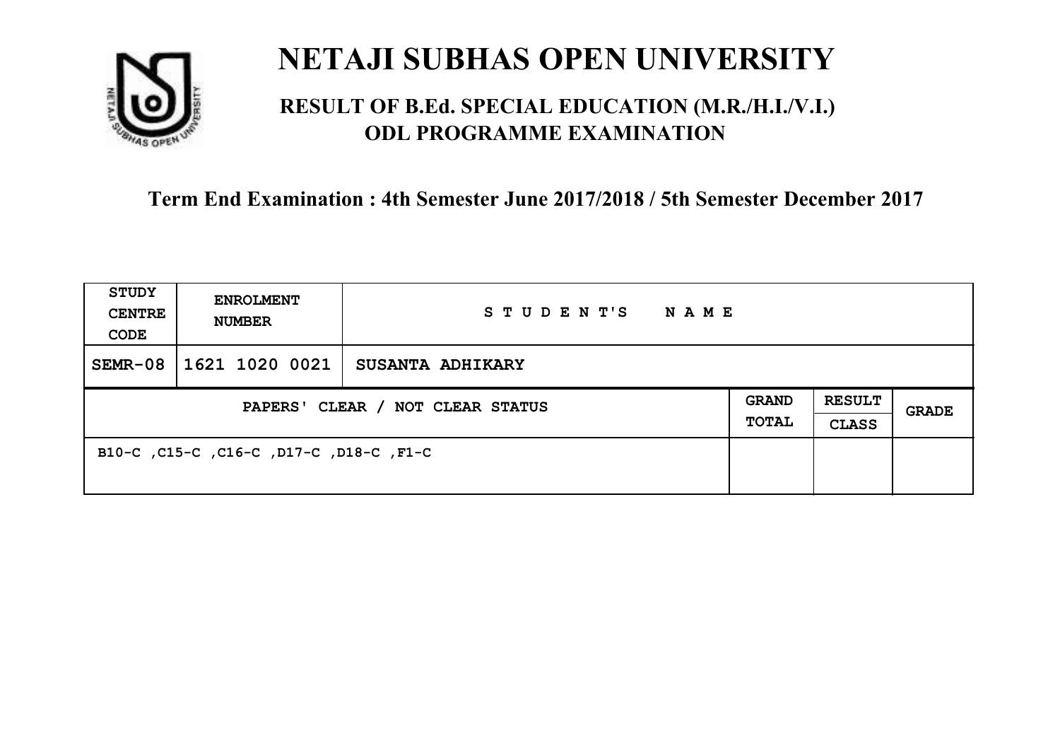# NETAJI SUBHAS OPEN UNIVERSITY

## RESULT OF B.Ed. SPECIAL EDUCATION (M.R./H.I./V.I.) ODL PROGRAMME EXAMINATION

### Term End Examination : 4th Semester June 2017/2018 / 5th Semester December 2017

| STUDY CENTRE CODE | ENROLMENT NUMBER | STUDENT'S NAME | | | |
|---|---|---|---|---|---|
| SEMR-08 | 1621 1020 0021 | SUSANTA ADHIKARY | | | |
| PAPERS' CLEAR / NOT CLEAR STATUS | | | GRAND TOTAL | RESULT CLASS | GRADE |
| B10-C ,C15-C ,C16-C ,D17-C ,D18-C ,F1-C | | | | | |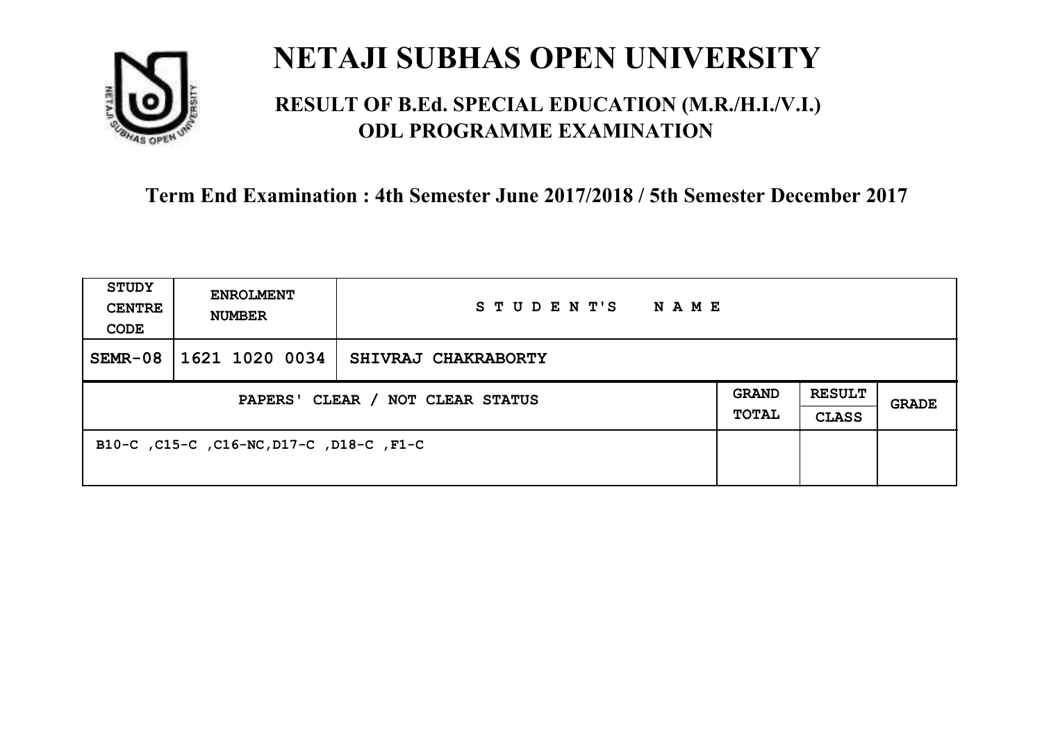# NETAJI SUBHAS OPEN UNIVERSITY

## RESULT OF B.Ed. SPECIAL EDUCATION (M.R./H.I./V.I.) ODL PROGRAMME EXAMINATION

**Term End Examination : 4th Semester June 2017/2018 / 5th Semester December 2017**

| STUDY CENTRE CODE | ENROLMENT NUMBER | STUDENT'S NAME | | | |
|---|---|---|---|---|---|
| SEMR-08 | 1621 1020 0034 | SHIVRAJ CHAKRABORTY | | | |
| PAPERS' CLEAR / NOT CLEAR STATUS | | | GRAND TOTAL | RESULT CLASS | GRADE |
| B10-C ,C15-C ,C16-NC,D17-C ,D18-C ,F1-C | | | | | |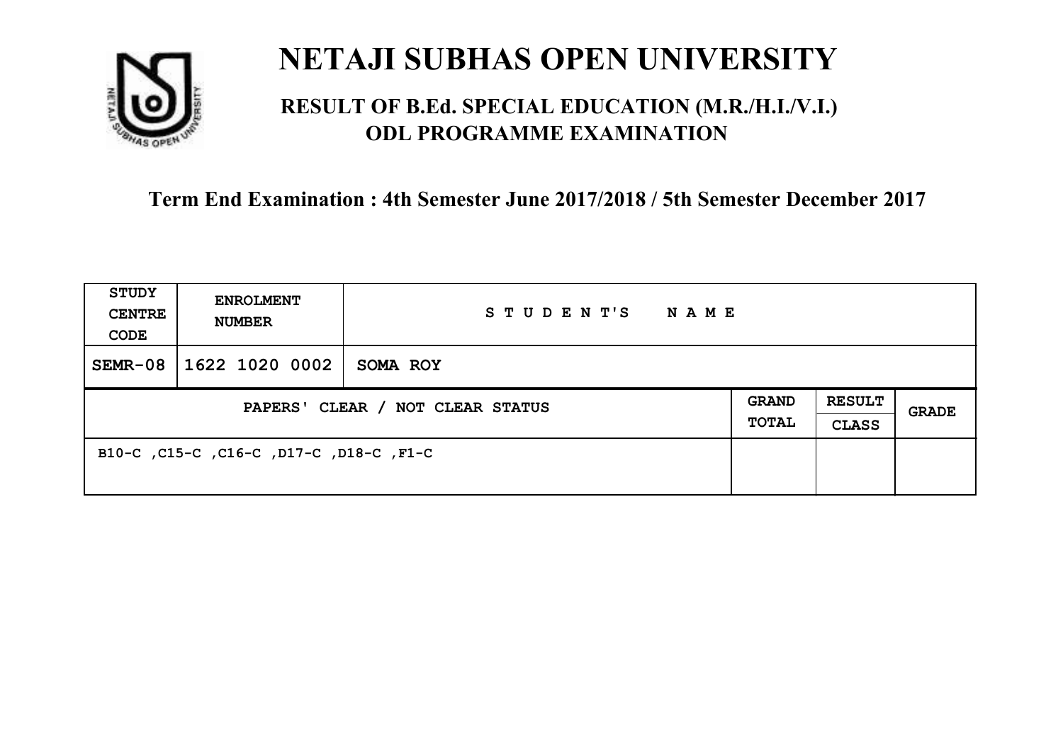# NETAJI SUBHAS OPEN UNIVERSITY

## RESULT OF B.Ed. SPECIAL EDUCATION (M.R./H.I./V.I.) ODL PROGRAMME EXAMINATION

### Term End Examination : 4th Semester June 2017/2018 / 5th Semester December 2017

| STUDY CENTRE CODE | ENROLMENT NUMBER | STUDENT'S NAME | | | |
|---|---|---|---|---|---|
| SEMR-08 | 1622 1020 0002 | SOMA ROY | | | |
| PAPERS' CLEAR / NOT CLEAR STATUS | | | GRAND TOTAL | RESULT CLASS | GRADE |
| B10-C ,C15-C ,C16-C ,D17-C ,D18-C ,F1-C | | | | | |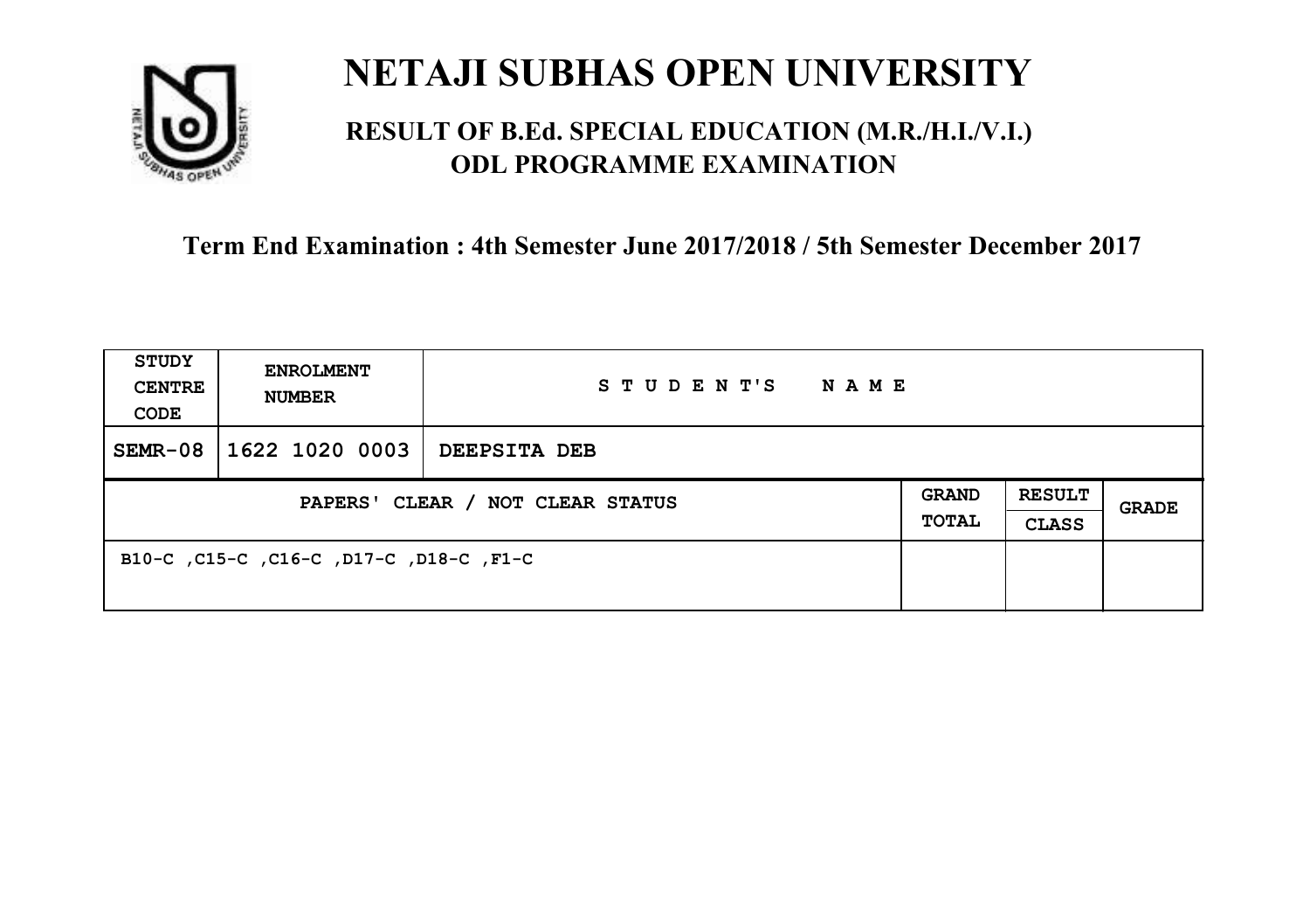# NETAJI SUBHAS OPEN UNIVERSITY

## RESULT OF B.Ed. SPECIAL EDUCATION (M.R./H.I./V.I.) ODL PROGRAMME EXAMINATION

### Term End Examination : 4th Semester June 2017/2018 / 5th Semester December 2017

| STUDY CENTRE CODE | ENROLMENT NUMBER | STUDENT'S NAME | | | |
|---|---|---|---|---|---|
| SEMR-08 | 1622 1020 0003 | DEEPSITA DEB | | | |
| PAPERS' CLEAR / NOT CLEAR STATUS | | | GRAND TOTAL | RESULT CLASS | GRADE |
| B10-C ,C15-C ,C16-C ,D17-C ,D18-C ,F1-C | | | | | |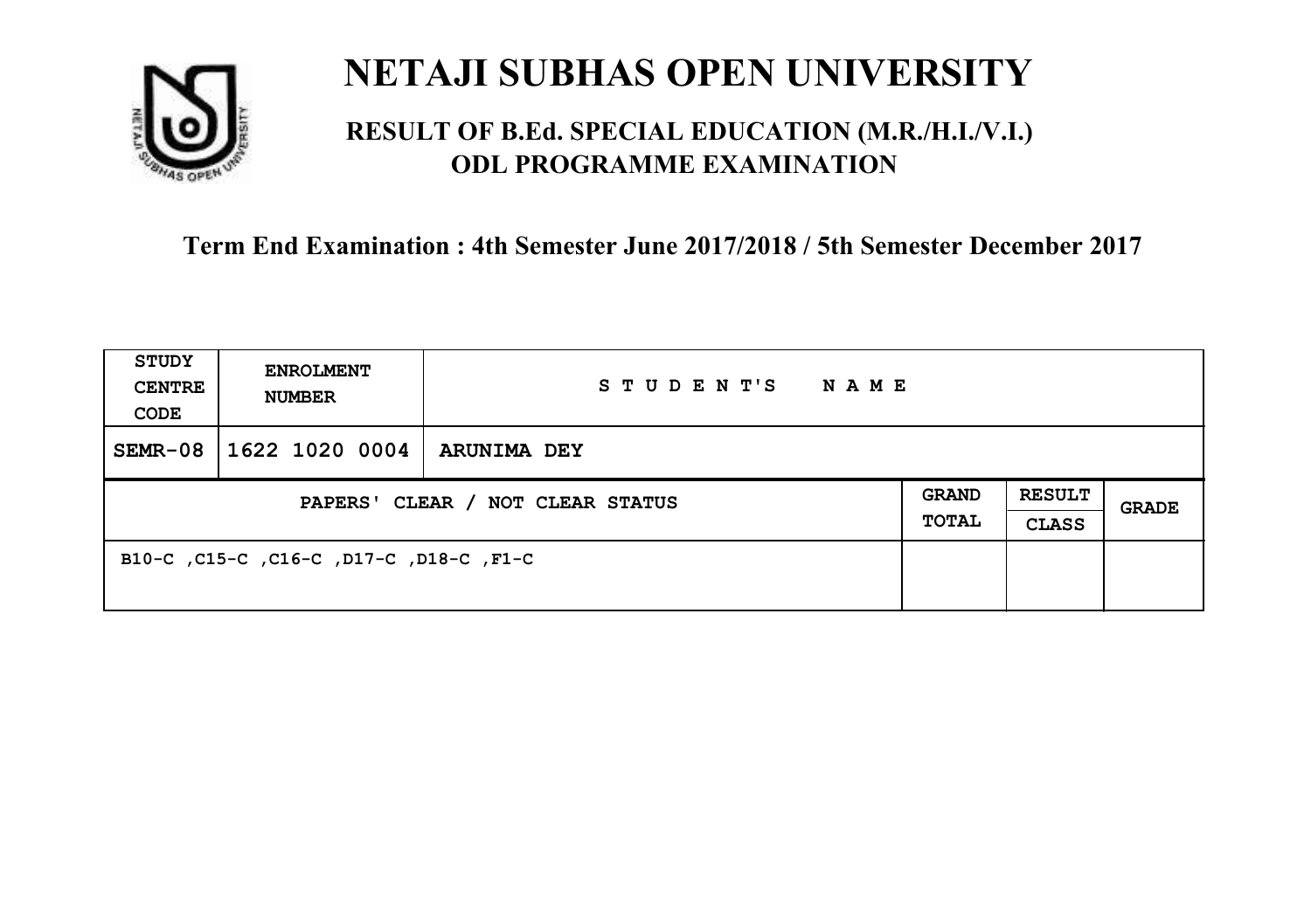# NETAJI SUBHAS OPEN UNIVERSITY

## RESULT OF B.Ed. SPECIAL EDUCATION (M.R./H.I./V.I.) ODL PROGRAMME EXAMINATION

### Term End Examination : 4th Semester June 2017/2018 / 5th Semester December 2017

| STUDY CENTRE CODE | ENROLMENT NUMBER | STUDENT'S NAME | | | |
|---|---|---|---|---|---|
| SEMR-08 | 1622 1020 0004 | ARUNIMA DEY | | | |
| PAPERS' CLEAR / NOT CLEAR STATUS | | | GRAND TOTAL | RESULT CLASS | GRADE |
| B10-C ,C15-C ,C16-C ,D17-C ,D18-C ,F1-C | | | | | |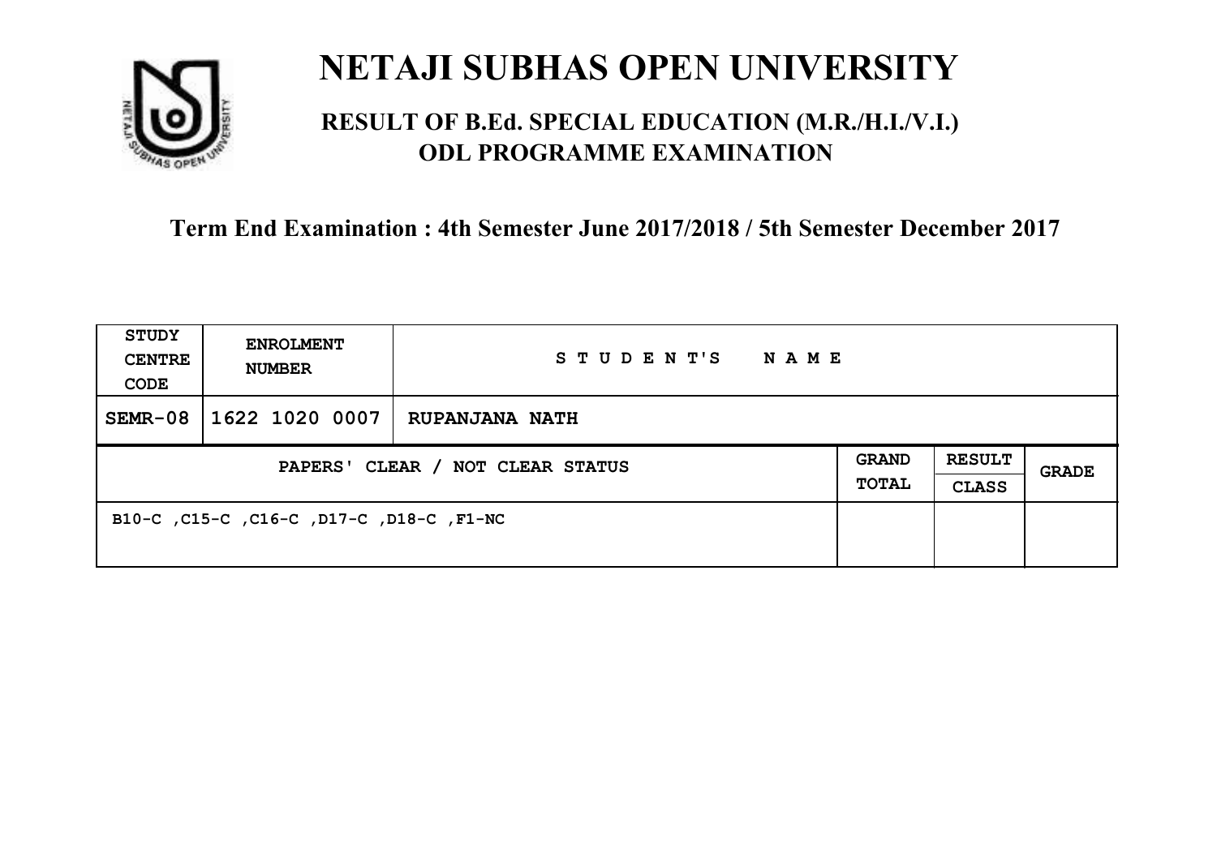# NETAJI SUBHAS OPEN UNIVERSITY

## RESULT OF B.Ed. SPECIAL EDUCATION (M.R./H.I./V.I.) ODL PROGRAMME EXAMINATION

**Term End Examination : 4th Semester June 2017/2018 / 5th Semester December 2017**

| STUDY CENTRE CODE | ENROLMENT NUMBER | STUDENT'S NAME | | | |
|---|---|---|---|---|---|
| SEMR-08 | 1622 1020 0007 | RUPANJANA NATH | | | |
| PAPERS' CLEAR / NOT CLEAR STATUS | | | GRAND TOTAL | RESULT CLASS | GRADE |
| B10-C ,C15-C ,C16-C ,D17-C ,D18-C ,F1-NC | | | | | |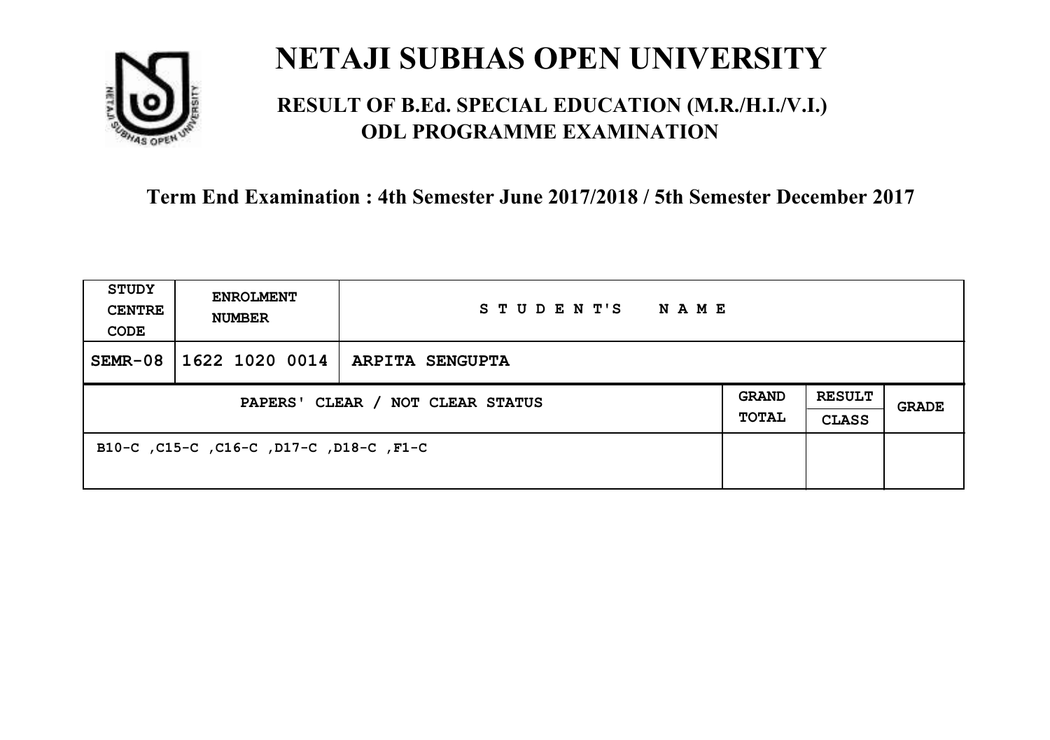# NETAJI SUBHAS OPEN UNIVERSITY

## RESULT OF B.Ed. SPECIAL EDUCATION (M.R./H.I./V.I.) ODL PROGRAMME EXAMINATION

### Term End Examination : 4th Semester June 2017/2018 / 5th Semester December 2017

| STUDY CENTRE CODE | ENROLMENT NUMBER | STUDENT'S NAME | | | |
|---|---|---|---|---|---|
| SEMR-08 | 1622 1020 0014 | ARPITA SENGUPTA | | | |
| PAPERS' CLEAR / NOT CLEAR STATUS | | | GRAND TOTAL | RESULT CLASS | GRADE |
| B10-C ,C15-C ,C16-C ,D17-C ,D18-C ,F1-C | | | | | |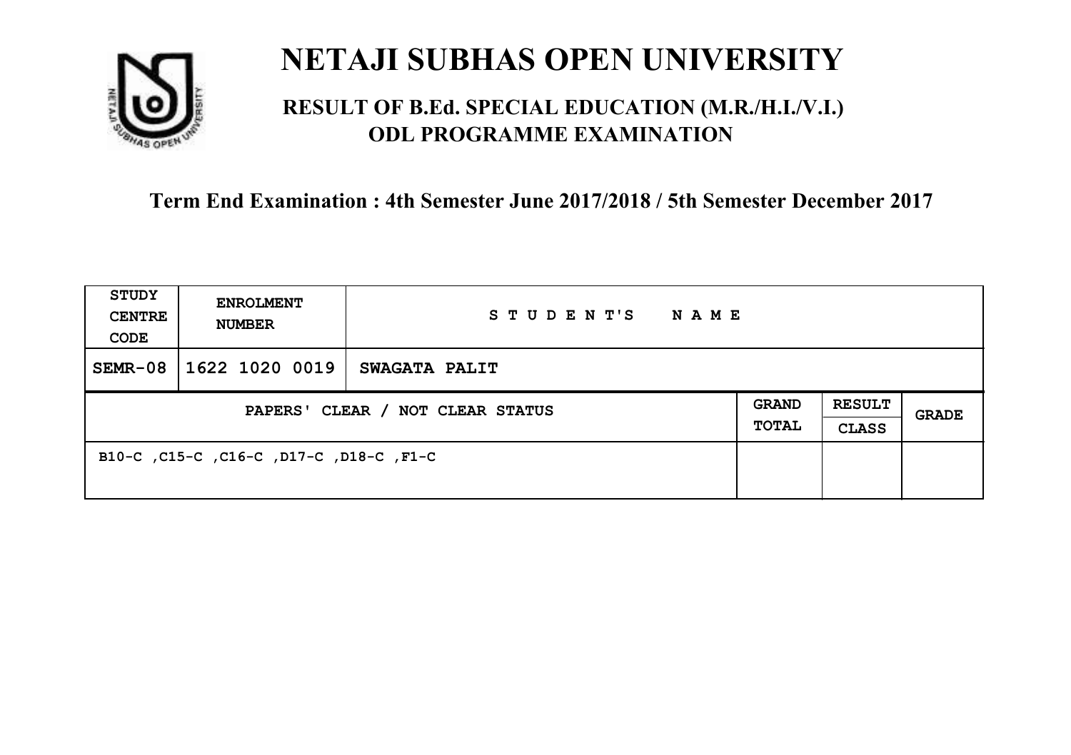# NETAJI SUBHAS OPEN UNIVERSITY

## RESULT OF B.Ed. SPECIAL EDUCATION (M.R./H.I./V.I.) ODL PROGRAMME EXAMINATION

**Term End Examination : 4th Semester June 2017/2018 / 5th Semester December 2017**

| STUDY CENTRE CODE | ENROLMENT NUMBER | STUDENT'S NAME | | | |
|---|---|---|---|---|---|
| SEMR-08 | 1622 1020 0019 | SWAGATA PALIT | | | |
| PAPERS' CLEAR / NOT CLEAR STATUS | | | GRAND TOTAL | RESULT CLASS | GRADE |
| B10-C ,C15-C ,C16-C ,D17-C ,D18-C ,F1-C | | | | | |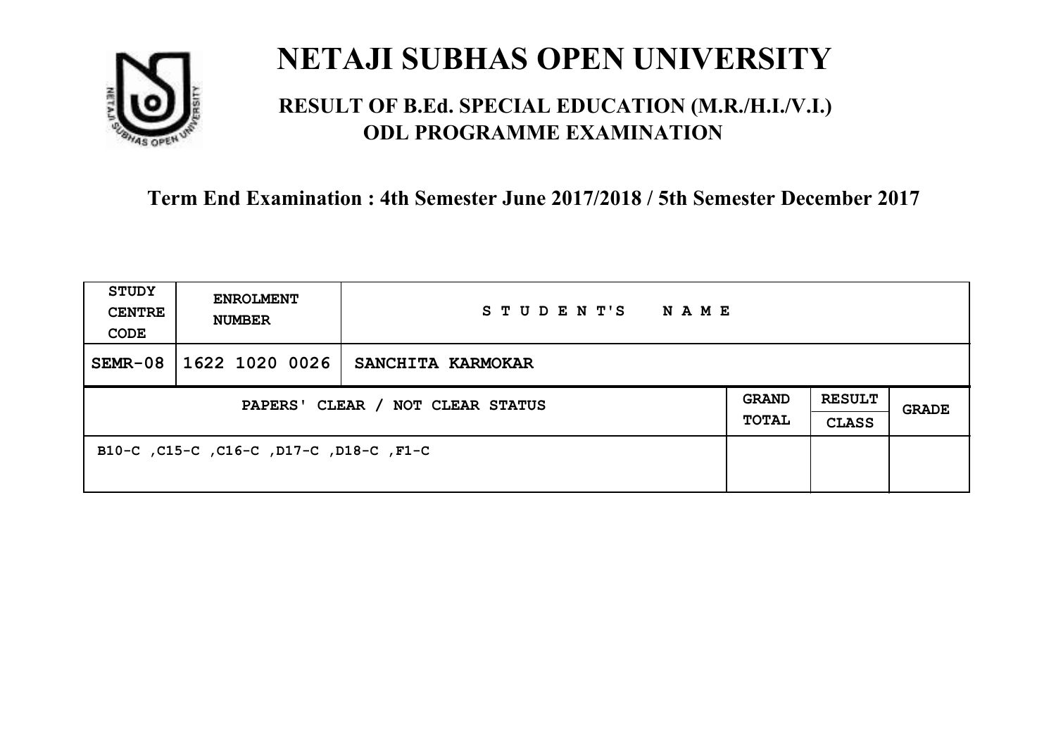# NETAJI SUBHAS OPEN UNIVERSITY

## RESULT OF B.Ed. SPECIAL EDUCATION (M.R./H.I./V.I.) ODL PROGRAMME EXAMINATION

**Term End Examination : 4th Semester June 2017/2018 / 5th Semester December 2017**

| STUDY CENTRE CODE | ENROLMENT NUMBER | STUDENT'S NAME | | | |
|---|---|---|---|---|---|
| SEMR-08 | 1622 1020 0026 | SANCHITA KARMOKAR | | | |
| PAPERS' CLEAR / NOT CLEAR STATUS | | | GRAND TOTAL | RESULT CLASS | GRADE |
| B10-C ,C15-C ,C16-C ,D17-C ,D18-C ,F1-C | | | | | |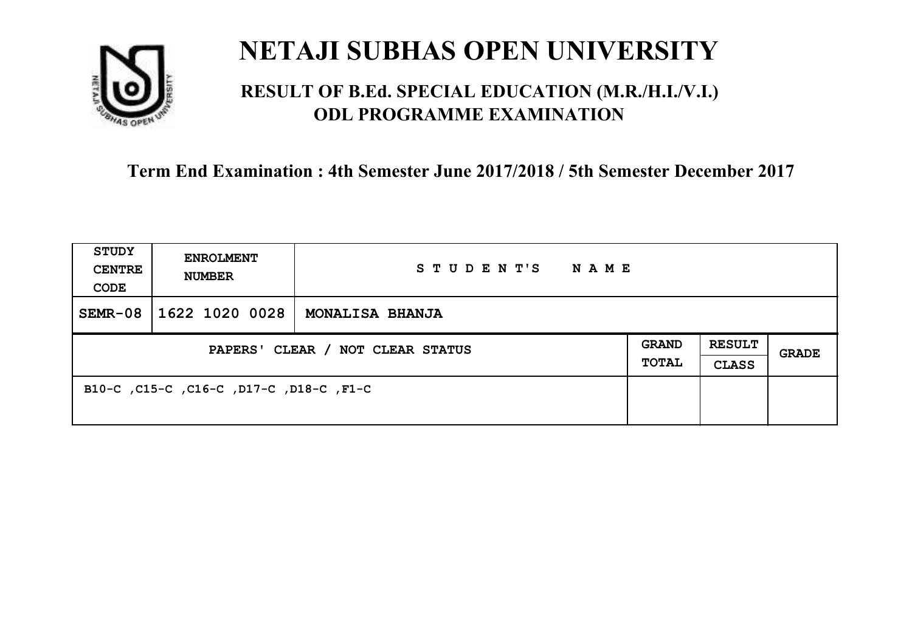# NETAJI SUBHAS OPEN UNIVERSITY

## RESULT OF B.Ed. SPECIAL EDUCATION (M.R./H.I./V.I.) ODL PROGRAMME EXAMINATION

### Term End Examination : 4th Semester June 2017/2018 / 5th Semester December 2017

| STUDY CENTRE CODE | ENROLMENT NUMBER | STUDENT'S NAME | | | |
|---|---|---|---|---|---|
| SEMR-08 | 1622 1020 0028 | MONALISA BHANJA | | | |
| PAPERS' CLEAR / NOT CLEAR STATUS | | | GRAND TOTAL | RESULT CLASS | GRADE |
| B10-C ,C15-C ,C16-C ,D17-C ,D18-C ,F1-C | | | | | |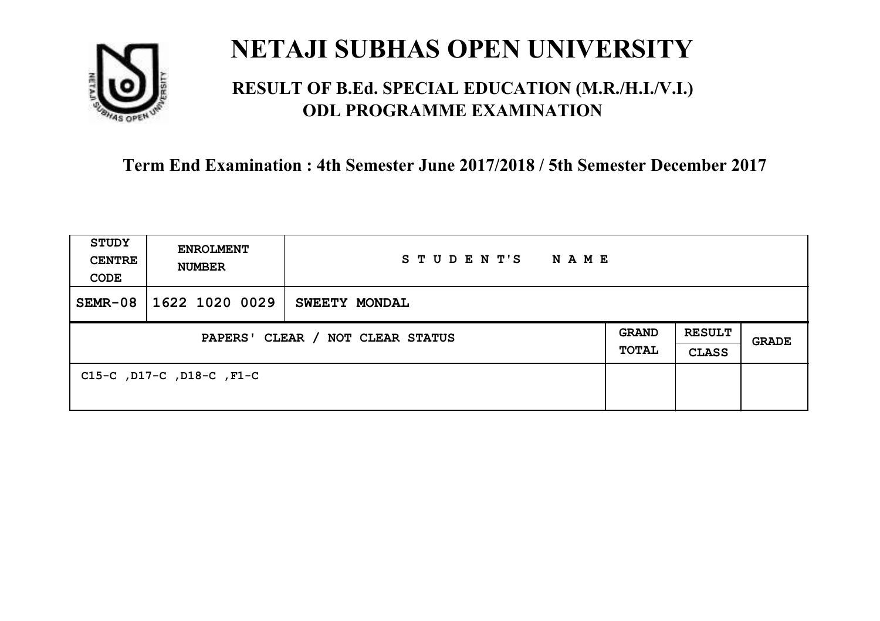# NETAJI SUBHAS OPEN UNIVERSITY

## RESULT OF B.Ed. SPECIAL EDUCATION (M.R./H.I./V.I.) ODL PROGRAMME EXAMINATION

**Term End Examination : 4th Semester June 2017/2018 / 5th Semester December 2017**

| STUDY CENTRE CODE | ENROLMENT NUMBER | STUDENT'S NAME | | | |
|---|---|---|---|---|---|
| SEMR-08 | 1622 1020 0029 | SWEETY MONDAL | | | |
| PAPERS' CLEAR / NOT CLEAR STATUS | | | GRAND TOTAL | RESULT CLASS | GRADE |
| C15-C ,D17-C ,D18-C ,F1-C | | | | | |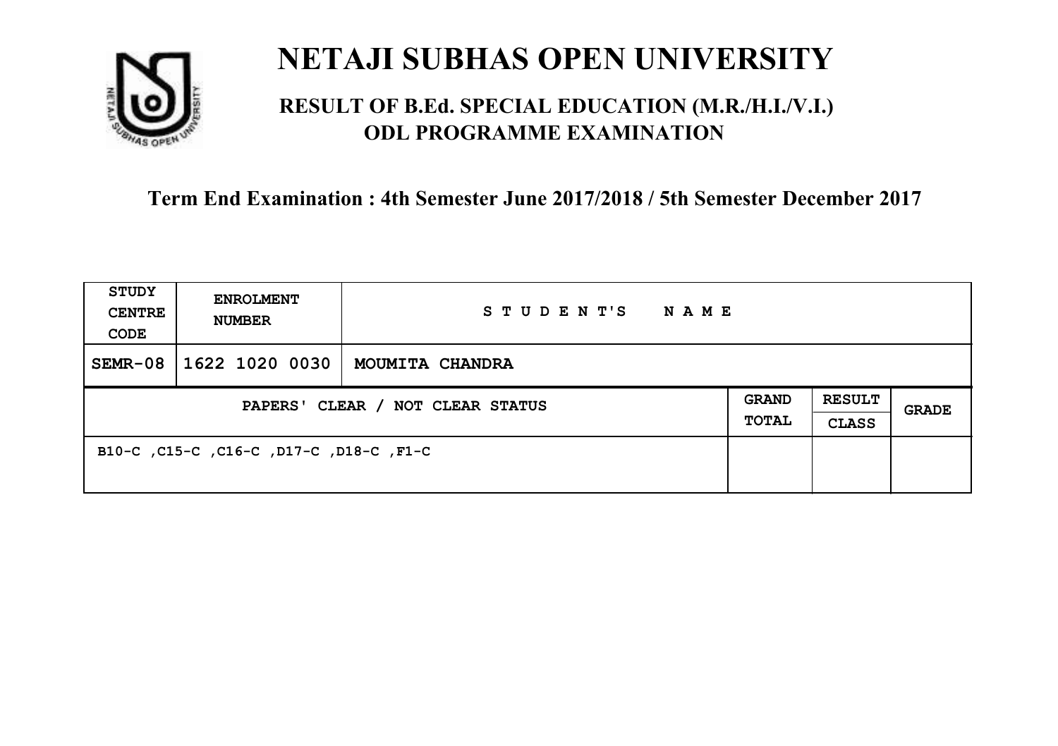# NETAJI SUBHAS OPEN UNIVERSITY

## RESULT OF B.Ed. SPECIAL EDUCATION (M.R./H.I./V.I.) ODL PROGRAMME EXAMINATION

### Term End Examination : 4th Semester June 2017/2018 / 5th Semester December 2017

| STUDY CENTRE CODE | ENROLMENT NUMBER | STUDENT'S NAME | | | |
|---|---|---|---|---|---|
| SEMR-08 | 1622 1020 0030 | MOUMITA CHANDRA | | | |
| PAPERS' CLEAR / NOT CLEAR STATUS | | | GRAND TOTAL | RESULT CLASS | GRADE |
| B10-C ,C15-C ,C16-C ,D17-C ,D18-C ,F1-C | | | | | |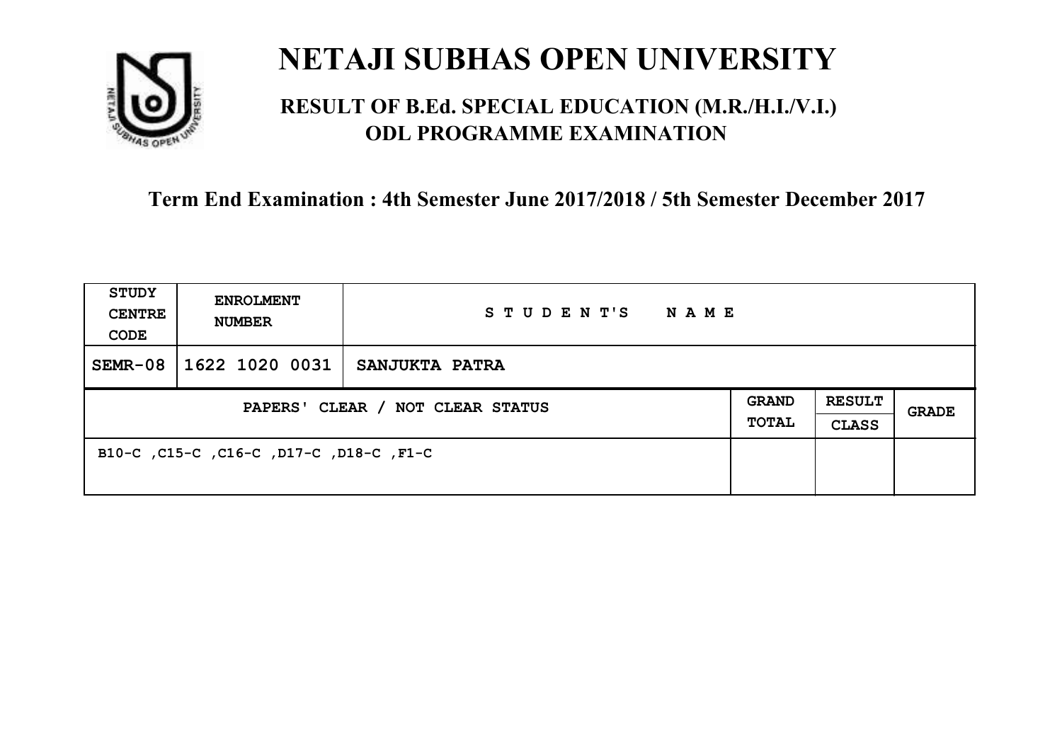# NETAJI SUBHAS OPEN UNIVERSITY

## RESULT OF B.Ed. SPECIAL EDUCATION (M.R./H.I./V.I.) ODL PROGRAMME EXAMINATION

### Term End Examination : 4th Semester June 2017/2018 / 5th Semester December 2017

| STUDY CENTRE CODE | ENROLMENT NUMBER | STUDENT'S NAME | | | |
|---|---|---|---|---|---|
| SEMR-08 | 1622 1020 0031 | SANJUKTA PATRA | | | |
| PAPERS' CLEAR / NOT CLEAR STATUS | | | GRAND TOTAL | RESULT CLASS | GRADE |
| B10-C ,C15-C ,C16-C ,D17-C ,D18-C ,F1-C | | | | | |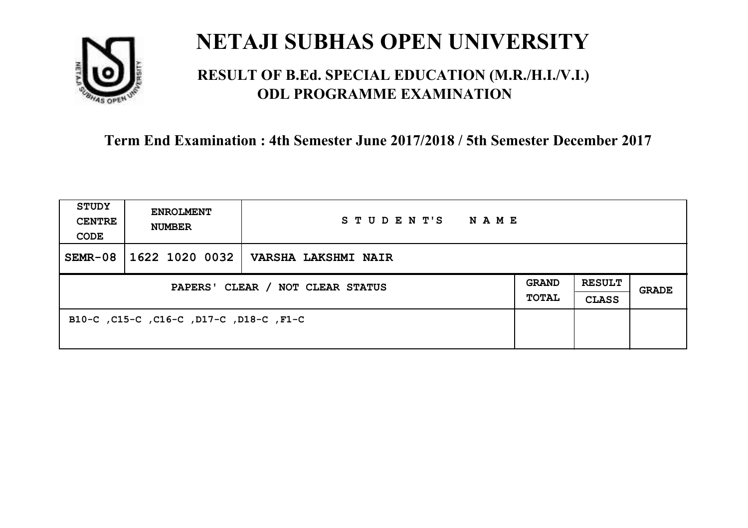# NETAJI SUBHAS OPEN UNIVERSITY

## RESULT OF B.Ed. SPECIAL EDUCATION (M.R./H.I./V.I.) ODL PROGRAMME EXAMINATION

**Term End Examination : 4th Semester June 2017/2018 / 5th Semester December 2017**

| STUDY CENTRE CODE | ENROLMENT NUMBER | STUDENT'S NAME | | | |
|---|---|---|---|---|---|
| SEMR-08 | 1622 1020 0032 | VARSHA LAKSHMI NAIR | | | |
| PAPERS' CLEAR / NOT CLEAR STATUS | | | GRAND TOTAL | RESULT CLASS | GRADE |
| B10-C ,C15-C ,C16-C ,D17-C ,D18-C ,F1-C | | | | | |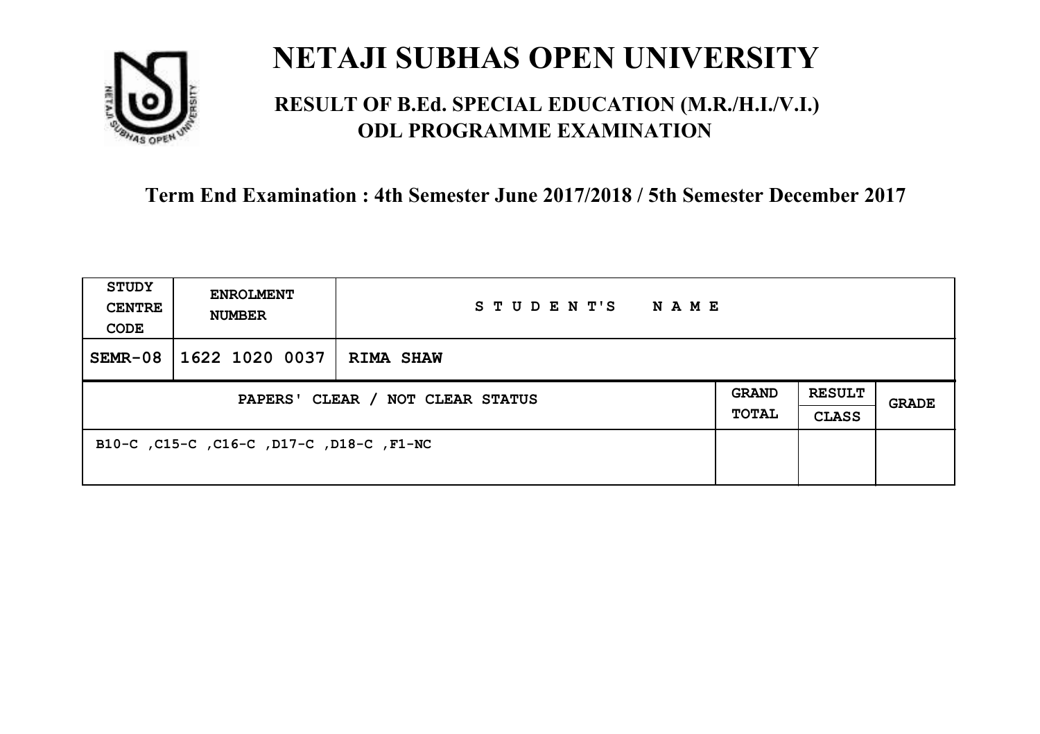# NETAJI SUBHAS OPEN UNIVERSITY

## RESULT OF B.Ed. SPECIAL EDUCATION (M.R./H.I./V.I.) ODL PROGRAMME EXAMINATION

### Term End Examination : 4th Semester June 2017/2018 / 5th Semester December 2017

| STUDY CENTRE CODE | ENROLMENT NUMBER | STUDENT'S NAME | | | |
|---|---|---|---|---|---|
| SEMR-08 | 1622 1020 0037 | RIMA SHAW | | | |
| PAPERS' CLEAR / NOT CLEAR STATUS | | | GRAND TOTAL | RESULT CLASS | GRADE |
| B10-C ,C15-C ,C16-C ,D17-C ,D18-C ,F1-NC | | | | | |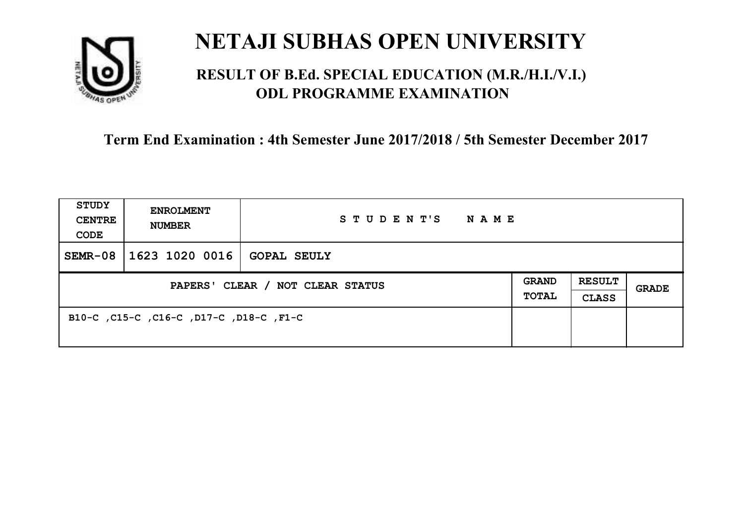# NETAJI SUBHAS OPEN UNIVERSITY

## RESULT OF B.Ed. SPECIAL EDUCATION (M.R./H.I./V.I.) ODL PROGRAMME EXAMINATION

**Term End Examination : 4th Semester June 2017/2018 / 5th Semester December 2017**

| STUDY CENTRE CODE | ENROLMENT NUMBER | STUDENT'S NAME | | | |
|---|---|---|---|---|---|
| SEMR-08 | 1623 1020 0016 | GOPAL SEULY | | | |
| PAPERS' CLEAR / NOT CLEAR STATUS | | | GRAND TOTAL | RESULT CLASS | GRADE |
| B10-C ,C15-C ,C16-C ,D17-C ,D18-C ,F1-C | | | | | |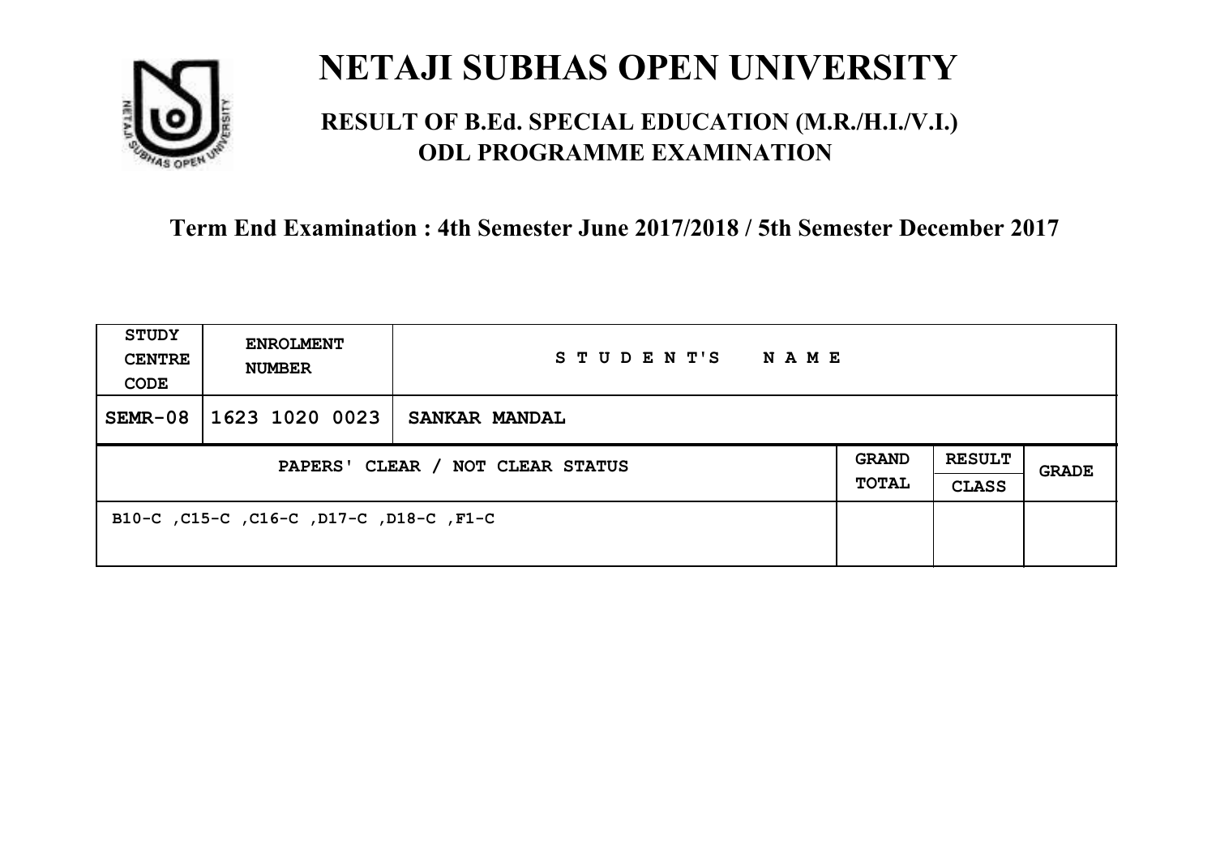# NETAJI SUBHAS OPEN UNIVERSITY

## RESULT OF B.Ed. SPECIAL EDUCATION (M.R./H.I./V.I.) ODL PROGRAMME EXAMINATION

**Term End Examination : 4th Semester June 2017/2018 / 5th Semester December 2017**

| STUDY CENTRE CODE | ENROLMENT NUMBER | STUDENT'S NAME | | | |
|---|---|---|---|---|---|
| SEMR-08 | 1623 1020 0023 | SANKAR MANDAL | | | |
| PAPERS' CLEAR / NOT CLEAR STATUS | | | GRAND TOTAL | RESULT CLASS | GRADE |
| B10-C ,C15-C ,C16-C ,D17-C ,D18-C ,F1-C | | | | | |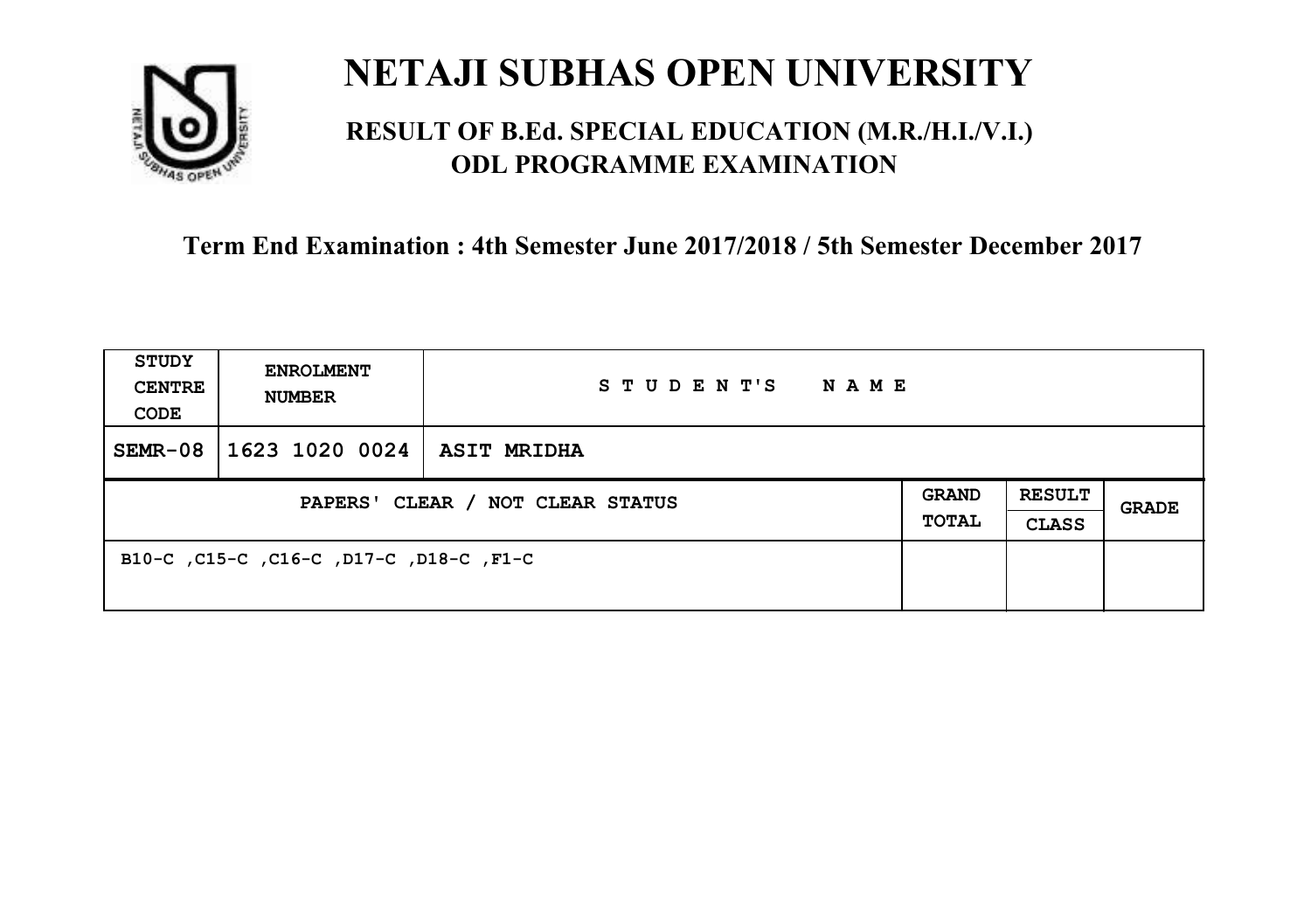# NETAJI SUBHAS OPEN UNIVERSITY

## RESULT OF B.Ed. SPECIAL EDUCATION (M.R./H.I./V.I.) ODL PROGRAMME EXAMINATION

**Term End Examination : 4th Semester June 2017/2018 / 5th Semester December 2017**

| STUDY CENTRE CODE | ENROLMENT NUMBER | STUDENT'S NAME | | | |
|---|---|---|---|---|---|
| SEMR-08 | 1623 1020 0024 | ASIT MRIDHA | | | |
| PAPERS' CLEAR / NOT CLEAR STATUS | | | GRAND TOTAL | RESULT CLASS | GRADE |
| B10-C ,C15-C ,C16-C ,D17-C ,D18-C ,F1-C | | | | | |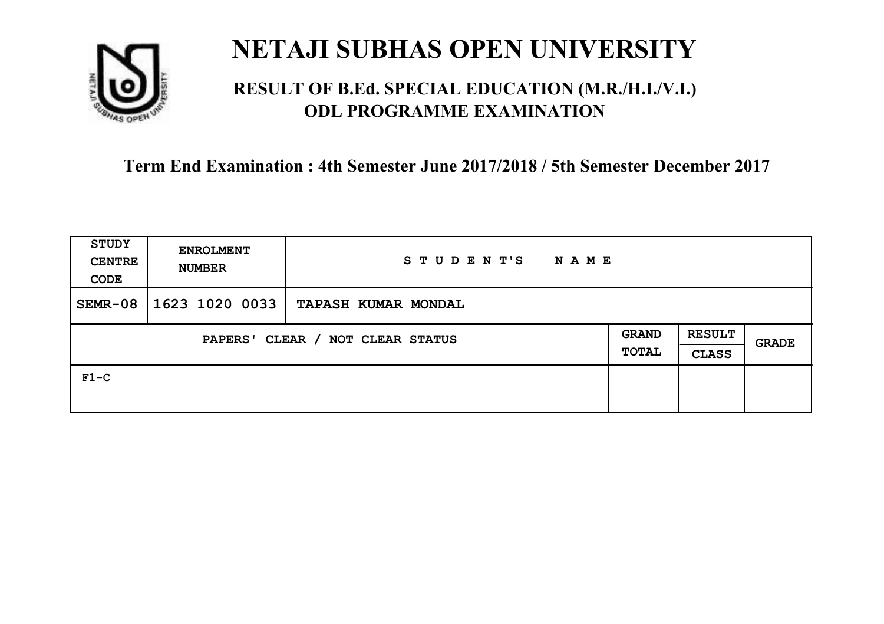# NETAJI SUBHAS OPEN UNIVERSITY

## RESULT OF B.Ed. SPECIAL EDUCATION (M.R./H.I./V.I.) ODL PROGRAMME EXAMINATION

### Term End Examination : 4th Semester June 2017/2018 / 5th Semester December 2017

| STUDY CENTRE CODE | ENROLMENT NUMBER | STUDENT'S NAME | | | |
|---|---|---|---|---|---|
| SEMR-08 | 1623 1020 0033 | TAPASH KUMAR MONDAL | | | |
| PAPERS' CLEAR / NOT CLEAR STATUS | | | GRAND TOTAL | RESULT CLASS | GRADE |
| F1-C | | | | | |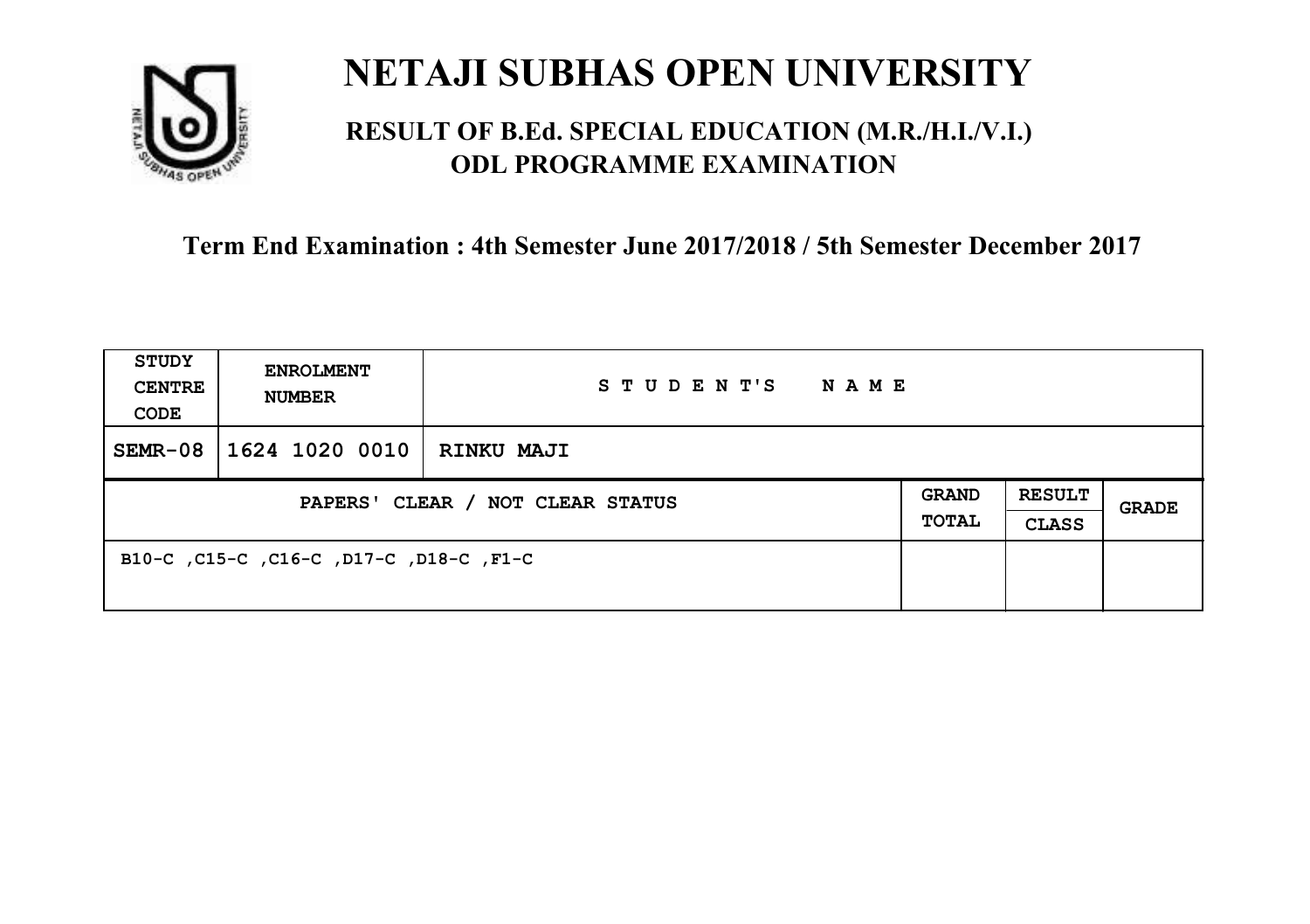# NETAJI SUBHAS OPEN UNIVERSITY

## RESULT OF B.Ed. SPECIAL EDUCATION (M.R./H.I./V.I.) ODL PROGRAMME EXAMINATION

### Term End Examination : 4th Semester June 2017/2018 / 5th Semester December 2017

| STUDY CENTRE CODE | ENROLMENT NUMBER | STUDENT'S NAME | | | |
|---|---|---|---|---|---|
| SEMR-08 | 1624 1020 0010 | RINKU MAJI | | | |
| PAPERS' CLEAR / NOT CLEAR STATUS | | | GRAND TOTAL | RESULT CLASS | GRADE |
| B10-C ,C15-C ,C16-C ,D17-C ,D18-C ,F1-C | | | | | |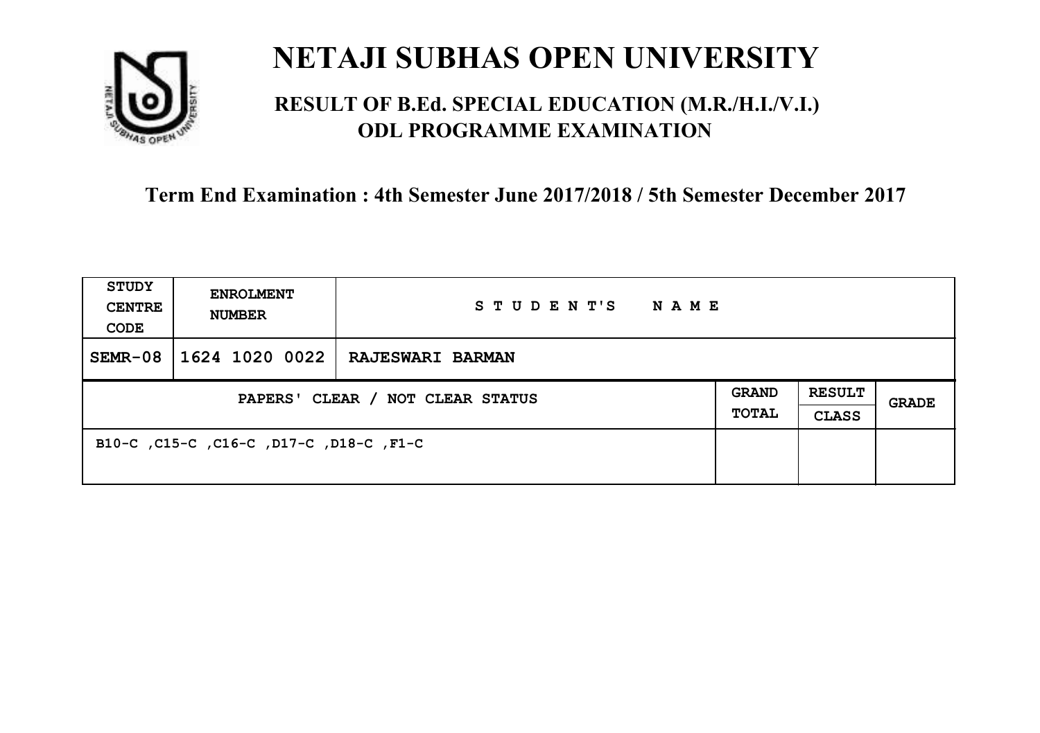# NETAJI SUBHAS OPEN UNIVERSITY

## RESULT OF B.Ed. SPECIAL EDUCATION (M.R./H.I./V.I.) ODL PROGRAMME EXAMINATION

### Term End Examination : 4th Semester June 2017/2018 / 5th Semester December 2017

| STUDY CENTRE CODE | ENROLMENT NUMBER | STUDENT'S NAME | | | |
|---|---|---|---|---|---|
| SEMR-08 | 1624 1020 0022 | RAJESWARI BARMAN | | | |
| PAPERS' CLEAR / NOT CLEAR STATUS | | | GRAND TOTAL | RESULT CLASS | GRADE |
| B10-C ,C15-C ,C16-C ,D17-C ,D18-C ,F1-C | | | | | |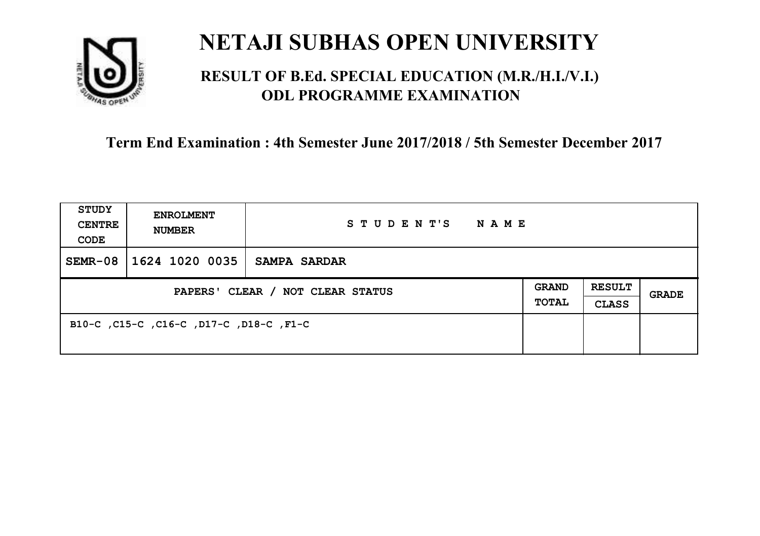# NETAJI SUBHAS OPEN UNIVERSITY

## RESULT OF B.Ed. SPECIAL EDUCATION (M.R./H.I./V.I.) ODL PROGRAMME EXAMINATION

### Term End Examination : 4th Semester June 2017/2018 / 5th Semester December 2017

| STUDY CENTRE CODE | ENROLMENT NUMBER | STUDENT'S NAME | | | |
|---|---|---|---|---|---|
| SEMR-08 | 1624 1020 0035 | SAMPA SARDAR | | | |
| PAPERS' CLEAR / NOT CLEAR STATUS | | | GRAND TOTAL | RESULT CLASS | GRADE |
| B10-C ,C15-C ,C16-C ,D17-C ,D18-C ,F1-C | | | | | |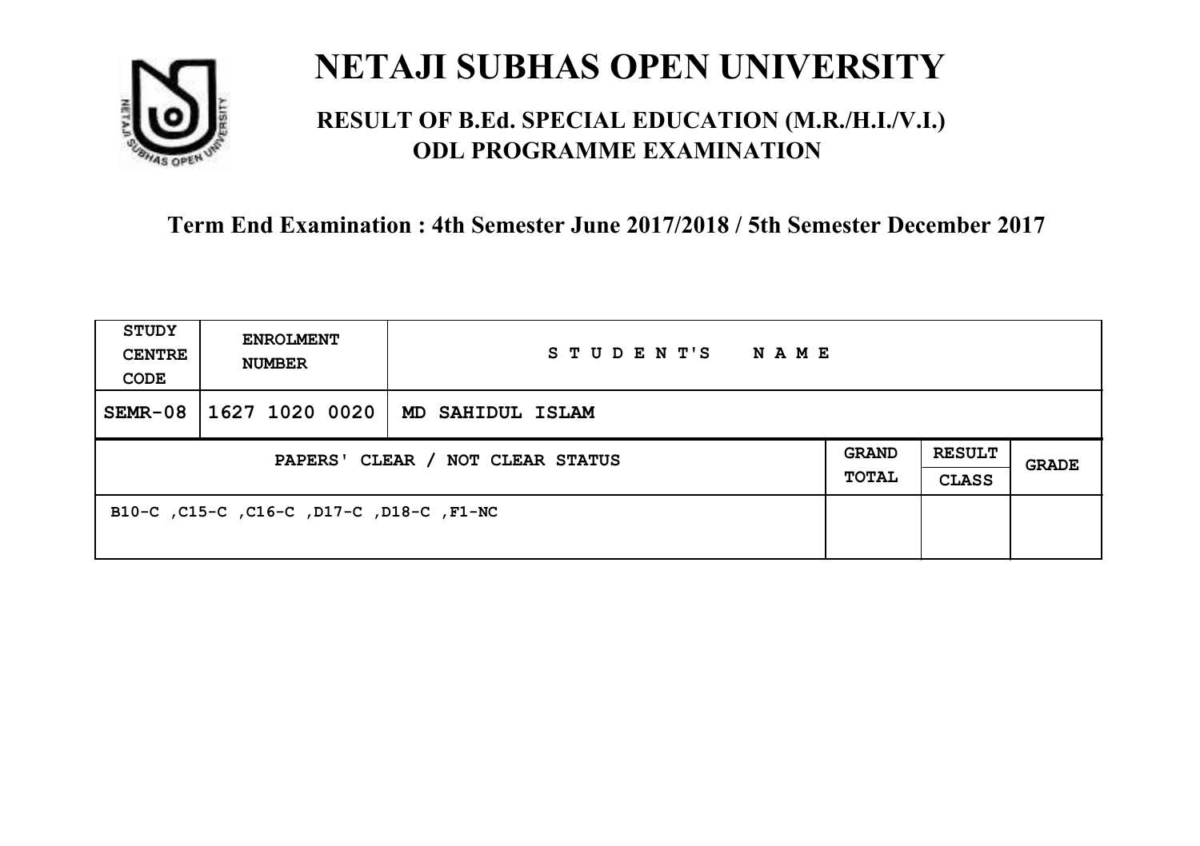# NETAJI SUBHAS OPEN UNIVERSITY

## RESULT OF B.Ed. SPECIAL EDUCATION (M.R./H.I./V.I.) ODL PROGRAMME EXAMINATION

### Term End Examination : 4th Semester June 2017/2018 / 5th Semester December 2017

| STUDY CENTRE CODE | ENROLMENT NUMBER | STUDENT'S NAME | | | |
|---|---|---|---|---|---|
| SEMR-08 | 1627 1020 0020 | MD SAHIDUL ISLAM | | | |
| PAPERS' CLEAR / NOT CLEAR STATUS | | | GRAND TOTAL | RESULT CLASS | GRADE |
| B10-C ,C15-C ,C16-C ,D17-C ,D18-C ,F1-NC | | | | | |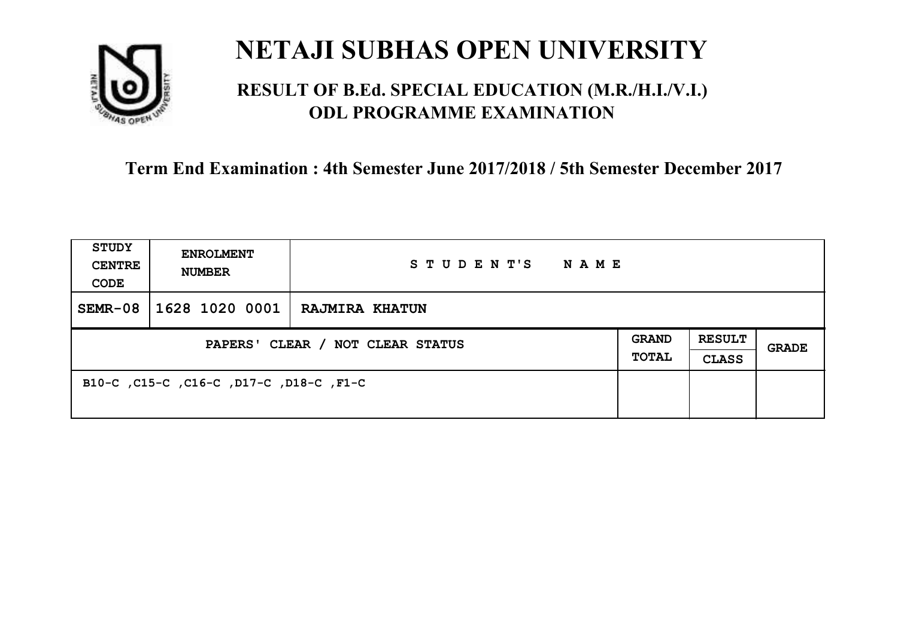# NETAJI SUBHAS OPEN UNIVERSITY

## RESULT OF B.Ed. SPECIAL EDUCATION (M.R./H.I./V.I.) ODL PROGRAMME EXAMINATION

### Term End Examination : 4th Semester June 2017/2018 / 5th Semester December 2017

| STUDY CENTRE CODE | ENROLMENT NUMBER | STUDENT'S NAME | | | |
|---|---|---|---|---|---|
| SEMR-08 | 1628 1020 0001 | RAJMIRA KHATUN | | | |
| PAPERS' CLEAR / NOT CLEAR STATUS | | | GRAND TOTAL | RESULT CLASS | GRADE |
| B10-C ,C15-C ,C16-C ,D17-C ,D18-C ,F1-C | | | | | |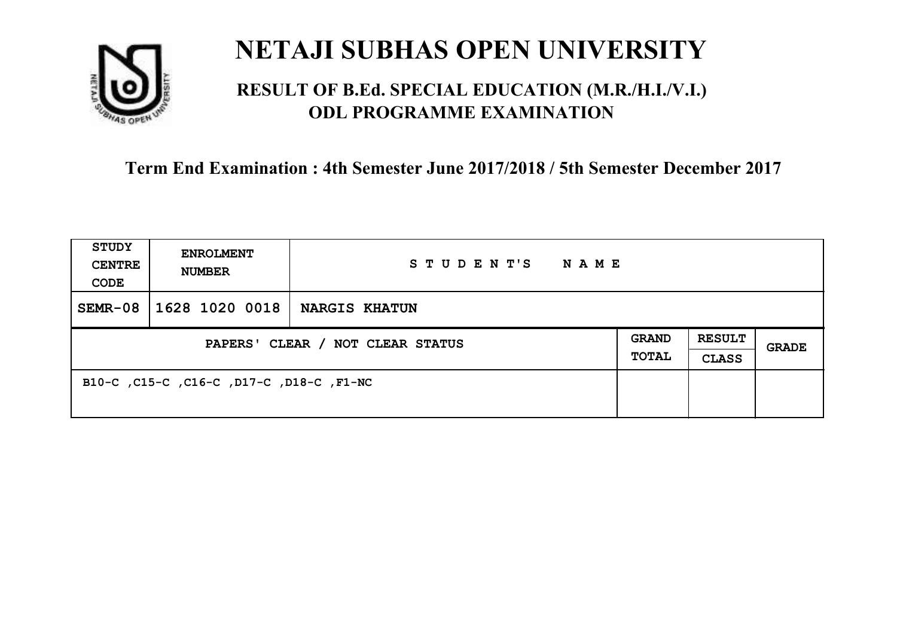# NETAJI SUBHAS OPEN UNIVERSITY

## RESULT OF B.Ed. SPECIAL EDUCATION (M.R./H.I./V.I.) ODL PROGRAMME EXAMINATION

**Term End Examination : 4th Semester June 2017/2018 / 5th Semester December 2017**

| STUDY CENTRE CODE | ENROLMENT NUMBER | STUDENT'S NAME | | | |
|---|---|---|---|---|---|
| SEMR-08 | 1628 1020 0018 | NARGIS KHATUN | | | |
| PAPERS' CLEAR / NOT CLEAR STATUS | | | GRAND TOTAL | RESULT CLASS | GRADE |
| B10-C ,C15-C ,C16-C ,D17-C ,D18-C ,F1-NC | | | | | |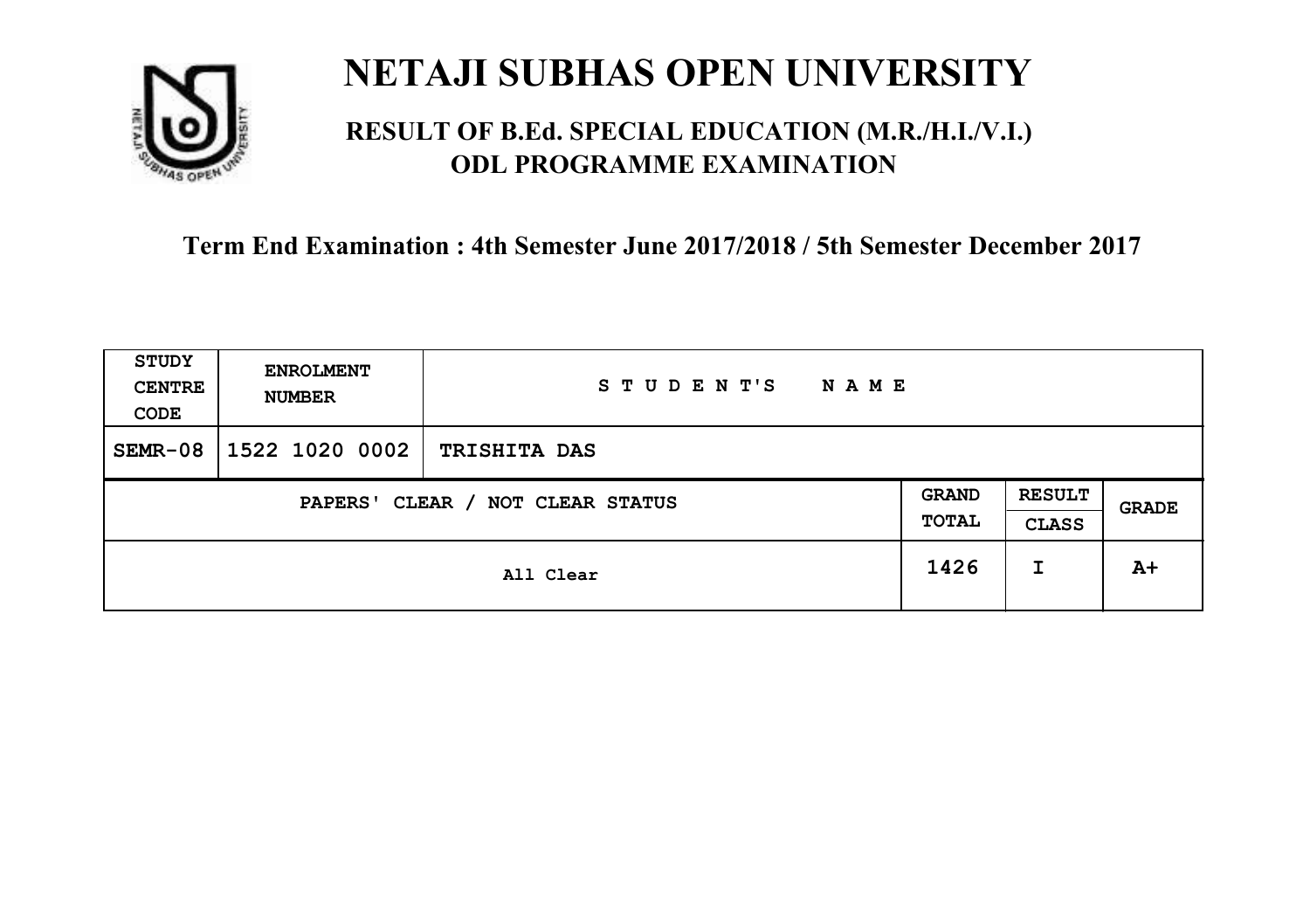# NETAJI SUBHAS OPEN UNIVERSITY

## RESULT OF B.Ed. SPECIAL EDUCATION (M.R./H.I./V.I.) ODL PROGRAMME EXAMINATION

### Term End Examination : 4th Semester June 2017/2018 / 5th Semester December 2017

| STUDY CENTRE CODE | ENROLMENT NUMBER | STUDENT'S NAME | | | |
|---|---|---|---|---|---|
| SEMR-08 | 1522 1020 0002 | TRISHITA DAS | | | |
| PAPERS' CLEAR / NOT CLEAR STATUS | | | GRAND TOTAL | RESULT CLASS | GRADE |
| All Clear | | | 1426 | I | A+ |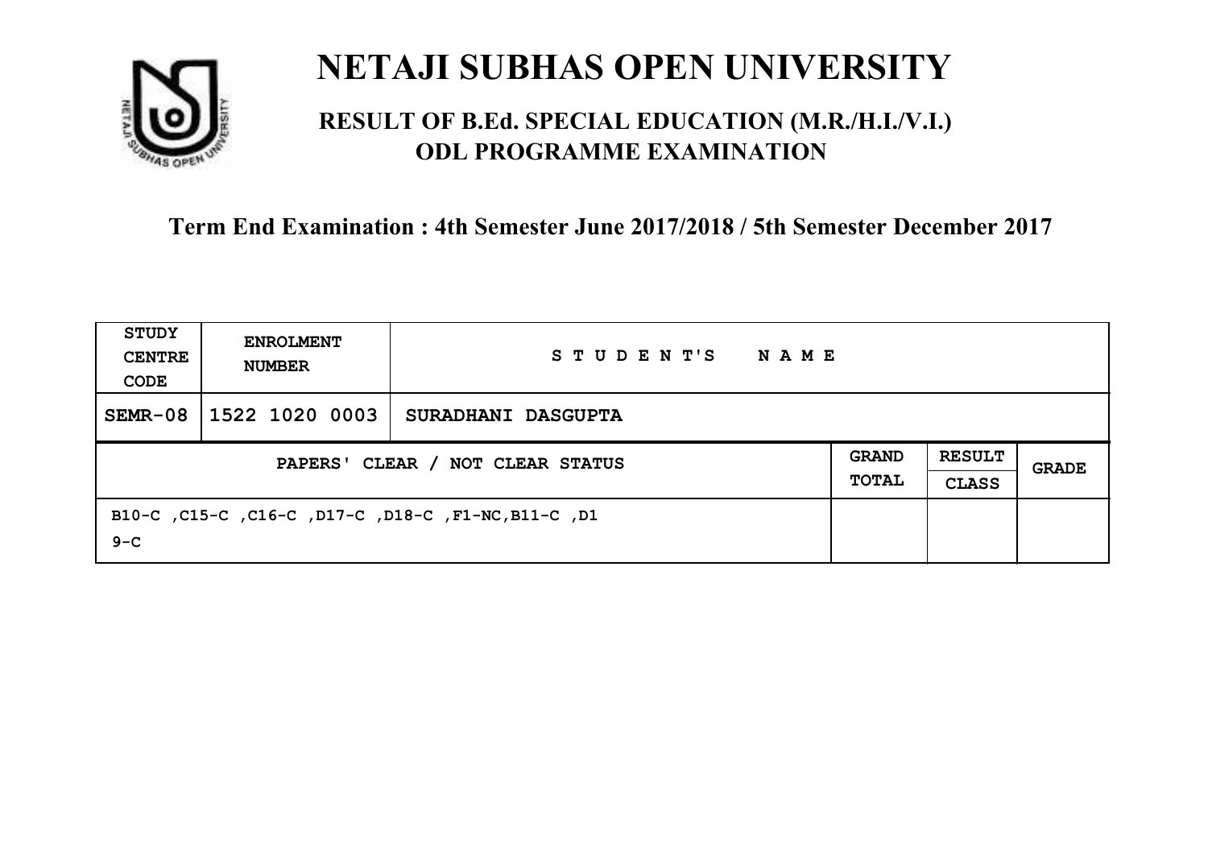# NETAJI SUBHAS OPEN UNIVERSITY

## RESULT OF B.Ed. SPECIAL EDUCATION (M.R./H.I./V.I.) ODL PROGRAMME EXAMINATION

### Term End Examination : 4th Semester June 2017/2018 / 5th Semester December 2017

| STUDY CENTRE CODE | ENROLMENT NUMBER | STUDENT'S NAME | | | |
|---|---|---|---|---|---|
| SEMR-08 | 1522 1020 0003 | SURADHANI DASGUPTA | | | |
| PAPERS' CLEAR / NOT CLEAR STATUS | | | GRAND TOTAL | RESULT CLASS | GRADE |
| B10-C ,C15-C ,C16-C ,D17-C ,D18-C ,F1-NC,B11-C ,D19-C | | | | | |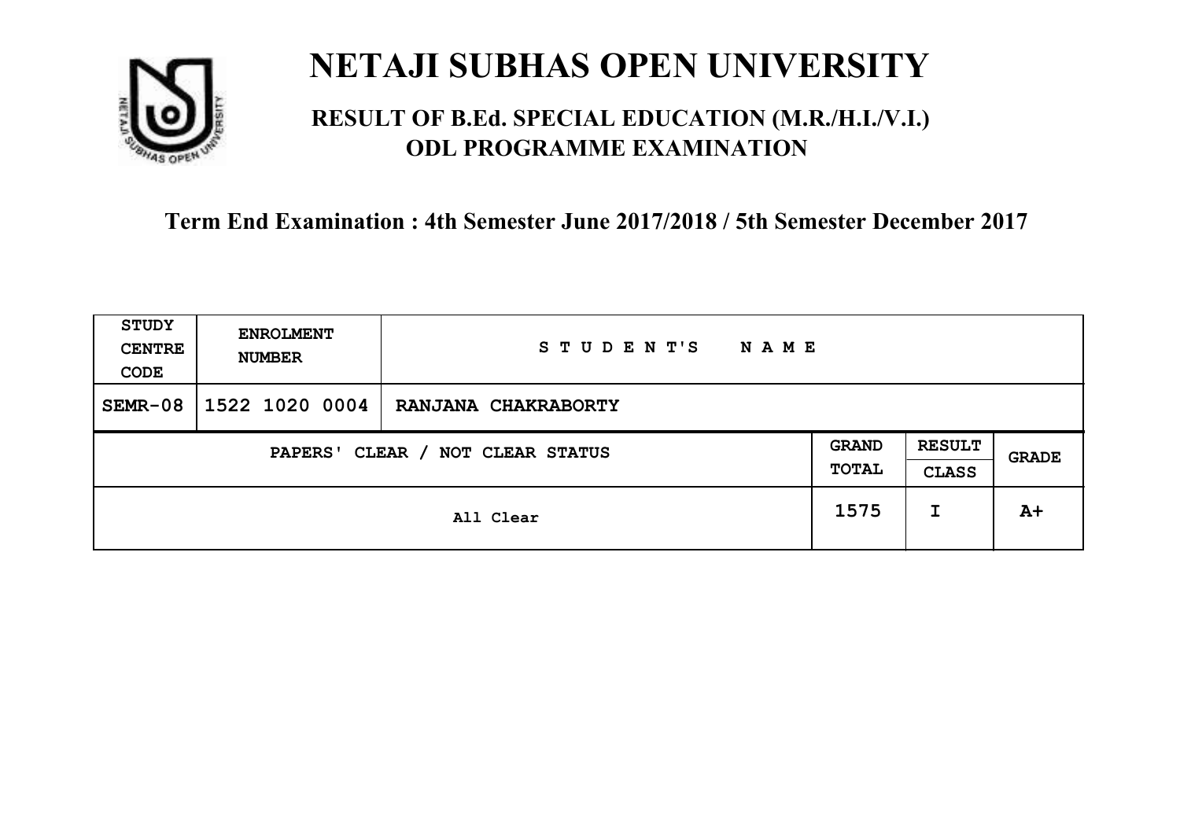# NETAJI SUBHAS OPEN UNIVERSITY

## RESULT OF B.Ed. SPECIAL EDUCATION (M.R./H.I./V.I.) ODL PROGRAMME EXAMINATION

### Term End Examination : 4th Semester June 2017/2018 / 5th Semester December 2017

| STUDY CENTRE CODE | ENROLMENT NUMBER | STUDENT'S NAME | | | |
|---|---|---|---|---|---|
| SEMR-08 | 1522 1020 0004 | RANJANA CHAKRABORTY | | | |
| PAPERS' CLEAR / NOT CLEAR STATUS | | | GRAND TOTAL | RESULT CLASS | GRADE |
| All Clear | | | 1575 | I | A+ |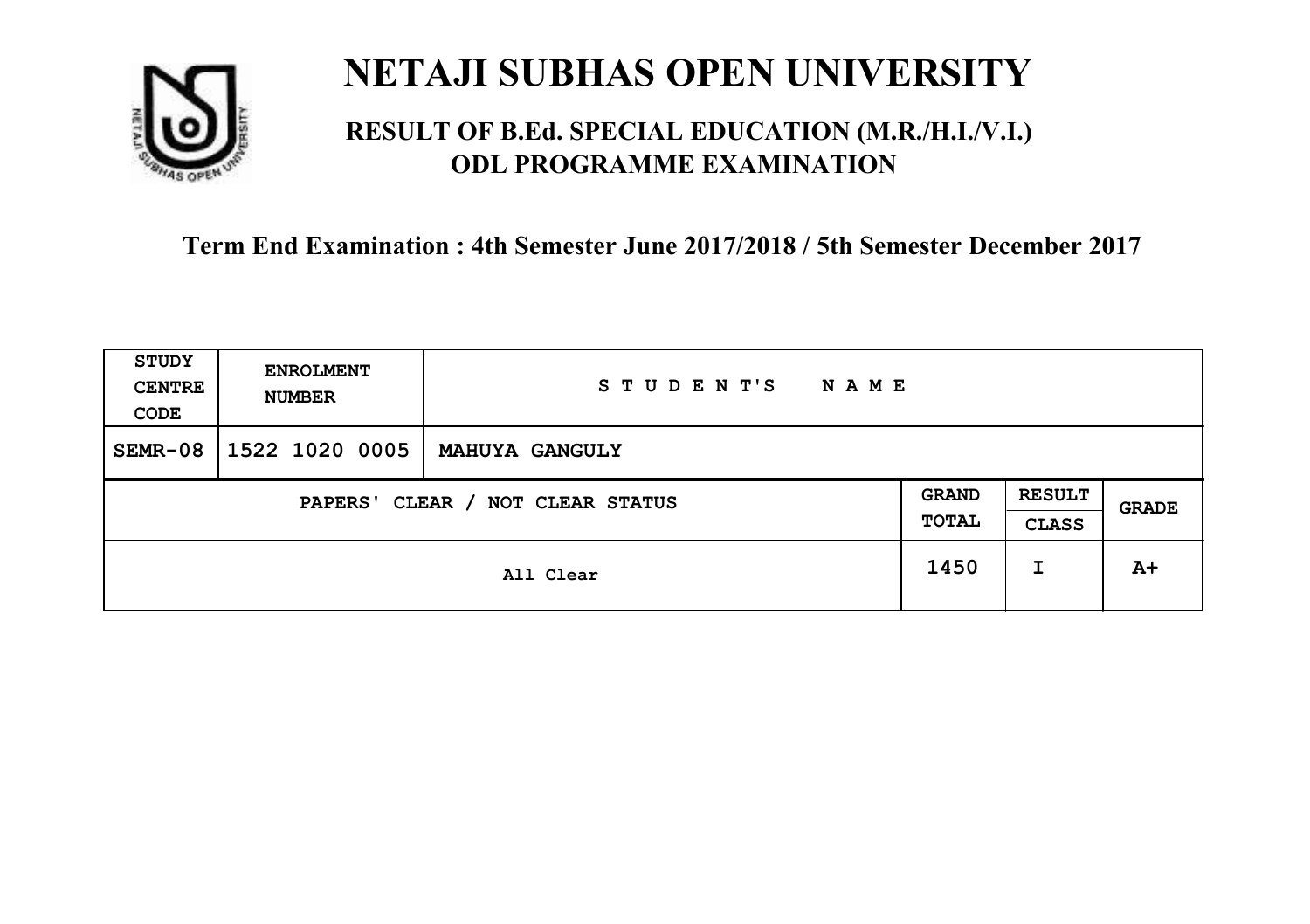# NETAJI SUBHAS OPEN UNIVERSITY

## RESULT OF B.Ed. SPECIAL EDUCATION (M.R./H.I./V.I.) ODL PROGRAMME EXAMINATION

**Term End Examination : 4th Semester June 2017/2018 / 5th Semester December 2017**

| STUDY CENTRE CODE | ENROLMENT NUMBER | STUDENT'S NAME | | | |
|---|---|---|---|---|---|
| SEMR-08 | 1522 1020 0005 | MAHUYA GANGULY | | | |
| PAPERS' CLEAR / NOT CLEAR STATUS | | | GRAND TOTAL | RESULT CLASS | GRADE |
| All Clear | | | 1450 | I | A+ |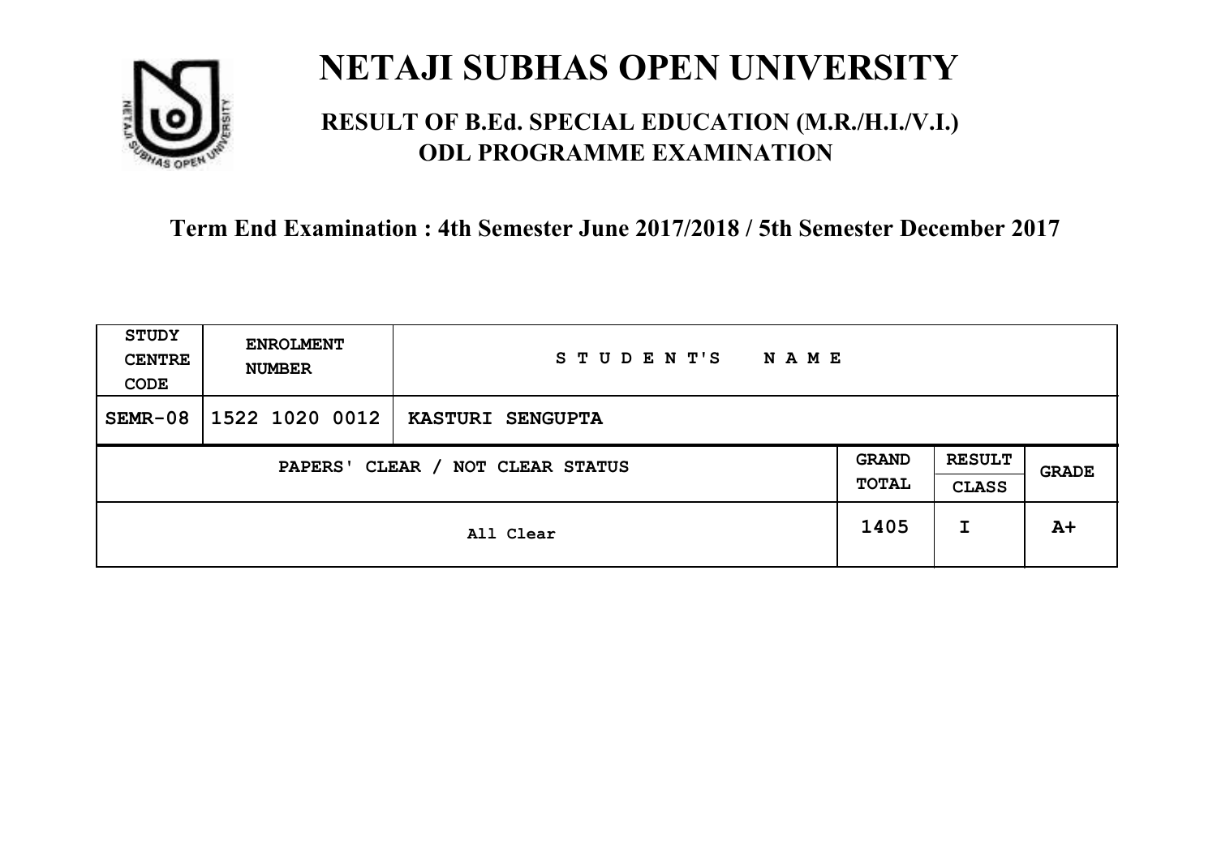# NETAJI SUBHAS OPEN UNIVERSITY

## RESULT OF B.Ed. SPECIAL EDUCATION (M.R./H.I./V.I.) ODL PROGRAMME EXAMINATION

### Term End Examination : 4th Semester June 2017/2018 / 5th Semester December 2017

| STUDY CENTRE CODE | ENROLMENT NUMBER | STUDENT'S NAME | | | |
|---|---|---|---|---|---|
| SEMR-08 | 1522 1020 0012 | KASTURI SENGUPTA | | | |
| PAPERS' CLEAR / NOT CLEAR STATUS | | | GRAND TOTAL | RESULT CLASS | GRADE |
| All Clear | | | 1405 | I | A+ |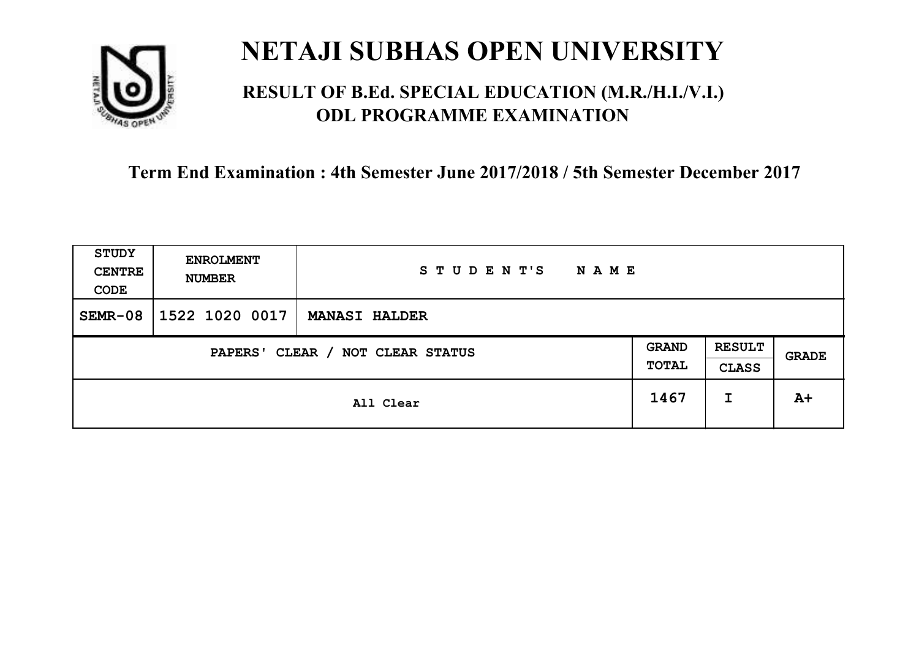# NETAJI SUBHAS OPEN UNIVERSITY

## RESULT OF B.Ed. SPECIAL EDUCATION (M.R./H.I./V.I.) ODL PROGRAMME EXAMINATION

### Term End Examination : 4th Semester June 2017/2018 / 5th Semester December 2017

| STUDY CENTRE CODE | ENROLMENT NUMBER | STUDENT'S NAME | | | |
|---|---|---|---|---|---|
| SEMR-08 | 1522 1020 0017 | MANASI HALDER | | | |
| PAPERS' CLEAR / NOT CLEAR STATUS | | | GRAND TOTAL | RESULT CLASS | GRADE |
| All Clear | | | 1467 | I | A+ |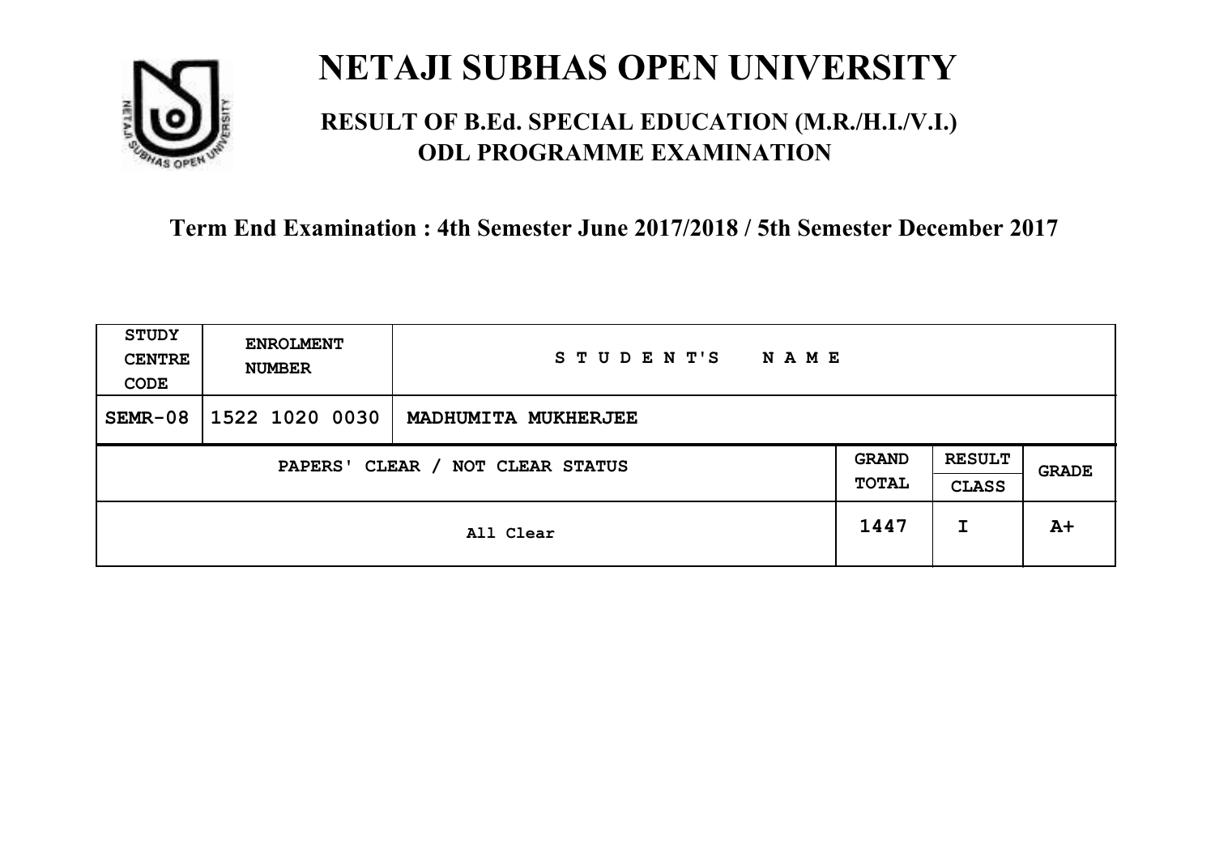# NETAJI SUBHAS OPEN UNIVERSITY

## RESULT OF B.Ed. SPECIAL EDUCATION (M.R./H.I./V.I.) ODL PROGRAMME EXAMINATION

### Term End Examination : 4th Semester June 2017/2018 / 5th Semester December 2017

| STUDY CENTRE CODE | ENROLMENT NUMBER | STUDENT'S NAME | | | |
|---|---|---|---|---|---|
| SEMR-08 | 1522 1020 0030 | MADHUMITA MUKHERJEE | | | |
| PAPERS' CLEAR / NOT CLEAR STATUS | | | GRAND TOTAL | RESULT CLASS | GRADE |
| All Clear | | | 1447 | I | A+ |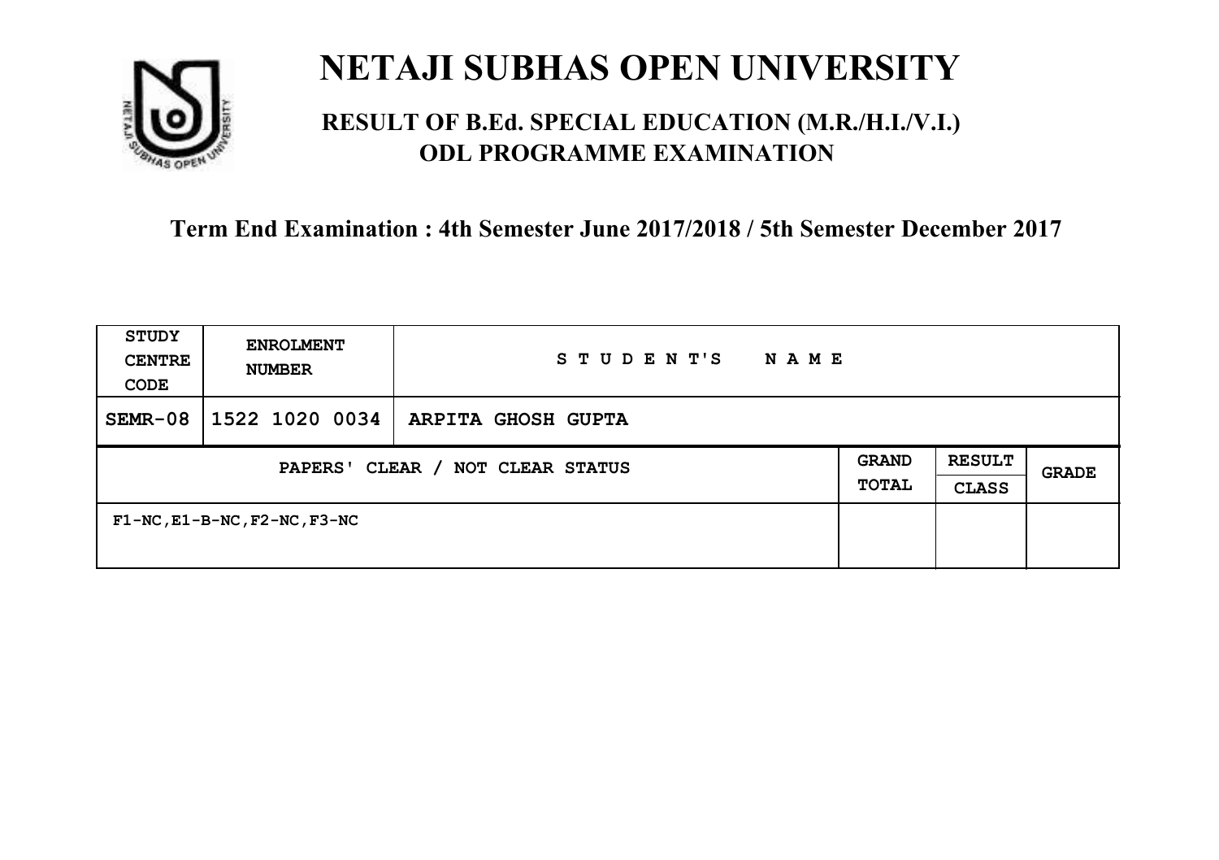# NETAJI SUBHAS OPEN UNIVERSITY

## RESULT OF B.Ed. SPECIAL EDUCATION (M.R./H.I./V.I.) ODL PROGRAMME EXAMINATION

### Term End Examination : 4th Semester June 2017/2018 / 5th Semester December 2017

| STUDY CENTRE CODE | ENROLMENT NUMBER | STUDENT'S NAME | | | |
|---|---|---|---|---|---|
| SEMR-08 | 1522 1020 0034 | ARPITA GHOSH GUPTA | | | |
| PAPERS' CLEAR / NOT CLEAR STATUS | | | GRAND TOTAL | RESULT CLASS | GRADE |
| F1-NC,E1-B-NC,F2-NC,F3-NC | | | | | |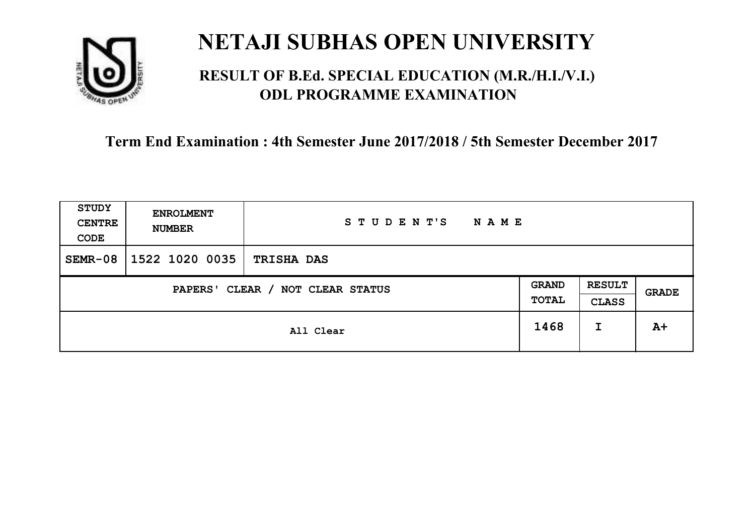# NETAJI SUBHAS OPEN UNIVERSITY

## RESULT OF B.Ed. SPECIAL EDUCATION (M.R./H.I./V.I.) ODL PROGRAMME EXAMINATION

### Term End Examination : 4th Semester June 2017/2018 / 5th Semester December 2017

| STUDY CENTRE CODE | ENROLMENT NUMBER | STUDENT'S NAME | | | |
|---|---|---|---|---|---|
| SEMR-08 | 1522 1020 0035 | TRISHA DAS | | | |
| PAPERS' CLEAR / NOT CLEAR STATUS | | | GRAND TOTAL | RESULT CLASS | GRADE |
| All Clear | | | 1468 | I | A+ |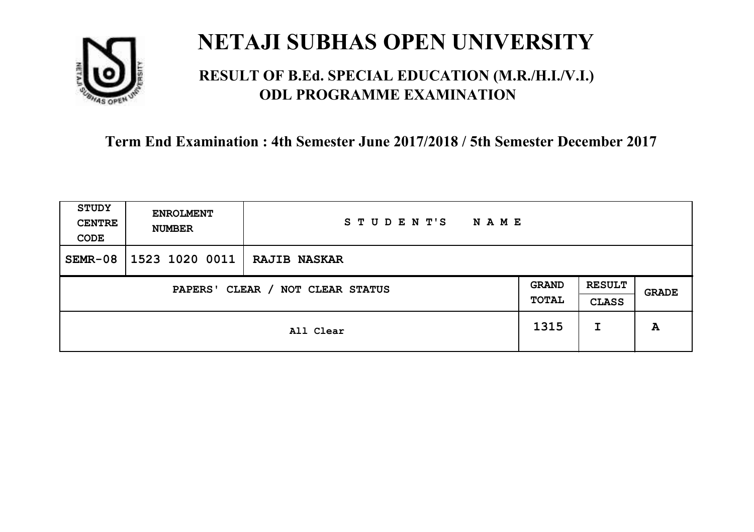# NETAJI SUBHAS OPEN UNIVERSITY

## RESULT OF B.Ed. SPECIAL EDUCATION (M.R./H.I./V.I.) ODL PROGRAMME EXAMINATION

### Term End Examination : 4th Semester June 2017/2018 / 5th Semester December 2017

| STUDY CENTRE CODE | ENROLMENT NUMBER | STUDENT'S NAME | | | |
|---|---|---|---|---|---|
| SEMR-08 | 1523 1020 0011 | RAJIB NASKAR | | | |
| PAPERS' CLEAR / NOT CLEAR STATUS | | | GRAND TOTAL | RESULT CLASS | GRADE |
| All Clear | | | 1315 | I | A |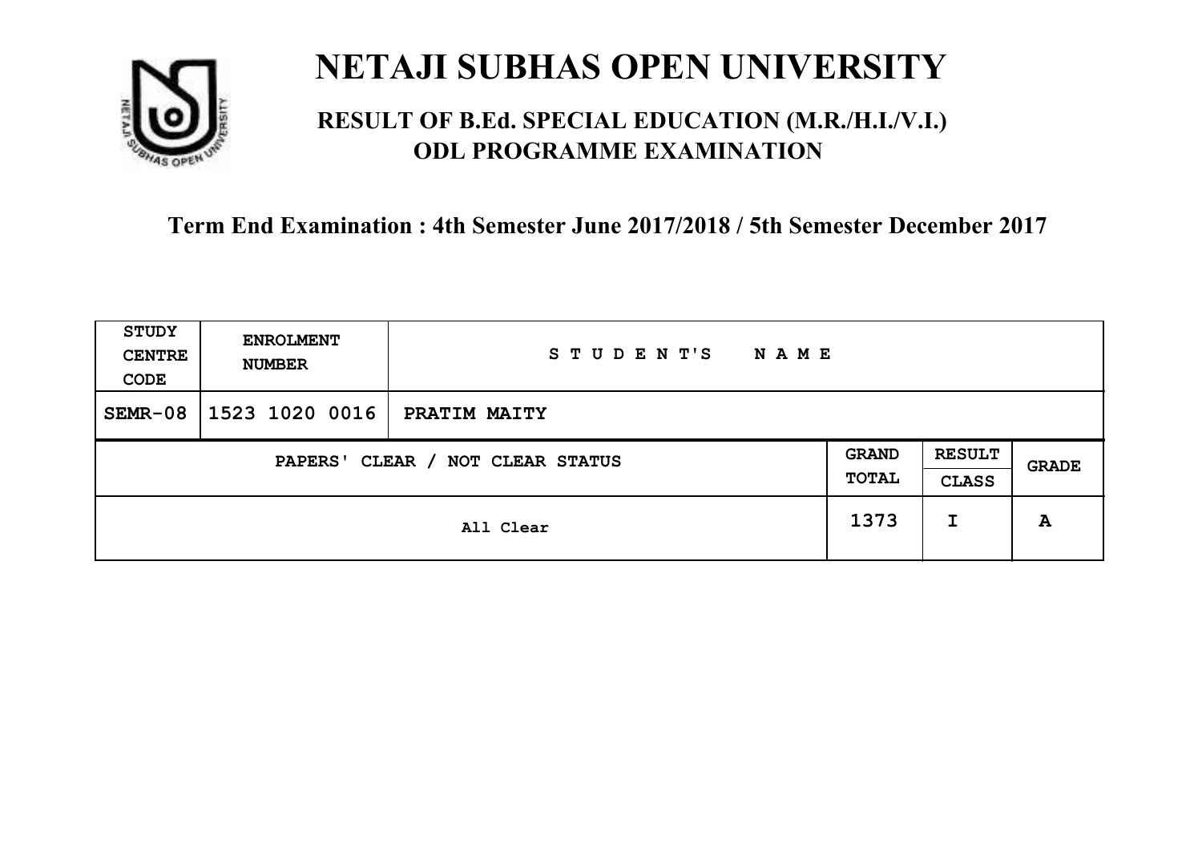# NETAJI SUBHAS OPEN UNIVERSITY

## RESULT OF B.Ed. SPECIAL EDUCATION (M.R./H.I./V.I.) ODL PROGRAMME EXAMINATION

### Term End Examination : 4th Semester June 2017/2018 / 5th Semester December 2017

| STUDY CENTRE CODE | ENROLMENT NUMBER | STUDENT'S NAME | | | |
|---|---|---|---|---|---|
| SEMR-08 | 1523 1020 0016 | PRATIM MAITY | | | |
| PAPERS' CLEAR / NOT CLEAR STATUS | | | GRAND TOTAL | RESULT CLASS | GRADE |
| All Clear | | | 1373 | I | A |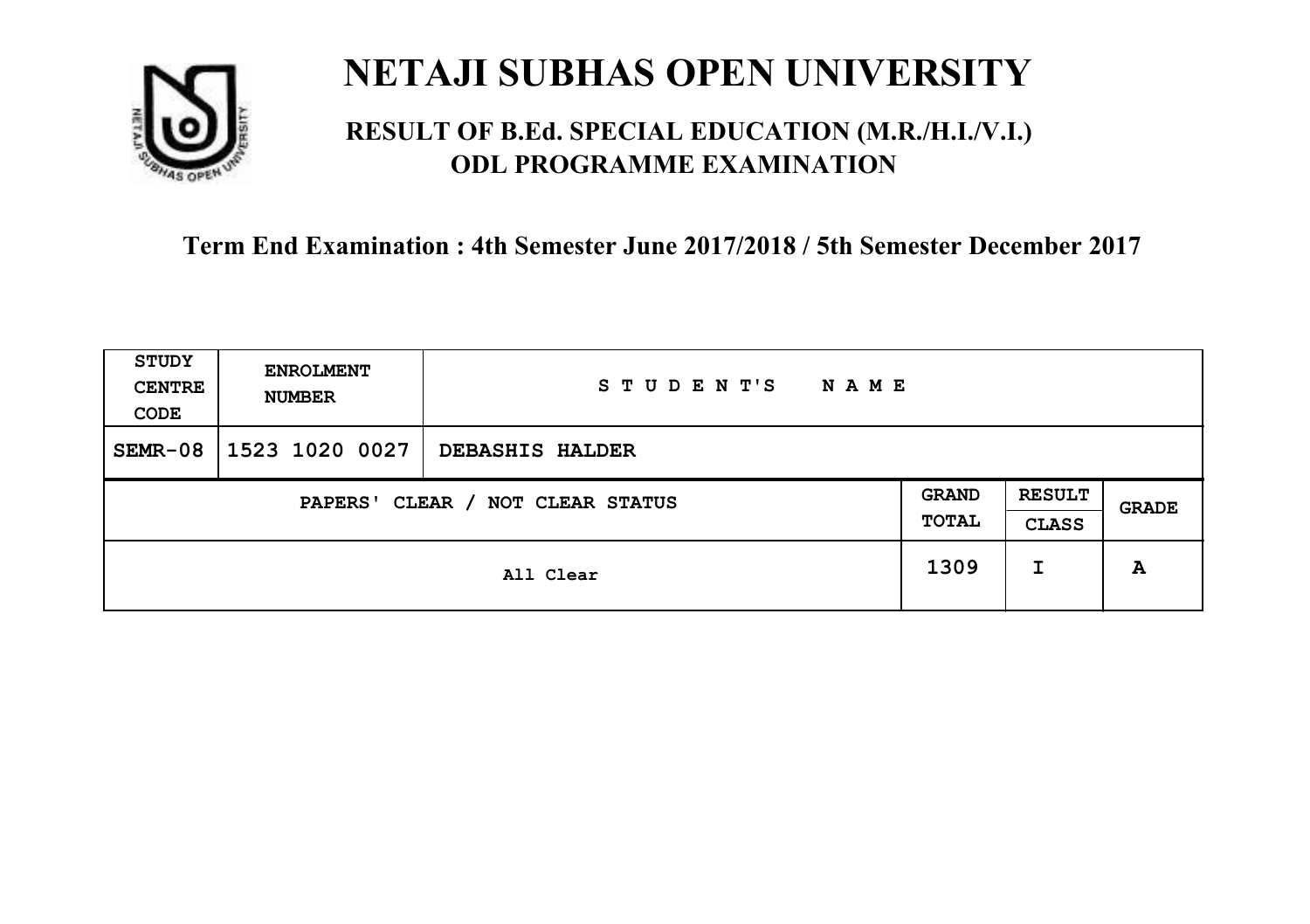# NETAJI SUBHAS OPEN UNIVERSITY

## RESULT OF B.Ed. SPECIAL EDUCATION (M.R./H.I./V.I.) ODL PROGRAMME EXAMINATION

### Term End Examination : 4th Semester June 2017/2018 / 5th Semester December 2017

| STUDY CENTRE CODE | ENROLMENT NUMBER | STUDENT'S NAME | | | |
|---|---|---|---|---|---|
| SEMR-08 | 1523 1020 0027 | DEBASHIS HALDER | | | |
| PAPERS' CLEAR / NOT CLEAR STATUS | | | GRAND TOTAL | RESULT CLASS | GRADE |
| All Clear | | | 1309 | I | A |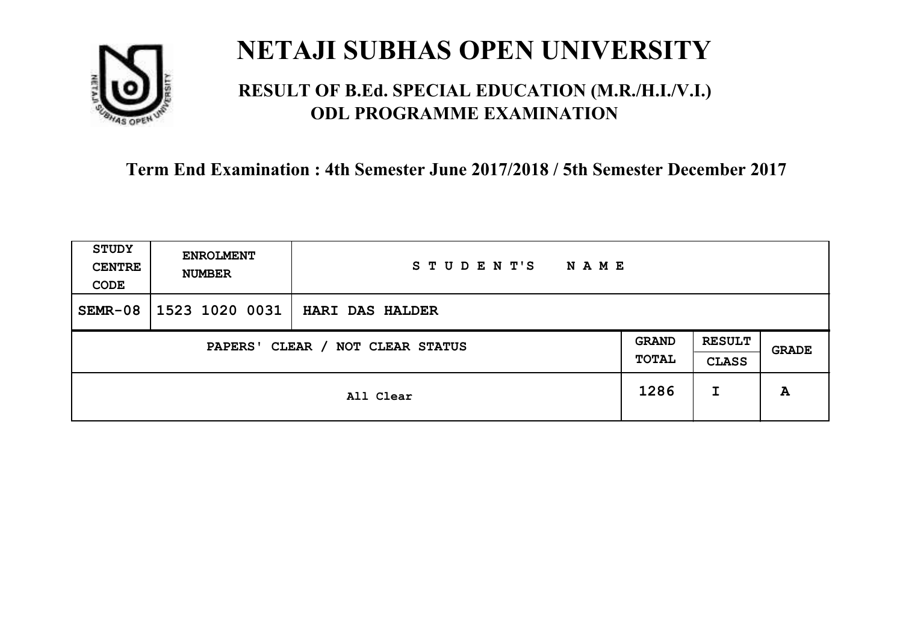# NETAJI SUBHAS OPEN UNIVERSITY

## RESULT OF B.Ed. SPECIAL EDUCATION (M.R./H.I./V.I.) ODL PROGRAMME EXAMINATION

### Term End Examination : 4th Semester June 2017/2018 / 5th Semester December 2017

| STUDY CENTRE CODE | ENROLMENT NUMBER | STUDENT'S NAME | | | |
|---|---|---|---|---|---|
| SEMR-08 | 1523 1020 0031 | HARI DAS HALDER | | | |
| PAPERS' CLEAR / NOT CLEAR STATUS | | | GRAND TOTAL | RESULT CLASS | GRADE |
| All Clear | | | 1286 | I | A |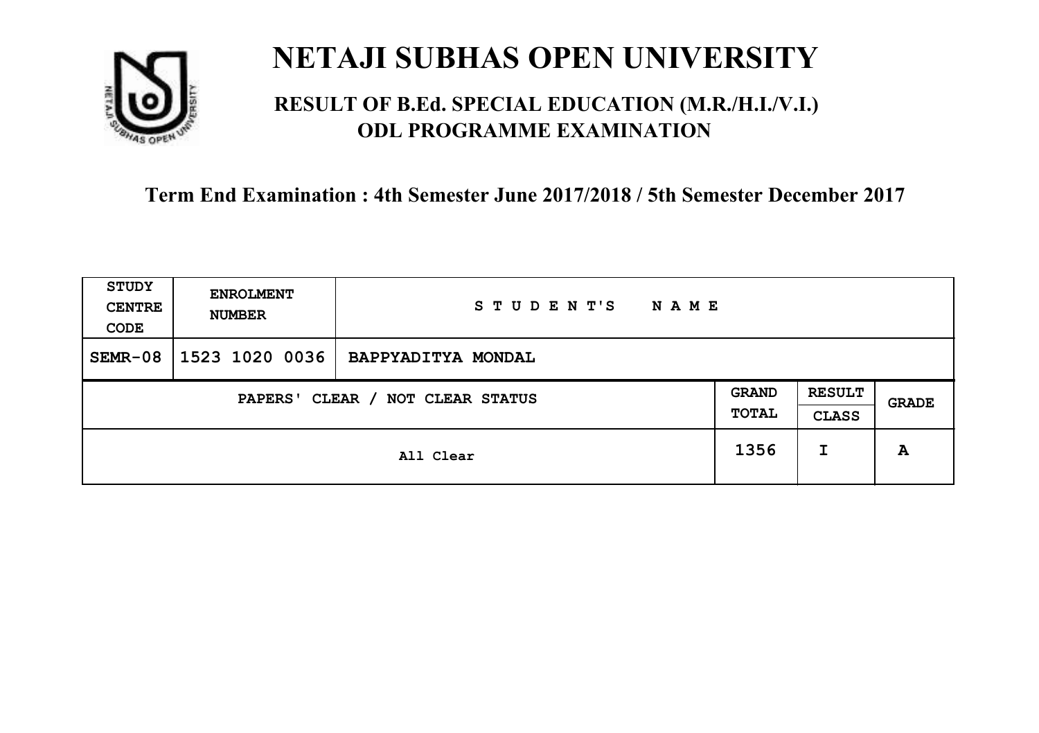# NETAJI SUBHAS OPEN UNIVERSITY

## RESULT OF B.Ed. SPECIAL EDUCATION (M.R./H.I./V.I.) ODL PROGRAMME EXAMINATION

### Term End Examination : 4th Semester June 2017/2018 / 5th Semester December 2017

| STUDY CENTRE CODE | ENROLMENT NUMBER | STUDENT'S NAME | | | |
|---|---|---|---|---|---|
| SEMR-08 | 1523 1020 0036 | BAPPYADITYA MONDAL | | | |
| PAPERS' CLEAR / NOT CLEAR STATUS | | | GRAND TOTAL | RESULT CLASS | GRADE |
| All Clear | | | 1356 | I | A |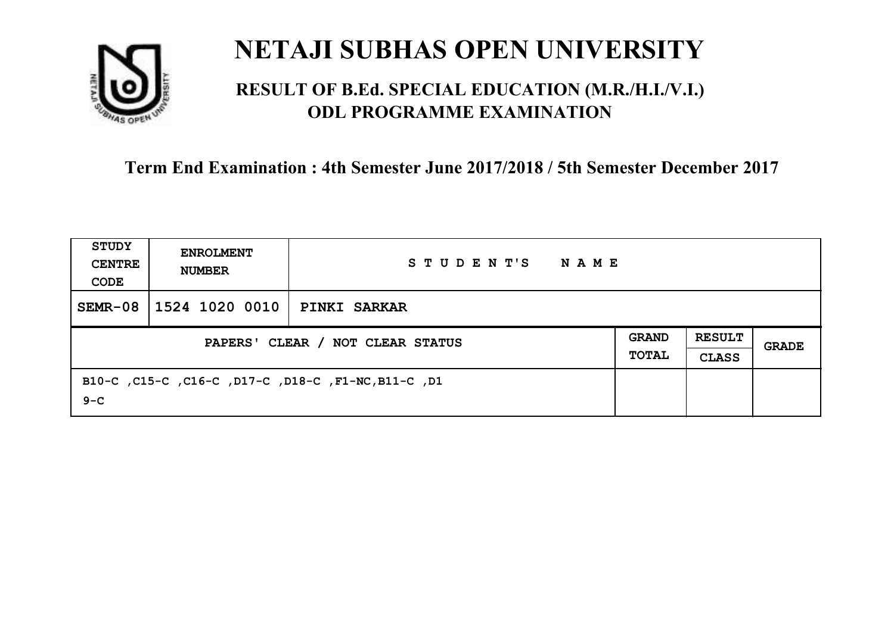# NETAJI SUBHAS OPEN UNIVERSITY

## RESULT OF B.Ed. SPECIAL EDUCATION (M.R./H.I./V.I.) ODL PROGRAMME EXAMINATION

**Term End Examination : 4th Semester June 2017/2018 / 5th Semester December 2017**

| STUDY CENTRE CODE | ENROLMENT NUMBER | STUDENT'S NAME | | | |
|---|---|---|---|---|---|
| SEMR-08 | 1524 1020 0010 | PINKI SARKAR | | | |
| PAPERS' CLEAR / NOT CLEAR STATUS | | | GRAND TOTAL | RESULT CLASS | GRADE |
| B10-C ,C15-C ,C16-C ,D17-C ,D18-C ,F1-NC,B11-C ,D19-C | | | | | |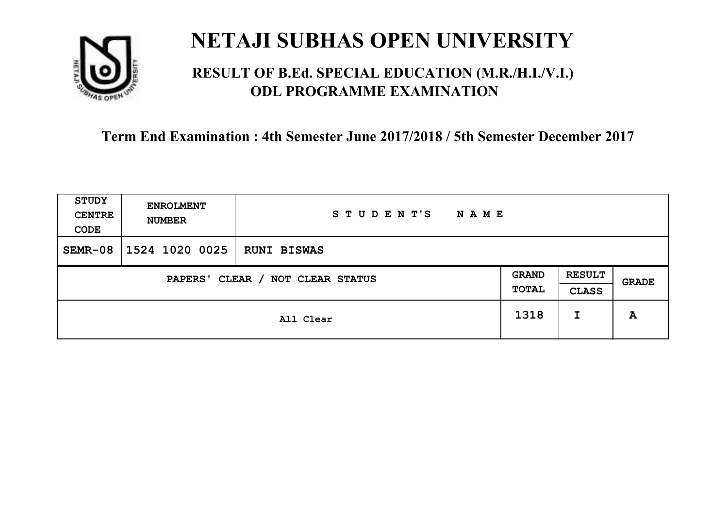# NETAJI SUBHAS OPEN UNIVERSITY

## RESULT OF B.Ed. SPECIAL EDUCATION (M.R./H.I./V.I.) ODL PROGRAMME EXAMINATION

### Term End Examination : 4th Semester June 2017/2018 / 5th Semester December 2017

| STUDY CENTRE CODE | ENROLMENT NUMBER | STUDENT'S NAME | | | |
|---|---|---|---|---|---|
| SEMR-08 | 1524 1020 0025 | RUNI BISWAS | | | |
| PAPERS' CLEAR / NOT CLEAR STATUS | | | GRAND TOTAL | RESULT CLASS | GRADE |
| All Clear | | | 1318 | I | A |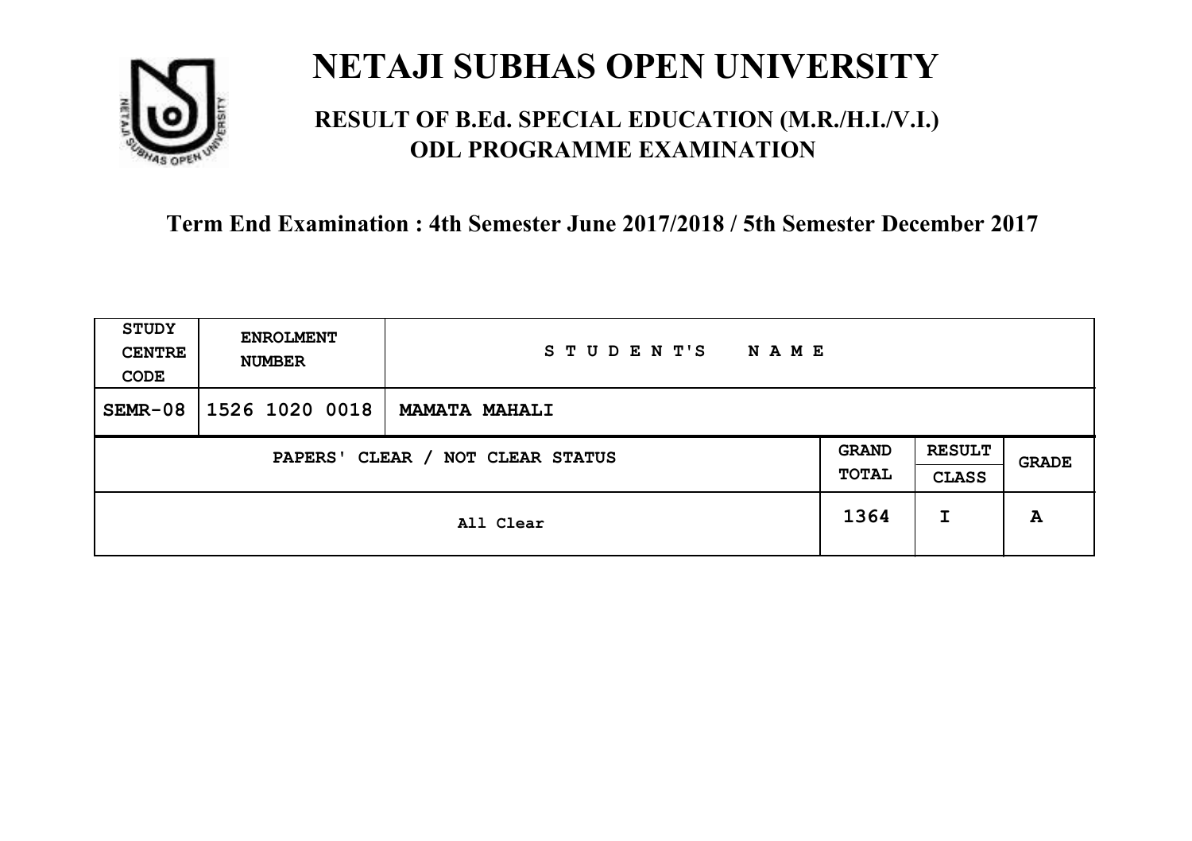# NETAJI SUBHAS OPEN UNIVERSITY

## RESULT OF B.Ed. SPECIAL EDUCATION (M.R./H.I./V.I.) ODL PROGRAMME EXAMINATION

**Term End Examination : 4th Semester June 2017/2018 / 5th Semester December 2017**

| STUDY CENTRE CODE | ENROLMENT NUMBER | STUDENT'S NAME | | | |
|---|---|---|---|---|---|
| SEMR-08 | 1526 1020 0018 | MAMATA MAHALI | | | |
| PAPERS' CLEAR / NOT CLEAR STATUS | | | GRAND TOTAL | RESULT CLASS | GRADE |
| All Clear | | | 1364 | I | A |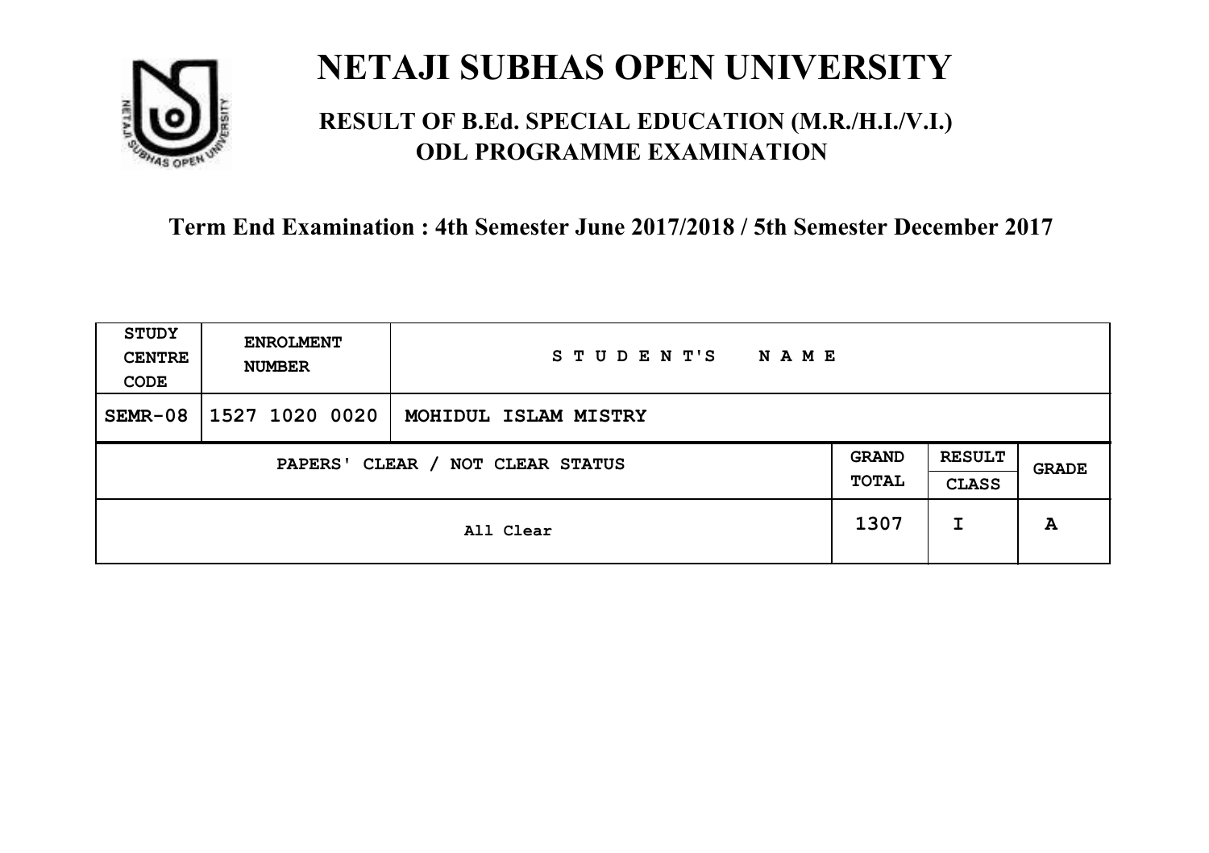# NETAJI SUBHAS OPEN UNIVERSITY

## RESULT OF B.Ed. SPECIAL EDUCATION (M.R./H.I./V.I.) ODL PROGRAMME EXAMINATION

### Term End Examination : 4th Semester June 2017/2018 / 5th Semester December 2017

| STUDY CENTRE CODE | ENROLMENT NUMBER | STUDENT'S NAME | | | |
|---|---|---|---|---|---|
| SEMR-08 | 1527 1020 0020 | MOHIDUL ISLAM MISTRY | | | |
| PAPERS' CLEAR / NOT CLEAR STATUS | | | GRAND TOTAL | RESULT CLASS | GRADE |
| All Clear | | | 1307 | I | A |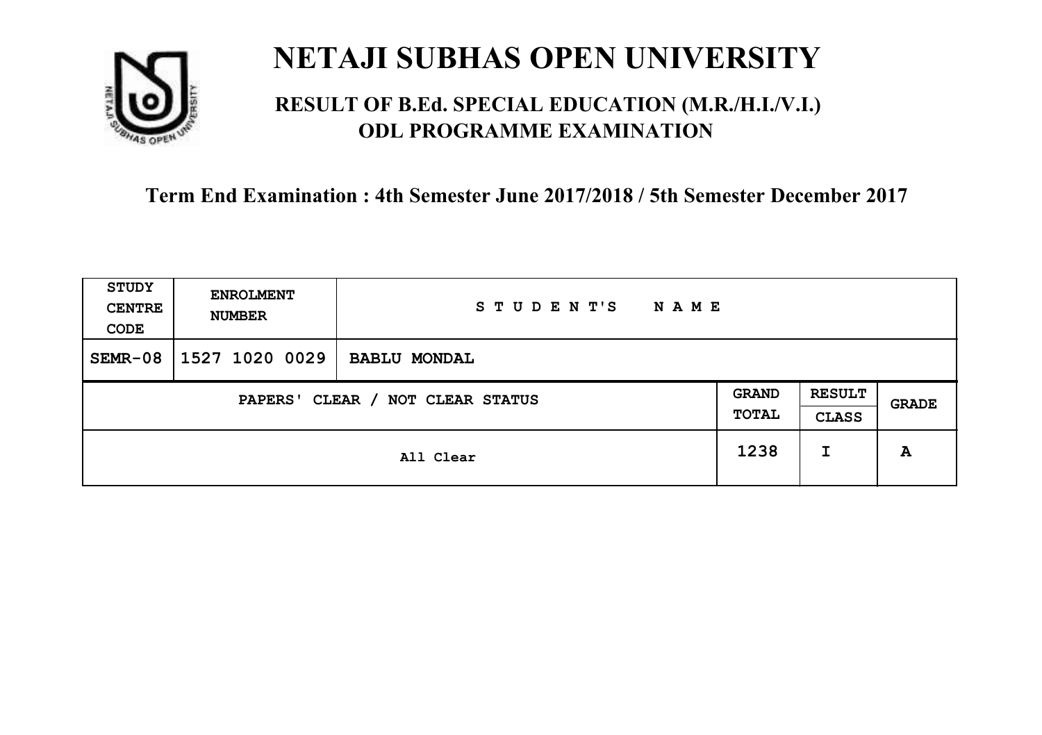# NETAJI SUBHAS OPEN UNIVERSITY

## RESULT OF B.Ed. SPECIAL EDUCATION (M.R./H.I./V.I.) ODL PROGRAMME EXAMINATION

**Term End Examination : 4th Semester June 2017/2018 / 5th Semester December 2017**

| STUDY CENTRE CODE | ENROLMENT NUMBER | STUDENT'S NAME | | | |
|---|---|---|---|---|---|
| SEMR-08 | 1527 1020 0029 | BABLU MONDAL | | | |
| PAPERS' CLEAR / NOT CLEAR STATUS | | | GRAND TOTAL | RESULT CLASS | GRADE |
| All Clear | | | 1238 | I | A |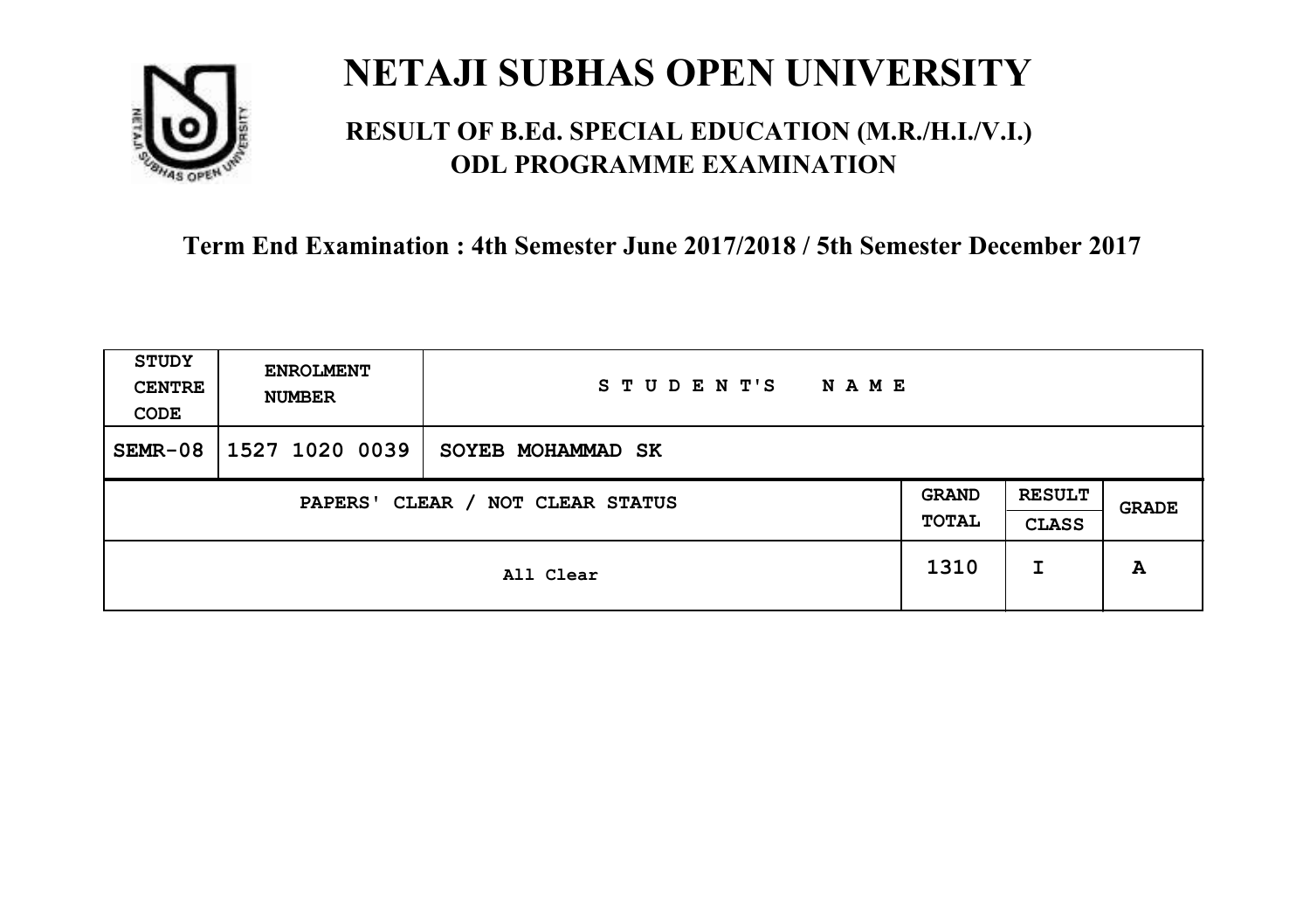# NETAJI SUBHAS OPEN UNIVERSITY

## RESULT OF B.Ed. SPECIAL EDUCATION (M.R./H.I./V.I.) ODL PROGRAMME EXAMINATION

### Term End Examination : 4th Semester June 2017/2018 / 5th Semester December 2017

| STUDY CENTRE CODE | ENROLMENT NUMBER | STUDENT'S NAME | | | |
|---|---|---|---|---|---|
| SEMR-08 | 1527 1020 0039 | SOYEB MOHAMMAD SK | | | |
| PAPERS' CLEAR / NOT CLEAR STATUS | | | GRAND TOTAL | RESULT CLASS | GRADE |
| All Clear | | | 1310 | I | A |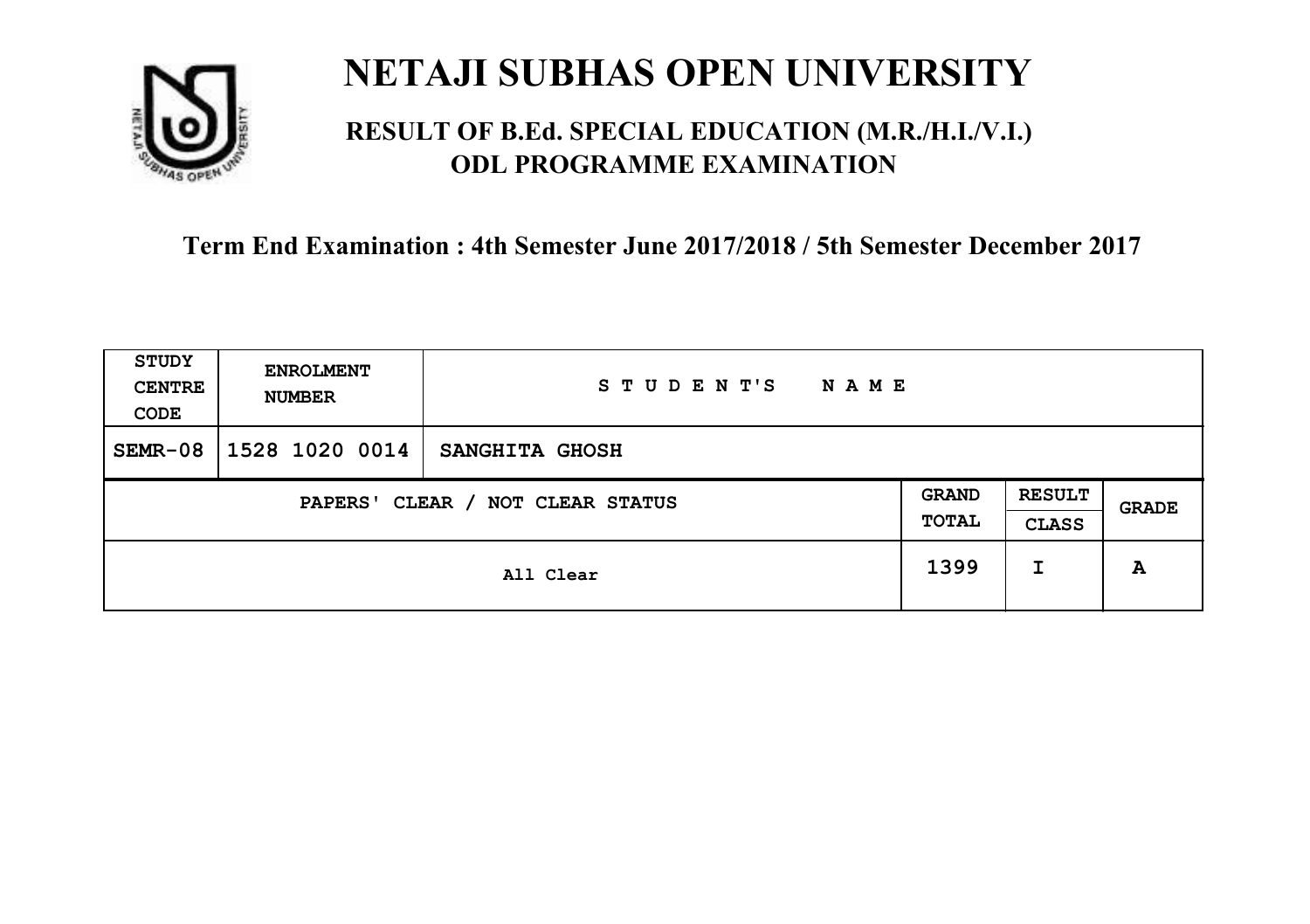# NETAJI SUBHAS OPEN UNIVERSITY

## RESULT OF B.Ed. SPECIAL EDUCATION (M.R./H.I./V.I.) ODL PROGRAMME EXAMINATION

### Term End Examination : 4th Semester June 2017/2018 / 5th Semester December 2017

| STUDY CENTRE CODE | ENROLMENT NUMBER | STUDENT'S NAME | | | |
|---|---|---|---|---|---|
| SEMR-08 | 1528 1020 0014 | SANGHITA GHOSH | | | |
| PAPERS' CLEAR / NOT CLEAR STATUS | | | GRAND TOTAL | RESULT CLASS | GRADE |
| All Clear | | | 1399 | I | A |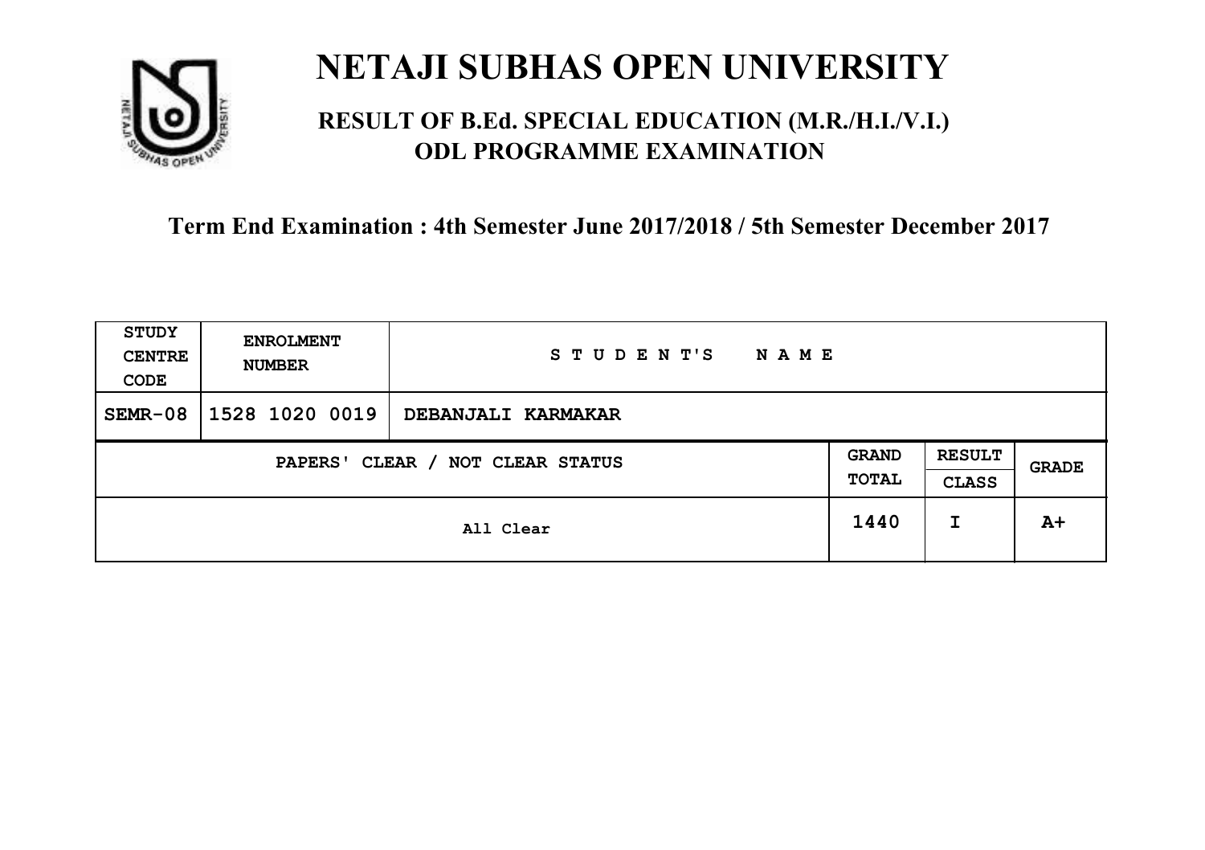# NETAJI SUBHAS OPEN UNIVERSITY

## RESULT OF B.Ed. SPECIAL EDUCATION (M.R./H.I./V.I.) ODL PROGRAMME EXAMINATION

### Term End Examination : 4th Semester June 2017/2018 / 5th Semester December 2017

| STUDY CENTRE CODE | ENROLMENT NUMBER | STUDENT'S NAME | | | |
|---|---|---|---|---|---|
| SEMR-08 | 1528 1020 0019 | DEBANJALI KARMAKAR | | | |
| PAPERS' CLEAR / NOT CLEAR STATUS | | | GRAND TOTAL | RESULT CLASS | GRADE |
| All Clear | | | 1440 | I | A+ |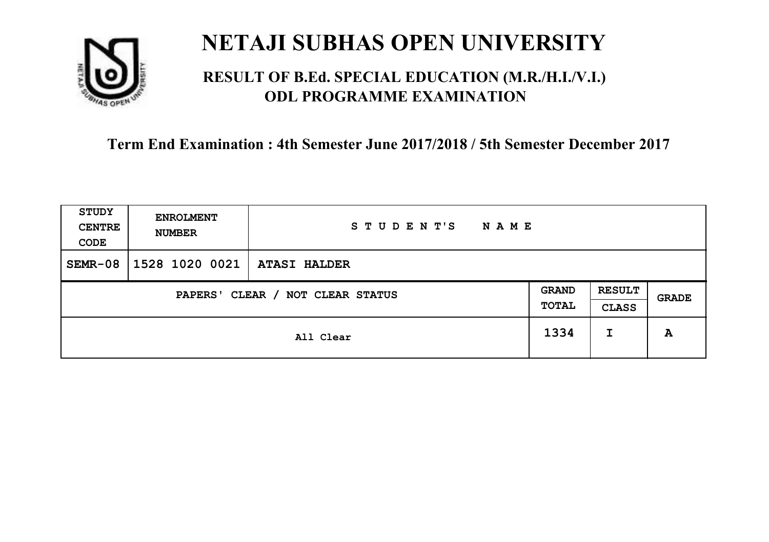# NETAJI SUBHAS OPEN UNIVERSITY

## RESULT OF B.Ed. SPECIAL EDUCATION (M.R./H.I./V.I.) ODL PROGRAMME EXAMINATION

### Term End Examination : 4th Semester June 2017/2018 / 5th Semester December 2017

| STUDY CENTRE CODE | ENROLMENT NUMBER | STUDENT'S NAME | | | |
|---|---|---|---|---|---|
| SEMR-08 | 1528 1020 0021 | ATASI HALDER | | | |
| PAPERS' CLEAR / NOT CLEAR STATUS | | | GRAND TOTAL | RESULT CLASS | GRADE |
| All Clear | | | 1334 | I | A |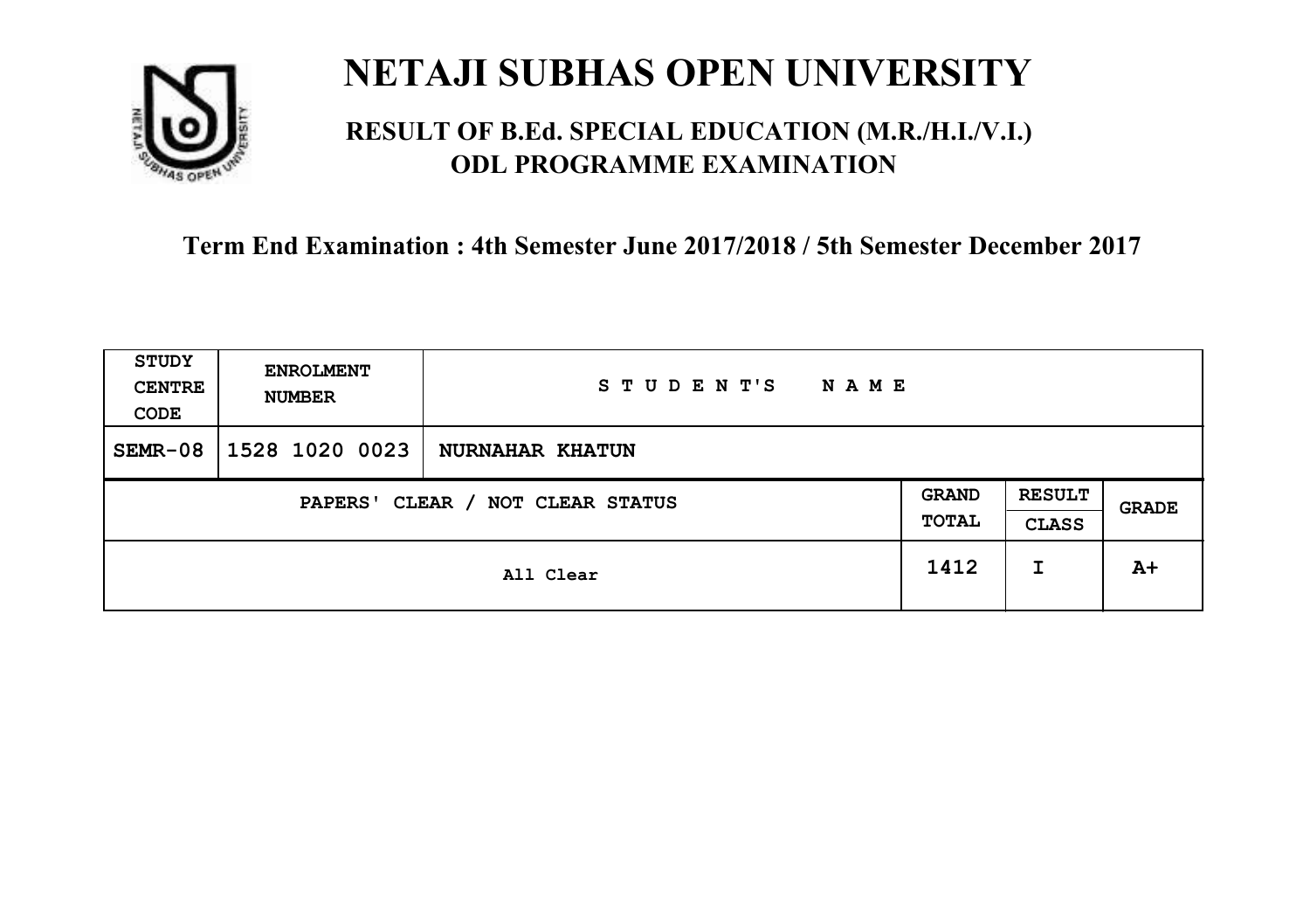# NETAJI SUBHAS OPEN UNIVERSITY

## RESULT OF B.Ed. SPECIAL EDUCATION (M.R./H.I./V.I.) ODL PROGRAMME EXAMINATION

**Term End Examination : 4th Semester June 2017/2018 / 5th Semester December 2017**

| STUDY CENTRE CODE | ENROLMENT NUMBER | STUDENT'S NAME | | | |
|---|---|---|---|---|---|
| SEMR-08 | 1528 1020 0023 | NURNAHAR KHATUN | | | |
| PAPERS' CLEAR / NOT CLEAR STATUS | | | GRAND TOTAL | RESULT CLASS | GRADE |
| All Clear | | | 1412 | I | A+ |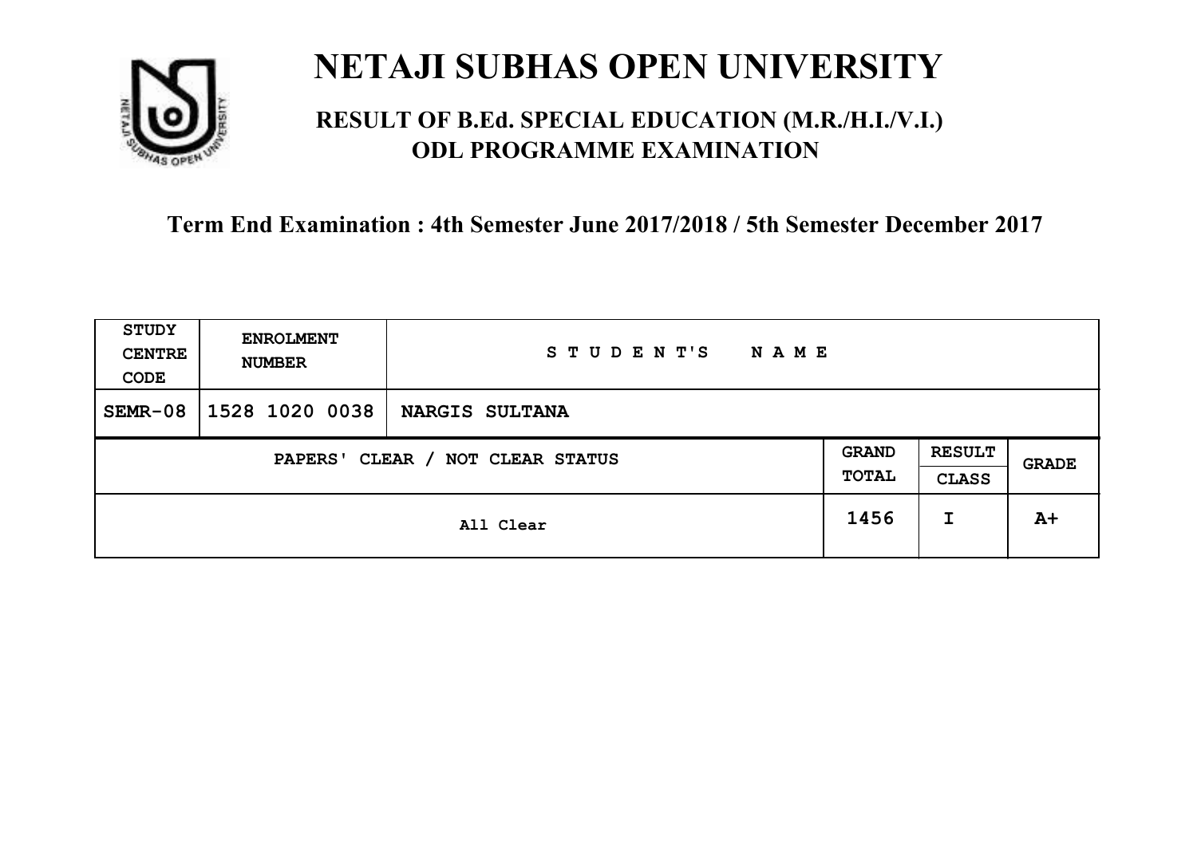# NETAJI SUBHAS OPEN UNIVERSITY

## RESULT OF B.Ed. SPECIAL EDUCATION (M.R./H.I./V.I.) ODL PROGRAMME EXAMINATION

### Term End Examination : 4th Semester June 2017/2018 / 5th Semester December 2017

| STUDY CENTRE CODE | ENROLMENT NUMBER | STUDENT'S NAME | | | |
|---|---|---|---|---|---|
| SEMR-08 | 1528 1020 0038 | NARGIS SULTANA | | | |
| PAPERS' CLEAR / NOT CLEAR STATUS | | | GRAND TOTAL | RESULT CLASS | GRADE |
| All Clear | | | 1456 | I | A+ |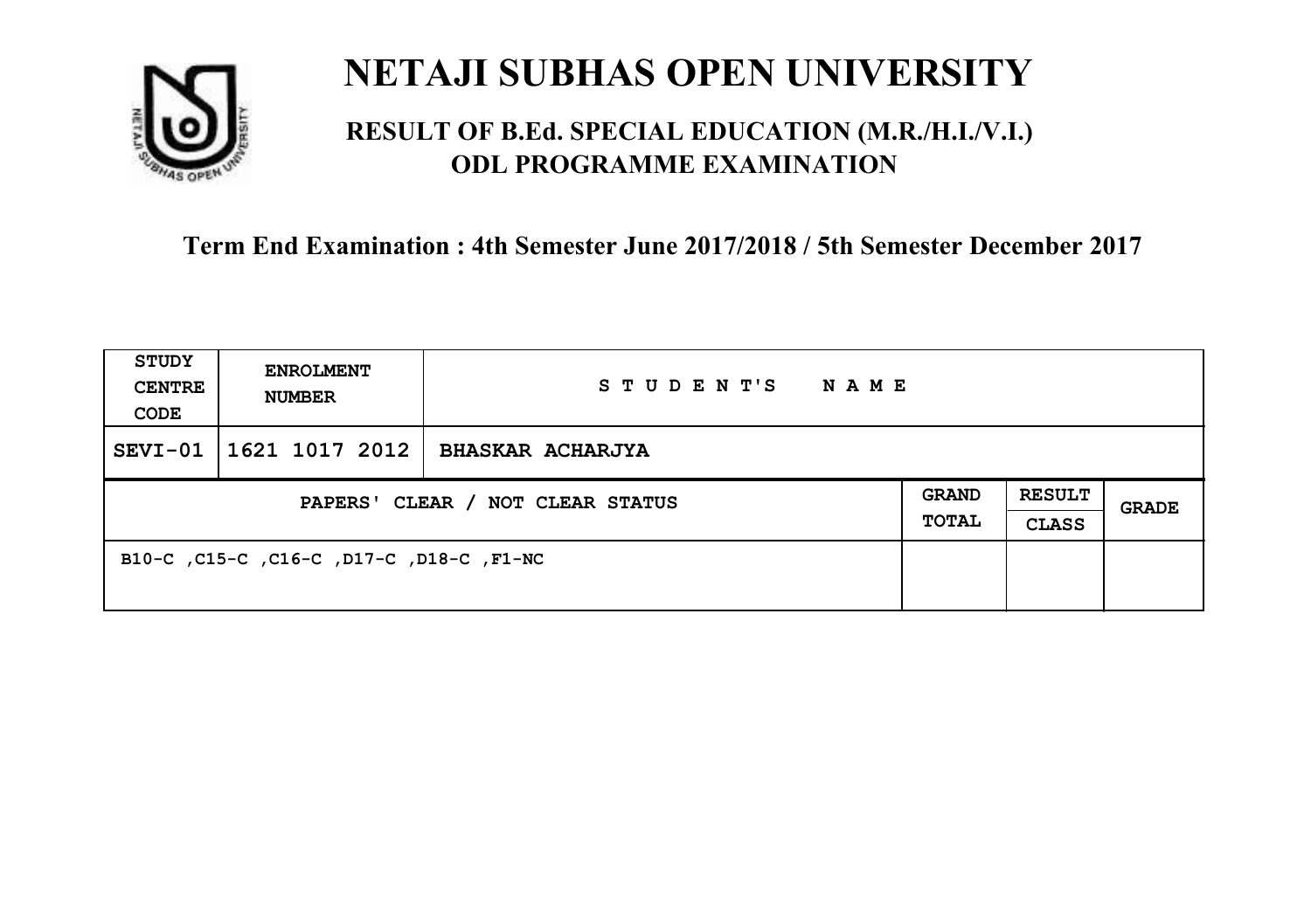# NETAJI SUBHAS OPEN UNIVERSITY

## RESULT OF B.Ed. SPECIAL EDUCATION (M.R./H.I./V.I.) ODL PROGRAMME EXAMINATION

### Term End Examination : 4th Semester June 2017/2018 / 5th Semester December 2017

| STUDY CENTRE CODE | ENROLMENT NUMBER | STUDENT'S NAME | | | |
|---|---|---|---|---|---|
| SEVI-01 | 1621 1017 2012 | BHASKAR ACHARJYA | | | |
| PAPERS' CLEAR / NOT CLEAR STATUS | | | GRAND TOTAL | RESULT CLASS | GRADE |
| B10-C ,C15-C ,C16-C ,D17-C ,D18-C ,F1-NC | | | | | |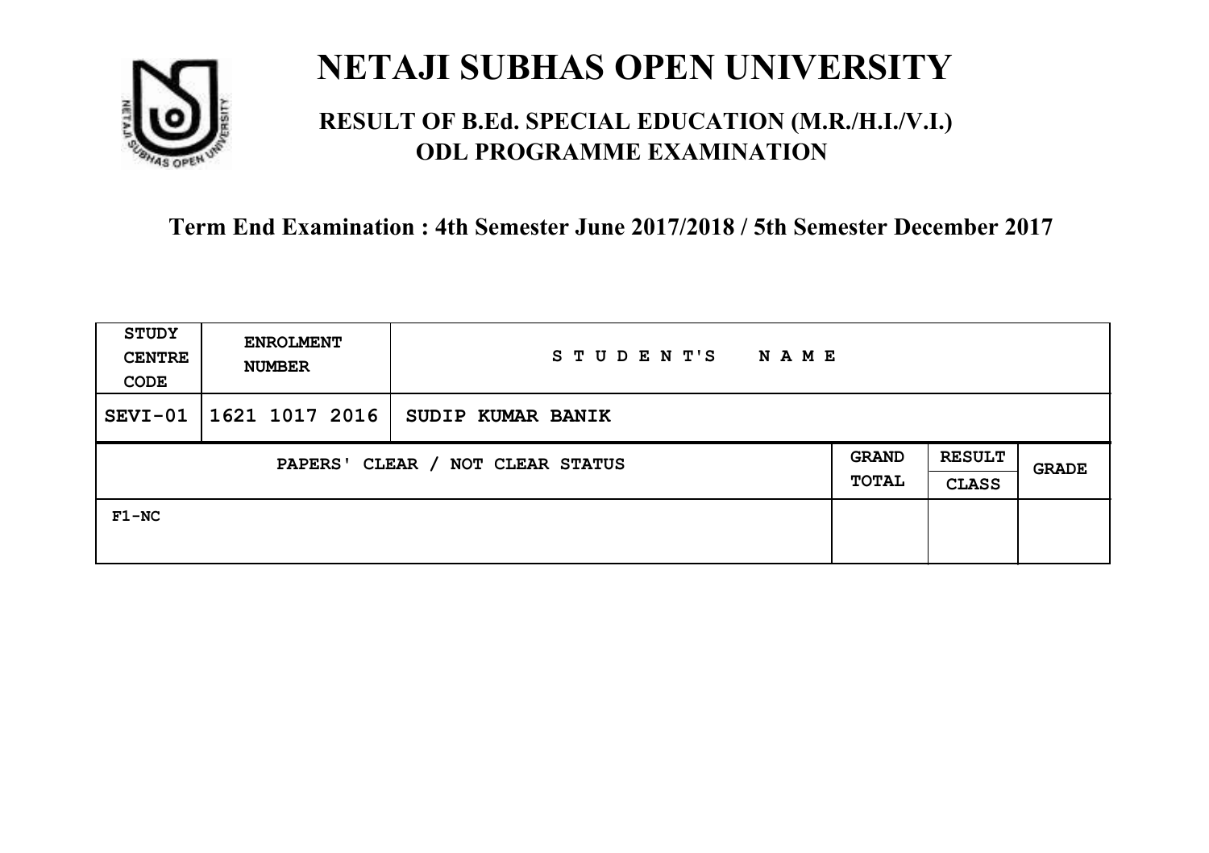# NETAJI SUBHAS OPEN UNIVERSITY

## RESULT OF B.Ed. SPECIAL EDUCATION (M.R./H.I./V.I.) ODL PROGRAMME EXAMINATION

### Term End Examination : 4th Semester June 2017/2018 / 5th Semester December 2017

| STUDY CENTRE CODE | ENROLMENT NUMBER | STUDENT'S NAME | | | |
|---|---|---|---|---|---|
| SEVI-01 | 1621 1017 2016 | SUDIP KUMAR BANIK | | | |
| PAPERS' CLEAR / NOT CLEAR STATUS | | | GRAND TOTAL | RESULT CLASS | GRADE |
| F1-NC | | | | | |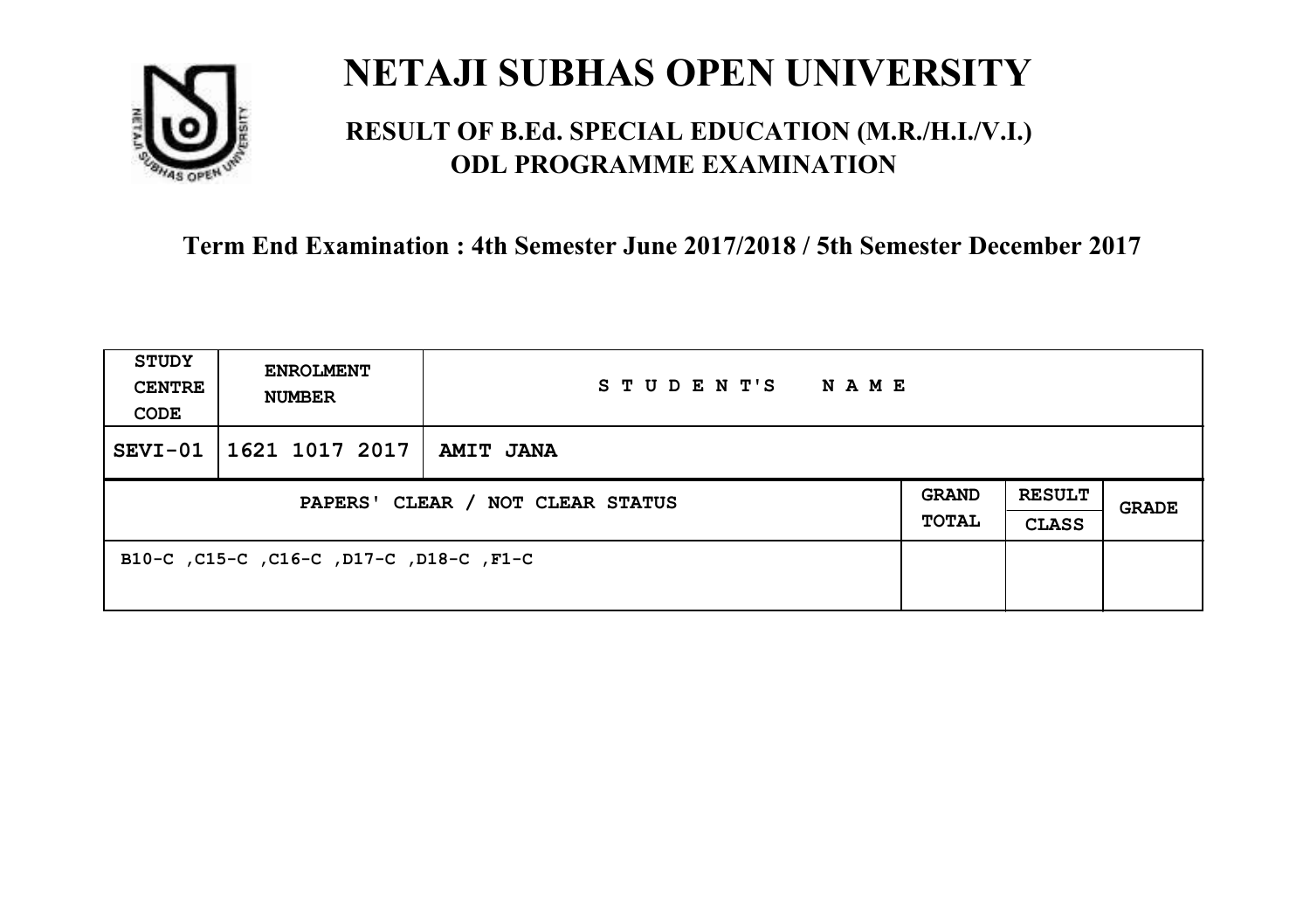# NETAJI SUBHAS OPEN UNIVERSITY

## RESULT OF B.Ed. SPECIAL EDUCATION (M.R./H.I./V.I.) ODL PROGRAMME EXAMINATION

**Term End Examination : 4th Semester June 2017/2018 / 5th Semester December 2017**

| STUDY CENTRE CODE | ENROLMENT NUMBER | STUDENT'S NAME | | | |
|---|---|---|---|---|---|
| SEVI-01 | 1621 1017 2017 | AMIT JANA | | | |
| PAPERS' CLEAR / NOT CLEAR STATUS | | | GRAND TOTAL | RESULT CLASS | GRADE |
| B10-C ,C15-C ,C16-C ,D17-C ,D18-C ,F1-C | | | | | |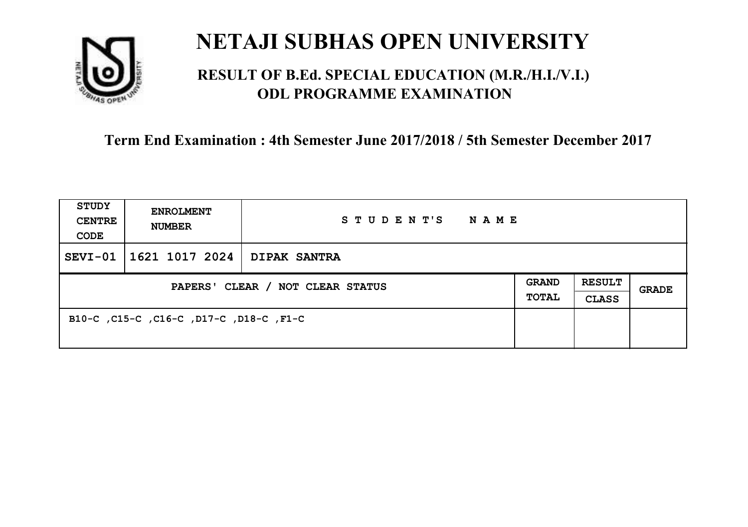# NETAJI SUBHAS OPEN UNIVERSITY

## RESULT OF B.Ed. SPECIAL EDUCATION (M.R./H.I./V.I.) ODL PROGRAMME EXAMINATION

### Term End Examination : 4th Semester June 2017/2018 / 5th Semester December 2017

| STUDY CENTRE CODE | ENROLMENT NUMBER | STUDENT'S NAME | | | |
|---|---|---|---|---|---|
| SEVI-01 | 1621 1017 2024 | DIPAK SANTRA | | | |
| PAPERS' CLEAR / NOT CLEAR STATUS | | | GRAND TOTAL | RESULT CLASS | GRADE |
| B10-C ,C15-C ,C16-C ,D17-C ,D18-C ,F1-C | | | | | |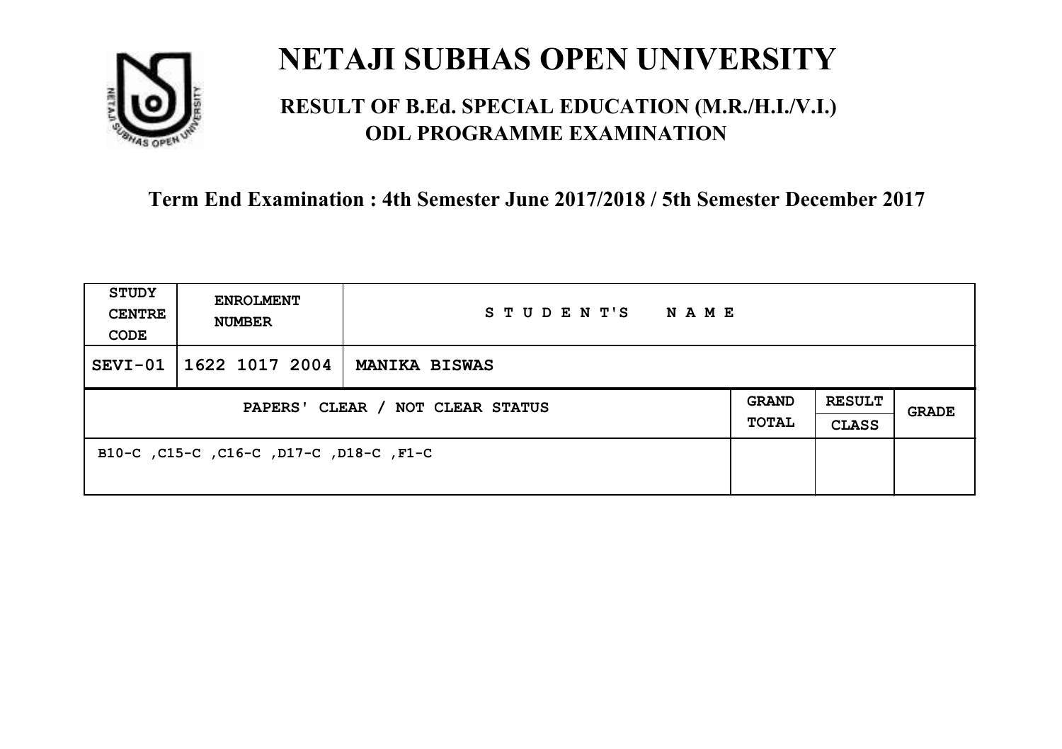# NETAJI SUBHAS OPEN UNIVERSITY

## RESULT OF B.Ed. SPECIAL EDUCATION (M.R./H.I./V.I.) ODL PROGRAMME EXAMINATION

### Term End Examination : 4th Semester June 2017/2018 / 5th Semester December 2017

| STUDY CENTRE CODE | ENROLMENT NUMBER | STUDENT'S NAME | | | |
|---|---|---|---|---|---|
| SEVI-01 | 1622 1017 2004 | MANIKA BISWAS | | | |
| PAPERS' CLEAR / NOT CLEAR STATUS | | | GRAND TOTAL | RESULT CLASS | GRADE |
| B10-C ,C15-C ,C16-C ,D17-C ,D18-C ,F1-C | | | | | |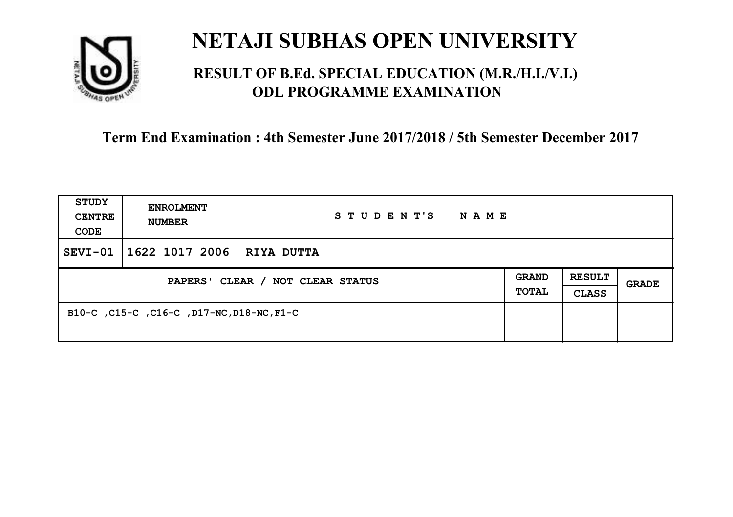# NETAJI SUBHAS OPEN UNIVERSITY

## RESULT OF B.Ed. SPECIAL EDUCATION (M.R./H.I./V.I.) ODL PROGRAMME EXAMINATION

### Term End Examination : 4th Semester June 2017/2018 / 5th Semester December 2017

| STUDY CENTRE CODE | ENROLMENT NUMBER | STUDENT'S NAME | | | |
|---|---|---|---|---|---|
| SEVI-01 | 1622 1017 2006 | RIYA DUTTA | | | |
| PAPERS' CLEAR / NOT CLEAR STATUS | | | GRAND TOTAL | RESULT CLASS | GRADE |
| B10-C ,C15-C ,C16-C ,D17-NC,D18-NC,F1-C | | | | | |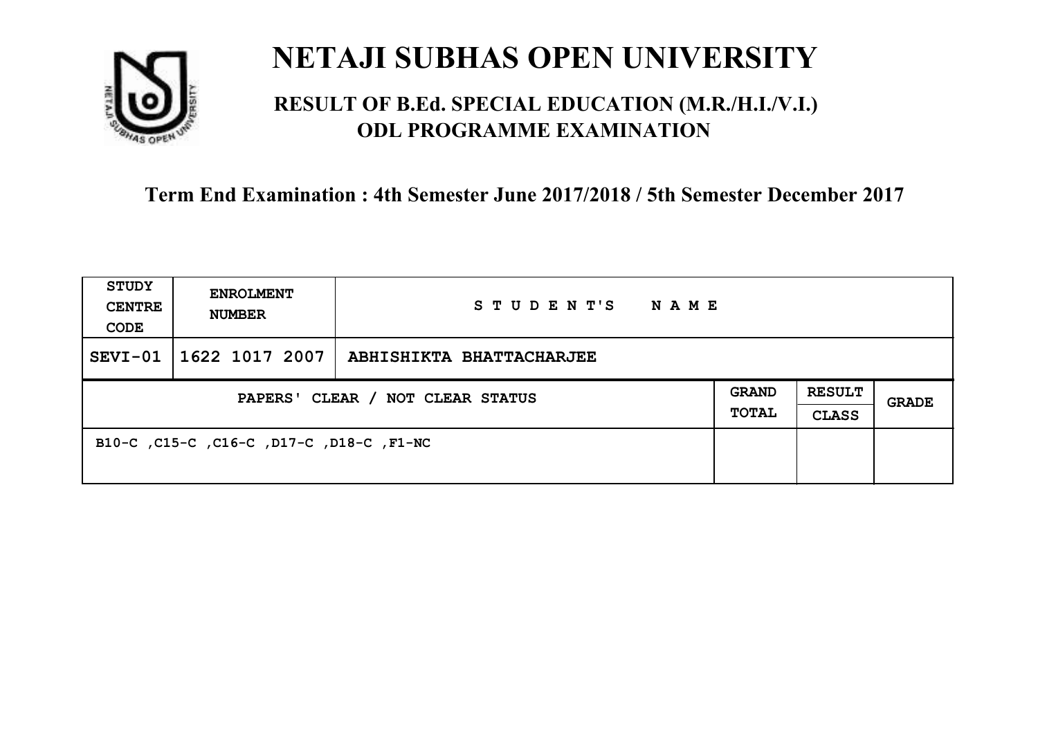# NETAJI SUBHAS OPEN UNIVERSITY

## RESULT OF B.Ed. SPECIAL EDUCATION (M.R./H.I./V.I.) ODL PROGRAMME EXAMINATION

### Term End Examination : 4th Semester June 2017/2018 / 5th Semester December 2017

| STUDY CENTRE CODE | ENROLMENT NUMBER | STUDENT'S NAME | | | |
|---|---|---|---|---|---|
| SEVI-01 | 1622 1017 2007 | ABHISHIKTA BHATTACHARJEE | | | |
| PAPERS' CLEAR / NOT CLEAR STATUS | | | GRAND TOTAL | RESULT CLASS | GRADE |
| B10-C ,C15-C ,C16-C ,D17-C ,D18-C ,F1-NC | | | | | |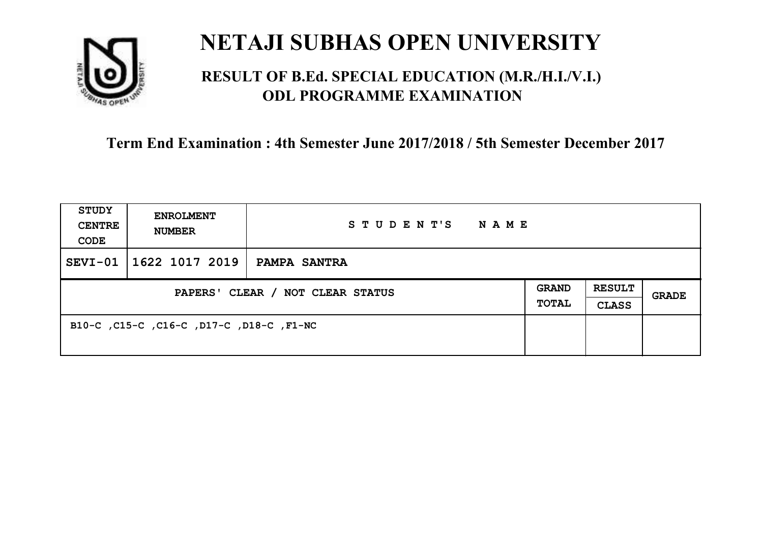# NETAJI SUBHAS OPEN UNIVERSITY

## RESULT OF B.Ed. SPECIAL EDUCATION (M.R./H.I./V.I.) ODL PROGRAMME EXAMINATION

**Term End Examination : 4th Semester June 2017/2018 / 5th Semester December 2017**

| STUDY CENTRE CODE | ENROLMENT NUMBER | STUDENT'S NAME | | | |
|---|---|---|---|---|---|
| SEVI-01 | 1622 1017 2019 | PAMPA SANTRA | | | |
| PAPERS' CLEAR / NOT CLEAR STATUS | | | GRAND TOTAL | RESULT CLASS | GRADE |
| B10-C ,C15-C ,C16-C ,D17-C ,D18-C ,F1-NC | | | | | |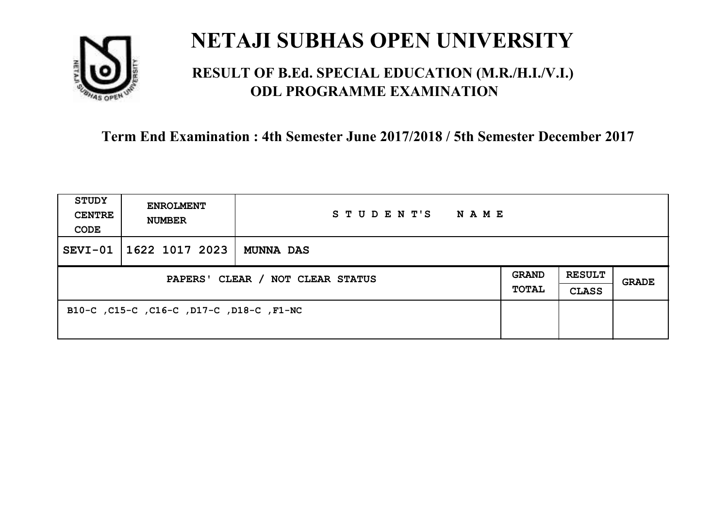# NETAJI SUBHAS OPEN UNIVERSITY

## RESULT OF B.Ed. SPECIAL EDUCATION (M.R./H.I./V.I.) ODL PROGRAMME EXAMINATION

### Term End Examination : 4th Semester June 2017/2018 / 5th Semester December 2017

| STUDY CENTRE CODE | ENROLMENT NUMBER | STUDENT'S NAME | | | |
|---|---|---|---|---|---|
| SEVI-01 | 1622 1017 2023 | MUNNA DAS | | | |
| PAPERS' CLEAR / NOT CLEAR STATUS | | | GRAND TOTAL | RESULT CLASS | GRADE |
| B10-C ,C15-C ,C16-C ,D17-C ,D18-C ,F1-NC | | | | | |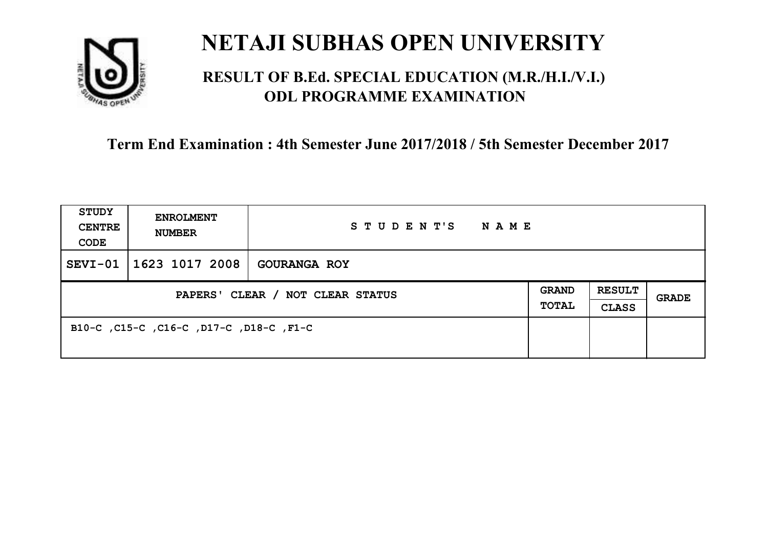# NETAJI SUBHAS OPEN UNIVERSITY

## RESULT OF B.Ed. SPECIAL EDUCATION (M.R./H.I./V.I.) ODL PROGRAMME EXAMINATION

### Term End Examination : 4th Semester June 2017/2018 / 5th Semester December 2017

| STUDY CENTRE CODE | ENROLMENT NUMBER | STUDENT'S NAME | | | |
|---|---|---|---|---|---|
| SEVI-01 | 1623 1017 2008 | GOURANGA ROY | | | |
| PAPERS' CLEAR / NOT CLEAR STATUS | | | GRAND TOTAL | RESULT CLASS | GRADE |
| B10-C ,C15-C ,C16-C ,D17-C ,D18-C ,F1-C | | | | | |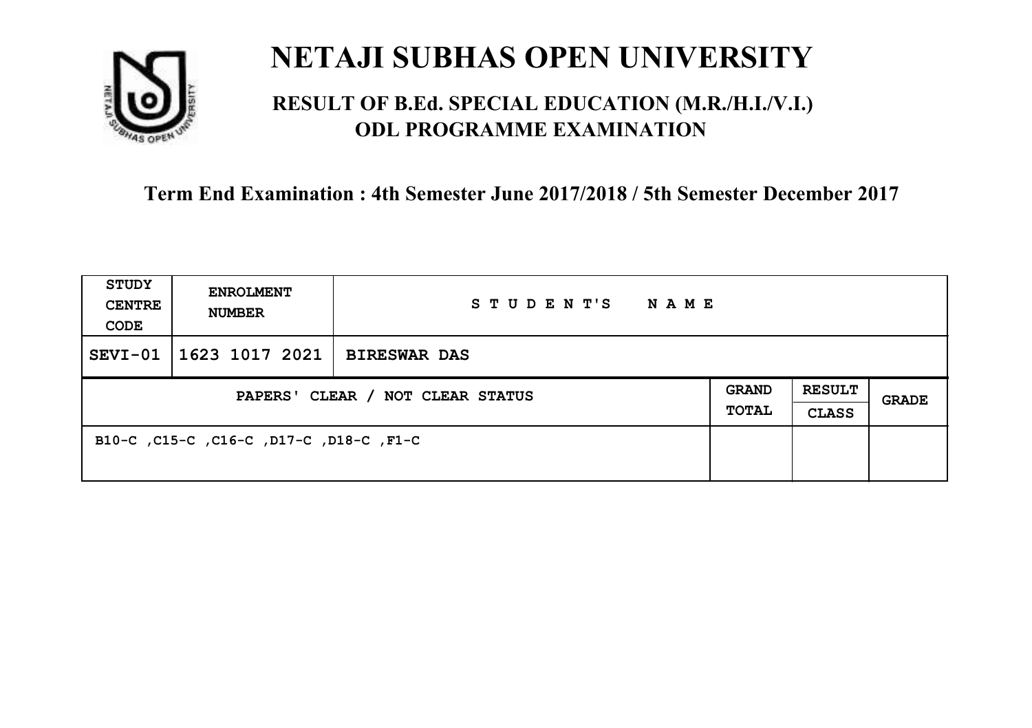# NETAJI SUBHAS OPEN UNIVERSITY

## RESULT OF B.Ed. SPECIAL EDUCATION (M.R./H.I./V.I.) ODL PROGRAMME EXAMINATION

### Term End Examination : 4th Semester June 2017/2018 / 5th Semester December 2017

| STUDY CENTRE CODE | ENROLMENT NUMBER | STUDENT'S NAME | | | |
|---|---|---|---|---|---|
| SEVI-01 | 1623 1017 2021 | BIRESWAR DAS | | | |
| PAPERS' CLEAR / NOT CLEAR STATUS | | | GRAND TOTAL | RESULT CLASS | GRADE |
| B10-C ,C15-C ,C16-C ,D17-C ,D18-C ,F1-C | | | | | |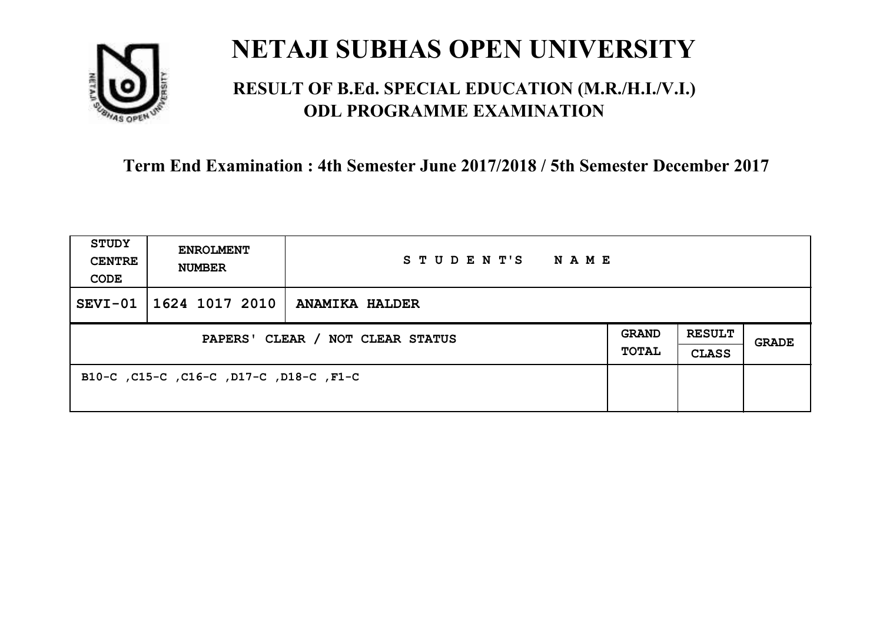# NETAJI SUBHAS OPEN UNIVERSITY

## RESULT OF B.Ed. SPECIAL EDUCATION (M.R./H.I./V.I.) ODL PROGRAMME EXAMINATION

### Term End Examination : 4th Semester June 2017/2018 / 5th Semester December 2017

| STUDY CENTRE CODE | ENROLMENT NUMBER | STUDENT'S NAME | | | |
|---|---|---|---|---|---|
| SEVI-01 | 1624 1017 2010 | ANAMIKA HALDER | | | |
| PAPERS' CLEAR / NOT CLEAR STATUS | | | GRAND TOTAL | RESULT CLASS | GRADE |
| B10-C ,C15-C ,C16-C ,D17-C ,D18-C ,F1-C | | | | | |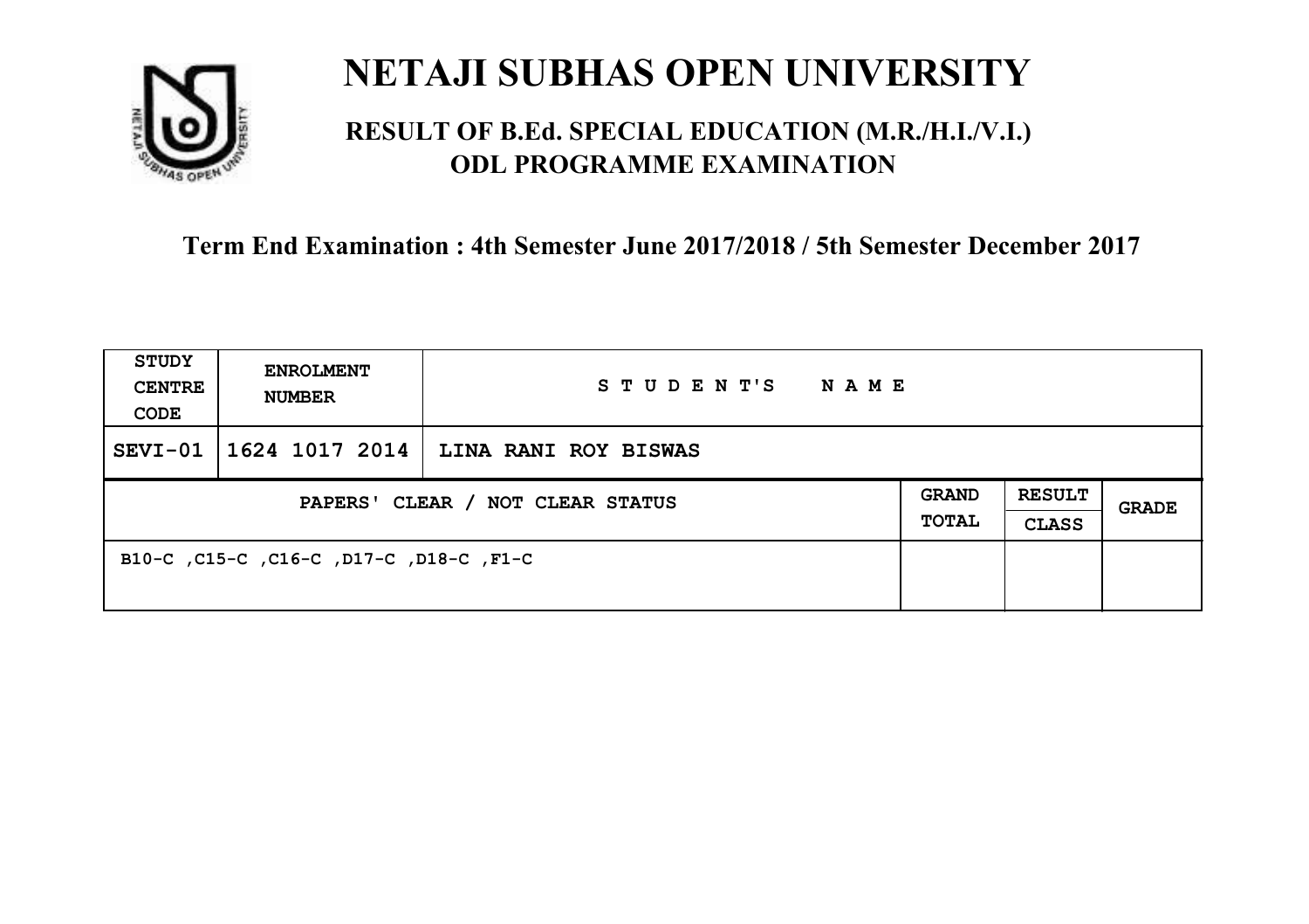# NETAJI SUBHAS OPEN UNIVERSITY

## RESULT OF B.Ed. SPECIAL EDUCATION (M.R./H.I./V.I.) ODL PROGRAMME EXAMINATION

### Term End Examination : 4th Semester June 2017/2018 / 5th Semester December 2017

| STUDY CENTRE CODE | ENROLMENT NUMBER | STUDENT'S NAME | | | |
|---|---|---|---|---|---|
| SEVI-01 | 1624 1017 2014 | LINA RANI ROY BISWAS | | | |
| PAPERS' CLEAR / NOT CLEAR STATUS | | | GRAND TOTAL | RESULT CLASS | GRADE |
| B10-C ,C15-C ,C16-C ,D17-C ,D18-C ,F1-C | | | | | |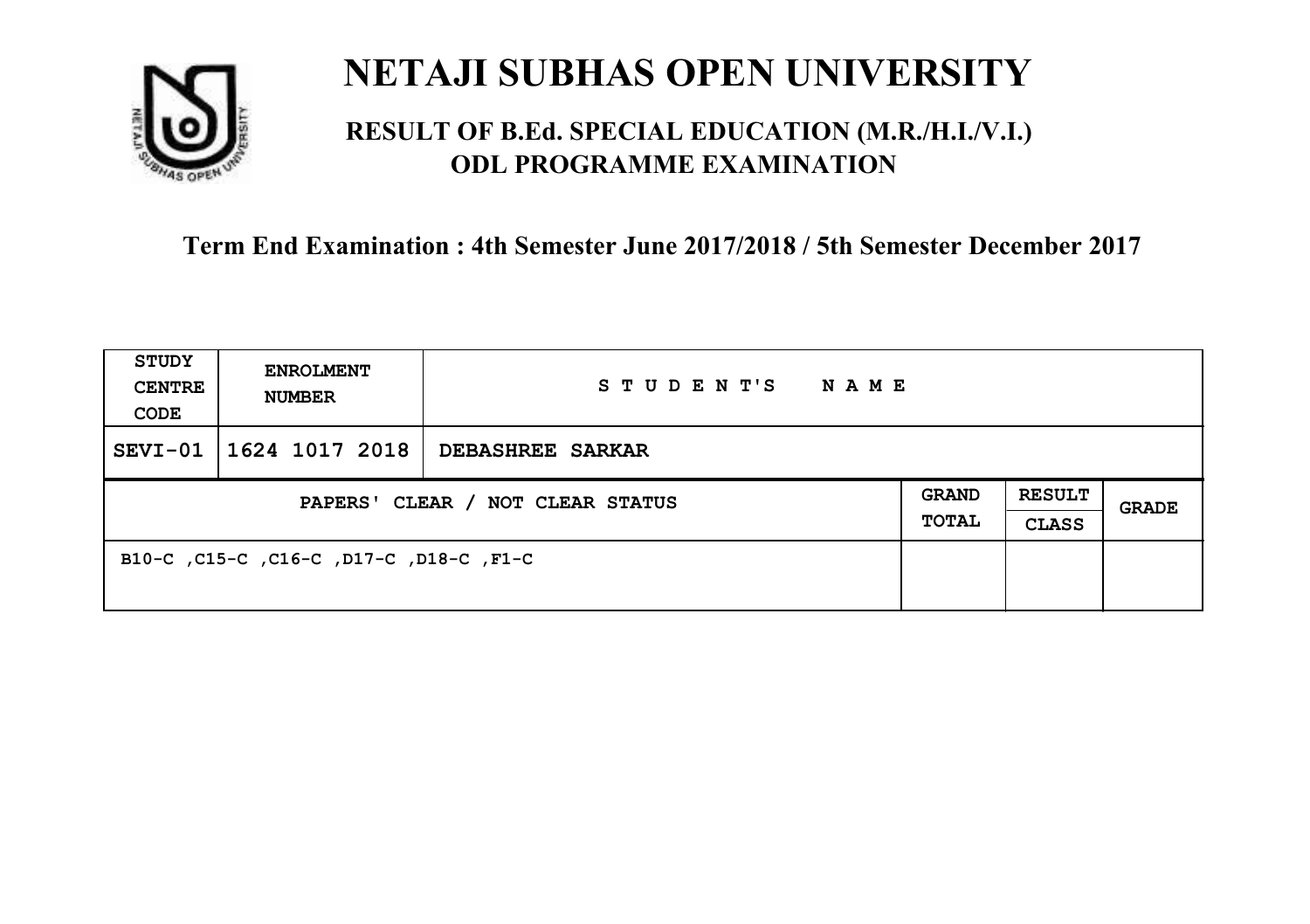# NETAJI SUBHAS OPEN UNIVERSITY

## RESULT OF B.Ed. SPECIAL EDUCATION (M.R./H.I./V.I.) ODL PROGRAMME EXAMINATION

**Term End Examination : 4th Semester June 2017/2018 / 5th Semester December 2017**

| STUDY CENTRE CODE | ENROLMENT NUMBER | STUDENT'S NAME | | | |
|---|---|---|---|---|---|
| SEVI-01 | 1624 1017 2018 | DEBASHREE SARKAR | | | |
| PAPERS' CLEAR / NOT CLEAR STATUS | | | GRAND TOTAL | RESULT CLASS | GRADE |
| B10-C ,C15-C ,C16-C ,D17-C ,D18-C ,F1-C | | | | | |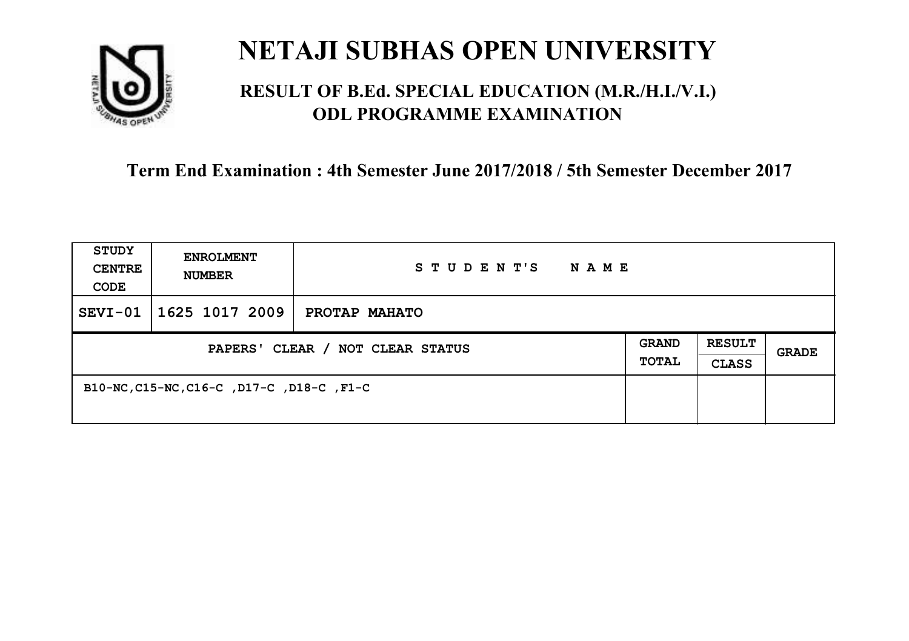# NETAJI SUBHAS OPEN UNIVERSITY

## RESULT OF B.Ed. SPECIAL EDUCATION (M.R./H.I./V.I.) ODL PROGRAMME EXAMINATION

**Term End Examination : 4th Semester June 2017/2018 / 5th Semester December 2017**

| STUDY CENTRE CODE | ENROLMENT NUMBER | STUDENT'S NAME | | | |
|---|---|---|---|---|---|
| SEVI-01 | 1625 1017 2009 | PROTAP MAHATO | | | |
| PAPERS' CLEAR / NOT CLEAR STATUS | | | GRAND TOTAL | RESULT CLASS | GRADE |
| B10-NC,C15-NC,C16-C ,D17-C ,D18-C ,F1-C | | | | | |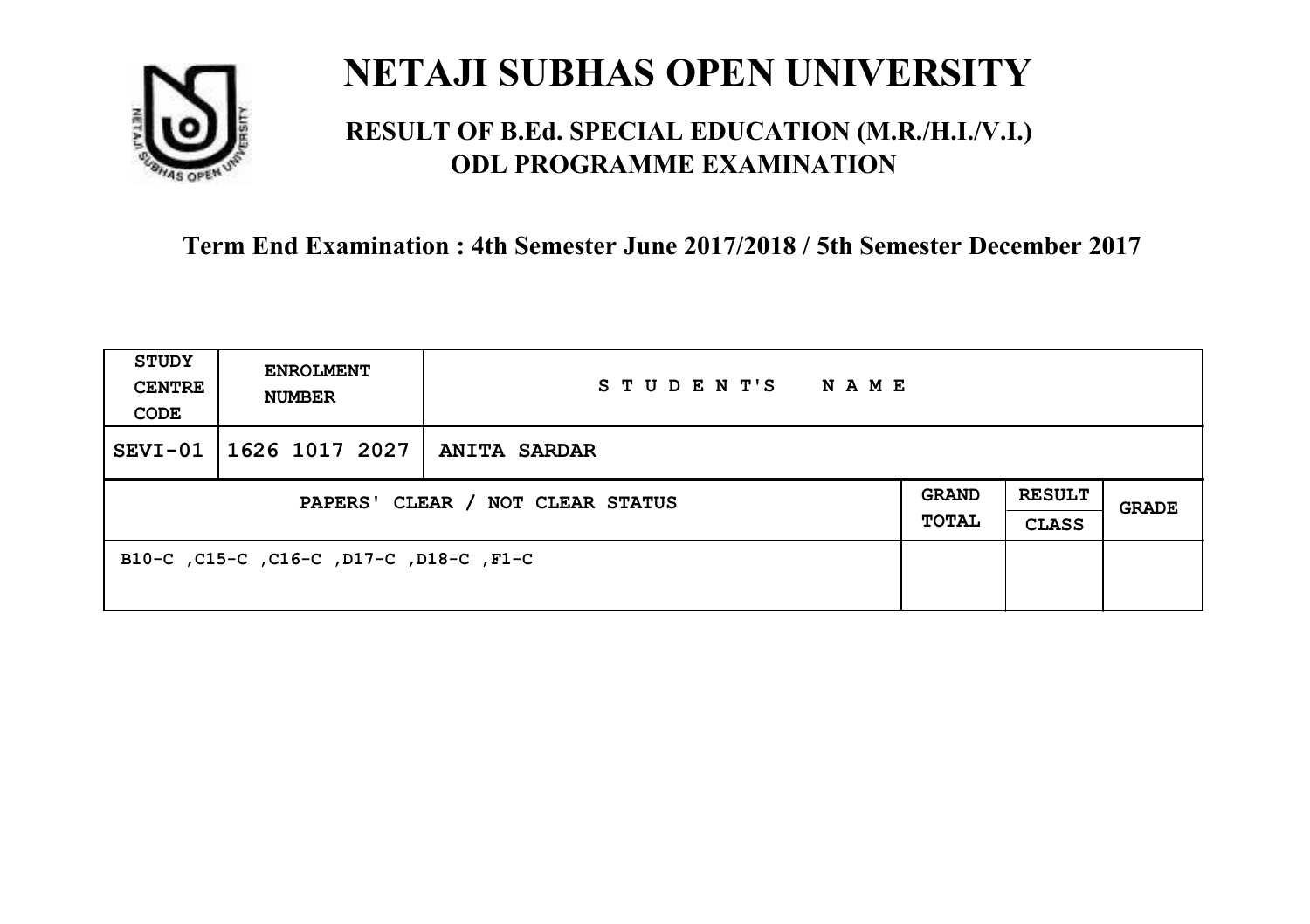# NETAJI SUBHAS OPEN UNIVERSITY

## RESULT OF B.Ed. SPECIAL EDUCATION (M.R./H.I./V.I.) ODL PROGRAMME EXAMINATION

### Term End Examination : 4th Semester June 2017/2018 / 5th Semester December 2017

| STUDY CENTRE CODE | ENROLMENT NUMBER | STUDENT'S NAME | | | |
|---|---|---|---|---|---|
| SEVI-01 | 1626 1017 2027 | ANITA SARDAR | | | |
| PAPERS' CLEAR / NOT CLEAR STATUS | | | GRAND TOTAL | RESULT CLASS | GRADE |
| B10-C ,C15-C ,C16-C ,D17-C ,D18-C ,F1-C | | | | | |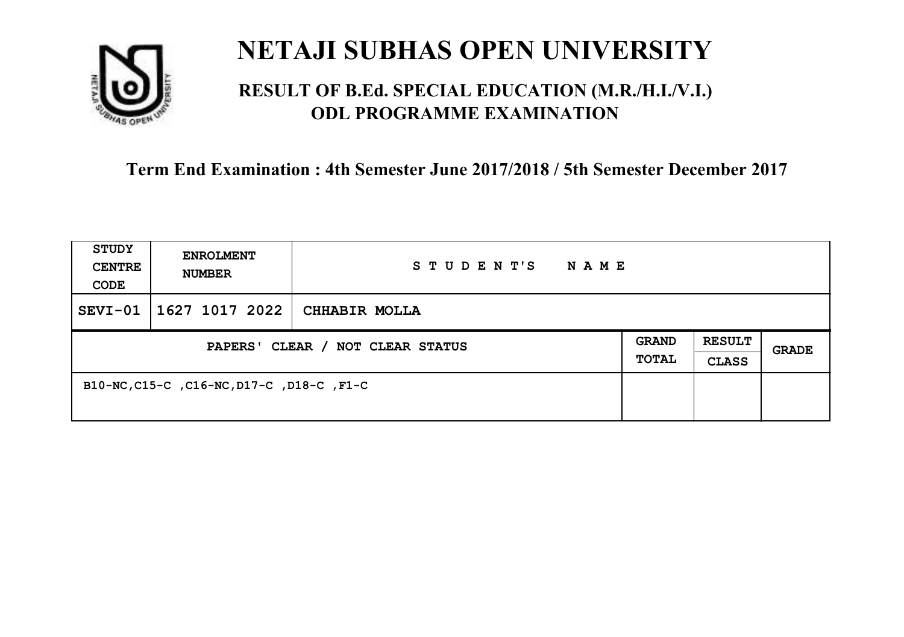# NETAJI SUBHAS OPEN UNIVERSITY

## RESULT OF B.Ed. SPECIAL EDUCATION (M.R./H.I./V.I.) ODL PROGRAMME EXAMINATION

**Term End Examination : 4th Semester June 2017/2018 / 5th Semester December 2017**

| STUDY CENTRE CODE | ENROLMENT NUMBER | STUDENT'S NAME | | | |
|---|---|---|---|---|---|
| SEVI-01 | 1627 1017 2022 | CHHABIR MOLLA | | | |
| PAPERS' CLEAR / NOT CLEAR STATUS | | | GRAND TOTAL | RESULT CLASS | GRADE |
| B10-NC,C15-C ,C16-NC,D17-C ,D18-C ,F1-C | | | | | |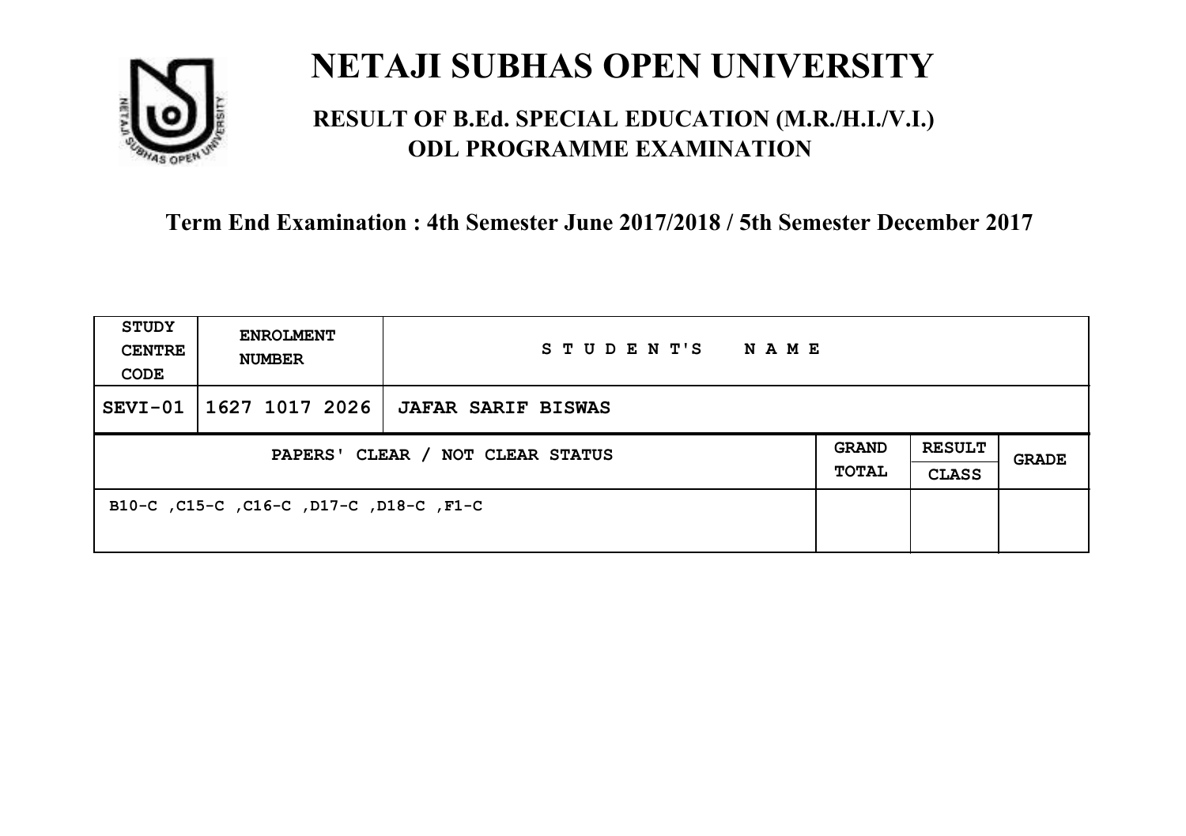# NETAJI SUBHAS OPEN UNIVERSITY

## RESULT OF B.Ed. SPECIAL EDUCATION (M.R./H.I./V.I.) ODL PROGRAMME EXAMINATION

### Term End Examination : 4th Semester June 2017/2018 / 5th Semester December 2017

| STUDY CENTRE CODE | ENROLMENT NUMBER | STUDENT'S NAME | | | |
|---|---|---|---|---|---|
| SEVI-01 | 1627 1017 2026 | JAFAR SARIF BISWAS | | | |
| PAPERS' CLEAR / NOT CLEAR STATUS | | | GRAND TOTAL | RESULT CLASS | GRADE |
| B10-C ,C15-C ,C16-C ,D17-C ,D18-C ,F1-C | | | | | |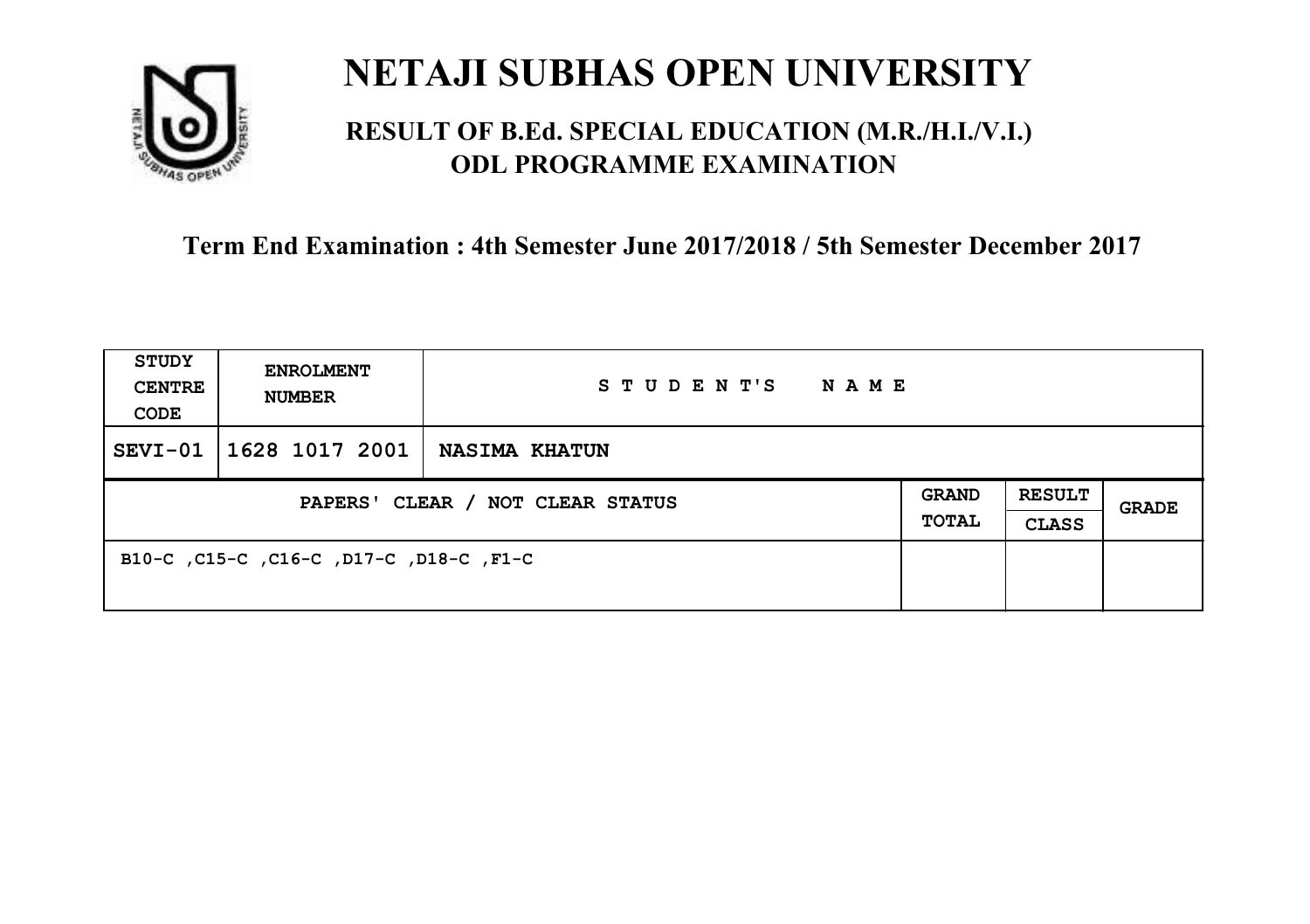# NETAJI SUBHAS OPEN UNIVERSITY

## RESULT OF B.Ed. SPECIAL EDUCATION (M.R./H.I./V.I.) ODL PROGRAMME EXAMINATION

### Term End Examination : 4th Semester June 2017/2018 / 5th Semester December 2017

| STUDY CENTRE CODE | ENROLMENT NUMBER | STUDENT'S NAME | | | |
|---|---|---|---|---|---|
| SEVI-01 | 1628 1017 2001 | NASIMA KHATUN | | | |
| PAPERS' CLEAR / NOT CLEAR STATUS | | | GRAND TOTAL | RESULT CLASS | GRADE |
| B10-C ,C15-C ,C16-C ,D17-C ,D18-C ,F1-C | | | | | |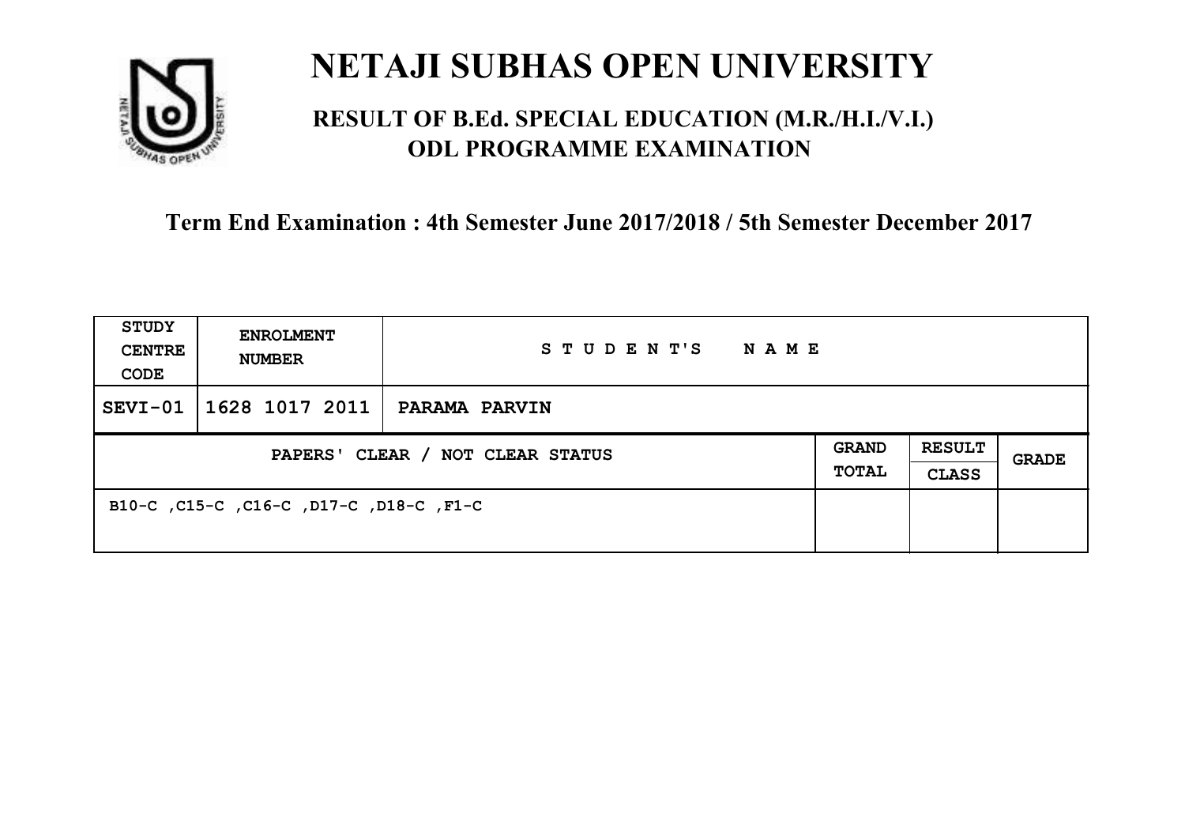# NETAJI SUBHAS OPEN UNIVERSITY

## RESULT OF B.Ed. SPECIAL EDUCATION (M.R./H.I./V.I.) ODL PROGRAMME EXAMINATION

### Term End Examination : 4th Semester June 2017/2018 / 5th Semester December 2017

| STUDY CENTRE CODE | ENROLMENT NUMBER | STUDENT'S NAME | | | |
|---|---|---|---|---|---|
| SEVI-01 | 1628 1017 2011 | PARAMA PARVIN | | | |
| PAPERS' CLEAR / NOT CLEAR STATUS | | | GRAND TOTAL | RESULT CLASS | GRADE |
| B10-C ,C15-C ,C16-C ,D17-C ,D18-C ,F1-C | | | | | |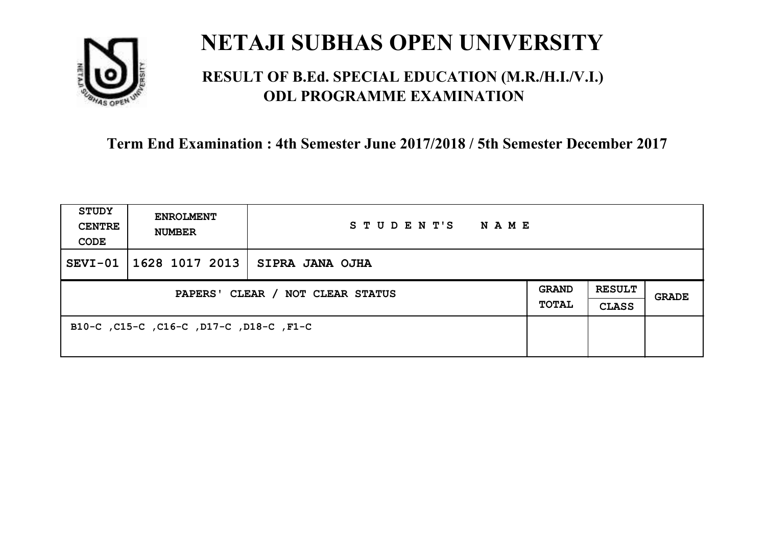# NETAJI SUBHAS OPEN UNIVERSITY

## RESULT OF B.Ed. SPECIAL EDUCATION (M.R./H.I./V.I.) ODL PROGRAMME EXAMINATION

### Term End Examination : 4th Semester June 2017/2018 / 5th Semester December 2017

| STUDY CENTRE CODE | ENROLMENT NUMBER | STUDENT'S NAME | | | |
|---|---|---|---|---|---|
| SEVI-01 | 1628 1017 2013 | SIPRA JANA OJHA | | | |
| PAPERS' CLEAR / NOT CLEAR STATUS | | | GRAND TOTAL | RESULT CLASS | GRADE |
| B10-C ,C15-C ,C16-C ,D17-C ,D18-C ,F1-C | | | | | |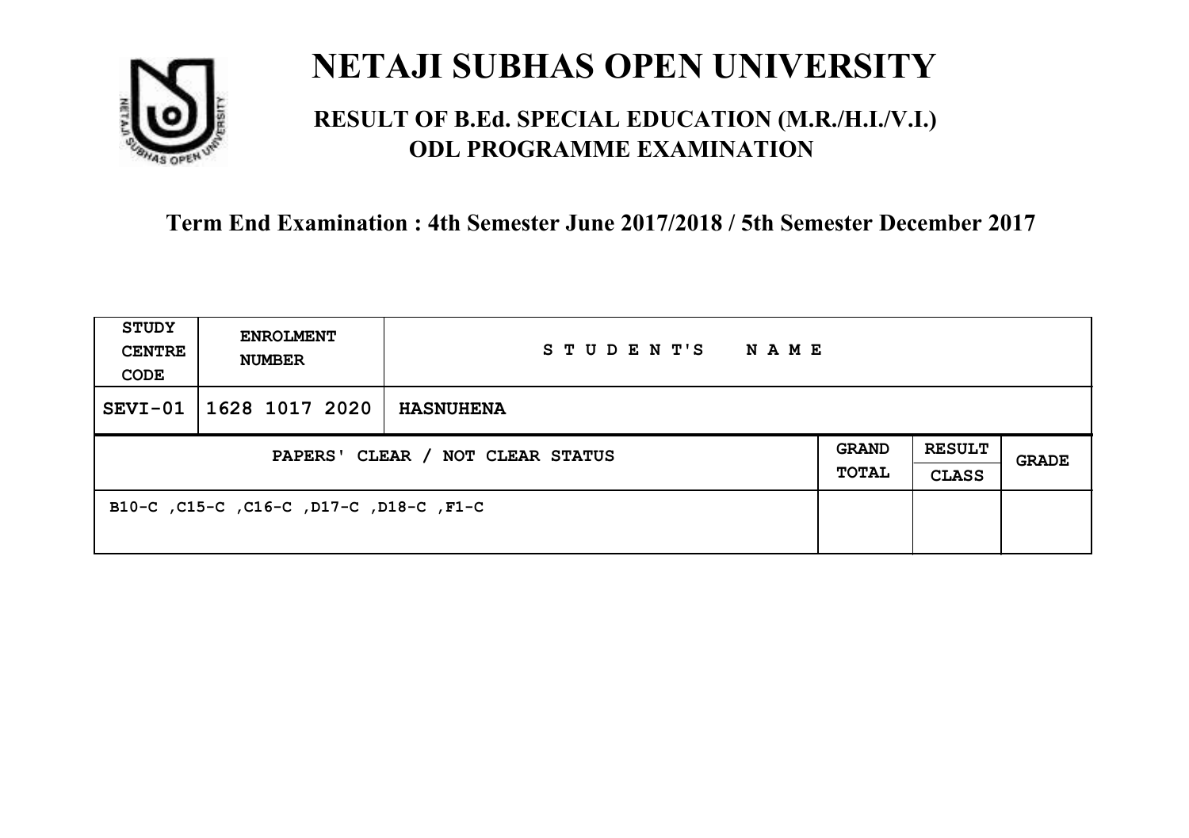# NETAJI SUBHAS OPEN UNIVERSITY

## RESULT OF B.Ed. SPECIAL EDUCATION (M.R./H.I./V.I.) ODL PROGRAMME EXAMINATION

**Term End Examination : 4th Semester June 2017/2018 / 5th Semester December 2017**

| STUDY CENTRE CODE | ENROLMENT NUMBER | STUDENT'S NAME | | | |
|---|---|---|---|---|---|
| SEVI-01 | 1628 1017 2020 | **HASNUHENA** | | | |
| PAPERS' CLEAR / NOT CLEAR STATUS | | | GRAND TOTAL | RESULT CLASS | GRADE |
| B10-C ,C15-C ,C16-C ,D17-C ,D18-C ,F1-C | | | | | |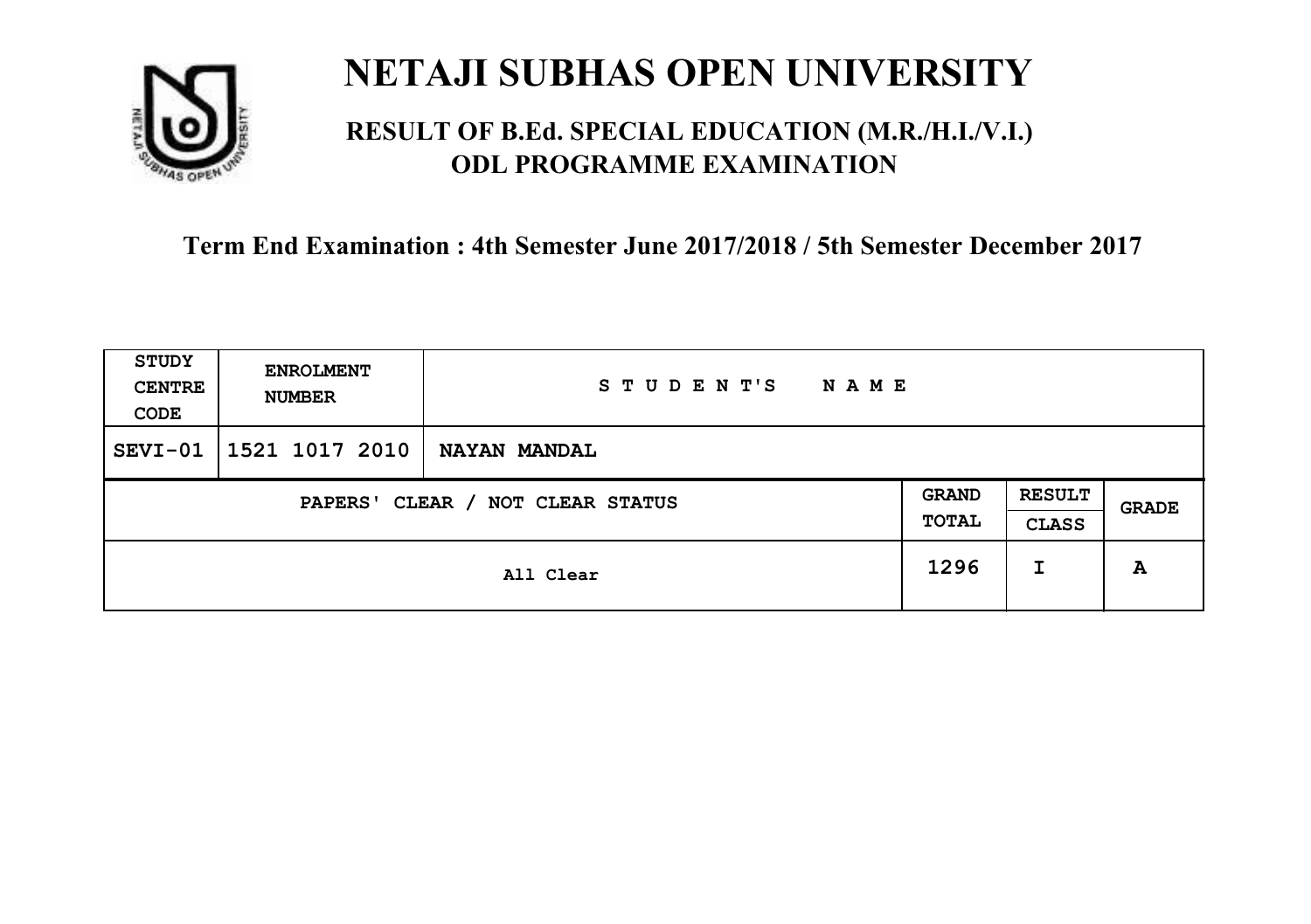# NETAJI SUBHAS OPEN UNIVERSITY

## RESULT OF B.Ed. SPECIAL EDUCATION (M.R./H.I./V.I.) ODL PROGRAMME EXAMINATION

**Term End Examination : 4th Semester June 2017/2018 / 5th Semester December 2017**

| STUDY CENTRE CODE | ENROLMENT NUMBER | STUDENT'S NAME | | | |
|---|---|---|---|---|---|
| SEVI-01 | 1521 1017 2010 | NAYAN MANDAL | | | |
| PAPERS' CLEAR / NOT CLEAR STATUS | | | GRAND TOTAL | RESULT CLASS | GRADE |
| All Clear | | | 1296 | I | A |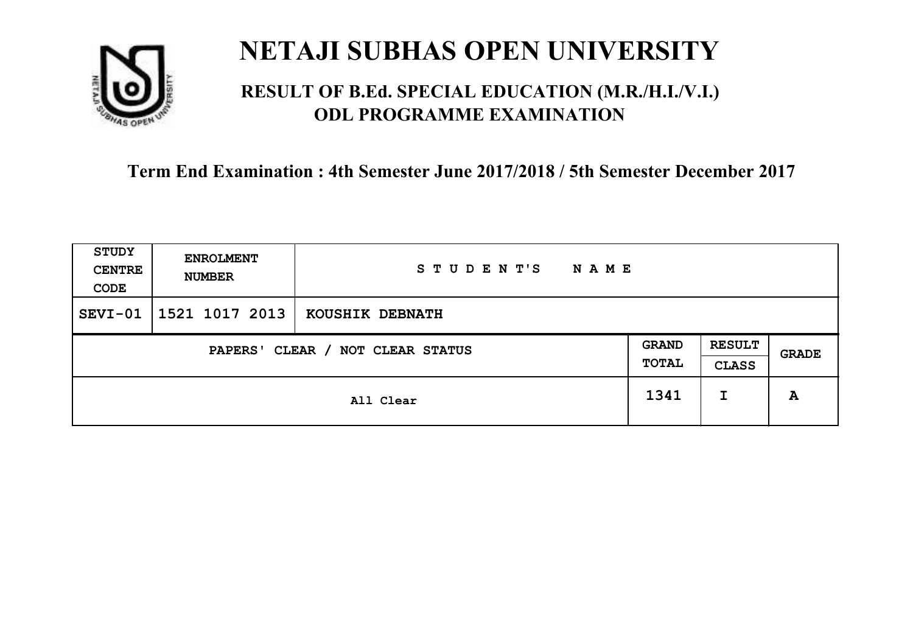# NETAJI SUBHAS OPEN UNIVERSITY

## RESULT OF B.Ed. SPECIAL EDUCATION (M.R./H.I./V.I.) ODL PROGRAMME EXAMINATION

### Term End Examination : 4th Semester June 2017/2018 / 5th Semester December 2017

| STUDY CENTRE CODE | ENROLMENT NUMBER | STUDENT'S NAME | | | |
|---|---|---|---|---|---|
| SEVI-01 | 1521 1017 2013 | KOUSHIK DEBNATH | | | |
| PAPERS' CLEAR / NOT CLEAR STATUS | | | GRAND TOTAL | RESULT CLASS | GRADE |
| All Clear | | | 1341 | I | A |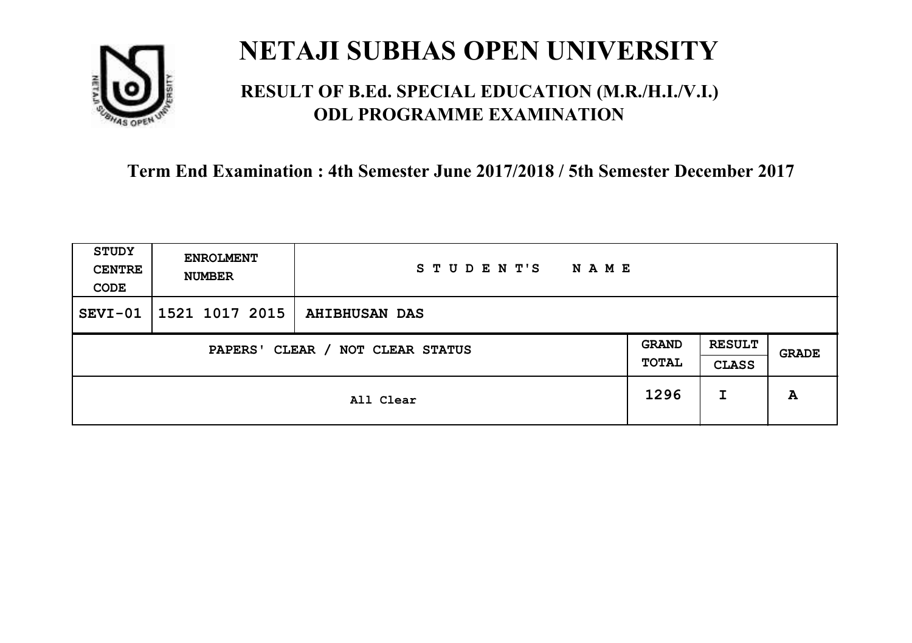# NETAJI SUBHAS OPEN UNIVERSITY

## RESULT OF B.Ed. SPECIAL EDUCATION (M.R./H.I./V.I.) ODL PROGRAMME EXAMINATION

### Term End Examination : 4th Semester June 2017/2018 / 5th Semester December 2017

| STUDY CENTRE CODE | ENROLMENT NUMBER | STUDENT'S NAME | | | |
|---|---|---|---|---|---|
| SEVI-01 | 1521 1017 2015 | AHIBHUSAN DAS | | | |
| PAPERS' CLEAR / NOT CLEAR STATUS | | | GRAND TOTAL | RESULT CLASS | GRADE |
| All Clear | | | 1296 | I | A |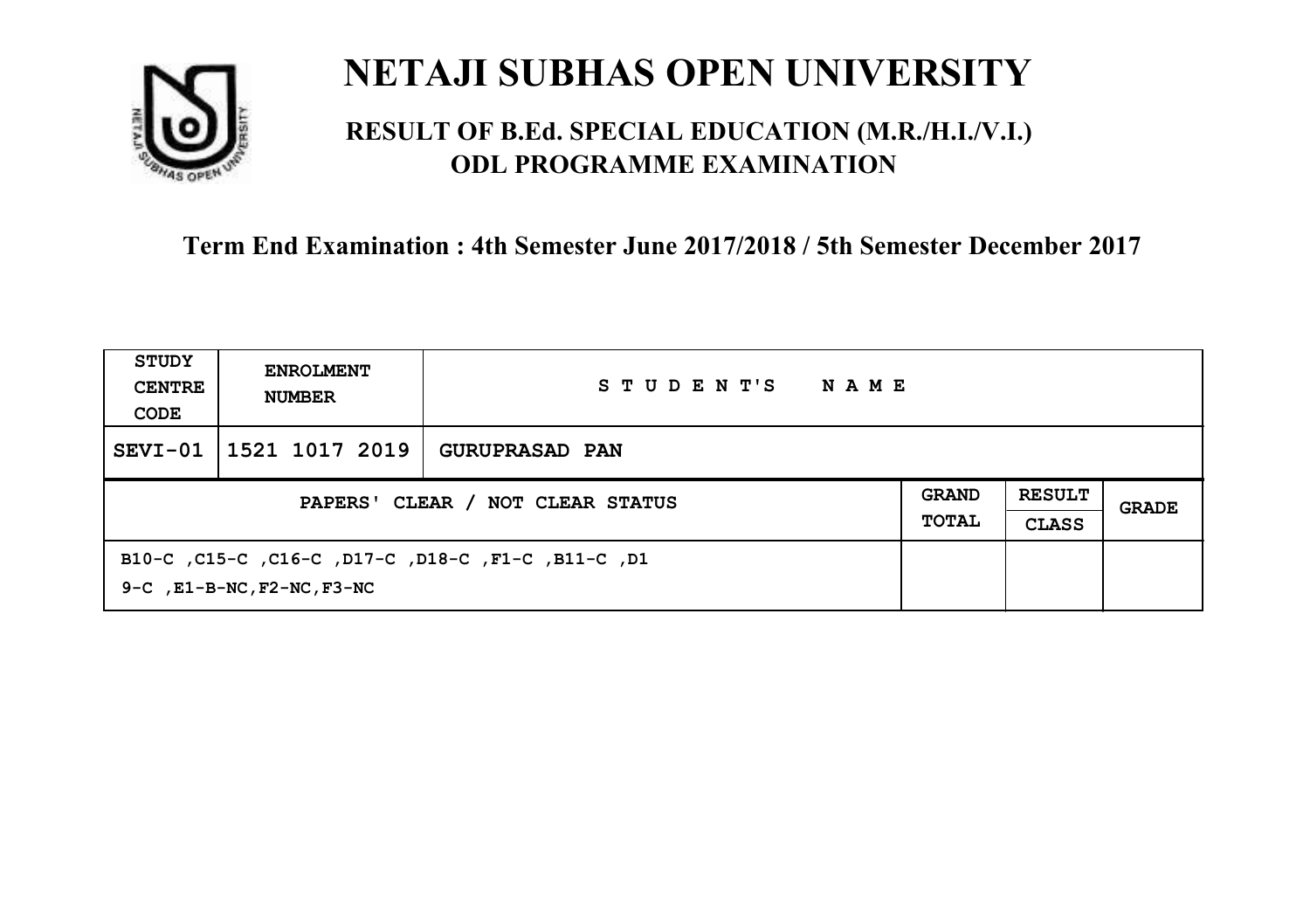# NETAJI SUBHAS OPEN UNIVERSITY

## RESULT OF B.Ed. SPECIAL EDUCATION (M.R./H.I./V.I.) ODL PROGRAMME EXAMINATION

### Term End Examination : 4th Semester June 2017/2018 / 5th Semester December 2017

| STUDY CENTRE CODE | ENROLMENT NUMBER | STUDENT'S NAME | | | |
|---|---|---|---|---|---|
| SEVI-01 | 1521 1017 2019 | GURUPRASAD PAN | | | |
| PAPERS' CLEAR / NOT CLEAR STATUS | | | GRAND TOTAL | RESULT CLASS | GRADE |
| B10-C ,C15-C ,C16-C ,D17-C ,D18-C ,F1-C ,B11-C ,D19-C ,E1-B-NC,F2-NC,F3-NC | | | | | |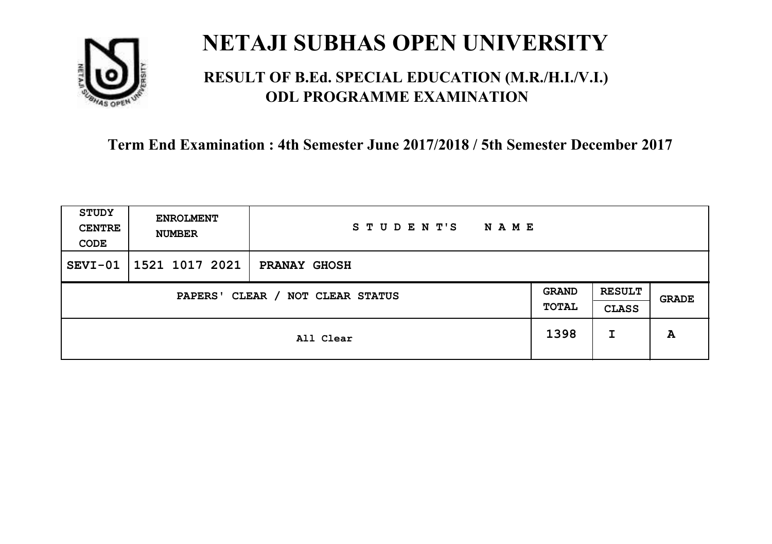# NETAJI SUBHAS OPEN UNIVERSITY

## RESULT OF B.Ed. SPECIAL EDUCATION (M.R./H.I./V.I.) ODL PROGRAMME EXAMINATION

### Term End Examination : 4th Semester June 2017/2018 / 5th Semester December 2017

| STUDY CENTRE CODE | ENROLMENT NUMBER | STUDENT'S NAME | | | |
|---|---|---|---|---|---|
| SEVI-01 | 1521 1017 2021 | PRANAY GHOSH | | | |
| PAPERS' CLEAR / NOT CLEAR STATUS | | | GRAND TOTAL | RESULT CLASS | GRADE |
| All Clear | | | 1398 | I | A |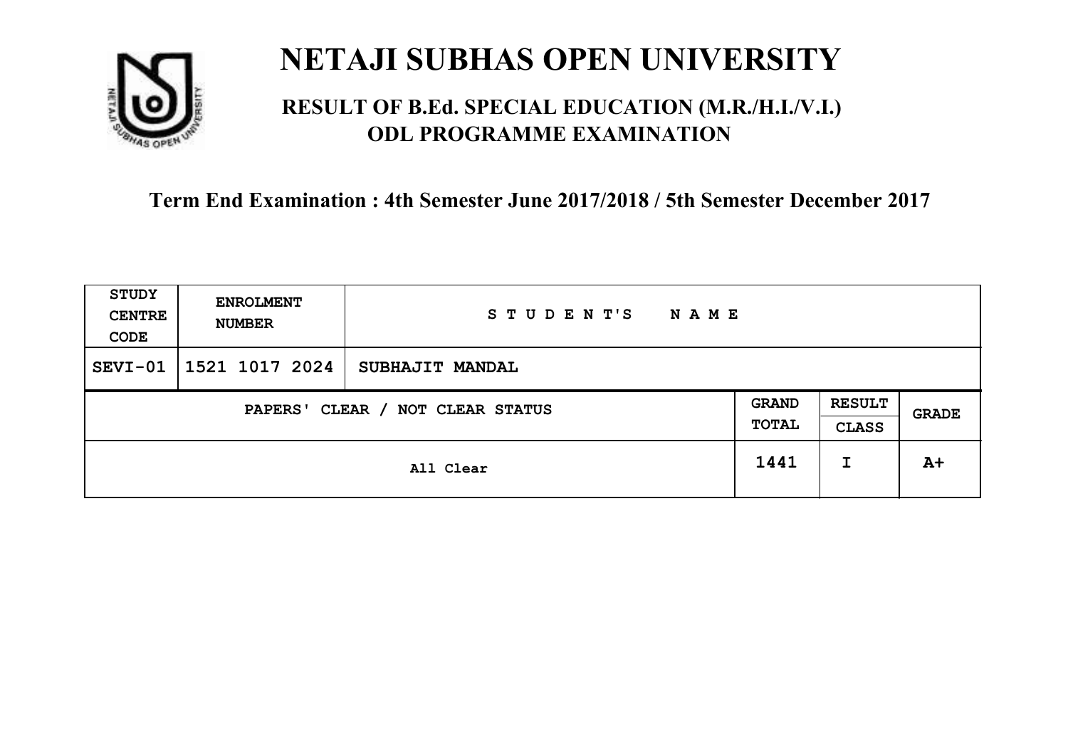# NETAJI SUBHAS OPEN UNIVERSITY

## RESULT OF B.Ed. SPECIAL EDUCATION (M.R./H.I./V.I.) ODL PROGRAMME EXAMINATION

### Term End Examination : 4th Semester June 2017/2018 / 5th Semester December 2017

| STUDY CENTRE CODE | ENROLMENT NUMBER | STUDENT'S NAME | | | |
|---|---|---|---|---|---|
| SEVI-01 | 1521 1017 2024 | SUBHAJIT MANDAL | | | |
| PAPERS' CLEAR / NOT CLEAR STATUS | | | GRAND TOTAL | RESULT CLASS | GRADE |
| All Clear | | | 1441 | I | A+ |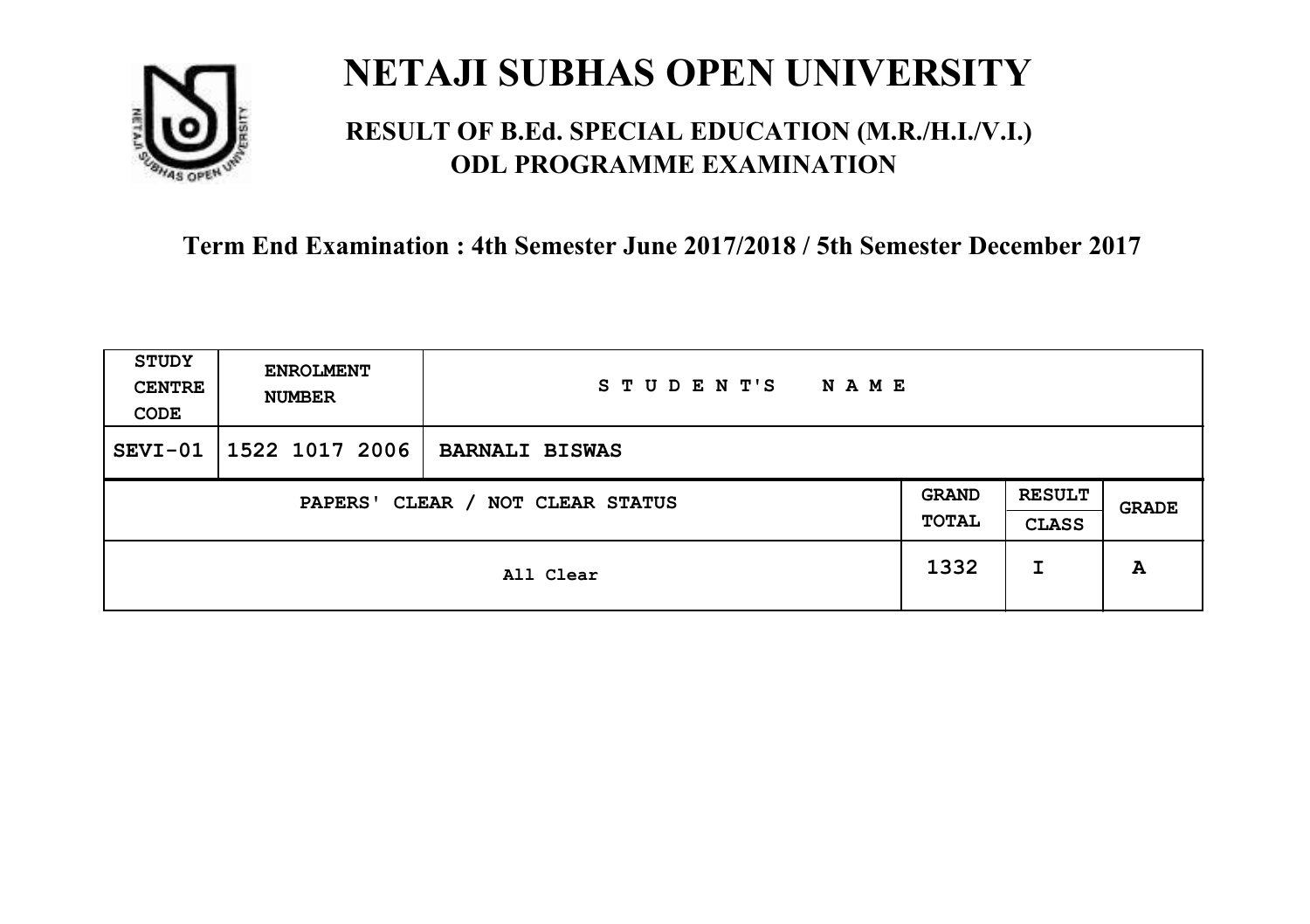# NETAJI SUBHAS OPEN UNIVERSITY

## RESULT OF B.Ed. SPECIAL EDUCATION (M.R./H.I./V.I.) ODL PROGRAMME EXAMINATION

### Term End Examination : 4th Semester June 2017/2018 / 5th Semester December 2017

| STUDY CENTRE CODE | ENROLMENT NUMBER | STUDENT'S NAME | | | |
|---|---|---|---|---|---|
| SEVI-01 | 1522 1017 2006 | BARNALI BISWAS | | | |
| PAPERS' CLEAR / NOT CLEAR STATUS | | | GRAND TOTAL | RESULT CLASS | GRADE |
| All Clear | | | 1332 | I | A |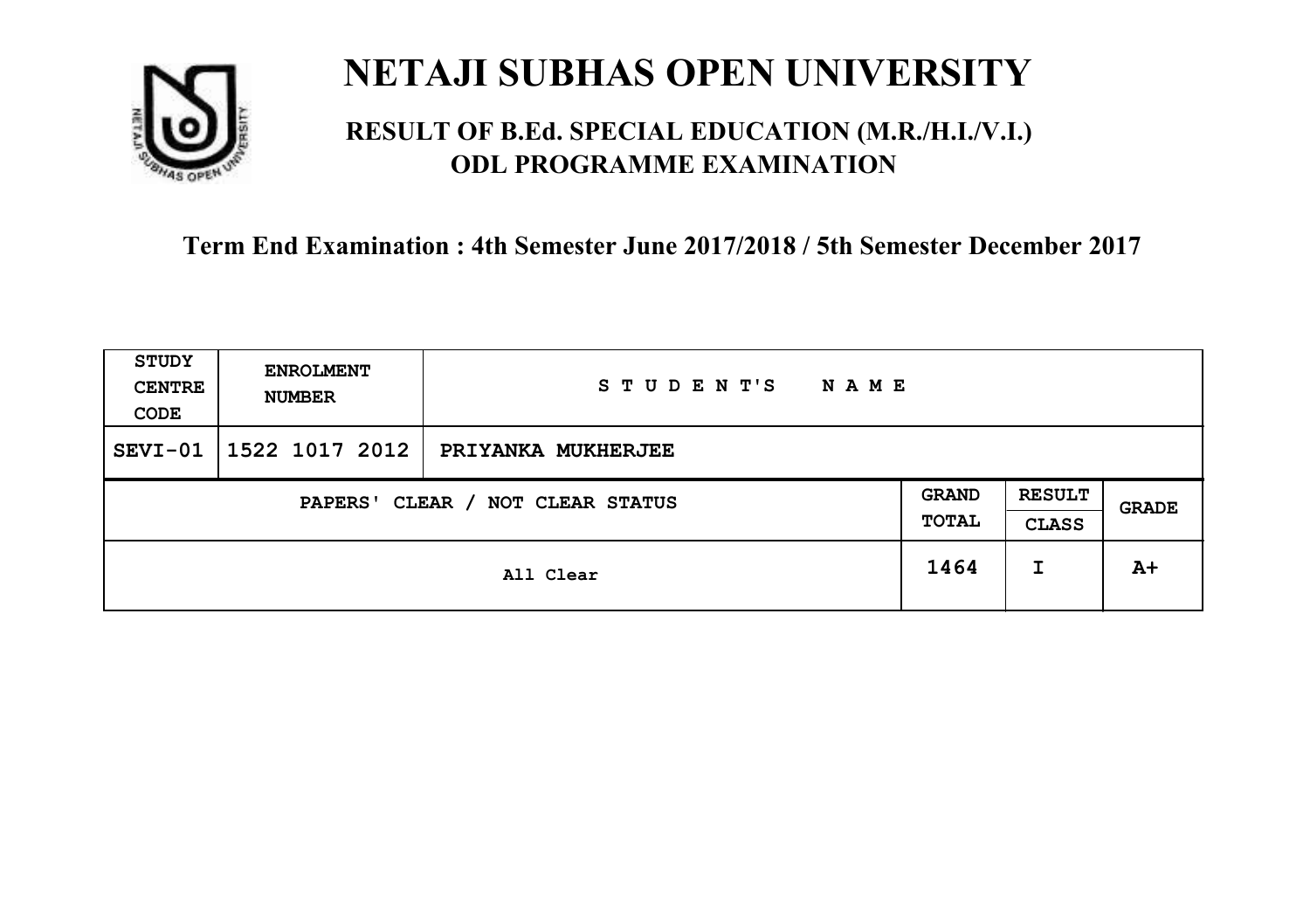# NETAJI SUBHAS OPEN UNIVERSITY

## RESULT OF B.Ed. SPECIAL EDUCATION (M.R./H.I./V.I.) ODL PROGRAMME EXAMINATION

### Term End Examination : 4th Semester June 2017/2018 / 5th Semester December 2017

| STUDY CENTRE CODE | ENROLMENT NUMBER | STUDENT'S NAME | | | |
|---|---|---|---|---|---|
| SEVI-01 | 1522 1017 2012 | PRIYANKA MUKHERJEE | | | |
| PAPERS' CLEAR / NOT CLEAR STATUS | | | GRAND TOTAL | RESULT CLASS | GRADE |
| All Clear | | | 1464 | I | A+ |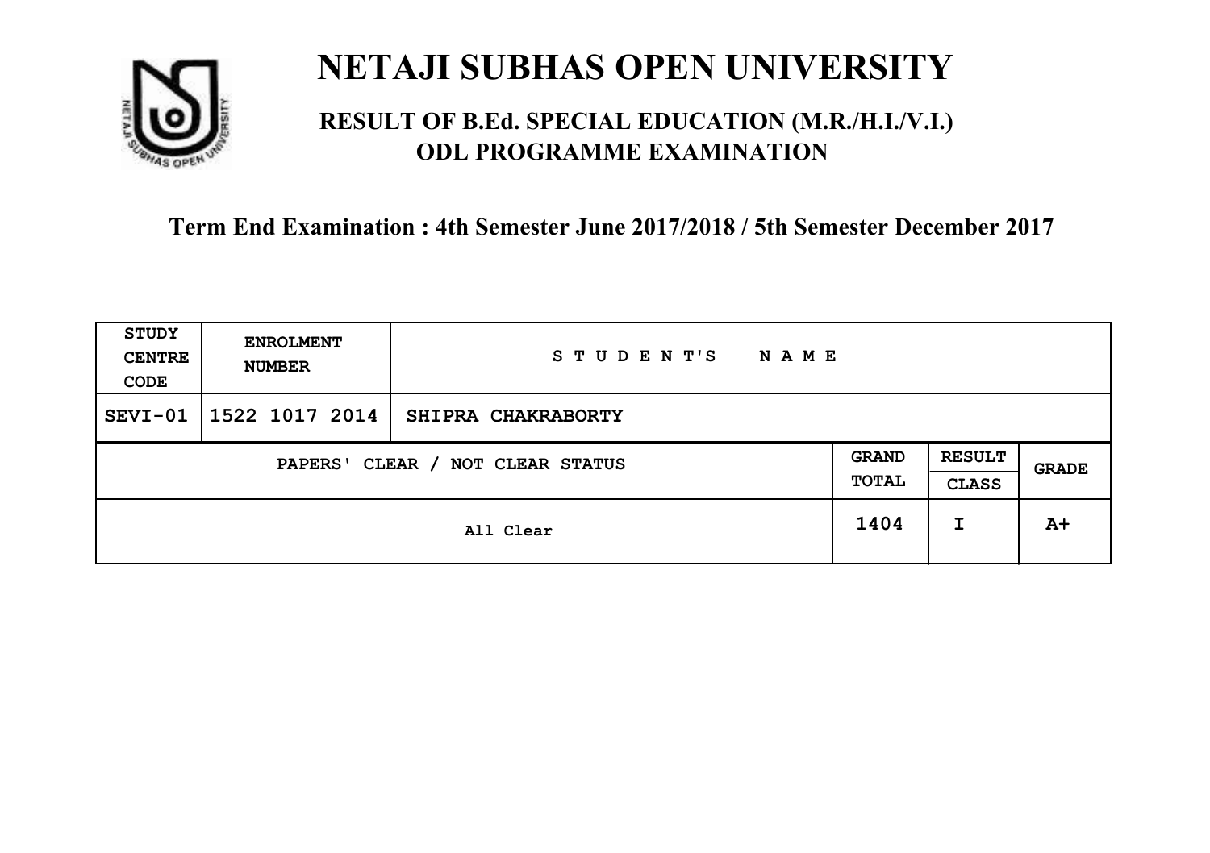# NETAJI SUBHAS OPEN UNIVERSITY

## RESULT OF B.Ed. SPECIAL EDUCATION (M.R./H.I./V.I.) ODL PROGRAMME EXAMINATION

### Term End Examination : 4th Semester June 2017/2018 / 5th Semester December 2017

| STUDY CENTRE CODE | ENROLMENT NUMBER | STUDENT'S NAME | | | |
|---|---|---|---|---|---|
| SEVI-01 | 1522 1017 2014 | SHIPRA CHAKRABORTY | | | |
| PAPERS' CLEAR / NOT CLEAR STATUS | | | GRAND TOTAL | RESULT CLASS | GRADE |
| All Clear | | | 1404 | I | A+ |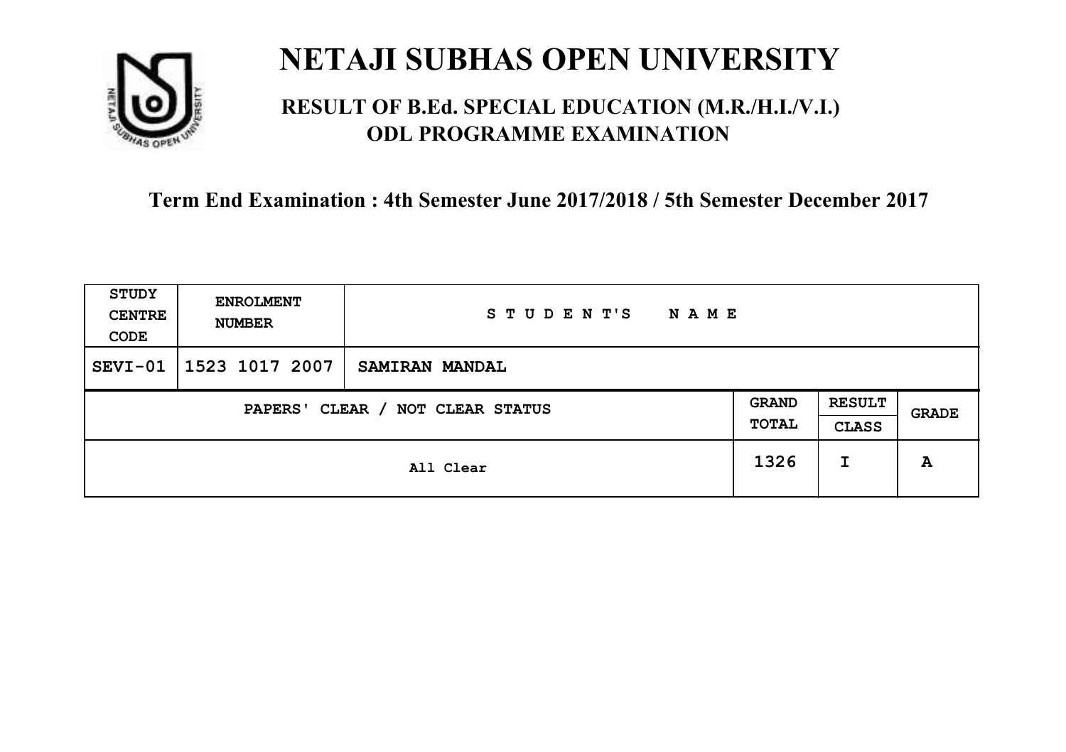# NETAJI SUBHAS OPEN UNIVERSITY

## RESULT OF B.Ed. SPECIAL EDUCATION (M.R./H.I./V.I.) ODL PROGRAMME EXAMINATION

### Term End Examination : 4th Semester June 2017/2018 / 5th Semester December 2017

| STUDY CENTRE CODE | ENROLMENT NUMBER | STUDENT'S NAME | | | |
|---|---|---|---|---|---|
| SEVI-01 | 1523 1017 2007 | SAMIRAN MANDAL | | | |
| PAPERS' CLEAR / NOT CLEAR STATUS | | | GRAND TOTAL | RESULT CLASS | GRADE |
| All Clear | | | 1326 | I | A |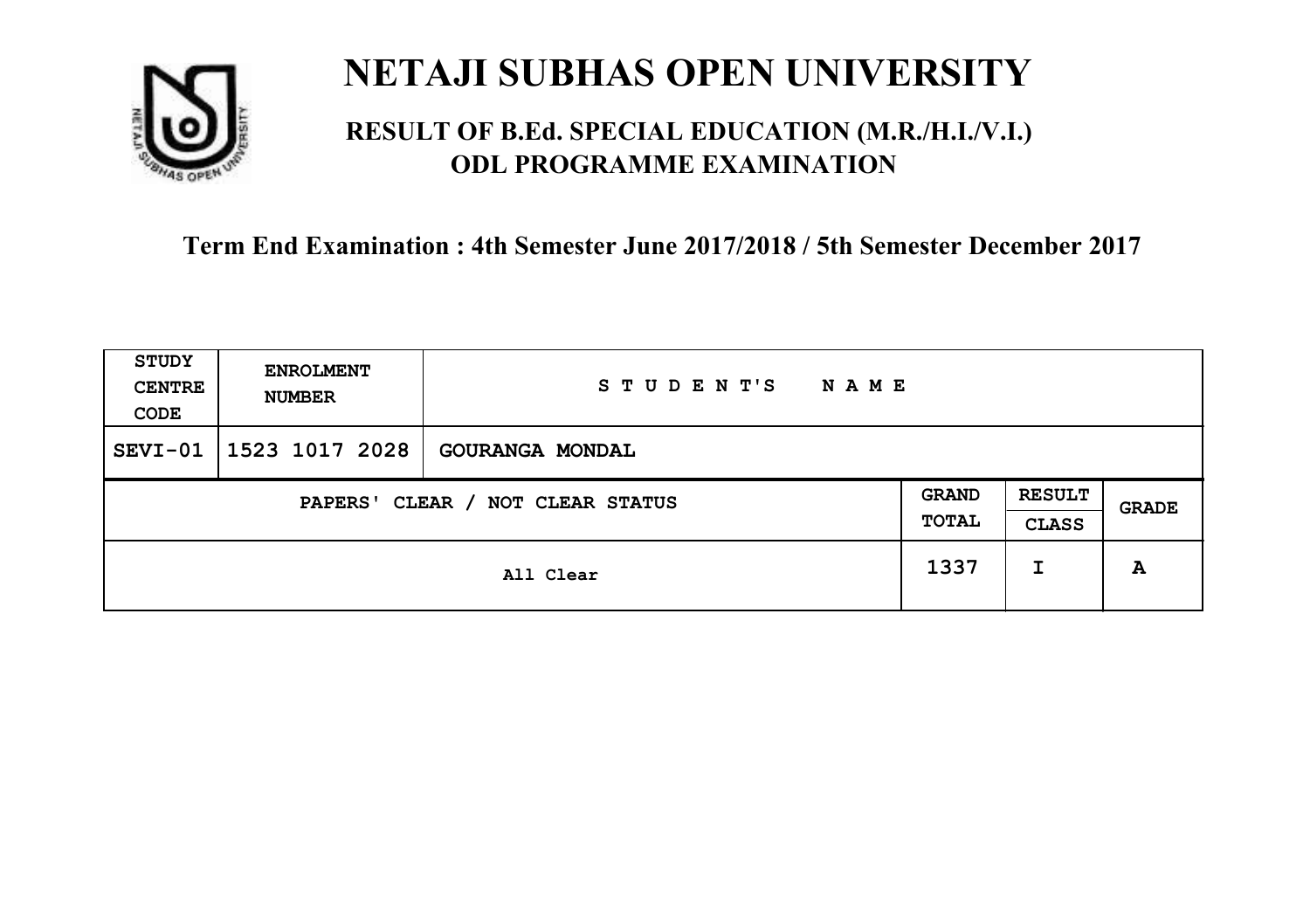# NETAJI SUBHAS OPEN UNIVERSITY

## RESULT OF B.Ed. SPECIAL EDUCATION (M.R./H.I./V.I.) ODL PROGRAMME EXAMINATION

**Term End Examination : 4th Semester June 2017/2018 / 5th Semester December 2017**

| STUDY CENTRE CODE | ENROLMENT NUMBER | STUDENT'S NAME | | | |
|---|---|---|---|---|---|
| SEVI-01 | 1523 1017 2028 | GOURANGA MONDAL | | | |
| PAPERS' CLEAR / NOT CLEAR STATUS | | | GRAND TOTAL | RESULT CLASS | GRADE |
| All Clear | | | 1337 | I | A |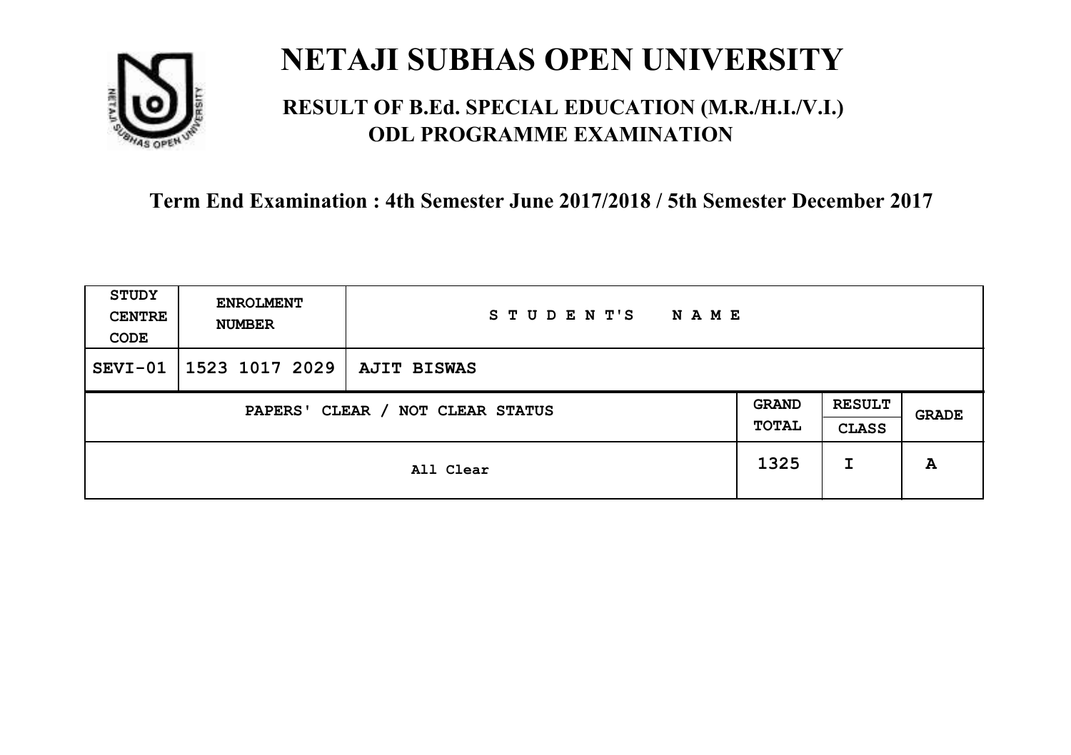# NETAJI SUBHAS OPEN UNIVERSITY

## RESULT OF B.Ed. SPECIAL EDUCATION (M.R./H.I./V.I.) ODL PROGRAMME EXAMINATION

### Term End Examination : 4th Semester June 2017/2018 / 5th Semester December 2017

| STUDY CENTRE CODE | ENROLMENT NUMBER | STUDENT'S NAME | | | |
|---|---|---|---|---|---|
| SEVI-01 | 1523 1017 2029 | AJIT BISWAS | | | |
| PAPERS' CLEAR / NOT CLEAR STATUS | | | GRAND TOTAL | RESULT CLASS | GRADE |
| All Clear | | | 1325 | I | A |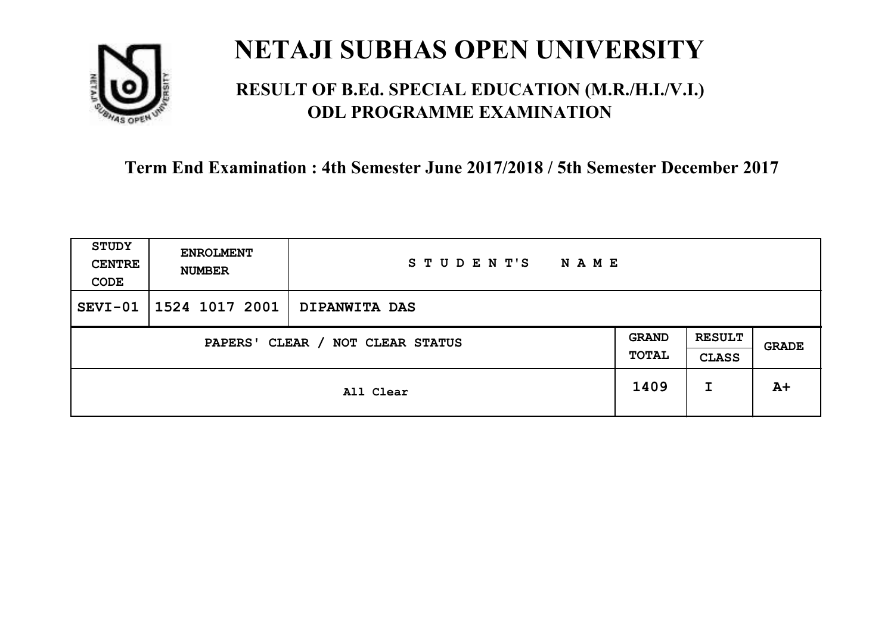# NETAJI SUBHAS OPEN UNIVERSITY

## RESULT OF B.Ed. SPECIAL EDUCATION (M.R./H.I./V.I.) ODL PROGRAMME EXAMINATION

### Term End Examination : 4th Semester June 2017/2018 / 5th Semester December 2017

| STUDY CENTRE CODE | ENROLMENT NUMBER | STUDENT'S NAME | | | |
|---|---|---|---|---|---|
| SEVI-01 | 1524 1017 2001 | DIPANWITA DAS | | | |
| PAPERS' CLEAR / NOT CLEAR STATUS | | | GRAND TOTAL | RESULT CLASS | GRADE |
| All Clear | | | 1409 | I | A+ |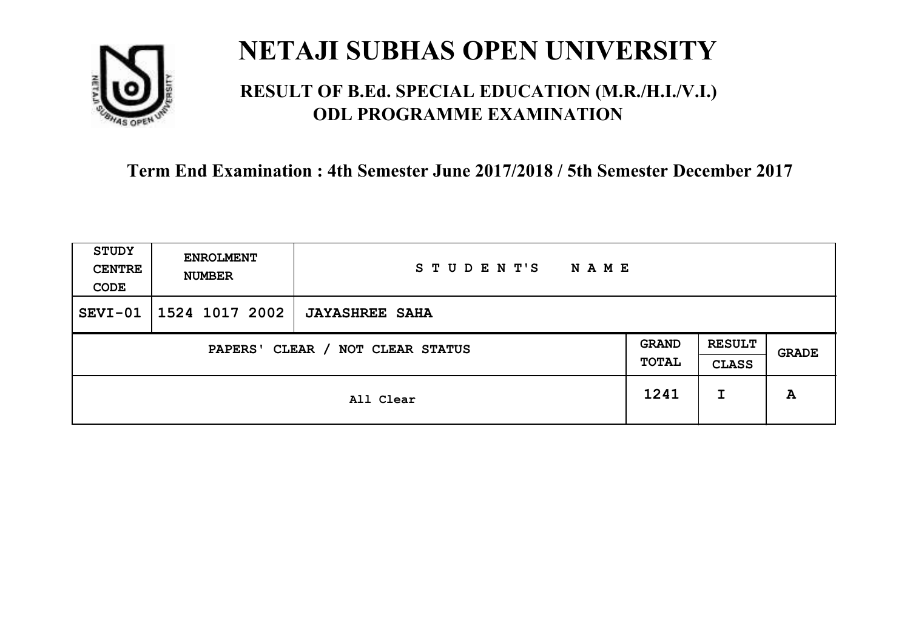# NETAJI SUBHAS OPEN UNIVERSITY

## RESULT OF B.Ed. SPECIAL EDUCATION (M.R./H.I./V.I.) ODL PROGRAMME EXAMINATION

**Term End Examination : 4th Semester June 2017/2018 / 5th Semester December 2017**

| STUDY CENTRE CODE | ENROLMENT NUMBER | STUDENT'S NAME | | | |
|---|---|---|---|---|---|
| SEVI-01 | 1524 1017 2002 | JAYASHREE SAHA | | | |
| PAPERS' CLEAR / NOT CLEAR STATUS | | | GRAND TOTAL | RESULT CLASS | GRADE |
| All Clear | | | 1241 | I | A |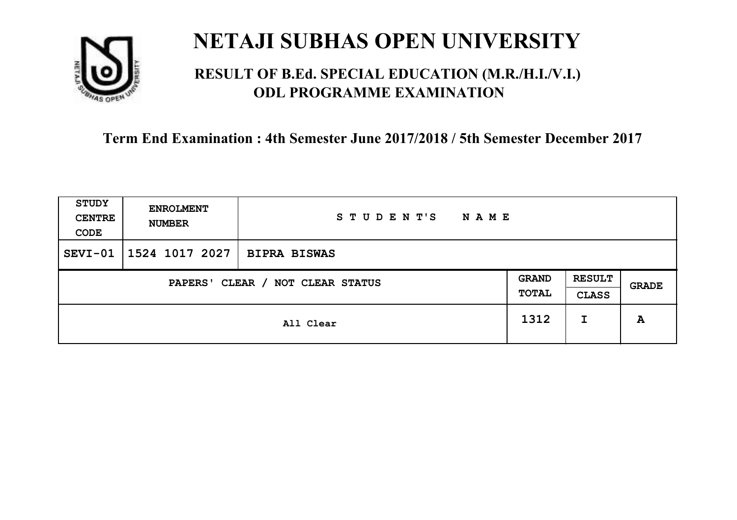# NETAJI SUBHAS OPEN UNIVERSITY

## RESULT OF B.Ed. SPECIAL EDUCATION (M.R./H.I./V.I.) ODL PROGRAMME EXAMINATION

### Term End Examination : 4th Semester June 2017/2018 / 5th Semester December 2017

| STUDY CENTRE CODE | ENROLMENT NUMBER | STUDENT'S NAME | | | |
|---|---|---|---|---|---|
| SEVI-01 | 1524 1017 2027 | BIPRA BISWAS | | | |
| PAPERS' CLEAR / NOT CLEAR STATUS | | | GRAND TOTAL | RESULT CLASS | GRADE |
| All Clear | | | 1312 | I | A |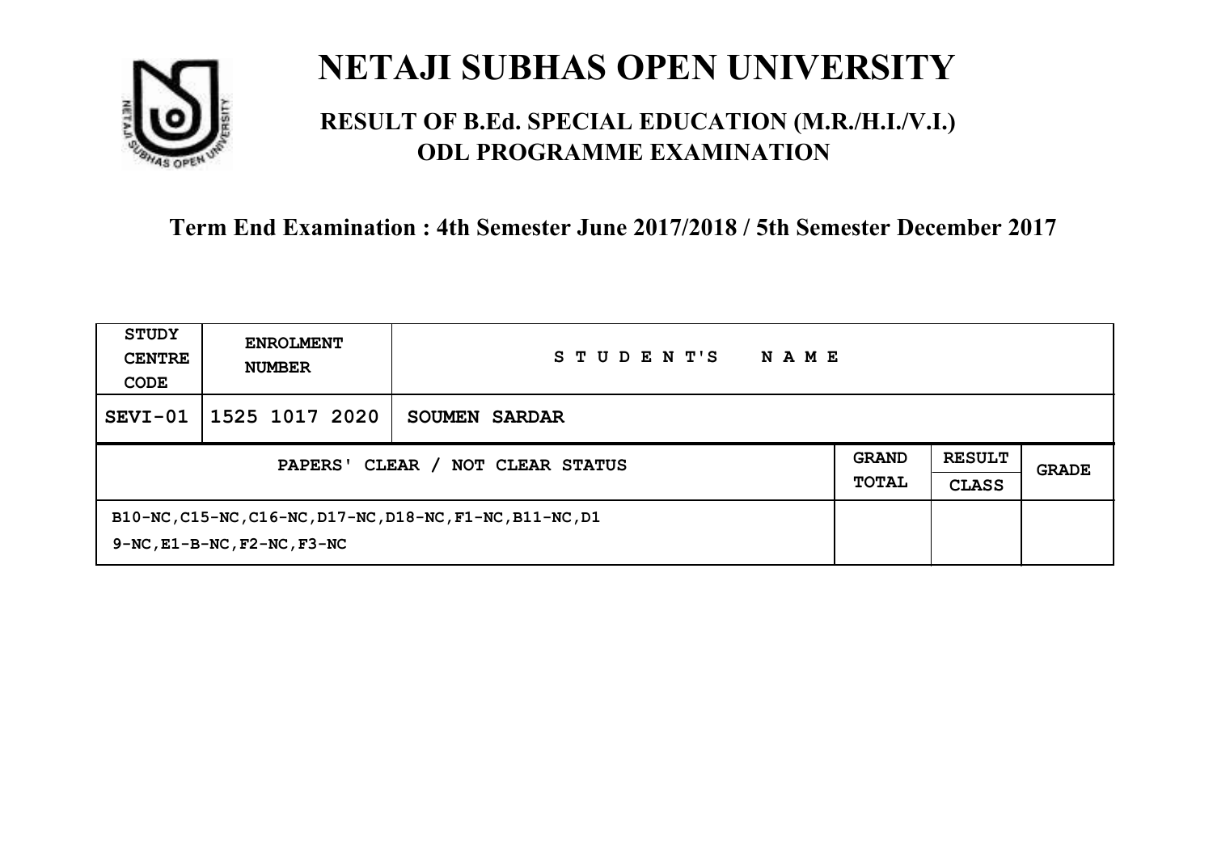# NETAJI SUBHAS OPEN UNIVERSITY

## RESULT OF B.Ed. SPECIAL EDUCATION (M.R./H.I./V.I.) ODL PROGRAMME EXAMINATION

### Term End Examination : 4th Semester June 2017/2018 / 5th Semester December 2017

| STUDY CENTRE CODE | ENROLMENT NUMBER | STUDENT'S NAME | | | |
|---|---|---|---|---|---|
| SEVI-01 | 1525 1017 2020 | SOUMEN SARDAR | | | |
| PAPERS' CLEAR / NOT CLEAR STATUS | | | GRAND TOTAL | RESULT CLASS | GRADE |
| B10-NC,C15-NC,C16-NC,D17-NC,D18-NC,F1-NC,B11-NC,D19-NC,E1-B-NC,F2-NC,F3-NC | | | | | |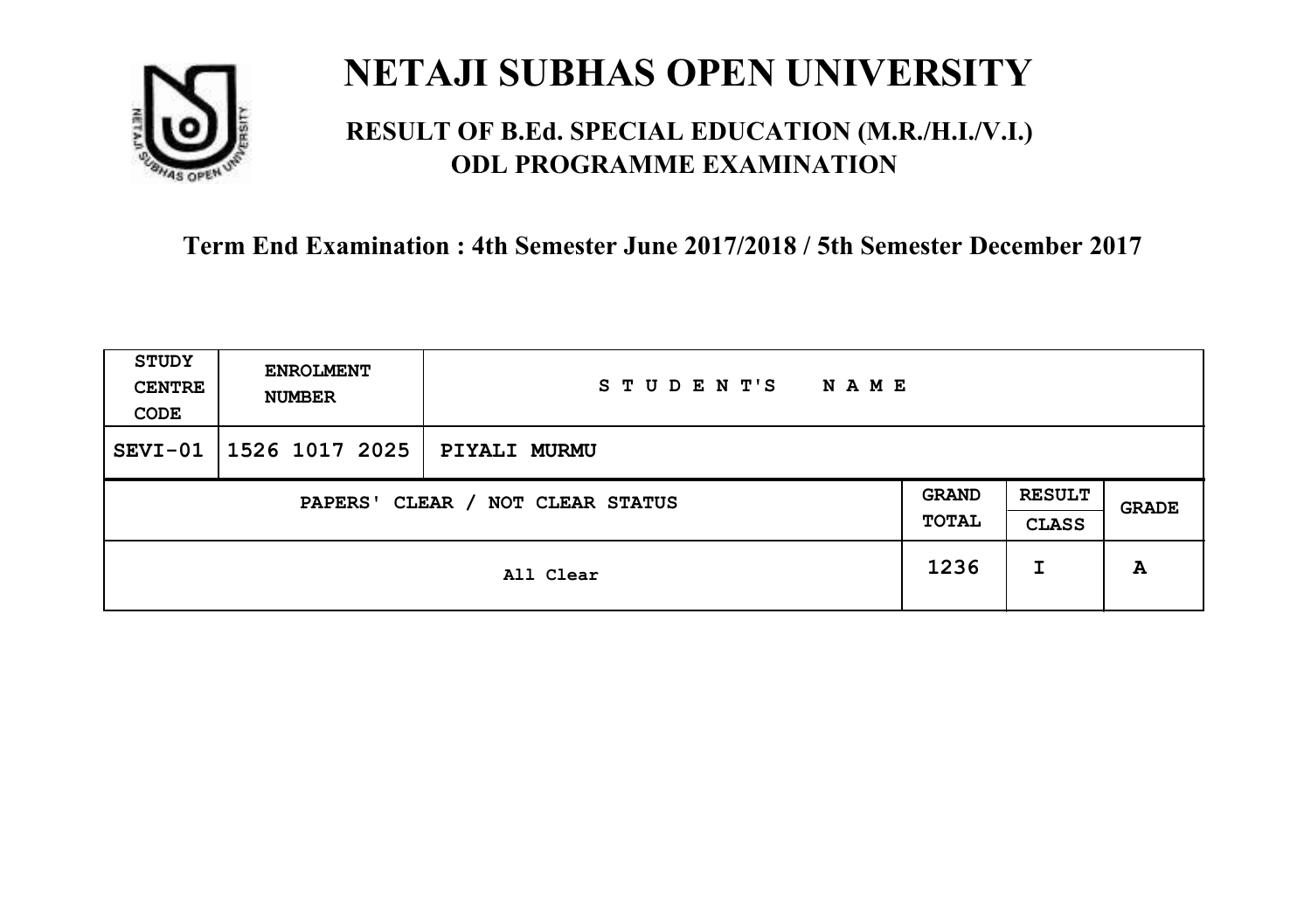# NETAJI SUBHAS OPEN UNIVERSITY

## RESULT OF B.Ed. SPECIAL EDUCATION (M.R./H.I./V.I.) ODL PROGRAMME EXAMINATION

### Term End Examination : 4th Semester June 2017/2018 / 5th Semester December 2017

| STUDY CENTRE CODE | ENROLMENT NUMBER | STUDENT'S NAME | | | |
|---|---|---|---|---|---|
| SEVI-01 | 1526 1017 2025 | PIYALI MURMU | | | |
| PAPERS' CLEAR / NOT CLEAR STATUS | | | GRAND TOTAL | RESULT CLASS | GRADE |
| All Clear | | | 1236 | I | A |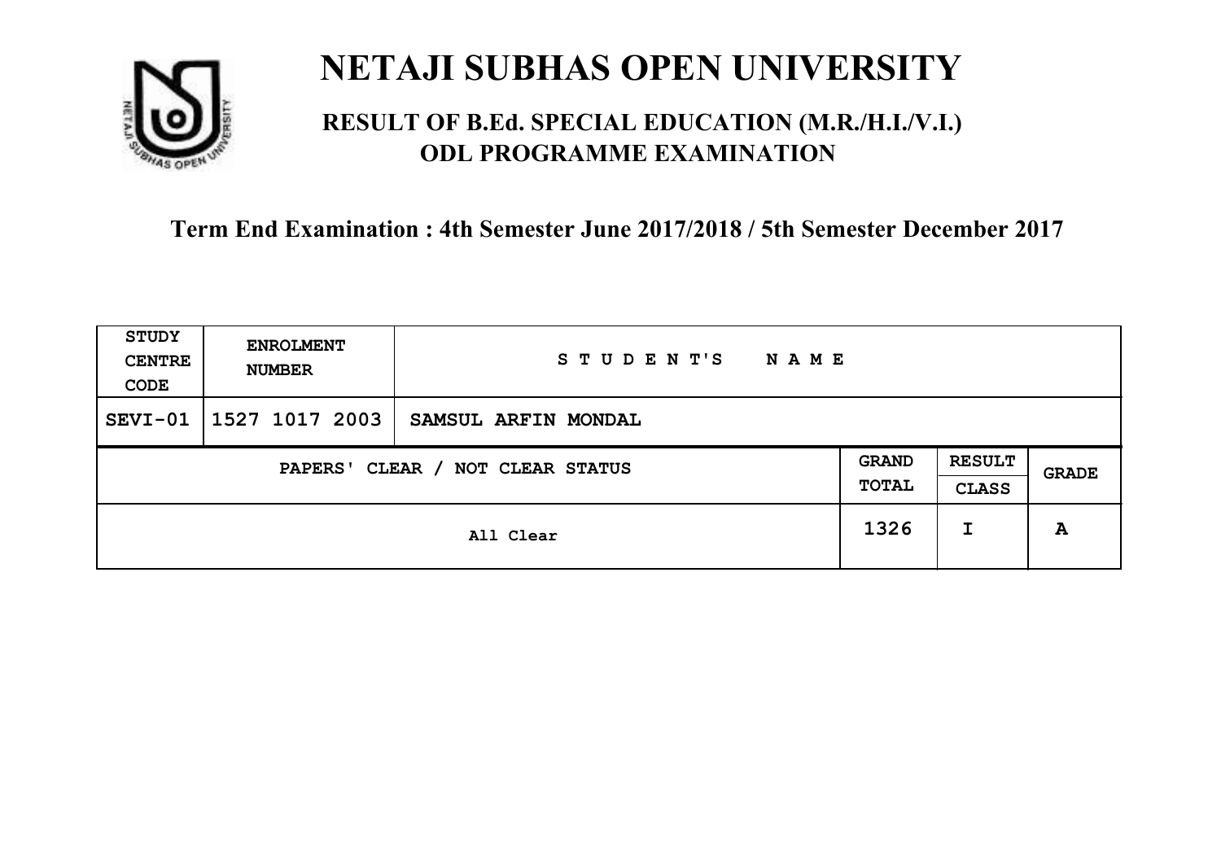# NETAJI SUBHAS OPEN UNIVERSITY

## RESULT OF B.Ed. SPECIAL EDUCATION (M.R./H.I./V.I.) ODL PROGRAMME EXAMINATION

### Term End Examination : 4th Semester June 2017/2018 / 5th Semester December 2017

| STUDY CENTRE CODE | ENROLMENT NUMBER | STUDENT'S NAME | | | |
|---|---|---|---|---|---|
| SEVI-01 | 1527 1017 2003 | SAMSUL ARFIN MONDAL | | | |
| PAPERS' CLEAR / NOT CLEAR STATUS | | | GRAND TOTAL | RESULT CLASS | GRADE |
| All Clear | | | 1326 | I | A |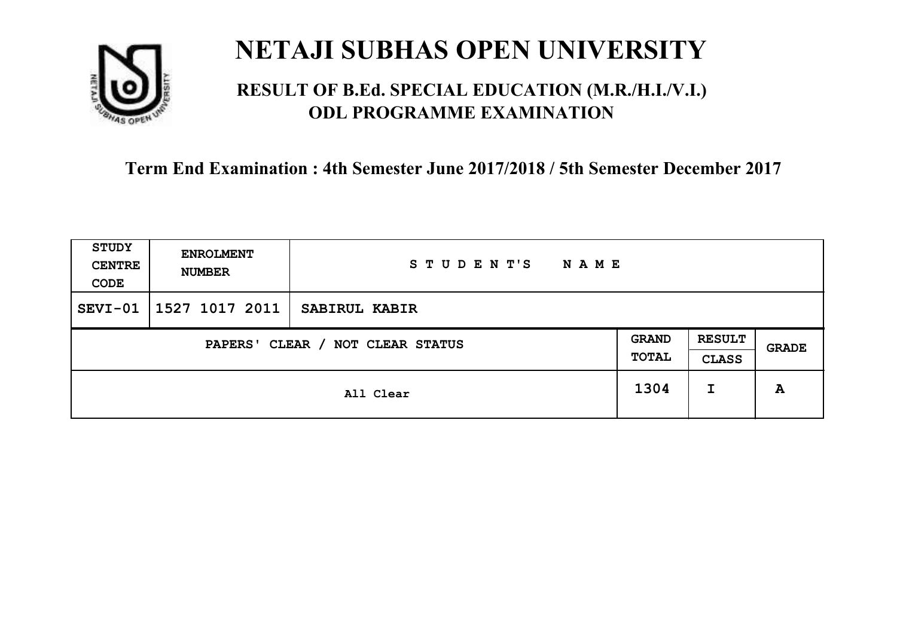# NETAJI SUBHAS OPEN UNIVERSITY

## RESULT OF B.Ed. SPECIAL EDUCATION (M.R./H.I./V.I.) ODL PROGRAMME EXAMINATION

**Term End Examination : 4th Semester June 2017/2018 / 5th Semester December 2017**

| STUDY CENTRE CODE | ENROLMENT NUMBER | STUDENT'S NAME | | | |
|---|---|---|---|---|---|
| SEVI-01 | 1527 1017 2011 | SABIRUL KABIR | | | |
| PAPERS' CLEAR / NOT CLEAR STATUS | | | GRAND TOTAL | RESULT CLASS | GRADE |
| All Clear | | | 1304 | I | A |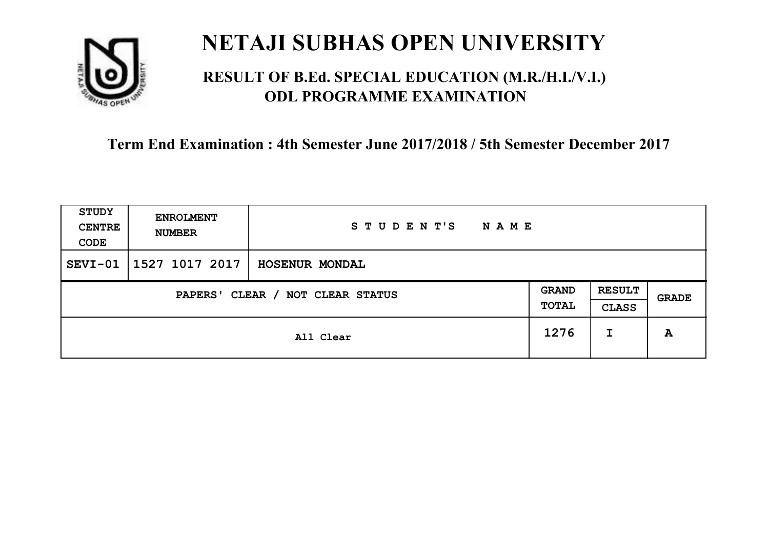# NETAJI SUBHAS OPEN UNIVERSITY

## RESULT OF B.Ed. SPECIAL EDUCATION (M.R./H.I./V.I.) ODL PROGRAMME EXAMINATION

### Term End Examination : 4th Semester June 2017/2018 / 5th Semester December 2017

| STUDY CENTRE CODE | ENROLMENT NUMBER | STUDENT'S NAME | | | |
|---|---|---|---|---|---|
| SEVI-01 | 1527 1017 2017 | HOSENUR MONDAL | | | |
| PAPERS' CLEAR / NOT CLEAR STATUS | | | GRAND TOTAL | RESULT CLASS | GRADE |
| All Clear | | | 1276 | I | A |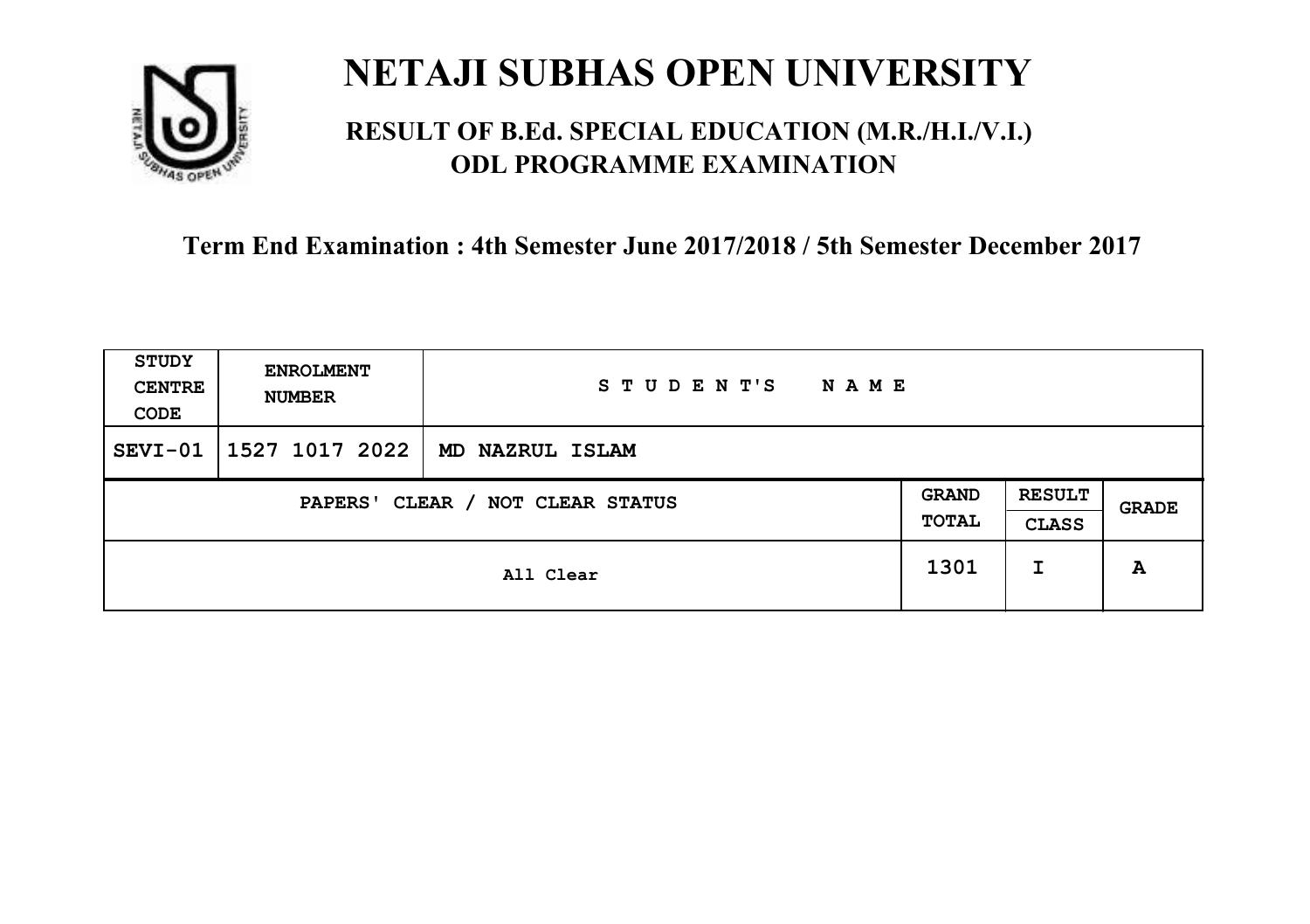# NETAJI SUBHAS OPEN UNIVERSITY

## RESULT OF B.Ed. SPECIAL EDUCATION (M.R./H.I./V.I.) ODL PROGRAMME EXAMINATION

### Term End Examination : 4th Semester June 2017/2018 / 5th Semester December 2017

| STUDY CENTRE CODE | ENROLMENT NUMBER | STUDENT'S NAME | | | |
|---|---|---|---|---|---|
| SEVI-01 | 1527 1017 2022 | MD NAZRUL ISLAM | | | |
| PAPERS' CLEAR / NOT CLEAR STATUS | | | GRAND TOTAL | RESULT CLASS | GRADE |
| All Clear | | | 1301 | I | A |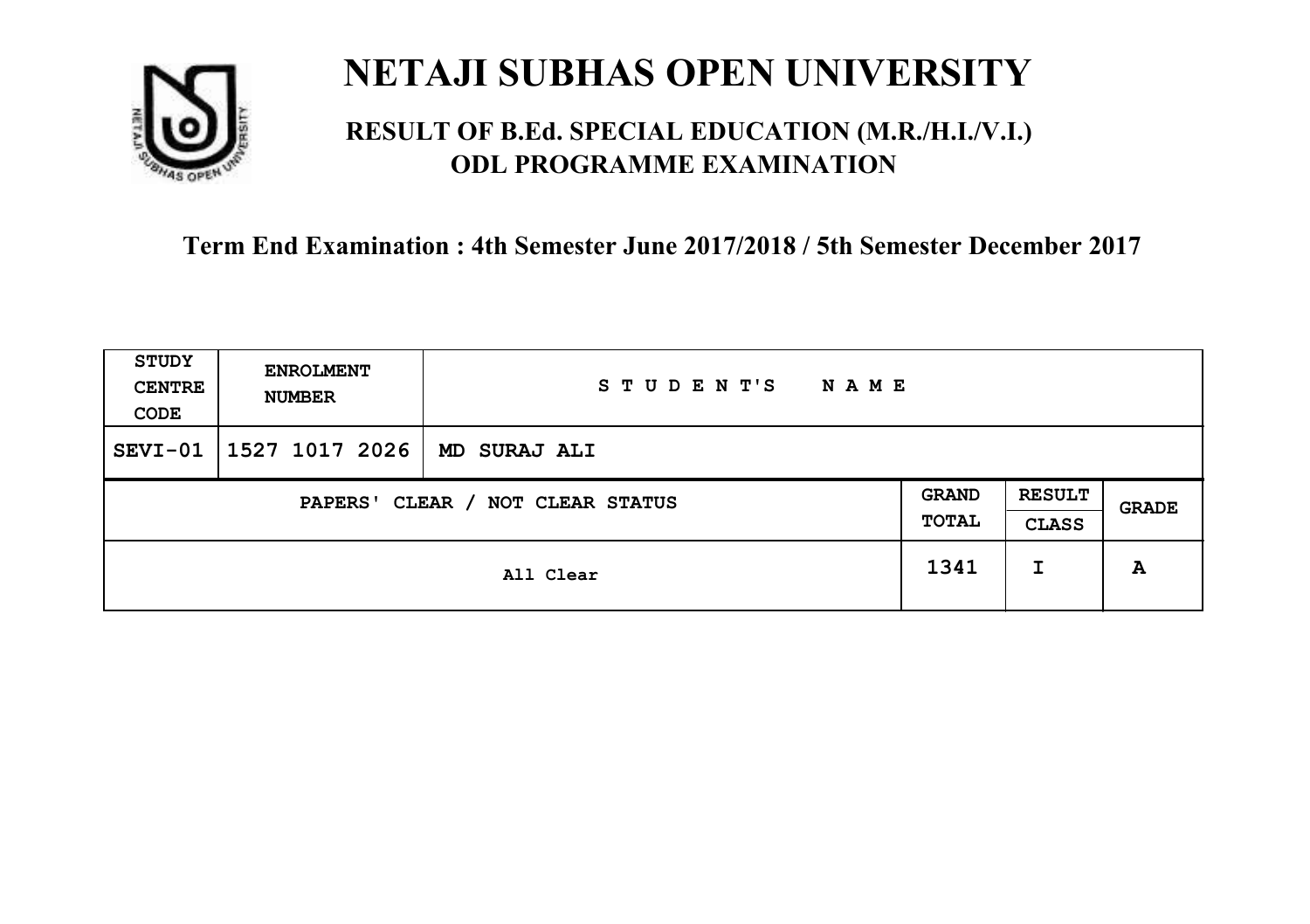# NETAJI SUBHAS OPEN UNIVERSITY

## RESULT OF B.Ed. SPECIAL EDUCATION (M.R./H.I./V.I.) ODL PROGRAMME EXAMINATION

### Term End Examination : 4th Semester June 2017/2018 / 5th Semester December 2017

| STUDY CENTRE CODE | ENROLMENT NUMBER | STUDENT'S NAME | | | |
|---|---|---|---|---|---|
| SEVI-01 | 1527 1017 2026 | MD SURAJ ALI | | | |
| PAPERS' CLEAR / NOT CLEAR STATUS | | | GRAND TOTAL | RESULT CLASS | GRADE |
| All Clear | | | 1341 | I | A |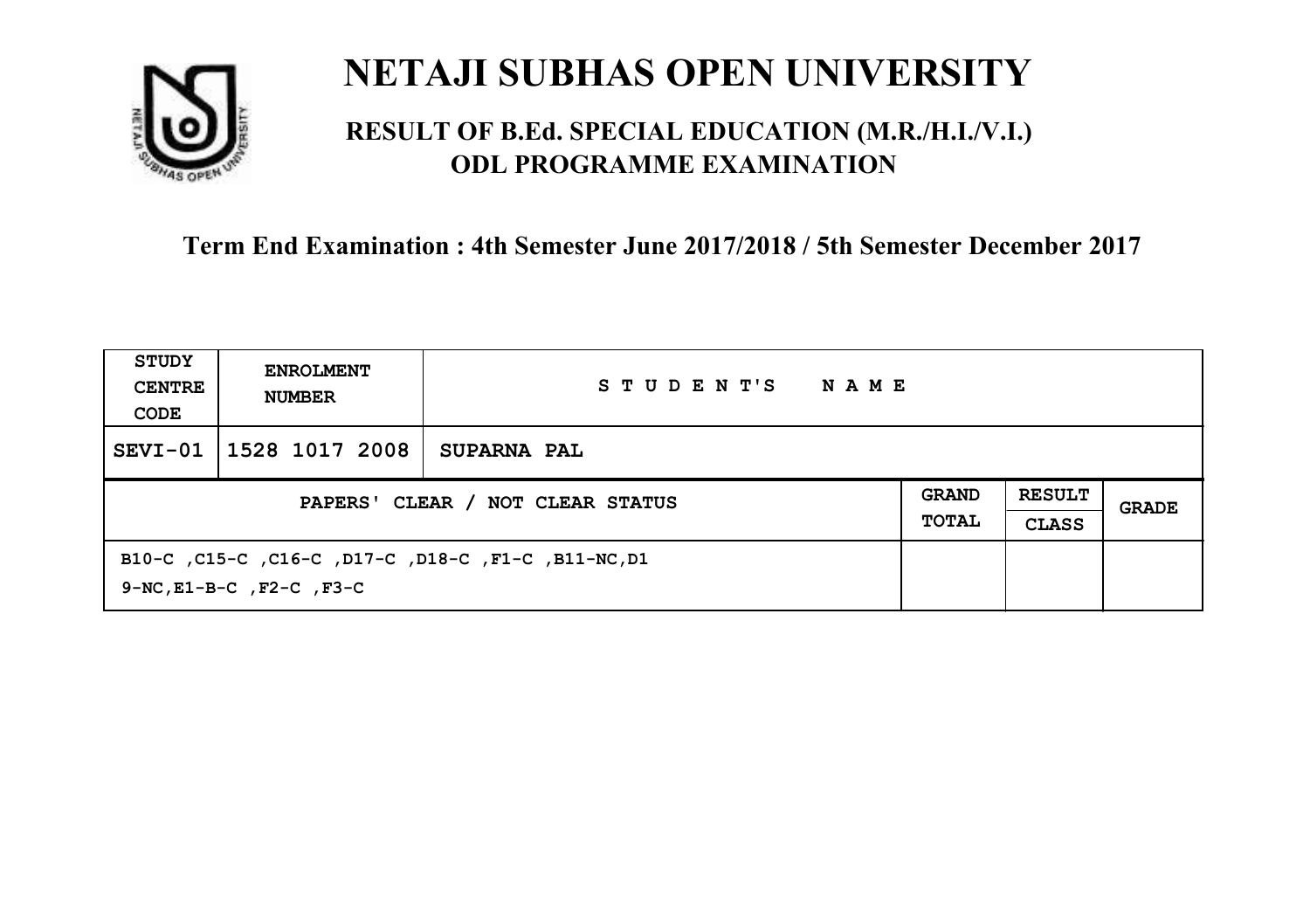# NETAJI SUBHAS OPEN UNIVERSITY

## RESULT OF B.Ed. SPECIAL EDUCATION (M.R./H.I./V.I.) ODL PROGRAMME EXAMINATION

### Term End Examination : 4th Semester June 2017/2018 / 5th Semester December 2017

| STUDY CENTRE CODE | ENROLMENT NUMBER | STUDENT'S NAME | | | |
|---|---|---|---|---|---|
| SEVI-01 | 1528 1017 2008 | SUPARNA PAL | | | |
| PAPERS' CLEAR / NOT CLEAR STATUS | | | GRAND TOTAL | RESULT CLASS | GRADE |
| B10-C ,C15-C ,C16-C ,D17-C ,D18-C ,F1-C ,B11-NC,D19-NC,E1-B-C ,F2-C ,F3-C | | | | | |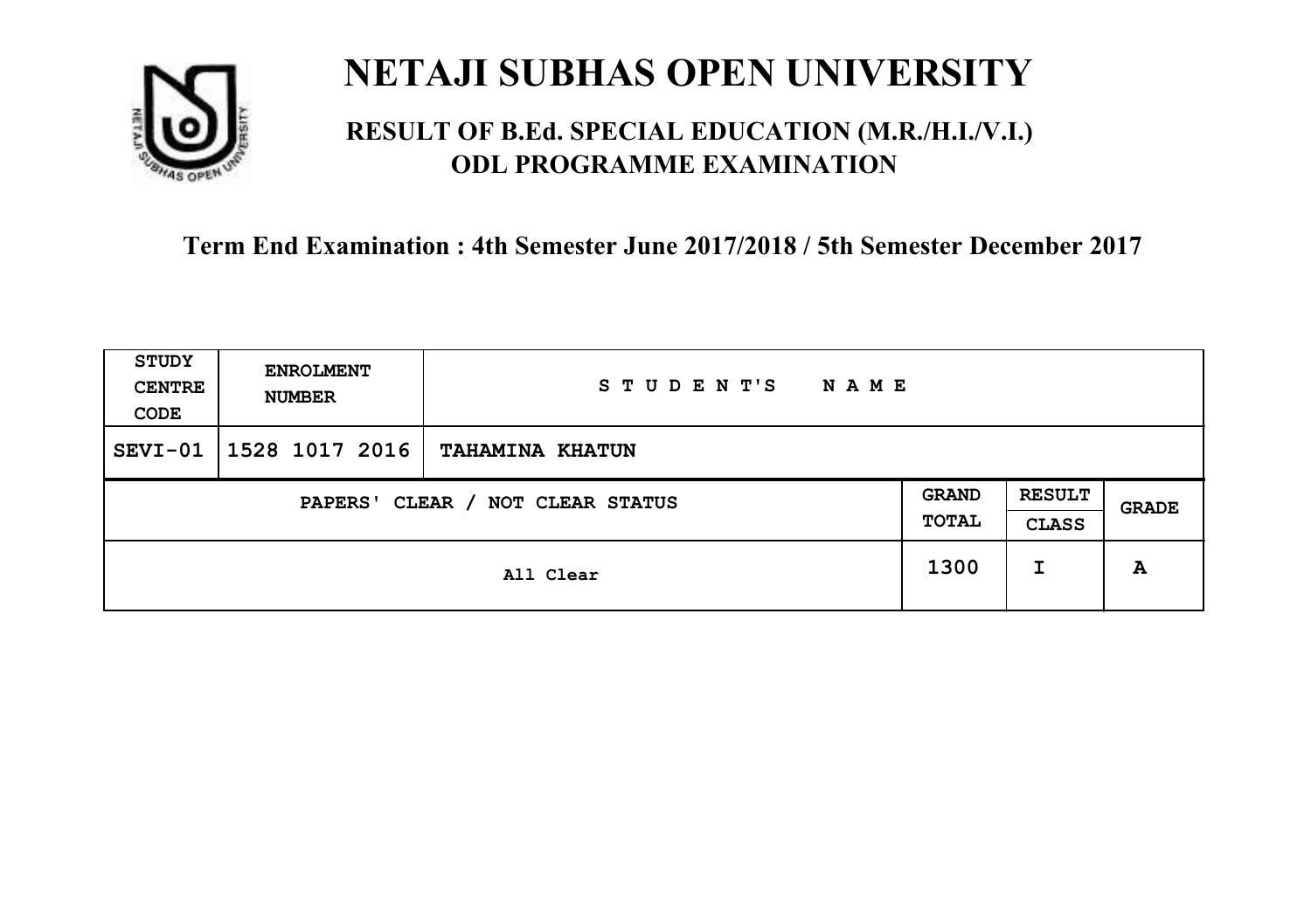# NETAJI SUBHAS OPEN UNIVERSITY

## RESULT OF B.Ed. SPECIAL EDUCATION (M.R./H.I./V.I.) ODL PROGRAMME EXAMINATION

### Term End Examination : 4th Semester June 2017/2018 / 5th Semester December 2017

| STUDY CENTRE CODE | ENROLMENT NUMBER | STUDENT'S NAME | | | |
|---|---|---|---|---|---|
| SEVI-01 | 1528 1017 2016 | TAHAMINA KHATUN | | | |
| PAPERS' CLEAR / NOT CLEAR STATUS | | | GRAND TOTAL | RESULT CLASS | GRADE |
| All Clear | | | 1300 | I | A |